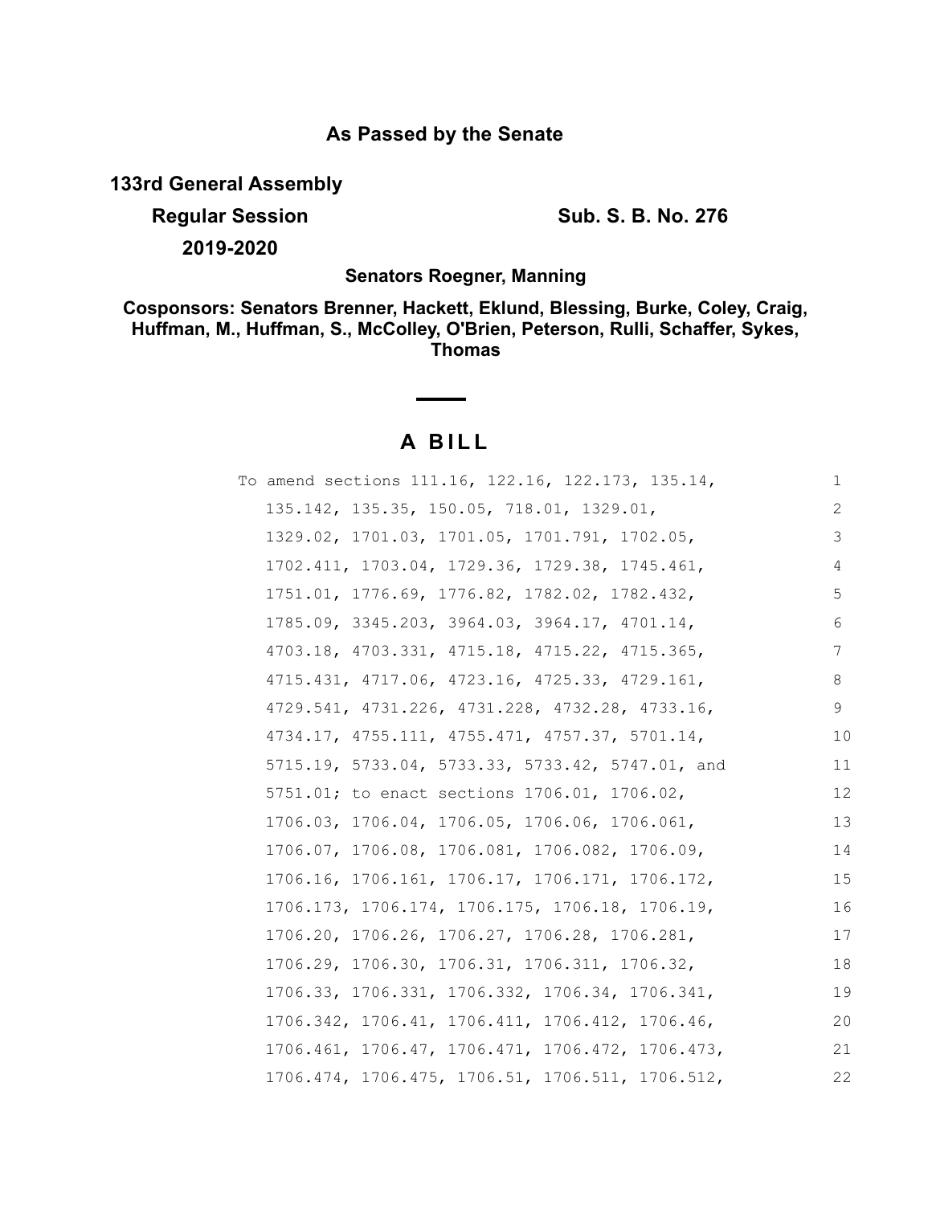**As Passed by the Senate**

**133rd General Assembly**

**Regular Session** **Sub. S. B. No. 276**

**2019-2020**

**Senators Roegner, Manning**

**Cosponsors: Senators Brenner, Hackett, Eklund, Blessing, Burke, Coley, Craig, Huffman, M., Huffman, S., McColley, O'Brien, Peterson, Rulli, Schaffer, Sykes, Thomas**

# A BILL

To amend sections 111.16, 122.16, 122.173, 135.14, 135.142, 135.35, 150.05, 718.01, 1329.01, 1329.02, 1701.03, 1701.05, 1701.791, 1702.05, 1702.411, 1703.04, 1729.36, 1729.38, 1745.461, 1751.01, 1776.69, 1776.82, 1782.02, 1782.432, 1785.09, 3345.203, 3964.03, 3964.17, 4701.14, 4703.18, 4703.331, 4715.18, 4715.22, 4715.365, 4715.431, 4717.06, 4723.16, 4725.33, 4729.161, 4729.541, 4731.226, 4731.228, 4732.28, 4733.16, 4734.17, 4755.111, 4755.471, 4757.37, 5701.14, 5715.19, 5733.04, 5733.33, 5733.42, 5747.01, and 5751.01; to enact sections 1706.01, 1706.02, 1706.03, 1706.04, 1706.05, 1706.06, 1706.061, 1706.07, 1706.08, 1706.081, 1706.082, 1706.09, 1706.16, 1706.161, 1706.17, 1706.171, 1706.172, 1706.173, 1706.174, 1706.175, 1706.18, 1706.19, 1706.20, 1706.26, 1706.27, 1706.28, 1706.281, 1706.29, 1706.30, 1706.31, 1706.311, 1706.32, 1706.33, 1706.331, 1706.332, 1706.34, 1706.341, 1706.342, 1706.41, 1706.411, 1706.412, 1706.46, 1706.461, 1706.47, 1706.471, 1706.472, 1706.473, 1706.474, 1706.475, 1706.51, 1706.511, 1706.512,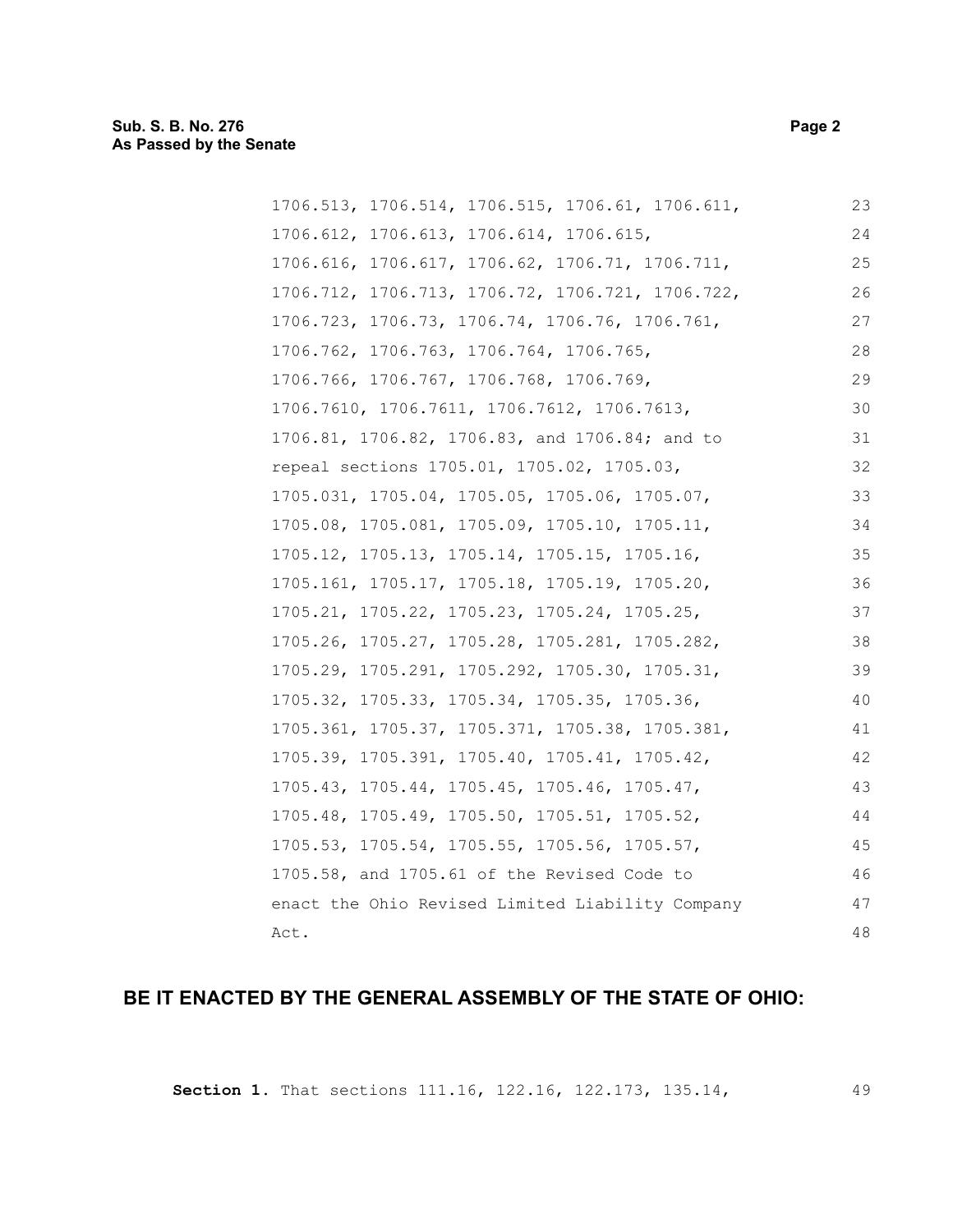1706.513, 1706.514, 1706.515, 1706.61, 1706.611, 1706.612, 1706.613, 1706.614, 1706.615, 1706.616, 1706.617, 1706.62, 1706.71, 1706.711, 1706.712, 1706.713, 1706.72, 1706.721, 1706.722, 1706.723, 1706.73, 1706.74, 1706.76, 1706.761, 1706.762, 1706.763, 1706.764, 1706.765, 1706.766, 1706.767, 1706.768, 1706.769, 1706.7610, 1706.7611, 1706.7612, 1706.7613, 1706.81, 1706.82, 1706.83, and 1706.84; and to repeal sections 1705.01, 1705.02, 1705.03, 1705.031, 1705.04, 1705.05, 1705.06, 1705.07, 1705.08, 1705.081, 1705.09, 1705.10, 1705.11, 1705.12, 1705.13, 1705.14, 1705.15, 1705.16, 1705.161, 1705.17, 1705.18, 1705.19, 1705.20, 1705.21, 1705.22, 1705.23, 1705.24, 1705.25, 1705.26, 1705.27, 1705.28, 1705.281, 1705.282, 1705.29, 1705.291, 1705.292, 1705.30, 1705.31, 1705.32, 1705.33, 1705.34, 1705.35, 1705.36, 1705.361, 1705.37, 1705.371, 1705.38, 1705.381, 1705.39, 1705.391, 1705.40, 1705.41, 1705.42, 1705.43, 1705.44, 1705.45, 1705.46, 1705.47, 1705.48, 1705.49, 1705.50, 1705.51, 1705.52, 1705.53, 1705.54, 1705.55, 1705.56, 1705.57, 1705.58, and 1705.61 of the Revised Code to enact the Ohio Revised Limited Liability Company Act.

## BE IT ENACTED BY THE GENERAL ASSEMBLY OF THE STATE OF OHIO:

**Section 1.** That sections 111.16, 122.16, 122.173, 135.14,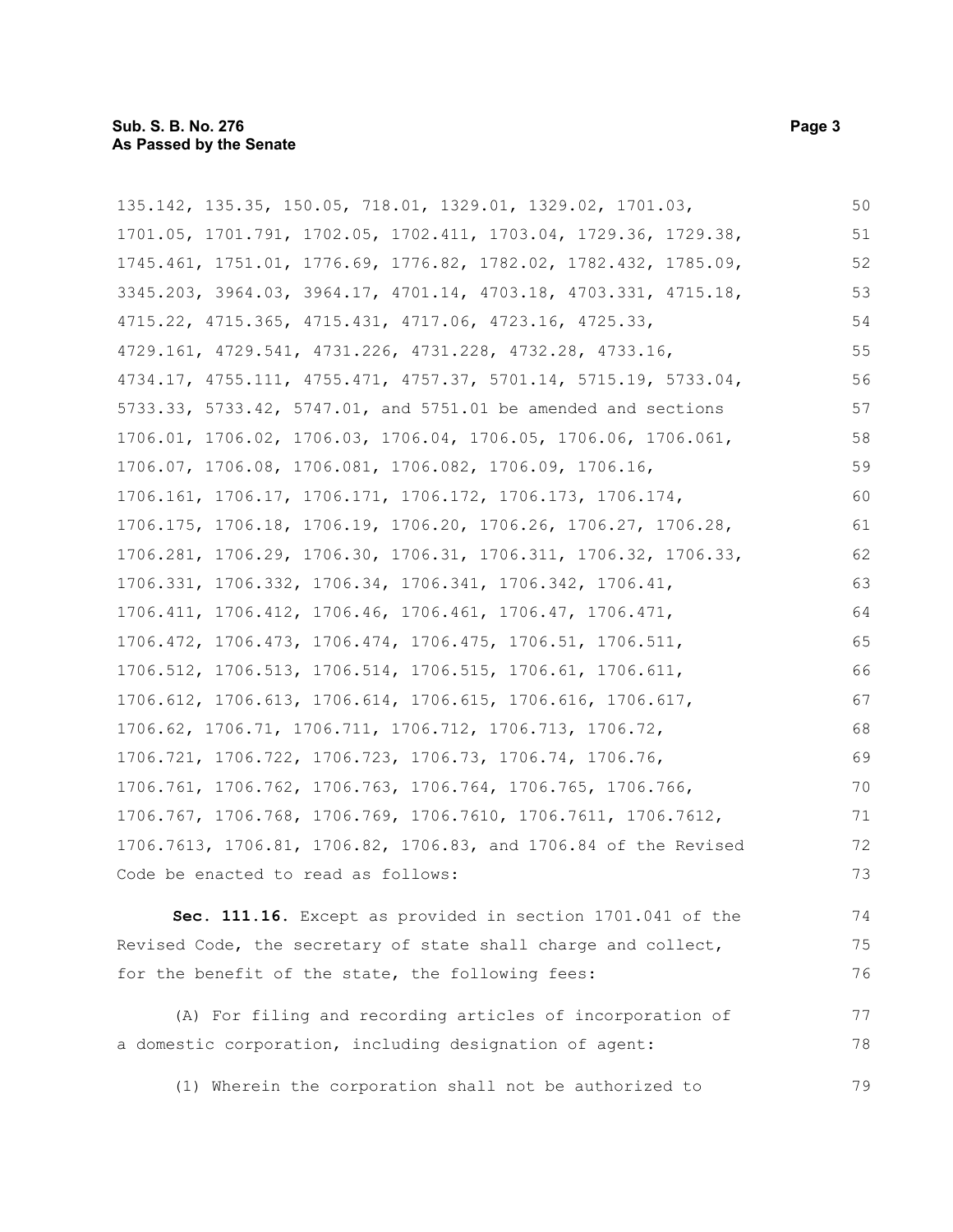135.142, 135.35, 150.05, 718.01, 1329.01, 1329.02, 1701.03, 1701.05, 1701.791, 1702.05, 1702.411, 1703.04, 1729.36, 1729.38, 1745.461, 1751.01, 1776.69, 1776.82, 1782.02, 1782.432, 1785.09, 3345.203, 3964.03, 3964.17, 4701.14, 4703.18, 4703.331, 4715.18, 4715.22, 4715.365, 4715.431, 4717.06, 4723.16, 4725.33, 4729.161, 4729.541, 4731.226, 4731.228, 4732.28, 4733.16, 4734.17, 4755.111, 4755.471, 4757.37, 5701.14, 5715.19, 5733.04, 5733.33, 5733.42, 5747.01, and 5751.01 be amended and sections 1706.01, 1706.02, 1706.03, 1706.04, 1706.05, 1706.06, 1706.061, 1706.07, 1706.08, 1706.081, 1706.082, 1706.09, 1706.16, 1706.161, 1706.17, 1706.171, 1706.172, 1706.173, 1706.174, 1706.175, 1706.18, 1706.19, 1706.20, 1706.26, 1706.27, 1706.28, 1706.281, 1706.29, 1706.30, 1706.31, 1706.311, 1706.32, 1706.33, 1706.331, 1706.332, 1706.34, 1706.341, 1706.342, 1706.41, 1706.411, 1706.412, 1706.46, 1706.461, 1706.47, 1706.471, 1706.472, 1706.473, 1706.474, 1706.475, 1706.51, 1706.511, 1706.512, 1706.513, 1706.514, 1706.515, 1706.61, 1706.611, 1706.612, 1706.613, 1706.614, 1706.615, 1706.616, 1706.617, 1706.62, 1706.71, 1706.711, 1706.712, 1706.713, 1706.72, 1706.721, 1706.722, 1706.723, 1706.73, 1706.74, 1706.76, 1706.761, 1706.762, 1706.763, 1706.764, 1706.765, 1706.766, 1706.767, 1706.768, 1706.769, 1706.7610, 1706.7611, 1706.7612, 1706.7613, 1706.81, 1706.82, 1706.83, and 1706.84 of the Revised Code be enacted to read as follows:

**Sec. 111.16.** Except as provided in section 1701.041 of the Revised Code, the secretary of state shall charge and collect, for the benefit of the state, the following fees:

(A) For filing and recording articles of incorporation of a domestic corporation, including designation of agent:

(1) Wherein the corporation shall not be authorized to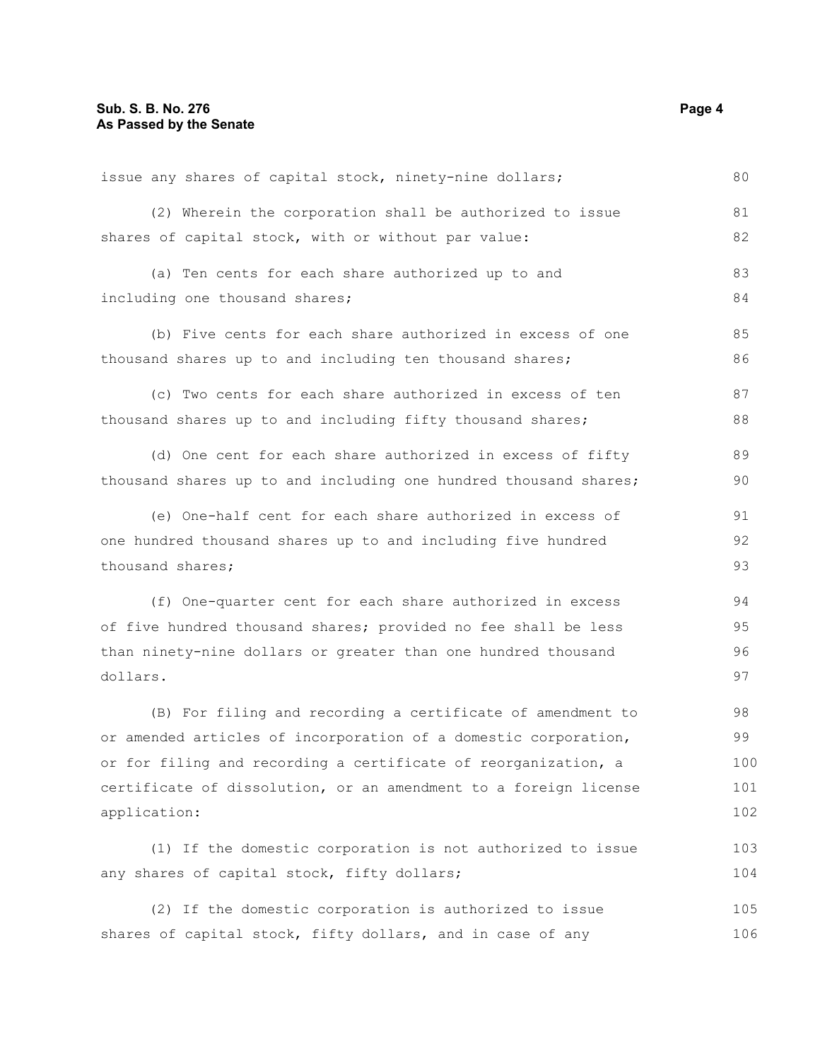issue any shares of capital stock, ninety-nine dollars;

(2) Wherein the corporation shall be authorized to issue shares of capital stock, with or without par value:

(a) Ten cents for each share authorized up to and including one thousand shares;

(b) Five cents for each share authorized in excess of one thousand shares up to and including ten thousand shares;

(c) Two cents for each share authorized in excess of ten thousand shares up to and including fifty thousand shares;

(d) One cent for each share authorized in excess of fifty thousand shares up to and including one hundred thousand shares;

(e) One-half cent for each share authorized in excess of one hundred thousand shares up to and including five hundred thousand shares;

(f) One-quarter cent for each share authorized in excess of five hundred thousand shares; provided no fee shall be less than ninety-nine dollars or greater than one hundred thousand dollars.

(B) For filing and recording a certificate of amendment to or amended articles of incorporation of a domestic corporation, or for filing and recording a certificate of reorganization, a certificate of dissolution, or an amendment to a foreign license application:

(1) If the domestic corporation is not authorized to issue any shares of capital stock, fifty dollars;

(2) If the domestic corporation is authorized to issue shares of capital stock, fifty dollars, and in case of any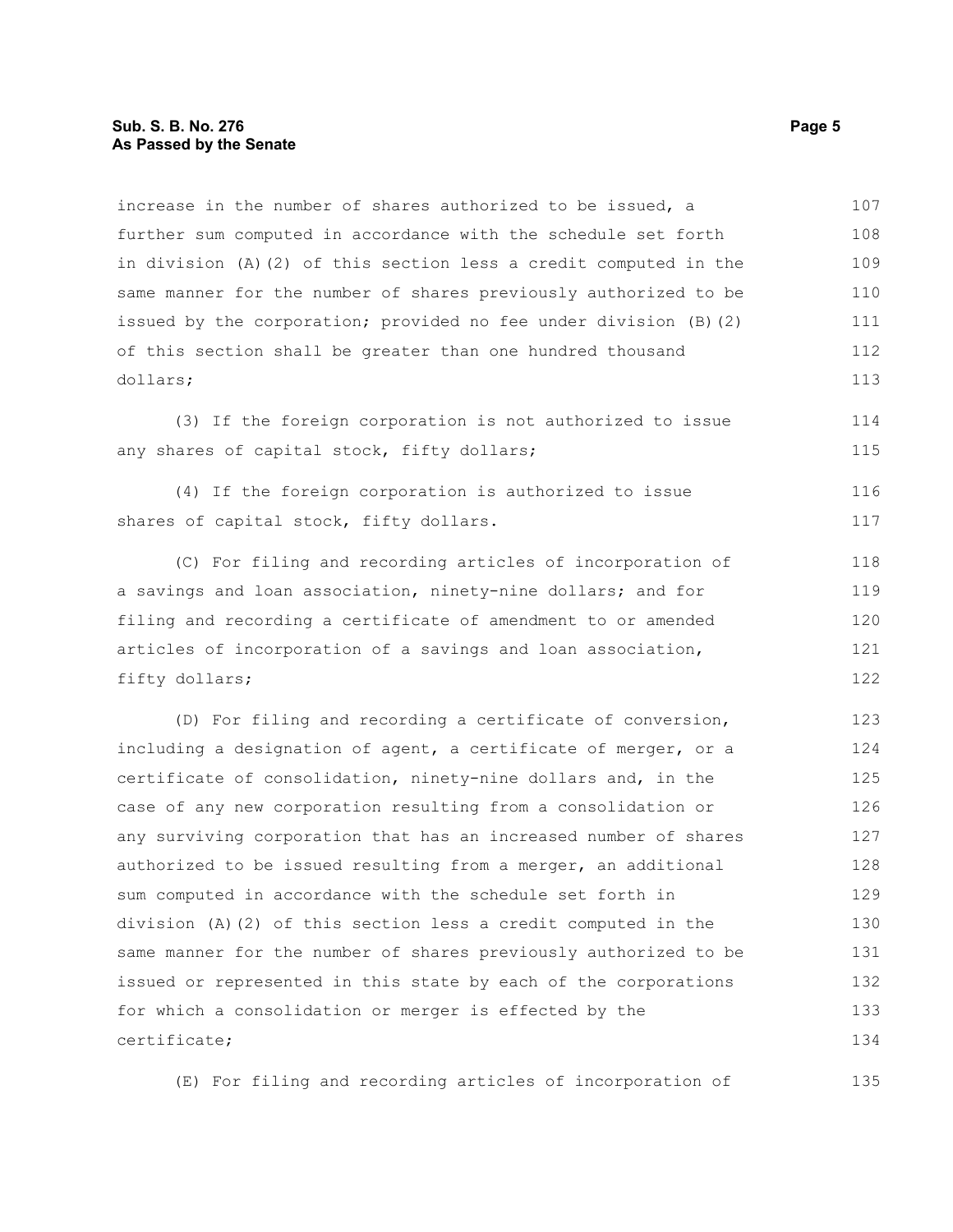increase in the number of shares authorized to be issued, a further sum computed in accordance with the schedule set forth in division (A)(2) of this section less a credit computed in the same manner for the number of shares previously authorized to be issued by the corporation; provided no fee under division (B)(2) of this section shall be greater than one hundred thousand dollars;

(3) If the foreign corporation is not authorized to issue any shares of capital stock, fifty dollars;

(4) If the foreign corporation is authorized to issue shares of capital stock, fifty dollars.

(C) For filing and recording articles of incorporation of a savings and loan association, ninety-nine dollars; and for filing and recording a certificate of amendment to or amended articles of incorporation of a savings and loan association, fifty dollars;

(D) For filing and recording a certificate of conversion, including a designation of agent, a certificate of merger, or a certificate of consolidation, ninety-nine dollars and, in the case of any new corporation resulting from a consolidation or any surviving corporation that has an increased number of shares authorized to be issued resulting from a merger, an additional sum computed in accordance with the schedule set forth in division (A)(2) of this section less a credit computed in the same manner for the number of shares previously authorized to be issued or represented in this state by each of the corporations for which a consolidation or merger is effected by the certificate;

(E) For filing and recording articles of incorporation of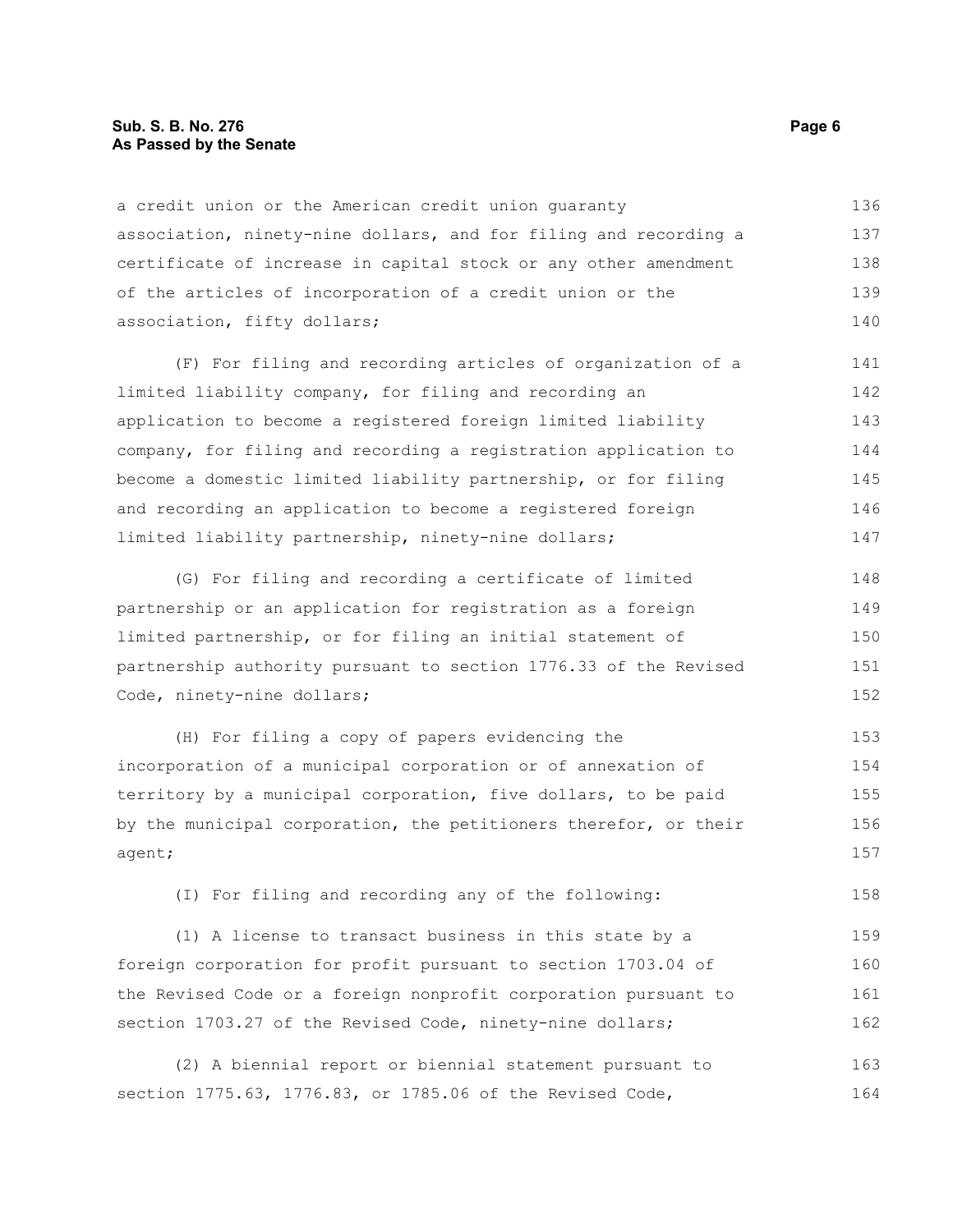a credit union or the American credit union guaranty association, ninety-nine dollars, and for filing and recording a certificate of increase in capital stock or any other amendment of the articles of incorporation of a credit union or the association, fifty dollars;

(F) For filing and recording articles of organization of a limited liability company, for filing and recording an application to become a registered foreign limited liability company, for filing and recording a registration application to become a domestic limited liability partnership, or for filing and recording an application to become a registered foreign limited liability partnership, ninety-nine dollars;

(G) For filing and recording a certificate of limited partnership or an application for registration as a foreign limited partnership, or for filing an initial statement of partnership authority pursuant to section 1776.33 of the Revised Code, ninety-nine dollars;

(H) For filing a copy of papers evidencing the incorporation of a municipal corporation or of annexation of territory by a municipal corporation, five dollars, to be paid by the municipal corporation, the petitioners therefor, or their agent;

(I) For filing and recording any of the following:

(1) A license to transact business in this state by a foreign corporation for profit pursuant to section 1703.04 of the Revised Code or a foreign nonprofit corporation pursuant to section 1703.27 of the Revised Code, ninety-nine dollars;

(2) A biennial report or biennial statement pursuant to section 1775.63, 1776.83, or 1785.06 of the Revised Code,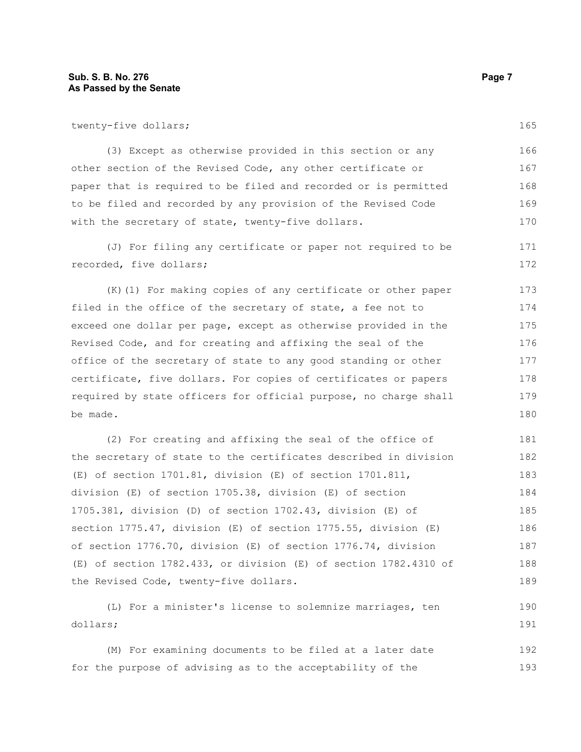twenty-five dollars;

(3) Except as otherwise provided in this section or any other section of the Revised Code, any other certificate or paper that is required to be filed and recorded or is permitted to be filed and recorded by any provision of the Revised Code with the secretary of state, twenty-five dollars.

(J) For filing any certificate or paper not required to be recorded, five dollars;

(K)(1) For making copies of any certificate or other paper filed in the office of the secretary of state, a fee not to exceed one dollar per page, except as otherwise provided in the Revised Code, and for creating and affixing the seal of the office of the secretary of state to any good standing or other certificate, five dollars. For copies of certificates or papers required by state officers for official purpose, no charge shall be made.

(2) For creating and affixing the seal of the office of the secretary of state to the certificates described in division (E) of section 1701.81, division (E) of section 1701.811, division (E) of section 1705.38, division (E) of section 1705.381, division (D) of section 1702.43, division (E) of section 1775.47, division (E) of section 1775.55, division (E) of section 1776.70, division (E) of section 1776.74, division (E) of section 1782.433, or division (E) of section 1782.4310 of the Revised Code, twenty-five dollars.

(L) For a minister's license to solemnize marriages, ten dollars;

(M) For examining documents to be filed at a later date for the purpose of advising as to the acceptability of the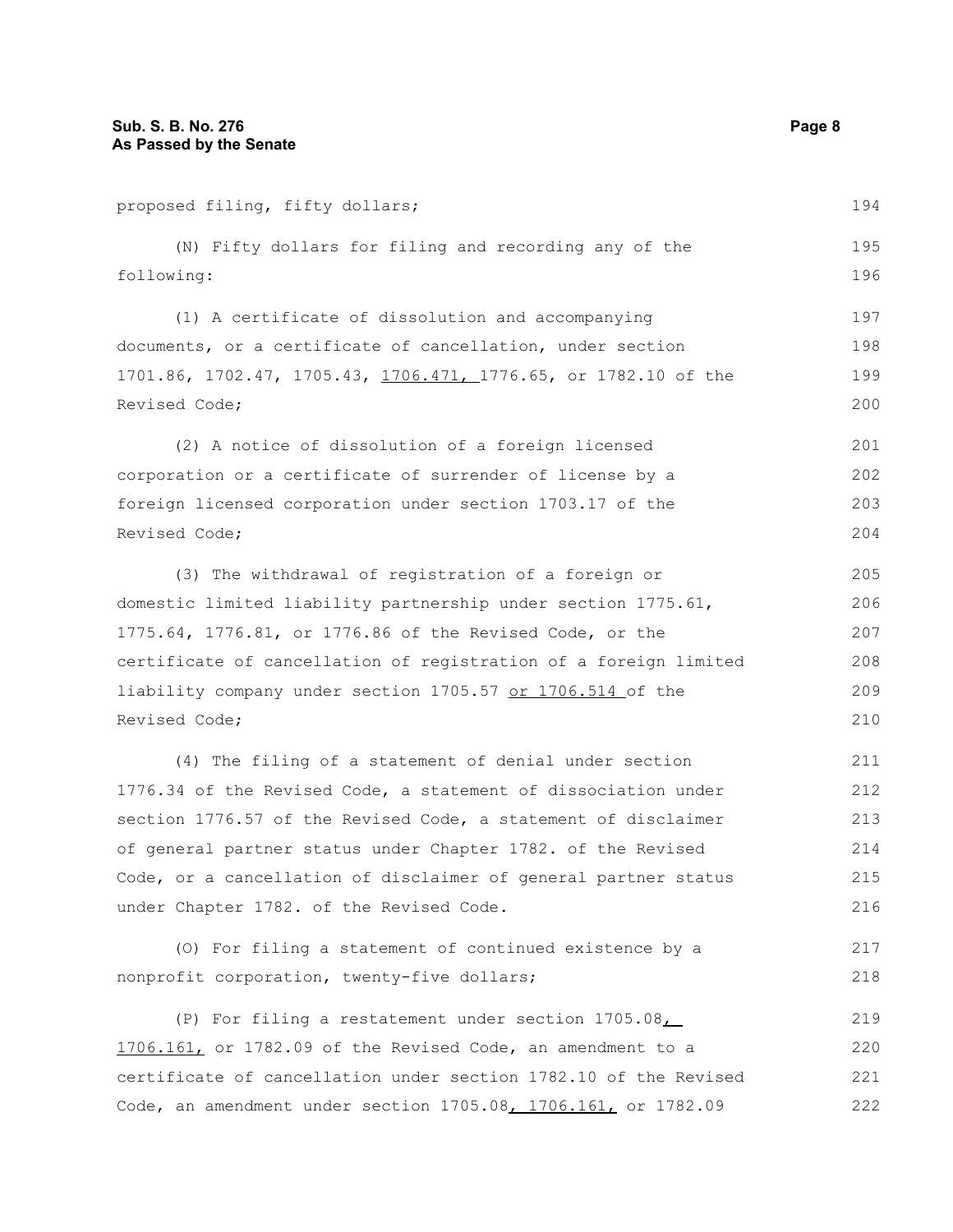proposed filing, fifty dollars;

(N) Fifty dollars for filing and recording any of the following:

(1) A certificate of dissolution and accompanying documents, or a certificate of cancellation, under section 1701.86, 1702.47, 1705.43, 1706.471, 1776.65, or 1782.10 of the Revised Code;

(2) A notice of dissolution of a foreign licensed corporation or a certificate of surrender of license by a foreign licensed corporation under section 1703.17 of the Revised Code;

(3) The withdrawal of registration of a foreign or domestic limited liability partnership under section 1775.61, 1775.64, 1776.81, or 1776.86 of the Revised Code, or the certificate of cancellation of registration of a foreign limited liability company under section 1705.57 or 1706.514 of the Revised Code;

(4) The filing of a statement of denial under section 1776.34 of the Revised Code, a statement of dissociation under section 1776.57 of the Revised Code, a statement of disclaimer of general partner status under Chapter 1782. of the Revised Code, or a cancellation of disclaimer of general partner status under Chapter 1782. of the Revised Code.

(O) For filing a statement of continued existence by a nonprofit corporation, twenty-five dollars;

(P) For filing a restatement under section 1705.08, 1706.161, or 1782.09 of the Revised Code, an amendment to a certificate of cancellation under section 1782.10 of the Revised Code, an amendment under section 1705.08, 1706.161, or 1782.09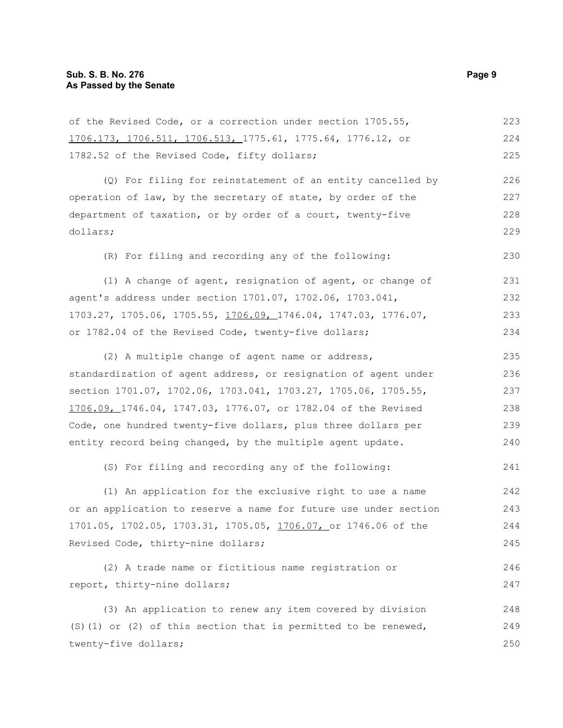of the Revised Code, or a correction under section 1705.55, 1706.173, 1706.511, 1706.513, 1775.61, 1775.64, 1776.12, or 1782.52 of the Revised Code, fifty dollars;

(Q) For filing for reinstatement of an entity cancelled by operation of law, by the secretary of state, by order of the department of taxation, or by order of a court, twenty-five dollars;

(R) For filing and recording any of the following:

(1) A change of agent, resignation of agent, or change of agent's address under section 1701.07, 1702.06, 1703.041, 1703.27, 1705.06, 1705.55, 1706.09, 1746.04, 1747.03, 1776.07, or 1782.04 of the Revised Code, twenty-five dollars;

(2) A multiple change of agent name or address, standardization of agent address, or resignation of agent under section 1701.07, 1702.06, 1703.041, 1703.27, 1705.06, 1705.55, 1706.09, 1746.04, 1747.03, 1776.07, or 1782.04 of the Revised Code, one hundred twenty-five dollars, plus three dollars per entity record being changed, by the multiple agent update.

(S) For filing and recording any of the following:

(1) An application for the exclusive right to use a name or an application to reserve a name for future use under section 1701.05, 1702.05, 1703.31, 1705.05, 1706.07, or 1746.06 of the Revised Code, thirty-nine dollars;

(2) A trade name or fictitious name registration or report, thirty-nine dollars;

(3) An application to renew any item covered by division (S)(1) or (2) of this section that is permitted to be renewed, twenty-five dollars;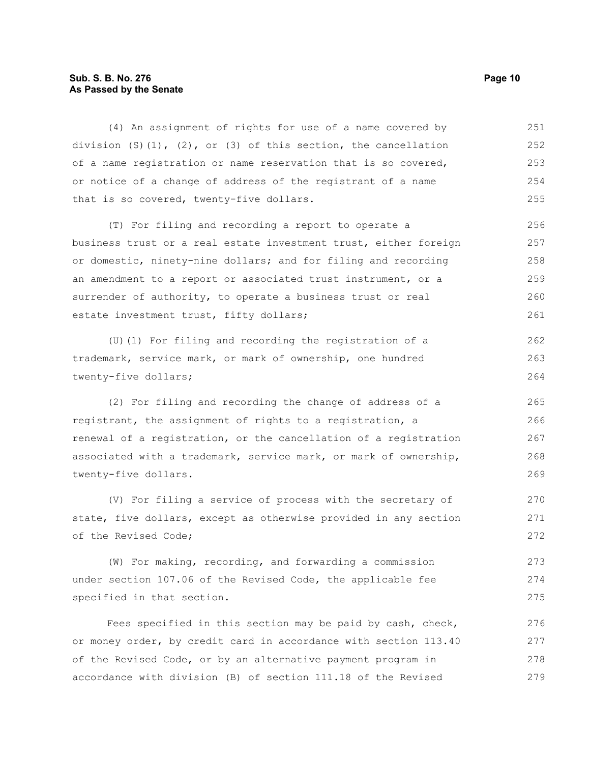(4) An assignment of rights for use of a name covered by division (S)(1), (2), or (3) of this section, the cancellation of a name registration or name reservation that is so covered, or notice of a change of address of the registrant of a name that is so covered, twenty-five dollars.

(T) For filing and recording a report to operate a business trust or a real estate investment trust, either foreign or domestic, ninety-nine dollars; and for filing and recording an amendment to a report or associated trust instrument, or a surrender of authority, to operate a business trust or real estate investment trust, fifty dollars;

(U)(1) For filing and recording the registration of a trademark, service mark, or mark of ownership, one hundred twenty-five dollars;

(2) For filing and recording the change of address of a registrant, the assignment of rights to a registration, a renewal of a registration, or the cancellation of a registration associated with a trademark, service mark, or mark of ownership, twenty-five dollars.

(V) For filing a service of process with the secretary of state, five dollars, except as otherwise provided in any section of the Revised Code;

(W) For making, recording, and forwarding a commission under section 107.06 of the Revised Code, the applicable fee specified in that section.

Fees specified in this section may be paid by cash, check, or money order, by credit card in accordance with section 113.40 of the Revised Code, or by an alternative payment program in accordance with division (B) of section 111.18 of the Revised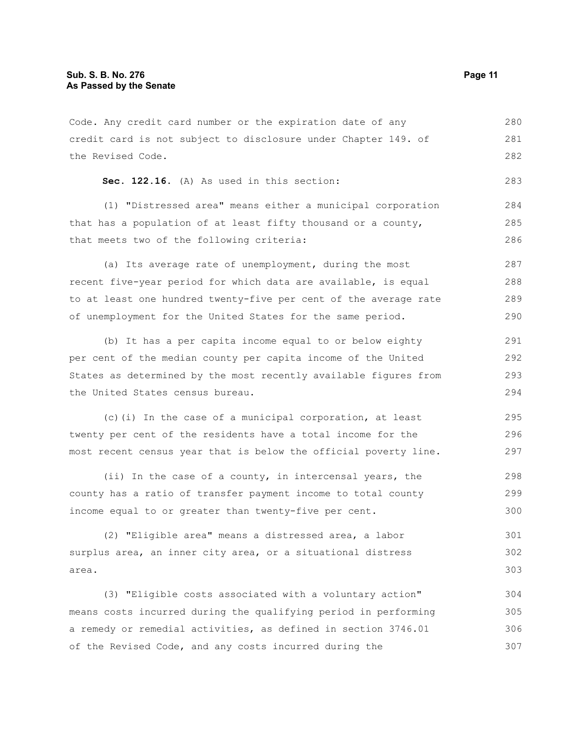Code. Any credit card number or the expiration date of any credit card is not subject to disclosure under Chapter 149. of the Revised Code.

**Sec. 122.16.** (A) As used in this section:

(1) "Distressed area" means either a municipal corporation that has a population of at least fifty thousand or a county, that meets two of the following criteria:

(a) Its average rate of unemployment, during the most recent five-year period for which data are available, is equal to at least one hundred twenty-five per cent of the average rate of unemployment for the United States for the same period.

(b) It has a per capita income equal to or below eighty per cent of the median county per capita income of the United States as determined by the most recently available figures from the United States census bureau.

(c)(i) In the case of a municipal corporation, at least twenty per cent of the residents have a total income for the most recent census year that is below the official poverty line.

(ii) In the case of a county, in intercensal years, the county has a ratio of transfer payment income to total county income equal to or greater than twenty-five per cent.

(2) "Eligible area" means a distressed area, a labor surplus area, an inner city area, or a situational distress area.

(3) "Eligible costs associated with a voluntary action" means costs incurred during the qualifying period in performing a remedy or remedial activities, as defined in section 3746.01 of the Revised Code, and any costs incurred during the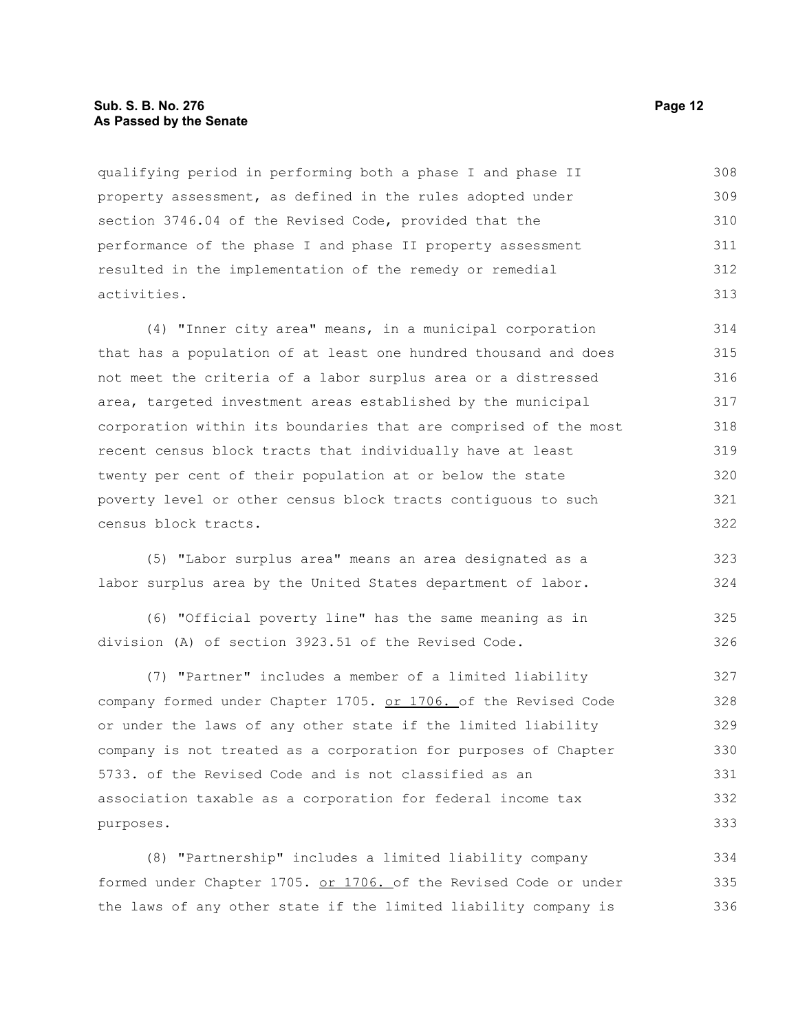qualifying period in performing both a phase I and phase II property assessment, as defined in the rules adopted under section 3746.04 of the Revised Code, provided that the performance of the phase I and phase II property assessment resulted in the implementation of the remedy or remedial activities.

(4) "Inner city area" means, in a municipal corporation that has a population of at least one hundred thousand and does not meet the criteria of a labor surplus area or a distressed area, targeted investment areas established by the municipal corporation within its boundaries that are comprised of the most recent census block tracts that individually have at least twenty per cent of their population at or below the state poverty level or other census block tracts contiguous to such census block tracts.

(5) "Labor surplus area" means an area designated as a labor surplus area by the United States department of labor.

(6) "Official poverty line" has the same meaning as in division (A) of section 3923.51 of the Revised Code.

(7) "Partner" includes a member of a limited liability company formed under Chapter 1705. <u>or 1706.</u> of the Revised Code or under the laws of any other state if the limited liability company is not treated as a corporation for purposes of Chapter 5733. of the Revised Code and is not classified as an association taxable as a corporation for federal income tax purposes.

(8) "Partnership" includes a limited liability company formed under Chapter 1705. <u>or 1706.</u> of the Revised Code or under the laws of any other state if the limited liability company is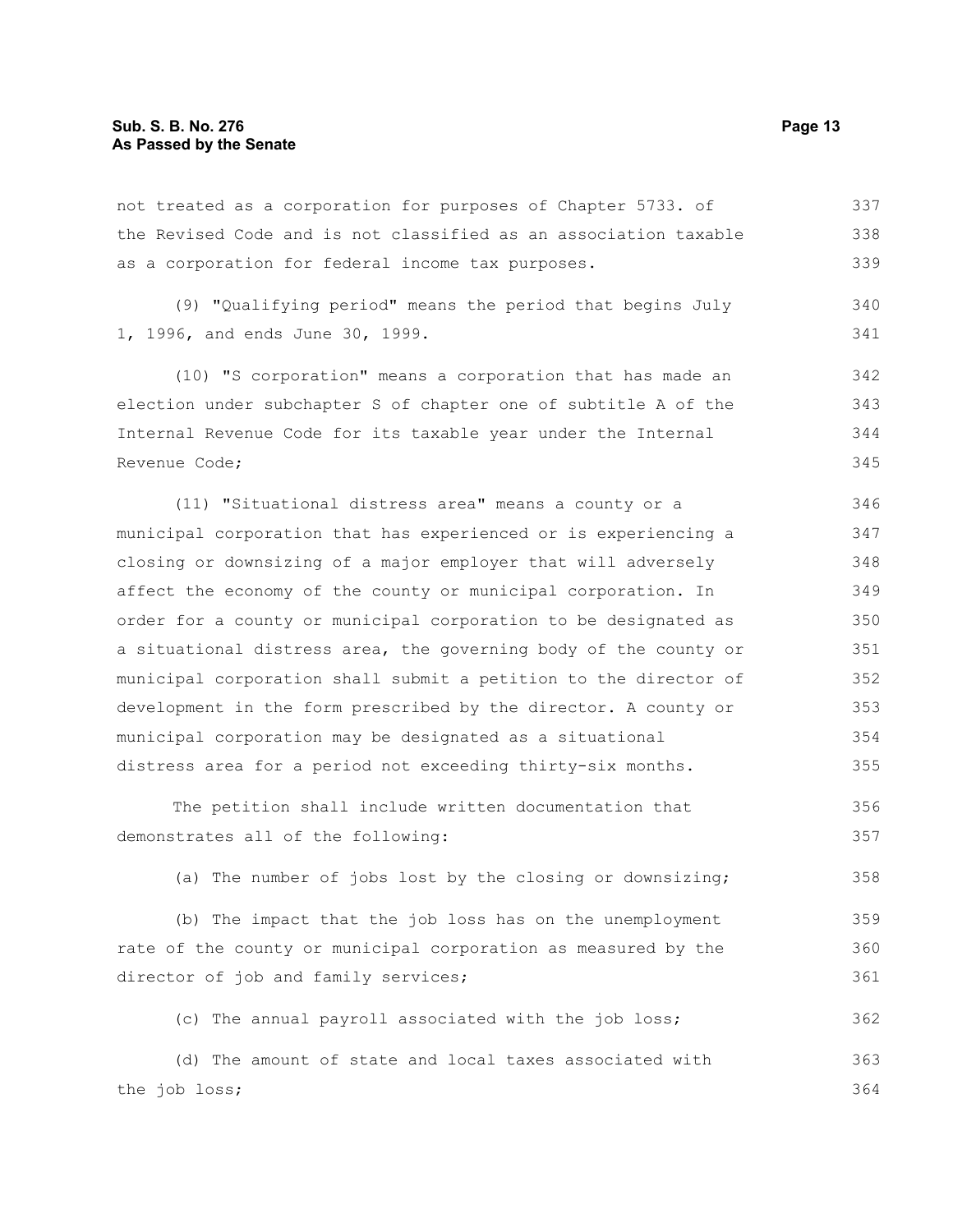not treated as a corporation for purposes of Chapter 5733. of the Revised Code and is not classified as an association taxable as a corporation for federal income tax purposes.

(9) "Qualifying period" means the period that begins July 1, 1996, and ends June 30, 1999.

(10) "S corporation" means a corporation that has made an election under subchapter S of chapter one of subtitle A of the Internal Revenue Code for its taxable year under the Internal Revenue Code;

(11) "Situational distress area" means a county or a municipal corporation that has experienced or is experiencing a closing or downsizing of a major employer that will adversely affect the economy of the county or municipal corporation. In order for a county or municipal corporation to be designated as a situational distress area, the governing body of the county or municipal corporation shall submit a petition to the director of development in the form prescribed by the director. A county or municipal corporation may be designated as a situational distress area for a period not exceeding thirty-six months.

The petition shall include written documentation that demonstrates all of the following:

(a) The number of jobs lost by the closing or downsizing;

(b) The impact that the job loss has on the unemployment rate of the county or municipal corporation as measured by the director of job and family services;

(c) The annual payroll associated with the job loss;

(d) The amount of state and local taxes associated with the job loss;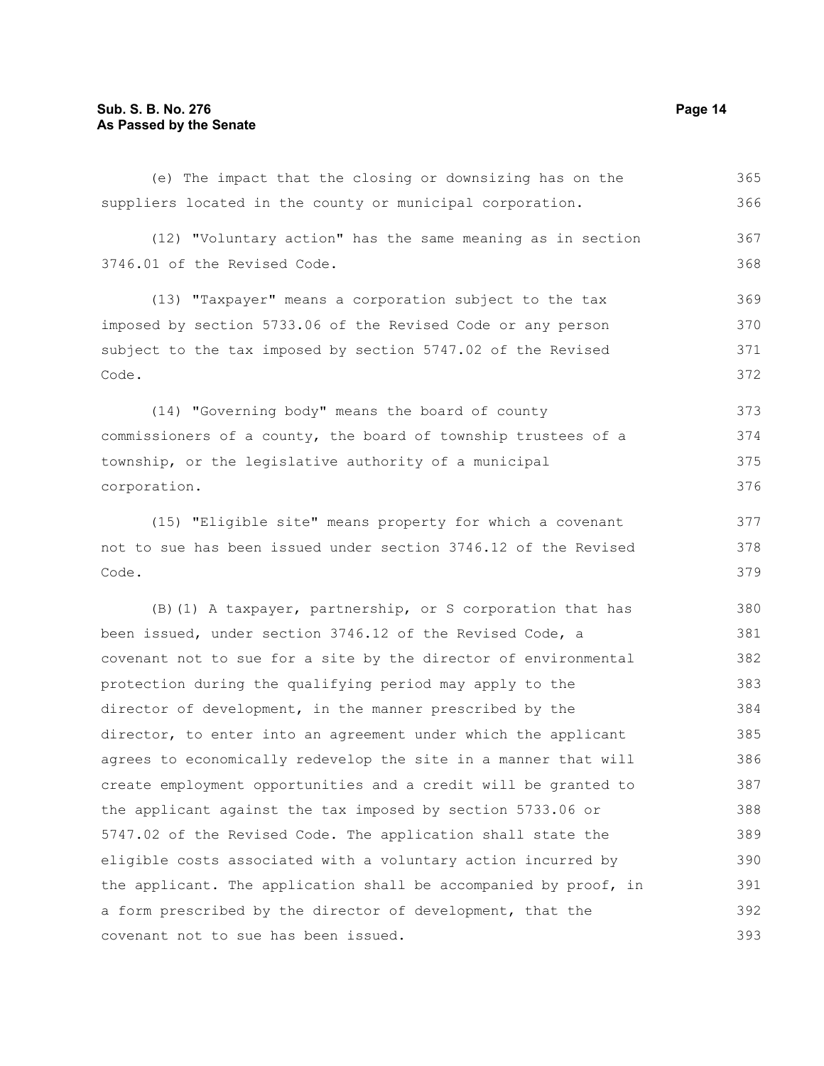(e) The impact that the closing or downsizing has on the suppliers located in the county or municipal corporation.

(12) "Voluntary action" has the same meaning as in section 3746.01 of the Revised Code.

(13) "Taxpayer" means a corporation subject to the tax imposed by section 5733.06 of the Revised Code or any person subject to the tax imposed by section 5747.02 of the Revised Code.

(14) "Governing body" means the board of county commissioners of a county, the board of township trustees of a township, or the legislative authority of a municipal corporation.

(15) "Eligible site" means property for which a covenant not to sue has been issued under section 3746.12 of the Revised Code.

(B)(1) A taxpayer, partnership, or S corporation that has been issued, under section 3746.12 of the Revised Code, a covenant not to sue for a site by the director of environmental protection during the qualifying period may apply to the director of development, in the manner prescribed by the director, to enter into an agreement under which the applicant agrees to economically redevelop the site in a manner that will create employment opportunities and a credit will be granted to the applicant against the tax imposed by section 5733.06 or 5747.02 of the Revised Code. The application shall state the eligible costs associated with a voluntary action incurred by the applicant. The application shall be accompanied by proof, in a form prescribed by the director of development, that the covenant not to sue has been issued.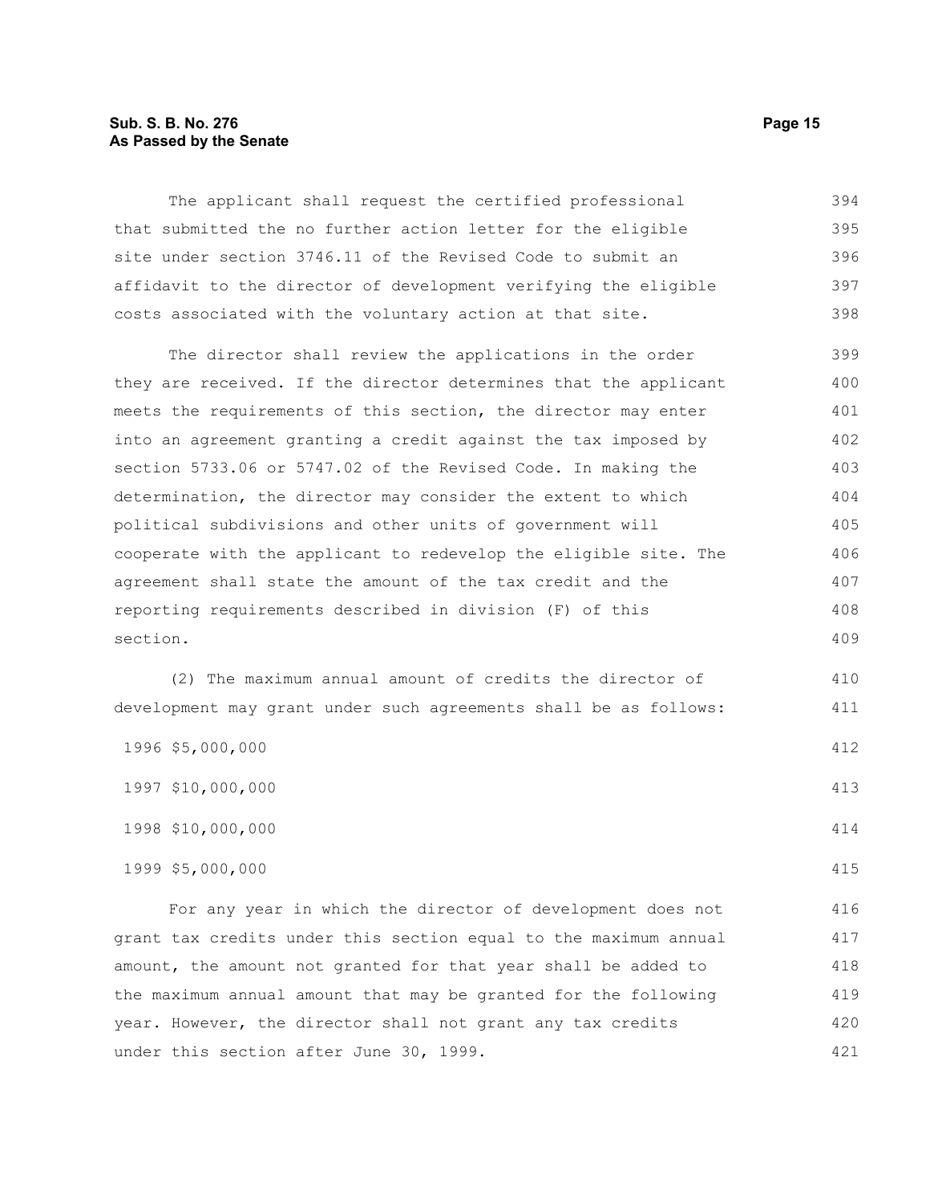The applicant shall request the certified professional that submitted the no further action letter for the eligible site under section 3746.11 of the Revised Code to submit an affidavit to the director of development verifying the eligible costs associated with the voluntary action at that site.

The director shall review the applications in the order they are received. If the director determines that the applicant meets the requirements of this section, the director may enter into an agreement granting a credit against the tax imposed by section 5733.06 or 5747.02 of the Revised Code. In making the determination, the director may consider the extent to which political subdivisions and other units of government will cooperate with the applicant to redevelop the eligible site. The agreement shall state the amount of the tax credit and the reporting requirements described in division (F) of this section.

(2) The maximum annual amount of credits the director of development may grant under such agreements shall be as follows:

1996 $5,000,000

1997 $10,000,000

1998 $10,000,000

1999 $5,000,000

For any year in which the director of development does not grant tax credits under this section equal to the maximum annual amount, the amount not granted for that year shall be added to the maximum annual amount that may be granted for the following year. However, the director shall not grant any tax credits under this section after June 30, 1999.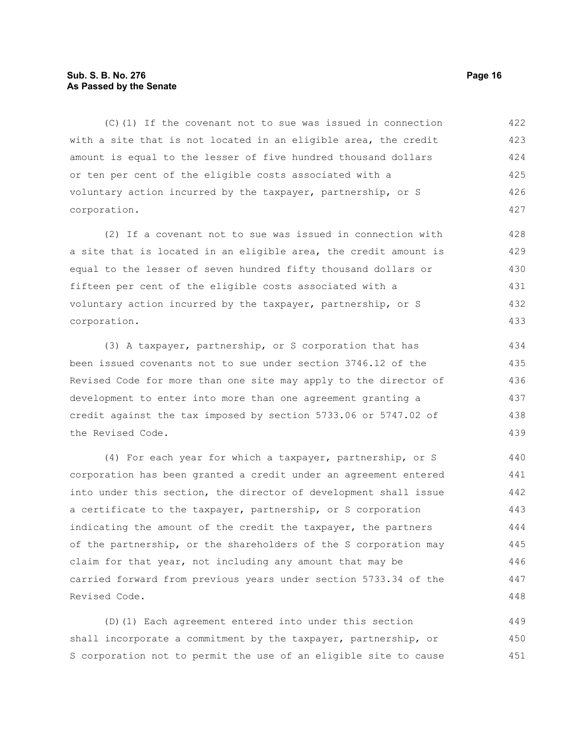(C)(1) If the covenant not to sue was issued in connection with a site that is not located in an eligible area, the credit amount is equal to the lesser of five hundred thousand dollars or ten per cent of the eligible costs associated with a voluntary action incurred by the taxpayer, partnership, or S corporation.

(2) If a covenant not to sue was issued in connection with a site that is located in an eligible area, the credit amount is equal to the lesser of seven hundred fifty thousand dollars or fifteen per cent of the eligible costs associated with a voluntary action incurred by the taxpayer, partnership, or S corporation.

(3) A taxpayer, partnership, or S corporation that has been issued covenants not to sue under section 3746.12 of the Revised Code for more than one site may apply to the director of development to enter into more than one agreement granting a credit against the tax imposed by section 5733.06 or 5747.02 of the Revised Code.

(4) For each year for which a taxpayer, partnership, or S corporation has been granted a credit under an agreement entered into under this section, the director of development shall issue a certificate to the taxpayer, partnership, or S corporation indicating the amount of the credit the taxpayer, the partners of the partnership, or the shareholders of the S corporation may claim for that year, not including any amount that may be carried forward from previous years under section 5733.34 of the Revised Code.

(D)(1) Each agreement entered into under this section shall incorporate a commitment by the taxpayer, partnership, or S corporation not to permit the use of an eligible site to cause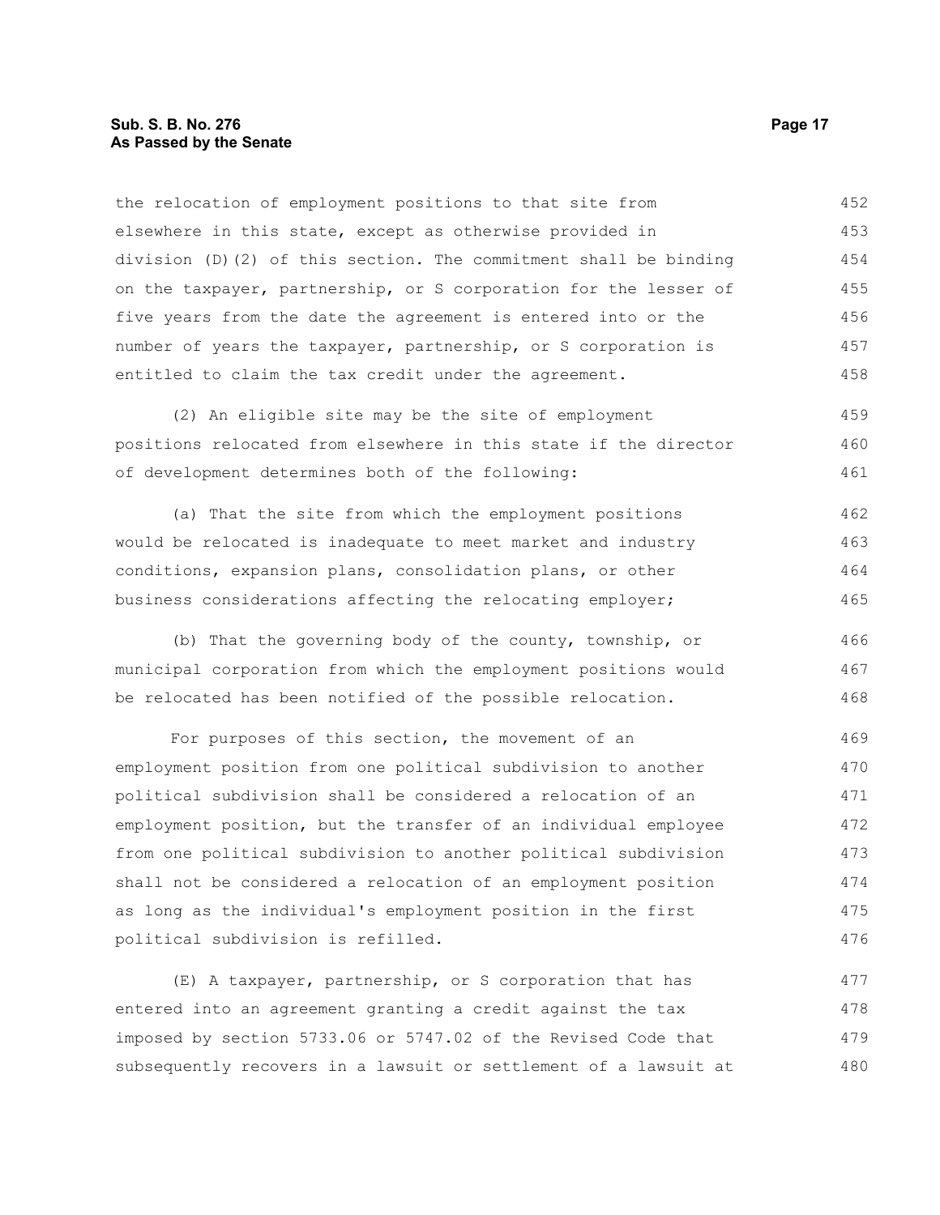the relocation of employment positions to that site from elsewhere in this state, except as otherwise provided in division (D)(2) of this section. The commitment shall be binding on the taxpayer, partnership, or S corporation for the lesser of five years from the date the agreement is entered into or the number of years the taxpayer, partnership, or S corporation is entitled to claim the tax credit under the agreement.

(2) An eligible site may be the site of employment positions relocated from elsewhere in this state if the director of development determines both of the following:

(a) That the site from which the employment positions would be relocated is inadequate to meet market and industry conditions, expansion plans, consolidation plans, or other business considerations affecting the relocating employer;

(b) That the governing body of the county, township, or municipal corporation from which the employment positions would be relocated has been notified of the possible relocation.

For purposes of this section, the movement of an employment position from one political subdivision to another political subdivision shall be considered a relocation of an employment position, but the transfer of an individual employee from one political subdivision to another political subdivision shall not be considered a relocation of an employment position as long as the individual's employment position in the first political subdivision is refilled.

(E) A taxpayer, partnership, or S corporation that has entered into an agreement granting a credit against the tax imposed by section 5733.06 or 5747.02 of the Revised Code that subsequently recovers in a lawsuit or settlement of a lawsuit at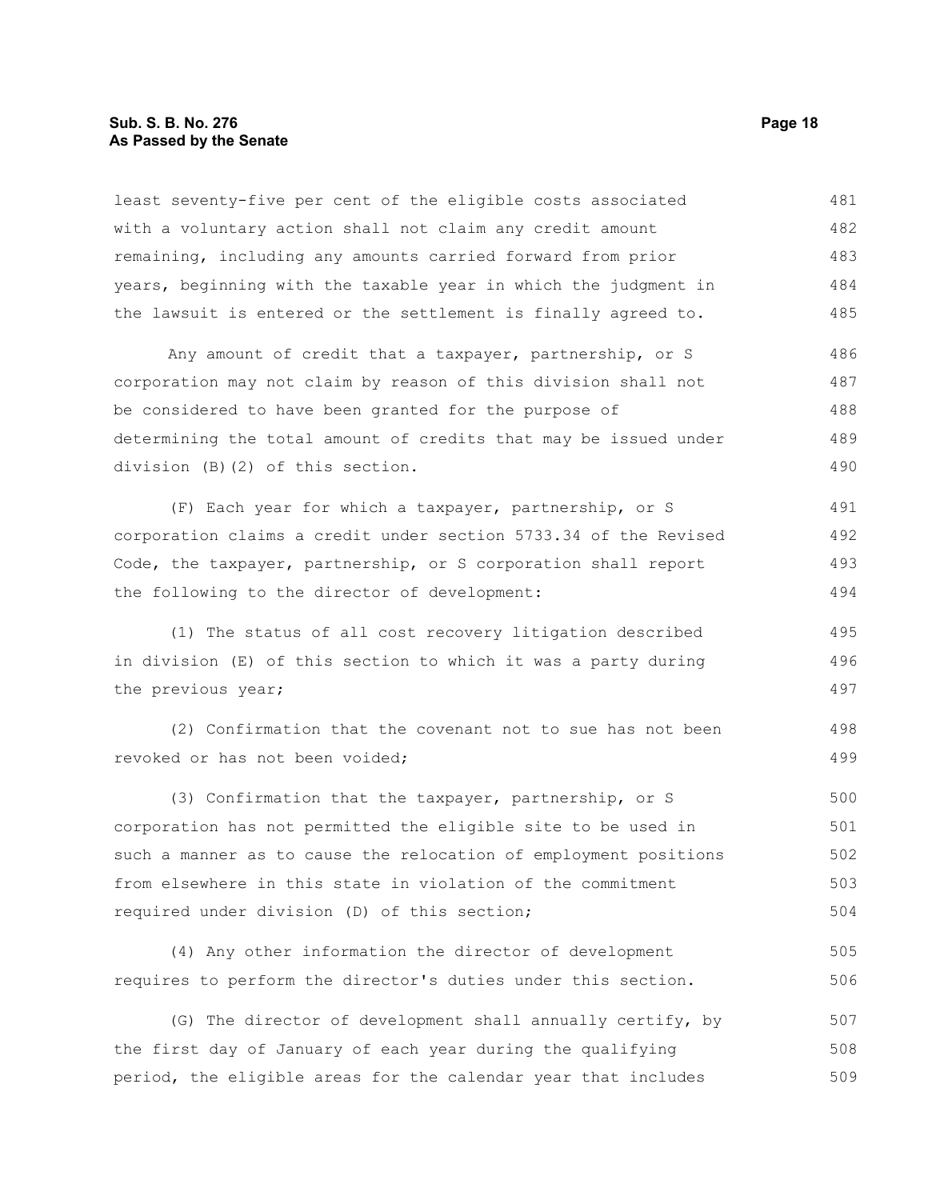least seventy-five per cent of the eligible costs associated with a voluntary action shall not claim any credit amount remaining, including any amounts carried forward from prior years, beginning with the taxable year in which the judgment in the lawsuit is entered or the settlement is finally agreed to.

Any amount of credit that a taxpayer, partnership, or S corporation may not claim by reason of this division shall not be considered to have been granted for the purpose of determining the total amount of credits that may be issued under division (B)(2) of this section.

(F) Each year for which a taxpayer, partnership, or S corporation claims a credit under section 5733.34 of the Revised Code, the taxpayer, partnership, or S corporation shall report the following to the director of development:

(1) The status of all cost recovery litigation described in division (E) of this section to which it was a party during the previous year;

(2) Confirmation that the covenant not to sue has not been revoked or has not been voided;

(3) Confirmation that the taxpayer, partnership, or S corporation has not permitted the eligible site to be used in such a manner as to cause the relocation of employment positions from elsewhere in this state in violation of the commitment required under division (D) of this section;

(4) Any other information the director of development requires to perform the director's duties under this section.

(G) The director of development shall annually certify, by the first day of January of each year during the qualifying period, the eligible areas for the calendar year that includes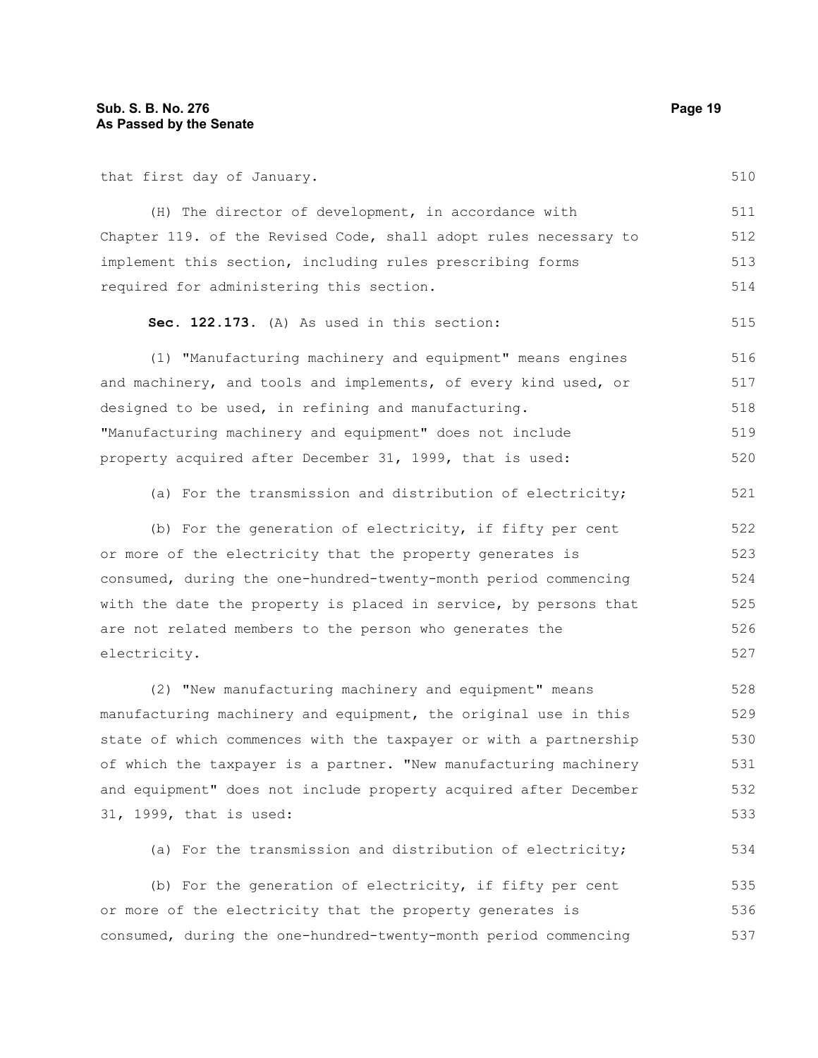that first day of January.

(H) The director of development, in accordance with Chapter 119. of the Revised Code, shall adopt rules necessary to implement this section, including rules prescribing forms required for administering this section.

**Sec. 122.173.** (A) As used in this section:

(1) "Manufacturing machinery and equipment" means engines and machinery, and tools and implements, of every kind used, or designed to be used, in refining and manufacturing. "Manufacturing machinery and equipment" does not include property acquired after December 31, 1999, that is used:

(a) For the transmission and distribution of electricity;

(b) For the generation of electricity, if fifty per cent or more of the electricity that the property generates is consumed, during the one-hundred-twenty-month period commencing with the date the property is placed in service, by persons that are not related members to the person who generates the electricity.

(2) "New manufacturing machinery and equipment" means manufacturing machinery and equipment, the original use in this state of which commences with the taxpayer or with a partnership of which the taxpayer is a partner. "New manufacturing machinery and equipment" does not include property acquired after December 31, 1999, that is used:

(a) For the transmission and distribution of electricity;

(b) For the generation of electricity, if fifty per cent or more of the electricity that the property generates is consumed, during the one-hundred-twenty-month period commencing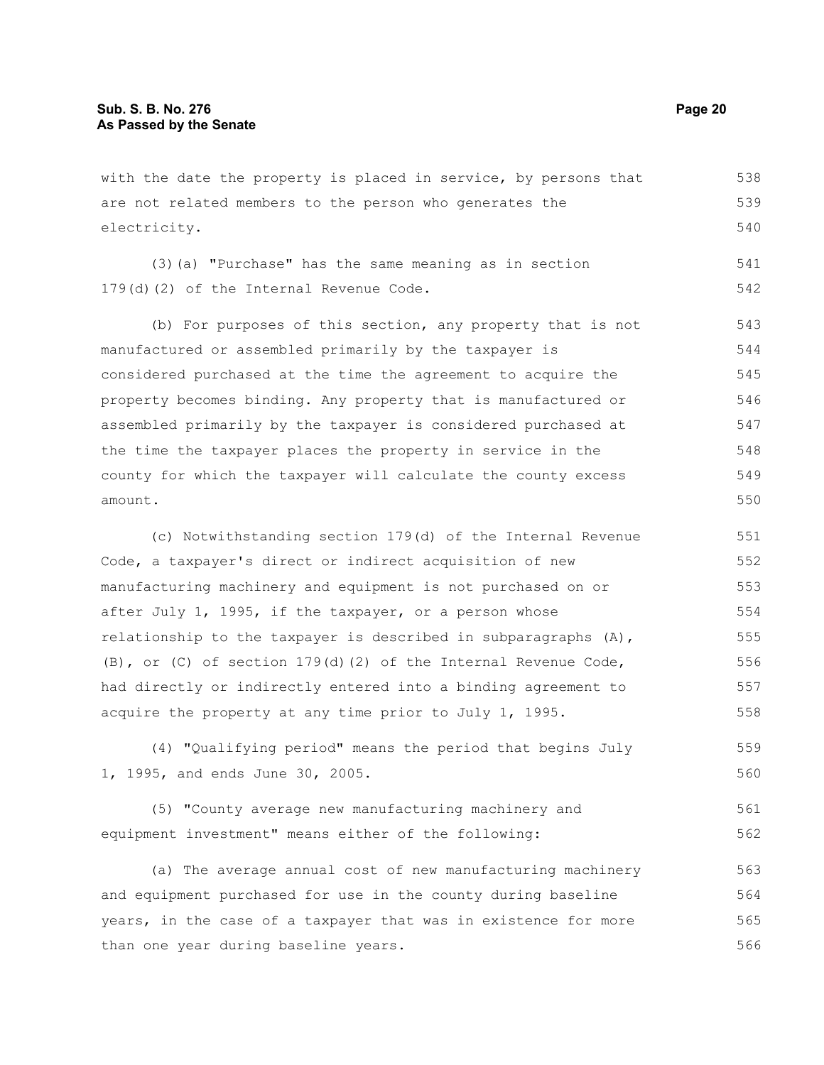with the date the property is placed in service, by persons that are not related members to the person who generates the electricity.

(3)(a) "Purchase" has the same meaning as in section 179(d)(2) of the Internal Revenue Code.

(b) For purposes of this section, any property that is not manufactured or assembled primarily by the taxpayer is considered purchased at the time the agreement to acquire the property becomes binding. Any property that is manufactured or assembled primarily by the taxpayer is considered purchased at the time the taxpayer places the property in service in the county for which the taxpayer will calculate the county excess amount.

(c) Notwithstanding section 179(d) of the Internal Revenue Code, a taxpayer's direct or indirect acquisition of new manufacturing machinery and equipment is not purchased on or after July 1, 1995, if the taxpayer, or a person whose relationship to the taxpayer is described in subparagraphs (A), (B), or (C) of section 179(d)(2) of the Internal Revenue Code, had directly or indirectly entered into a binding agreement to acquire the property at any time prior to July 1, 1995.

(4) "Qualifying period" means the period that begins July 1, 1995, and ends June 30, 2005.

(5) "County average new manufacturing machinery and equipment investment" means either of the following:

(a) The average annual cost of new manufacturing machinery and equipment purchased for use in the county during baseline years, in the case of a taxpayer that was in existence for more than one year during baseline years.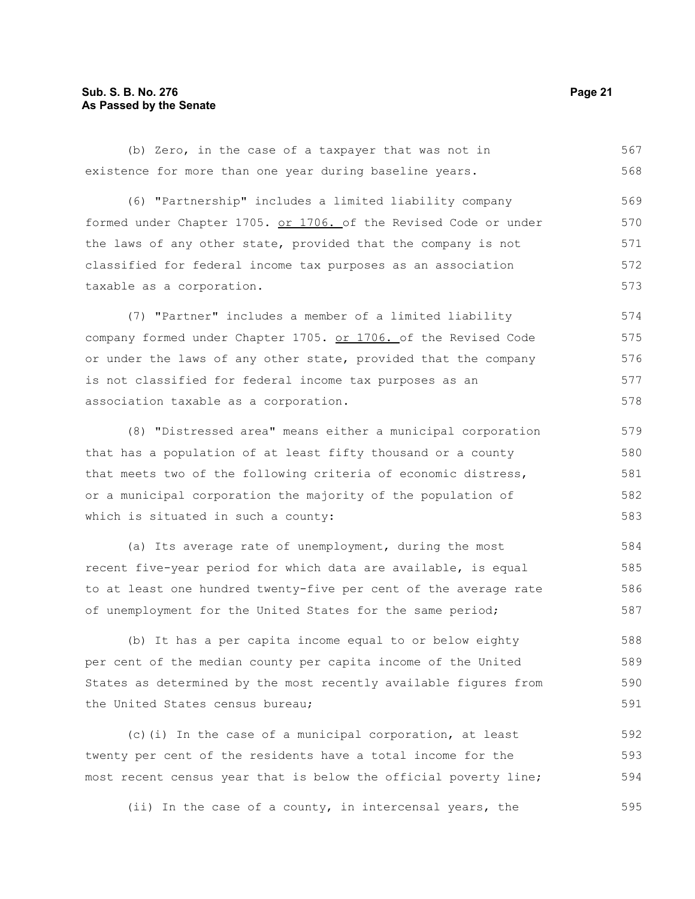(b) Zero, in the case of a taxpayer that was not in existence for more than one year during baseline years.

(6) "Partnership" includes a limited liability company formed under Chapter 1705. or 1706. of the Revised Code or under the laws of any other state, provided that the company is not classified for federal income tax purposes as an association taxable as a corporation.

(7) "Partner" includes a member of a limited liability company formed under Chapter 1705. or 1706. of the Revised Code or under the laws of any other state, provided that the company is not classified for federal income tax purposes as an association taxable as a corporation.

(8) "Distressed area" means either a municipal corporation that has a population of at least fifty thousand or a county that meets two of the following criteria of economic distress, or a municipal corporation the majority of the population of which is situated in such a county:

(a) Its average rate of unemployment, during the most recent five-year period for which data are available, is equal to at least one hundred twenty-five per cent of the average rate of unemployment for the United States for the same period;

(b) It has a per capita income equal to or below eighty per cent of the median county per capita income of the United States as determined by the most recently available figures from the United States census bureau;

(c)(i) In the case of a municipal corporation, at least twenty per cent of the residents have a total income for the most recent census year that is below the official poverty line;

(ii) In the case of a county, in intercensal years, the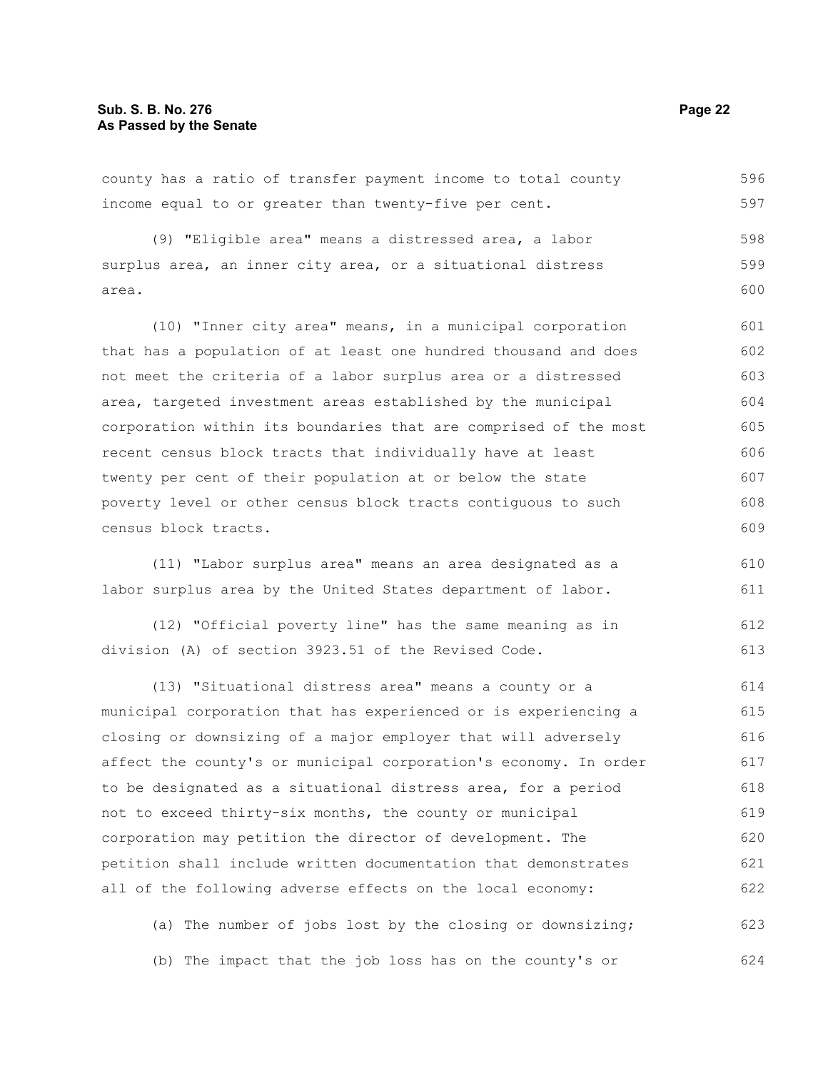county has a ratio of transfer payment income to total county income equal to or greater than twenty-five per cent.

(9) "Eligible area" means a distressed area, a labor surplus area, an inner city area, or a situational distress area.

(10) "Inner city area" means, in a municipal corporation that has a population of at least one hundred thousand and does not meet the criteria of a labor surplus area or a distressed area, targeted investment areas established by the municipal corporation within its boundaries that are comprised of the most recent census block tracts that individually have at least twenty per cent of their population at or below the state poverty level or other census block tracts contiguous to such census block tracts.

(11) "Labor surplus area" means an area designated as a labor surplus area by the United States department of labor.

(12) "Official poverty line" has the same meaning as in division (A) of section 3923.51 of the Revised Code.

(13) "Situational distress area" means a county or a municipal corporation that has experienced or is experiencing a closing or downsizing of a major employer that will adversely affect the county's or municipal corporation's economy. In order to be designated as a situational distress area, for a period not to exceed thirty-six months, the county or municipal corporation may petition the director of development. The petition shall include written documentation that demonstrates all of the following adverse effects on the local economy:

(a) The number of jobs lost by the closing or downsizing;

(b) The impact that the job loss has on the county's or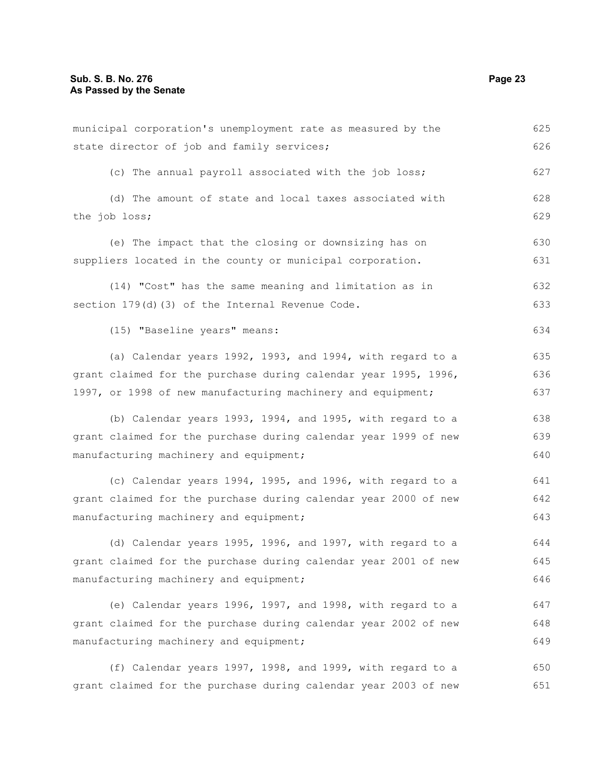municipal corporation's unemployment rate as measured by the state director of job and family services;

(c) The annual payroll associated with the job loss;

(d) The amount of state and local taxes associated with the job loss;

(e) The impact that the closing or downsizing has on suppliers located in the county or municipal corporation.

(14) "Cost" has the same meaning and limitation as in section 179(d)(3) of the Internal Revenue Code.

(15) "Baseline years" means:

(a) Calendar years 1992, 1993, and 1994, with regard to a grant claimed for the purchase during calendar year 1995, 1996, 1997, or 1998 of new manufacturing machinery and equipment;

(b) Calendar years 1993, 1994, and 1995, with regard to a grant claimed for the purchase during calendar year 1999 of new manufacturing machinery and equipment;

(c) Calendar years 1994, 1995, and 1996, with regard to a grant claimed for the purchase during calendar year 2000 of new manufacturing machinery and equipment;

(d) Calendar years 1995, 1996, and 1997, with regard to a grant claimed for the purchase during calendar year 2001 of new manufacturing machinery and equipment;

(e) Calendar years 1996, 1997, and 1998, with regard to a grant claimed for the purchase during calendar year 2002 of new manufacturing machinery and equipment;

(f) Calendar years 1997, 1998, and 1999, with regard to a grant claimed for the purchase during calendar year 2003 of new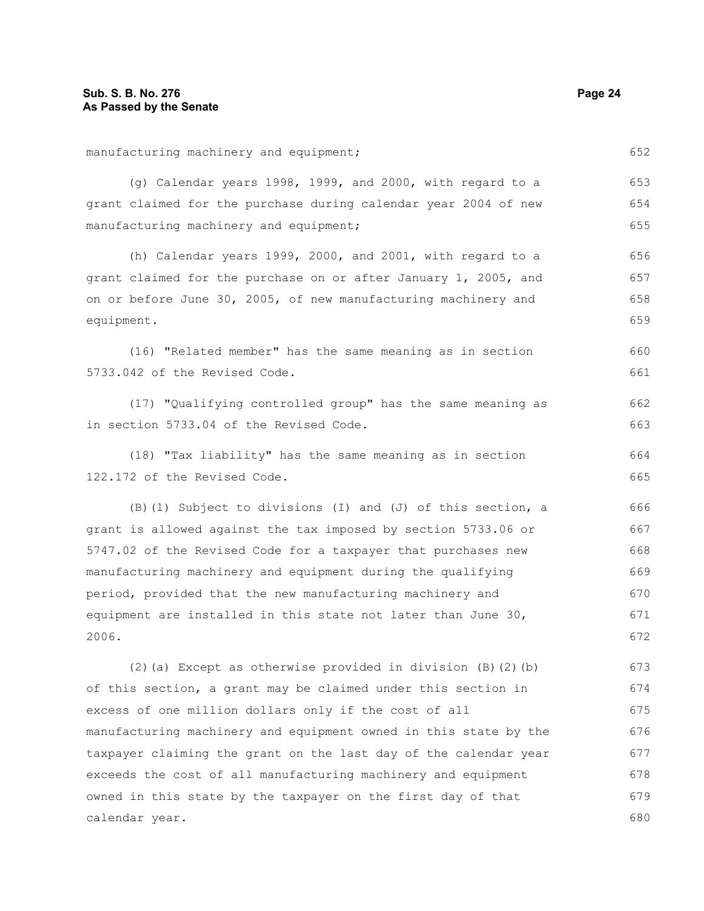manufacturing machinery and equipment;

(g) Calendar years 1998, 1999, and 2000, with regard to a grant claimed for the purchase during calendar year 2004 of new manufacturing machinery and equipment;

(h) Calendar years 1999, 2000, and 2001, with regard to a grant claimed for the purchase on or after January 1, 2005, and on or before June 30, 2005, of new manufacturing machinery and equipment.

(16) "Related member" has the same meaning as in section 5733.042 of the Revised Code.

(17) "Qualifying controlled group" has the same meaning as in section 5733.04 of the Revised Code.

(18) "Tax liability" has the same meaning as in section 122.172 of the Revised Code.

(B)(1) Subject to divisions (I) and (J) of this section, a grant is allowed against the tax imposed by section 5733.06 or 5747.02 of the Revised Code for a taxpayer that purchases new manufacturing machinery and equipment during the qualifying period, provided that the new manufacturing machinery and equipment are installed in this state not later than June 30, 2006.

(2)(a) Except as otherwise provided in division (B)(2)(b) of this section, a grant may be claimed under this section in excess of one million dollars only if the cost of all manufacturing machinery and equipment owned in this state by the taxpayer claiming the grant on the last day of the calendar year exceeds the cost of all manufacturing machinery and equipment owned in this state by the taxpayer on the first day of that calendar year.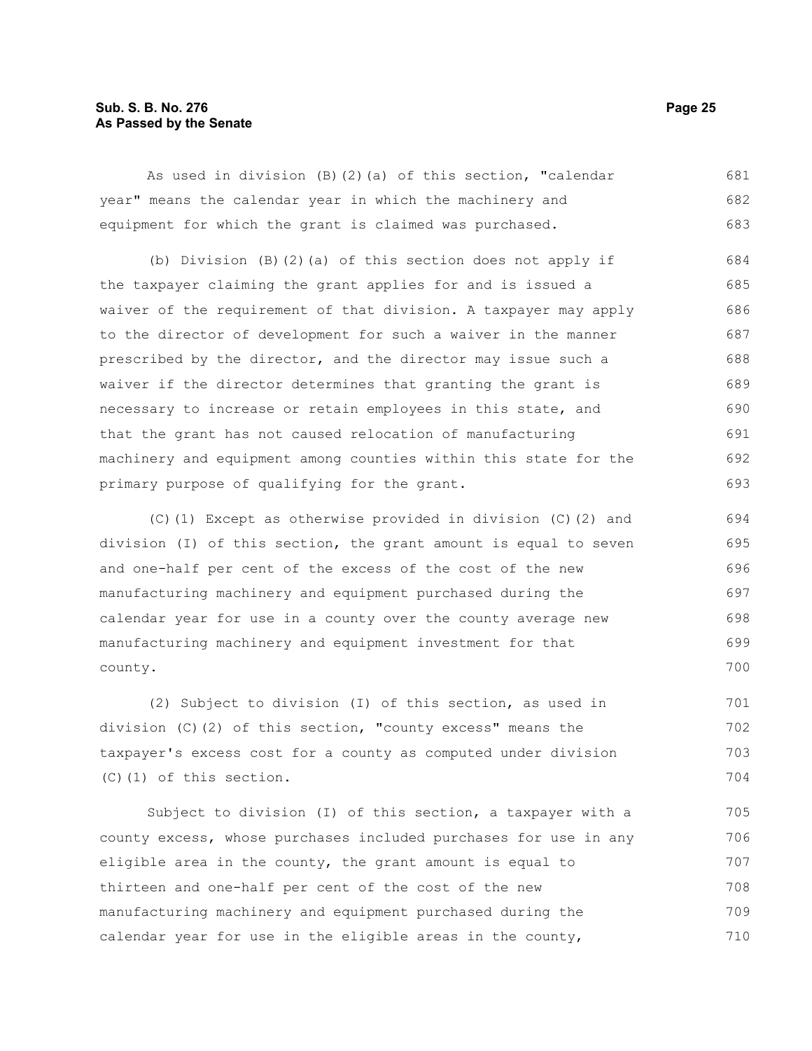As used in division (B)(2)(a) of this section, "calendar year" means the calendar year in which the machinery and equipment for which the grant is claimed was purchased.

(b) Division (B)(2)(a) of this section does not apply if the taxpayer claiming the grant applies for and is issued a waiver of the requirement of that division. A taxpayer may apply to the director of development for such a waiver in the manner prescribed by the director, and the director may issue such a waiver if the director determines that granting the grant is necessary to increase or retain employees in this state, and that the grant has not caused relocation of manufacturing machinery and equipment among counties within this state for the primary purpose of qualifying for the grant.

(C)(1) Except as otherwise provided in division (C)(2) and division (I) of this section, the grant amount is equal to seven and one-half per cent of the excess of the cost of the new manufacturing machinery and equipment purchased during the calendar year for use in a county over the county average new manufacturing machinery and equipment investment for that county.

(2) Subject to division (I) of this section, as used in division (C)(2) of this section, "county excess" means the taxpayer's excess cost for a county as computed under division (C)(1) of this section.

Subject to division (I) of this section, a taxpayer with a county excess, whose purchases included purchases for use in any eligible area in the county, the grant amount is equal to thirteen and one-half per cent of the cost of the new manufacturing machinery and equipment purchased during the calendar year for use in the eligible areas in the county,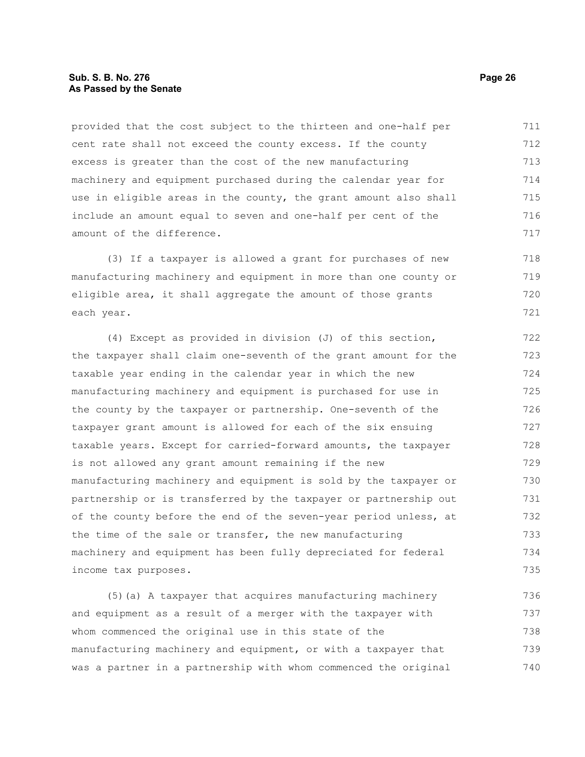provided that the cost subject to the thirteen and one-half per cent rate shall not exceed the county excess. If the county excess is greater than the cost of the new manufacturing machinery and equipment purchased during the calendar year for use in eligible areas in the county, the grant amount also shall include an amount equal to seven and one-half per cent of the amount of the difference.

(3) If a taxpayer is allowed a grant for purchases of new manufacturing machinery and equipment in more than one county or eligible area, it shall aggregate the amount of those grants each year.

(4) Except as provided in division (J) of this section, the taxpayer shall claim one-seventh of the grant amount for the taxable year ending in the calendar year in which the new manufacturing machinery and equipment is purchased for use in the county by the taxpayer or partnership. One-seventh of the taxpayer grant amount is allowed for each of the six ensuing taxable years. Except for carried-forward amounts, the taxpayer is not allowed any grant amount remaining if the new manufacturing machinery and equipment is sold by the taxpayer or partnership or is transferred by the taxpayer or partnership out of the county before the end of the seven-year period unless, at the time of the sale or transfer, the new manufacturing machinery and equipment has been fully depreciated for federal income tax purposes.

(5)(a) A taxpayer that acquires manufacturing machinery and equipment as a result of a merger with the taxpayer with whom commenced the original use in this state of the manufacturing machinery and equipment, or with a taxpayer that was a partner in a partnership with whom commenced the original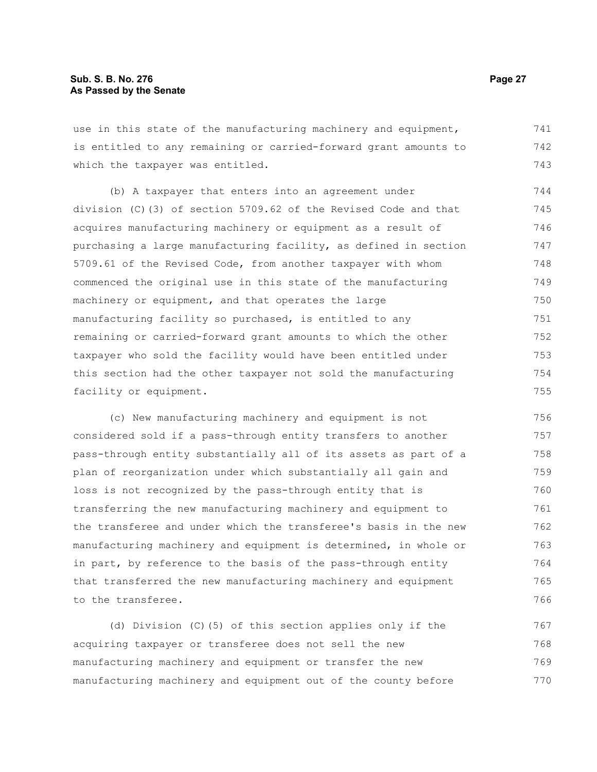use in this state of the manufacturing machinery and equipment, is entitled to any remaining or carried-forward grant amounts to which the taxpayer was entitled.

(b) A taxpayer that enters into an agreement under division (C)(3) of section 5709.62 of the Revised Code and that acquires manufacturing machinery or equipment as a result of purchasing a large manufacturing facility, as defined in section 5709.61 of the Revised Code, from another taxpayer with whom commenced the original use in this state of the manufacturing machinery or equipment, and that operates the large manufacturing facility so purchased, is entitled to any remaining or carried-forward grant amounts to which the other taxpayer who sold the facility would have been entitled under this section had the other taxpayer not sold the manufacturing facility or equipment.

(c) New manufacturing machinery and equipment is not considered sold if a pass-through entity transfers to another pass-through entity substantially all of its assets as part of a plan of reorganization under which substantially all gain and loss is not recognized by the pass-through entity that is transferring the new manufacturing machinery and equipment to the transferee and under which the transferee's basis in the new manufacturing machinery and equipment is determined, in whole or in part, by reference to the basis of the pass-through entity that transferred the new manufacturing machinery and equipment to the transferee.

(d) Division (C)(5) of this section applies only if the acquiring taxpayer or transferee does not sell the new manufacturing machinery and equipment or transfer the new manufacturing machinery and equipment out of the county before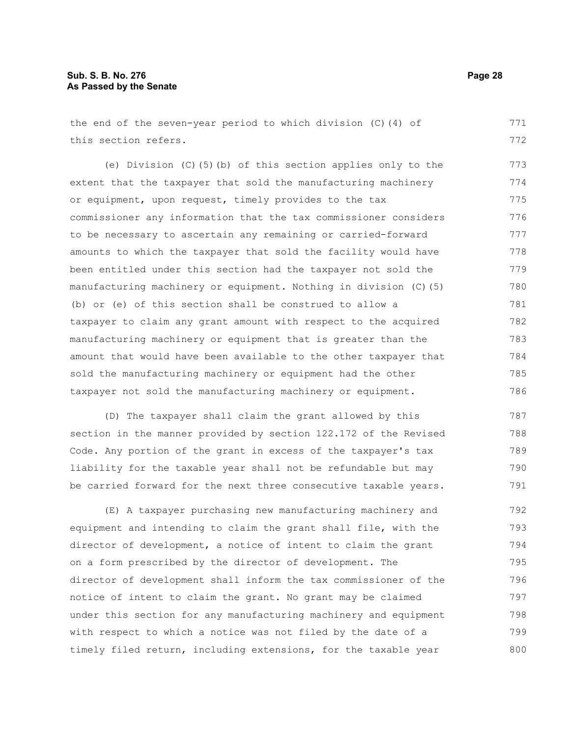the end of the seven-year period to which division (C)(4) of this section refers.

(e) Division (C)(5)(b) of this section applies only to the extent that the taxpayer that sold the manufacturing machinery or equipment, upon request, timely provides to the tax commissioner any information that the tax commissioner considers to be necessary to ascertain any remaining or carried-forward amounts to which the taxpayer that sold the facility would have been entitled under this section had the taxpayer not sold the manufacturing machinery or equipment. Nothing in division (C)(5)(b) or (e) of this section shall be construed to allow a taxpayer to claim any grant amount with respect to the acquired manufacturing machinery or equipment that is greater than the amount that would have been available to the other taxpayer that sold the manufacturing machinery or equipment had the other taxpayer not sold the manufacturing machinery or equipment.

(D) The taxpayer shall claim the grant allowed by this section in the manner provided by section 122.172 of the Revised Code. Any portion of the grant in excess of the taxpayer's tax liability for the taxable year shall not be refundable but may be carried forward for the next three consecutive taxable years.

(E) A taxpayer purchasing new manufacturing machinery and equipment and intending to claim the grant shall file, with the director of development, a notice of intent to claim the grant on a form prescribed by the director of development. The director of development shall inform the tax commissioner of the notice of intent to claim the grant. No grant may be claimed under this section for any manufacturing machinery and equipment with respect to which a notice was not filed by the date of a timely filed return, including extensions, for the taxable year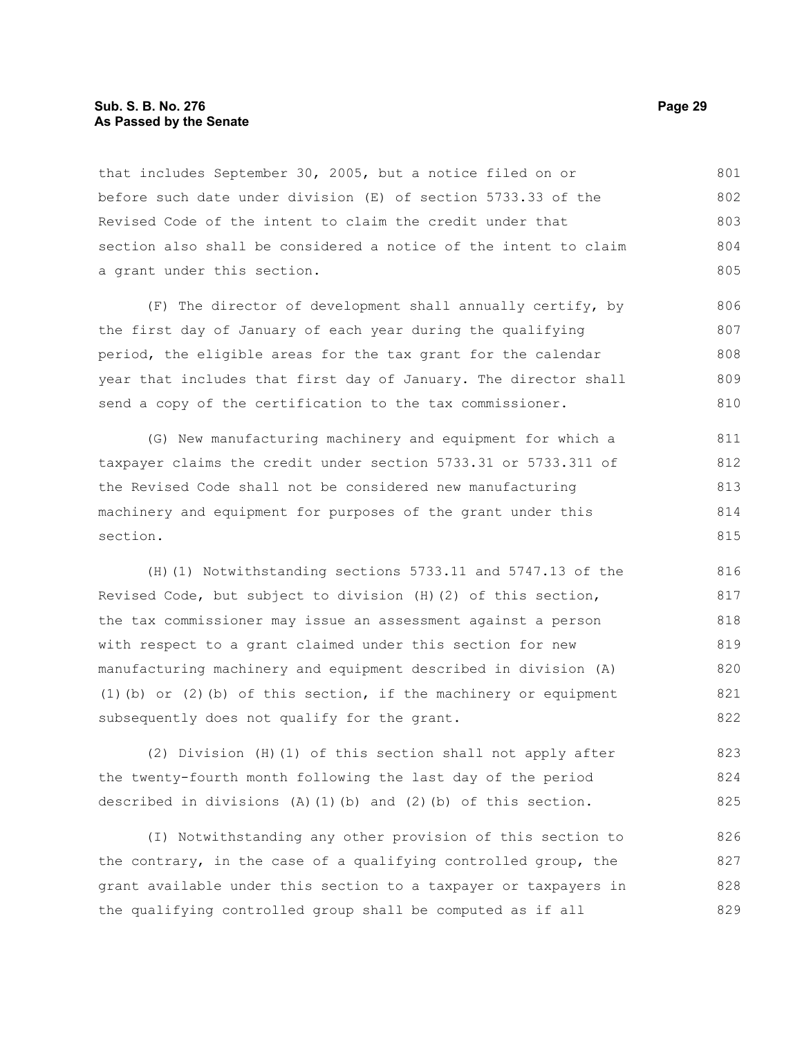that includes September 30, 2005, but a notice filed on or before such date under division (E) of section 5733.33 of the Revised Code of the intent to claim the credit under that section also shall be considered a notice of the intent to claim a grant under this section.

(F) The director of development shall annually certify, by the first day of January of each year during the qualifying period, the eligible areas for the tax grant for the calendar year that includes that first day of January. The director shall send a copy of the certification to the tax commissioner.

(G) New manufacturing machinery and equipment for which a taxpayer claims the credit under section 5733.31 or 5733.311 of the Revised Code shall not be considered new manufacturing machinery and equipment for purposes of the grant under this section.

(H)(1) Notwithstanding sections 5733.11 and 5747.13 of the Revised Code, but subject to division (H)(2) of this section, the tax commissioner may issue an assessment against a person with respect to a grant claimed under this section for new manufacturing machinery and equipment described in division (A)(1)(b) or (2)(b) of this section, if the machinery or equipment subsequently does not qualify for the grant.

(2) Division (H)(1) of this section shall not apply after the twenty-fourth month following the last day of the period described in divisions (A)(1)(b) and (2)(b) of this section.

(I) Notwithstanding any other provision of this section to the contrary, in the case of a qualifying controlled group, the grant available under this section to a taxpayer or taxpayers in the qualifying controlled group shall be computed as if all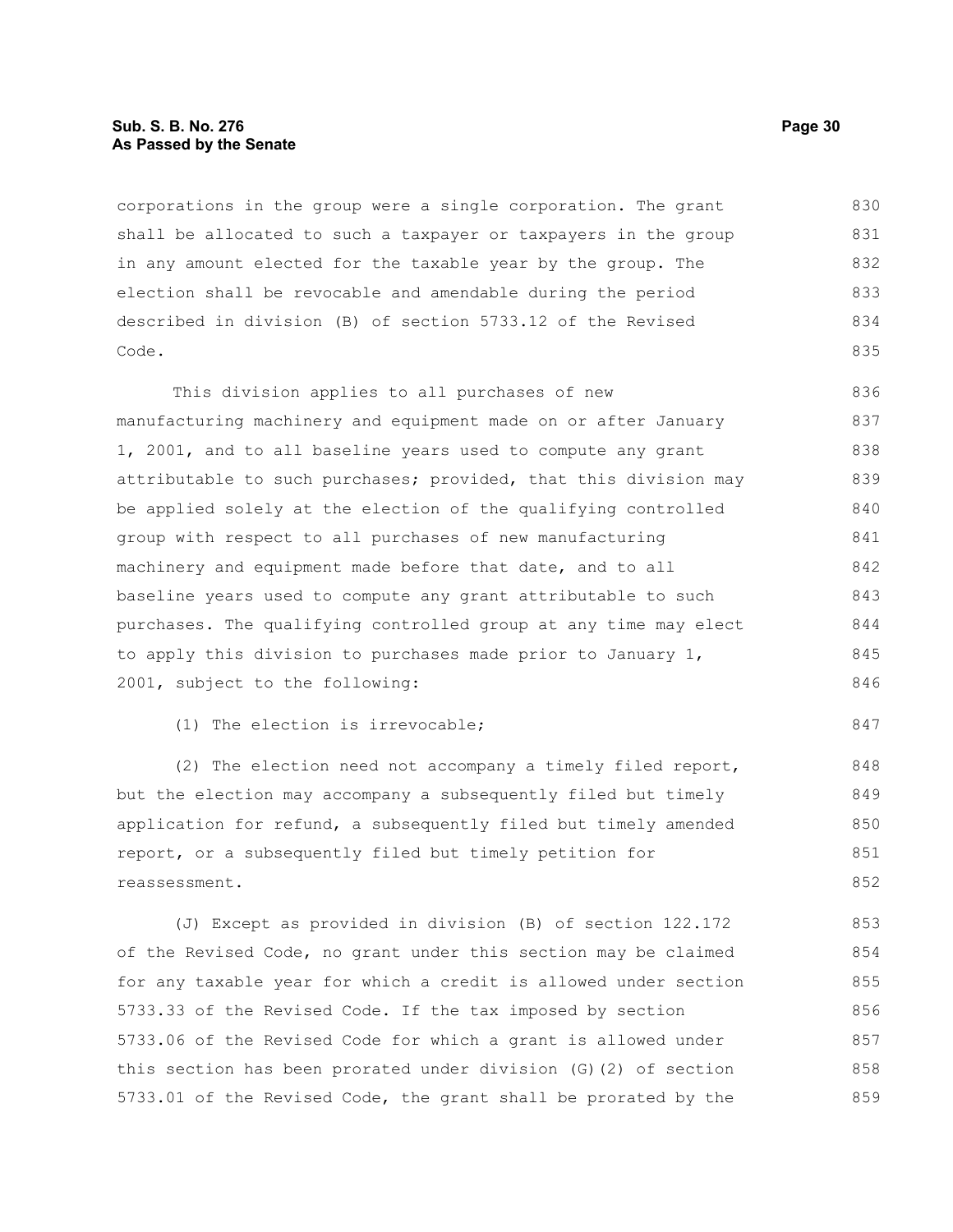corporations in the group were a single corporation. The grant shall be allocated to such a taxpayer or taxpayers in the group in any amount elected for the taxable year by the group. The election shall be revocable and amendable during the period described in division (B) of section 5733.12 of the Revised Code.

This division applies to all purchases of new manufacturing machinery and equipment made on or after January 1, 2001, and to all baseline years used to compute any grant attributable to such purchases; provided, that this division may be applied solely at the election of the qualifying controlled group with respect to all purchases of new manufacturing machinery and equipment made before that date, and to all baseline years used to compute any grant attributable to such purchases. The qualifying controlled group at any time may elect to apply this division to purchases made prior to January 1, 2001, subject to the following:

(1) The election is irrevocable;

(2) The election need not accompany a timely filed report, but the election may accompany a subsequently filed but timely application for refund, a subsequently filed but timely amended report, or a subsequently filed but timely petition for reassessment.

(J) Except as provided in division (B) of section 122.172 of the Revised Code, no grant under this section may be claimed for any taxable year for which a credit is allowed under section 5733.33 of the Revised Code. If the tax imposed by section 5733.06 of the Revised Code for which a grant is allowed under this section has been prorated under division (G)(2) of section 5733.01 of the Revised Code, the grant shall be prorated by the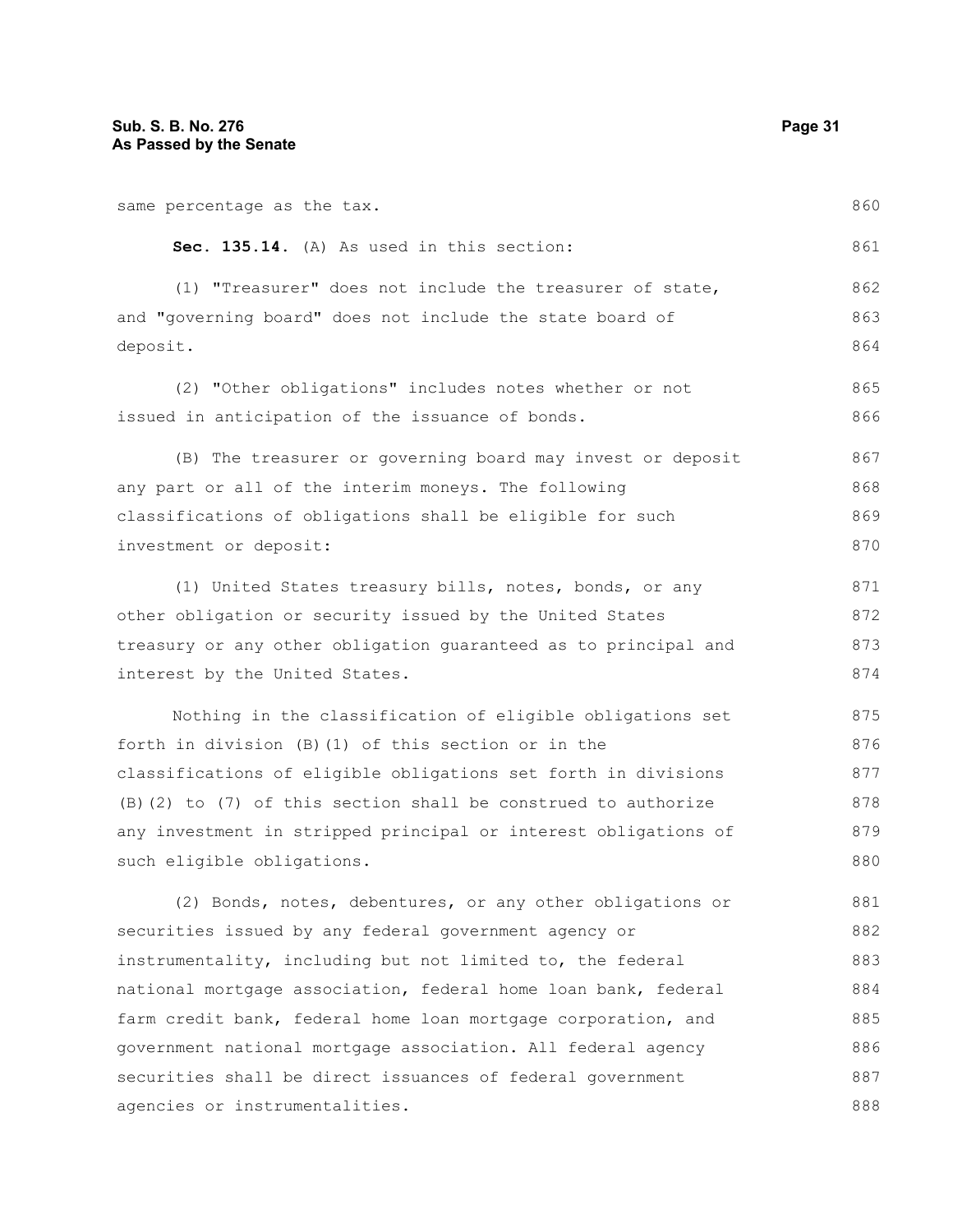same percentage as the tax.

**Sec. 135.14.** (A) As used in this section:

(1) "Treasurer" does not include the treasurer of state, and "governing board" does not include the state board of deposit.

(2) "Other obligations" includes notes whether or not issued in anticipation of the issuance of bonds.

(B) The treasurer or governing board may invest or deposit any part or all of the interim moneys. The following classifications of obligations shall be eligible for such investment or deposit:

(1) United States treasury bills, notes, bonds, or any other obligation or security issued by the United States treasury or any other obligation guaranteed as to principal and interest by the United States.

Nothing in the classification of eligible obligations set forth in division (B)(1) of this section or in the classifications of eligible obligations set forth in divisions (B)(2) to (7) of this section shall be construed to authorize any investment in stripped principal or interest obligations of such eligible obligations.

(2) Bonds, notes, debentures, or any other obligations or securities issued by any federal government agency or instrumentality, including but not limited to, the federal national mortgage association, federal home loan bank, federal farm credit bank, federal home loan mortgage corporation, and government national mortgage association. All federal agency securities shall be direct issuances of federal government agencies or instrumentalities.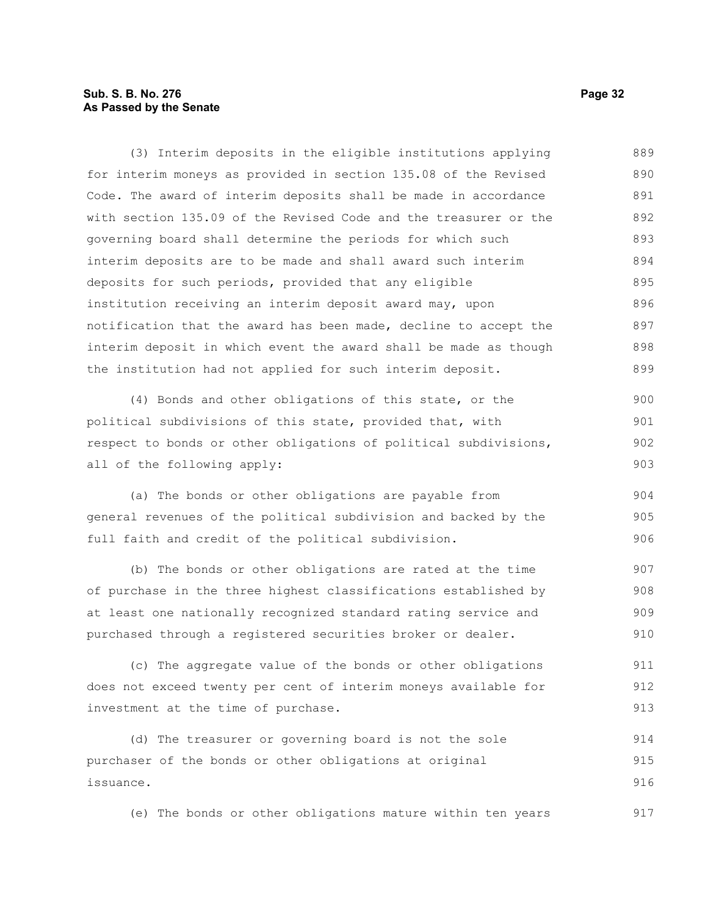(3) Interim deposits in the eligible institutions applying for interim moneys as provided in section 135.08 of the Revised Code. The award of interim deposits shall be made in accordance with section 135.09 of the Revised Code and the treasurer or the governing board shall determine the periods for which such interim deposits are to be made and shall award such interim deposits for such periods, provided that any eligible institution receiving an interim deposit award may, upon notification that the award has been made, decline to accept the interim deposit in which event the award shall be made as though the institution had not applied for such interim deposit.

(4) Bonds and other obligations of this state, or the political subdivisions of this state, provided that, with respect to bonds or other obligations of political subdivisions, all of the following apply:

(a) The bonds or other obligations are payable from general revenues of the political subdivision and backed by the full faith and credit of the political subdivision.

(b) The bonds or other obligations are rated at the time of purchase in the three highest classifications established by at least one nationally recognized standard rating service and purchased through a registered securities broker or dealer.

(c) The aggregate value of the bonds or other obligations does not exceed twenty per cent of interim moneys available for investment at the time of purchase.

(d) The treasurer or governing board is not the sole purchaser of the bonds or other obligations at original issuance.

(e) The bonds or other obligations mature within ten years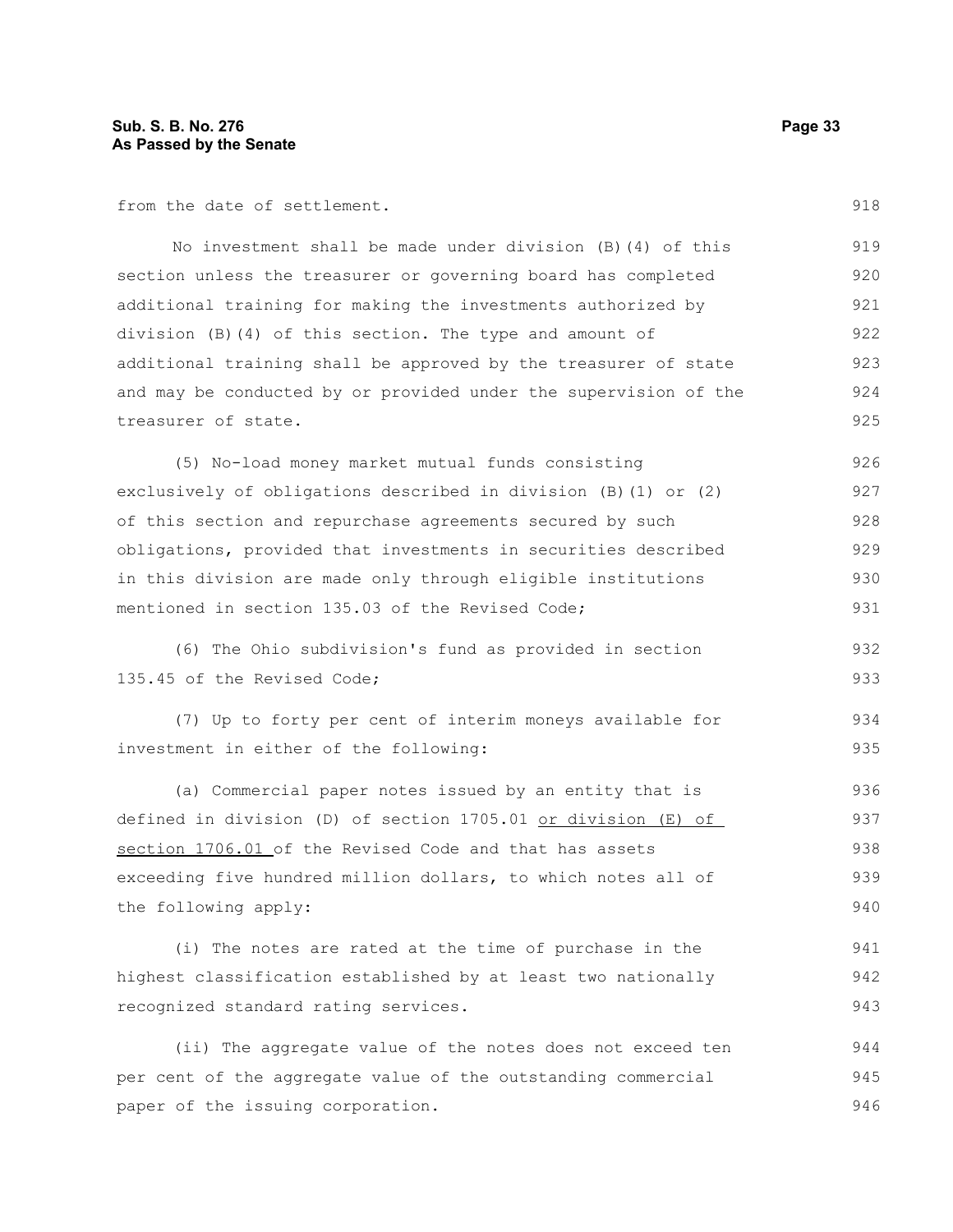from the date of settlement.

No investment shall be made under division (B)(4) of this section unless the treasurer or governing board has completed additional training for making the investments authorized by division (B)(4) of this section. The type and amount of additional training shall be approved by the treasurer of state and may be conducted by or provided under the supervision of the treasurer of state.

(5) No-load money market mutual funds consisting exclusively of obligations described in division (B)(1) or (2) of this section and repurchase agreements secured by such obligations, provided that investments in securities described in this division are made only through eligible institutions mentioned in section 135.03 of the Revised Code;

(6) The Ohio subdivision's fund as provided in section 135.45 of the Revised Code;

(7) Up to forty per cent of interim moneys available for investment in either of the following:

(a) Commercial paper notes issued by an entity that is defined in division (D) of section 1705.01 <u>or division (E) of section 1706.01</u> of the Revised Code and that has assets exceeding five hundred million dollars, to which notes all of the following apply:

(i) The notes are rated at the time of purchase in the highest classification established by at least two nationally recognized standard rating services.

(ii) The aggregate value of the notes does not exceed ten per cent of the aggregate value of the outstanding commercial paper of the issuing corporation.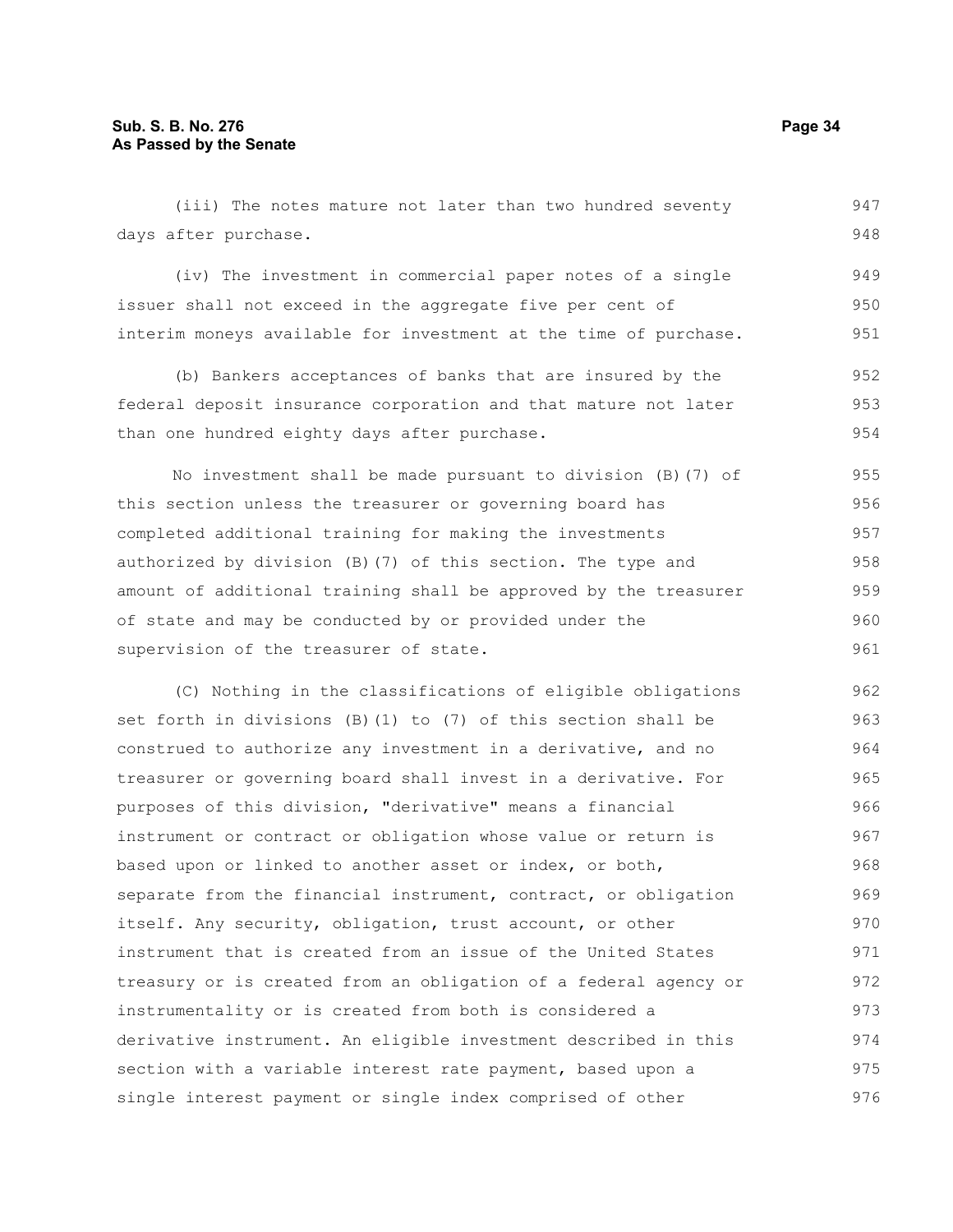(iii) The notes mature not later than two hundred seventy days after purchase.

(iv) The investment in commercial paper notes of a single issuer shall not exceed in the aggregate five per cent of interim moneys available for investment at the time of purchase.

(b) Bankers acceptances of banks that are insured by the federal deposit insurance corporation and that mature not later than one hundred eighty days after purchase.

No investment shall be made pursuant to division (B)(7) of this section unless the treasurer or governing board has completed additional training for making the investments authorized by division (B)(7) of this section. The type and amount of additional training shall be approved by the treasurer of state and may be conducted by or provided under the supervision of the treasurer of state.

(C) Nothing in the classifications of eligible obligations set forth in divisions (B)(1) to (7) of this section shall be construed to authorize any investment in a derivative, and no treasurer or governing board shall invest in a derivative. For purposes of this division, "derivative" means a financial instrument or contract or obligation whose value or return is based upon or linked to another asset or index, or both, separate from the financial instrument, contract, or obligation itself. Any security, obligation, trust account, or other instrument that is created from an issue of the United States treasury or is created from an obligation of a federal agency or instrumentality or is created from both is considered a derivative instrument. An eligible investment described in this section with a variable interest rate payment, based upon a single interest payment or single index comprised of other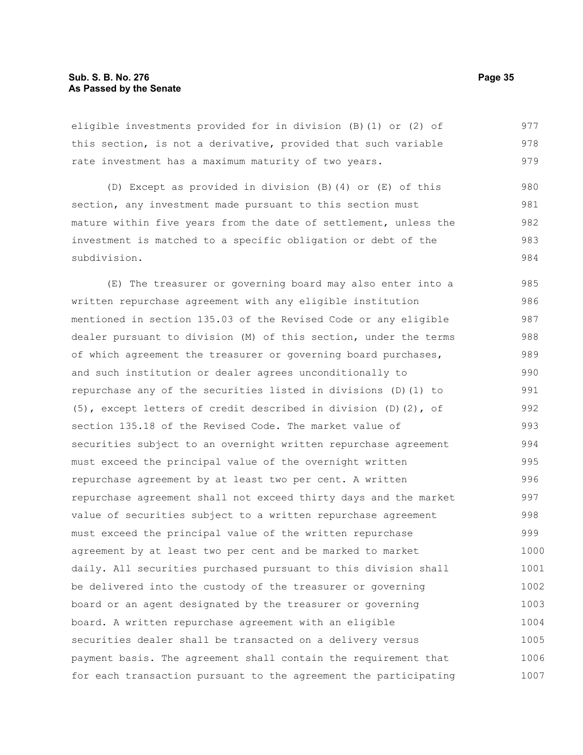eligible investments provided for in division (B)(1) or (2) of this section, is not a derivative, provided that such variable rate investment has a maximum maturity of two years.

(D) Except as provided in division (B)(4) or (E) of this section, any investment made pursuant to this section must mature within five years from the date of settlement, unless the investment is matched to a specific obligation or debt of the subdivision.

(E) The treasurer or governing board may also enter into a written repurchase agreement with any eligible institution mentioned in section 135.03 of the Revised Code or any eligible dealer pursuant to division (M) of this section, under the terms of which agreement the treasurer or governing board purchases, and such institution or dealer agrees unconditionally to repurchase any of the securities listed in divisions (D)(1) to (5), except letters of credit described in division (D)(2), of section 135.18 of the Revised Code. The market value of securities subject to an overnight written repurchase agreement must exceed the principal value of the overnight written repurchase agreement by at least two per cent. A written repurchase agreement shall not exceed thirty days and the market value of securities subject to a written repurchase agreement must exceed the principal value of the written repurchase agreement by at least two per cent and be marked to market daily. All securities purchased pursuant to this division shall be delivered into the custody of the treasurer or governing board or an agent designated by the treasurer or governing board. A written repurchase agreement with an eligible securities dealer shall be transacted on a delivery versus payment basis. The agreement shall contain the requirement that for each transaction pursuant to the agreement the participating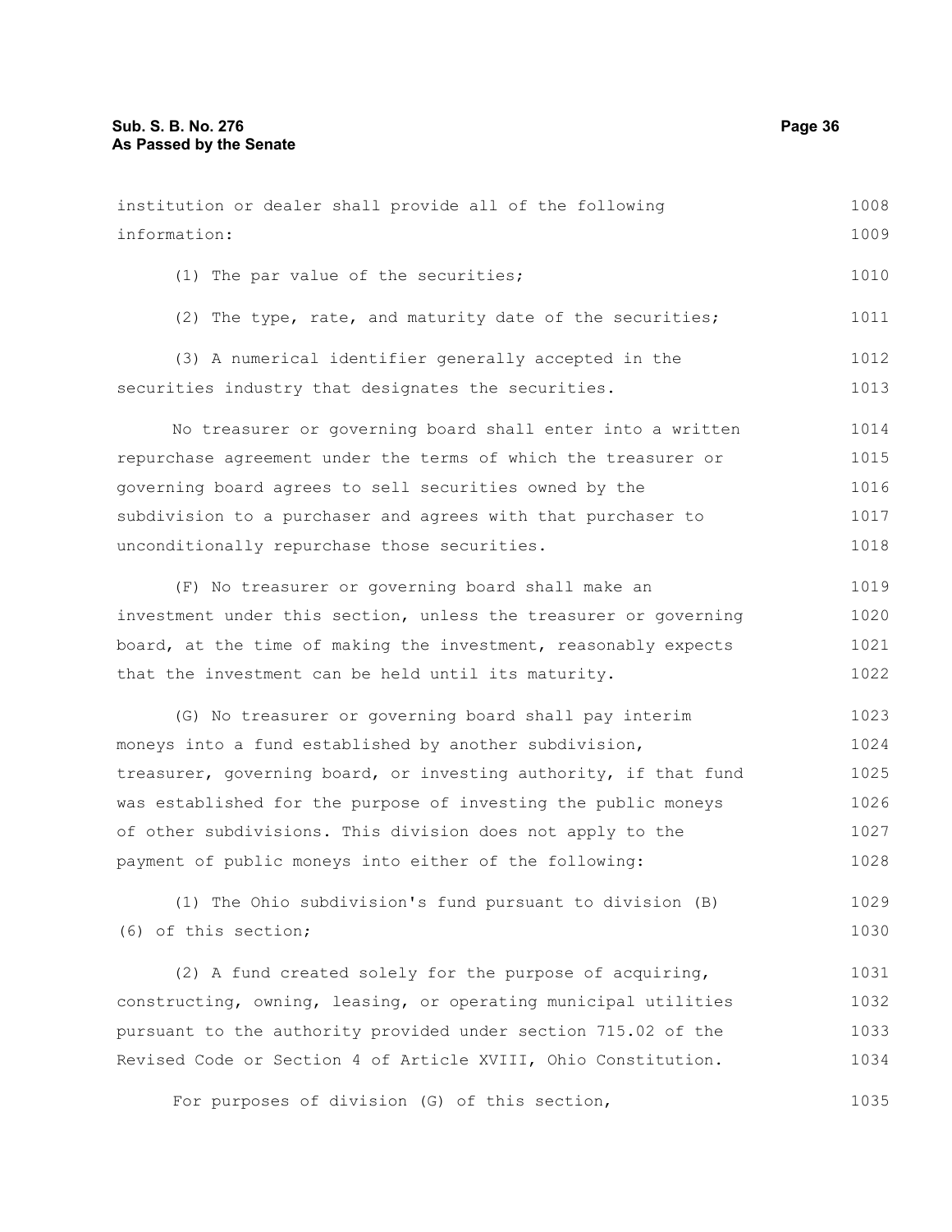institution or dealer shall provide all of the following information:

(1) The par value of the securities;

(2) The type, rate, and maturity date of the securities;

(3) A numerical identifier generally accepted in the securities industry that designates the securities.

No treasurer or governing board shall enter into a written repurchase agreement under the terms of which the treasurer or governing board agrees to sell securities owned by the subdivision to a purchaser and agrees with that purchaser to unconditionally repurchase those securities.

(F) No treasurer or governing board shall make an investment under this section, unless the treasurer or governing board, at the time of making the investment, reasonably expects that the investment can be held until its maturity.

(G) No treasurer or governing board shall pay interim moneys into a fund established by another subdivision, treasurer, governing board, or investing authority, if that fund was established for the purpose of investing the public moneys of other subdivisions. This division does not apply to the payment of public moneys into either of the following:

(1) The Ohio subdivision's fund pursuant to division (B)(6) of this section;

(2) A fund created solely for the purpose of acquiring, constructing, owning, leasing, or operating municipal utilities pursuant to the authority provided under section 715.02 of the Revised Code or Section 4 of Article XVIII, Ohio Constitution.

For purposes of division (G) of this section,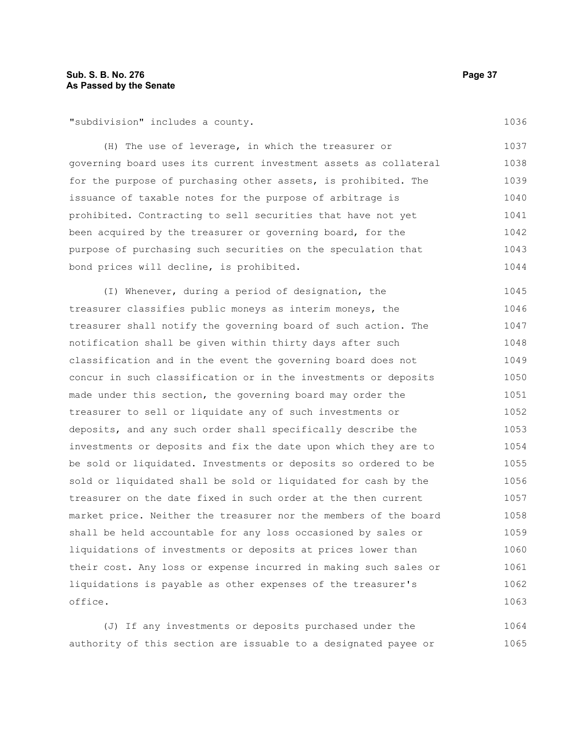"subdivision" includes a county.

(H) The use of leverage, in which the treasurer or governing board uses its current investment assets as collateral for the purpose of purchasing other assets, is prohibited. The issuance of taxable notes for the purpose of arbitrage is prohibited. Contracting to sell securities that have not yet been acquired by the treasurer or governing board, for the purpose of purchasing such securities on the speculation that bond prices will decline, is prohibited.

(I) Whenever, during a period of designation, the treasurer classifies public moneys as interim moneys, the treasurer shall notify the governing board of such action. The notification shall be given within thirty days after such classification and in the event the governing board does not concur in such classification or in the investments or deposits made under this section, the governing board may order the treasurer to sell or liquidate any of such investments or deposits, and any such order shall specifically describe the investments or deposits and fix the date upon which they are to be sold or liquidated. Investments or deposits so ordered to be sold or liquidated shall be sold or liquidated for cash by the treasurer on the date fixed in such order at the then current market price. Neither the treasurer nor the members of the board shall be held accountable for any loss occasioned by sales or liquidations of investments or deposits at prices lower than their cost. Any loss or expense incurred in making such sales or liquidations is payable as other expenses of the treasurer's office.

(J) If any investments or deposits purchased under the authority of this section are issuable to a designated payee or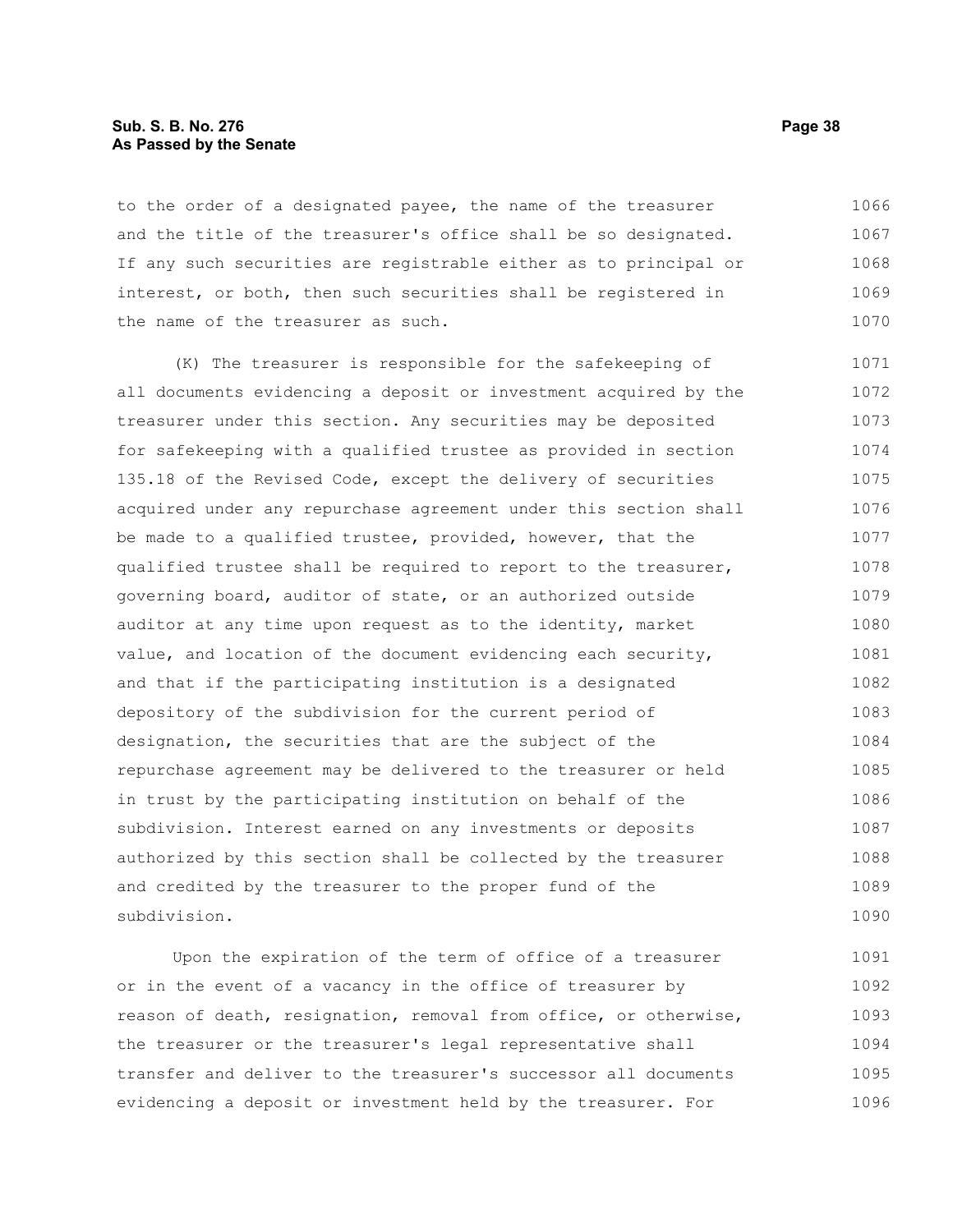to the order of a designated payee, the name of the treasurer and the title of the treasurer's office shall be so designated. If any such securities are registrable either as to principal or interest, or both, then such securities shall be registered in the name of the treasurer as such.

(K) The treasurer is responsible for the safekeeping of all documents evidencing a deposit or investment acquired by the treasurer under this section. Any securities may be deposited for safekeeping with a qualified trustee as provided in section 135.18 of the Revised Code, except the delivery of securities acquired under any repurchase agreement under this section shall be made to a qualified trustee, provided, however, that the qualified trustee shall be required to report to the treasurer, governing board, auditor of state, or an authorized outside auditor at any time upon request as to the identity, market value, and location of the document evidencing each security, and that if the participating institution is a designated depository of the subdivision for the current period of designation, the securities that are the subject of the repurchase agreement may be delivered to the treasurer or held in trust by the participating institution on behalf of the subdivision. Interest earned on any investments or deposits authorized by this section shall be collected by the treasurer and credited by the treasurer to the proper fund of the subdivision.

Upon the expiration of the term of office of a treasurer or in the event of a vacancy in the office of treasurer by reason of death, resignation, removal from office, or otherwise, the treasurer or the treasurer's legal representative shall transfer and deliver to the treasurer's successor all documents evidencing a deposit or investment held by the treasurer. For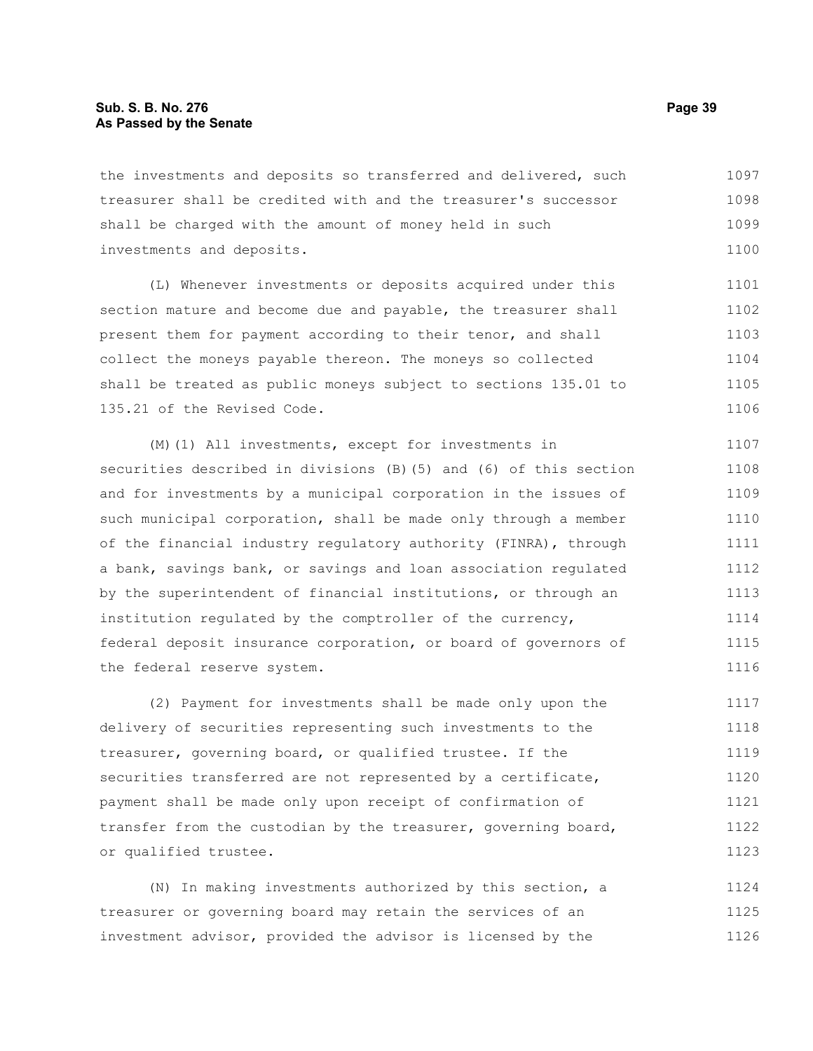the investments and deposits so transferred and delivered, such treasurer shall be credited with and the treasurer's successor shall be charged with the amount of money held in such investments and deposits.

(L) Whenever investments or deposits acquired under this section mature and become due and payable, the treasurer shall present them for payment according to their tenor, and shall collect the moneys payable thereon. The moneys so collected shall be treated as public moneys subject to sections 135.01 to 135.21 of the Revised Code.

(M)(1) All investments, except for investments in securities described in divisions (B)(5) and (6) of this section and for investments by a municipal corporation in the issues of such municipal corporation, shall be made only through a member of the financial industry regulatory authority (FINRA), through a bank, savings bank, or savings and loan association regulated by the superintendent of financial institutions, or through an institution regulated by the comptroller of the currency, federal deposit insurance corporation, or board of governors of the federal reserve system.

(2) Payment for investments shall be made only upon the delivery of securities representing such investments to the treasurer, governing board, or qualified trustee. If the securities transferred are not represented by a certificate, payment shall be made only upon receipt of confirmation of transfer from the custodian by the treasurer, governing board, or qualified trustee.

(N) In making investments authorized by this section, a treasurer or governing board may retain the services of an investment advisor, provided the advisor is licensed by the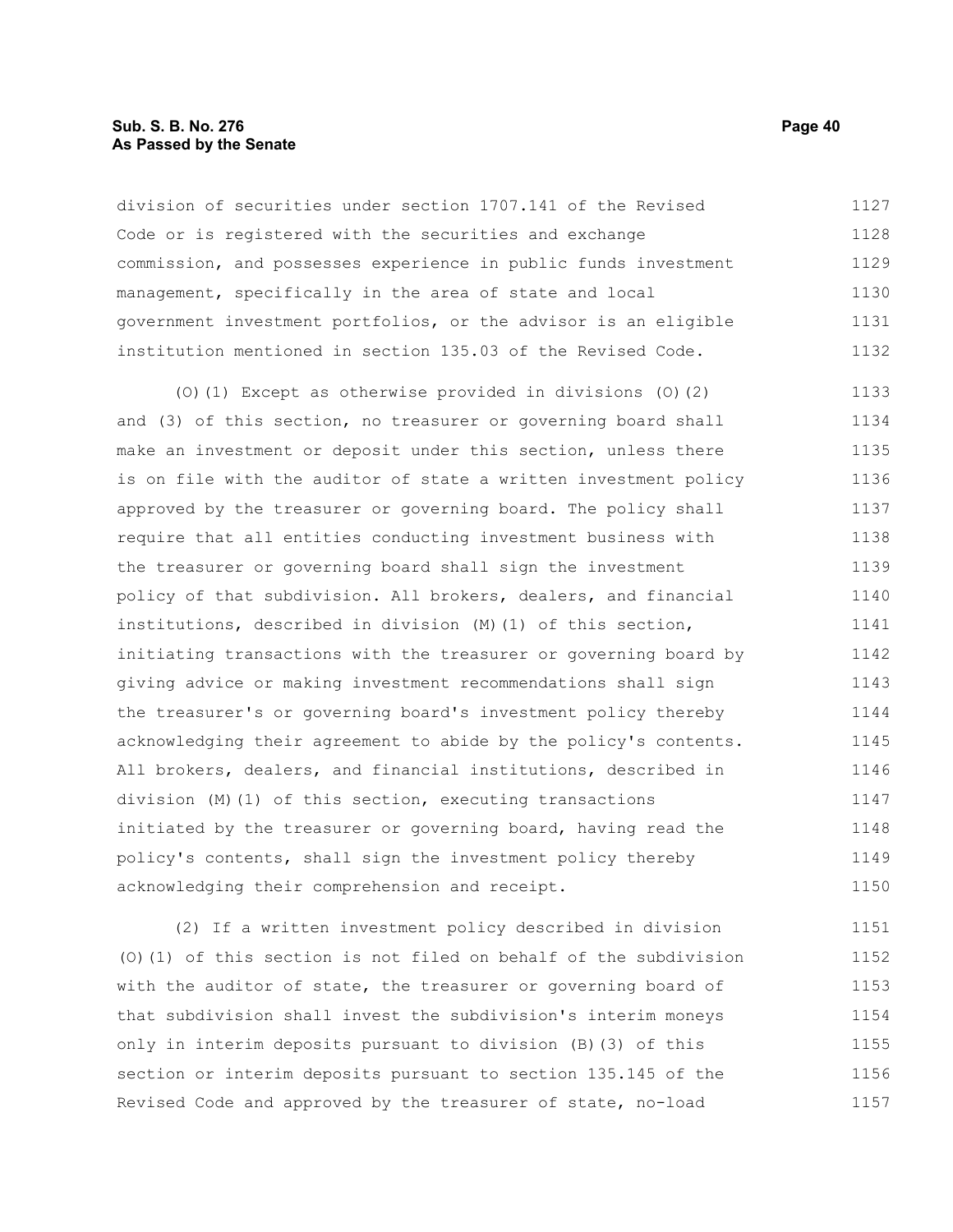division of securities under section 1707.141 of the Revised Code or is registered with the securities and exchange commission, and possesses experience in public funds investment management, specifically in the area of state and local government investment portfolios, or the advisor is an eligible institution mentioned in section 135.03 of the Revised Code.

(O)(1) Except as otherwise provided in divisions (O)(2) and (3) of this section, no treasurer or governing board shall make an investment or deposit under this section, unless there is on file with the auditor of state a written investment policy approved by the treasurer or governing board. The policy shall require that all entities conducting investment business with the treasurer or governing board shall sign the investment policy of that subdivision. All brokers, dealers, and financial institutions, described in division (M)(1) of this section, initiating transactions with the treasurer or governing board by giving advice or making investment recommendations shall sign the treasurer's or governing board's investment policy thereby acknowledging their agreement to abide by the policy's contents. All brokers, dealers, and financial institutions, described in division (M)(1) of this section, executing transactions initiated by the treasurer or governing board, having read the policy's contents, shall sign the investment policy thereby acknowledging their comprehension and receipt.

(2) If a written investment policy described in division (O)(1) of this section is not filed on behalf of the subdivision with the auditor of state, the treasurer or governing board of that subdivision shall invest the subdivision's interim moneys only in interim deposits pursuant to division (B)(3) of this section or interim deposits pursuant to section 135.145 of the Revised Code and approved by the treasurer of state, no-load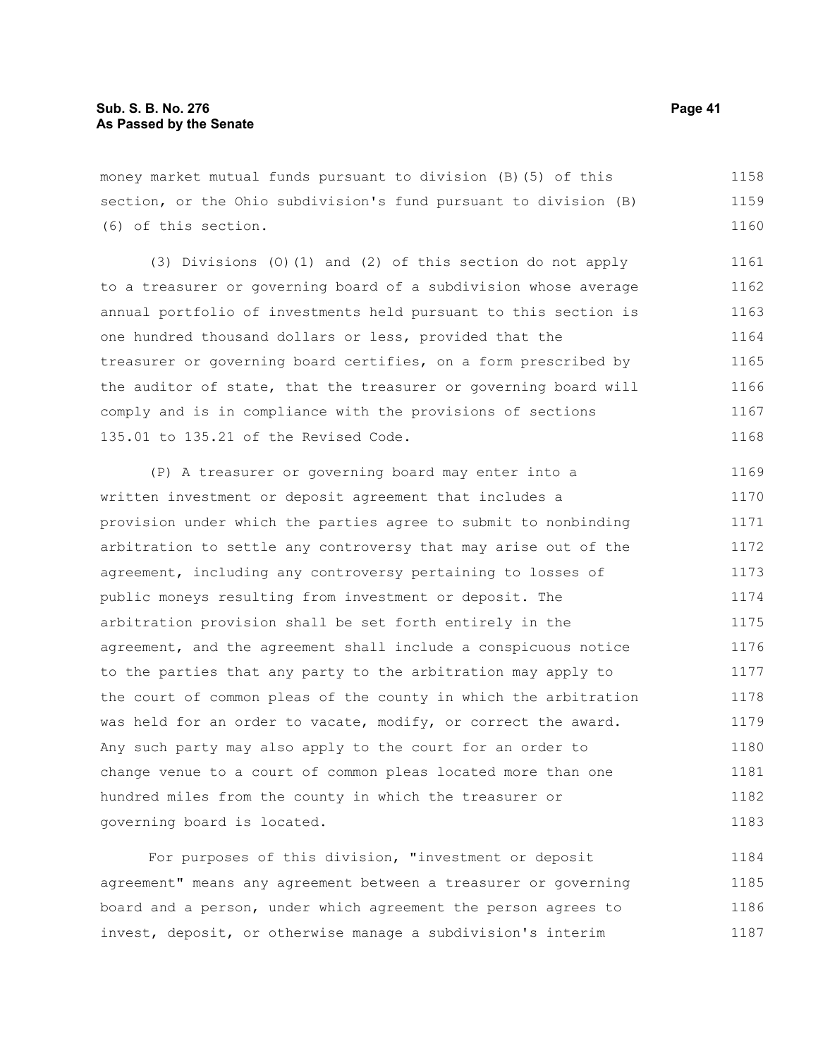money market mutual funds pursuant to division (B)(5) of this section, or the Ohio subdivision's fund pursuant to division (B)(6) of this section.

(3) Divisions (O)(1) and (2) of this section do not apply to a treasurer or governing board of a subdivision whose average annual portfolio of investments held pursuant to this section is one hundred thousand dollars or less, provided that the treasurer or governing board certifies, on a form prescribed by the auditor of state, that the treasurer or governing board will comply and is in compliance with the provisions of sections 135.01 to 135.21 of the Revised Code.

(P) A treasurer or governing board may enter into a written investment or deposit agreement that includes a provision under which the parties agree to submit to nonbinding arbitration to settle any controversy that may arise out of the agreement, including any controversy pertaining to losses of public moneys resulting from investment or deposit. The arbitration provision shall be set forth entirely in the agreement, and the agreement shall include a conspicuous notice to the parties that any party to the arbitration may apply to the court of common pleas of the county in which the arbitration was held for an order to vacate, modify, or correct the award. Any such party may also apply to the court for an order to change venue to a court of common pleas located more than one hundred miles from the county in which the treasurer or governing board is located.

For purposes of this division, "investment or deposit agreement" means any agreement between a treasurer or governing board and a person, under which agreement the person agrees to invest, deposit, or otherwise manage a subdivision's interim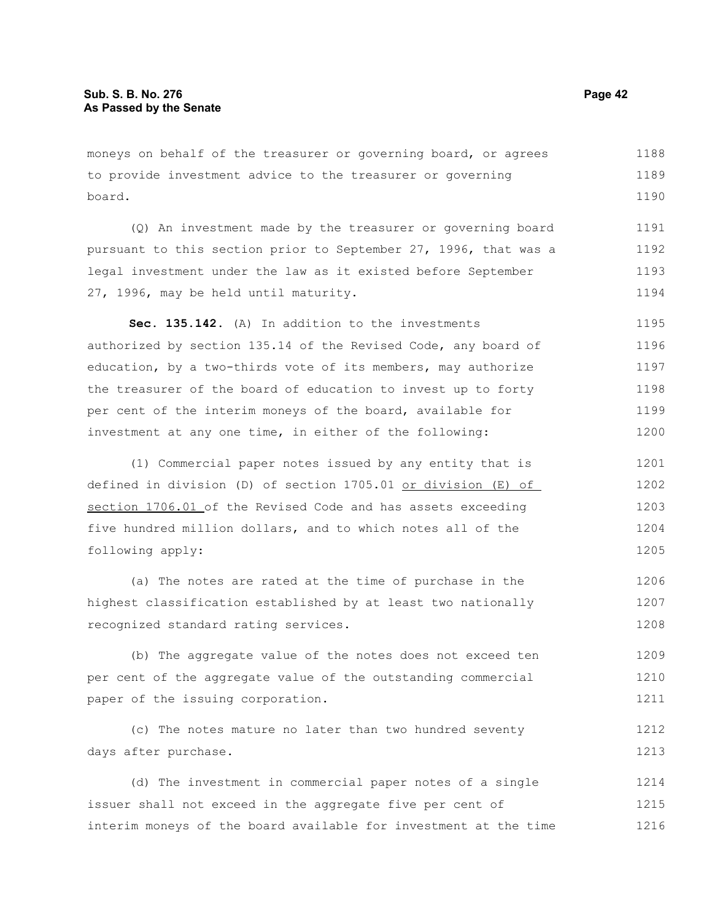moneys on behalf of the treasurer or governing board, or agrees to provide investment advice to the treasurer or governing board.

(Q) An investment made by the treasurer or governing board pursuant to this section prior to September 27, 1996, that was a legal investment under the law as it existed before September 27, 1996, may be held until maturity.

**Sec. 135.142.** (A) In addition to the investments authorized by section 135.14 of the Revised Code, any board of education, by a two-thirds vote of its members, may authorize the treasurer of the board of education to invest up to forty per cent of the interim moneys of the board, available for investment at any one time, in either of the following:

(1) Commercial paper notes issued by any entity that is defined in division (D) of section 1705.01 <u>or division (E) of section 1706.01</u> of the Revised Code and has assets exceeding five hundred million dollars, and to which notes all of the following apply:

(a) The notes are rated at the time of purchase in the highest classification established by at least two nationally recognized standard rating services.

(b) The aggregate value of the notes does not exceed ten per cent of the aggregate value of the outstanding commercial paper of the issuing corporation.

(c) The notes mature no later than two hundred seventy days after purchase.

(d) The investment in commercial paper notes of a single issuer shall not exceed in the aggregate five per cent of interim moneys of the board available for investment at the time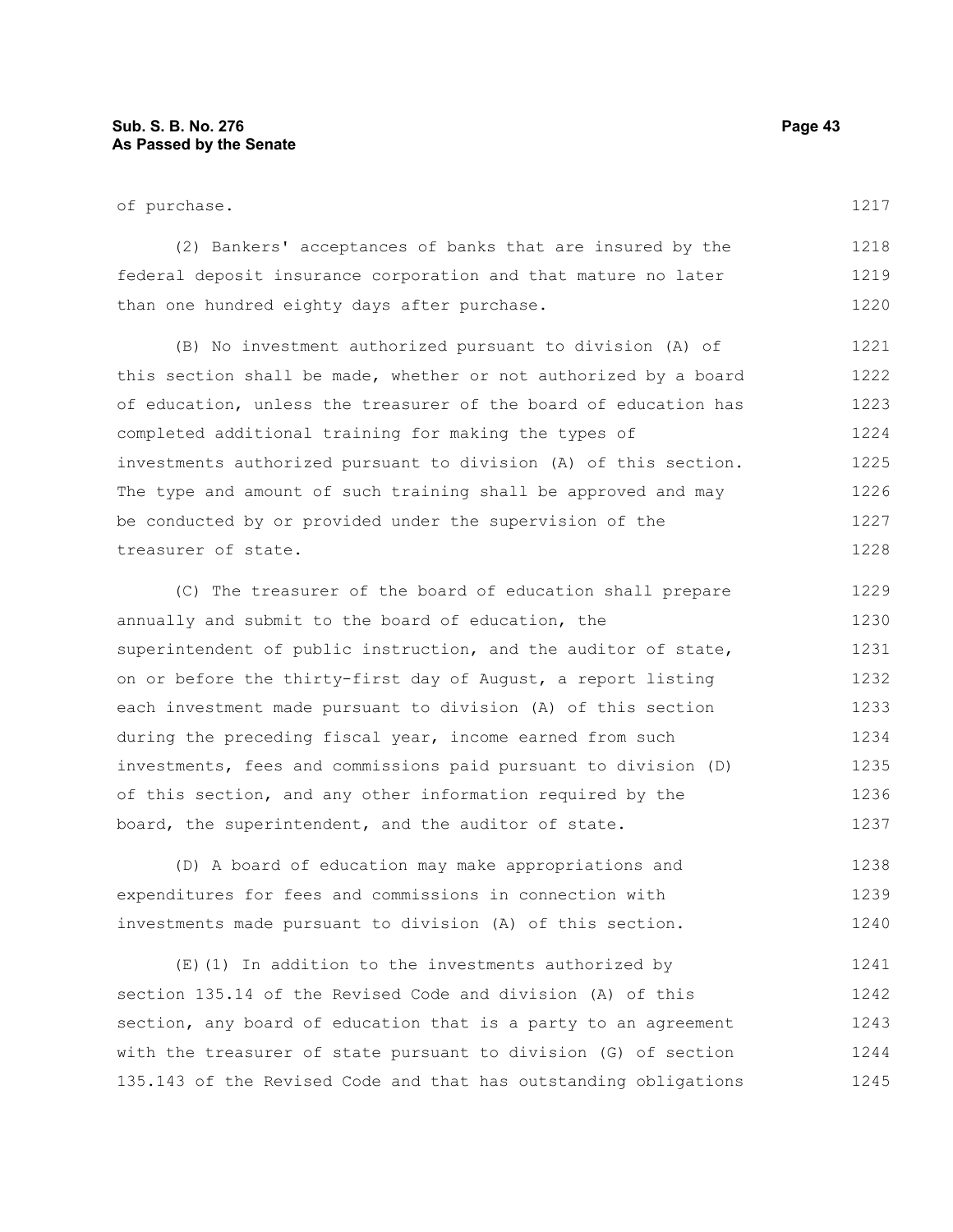of purchase.

(2) Bankers' acceptances of banks that are insured by the federal deposit insurance corporation and that mature no later than one hundred eighty days after purchase.

(B) No investment authorized pursuant to division (A) of this section shall be made, whether or not authorized by a board of education, unless the treasurer of the board of education has completed additional training for making the types of investments authorized pursuant to division (A) of this section. The type and amount of such training shall be approved and may be conducted by or provided under the supervision of the treasurer of state.

(C) The treasurer of the board of education shall prepare annually and submit to the board of education, the superintendent of public instruction, and the auditor of state, on or before the thirty-first day of August, a report listing each investment made pursuant to division (A) of this section during the preceding fiscal year, income earned from such investments, fees and commissions paid pursuant to division (D) of this section, and any other information required by the board, the superintendent, and the auditor of state.

(D) A board of education may make appropriations and expenditures for fees and commissions in connection with investments made pursuant to division (A) of this section.

(E)(1) In addition to the investments authorized by section 135.14 of the Revised Code and division (A) of this section, any board of education that is a party to an agreement with the treasurer of state pursuant to division (G) of section 135.143 of the Revised Code and that has outstanding obligations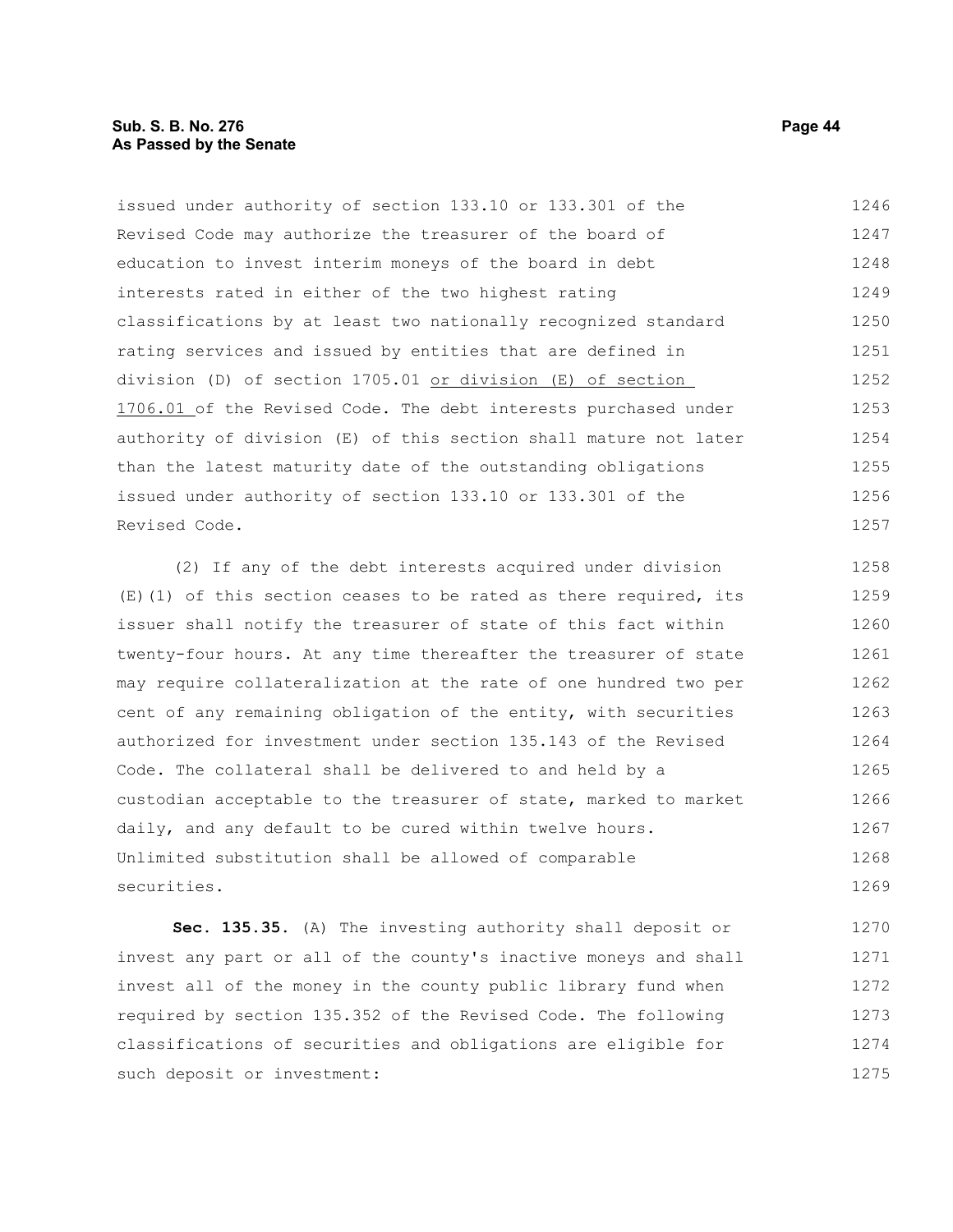issued under authority of section 133.10 or 133.301 of the Revised Code may authorize the treasurer of the board of education to invest interim moneys of the board in debt interests rated in either of the two highest rating classifications by at least two nationally recognized standard rating services and issued by entities that are defined in division (D) of section 1705.01 or division (E) of section 1706.01 of the Revised Code. The debt interests purchased under authority of division (E) of this section shall mature not later than the latest maturity date of the outstanding obligations issued under authority of section 133.10 or 133.301 of the Revised Code.

(2) If any of the debt interests acquired under division (E)(1) of this section ceases to be rated as there required, its issuer shall notify the treasurer of state of this fact within twenty-four hours. At any time thereafter the treasurer of state may require collateralization at the rate of one hundred two per cent of any remaining obligation of the entity, with securities authorized for investment under section 135.143 of the Revised Code. The collateral shall be delivered to and held by a custodian acceptable to the treasurer of state, marked to market daily, and any default to be cured within twelve hours. Unlimited substitution shall be allowed of comparable securities.

**Sec. 135.35.** (A) The investing authority shall deposit or invest any part or all of the county's inactive moneys and shall invest all of the money in the county public library fund when required by section 135.352 of the Revised Code. The following classifications of securities and obligations are eligible for such deposit or investment: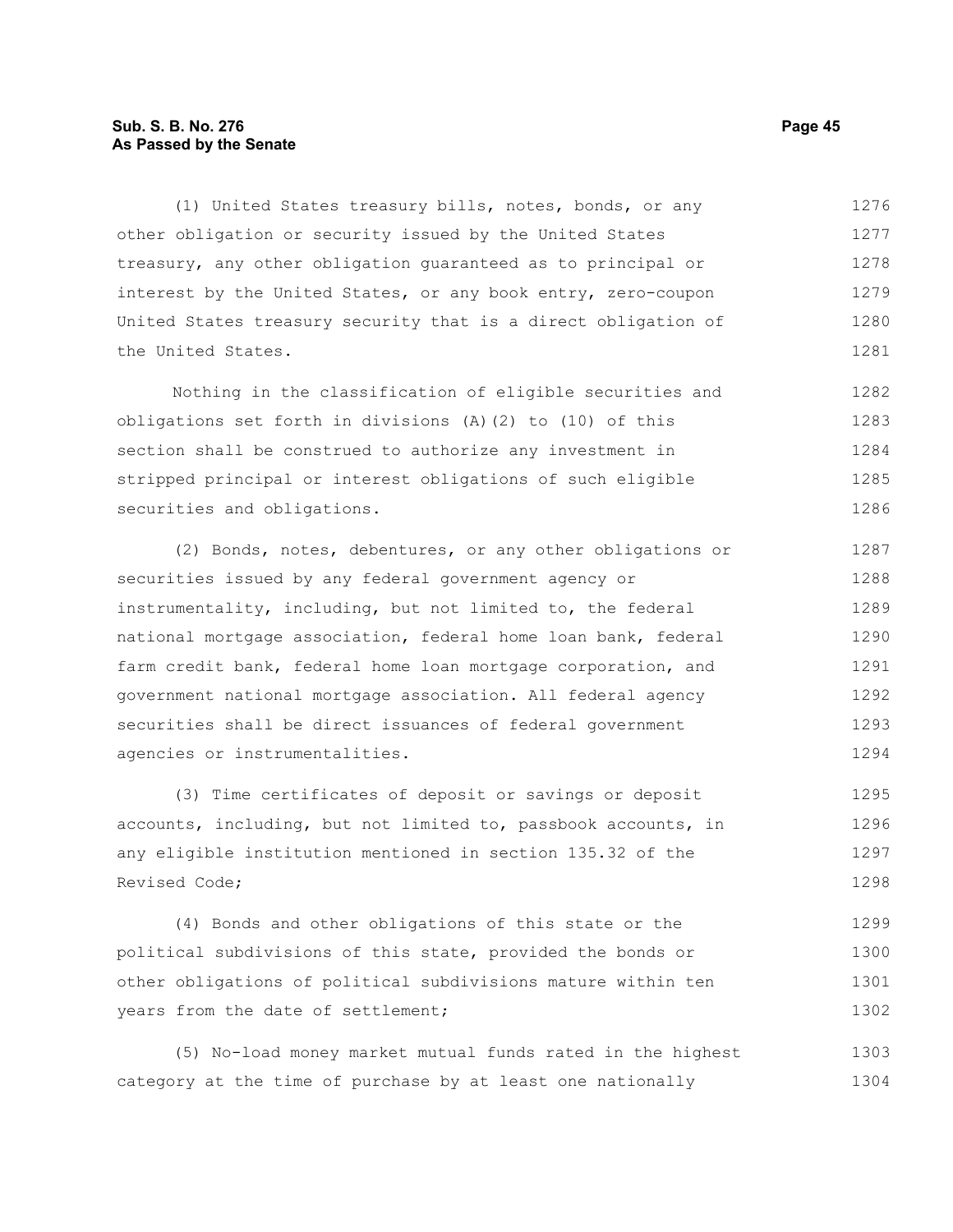(1) United States treasury bills, notes, bonds, or any other obligation or security issued by the United States treasury, any other obligation guaranteed as to principal or interest by the United States, or any book entry, zero-coupon United States treasury security that is a direct obligation of the United States.

Nothing in the classification of eligible securities and obligations set forth in divisions (A)(2) to (10) of this section shall be construed to authorize any investment in stripped principal or interest obligations of such eligible securities and obligations.

(2) Bonds, notes, debentures, or any other obligations or securities issued by any federal government agency or instrumentality, including, but not limited to, the federal national mortgage association, federal home loan bank, federal farm credit bank, federal home loan mortgage corporation, and government national mortgage association. All federal agency securities shall be direct issuances of federal government agencies or instrumentalities.

(3) Time certificates of deposit or savings or deposit accounts, including, but not limited to, passbook accounts, in any eligible institution mentioned in section 135.32 of the Revised Code;

(4) Bonds and other obligations of this state or the political subdivisions of this state, provided the bonds or other obligations of political subdivisions mature within ten years from the date of settlement;

(5) No-load money market mutual funds rated in the highest category at the time of purchase by at least one nationally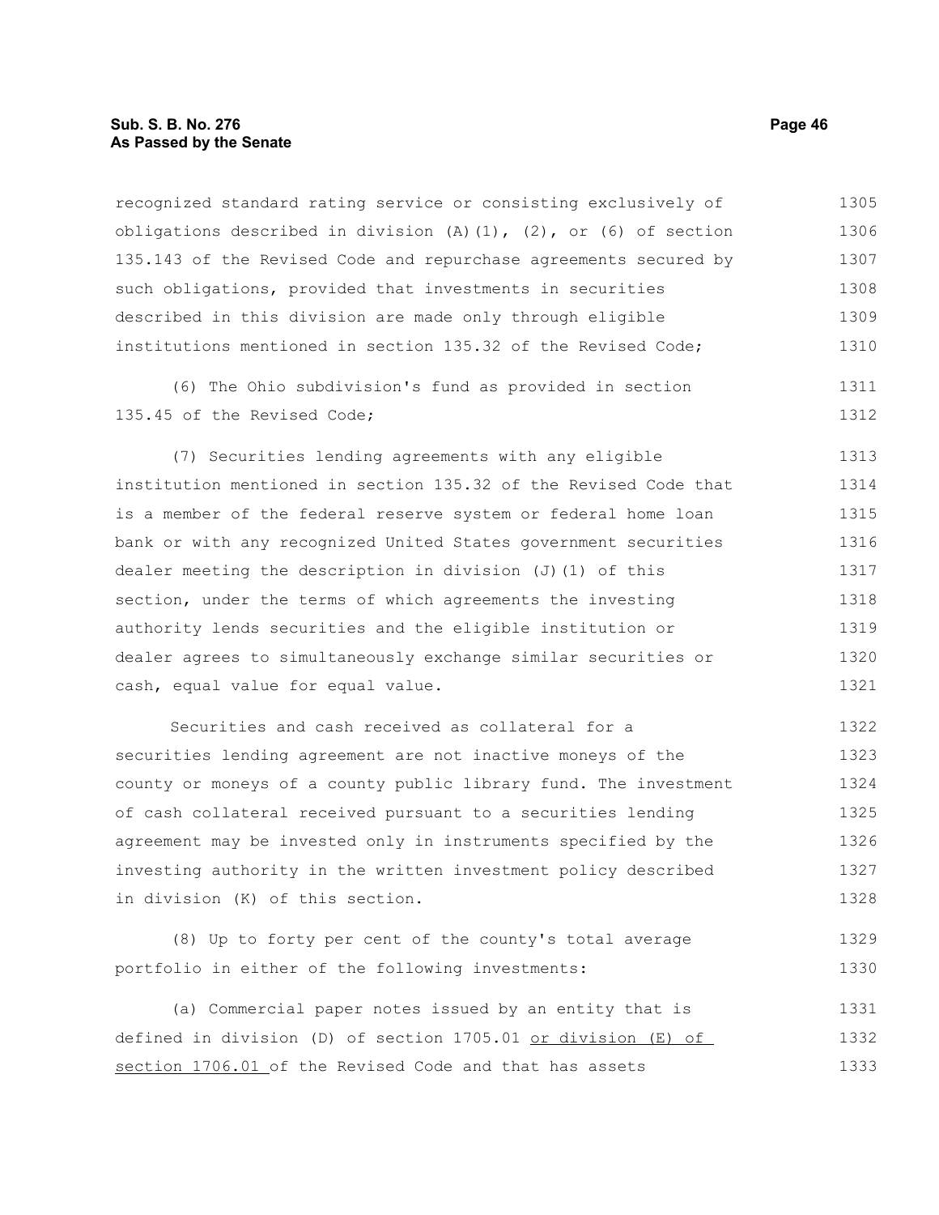recognized standard rating service or consisting exclusively of obligations described in division (A)(1), (2), or (6) of section 135.143 of the Revised Code and repurchase agreements secured by such obligations, provided that investments in securities described in this division are made only through eligible institutions mentioned in section 135.32 of the Revised Code;

(6) The Ohio subdivision's fund as provided in section 135.45 of the Revised Code;

(7) Securities lending agreements with any eligible institution mentioned in section 135.32 of the Revised Code that is a member of the federal reserve system or federal home loan bank or with any recognized United States government securities dealer meeting the description in division (J)(1) of this section, under the terms of which agreements the investing authority lends securities and the eligible institution or dealer agrees to simultaneously exchange similar securities or cash, equal value for equal value.

Securities and cash received as collateral for a securities lending agreement are not inactive moneys of the county or moneys of a county public library fund. The investment of cash collateral received pursuant to a securities lending agreement may be invested only in instruments specified by the investing authority in the written investment policy described in division (K) of this section.

(8) Up to forty per cent of the county's total average portfolio in either of the following investments:

(a) Commercial paper notes issued by an entity that is defined in division (D) of section 1705.01 <u>or division (E) of section 1706.01</u> of the Revised Code and that has assets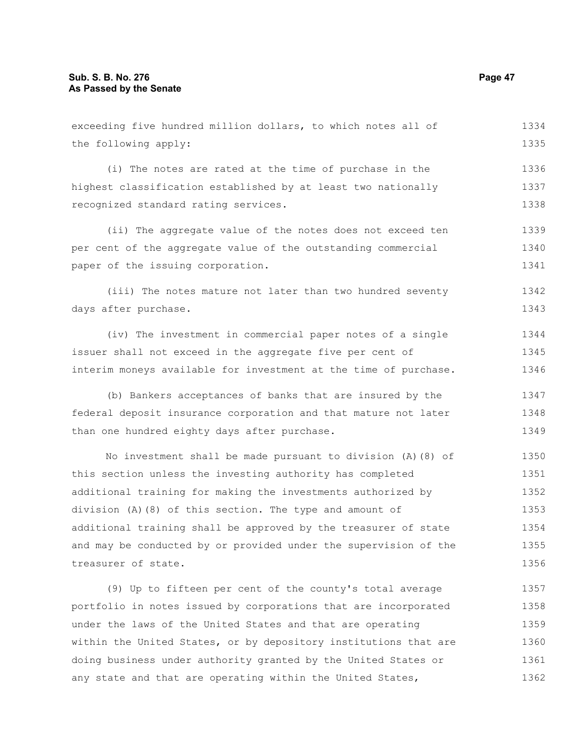exceeding five hundred million dollars, to which notes all of the following apply:

(i) The notes are rated at the time of purchase in the highest classification established by at least two nationally recognized standard rating services.

(ii) The aggregate value of the notes does not exceed ten per cent of the aggregate value of the outstanding commercial paper of the issuing corporation.

(iii) The notes mature not later than two hundred seventy days after purchase.

(iv) The investment in commercial paper notes of a single issuer shall not exceed in the aggregate five per cent of interim moneys available for investment at the time of purchase.

(b) Bankers acceptances of banks that are insured by the federal deposit insurance corporation and that mature not later than one hundred eighty days after purchase.

No investment shall be made pursuant to division (A)(8) of this section unless the investing authority has completed additional training for making the investments authorized by division (A)(8) of this section. The type and amount of additional training shall be approved by the treasurer of state and may be conducted by or provided under the supervision of the treasurer of state.

(9) Up to fifteen per cent of the county's total average portfolio in notes issued by corporations that are incorporated under the laws of the United States and that are operating within the United States, or by depository institutions that are doing business under authority granted by the United States or any state and that are operating within the United States,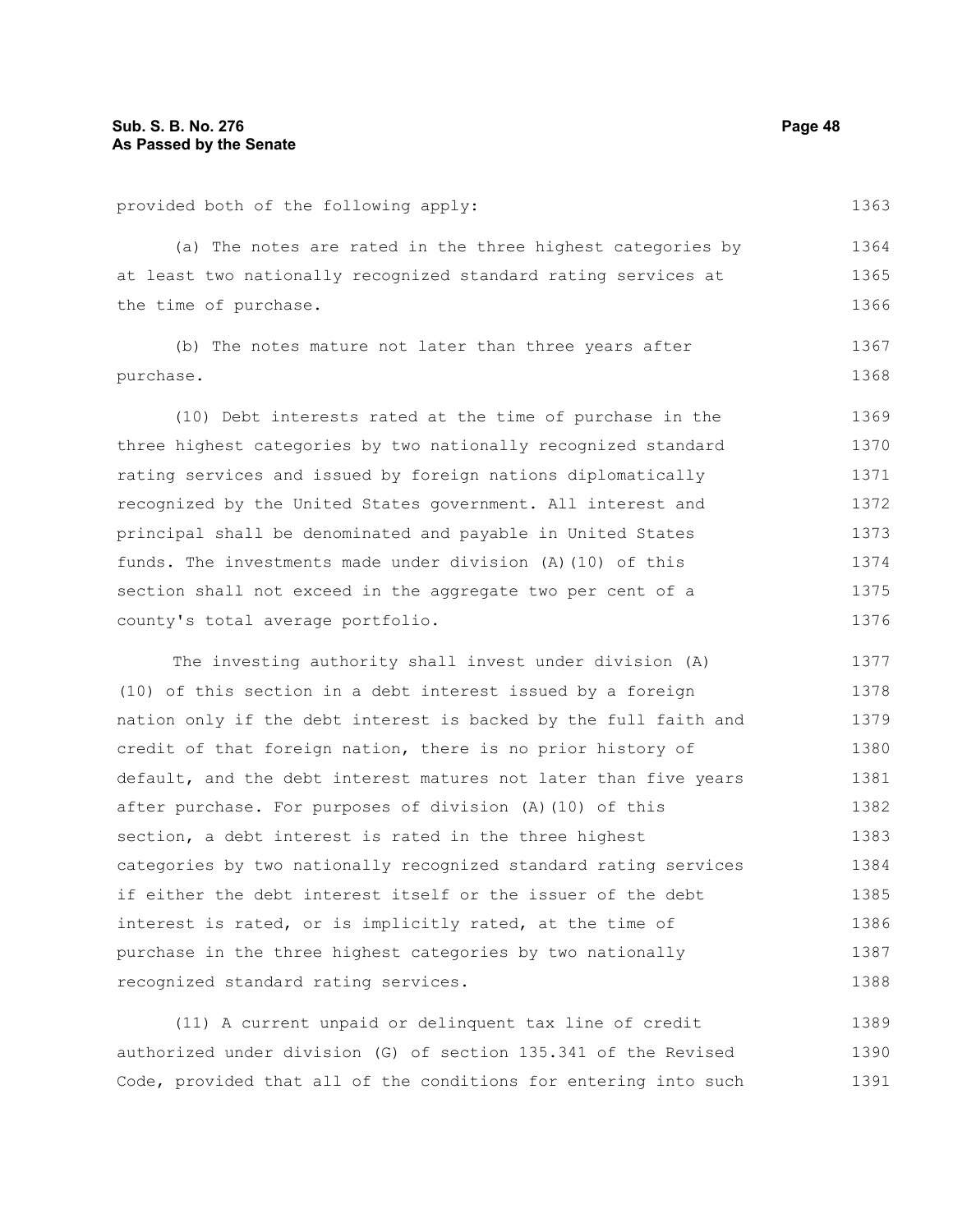provided both of the following apply:

(a) The notes are rated in the three highest categories by at least two nationally recognized standard rating services at the time of purchase.

(b) The notes mature not later than three years after purchase.

(10) Debt interests rated at the time of purchase in the three highest categories by two nationally recognized standard rating services and issued by foreign nations diplomatically recognized by the United States government. All interest and principal shall be denominated and payable in United States funds. The investments made under division (A)(10) of this section shall not exceed in the aggregate two per cent of a county's total average portfolio.

The investing authority shall invest under division (A)(10) of this section in a debt interest issued by a foreign nation only if the debt interest is backed by the full faith and credit of that foreign nation, there is no prior history of default, and the debt interest matures not later than five years after purchase. For purposes of division (A)(10) of this section, a debt interest is rated in the three highest categories by two nationally recognized standard rating services if either the debt interest itself or the issuer of the debt interest is rated, or is implicitly rated, at the time of purchase in the three highest categories by two nationally recognized standard rating services.

(11) A current unpaid or delinquent tax line of credit authorized under division (G) of section 135.341 of the Revised Code, provided that all of the conditions for entering into such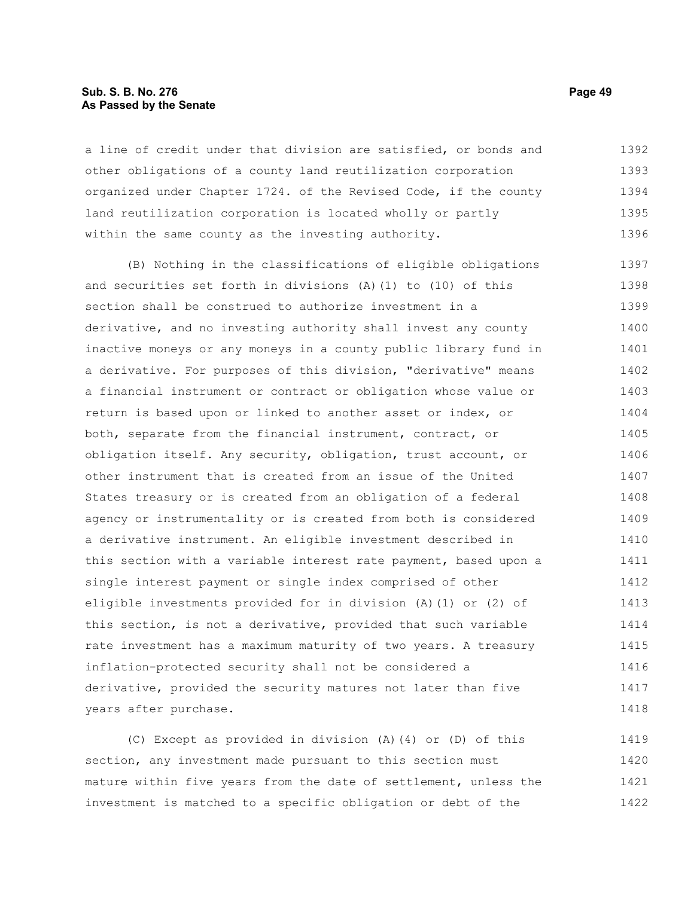a line of credit under that division are satisfied, or bonds and other obligations of a county land reutilization corporation organized under Chapter 1724. of the Revised Code, if the county land reutilization corporation is located wholly or partly within the same county as the investing authority.

(B) Nothing in the classifications of eligible obligations and securities set forth in divisions (A)(1) to (10) of this section shall be construed to authorize investment in a derivative, and no investing authority shall invest any county inactive moneys or any moneys in a county public library fund in a derivative. For purposes of this division, "derivative" means a financial instrument or contract or obligation whose value or return is based upon or linked to another asset or index, or both, separate from the financial instrument, contract, or obligation itself. Any security, obligation, trust account, or other instrument that is created from an issue of the United States treasury or is created from an obligation of a federal agency or instrumentality or is created from both is considered a derivative instrument. An eligible investment described in this section with a variable interest rate payment, based upon a single interest payment or single index comprised of other eligible investments provided for in division (A)(1) or (2) of this section, is not a derivative, provided that such variable rate investment has a maximum maturity of two years. A treasury inflation-protected security shall not be considered a derivative, provided the security matures not later than five years after purchase.

(C) Except as provided in division (A)(4) or (D) of this section, any investment made pursuant to this section must mature within five years from the date of settlement, unless the investment is matched to a specific obligation or debt of the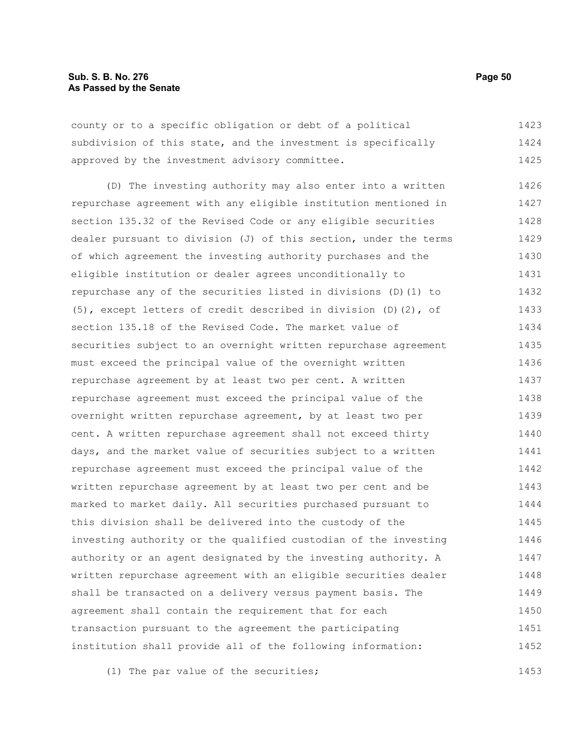county or to a specific obligation or debt of a political subdivision of this state, and the investment is specifically approved by the investment advisory committee.

(D) The investing authority may also enter into a written repurchase agreement with any eligible institution mentioned in section 135.32 of the Revised Code or any eligible securities dealer pursuant to division (J) of this section, under the terms of which agreement the investing authority purchases and the eligible institution or dealer agrees unconditionally to repurchase any of the securities listed in divisions (D)(1) to (5), except letters of credit described in division (D)(2), of section 135.18 of the Revised Code. The market value of securities subject to an overnight written repurchase agreement must exceed the principal value of the overnight written repurchase agreement by at least two per cent. A written repurchase agreement must exceed the principal value of the overnight written repurchase agreement, by at least two per cent. A written repurchase agreement shall not exceed thirty days, and the market value of securities subject to a written repurchase agreement must exceed the principal value of the written repurchase agreement by at least two per cent and be marked to market daily. All securities purchased pursuant to this division shall be delivered into the custody of the investing authority or the qualified custodian of the investing authority or an agent designated by the investing authority. A written repurchase agreement with an eligible securities dealer shall be transacted on a delivery versus payment basis. The agreement shall contain the requirement that for each transaction pursuant to the agreement the participating institution shall provide all of the following information:

(1) The par value of the securities;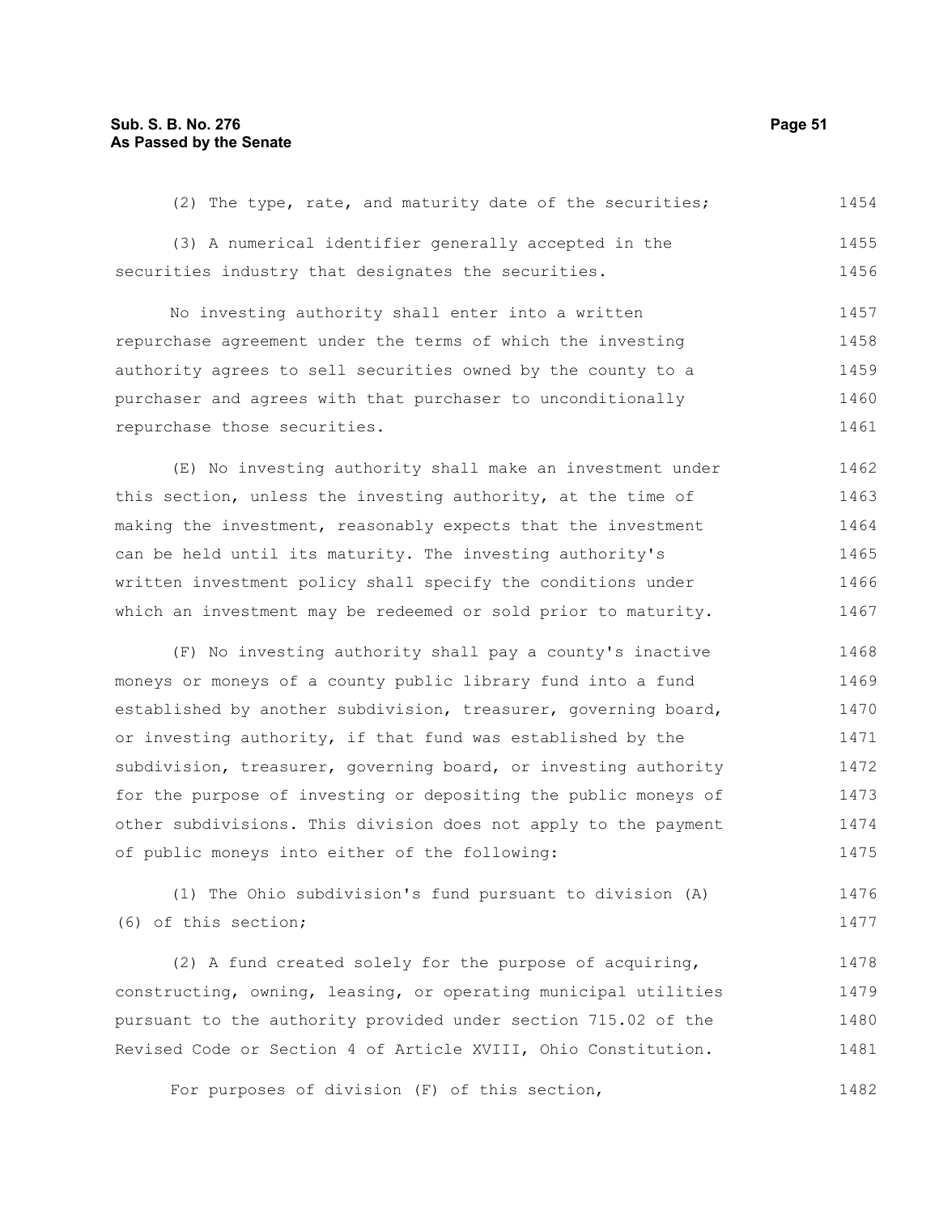(2) The type, rate, and maturity date of the securities;

(3) A numerical identifier generally accepted in the securities industry that designates the securities.

No investing authority shall enter into a written repurchase agreement under the terms of which the investing authority agrees to sell securities owned by the county to a purchaser and agrees with that purchaser to unconditionally repurchase those securities.

(E) No investing authority shall make an investment under this section, unless the investing authority, at the time of making the investment, reasonably expects that the investment can be held until its maturity. The investing authority's written investment policy shall specify the conditions under which an investment may be redeemed or sold prior to maturity.

(F) No investing authority shall pay a county's inactive moneys or moneys of a county public library fund into a fund established by another subdivision, treasurer, governing board, or investing authority, if that fund was established by the subdivision, treasurer, governing board, or investing authority for the purpose of investing or depositing the public moneys of other subdivisions. This division does not apply to the payment of public moneys into either of the following:

(1) The Ohio subdivision's fund pursuant to division (A)(6) of this section;

(2) A fund created solely for the purpose of acquiring, constructing, owning, leasing, or operating municipal utilities pursuant to the authority provided under section 715.02 of the Revised Code or Section 4 of Article XVIII, Ohio Constitution.

For purposes of division (F) of this section,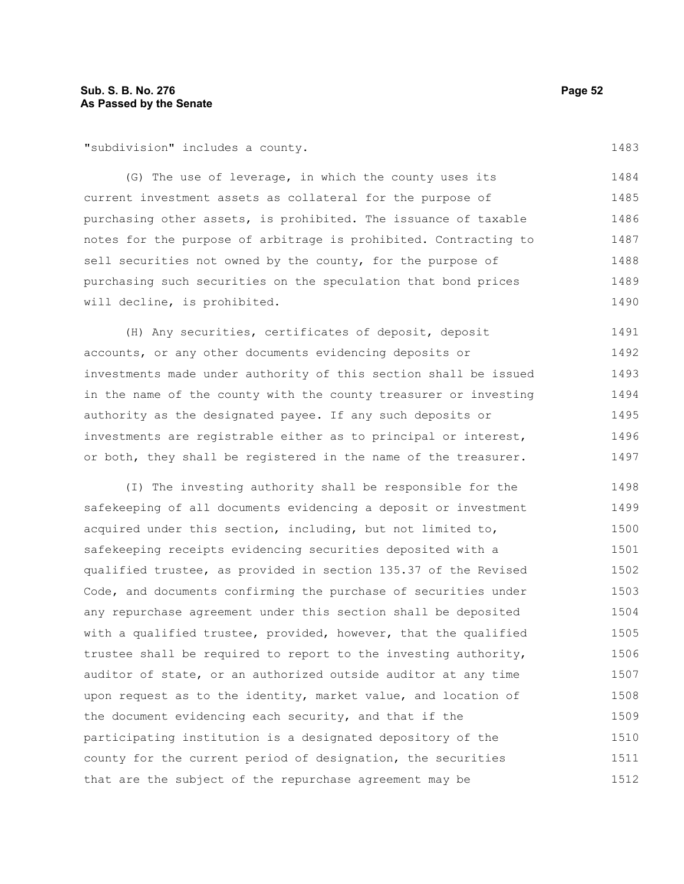"subdivision" includes a county.

(G) The use of leverage, in which the county uses its current investment assets as collateral for the purpose of purchasing other assets, is prohibited. The issuance of taxable notes for the purpose of arbitrage is prohibited. Contracting to sell securities not owned by the county, for the purpose of purchasing such securities on the speculation that bond prices will decline, is prohibited.

(H) Any securities, certificates of deposit, deposit accounts, or any other documents evidencing deposits or investments made under authority of this section shall be issued in the name of the county with the county treasurer or investing authority as the designated payee. If any such deposits or investments are registrable either as to principal or interest, or both, they shall be registered in the name of the treasurer.

(I) The investing authority shall be responsible for the safekeeping of all documents evidencing a deposit or investment acquired under this section, including, but not limited to, safekeeping receipts evidencing securities deposited with a qualified trustee, as provided in section 135.37 of the Revised Code, and documents confirming the purchase of securities under any repurchase agreement under this section shall be deposited with a qualified trustee, provided, however, that the qualified trustee shall be required to report to the investing authority, auditor of state, or an authorized outside auditor at any time upon request as to the identity, market value, and location of the document evidencing each security, and that if the participating institution is a designated depository of the county for the current period of designation, the securities that are the subject of the repurchase agreement may be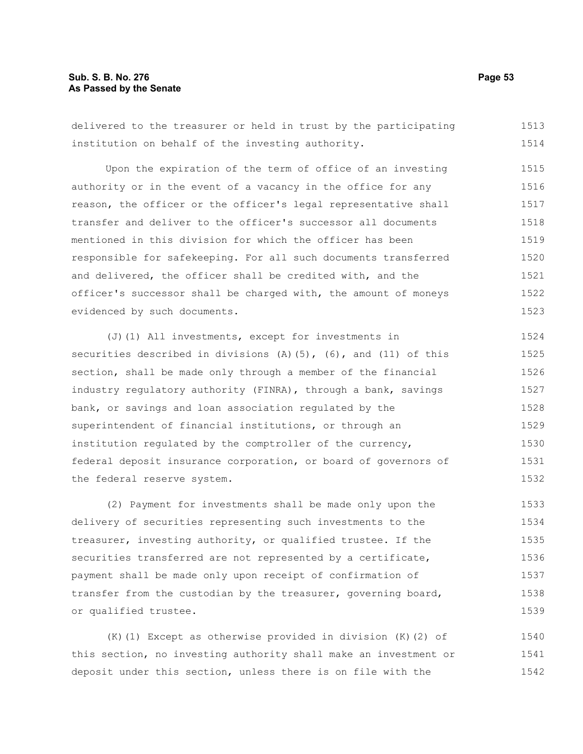delivered to the treasurer or held in trust by the participating institution on behalf of the investing authority.

Upon the expiration of the term of office of an investing authority or in the event of a vacancy in the office for any reason, the officer or the officer's legal representative shall transfer and deliver to the officer's successor all documents mentioned in this division for which the officer has been responsible for safekeeping. For all such documents transferred and delivered, the officer shall be credited with, and the officer's successor shall be charged with, the amount of moneys evidenced by such documents.

(J)(1) All investments, except for investments in securities described in divisions (A)(5), (6), and (11) of this section, shall be made only through a member of the financial industry regulatory authority (FINRA), through a bank, savings bank, or savings and loan association regulated by the superintendent of financial institutions, or through an institution regulated by the comptroller of the currency, federal deposit insurance corporation, or board of governors of the federal reserve system.

(2) Payment for investments shall be made only upon the delivery of securities representing such investments to the treasurer, investing authority, or qualified trustee. If the securities transferred are not represented by a certificate, payment shall be made only upon receipt of confirmation of transfer from the custodian by the treasurer, governing board, or qualified trustee.

(K)(1) Except as otherwise provided in division (K)(2) of this section, no investing authority shall make an investment or deposit under this section, unless there is on file with the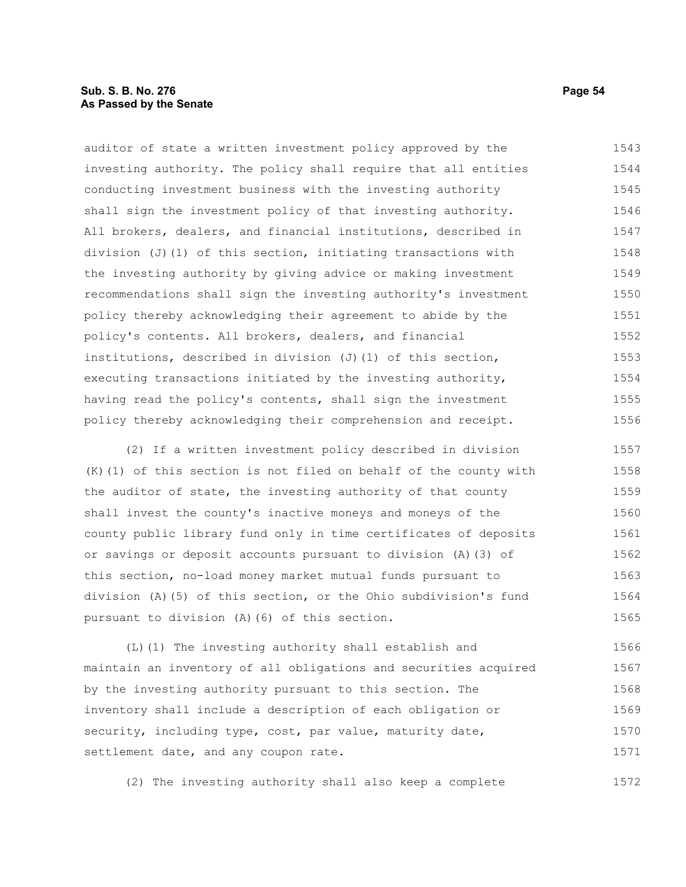auditor of state a written investment policy approved by the investing authority. The policy shall require that all entities conducting investment business with the investing authority shall sign the investment policy of that investing authority. All brokers, dealers, and financial institutions, described in division (J)(1) of this section, initiating transactions with the investing authority by giving advice or making investment recommendations shall sign the investing authority's investment policy thereby acknowledging their agreement to abide by the policy's contents. All brokers, dealers, and financial institutions, described in division (J)(1) of this section, executing transactions initiated by the investing authority, having read the policy's contents, shall sign the investment policy thereby acknowledging their comprehension and receipt.

(2) If a written investment policy described in division (K)(1) of this section is not filed on behalf of the county with the auditor of state, the investing authority of that county shall invest the county's inactive moneys and moneys of the county public library fund only in time certificates of deposits or savings or deposit accounts pursuant to division (A)(3) of this section, no-load money market mutual funds pursuant to division (A)(5) of this section, or the Ohio subdivision's fund pursuant to division (A)(6) of this section.

(L)(1) The investing authority shall establish and maintain an inventory of all obligations and securities acquired by the investing authority pursuant to this section. The inventory shall include a description of each obligation or security, including type, cost, par value, maturity date, settlement date, and any coupon rate.

(2) The investing authority shall also keep a complete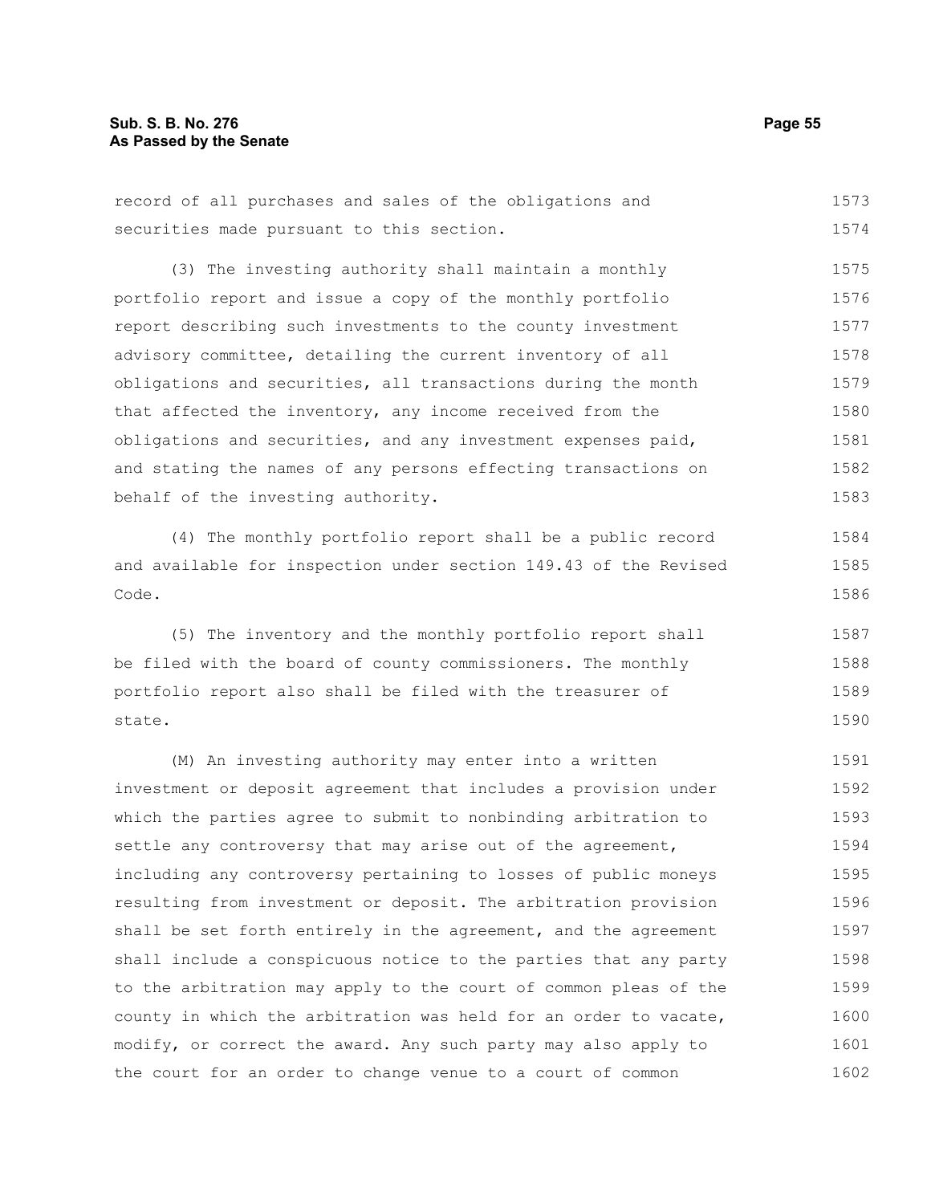record of all purchases and sales of the obligations and securities made pursuant to this section.

(3) The investing authority shall maintain a monthly portfolio report and issue a copy of the monthly portfolio report describing such investments to the county investment advisory committee, detailing the current inventory of all obligations and securities, all transactions during the month that affected the inventory, any income received from the obligations and securities, and any investment expenses paid, and stating the names of any persons effecting transactions on behalf of the investing authority.

(4) The monthly portfolio report shall be a public record and available for inspection under section 149.43 of the Revised Code.

(5) The inventory and the monthly portfolio report shall be filed with the board of county commissioners. The monthly portfolio report also shall be filed with the treasurer of state.

(M) An investing authority may enter into a written investment or deposit agreement that includes a provision under which the parties agree to submit to nonbinding arbitration to settle any controversy that may arise out of the agreement, including any controversy pertaining to losses of public moneys resulting from investment or deposit. The arbitration provision shall be set forth entirely in the agreement, and the agreement shall include a conspicuous notice to the parties that any party to the arbitration may apply to the court of common pleas of the county in which the arbitration was held for an order to vacate, modify, or correct the award. Any such party may also apply to the court for an order to change venue to a court of common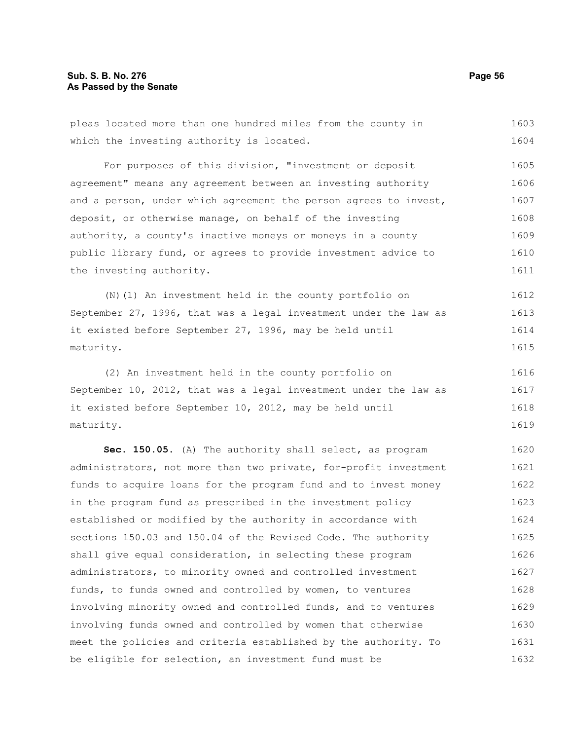pleas located more than one hundred miles from the county in which the investing authority is located.

For purposes of this division, "investment or deposit agreement" means any agreement between an investing authority and a person, under which agreement the person agrees to invest, deposit, or otherwise manage, on behalf of the investing authority, a county's inactive moneys or moneys in a county public library fund, or agrees to provide investment advice to the investing authority.

(N)(1) An investment held in the county portfolio on September 27, 1996, that was a legal investment under the law as it existed before September 27, 1996, may be held until maturity.

(2) An investment held in the county portfolio on September 10, 2012, that was a legal investment under the law as it existed before September 10, 2012, may be held until maturity.

**Sec. 150.05.** (A) The authority shall select, as program administrators, not more than two private, for-profit investment funds to acquire loans for the program fund and to invest money in the program fund as prescribed in the investment policy established or modified by the authority in accordance with sections 150.03 and 150.04 of the Revised Code. The authority shall give equal consideration, in selecting these program administrators, to minority owned and controlled investment funds, to funds owned and controlled by women, to ventures involving minority owned and controlled funds, and to ventures involving funds owned and controlled by women that otherwise meet the policies and criteria established by the authority. To be eligible for selection, an investment fund must be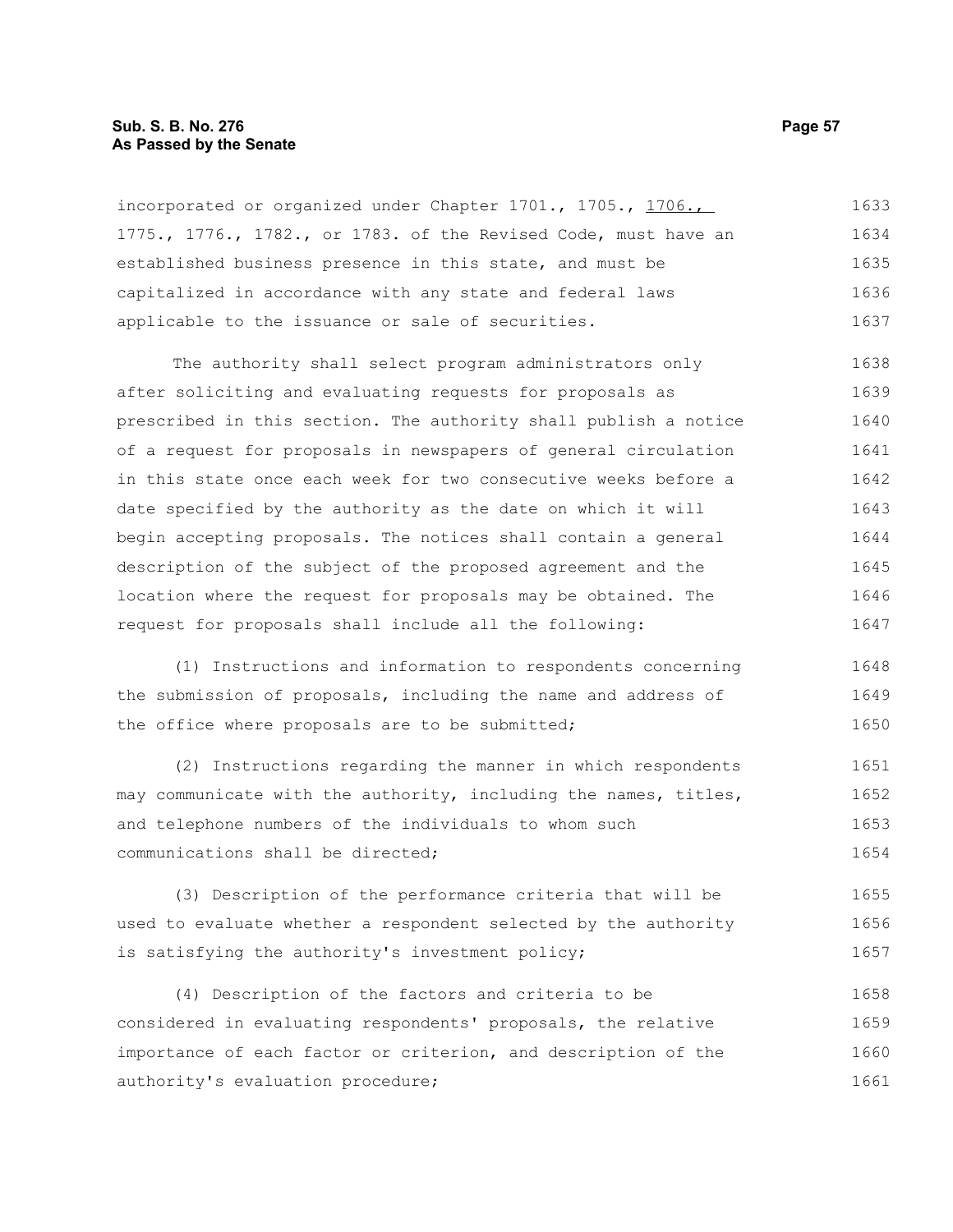incorporated or organized under Chapter 1701., 1705., 1706., 1775., 1776., 1782., or 1783. of the Revised Code, must have an established business presence in this state, and must be capitalized in accordance with any state and federal laws applicable to the issuance or sale of securities.

The authority shall select program administrators only after soliciting and evaluating requests for proposals as prescribed in this section. The authority shall publish a notice of a request for proposals in newspapers of general circulation in this state once each week for two consecutive weeks before a date specified by the authority as the date on which it will begin accepting proposals. The notices shall contain a general description of the subject of the proposed agreement and the location where the request for proposals may be obtained. The request for proposals shall include all the following:

(1) Instructions and information to respondents concerning the submission of proposals, including the name and address of the office where proposals are to be submitted;

(2) Instructions regarding the manner in which respondents may communicate with the authority, including the names, titles, and telephone numbers of the individuals to whom such communications shall be directed;

(3) Description of the performance criteria that will be used to evaluate whether a respondent selected by the authority is satisfying the authority's investment policy;

(4) Description of the factors and criteria to be considered in evaluating respondents' proposals, the relative importance of each factor or criterion, and description of the authority's evaluation procedure;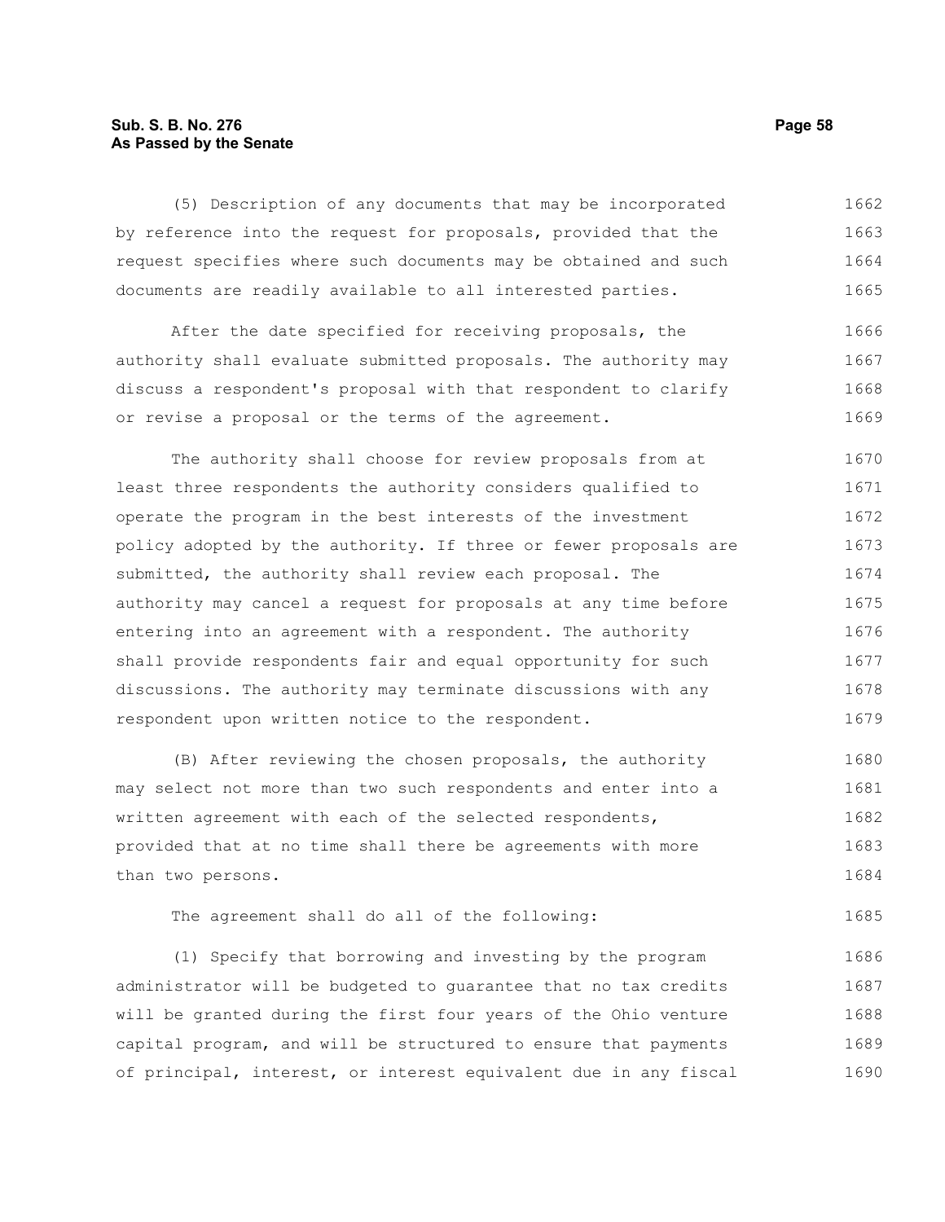(5) Description of any documents that may be incorporated by reference into the request for proposals, provided that the request specifies where such documents may be obtained and such documents are readily available to all interested parties.

After the date specified for receiving proposals, the authority shall evaluate submitted proposals. The authority may discuss a respondent's proposal with that respondent to clarify or revise a proposal or the terms of the agreement.

The authority shall choose for review proposals from at least three respondents the authority considers qualified to operate the program in the best interests of the investment policy adopted by the authority. If three or fewer proposals are submitted, the authority shall review each proposal. The authority may cancel a request for proposals at any time before entering into an agreement with a respondent. The authority shall provide respondents fair and equal opportunity for such discussions. The authority may terminate discussions with any respondent upon written notice to the respondent.

(B) After reviewing the chosen proposals, the authority may select not more than two such respondents and enter into a written agreement with each of the selected respondents, provided that at no time shall there be agreements with more than two persons.

The agreement shall do all of the following:

(1) Specify that borrowing and investing by the program administrator will be budgeted to guarantee that no tax credits will be granted during the first four years of the Ohio venture capital program, and will be structured to ensure that payments of principal, interest, or interest equivalent due in any fiscal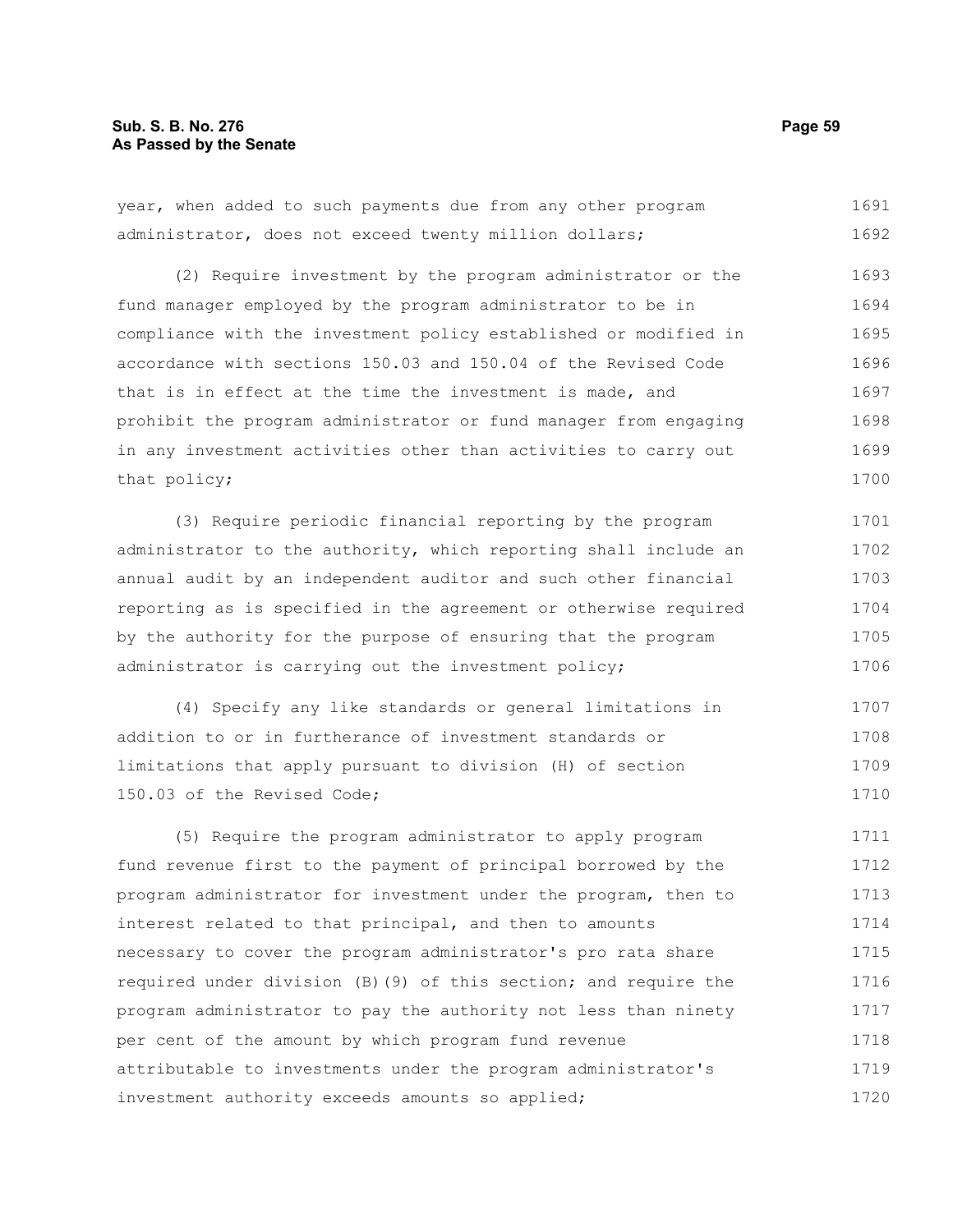year, when added to such payments due from any other program administrator, does not exceed twenty million dollars;

(2) Require investment by the program administrator or the fund manager employed by the program administrator to be in compliance with the investment policy established or modified in accordance with sections 150.03 and 150.04 of the Revised Code that is in effect at the time the investment is made, and prohibit the program administrator or fund manager from engaging in any investment activities other than activities to carry out that policy;

(3) Require periodic financial reporting by the program administrator to the authority, which reporting shall include an annual audit by an independent auditor and such other financial reporting as is specified in the agreement or otherwise required by the authority for the purpose of ensuring that the program administrator is carrying out the investment policy;

(4) Specify any like standards or general limitations in addition to or in furtherance of investment standards or limitations that apply pursuant to division (H) of section 150.03 of the Revised Code;

(5) Require the program administrator to apply program fund revenue first to the payment of principal borrowed by the program administrator for investment under the program, then to interest related to that principal, and then to amounts necessary to cover the program administrator's pro rata share required under division (B)(9) of this section; and require the program administrator to pay the authority not less than ninety per cent of the amount by which program fund revenue attributable to investments under the program administrator's investment authority exceeds amounts so applied;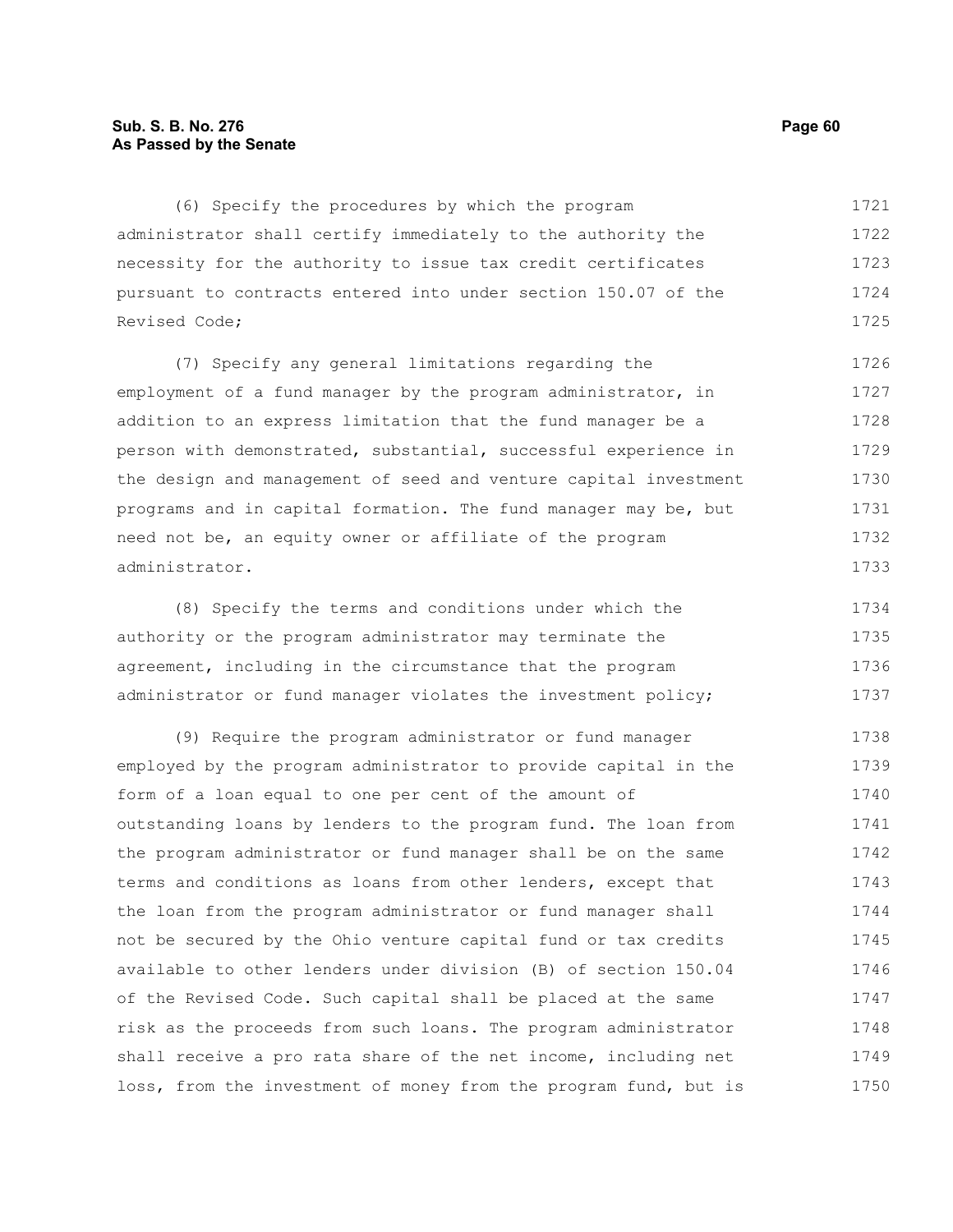(6) Specify the procedures by which the program administrator shall certify immediately to the authority the necessity for the authority to issue tax credit certificates pursuant to contracts entered into under section 150.07 of the Revised Code;

(7) Specify any general limitations regarding the employment of a fund manager by the program administrator, in addition to an express limitation that the fund manager be a person with demonstrated, substantial, successful experience in the design and management of seed and venture capital investment programs and in capital formation. The fund manager may be, but need not be, an equity owner or affiliate of the program administrator.

(8) Specify the terms and conditions under which the authority or the program administrator may terminate the agreement, including in the circumstance that the program administrator or fund manager violates the investment policy;

(9) Require the program administrator or fund manager employed by the program administrator to provide capital in the form of a loan equal to one per cent of the amount of outstanding loans by lenders to the program fund. The loan from the program administrator or fund manager shall be on the same terms and conditions as loans from other lenders, except that the loan from the program administrator or fund manager shall not be secured by the Ohio venture capital fund or tax credits available to other lenders under division (B) of section 150.04 of the Revised Code. Such capital shall be placed at the same risk as the proceeds from such loans. The program administrator shall receive a pro rata share of the net income, including net loss, from the investment of money from the program fund, but is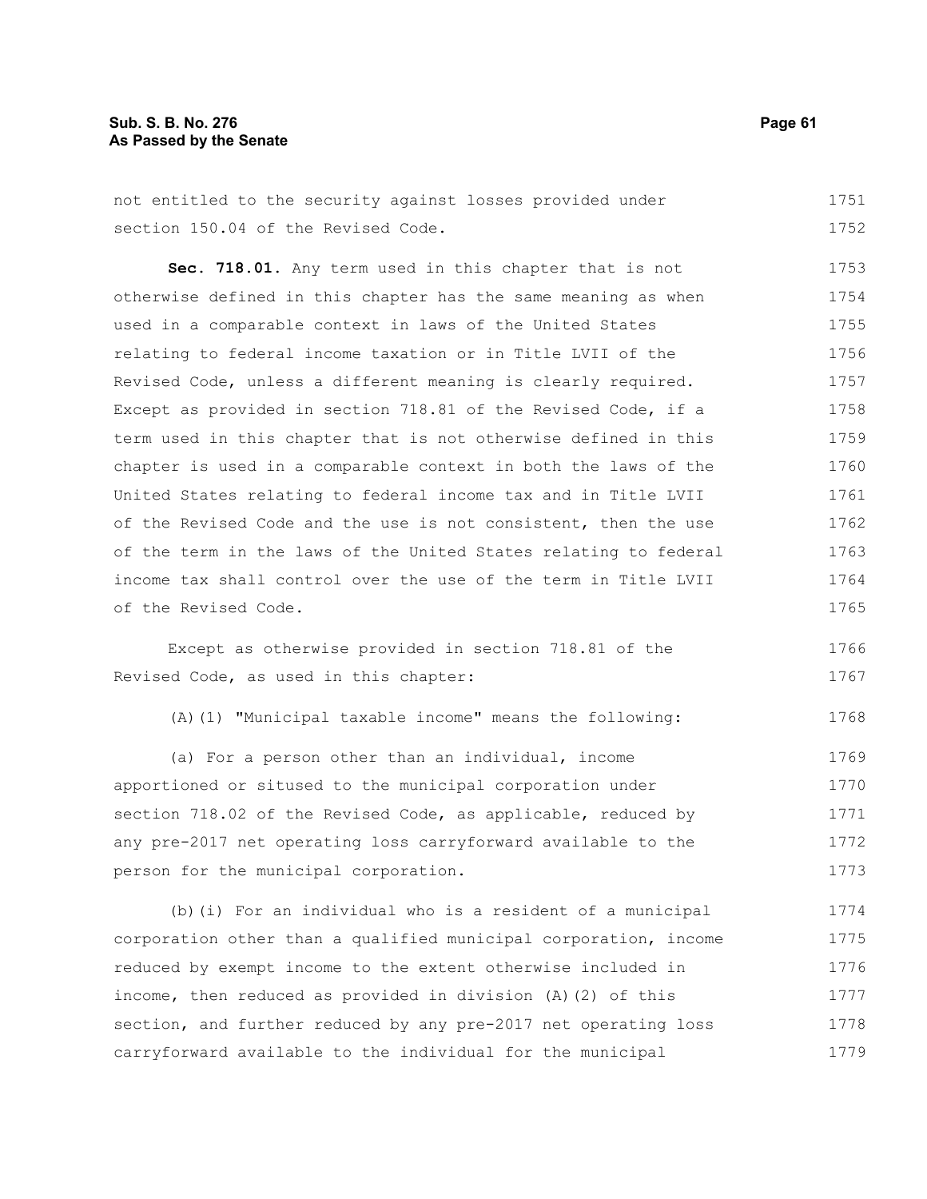not entitled to the security against losses provided under section 150.04 of the Revised Code.

**Sec. 718.01.** Any term used in this chapter that is not otherwise defined in this chapter has the same meaning as when used in a comparable context in laws of the United States relating to federal income taxation or in Title LVII of the Revised Code, unless a different meaning is clearly required. Except as provided in section 718.81 of the Revised Code, if a term used in this chapter that is not otherwise defined in this chapter is used in a comparable context in both the laws of the United States relating to federal income tax and in Title LVII of the Revised Code and the use is not consistent, then the use of the term in the laws of the United States relating to federal income tax shall control over the use of the term in Title LVII of the Revised Code.

Except as otherwise provided in section 718.81 of the Revised Code, as used in this chapter:

(A)(1) "Municipal taxable income" means the following:

(a) For a person other than an individual, income apportioned or sitused to the municipal corporation under section 718.02 of the Revised Code, as applicable, reduced by any pre-2017 net operating loss carryforward available to the person for the municipal corporation.

(b)(i) For an individual who is a resident of a municipal corporation other than a qualified municipal corporation, income reduced by exempt income to the extent otherwise included in income, then reduced as provided in division (A)(2) of this section, and further reduced by any pre-2017 net operating loss carryforward available to the individual for the municipal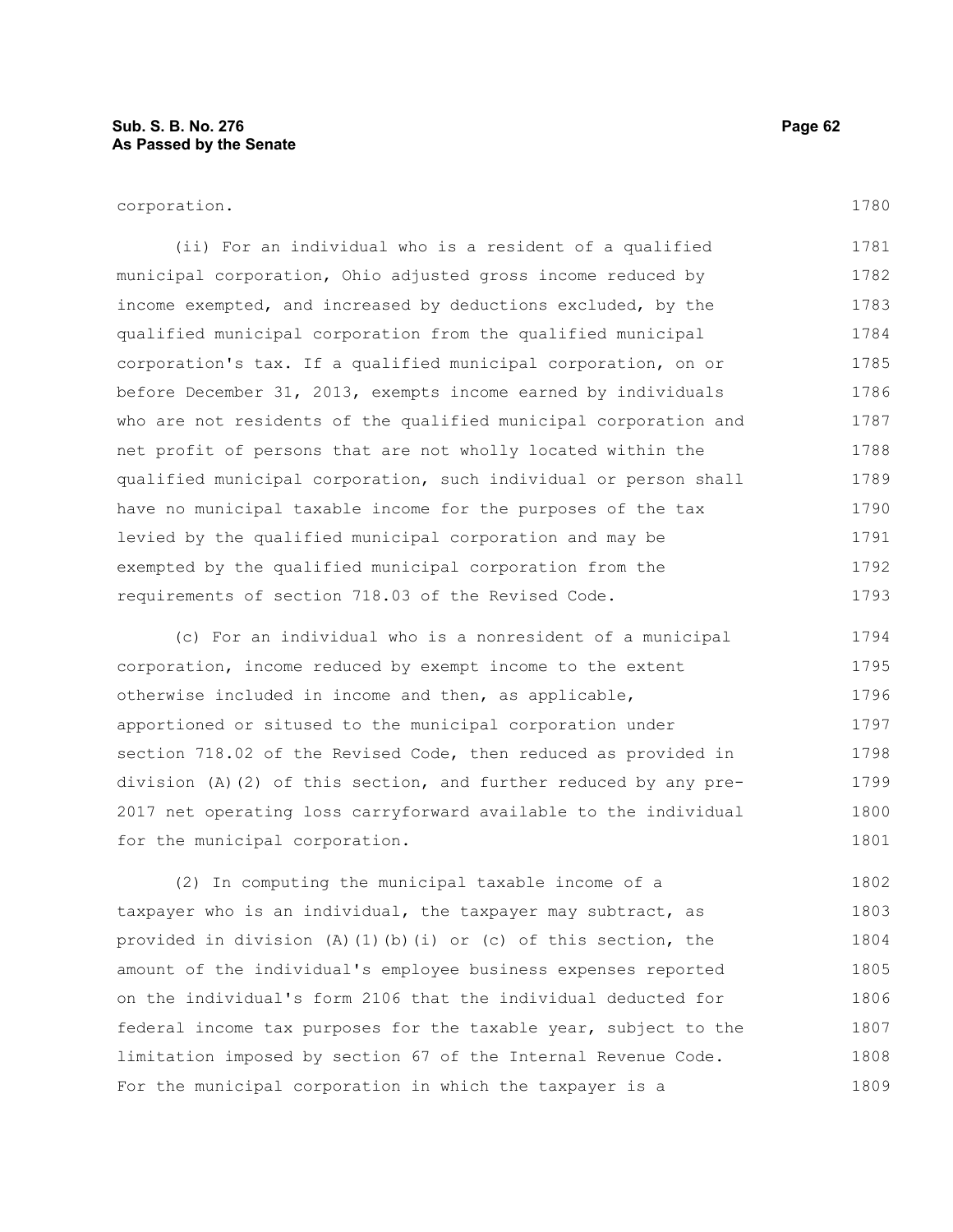corporation.

(ii) For an individual who is a resident of a qualified municipal corporation, Ohio adjusted gross income reduced by income exempted, and increased by deductions excluded, by the qualified municipal corporation from the qualified municipal corporation's tax. If a qualified municipal corporation, on or before December 31, 2013, exempts income earned by individuals who are not residents of the qualified municipal corporation and net profit of persons that are not wholly located within the qualified municipal corporation, such individual or person shall have no municipal taxable income for the purposes of the tax levied by the qualified municipal corporation and may be exempted by the qualified municipal corporation from the requirements of section 718.03 of the Revised Code.

(c) For an individual who is a nonresident of a municipal corporation, income reduced by exempt income to the extent otherwise included in income and then, as applicable, apportioned or sitused to the municipal corporation under section 718.02 of the Revised Code, then reduced as provided in division (A)(2) of this section, and further reduced by any pre-2017 net operating loss carryforward available to the individual for the municipal corporation.

(2) In computing the municipal taxable income of a taxpayer who is an individual, the taxpayer may subtract, as provided in division (A)(1)(b)(i) or (c) of this section, the amount of the individual's employee business expenses reported on the individual's form 2106 that the individual deducted for federal income tax purposes for the taxable year, subject to the limitation imposed by section 67 of the Internal Revenue Code. For the municipal corporation in which the taxpayer is a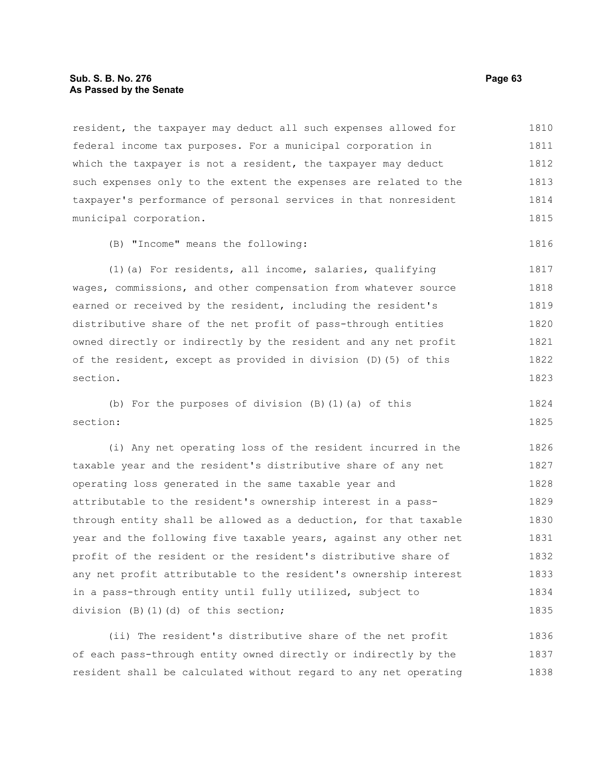resident, the taxpayer may deduct all such expenses allowed for federal income tax purposes. For a municipal corporation in which the taxpayer is not a resident, the taxpayer may deduct such expenses only to the extent the expenses are related to the taxpayer's performance of personal services in that nonresident municipal corporation.

(B) "Income" means the following:

(1)(a) For residents, all income, salaries, qualifying wages, commissions, and other compensation from whatever source earned or received by the resident, including the resident's distributive share of the net profit of pass-through entities owned directly or indirectly by the resident and any net profit of the resident, except as provided in division (D)(5) of this section.

(b) For the purposes of division (B)(1)(a) of this section:

(i) Any net operating loss of the resident incurred in the taxable year and the resident's distributive share of any net operating loss generated in the same taxable year and attributable to the resident's ownership interest in a pass-through entity shall be allowed as a deduction, for that taxable year and the following five taxable years, against any other net profit of the resident or the resident's distributive share of any net profit attributable to the resident's ownership interest in a pass-through entity until fully utilized, subject to division (B)(1)(d) of this section;

(ii) The resident's distributive share of the net profit of each pass-through entity owned directly or indirectly by the resident shall be calculated without regard to any net operating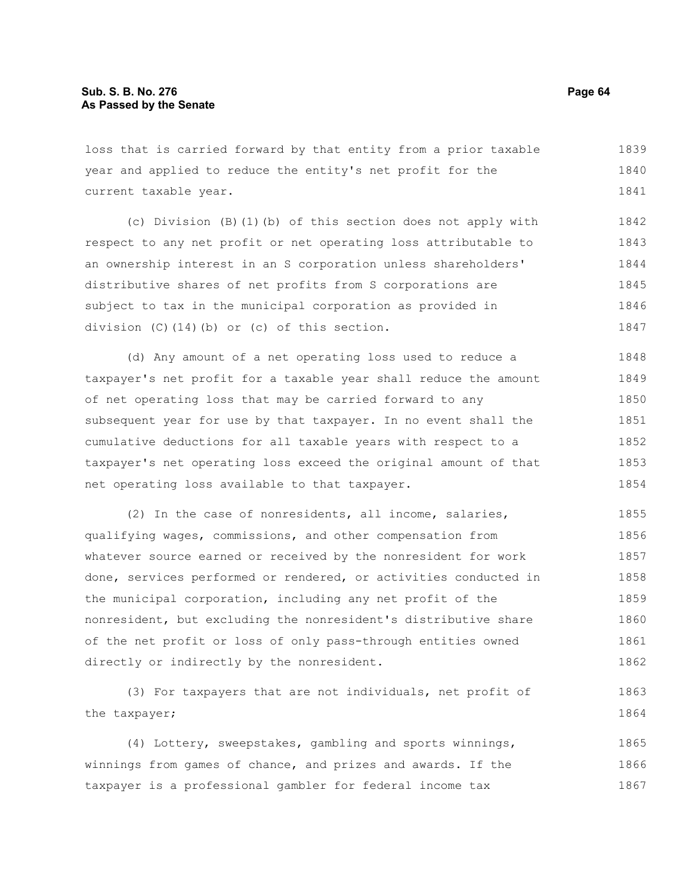loss that is carried forward by that entity from a prior taxable year and applied to reduce the entity's net profit for the current taxable year.

(c) Division (B)(1)(b) of this section does not apply with respect to any net profit or net operating loss attributable to an ownership interest in an S corporation unless shareholders' distributive shares of net profits from S corporations are subject to tax in the municipal corporation as provided in division (C)(14)(b) or (c) of this section.

(d) Any amount of a net operating loss used to reduce a taxpayer's net profit for a taxable year shall reduce the amount of net operating loss that may be carried forward to any subsequent year for use by that taxpayer. In no event shall the cumulative deductions for all taxable years with respect to a taxpayer's net operating loss exceed the original amount of that net operating loss available to that taxpayer.

(2) In the case of nonresidents, all income, salaries, qualifying wages, commissions, and other compensation from whatever source earned or received by the nonresident for work done, services performed or rendered, or activities conducted in the municipal corporation, including any net profit of the nonresident, but excluding the nonresident's distributive share of the net profit or loss of only pass-through entities owned directly or indirectly by the nonresident.

(3) For taxpayers that are not individuals, net profit of the taxpayer;

(4) Lottery, sweepstakes, gambling and sports winnings, winnings from games of chance, and prizes and awards. If the taxpayer is a professional gambler for federal income tax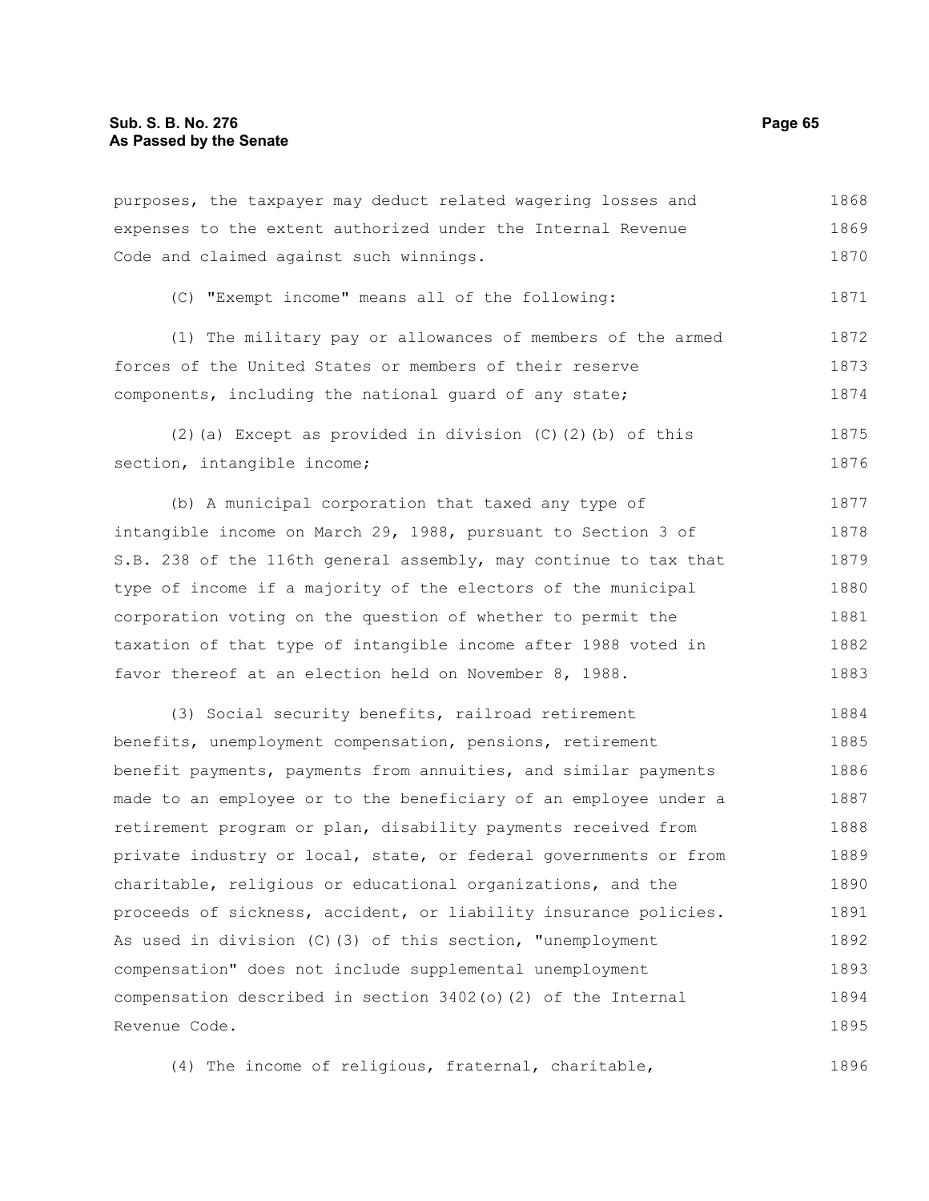purposes, the taxpayer may deduct related wagering losses and expenses to the extent authorized under the Internal Revenue Code and claimed against such winnings.

(C) "Exempt income" means all of the following:

(1) The military pay or allowances of members of the armed forces of the United States or members of their reserve components, including the national guard of any state;

(2)(a) Except as provided in division (C)(2)(b) of this section, intangible income;

(b) A municipal corporation that taxed any type of intangible income on March 29, 1988, pursuant to Section 3 of S.B. 238 of the 116th general assembly, may continue to tax that type of income if a majority of the electors of the municipal corporation voting on the question of whether to permit the taxation of that type of intangible income after 1988 voted in favor thereof at an election held on November 8, 1988.

(3) Social security benefits, railroad retirement benefits, unemployment compensation, pensions, retirement benefit payments, payments from annuities, and similar payments made to an employee or to the beneficiary of an employee under a retirement program or plan, disability payments received from private industry or local, state, or federal governments or from charitable, religious or educational organizations, and the proceeds of sickness, accident, or liability insurance policies. As used in division (C)(3) of this section, "unemployment compensation" does not include supplemental unemployment compensation described in section 3402(o)(2) of the Internal Revenue Code.

(4) The income of religious, fraternal, charitable,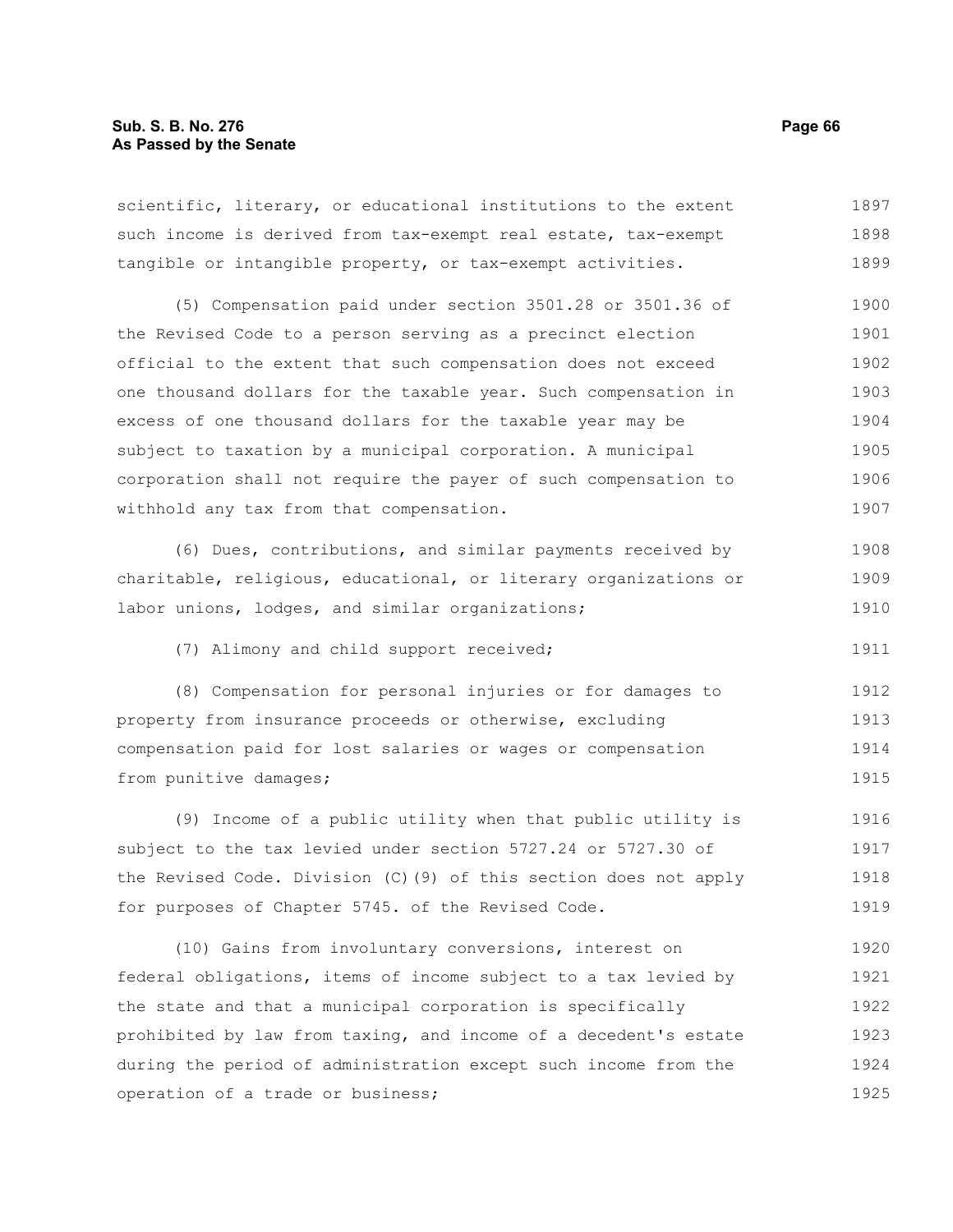scientific, literary, or educational institutions to the extent such income is derived from tax-exempt real estate, tax-exempt tangible or intangible property, or tax-exempt activities.

(5) Compensation paid under section 3501.28 or 3501.36 of the Revised Code to a person serving as a precinct election official to the extent that such compensation does not exceed one thousand dollars for the taxable year. Such compensation in excess of one thousand dollars for the taxable year may be subject to taxation by a municipal corporation. A municipal corporation shall not require the payer of such compensation to withhold any tax from that compensation.

(6) Dues, contributions, and similar payments received by charitable, religious, educational, or literary organizations or labor unions, lodges, and similar organizations;

(7) Alimony and child support received;

(8) Compensation for personal injuries or for damages to property from insurance proceeds or otherwise, excluding compensation paid for lost salaries or wages or compensation from punitive damages;

(9) Income of a public utility when that public utility is subject to the tax levied under section 5727.24 or 5727.30 of the Revised Code. Division (C)(9) of this section does not apply for purposes of Chapter 5745. of the Revised Code.

(10) Gains from involuntary conversions, interest on federal obligations, items of income subject to a tax levied by the state and that a municipal corporation is specifically prohibited by law from taxing, and income of a decedent's estate during the period of administration except such income from the operation of a trade or business;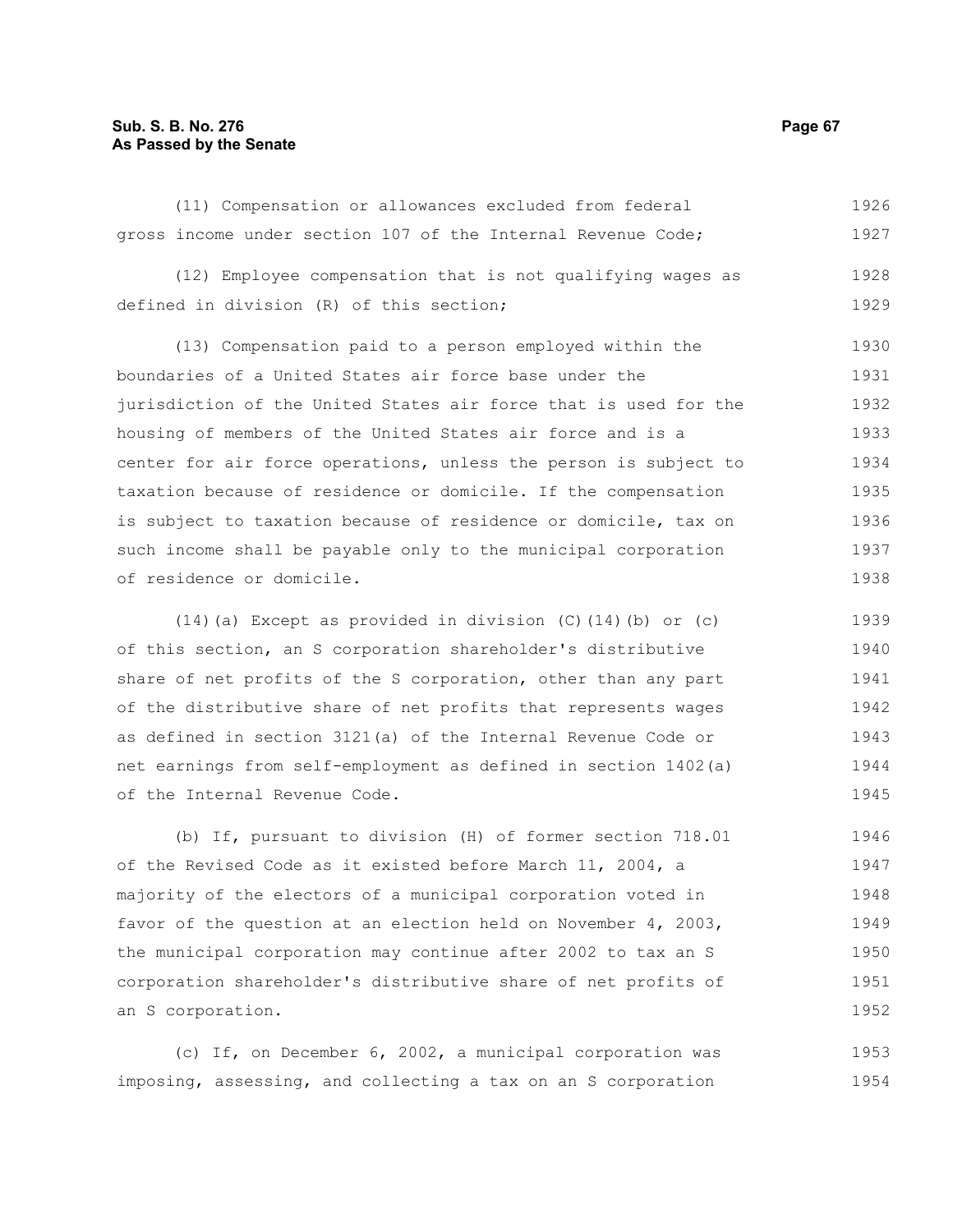(11) Compensation or allowances excluded from federal gross income under section 107 of the Internal Revenue Code;

(12) Employee compensation that is not qualifying wages as defined in division (R) of this section;

(13) Compensation paid to a person employed within the boundaries of a United States air force base under the jurisdiction of the United States air force that is used for the housing of members of the United States air force and is a center for air force operations, unless the person is subject to taxation because of residence or domicile. If the compensation is subject to taxation because of residence or domicile, tax on such income shall be payable only to the municipal corporation of residence or domicile.

(14)(a) Except as provided in division (C)(14)(b) or (c) of this section, an S corporation shareholder's distributive share of net profits of the S corporation, other than any part of the distributive share of net profits that represents wages as defined in section 3121(a) of the Internal Revenue Code or net earnings from self-employment as defined in section 1402(a) of the Internal Revenue Code.

(b) If, pursuant to division (H) of former section 718.01 of the Revised Code as it existed before March 11, 2004, a majority of the electors of a municipal corporation voted in favor of the question at an election held on November 4, 2003, the municipal corporation may continue after 2002 to tax an S corporation shareholder's distributive share of net profits of an S corporation.

(c) If, on December 6, 2002, a municipal corporation was imposing, assessing, and collecting a tax on an S corporation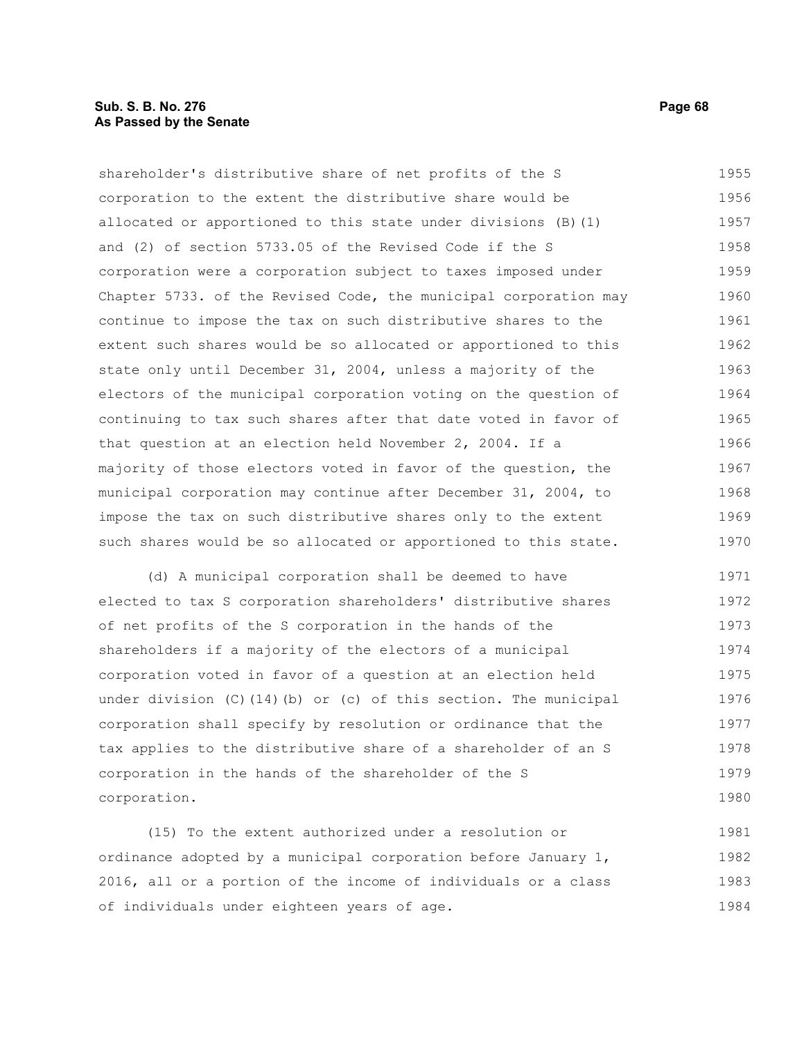shareholder's distributive share of net profits of the S corporation to the extent the distributive share would be allocated or apportioned to this state under divisions (B)(1) and (2) of section 5733.05 of the Revised Code if the S corporation were a corporation subject to taxes imposed under Chapter 5733. of the Revised Code, the municipal corporation may continue to impose the tax on such distributive shares to the extent such shares would be so allocated or apportioned to this state only until December 31, 2004, unless a majority of the electors of the municipal corporation voting on the question of continuing to tax such shares after that date voted in favor of that question at an election held November 2, 2004. If a majority of those electors voted in favor of the question, the municipal corporation may continue after December 31, 2004, to impose the tax on such distributive shares only to the extent such shares would be so allocated or apportioned to this state.

(d) A municipal corporation shall be deemed to have elected to tax S corporation shareholders' distributive shares of net profits of the S corporation in the hands of the shareholders if a majority of the electors of a municipal corporation voted in favor of a question at an election held under division (C)(14)(b) or (c) of this section. The municipal corporation shall specify by resolution or ordinance that the tax applies to the distributive share of a shareholder of an S corporation in the hands of the shareholder of the S corporation.

(15) To the extent authorized under a resolution or ordinance adopted by a municipal corporation before January 1, 2016, all or a portion of the income of individuals or a class of individuals under eighteen years of age.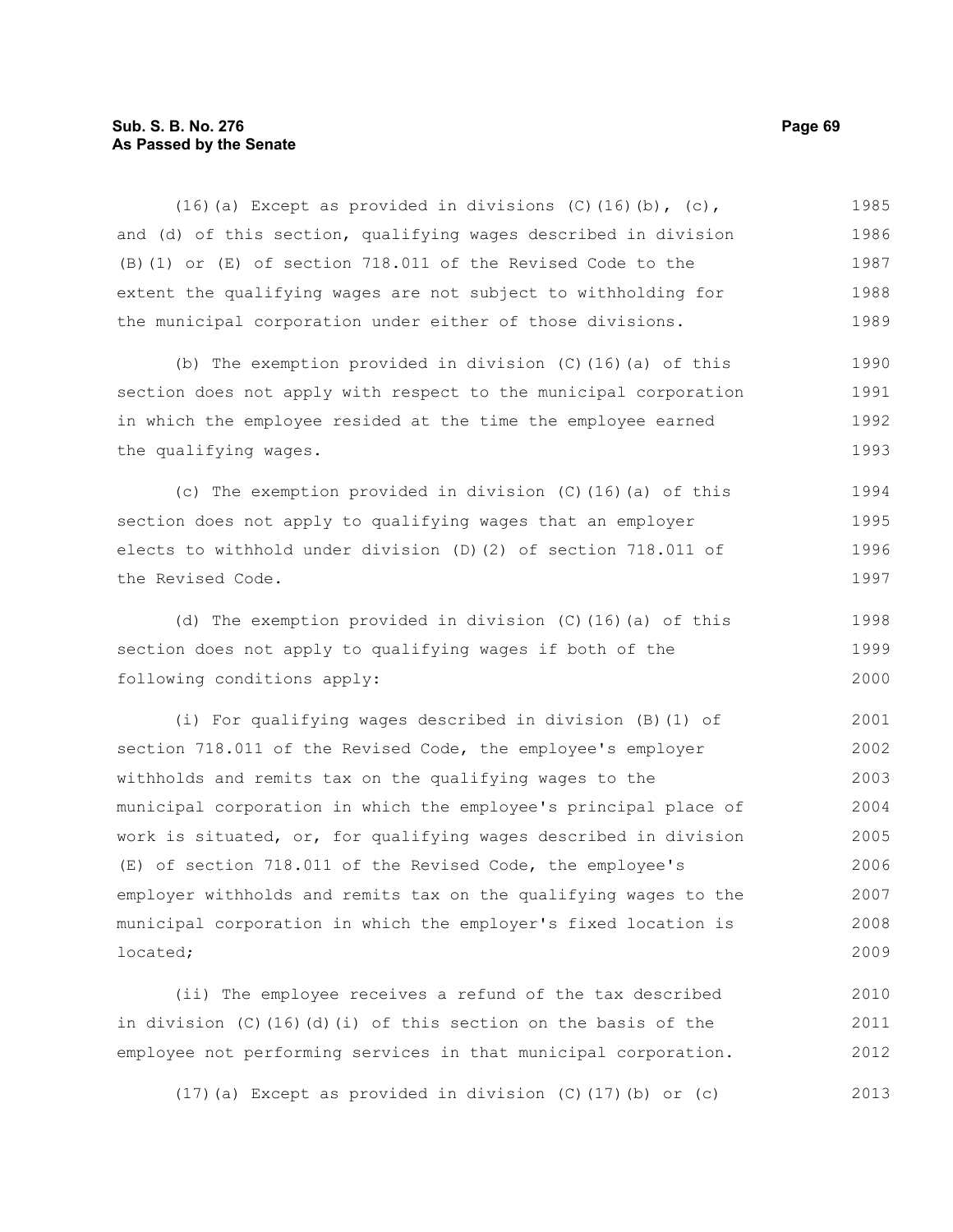(16)(a) Except as provided in divisions (C)(16)(b), (c), and (d) of this section, qualifying wages described in division (B)(1) or (E) of section 718.011 of the Revised Code to the extent the qualifying wages are not subject to withholding for the municipal corporation under either of those divisions.

(b) The exemption provided in division (C)(16)(a) of this section does not apply with respect to the municipal corporation in which the employee resided at the time the employee earned the qualifying wages.

(c) The exemption provided in division (C)(16)(a) of this section does not apply to qualifying wages that an employer elects to withhold under division (D)(2) of section 718.011 of the Revised Code.

(d) The exemption provided in division (C)(16)(a) of this section does not apply to qualifying wages if both of the following conditions apply:

(i) For qualifying wages described in division (B)(1) of section 718.011 of the Revised Code, the employee's employer withholds and remits tax on the qualifying wages to the municipal corporation in which the employee's principal place of work is situated, or, for qualifying wages described in division (E) of section 718.011 of the Revised Code, the employee's employer withholds and remits tax on the qualifying wages to the municipal corporation in which the employer's fixed location is located;

(ii) The employee receives a refund of the tax described in division (C)(16)(d)(i) of this section on the basis of the employee not performing services in that municipal corporation.

(17)(a) Except as provided in division (C)(17)(b) or (c)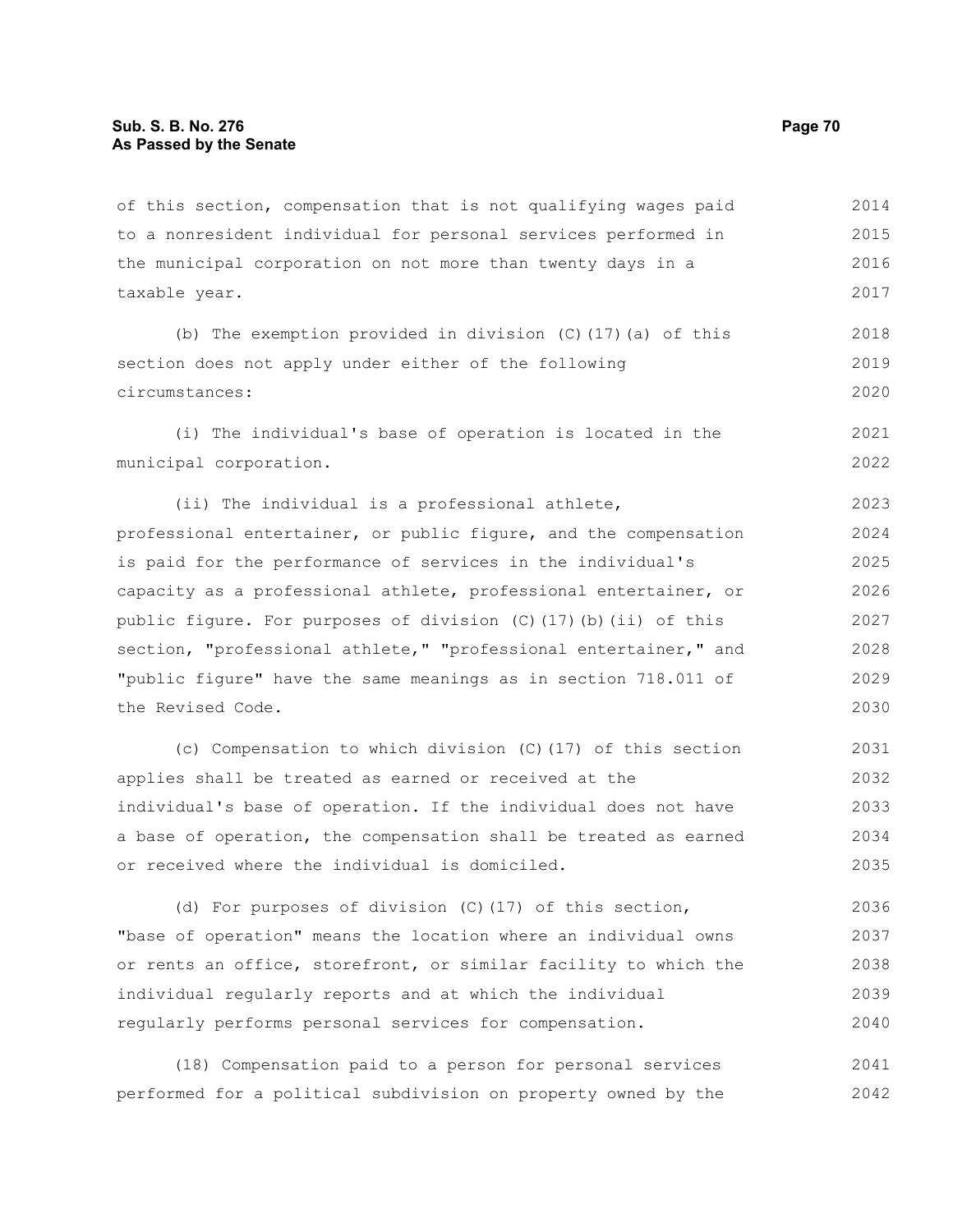of this section, compensation that is not qualifying wages paid to a nonresident individual for personal services performed in the municipal corporation on not more than twenty days in a taxable year.

(b) The exemption provided in division (C)(17)(a) of this section does not apply under either of the following circumstances:

(i) The individual's base of operation is located in the municipal corporation.

(ii) The individual is a professional athlete, professional entertainer, or public figure, and the compensation is paid for the performance of services in the individual's capacity as a professional athlete, professional entertainer, or public figure. For purposes of division (C)(17)(b)(ii) of this section, "professional athlete," "professional entertainer," and "public figure" have the same meanings as in section 718.011 of the Revised Code.

(c) Compensation to which division (C)(17) of this section applies shall be treated as earned or received at the individual's base of operation. If the individual does not have a base of operation, the compensation shall be treated as earned or received where the individual is domiciled.

(d) For purposes of division (C)(17) of this section, "base of operation" means the location where an individual owns or rents an office, storefront, or similar facility to which the individual regularly reports and at which the individual regularly performs personal services for compensation.

(18) Compensation paid to a person for personal services performed for a political subdivision on property owned by the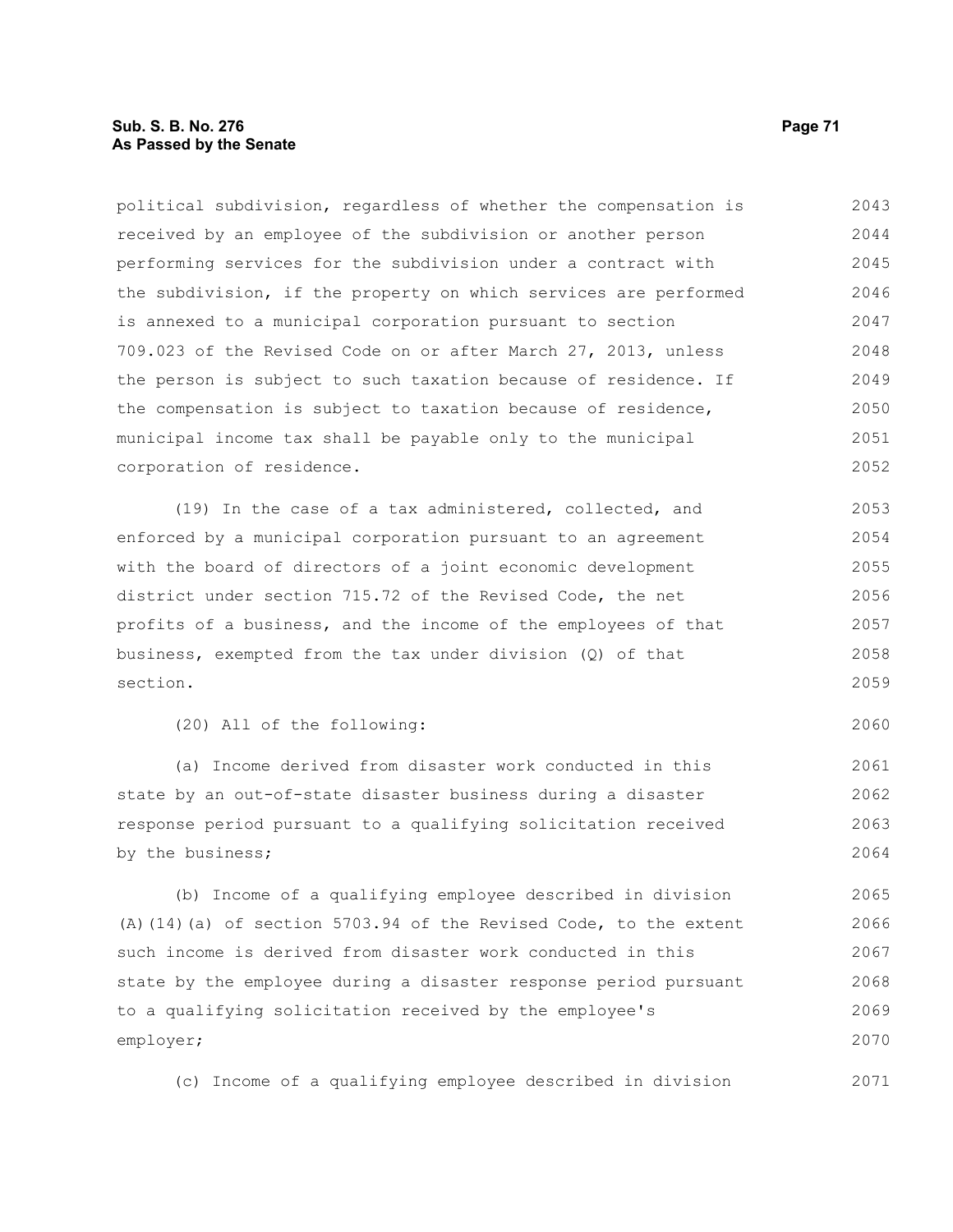political subdivision, regardless of whether the compensation is received by an employee of the subdivision or another person performing services for the subdivision under a contract with the subdivision, if the property on which services are performed is annexed to a municipal corporation pursuant to section 709.023 of the Revised Code on or after March 27, 2013, unless the person is subject to such taxation because of residence. If the compensation is subject to taxation because of residence, municipal income tax shall be payable only to the municipal corporation of residence.

(19) In the case of a tax administered, collected, and enforced by a municipal corporation pursuant to an agreement with the board of directors of a joint economic development district under section 715.72 of the Revised Code, the net profits of a business, and the income of the employees of that business, exempted from the tax under division (Q) of that section.

(20) All of the following:

(a) Income derived from disaster work conducted in this state by an out-of-state disaster business during a disaster response period pursuant to a qualifying solicitation received by the business;

(b) Income of a qualifying employee described in division (A)(14)(a) of section 5703.94 of the Revised Code, to the extent such income is derived from disaster work conducted in this state by the employee during a disaster response period pursuant to a qualifying solicitation received by the employee's employer;

(c) Income of a qualifying employee described in division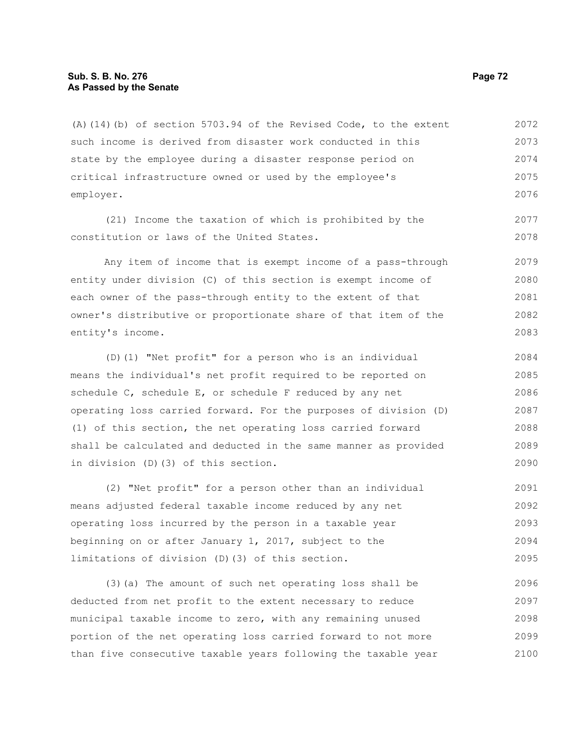(A)(14)(b) of section 5703.94 of the Revised Code, to the extent such income is derived from disaster work conducted in this state by the employee during a disaster response period on critical infrastructure owned or used by the employee's employer.

(21) Income the taxation of which is prohibited by the constitution or laws of the United States.

Any item of income that is exempt income of a pass-through entity under division (C) of this section is exempt income of each owner of the pass-through entity to the extent of that owner's distributive or proportionate share of that item of the entity's income.

(D)(1) "Net profit" for a person who is an individual means the individual's net profit required to be reported on schedule C, schedule E, or schedule F reduced by any net operating loss carried forward. For the purposes of division (D)(1) of this section, the net operating loss carried forward shall be calculated and deducted in the same manner as provided in division (D)(3) of this section.

(2) "Net profit" for a person other than an individual means adjusted federal taxable income reduced by any net operating loss incurred by the person in a taxable year beginning on or after January 1, 2017, subject to the limitations of division (D)(3) of this section.

(3)(a) The amount of such net operating loss shall be deducted from net profit to the extent necessary to reduce municipal taxable income to zero, with any remaining unused portion of the net operating loss carried forward to not more than five consecutive taxable years following the taxable year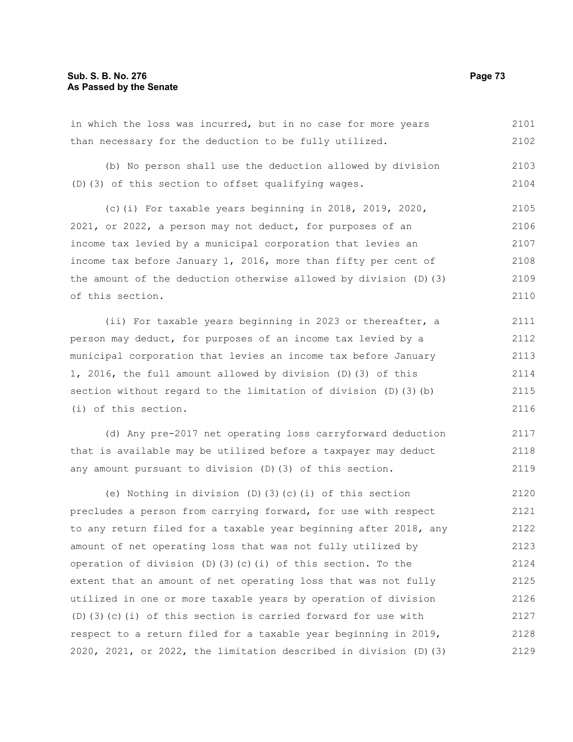in which the loss was incurred, but in no case for more years than necessary for the deduction to be fully utilized.

(b) No person shall use the deduction allowed by division (D)(3) of this section to offset qualifying wages.

(c)(i) For taxable years beginning in 2018, 2019, 2020, 2021, or 2022, a person may not deduct, for purposes of an income tax levied by a municipal corporation that levies an income tax before January 1, 2016, more than fifty per cent of the amount of the deduction otherwise allowed by division (D)(3) of this section.

(ii) For taxable years beginning in 2023 or thereafter, a person may deduct, for purposes of an income tax levied by a municipal corporation that levies an income tax before January 1, 2016, the full amount allowed by division (D)(3) of this section without regard to the limitation of division (D)(3)(b)(i) of this section.

(d) Any pre-2017 net operating loss carryforward deduction that is available may be utilized before a taxpayer may deduct any amount pursuant to division (D)(3) of this section.

(e) Nothing in division (D)(3)(c)(i) of this section precludes a person from carrying forward, for use with respect to any return filed for a taxable year beginning after 2018, any amount of net operating loss that was not fully utilized by operation of division (D)(3)(c)(i) of this section. To the extent that an amount of net operating loss that was not fully utilized in one or more taxable years by operation of division (D)(3)(c)(i) of this section is carried forward for use with respect to a return filed for a taxable year beginning in 2019, 2020, 2021, or 2022, the limitation described in division (D)(3)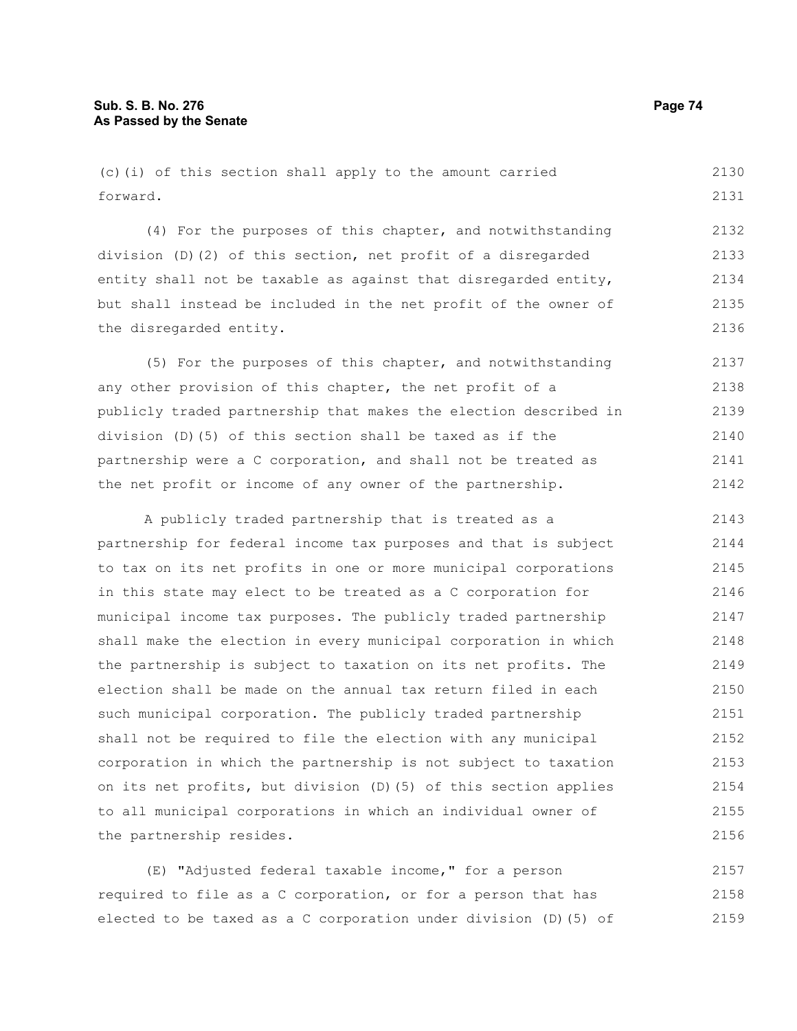(c)(i) of this section shall apply to the amount carried forward.

(4) For the purposes of this chapter, and notwithstanding division (D)(2) of this section, net profit of a disregarded entity shall not be taxable as against that disregarded entity, but shall instead be included in the net profit of the owner of the disregarded entity.

(5) For the purposes of this chapter, and notwithstanding any other provision of this chapter, the net profit of a publicly traded partnership that makes the election described in division (D)(5) of this section shall be taxed as if the partnership were a C corporation, and shall not be treated as the net profit or income of any owner of the partnership.

A publicly traded partnership that is treated as a partnership for federal income tax purposes and that is subject to tax on its net profits in one or more municipal corporations in this state may elect to be treated as a C corporation for municipal income tax purposes. The publicly traded partnership shall make the election in every municipal corporation in which the partnership is subject to taxation on its net profits. The election shall be made on the annual tax return filed in each such municipal corporation. The publicly traded partnership shall not be required to file the election with any municipal corporation in which the partnership is not subject to taxation on its net profits, but division (D)(5) of this section applies to all municipal corporations in which an individual owner of the partnership resides.

(E) "Adjusted federal taxable income," for a person required to file as a C corporation, or for a person that has elected to be taxed as a C corporation under division (D)(5) of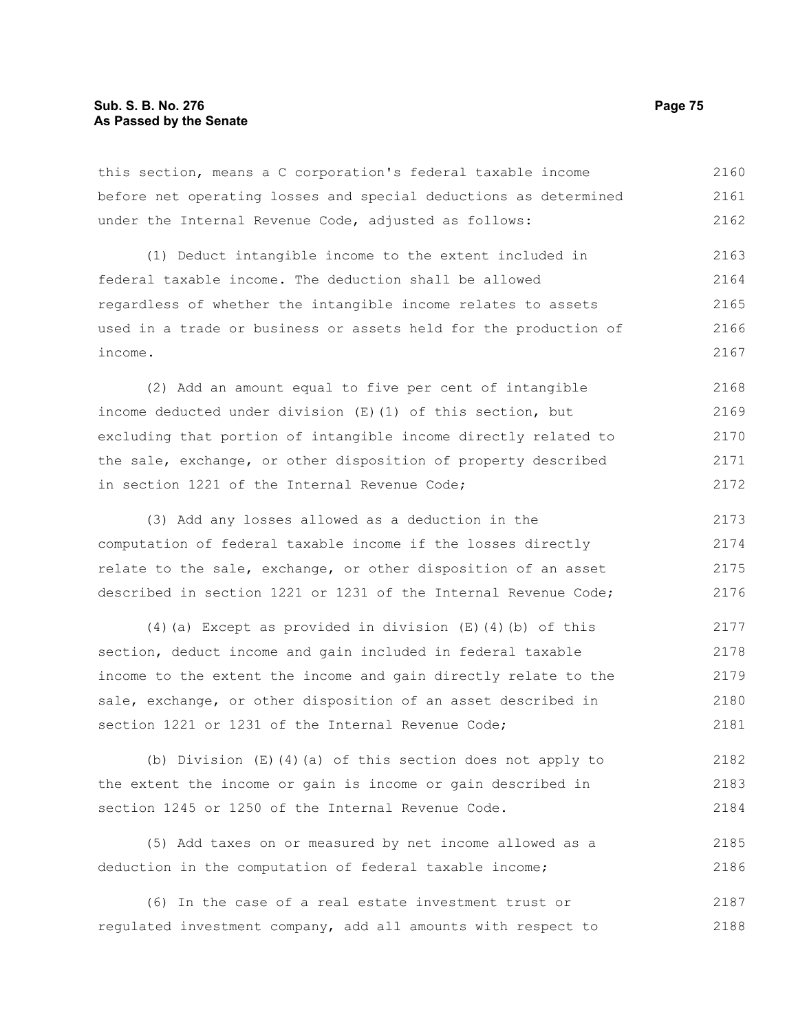this section, means a C corporation's federal taxable income before net operating losses and special deductions as determined under the Internal Revenue Code, adjusted as follows:

(1) Deduct intangible income to the extent included in federal taxable income. The deduction shall be allowed regardless of whether the intangible income relates to assets used in a trade or business or assets held for the production of income.

(2) Add an amount equal to five per cent of intangible income deducted under division (E)(1) of this section, but excluding that portion of intangible income directly related to the sale, exchange, or other disposition of property described in section 1221 of the Internal Revenue Code;

(3) Add any losses allowed as a deduction in the computation of federal taxable income if the losses directly relate to the sale, exchange, or other disposition of an asset described in section 1221 or 1231 of the Internal Revenue Code;

(4)(a) Except as provided in division (E)(4)(b) of this section, deduct income and gain included in federal taxable income to the extent the income and gain directly relate to the sale, exchange, or other disposition of an asset described in section 1221 or 1231 of the Internal Revenue Code;

(b) Division (E)(4)(a) of this section does not apply to the extent the income or gain is income or gain described in section 1245 or 1250 of the Internal Revenue Code.

(5) Add taxes on or measured by net income allowed as a deduction in the computation of federal taxable income;

(6) In the case of a real estate investment trust or regulated investment company, add all amounts with respect to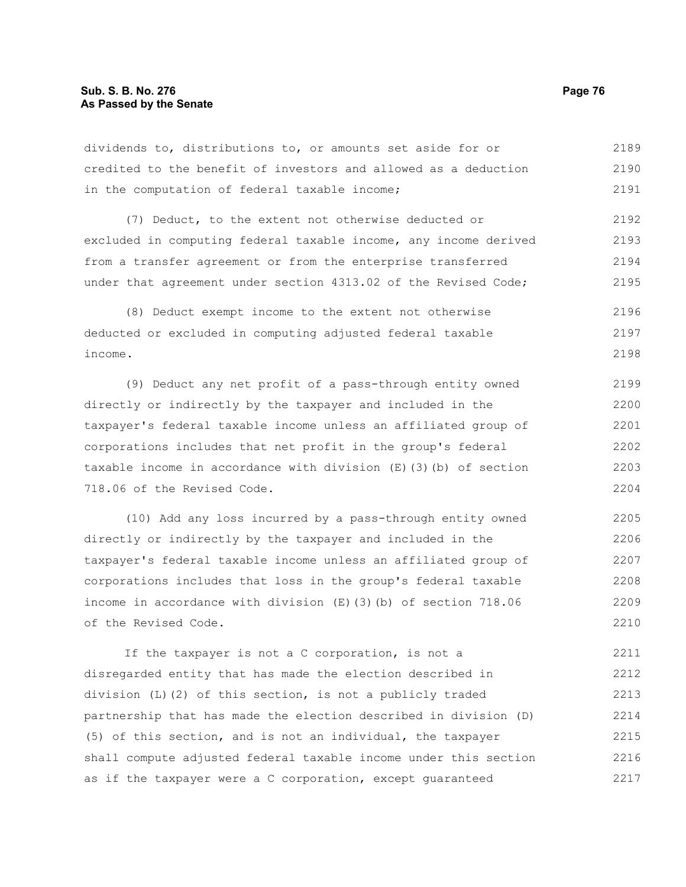dividends to, distributions to, or amounts set aside for or credited to the benefit of investors and allowed as a deduction in the computation of federal taxable income;

(7) Deduct, to the extent not otherwise deducted or excluded in computing federal taxable income, any income derived from a transfer agreement or from the enterprise transferred under that agreement under section 4313.02 of the Revised Code;

(8) Deduct exempt income to the extent not otherwise deducted or excluded in computing adjusted federal taxable income.

(9) Deduct any net profit of a pass-through entity owned directly or indirectly by the taxpayer and included in the taxpayer's federal taxable income unless an affiliated group of corporations includes that net profit in the group's federal taxable income in accordance with division (E)(3)(b) of section 718.06 of the Revised Code.

(10) Add any loss incurred by a pass-through entity owned directly or indirectly by the taxpayer and included in the taxpayer's federal taxable income unless an affiliated group of corporations includes that loss in the group's federal taxable income in accordance with division (E)(3)(b) of section 718.06 of the Revised Code.

If the taxpayer is not a C corporation, is not a disregarded entity that has made the election described in division (L)(2) of this section, is not a publicly traded partnership that has made the election described in division (D)(5) of this section, and is not an individual, the taxpayer shall compute adjusted federal taxable income under this section as if the taxpayer were a C corporation, except guaranteed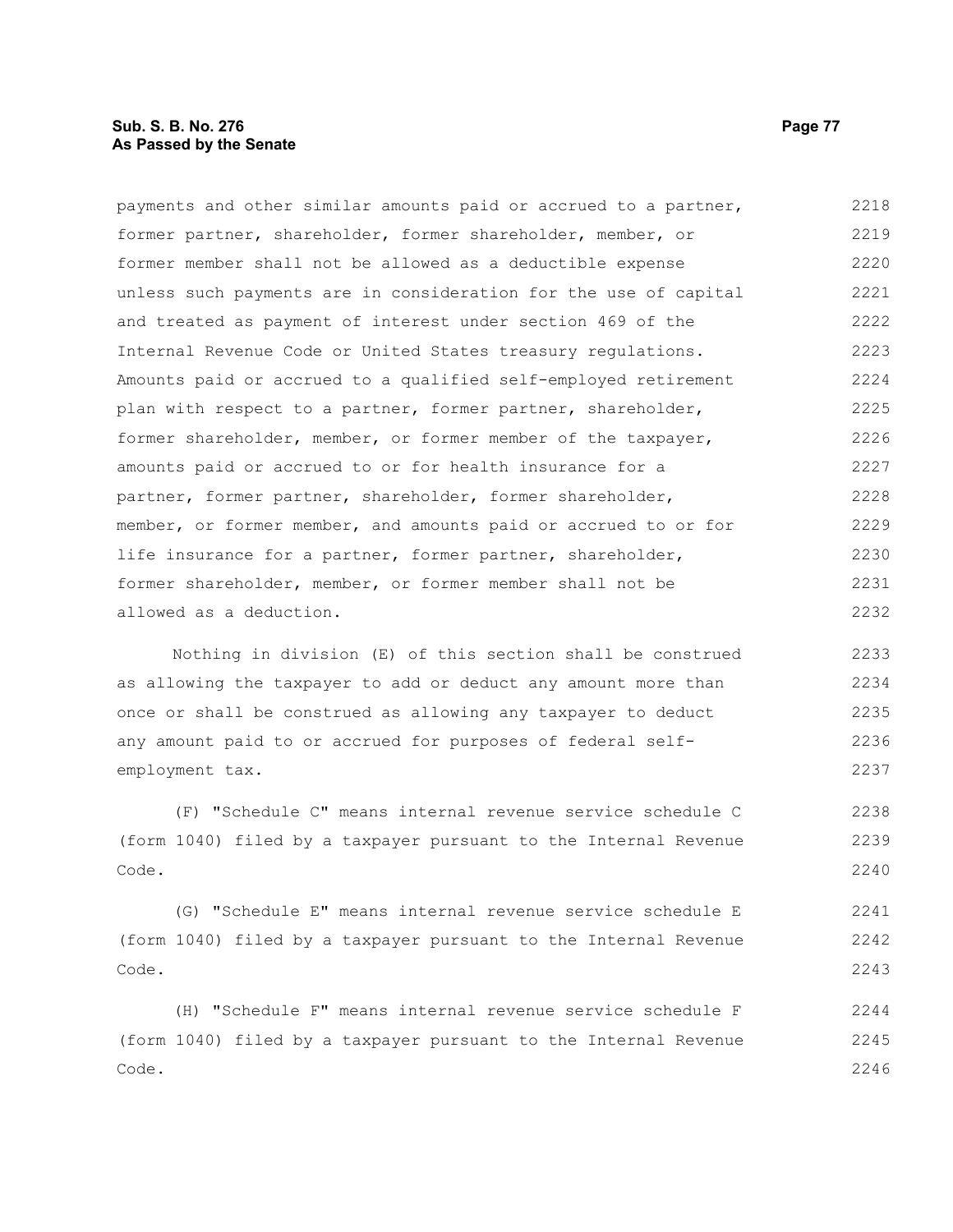payments and other similar amounts paid or accrued to a partner, former partner, shareholder, former shareholder, member, or former member shall not be allowed as a deductible expense unless such payments are in consideration for the use of capital and treated as payment of interest under section 469 of the Internal Revenue Code or United States treasury regulations. Amounts paid or accrued to a qualified self-employed retirement plan with respect to a partner, former partner, shareholder, former shareholder, member, or former member of the taxpayer, amounts paid or accrued to or for health insurance for a partner, former partner, shareholder, former shareholder, member, or former member, and amounts paid or accrued to or for life insurance for a partner, former partner, shareholder, former shareholder, member, or former member shall not be allowed as a deduction.

Nothing in division (E) of this section shall be construed as allowing the taxpayer to add or deduct any amount more than once or shall be construed as allowing any taxpayer to deduct any amount paid to or accrued for purposes of federal self-employment tax.

(F) "Schedule C" means internal revenue service schedule C (form 1040) filed by a taxpayer pursuant to the Internal Revenue Code.

(G) "Schedule E" means internal revenue service schedule E (form 1040) filed by a taxpayer pursuant to the Internal Revenue Code.

(H) "Schedule F" means internal revenue service schedule F (form 1040) filed by a taxpayer pursuant to the Internal Revenue Code.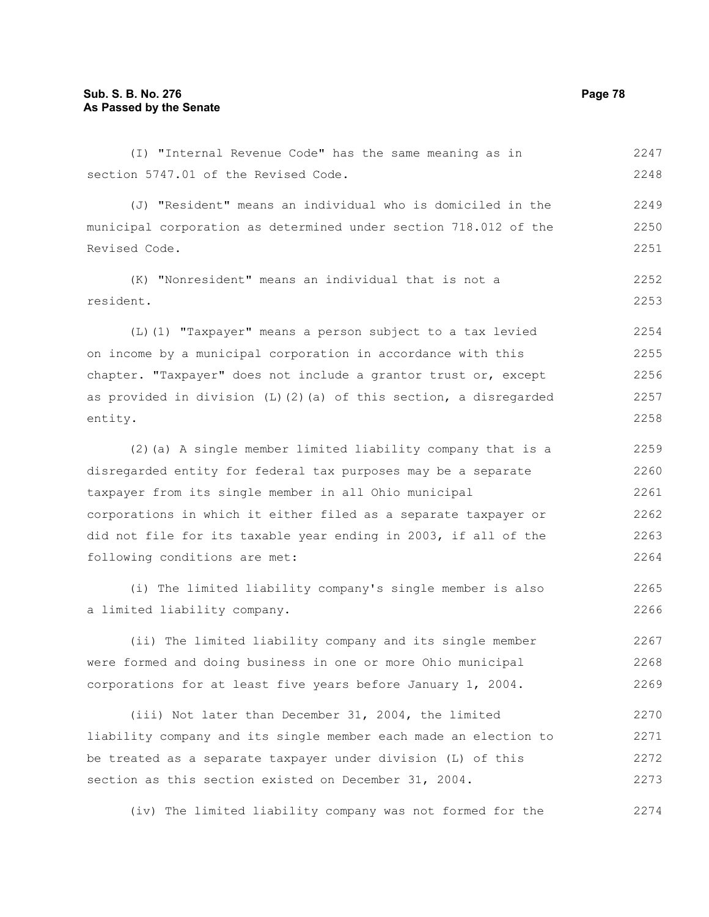(I) "Internal Revenue Code" has the same meaning as in section 5747.01 of the Revised Code.

(J) "Resident" means an individual who is domiciled in the municipal corporation as determined under section 718.012 of the Revised Code.

(K) "Nonresident" means an individual that is not a resident.

(L)(1) "Taxpayer" means a person subject to a tax levied on income by a municipal corporation in accordance with this chapter. "Taxpayer" does not include a grantor trust or, except as provided in division (L)(2)(a) of this section, a disregarded entity.

(2)(a) A single member limited liability company that is a disregarded entity for federal tax purposes may be a separate taxpayer from its single member in all Ohio municipal corporations in which it either filed as a separate taxpayer or did not file for its taxable year ending in 2003, if all of the following conditions are met:

(i) The limited liability company's single member is also a limited liability company.

(ii) The limited liability company and its single member were formed and doing business in one or more Ohio municipal corporations for at least five years before January 1, 2004.

(iii) Not later than December 31, 2004, the limited liability company and its single member each made an election to be treated as a separate taxpayer under division (L) of this section as this section existed on December 31, 2004.

(iv) The limited liability company was not formed for the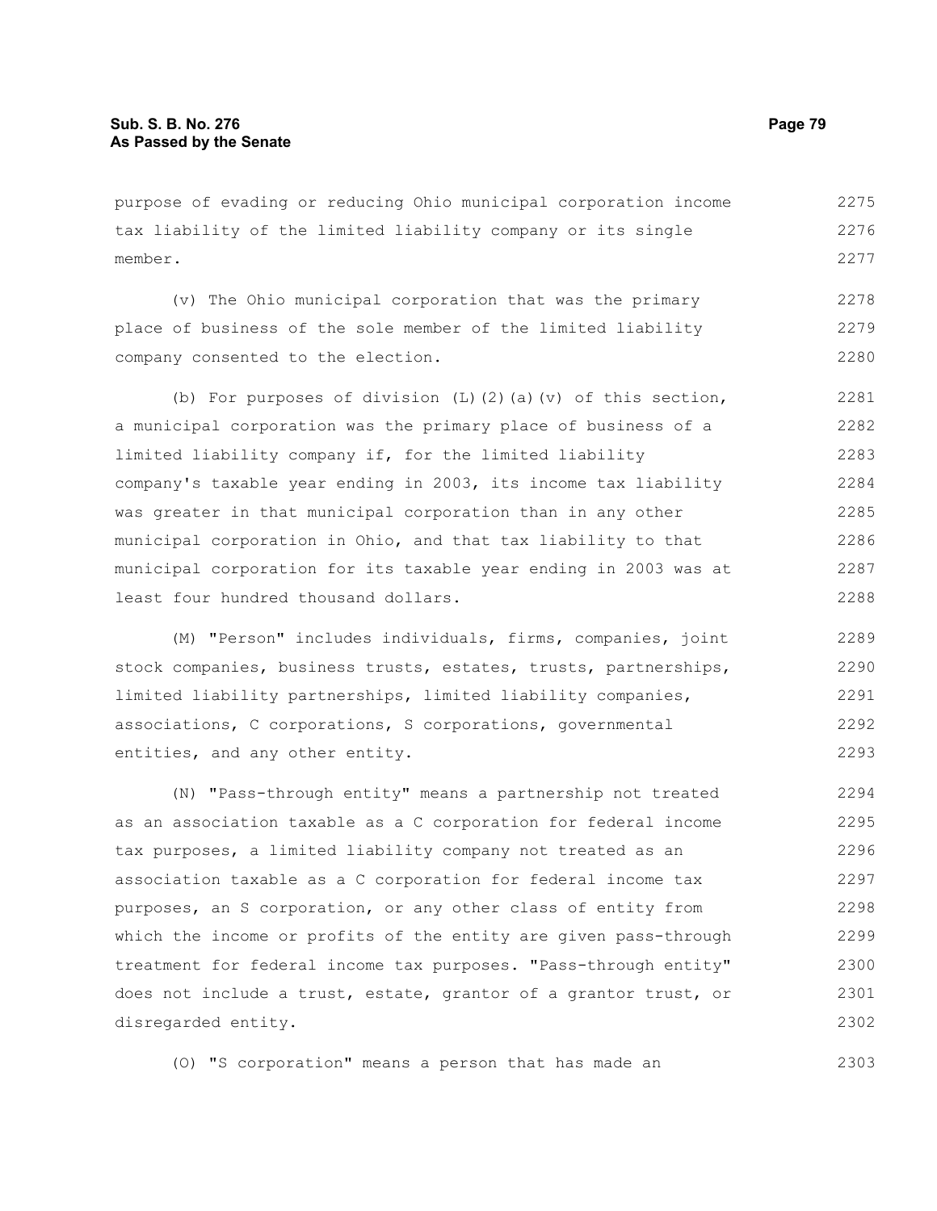purpose of evading or reducing Ohio municipal corporation income tax liability of the limited liability company or its single member.

(v) The Ohio municipal corporation that was the primary place of business of the sole member of the limited liability company consented to the election.

(b) For purposes of division (L)(2)(a)(v) of this section, a municipal corporation was the primary place of business of a limited liability company if, for the limited liability company's taxable year ending in 2003, its income tax liability was greater in that municipal corporation than in any other municipal corporation in Ohio, and that tax liability to that municipal corporation for its taxable year ending in 2003 was at least four hundred thousand dollars.

(M) "Person" includes individuals, firms, companies, joint stock companies, business trusts, estates, trusts, partnerships, limited liability partnerships, limited liability companies, associations, C corporations, S corporations, governmental entities, and any other entity.

(N) "Pass-through entity" means a partnership not treated as an association taxable as a C corporation for federal income tax purposes, a limited liability company not treated as an association taxable as a C corporation for federal income tax purposes, an S corporation, or any other class of entity from which the income or profits of the entity are given pass-through treatment for federal income tax purposes. "Pass-through entity" does not include a trust, estate, grantor of a grantor trust, or disregarded entity.

(O) "S corporation" means a person that has made an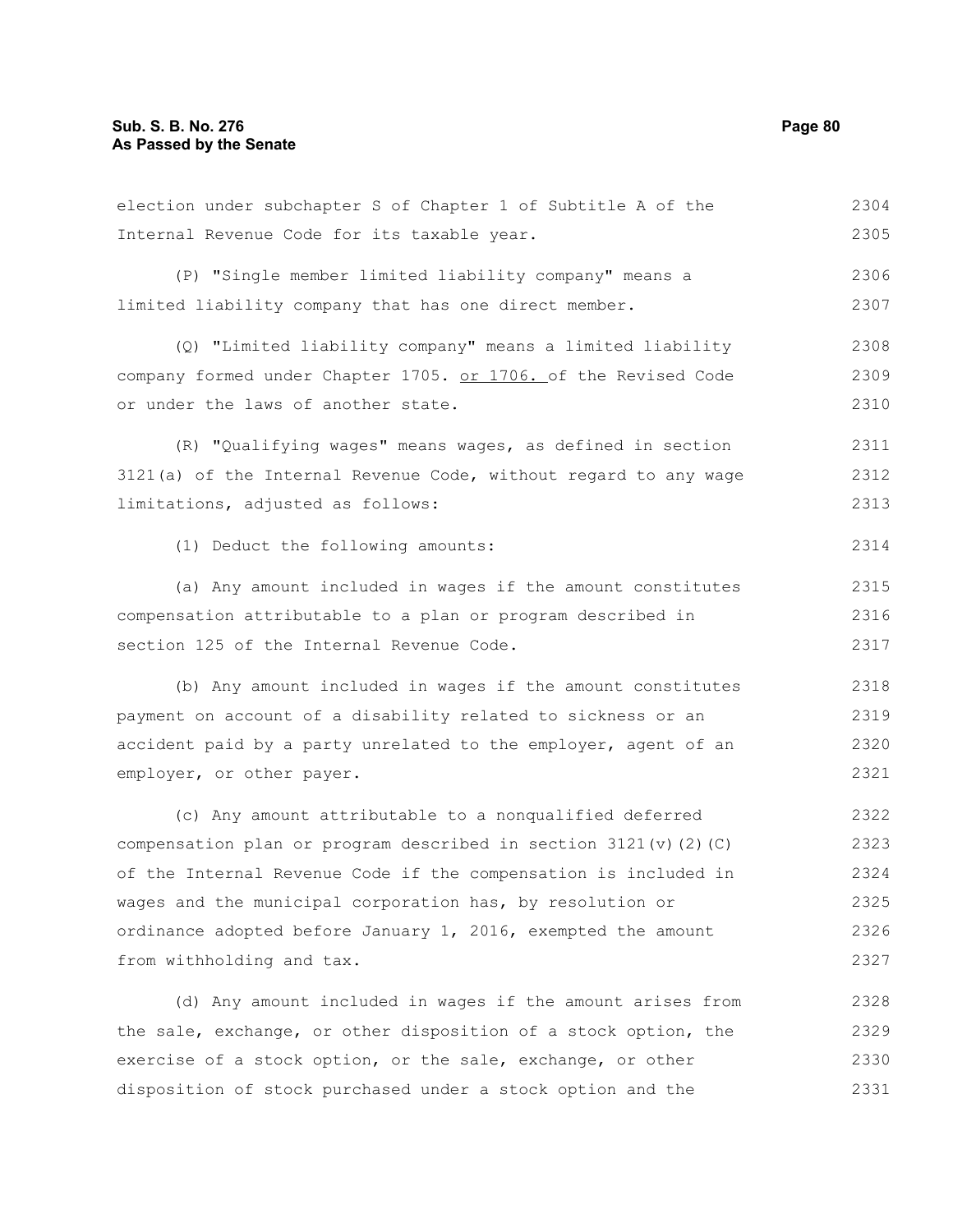election under subchapter S of Chapter 1 of Subtitle A of the Internal Revenue Code for its taxable year.

(P) "Single member limited liability company" means a limited liability company that has one direct member.

(Q) "Limited liability company" means a limited liability company formed under Chapter 1705. or 1706. of the Revised Code or under the laws of another state.

(R) "Qualifying wages" means wages, as defined in section 3121(a) of the Internal Revenue Code, without regard to any wage limitations, adjusted as follows:

(1) Deduct the following amounts:

(a) Any amount included in wages if the amount constitutes compensation attributable to a plan or program described in section 125 of the Internal Revenue Code.

(b) Any amount included in wages if the amount constitutes payment on account of a disability related to sickness or an accident paid by a party unrelated to the employer, agent of an employer, or other payer.

(c) Any amount attributable to a nonqualified deferred compensation plan or program described in section 3121(v)(2)(C) of the Internal Revenue Code if the compensation is included in wages and the municipal corporation has, by resolution or ordinance adopted before January 1, 2016, exempted the amount from withholding and tax.

(d) Any amount included in wages if the amount arises from the sale, exchange, or other disposition of a stock option, the exercise of a stock option, or the sale, exchange, or other disposition of stock purchased under a stock option and the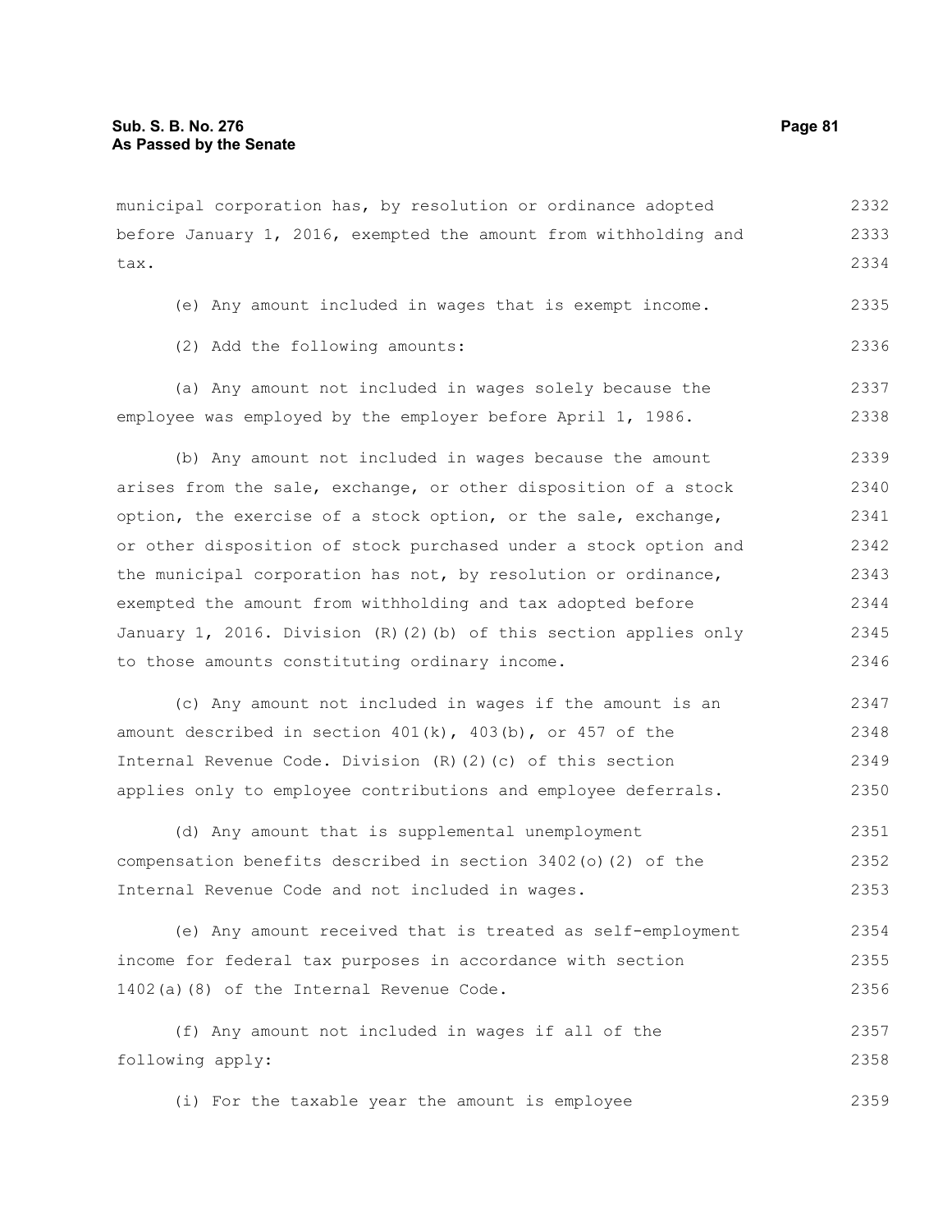municipal corporation has, by resolution or ordinance adopted before January 1, 2016, exempted the amount from withholding and tax.

(e) Any amount included in wages that is exempt income.

(2) Add the following amounts:

(a) Any amount not included in wages solely because the employee was employed by the employer before April 1, 1986.

(b) Any amount not included in wages because the amount arises from the sale, exchange, or other disposition of a stock option, the exercise of a stock option, or the sale, exchange, or other disposition of stock purchased under a stock option and the municipal corporation has not, by resolution or ordinance, exempted the amount from withholding and tax adopted before January 1, 2016. Division (R)(2)(b) of this section applies only to those amounts constituting ordinary income.

(c) Any amount not included in wages if the amount is an amount described in section 401(k), 403(b), or 457 of the Internal Revenue Code. Division (R)(2)(c) of this section applies only to employee contributions and employee deferrals.

(d) Any amount that is supplemental unemployment compensation benefits described in section 3402(o)(2) of the Internal Revenue Code and not included in wages.

(e) Any amount received that is treated as self-employment income for federal tax purposes in accordance with section 1402(a)(8) of the Internal Revenue Code.

(f) Any amount not included in wages if all of the following apply:

(i) For the taxable year the amount is employee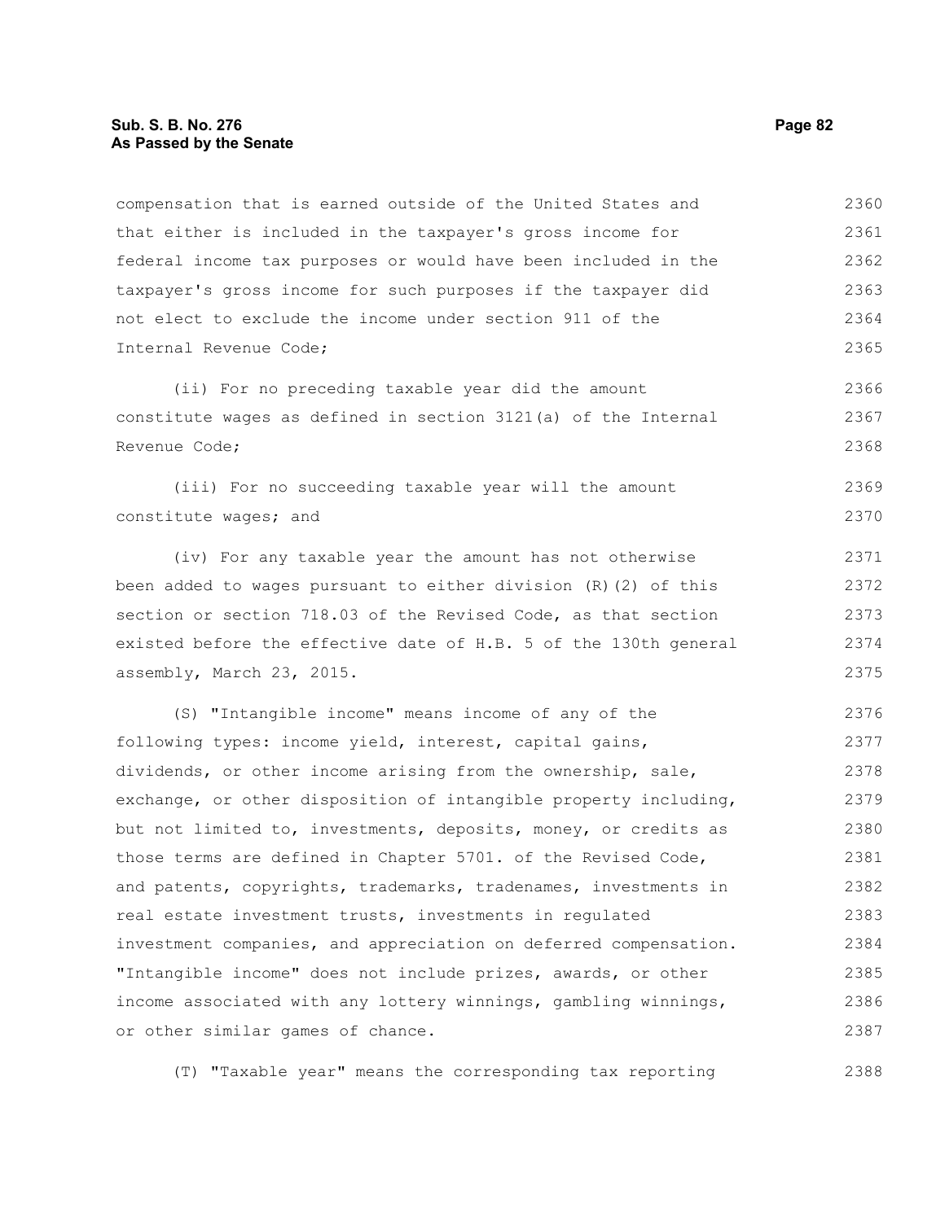compensation that is earned outside of the United States and that either is included in the taxpayer's gross income for federal income tax purposes or would have been included in the taxpayer's gross income for such purposes if the taxpayer did not elect to exclude the income under section 911 of the Internal Revenue Code;

(ii) For no preceding taxable year did the amount constitute wages as defined in section 3121(a) of the Internal Revenue Code;

(iii) For no succeeding taxable year will the amount constitute wages; and

(iv) For any taxable year the amount has not otherwise been added to wages pursuant to either division (R)(2) of this section or section 718.03 of the Revised Code, as that section existed before the effective date of H.B. 5 of the 130th general assembly, March 23, 2015.

(S) "Intangible income" means income of any of the following types: income yield, interest, capital gains, dividends, or other income arising from the ownership, sale, exchange, or other disposition of intangible property including, but not limited to, investments, deposits, money, or credits as those terms are defined in Chapter 5701. of the Revised Code, and patents, copyrights, trademarks, tradenames, investments in real estate investment trusts, investments in regulated investment companies, and appreciation on deferred compensation. "Intangible income" does not include prizes, awards, or other income associated with any lottery winnings, gambling winnings, or other similar games of chance.

(T) "Taxable year" means the corresponding tax reporting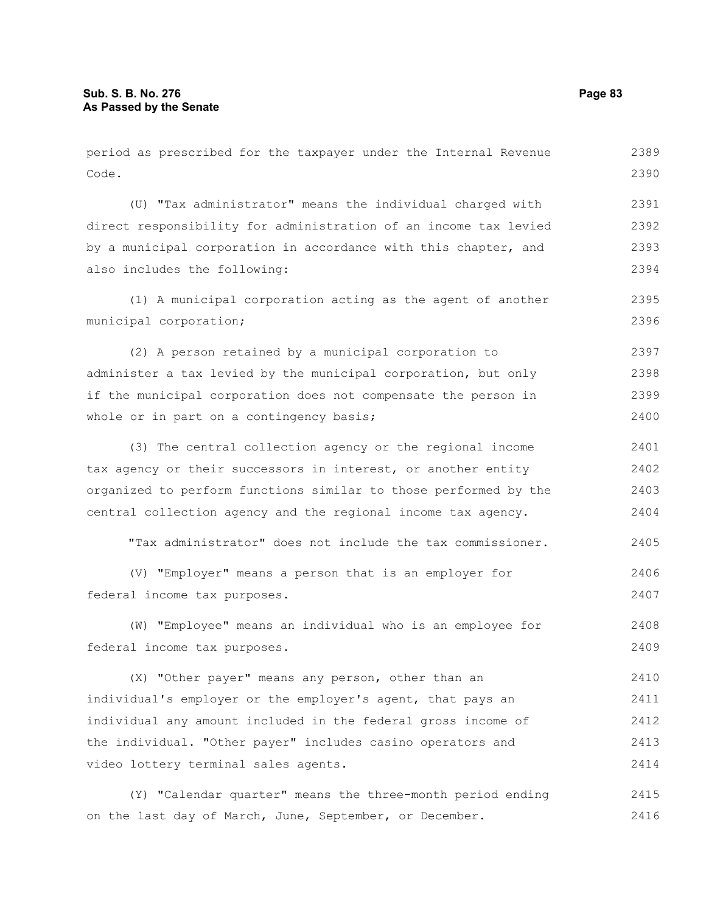period as prescribed for the taxpayer under the Internal Revenue Code.

(U) "Tax administrator" means the individual charged with direct responsibility for administration of an income tax levied by a municipal corporation in accordance with this chapter, and also includes the following:

(1) A municipal corporation acting as the agent of another municipal corporation;

(2) A person retained by a municipal corporation to administer a tax levied by the municipal corporation, but only if the municipal corporation does not compensate the person in whole or in part on a contingency basis;

(3) The central collection agency or the regional income tax agency or their successors in interest, or another entity organized to perform functions similar to those performed by the central collection agency and the regional income tax agency.

"Tax administrator" does not include the tax commissioner.

(V) "Employer" means a person that is an employer for federal income tax purposes.

(W) "Employee" means an individual who is an employee for federal income tax purposes.

(X) "Other payer" means any person, other than an individual's employer or the employer's agent, that pays an individual any amount included in the federal gross income of the individual. "Other payer" includes casino operators and video lottery terminal sales agents.

(Y) "Calendar quarter" means the three-month period ending on the last day of March, June, September, or December.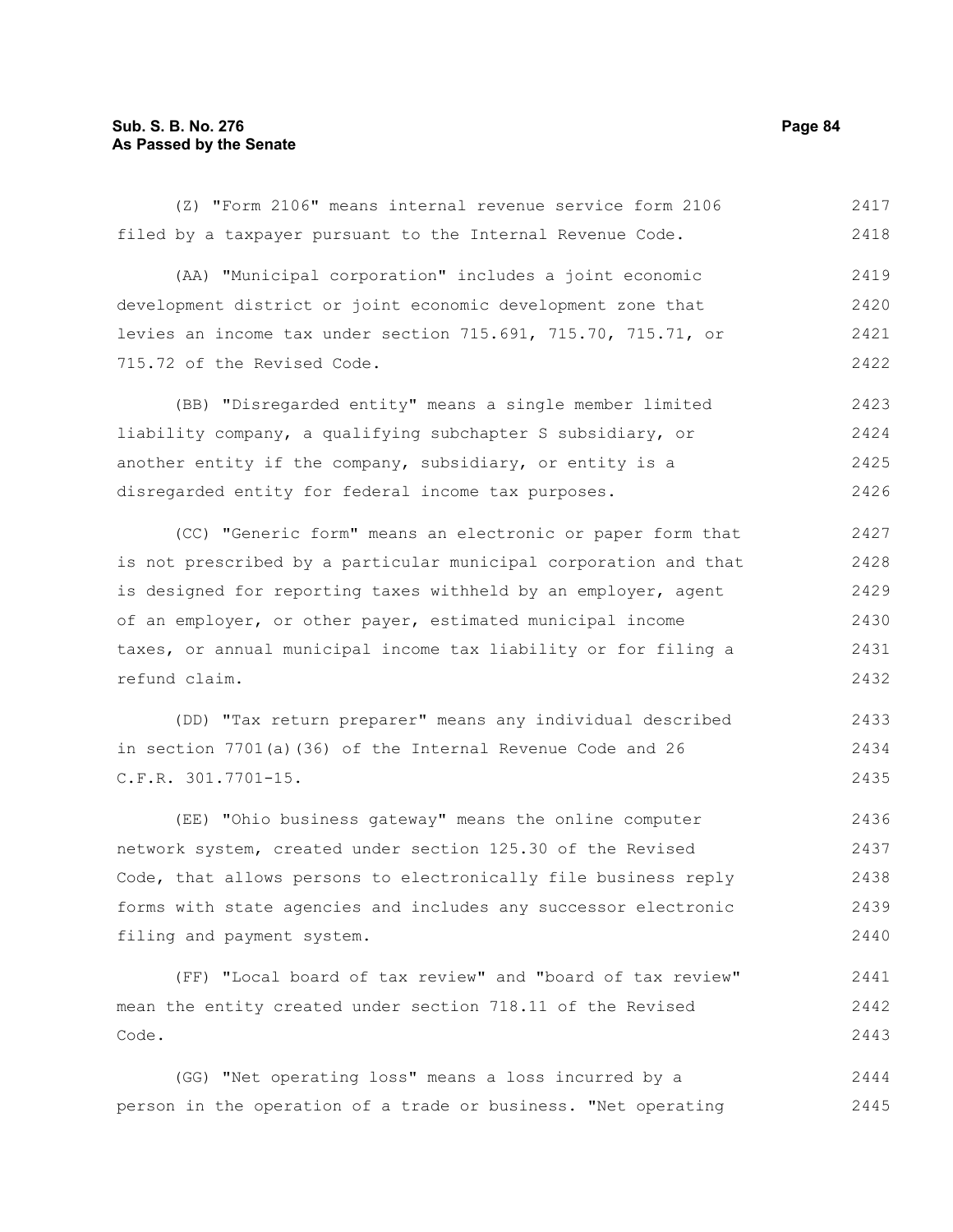(Z) "Form 2106" means internal revenue service form 2106 filed by a taxpayer pursuant to the Internal Revenue Code.

(AA) "Municipal corporation" includes a joint economic development district or joint economic development zone that levies an income tax under section 715.691, 715.70, 715.71, or 715.72 of the Revised Code.

(BB) "Disregarded entity" means a single member limited liability company, a qualifying subchapter S subsidiary, or another entity if the company, subsidiary, or entity is a disregarded entity for federal income tax purposes.

(CC) "Generic form" means an electronic or paper form that is not prescribed by a particular municipal corporation and that is designed for reporting taxes withheld by an employer, agent of an employer, or other payer, estimated municipal income taxes, or annual municipal income tax liability or for filing a refund claim.

(DD) "Tax return preparer" means any individual described in section 7701(a)(36) of the Internal Revenue Code and 26 C.F.R. 301.7701-15.

(EE) "Ohio business gateway" means the online computer network system, created under section 125.30 of the Revised Code, that allows persons to electronically file business reply forms with state agencies and includes any successor electronic filing and payment system.

(FF) "Local board of tax review" and "board of tax review" mean the entity created under section 718.11 of the Revised Code.

(GG) "Net operating loss" means a loss incurred by a person in the operation of a trade or business. "Net operating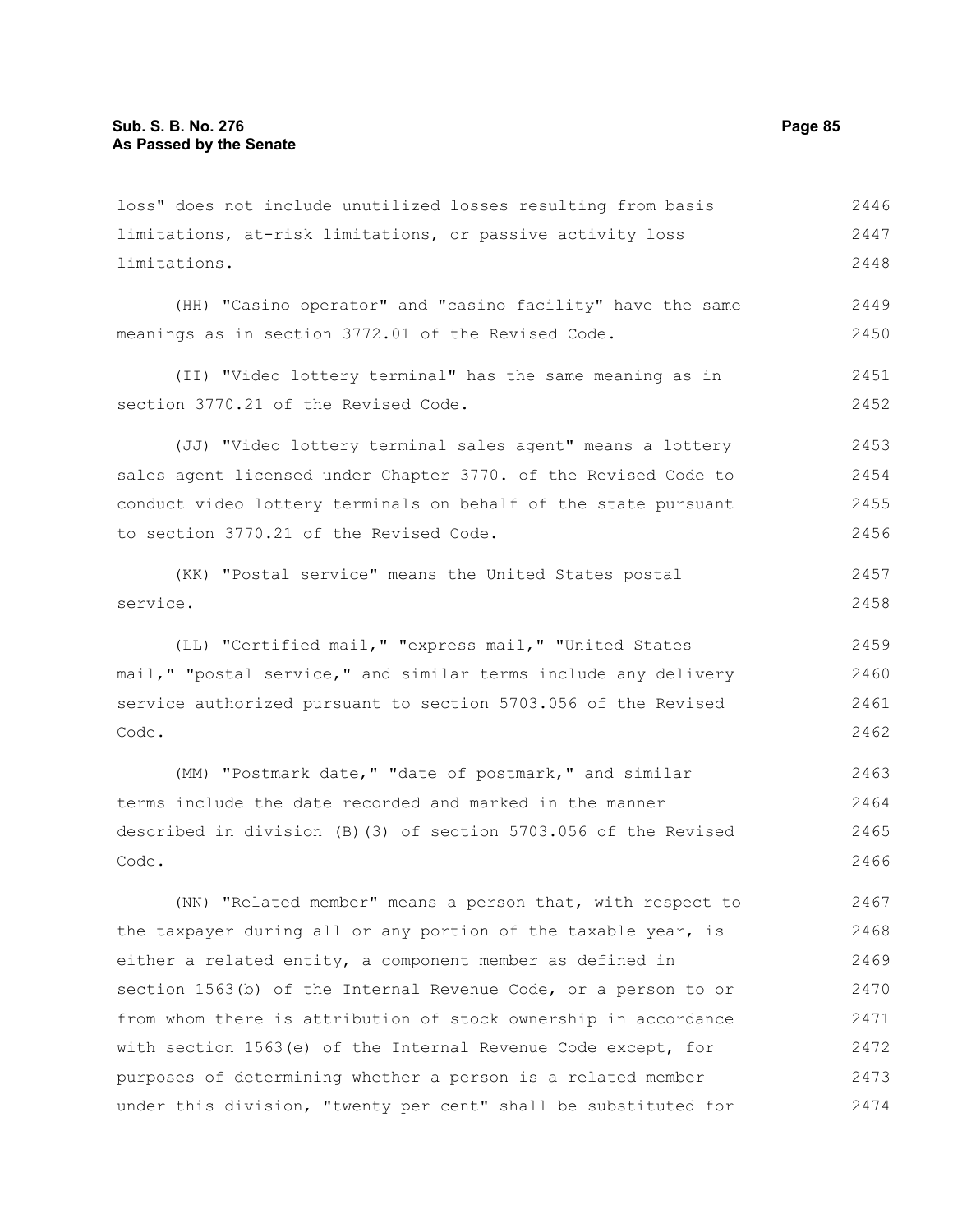loss" does not include unutilized losses resulting from basis limitations, at-risk limitations, or passive activity loss limitations.

(HH) "Casino operator" and "casino facility" have the same meanings as in section 3772.01 of the Revised Code.

(II) "Video lottery terminal" has the same meaning as in section 3770.21 of the Revised Code.

(JJ) "Video lottery terminal sales agent" means a lottery sales agent licensed under Chapter 3770. of the Revised Code to conduct video lottery terminals on behalf of the state pursuant to section 3770.21 of the Revised Code.

(KK) "Postal service" means the United States postal service.

(LL) "Certified mail," "express mail," "United States mail," "postal service," and similar terms include any delivery service authorized pursuant to section 5703.056 of the Revised Code.

(MM) "Postmark date," "date of postmark," and similar terms include the date recorded and marked in the manner described in division (B)(3) of section 5703.056 of the Revised Code.

(NN) "Related member" means a person that, with respect to the taxpayer during all or any portion of the taxable year, is either a related entity, a component member as defined in section 1563(b) of the Internal Revenue Code, or a person to or from whom there is attribution of stock ownership in accordance with section 1563(e) of the Internal Revenue Code except, for purposes of determining whether a person is a related member under this division, "twenty per cent" shall be substituted for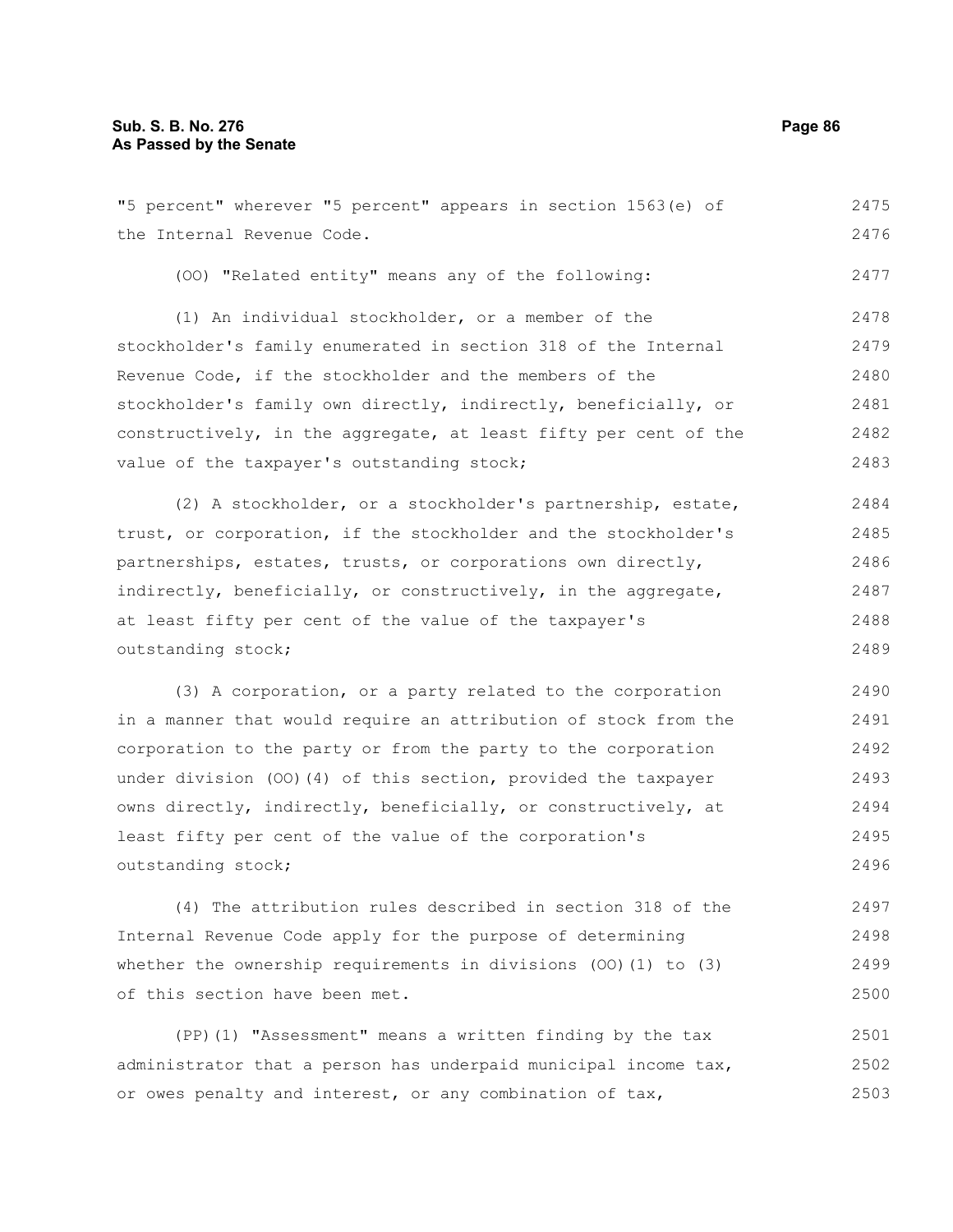"5 percent" wherever "5 percent" appears in section 1563(e) of the Internal Revenue Code.

(OO) "Related entity" means any of the following:

(1) An individual stockholder, or a member of the stockholder's family enumerated in section 318 of the Internal Revenue Code, if the stockholder and the members of the stockholder's family own directly, indirectly, beneficially, or constructively, in the aggregate, at least fifty per cent of the value of the taxpayer's outstanding stock;

(2) A stockholder, or a stockholder's partnership, estate, trust, or corporation, if the stockholder and the stockholder's partnerships, estates, trusts, or corporations own directly, indirectly, beneficially, or constructively, in the aggregate, at least fifty per cent of the value of the taxpayer's outstanding stock;

(3) A corporation, or a party related to the corporation in a manner that would require an attribution of stock from the corporation to the party or from the party to the corporation under division (OO)(4) of this section, provided the taxpayer owns directly, indirectly, beneficially, or constructively, at least fifty per cent of the value of the corporation's outstanding stock;

(4) The attribution rules described in section 318 of the Internal Revenue Code apply for the purpose of determining whether the ownership requirements in divisions (OO)(1) to (3) of this section have been met.

(PP)(1) "Assessment" means a written finding by the tax administrator that a person has underpaid municipal income tax, or owes penalty and interest, or any combination of tax,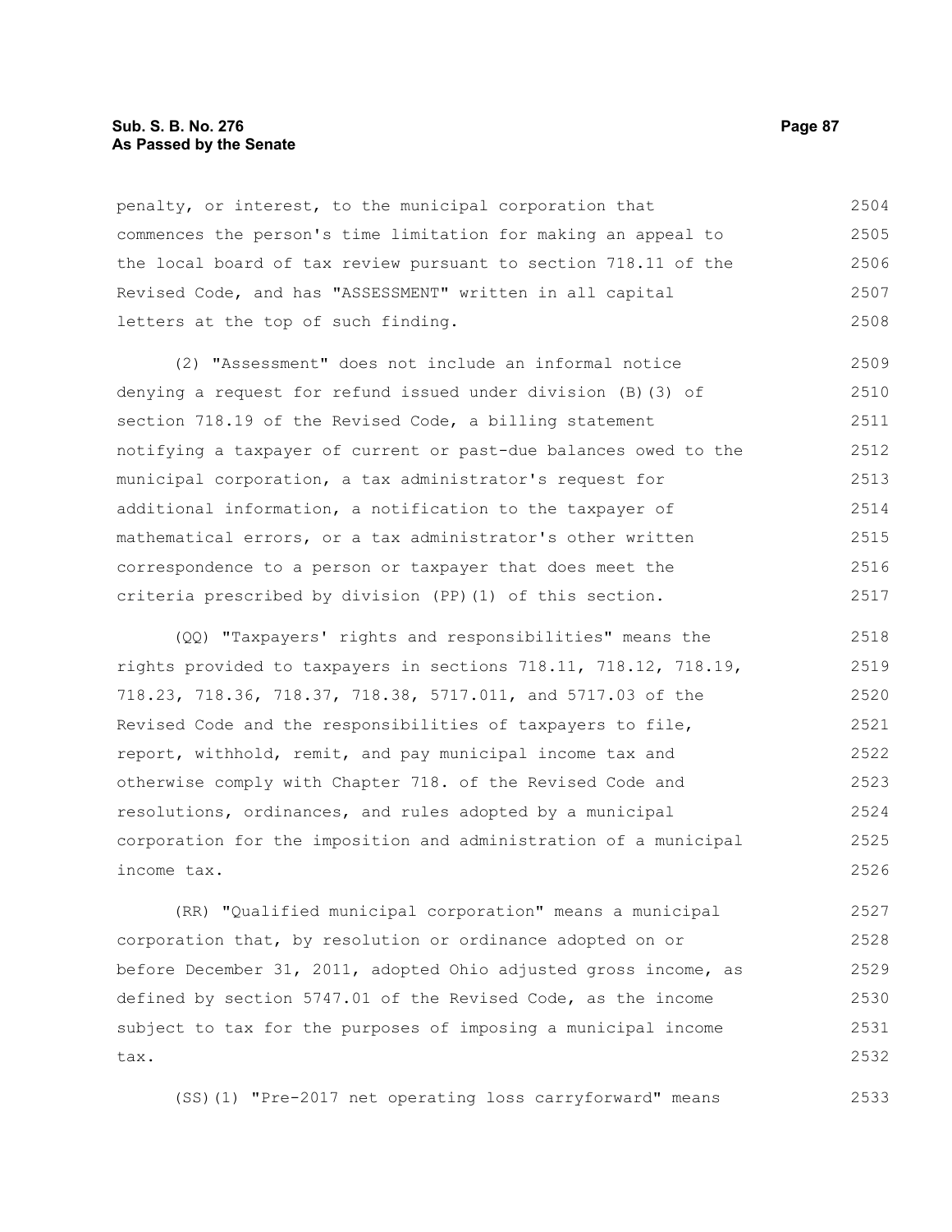penalty, or interest, to the municipal corporation that commences the person's time limitation for making an appeal to the local board of tax review pursuant to section 718.11 of the Revised Code, and has "ASSESSMENT" written in all capital letters at the top of such finding.

(2) "Assessment" does not include an informal notice denying a request for refund issued under division (B)(3) of section 718.19 of the Revised Code, a billing statement notifying a taxpayer of current or past-due balances owed to the municipal corporation, a tax administrator's request for additional information, a notification to the taxpayer of mathematical errors, or a tax administrator's other written correspondence to a person or taxpayer that does meet the criteria prescribed by division (PP)(1) of this section.

(QQ) "Taxpayers' rights and responsibilities" means the rights provided to taxpayers in sections 718.11, 718.12, 718.19, 718.23, 718.36, 718.37, 718.38, 5717.011, and 5717.03 of the Revised Code and the responsibilities of taxpayers to file, report, withhold, remit, and pay municipal income tax and otherwise comply with Chapter 718. of the Revised Code and resolutions, ordinances, and rules adopted by a municipal corporation for the imposition and administration of a municipal income tax.

(RR) "Qualified municipal corporation" means a municipal corporation that, by resolution or ordinance adopted on or before December 31, 2011, adopted Ohio adjusted gross income, as defined by section 5747.01 of the Revised Code, as the income subject to tax for the purposes of imposing a municipal income tax.

(SS)(1) "Pre-2017 net operating loss carryforward" means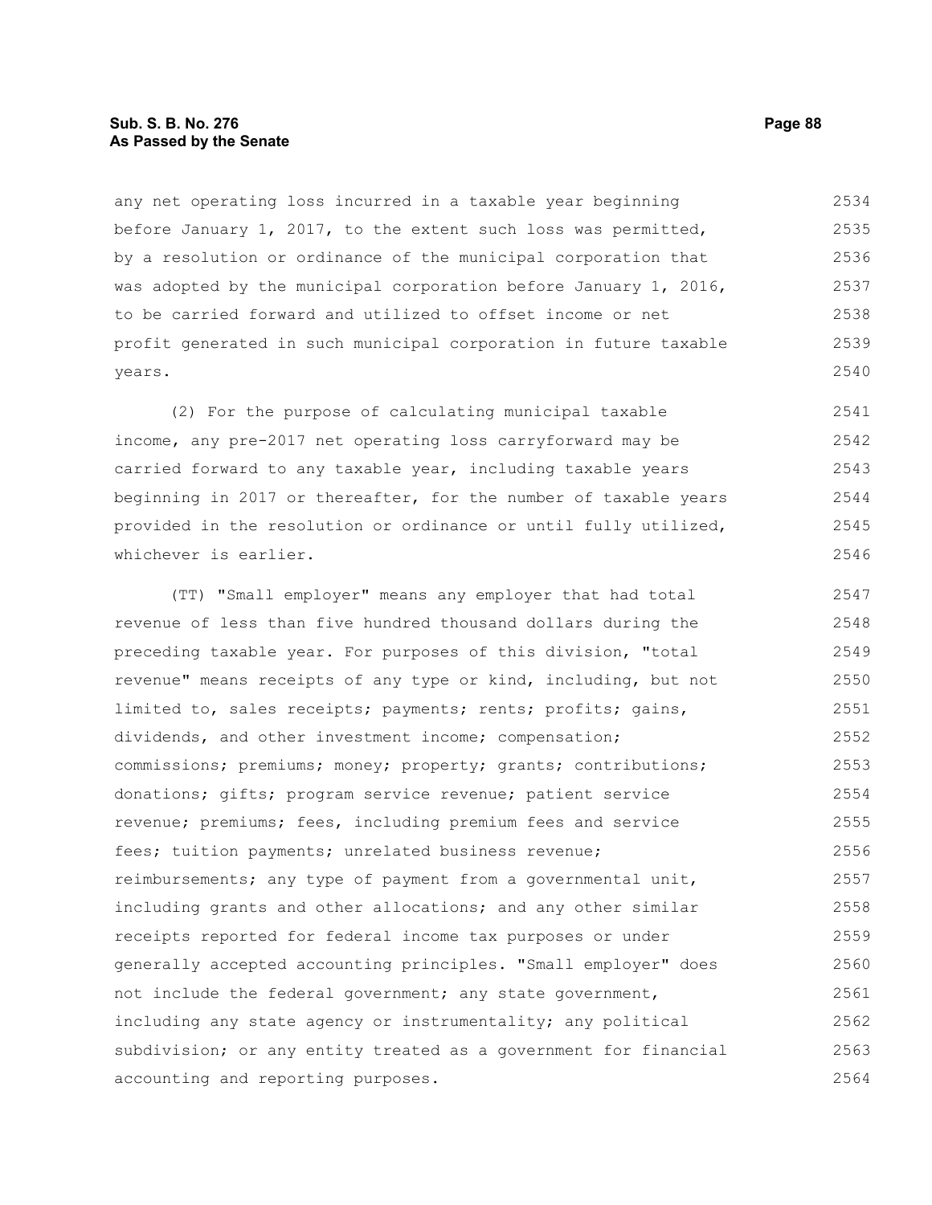any net operating loss incurred in a taxable year beginning before January 1, 2017, to the extent such loss was permitted, by a resolution or ordinance of the municipal corporation that was adopted by the municipal corporation before January 1, 2016, to be carried forward and utilized to offset income or net profit generated in such municipal corporation in future taxable years.

(2) For the purpose of calculating municipal taxable income, any pre-2017 net operating loss carryforward may be carried forward to any taxable year, including taxable years beginning in 2017 or thereafter, for the number of taxable years provided in the resolution or ordinance or until fully utilized, whichever is earlier.

(TT) "Small employer" means any employer that had total revenue of less than five hundred thousand dollars during the preceding taxable year. For purposes of this division, "total revenue" means receipts of any type or kind, including, but not limited to, sales receipts; payments; rents; profits; gains, dividends, and other investment income; compensation; commissions; premiums; money; property; grants; contributions; donations; gifts; program service revenue; patient service revenue; premiums; fees, including premium fees and service fees; tuition payments; unrelated business revenue; reimbursements; any type of payment from a governmental unit, including grants and other allocations; and any other similar receipts reported for federal income tax purposes or under generally accepted accounting principles. "Small employer" does not include the federal government; any state government, including any state agency or instrumentality; any political subdivision; or any entity treated as a government for financial accounting and reporting purposes.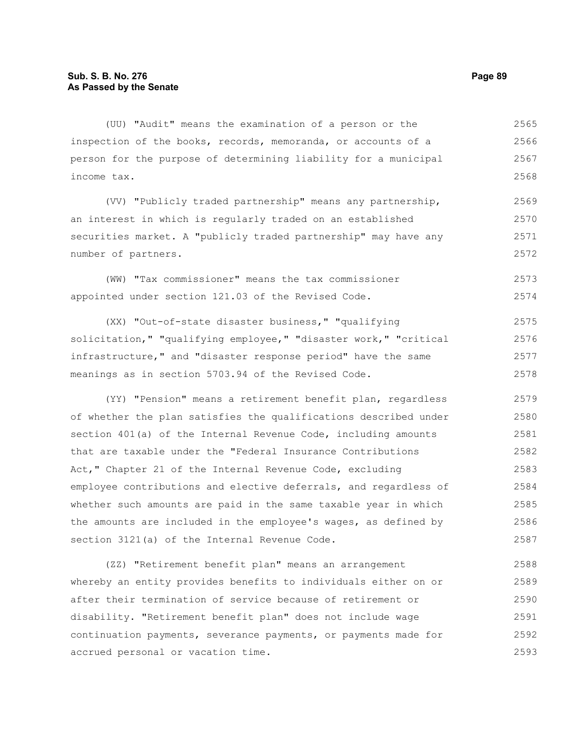(UU) "Audit" means the examination of a person or the inspection of the books, records, memoranda, or accounts of a person for the purpose of determining liability for a municipal income tax.

(VV) "Publicly traded partnership" means any partnership, an interest in which is regularly traded on an established securities market. A "publicly traded partnership" may have any number of partners.

(WW) "Tax commissioner" means the tax commissioner appointed under section 121.03 of the Revised Code.

(XX) "Out-of-state disaster business," "qualifying solicitation," "qualifying employee," "disaster work," "critical infrastructure," and "disaster response period" have the same meanings as in section 5703.94 of the Revised Code.

(YY) "Pension" means a retirement benefit plan, regardless of whether the plan satisfies the qualifications described under section 401(a) of the Internal Revenue Code, including amounts that are taxable under the "Federal Insurance Contributions Act," Chapter 21 of the Internal Revenue Code, excluding employee contributions and elective deferrals, and regardless of whether such amounts are paid in the same taxable year in which the amounts are included in the employee's wages, as defined by section 3121(a) of the Internal Revenue Code.

(ZZ) "Retirement benefit plan" means an arrangement whereby an entity provides benefits to individuals either on or after their termination of service because of retirement or disability. "Retirement benefit plan" does not include wage continuation payments, severance payments, or payments made for accrued personal or vacation time.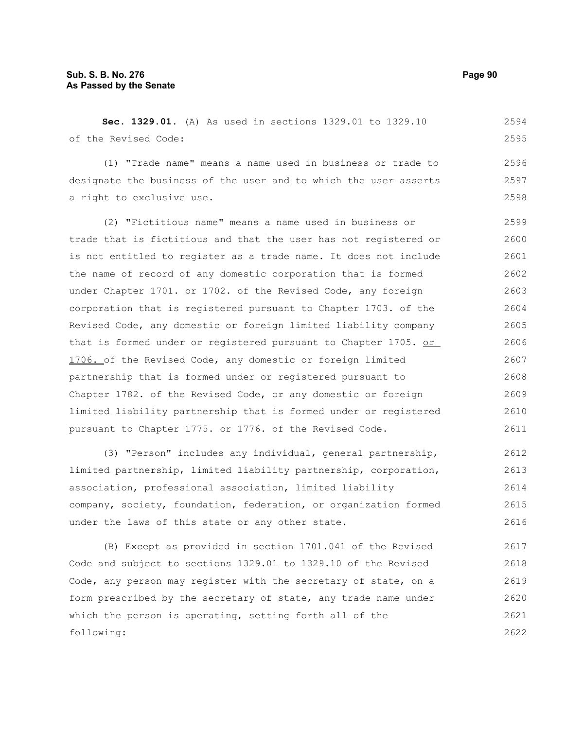**Sec. 1329.01.** (A) As used in sections 1329.01 to 1329.10 of the Revised Code:

(1) "Trade name" means a name used in business or trade to designate the business of the user and to which the user asserts a right to exclusive use.

(2) "Fictitious name" means a name used in business or trade that is fictitious and that the user has not registered or is not entitled to register as a trade name. It does not include the name of record of any domestic corporation that is formed under Chapter 1701. or 1702. of the Revised Code, any foreign corporation that is registered pursuant to Chapter 1703. of the Revised Code, any domestic or foreign limited liability company that is formed under or registered pursuant to Chapter 1705. <u>or 1706.</u> of the Revised Code, any domestic or foreign limited partnership that is formed under or registered pursuant to Chapter 1782. of the Revised Code, or any domestic or foreign limited liability partnership that is formed under or registered pursuant to Chapter 1775. or 1776. of the Revised Code.

(3) "Person" includes any individual, general partnership, limited partnership, limited liability partnership, corporation, association, professional association, limited liability company, society, foundation, federation, or organization formed under the laws of this state or any other state.

(B) Except as provided in section 1701.041 of the Revised Code and subject to sections 1329.01 to 1329.10 of the Revised Code, any person may register with the secretary of state, on a form prescribed by the secretary of state, any trade name under which the person is operating, setting forth all of the following: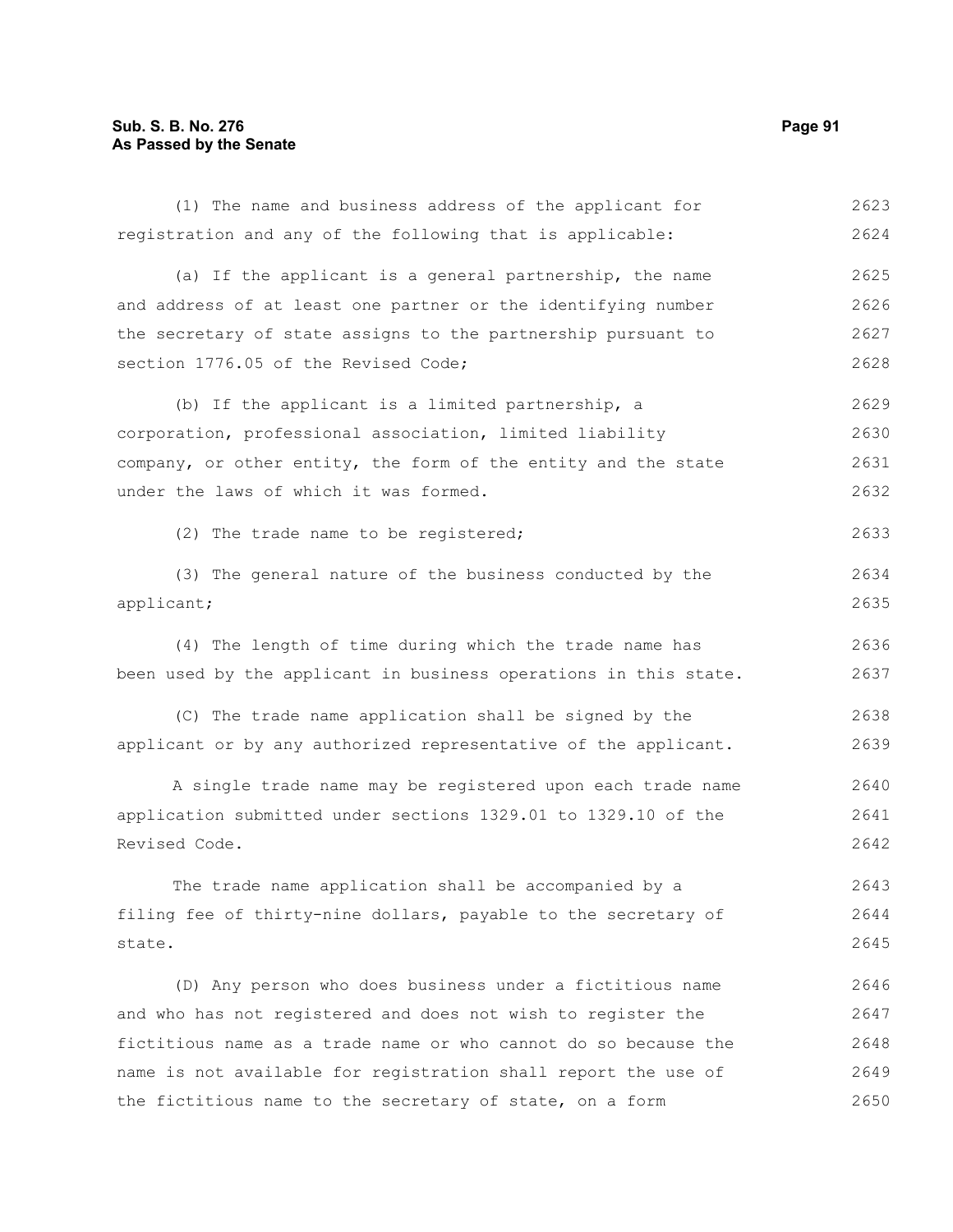(1) The name and business address of the applicant for registration and any of the following that is applicable:

(a) If the applicant is a general partnership, the name and address of at least one partner or the identifying number the secretary of state assigns to the partnership pursuant to section 1776.05 of the Revised Code;

(b) If the applicant is a limited partnership, a corporation, professional association, limited liability company, or other entity, the form of the entity and the state under the laws of which it was formed.

(2) The trade name to be registered;

(3) The general nature of the business conducted by the applicant;

(4) The length of time during which the trade name has been used by the applicant in business operations in this state.

(C) The trade name application shall be signed by the applicant or by any authorized representative of the applicant.

A single trade name may be registered upon each trade name application submitted under sections 1329.01 to 1329.10 of the Revised Code.

The trade name application shall be accompanied by a filing fee of thirty-nine dollars, payable to the secretary of state.

(D) Any person who does business under a fictitious name and who has not registered and does not wish to register the fictitious name as a trade name or who cannot do so because the name is not available for registration shall report the use of the fictitious name to the secretary of state, on a form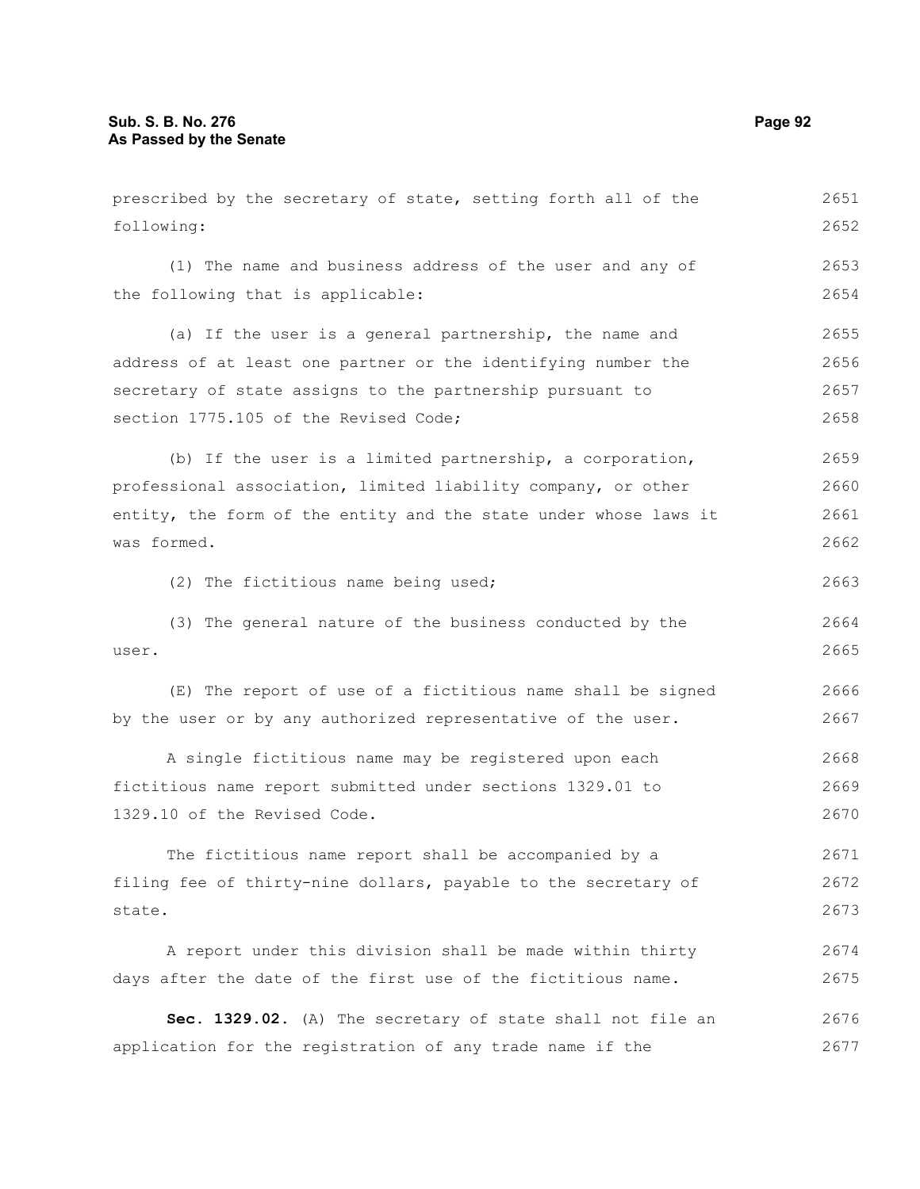prescribed by the secretary of state, setting forth all of the following:

(1) The name and business address of the user and any of the following that is applicable:

(a) If the user is a general partnership, the name and address of at least one partner or the identifying number the secretary of state assigns to the partnership pursuant to section 1775.105 of the Revised Code;

(b) If the user is a limited partnership, a corporation, professional association, limited liability company, or other entity, the form of the entity and the state under whose laws it was formed.

(2) The fictitious name being used;

(3) The general nature of the business conducted by the user.

(E) The report of use of a fictitious name shall be signed by the user or by any authorized representative of the user.

A single fictitious name may be registered upon each fictitious name report submitted under sections 1329.01 to 1329.10 of the Revised Code.

The fictitious name report shall be accompanied by a filing fee of thirty-nine dollars, payable to the secretary of state.

A report under this division shall be made within thirty days after the date of the first use of the fictitious name.

**Sec. 1329.02.** (A) The secretary of state shall not file an application for the registration of any trade name if the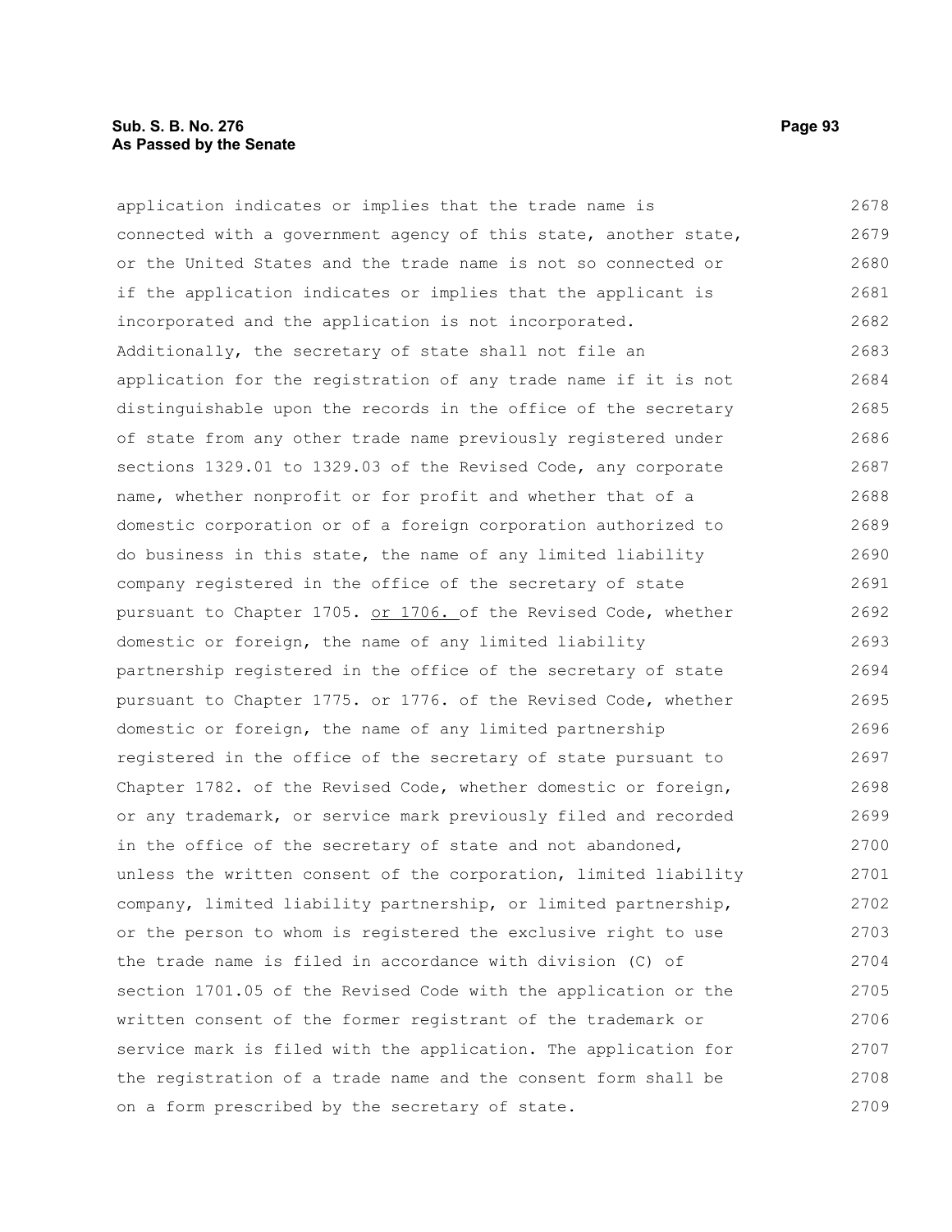application indicates or implies that the trade name is connected with a government agency of this state, another state, or the United States and the trade name is not so connected or if the application indicates or implies that the applicant is incorporated and the application is not incorporated. Additionally, the secretary of state shall not file an application for the registration of any trade name if it is not distinguishable upon the records in the office of the secretary of state from any other trade name previously registered under sections 1329.01 to 1329.03 of the Revised Code, any corporate name, whether nonprofit or for profit and whether that of a domestic corporation or of a foreign corporation authorized to do business in this state, the name of any limited liability company registered in the office of the secretary of state pursuant to Chapter 1705. <u>or 1706.</u> of the Revised Code, whether domestic or foreign, the name of any limited liability partnership registered in the office of the secretary of state pursuant to Chapter 1775. or 1776. of the Revised Code, whether domestic or foreign, the name of any limited partnership registered in the office of the secretary of state pursuant to Chapter 1782. of the Revised Code, whether domestic or foreign, or any trademark, or service mark previously filed and recorded in the office of the secretary of state and not abandoned, unless the written consent of the corporation, limited liability company, limited liability partnership, or limited partnership, or the person to whom is registered the exclusive right to use the trade name is filed in accordance with division (C) of section 1701.05 of the Revised Code with the application or the written consent of the former registrant of the trademark or service mark is filed with the application. The application for the registration of a trade name and the consent form shall be on a form prescribed by the secretary of state.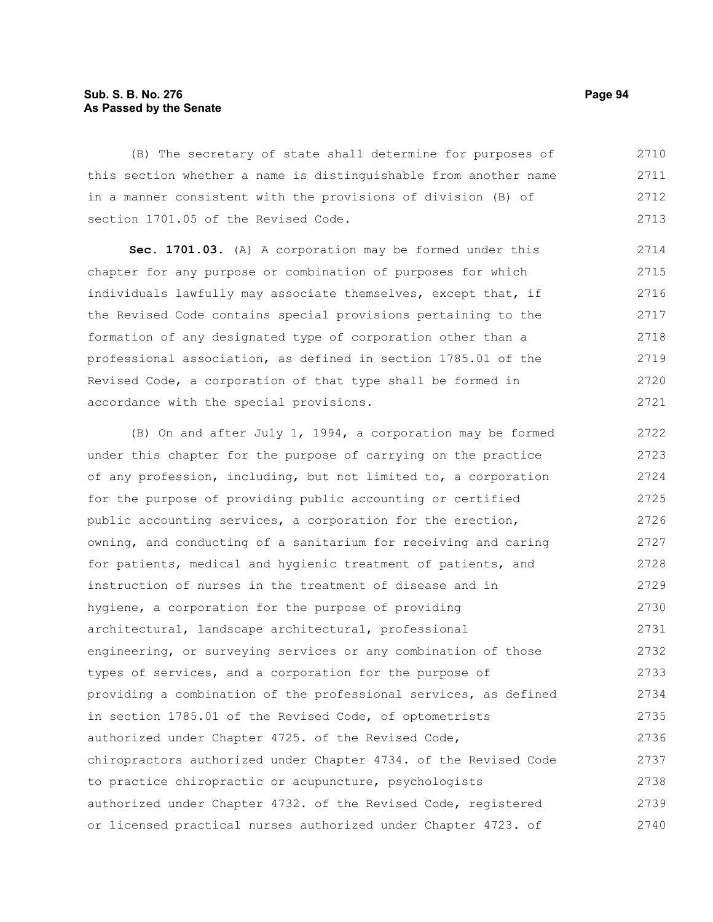(B) The secretary of state shall determine for purposes of this section whether a name is distinguishable from another name in a manner consistent with the provisions of division (B) of section 1701.05 of the Revised Code.

**Sec. 1701.03.** (A) A corporation may be formed under this chapter for any purpose or combination of purposes for which individuals lawfully may associate themselves, except that, if the Revised Code contains special provisions pertaining to the formation of any designated type of corporation other than a professional association, as defined in section 1785.01 of the Revised Code, a corporation of that type shall be formed in accordance with the special provisions.

(B) On and after July 1, 1994, a corporation may be formed under this chapter for the purpose of carrying on the practice of any profession, including, but not limited to, a corporation for the purpose of providing public accounting or certified public accounting services, a corporation for the erection, owning, and conducting of a sanitarium for receiving and caring for patients, medical and hygienic treatment of patients, and instruction of nurses in the treatment of disease and in hygiene, a corporation for the purpose of providing architectural, landscape architectural, professional engineering, or surveying services or any combination of those types of services, and a corporation for the purpose of providing a combination of the professional services, as defined in section 1785.01 of the Revised Code, of optometrists authorized under Chapter 4725. of the Revised Code, chiropractors authorized under Chapter 4734. of the Revised Code to practice chiropractic or acupuncture, psychologists authorized under Chapter 4732. of the Revised Code, registered or licensed practical nurses authorized under Chapter 4723. of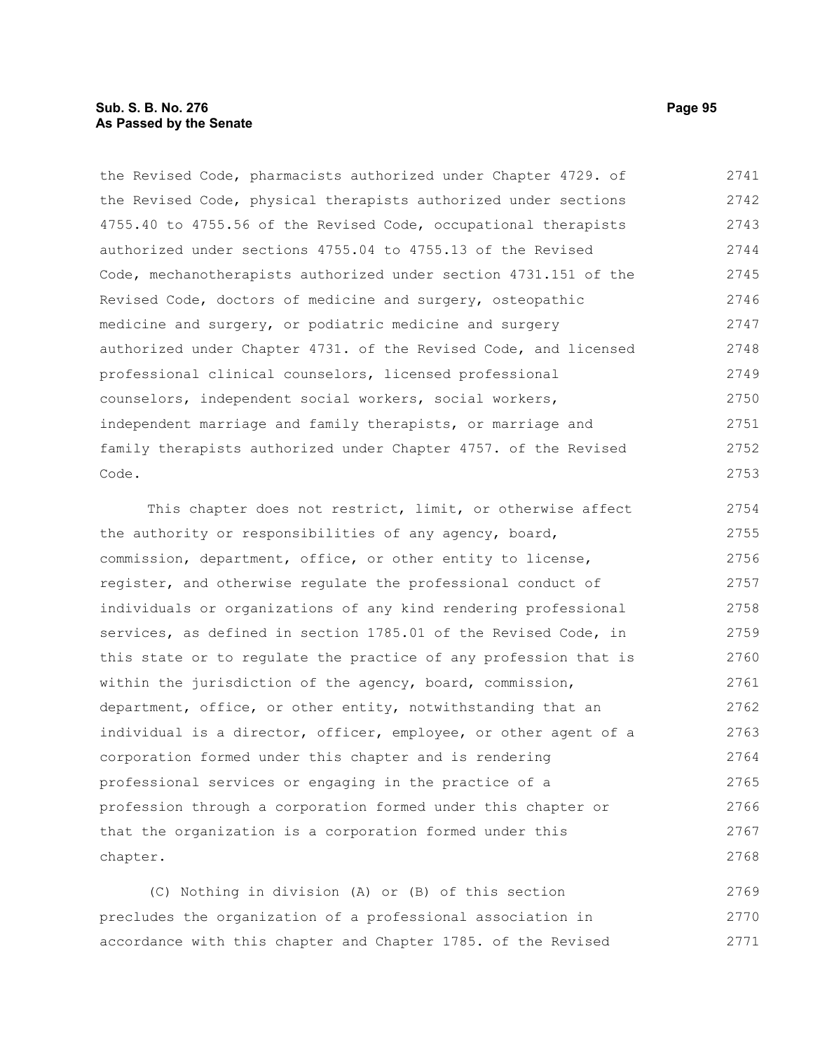the Revised Code, pharmacists authorized under Chapter 4729. of the Revised Code, physical therapists authorized under sections 4755.40 to 4755.56 of the Revised Code, occupational therapists authorized under sections 4755.04 to 4755.13 of the Revised Code, mechanotherapists authorized under section 4731.151 of the Revised Code, doctors of medicine and surgery, osteopathic medicine and surgery, or podiatric medicine and surgery authorized under Chapter 4731. of the Revised Code, and licensed professional clinical counselors, licensed professional counselors, independent social workers, social workers, independent marriage and family therapists, or marriage and family therapists authorized under Chapter 4757. of the Revised Code.

This chapter does not restrict, limit, or otherwise affect the authority or responsibilities of any agency, board, commission, department, office, or other entity to license, register, and otherwise regulate the professional conduct of individuals or organizations of any kind rendering professional services, as defined in section 1785.01 of the Revised Code, in this state or to regulate the practice of any profession that is within the jurisdiction of the agency, board, commission, department, office, or other entity, notwithstanding that an individual is a director, officer, employee, or other agent of a corporation formed under this chapter and is rendering professional services or engaging in the practice of a profession through a corporation formed under this chapter or that the organization is a corporation formed under this chapter.

(C) Nothing in division (A) or (B) of this section precludes the organization of a professional association in accordance with this chapter and Chapter 1785. of the Revised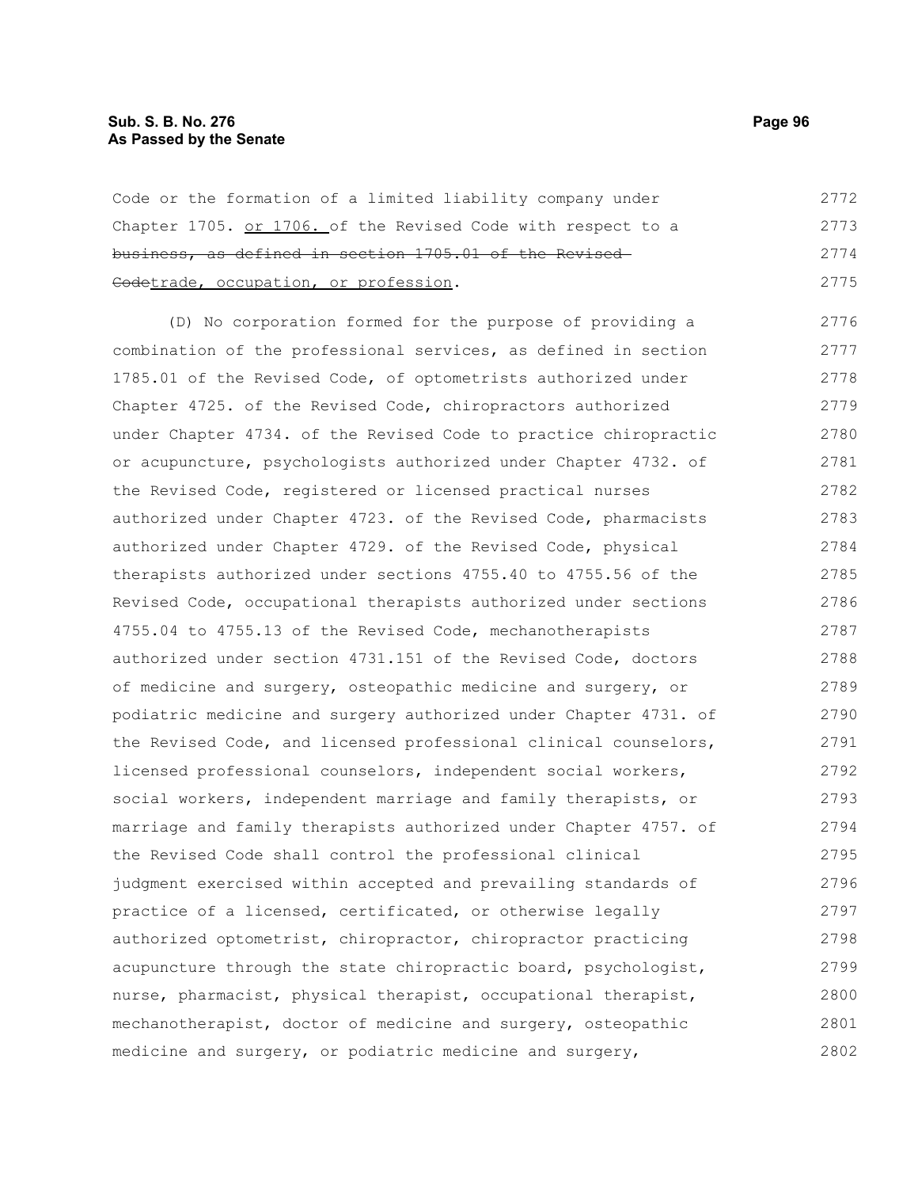Code or the formation of a limited liability company under Chapter 1705. <u>or 1706.</u> of the Revised Code with respect to a ~~business, as defined in section 1705.01 of the Revised Code~~<u>trade, occupation, or profession</u>.

(D) No corporation formed for the purpose of providing a combination of the professional services, as defined in section 1785.01 of the Revised Code, of optometrists authorized under Chapter 4725. of the Revised Code, chiropractors authorized under Chapter 4734. of the Revised Code to practice chiropractic or acupuncture, psychologists authorized under Chapter 4732. of the Revised Code, registered or licensed practical nurses authorized under Chapter 4723. of the Revised Code, pharmacists authorized under Chapter 4729. of the Revised Code, physical therapists authorized under sections 4755.40 to 4755.56 of the Revised Code, occupational therapists authorized under sections 4755.04 to 4755.13 of the Revised Code, mechanotherapists authorized under section 4731.151 of the Revised Code, doctors of medicine and surgery, osteopathic medicine and surgery, or podiatric medicine and surgery authorized under Chapter 4731. of the Revised Code, and licensed professional clinical counselors, licensed professional counselors, independent social workers, social workers, independent marriage and family therapists, or marriage and family therapists authorized under Chapter 4757. of the Revised Code shall control the professional clinical judgment exercised within accepted and prevailing standards of practice of a licensed, certificated, or otherwise legally authorized optometrist, chiropractor, chiropractor practicing acupuncture through the state chiropractic board, psychologist, nurse, pharmacist, physical therapist, occupational therapist, mechanotherapist, doctor of medicine and surgery, osteopathic medicine and surgery, or podiatric medicine and surgery,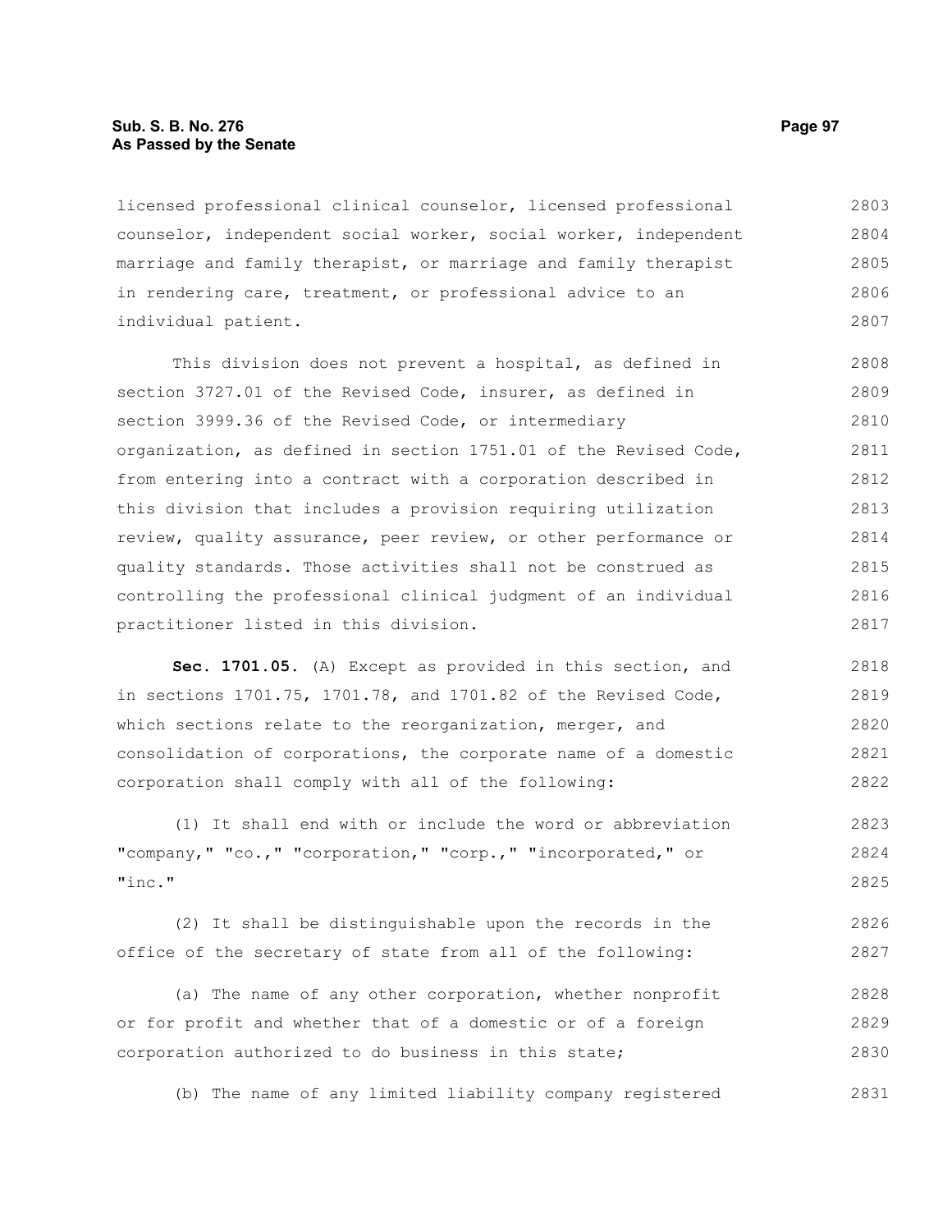licensed professional clinical counselor, licensed professional counselor, independent social worker, social worker, independent marriage and family therapist, or marriage and family therapist in rendering care, treatment, or professional advice to an individual patient.

This division does not prevent a hospital, as defined in section 3727.01 of the Revised Code, insurer, as defined in section 3999.36 of the Revised Code, or intermediary organization, as defined in section 1751.01 of the Revised Code, from entering into a contract with a corporation described in this division that includes a provision requiring utilization review, quality assurance, peer review, or other performance or quality standards. Those activities shall not be construed as controlling the professional clinical judgment of an individual practitioner listed in this division.

**Sec. 1701.05.** (A) Except as provided in this section, and in sections 1701.75, 1701.78, and 1701.82 of the Revised Code, which sections relate to the reorganization, merger, and consolidation of corporations, the corporate name of a domestic corporation shall comply with all of the following:

(1) It shall end with or include the word or abbreviation "company," "co.," "corporation," "corp.," "incorporated," or "inc."

(2) It shall be distinguishable upon the records in the office of the secretary of state from all of the following:

(a) The name of any other corporation, whether nonprofit or for profit and whether that of a domestic or of a foreign corporation authorized to do business in this state;

(b) The name of any limited liability company registered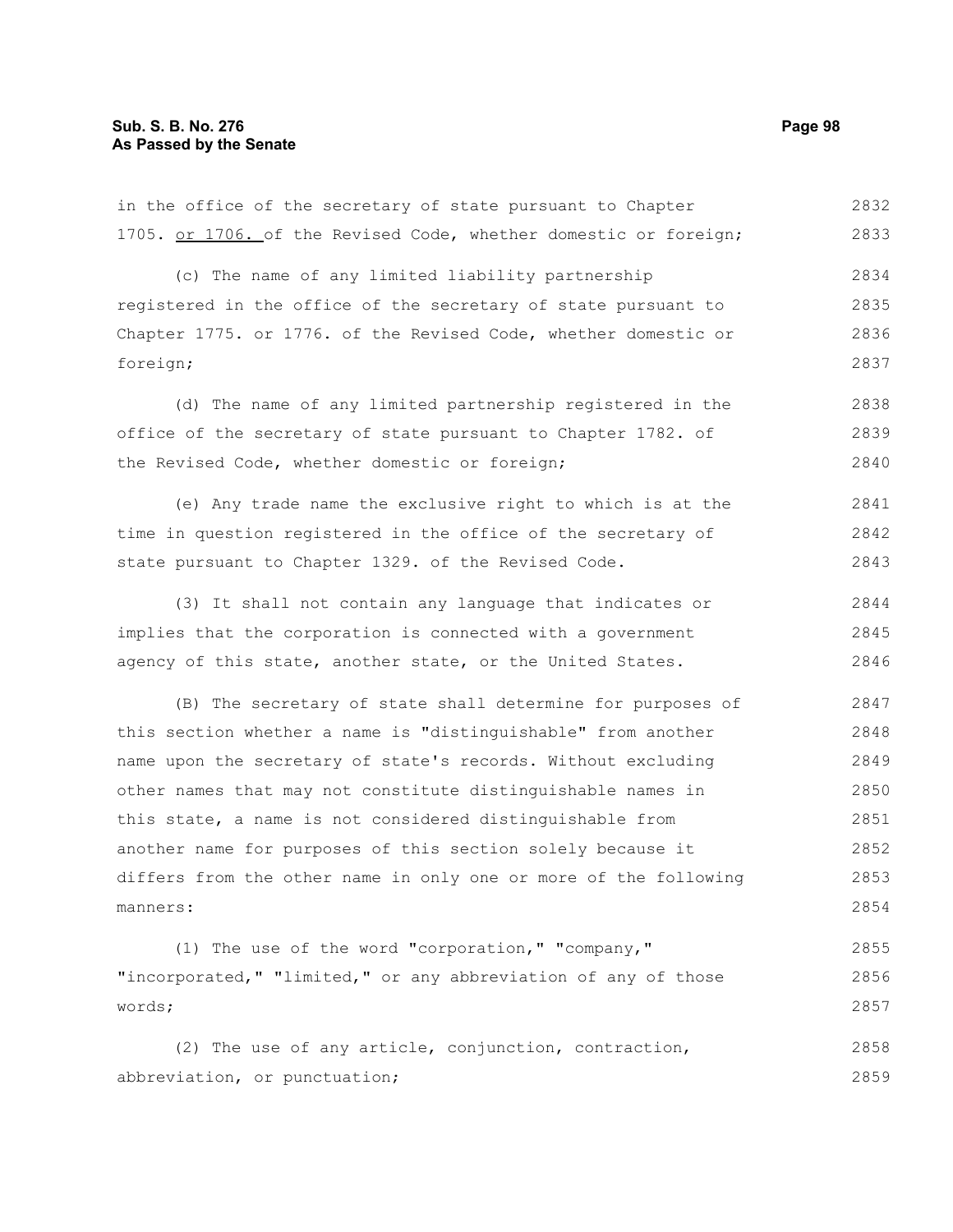in the office of the secretary of state pursuant to Chapter 1705. <u>or 1706.</u> of the Revised Code, whether domestic or foreign;

(c) The name of any limited liability partnership registered in the office of the secretary of state pursuant to Chapter 1775. or 1776. of the Revised Code, whether domestic or foreign;

(d) The name of any limited partnership registered in the office of the secretary of state pursuant to Chapter 1782. of the Revised Code, whether domestic or foreign;

(e) Any trade name the exclusive right to which is at the time in question registered in the office of the secretary of state pursuant to Chapter 1329. of the Revised Code.

(3) It shall not contain any language that indicates or implies that the corporation is connected with a government agency of this state, another state, or the United States.

(B) The secretary of state shall determine for purposes of this section whether a name is "distinguishable" from another name upon the secretary of state's records. Without excluding other names that may not constitute distinguishable names in this state, a name is not considered distinguishable from another name for purposes of this section solely because it differs from the other name in only one or more of the following manners:

(1) The use of the word "corporation," "company," "incorporated," "limited," or any abbreviation of any of those words;

(2) The use of any article, conjunction, contraction, abbreviation, or punctuation;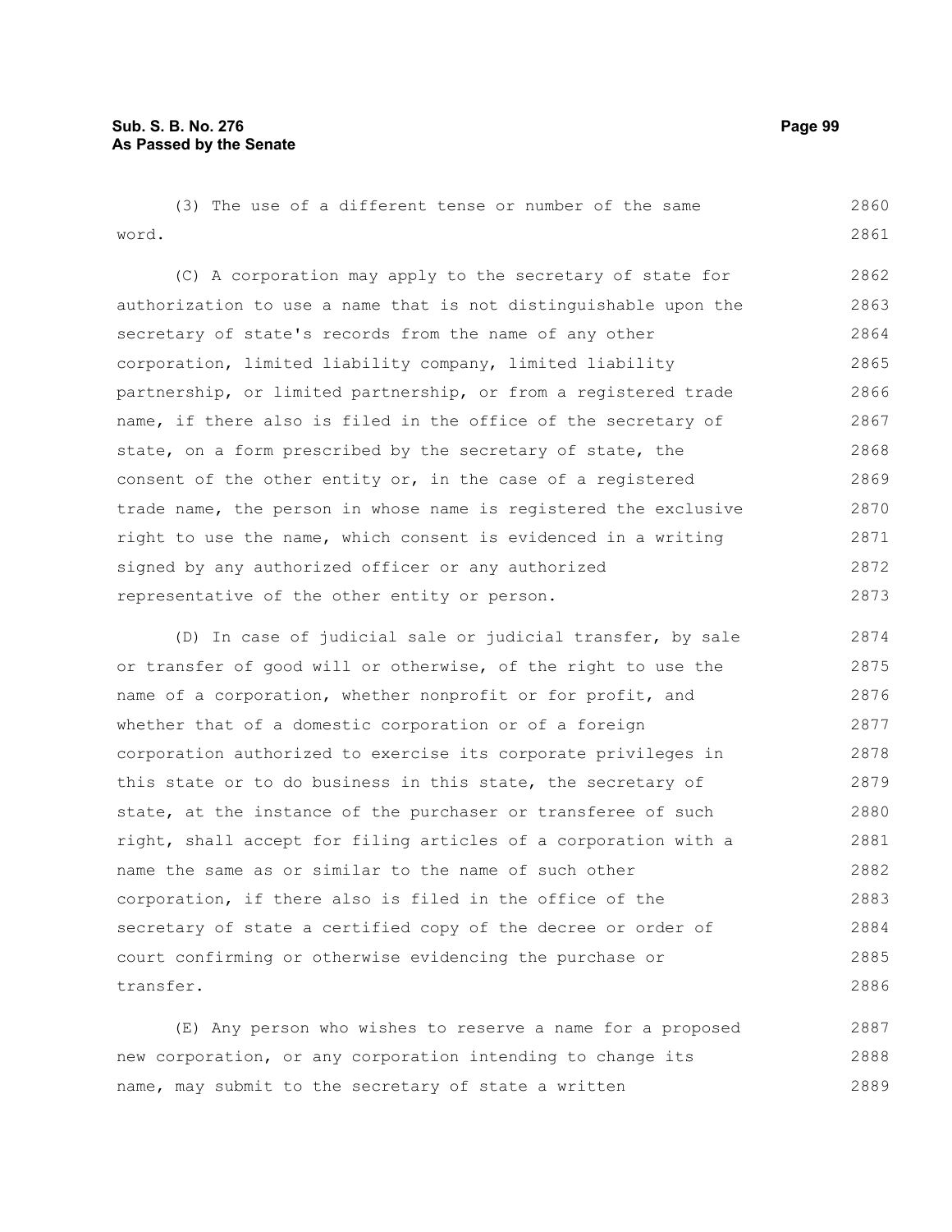(3) The use of a different tense or number of the same word.

(C) A corporation may apply to the secretary of state for authorization to use a name that is not distinguishable upon the secretary of state's records from the name of any other corporation, limited liability company, limited liability partnership, or limited partnership, or from a registered trade name, if there also is filed in the office of the secretary of state, on a form prescribed by the secretary of state, the consent of the other entity or, in the case of a registered trade name, the person in whose name is registered the exclusive right to use the name, which consent is evidenced in a writing signed by any authorized officer or any authorized representative of the other entity or person.

(D) In case of judicial sale or judicial transfer, by sale or transfer of good will or otherwise, of the right to use the name of a corporation, whether nonprofit or for profit, and whether that of a domestic corporation or of a foreign corporation authorized to exercise its corporate privileges in this state or to do business in this state, the secretary of state, at the instance of the purchaser or transferee of such right, shall accept for filing articles of a corporation with a name the same as or similar to the name of such other corporation, if there also is filed in the office of the secretary of state a certified copy of the decree or order of court confirming or otherwise evidencing the purchase or transfer.

(E) Any person who wishes to reserve a name for a proposed new corporation, or any corporation intending to change its name, may submit to the secretary of state a written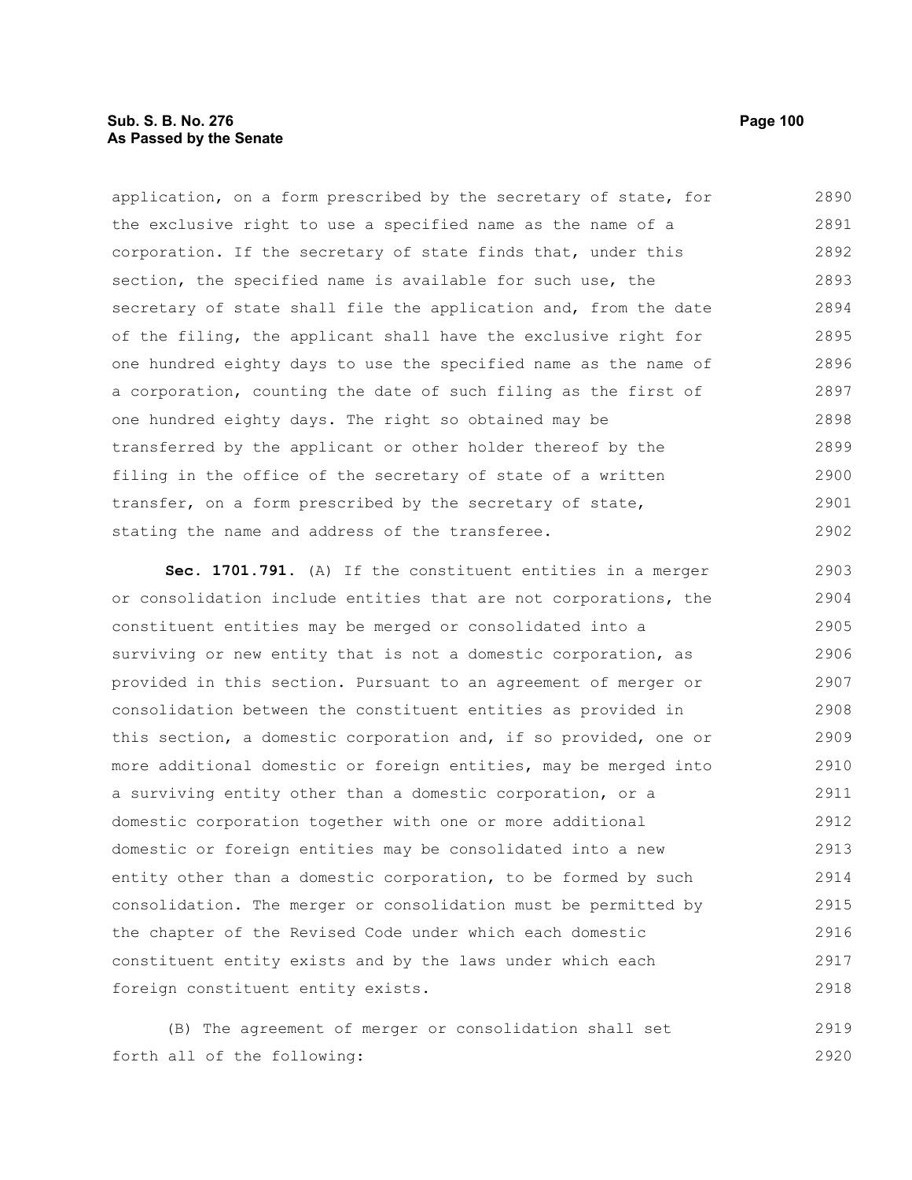application, on a form prescribed by the secretary of state, for the exclusive right to use a specified name as the name of a corporation. If the secretary of state finds that, under this section, the specified name is available for such use, the secretary of state shall file the application and, from the date of the filing, the applicant shall have the exclusive right for one hundred eighty days to use the specified name as the name of a corporation, counting the date of such filing as the first of one hundred eighty days. The right so obtained may be transferred by the applicant or other holder thereof by the filing in the office of the secretary of state of a written transfer, on a form prescribed by the secretary of state, stating the name and address of the transferee.

**Sec. 1701.791.** (A) If the constituent entities in a merger or consolidation include entities that are not corporations, the constituent entities may be merged or consolidated into a surviving or new entity that is not a domestic corporation, as provided in this section. Pursuant to an agreement of merger or consolidation between the constituent entities as provided in this section, a domestic corporation and, if so provided, one or more additional domestic or foreign entities, may be merged into a surviving entity other than a domestic corporation, or a domestic corporation together with one or more additional domestic or foreign entities may be consolidated into a new entity other than a domestic corporation, to be formed by such consolidation. The merger or consolidation must be permitted by the chapter of the Revised Code under which each domestic constituent entity exists and by the laws under which each foreign constituent entity exists.

(B) The agreement of merger or consolidation shall set forth all of the following: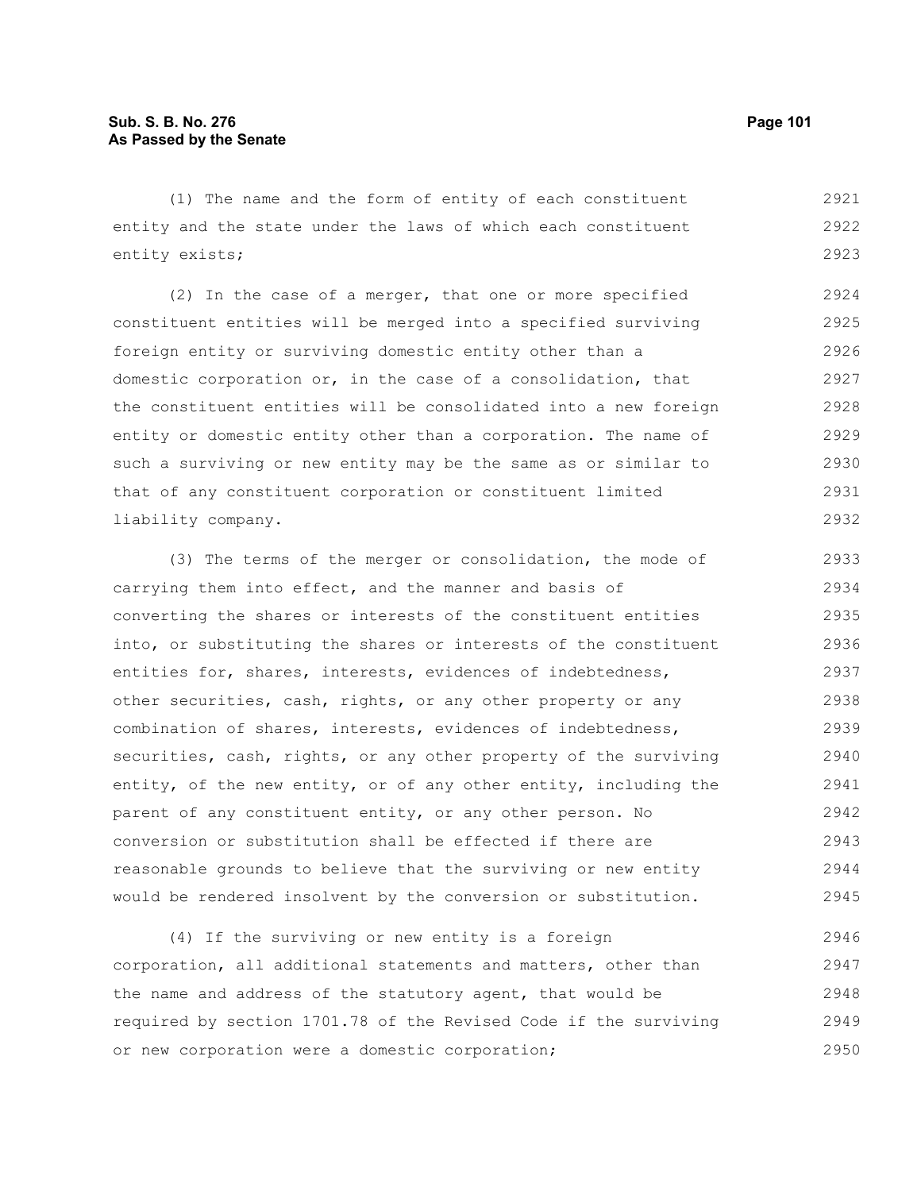(1) The name and the form of entity of each constituent entity and the state under the laws of which each constituent entity exists;

(2) In the case of a merger, that one or more specified constituent entities will be merged into a specified surviving foreign entity or surviving domestic entity other than a domestic corporation or, in the case of a consolidation, that the constituent entities will be consolidated into a new foreign entity or domestic entity other than a corporation. The name of such a surviving or new entity may be the same as or similar to that of any constituent corporation or constituent limited liability company.

(3) The terms of the merger or consolidation, the mode of carrying them into effect, and the manner and basis of converting the shares or interests of the constituent entities into, or substituting the shares or interests of the constituent entities for, shares, interests, evidences of indebtedness, other securities, cash, rights, or any other property or any combination of shares, interests, evidences of indebtedness, securities, cash, rights, or any other property of the surviving entity, of the new entity, or of any other entity, including the parent of any constituent entity, or any other person. No conversion or substitution shall be effected if there are reasonable grounds to believe that the surviving or new entity would be rendered insolvent by the conversion or substitution.

(4) If the surviving or new entity is a foreign corporation, all additional statements and matters, other than the name and address of the statutory agent, that would be required by section 1701.78 of the Revised Code if the surviving or new corporation were a domestic corporation;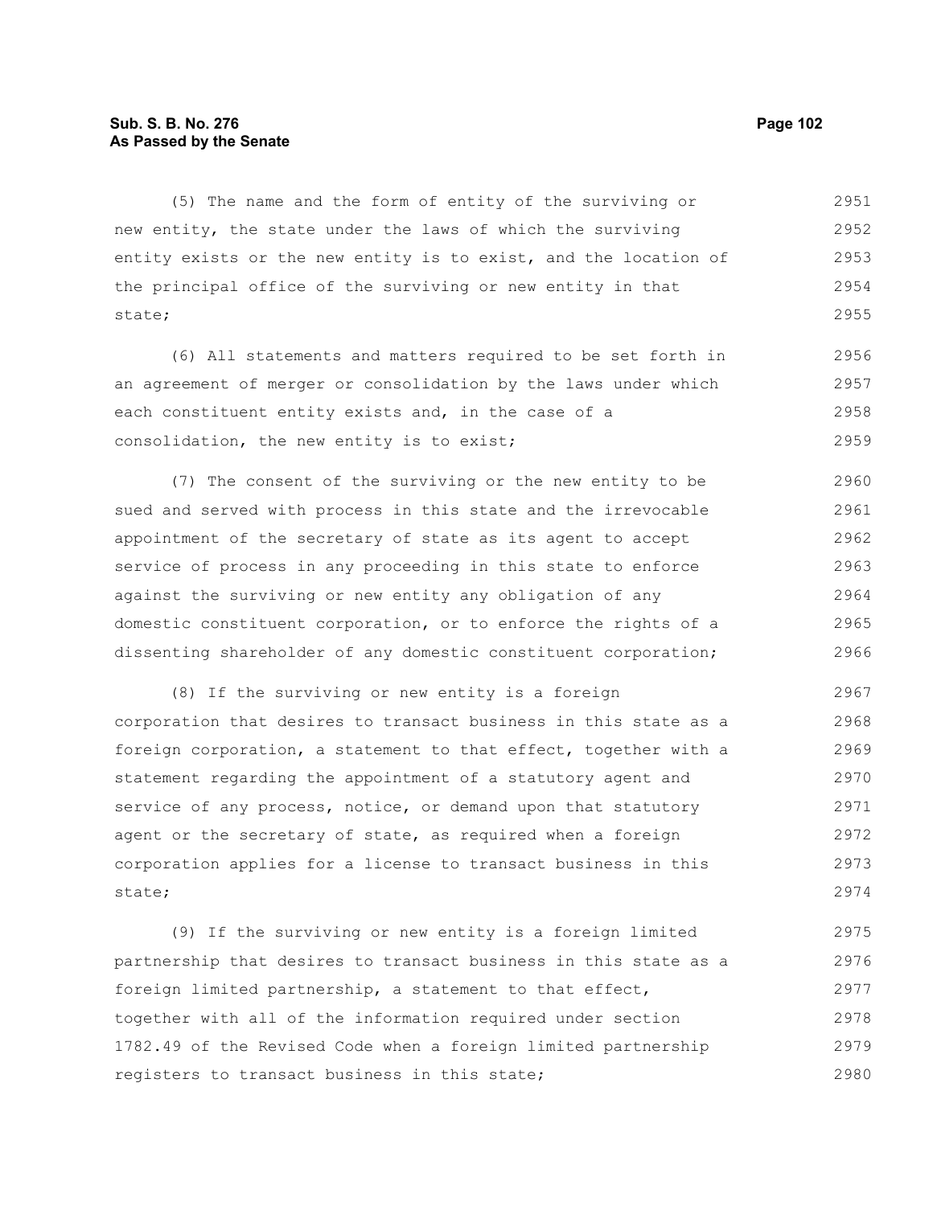(5) The name and the form of entity of the surviving or new entity, the state under the laws of which the surviving entity exists or the new entity is to exist, and the location of the principal office of the surviving or new entity in that state;

(6) All statements and matters required to be set forth in an agreement of merger or consolidation by the laws under which each constituent entity exists and, in the case of a consolidation, the new entity is to exist;

(7) The consent of the surviving or the new entity to be sued and served with process in this state and the irrevocable appointment of the secretary of state as its agent to accept service of process in any proceeding in this state to enforce against the surviving or new entity any obligation of any domestic constituent corporation, or to enforce the rights of a dissenting shareholder of any domestic constituent corporation;

(8) If the surviving or new entity is a foreign corporation that desires to transact business in this state as a foreign corporation, a statement to that effect, together with a statement regarding the appointment of a statutory agent and service of any process, notice, or demand upon that statutory agent or the secretary of state, as required when a foreign corporation applies for a license to transact business in this state;

(9) If the surviving or new entity is a foreign limited partnership that desires to transact business in this state as a foreign limited partnership, a statement to that effect, together with all of the information required under section 1782.49 of the Revised Code when a foreign limited partnership registers to transact business in this state;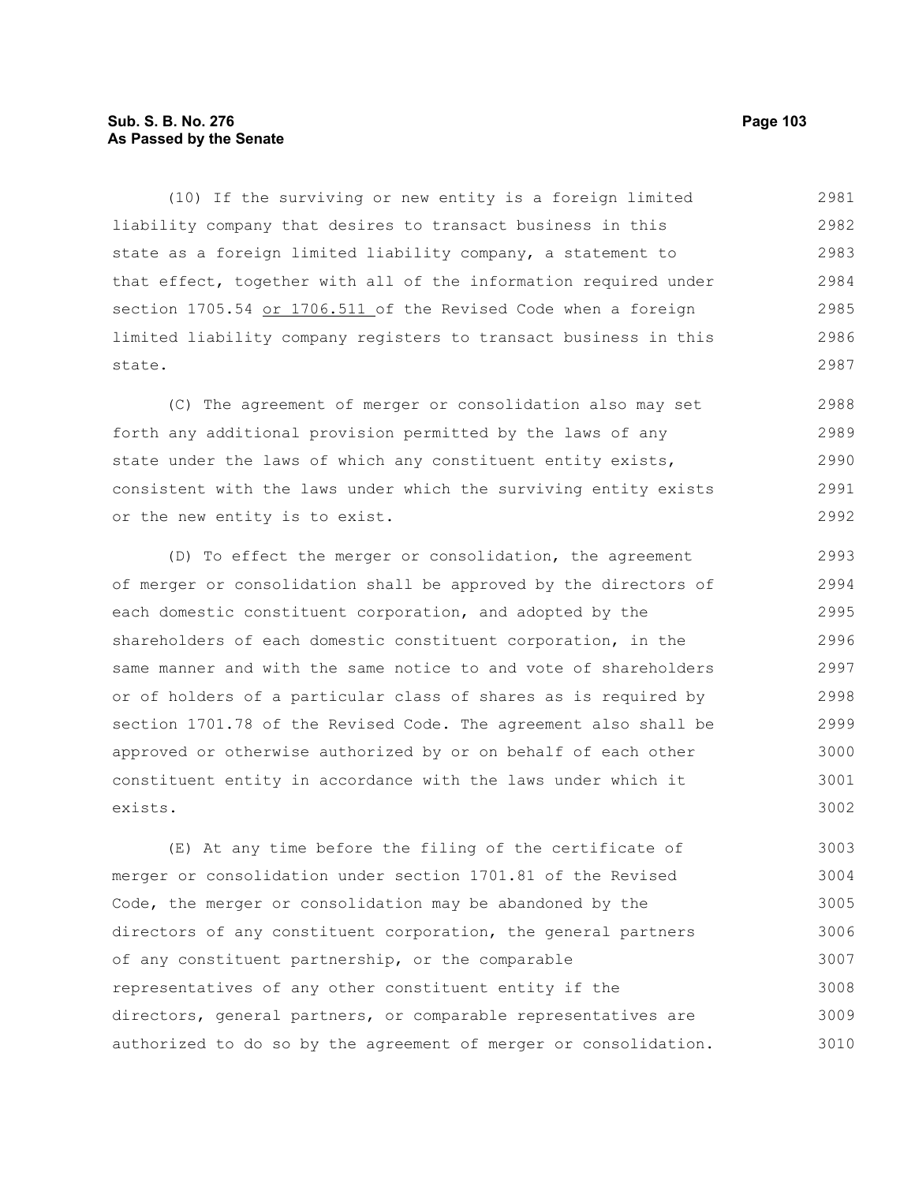(10) If the surviving or new entity is a foreign limited liability company that desires to transact business in this state as a foreign limited liability company, a statement to that effect, together with all of the information required under section 1705.54 or 1706.511 of the Revised Code when a foreign limited liability company registers to transact business in this state.

(C) The agreement of merger or consolidation also may set forth any additional provision permitted by the laws of any state under the laws of which any constituent entity exists, consistent with the laws under which the surviving entity exists or the new entity is to exist.

(D) To effect the merger or consolidation, the agreement of merger or consolidation shall be approved by the directors of each domestic constituent corporation, and adopted by the shareholders of each domestic constituent corporation, in the same manner and with the same notice to and vote of shareholders or of holders of a particular class of shares as is required by section 1701.78 of the Revised Code. The agreement also shall be approved or otherwise authorized by or on behalf of each other constituent entity in accordance with the laws under which it exists.

(E) At any time before the filing of the certificate of merger or consolidation under section 1701.81 of the Revised Code, the merger or consolidation may be abandoned by the directors of any constituent corporation, the general partners of any constituent partnership, or the comparable representatives of any other constituent entity if the directors, general partners, or comparable representatives are authorized to do so by the agreement of merger or consolidation.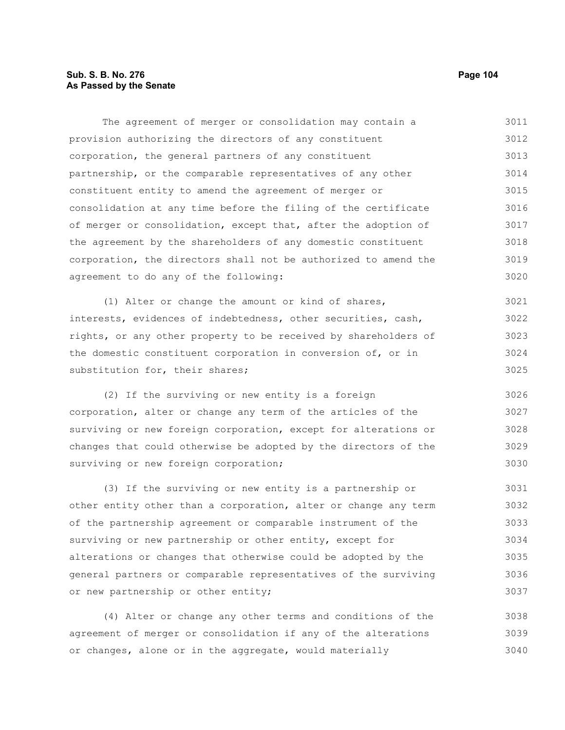The agreement of merger or consolidation may contain a provision authorizing the directors of any constituent corporation, the general partners of any constituent partnership, or the comparable representatives of any other constituent entity to amend the agreement of merger or consolidation at any time before the filing of the certificate of merger or consolidation, except that, after the adoption of the agreement by the shareholders of any domestic constituent corporation, the directors shall not be authorized to amend the agreement to do any of the following:

(1) Alter or change the amount or kind of shares, interests, evidences of indebtedness, other securities, cash, rights, or any other property to be received by shareholders of the domestic constituent corporation in conversion of, or in substitution for, their shares;

(2) If the surviving or new entity is a foreign corporation, alter or change any term of the articles of the surviving or new foreign corporation, except for alterations or changes that could otherwise be adopted by the directors of the surviving or new foreign corporation;

(3) If the surviving or new entity is a partnership or other entity other than a corporation, alter or change any term of the partnership agreement or comparable instrument of the surviving or new partnership or other entity, except for alterations or changes that otherwise could be adopted by the general partners or comparable representatives of the surviving or new partnership or other entity;

(4) Alter or change any other terms and conditions of the agreement of merger or consolidation if any of the alterations or changes, alone or in the aggregate, would materially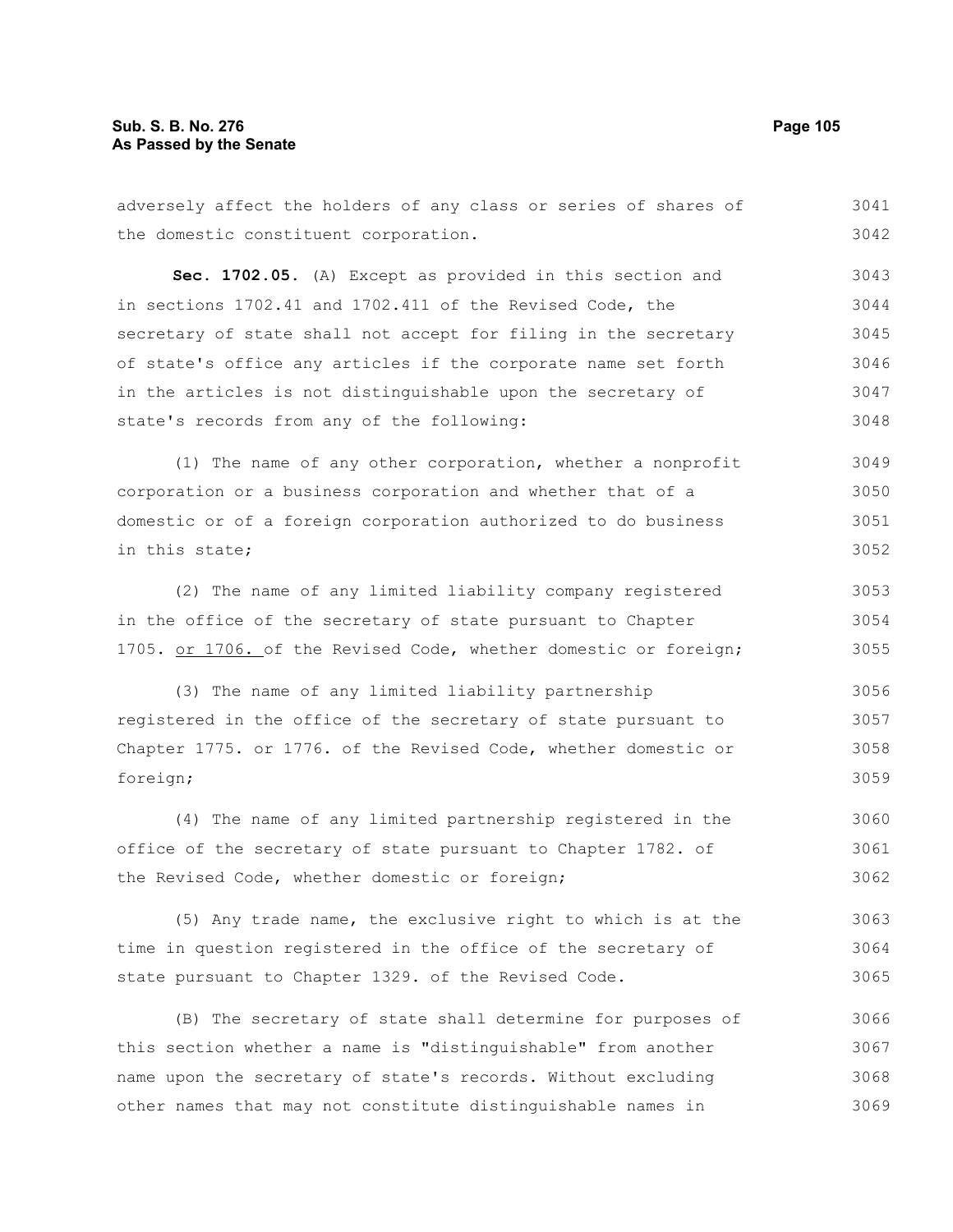adversely affect the holders of any class or series of shares of the domestic constituent corporation.

**Sec. 1702.05.** (A) Except as provided in this section and in sections 1702.41 and 1702.411 of the Revised Code, the secretary of state shall not accept for filing in the secretary of state's office any articles if the corporate name set forth in the articles is not distinguishable upon the secretary of state's records from any of the following:

(1) The name of any other corporation, whether a nonprofit corporation or a business corporation and whether that of a domestic or of a foreign corporation authorized to do business in this state;

(2) The name of any limited liability company registered in the office of the secretary of state pursuant to Chapter 1705. <u>or 1706.</u> of the Revised Code, whether domestic or foreign;

(3) The name of any limited liability partnership registered in the office of the secretary of state pursuant to Chapter 1775. or 1776. of the Revised Code, whether domestic or foreign;

(4) The name of any limited partnership registered in the office of the secretary of state pursuant to Chapter 1782. of the Revised Code, whether domestic or foreign;

(5) Any trade name, the exclusive right to which is at the time in question registered in the office of the secretary of state pursuant to Chapter 1329. of the Revised Code.

(B) The secretary of state shall determine for purposes of this section whether a name is "distinguishable" from another name upon the secretary of state's records. Without excluding other names that may not constitute distinguishable names in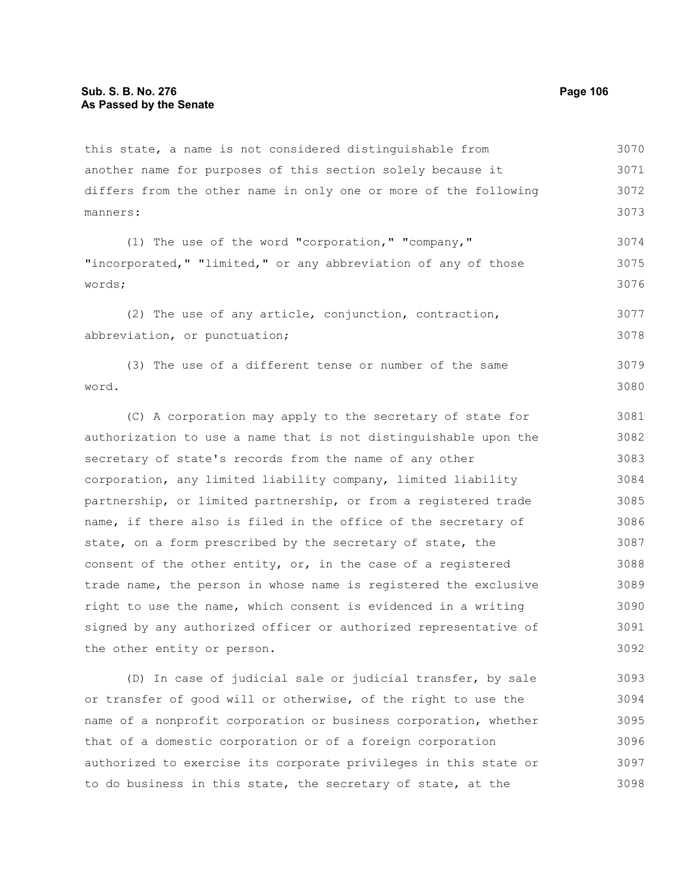this state, a name is not considered distinguishable from another name for purposes of this section solely because it differs from the other name in only one or more of the following manners:

(1) The use of the word "corporation," "company," "incorporated," "limited," or any abbreviation of any of those words;

(2) The use of any article, conjunction, contraction, abbreviation, or punctuation;

(3) The use of a different tense or number of the same word.

(C) A corporation may apply to the secretary of state for authorization to use a name that is not distinguishable upon the secretary of state's records from the name of any other corporation, any limited liability company, limited liability partnership, or limited partnership, or from a registered trade name, if there also is filed in the office of the secretary of state, on a form prescribed by the secretary of state, the consent of the other entity, or, in the case of a registered trade name, the person in whose name is registered the exclusive right to use the name, which consent is evidenced in a writing signed by any authorized officer or authorized representative of the other entity or person.

(D) In case of judicial sale or judicial transfer, by sale or transfer of good will or otherwise, of the right to use the name of a nonprofit corporation or business corporation, whether that of a domestic corporation or of a foreign corporation authorized to exercise its corporate privileges in this state or to do business in this state, the secretary of state, at the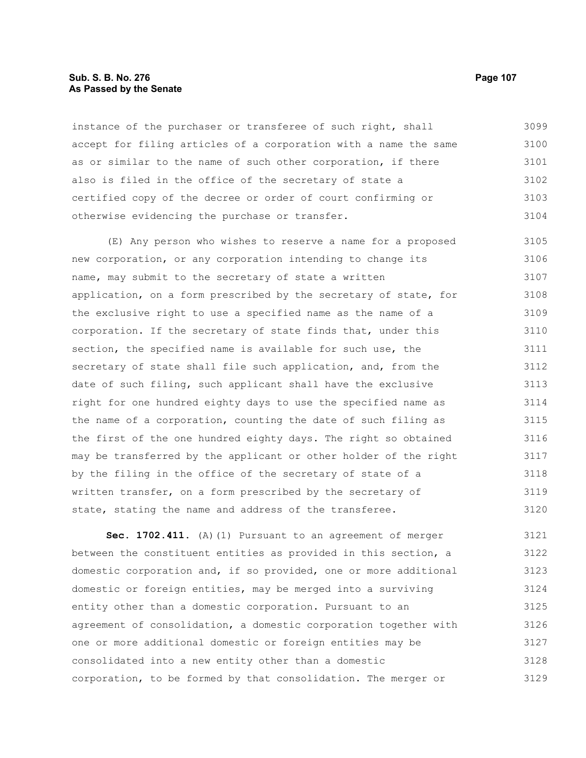instance of the purchaser or transferee of such right, shall accept for filing articles of a corporation with a name the same as or similar to the name of such other corporation, if there also is filed in the office of the secretary of state a certified copy of the decree or order of court confirming or otherwise evidencing the purchase or transfer.

(E) Any person who wishes to reserve a name for a proposed new corporation, or any corporation intending to change its name, may submit to the secretary of state a written application, on a form prescribed by the secretary of state, for the exclusive right to use a specified name as the name of a corporation. If the secretary of state finds that, under this section, the specified name is available for such use, the secretary of state shall file such application, and, from the date of such filing, such applicant shall have the exclusive right for one hundred eighty days to use the specified name as the name of a corporation, counting the date of such filing as the first of the one hundred eighty days. The right so obtained may be transferred by the applicant or other holder of the right by the filing in the office of the secretary of state of a written transfer, on a form prescribed by the secretary of state, stating the name and address of the transferee.

**Sec. 1702.411.** (A)(1) Pursuant to an agreement of merger between the constituent entities as provided in this section, a domestic corporation and, if so provided, one or more additional domestic or foreign entities, may be merged into a surviving entity other than a domestic corporation. Pursuant to an agreement of consolidation, a domestic corporation together with one or more additional domestic or foreign entities may be consolidated into a new entity other than a domestic corporation, to be formed by that consolidation. The merger or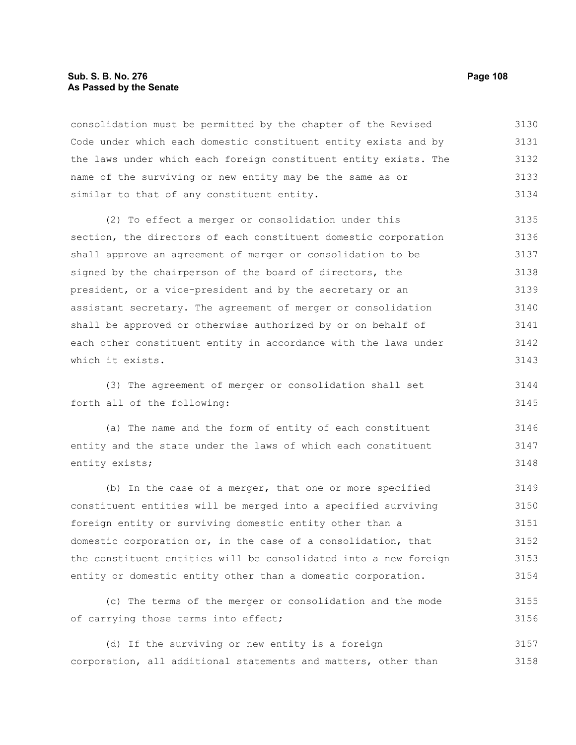consolidation must be permitted by the chapter of the Revised Code under which each domestic constituent entity exists and by the laws under which each foreign constituent entity exists. The name of the surviving or new entity may be the same as or similar to that of any constituent entity.

(2) To effect a merger or consolidation under this section, the directors of each constituent domestic corporation shall approve an agreement of merger or consolidation to be signed by the chairperson of the board of directors, the president, or a vice-president and by the secretary or an assistant secretary. The agreement of merger or consolidation shall be approved or otherwise authorized by or on behalf of each other constituent entity in accordance with the laws under which it exists.

(3) The agreement of merger or consolidation shall set forth all of the following:

(a) The name and the form of entity of each constituent entity and the state under the laws of which each constituent entity exists;

(b) In the case of a merger, that one or more specified constituent entities will be merged into a specified surviving foreign entity or surviving domestic entity other than a domestic corporation or, in the case of a consolidation, that the constituent entities will be consolidated into a new foreign entity or domestic entity other than a domestic corporation.

(c) The terms of the merger or consolidation and the mode of carrying those terms into effect;

(d) If the surviving or new entity is a foreign corporation, all additional statements and matters, other than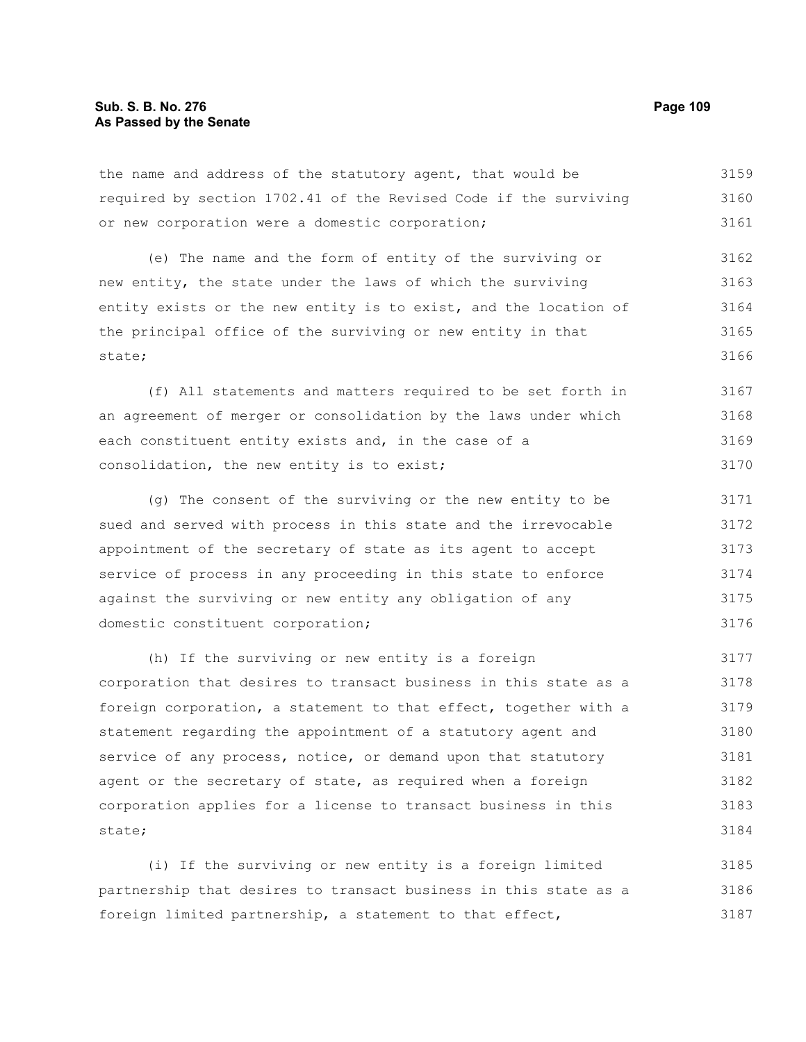the name and address of the statutory agent, that would be required by section 1702.41 of the Revised Code if the surviving or new corporation were a domestic corporation;

(e) The name and the form of entity of the surviving or new entity, the state under the laws of which the surviving entity exists or the new entity is to exist, and the location of the principal office of the surviving or new entity in that state;

(f) All statements and matters required to be set forth in an agreement of merger or consolidation by the laws under which each constituent entity exists and, in the case of a consolidation, the new entity is to exist;

(g) The consent of the surviving or the new entity to be sued and served with process in this state and the irrevocable appointment of the secretary of state as its agent to accept service of process in any proceeding in this state to enforce against the surviving or new entity any obligation of any domestic constituent corporation;

(h) If the surviving or new entity is a foreign corporation that desires to transact business in this state as a foreign corporation, a statement to that effect, together with a statement regarding the appointment of a statutory agent and service of any process, notice, or demand upon that statutory agent or the secretary of state, as required when a foreign corporation applies for a license to transact business in this state;

(i) If the surviving or new entity is a foreign limited partnership that desires to transact business in this state as a foreign limited partnership, a statement to that effect,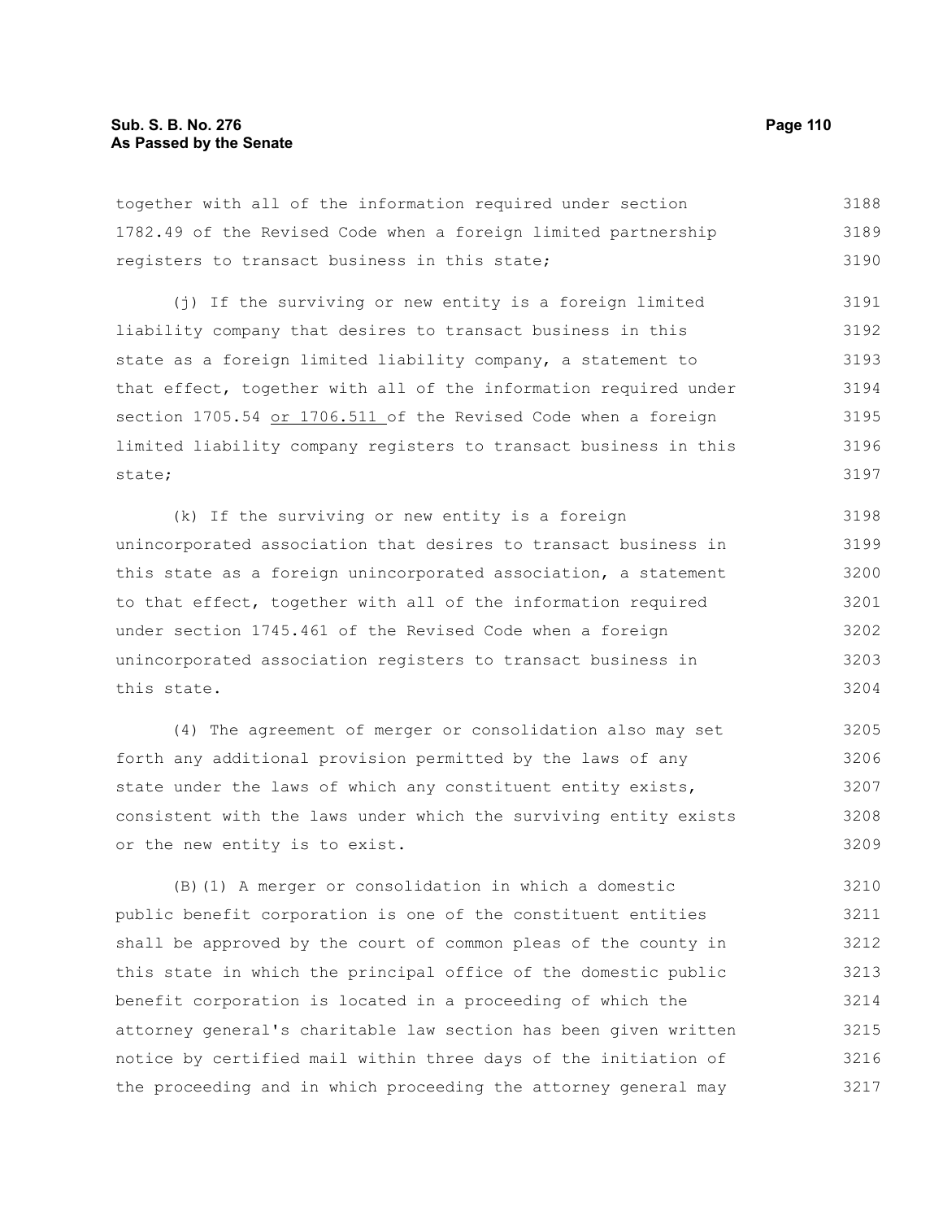together with all of the information required under section 1782.49 of the Revised Code when a foreign limited partnership registers to transact business in this state;

(j) If the surviving or new entity is a foreign limited liability company that desires to transact business in this state as a foreign limited liability company, a statement to that effect, together with all of the information required under section 1705.54 <u>or 1706.511</u> of the Revised Code when a foreign limited liability company registers to transact business in this state;

(k) If the surviving or new entity is a foreign unincorporated association that desires to transact business in this state as a foreign unincorporated association, a statement to that effect, together with all of the information required under section 1745.461 of the Revised Code when a foreign unincorporated association registers to transact business in this state.

(4) The agreement of merger or consolidation also may set forth any additional provision permitted by the laws of any state under the laws of which any constituent entity exists, consistent with the laws under which the surviving entity exists or the new entity is to exist.

(B)(1) A merger or consolidation in which a domestic public benefit corporation is one of the constituent entities shall be approved by the court of common pleas of the county in this state in which the principal office of the domestic public benefit corporation is located in a proceeding of which the attorney general's charitable law section has been given written notice by certified mail within three days of the initiation of the proceeding and in which proceeding the attorney general may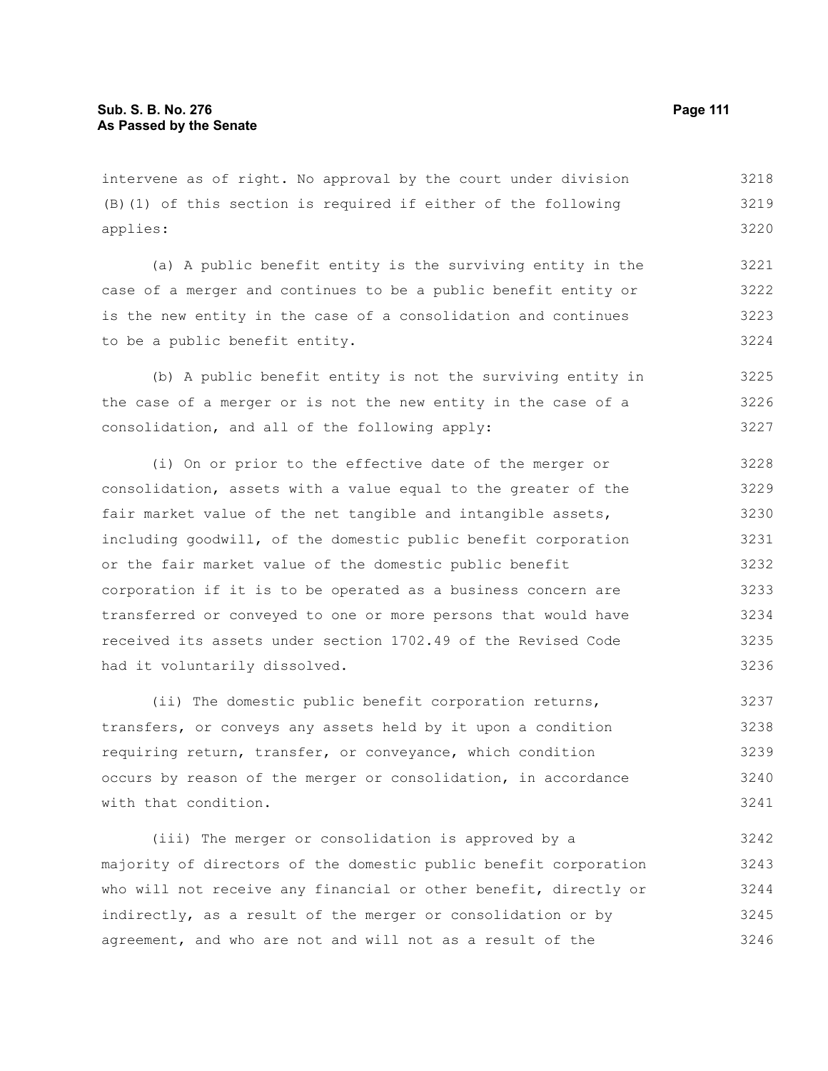intervene as of right. No approval by the court under division (B)(1) of this section is required if either of the following applies:

(a) A public benefit entity is the surviving entity in the case of a merger and continues to be a public benefit entity or is the new entity in the case of a consolidation and continues to be a public benefit entity.

(b) A public benefit entity is not the surviving entity in the case of a merger or is not the new entity in the case of a consolidation, and all of the following apply:

(i) On or prior to the effective date of the merger or consolidation, assets with a value equal to the greater of the fair market value of the net tangible and intangible assets, including goodwill, of the domestic public benefit corporation or the fair market value of the domestic public benefit corporation if it is to be operated as a business concern are transferred or conveyed to one or more persons that would have received its assets under section 1702.49 of the Revised Code had it voluntarily dissolved.

(ii) The domestic public benefit corporation returns, transfers, or conveys any assets held by it upon a condition requiring return, transfer, or conveyance, which condition occurs by reason of the merger or consolidation, in accordance with that condition.

(iii) The merger or consolidation is approved by a majority of directors of the domestic public benefit corporation who will not receive any financial or other benefit, directly or indirectly, as a result of the merger or consolidation or by agreement, and who are not and will not as a result of the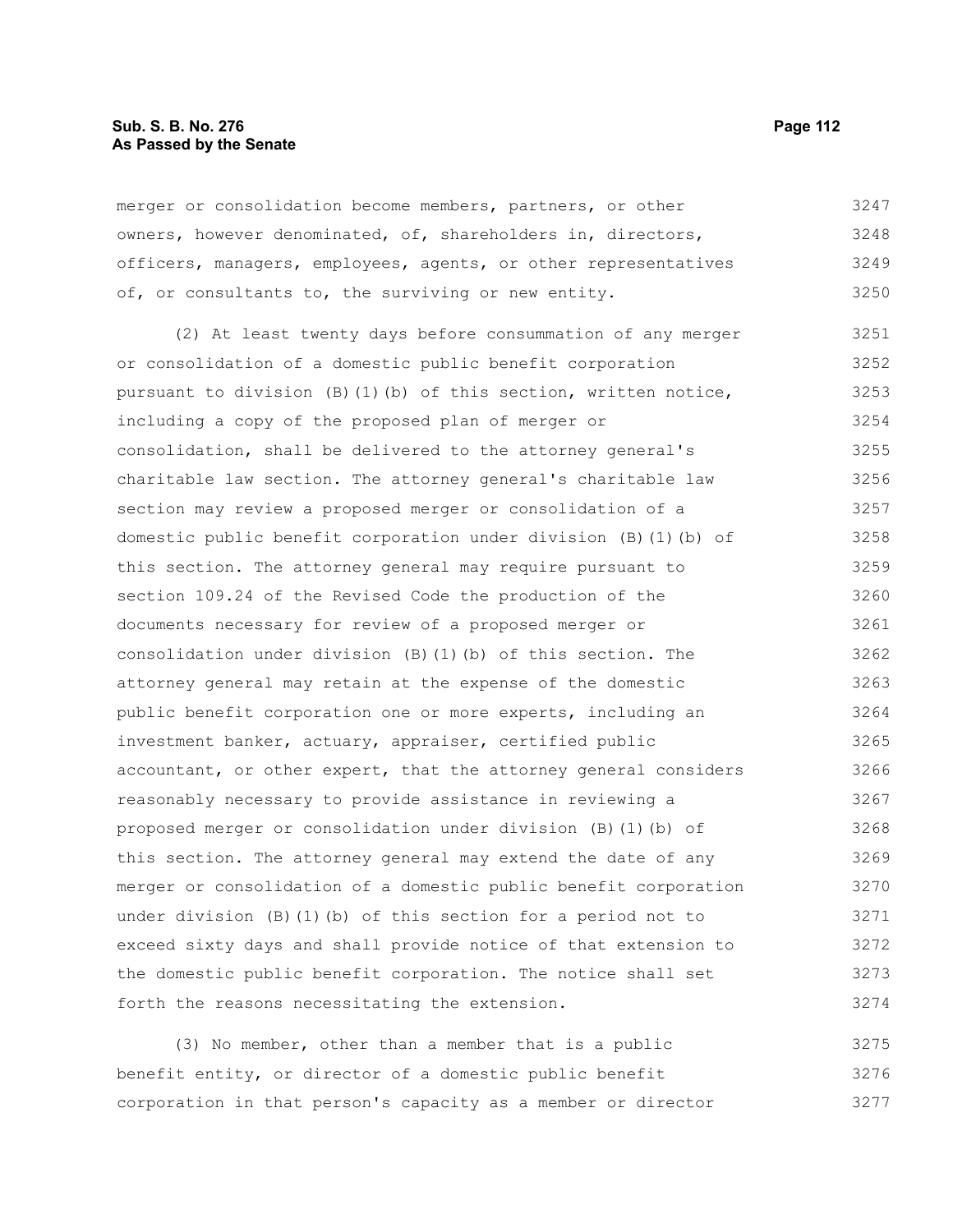merger or consolidation become members, partners, or other owners, however denominated, of, shareholders in, directors, officers, managers, employees, agents, or other representatives of, or consultants to, the surviving or new entity.

(2) At least twenty days before consummation of any merger or consolidation of a domestic public benefit corporation pursuant to division (B)(1)(b) of this section, written notice, including a copy of the proposed plan of merger or consolidation, shall be delivered to the attorney general's charitable law section. The attorney general's charitable law section may review a proposed merger or consolidation of a domestic public benefit corporation under division (B)(1)(b) of this section. The attorney general may require pursuant to section 109.24 of the Revised Code the production of the documents necessary for review of a proposed merger or consolidation under division (B)(1)(b) of this section. The attorney general may retain at the expense of the domestic public benefit corporation one or more experts, including an investment banker, actuary, appraiser, certified public accountant, or other expert, that the attorney general considers reasonably necessary to provide assistance in reviewing a proposed merger or consolidation under division (B)(1)(b) of this section. The attorney general may extend the date of any merger or consolidation of a domestic public benefit corporation under division (B)(1)(b) of this section for a period not to exceed sixty days and shall provide notice of that extension to the domestic public benefit corporation. The notice shall set forth the reasons necessitating the extension.

(3) No member, other than a member that is a public benefit entity, or director of a domestic public benefit corporation in that person's capacity as a member or director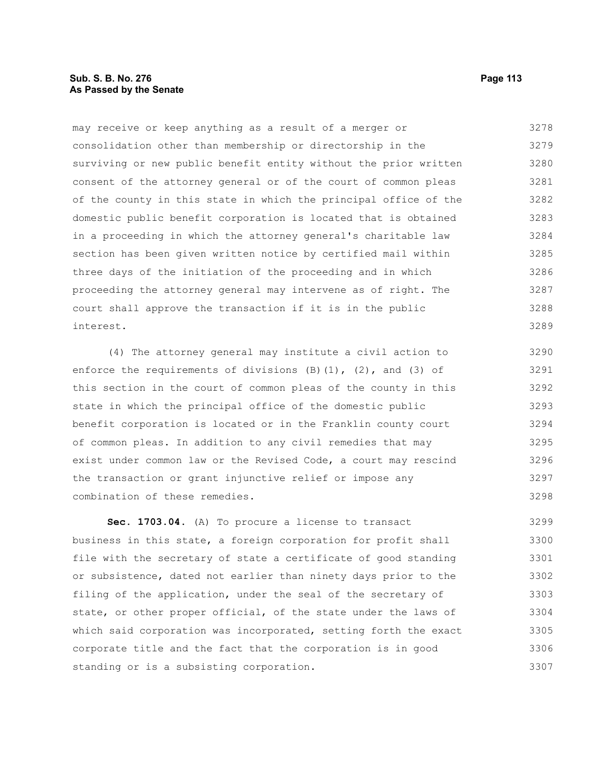may receive or keep anything as a result of a merger or consolidation other than membership or directorship in the surviving or new public benefit entity without the prior written consent of the attorney general or of the court of common pleas of the county in this state in which the principal office of the domestic public benefit corporation is located that is obtained in a proceeding in which the attorney general's charitable law section has been given written notice by certified mail within three days of the initiation of the proceeding and in which proceeding the attorney general may intervene as of right. The court shall approve the transaction if it is in the public interest.

(4) The attorney general may institute a civil action to enforce the requirements of divisions (B)(1), (2), and (3) of this section in the court of common pleas of the county in this state in which the principal office of the domestic public benefit corporation is located or in the Franklin county court of common pleas. In addition to any civil remedies that may exist under common law or the Revised Code, a court may rescind the transaction or grant injunctive relief or impose any combination of these remedies.

**Sec. 1703.04.** (A) To procure a license to transact business in this state, a foreign corporation for profit shall file with the secretary of state a certificate of good standing or subsistence, dated not earlier than ninety days prior to the filing of the application, under the seal of the secretary of state, or other proper official, of the state under the laws of which said corporation was incorporated, setting forth the exact corporate title and the fact that the corporation is in good standing or is a subsisting corporation.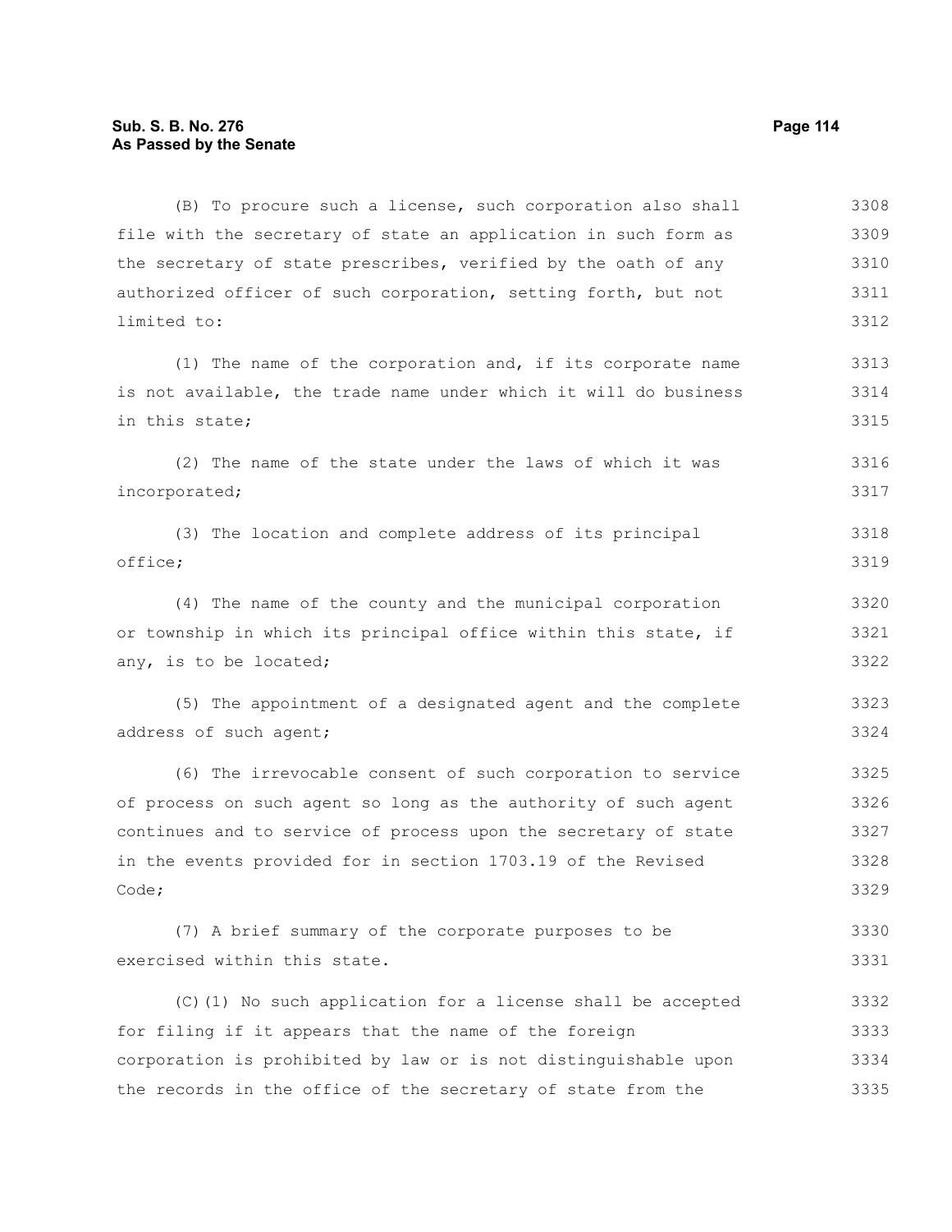(B) To procure such a license, such corporation also shall file with the secretary of state an application in such form as the secretary of state prescribes, verified by the oath of any authorized officer of such corporation, setting forth, but not limited to:

(1) The name of the corporation and, if its corporate name is not available, the trade name under which it will do business in this state;

(2) The name of the state under the laws of which it was incorporated;

(3) The location and complete address of its principal office;

(4) The name of the county and the municipal corporation or township in which its principal office within this state, if any, is to be located;

(5) The appointment of a designated agent and the complete address of such agent;

(6) The irrevocable consent of such corporation to service of process on such agent so long as the authority of such agent continues and to service of process upon the secretary of state in the events provided for in section 1703.19 of the Revised Code;

(7) A brief summary of the corporate purposes to be exercised within this state.

(C)(1) No such application for a license shall be accepted for filing if it appears that the name of the foreign corporation is prohibited by law or is not distinguishable upon the records in the office of the secretary of state from the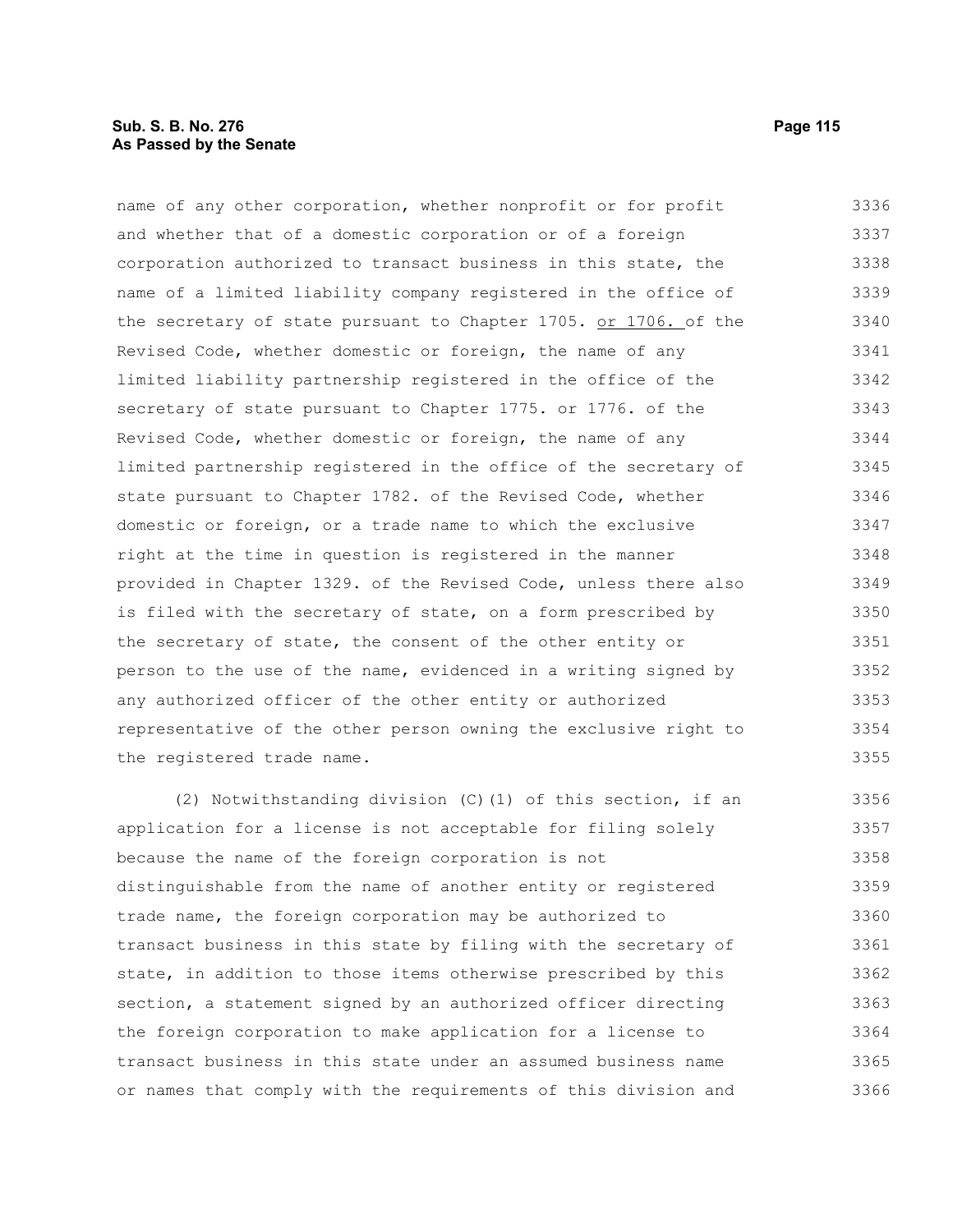name of any other corporation, whether nonprofit or for profit and whether that of a domestic corporation or of a foreign corporation authorized to transact business in this state, the name of a limited liability company registered in the office of the secretary of state pursuant to Chapter 1705. or 1706. of the Revised Code, whether domestic or foreign, the name of any limited liability partnership registered in the office of the secretary of state pursuant to Chapter 1775. or 1776. of the Revised Code, whether domestic or foreign, the name of any limited partnership registered in the office of the secretary of state pursuant to Chapter 1782. of the Revised Code, whether domestic or foreign, or a trade name to which the exclusive right at the time in question is registered in the manner provided in Chapter 1329. of the Revised Code, unless there also is filed with the secretary of state, on a form prescribed by the secretary of state, the consent of the other entity or person to the use of the name, evidenced in a writing signed by any authorized officer of the other entity or authorized representative of the other person owning the exclusive right to the registered trade name.

(2) Notwithstanding division (C)(1) of this section, if an application for a license is not acceptable for filing solely because the name of the foreign corporation is not distinguishable from the name of another entity or registered trade name, the foreign corporation may be authorized to transact business in this state by filing with the secretary of state, in addition to those items otherwise prescribed by this section, a statement signed by an authorized officer directing the foreign corporation to make application for a license to transact business in this state under an assumed business name or names that comply with the requirements of this division and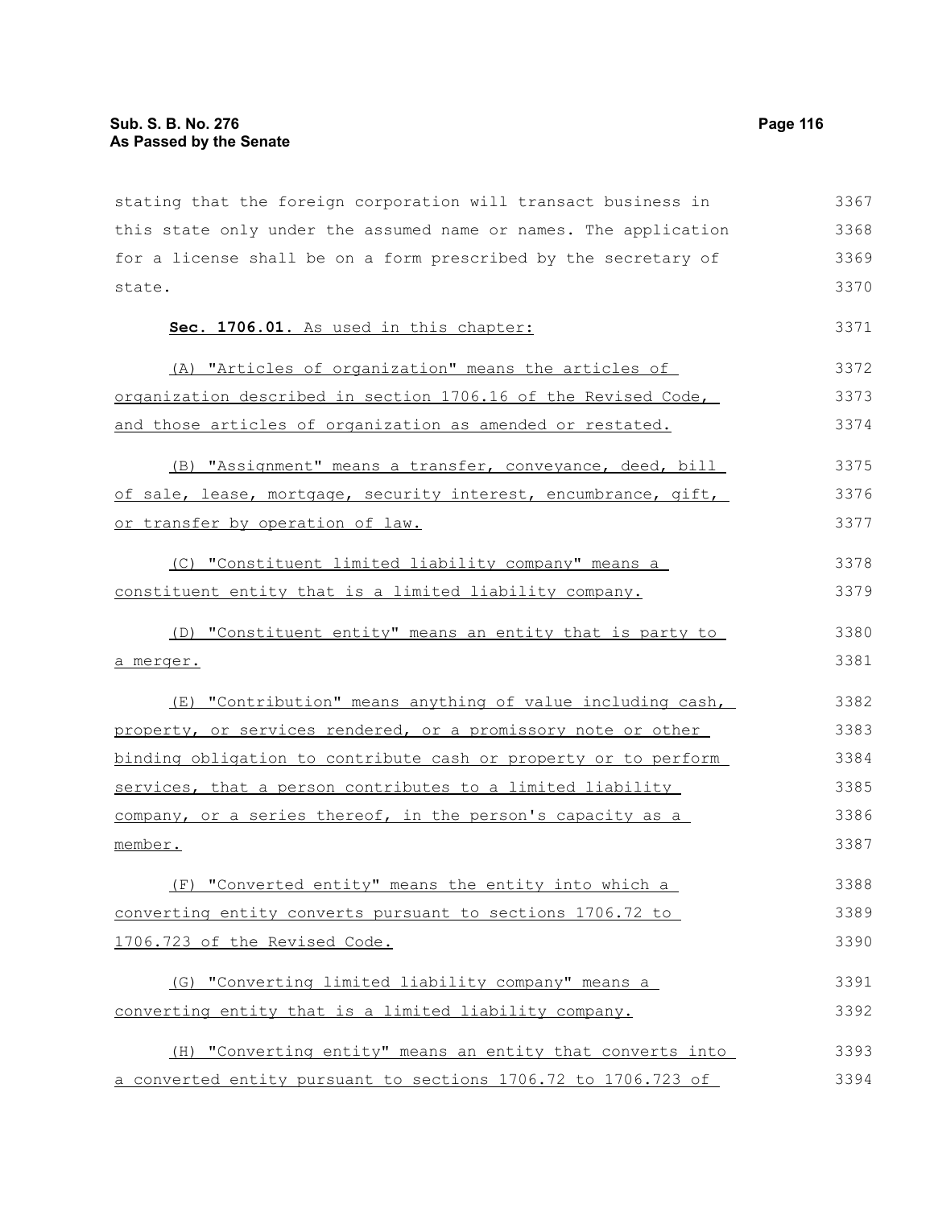stating that the foreign corporation will transact business in this state only under the assumed name or names. The application for a license shall be on a form prescribed by the secretary of state.

**Sec. 1706.01.** As used in this chapter:

(A) "Articles of organization" means the articles of organization described in section 1706.16 of the Revised Code, and those articles of organization as amended or restated.

(B) "Assignment" means a transfer, conveyance, deed, bill of sale, lease, mortgage, security interest, encumbrance, gift, or transfer by operation of law.

(C) "Constituent limited liability company" means a constituent entity that is a limited liability company.

(D) "Constituent entity" means an entity that is party to a merger.

(E) "Contribution" means anything of value including cash, property, or services rendered, or a promissory note or other binding obligation to contribute cash or property or to perform services, that a person contributes to a limited liability company, or a series thereof, in the person's capacity as a member.

(F) "Converted entity" means the entity into which a converting entity converts pursuant to sections 1706.72 to 1706.723 of the Revised Code.

(G) "Converting limited liability company" means a converting entity that is a limited liability company.

(H) "Converting entity" means an entity that converts into a converted entity pursuant to sections 1706.72 to 1706.723 of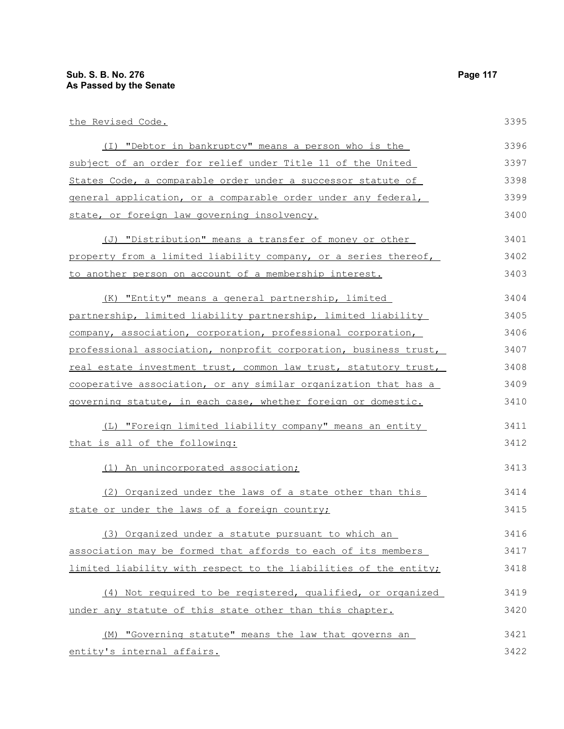the Revised Code.

(I) "Debtor in bankruptcy" means a person who is the subject of an order for relief under Title 11 of the United States Code, a comparable order under a successor statute of general application, or a comparable order under any federal, state, or foreign law governing insolvency.

(J) "Distribution" means a transfer of money or other property from a limited liability company, or a series thereof, to another person on account of a membership interest.

(K) "Entity" means a general partnership, limited partnership, limited liability partnership, limited liability company, association, corporation, professional corporation, professional association, nonprofit corporation, business trust, real estate investment trust, common law trust, statutory trust, cooperative association, or any similar organization that has a governing statute, in each case, whether foreign or domestic.

(L) "Foreign limited liability company" means an entity that is all of the following:

(1) An unincorporated association;

(2) Organized under the laws of a state other than this state or under the laws of a foreign country;

(3) Organized under a statute pursuant to which an association may be formed that affords to each of its members limited liability with respect to the liabilities of the entity;

(4) Not required to be registered, qualified, or organized under any statute of this state other than this chapter.

(M) "Governing statute" means the law that governs an entity's internal affairs.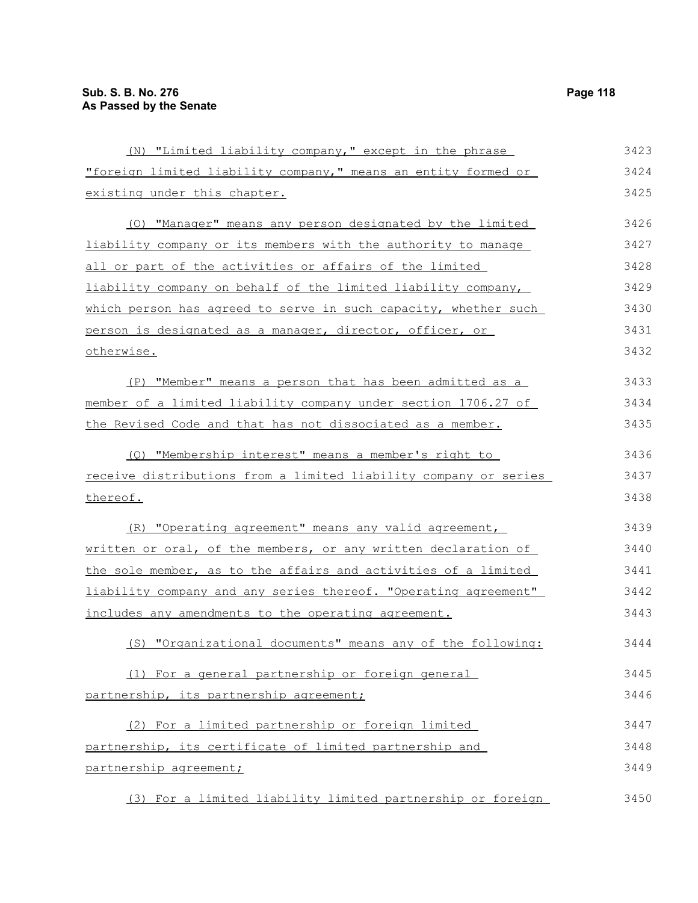(N) "Limited liability company," except in the phrase "foreign limited liability company," means an entity formed or existing under this chapter.

(O) "Manager" means any person designated by the limited liability company or its members with the authority to manage all or part of the activities or affairs of the limited liability company on behalf of the limited liability company, which person has agreed to serve in such capacity, whether such person is designated as a manager, director, officer, or otherwise.

(P) "Member" means a person that has been admitted as a member of a limited liability company under section 1706.27 of the Revised Code and that has not dissociated as a member.

(Q) "Membership interest" means a member's right to receive distributions from a limited liability company or series thereof.

(R) "Operating agreement" means any valid agreement, written or oral, of the members, or any written declaration of the sole member, as to the affairs and activities of a limited liability company and any series thereof. "Operating agreement" includes any amendments to the operating agreement.

(S) "Organizational documents" means any of the following:

(1) For a general partnership or foreign general partnership, its partnership agreement;

(2) For a limited partnership or foreign limited partnership, its certificate of limited partnership and partnership agreement;

(3) For a limited liability limited partnership or foreign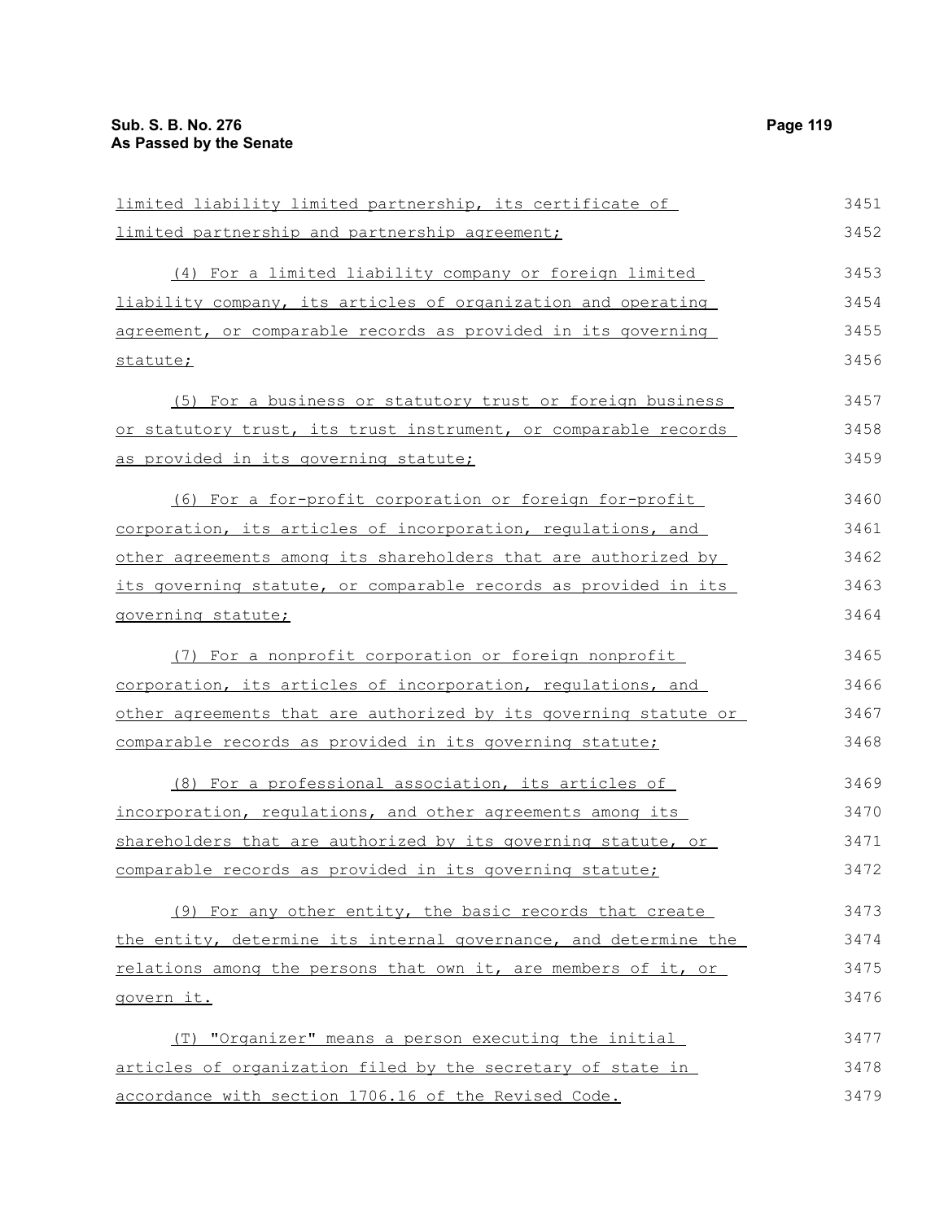limited liability limited partnership, its certificate of limited partnership and partnership agreement;

(4) For a limited liability company or foreign limited liability company, its articles of organization and operating agreement, or comparable records as provided in its governing statute;

(5) For a business or statutory trust or foreign business or statutory trust, its trust instrument, or comparable records as provided in its governing statute;

(6) For a for-profit corporation or foreign for-profit corporation, its articles of incorporation, regulations, and other agreements among its shareholders that are authorized by its governing statute, or comparable records as provided in its governing statute;

(7) For a nonprofit corporation or foreign nonprofit corporation, its articles of incorporation, regulations, and other agreements that are authorized by its governing statute or comparable records as provided in its governing statute;

(8) For a professional association, its articles of incorporation, regulations, and other agreements among its shareholders that are authorized by its governing statute, or comparable records as provided in its governing statute;

(9) For any other entity, the basic records that create the entity, determine its internal governance, and determine the relations among the persons that own it, are members of it, or govern it.

(T) "Organizer" means a person executing the initial articles of organization filed by the secretary of state in accordance with section 1706.16 of the Revised Code.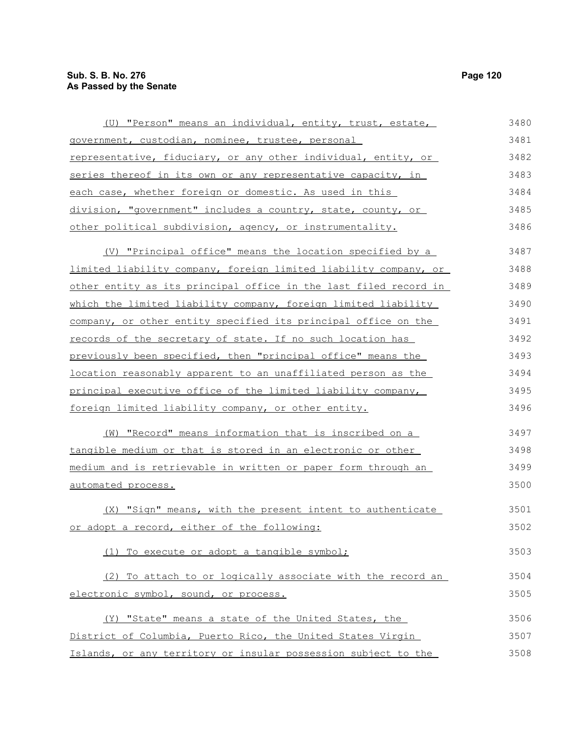(U) "Person" means an individual, entity, trust, estate, government, custodian, nominee, trustee, personal representative, fiduciary, or any other individual, entity, or series thereof in its own or any representative capacity, in each case, whether foreign or domestic. As used in this division, "government" includes a country, state, county, or other political subdivision, agency, or instrumentality.

(V) "Principal office" means the location specified by a limited liability company, foreign limited liability company, or other entity as its principal office in the last filed record in which the limited liability company, foreign limited liability company, or other entity specified its principal office on the records of the secretary of state. If no such location has previously been specified, then "principal office" means the location reasonably apparent to an unaffiliated person as the principal executive office of the limited liability company, foreign limited liability company, or other entity.

(W) "Record" means information that is inscribed on a tangible medium or that is stored in an electronic or other medium and is retrievable in written or paper form through an automated process.

(X) "Sign" means, with the present intent to authenticate or adopt a record, either of the following:

(1) To execute or adopt a tangible symbol;

(2) To attach to or logically associate with the record an electronic symbol, sound, or process.

(Y) "State" means a state of the United States, the District of Columbia, Puerto Rico, the United States Virgin Islands, or any territory or insular possession subject to the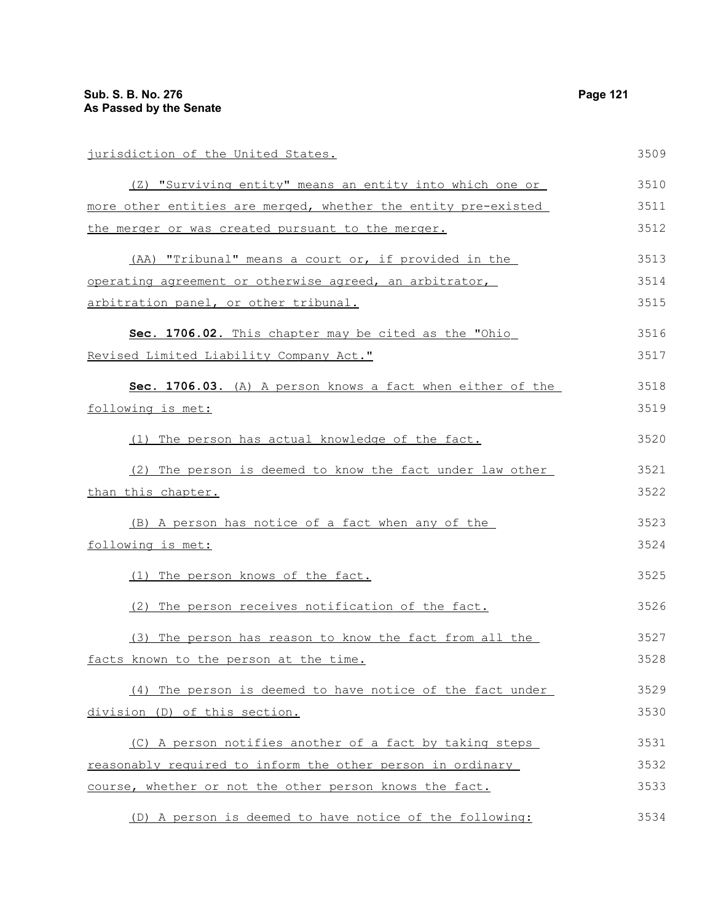jurisdiction of the United States.

(Z) "Surviving entity" means an entity into which one or more other entities are merged, whether the entity pre-existed the merger or was created pursuant to the merger.

(AA) "Tribunal" means a court or, if provided in the operating agreement or otherwise agreed, an arbitrator, arbitration panel, or other tribunal.

**Sec. 1706.02.** This chapter may be cited as the "Ohio Revised Limited Liability Company Act."

**Sec. 1706.03.** (A) A person knows a fact when either of the following is met:

(1) The person has actual knowledge of the fact.

(2) The person is deemed to know the fact under law other than this chapter.

(B) A person has notice of a fact when any of the following is met:

(1) The person knows of the fact.

(2) The person receives notification of the fact.

(3) The person has reason to know the fact from all the facts known to the person at the time.

(4) The person is deemed to have notice of the fact under division (D) of this section.

(C) A person notifies another of a fact by taking steps reasonably required to inform the other person in ordinary course, whether or not the other person knows the fact.

(D) A person is deemed to have notice of the following: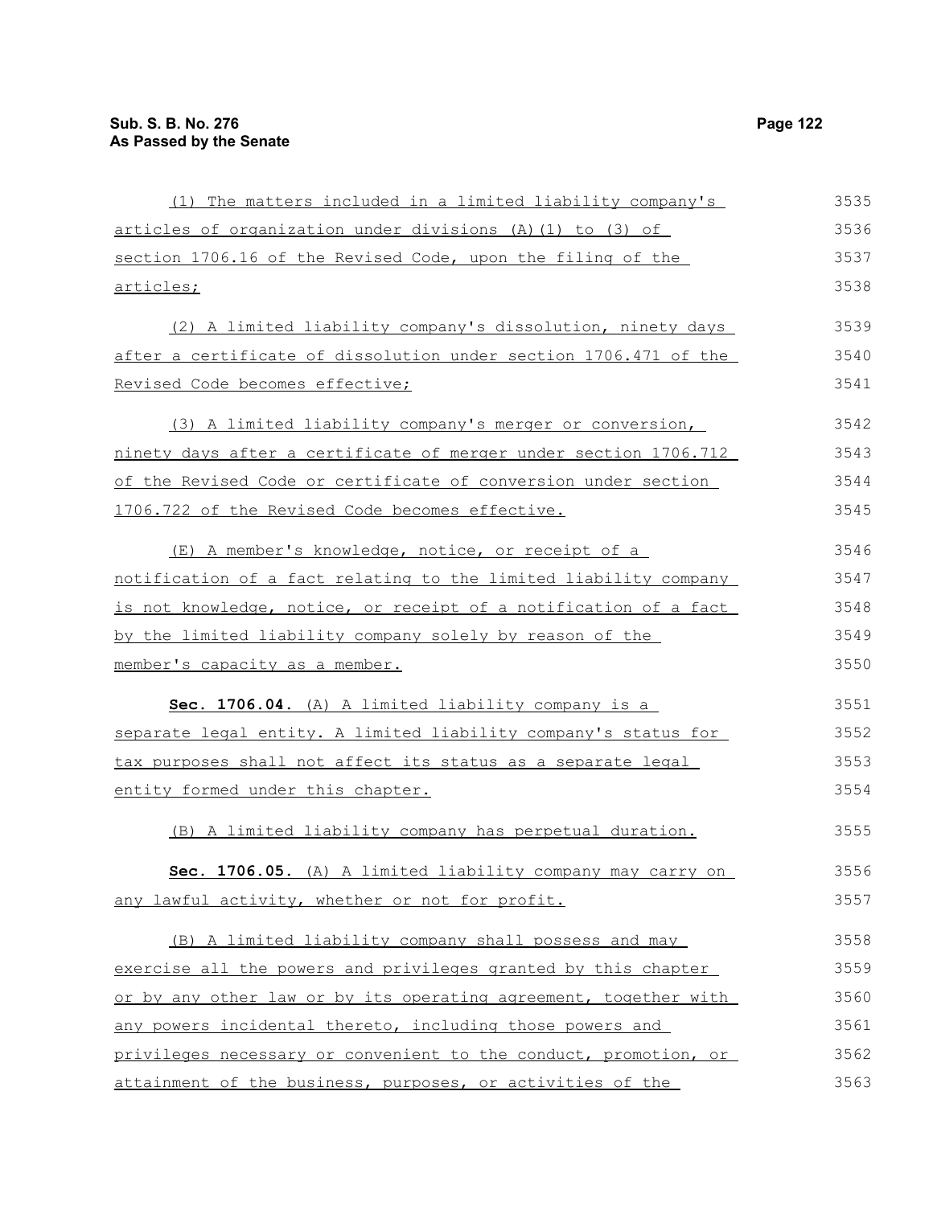(1) The matters included in a limited liability company's articles of organization under divisions (A)(1) to (3) of section 1706.16 of the Revised Code, upon the filing of the articles;

(2) A limited liability company's dissolution, ninety days after a certificate of dissolution under section 1706.471 of the Revised Code becomes effective;

(3) A limited liability company's merger or conversion, ninety days after a certificate of merger under section 1706.712 of the Revised Code or certificate of conversion under section 1706.722 of the Revised Code becomes effective.

(E) A member's knowledge, notice, or receipt of a notification of a fact relating to the limited liability company is not knowledge, notice, or receipt of a notification of a fact by the limited liability company solely by reason of the member's capacity as a member.

**Sec. 1706.04.** (A) A limited liability company is a separate legal entity. A limited liability company's status for tax purposes shall not affect its status as a separate legal entity formed under this chapter.

(B) A limited liability company has perpetual duration.

**Sec. 1706.05.** (A) A limited liability company may carry on any lawful activity, whether or not for profit.

(B) A limited liability company shall possess and may exercise all the powers and privileges granted by this chapter or by any other law or by its operating agreement, together with any powers incidental thereto, including those powers and privileges necessary or convenient to the conduct, promotion, or attainment of the business, purposes, or activities of the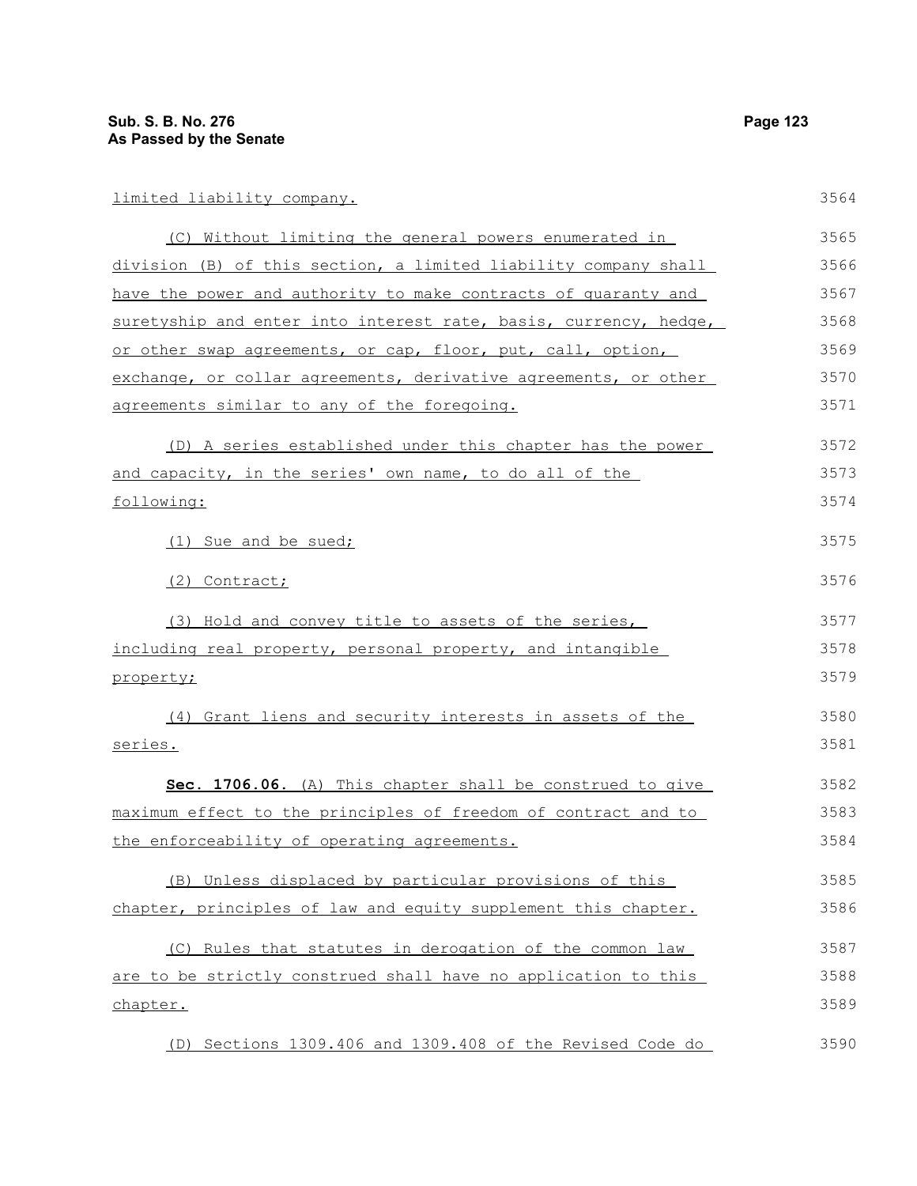limited liability company.

(C) Without limiting the general powers enumerated in division (B) of this section, a limited liability company shall have the power and authority to make contracts of guaranty and suretyship and enter into interest rate, basis, currency, hedge, or other swap agreements, or cap, floor, put, call, option, exchange, or collar agreements, derivative agreements, or other agreements similar to any of the foregoing.

(D) A series established under this chapter has the power and capacity, in the series' own name, to do all of the following:

(1) Sue and be sued;

(2) Contract;

(3) Hold and convey title to assets of the series, including real property, personal property, and intangible property;

(4) Grant liens and security interests in assets of the series.

**Sec. 1706.06.** (A) This chapter shall be construed to give maximum effect to the principles of freedom of contract and to the enforceability of operating agreements.

(B) Unless displaced by particular provisions of this chapter, principles of law and equity supplement this chapter.

(C) Rules that statutes in derogation of the common law are to be strictly construed shall have no application to this chapter.

(D) Sections 1309.406 and 1309.408 of the Revised Code do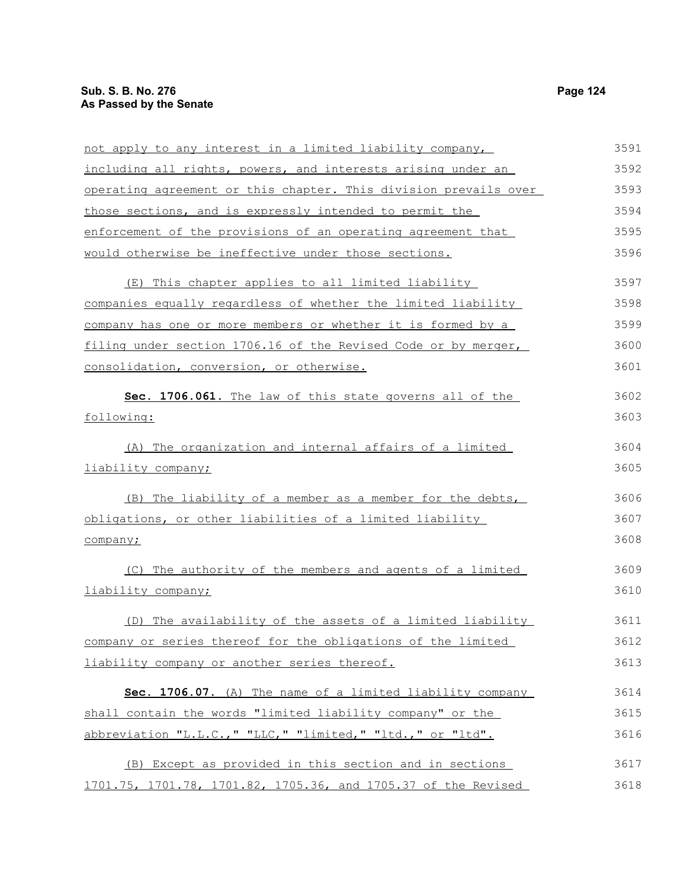not apply to any interest in a limited liability company, including all rights, powers, and interests arising under an operating agreement or this chapter. This division prevails over those sections, and is expressly intended to permit the enforcement of the provisions of an operating agreement that would otherwise be ineffective under those sections.

(E) This chapter applies to all limited liability companies equally regardless of whether the limited liability company has one or more members or whether it is formed by a filing under section 1706.16 of the Revised Code or by merger, consolidation, conversion, or otherwise.

**Sec. 1706.061.** The law of this state governs all of the following:

(A) The organization and internal affairs of a limited liability company;

(B) The liability of a member as a member for the debts, obligations, or other liabilities of a limited liability company;

(C) The authority of the members and agents of a limited liability company;

(D) The availability of the assets of a limited liability company or series thereof for the obligations of the limited liability company or another series thereof.

**Sec. 1706.07.** (A) The name of a limited liability company shall contain the words "limited liability company" or the abbreviation "L.L.C.," "LLC," "limited," "ltd.," or "ltd".

(B) Except as provided in this section and in sections 1701.75, 1701.78, 1701.82, 1705.36, and 1705.37 of the Revised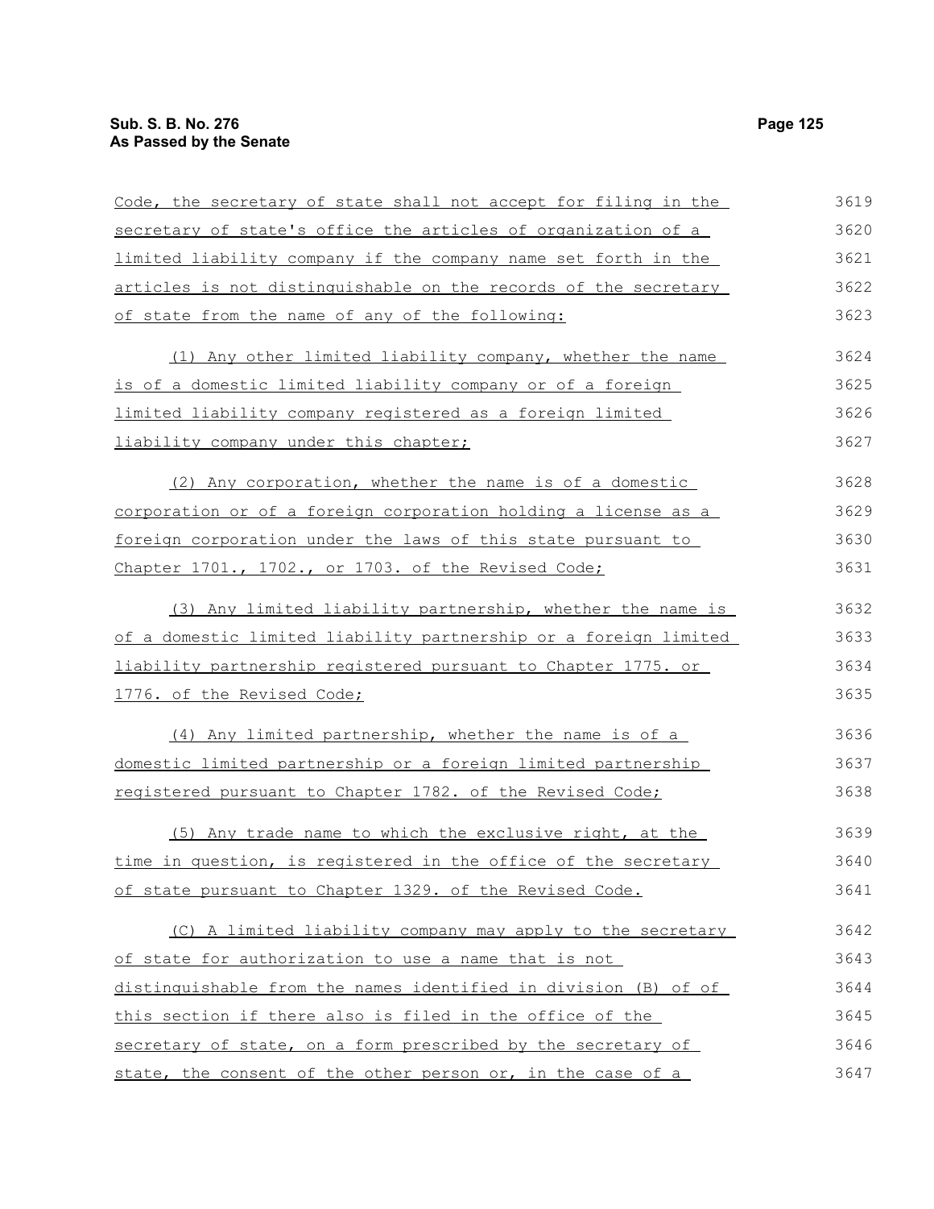Code, the secretary of state shall not accept for filing in the secretary of state's office the articles of organization of a limited liability company if the company name set forth in the articles is not distinguishable on the records of the secretary of state from the name of any of the following:

(1) Any other limited liability company, whether the name is of a domestic limited liability company or of a foreign limited liability company registered as a foreign limited liability company under this chapter;

(2) Any corporation, whether the name is of a domestic corporation or of a foreign corporation holding a license as a foreign corporation under the laws of this state pursuant to Chapter 1701., 1702., or 1703. of the Revised Code;

(3) Any limited liability partnership, whether the name is of a domestic limited liability partnership or a foreign limited liability partnership registered pursuant to Chapter 1775. or 1776. of the Revised Code;

(4) Any limited partnership, whether the name is of a domestic limited partnership or a foreign limited partnership registered pursuant to Chapter 1782. of the Revised Code;

(5) Any trade name to which the exclusive right, at the time in question, is registered in the office of the secretary of state pursuant to Chapter 1329. of the Revised Code.

(C) A limited liability company may apply to the secretary of state for authorization to use a name that is not distinguishable from the names identified in division (B) of of this section if there also is filed in the office of the secretary of state, on a form prescribed by the secretary of state, the consent of the other person or, in the case of a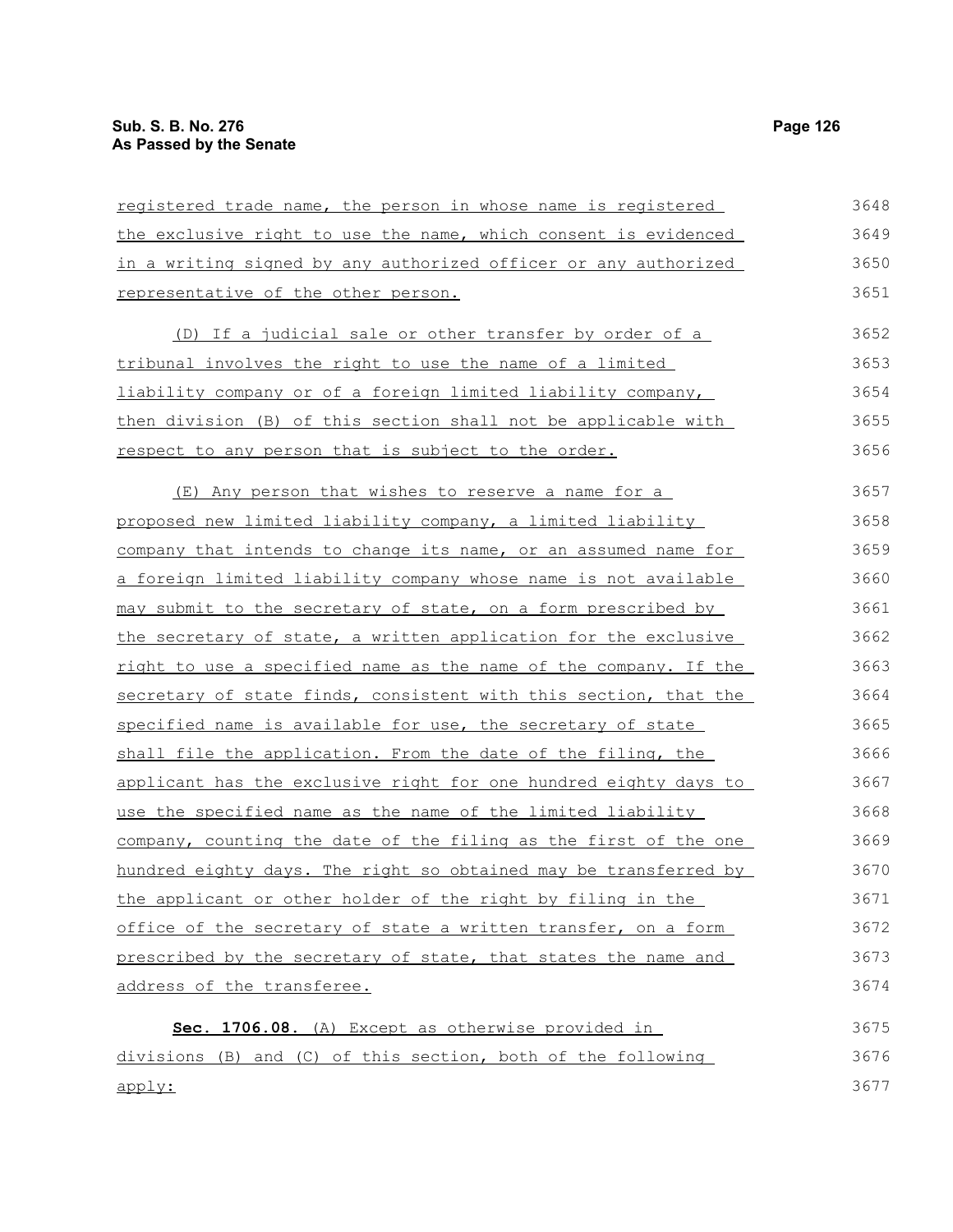registered trade name, the person in whose name is registered the exclusive right to use the name, which consent is evidenced in a writing signed by any authorized officer or any authorized representative of the other person.

(D) If a judicial sale or other transfer by order of a tribunal involves the right to use the name of a limited liability company or of a foreign limited liability company, then division (B) of this section shall not be applicable with respect to any person that is subject to the order.

(E) Any person that wishes to reserve a name for a proposed new limited liability company, a limited liability company that intends to change its name, or an assumed name for a foreign limited liability company whose name is not available may submit to the secretary of state, on a form prescribed by the secretary of state, a written application for the exclusive right to use a specified name as the name of the company. If the secretary of state finds, consistent with this section, that the specified name is available for use, the secretary of state shall file the application. From the date of the filing, the applicant has the exclusive right for one hundred eighty days to use the specified name as the name of the limited liability company, counting the date of the filing as the first of the one hundred eighty days. The right so obtained may be transferred by the applicant or other holder of the right by filing in the office of the secretary of state a written transfer, on a form prescribed by the secretary of state, that states the name and address of the transferee.

**Sec. 1706.08.** (A) Except as otherwise provided in divisions (B) and (C) of this section, both of the following apply: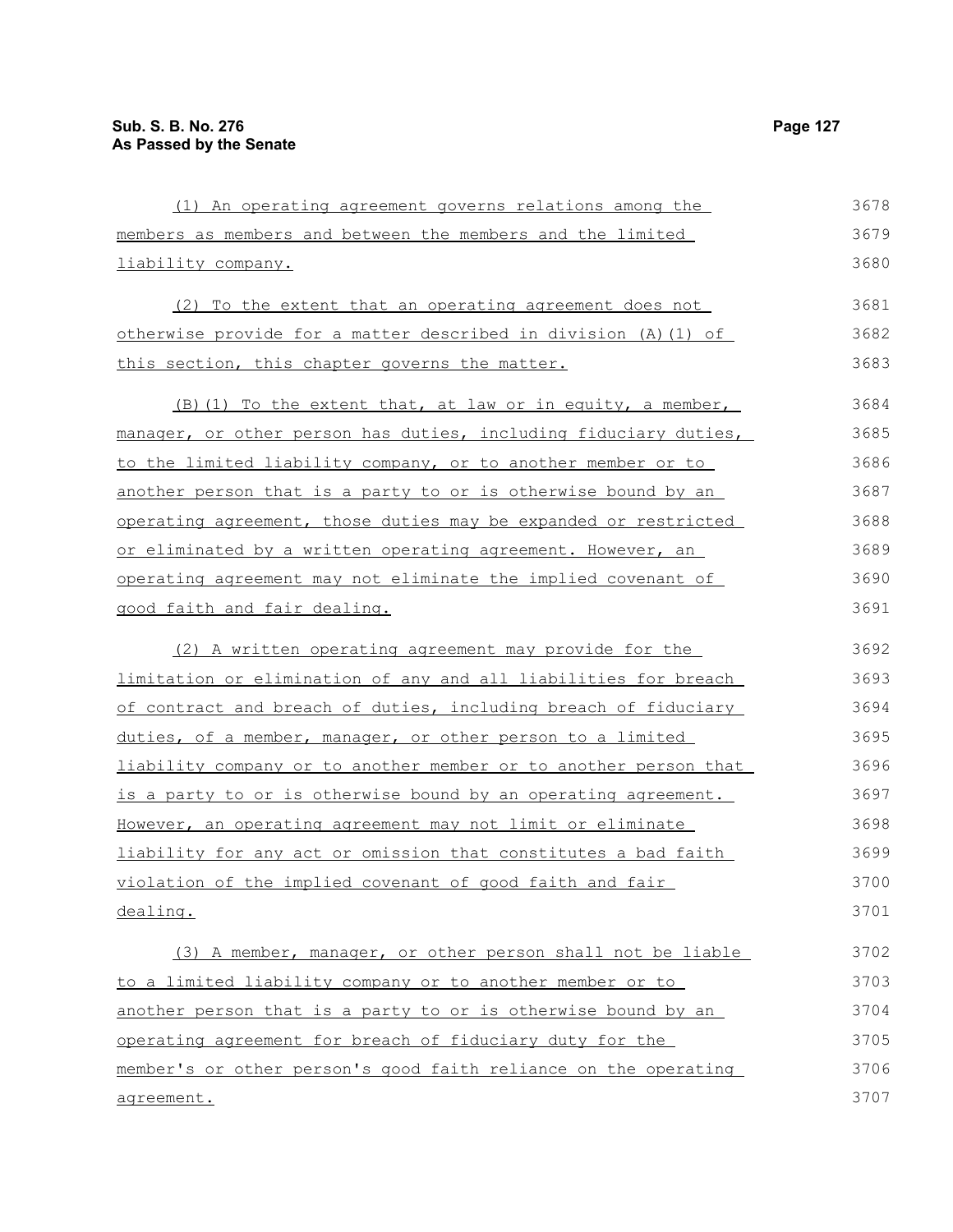(1) An operating agreement governs relations among the members as members and between the members and the limited liability company.

(2) To the extent that an operating agreement does not otherwise provide for a matter described in division (A)(1) of this section, this chapter governs the matter.

(B)(1) To the extent that, at law or in equity, a member, manager, or other person has duties, including fiduciary duties, to the limited liability company, or to another member or to another person that is a party to or is otherwise bound by an operating agreement, those duties may be expanded or restricted or eliminated by a written operating agreement. However, an operating agreement may not eliminate the implied covenant of good faith and fair dealing.

(2) A written operating agreement may provide for the limitation or elimination of any and all liabilities for breach of contract and breach of duties, including breach of fiduciary duties, of a member, manager, or other person to a limited liability company or to another member or to another person that is a party to or is otherwise bound by an operating agreement. However, an operating agreement may not limit or eliminate liability for any act or omission that constitutes a bad faith violation of the implied covenant of good faith and fair dealing.

(3) A member, manager, or other person shall not be liable to a limited liability company or to another member or to another person that is a party to or is otherwise bound by an operating agreement for breach of fiduciary duty for the member's or other person's good faith reliance on the operating agreement.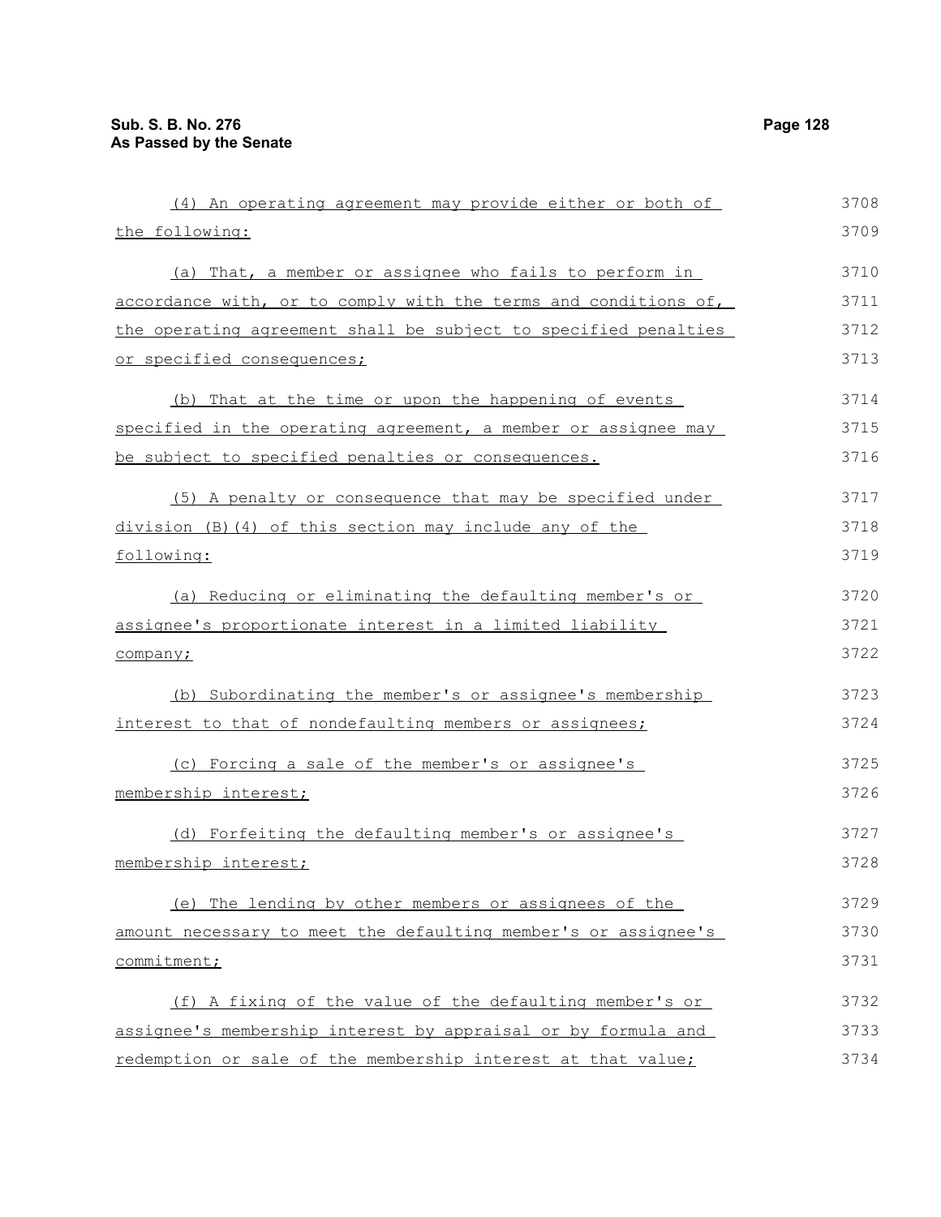(4) An operating agreement may provide either or both of the following:

(a) That, a member or assignee who fails to perform in accordance with, or to comply with the terms and conditions of, the operating agreement shall be subject to specified penalties or specified consequences;

(b) That at the time or upon the happening of events specified in the operating agreement, a member or assignee may be subject to specified penalties or consequences.

(5) A penalty or consequence that may be specified under division (B)(4) of this section may include any of the following:

(a) Reducing or eliminating the defaulting member's or assignee's proportionate interest in a limited liability company;

(b) Subordinating the member's or assignee's membership interest to that of nondefaulting members or assignees;

(c) Forcing a sale of the member's or assignee's membership interest;

(d) Forfeiting the defaulting member's or assignee's membership interest;

(e) The lending by other members or assignees of the amount necessary to meet the defaulting member's or assignee's commitment;

(f) A fixing of the value of the defaulting member's or assignee's membership interest by appraisal or by formula and redemption or sale of the membership interest at that value;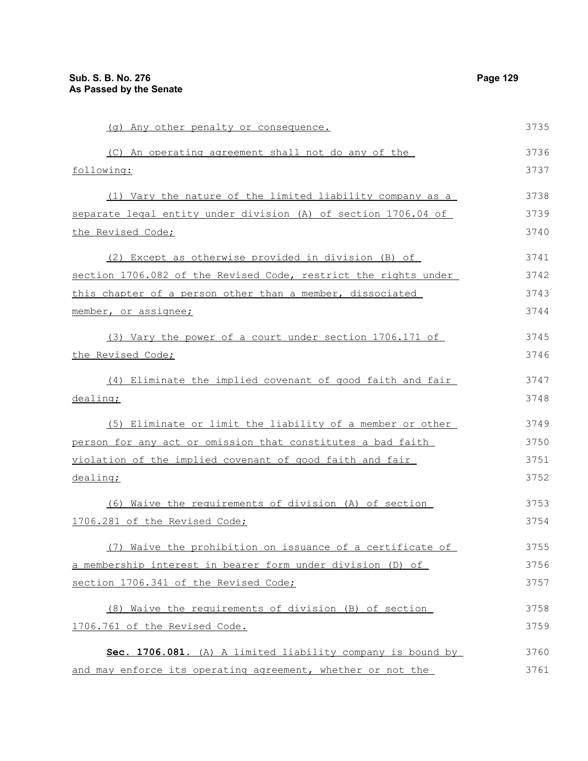(g) Any other penalty or consequence.

(C) An operating agreement shall not do any of the following:

(1) Vary the nature of the limited liability company as a separate legal entity under division (A) of section 1706.04 of the Revised Code;

(2) Except as otherwise provided in division (B) of section 1706.082 of the Revised Code, restrict the rights under this chapter of a person other than a member, dissociated member, or assignee;

(3) Vary the power of a court under section 1706.171 of the Revised Code;

(4) Eliminate the implied covenant of good faith and fair dealing;

(5) Eliminate or limit the liability of a member or other person for any act or omission that constitutes a bad faith violation of the implied covenant of good faith and fair dealing;

(6) Waive the requirements of division (A) of section 1706.281 of the Revised Code;

(7) Waive the prohibition on issuance of a certificate of a membership interest in bearer form under division (D) of section 1706.341 of the Revised Code;

(8) Waive the requirements of division (B) of section 1706.761 of the Revised Code.

**Sec. 1706.081.** (A) A limited liability company is bound by and may enforce its operating agreement, whether or not the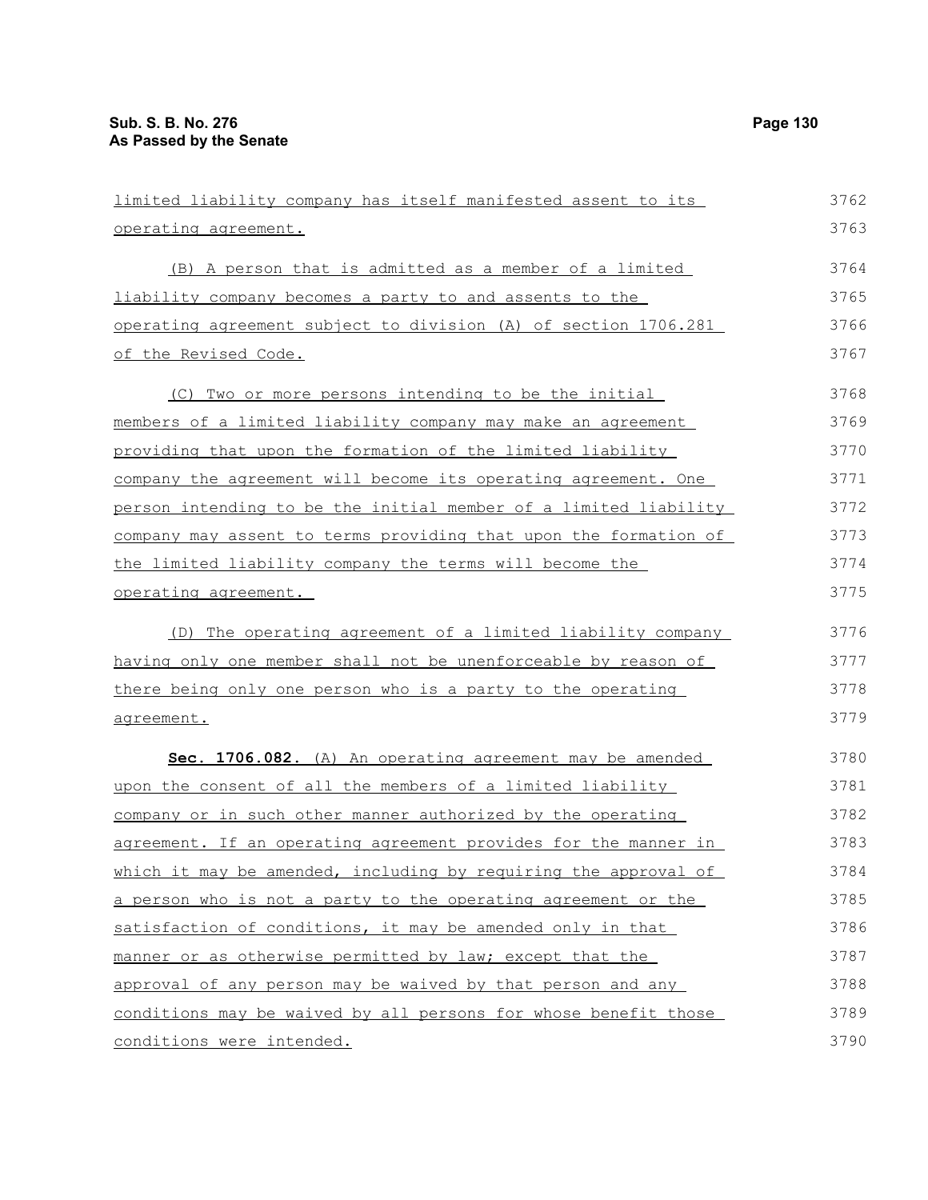limited liability company has itself manifested assent to its operating agreement.

(B) A person that is admitted as a member of a limited liability company becomes a party to and assents to the operating agreement subject to division (A) of section 1706.281 of the Revised Code.

(C) Two or more persons intending to be the initial members of a limited liability company may make an agreement providing that upon the formation of the limited liability company the agreement will become its operating agreement. One person intending to be the initial member of a limited liability company may assent to terms providing that upon the formation of the limited liability company the terms will become the operating agreement.

(D) The operating agreement of a limited liability company having only one member shall not be unenforceable by reason of there being only one person who is a party to the operating agreement.

**Sec. 1706.082.** (A) An operating agreement may be amended upon the consent of all the members of a limited liability company or in such other manner authorized by the operating agreement. If an operating agreement provides for the manner in which it may be amended, including by requiring the approval of a person who is not a party to the operating agreement or the satisfaction of conditions, it may be amended only in that manner or as otherwise permitted by law; except that the approval of any person may be waived by that person and any conditions may be waived by all persons for whose benefit those conditions were intended.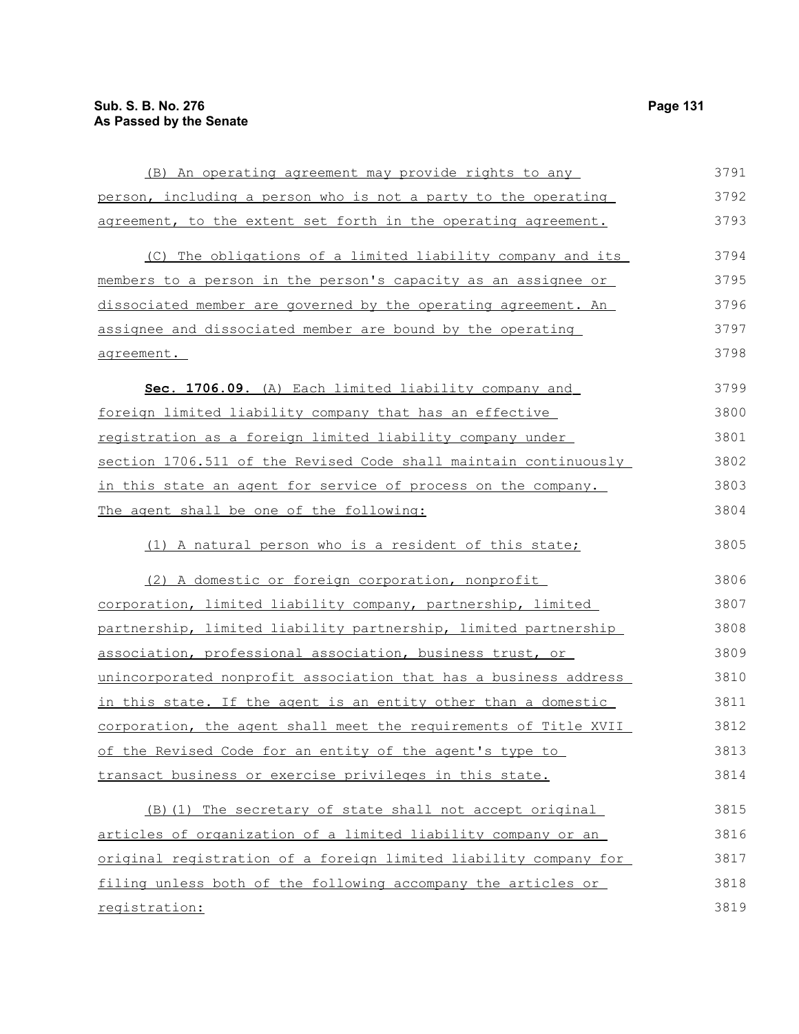(B) An operating agreement may provide rights to any person, including a person who is not a party to the operating agreement, to the extent set forth in the operating agreement.

(C) The obligations of a limited liability company and its members to a person in the person's capacity as an assignee or dissociated member are governed by the operating agreement. An assignee and dissociated member are bound by the operating agreement.

**Sec. 1706.09.** (A) Each limited liability company and foreign limited liability company that has an effective registration as a foreign limited liability company under section 1706.511 of the Revised Code shall maintain continuously in this state an agent for service of process on the company. The agent shall be one of the following:

(1) A natural person who is a resident of this state;

(2) A domestic or foreign corporation, nonprofit corporation, limited liability company, partnership, limited partnership, limited liability partnership, limited partnership association, professional association, business trust, or unincorporated nonprofit association that has a business address in this state. If the agent is an entity other than a domestic corporation, the agent shall meet the requirements of Title XVII of the Revised Code for an entity of the agent's type to transact business or exercise privileges in this state.

(B)(1) The secretary of state shall not accept original articles of organization of a limited liability company or an original registration of a foreign limited liability company for filing unless both of the following accompany the articles or registration: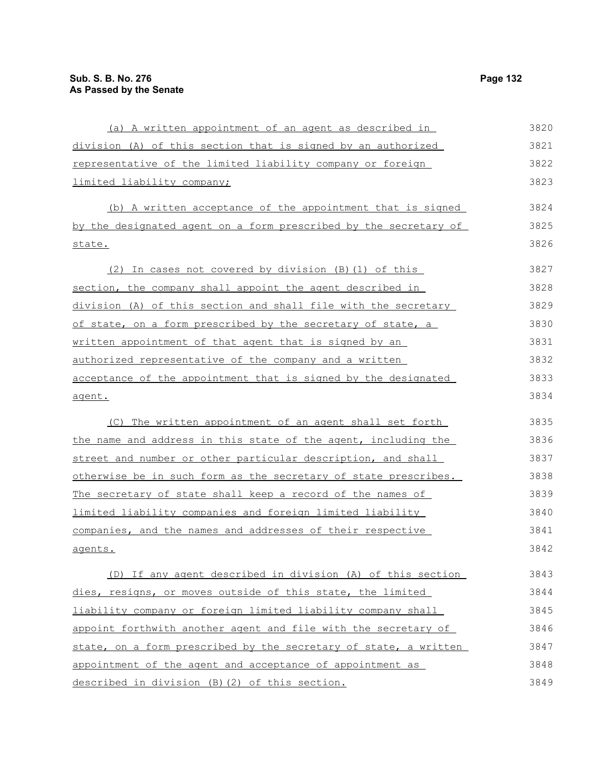(a) A written appointment of an agent as described in division (A) of this section that is signed by an authorized representative of the limited liability company or foreign limited liability company;

(b) A written acceptance of the appointment that is signed by the designated agent on a form prescribed by the secretary of state.

(2) In cases not covered by division (B)(1) of this section, the company shall appoint the agent described in division (A) of this section and shall file with the secretary of state, on a form prescribed by the secretary of state, a written appointment of that agent that is signed by an authorized representative of the company and a written acceptance of the appointment that is signed by the designated agent.

(C) The written appointment of an agent shall set forth the name and address in this state of the agent, including the street and number or other particular description, and shall otherwise be in such form as the secretary of state prescribes. The secretary of state shall keep a record of the names of limited liability companies and foreign limited liability companies, and the names and addresses of their respective agents.

(D) If any agent described in division (A) of this section dies, resigns, or moves outside of this state, the limited liability company or foreign limited liability company shall appoint forthwith another agent and file with the secretary of state, on a form prescribed by the secretary of state, a written appointment of the agent and acceptance of appointment as described in division (B)(2) of this section.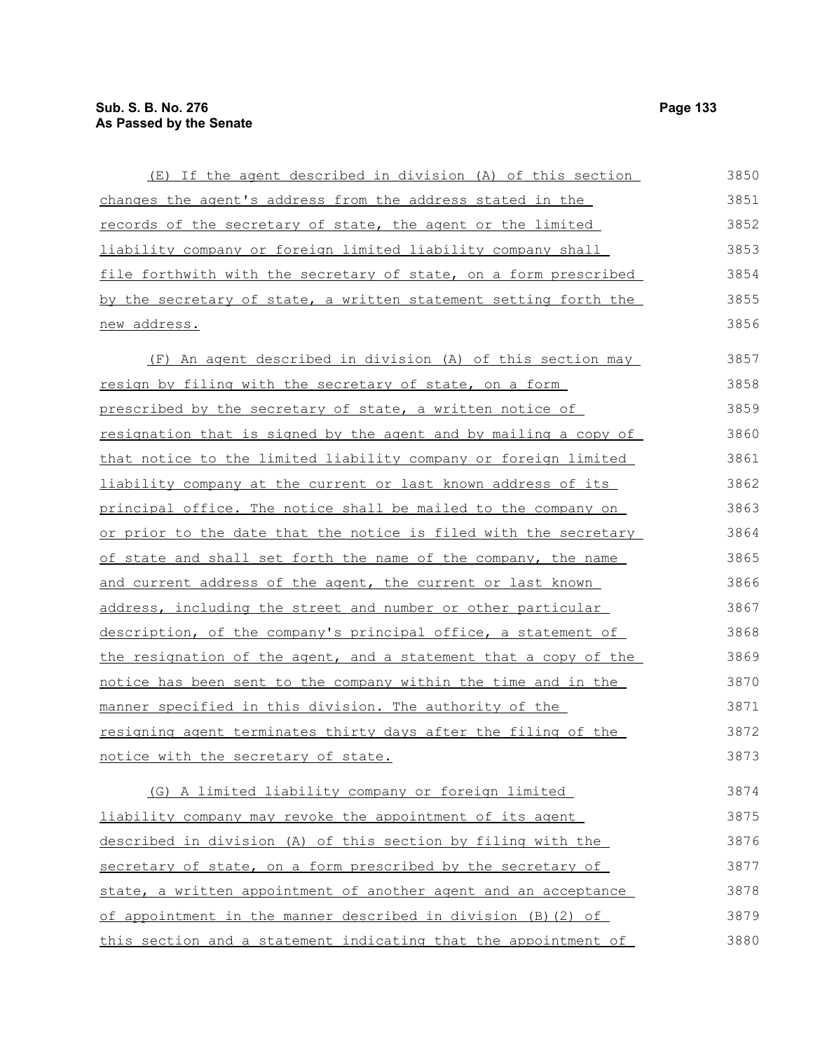(E) If the agent described in division (A) of this section changes the agent's address from the address stated in the records of the secretary of state, the agent or the limited liability company or foreign limited liability company shall file forthwith with the secretary of state, on a form prescribed by the secretary of state, a written statement setting forth the new address.

(F) An agent described in division (A) of this section may resign by filing with the secretary of state, on a form prescribed by the secretary of state, a written notice of resignation that is signed by the agent and by mailing a copy of that notice to the limited liability company or foreign limited liability company at the current or last known address of its principal office. The notice shall be mailed to the company on or prior to the date that the notice is filed with the secretary of state and shall set forth the name of the company, the name and current address of the agent, the current or last known address, including the street and number or other particular description, of the company's principal office, a statement of the resignation of the agent, and a statement that a copy of the notice has been sent to the company within the time and in the manner specified in this division. The authority of the resigning agent terminates thirty days after the filing of the notice with the secretary of state.

(G) A limited liability company or foreign limited liability company may revoke the appointment of its agent described in division (A) of this section by filing with the secretary of state, on a form prescribed by the secretary of state, a written appointment of another agent and an acceptance of appointment in the manner described in division (B)(2) of this section and a statement indicating that the appointment of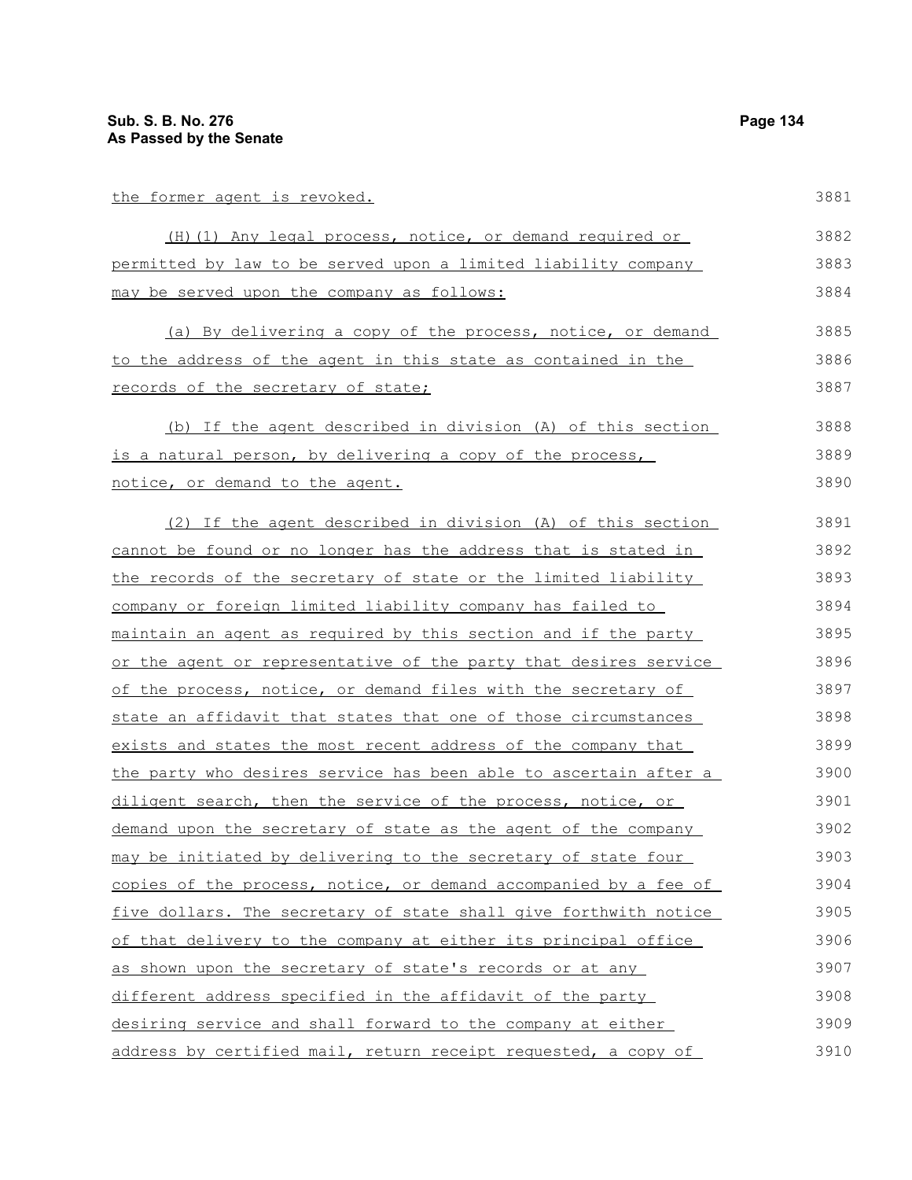the former agent is revoked.

(H)(1) Any legal process, notice, or demand required or permitted by law to be served upon a limited liability company may be served upon the company as follows:

(a) By delivering a copy of the process, notice, or demand to the address of the agent in this state as contained in the records of the secretary of state;

(b) If the agent described in division (A) of this section is a natural person, by delivering a copy of the process, notice, or demand to the agent.

(2) If the agent described in division (A) of this section cannot be found or no longer has the address that is stated in the records of the secretary of state or the limited liability company or foreign limited liability company has failed to maintain an agent as required by this section and if the party or the agent or representative of the party that desires service of the process, notice, or demand files with the secretary of state an affidavit that states that one of those circumstances exists and states the most recent address of the company that the party who desires service has been able to ascertain after a diligent search, then the service of the process, notice, or demand upon the secretary of state as the agent of the company may be initiated by delivering to the secretary of state four copies of the process, notice, or demand accompanied by a fee of five dollars. The secretary of state shall give forthwith notice of that delivery to the company at either its principal office as shown upon the secretary of state's records or at any different address specified in the affidavit of the party desiring service and shall forward to the company at either address by certified mail, return receipt requested, a copy of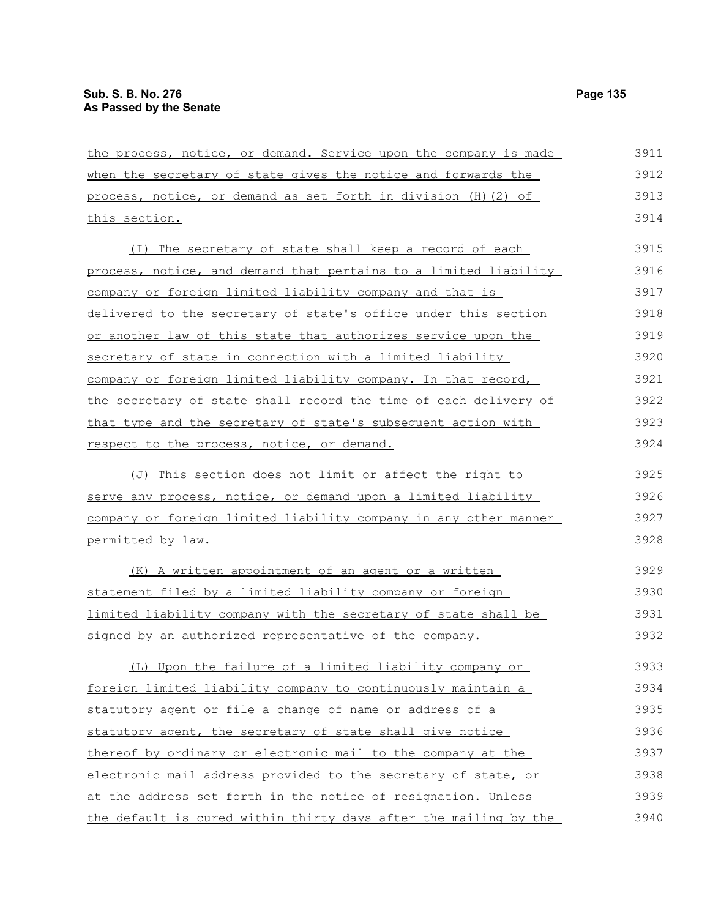the process, notice, or demand. Service upon the company is made when the secretary of state gives the notice and forwards the process, notice, or demand as set forth in division (H)(2) of this section.

(I) The secretary of state shall keep a record of each process, notice, and demand that pertains to a limited liability company or foreign limited liability company and that is delivered to the secretary of state's office under this section or another law of this state that authorizes service upon the secretary of state in connection with a limited liability company or foreign limited liability company. In that record, the secretary of state shall record the time of each delivery of that type and the secretary of state's subsequent action with respect to the process, notice, or demand.

(J) This section does not limit or affect the right to serve any process, notice, or demand upon a limited liability company or foreign limited liability company in any other manner permitted by law.

(K) A written appointment of an agent or a written statement filed by a limited liability company or foreign limited liability company with the secretary of state shall be signed by an authorized representative of the company.

(L) Upon the failure of a limited liability company or foreign limited liability company to continuously maintain a statutory agent or file a change of name or address of a statutory agent, the secretary of state shall give notice thereof by ordinary or electronic mail to the company at the electronic mail address provided to the secretary of state, or at the address set forth in the notice of resignation. Unless the default is cured within thirty days after the mailing by the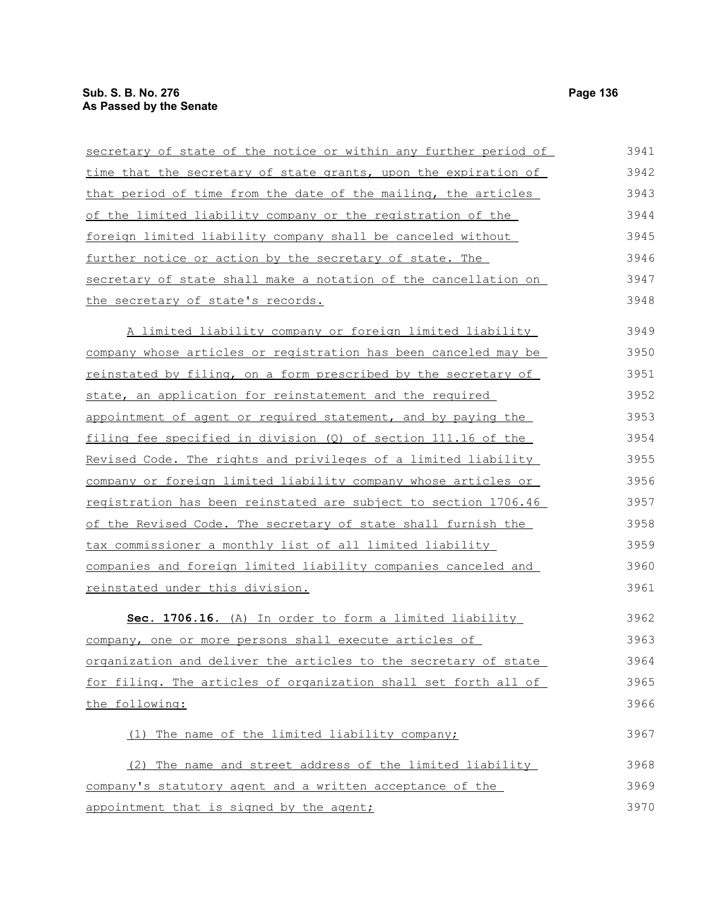secretary of state of the notice or within any further period of time that the secretary of state grants, upon the expiration of that period of time from the date of the mailing, the articles of the limited liability company or the registration of the foreign limited liability company shall be canceled without further notice or action by the secretary of state. The secretary of state shall make a notation of the cancellation on the secretary of state's records.

A limited liability company or foreign limited liability company whose articles or registration has been canceled may be reinstated by filing, on a form prescribed by the secretary of state, an application for reinstatement and the required appointment of agent or required statement, and by paying the filing fee specified in division (Q) of section 111.16 of the Revised Code. The rights and privileges of a limited liability company or foreign limited liability company whose articles or registration has been reinstated are subject to section 1706.46 of the Revised Code. The secretary of state shall furnish the tax commissioner a monthly list of all limited liability companies and foreign limited liability companies canceled and reinstated under this division.

**Sec. 1706.16.** (A) In order to form a limited liability company, one or more persons shall execute articles of organization and deliver the articles to the secretary of state for filing. The articles of organization shall set forth all of the following:

(1) The name of the limited liability company;

(2) The name and street address of the limited liability company's statutory agent and a written acceptance of the appointment that is signed by the agent;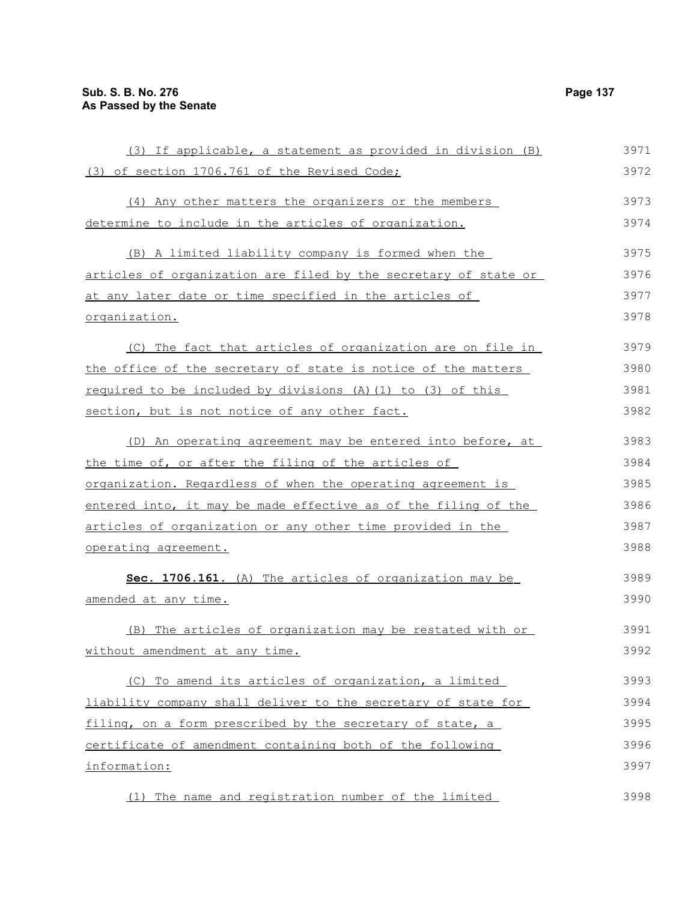(3) If applicable, a statement as provided in division (B)(3) of section 1706.761 of the Revised Code;

(4) Any other matters the organizers or the members determine to include in the articles of organization.

(B) A limited liability company is formed when the articles of organization are filed by the secretary of state or at any later date or time specified in the articles of organization.

(C) The fact that articles of organization are on file in the office of the secretary of state is notice of the matters required to be included by divisions (A)(1) to (3) of this section, but is not notice of any other fact.

(D) An operating agreement may be entered into before, at the time of, or after the filing of the articles of organization. Regardless of when the operating agreement is entered into, it may be made effective as of the filing of the articles of organization or any other time provided in the operating agreement.

**Sec. 1706.161.** (A) The articles of organization may be amended at any time.

(B) The articles of organization may be restated with or without amendment at any time.

(C) To amend its articles of organization, a limited liability company shall deliver to the secretary of state for filing, on a form prescribed by the secretary of state, a certificate of amendment containing both of the following information:

(1) The name and registration number of the limited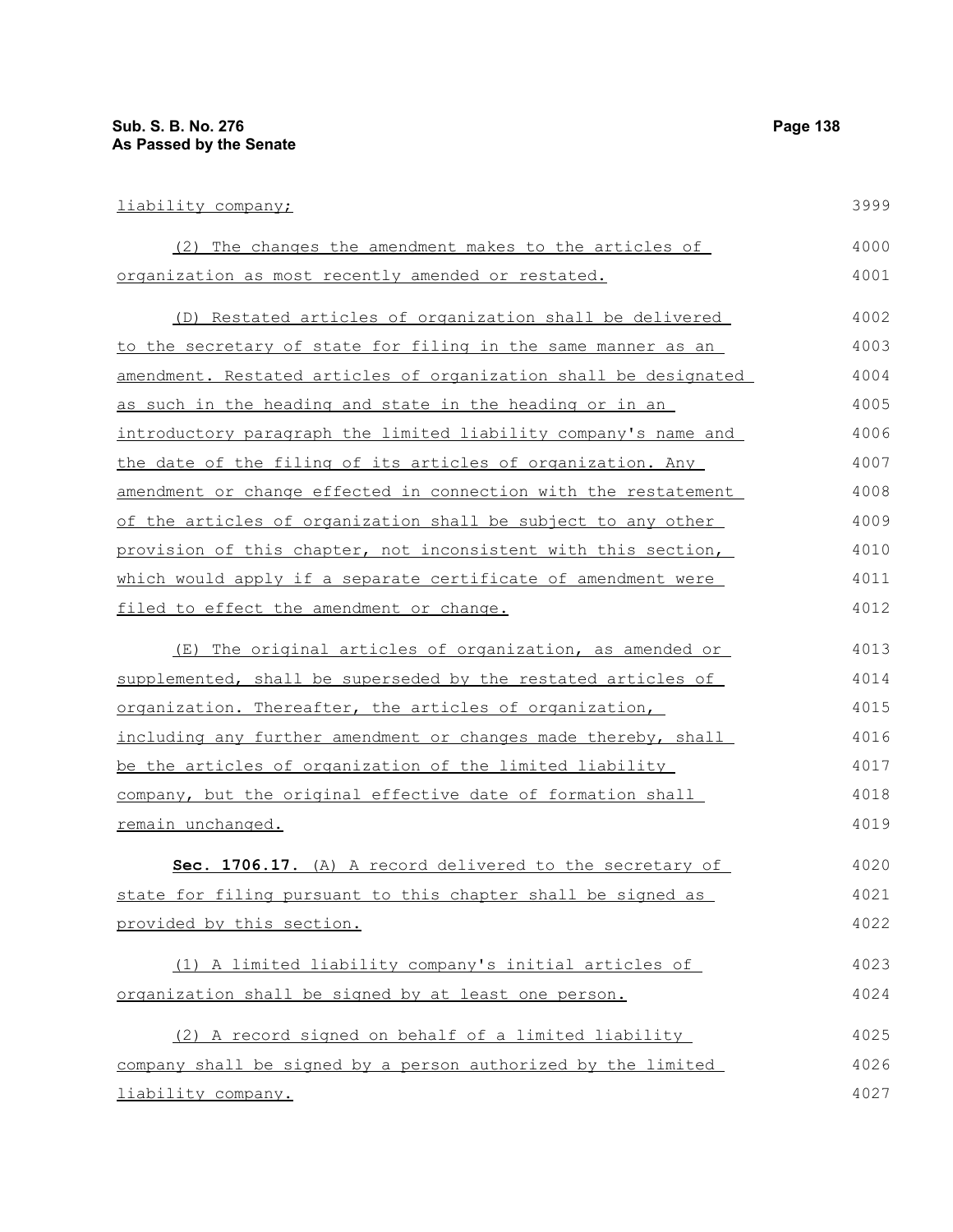liability company;

(2) The changes the amendment makes to the articles of organization as most recently amended or restated.

(D) Restated articles of organization shall be delivered to the secretary of state for filing in the same manner as an amendment. Restated articles of organization shall be designated as such in the heading and state in the heading or in an introductory paragraph the limited liability company's name and the date of the filing of its articles of organization. Any amendment or change effected in connection with the restatement of the articles of organization shall be subject to any other provision of this chapter, not inconsistent with this section, which would apply if a separate certificate of amendment were filed to effect the amendment or change.

(E) The original articles of organization, as amended or supplemented, shall be superseded by the restated articles of organization. Thereafter, the articles of organization, including any further amendment or changes made thereby, shall be the articles of organization of the limited liability company, but the original effective date of formation shall remain unchanged.

**Sec. 1706.17.** (A) A record delivered to the secretary of state for filing pursuant to this chapter shall be signed as provided by this section.

(1) A limited liability company's initial articles of organization shall be signed by at least one person.

(2) A record signed on behalf of a limited liability company shall be signed by a person authorized by the limited liability company.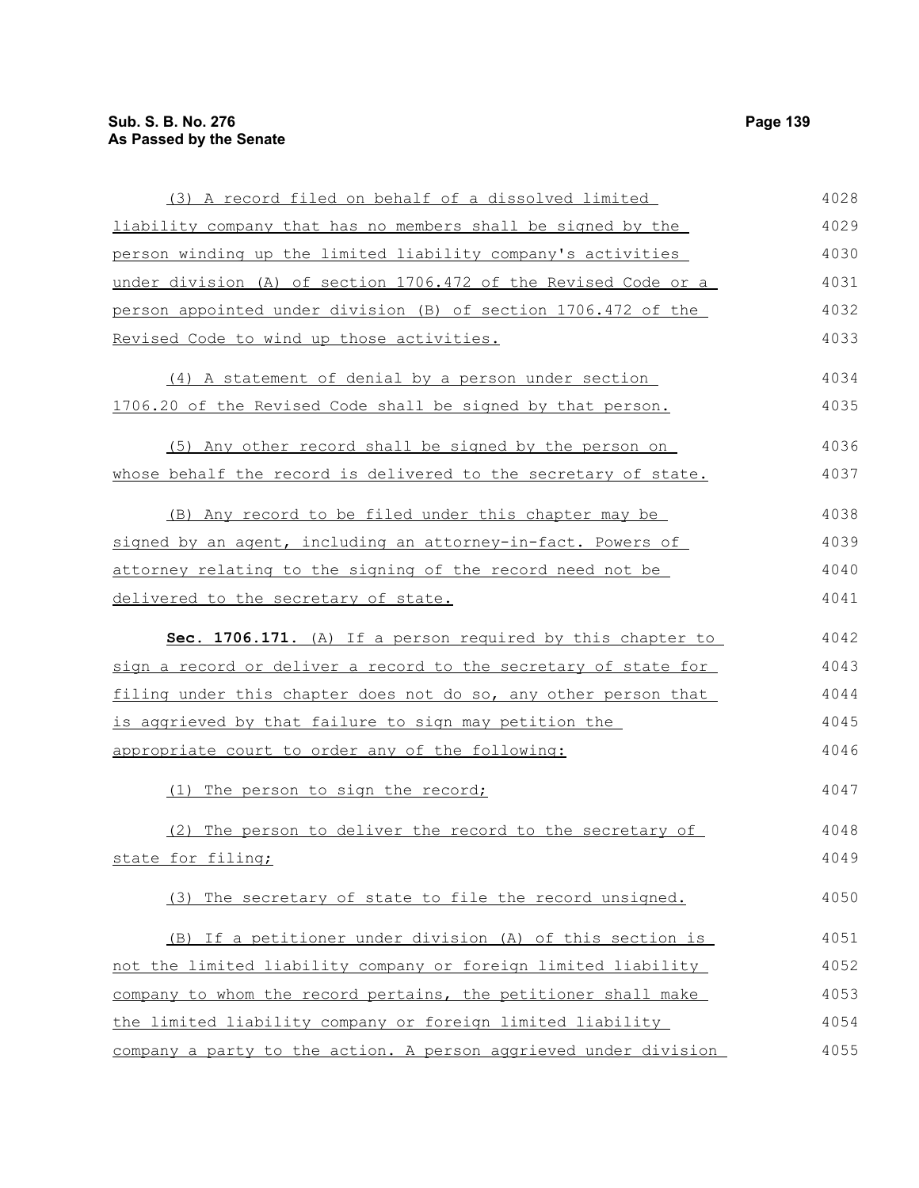(3) A record filed on behalf of a dissolved limited liability company that has no members shall be signed by the person winding up the limited liability company's activities under division (A) of section 1706.472 of the Revised Code or a person appointed under division (B) of section 1706.472 of the Revised Code to wind up those activities.

(4) A statement of denial by a person under section 1706.20 of the Revised Code shall be signed by that person.

(5) Any other record shall be signed by the person on whose behalf the record is delivered to the secretary of state.

(B) Any record to be filed under this chapter may be signed by an agent, including an attorney-in-fact. Powers of attorney relating to the signing of the record need not be delivered to the secretary of state.

**Sec. 1706.171.** (A) If a person required by this chapter to sign a record or deliver a record to the secretary of state for filing under this chapter does not do so, any other person that is aggrieved by that failure to sign may petition the appropriate court to order any of the following:

(1) The person to sign the record;

(2) The person to deliver the record to the secretary of state for filing;

(3) The secretary of state to file the record unsigned.

(B) If a petitioner under division (A) of this section is not the limited liability company or foreign limited liability company to whom the record pertains, the petitioner shall make the limited liability company or foreign limited liability company a party to the action. A person aggrieved under division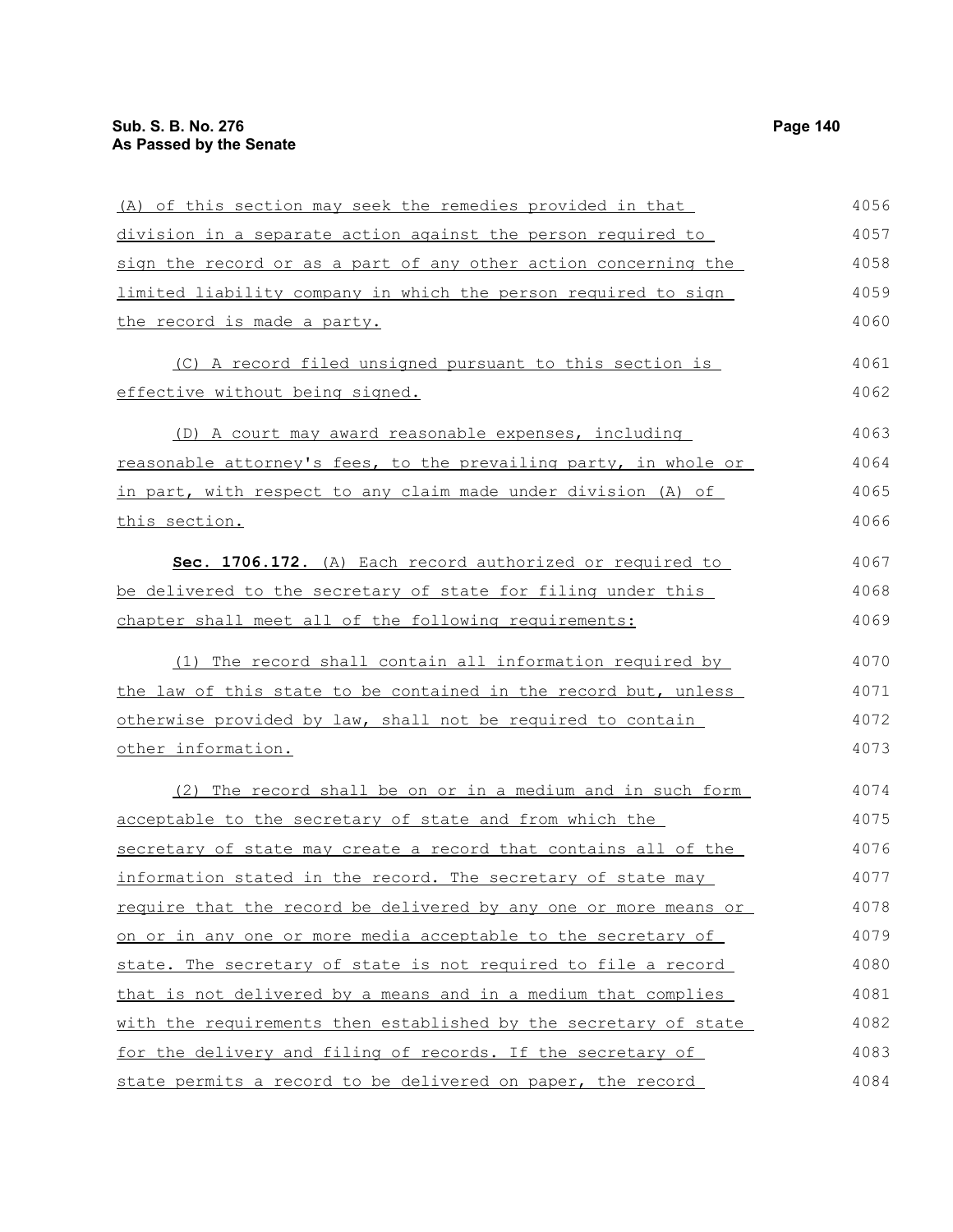(A) of this section may seek the remedies provided in that division in a separate action against the person required to sign the record or as a part of any other action concerning the limited liability company in which the person required to sign the record is made a party.

(C) A record filed unsigned pursuant to this section is effective without being signed.

(D) A court may award reasonable expenses, including reasonable attorney's fees, to the prevailing party, in whole or in part, with respect to any claim made under division (A) of this section.

**Sec. 1706.172.** (A) Each record authorized or required to be delivered to the secretary of state for filing under this chapter shall meet all of the following requirements:

(1) The record shall contain all information required by the law of this state to be contained in the record but, unless otherwise provided by law, shall not be required to contain other information.

(2) The record shall be on or in a medium and in such form acceptable to the secretary of state and from which the secretary of state may create a record that contains all of the information stated in the record. The secretary of state may require that the record be delivered by any one or more means or on or in any one or more media acceptable to the secretary of state. The secretary of state is not required to file a record that is not delivered by a means and in a medium that complies with the requirements then established by the secretary of state for the delivery and filing of records. If the secretary of state permits a record to be delivered on paper, the record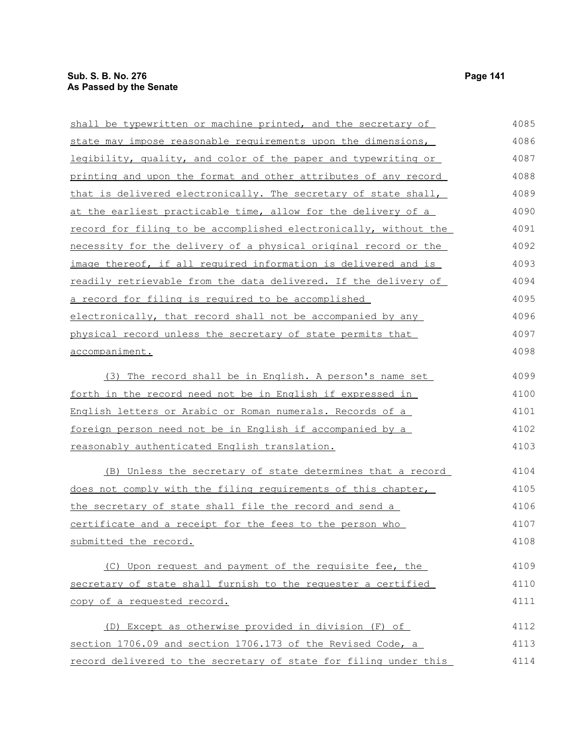shall be typewritten or machine printed, and the secretary of state may impose reasonable requirements upon the dimensions, legibility, quality, and color of the paper and typewriting or printing and upon the format and other attributes of any record that is delivered electronically. The secretary of state shall, at the earliest practicable time, allow for the delivery of a record for filing to be accomplished electronically, without the necessity for the delivery of a physical original record or the image thereof, if all required information is delivered and is readily retrievable from the data delivered. If the delivery of a record for filing is required to be accomplished electronically, that record shall not be accompanied by any physical record unless the secretary of state permits that accompaniment.

(3) The record shall be in English. A person's name set forth in the record need not be in English if expressed in English letters or Arabic or Roman numerals. Records of a foreign person need not be in English if accompanied by a reasonably authenticated English translation.

(B) Unless the secretary of state determines that a record does not comply with the filing requirements of this chapter, the secretary of state shall file the record and send a certificate and a receipt for the fees to the person who submitted the record.

(C) Upon request and payment of the requisite fee, the secretary of state shall furnish to the requester a certified copy of a requested record.

(D) Except as otherwise provided in division (F) of section 1706.09 and section 1706.173 of the Revised Code, a record delivered to the secretary of state for filing under this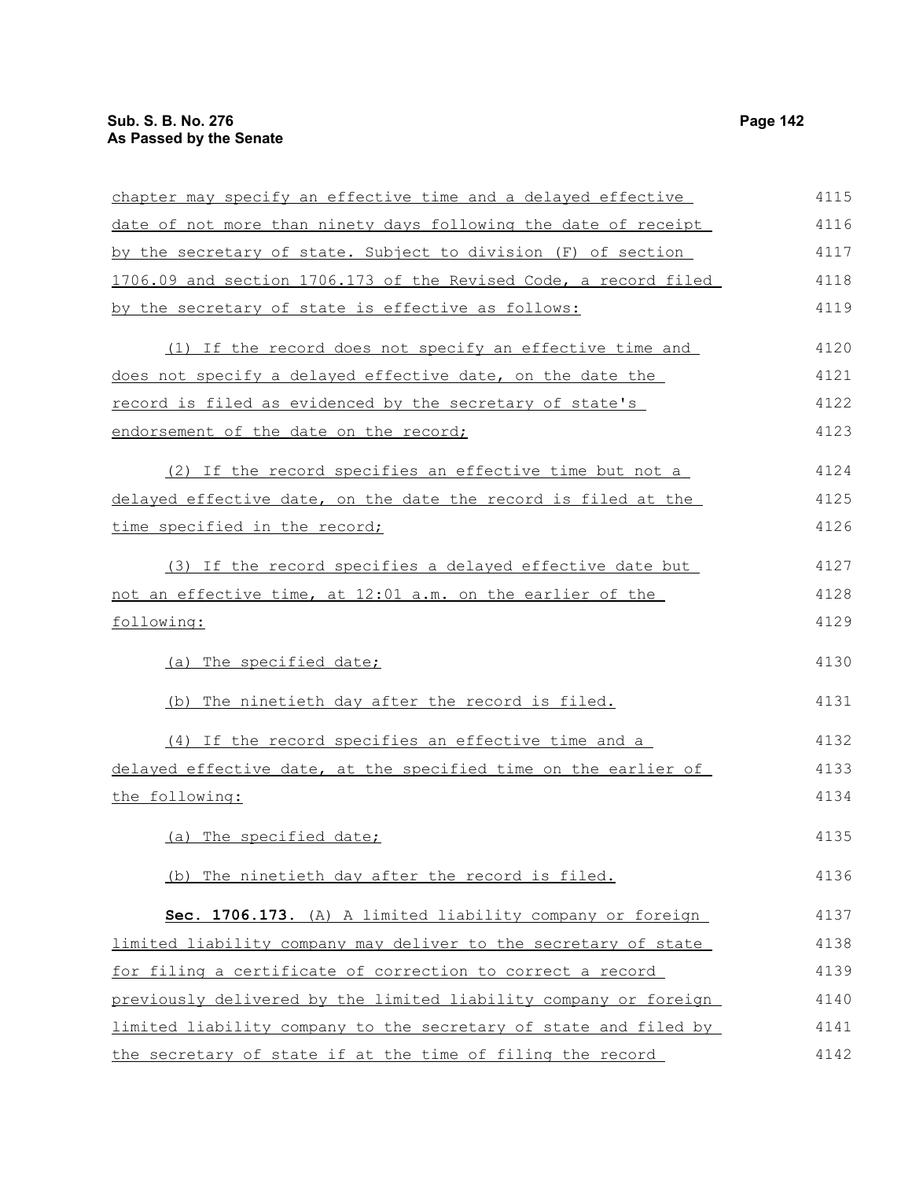chapter may specify an effective time and a delayed effective date of not more than ninety days following the date of receipt by the secretary of state. Subject to division (F) of section 1706.09 and section 1706.173 of the Revised Code, a record filed by the secretary of state is effective as follows:

(1) If the record does not specify an effective time and does not specify a delayed effective date, on the date the record is filed as evidenced by the secretary of state's endorsement of the date on the record;

(2) If the record specifies an effective time but not a delayed effective date, on the date the record is filed at the time specified in the record;

(3) If the record specifies a delayed effective date but not an effective time, at 12:01 a.m. on the earlier of the following:

(a) The specified date;

(b) The ninetieth day after the record is filed.

(4) If the record specifies an effective time and a delayed effective date, at the specified time on the earlier of the following:

(a) The specified date;

(b) The ninetieth day after the record is filed.

**Sec. 1706.173.** (A) A limited liability company or foreign limited liability company may deliver to the secretary of state for filing a certificate of correction to correct a record previously delivered by the limited liability company or foreign limited liability company to the secretary of state and filed by the secretary of state if at the time of filing the record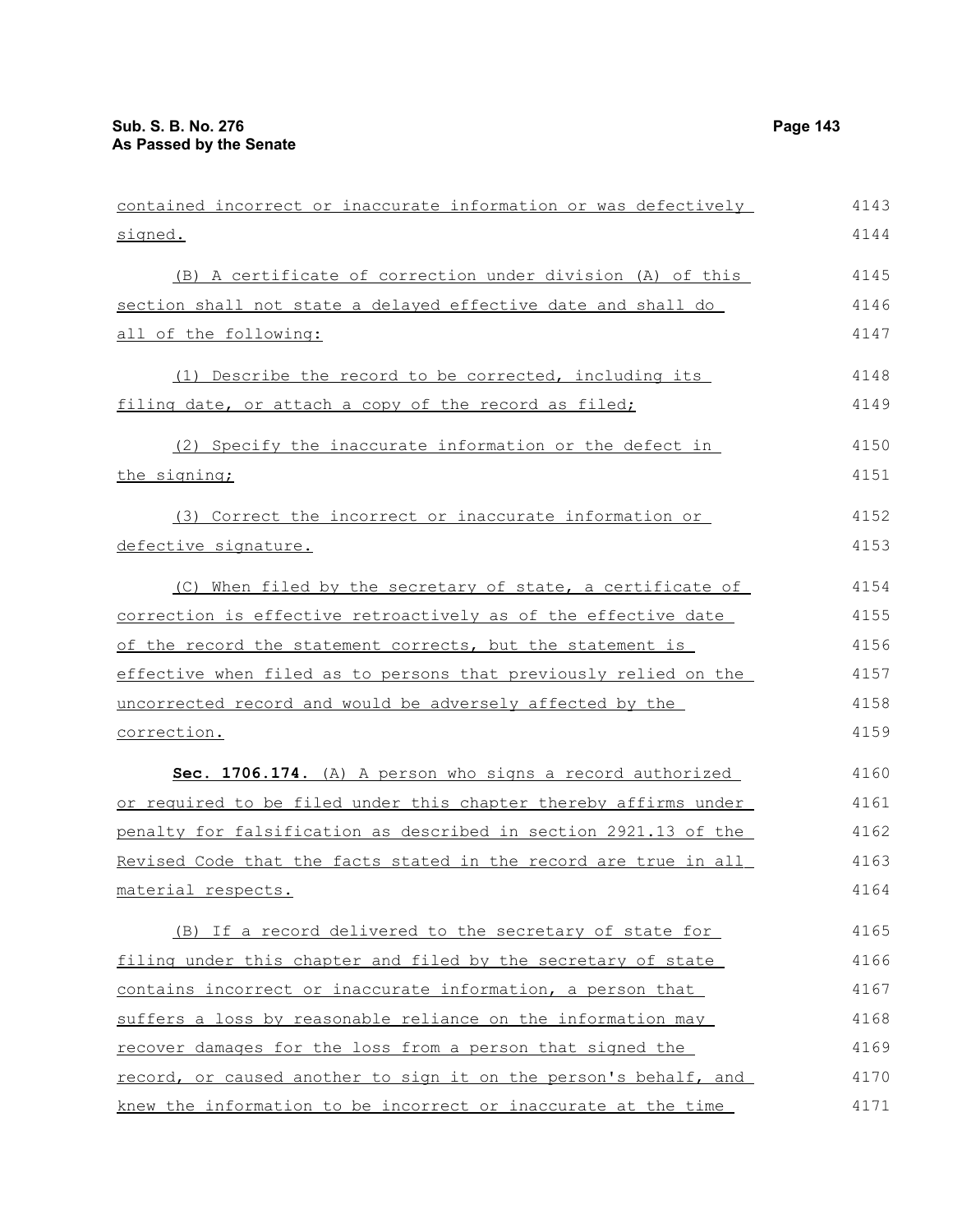contained incorrect or inaccurate information or was defectively signed.

(B) A certificate of correction under division (A) of this section shall not state a delayed effective date and shall do all of the following:

(1) Describe the record to be corrected, including its filing date, or attach a copy of the record as filed;

(2) Specify the inaccurate information or the defect in the signing;

(3) Correct the incorrect or inaccurate information or defective signature.

(C) When filed by the secretary of state, a certificate of correction is effective retroactively as of the effective date of the record the statement corrects, but the statement is effective when filed as to persons that previously relied on the uncorrected record and would be adversely affected by the correction.

**Sec. 1706.174.** (A) A person who signs a record authorized or required to be filed under this chapter thereby affirms under penalty for falsification as described in section 2921.13 of the Revised Code that the facts stated in the record are true in all material respects.

(B) If a record delivered to the secretary of state for filing under this chapter and filed by the secretary of state contains incorrect or inaccurate information, a person that suffers a loss by reasonable reliance on the information may recover damages for the loss from a person that signed the record, or caused another to sign it on the person's behalf, and knew the information to be incorrect or inaccurate at the time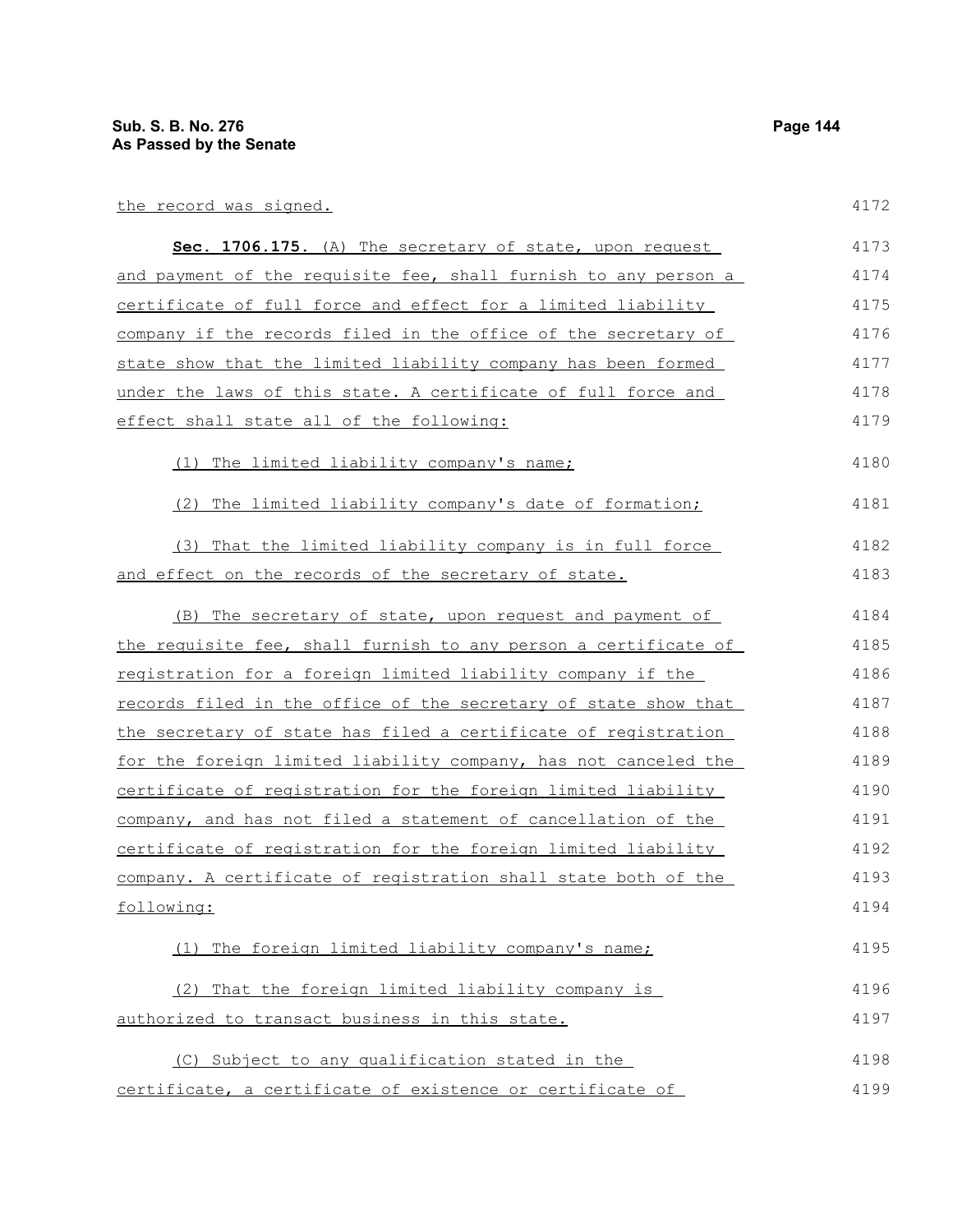the record was signed.

**Sec. 1706.175.** (A) The secretary of state, upon request and payment of the requisite fee, shall furnish to any person a certificate of full force and effect for a limited liability company if the records filed in the office of the secretary of state show that the limited liability company has been formed under the laws of this state. A certificate of full force and effect shall state all of the following:

(1) The limited liability company's name;

(2) The limited liability company's date of formation;

(3) That the limited liability company is in full force and effect on the records of the secretary of state.

(B) The secretary of state, upon request and payment of the requisite fee, shall furnish to any person a certificate of registration for a foreign limited liability company if the records filed in the office of the secretary of state show that the secretary of state has filed a certificate of registration for the foreign limited liability company, has not canceled the certificate of registration for the foreign limited liability company, and has not filed a statement of cancellation of the certificate of registration for the foreign limited liability company. A certificate of registration shall state both of the following:

(1) The foreign limited liability company's name;

(2) That the foreign limited liability company is authorized to transact business in this state.

(C) Subject to any qualification stated in the certificate, a certificate of existence or certificate of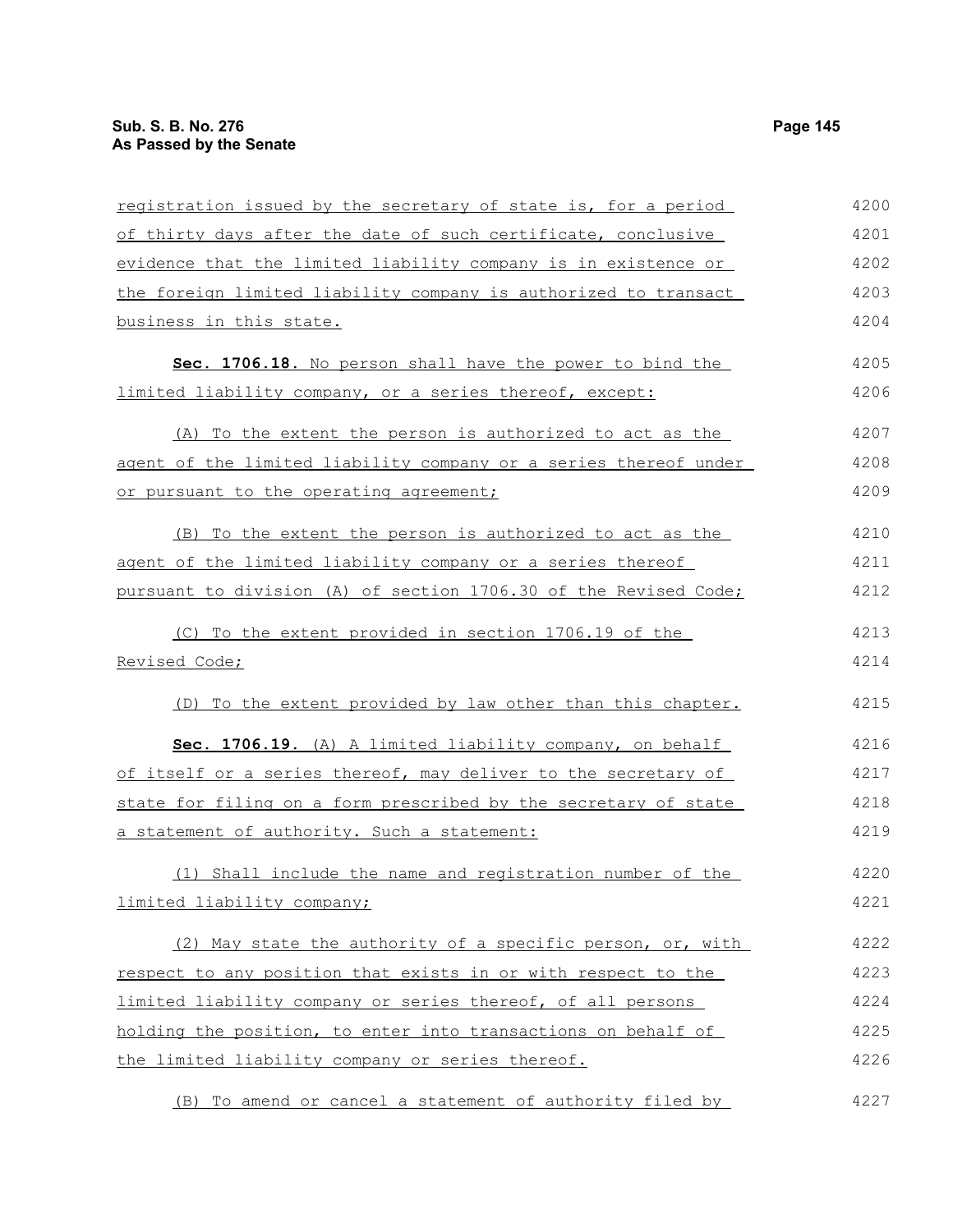registration issued by the secretary of state is, for a period of thirty days after the date of such certificate, conclusive evidence that the limited liability company is in existence or the foreign limited liability company is authorized to transact business in this state.

**Sec. 1706.18.** No person shall have the power to bind the limited liability company, or a series thereof, except:

(A) To the extent the person is authorized to act as the agent of the limited liability company or a series thereof under or pursuant to the operating agreement;

(B) To the extent the person is authorized to act as the agent of the limited liability company or a series thereof pursuant to division (A) of section 1706.30 of the Revised Code;

(C) To the extent provided in section 1706.19 of the Revised Code;

(D) To the extent provided by law other than this chapter.

**Sec. 1706.19.** (A) A limited liability company, on behalf of itself or a series thereof, may deliver to the secretary of state for filing on a form prescribed by the secretary of state a statement of authority. Such a statement:

(1) Shall include the name and registration number of the limited liability company;

(2) May state the authority of a specific person, or, with respect to any position that exists in or with respect to the limited liability company or series thereof, of all persons holding the position, to enter into transactions on behalf of the limited liability company or series thereof.

(B) To amend or cancel a statement of authority filed by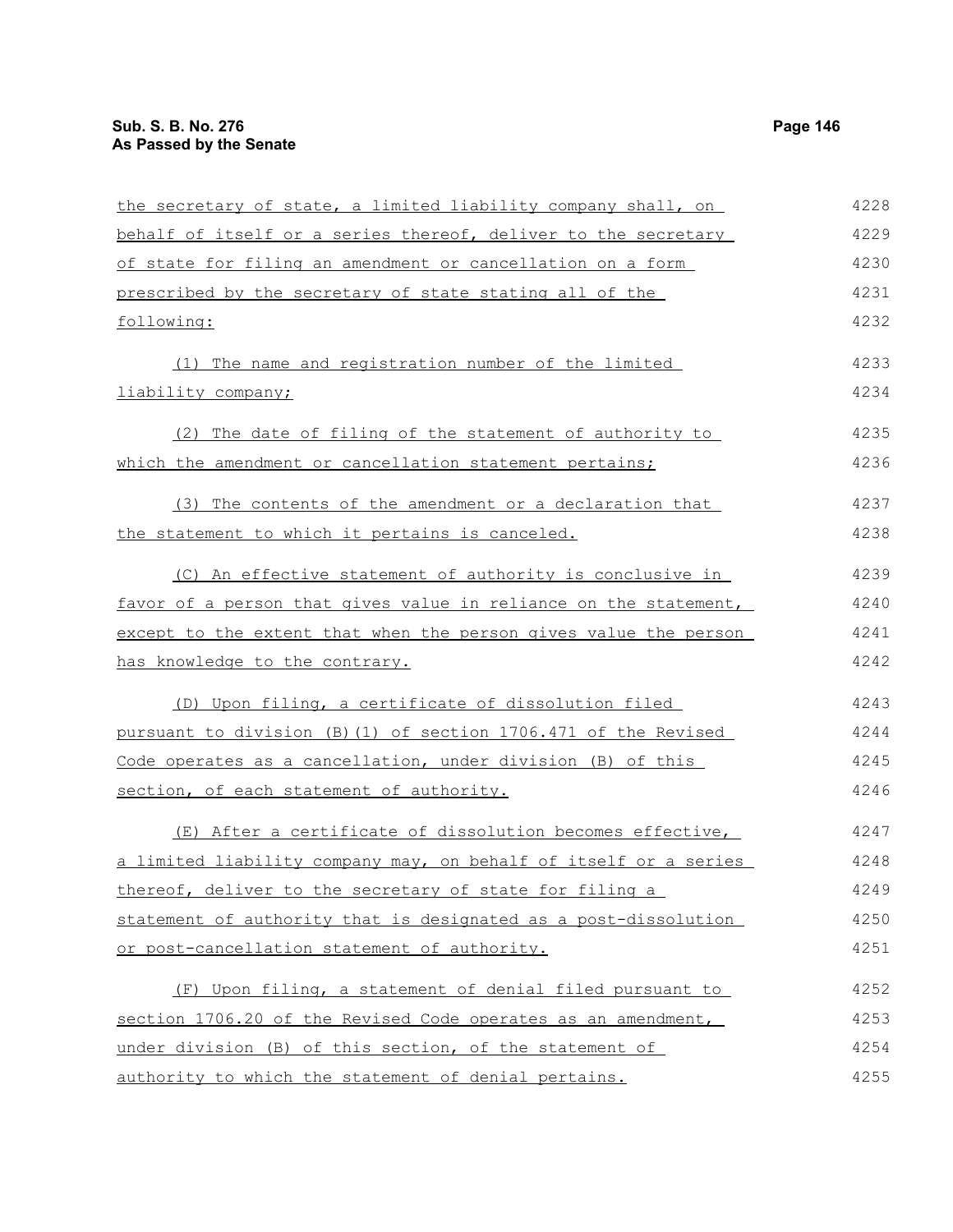the secretary of state, a limited liability company shall, on behalf of itself or a series thereof, deliver to the secretary of state for filing an amendment or cancellation on a form prescribed by the secretary of state stating all of the following:

(1) The name and registration number of the limited liability company;

(2) The date of filing of the statement of authority to which the amendment or cancellation statement pertains;

(3) The contents of the amendment or a declaration that the statement to which it pertains is canceled.

(C) An effective statement of authority is conclusive in favor of a person that gives value in reliance on the statement, except to the extent that when the person gives value the person has knowledge to the contrary.

(D) Upon filing, a certificate of dissolution filed pursuant to division (B)(1) of section 1706.471 of the Revised Code operates as a cancellation, under division (B) of this section, of each statement of authority.

(E) After a certificate of dissolution becomes effective, a limited liability company may, on behalf of itself or a series thereof, deliver to the secretary of state for filing a statement of authority that is designated as a post-dissolution or post-cancellation statement of authority.

(F) Upon filing, a statement of denial filed pursuant to section 1706.20 of the Revised Code operates as an amendment, under division (B) of this section, of the statement of authority to which the statement of denial pertains.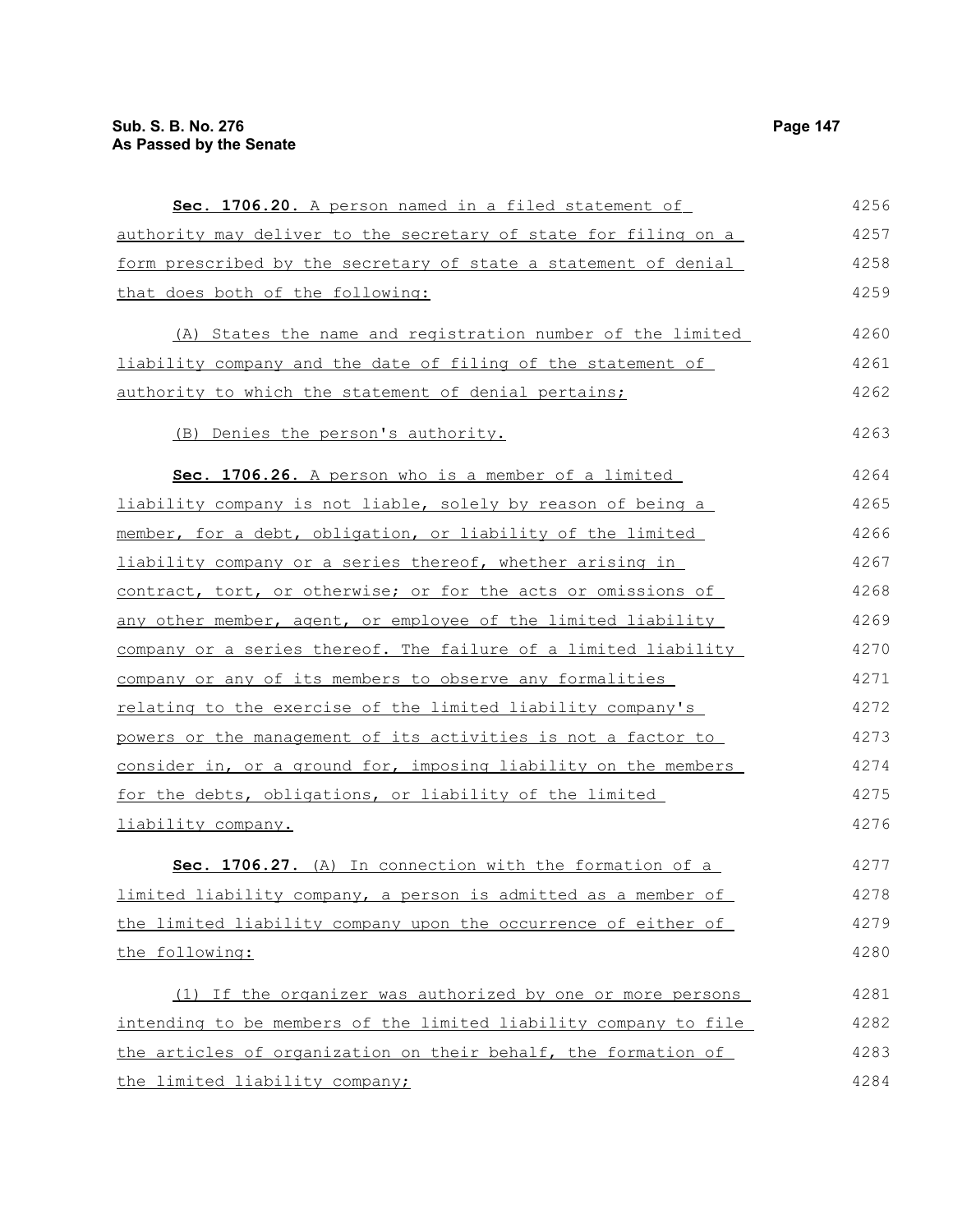**Sec. 1706.20.** A person named in a filed statement of authority may deliver to the secretary of state for filing on a form prescribed by the secretary of state a statement of denial that does both of the following:

(A) States the name and registration number of the limited liability company and the date of filing of the statement of authority to which the statement of denial pertains;

(B) Denies the person's authority.

**Sec. 1706.26.** A person who is a member of a limited liability company is not liable, solely by reason of being a member, for a debt, obligation, or liability of the limited liability company or a series thereof, whether arising in contract, tort, or otherwise; or for the acts or omissions of any other member, agent, or employee of the limited liability company or a series thereof. The failure of a limited liability company or any of its members to observe any formalities relating to the exercise of the limited liability company's powers or the management of its activities is not a factor to consider in, or a ground for, imposing liability on the members for the debts, obligations, or liability of the limited liability company.

**Sec. 1706.27.** (A) In connection with the formation of a limited liability company, a person is admitted as a member of the limited liability company upon the occurrence of either of the following:

(1) If the organizer was authorized by one or more persons intending to be members of the limited liability company to file the articles of organization on their behalf, the formation of the limited liability company;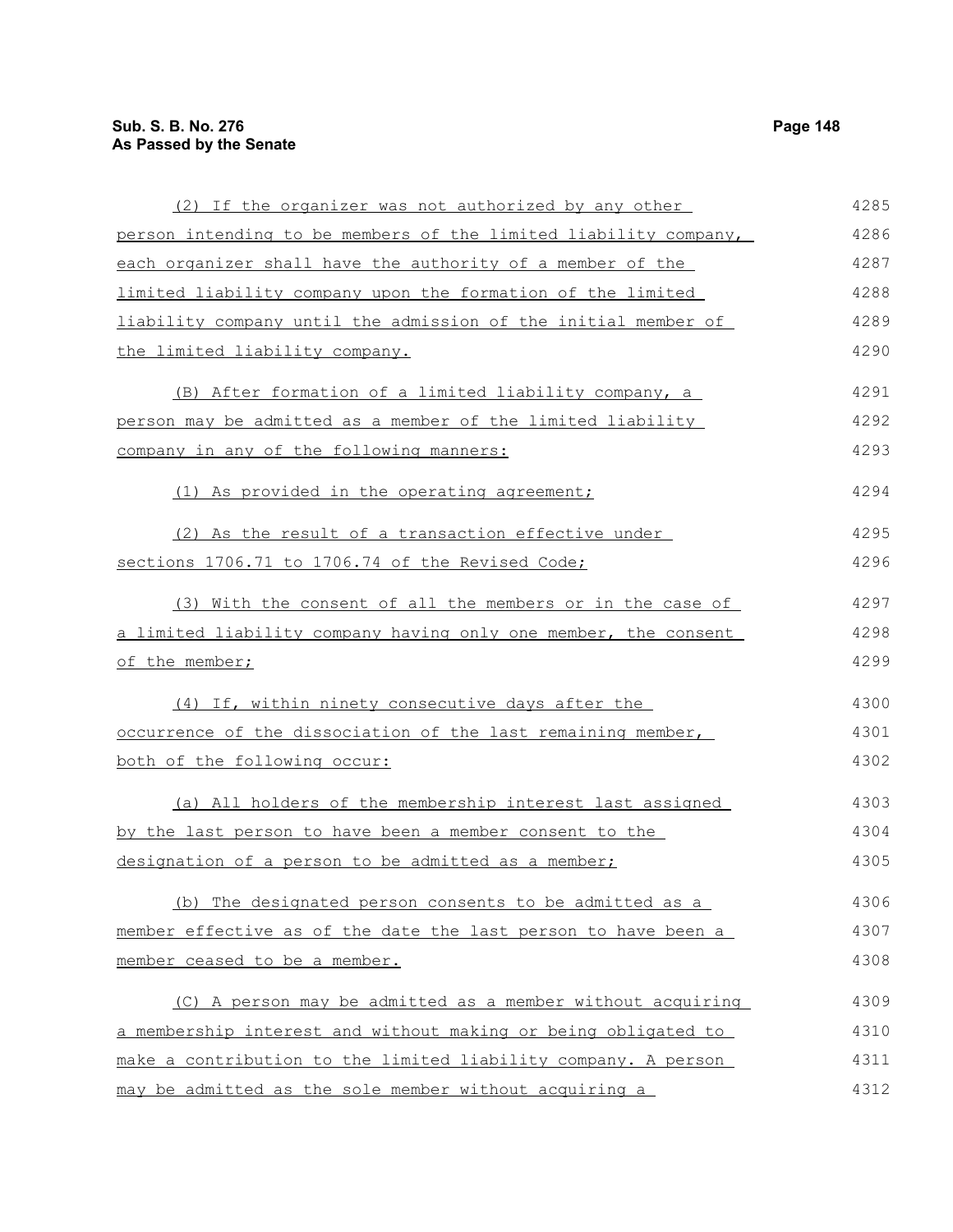(2) If the organizer was not authorized by any other person intending to be members of the limited liability company, each organizer shall have the authority of a member of the limited liability company upon the formation of the limited liability company until the admission of the initial member of the limited liability company.

(B) After formation of a limited liability company, a person may be admitted as a member of the limited liability company in any of the following manners:

(1) As provided in the operating agreement;

(2) As the result of a transaction effective under sections 1706.71 to 1706.74 of the Revised Code;

(3) With the consent of all the members or in the case of a limited liability company having only one member, the consent of the member;

(4) If, within ninety consecutive days after the occurrence of the dissociation of the last remaining member, both of the following occur:

(a) All holders of the membership interest last assigned by the last person to have been a member consent to the designation of a person to be admitted as a member;

(b) The designated person consents to be admitted as a member effective as of the date the last person to have been a member ceased to be a member.

(C) A person may be admitted as a member without acquiring a membership interest and without making or being obligated to make a contribution to the limited liability company. A person may be admitted as the sole member without acquiring a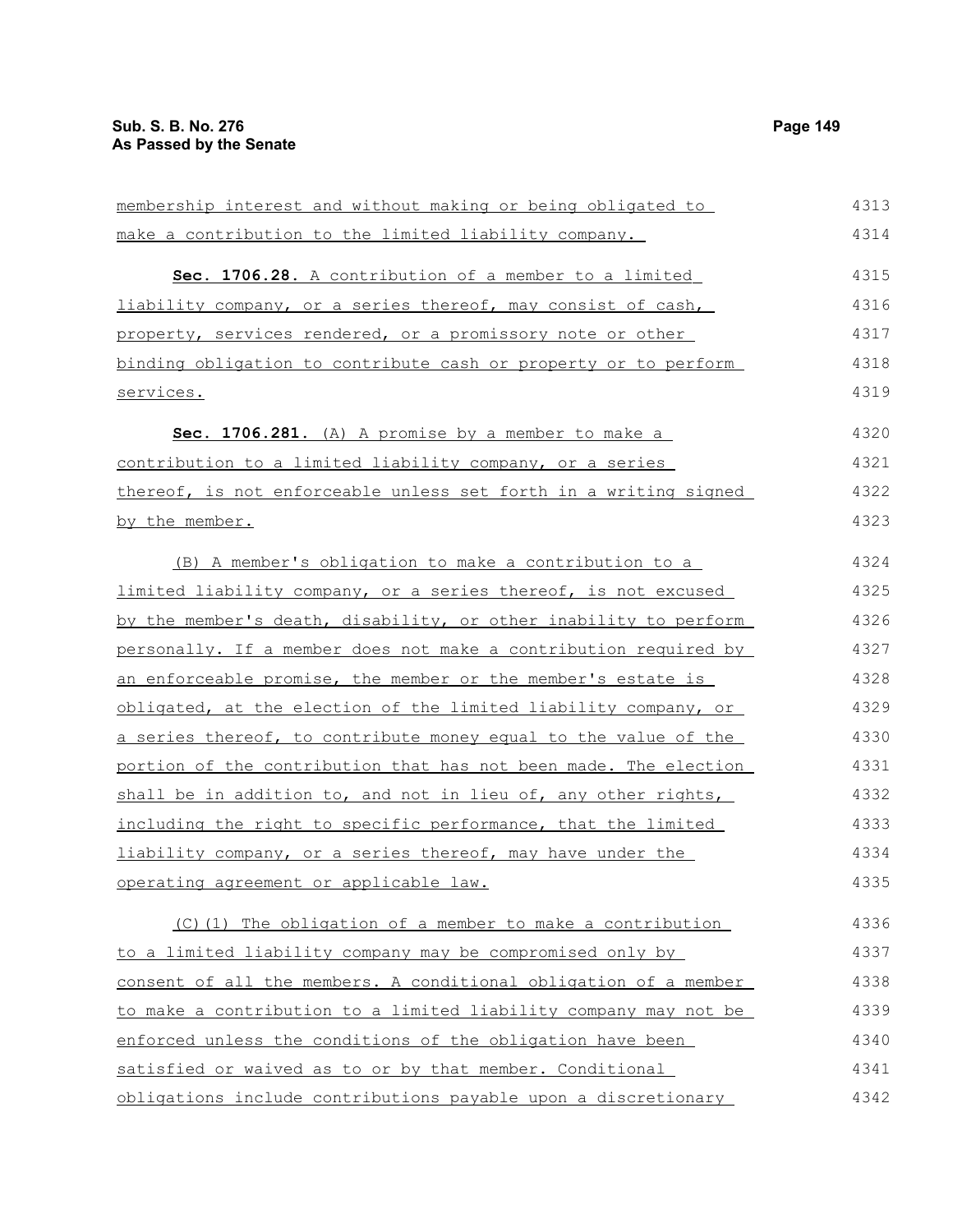membership interest and without making or being obligated to make a contribution to the limited liability company.

**Sec. 1706.28.** A contribution of a member to a limited liability company, or a series thereof, may consist of cash, property, services rendered, or a promissory note or other binding obligation to contribute cash or property or to perform services.

**Sec. 1706.281.** (A) A promise by a member to make a contribution to a limited liability company, or a series thereof, is not enforceable unless set forth in a writing signed by the member.

(B) A member's obligation to make a contribution to a limited liability company, or a series thereof, is not excused by the member's death, disability, or other inability to perform personally. If a member does not make a contribution required by an enforceable promise, the member or the member's estate is obligated, at the election of the limited liability company, or a series thereof, to contribute money equal to the value of the portion of the contribution that has not been made. The election shall be in addition to, and not in lieu of, any other rights, including the right to specific performance, that the limited liability company, or a series thereof, may have under the operating agreement or applicable law.

(C)(1) The obligation of a member to make a contribution to a limited liability company may be compromised only by consent of all the members. A conditional obligation of a member to make a contribution to a limited liability company may not be enforced unless the conditions of the obligation have been satisfied or waived as to or by that member. Conditional obligations include contributions payable upon a discretionary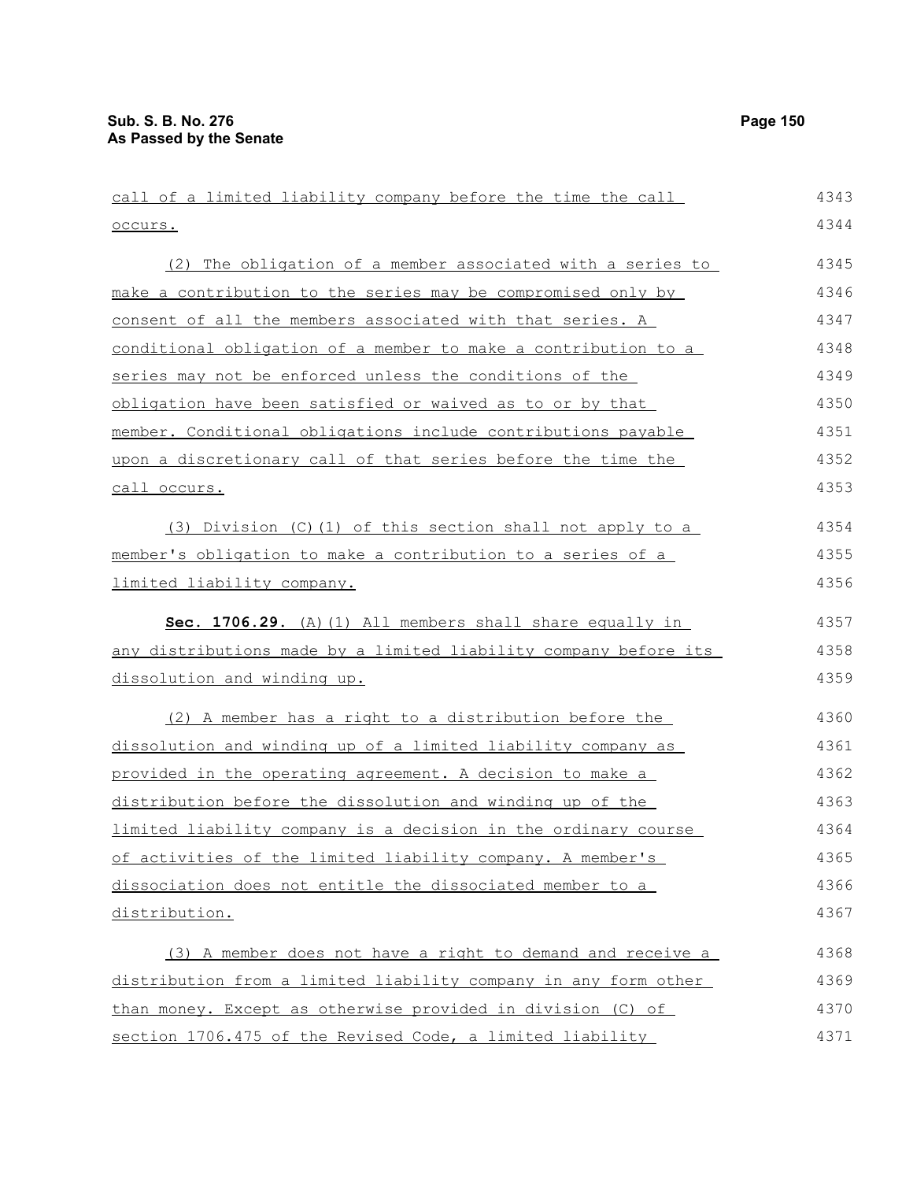call of a limited liability company before the time the call occurs.

(2) The obligation of a member associated with a series to make a contribution to the series may be compromised only by consent of all the members associated with that series. A conditional obligation of a member to make a contribution to a series may not be enforced unless the conditions of the obligation have been satisfied or waived as to or by that member. Conditional obligations include contributions payable upon a discretionary call of that series before the time the call occurs.

(3) Division (C)(1) of this section shall not apply to a member's obligation to make a contribution to a series of a limited liability company.

**Sec. 1706.29.** (A)(1) All members shall share equally in any distributions made by a limited liability company before its dissolution and winding up.

(2) A member has a right to a distribution before the dissolution and winding up of a limited liability company as provided in the operating agreement. A decision to make a distribution before the dissolution and winding up of the limited liability company is a decision in the ordinary course of activities of the limited liability company. A member's dissociation does not entitle the dissociated member to a distribution.

(3) A member does not have a right to demand and receive a distribution from a limited liability company in any form other than money. Except as otherwise provided in division (C) of section 1706.475 of the Revised Code, a limited liability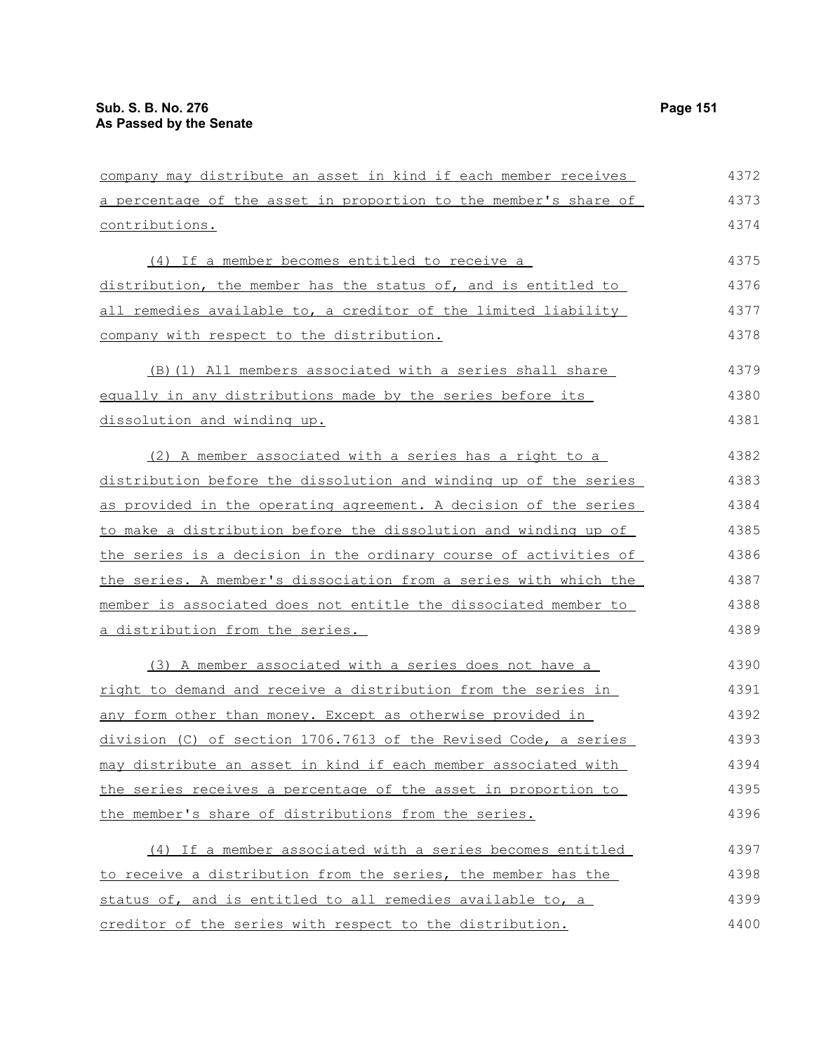company may distribute an asset in kind if each member receives a percentage of the asset in proportion to the member's share of contributions.

(4) If a member becomes entitled to receive a distribution, the member has the status of, and is entitled to all remedies available to, a creditor of the limited liability company with respect to the distribution.

(B)(1) All members associated with a series shall share equally in any distributions made by the series before its dissolution and winding up.

(2) A member associated with a series has a right to a distribution before the dissolution and winding up of the series as provided in the operating agreement. A decision of the series to make a distribution before the dissolution and winding up of the series is a decision in the ordinary course of activities of the series. A member's dissociation from a series with which the member is associated does not entitle the dissociated member to a distribution from the series.

(3) A member associated with a series does not have a right to demand and receive a distribution from the series in any form other than money. Except as otherwise provided in division (C) of section 1706.7613 of the Revised Code, a series may distribute an asset in kind if each member associated with the series receives a percentage of the asset in proportion to the member's share of distributions from the series.

(4) If a member associated with a series becomes entitled to receive a distribution from the series, the member has the status of, and is entitled to all remedies available to, a creditor of the series with respect to the distribution.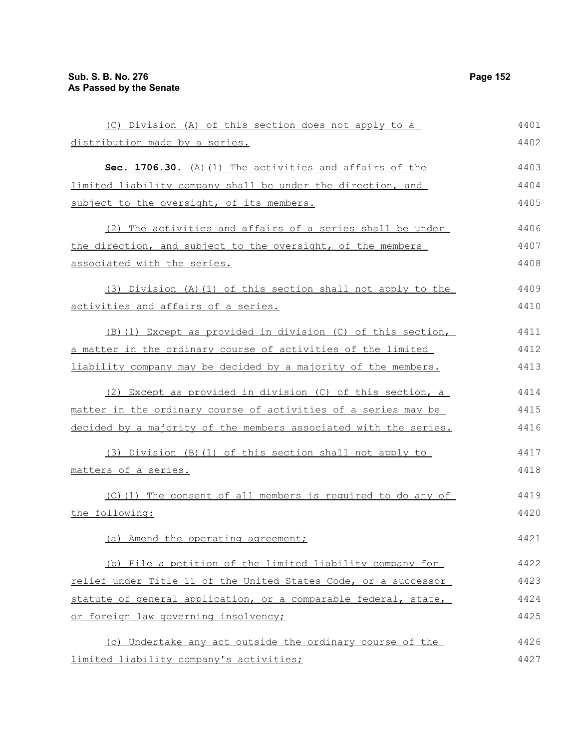(C) Division (A) of this section does not apply to a distribution made by a series.

**Sec. 1706.30.** (A)(1) The activities and affairs of the limited liability company shall be under the direction, and subject to the oversight, of its members.

(2) The activities and affairs of a series shall be under the direction, and subject to the oversight, of the members associated with the series.

(3) Division (A)(1) of this section shall not apply to the activities and affairs of a series.

(B)(1) Except as provided in division (C) of this section, a matter in the ordinary course of activities of the limited liability company may be decided by a majority of the members.

(2) Except as provided in division (C) of this section, a matter in the ordinary course of activities of a series may be decided by a majority of the members associated with the series.

(3) Division (B)(1) of this section shall not apply to matters of a series.

(C)(1) The consent of all members is required to do any of the following:

(a) Amend the operating agreement;

(b) File a petition of the limited liability company for relief under Title 11 of the United States Code, or a successor statute of general application, or a comparable federal, state, or foreign law governing insolvency;

(c) Undertake any act outside the ordinary course of the limited liability company's activities;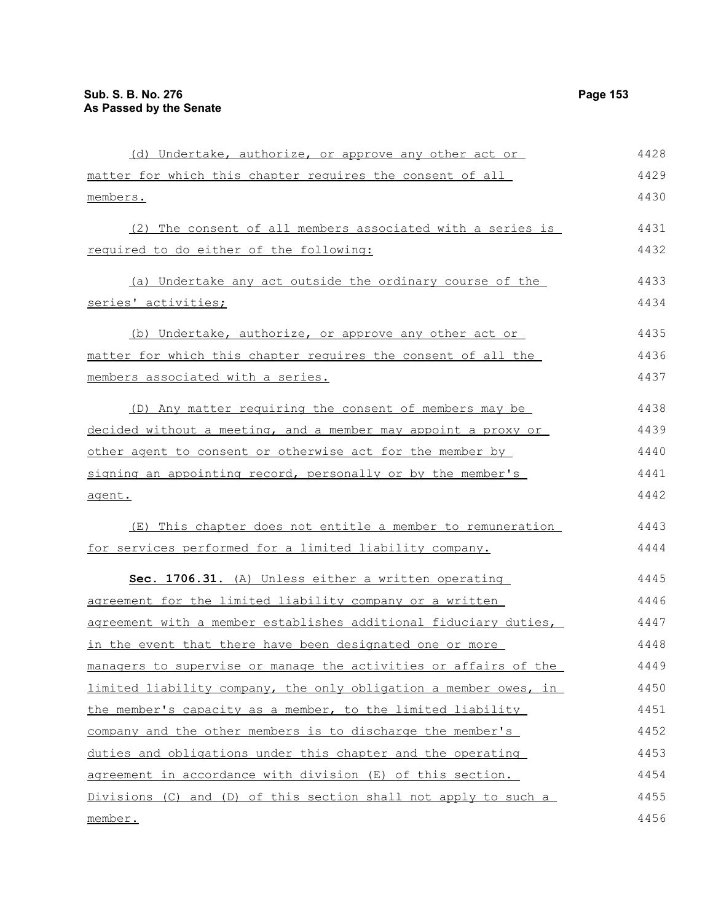(d) Undertake, authorize, or approve any other act or matter for which this chapter requires the consent of all members.

(2) The consent of all members associated with a series is required to do either of the following:

(a) Undertake any act outside the ordinary course of the series' activities;

(b) Undertake, authorize, or approve any other act or matter for which this chapter requires the consent of all the members associated with a series.

(D) Any matter requiring the consent of members may be decided without a meeting, and a member may appoint a proxy or other agent to consent or otherwise act for the member by signing an appointing record, personally or by the member's agent.

(E) This chapter does not entitle a member to remuneration for services performed for a limited liability company.

**Sec. 1706.31.** (A) Unless either a written operating agreement for the limited liability company or a written agreement with a member establishes additional fiduciary duties, in the event that there have been designated one or more managers to supervise or manage the activities or affairs of the limited liability company, the only obligation a member owes, in the member's capacity as a member, to the limited liability company and the other members is to discharge the member's duties and obligations under this chapter and the operating agreement in accordance with division (E) of this section. Divisions (C) and (D) of this section shall not apply to such a member.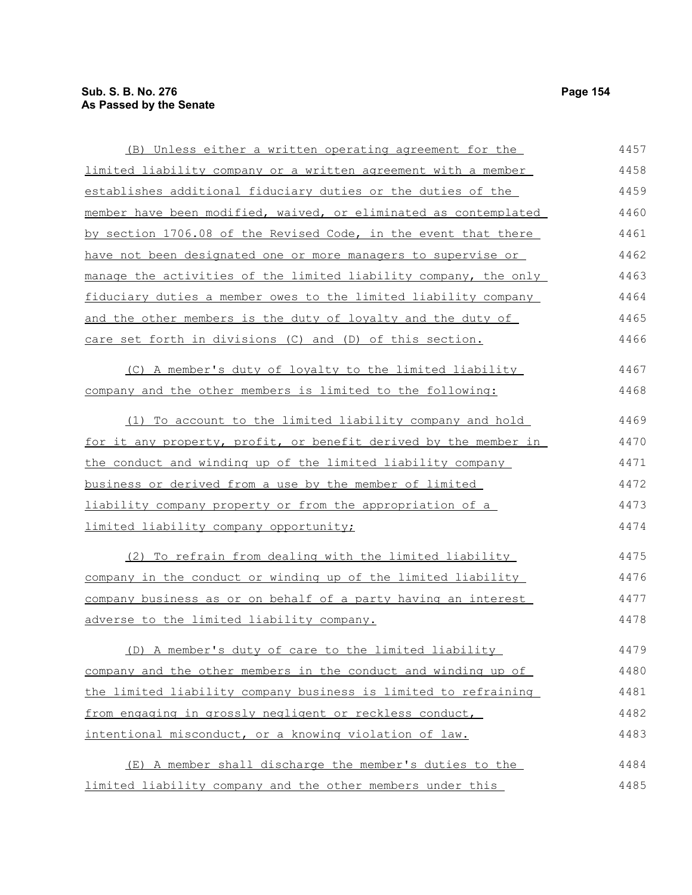(B) Unless either a written operating agreement for the limited liability company or a written agreement with a member establishes additional fiduciary duties or the duties of the member have been modified, waived, or eliminated as contemplated by section 1706.08 of the Revised Code, in the event that there have not been designated one or more managers to supervise or manage the activities of the limited liability company, the only fiduciary duties a member owes to the limited liability company and the other members is the duty of loyalty and the duty of care set forth in divisions (C) and (D) of this section.

(C) A member's duty of loyalty to the limited liability company and the other members is limited to the following:

(1) To account to the limited liability company and hold for it any property, profit, or benefit derived by the member in the conduct and winding up of the limited liability company business or derived from a use by the member of limited liability company property or from the appropriation of a limited liability company opportunity;

(2) To refrain from dealing with the limited liability company in the conduct or winding up of the limited liability company business as or on behalf of a party having an interest adverse to the limited liability company.

(D) A member's duty of care to the limited liability company and the other members in the conduct and winding up of the limited liability company business is limited to refraining from engaging in grossly negligent or reckless conduct, intentional misconduct, or a knowing violation of law.

(E) A member shall discharge the member's duties to the limited liability company and the other members under this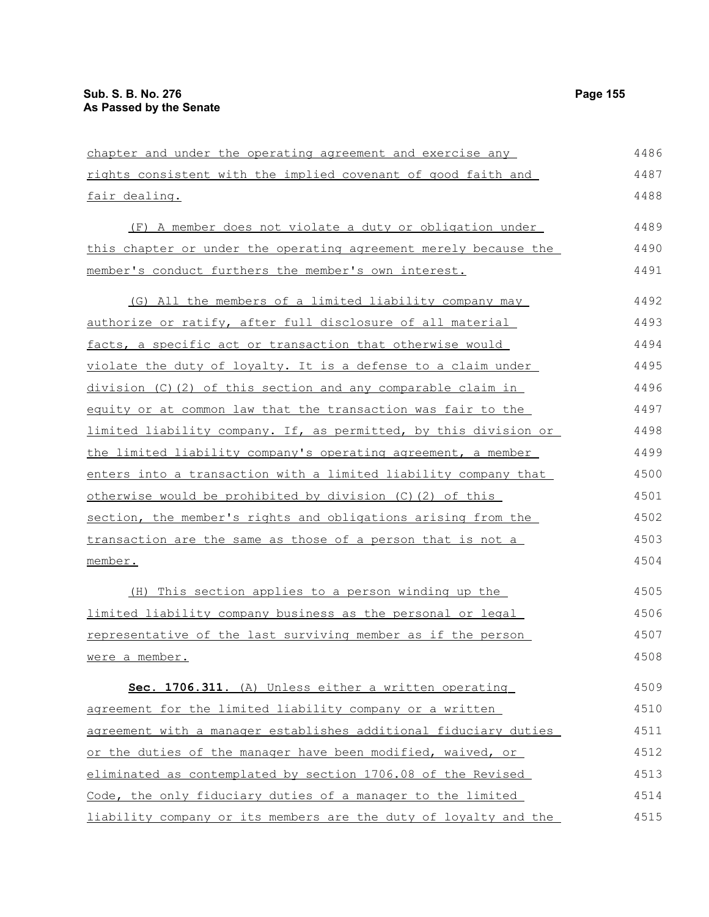chapter and under the operating agreement and exercise any rights consistent with the implied covenant of good faith and fair dealing.

(F) A member does not violate a duty or obligation under this chapter or under the operating agreement merely because the member's conduct furthers the member's own interest.

(G) All the members of a limited liability company may authorize or ratify, after full disclosure of all material facts, a specific act or transaction that otherwise would violate the duty of loyalty. It is a defense to a claim under division (C)(2) of this section and any comparable claim in equity or at common law that the transaction was fair to the limited liability company. If, as permitted, by this division or the limited liability company's operating agreement, a member enters into a transaction with a limited liability company that otherwise would be prohibited by division (C)(2) of this section, the member's rights and obligations arising from the transaction are the same as those of a person that is not a member.

(H) This section applies to a person winding up the limited liability company business as the personal or legal representative of the last surviving member as if the person were a member.

**Sec. 1706.311.** (A) Unless either a written operating agreement for the limited liability company or a written agreement with a manager establishes additional fiduciary duties or the duties of the manager have been modified, waived, or eliminated as contemplated by section 1706.08 of the Revised Code, the only fiduciary duties of a manager to the limited liability company or its members are the duty of loyalty and the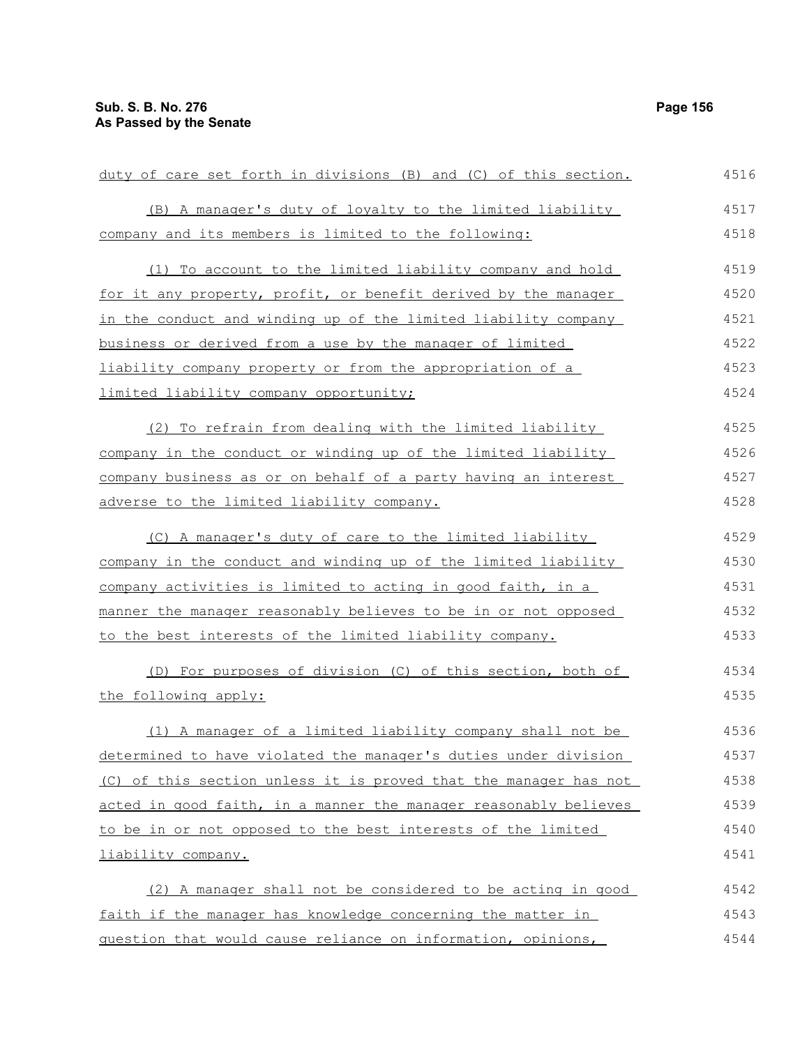duty of care set forth in divisions (B) and (C) of this section.

(B) A manager's duty of loyalty to the limited liability company and its members is limited to the following:

(1) To account to the limited liability company and hold for it any property, profit, or benefit derived by the manager in the conduct and winding up of the limited liability company business or derived from a use by the manager of limited liability company property or from the appropriation of a limited liability company opportunity;

(2) To refrain from dealing with the limited liability company in the conduct or winding up of the limited liability company business as or on behalf of a party having an interest adverse to the limited liability company.

(C) A manager's duty of care to the limited liability company in the conduct and winding up of the limited liability company activities is limited to acting in good faith, in a manner the manager reasonably believes to be in or not opposed to the best interests of the limited liability company.

(D) For purposes of division (C) of this section, both of the following apply:

(1) A manager of a limited liability company shall not be determined to have violated the manager's duties under division (C) of this section unless it is proved that the manager has not acted in good faith, in a manner the manager reasonably believes to be in or not opposed to the best interests of the limited liability company.

(2) A manager shall not be considered to be acting in good faith if the manager has knowledge concerning the matter in question that would cause reliance on information, opinions,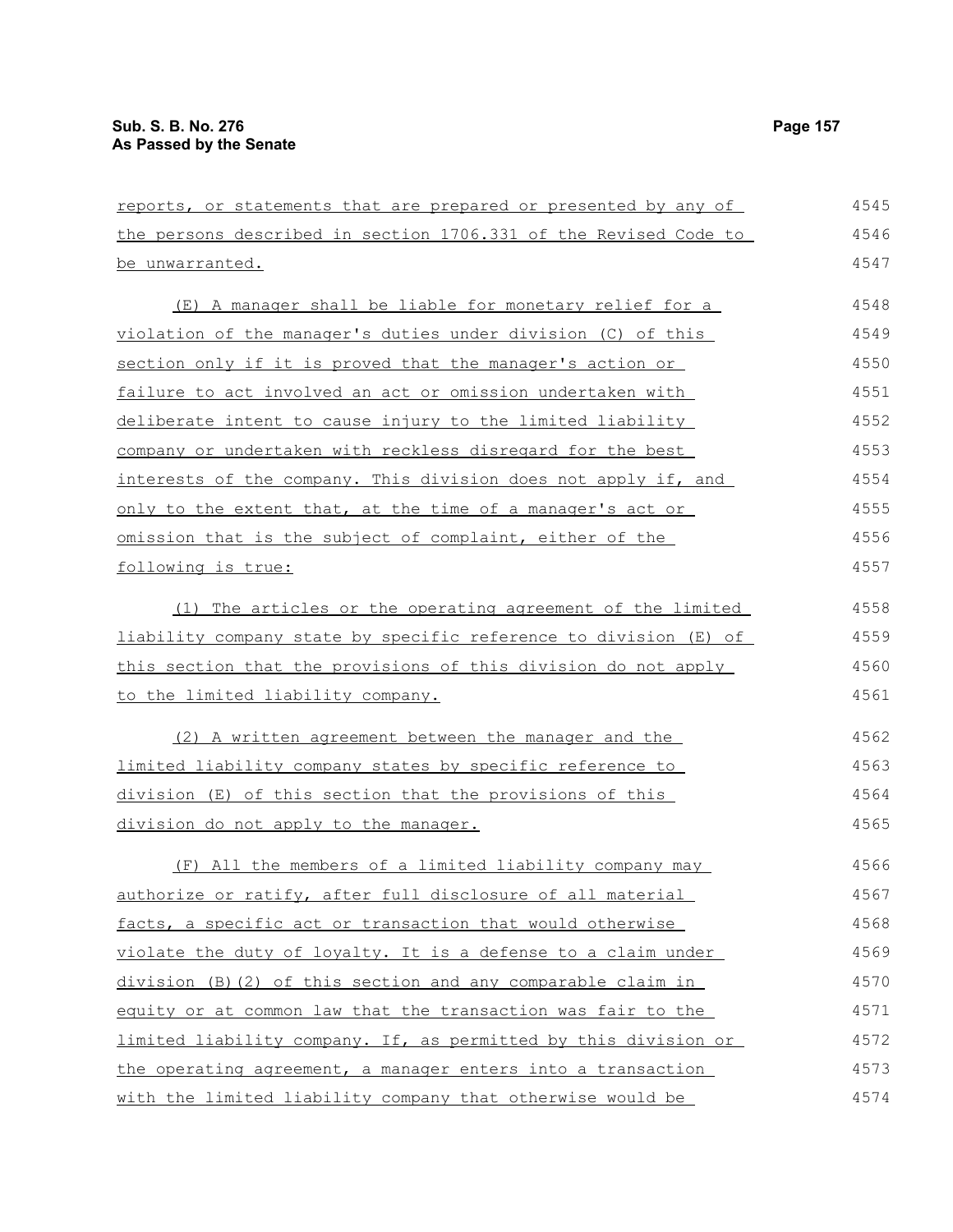reports, or statements that are prepared or presented by any of the persons described in section 1706.331 of the Revised Code to be unwarranted.

(E) A manager shall be liable for monetary relief for a violation of the manager's duties under division (C) of this section only if it is proved that the manager's action or failure to act involved an act or omission undertaken with deliberate intent to cause injury to the limited liability company or undertaken with reckless disregard for the best interests of the company. This division does not apply if, and only to the extent that, at the time of a manager's act or omission that is the subject of complaint, either of the following is true:

(1) The articles or the operating agreement of the limited liability company state by specific reference to division (E) of this section that the provisions of this division do not apply to the limited liability company.

(2) A written agreement between the manager and the limited liability company states by specific reference to division (E) of this section that the provisions of this division do not apply to the manager.

(F) All the members of a limited liability company may authorize or ratify, after full disclosure of all material facts, a specific act or transaction that would otherwise violate the duty of loyalty. It is a defense to a claim under division (B)(2) of this section and any comparable claim in equity or at common law that the transaction was fair to the limited liability company. If, as permitted by this division or the operating agreement, a manager enters into a transaction with the limited liability company that otherwise would be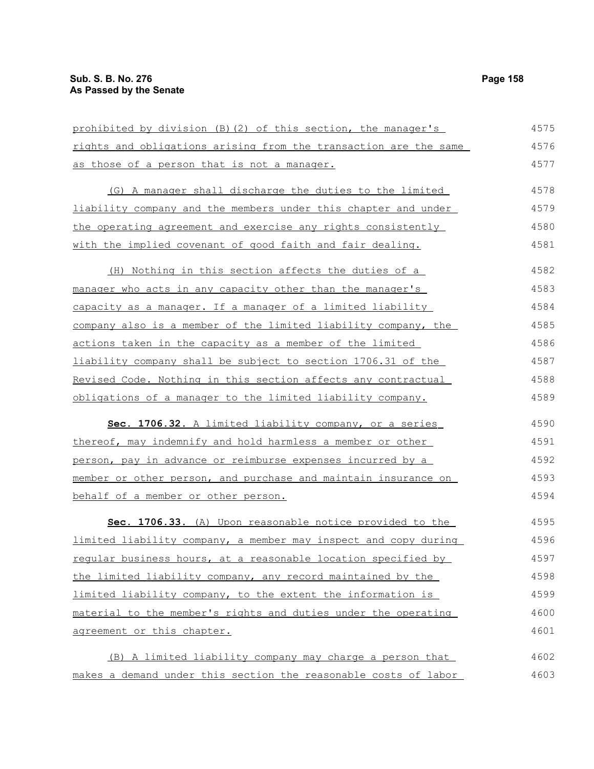prohibited by division (B)(2) of this section, the manager's rights and obligations arising from the transaction are the same as those of a person that is not a manager.

(G) A manager shall discharge the duties to the limited liability company and the members under this chapter and under the operating agreement and exercise any rights consistently with the implied covenant of good faith and fair dealing.

(H) Nothing in this section affects the duties of a manager who acts in any capacity other than the manager's capacity as a manager. If a manager of a limited liability company also is a member of the limited liability company, the actions taken in the capacity as a member of the limited liability company shall be subject to section 1706.31 of the Revised Code. Nothing in this section affects any contractual obligations of a manager to the limited liability company.

**Sec. 1706.32.** A limited liability company, or a series thereof, may indemnify and hold harmless a member or other person, pay in advance or reimburse expenses incurred by a member or other person, and purchase and maintain insurance on behalf of a member or other person.

**Sec. 1706.33.** (A) Upon reasonable notice provided to the limited liability company, a member may inspect and copy during regular business hours, at a reasonable location specified by the limited liability company, any record maintained by the limited liability company, to the extent the information is material to the member's rights and duties under the operating agreement or this chapter.

(B) A limited liability company may charge a person that makes a demand under this section the reasonable costs of labor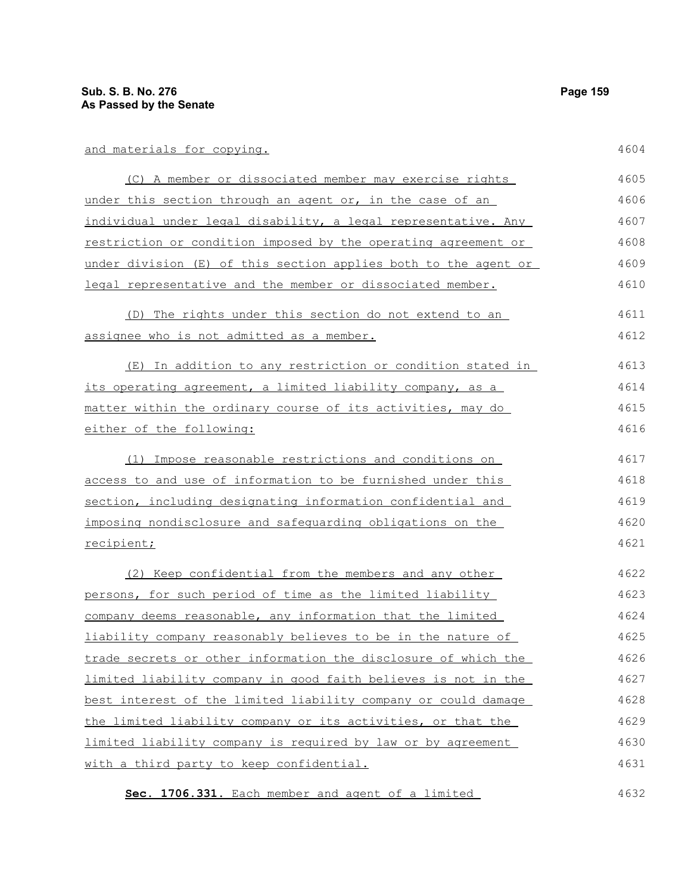and materials for copying.

(C) A member or dissociated member may exercise rights under this section through an agent or, in the case of an individual under legal disability, a legal representative. Any restriction or condition imposed by the operating agreement or under division (E) of this section applies both to the agent or legal representative and the member or dissociated member.

(D) The rights under this section do not extend to an assignee who is not admitted as a member.

(E) In addition to any restriction or condition stated in its operating agreement, a limited liability company, as a matter within the ordinary course of its activities, may do either of the following:

(1) Impose reasonable restrictions and conditions on access to and use of information to be furnished under this section, including designating information confidential and imposing nondisclosure and safeguarding obligations on the recipient;

(2) Keep confidential from the members and any other persons, for such period of time as the limited liability company deems reasonable, any information that the limited liability company reasonably believes to be in the nature of trade secrets or other information the disclosure of which the limited liability company in good faith believes is not in the best interest of the limited liability company or could damage the limited liability company or its activities, or that the limited liability company is required by law or by agreement with a third party to keep confidential.

**Sec. 1706.331.** Each member and agent of a limited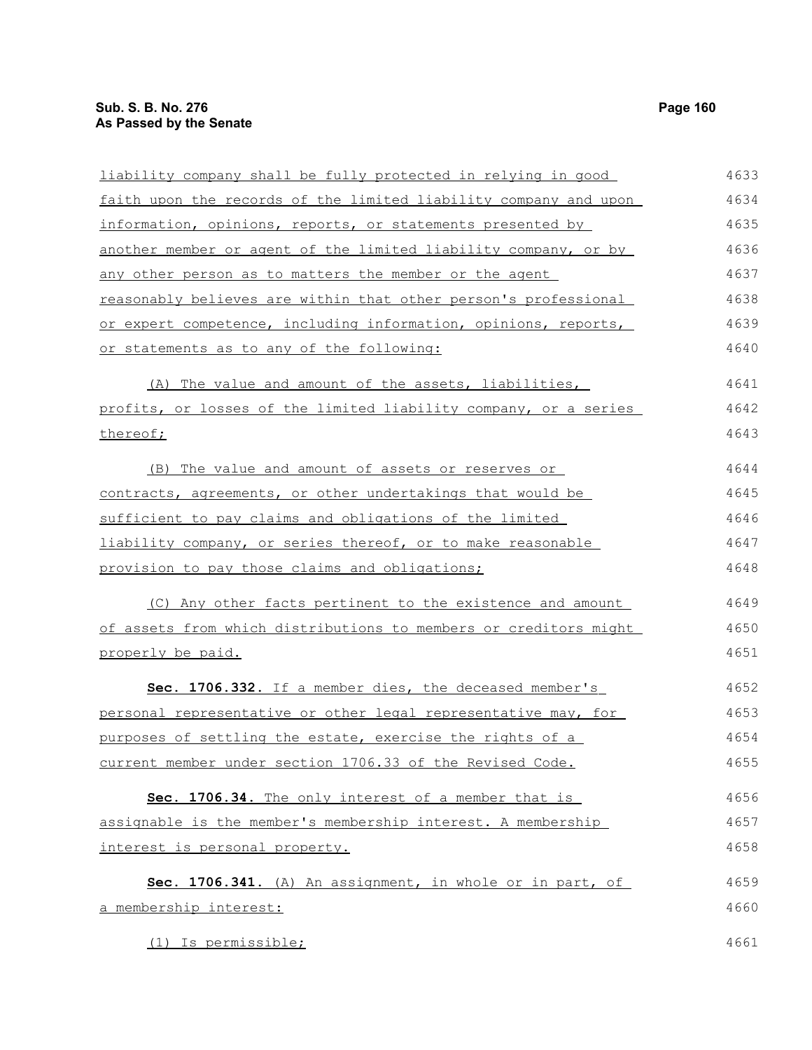liability company shall be fully protected in relying in good faith upon the records of the limited liability company and upon information, opinions, reports, or statements presented by another member or agent of the limited liability company, or by any other person as to matters the member or the agent reasonably believes are within that other person's professional or expert competence, including information, opinions, reports, or statements as to any of the following:

(A) The value and amount of the assets, liabilities, profits, or losses of the limited liability company, or a series thereof;

(B) The value and amount of assets or reserves or contracts, agreements, or other undertakings that would be sufficient to pay claims and obligations of the limited liability company, or series thereof, or to make reasonable provision to pay those claims and obligations;

(C) Any other facts pertinent to the existence and amount of assets from which distributions to members or creditors might properly be paid.

**Sec. 1706.332.** If a member dies, the deceased member's personal representative or other legal representative may, for purposes of settling the estate, exercise the rights of a current member under section 1706.33 of the Revised Code.

**Sec. 1706.34.** The only interest of a member that is assignable is the member's membership interest. A membership interest is personal property.

**Sec. 1706.341.** (A) An assignment, in whole or in part, of a membership interest:

(1) Is permissible;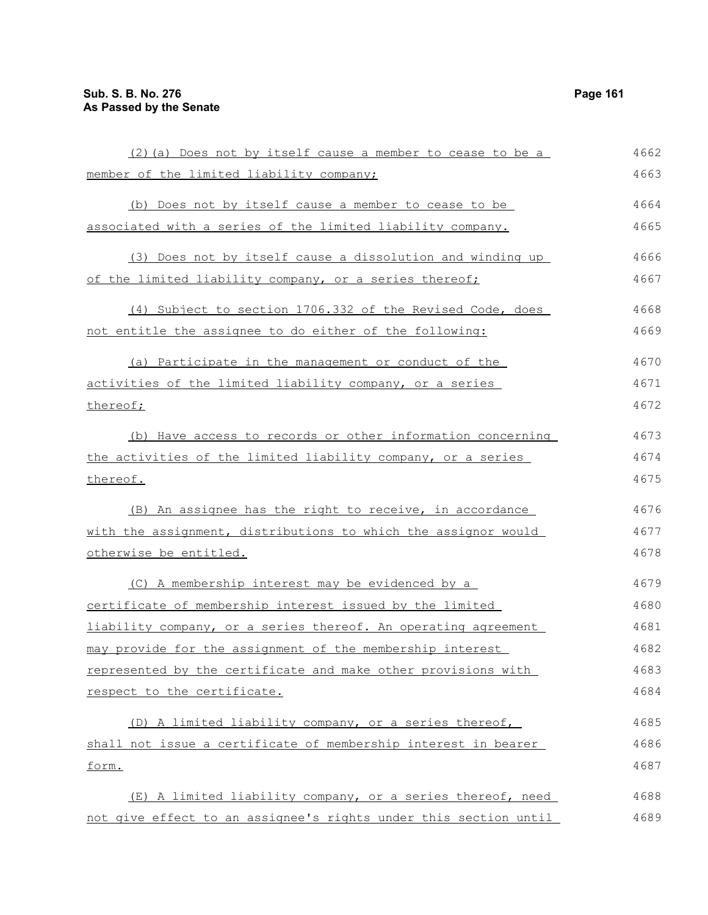(2)(a) Does not by itself cause a member to cease to be a member of the limited liability company;

(b) Does not by itself cause a member to cease to be associated with a series of the limited liability company.

(3) Does not by itself cause a dissolution and winding up of the limited liability company, or a series thereof;

(4) Subject to section 1706.332 of the Revised Code, does not entitle the assignee to do either of the following:

(a) Participate in the management or conduct of the activities of the limited liability company, or a series thereof;

(b) Have access to records or other information concerning the activities of the limited liability company, or a series thereof.

(B) An assignee has the right to receive, in accordance with the assignment, distributions to which the assignor would otherwise be entitled.

(C) A membership interest may be evidenced by a certificate of membership interest issued by the limited liability company, or a series thereof. An operating agreement may provide for the assignment of the membership interest represented by the certificate and make other provisions with respect to the certificate.

(D) A limited liability company, or a series thereof, shall not issue a certificate of membership interest in bearer form.

(E) A limited liability company, or a series thereof, need not give effect to an assignee's rights under this section until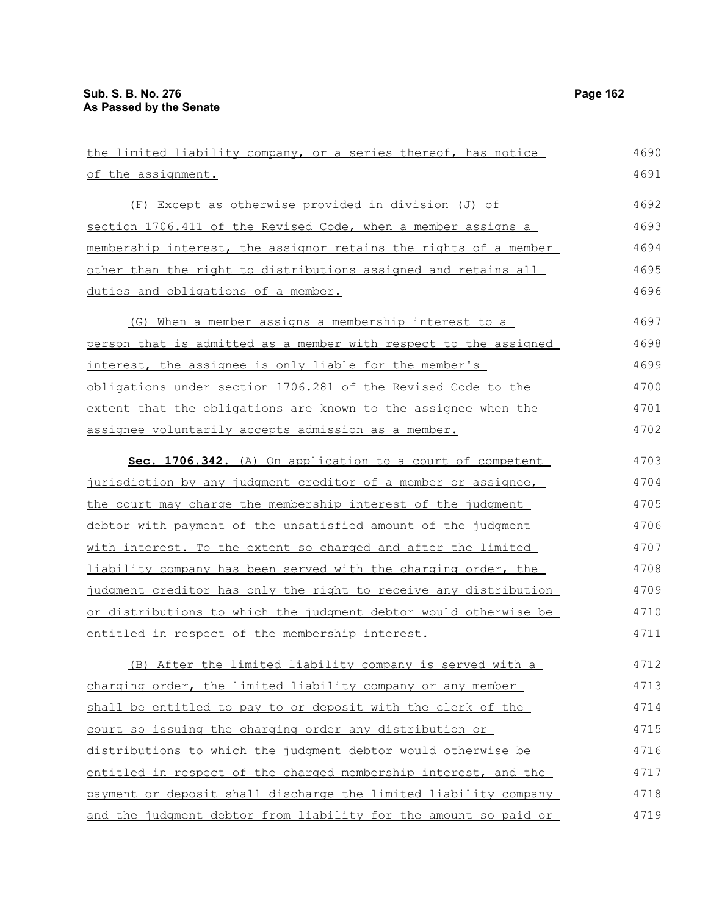the limited liability company, or a series thereof, has notice of the assignment.

(F) Except as otherwise provided in division (J) of section 1706.411 of the Revised Code, when a member assigns a membership interest, the assignor retains the rights of a member other than the right to distributions assigned and retains all duties and obligations of a member.

(G) When a member assigns a membership interest to a person that is admitted as a member with respect to the assigned interest, the assignee is only liable for the member's obligations under section 1706.281 of the Revised Code to the extent that the obligations are known to the assignee when the assignee voluntarily accepts admission as a member.

**Sec. 1706.342.** (A) On application to a court of competent jurisdiction by any judgment creditor of a member or assignee, the court may charge the membership interest of the judgment debtor with payment of the unsatisfied amount of the judgment with interest. To the extent so charged and after the limited liability company has been served with the charging order, the judgment creditor has only the right to receive any distribution or distributions to which the judgment debtor would otherwise be entitled in respect of the membership interest.

(B) After the limited liability company is served with a charging order, the limited liability company or any member shall be entitled to pay to or deposit with the clerk of the court so issuing the charging order any distribution or distributions to which the judgment debtor would otherwise be entitled in respect of the charged membership interest, and the payment or deposit shall discharge the limited liability company and the judgment debtor from liability for the amount so paid or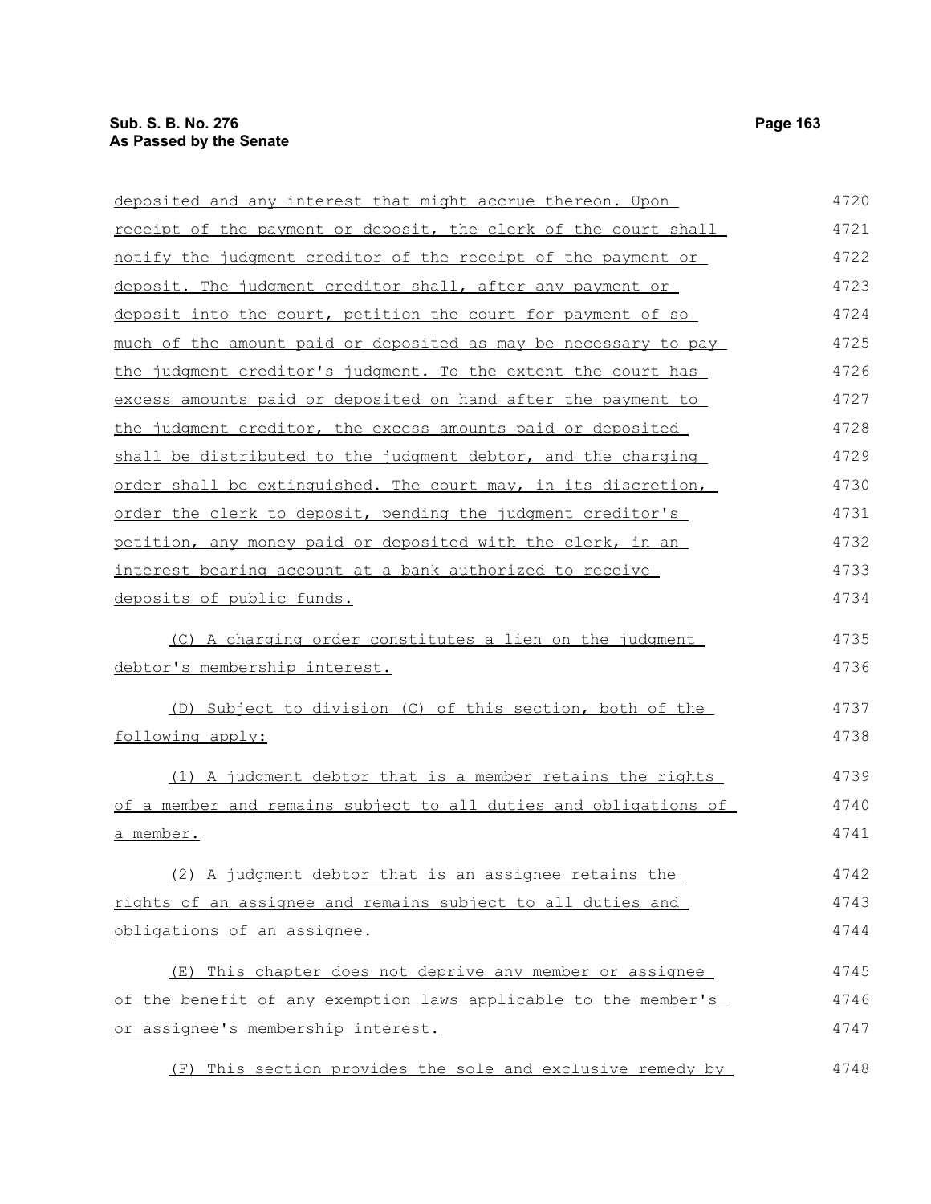deposited and any interest that might accrue thereon. Upon receipt of the payment or deposit, the clerk of the court shall notify the judgment creditor of the receipt of the payment or deposit. The judgment creditor shall, after any payment or deposit into the court, petition the court for payment of so much of the amount paid or deposited as may be necessary to pay the judgment creditor's judgment. To the extent the court has excess amounts paid or deposited on hand after the payment to the judgment creditor, the excess amounts paid or deposited shall be distributed to the judgment debtor, and the charging order shall be extinguished. The court may, in its discretion, order the clerk to deposit, pending the judgment creditor's petition, any money paid or deposited with the clerk, in an interest bearing account at a bank authorized to receive deposits of public funds.

(C) A charging order constitutes a lien on the judgment debtor's membership interest.

(D) Subject to division (C) of this section, both of the following apply:

(1) A judgment debtor that is a member retains the rights of a member and remains subject to all duties and obligations of a member.

(2) A judgment debtor that is an assignee retains the rights of an assignee and remains subject to all duties and obligations of an assignee.

(E) This chapter does not deprive any member or assignee of the benefit of any exemption laws applicable to the member's or assignee's membership interest.

(F) This section provides the sole and exclusive remedy by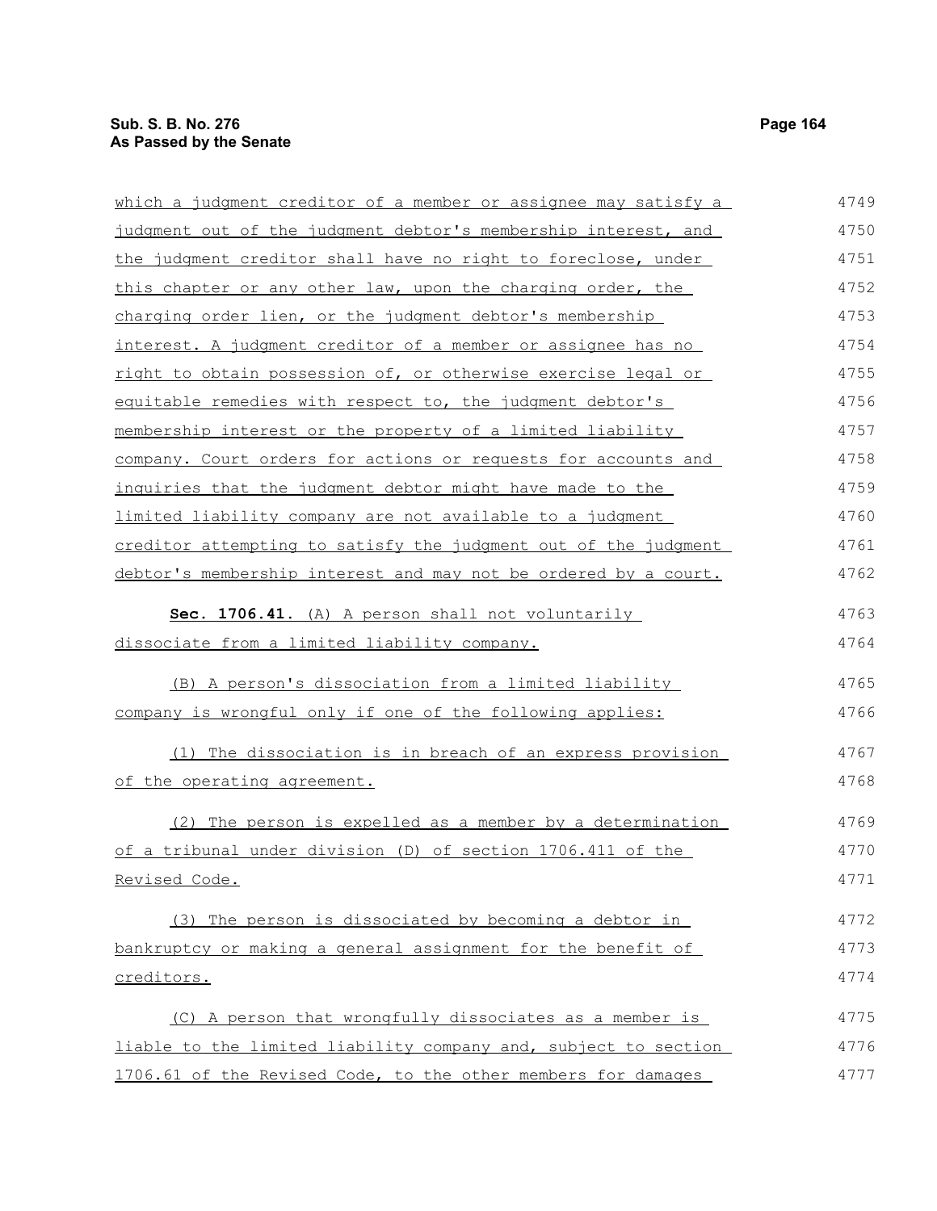which a judgment creditor of a member or assignee may satisfy a judgment out of the judgment debtor's membership interest, and the judgment creditor shall have no right to foreclose, under this chapter or any other law, upon the charging order, the charging order lien, or the judgment debtor's membership interest. A judgment creditor of a member or assignee has no right to obtain possession of, or otherwise exercise legal or equitable remedies with respect to, the judgment debtor's membership interest or the property of a limited liability company. Court orders for actions or requests for accounts and inquiries that the judgment debtor might have made to the limited liability company are not available to a judgment creditor attempting to satisfy the judgment out of the judgment debtor's membership interest and may not be ordered by a court.

**Sec. 1706.41.** (A) A person shall not voluntarily dissociate from a limited liability company.

(B) A person's dissociation from a limited liability company is wrongful only if one of the following applies:

(1) The dissociation is in breach of an express provision of the operating agreement.

(2) The person is expelled as a member by a determination of a tribunal under division (D) of section 1706.411 of the Revised Code.

(3) The person is dissociated by becoming a debtor in bankruptcy or making a general assignment for the benefit of creditors.

(C) A person that wrongfully dissociates as a member is liable to the limited liability company and, subject to section 1706.61 of the Revised Code, to the other members for damages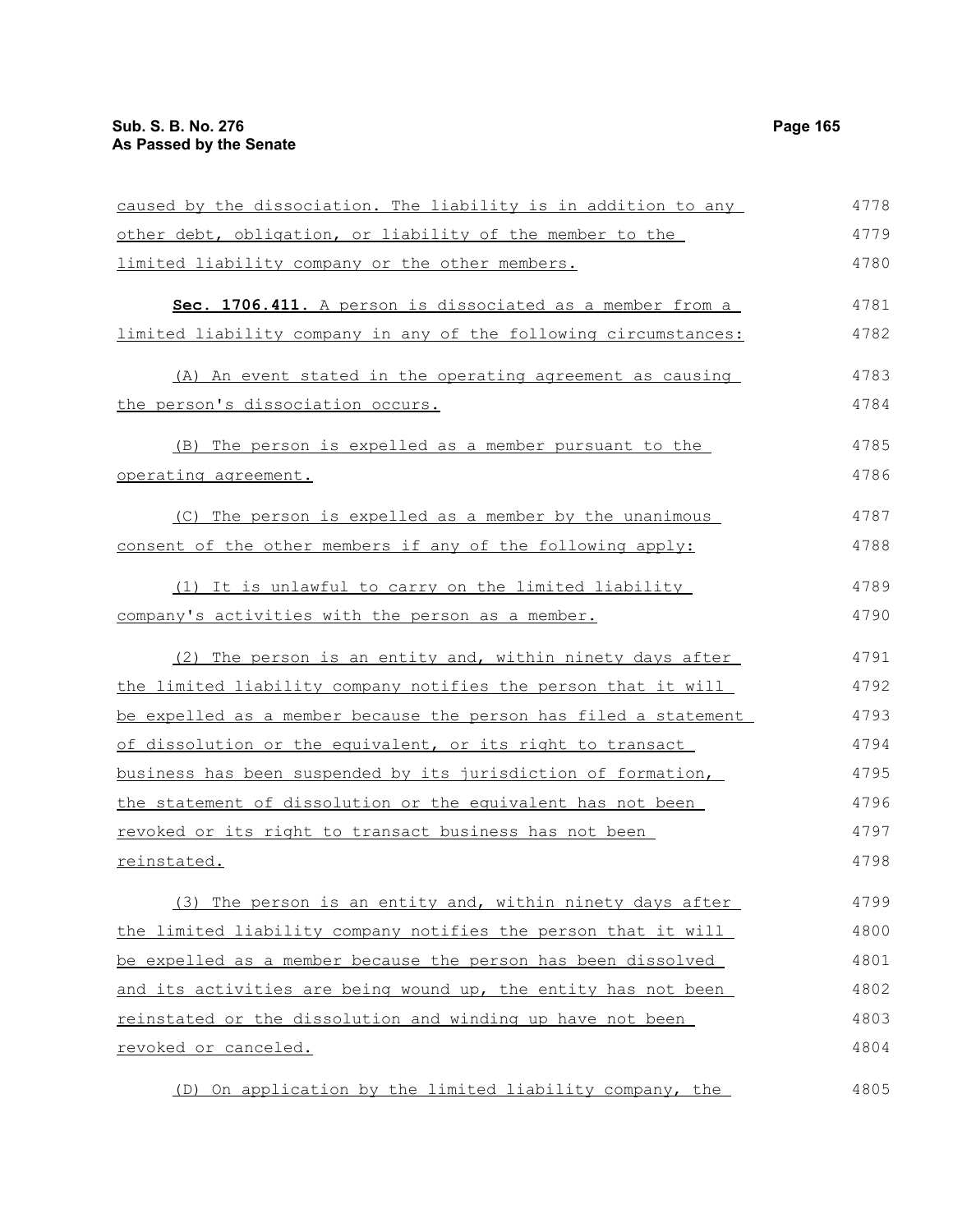caused by the dissociation. The liability is in addition to any other debt, obligation, or liability of the member to the limited liability company or the other members.

**Sec. 1706.411.** A person is dissociated as a member from a limited liability company in any of the following circumstances:

(A) An event stated in the operating agreement as causing the person's dissociation occurs.

(B) The person is expelled as a member pursuant to the operating agreement.

(C) The person is expelled as a member by the unanimous consent of the other members if any of the following apply:

(1) It is unlawful to carry on the limited liability company's activities with the person as a member.

(2) The person is an entity and, within ninety days after the limited liability company notifies the person that it will be expelled as a member because the person has filed a statement of dissolution or the equivalent, or its right to transact business has been suspended by its jurisdiction of formation, the statement of dissolution or the equivalent has not been revoked or its right to transact business has not been reinstated.

(3) The person is an entity and, within ninety days after the limited liability company notifies the person that it will be expelled as a member because the person has been dissolved and its activities are being wound up, the entity has not been reinstated or the dissolution and winding up have not been revoked or canceled.

(D) On application by the limited liability company, the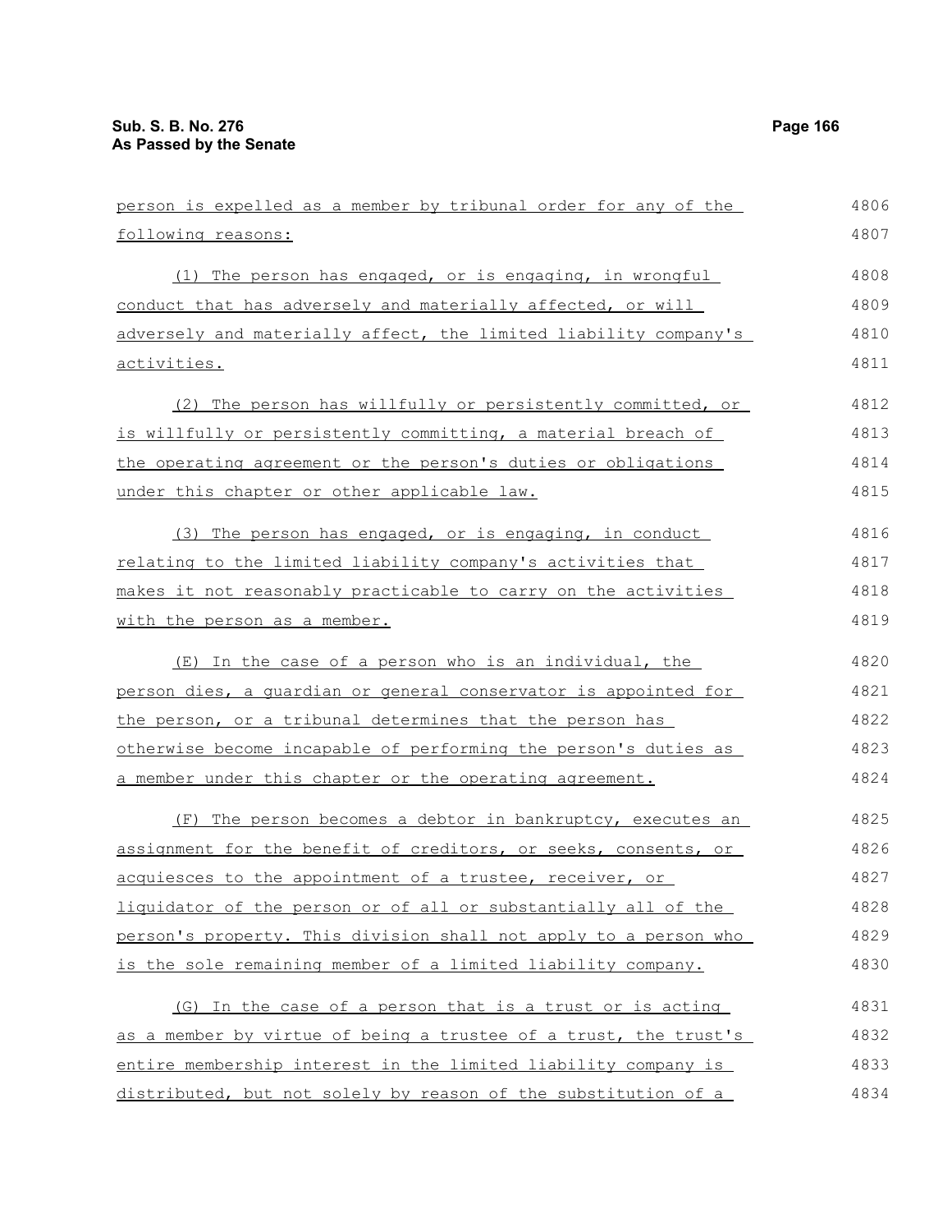person is expelled as a member by tribunal order for any of the following reasons:

(1) The person has engaged, or is engaging, in wrongful conduct that has adversely and materially affected, or will adversely and materially affect, the limited liability company's activities.

(2) The person has willfully or persistently committed, or is willfully or persistently committing, a material breach of the operating agreement or the person's duties or obligations under this chapter or other applicable law.

(3) The person has engaged, or is engaging, in conduct relating to the limited liability company's activities that makes it not reasonably practicable to carry on the activities with the person as a member.

(E) In the case of a person who is an individual, the person dies, a guardian or general conservator is appointed for the person, or a tribunal determines that the person has otherwise become incapable of performing the person's duties as a member under this chapter or the operating agreement.

(F) The person becomes a debtor in bankruptcy, executes an assignment for the benefit of creditors, or seeks, consents, or acquiesces to the appointment of a trustee, receiver, or liquidator of the person or of all or substantially all of the person's property. This division shall not apply to a person who is the sole remaining member of a limited liability company.

(G) In the case of a person that is a trust or is acting as a member by virtue of being a trustee of a trust, the trust's entire membership interest in the limited liability company is distributed, but not solely by reason of the substitution of a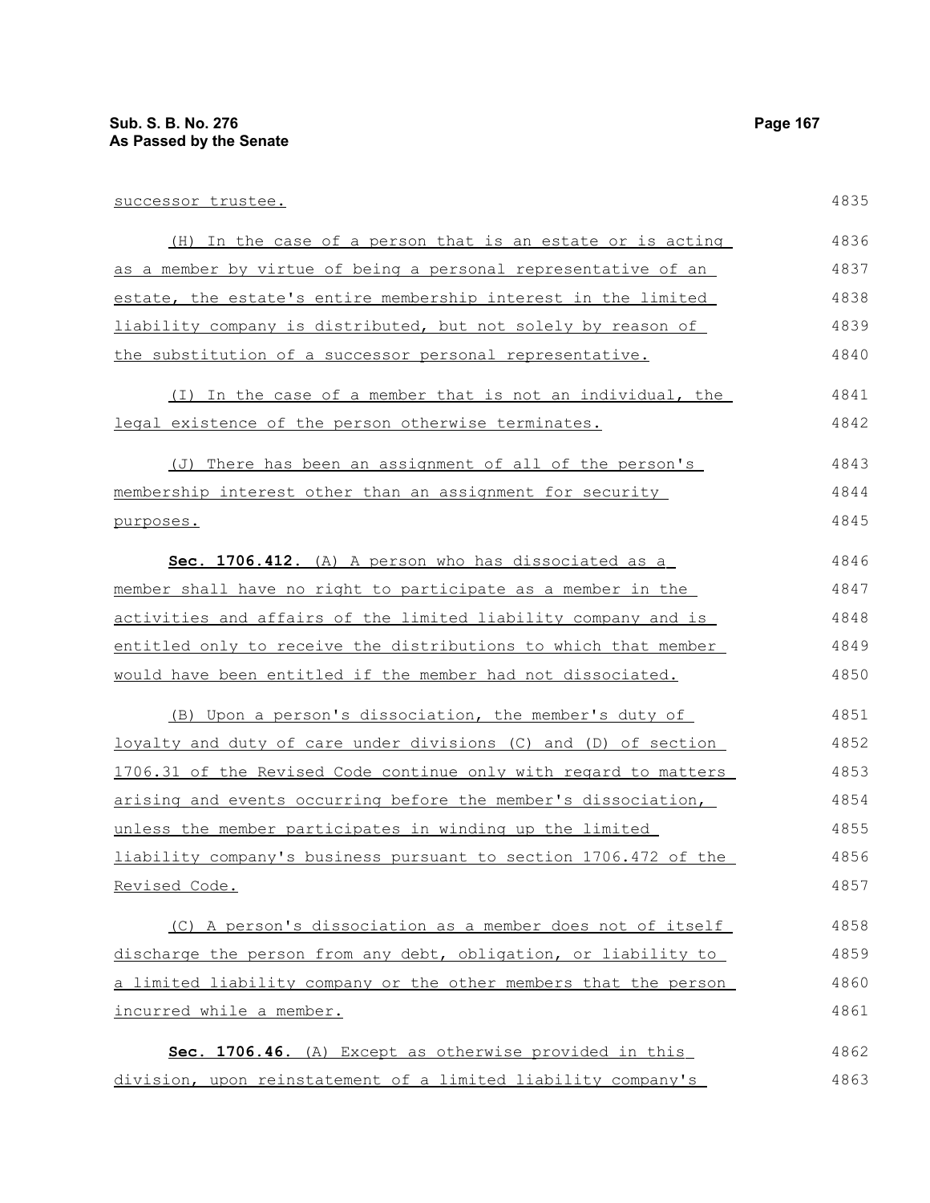successor trustee.

(H) In the case of a person that is an estate or is acting as a member by virtue of being a personal representative of an estate, the estate's entire membership interest in the limited liability company is distributed, but not solely by reason of the substitution of a successor personal representative.

(I) In the case of a member that is not an individual, the legal existence of the person otherwise terminates.

(J) There has been an assignment of all of the person's membership interest other than an assignment for security purposes.

**Sec. 1706.412.** (A) A person who has dissociated as a member shall have no right to participate as a member in the activities and affairs of the limited liability company and is entitled only to receive the distributions to which that member would have been entitled if the member had not dissociated.

(B) Upon a person's dissociation, the member's duty of loyalty and duty of care under divisions (C) and (D) of section 1706.31 of the Revised Code continue only with regard to matters arising and events occurring before the member's dissociation, unless the member participates in winding up the limited liability company's business pursuant to section 1706.472 of the Revised Code.

(C) A person's dissociation as a member does not of itself discharge the person from any debt, obligation, or liability to a limited liability company or the other members that the person incurred while a member.

**Sec. 1706.46.** (A) Except as otherwise provided in this division, upon reinstatement of a limited liability company's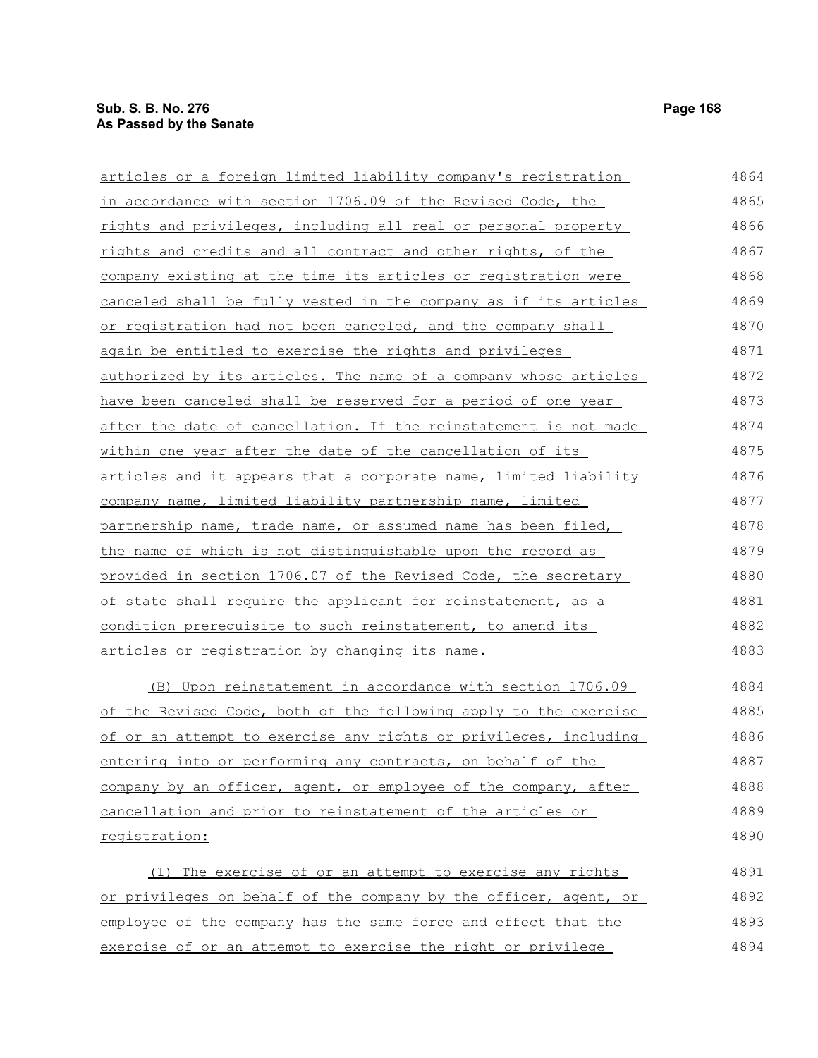articles or a foreign limited liability company's registration in accordance with section 1706.09 of the Revised Code, the rights and privileges, including all real or personal property rights and credits and all contract and other rights, of the company existing at the time its articles or registration were canceled shall be fully vested in the company as if its articles or registration had not been canceled, and the company shall again be entitled to exercise the rights and privileges authorized by its articles. The name of a company whose articles have been canceled shall be reserved for a period of one year after the date of cancellation. If the reinstatement is not made within one year after the date of the cancellation of its articles and it appears that a corporate name, limited liability company name, limited liability partnership name, limited partnership name, trade name, or assumed name has been filed, the name of which is not distinguishable upon the record as provided in section 1706.07 of the Revised Code, the secretary of state shall require the applicant for reinstatement, as a condition prerequisite to such reinstatement, to amend its articles or registration by changing its name.

(B) Upon reinstatement in accordance with section 1706.09 of the Revised Code, both of the following apply to the exercise of or an attempt to exercise any rights or privileges, including entering into or performing any contracts, on behalf of the company by an officer, agent, or employee of the company, after cancellation and prior to reinstatement of the articles or registration:

(1) The exercise of or an attempt to exercise any rights or privileges on behalf of the company by the officer, agent, or employee of the company has the same force and effect that the exercise of or an attempt to exercise the right or privilege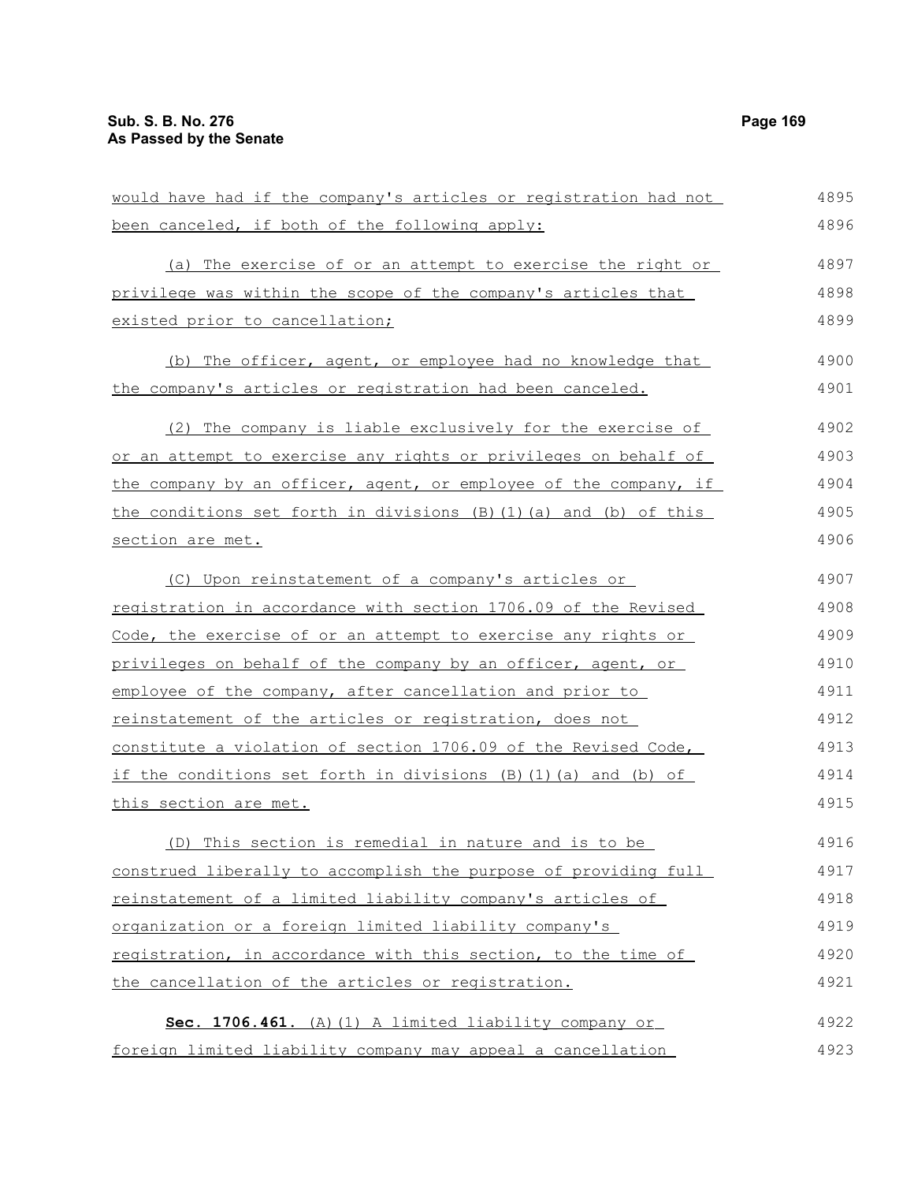would have had if the company's articles or registration had not been canceled, if both of the following apply:

(a) The exercise of or an attempt to exercise the right or privilege was within the scope of the company's articles that existed prior to cancellation;

(b) The officer, agent, or employee had no knowledge that the company's articles or registration had been canceled.

(2) The company is liable exclusively for the exercise of or an attempt to exercise any rights or privileges on behalf of the company by an officer, agent, or employee of the company, if the conditions set forth in divisions (B)(1)(a) and (b) of this section are met.

(C) Upon reinstatement of a company's articles or registration in accordance with section 1706.09 of the Revised Code, the exercise of or an attempt to exercise any rights or privileges on behalf of the company by an officer, agent, or employee of the company, after cancellation and prior to reinstatement of the articles or registration, does not constitute a violation of section 1706.09 of the Revised Code, if the conditions set forth in divisions (B)(1)(a) and (b) of this section are met.

(D) This section is remedial in nature and is to be construed liberally to accomplish the purpose of providing full reinstatement of a limited liability company's articles of organization or a foreign limited liability company's registration, in accordance with this section, to the time of the cancellation of the articles or registration.

**Sec. 1706.461.** (A)(1) A limited liability company or foreign limited liability company may appeal a cancellation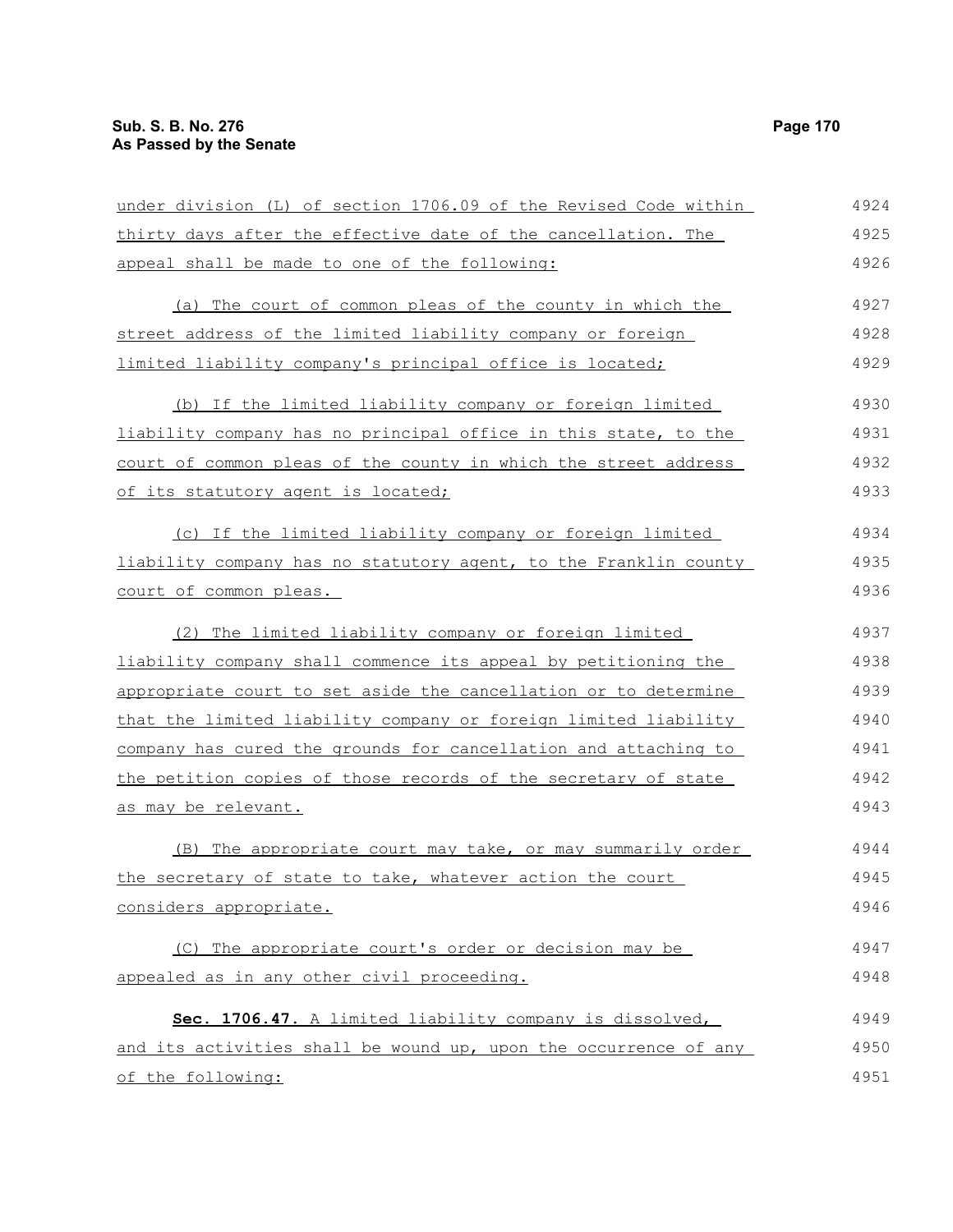under division (L) of section 1706.09 of the Revised Code within thirty days after the effective date of the cancellation. The appeal shall be made to one of the following:

(a) The court of common pleas of the county in which the street address of the limited liability company or foreign limited liability company's principal office is located;

(b) If the limited liability company or foreign limited liability company has no principal office in this state, to the court of common pleas of the county in which the street address of its statutory agent is located;

(c) If the limited liability company or foreign limited liability company has no statutory agent, to the Franklin county court of common pleas.

(2) The limited liability company or foreign limited liability company shall commence its appeal by petitioning the appropriate court to set aside the cancellation or to determine that the limited liability company or foreign limited liability company has cured the grounds for cancellation and attaching to the petition copies of those records of the secretary of state as may be relevant.

(B) The appropriate court may take, or may summarily order the secretary of state to take, whatever action the court considers appropriate.

(C) The appropriate court's order or decision may be appealed as in any other civil proceeding.

**Sec. 1706.47.** A limited liability company is dissolved, and its activities shall be wound up, upon the occurrence of any of the following: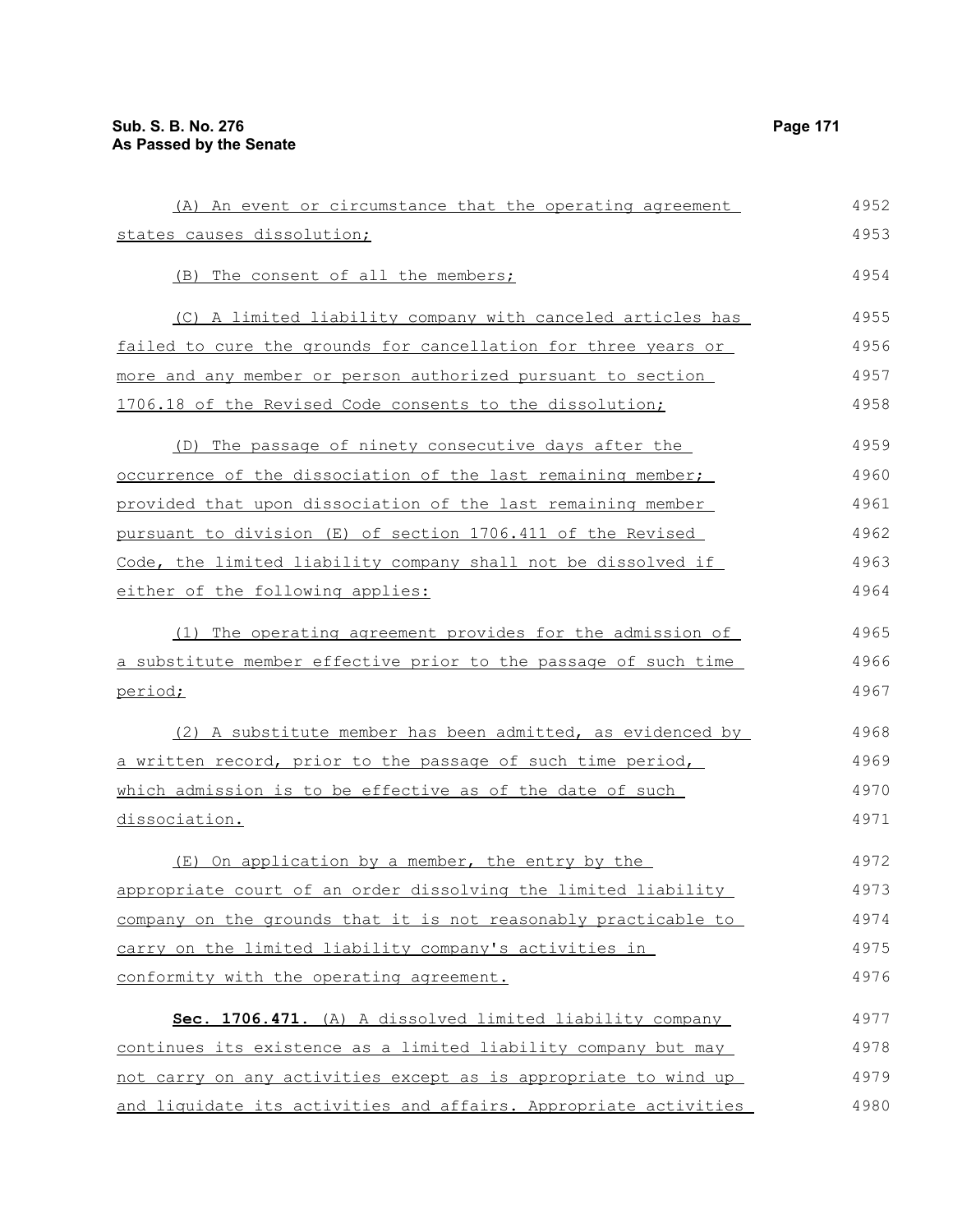(A) An event or circumstance that the operating agreement states causes dissolution;

(B) The consent of all the members;

(C) A limited liability company with canceled articles has failed to cure the grounds for cancellation for three years or more and any member or person authorized pursuant to section 1706.18 of the Revised Code consents to the dissolution;

(D) The passage of ninety consecutive days after the occurrence of the dissociation of the last remaining member; provided that upon dissociation of the last remaining member pursuant to division (E) of section 1706.411 of the Revised Code, the limited liability company shall not be dissolved if either of the following applies:

(1) The operating agreement provides for the admission of a substitute member effective prior to the passage of such time period;

(2) A substitute member has been admitted, as evidenced by a written record, prior to the passage of such time period, which admission is to be effective as of the date of such dissociation.

(E) On application by a member, the entry by the appropriate court of an order dissolving the limited liability company on the grounds that it is not reasonably practicable to carry on the limited liability company's activities in conformity with the operating agreement.

**Sec. 1706.471.** (A) A dissolved limited liability company continues its existence as a limited liability company but may not carry on any activities except as is appropriate to wind up and liquidate its activities and affairs. Appropriate activities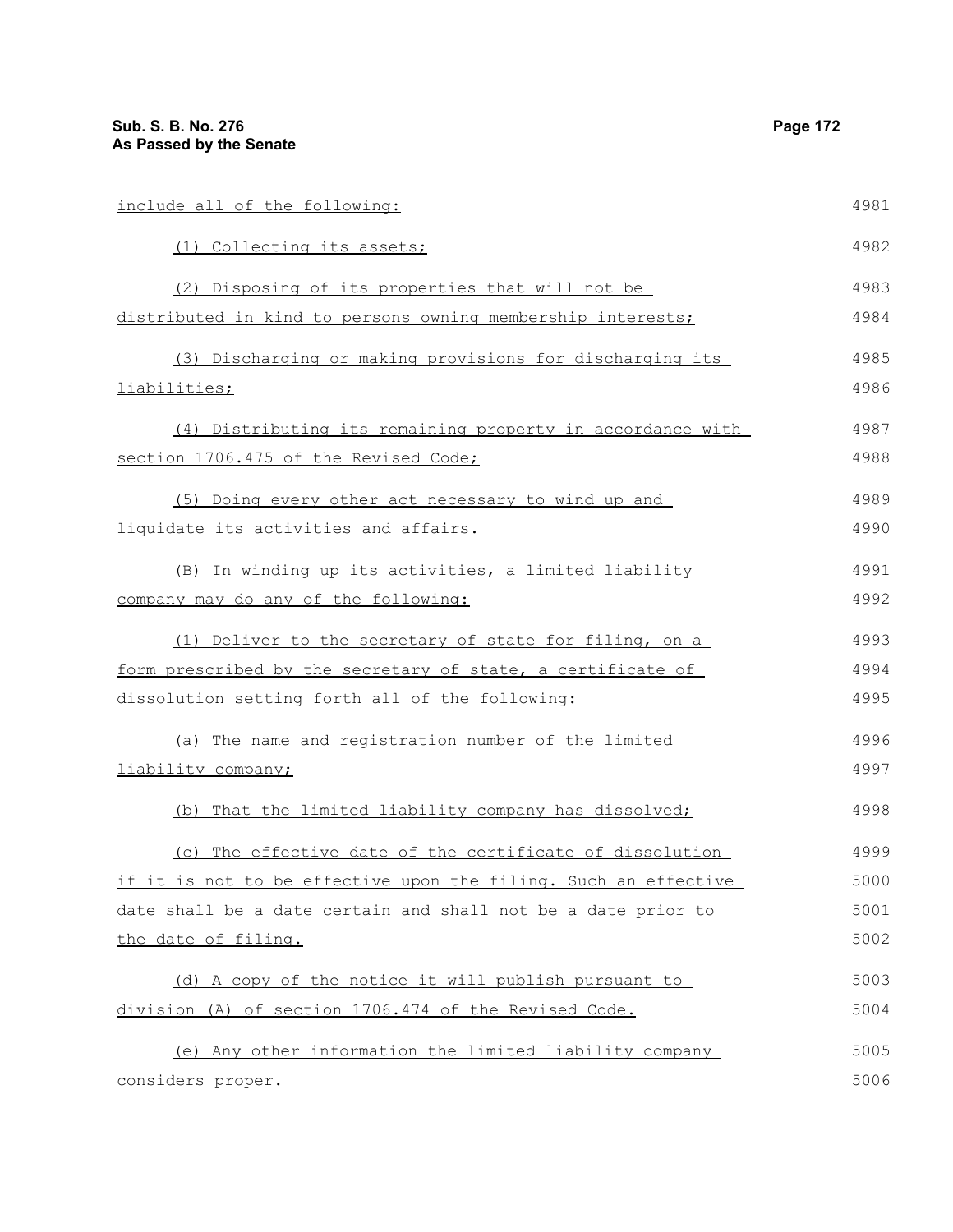include all of the following:

(1) Collecting its assets;

(2) Disposing of its properties that will not be distributed in kind to persons owning membership interests;

(3) Discharging or making provisions for discharging its liabilities;

(4) Distributing its remaining property in accordance with section 1706.475 of the Revised Code;

(5) Doing every other act necessary to wind up and liquidate its activities and affairs.

(B) In winding up its activities, a limited liability company may do any of the following:

(1) Deliver to the secretary of state for filing, on a form prescribed by the secretary of state, a certificate of dissolution setting forth all of the following:

(a) The name and registration number of the limited liability company;

(b) That the limited liability company has dissolved;

(c) The effective date of the certificate of dissolution if it is not to be effective upon the filing. Such an effective date shall be a date certain and shall not be a date prior to the date of filing.

(d) A copy of the notice it will publish pursuant to division (A) of section 1706.474 of the Revised Code.

(e) Any other information the limited liability company considers proper.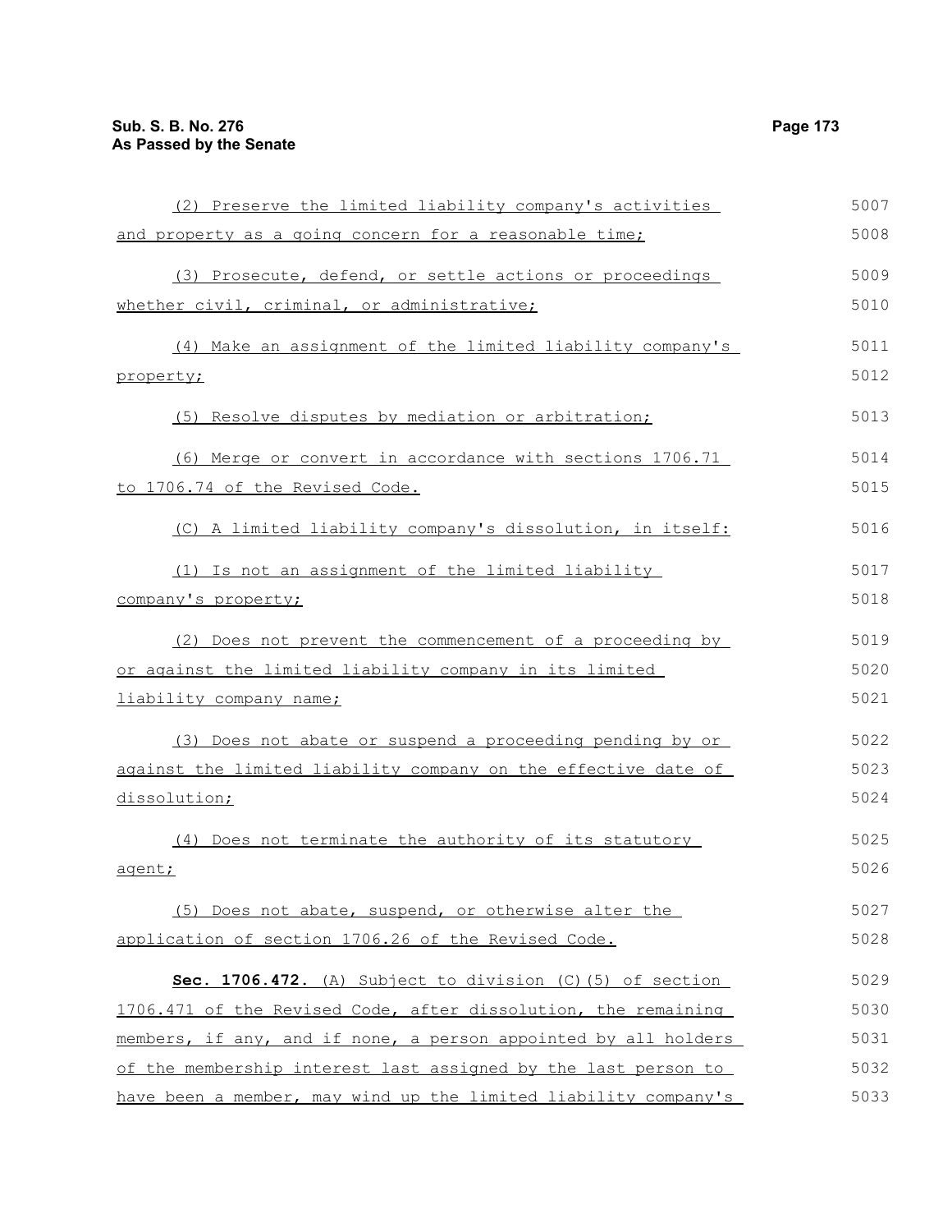(2) Preserve the limited liability company's activities and property as a going concern for a reasonable time;

(3) Prosecute, defend, or settle actions or proceedings whether civil, criminal, or administrative;

(4) Make an assignment of the limited liability company's property;

(5) Resolve disputes by mediation or arbitration;

(6) Merge or convert in accordance with sections 1706.71 to 1706.74 of the Revised Code.

(C) A limited liability company's dissolution, in itself:

(1) Is not an assignment of the limited liability company's property;

(2) Does not prevent the commencement of a proceeding by or against the limited liability company in its limited liability company name;

(3) Does not abate or suspend a proceeding pending by or against the limited liability company on the effective date of dissolution;

(4) Does not terminate the authority of its statutory agent;

(5) Does not abate, suspend, or otherwise alter the application of section 1706.26 of the Revised Code.

**Sec. 1706.472.** (A) Subject to division (C)(5) of section 1706.471 of the Revised Code, after dissolution, the remaining members, if any, and if none, a person appointed by all holders of the membership interest last assigned by the last person to have been a member, may wind up the limited liability company's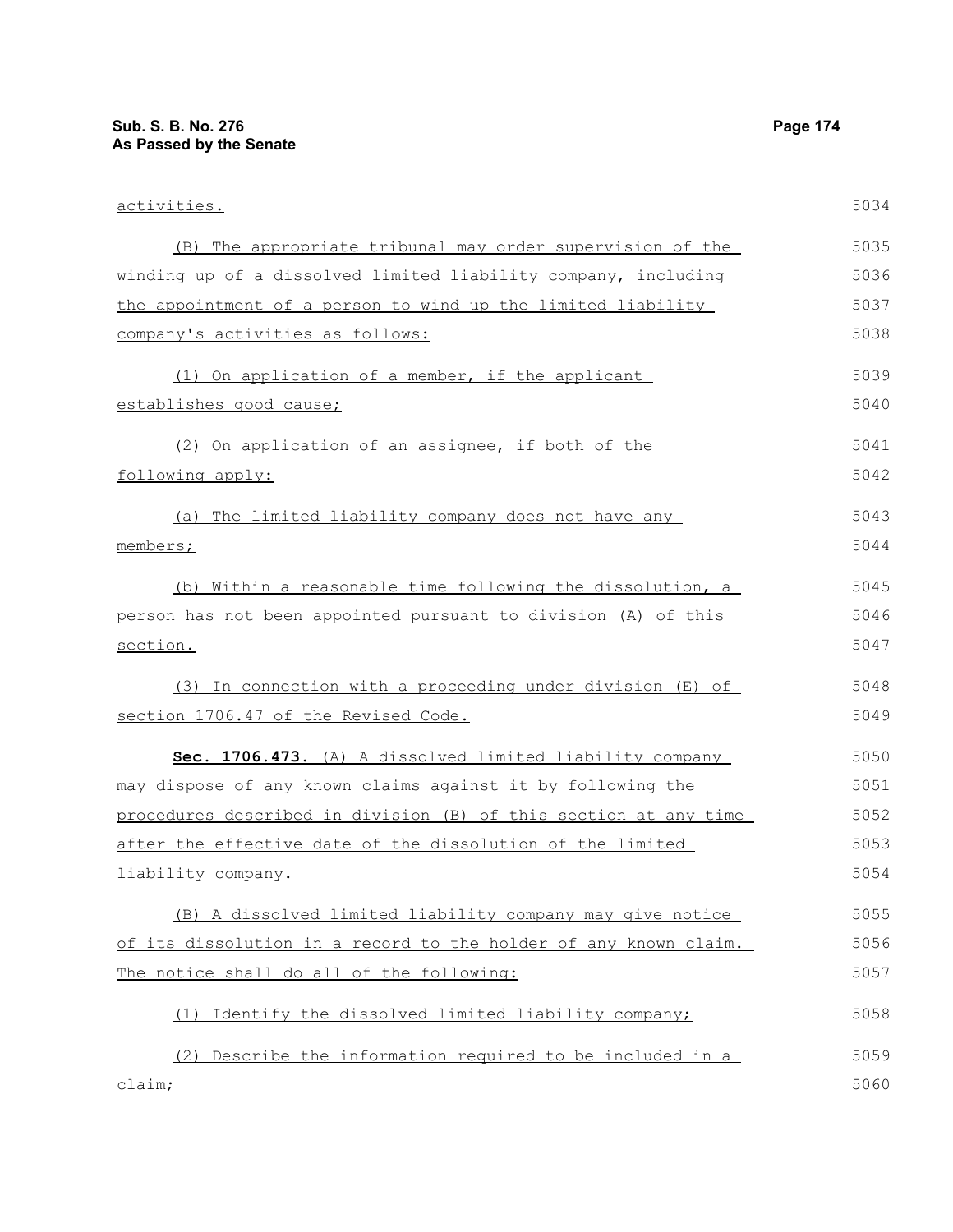activities.

(B) The appropriate tribunal may order supervision of the winding up of a dissolved limited liability company, including the appointment of a person to wind up the limited liability company's activities as follows:

(1) On application of a member, if the applicant establishes good cause;

(2) On application of an assignee, if both of the following apply:

(a) The limited liability company does not have any members;

(b) Within a reasonable time following the dissolution, a person has not been appointed pursuant to division (A) of this section.

(3) In connection with a proceeding under division (E) of section 1706.47 of the Revised Code.

**Sec. 1706.473.** (A) A dissolved limited liability company may dispose of any known claims against it by following the procedures described in division (B) of this section at any time after the effective date of the dissolution of the limited liability company.

(B) A dissolved limited liability company may give notice of its dissolution in a record to the holder of any known claim. The notice shall do all of the following:

(1) Identify the dissolved limited liability company;

(2) Describe the information required to be included in a claim;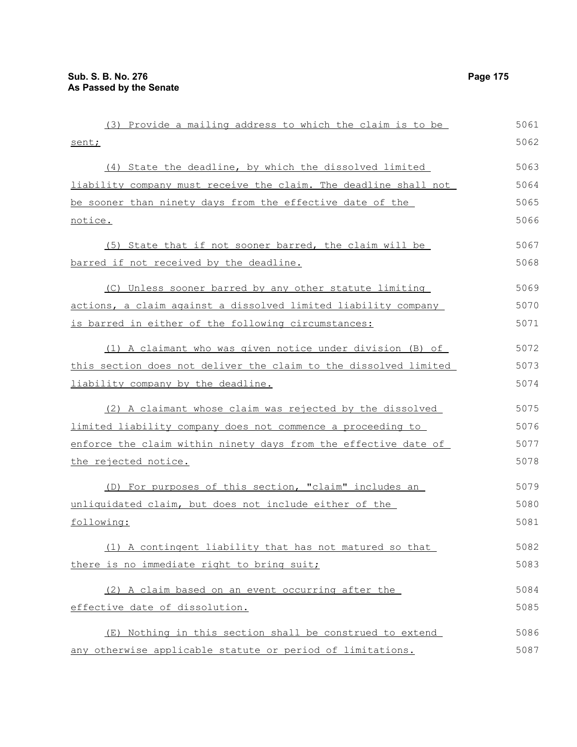(3) Provide a mailing address to which the claim is to be sent;

(4) State the deadline, by which the dissolved limited liability company must receive the claim. The deadline shall not be sooner than ninety days from the effective date of the notice.

(5) State that if not sooner barred, the claim will be barred if not received by the deadline.

(C) Unless sooner barred by any other statute limiting actions, a claim against a dissolved limited liability company is barred in either of the following circumstances:

(1) A claimant who was given notice under division (B) of this section does not deliver the claim to the dissolved limited liability company by the deadline.

(2) A claimant whose claim was rejected by the dissolved limited liability company does not commence a proceeding to enforce the claim within ninety days from the effective date of the rejected notice.

(D) For purposes of this section, "claim" includes an unliquidated claim, but does not include either of the following:

(1) A contingent liability that has not matured so that there is no immediate right to bring suit;

(2) A claim based on an event occurring after the effective date of dissolution.

(E) Nothing in this section shall be construed to extend any otherwise applicable statute or period of limitations.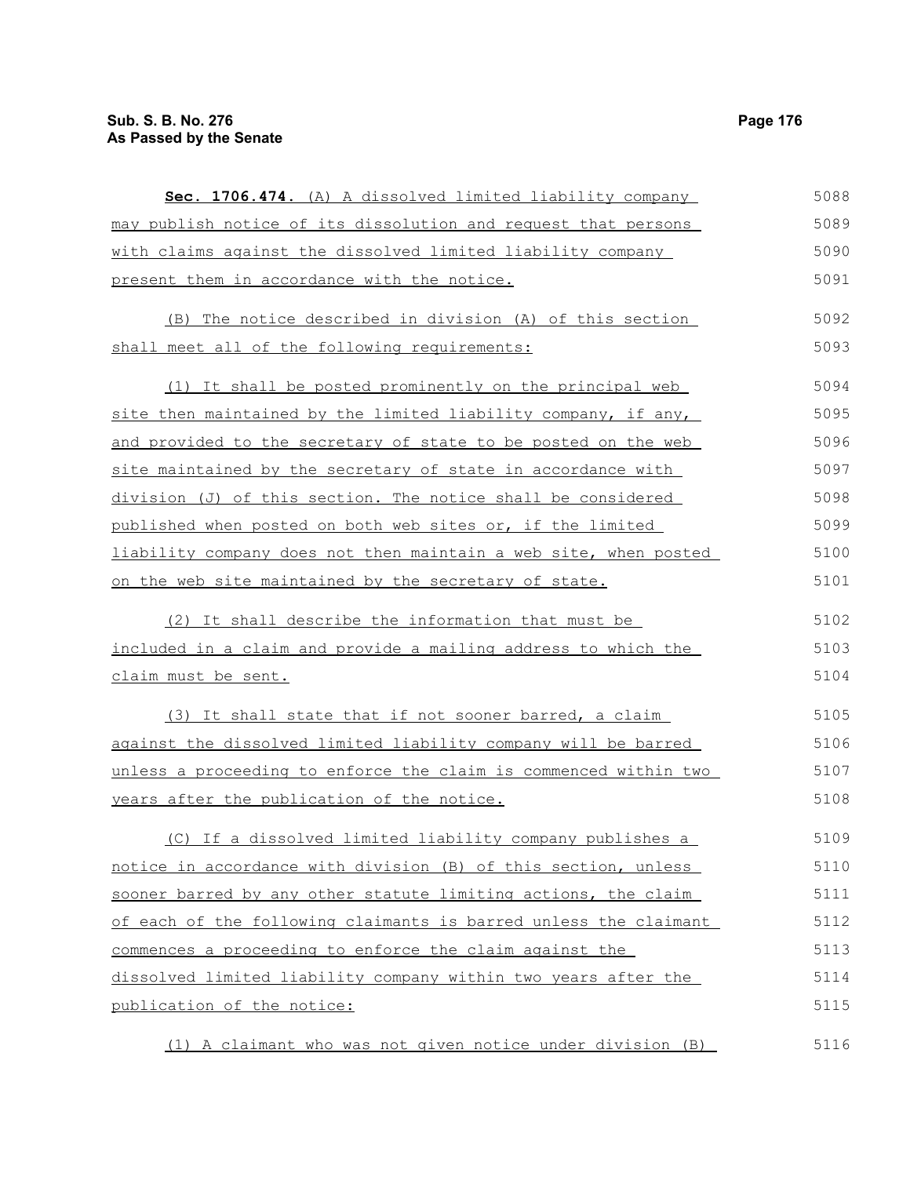**Sec. 1706.474.** (A) A dissolved limited liability company may publish notice of its dissolution and request that persons with claims against the dissolved limited liability company present them in accordance with the notice.

(B) The notice described in division (A) of this section shall meet all of the following requirements:

(1) It shall be posted prominently on the principal web site then maintained by the limited liability company, if any, and provided to the secretary of state to be posted on the web site maintained by the secretary of state in accordance with division (J) of this section. The notice shall be considered published when posted on both web sites or, if the limited liability company does not then maintain a web site, when posted on the web site maintained by the secretary of state.

(2) It shall describe the information that must be included in a claim and provide a mailing address to which the claim must be sent.

(3) It shall state that if not sooner barred, a claim against the dissolved limited liability company will be barred unless a proceeding to enforce the claim is commenced within two years after the publication of the notice.

(C) If a dissolved limited liability company publishes a notice in accordance with division (B) of this section, unless sooner barred by any other statute limiting actions, the claim of each of the following claimants is barred unless the claimant commences a proceeding to enforce the claim against the dissolved limited liability company within two years after the publication of the notice:

(1) A claimant who was not given notice under division (B)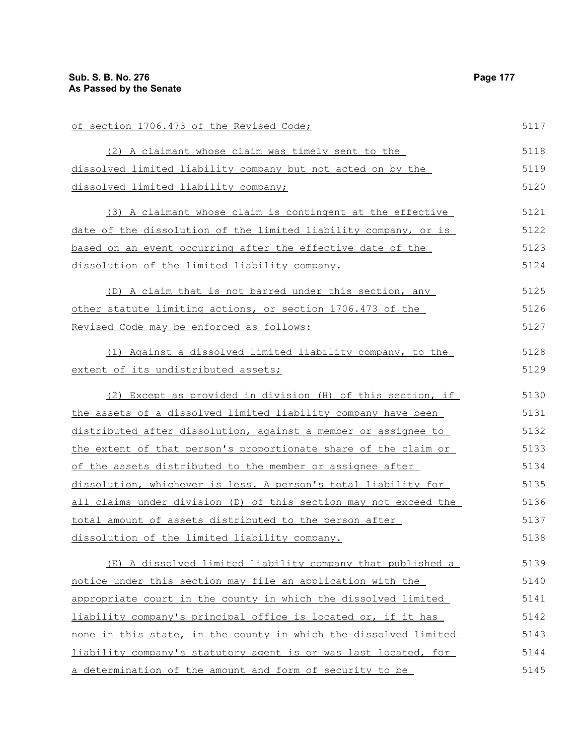of section 1706.473 of the Revised Code;

(2) A claimant whose claim was timely sent to the dissolved limited liability company but not acted on by the dissolved limited liability company;

(3) A claimant whose claim is contingent at the effective date of the dissolution of the limited liability company, or is based on an event occurring after the effective date of the dissolution of the limited liability company.

(D) A claim that is not barred under this section, any other statute limiting actions, or section 1706.473 of the Revised Code may be enforced as follows:

(1) Against a dissolved limited liability company, to the extent of its undistributed assets;

(2) Except as provided in division (H) of this section, if the assets of a dissolved limited liability company have been distributed after dissolution, against a member or assignee to the extent of that person's proportionate share of the claim or of the assets distributed to the member or assignee after dissolution, whichever is less. A person's total liability for all claims under division (D) of this section may not exceed the total amount of assets distributed to the person after dissolution of the limited liability company.

(E) A dissolved limited liability company that published a notice under this section may file an application with the appropriate court in the county in which the dissolved limited liability company's principal office is located or, if it has none in this state, in the county in which the dissolved limited liability company's statutory agent is or was last located, for a determination of the amount and form of security to be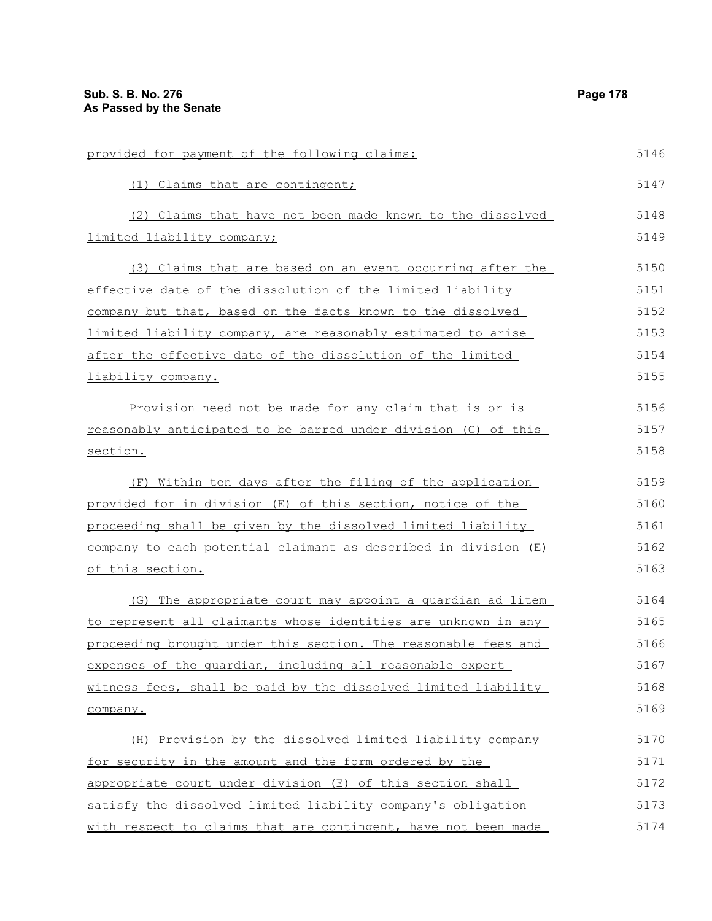provided for payment of the following claims:

(1) Claims that are contingent;

(2) Claims that have not been made known to the dissolved limited liability company;

(3) Claims that are based on an event occurring after the effective date of the dissolution of the limited liability company but that, based on the facts known to the dissolved limited liability company, are reasonably estimated to arise after the effective date of the dissolution of the limited liability company.

Provision need not be made for any claim that is or is reasonably anticipated to be barred under division (C) of this section.

(F) Within ten days after the filing of the application provided for in division (E) of this section, notice of the proceeding shall be given by the dissolved limited liability company to each potential claimant as described in division (E) of this section.

(G) The appropriate court may appoint a guardian ad litem to represent all claimants whose identities are unknown in any proceeding brought under this section. The reasonable fees and expenses of the guardian, including all reasonable expert witness fees, shall be paid by the dissolved limited liability company.

(H) Provision by the dissolved limited liability company for security in the amount and the form ordered by the appropriate court under division (E) of this section shall satisfy the dissolved limited liability company's obligation with respect to claims that are contingent, have not been made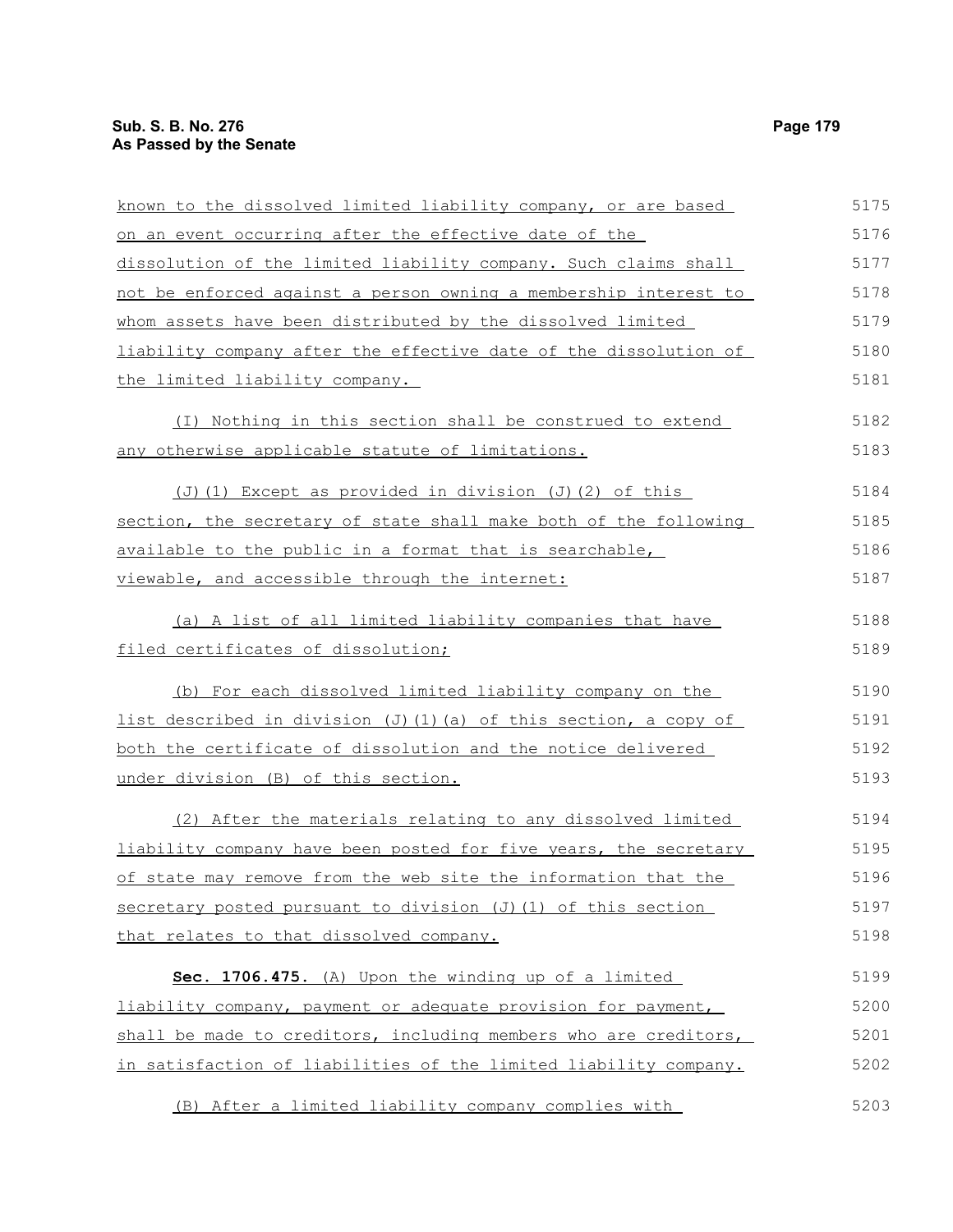known to the dissolved limited liability company, or are based on an event occurring after the effective date of the dissolution of the limited liability company. Such claims shall not be enforced against a person owning a membership interest to whom assets have been distributed by the dissolved limited liability company after the effective date of the dissolution of the limited liability company.

(I) Nothing in this section shall be construed to extend any otherwise applicable statute of limitations.

(J)(1) Except as provided in division (J)(2) of this section, the secretary of state shall make both of the following available to the public in a format that is searchable, viewable, and accessible through the internet:

(a) A list of all limited liability companies that have filed certificates of dissolution;

(b) For each dissolved limited liability company on the list described in division (J)(1)(a) of this section, a copy of both the certificate of dissolution and the notice delivered under division (B) of this section.

(2) After the materials relating to any dissolved limited liability company have been posted for five years, the secretary of state may remove from the web site the information that the secretary posted pursuant to division (J)(1) of this section that relates to that dissolved company.

**Sec. 1706.475.** (A) Upon the winding up of a limited liability company, payment or adequate provision for payment, shall be made to creditors, including members who are creditors, in satisfaction of liabilities of the limited liability company.

(B) After a limited liability company complies with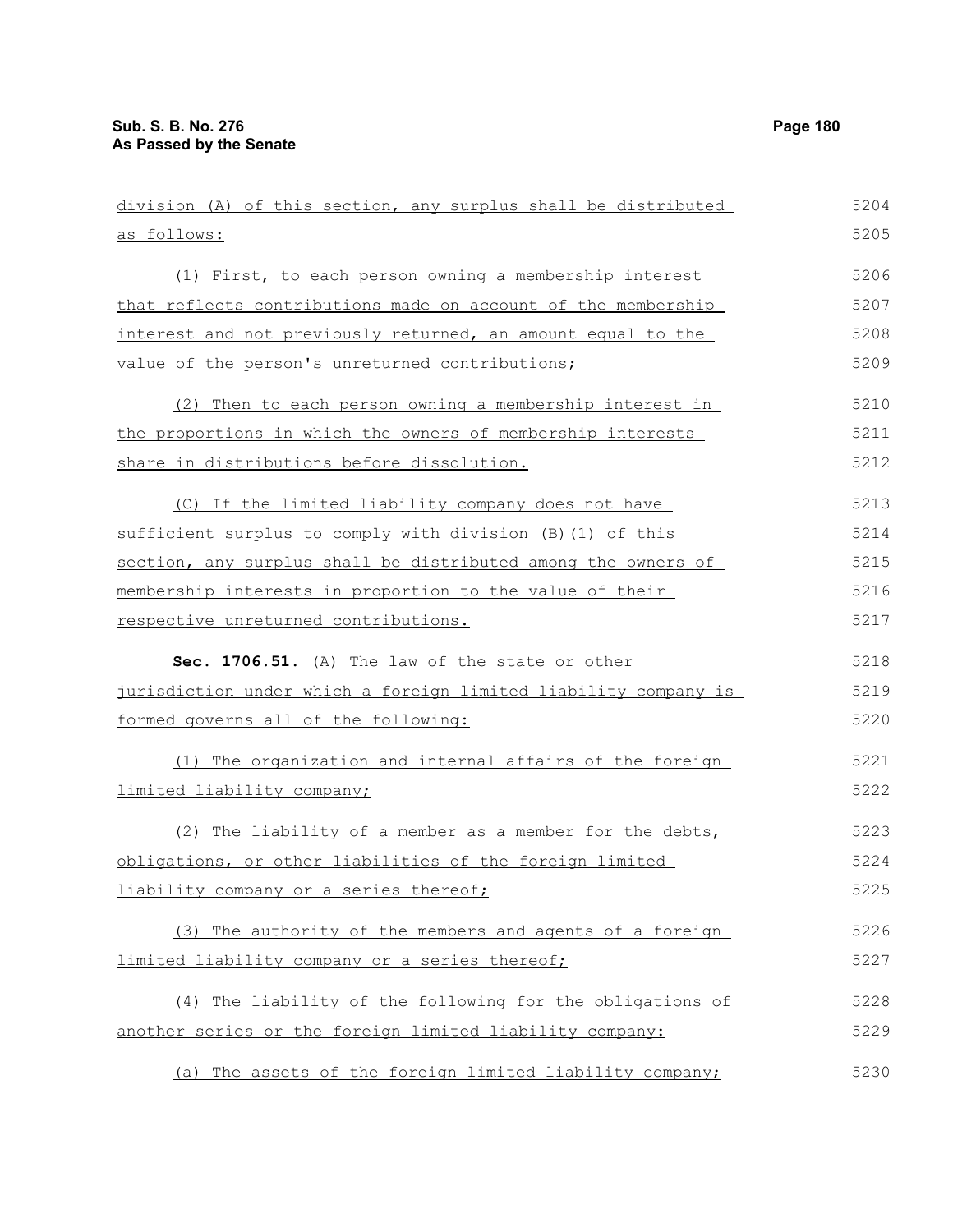division (A) of this section, any surplus shall be distributed as follows:

(1) First, to each person owning a membership interest that reflects contributions made on account of the membership interest and not previously returned, an amount equal to the value of the person's unreturned contributions;

(2) Then to each person owning a membership interest in the proportions in which the owners of membership interests share in distributions before dissolution.

(C) If the limited liability company does not have sufficient surplus to comply with division (B)(1) of this section, any surplus shall be distributed among the owners of membership interests in proportion to the value of their respective unreturned contributions.

**Sec. 1706.51.** (A) The law of the state or other jurisdiction under which a foreign limited liability company is formed governs all of the following:

(1) The organization and internal affairs of the foreign limited liability company;

(2) The liability of a member as a member for the debts, obligations, or other liabilities of the foreign limited liability company or a series thereof;

(3) The authority of the members and agents of a foreign limited liability company or a series thereof;

(4) The liability of the following for the obligations of another series or the foreign limited liability company:

(a) The assets of the foreign limited liability company;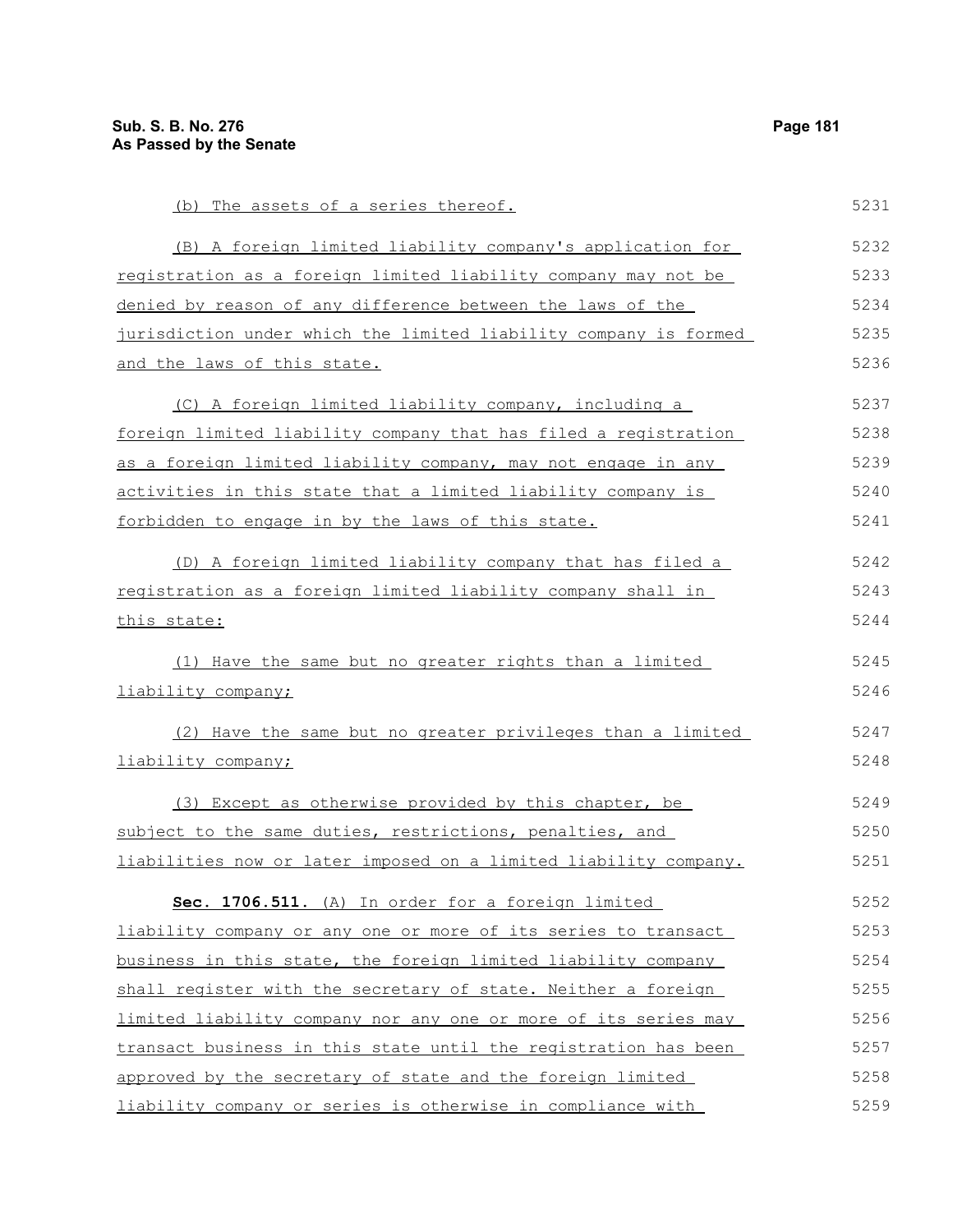(b) The assets of a series thereof.

(B) A foreign limited liability company's application for registration as a foreign limited liability company may not be denied by reason of any difference between the laws of the jurisdiction under which the limited liability company is formed and the laws of this state.

(C) A foreign limited liability company, including a foreign limited liability company that has filed a registration as a foreign limited liability company, may not engage in any activities in this state that a limited liability company is forbidden to engage in by the laws of this state.

(D) A foreign limited liability company that has filed a registration as a foreign limited liability company shall in this state:

(1) Have the same but no greater rights than a limited liability company;

(2) Have the same but no greater privileges than a limited liability company;

(3) Except as otherwise provided by this chapter, be subject to the same duties, restrictions, penalties, and liabilities now or later imposed on a limited liability company.

**Sec. 1706.511.** (A) In order for a foreign limited liability company or any one or more of its series to transact business in this state, the foreign limited liability company shall register with the secretary of state. Neither a foreign limited liability company nor any one or more of its series may transact business in this state until the registration has been approved by the secretary of state and the foreign limited liability company or series is otherwise in compliance with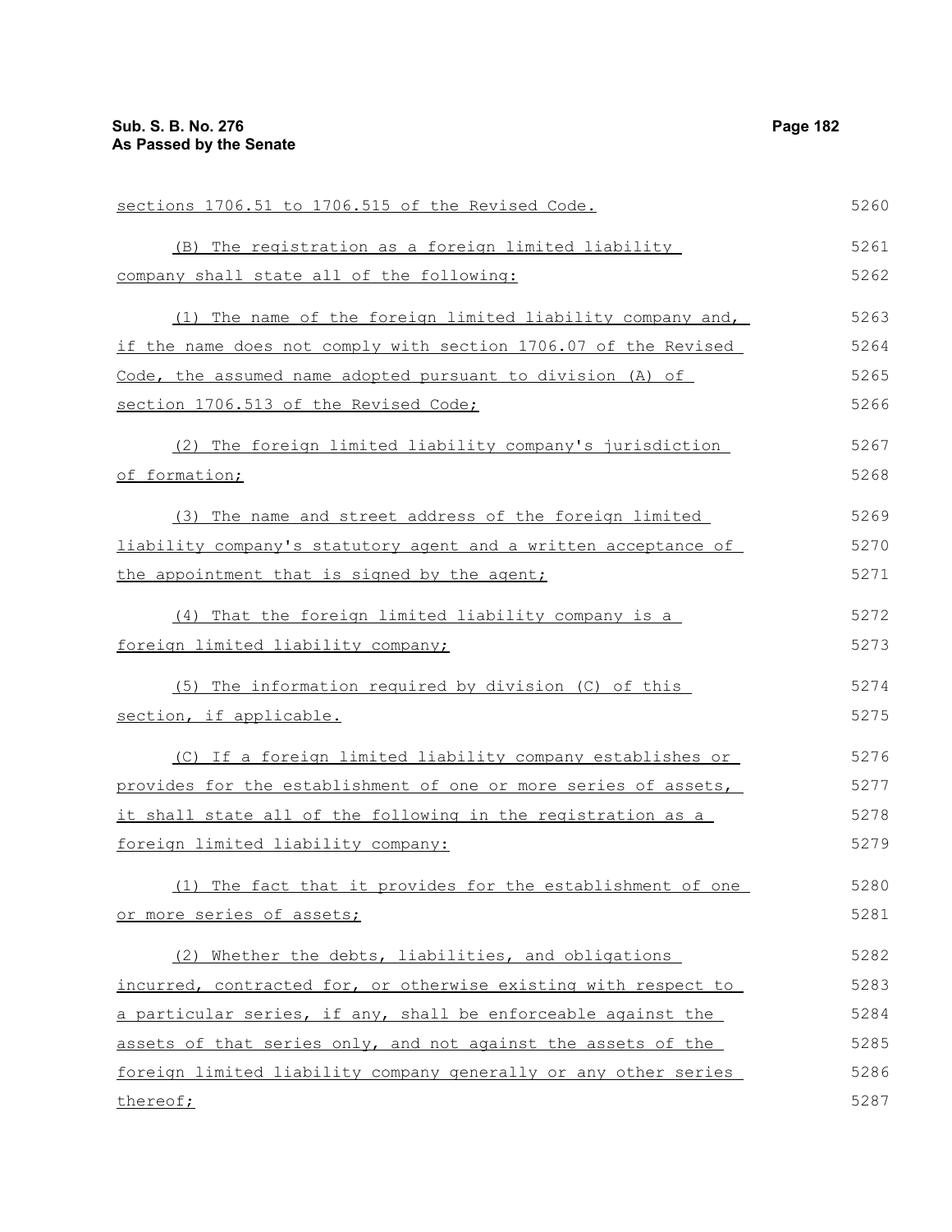sections 1706.51 to 1706.515 of the Revised Code.

(B) The registration as a foreign limited liability company shall state all of the following:

(1) The name of the foreign limited liability company and, if the name does not comply with section 1706.07 of the Revised Code, the assumed name adopted pursuant to division (A) of section 1706.513 of the Revised Code;

(2) The foreign limited liability company's jurisdiction of formation;

(3) The name and street address of the foreign limited liability company's statutory agent and a written acceptance of the appointment that is signed by the agent;

(4) That the foreign limited liability company is a foreign limited liability company;

(5) The information required by division (C) of this section, if applicable.

(C) If a foreign limited liability company establishes or provides for the establishment of one or more series of assets, it shall state all of the following in the registration as a foreign limited liability company:

(1) The fact that it provides for the establishment of one or more series of assets;

(2) Whether the debts, liabilities, and obligations incurred, contracted for, or otherwise existing with respect to a particular series, if any, shall be enforceable against the assets of that series only, and not against the assets of the foreign limited liability company generally or any other series thereof;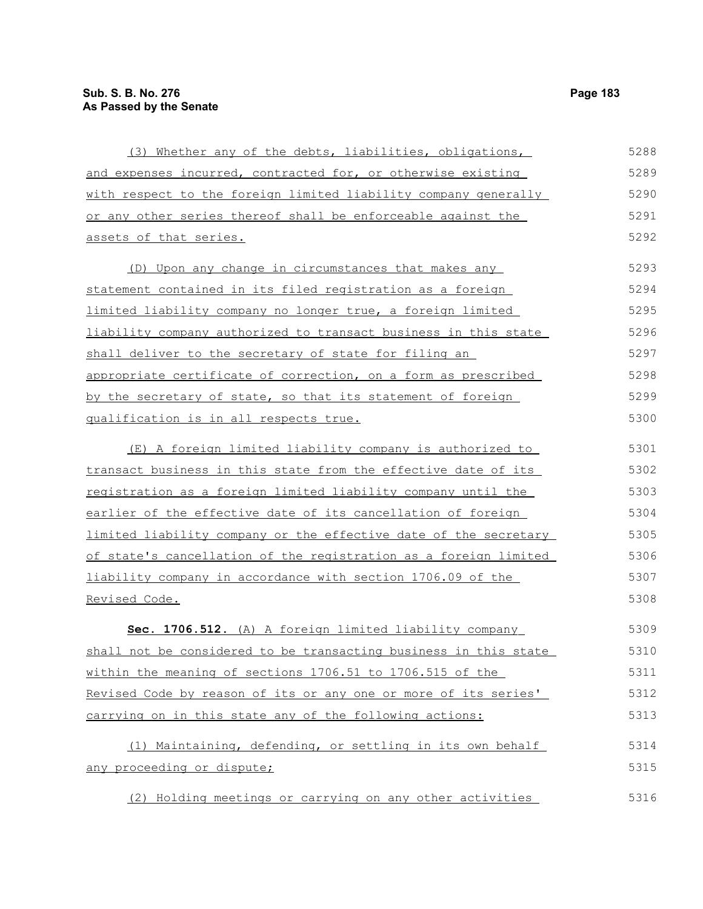(3) Whether any of the debts, liabilities, obligations, and expenses incurred, contracted for, or otherwise existing with respect to the foreign limited liability company generally or any other series thereof shall be enforceable against the assets of that series.

(D) Upon any change in circumstances that makes any statement contained in its filed registration as a foreign limited liability company no longer true, a foreign limited liability company authorized to transact business in this state shall deliver to the secretary of state for filing an appropriate certificate of correction, on a form as prescribed by the secretary of state, so that its statement of foreign qualification is in all respects true.

(E) A foreign limited liability company is authorized to transact business in this state from the effective date of its registration as a foreign limited liability company until the earlier of the effective date of its cancellation of foreign limited liability company or the effective date of the secretary of state's cancellation of the registration as a foreign limited liability company in accordance with section 1706.09 of the Revised Code.

**Sec. 1706.512.** (A) A foreign limited liability company shall not be considered to be transacting business in this state within the meaning of sections 1706.51 to 1706.515 of the Revised Code by reason of its or any one or more of its series' carrying on in this state any of the following actions:

(1) Maintaining, defending, or settling in its own behalf any proceeding or dispute;

(2) Holding meetings or carrying on any other activities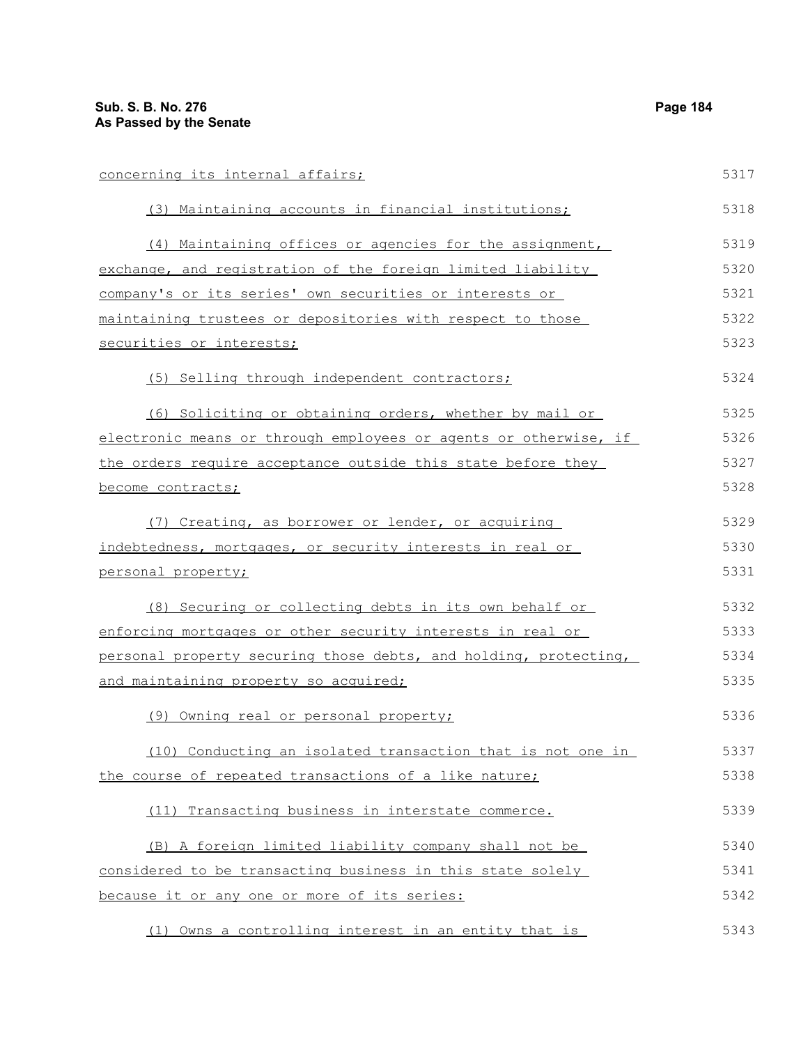concerning its internal affairs;

(3) Maintaining accounts in financial institutions;

(4) Maintaining offices or agencies for the assignment, exchange, and registration of the foreign limited liability company's or its series' own securities or interests or maintaining trustees or depositories with respect to those securities or interests;

(5) Selling through independent contractors;

(6) Soliciting or obtaining orders, whether by mail or electronic means or through employees or agents or otherwise, if the orders require acceptance outside this state before they become contracts;

(7) Creating, as borrower or lender, or acquiring indebtedness, mortgages, or security interests in real or personal property;

(8) Securing or collecting debts in its own behalf or enforcing mortgages or other security interests in real or personal property securing those debts, and holding, protecting, and maintaining property so acquired;

(9) Owning real or personal property;

(10) Conducting an isolated transaction that is not one in the course of repeated transactions of a like nature;

(11) Transacting business in interstate commerce.

(B) A foreign limited liability company shall not be considered to be transacting business in this state solely because it or any one or more of its series:

(1) Owns a controlling interest in an entity that is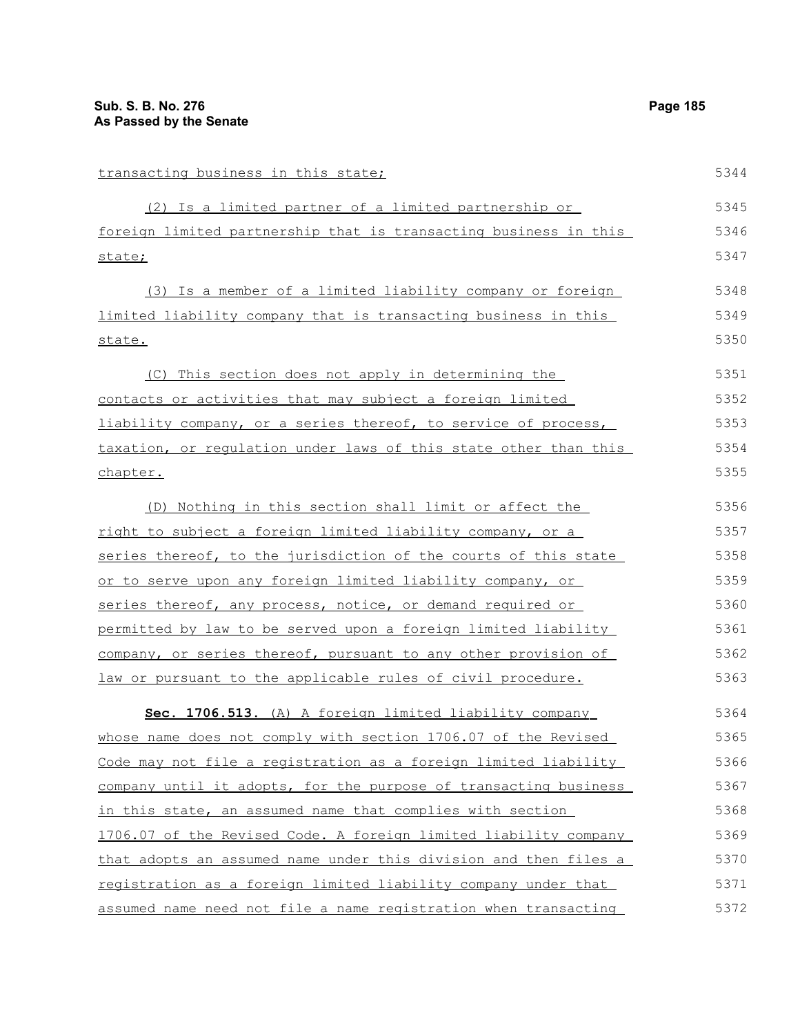transacting business in this state;

(2) Is a limited partner of a limited partnership or foreign limited partnership that is transacting business in this state;

(3) Is a member of a limited liability company or foreign limited liability company that is transacting business in this state.

(C) This section does not apply in determining the contacts or activities that may subject a foreign limited liability company, or a series thereof, to service of process, taxation, or regulation under laws of this state other than this chapter.

(D) Nothing in this section shall limit or affect the right to subject a foreign limited liability company, or a series thereof, to the jurisdiction of the courts of this state or to serve upon any foreign limited liability company, or series thereof, any process, notice, or demand required or permitted by law to be served upon a foreign limited liability company, or series thereof, pursuant to any other provision of law or pursuant to the applicable rules of civil procedure.

**Sec. 1706.513.** (A) A foreign limited liability company whose name does not comply with section 1706.07 of the Revised Code may not file a registration as a foreign limited liability company until it adopts, for the purpose of transacting business in this state, an assumed name that complies with section 1706.07 of the Revised Code. A foreign limited liability company that adopts an assumed name under this division and then files a registration as a foreign limited liability company under that assumed name need not file a name registration when transacting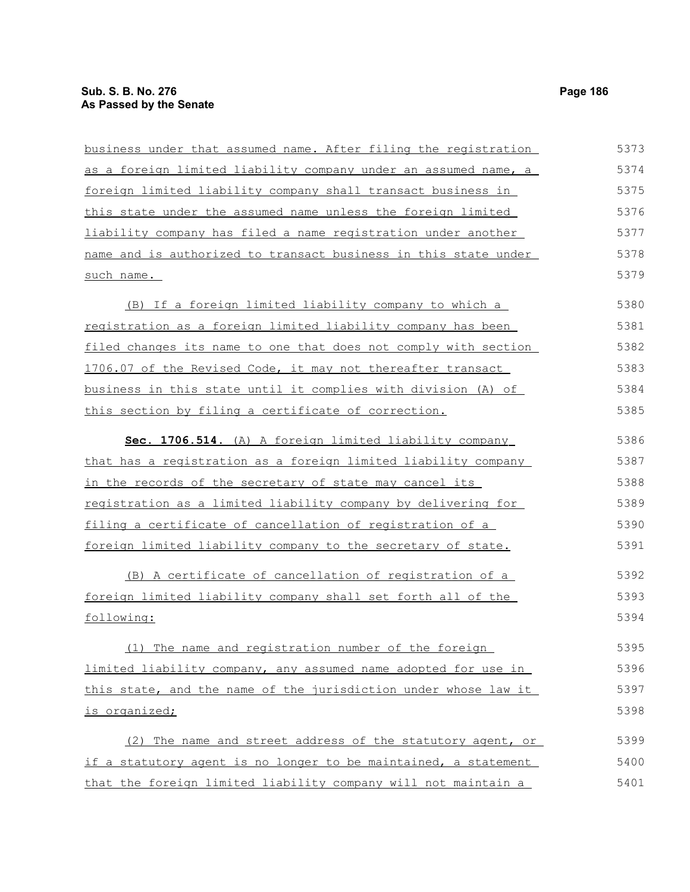business under that assumed name. After filing the registration as a foreign limited liability company under an assumed name, a foreign limited liability company shall transact business in this state under the assumed name unless the foreign limited liability company has filed a name registration under another name and is authorized to transact business in this state under such name.

(B) If a foreign limited liability company to which a registration as a foreign limited liability company has been filed changes its name to one that does not comply with section 1706.07 of the Revised Code, it may not thereafter transact business in this state until it complies with division (A) of this section by filing a certificate of correction.

**Sec. 1706.514.** (A) A foreign limited liability company that has a registration as a foreign limited liability company in the records of the secretary of state may cancel its registration as a limited liability company by delivering for filing a certificate of cancellation of registration of a foreign limited liability company to the secretary of state.

(B) A certificate of cancellation of registration of a foreign limited liability company shall set forth all of the following:

(1) The name and registration number of the foreign limited liability company, any assumed name adopted for use in this state, and the name of the jurisdiction under whose law it is organized;

(2) The name and street address of the statutory agent, or if a statutory agent is no longer to be maintained, a statement that the foreign limited liability company will not maintain a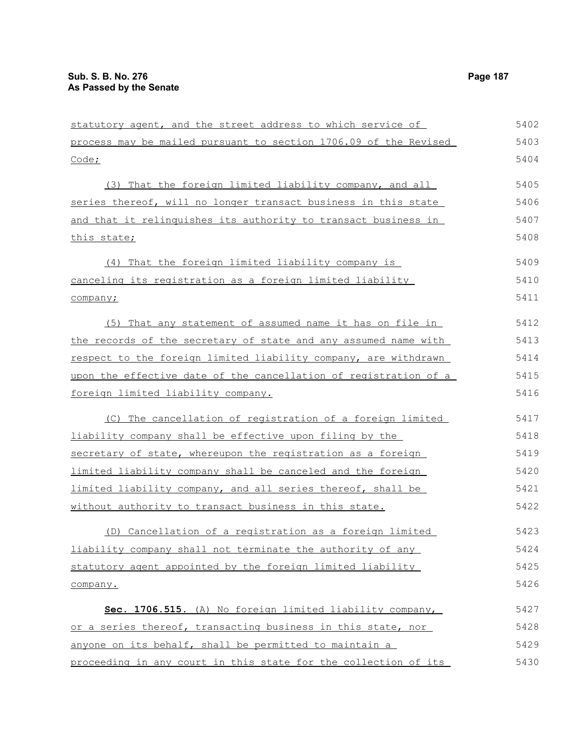statutory agent, and the street address to which service of process may be mailed pursuant to section 1706.09 of the Revised Code;

(3) That the foreign limited liability company, and all series thereof, will no longer transact business in this state and that it relinquishes its authority to transact business in this state;

(4) That the foreign limited liability company is canceling its registration as a foreign limited liability company;

(5) That any statement of assumed name it has on file in the records of the secretary of state and any assumed name with respect to the foreign limited liability company, are withdrawn upon the effective date of the cancellation of registration of a foreign limited liability company.

(C) The cancellation of registration of a foreign limited liability company shall be effective upon filing by the secretary of state, whereupon the registration as a foreign limited liability company shall be canceled and the foreign limited liability company, and all series thereof, shall be without authority to transact business in this state.

(D) Cancellation of a registration as a foreign limited liability company shall not terminate the authority of any statutory agent appointed by the foreign limited liability company.

**Sec. 1706.515.** (A) No foreign limited liability company, or a series thereof, transacting business in this state, nor anyone on its behalf, shall be permitted to maintain a proceeding in any court in this state for the collection of its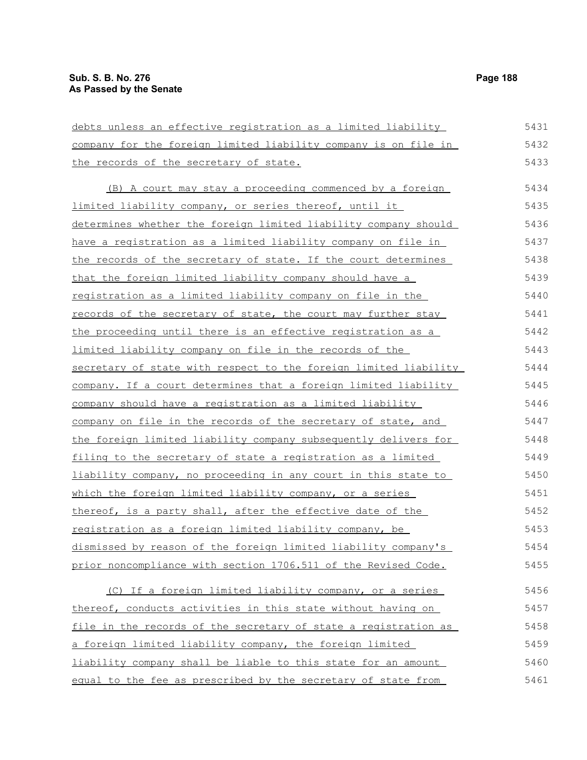debts unless an effective registration as a limited liability company for the foreign limited liability company is on file in the records of the secretary of state.

(B) A court may stay a proceeding commenced by a foreign limited liability company, or series thereof, until it determines whether the foreign limited liability company should have a registration as a limited liability company on file in the records of the secretary of state. If the court determines that the foreign limited liability company should have a registration as a limited liability company on file in the records of the secretary of state, the court may further stay the proceeding until there is an effective registration as a limited liability company on file in the records of the secretary of state with respect to the foreign limited liability company. If a court determines that a foreign limited liability company should have a registration as a limited liability company on file in the records of the secretary of state, and the foreign limited liability company subsequently delivers for filing to the secretary of state a registration as a limited liability company, no proceeding in any court in this state to which the foreign limited liability company, or a series thereof, is a party shall, after the effective date of the registration as a foreign limited liability company, be dismissed by reason of the foreign limited liability company's prior noncompliance with section 1706.511 of the Revised Code.

(C) If a foreign limited liability company, or a series thereof, conducts activities in this state without having on file in the records of the secretary of state a registration as a foreign limited liability company, the foreign limited liability company shall be liable to this state for an amount equal to the fee as prescribed by the secretary of state from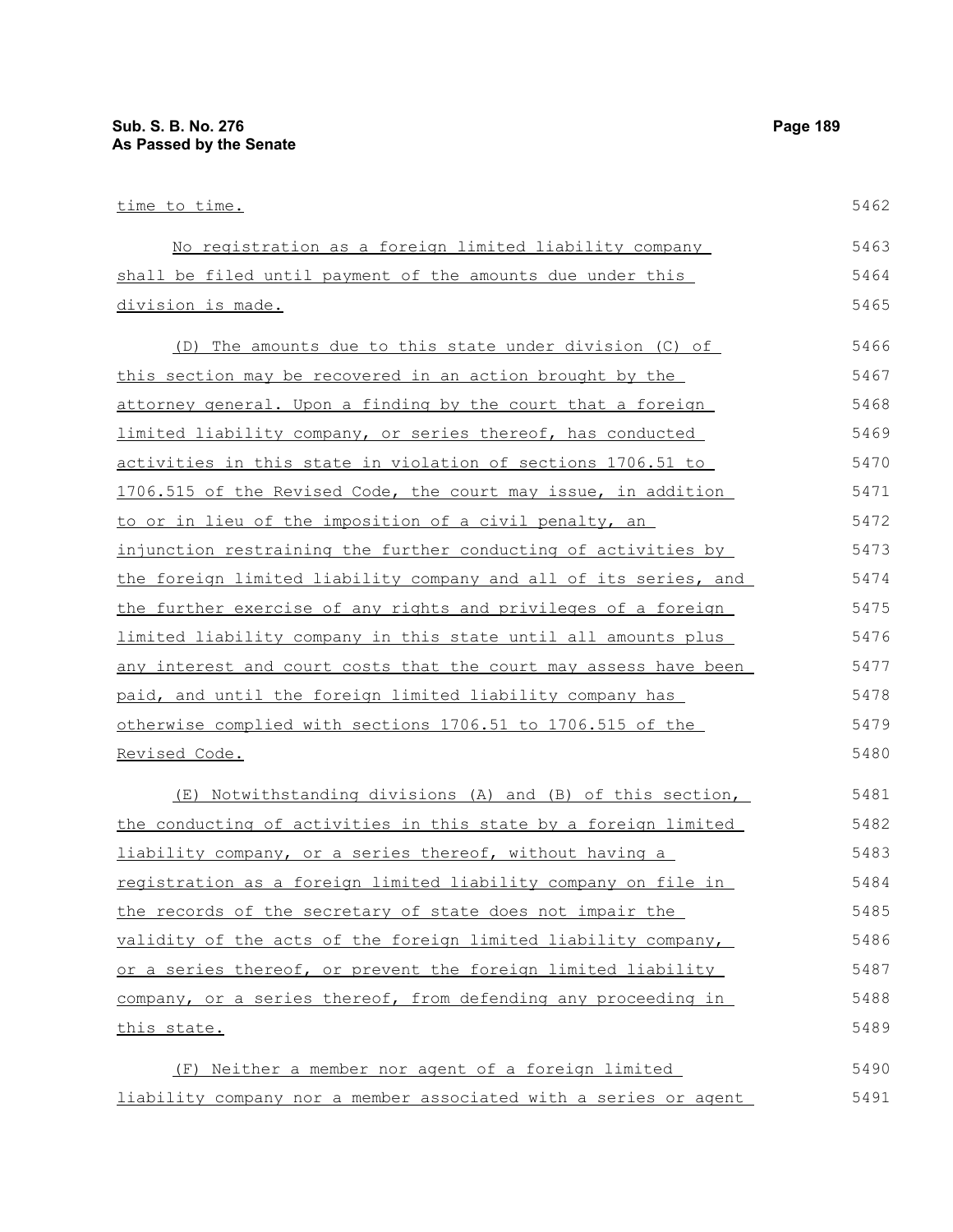time to time.

No registration as a foreign limited liability company shall be filed until payment of the amounts due under this division is made.

(D) The amounts due to this state under division (C) of this section may be recovered in an action brought by the attorney general. Upon a finding by the court that a foreign limited liability company, or series thereof, has conducted activities in this state in violation of sections 1706.51 to 1706.515 of the Revised Code, the court may issue, in addition to or in lieu of the imposition of a civil penalty, an injunction restraining the further conducting of activities by the foreign limited liability company and all of its series, and the further exercise of any rights and privileges of a foreign limited liability company in this state until all amounts plus any interest and court costs that the court may assess have been paid, and until the foreign limited liability company has otherwise complied with sections 1706.51 to 1706.515 of the Revised Code.

(E) Notwithstanding divisions (A) and (B) of this section, the conducting of activities in this state by a foreign limited liability company, or a series thereof, without having a registration as a foreign limited liability company on file in the records of the secretary of state does not impair the validity of the acts of the foreign limited liability company, or a series thereof, or prevent the foreign limited liability company, or a series thereof, from defending any proceeding in this state.

(F) Neither a member nor agent of a foreign limited liability company nor a member associated with a series or agent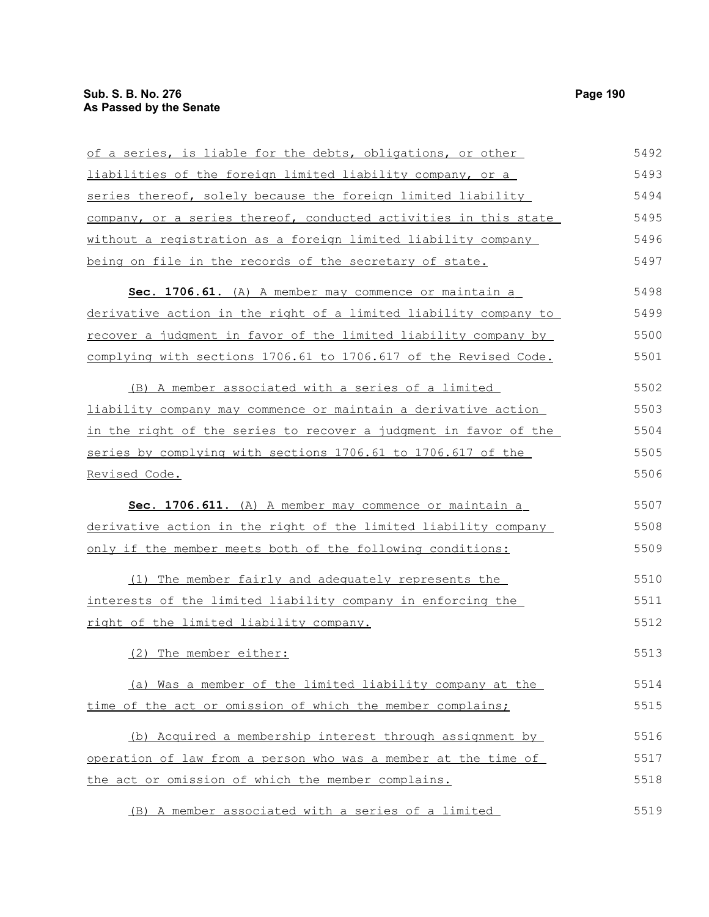of a series, is liable for the debts, obligations, or other liabilities of the foreign limited liability company, or a series thereof, solely because the foreign limited liability company, or a series thereof, conducted activities in this state without a registration as a foreign limited liability company being on file in the records of the secretary of state.

**Sec. 1706.61.** (A) A member may commence or maintain a derivative action in the right of a limited liability company to recover a judgment in favor of the limited liability company by complying with sections 1706.61 to 1706.617 of the Revised Code.

(B) A member associated with a series of a limited liability company may commence or maintain a derivative action in the right of the series to recover a judgment in favor of the series by complying with sections 1706.61 to 1706.617 of the Revised Code.

**Sec. 1706.611.** (A) A member may commence or maintain a derivative action in the right of the limited liability company only if the member meets both of the following conditions:

(1) The member fairly and adequately represents the interests of the limited liability company in enforcing the right of the limited liability company.

(2) The member either:

(a) Was a member of the limited liability company at the time of the act or omission of which the member complains;

(b) Acquired a membership interest through assignment by operation of law from a person who was a member at the time of the act or omission of which the member complains.

(B) A member associated with a series of a limited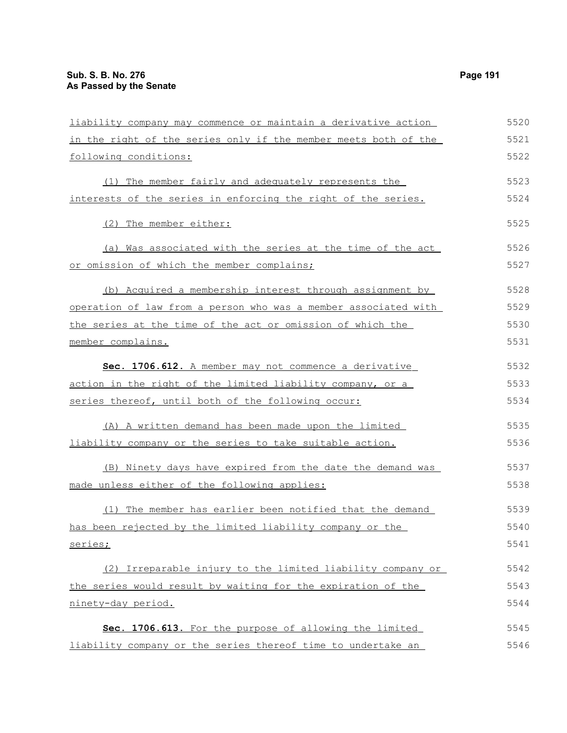liability company may commence or maintain a derivative action in the right of the series only if the member meets both of the following conditions:

(1) The member fairly and adequately represents the interests of the series in enforcing the right of the series.

(2) The member either:

(a) Was associated with the series at the time of the act or omission of which the member complains;

(b) Acquired a membership interest through assignment by operation of law from a person who was a member associated with the series at the time of the act or omission of which the member complains.

**Sec. 1706.612.** A member may not commence a derivative action in the right of the limited liability company, or a series thereof, until both of the following occur:

(A) A written demand has been made upon the limited liability company or the series to take suitable action.

(B) Ninety days have expired from the date the demand was made unless either of the following applies:

(1) The member has earlier been notified that the demand has been rejected by the limited liability company or the series;

(2) Irreparable injury to the limited liability company or the series would result by waiting for the expiration of the ninety-day period.

**Sec. 1706.613.** For the purpose of allowing the limited liability company or the series thereof time to undertake an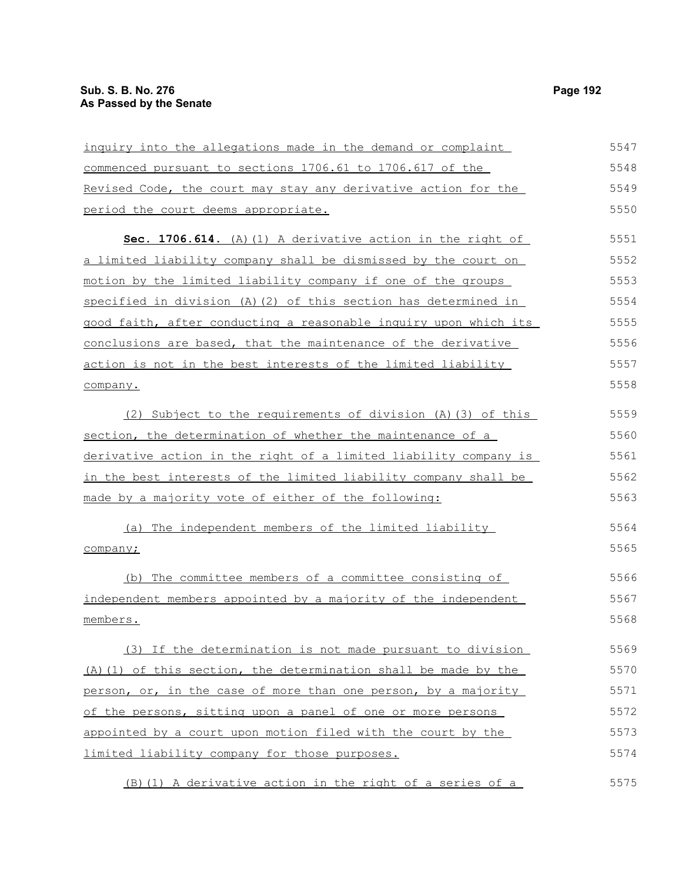inquiry into the allegations made in the demand or complaint commenced pursuant to sections 1706.61 to 1706.617 of the Revised Code, the court may stay any derivative action for the period the court deems appropriate.

**Sec. 1706.614.** (A)(1) A derivative action in the right of a limited liability company shall be dismissed by the court on motion by the limited liability company if one of the groups specified in division (A)(2) of this section has determined in good faith, after conducting a reasonable inquiry upon which its conclusions are based, that the maintenance of the derivative action is not in the best interests of the limited liability company.

(2) Subject to the requirements of division (A)(3) of this section, the determination of whether the maintenance of a derivative action in the right of a limited liability company is in the best interests of the limited liability company shall be made by a majority vote of either of the following:

(a) The independent members of the limited liability company;

(b) The committee members of a committee consisting of independent members appointed by a majority of the independent members.

(3) If the determination is not made pursuant to division (A)(1) of this section, the determination shall be made by the person, or, in the case of more than one person, by a majority of the persons, sitting upon a panel of one or more persons appointed by a court upon motion filed with the court by the limited liability company for those purposes.

(B)(1) A derivative action in the right of a series of a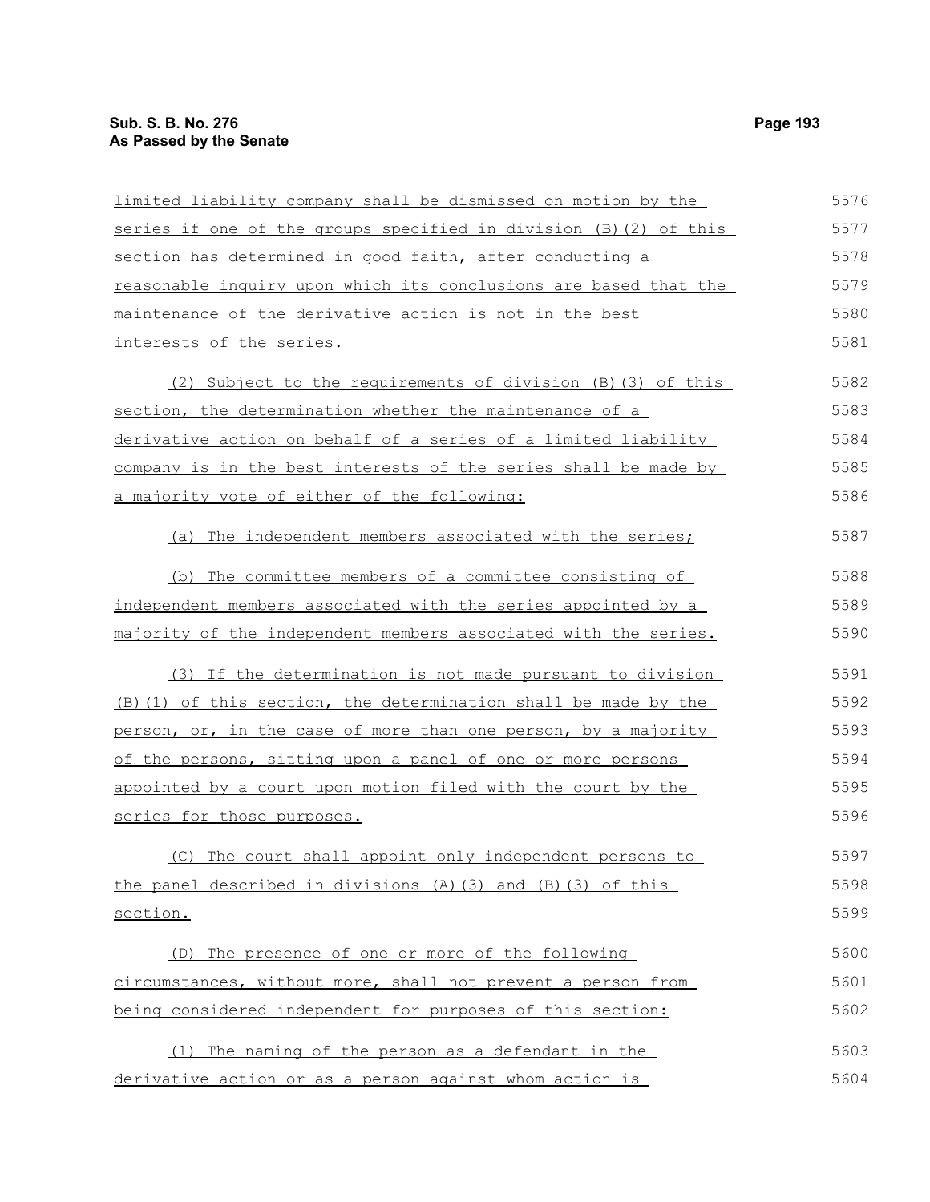limited liability company shall be dismissed on motion by the series if one of the groups specified in division (B)(2) of this section has determined in good faith, after conducting a reasonable inquiry upon which its conclusions are based that the maintenance of the derivative action is not in the best interests of the series.

(2) Subject to the requirements of division (B)(3) of this section, the determination whether the maintenance of a derivative action on behalf of a series of a limited liability company is in the best interests of the series shall be made by a majority vote of either of the following:

(a) The independent members associated with the series;

(b) The committee members of a committee consisting of independent members associated with the series appointed by a majority of the independent members associated with the series.

(3) If the determination is not made pursuant to division (B)(1) of this section, the determination shall be made by the person, or, in the case of more than one person, by a majority of the persons, sitting upon a panel of one or more persons appointed by a court upon motion filed with the court by the series for those purposes.

(C) The court shall appoint only independent persons to the panel described in divisions (A)(3) and (B)(3) of this section.

(D) The presence of one or more of the following circumstances, without more, shall not prevent a person from being considered independent for purposes of this section:

(1) The naming of the person as a defendant in the derivative action or as a person against whom action is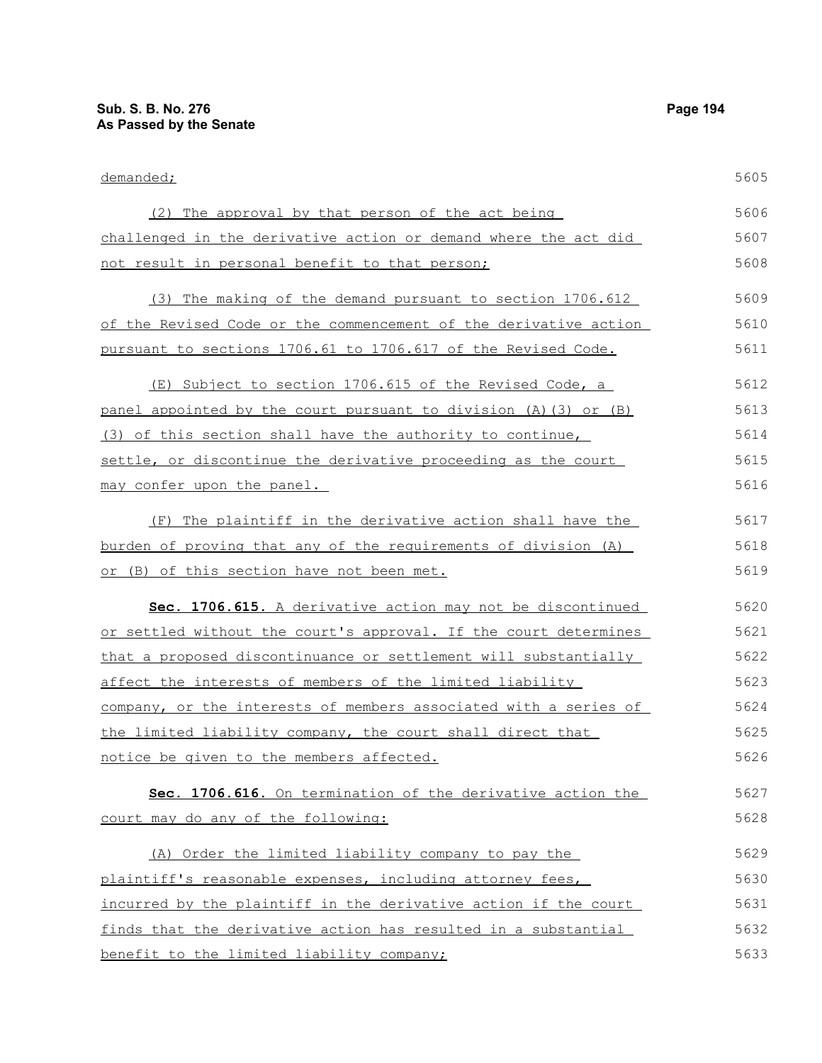demanded;

(2) The approval by that person of the act being challenged in the derivative action or demand where the act did not result in personal benefit to that person;

(3) The making of the demand pursuant to section 1706.612 of the Revised Code or the commencement of the derivative action pursuant to sections 1706.61 to 1706.617 of the Revised Code.

(E) Subject to section 1706.615 of the Revised Code, a panel appointed by the court pursuant to division (A)(3) or (B)(3) of this section shall have the authority to continue, settle, or discontinue the derivative proceeding as the court may confer upon the panel.

(F) The plaintiff in the derivative action shall have the burden of proving that any of the requirements of division (A) or (B) of this section have not been met.

**Sec. 1706.615.** A derivative action may not be discontinued or settled without the court's approval. If the court determines that a proposed discontinuance or settlement will substantially affect the interests of members of the limited liability company, or the interests of members associated with a series of the limited liability company, the court shall direct that notice be given to the members affected.

**Sec. 1706.616.** On termination of the derivative action the court may do any of the following:

(A) Order the limited liability company to pay the plaintiff's reasonable expenses, including attorney fees, incurred by the plaintiff in the derivative action if the court finds that the derivative action has resulted in a substantial benefit to the limited liability company;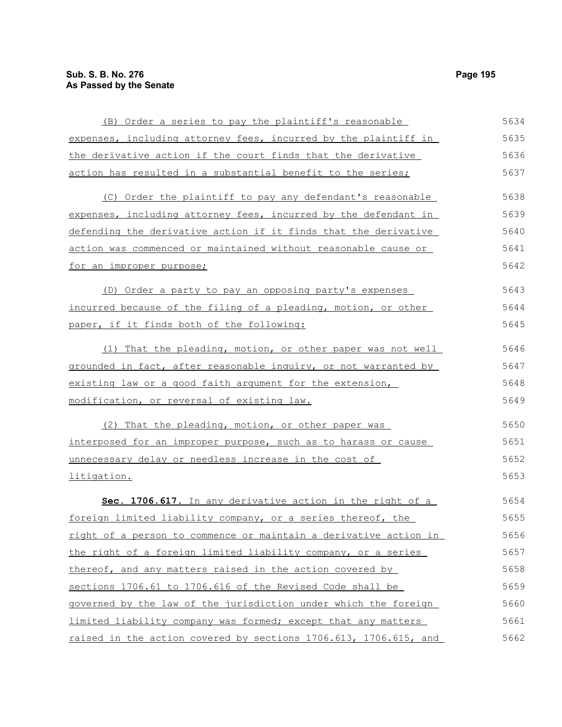(B) Order a series to pay the plaintiff's reasonable expenses, including attorney fees, incurred by the plaintiff in the derivative action if the court finds that the derivative action has resulted in a substantial benefit to the series;

(C) Order the plaintiff to pay any defendant's reasonable expenses, including attorney fees, incurred by the defendant in defending the derivative action if it finds that the derivative action was commenced or maintained without reasonable cause or for an improper purpose;

(D) Order a party to pay an opposing party's expenses incurred because of the filing of a pleading, motion, or other paper, if it finds both of the following:

(1) That the pleading, motion, or other paper was not well grounded in fact, after reasonable inquiry, or not warranted by existing law or a good faith argument for the extension, modification, or reversal of existing law.

(2) That the pleading, motion, or other paper was interposed for an improper purpose, such as to harass or cause unnecessary delay or needless increase in the cost of litigation.

**Sec. 1706.617.** In any derivative action in the right of a foreign limited liability company, or a series thereof, the right of a person to commence or maintain a derivative action in the right of a foreign limited liability company, or a series thereof, and any matters raised in the action covered by sections 1706.61 to 1706.616 of the Revised Code shall be governed by the law of the jurisdiction under which the foreign limited liability company was formed; except that any matters raised in the action covered by sections 1706.613, 1706.615, and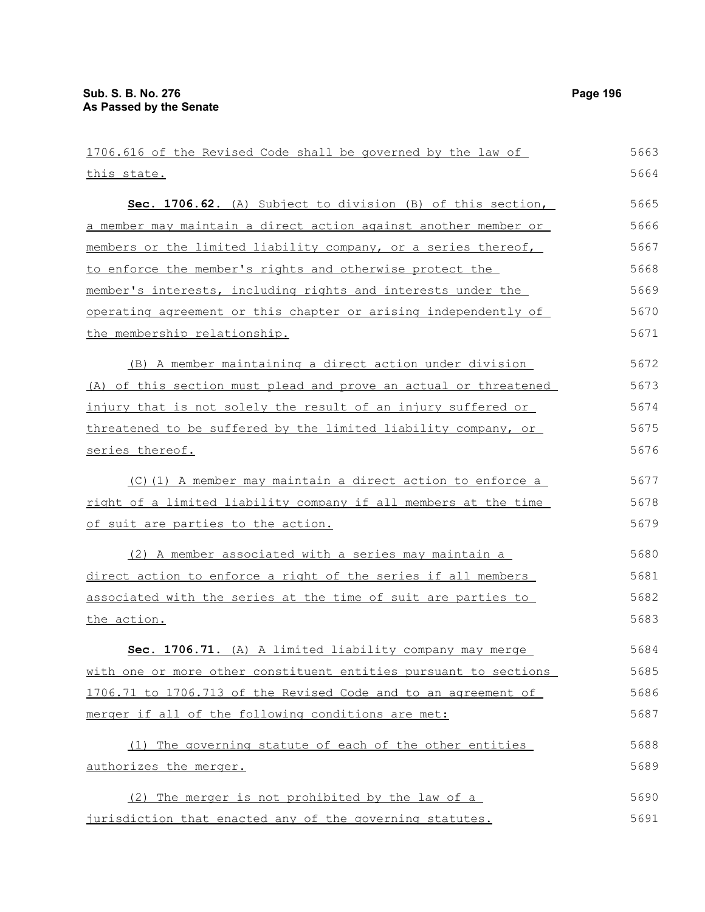1706.616 of the Revised Code shall be governed by the law of this state.

**Sec. 1706.62.** (A) Subject to division (B) of this section, a member may maintain a direct action against another member or members or the limited liability company, or a series thereof, to enforce the member's rights and otherwise protect the member's interests, including rights and interests under the operating agreement or this chapter or arising independently of the membership relationship.

(B) A member maintaining a direct action under division (A) of this section must plead and prove an actual or threatened injury that is not solely the result of an injury suffered or threatened to be suffered by the limited liability company, or series thereof.

(C)(1) A member may maintain a direct action to enforce a right of a limited liability company if all members at the time of suit are parties to the action.

(2) A member associated with a series may maintain a direct action to enforce a right of the series if all members associated with the series at the time of suit are parties to the action.

**Sec. 1706.71.** (A) A limited liability company may merge with one or more other constituent entities pursuant to sections 1706.71 to 1706.713 of the Revised Code and to an agreement of merger if all of the following conditions are met:

(1) The governing statute of each of the other entities authorizes the merger.

(2) The merger is not prohibited by the law of a jurisdiction that enacted any of the governing statutes.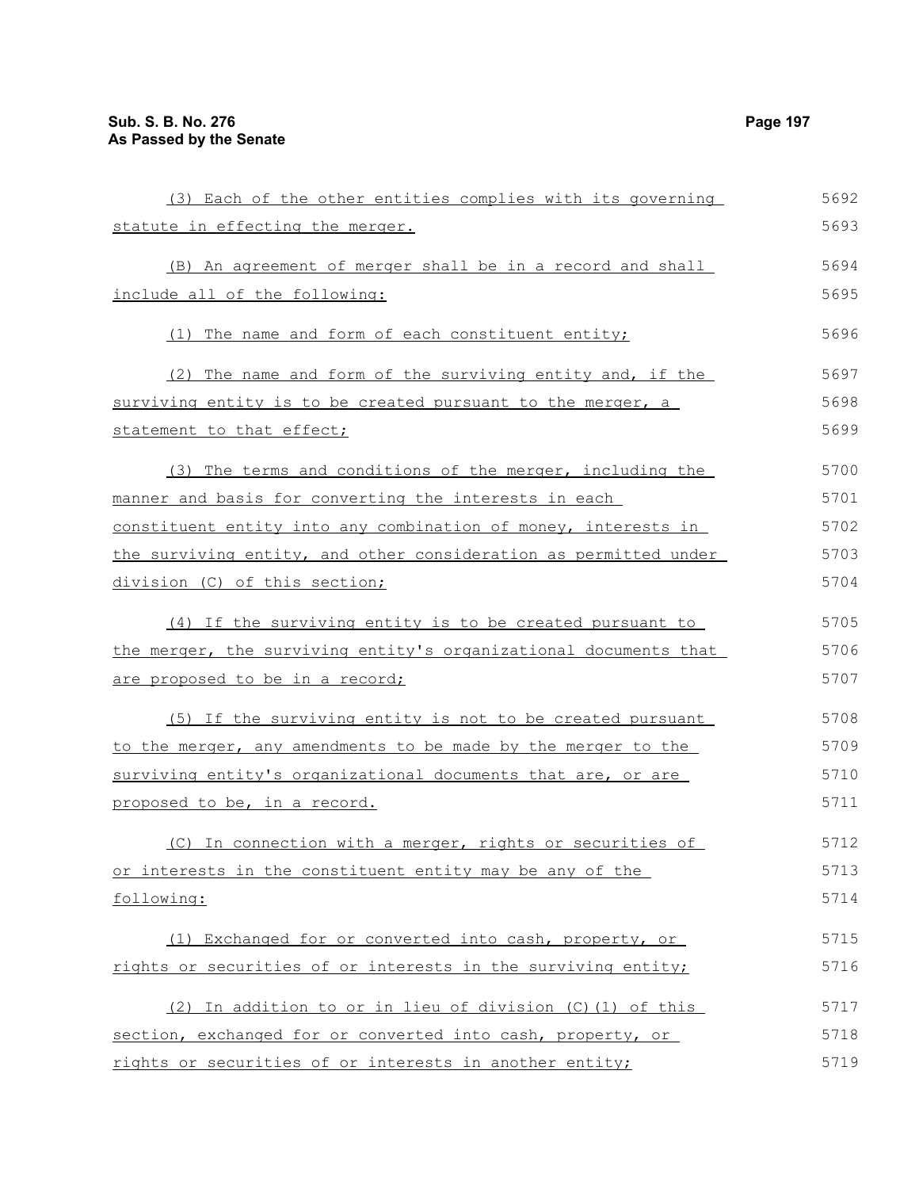(3) Each of the other entities complies with its governing statute in effecting the merger.

(B) An agreement of merger shall be in a record and shall include all of the following:

(1) The name and form of each constituent entity;

(2) The name and form of the surviving entity and, if the surviving entity is to be created pursuant to the merger, a statement to that effect;

(3) The terms and conditions of the merger, including the manner and basis for converting the interests in each constituent entity into any combination of money, interests in the surviving entity, and other consideration as permitted under division (C) of this section;

(4) If the surviving entity is to be created pursuant to the merger, the surviving entity's organizational documents that are proposed to be in a record;

(5) If the surviving entity is not to be created pursuant to the merger, any amendments to be made by the merger to the surviving entity's organizational documents that are, or are proposed to be, in a record.

(C) In connection with a merger, rights or securities of or interests in the constituent entity may be any of the following:

(1) Exchanged for or converted into cash, property, or rights or securities of or interests in the surviving entity;

(2) In addition to or in lieu of division (C)(1) of this section, exchanged for or converted into cash, property, or rights or securities of or interests in another entity;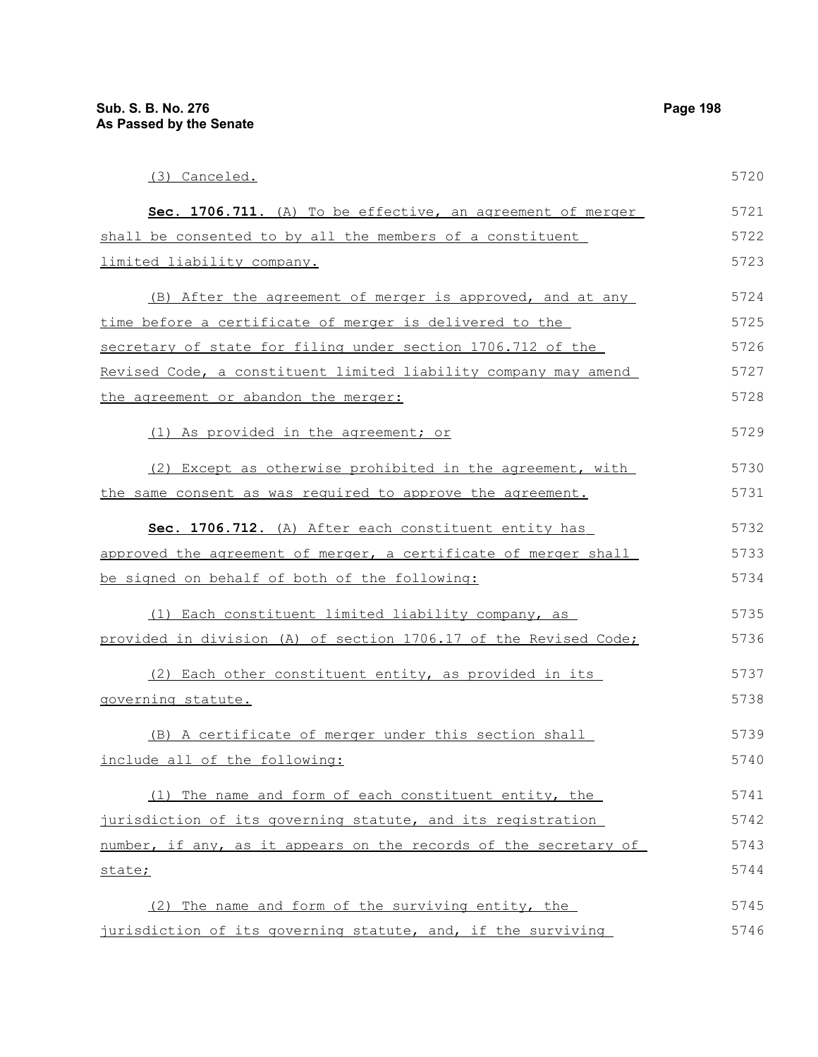(3) Canceled.

**Sec. 1706.711.** (A) To be effective, an agreement of merger shall be consented to by all the members of a constituent limited liability company.

(B) After the agreement of merger is approved, and at any time before a certificate of merger is delivered to the secretary of state for filing under section 1706.712 of the Revised Code, a constituent limited liability company may amend the agreement or abandon the merger:

(1) As provided in the agreement; or

(2) Except as otherwise prohibited in the agreement, with the same consent as was required to approve the agreement.

**Sec. 1706.712.** (A) After each constituent entity has approved the agreement of merger, a certificate of merger shall be signed on behalf of both of the following:

(1) Each constituent limited liability company, as provided in division (A) of section 1706.17 of the Revised Code;

(2) Each other constituent entity, as provided in its governing statute.

(B) A certificate of merger under this section shall include all of the following:

(1) The name and form of each constituent entity, the jurisdiction of its governing statute, and its registration number, if any, as it appears on the records of the secretary of state;

(2) The name and form of the surviving entity, the jurisdiction of its governing statute, and, if the surviving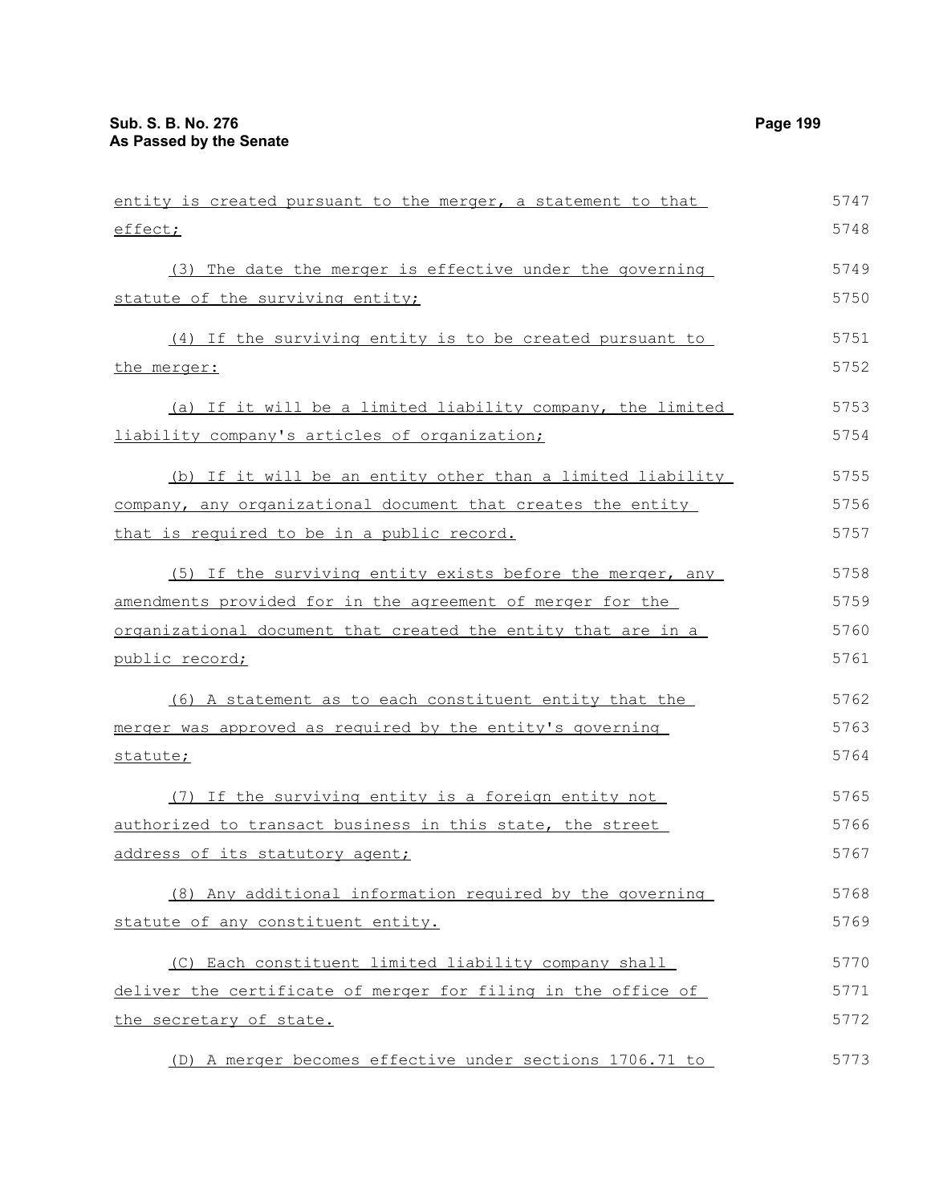entity is created pursuant to the merger, a statement to that effect;

(3) The date the merger is effective under the governing statute of the surviving entity;

(4) If the surviving entity is to be created pursuant to the merger:

(a) If it will be a limited liability company, the limited liability company's articles of organization;

(b) If it will be an entity other than a limited liability company, any organizational document that creates the entity that is required to be in a public record.

(5) If the surviving entity exists before the merger, any amendments provided for in the agreement of merger for the organizational document that created the entity that are in a public record;

(6) A statement as to each constituent entity that the merger was approved as required by the entity's governing statute;

(7) If the surviving entity is a foreign entity not authorized to transact business in this state, the street address of its statutory agent;

(8) Any additional information required by the governing statute of any constituent entity.

(C) Each constituent limited liability company shall deliver the certificate of merger for filing in the office of the secretary of state.

(D) A merger becomes effective under sections 1706.71 to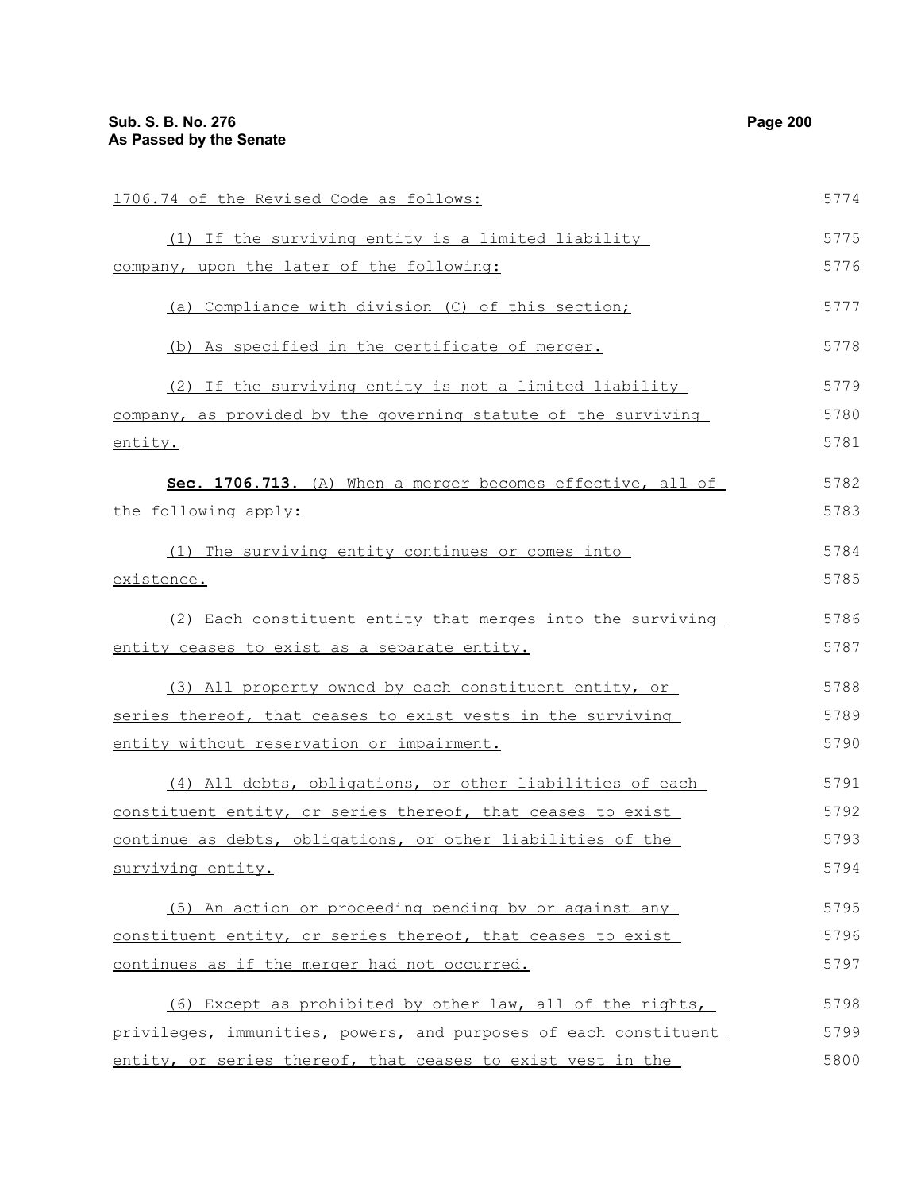1706.74 of the Revised Code as follows:

(1) If the surviving entity is a limited liability company, upon the later of the following:

(a) Compliance with division (C) of this section;

(b) As specified in the certificate of merger.

(2) If the surviving entity is not a limited liability company, as provided by the governing statute of the surviving entity.

**Sec. 1706.713.** (A) When a merger becomes effective, all of the following apply:

(1) The surviving entity continues or comes into existence.

(2) Each constituent entity that merges into the surviving entity ceases to exist as a separate entity.

(3) All property owned by each constituent entity, or series thereof, that ceases to exist vests in the surviving entity without reservation or impairment.

(4) All debts, obligations, or other liabilities of each constituent entity, or series thereof, that ceases to exist continue as debts, obligations, or other liabilities of the surviving entity.

(5) An action or proceeding pending by or against any constituent entity, or series thereof, that ceases to exist continues as if the merger had not occurred.

(6) Except as prohibited by other law, all of the rights, privileges, immunities, powers, and purposes of each constituent entity, or series thereof, that ceases to exist vest in the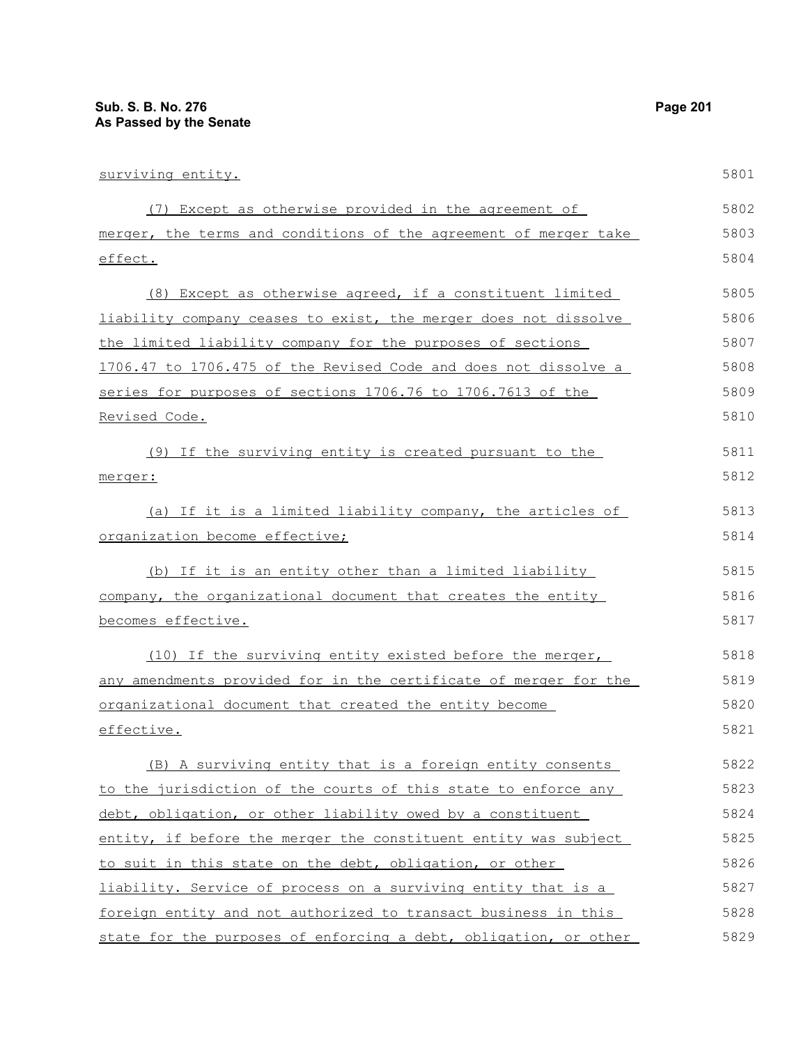surviving entity.

(7) Except as otherwise provided in the agreement of merger, the terms and conditions of the agreement of merger take effect.

(8) Except as otherwise agreed, if a constituent limited liability company ceases to exist, the merger does not dissolve the limited liability company for the purposes of sections 1706.47 to 1706.475 of the Revised Code and does not dissolve a series for purposes of sections 1706.76 to 1706.7613 of the Revised Code.

(9) If the surviving entity is created pursuant to the merger:

(a) If it is a limited liability company, the articles of organization become effective;

(b) If it is an entity other than a limited liability company, the organizational document that creates the entity becomes effective.

(10) If the surviving entity existed before the merger, any amendments provided for in the certificate of merger for the organizational document that created the entity become effective.

(B) A surviving entity that is a foreign entity consents to the jurisdiction of the courts of this state to enforce any debt, obligation, or other liability owed by a constituent entity, if before the merger the constituent entity was subject to suit in this state on the debt, obligation, or other liability. Service of process on a surviving entity that is a foreign entity and not authorized to transact business in this state for the purposes of enforcing a debt, obligation, or other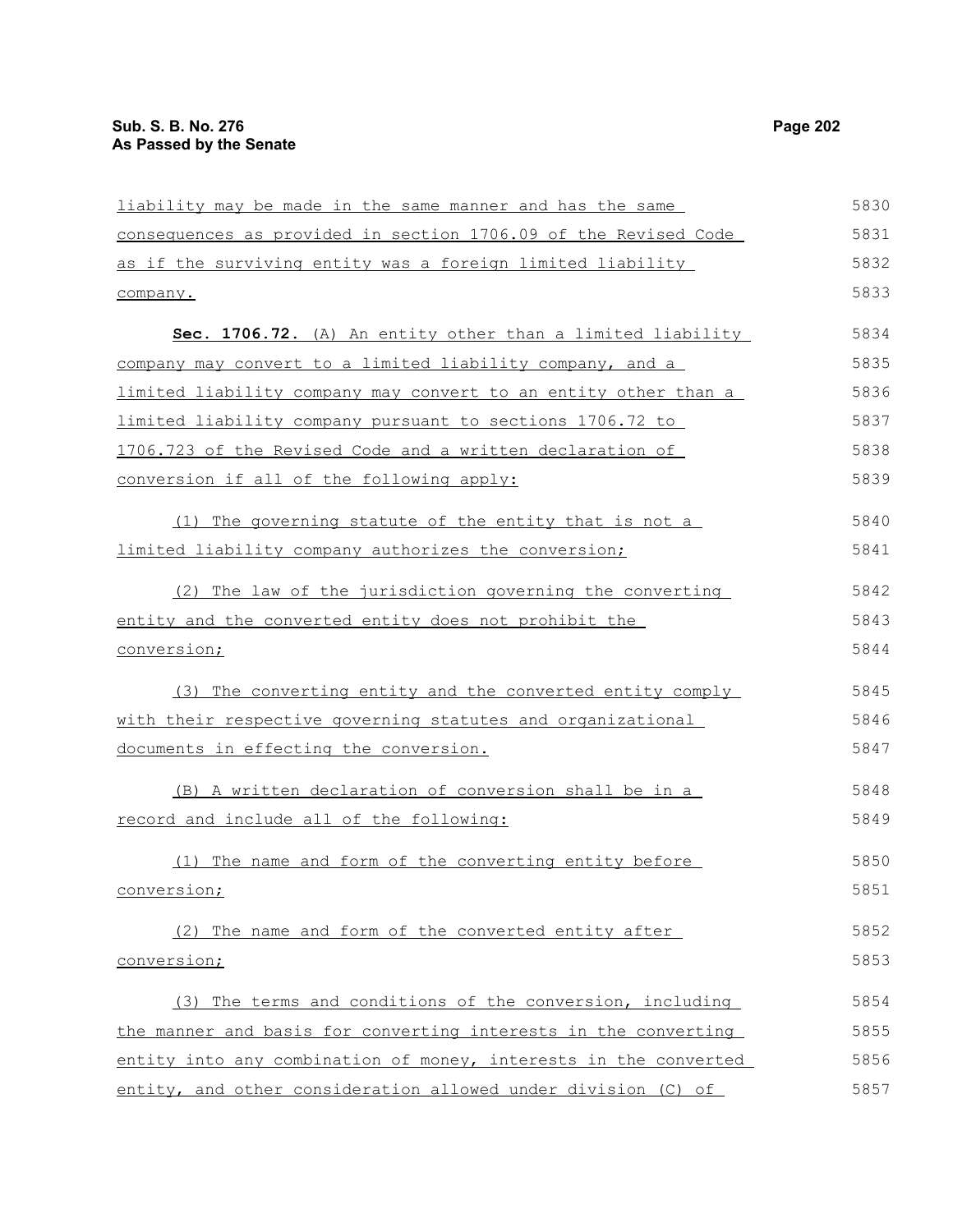liability may be made in the same manner and has the same consequences as provided in section 1706.09 of the Revised Code as if the surviving entity was a foreign limited liability company.

**Sec. 1706.72.** (A) An entity other than a limited liability company may convert to a limited liability company, and a limited liability company may convert to an entity other than a limited liability company pursuant to sections 1706.72 to 1706.723 of the Revised Code and a written declaration of conversion if all of the following apply:

(1) The governing statute of the entity that is not a limited liability company authorizes the conversion;

(2) The law of the jurisdiction governing the converting entity and the converted entity does not prohibit the conversion;

(3) The converting entity and the converted entity comply with their respective governing statutes and organizational documents in effecting the conversion.

(B) A written declaration of conversion shall be in a record and include all of the following:

(1) The name and form of the converting entity before conversion;

(2) The name and form of the converted entity after conversion;

(3) The terms and conditions of the conversion, including the manner and basis for converting interests in the converting entity into any combination of money, interests in the converted entity, and other consideration allowed under division (C) of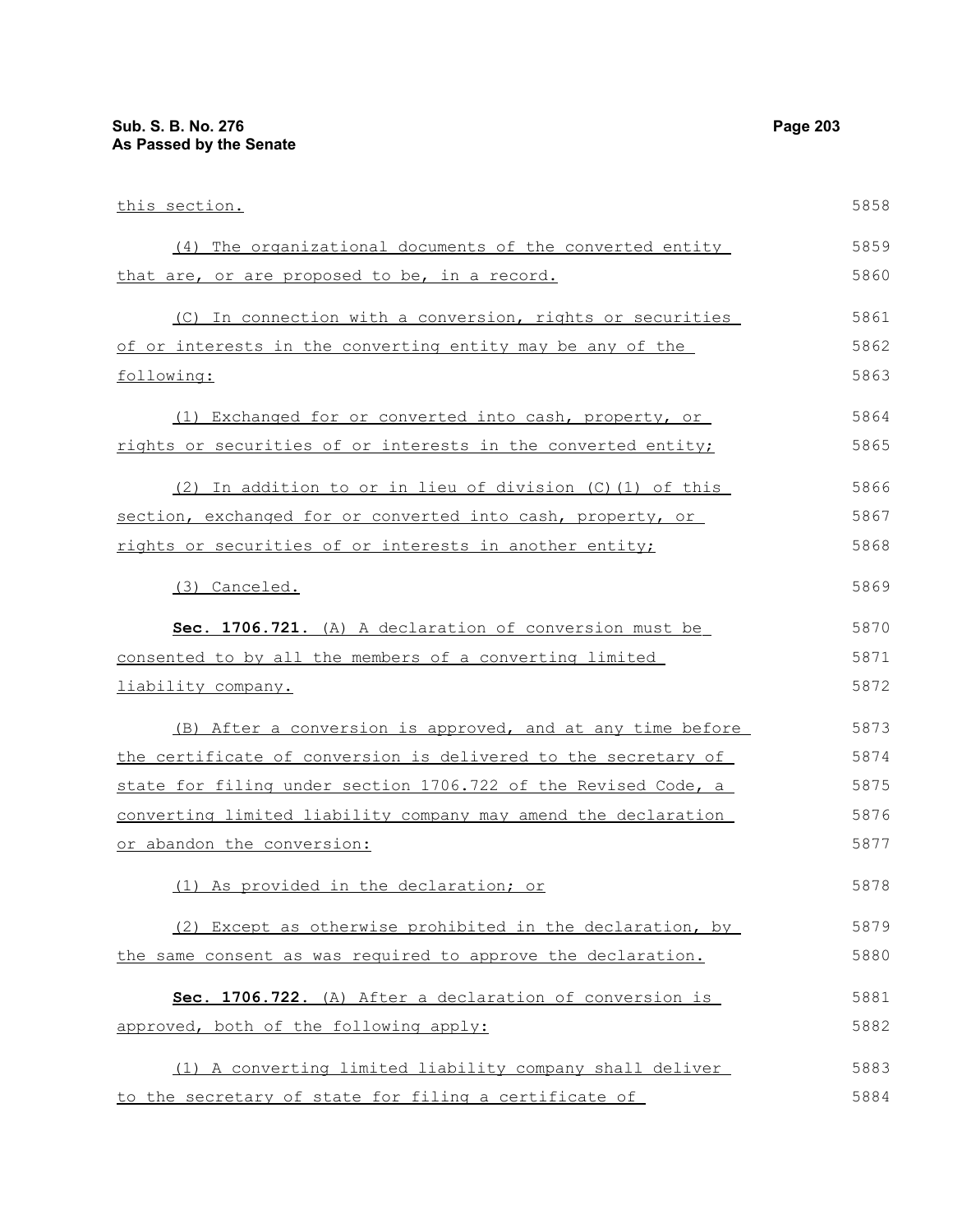this section.

(4) The organizational documents of the converted entity that are, or are proposed to be, in a record.

(C) In connection with a conversion, rights or securities of or interests in the converting entity may be any of the following:

(1) Exchanged for or converted into cash, property, or rights or securities of or interests in the converted entity;

(2) In addition to or in lieu of division (C)(1) of this section, exchanged for or converted into cash, property, or rights or securities of or interests in another entity;

(3) Canceled.

**Sec. 1706.721.** (A) A declaration of conversion must be consented to by all the members of a converting limited liability company.

(B) After a conversion is approved, and at any time before the certificate of conversion is delivered to the secretary of state for filing under section 1706.722 of the Revised Code, a converting limited liability company may amend the declaration or abandon the conversion:

(1) As provided in the declaration; or

(2) Except as otherwise prohibited in the declaration, by the same consent as was required to approve the declaration.

**Sec. 1706.722.** (A) After a declaration of conversion is approved, both of the following apply:

(1) A converting limited liability company shall deliver to the secretary of state for filing a certificate of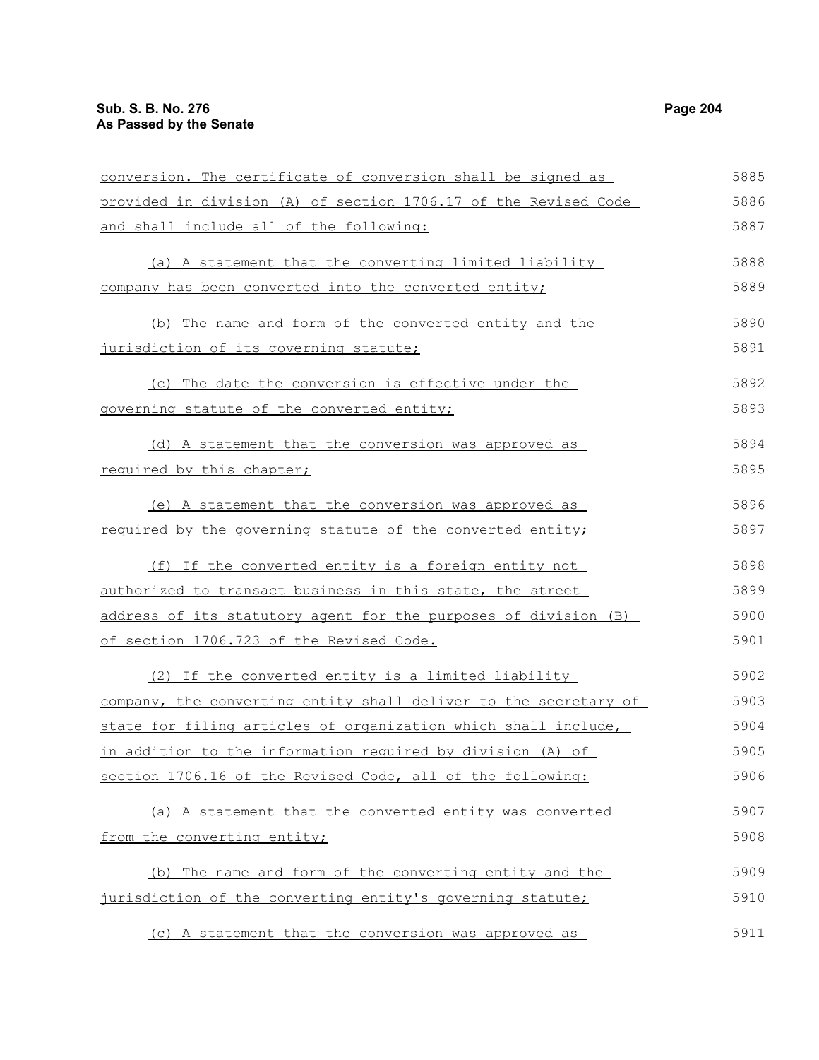conversion. The certificate of conversion shall be signed as provided in division (A) of section 1706.17 of the Revised Code and shall include all of the following:

(a) A statement that the converting limited liability company has been converted into the converted entity;

(b) The name and form of the converted entity and the jurisdiction of its governing statute;

(c) The date the conversion is effective under the governing statute of the converted entity;

(d) A statement that the conversion was approved as required by this chapter;

(e) A statement that the conversion was approved as required by the governing statute of the converted entity;

(f) If the converted entity is a foreign entity not authorized to transact business in this state, the street address of its statutory agent for the purposes of division (B) of section 1706.723 of the Revised Code.

(2) If the converted entity is a limited liability company, the converting entity shall deliver to the secretary of state for filing articles of organization which shall include, in addition to the information required by division (A) of section 1706.16 of the Revised Code, all of the following:

(a) A statement that the converted entity was converted from the converting entity;

(b) The name and form of the converting entity and the jurisdiction of the converting entity's governing statute;

(c) A statement that the conversion was approved as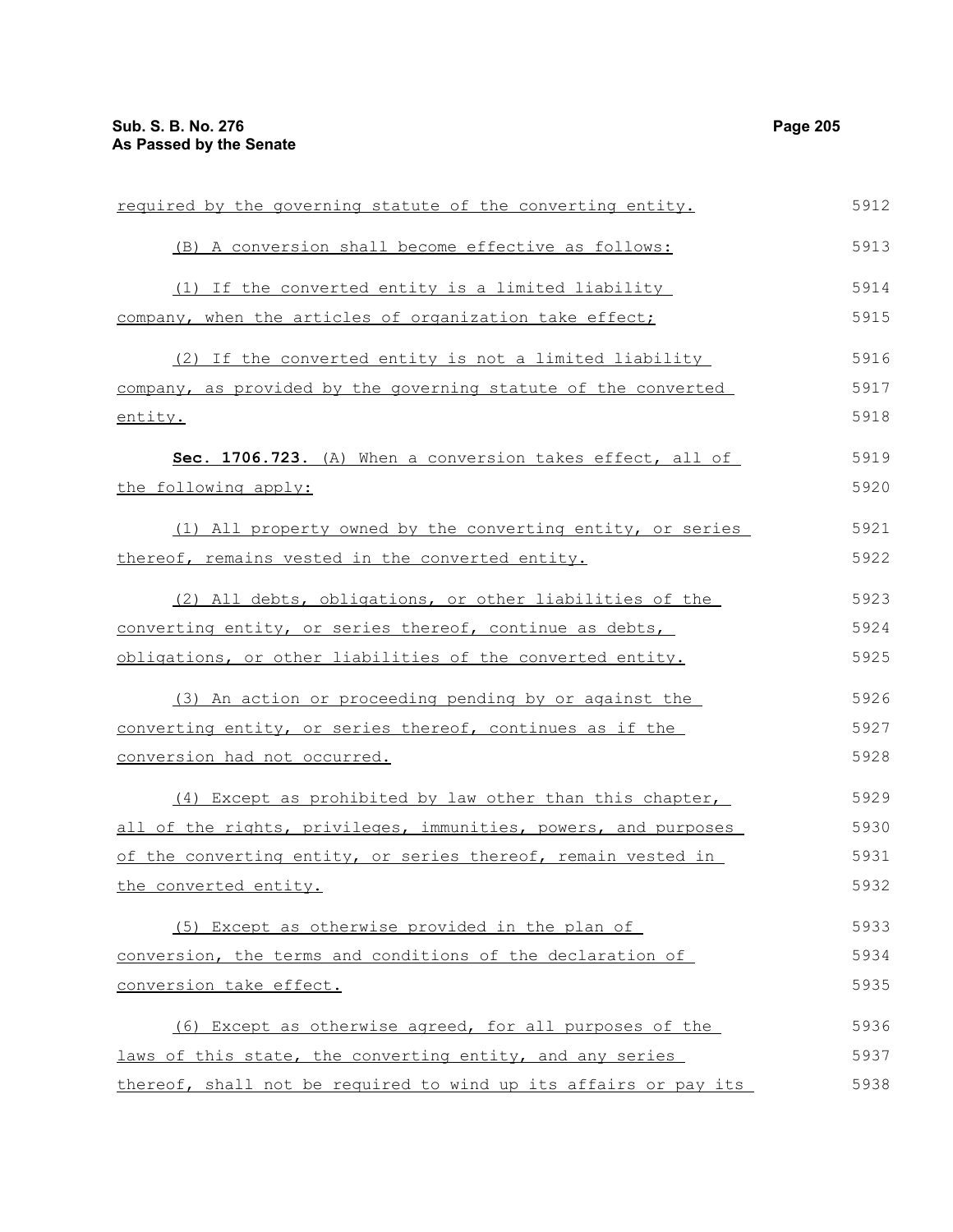required by the governing statute of the converting entity.

(B) A conversion shall become effective as follows:

(1) If the converted entity is a limited liability company, when the articles of organization take effect;

(2) If the converted entity is not a limited liability company, as provided by the governing statute of the converted entity.

**Sec. 1706.723.** (A) When a conversion takes effect, all of the following apply:

(1) All property owned by the converting entity, or series thereof, remains vested in the converted entity.

(2) All debts, obligations, or other liabilities of the converting entity, or series thereof, continue as debts, obligations, or other liabilities of the converted entity.

(3) An action or proceeding pending by or against the converting entity, or series thereof, continues as if the conversion had not occurred.

(4) Except as prohibited by law other than this chapter, all of the rights, privileges, immunities, powers, and purposes of the converting entity, or series thereof, remain vested in the converted entity.

(5) Except as otherwise provided in the plan of conversion, the terms and conditions of the declaration of conversion take effect.

(6) Except as otherwise agreed, for all purposes of the laws of this state, the converting entity, and any series thereof, shall not be required to wind up its affairs or pay its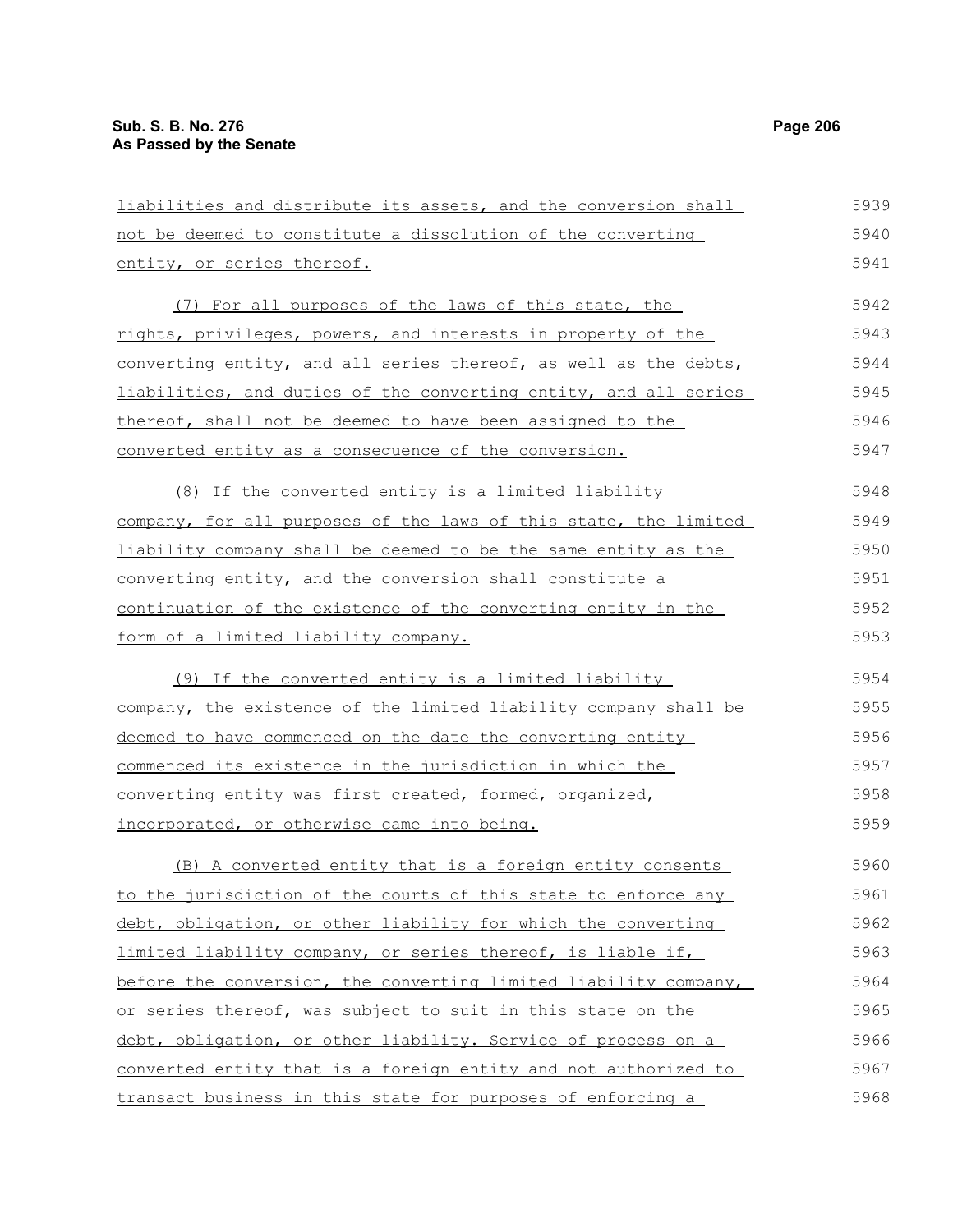liabilities and distribute its assets, and the conversion shall not be deemed to constitute a dissolution of the converting entity, or series thereof.

(7) For all purposes of the laws of this state, the rights, privileges, powers, and interests in property of the converting entity, and all series thereof, as well as the debts, liabilities, and duties of the converting entity, and all series thereof, shall not be deemed to have been assigned to the converted entity as a consequence of the conversion.

(8) If the converted entity is a limited liability company, for all purposes of the laws of this state, the limited liability company shall be deemed to be the same entity as the converting entity, and the conversion shall constitute a continuation of the existence of the converting entity in the form of a limited liability company.

(9) If the converted entity is a limited liability company, the existence of the limited liability company shall be deemed to have commenced on the date the converting entity commenced its existence in the jurisdiction in which the converting entity was first created, formed, organized, incorporated, or otherwise came into being.

(B) A converted entity that is a foreign entity consents to the jurisdiction of the courts of this state to enforce any debt, obligation, or other liability for which the converting limited liability company, or series thereof, is liable if, before the conversion, the converting limited liability company, or series thereof, was subject to suit in this state on the debt, obligation, or other liability. Service of process on a converted entity that is a foreign entity and not authorized to transact business in this state for purposes of enforcing a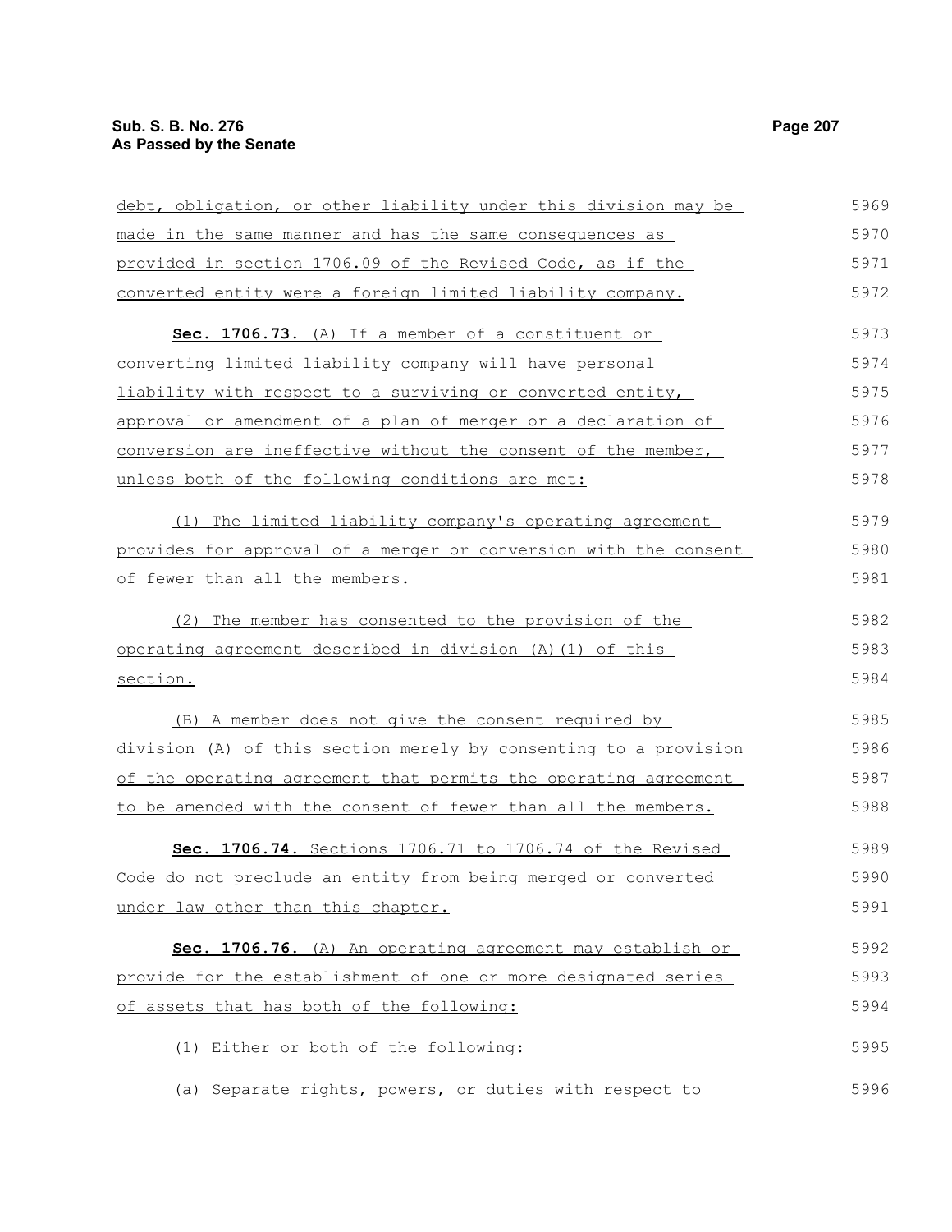debt, obligation, or other liability under this division may be made in the same manner and has the same consequences as provided in section 1706.09 of the Revised Code, as if the converted entity were a foreign limited liability company.

**Sec. 1706.73.** (A) If a member of a constituent or converting limited liability company will have personal liability with respect to a surviving or converted entity, approval or amendment of a plan of merger or a declaration of conversion are ineffective without the consent of the member, unless both of the following conditions are met:

(1) The limited liability company's operating agreement provides for approval of a merger or conversion with the consent of fewer than all the members.

(2) The member has consented to the provision of the operating agreement described in division (A)(1) of this section.

(B) A member does not give the consent required by division (A) of this section merely by consenting to a provision of the operating agreement that permits the operating agreement to be amended with the consent of fewer than all the members.

**Sec. 1706.74.** Sections 1706.71 to 1706.74 of the Revised Code do not preclude an entity from being merged or converted under law other than this chapter.

**Sec. 1706.76.** (A) An operating agreement may establish or provide for the establishment of one or more designated series of assets that has both of the following:

(1) Either or both of the following:

(a) Separate rights, powers, or duties with respect to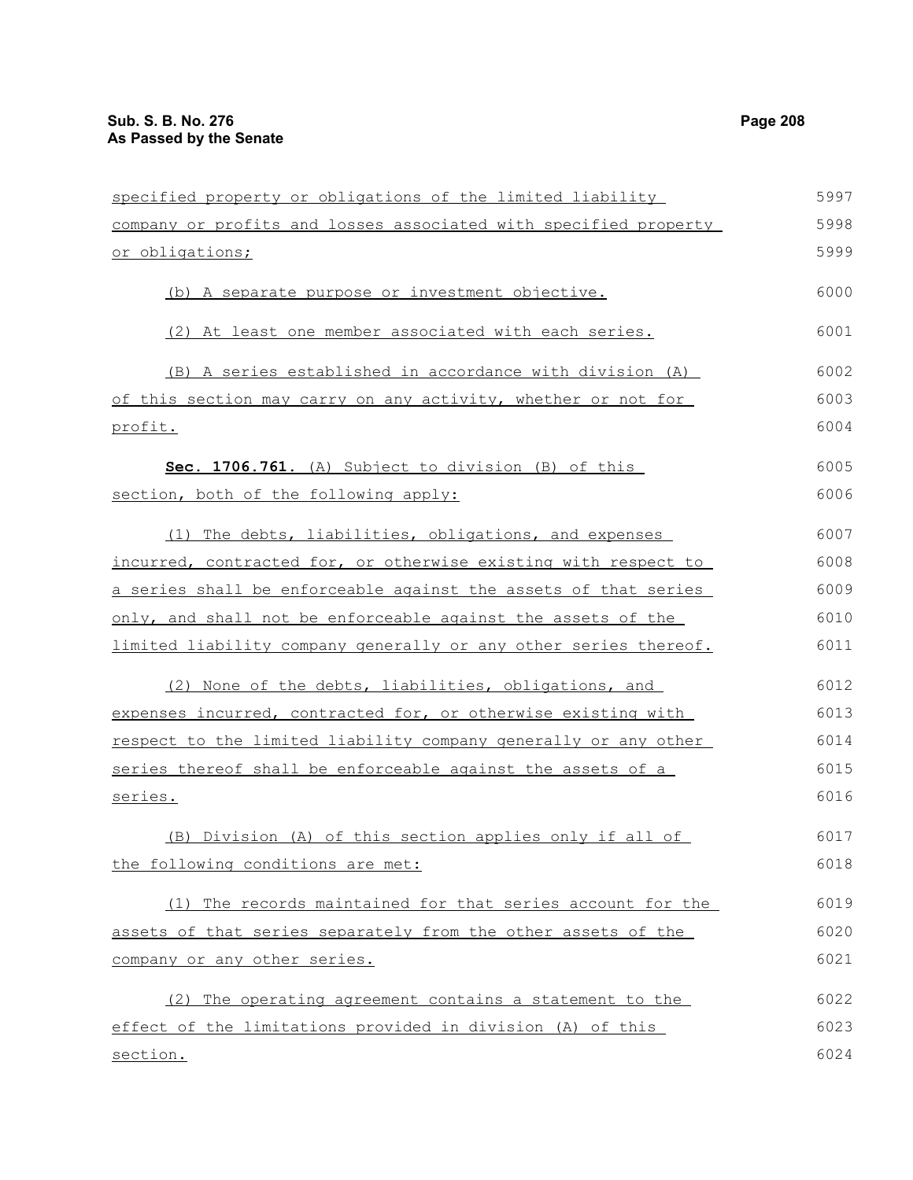specified property or obligations of the limited liability company or profits and losses associated with specified property or obligations;

(b) A separate purpose or investment objective.

(2) At least one member associated with each series.

(B) A series established in accordance with division (A) of this section may carry on any activity, whether or not for profit.

**Sec. 1706.761.** (A) Subject to division (B) of this section, both of the following apply:

(1) The debts, liabilities, obligations, and expenses incurred, contracted for, or otherwise existing with respect to a series shall be enforceable against the assets of that series only, and shall not be enforceable against the assets of the limited liability company generally or any other series thereof.

(2) None of the debts, liabilities, obligations, and expenses incurred, contracted for, or otherwise existing with respect to the limited liability company generally or any other series thereof shall be enforceable against the assets of a series.

(B) Division (A) of this section applies only if all of the following conditions are met:

(1) The records maintained for that series account for the assets of that series separately from the other assets of the company or any other series.

(2) The operating agreement contains a statement to the effect of the limitations provided in division (A) of this section.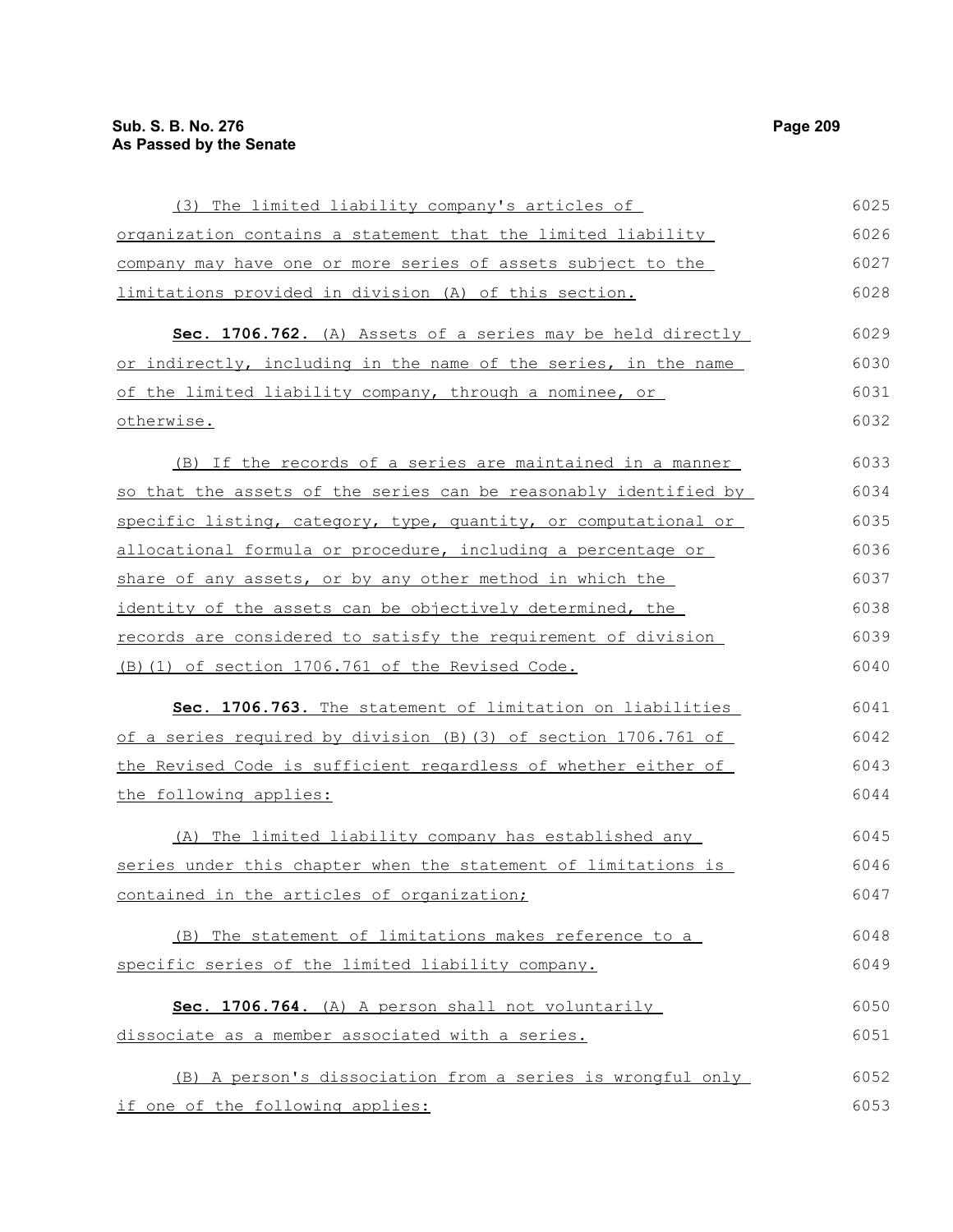(3) The limited liability company's articles of organization contains a statement that the limited liability company may have one or more series of assets subject to the limitations provided in division (A) of this section.

**Sec. 1706.762.** (A) Assets of a series may be held directly or indirectly, including in the name of the series, in the name of the limited liability company, through a nominee, or otherwise.

(B) If the records of a series are maintained in a manner so that the assets of the series can be reasonably identified by specific listing, category, type, quantity, or computational or allocational formula or procedure, including a percentage or share of any assets, or by any other method in which the identity of the assets can be objectively determined, the records are considered to satisfy the requirement of division (B)(1) of section 1706.761 of the Revised Code.

**Sec. 1706.763.** The statement of limitation on liabilities of a series required by division (B)(3) of section 1706.761 of the Revised Code is sufficient regardless of whether either of the following applies:

(A) The limited liability company has established any series under this chapter when the statement of limitations is contained in the articles of organization;

(B) The statement of limitations makes reference to a specific series of the limited liability company.

**Sec. 1706.764.** (A) A person shall not voluntarily dissociate as a member associated with a series.

(B) A person's dissociation from a series is wrongful only if one of the following applies: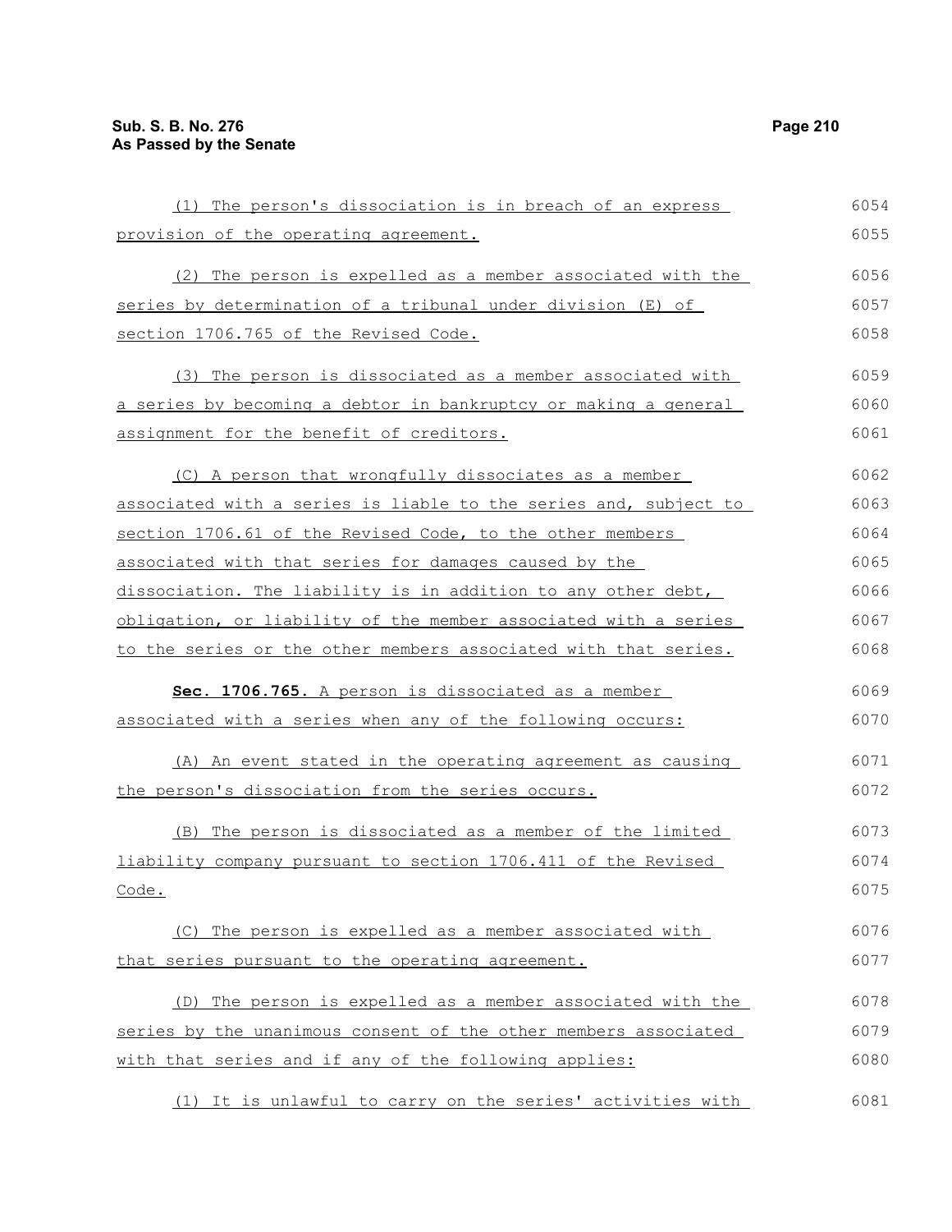(1) The person's dissociation is in breach of an express provision of the operating agreement.

(2) The person is expelled as a member associated with the series by determination of a tribunal under division (E) of section 1706.765 of the Revised Code.

(3) The person is dissociated as a member associated with a series by becoming a debtor in bankruptcy or making a general assignment for the benefit of creditors.

(C) A person that wrongfully dissociates as a member associated with a series is liable to the series and, subject to section 1706.61 of the Revised Code, to the other members associated with that series for damages caused by the dissociation. The liability is in addition to any other debt, obligation, or liability of the member associated with a series to the series or the other members associated with that series.

**Sec. 1706.765.** A person is dissociated as a member associated with a series when any of the following occurs:

(A) An event stated in the operating agreement as causing the person's dissociation from the series occurs.

(B) The person is dissociated as a member of the limited liability company pursuant to section 1706.411 of the Revised Code.

(C) The person is expelled as a member associated with that series pursuant to the operating agreement.

(D) The person is expelled as a member associated with the series by the unanimous consent of the other members associated with that series and if any of the following applies:

(1) It is unlawful to carry on the series' activities with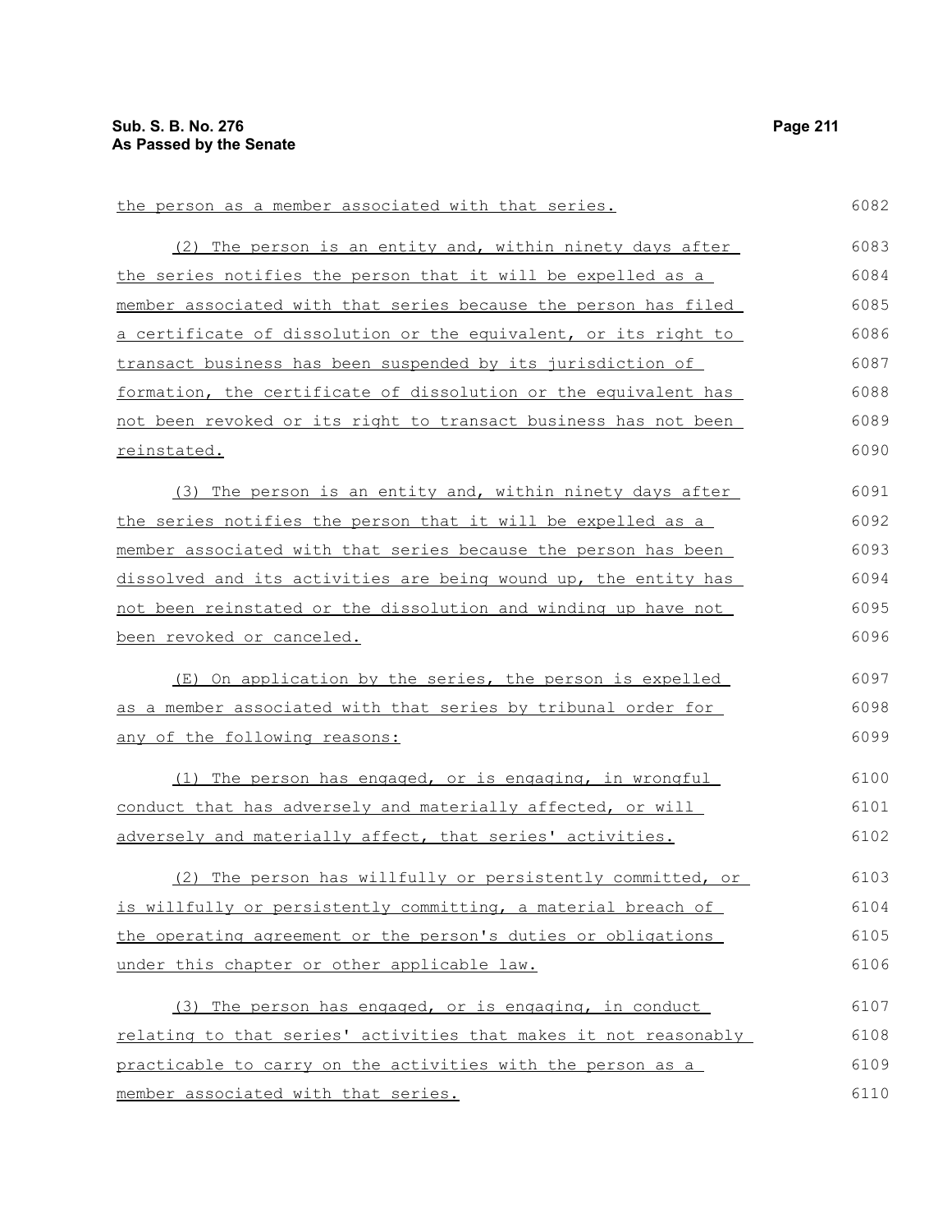the person as a member associated with that series.

(2) The person is an entity and, within ninety days after the series notifies the person that it will be expelled as a member associated with that series because the person has filed a certificate of dissolution or the equivalent, or its right to transact business has been suspended by its jurisdiction of formation, the certificate of dissolution or the equivalent has not been revoked or its right to transact business has not been reinstated.

(3) The person is an entity and, within ninety days after the series notifies the person that it will be expelled as a member associated with that series because the person has been dissolved and its activities are being wound up, the entity has not been reinstated or the dissolution and winding up have not been revoked or canceled.

(E) On application by the series, the person is expelled as a member associated with that series by tribunal order for any of the following reasons:

(1) The person has engaged, or is engaging, in wrongful conduct that has adversely and materially affected, or will adversely and materially affect, that series' activities.

(2) The person has willfully or persistently committed, or is willfully or persistently committing, a material breach of the operating agreement or the person's duties or obligations under this chapter or other applicable law.

(3) The person has engaged, or is engaging, in conduct relating to that series' activities that makes it not reasonably practicable to carry on the activities with the person as a member associated with that series.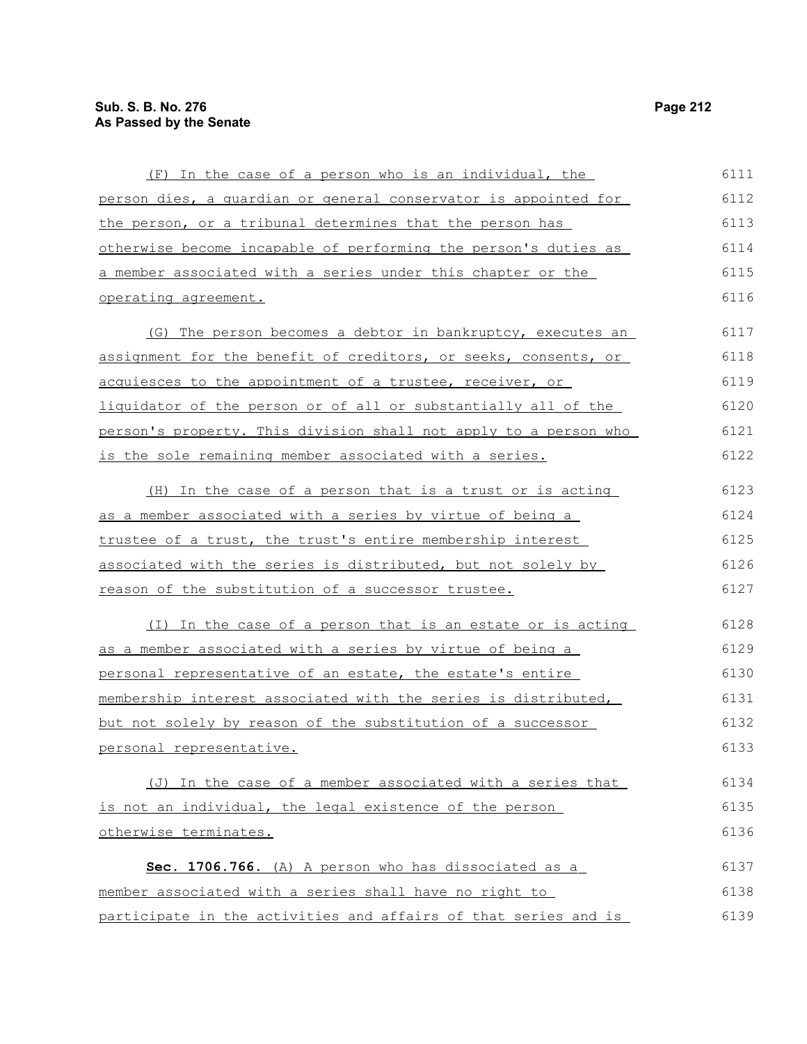(F) In the case of a person who is an individual, the person dies, a guardian or general conservator is appointed for the person, or a tribunal determines that the person has otherwise become incapable of performing the person's duties as a member associated with a series under this chapter or the operating agreement.

(G) The person becomes a debtor in bankruptcy, executes an assignment for the benefit of creditors, or seeks, consents, or acquiesces to the appointment of a trustee, receiver, or liquidator of the person or of all or substantially all of the person's property. This division shall not apply to a person who is the sole remaining member associated with a series.

(H) In the case of a person that is a trust or is acting as a member associated with a series by virtue of being a trustee of a trust, the trust's entire membership interest associated with the series is distributed, but not solely by reason of the substitution of a successor trustee.

(I) In the case of a person that is an estate or is acting as a member associated with a series by virtue of being a personal representative of an estate, the estate's entire membership interest associated with the series is distributed, but not solely by reason of the substitution of a successor personal representative.

(J) In the case of a member associated with a series that is not an individual, the legal existence of the person otherwise terminates.

**Sec. 1706.766.** (A) A person who has dissociated as a member associated with a series shall have no right to participate in the activities and affairs of that series and is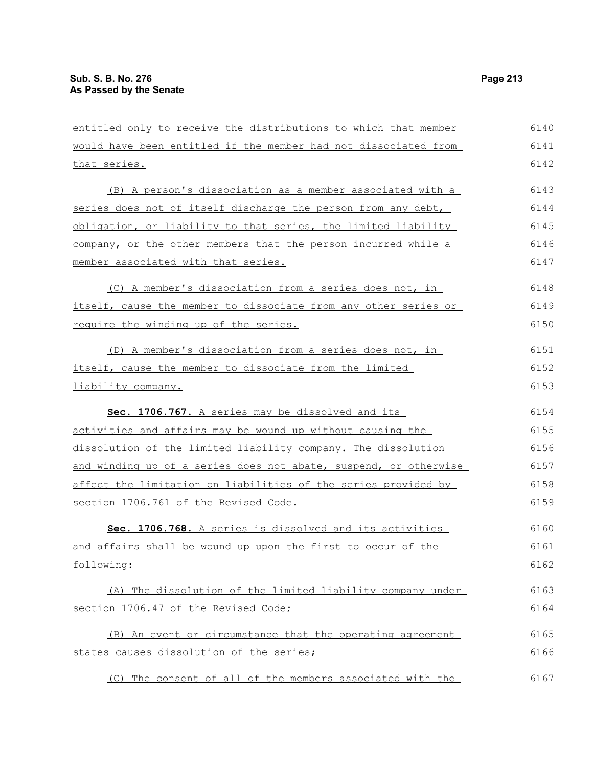entitled only to receive the distributions to which that member would have been entitled if the member had not dissociated from that series.

(B) A person's dissociation as a member associated with a series does not of itself discharge the person from any debt, obligation, or liability to that series, the limited liability company, or the other members that the person incurred while a member associated with that series.

(C) A member's dissociation from a series does not, in itself, cause the member to dissociate from any other series or require the winding up of the series.

(D) A member's dissociation from a series does not, in itself, cause the member to dissociate from the limited liability company.

**Sec. 1706.767.** A series may be dissolved and its activities and affairs may be wound up without causing the dissolution of the limited liability company. The dissolution and winding up of a series does not abate, suspend, or otherwise affect the limitation on liabilities of the series provided by section 1706.761 of the Revised Code.

**Sec. 1706.768.** A series is dissolved and its activities and affairs shall be wound up upon the first to occur of the following:

(A) The dissolution of the limited liability company under section 1706.47 of the Revised Code;

(B) An event or circumstance that the operating agreement states causes dissolution of the series;

(C) The consent of all of the members associated with the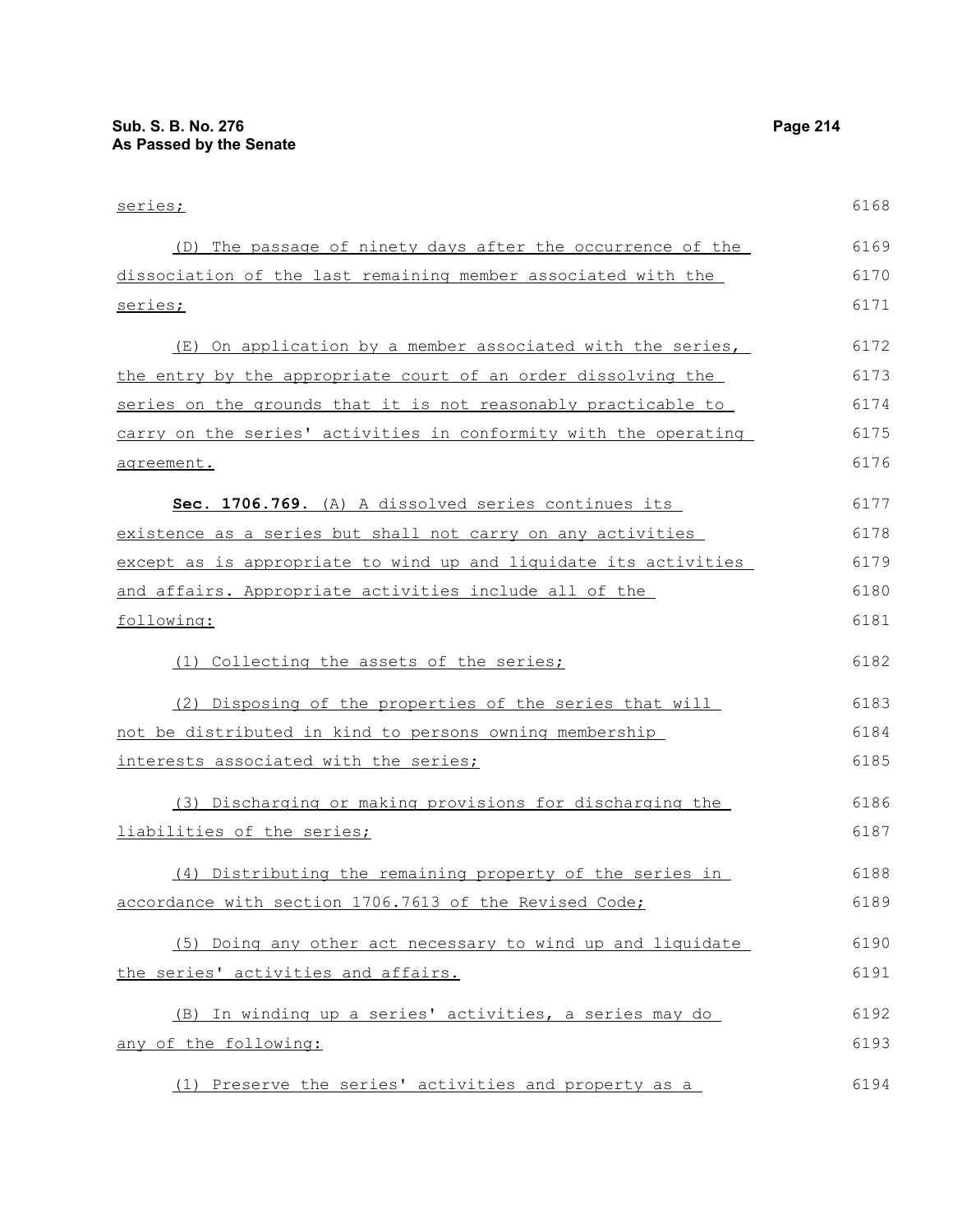series;

(D) The passage of ninety days after the occurrence of the dissociation of the last remaining member associated with the series;

(E) On application by a member associated with the series, the entry by the appropriate court of an order dissolving the series on the grounds that it is not reasonably practicable to carry on the series' activities in conformity with the operating agreement.

**Sec. 1706.769.** (A) A dissolved series continues its existence as a series but shall not carry on any activities except as is appropriate to wind up and liquidate its activities and affairs. Appropriate activities include all of the following:

(1) Collecting the assets of the series;

(2) Disposing of the properties of the series that will not be distributed in kind to persons owning membership interests associated with the series;

(3) Discharging or making provisions for discharging the liabilities of the series;

(4) Distributing the remaining property of the series in accordance with section 1706.7613 of the Revised Code;

(5) Doing any other act necessary to wind up and liquidate the series' activities and affairs.

(B) In winding up a series' activities, a series may do any of the following:

(1) Preserve the series' activities and property as a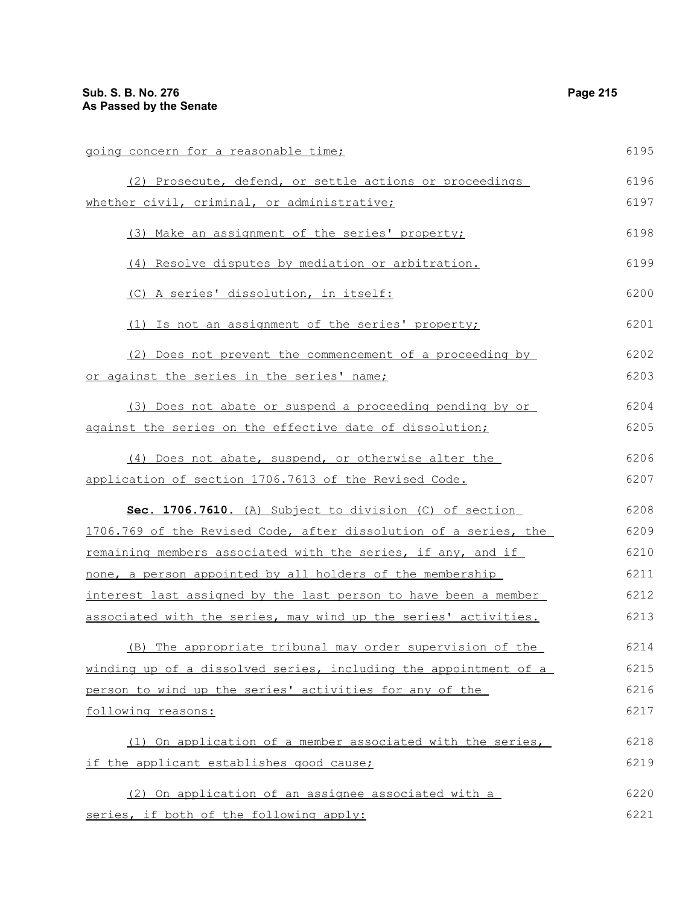going concern for a reasonable time;

(2) Prosecute, defend, or settle actions or proceedings whether civil, criminal, or administrative;

(3) Make an assignment of the series' property;

(4) Resolve disputes by mediation or arbitration.

(C) A series' dissolution, in itself:

(1) Is not an assignment of the series' property;

(2) Does not prevent the commencement of a proceeding by or against the series in the series' name;

(3) Does not abate or suspend a proceeding pending by or against the series on the effective date of dissolution;

(4) Does not abate, suspend, or otherwise alter the application of section 1706.7613 of the Revised Code.

**Sec. 1706.7610.** (A) Subject to division (C) of section 1706.769 of the Revised Code, after dissolution of a series, the remaining members associated with the series, if any, and if none, a person appointed by all holders of the membership interest last assigned by the last person to have been a member associated with the series, may wind up the series' activities.

(B) The appropriate tribunal may order supervision of the winding up of a dissolved series, including the appointment of a person to wind up the series' activities for any of the following reasons:

(1) On application of a member associated with the series, if the applicant establishes good cause;

(2) On application of an assignee associated with a series, if both of the following apply: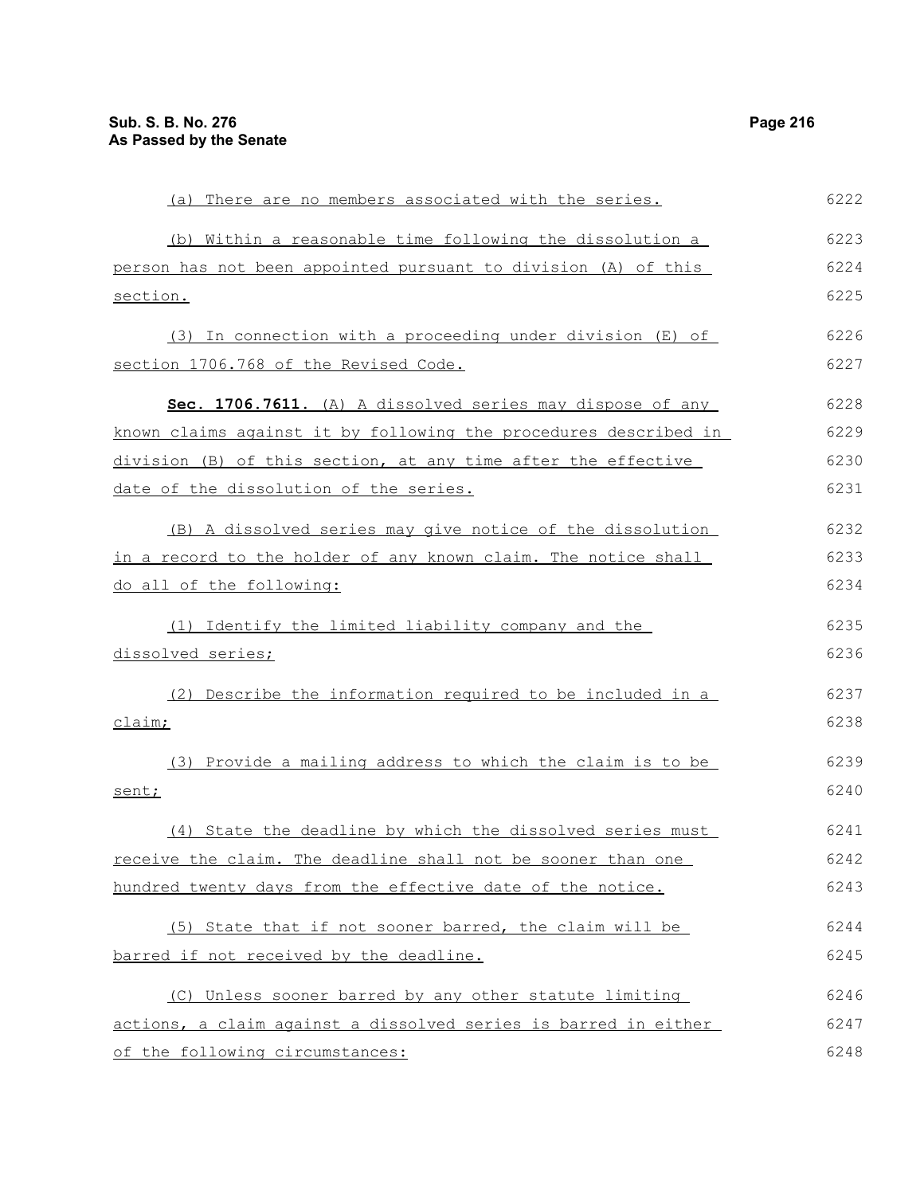(a) There are no members associated with the series.

(b) Within a reasonable time following the dissolution a person has not been appointed pursuant to division (A) of this section.

(3) In connection with a proceeding under division (E) of section 1706.768 of the Revised Code.

**Sec. 1706.7611.** (A) A dissolved series may dispose of any known claims against it by following the procedures described in division (B) of this section, at any time after the effective date of the dissolution of the series.

(B) A dissolved series may give notice of the dissolution in a record to the holder of any known claim. The notice shall do all of the following:

(1) Identify the limited liability company and the dissolved series;

(2) Describe the information required to be included in a claim;

(3) Provide a mailing address to which the claim is to be sent;

(4) State the deadline by which the dissolved series must receive the claim. The deadline shall not be sooner than one hundred twenty days from the effective date of the notice.

(5) State that if not sooner barred, the claim will be barred if not received by the deadline.

(C) Unless sooner barred by any other statute limiting actions, a claim against a dissolved series is barred in either of the following circumstances: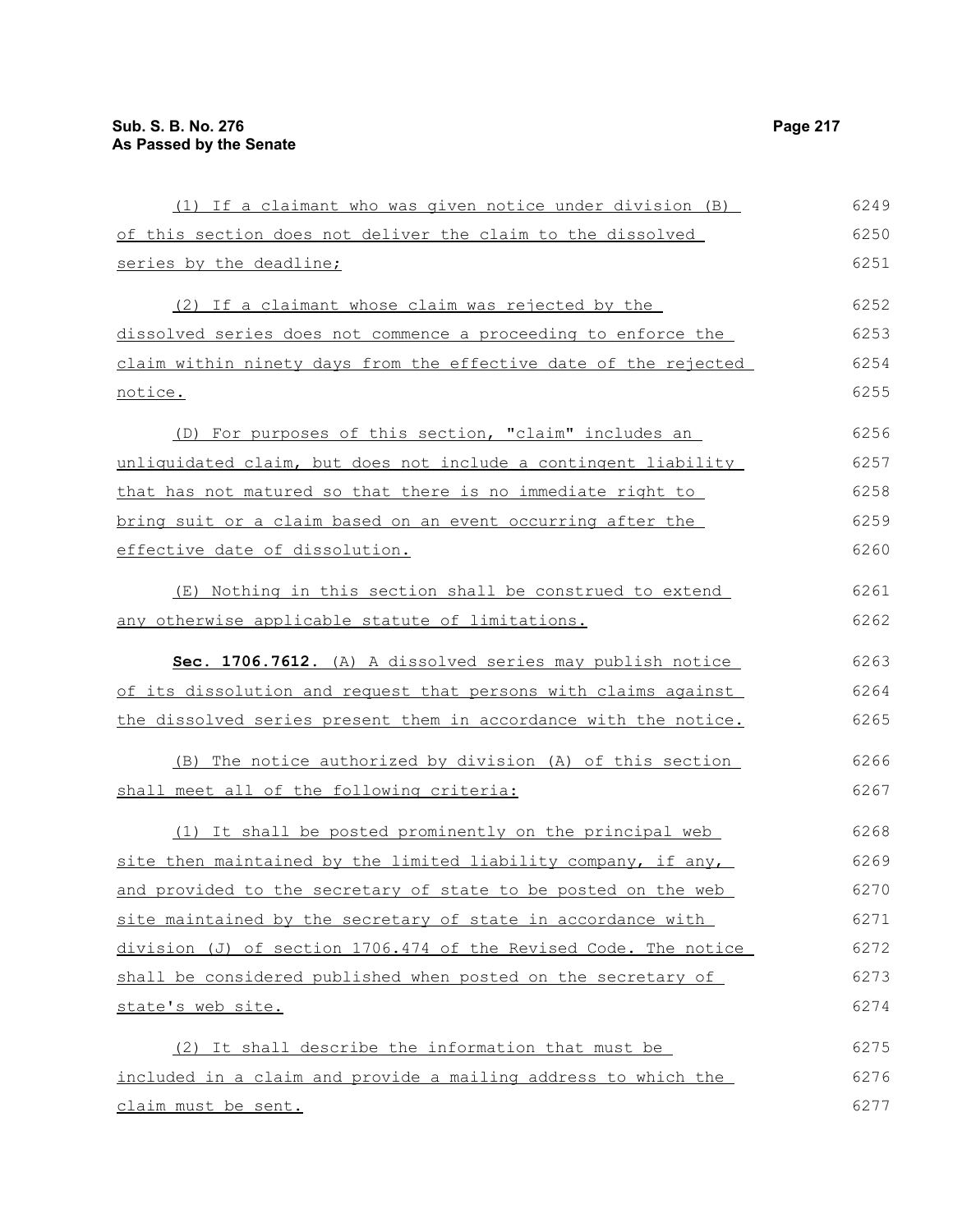(1) If a claimant who was given notice under division (B) of this section does not deliver the claim to the dissolved series by the deadline;

(2) If a claimant whose claim was rejected by the dissolved series does not commence a proceeding to enforce the claim within ninety days from the effective date of the rejected notice.

(D) For purposes of this section, "claim" includes an unliquidated claim, but does not include a contingent liability that has not matured so that there is no immediate right to bring suit or a claim based on an event occurring after the effective date of dissolution.

(E) Nothing in this section shall be construed to extend any otherwise applicable statute of limitations.

**Sec. 1706.7612.** (A) A dissolved series may publish notice of its dissolution and request that persons with claims against the dissolved series present them in accordance with the notice.

(B) The notice authorized by division (A) of this section shall meet all of the following criteria:

(1) It shall be posted prominently on the principal web site then maintained by the limited liability company, if any, and provided to the secretary of state to be posted on the web site maintained by the secretary of state in accordance with division (J) of section 1706.474 of the Revised Code. The notice shall be considered published when posted on the secretary of state's web site.

(2) It shall describe the information that must be included in a claim and provide a mailing address to which the claim must be sent.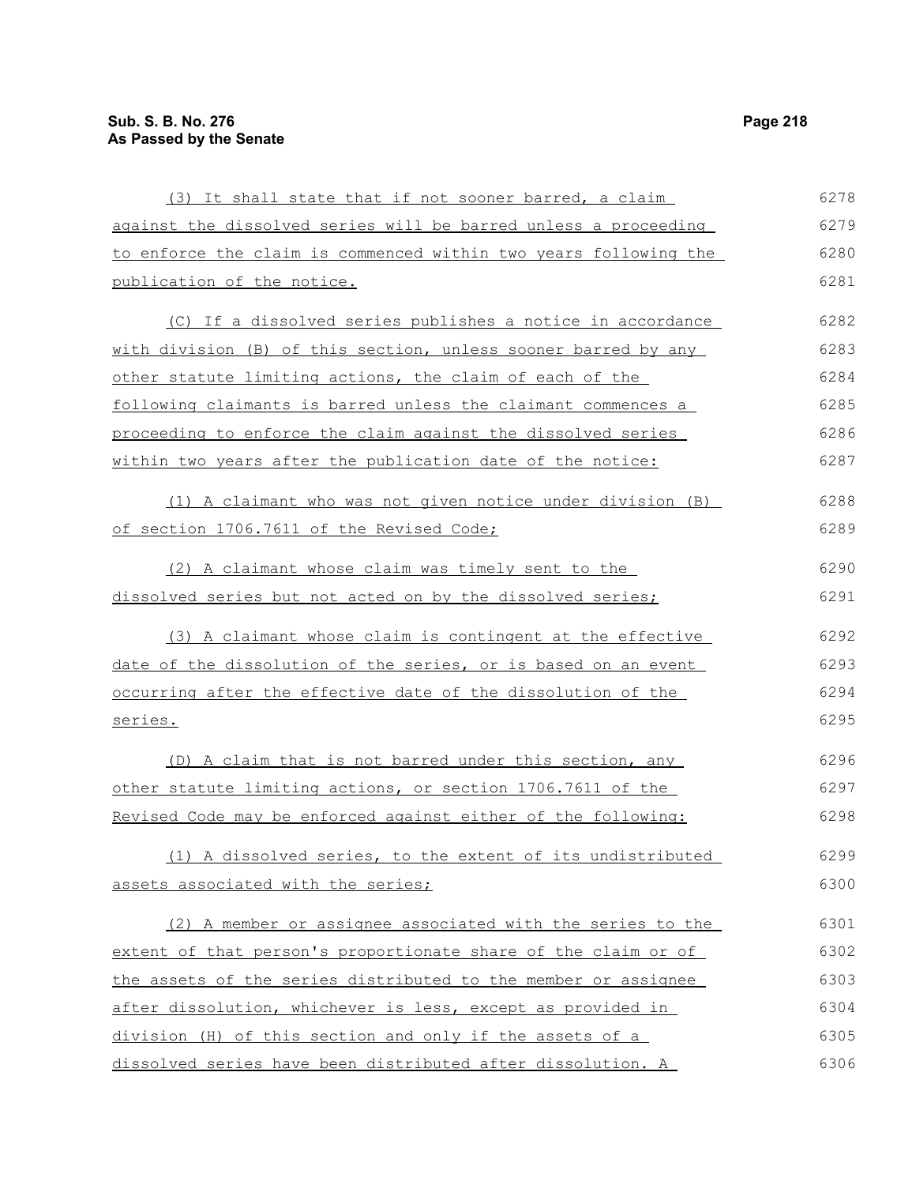(3) It shall state that if not sooner barred, a claim against the dissolved series will be barred unless a proceeding to enforce the claim is commenced within two years following the publication of the notice.

(C) If a dissolved series publishes a notice in accordance with division (B) of this section, unless sooner barred by any other statute limiting actions, the claim of each of the following claimants is barred unless the claimant commences a proceeding to enforce the claim against the dissolved series within two years after the publication date of the notice:

(1) A claimant who was not given notice under division (B) of section 1706.7611 of the Revised Code;

(2) A claimant whose claim was timely sent to the dissolved series but not acted on by the dissolved series;

(3) A claimant whose claim is contingent at the effective date of the dissolution of the series, or is based on an event occurring after the effective date of the dissolution of the series.

(D) A claim that is not barred under this section, any other statute limiting actions, or section 1706.7611 of the Revised Code may be enforced against either of the following:

(1) A dissolved series, to the extent of its undistributed assets associated with the series;

(2) A member or assignee associated with the series to the extent of that person's proportionate share of the claim or of the assets of the series distributed to the member or assignee after dissolution, whichever is less, except as provided in division (H) of this section and only if the assets of a dissolved series have been distributed after dissolution. A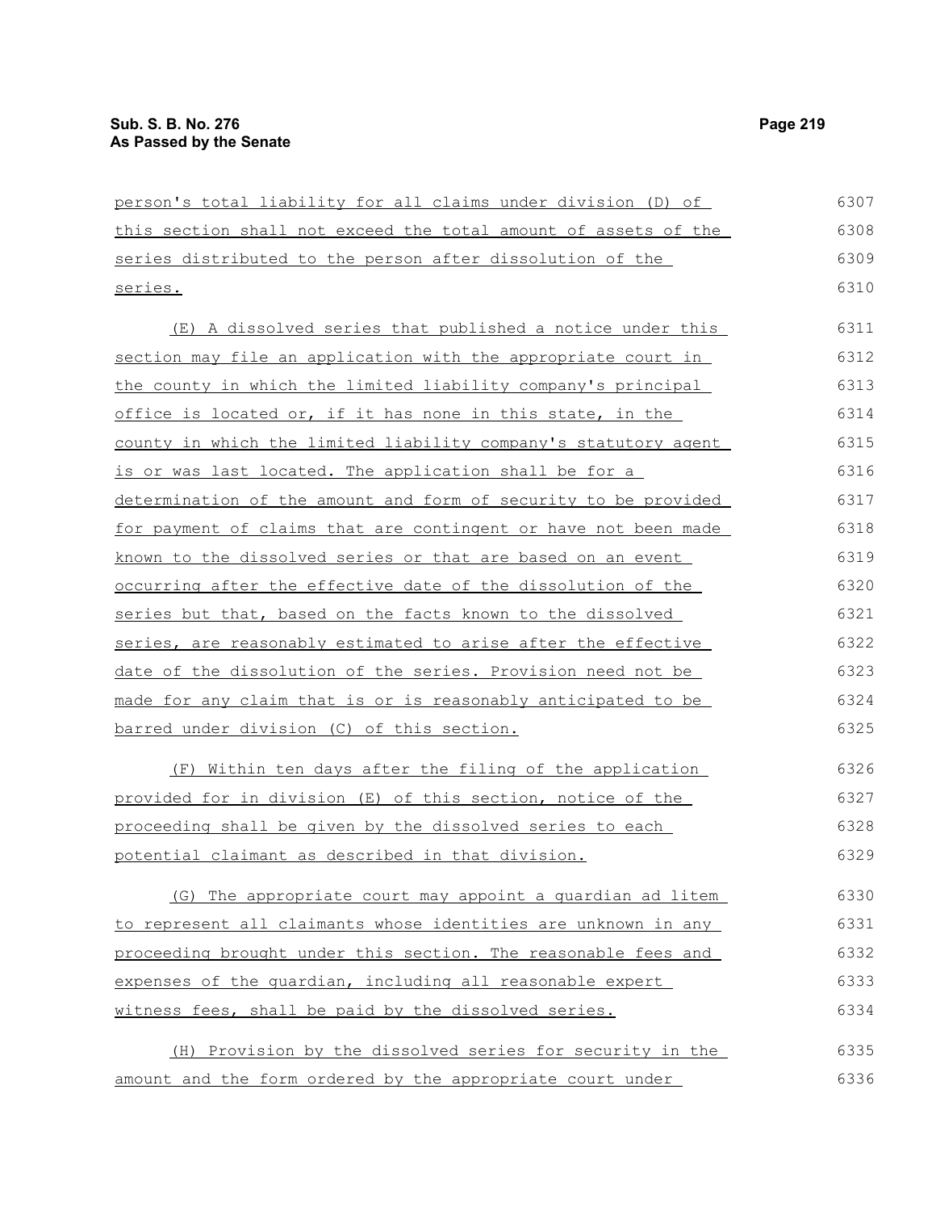person's total liability for all claims under division (D) of this section shall not exceed the total amount of assets of the series distributed to the person after dissolution of the series.

(E) A dissolved series that published a notice under this section may file an application with the appropriate court in the county in which the limited liability company's principal office is located or, if it has none in this state, in the county in which the limited liability company's statutory agent is or was last located. The application shall be for a determination of the amount and form of security to be provided for payment of claims that are contingent or have not been made known to the dissolved series or that are based on an event occurring after the effective date of the dissolution of the series but that, based on the facts known to the dissolved series, are reasonably estimated to arise after the effective date of the dissolution of the series. Provision need not be made for any claim that is or is reasonably anticipated to be barred under division (C) of this section.

(F) Within ten days after the filing of the application provided for in division (E) of this section, notice of the proceeding shall be given by the dissolved series to each potential claimant as described in that division.

(G) The appropriate court may appoint a guardian ad litem to represent all claimants whose identities are unknown in any proceeding brought under this section. The reasonable fees and expenses of the guardian, including all reasonable expert witness fees, shall be paid by the dissolved series.

(H) Provision by the dissolved series for security in the amount and the form ordered by the appropriate court under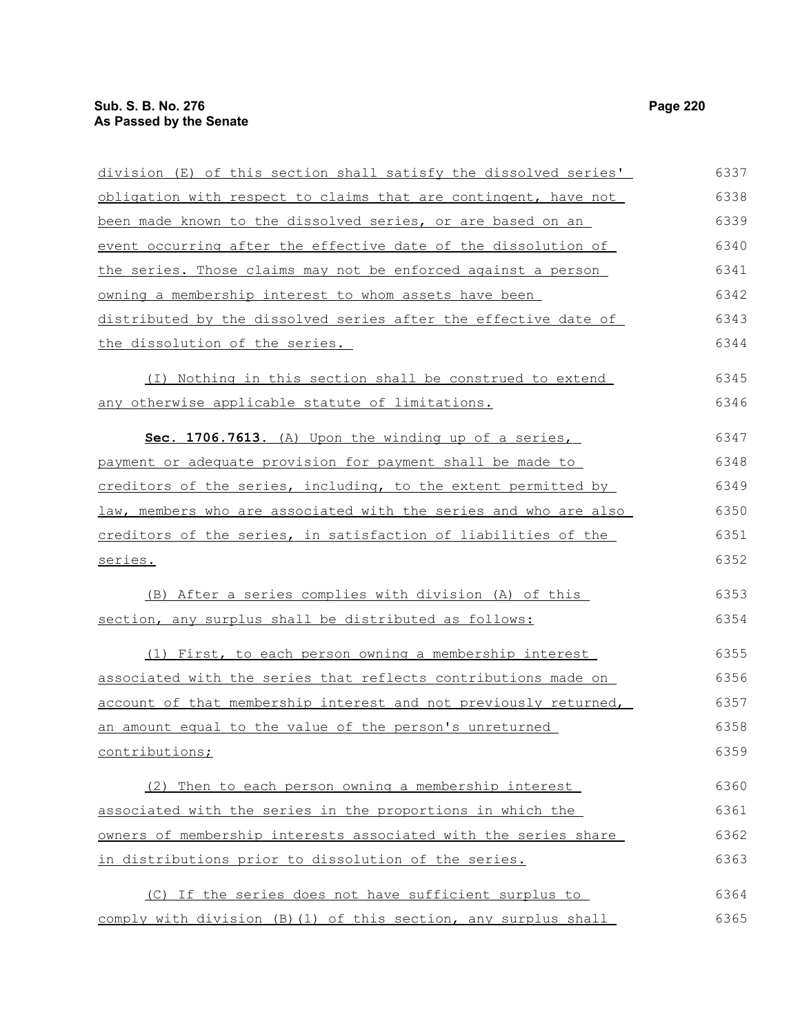division (E) of this section shall satisfy the dissolved series' obligation with respect to claims that are contingent, have not been made known to the dissolved series, or are based on an event occurring after the effective date of the dissolution of the series. Those claims may not be enforced against a person owning a membership interest to whom assets have been distributed by the dissolved series after the effective date of the dissolution of the series.

(I) Nothing in this section shall be construed to extend any otherwise applicable statute of limitations.

**Sec. 1706.7613.** (A) Upon the winding up of a series, payment or adequate provision for payment shall be made to creditors of the series, including, to the extent permitted by law, members who are associated with the series and who are also creditors of the series, in satisfaction of liabilities of the series.

(B) After a series complies with division (A) of this section, any surplus shall be distributed as follows:

(1) First, to each person owning a membership interest associated with the series that reflects contributions made on account of that membership interest and not previously returned, an amount equal to the value of the person's unreturned contributions;

(2) Then to each person owning a membership interest associated with the series in the proportions in which the owners of membership interests associated with the series share in distributions prior to dissolution of the series.

(C) If the series does not have sufficient surplus to comply with division (B)(1) of this section, any surplus shall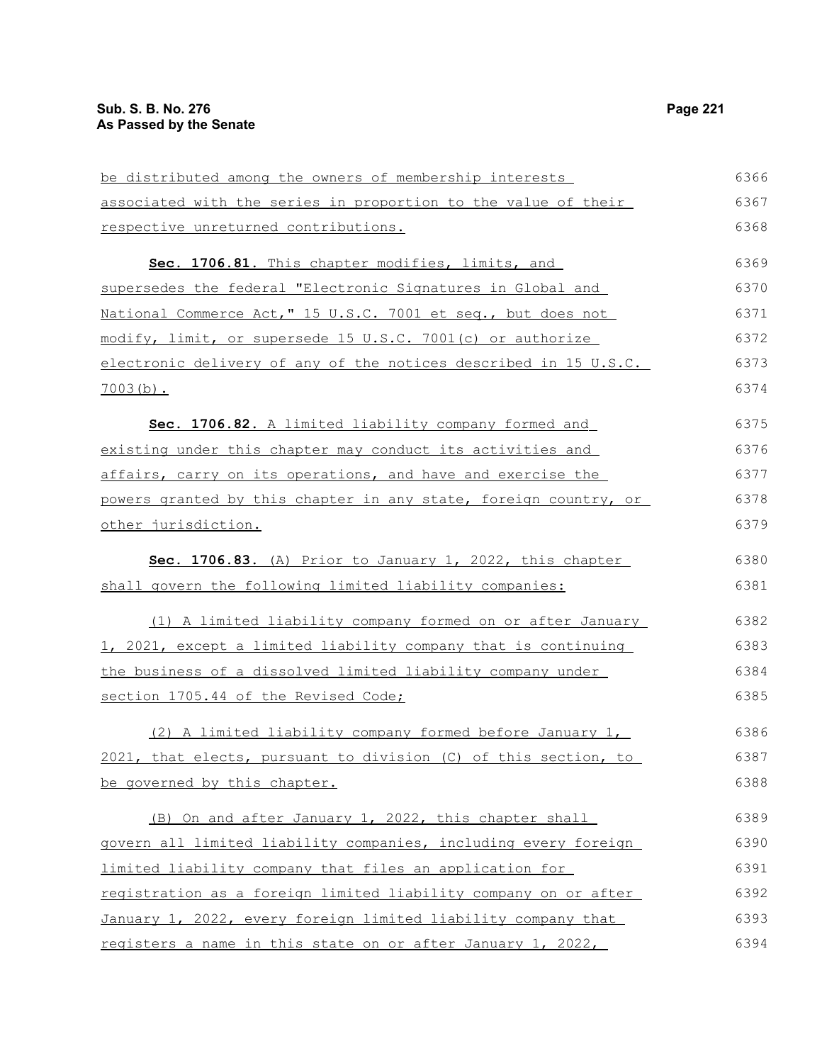be distributed among the owners of membership interests associated with the series in proportion to the value of their respective unreturned contributions.

**Sec. 1706.81.** This chapter modifies, limits, and supersedes the federal "Electronic Signatures in Global and National Commerce Act," 15 U.S.C. 7001 et seq., but does not modify, limit, or supersede 15 U.S.C. 7001(c) or authorize electronic delivery of any of the notices described in 15 U.S.C. 7003(b).

**Sec. 1706.82.** A limited liability company formed and existing under this chapter may conduct its activities and affairs, carry on its operations, and have and exercise the powers granted by this chapter in any state, foreign country, or other jurisdiction.

**Sec. 1706.83.** (A) Prior to January 1, 2022, this chapter shall govern the following limited liability companies:

(1) A limited liability company formed on or after January 1, 2021, except a limited liability company that is continuing the business of a dissolved limited liability company under section 1705.44 of the Revised Code;

(2) A limited liability company formed before January 1, 2021, that elects, pursuant to division (C) of this section, to be governed by this chapter.

(B) On and after January 1, 2022, this chapter shall govern all limited liability companies, including every foreign limited liability company that files an application for registration as a foreign limited liability company on or after January 1, 2022, every foreign limited liability company that registers a name in this state on or after January 1, 2022,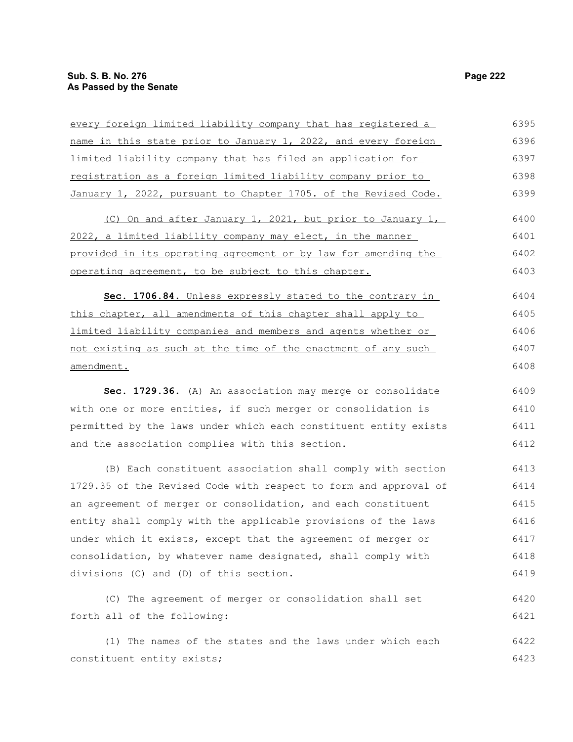every foreign limited liability company that has registered a name in this state prior to January 1, 2022, and every foreign limited liability company that has filed an application for registration as a foreign limited liability company prior to January 1, 2022, pursuant to Chapter 1705. of the Revised Code.

(C) On and after January 1, 2021, but prior to January 1, 2022, a limited liability company may elect, in the manner provided in its operating agreement or by law for amending the operating agreement, to be subject to this chapter.

**Sec. 1706.84.** Unless expressly stated to the contrary in this chapter, all amendments of this chapter shall apply to limited liability companies and members and agents whether or not existing as such at the time of the enactment of any such amendment.

**Sec. 1729.36.** (A) An association may merge or consolidate with one or more entities, if such merger or consolidation is permitted by the laws under which each constituent entity exists and the association complies with this section.

(B) Each constituent association shall comply with section 1729.35 of the Revised Code with respect to form and approval of an agreement of merger or consolidation, and each constituent entity shall comply with the applicable provisions of the laws under which it exists, except that the agreement of merger or consolidation, by whatever name designated, shall comply with divisions (C) and (D) of this section.

(C) The agreement of merger or consolidation shall set forth all of the following:

(1) The names of the states and the laws under which each constituent entity exists;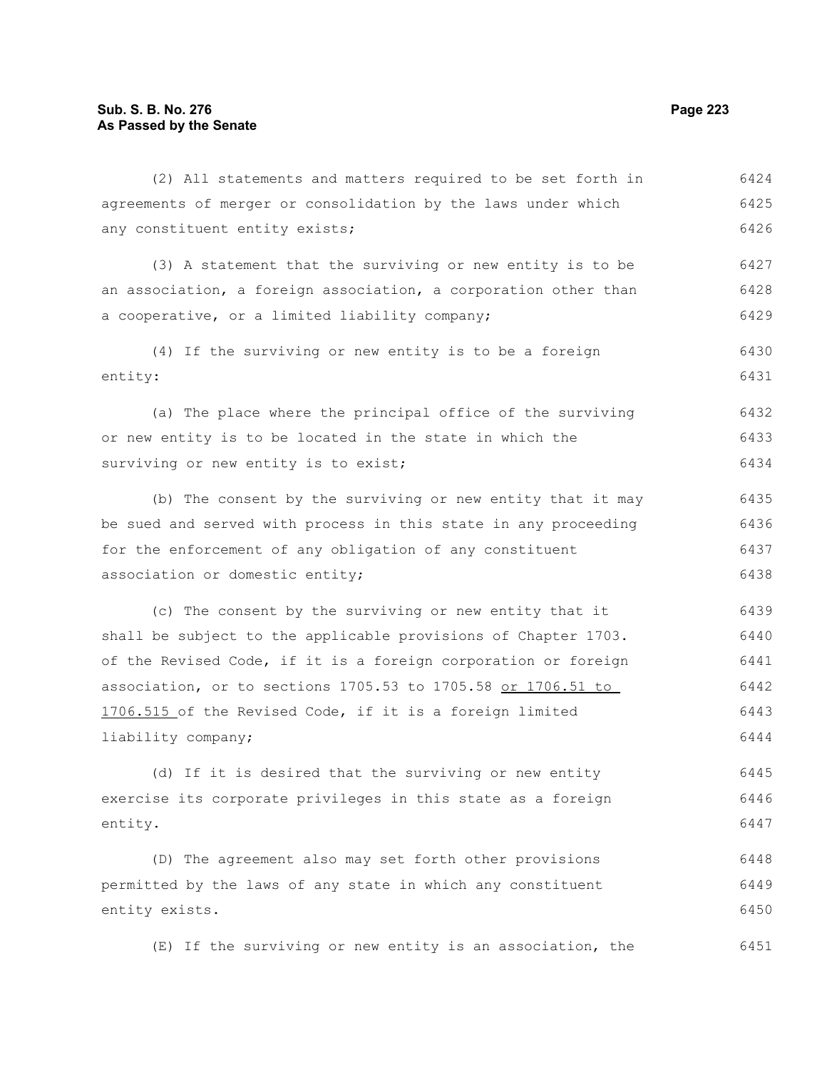(2) All statements and matters required to be set forth in agreements of merger or consolidation by the laws under which any constituent entity exists;

(3) A statement that the surviving or new entity is to be an association, a foreign association, a corporation other than a cooperative, or a limited liability company;

(4) If the surviving or new entity is to be a foreign entity:

(a) The place where the principal office of the surviving or new entity is to be located in the state in which the surviving or new entity is to exist;

(b) The consent by the surviving or new entity that it may be sued and served with process in this state in any proceeding for the enforcement of any obligation of any constituent association or domestic entity;

(c) The consent by the surviving or new entity that it shall be subject to the applicable provisions of Chapter 1703. of the Revised Code, if it is a foreign corporation or foreign association, or to sections 1705.53 to 1705.58 <u>or 1706.51 to 1706.515</u> of the Revised Code, if it is a foreign limited liability company;

(d) If it is desired that the surviving or new entity exercise its corporate privileges in this state as a foreign entity.

(D) The agreement also may set forth other provisions permitted by the laws of any state in which any constituent entity exists.

(E) If the surviving or new entity is an association, the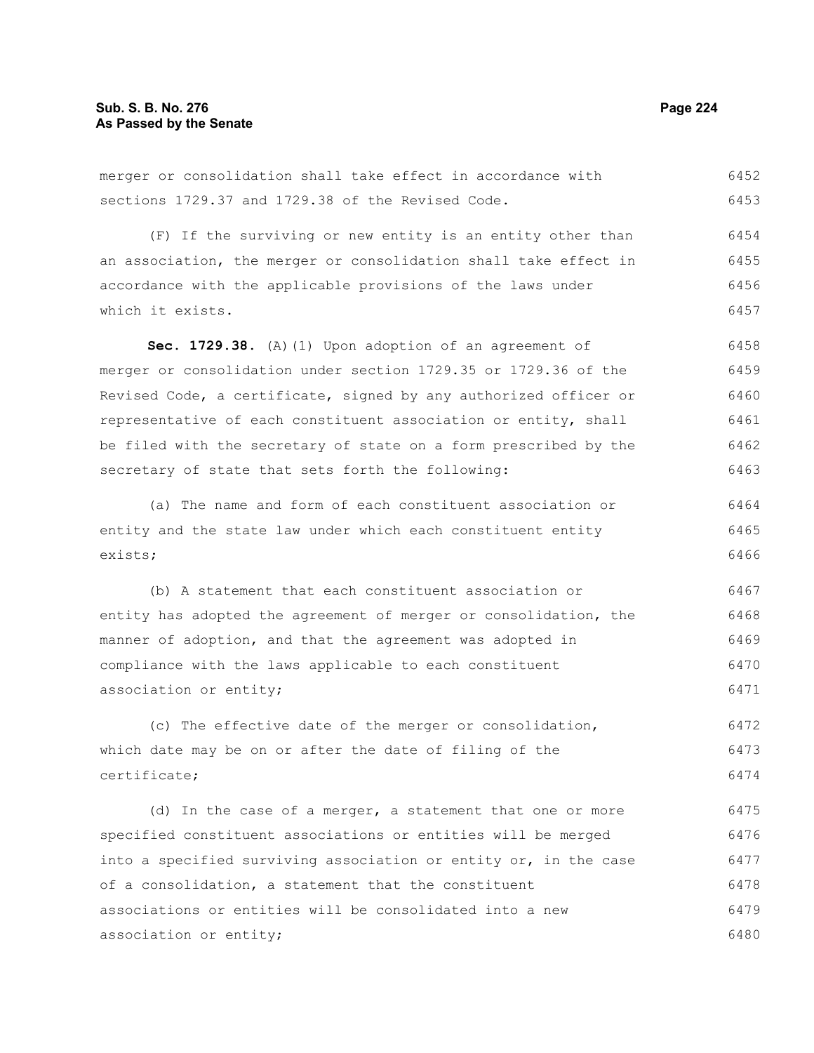merger or consolidation shall take effect in accordance with sections 1729.37 and 1729.38 of the Revised Code.

(F) If the surviving or new entity is an entity other than an association, the merger or consolidation shall take effect in accordance with the applicable provisions of the laws under which it exists.

**Sec. 1729.38.** (A)(1) Upon adoption of an agreement of merger or consolidation under section 1729.35 or 1729.36 of the Revised Code, a certificate, signed by any authorized officer or representative of each constituent association or entity, shall be filed with the secretary of state on a form prescribed by the secretary of state that sets forth the following:

(a) The name and form of each constituent association or entity and the state law under which each constituent entity exists;

(b) A statement that each constituent association or entity has adopted the agreement of merger or consolidation, the manner of adoption, and that the agreement was adopted in compliance with the laws applicable to each constituent association or entity;

(c) The effective date of the merger or consolidation, which date may be on or after the date of filing of the certificate;

(d) In the case of a merger, a statement that one or more specified constituent associations or entities will be merged into a specified surviving association or entity or, in the case of a consolidation, a statement that the constituent associations or entities will be consolidated into a new association or entity;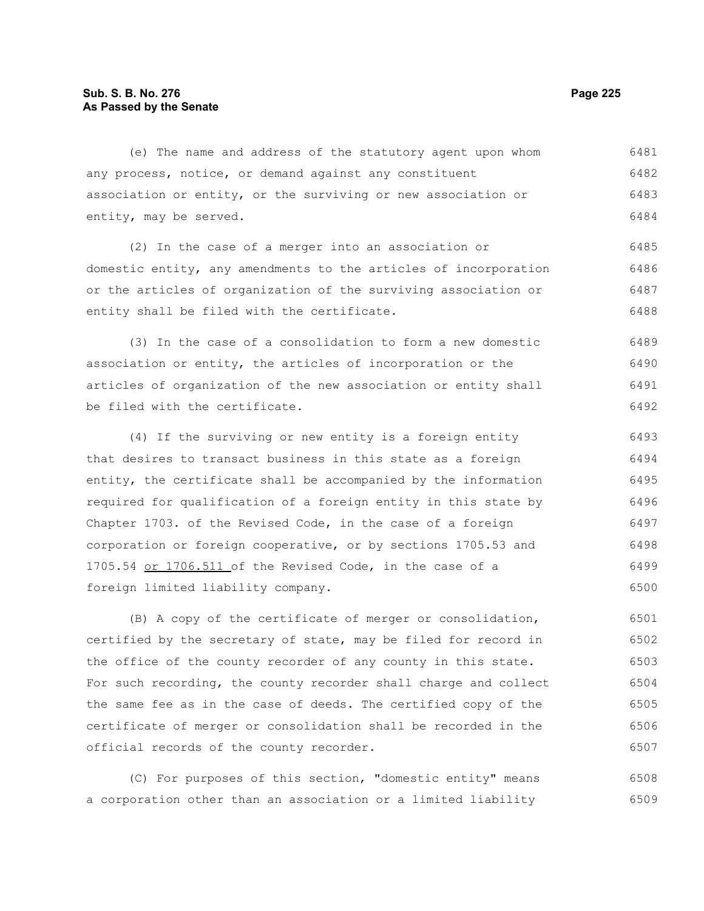(e) The name and address of the statutory agent upon whom any process, notice, or demand against any constituent association or entity, or the surviving or new association or entity, may be served.

(2) In the case of a merger into an association or domestic entity, any amendments to the articles of incorporation or the articles of organization of the surviving association or entity shall be filed with the certificate.

(3) In the case of a consolidation to form a new domestic association or entity, the articles of incorporation or the articles of organization of the new association or entity shall be filed with the certificate.

(4) If the surviving or new entity is a foreign entity that desires to transact business in this state as a foreign entity, the certificate shall be accompanied by the information required for qualification of a foreign entity in this state by Chapter 1703. of the Revised Code, in the case of a foreign corporation or foreign cooperative, or by sections 1705.53 and 1705.54 <u>or 1706.511</u> of the Revised Code, in the case of a foreign limited liability company.

(B) A copy of the certificate of merger or consolidation, certified by the secretary of state, may be filed for record in the office of the county recorder of any county in this state. For such recording, the county recorder shall charge and collect the same fee as in the case of deeds. The certified copy of the certificate of merger or consolidation shall be recorded in the official records of the county recorder.

(C) For purposes of this section, "domestic entity" means a corporation other than an association or a limited liability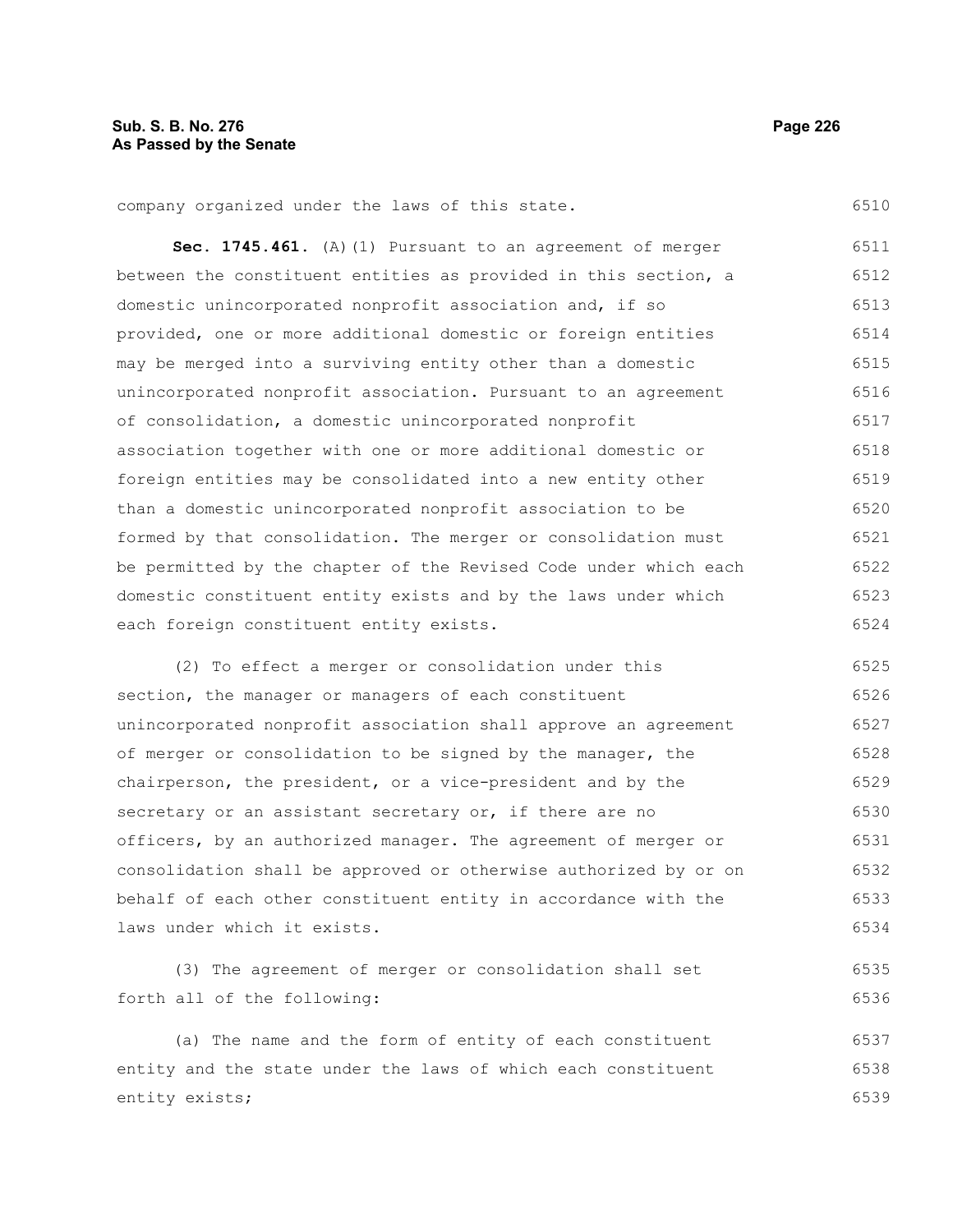company organized under the laws of this state.

**Sec. 1745.461.** (A)(1) Pursuant to an agreement of merger between the constituent entities as provided in this section, a domestic unincorporated nonprofit association and, if so provided, one or more additional domestic or foreign entities may be merged into a surviving entity other than a domestic unincorporated nonprofit association. Pursuant to an agreement of consolidation, a domestic unincorporated nonprofit association together with one or more additional domestic or foreign entities may be consolidated into a new entity other than a domestic unincorporated nonprofit association to be formed by that consolidation. The merger or consolidation must be permitted by the chapter of the Revised Code under which each domestic constituent entity exists and by the laws under which each foreign constituent entity exists.

(2) To effect a merger or consolidation under this section, the manager or managers of each constituent unincorporated nonprofit association shall approve an agreement of merger or consolidation to be signed by the manager, the chairperson, the president, or a vice-president and by the secretary or an assistant secretary or, if there are no officers, by an authorized manager. The agreement of merger or consolidation shall be approved or otherwise authorized by or on behalf of each other constituent entity in accordance with the laws under which it exists.

(3) The agreement of merger or consolidation shall set forth all of the following:

(a) The name and the form of entity of each constituent entity and the state under the laws of which each constituent entity exists;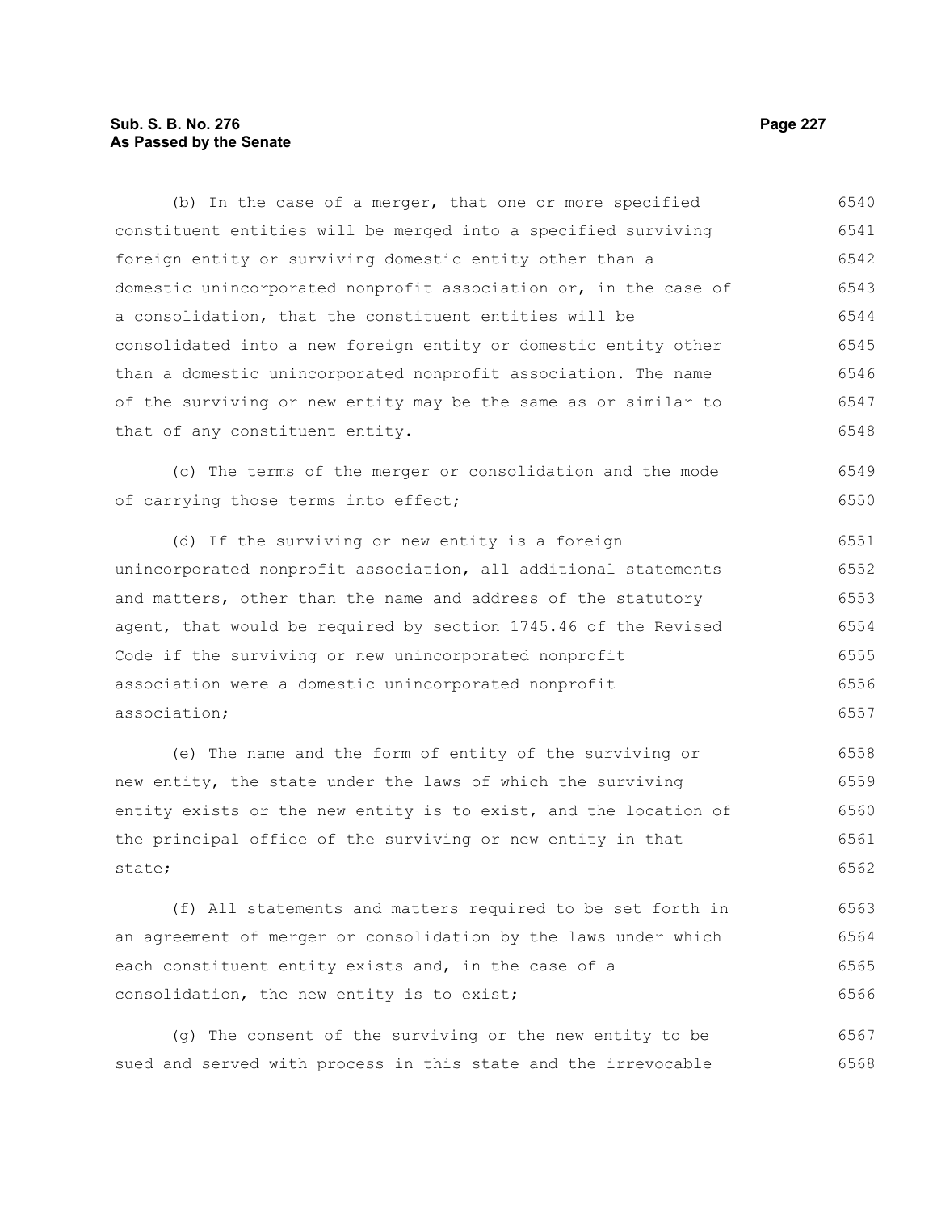(b) In the case of a merger, that one or more specified constituent entities will be merged into a specified surviving foreign entity or surviving domestic entity other than a domestic unincorporated nonprofit association or, in the case of a consolidation, that the constituent entities will be consolidated into a new foreign entity or domestic entity other than a domestic unincorporated nonprofit association. The name of the surviving or new entity may be the same as or similar to that of any constituent entity.

(c) The terms of the merger or consolidation and the mode of carrying those terms into effect;

(d) If the surviving or new entity is a foreign unincorporated nonprofit association, all additional statements and matters, other than the name and address of the statutory agent, that would be required by section 1745.46 of the Revised Code if the surviving or new unincorporated nonprofit association were a domestic unincorporated nonprofit association;

(e) The name and the form of entity of the surviving or new entity, the state under the laws of which the surviving entity exists or the new entity is to exist, and the location of the principal office of the surviving or new entity in that state;

(f) All statements and matters required to be set forth in an agreement of merger or consolidation by the laws under which each constituent entity exists and, in the case of a consolidation, the new entity is to exist;

(g) The consent of the surviving or the new entity to be sued and served with process in this state and the irrevocable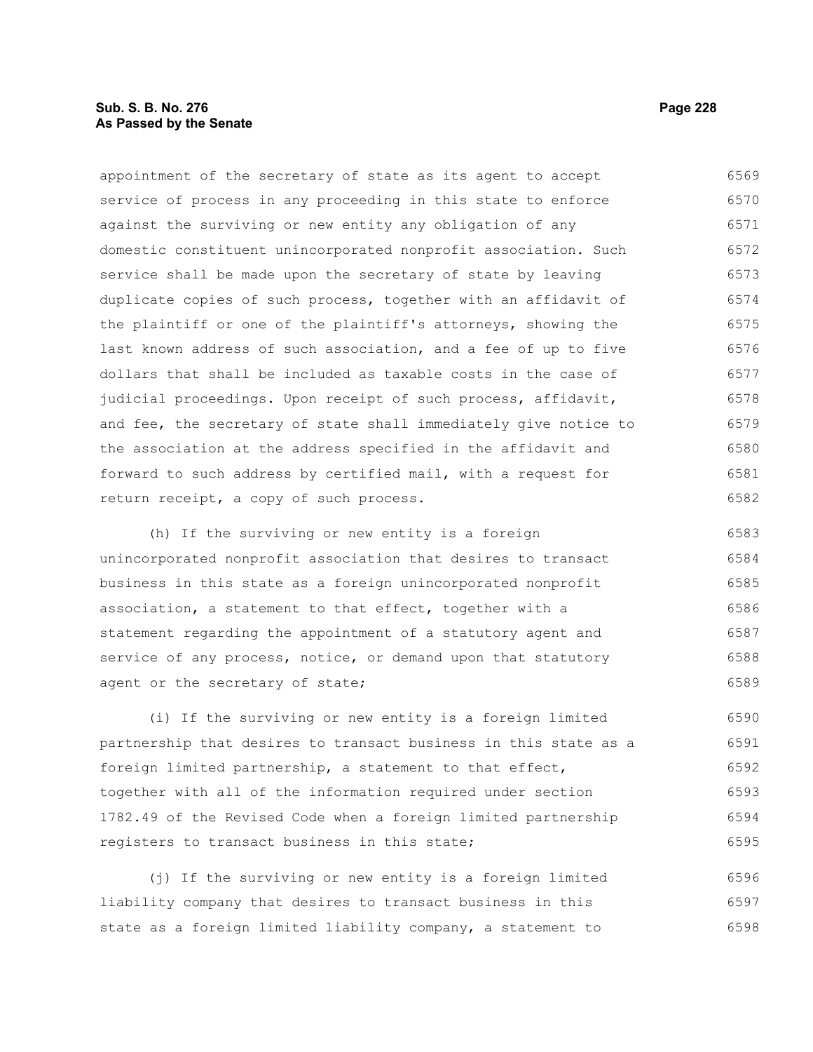appointment of the secretary of state as its agent to accept service of process in any proceeding in this state to enforce against the surviving or new entity any obligation of any domestic constituent unincorporated nonprofit association. Such service shall be made upon the secretary of state by leaving duplicate copies of such process, together with an affidavit of the plaintiff or one of the plaintiff's attorneys, showing the last known address of such association, and a fee of up to five dollars that shall be included as taxable costs in the case of judicial proceedings. Upon receipt of such process, affidavit, and fee, the secretary of state shall immediately give notice to the association at the address specified in the affidavit and forward to such address by certified mail, with a request for return receipt, a copy of such process.

(h) If the surviving or new entity is a foreign unincorporated nonprofit association that desires to transact business in this state as a foreign unincorporated nonprofit association, a statement to that effect, together with a statement regarding the appointment of a statutory agent and service of any process, notice, or demand upon that statutory agent or the secretary of state;

(i) If the surviving or new entity is a foreign limited partnership that desires to transact business in this state as a foreign limited partnership, a statement to that effect, together with all of the information required under section 1782.49 of the Revised Code when a foreign limited partnership registers to transact business in this state;

(j) If the surviving or new entity is a foreign limited liability company that desires to transact business in this state as a foreign limited liability company, a statement to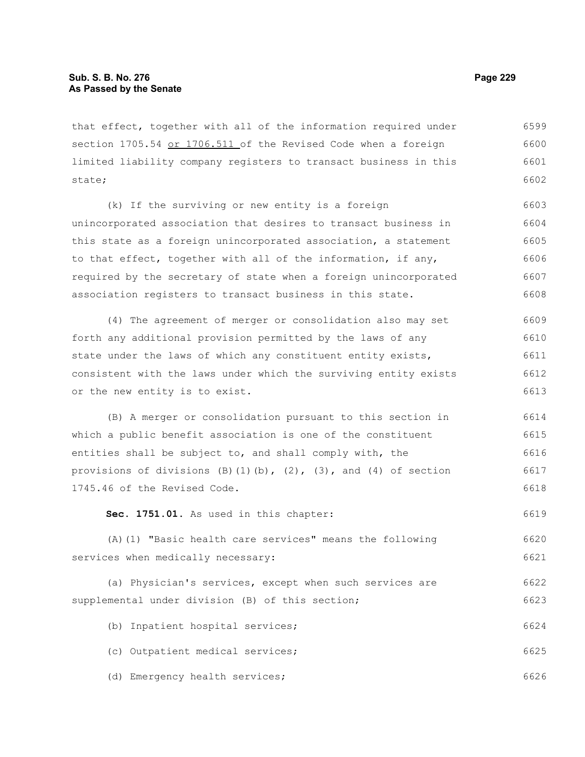that effect, together with all of the information required under section 1705.54 or 1706.511 of the Revised Code when a foreign limited liability company registers to transact business in this state;

(k) If the surviving or new entity is a foreign unincorporated association that desires to transact business in this state as a foreign unincorporated association, a statement to that effect, together with all of the information, if any, required by the secretary of state when a foreign unincorporated association registers to transact business in this state.

(4) The agreement of merger or consolidation also may set forth any additional provision permitted by the laws of any state under the laws of which any constituent entity exists, consistent with the laws under which the surviving entity exists or the new entity is to exist.

(B) A merger or consolidation pursuant to this section in which a public benefit association is one of the constituent entities shall be subject to, and shall comply with, the provisions of divisions (B)(1)(b), (2), (3), and (4) of section 1745.46 of the Revised Code.

**Sec. 1751.01.** As used in this chapter:

(A)(1) "Basic health care services" means the following services when medically necessary:

(a) Physician's services, except when such services are supplemental under division (B) of this section;

(b) Inpatient hospital services;

(c) Outpatient medical services;

(d) Emergency health services;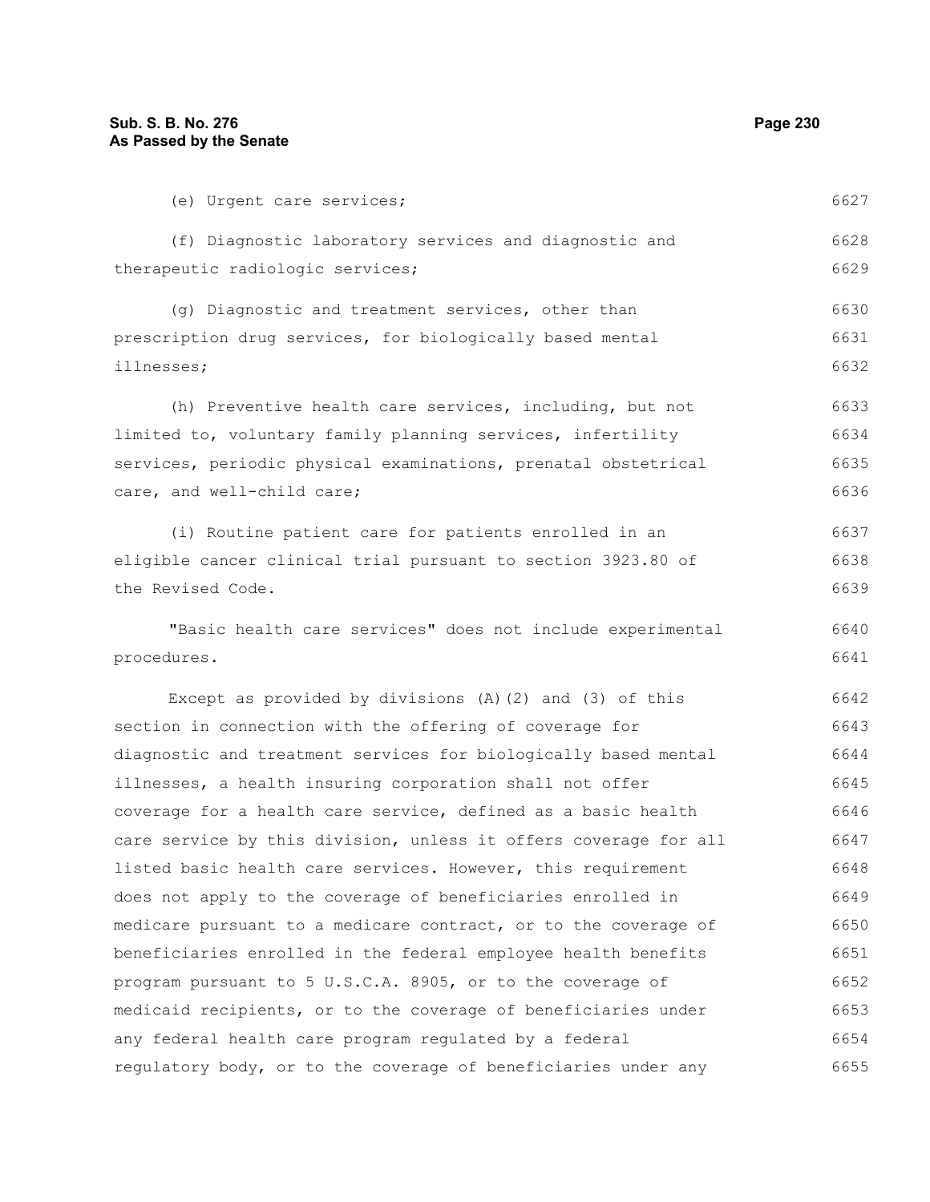(e) Urgent care services;

(f) Diagnostic laboratory services and diagnostic and therapeutic radiologic services;

(g) Diagnostic and treatment services, other than prescription drug services, for biologically based mental illnesses;

(h) Preventive health care services, including, but not limited to, voluntary family planning services, infertility services, periodic physical examinations, prenatal obstetrical care, and well-child care;

(i) Routine patient care for patients enrolled in an eligible cancer clinical trial pursuant to section 3923.80 of the Revised Code.

"Basic health care services" does not include experimental procedures.

Except as provided by divisions (A)(2) and (3) of this section in connection with the offering of coverage for diagnostic and treatment services for biologically based mental illnesses, a health insuring corporation shall not offer coverage for a health care service, defined as a basic health care service by this division, unless it offers coverage for all listed basic health care services. However, this requirement does not apply to the coverage of beneficiaries enrolled in medicare pursuant to a medicare contract, or to the coverage of beneficiaries enrolled in the federal employee health benefits program pursuant to 5 U.S.C.A. 8905, or to the coverage of medicaid recipients, or to the coverage of beneficiaries under any federal health care program regulated by a federal regulatory body, or to the coverage of beneficiaries under any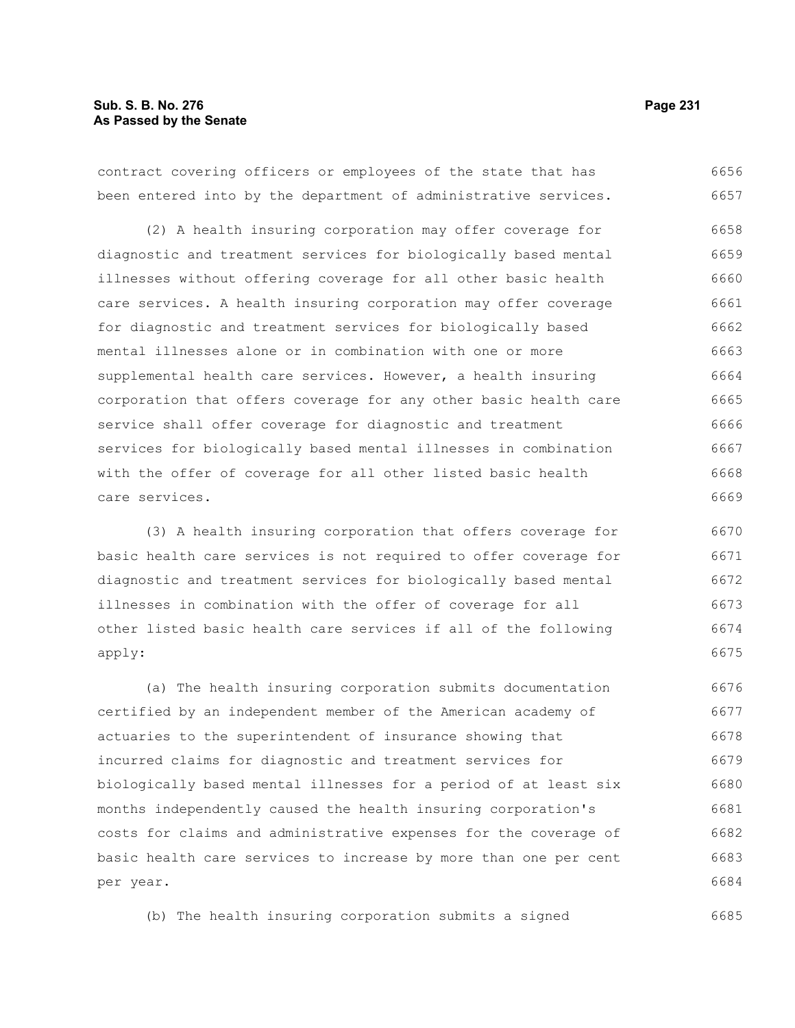contract covering officers or employees of the state that has been entered into by the department of administrative services.

(2) A health insuring corporation may offer coverage for diagnostic and treatment services for biologically based mental illnesses without offering coverage for all other basic health care services. A health insuring corporation may offer coverage for diagnostic and treatment services for biologically based mental illnesses alone or in combination with one or more supplemental health care services. However, a health insuring corporation that offers coverage for any other basic health care service shall offer coverage for diagnostic and treatment services for biologically based mental illnesses in combination with the offer of coverage for all other listed basic health care services.

(3) A health insuring corporation that offers coverage for basic health care services is not required to offer coverage for diagnostic and treatment services for biologically based mental illnesses in combination with the offer of coverage for all other listed basic health care services if all of the following apply:

(a) The health insuring corporation submits documentation certified by an independent member of the American academy of actuaries to the superintendent of insurance showing that incurred claims for diagnostic and treatment services for biologically based mental illnesses for a period of at least six months independently caused the health insuring corporation's costs for claims and administrative expenses for the coverage of basic health care services to increase by more than one per cent per year.

(b) The health insuring corporation submits a signed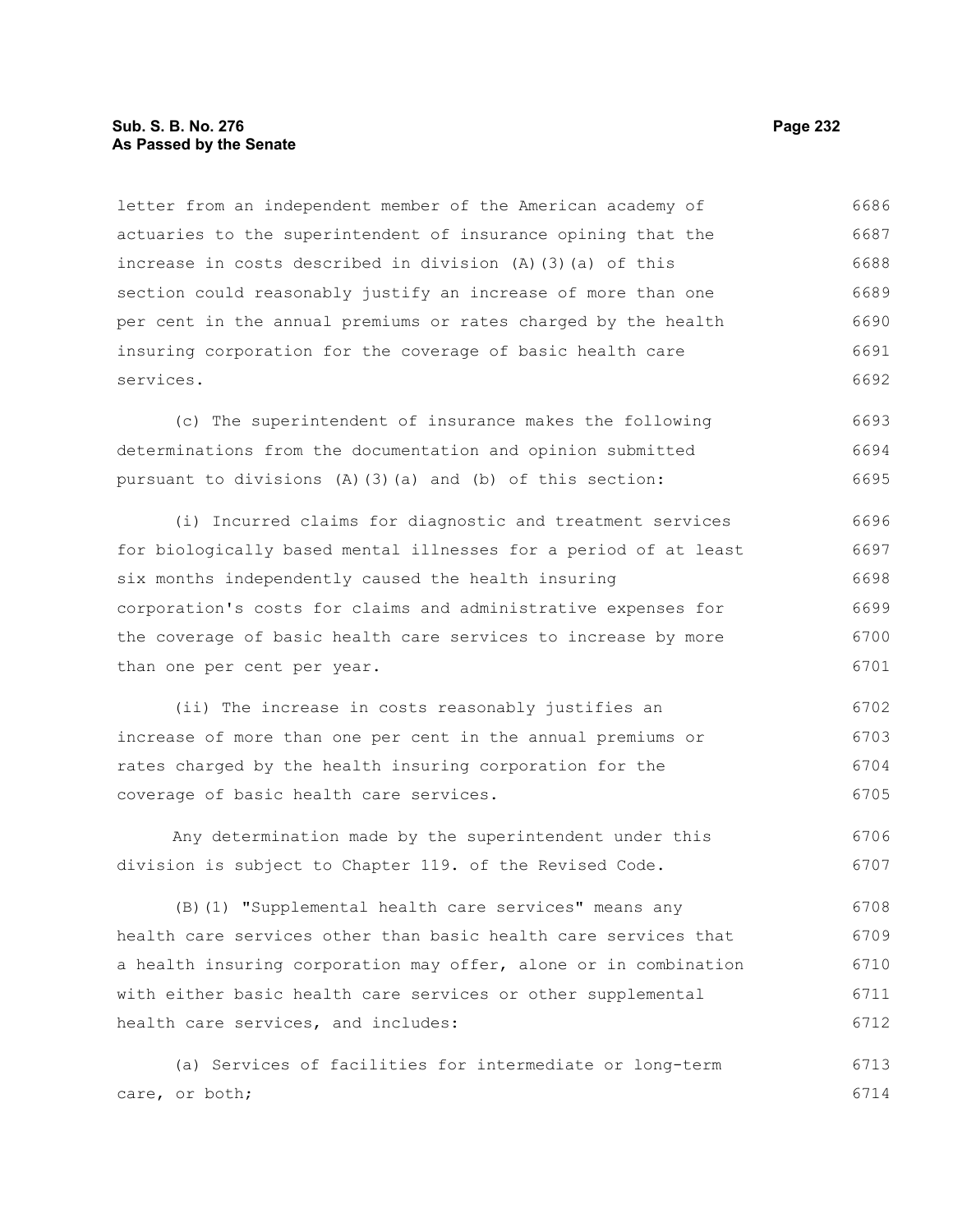letter from an independent member of the American academy of actuaries to the superintendent of insurance opining that the increase in costs described in division (A)(3)(a) of this section could reasonably justify an increase of more than one per cent in the annual premiums or rates charged by the health insuring corporation for the coverage of basic health care services.

(c) The superintendent of insurance makes the following determinations from the documentation and opinion submitted pursuant to divisions (A)(3)(a) and (b) of this section:

(i) Incurred claims for diagnostic and treatment services for biologically based mental illnesses for a period of at least six months independently caused the health insuring corporation's costs for claims and administrative expenses for the coverage of basic health care services to increase by more than one per cent per year.

(ii) The increase in costs reasonably justifies an increase of more than one per cent in the annual premiums or rates charged by the health insuring corporation for the coverage of basic health care services.

Any determination made by the superintendent under this division is subject to Chapter 119. of the Revised Code.

(B)(1) "Supplemental health care services" means any health care services other than basic health care services that a health insuring corporation may offer, alone or in combination with either basic health care services or other supplemental health care services, and includes:

(a) Services of facilities for intermediate or long-term care, or both;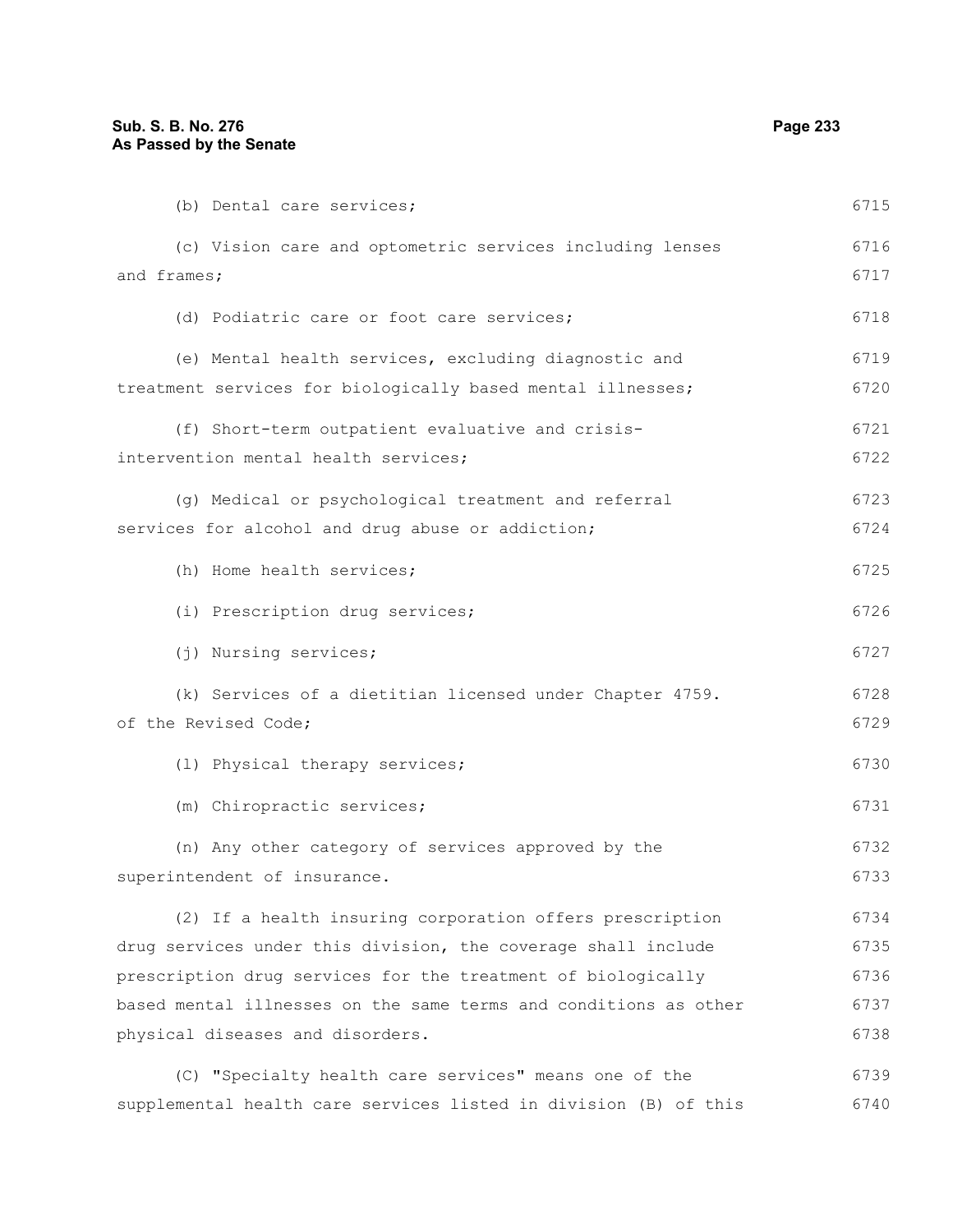(b) Dental care services;

(c) Vision care and optometric services including lenses and frames;

(d) Podiatric care or foot care services;

(e) Mental health services, excluding diagnostic and treatment services for biologically based mental illnesses;

(f) Short-term outpatient evaluative and crisis-intervention mental health services;

(g) Medical or psychological treatment and referral services for alcohol and drug abuse or addiction;

(h) Home health services;

(i) Prescription drug services;

(j) Nursing services;

(k) Services of a dietitian licensed under Chapter 4759. of the Revised Code;

(l) Physical therapy services;

(m) Chiropractic services;

(n) Any other category of services approved by the superintendent of insurance.

(2) If a health insuring corporation offers prescription drug services under this division, the coverage shall include prescription drug services for the treatment of biologically based mental illnesses on the same terms and conditions as other physical diseases and disorders.

(C) "Specialty health care services" means one of the supplemental health care services listed in division (B) of this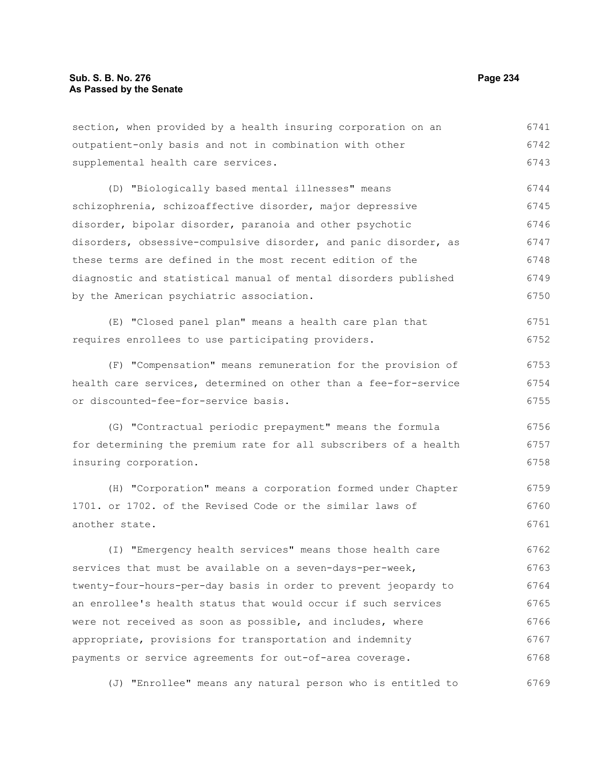section, when provided by a health insuring corporation on an outpatient-only basis and not in combination with other supplemental health care services.

(D) "Biologically based mental illnesses" means schizophrenia, schizoaffective disorder, major depressive disorder, bipolar disorder, paranoia and other psychotic disorders, obsessive-compulsive disorder, and panic disorder, as these terms are defined in the most recent edition of the diagnostic and statistical manual of mental disorders published by the American psychiatric association.

(E) "Closed panel plan" means a health care plan that requires enrollees to use participating providers.

(F) "Compensation" means remuneration for the provision of health care services, determined on other than a fee-for-service or discounted-fee-for-service basis.

(G) "Contractual periodic prepayment" means the formula for determining the premium rate for all subscribers of a health insuring corporation.

(H) "Corporation" means a corporation formed under Chapter 1701. or 1702. of the Revised Code or the similar laws of another state.

(I) "Emergency health services" means those health care services that must be available on a seven-days-per-week, twenty-four-hours-per-day basis in order to prevent jeopardy to an enrollee's health status that would occur if such services were not received as soon as possible, and includes, where appropriate, provisions for transportation and indemnity payments or service agreements for out-of-area coverage.

(J) "Enrollee" means any natural person who is entitled to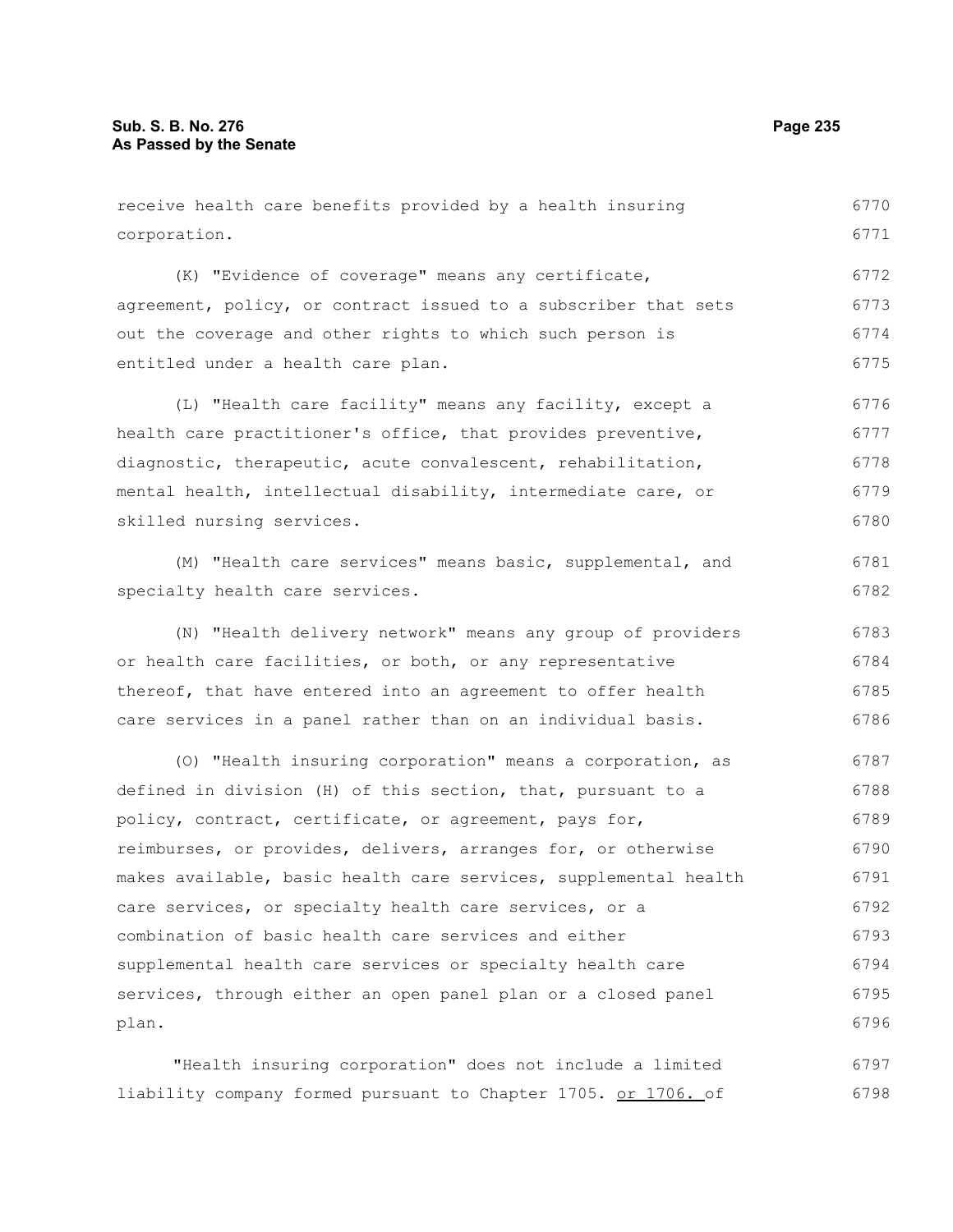receive health care benefits provided by a health insuring corporation.

(K) "Evidence of coverage" means any certificate, agreement, policy, or contract issued to a subscriber that sets out the coverage and other rights to which such person is entitled under a health care plan.

(L) "Health care facility" means any facility, except a health care practitioner's office, that provides preventive, diagnostic, therapeutic, acute convalescent, rehabilitation, mental health, intellectual disability, intermediate care, or skilled nursing services.

(M) "Health care services" means basic, supplemental, and specialty health care services.

(N) "Health delivery network" means any group of providers or health care facilities, or both, or any representative thereof, that have entered into an agreement to offer health care services in a panel rather than on an individual basis.

(O) "Health insuring corporation" means a corporation, as defined in division (H) of this section, that, pursuant to a policy, contract, certificate, or agreement, pays for, reimburses, or provides, delivers, arranges for, or otherwise makes available, basic health care services, supplemental health care services, or specialty health care services, or a combination of basic health care services and either supplemental health care services or specialty health care services, through either an open panel plan or a closed panel plan.

"Health insuring corporation" does not include a limited liability company formed pursuant to Chapter 1705. <u>or 1706.</u> of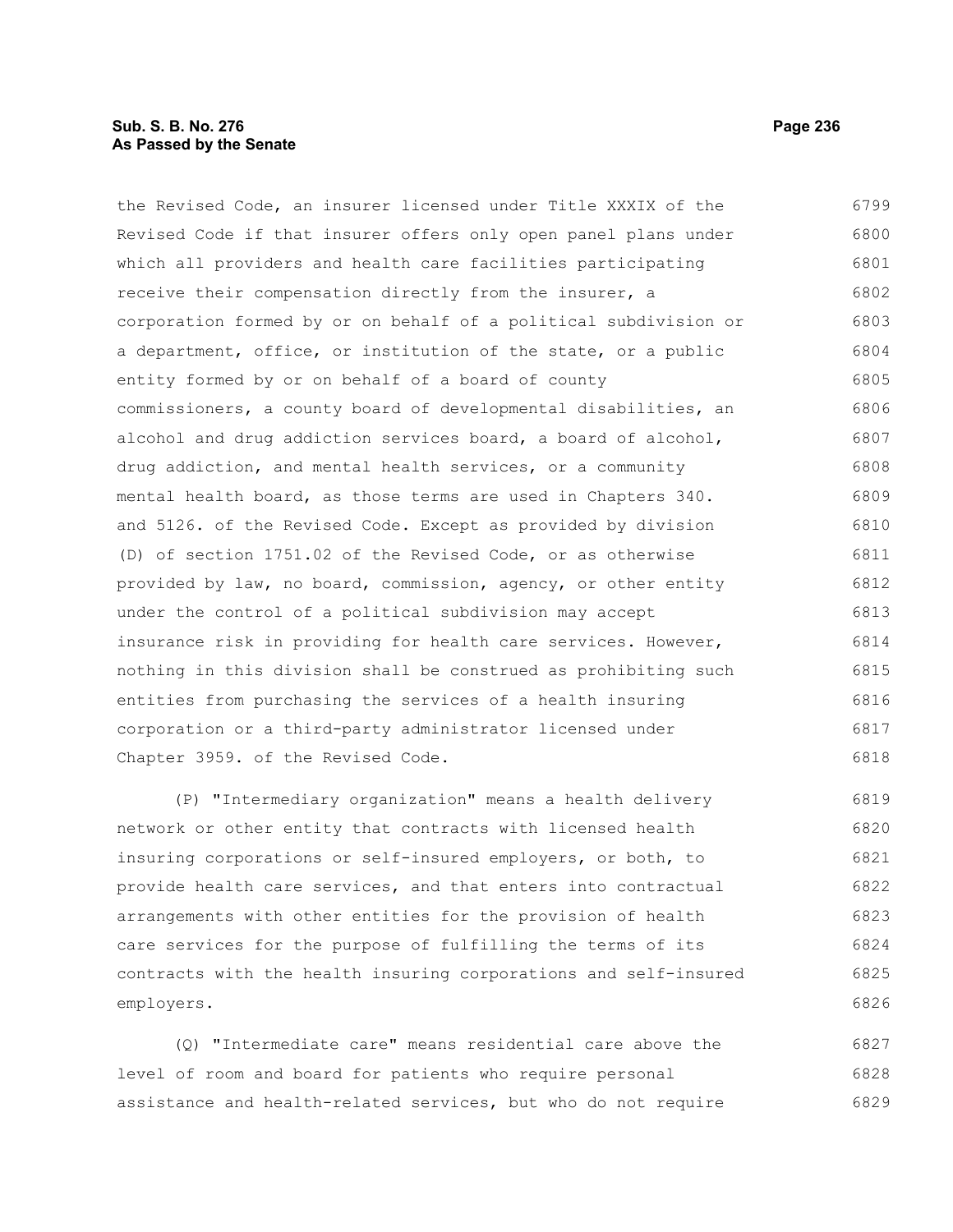the Revised Code, an insurer licensed under Title XXXIX of the Revised Code if that insurer offers only open panel plans under which all providers and health care facilities participating receive their compensation directly from the insurer, a corporation formed by or on behalf of a political subdivision or a department, office, or institution of the state, or a public entity formed by or on behalf of a board of county commissioners, a county board of developmental disabilities, an alcohol and drug addiction services board, a board of alcohol, drug addiction, and mental health services, or a community mental health board, as those terms are used in Chapters 340. and 5126. of the Revised Code. Except as provided by division (D) of section 1751.02 of the Revised Code, or as otherwise provided by law, no board, commission, agency, or other entity under the control of a political subdivision may accept insurance risk in providing for health care services. However, nothing in this division shall be construed as prohibiting such entities from purchasing the services of a health insuring corporation or a third-party administrator licensed under Chapter 3959. of the Revised Code.

(P) "Intermediary organization" means a health delivery network or other entity that contracts with licensed health insuring corporations or self-insured employers, or both, to provide health care services, and that enters into contractual arrangements with other entities for the provision of health care services for the purpose of fulfilling the terms of its contracts with the health insuring corporations and self-insured employers.

(Q) "Intermediate care" means residential care above the level of room and board for patients who require personal assistance and health-related services, but who do not require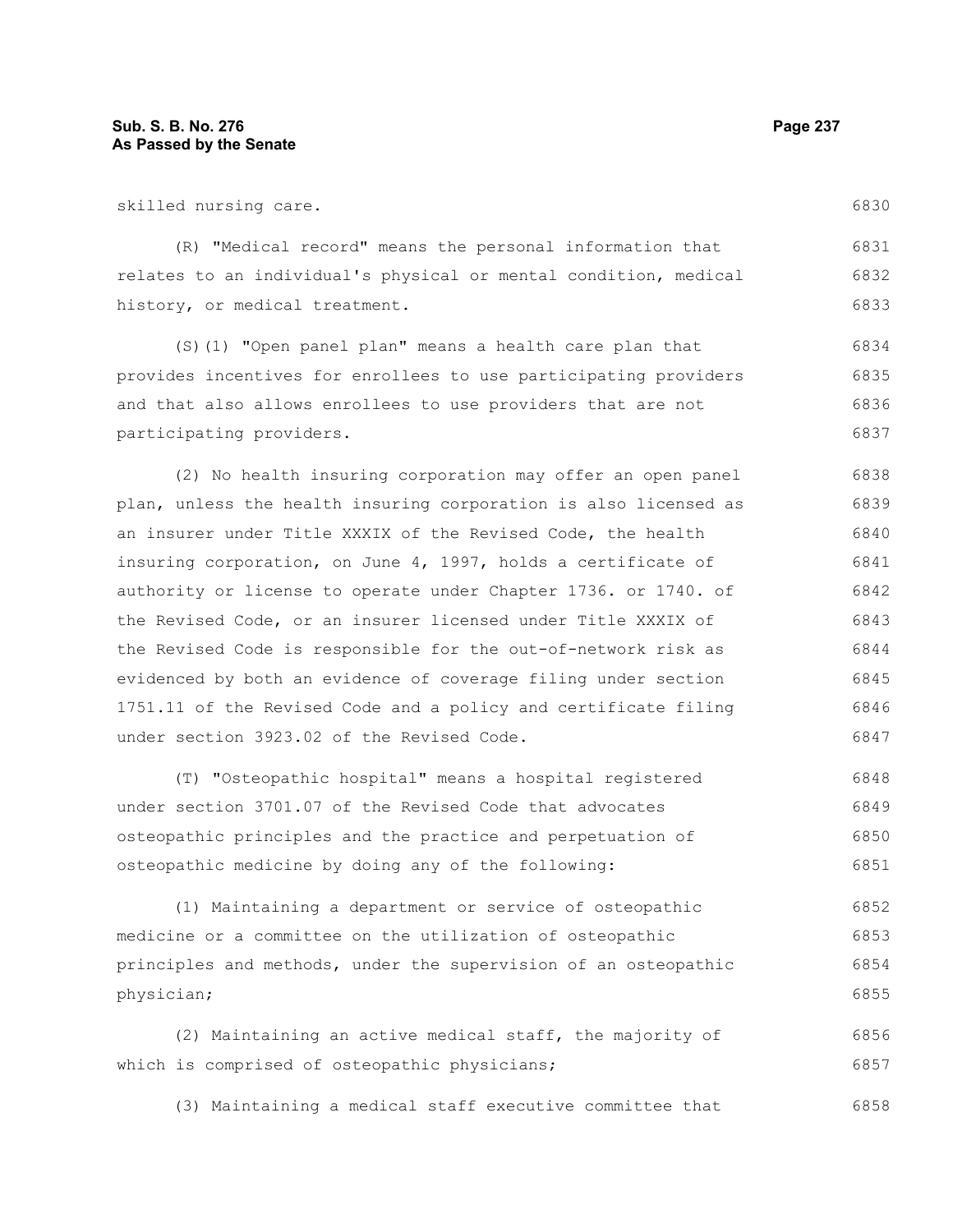skilled nursing care.

(R) "Medical record" means the personal information that relates to an individual's physical or mental condition, medical history, or medical treatment.

(S)(1) "Open panel plan" means a health care plan that provides incentives for enrollees to use participating providers and that also allows enrollees to use providers that are not participating providers.

(2) No health insuring corporation may offer an open panel plan, unless the health insuring corporation is also licensed as an insurer under Title XXXIX of the Revised Code, the health insuring corporation, on June 4, 1997, holds a certificate of authority or license to operate under Chapter 1736. or 1740. of the Revised Code, or an insurer licensed under Title XXXIX of the Revised Code is responsible for the out-of-network risk as evidenced by both an evidence of coverage filing under section 1751.11 of the Revised Code and a policy and certificate filing under section 3923.02 of the Revised Code.

(T) "Osteopathic hospital" means a hospital registered under section 3701.07 of the Revised Code that advocates osteopathic principles and the practice and perpetuation of osteopathic medicine by doing any of the following:

(1) Maintaining a department or service of osteopathic medicine or a committee on the utilization of osteopathic principles and methods, under the supervision of an osteopathic physician;

(2) Maintaining an active medical staff, the majority of which is comprised of osteopathic physicians;

(3) Maintaining a medical staff executive committee that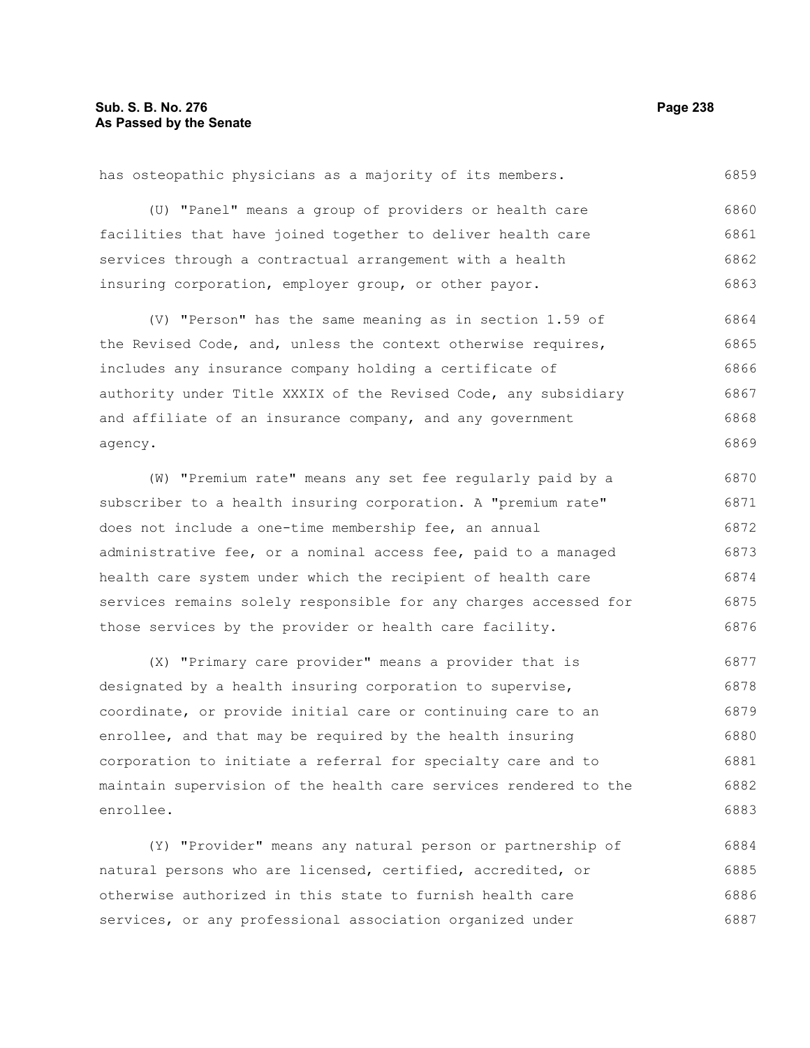has osteopathic physicians as a majority of its members.

(U) "Panel" means a group of providers or health care facilities that have joined together to deliver health care services through a contractual arrangement with a health insuring corporation, employer group, or other payor.

(V) "Person" has the same meaning as in section 1.59 of the Revised Code, and, unless the context otherwise requires, includes any insurance company holding a certificate of authority under Title XXXIX of the Revised Code, any subsidiary and affiliate of an insurance company, and any government agency.

(W) "Premium rate" means any set fee regularly paid by a subscriber to a health insuring corporation. A "premium rate" does not include a one-time membership fee, an annual administrative fee, or a nominal access fee, paid to a managed health care system under which the recipient of health care services remains solely responsible for any charges accessed for those services by the provider or health care facility.

(X) "Primary care provider" means a provider that is designated by a health insuring corporation to supervise, coordinate, or provide initial care or continuing care to an enrollee, and that may be required by the health insuring corporation to initiate a referral for specialty care and to maintain supervision of the health care services rendered to the enrollee.

(Y) "Provider" means any natural person or partnership of natural persons who are licensed, certified, accredited, or otherwise authorized in this state to furnish health care services, or any professional association organized under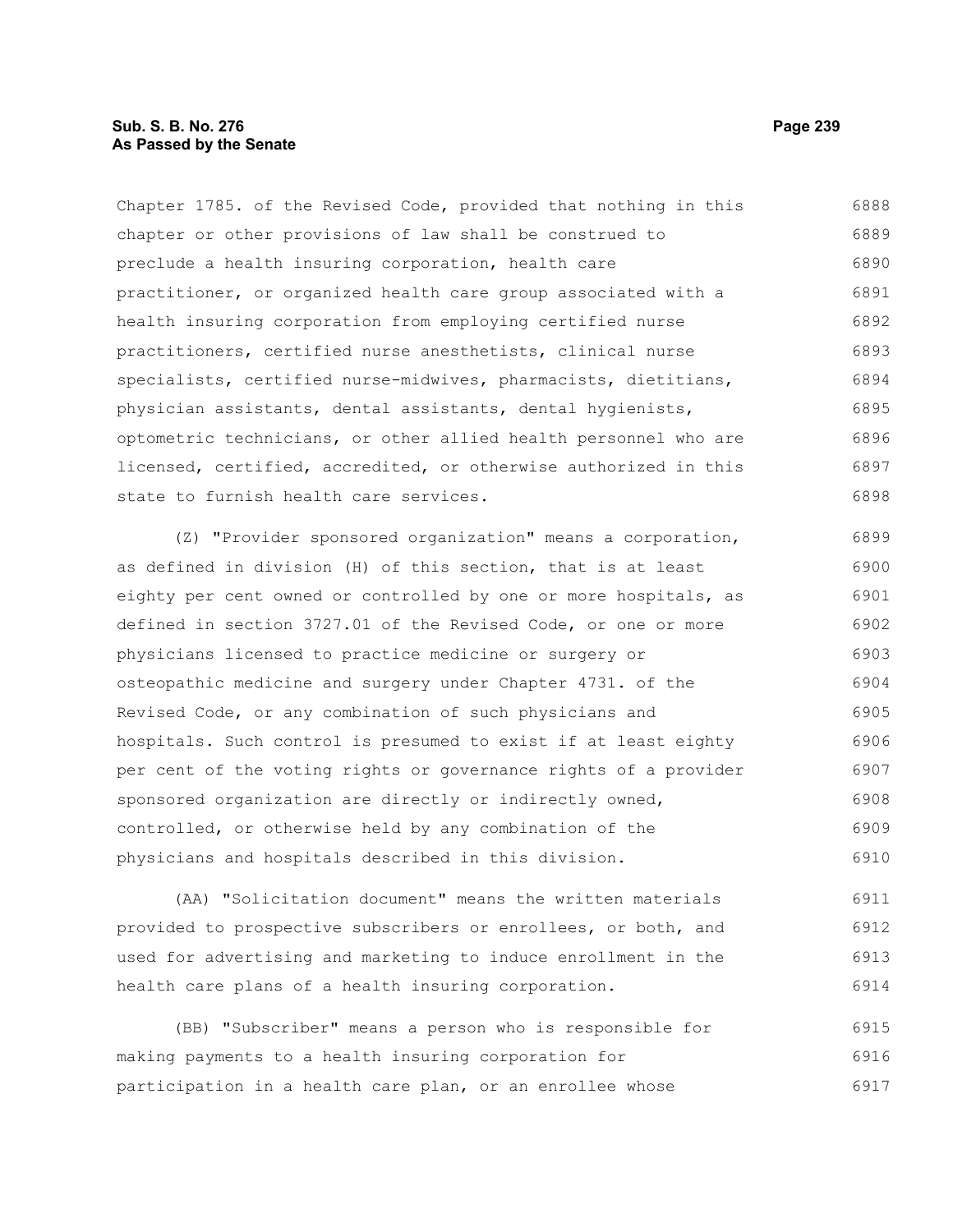Chapter 1785. of the Revised Code, provided that nothing in this chapter or other provisions of law shall be construed to preclude a health insuring corporation, health care practitioner, or organized health care group associated with a health insuring corporation from employing certified nurse practitioners, certified nurse anesthetists, clinical nurse specialists, certified nurse-midwives, pharmacists, dietitians, physician assistants, dental assistants, dental hygienists, optometric technicians, or other allied health personnel who are licensed, certified, accredited, or otherwise authorized in this state to furnish health care services.

(Z) "Provider sponsored organization" means a corporation, as defined in division (H) of this section, that is at least eighty per cent owned or controlled by one or more hospitals, as defined in section 3727.01 of the Revised Code, or one or more physicians licensed to practice medicine or surgery or osteopathic medicine and surgery under Chapter 4731. of the Revised Code, or any combination of such physicians and hospitals. Such control is presumed to exist if at least eighty per cent of the voting rights or governance rights of a provider sponsored organization are directly or indirectly owned, controlled, or otherwise held by any combination of the physicians and hospitals described in this division.

(AA) "Solicitation document" means the written materials provided to prospective subscribers or enrollees, or both, and used for advertising and marketing to induce enrollment in the health care plans of a health insuring corporation.

(BB) "Subscriber" means a person who is responsible for making payments to a health insuring corporation for participation in a health care plan, or an enrollee whose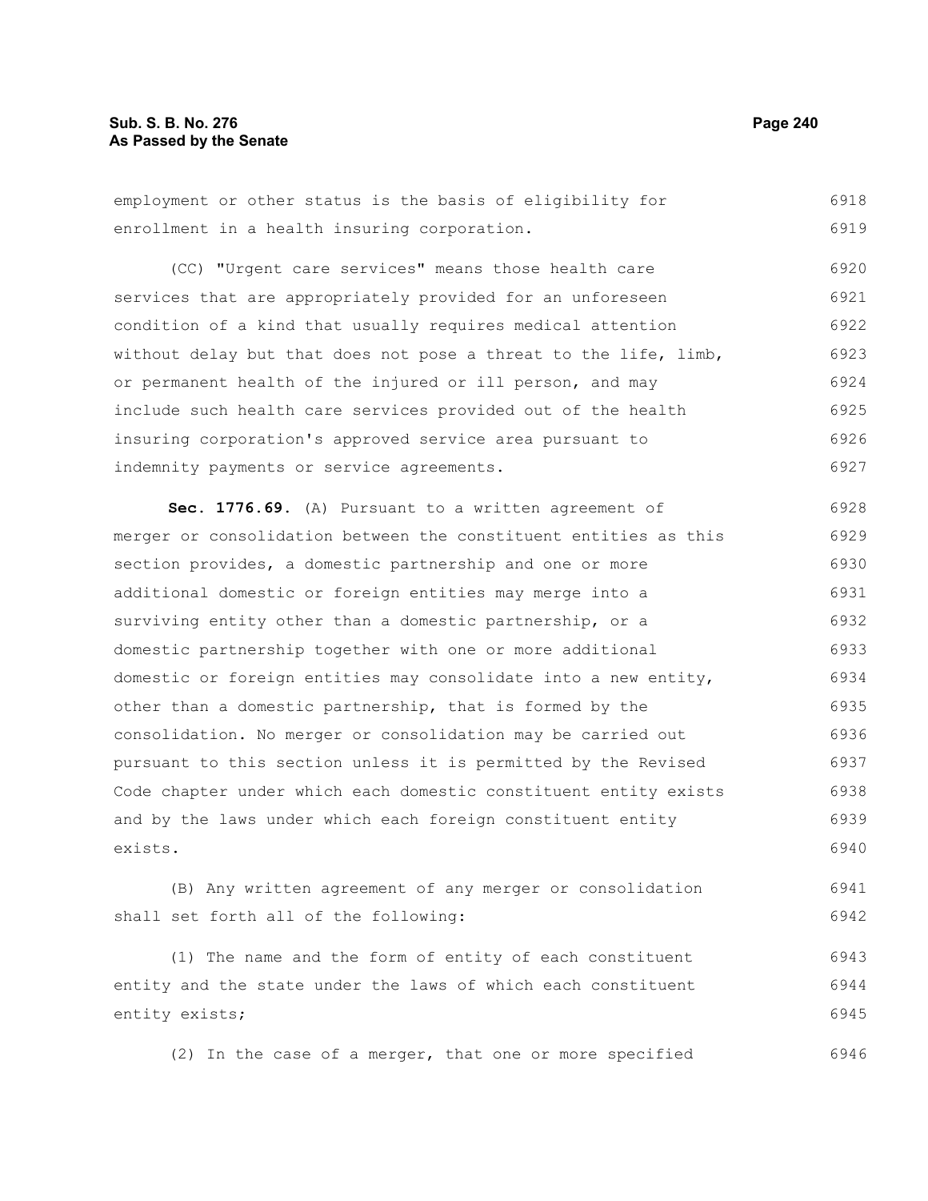employment or other status is the basis of eligibility for enrollment in a health insuring corporation.

(CC) "Urgent care services" means those health care services that are appropriately provided for an unforeseen condition of a kind that usually requires medical attention without delay but that does not pose a threat to the life, limb, or permanent health of the injured or ill person, and may include such health care services provided out of the health insuring corporation's approved service area pursuant to indemnity payments or service agreements.

**Sec. 1776.69.** (A) Pursuant to a written agreement of merger or consolidation between the constituent entities as this section provides, a domestic partnership and one or more additional domestic or foreign entities may merge into a surviving entity other than a domestic partnership, or a domestic partnership together with one or more additional domestic or foreign entities may consolidate into a new entity, other than a domestic partnership, that is formed by the consolidation. No merger or consolidation may be carried out pursuant to this section unless it is permitted by the Revised Code chapter under which each domestic constituent entity exists and by the laws under which each foreign constituent entity exists.

(B) Any written agreement of any merger or consolidation shall set forth all of the following:

(1) The name and the form of entity of each constituent entity and the state under the laws of which each constituent entity exists;

(2) In the case of a merger, that one or more specified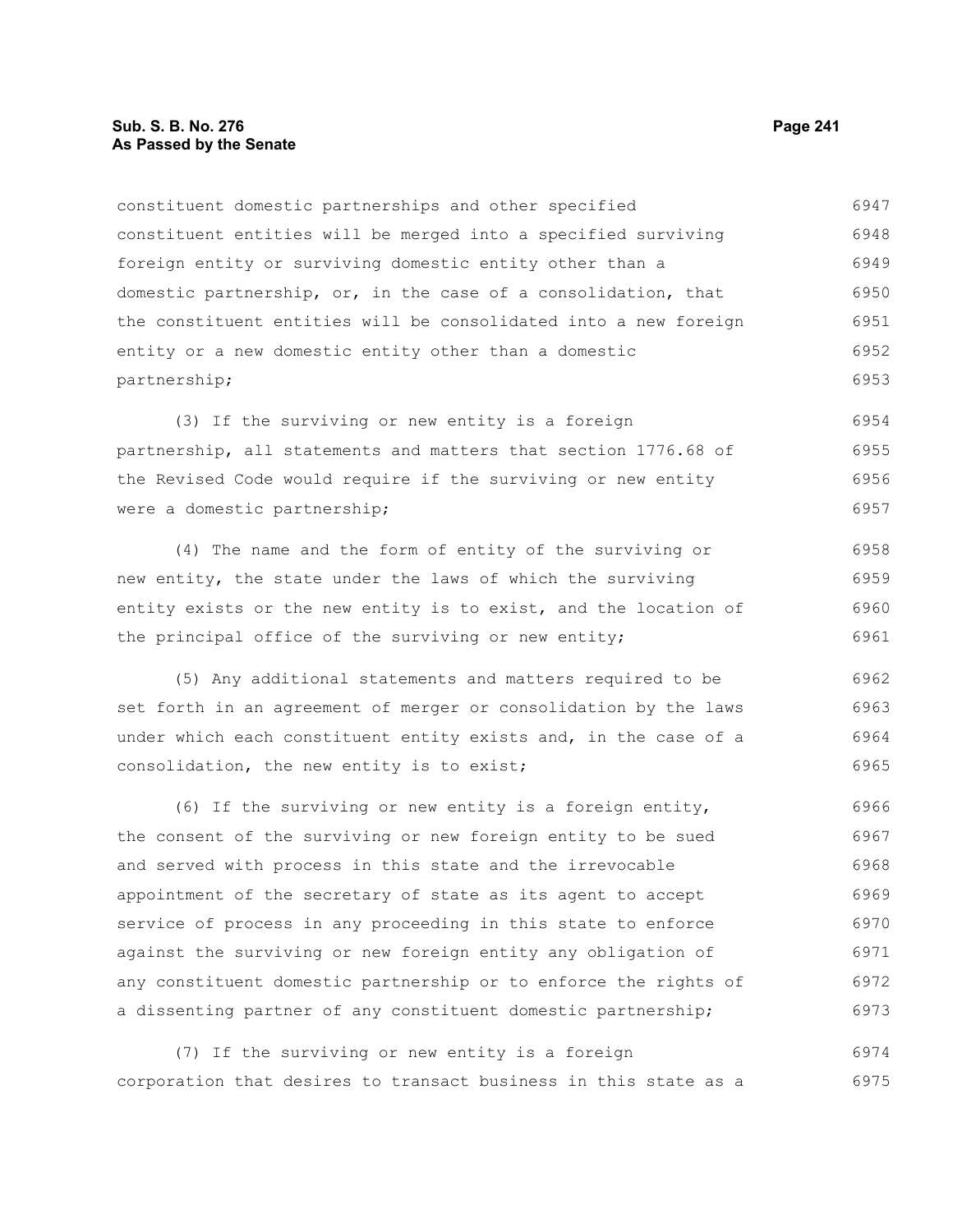constituent domestic partnerships and other specified constituent entities will be merged into a specified surviving foreign entity or surviving domestic entity other than a domestic partnership, or, in the case of a consolidation, that the constituent entities will be consolidated into a new foreign entity or a new domestic entity other than a domestic partnership;

(3) If the surviving or new entity is a foreign partnership, all statements and matters that section 1776.68 of the Revised Code would require if the surviving or new entity were a domestic partnership;

(4) The name and the form of entity of the surviving or new entity, the state under the laws of which the surviving entity exists or the new entity is to exist, and the location of the principal office of the surviving or new entity;

(5) Any additional statements and matters required to be set forth in an agreement of merger or consolidation by the laws under which each constituent entity exists and, in the case of a consolidation, the new entity is to exist;

(6) If the surviving or new entity is a foreign entity, the consent of the surviving or new foreign entity to be sued and served with process in this state and the irrevocable appointment of the secretary of state as its agent to accept service of process in any proceeding in this state to enforce against the surviving or new foreign entity any obligation of any constituent domestic partnership or to enforce the rights of a dissenting partner of any constituent domestic partnership;

(7) If the surviving or new entity is a foreign corporation that desires to transact business in this state as a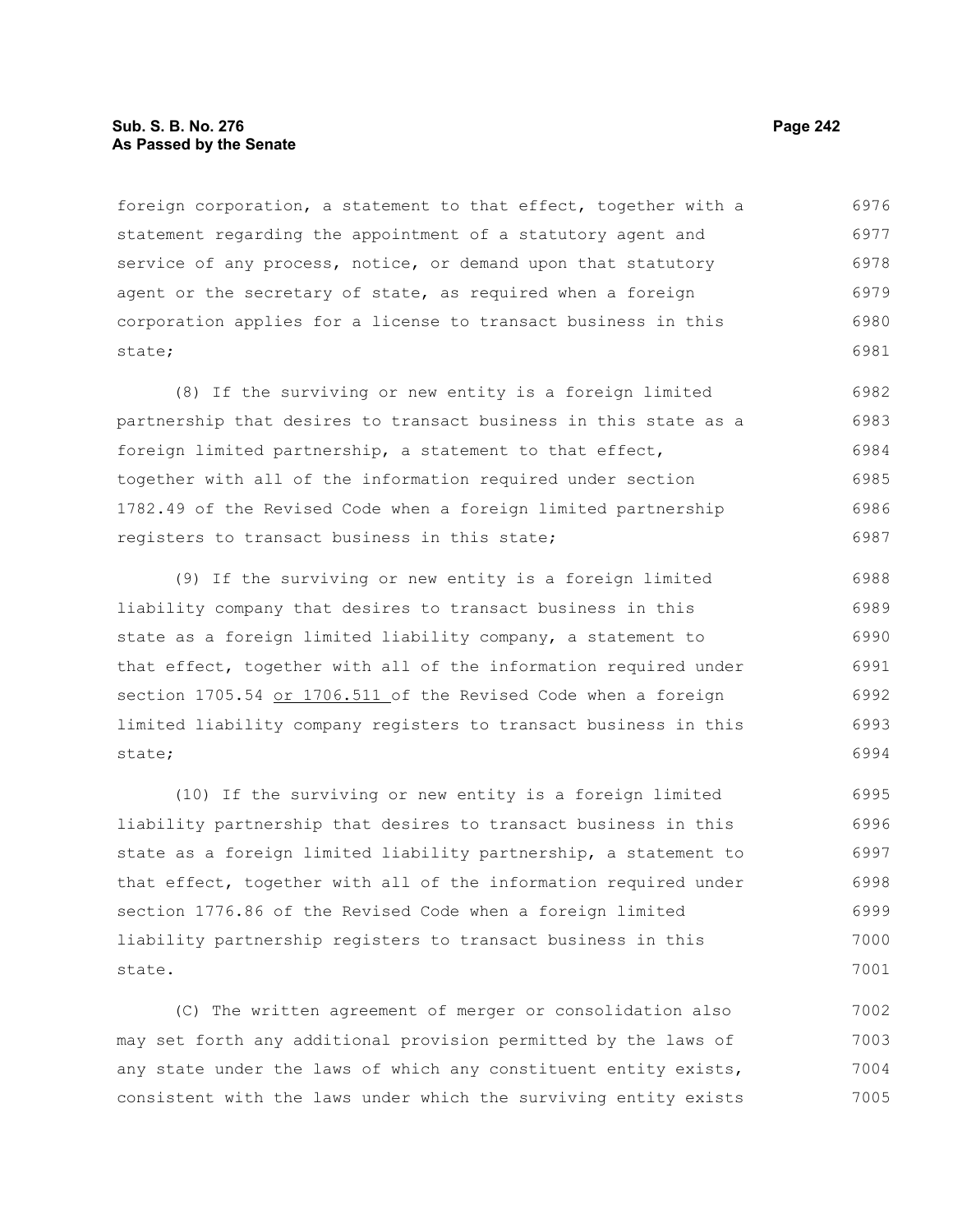foreign corporation, a statement to that effect, together with a statement regarding the appointment of a statutory agent and service of any process, notice, or demand upon that statutory agent or the secretary of state, as required when a foreign corporation applies for a license to transact business in this state;

(8) If the surviving or new entity is a foreign limited partnership that desires to transact business in this state as a foreign limited partnership, a statement to that effect, together with all of the information required under section 1782.49 of the Revised Code when a foreign limited partnership registers to transact business in this state;

(9) If the surviving or new entity is a foreign limited liability company that desires to transact business in this state as a foreign limited liability company, a statement to that effect, together with all of the information required under section 1705.54 or 1706.511 of the Revised Code when a foreign limited liability company registers to transact business in this state;

(10) If the surviving or new entity is a foreign limited liability partnership that desires to transact business in this state as a foreign limited liability partnership, a statement to that effect, together with all of the information required under section 1776.86 of the Revised Code when a foreign limited liability partnership registers to transact business in this state.

(C) The written agreement of merger or consolidation also may set forth any additional provision permitted by the laws of any state under the laws of which any constituent entity exists, consistent with the laws under which the surviving entity exists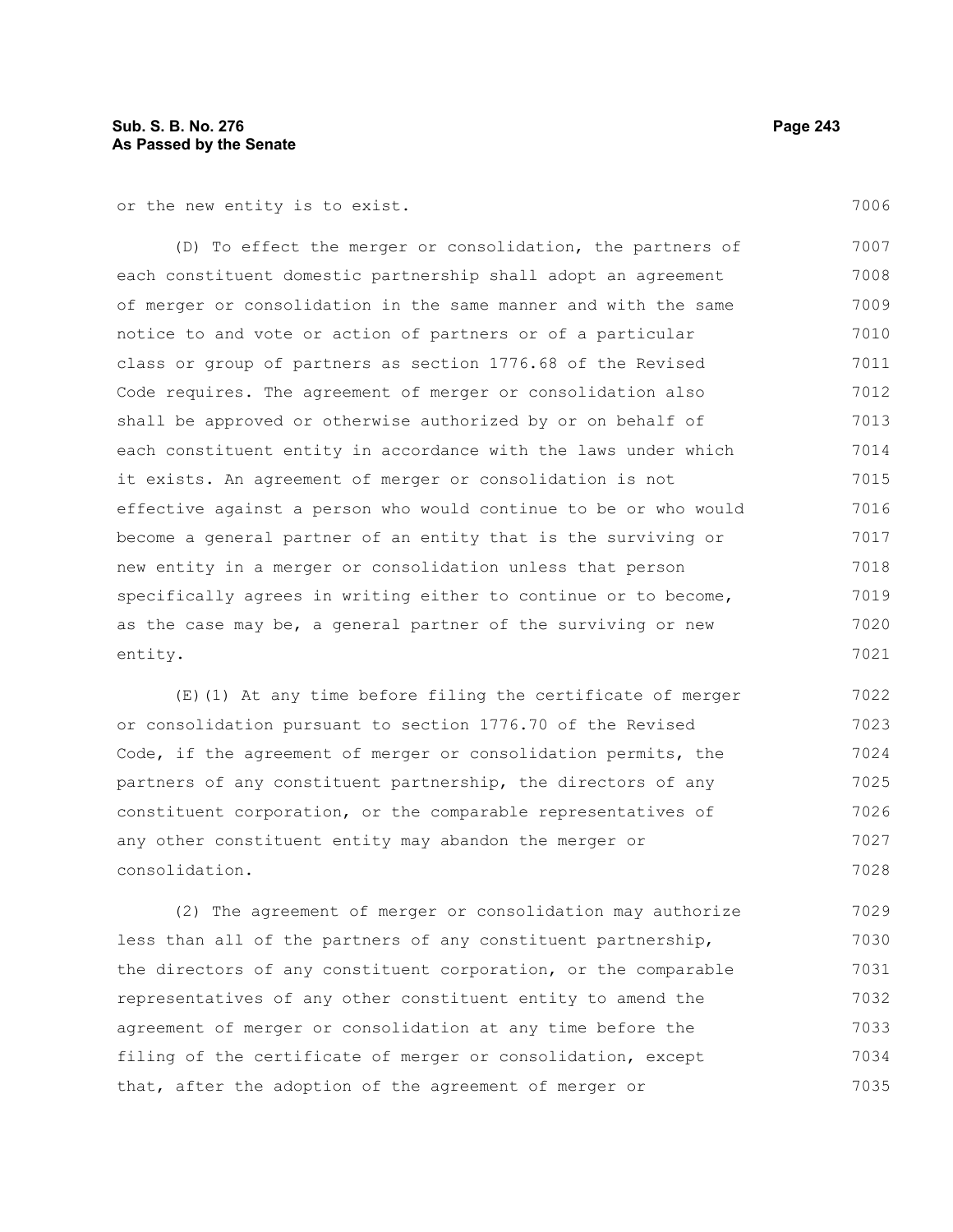or the new entity is to exist.

(D) To effect the merger or consolidation, the partners of each constituent domestic partnership shall adopt an agreement of merger or consolidation in the same manner and with the same notice to and vote or action of partners or of a particular class or group of partners as section 1776.68 of the Revised Code requires. The agreement of merger or consolidation also shall be approved or otherwise authorized by or on behalf of each constituent entity in accordance with the laws under which it exists. An agreement of merger or consolidation is not effective against a person who would continue to be or who would become a general partner of an entity that is the surviving or new entity in a merger or consolidation unless that person specifically agrees in writing either to continue or to become, as the case may be, a general partner of the surviving or new entity.

(E)(1) At any time before filing the certificate of merger or consolidation pursuant to section 1776.70 of the Revised Code, if the agreement of merger or consolidation permits, the partners of any constituent partnership, the directors of any constituent corporation, or the comparable representatives of any other constituent entity may abandon the merger or consolidation.

(2) The agreement of merger or consolidation may authorize less than all of the partners of any constituent partnership, the directors of any constituent corporation, or the comparable representatives of any other constituent entity to amend the agreement of merger or consolidation at any time before the filing of the certificate of merger or consolidation, except that, after the adoption of the agreement of merger or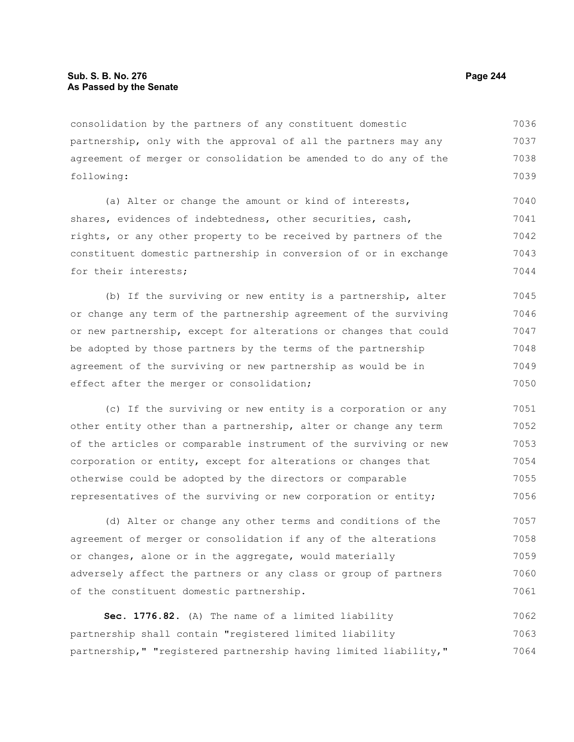consolidation by the partners of any constituent domestic partnership, only with the approval of all the partners may any agreement of merger or consolidation be amended to do any of the following:

(a) Alter or change the amount or kind of interests, shares, evidences of indebtedness, other securities, cash, rights, or any other property to be received by partners of the constituent domestic partnership in conversion of or in exchange for their interests;

(b) If the surviving or new entity is a partnership, alter or change any term of the partnership agreement of the surviving or new partnership, except for alterations or changes that could be adopted by those partners by the terms of the partnership agreement of the surviving or new partnership as would be in effect after the merger or consolidation;

(c) If the surviving or new entity is a corporation or any other entity other than a partnership, alter or change any term of the articles or comparable instrument of the surviving or new corporation or entity, except for alterations or changes that otherwise could be adopted by the directors or comparable representatives of the surviving or new corporation or entity;

(d) Alter or change any other terms and conditions of the agreement of merger or consolidation if any of the alterations or changes, alone or in the aggregate, would materially adversely affect the partners or any class or group of partners of the constituent domestic partnership.

**Sec. 1776.82.** (A) The name of a limited liability partnership shall contain "registered limited liability partnership," "registered partnership having limited liability,"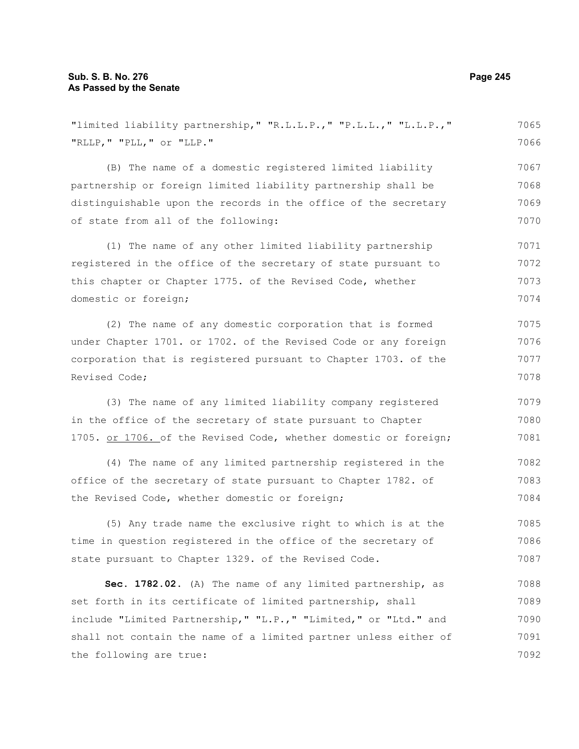"limited liability partnership," "R.L.L.P.," "P.L.L.," "L.L.P.," "RLLP," "PLL," or "LLP."

(B) The name of a domestic registered limited liability partnership or foreign limited liability partnership shall be distinguishable upon the records in the office of the secretary of state from all of the following:

(1) The name of any other limited liability partnership registered in the office of the secretary of state pursuant to this chapter or Chapter 1775. of the Revised Code, whether domestic or foreign;

(2) The name of any domestic corporation that is formed under Chapter 1701. or 1702. of the Revised Code or any foreign corporation that is registered pursuant to Chapter 1703. of the Revised Code;

(3) The name of any limited liability company registered in the office of the secretary of state pursuant to Chapter 1705. or 1706. of the Revised Code, whether domestic or foreign;

(4) The name of any limited partnership registered in the office of the secretary of state pursuant to Chapter 1782. of the Revised Code, whether domestic or foreign;

(5) Any trade name the exclusive right to which is at the time in question registered in the office of the secretary of state pursuant to Chapter 1329. of the Revised Code.

**Sec. 1782.02.** (A) The name of any limited partnership, as set forth in its certificate of limited partnership, shall include "Limited Partnership," "L.P.," "Limited," or "Ltd." and shall not contain the name of a limited partner unless either of the following are true: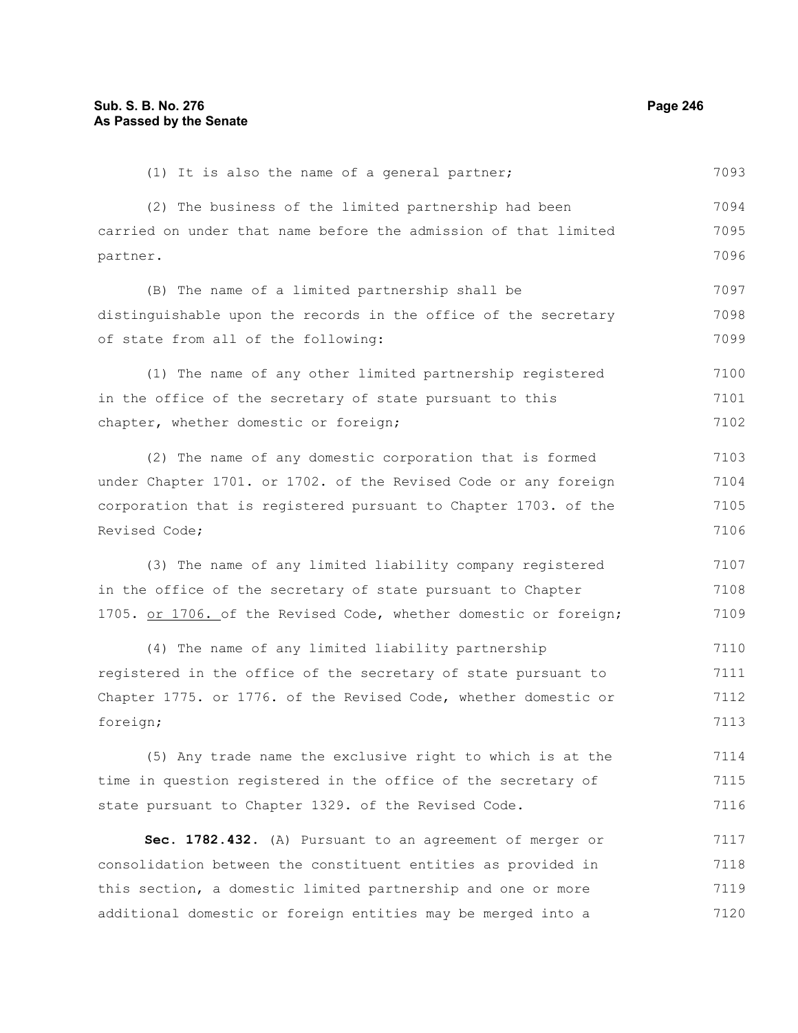(1) It is also the name of a general partner;

(2) The business of the limited partnership had been carried on under that name before the admission of that limited partner.

(B) The name of a limited partnership shall be distinguishable upon the records in the office of the secretary of state from all of the following:

(1) The name of any other limited partnership registered in the office of the secretary of state pursuant to this chapter, whether domestic or foreign;

(2) The name of any domestic corporation that is formed under Chapter 1701. or 1702. of the Revised Code or any foreign corporation that is registered pursuant to Chapter 1703. of the Revised Code;

(3) The name of any limited liability company registered in the office of the secretary of state pursuant to Chapter 1705. <u>or 1706.</u> of the Revised Code, whether domestic or foreign;

(4) The name of any limited liability partnership registered in the office of the secretary of state pursuant to Chapter 1775. or 1776. of the Revised Code, whether domestic or foreign;

(5) Any trade name the exclusive right to which is at the time in question registered in the office of the secretary of state pursuant to Chapter 1329. of the Revised Code.

**Sec. 1782.432.** (A) Pursuant to an agreement of merger or consolidation between the constituent entities as provided in this section, a domestic limited partnership and one or more additional domestic or foreign entities may be merged into a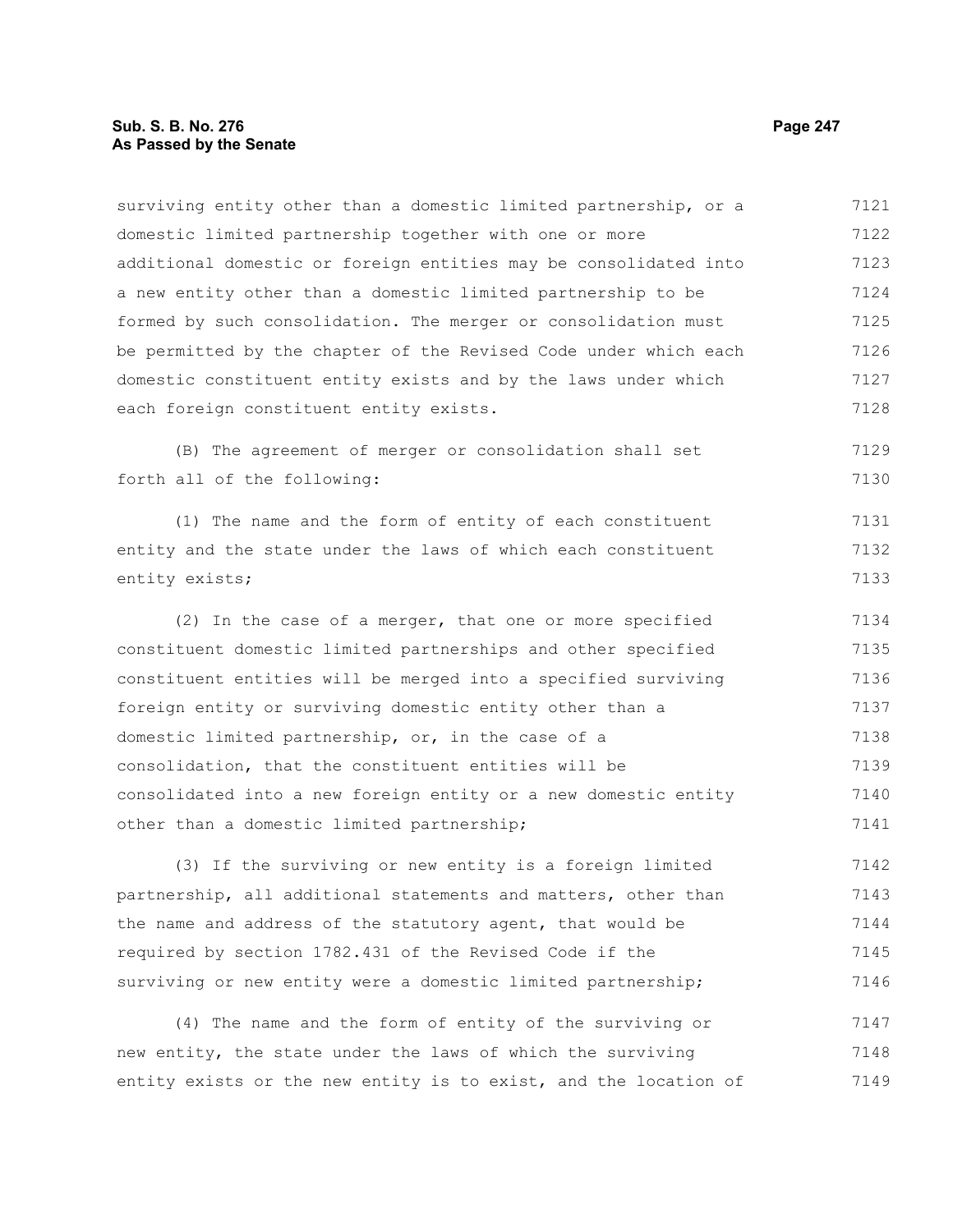surviving entity other than a domestic limited partnership, or a domestic limited partnership together with one or more additional domestic or foreign entities may be consolidated into a new entity other than a domestic limited partnership to be formed by such consolidation. The merger or consolidation must be permitted by the chapter of the Revised Code under which each domestic constituent entity exists and by the laws under which each foreign constituent entity exists.

(B) The agreement of merger or consolidation shall set forth all of the following:

(1) The name and the form of entity of each constituent entity and the state under the laws of which each constituent entity exists;

(2) In the case of a merger, that one or more specified constituent domestic limited partnerships and other specified constituent entities will be merged into a specified surviving foreign entity or surviving domestic entity other than a domestic limited partnership, or, in the case of a consolidation, that the constituent entities will be consolidated into a new foreign entity or a new domestic entity other than a domestic limited partnership;

(3) If the surviving or new entity is a foreign limited partnership, all additional statements and matters, other than the name and address of the statutory agent, that would be required by section 1782.431 of the Revised Code if the surviving or new entity were a domestic limited partnership;

(4) The name and the form of entity of the surviving or new entity, the state under the laws of which the surviving entity exists or the new entity is to exist, and the location of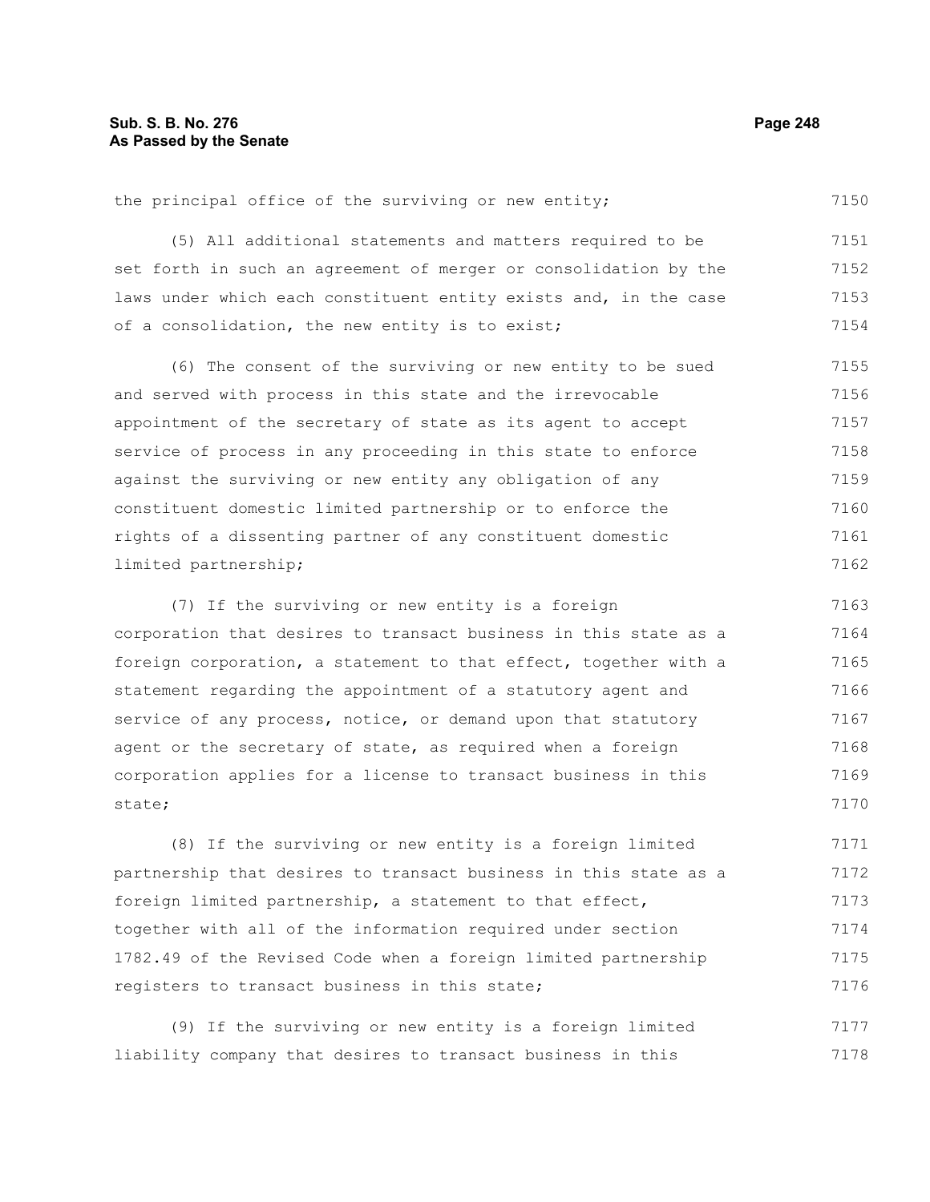the principal office of the surviving or new entity;

(5) All additional statements and matters required to be set forth in such an agreement of merger or consolidation by the laws under which each constituent entity exists and, in the case of a consolidation, the new entity is to exist;

(6) The consent of the surviving or new entity to be sued and served with process in this state and the irrevocable appointment of the secretary of state as its agent to accept service of process in any proceeding in this state to enforce against the surviving or new entity any obligation of any constituent domestic limited partnership or to enforce the rights of a dissenting partner of any constituent domestic limited partnership;

(7) If the surviving or new entity is a foreign corporation that desires to transact business in this state as a foreign corporation, a statement to that effect, together with a statement regarding the appointment of a statutory agent and service of any process, notice, or demand upon that statutory agent or the secretary of state, as required when a foreign corporation applies for a license to transact business in this state;

(8) If the surviving or new entity is a foreign limited partnership that desires to transact business in this state as a foreign limited partnership, a statement to that effect, together with all of the information required under section 1782.49 of the Revised Code when a foreign limited partnership registers to transact business in this state;

(9) If the surviving or new entity is a foreign limited liability company that desires to transact business in this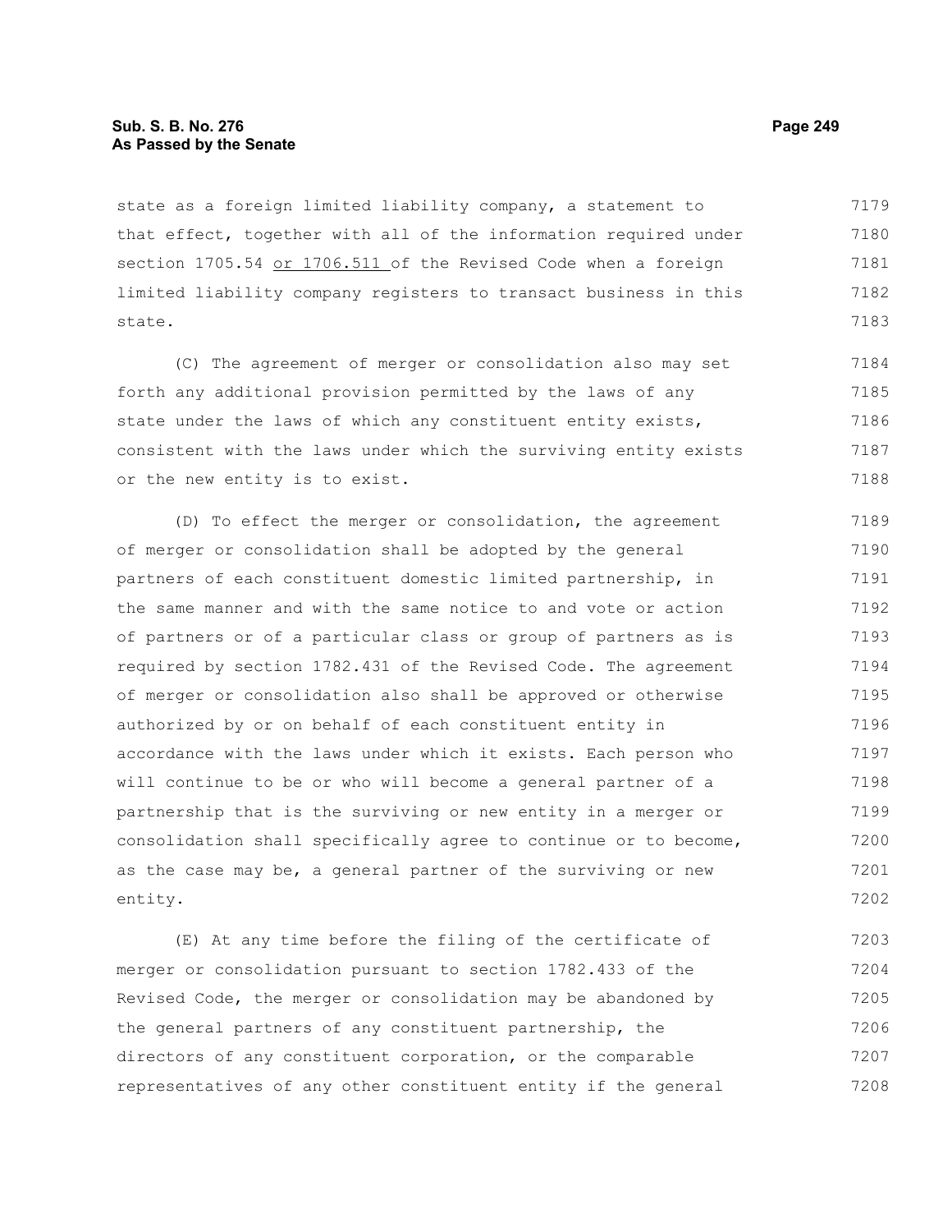state as a foreign limited liability company, a statement to that effect, together with all of the information required under section 1705.54 <u>or 1706.511</u> of the Revised Code when a foreign limited liability company registers to transact business in this state.

(C) The agreement of merger or consolidation also may set forth any additional provision permitted by the laws of any state under the laws of which any constituent entity exists, consistent with the laws under which the surviving entity exists or the new entity is to exist.

(D) To effect the merger or consolidation, the agreement of merger or consolidation shall be adopted by the general partners of each constituent domestic limited partnership, in the same manner and with the same notice to and vote or action of partners or of a particular class or group of partners as is required by section 1782.431 of the Revised Code. The agreement of merger or consolidation also shall be approved or otherwise authorized by or on behalf of each constituent entity in accordance with the laws under which it exists. Each person who will continue to be or who will become a general partner of a partnership that is the surviving or new entity in a merger or consolidation shall specifically agree to continue or to become, as the case may be, a general partner of the surviving or new entity.

(E) At any time before the filing of the certificate of merger or consolidation pursuant to section 1782.433 of the Revised Code, the merger or consolidation may be abandoned by the general partners of any constituent partnership, the directors of any constituent corporation, or the comparable representatives of any other constituent entity if the general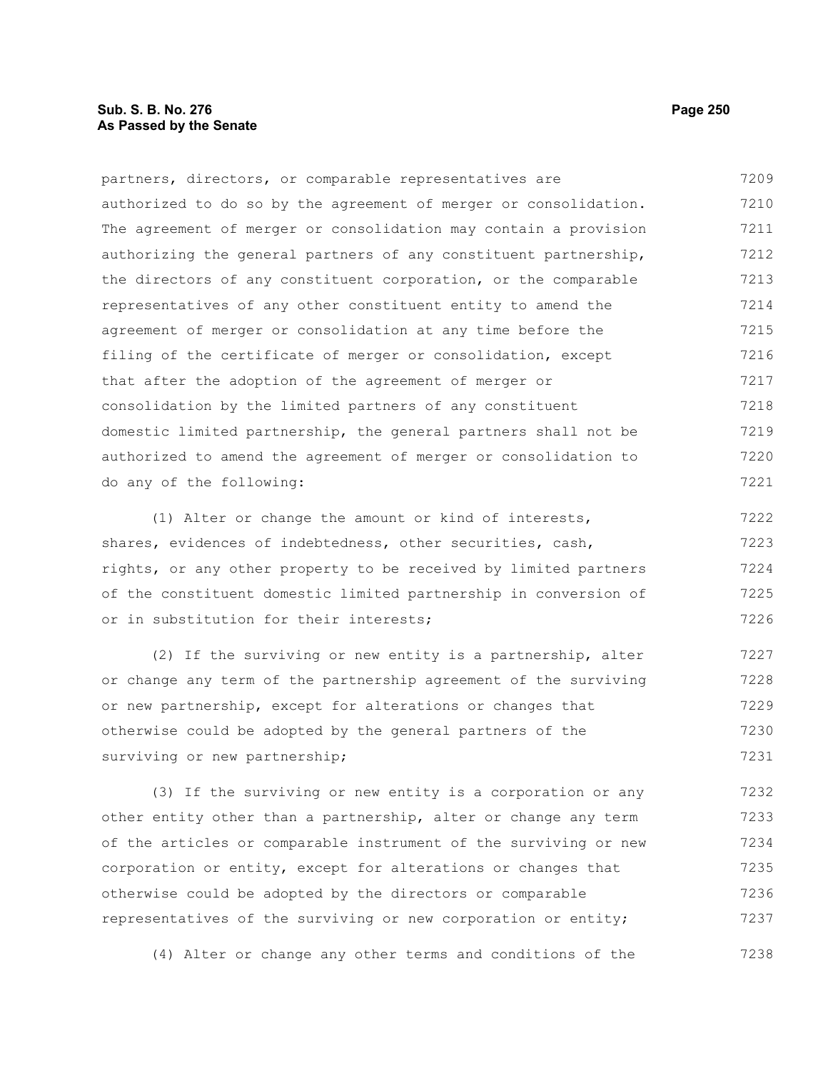partners, directors, or comparable representatives are authorized to do so by the agreement of merger or consolidation. The agreement of merger or consolidation may contain a provision authorizing the general partners of any constituent partnership, the directors of any constituent corporation, or the comparable representatives of any other constituent entity to amend the agreement of merger or consolidation at any time before the filing of the certificate of merger or consolidation, except that after the adoption of the agreement of merger or consolidation by the limited partners of any constituent domestic limited partnership, the general partners shall not be authorized to amend the agreement of merger or consolidation to do any of the following:

(1) Alter or change the amount or kind of interests, shares, evidences of indebtedness, other securities, cash, rights, or any other property to be received by limited partners of the constituent domestic limited partnership in conversion of or in substitution for their interests;

(2) If the surviving or new entity is a partnership, alter or change any term of the partnership agreement of the surviving or new partnership, except for alterations or changes that otherwise could be adopted by the general partners of the surviving or new partnership;

(3) If the surviving or new entity is a corporation or any other entity other than a partnership, alter or change any term of the articles or comparable instrument of the surviving or new corporation or entity, except for alterations or changes that otherwise could be adopted by the directors or comparable representatives of the surviving or new corporation or entity;

(4) Alter or change any other terms and conditions of the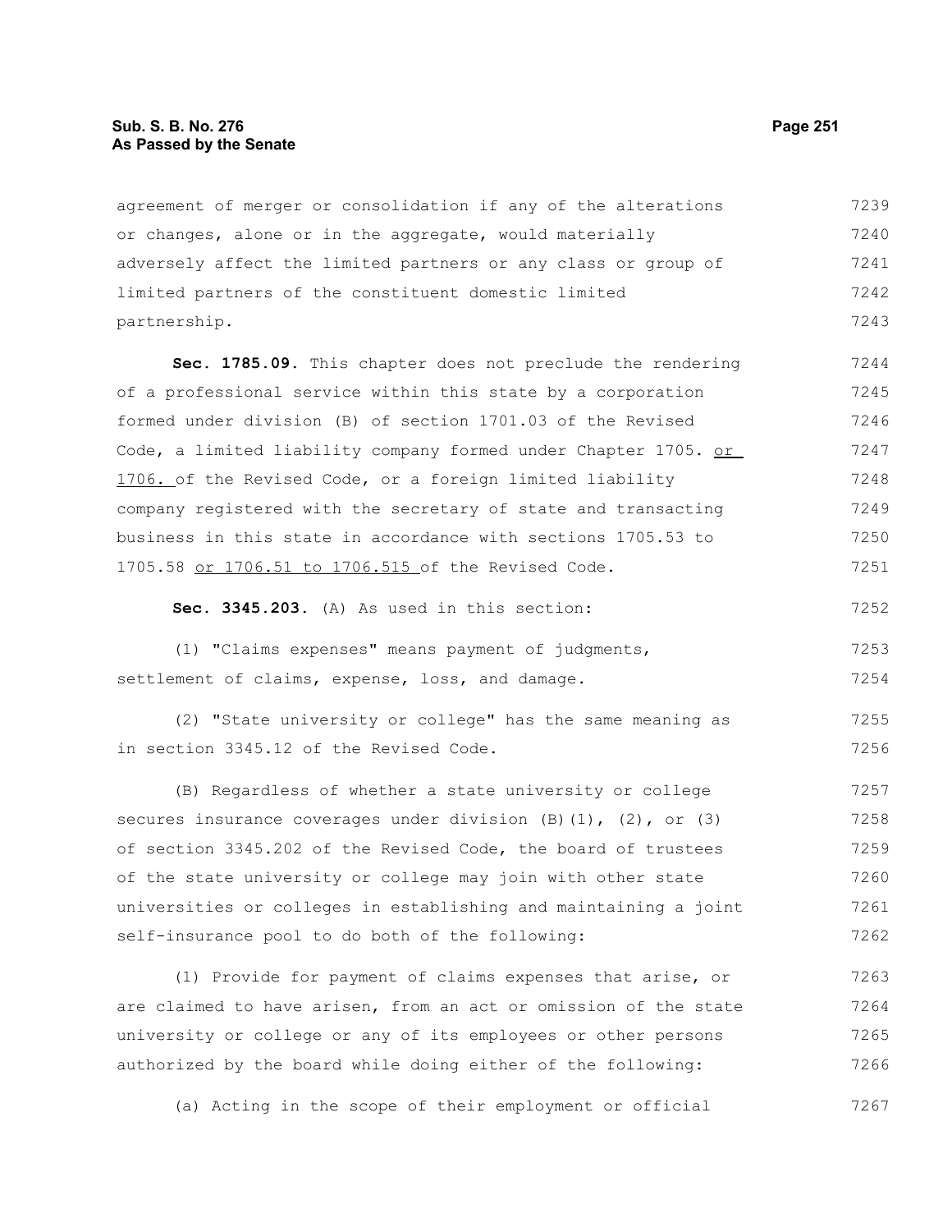agreement of merger or consolidation if any of the alterations or changes, alone or in the aggregate, would materially adversely affect the limited partners or any class or group of limited partners of the constituent domestic limited partnership.

**Sec. 1785.09.** This chapter does not preclude the rendering of a professional service within this state by a corporation formed under division (B) of section 1701.03 of the Revised Code, a limited liability company formed under Chapter 1705. or 1706. of the Revised Code, or a foreign limited liability company registered with the secretary of state and transacting business in this state in accordance with sections 1705.53 to 1705.58 or 1706.51 to 1706.515 of the Revised Code.

**Sec. 3345.203.** (A) As used in this section:

(1) "Claims expenses" means payment of judgments, settlement of claims, expense, loss, and damage.

(2) "State university or college" has the same meaning as in section 3345.12 of the Revised Code.

(B) Regardless of whether a state university or college secures insurance coverages under division (B)(1), (2), or (3) of section 3345.202 of the Revised Code, the board of trustees of the state university or college may join with other state universities or colleges in establishing and maintaining a joint self-insurance pool to do both of the following:

(1) Provide for payment of claims expenses that arise, or are claimed to have arisen, from an act or omission of the state university or college or any of its employees or other persons authorized by the board while doing either of the following:

(a) Acting in the scope of their employment or official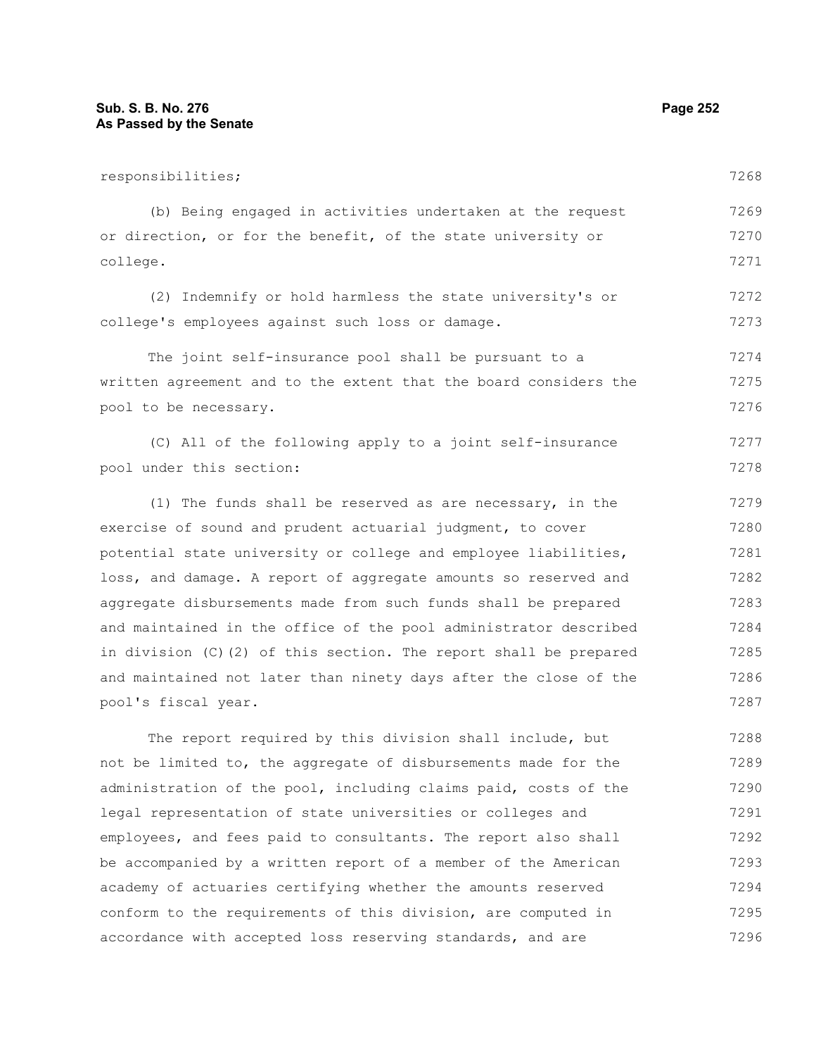responsibilities;

(b) Being engaged in activities undertaken at the request or direction, or for the benefit, of the state university or college.

(2) Indemnify or hold harmless the state university's or college's employees against such loss or damage.

The joint self-insurance pool shall be pursuant to a written agreement and to the extent that the board considers the pool to be necessary.

(C) All of the following apply to a joint self-insurance pool under this section:

(1) The funds shall be reserved as are necessary, in the exercise of sound and prudent actuarial judgment, to cover potential state university or college and employee liabilities, loss, and damage. A report of aggregate amounts so reserved and aggregate disbursements made from such funds shall be prepared and maintained in the office of the pool administrator described in division (C)(2) of this section. The report shall be prepared and maintained not later than ninety days after the close of the pool's fiscal year.

The report required by this division shall include, but not be limited to, the aggregate of disbursements made for the administration of the pool, including claims paid, costs of the legal representation of state universities or colleges and employees, and fees paid to consultants. The report also shall be accompanied by a written report of a member of the American academy of actuaries certifying whether the amounts reserved conform to the requirements of this division, are computed in accordance with accepted loss reserving standards, and are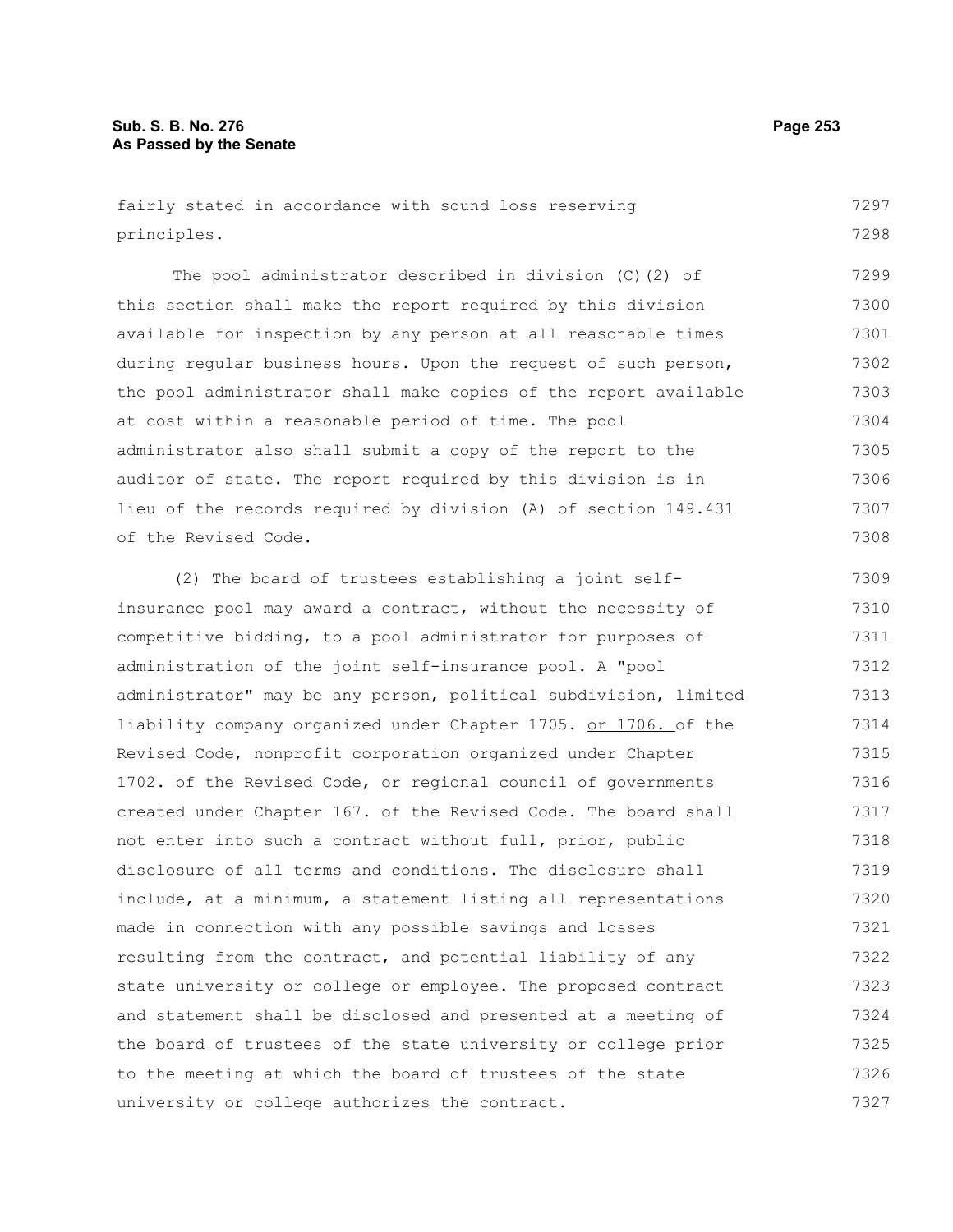fairly stated in accordance with sound loss reserving principles.

The pool administrator described in division (C)(2) of this section shall make the report required by this division available for inspection by any person at all reasonable times during regular business hours. Upon the request of such person, the pool administrator shall make copies of the report available at cost within a reasonable period of time. The pool administrator also shall submit a copy of the report to the auditor of state. The report required by this division is in lieu of the records required by division (A) of section 149.431 of the Revised Code.

(2) The board of trustees establishing a joint self-insurance pool may award a contract, without the necessity of competitive bidding, to a pool administrator for purposes of administration of the joint self-insurance pool. A "pool administrator" may be any person, political subdivision, limited liability company organized under Chapter 1705. or 1706. of the Revised Code, nonprofit corporation organized under Chapter 1702. of the Revised Code, or regional council of governments created under Chapter 167. of the Revised Code. The board shall not enter into such a contract without full, prior, public disclosure of all terms and conditions. The disclosure shall include, at a minimum, a statement listing all representations made in connection with any possible savings and losses resulting from the contract, and potential liability of any state university or college or employee. The proposed contract and statement shall be disclosed and presented at a meeting of the board of trustees of the state university or college prior to the meeting at which the board of trustees of the state university or college authorizes the contract.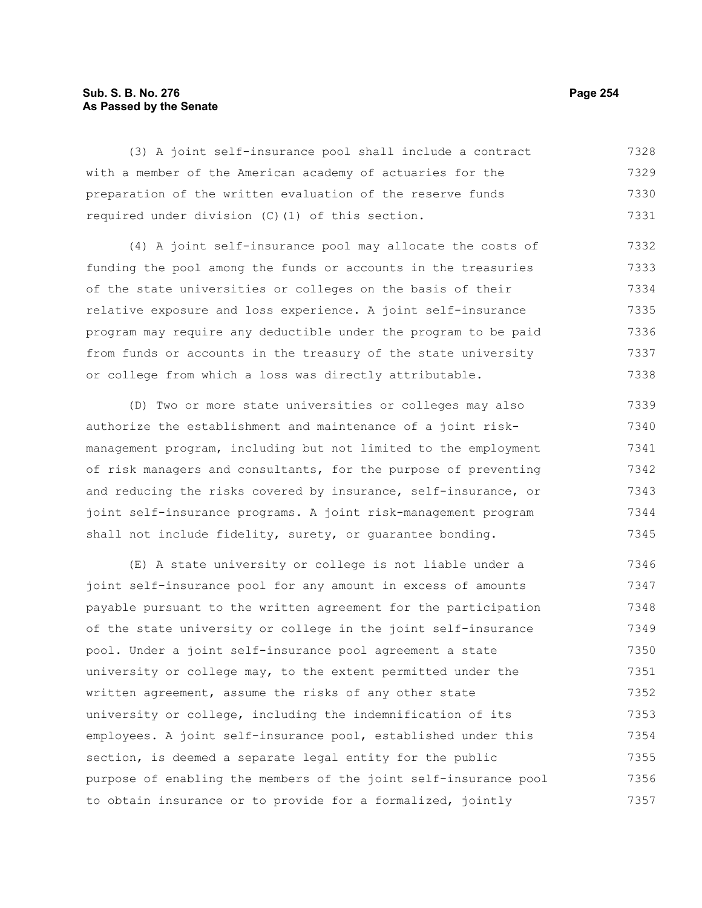(3) A joint self-insurance pool shall include a contract with a member of the American academy of actuaries for the preparation of the written evaluation of the reserve funds required under division (C)(1) of this section.

(4) A joint self-insurance pool may allocate the costs of funding the pool among the funds or accounts in the treasuries of the state universities or colleges on the basis of their relative exposure and loss experience. A joint self-insurance program may require any deductible under the program to be paid from funds or accounts in the treasury of the state university or college from which a loss was directly attributable.

(D) Two or more state universities or colleges may also authorize the establishment and maintenance of a joint risk-management program, including but not limited to the employment of risk managers and consultants, for the purpose of preventing and reducing the risks covered by insurance, self-insurance, or joint self-insurance programs. A joint risk-management program shall not include fidelity, surety, or guarantee bonding.

(E) A state university or college is not liable under a joint self-insurance pool for any amount in excess of amounts payable pursuant to the written agreement for the participation of the state university or college in the joint self-insurance pool. Under a joint self-insurance pool agreement a state university or college may, to the extent permitted under the written agreement, assume the risks of any other state university or college, including the indemnification of its employees. A joint self-insurance pool, established under this section, is deemed a separate legal entity for the public purpose of enabling the members of the joint self-insurance pool to obtain insurance or to provide for a formalized, jointly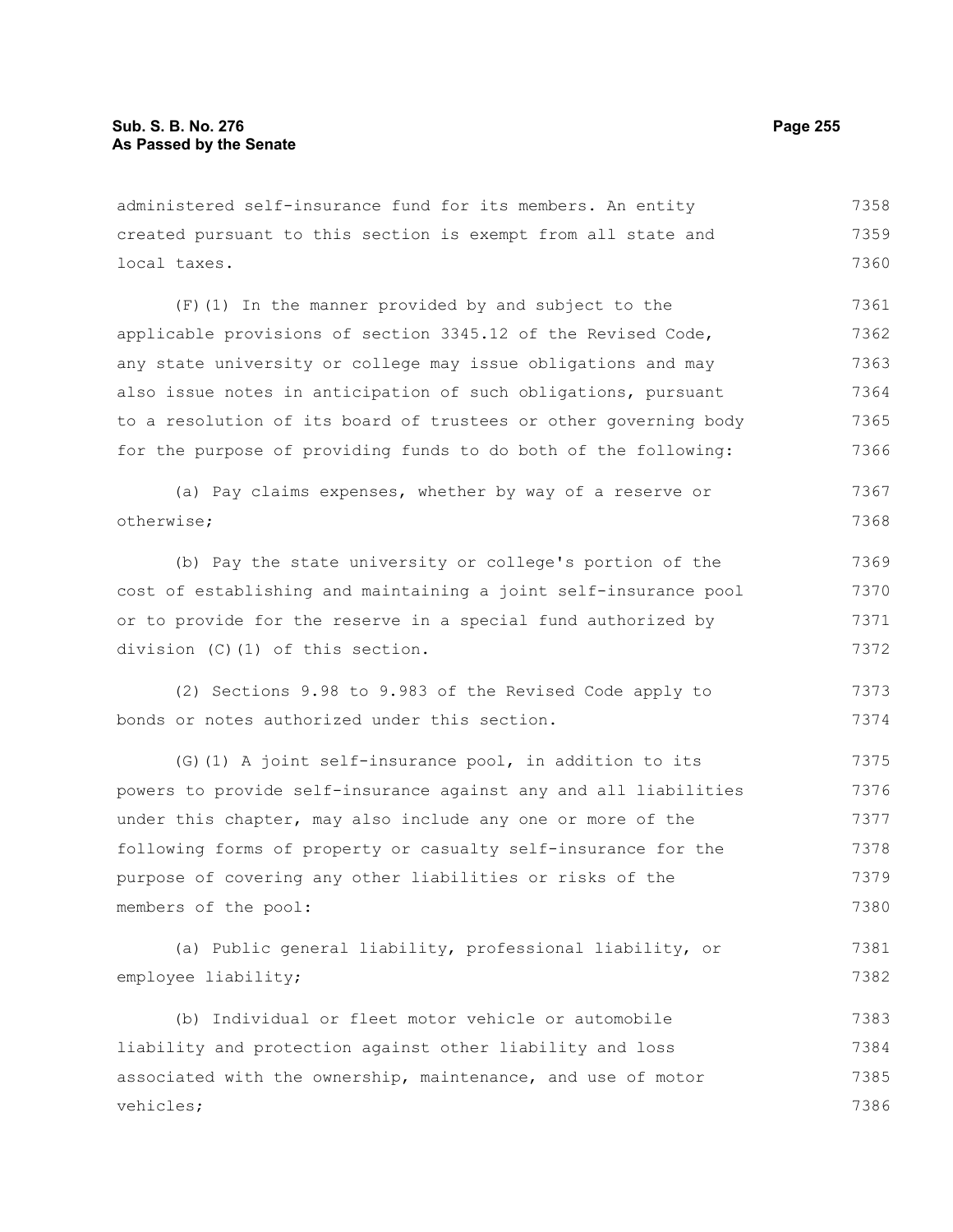administered self-insurance fund for its members. An entity created pursuant to this section is exempt from all state and local taxes.

(F)(1) In the manner provided by and subject to the applicable provisions of section 3345.12 of the Revised Code, any state university or college may issue obligations and may also issue notes in anticipation of such obligations, pursuant to a resolution of its board of trustees or other governing body for the purpose of providing funds to do both of the following:

(a) Pay claims expenses, whether by way of a reserve or otherwise;

(b) Pay the state university or college's portion of the cost of establishing and maintaining a joint self-insurance pool or to provide for the reserve in a special fund authorized by division (C)(1) of this section.

(2) Sections 9.98 to 9.983 of the Revised Code apply to bonds or notes authorized under this section.

(G)(1) A joint self-insurance pool, in addition to its powers to provide self-insurance against any and all liabilities under this chapter, may also include any one or more of the following forms of property or casualty self-insurance for the purpose of covering any other liabilities or risks of the members of the pool:

(a) Public general liability, professional liability, or employee liability;

(b) Individual or fleet motor vehicle or automobile liability and protection against other liability and loss associated with the ownership, maintenance, and use of motor vehicles;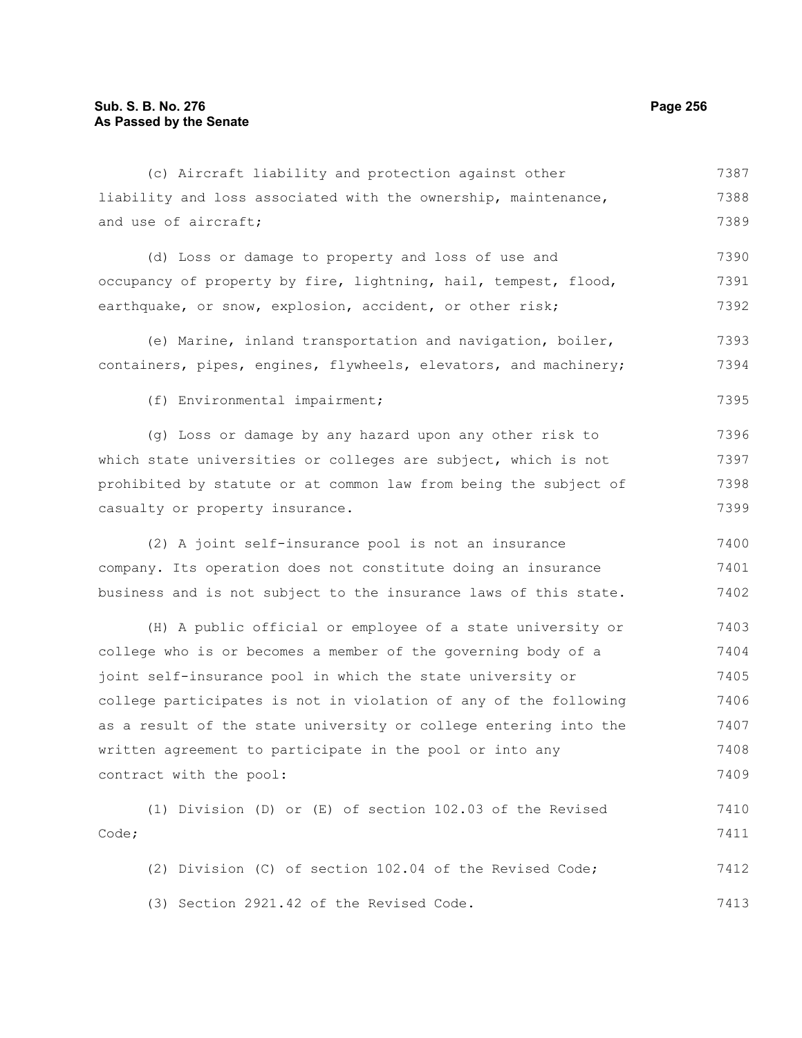(c) Aircraft liability and protection against other liability and loss associated with the ownership, maintenance, and use of aircraft;

(d) Loss or damage to property and loss of use and occupancy of property by fire, lightning, hail, tempest, flood, earthquake, or snow, explosion, accident, or other risk;

(e) Marine, inland transportation and navigation, boiler, containers, pipes, engines, flywheels, elevators, and machinery;

(f) Environmental impairment;

(g) Loss or damage by any hazard upon any other risk to which state universities or colleges are subject, which is not prohibited by statute or at common law from being the subject of casualty or property insurance.

(2) A joint self-insurance pool is not an insurance company. Its operation does not constitute doing an insurance business and is not subject to the insurance laws of this state.

(H) A public official or employee of a state university or college who is or becomes a member of the governing body of a joint self-insurance pool in which the state university or college participates is not in violation of any of the following as a result of the state university or college entering into the written agreement to participate in the pool or into any contract with the pool:

(1) Division (D) or (E) of section 102.03 of the Revised Code;

(2) Division (C) of section 102.04 of the Revised Code;

(3) Section 2921.42 of the Revised Code.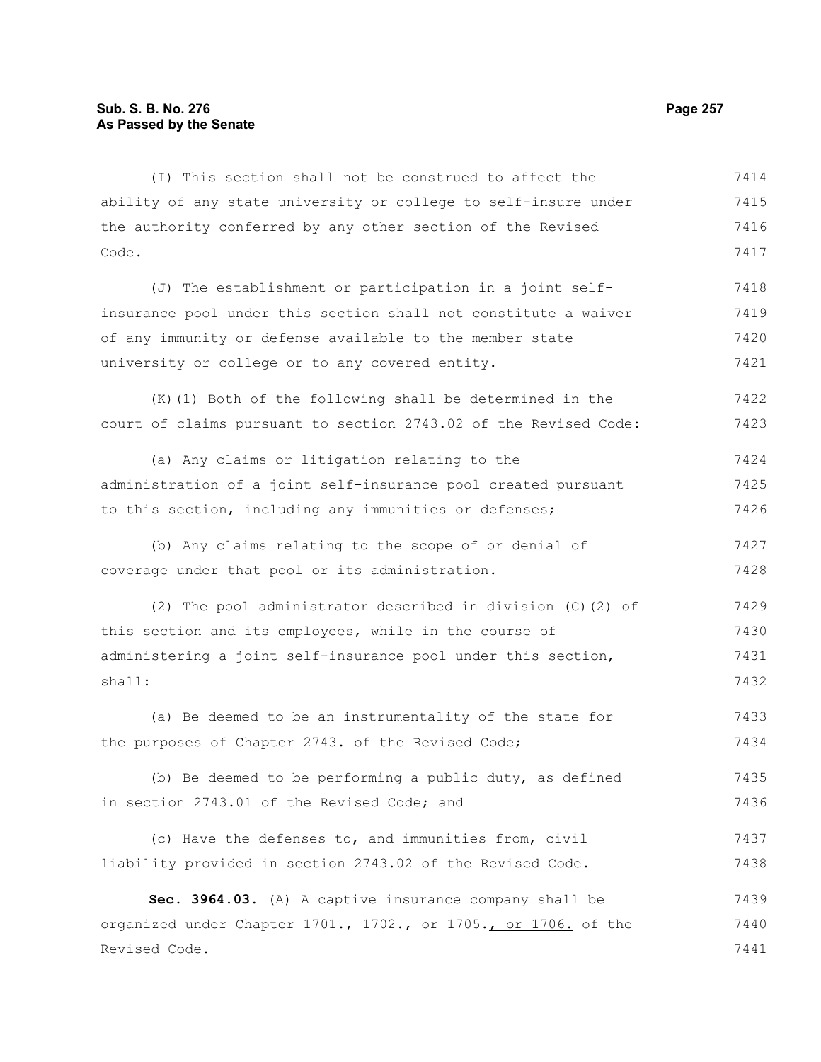(I) This section shall not be construed to affect the ability of any state university or college to self-insure under the authority conferred by any other section of the Revised Code.

(J) The establishment or participation in a joint self-insurance pool under this section shall not constitute a waiver of any immunity or defense available to the member state university or college or to any covered entity.

(K)(1) Both of the following shall be determined in the court of claims pursuant to section 2743.02 of the Revised Code:

(a) Any claims or litigation relating to the administration of a joint self-insurance pool created pursuant to this section, including any immunities or defenses;

(b) Any claims relating to the scope of or denial of coverage under that pool or its administration.

(2) The pool administrator described in division (C)(2) of this section and its employees, while in the course of administering a joint self-insurance pool under this section, shall:

(a) Be deemed to be an instrumentality of the state for the purposes of Chapter 2743. of the Revised Code;

(b) Be deemed to be performing a public duty, as defined in section 2743.01 of the Revised Code; and

(c) Have the defenses to, and immunities from, civil liability provided in section 2743.02 of the Revised Code.

**Sec. 3964.03.** (A) A captive insurance company shall be organized under Chapter 1701., 1702., ~~or~~ 1705., or 1706. of the Revised Code.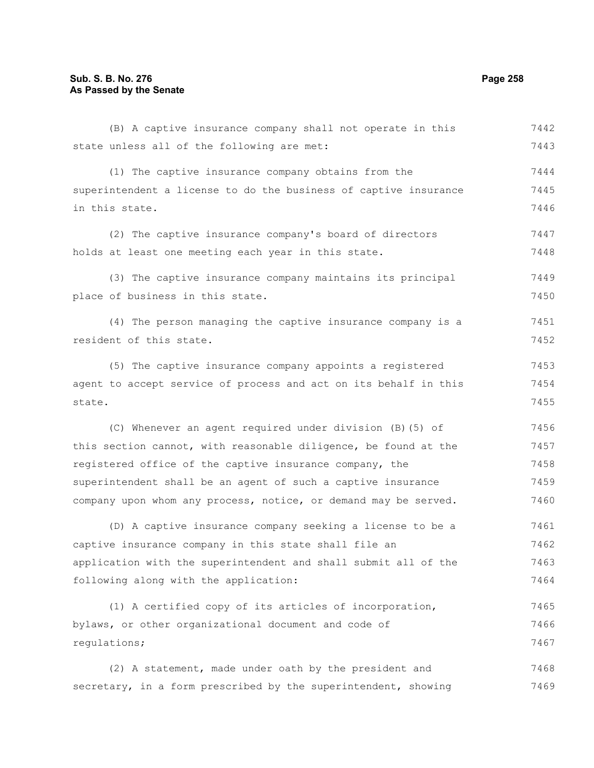(B) A captive insurance company shall not operate in this state unless all of the following are met:

(1) The captive insurance company obtains from the superintendent a license to do the business of captive insurance in this state.

(2) The captive insurance company's board of directors holds at least one meeting each year in this state.

(3) The captive insurance company maintains its principal place of business in this state.

(4) The person managing the captive insurance company is a resident of this state.

(5) The captive insurance company appoints a registered agent to accept service of process and act on its behalf in this state.

(C) Whenever an agent required under division (B)(5) of this section cannot, with reasonable diligence, be found at the registered office of the captive insurance company, the superintendent shall be an agent of such a captive insurance company upon whom any process, notice, or demand may be served.

(D) A captive insurance company seeking a license to be a captive insurance company in this state shall file an application with the superintendent and shall submit all of the following along with the application:

(1) A certified copy of its articles of incorporation, bylaws, or other organizational document and code of regulations;

(2) A statement, made under oath by the president and secretary, in a form prescribed by the superintendent, showing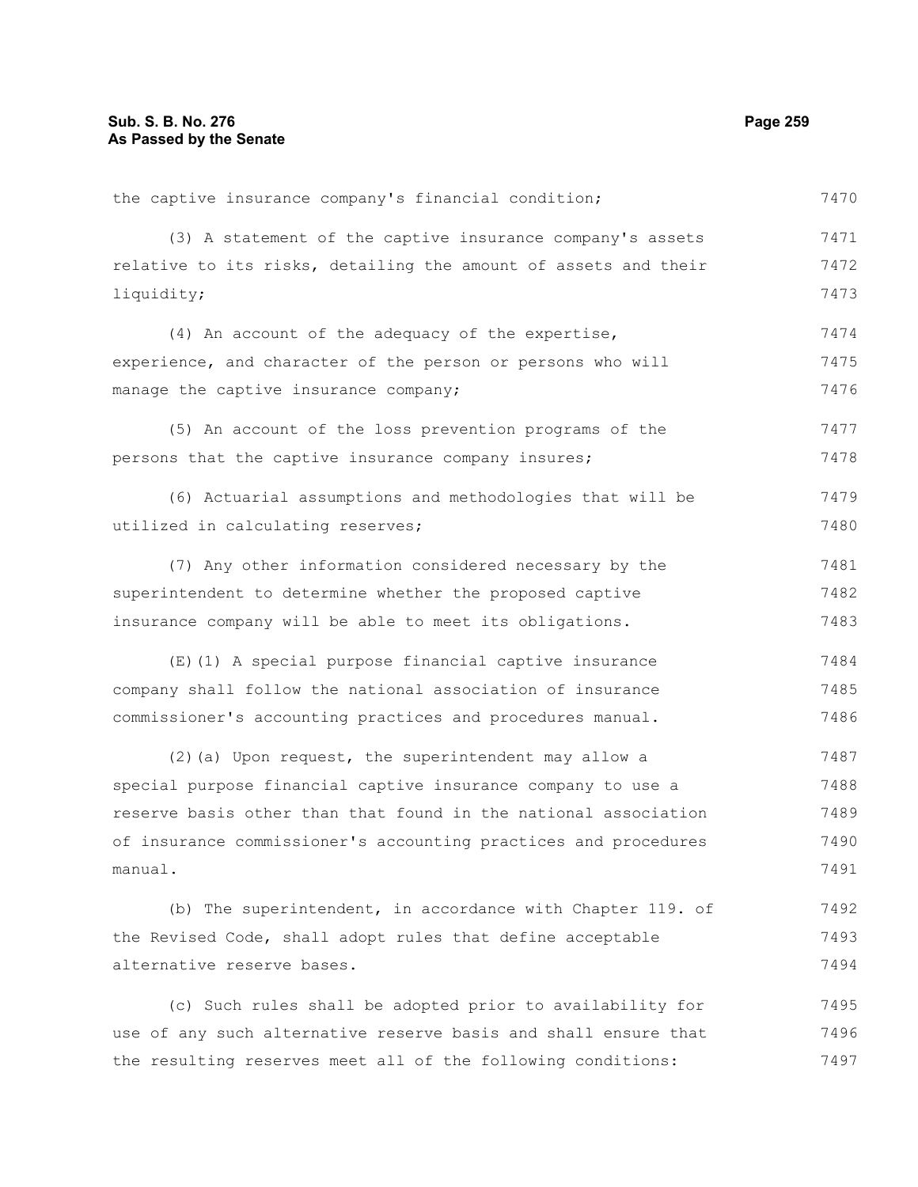the captive insurance company's financial condition;

(3) A statement of the captive insurance company's assets relative to its risks, detailing the amount of assets and their liquidity;

(4) An account of the adequacy of the expertise, experience, and character of the person or persons who will manage the captive insurance company;

(5) An account of the loss prevention programs of the persons that the captive insurance company insures;

(6) Actuarial assumptions and methodologies that will be utilized in calculating reserves;

(7) Any other information considered necessary by the superintendent to determine whether the proposed captive insurance company will be able to meet its obligations.

(E)(1) A special purpose financial captive insurance company shall follow the national association of insurance commissioner's accounting practices and procedures manual.

(2)(a) Upon request, the superintendent may allow a special purpose financial captive insurance company to use a reserve basis other than that found in the national association of insurance commissioner's accounting practices and procedures manual.

(b) The superintendent, in accordance with Chapter 119. of the Revised Code, shall adopt rules that define acceptable alternative reserve bases.

(c) Such rules shall be adopted prior to availability for use of any such alternative reserve basis and shall ensure that the resulting reserves meet all of the following conditions: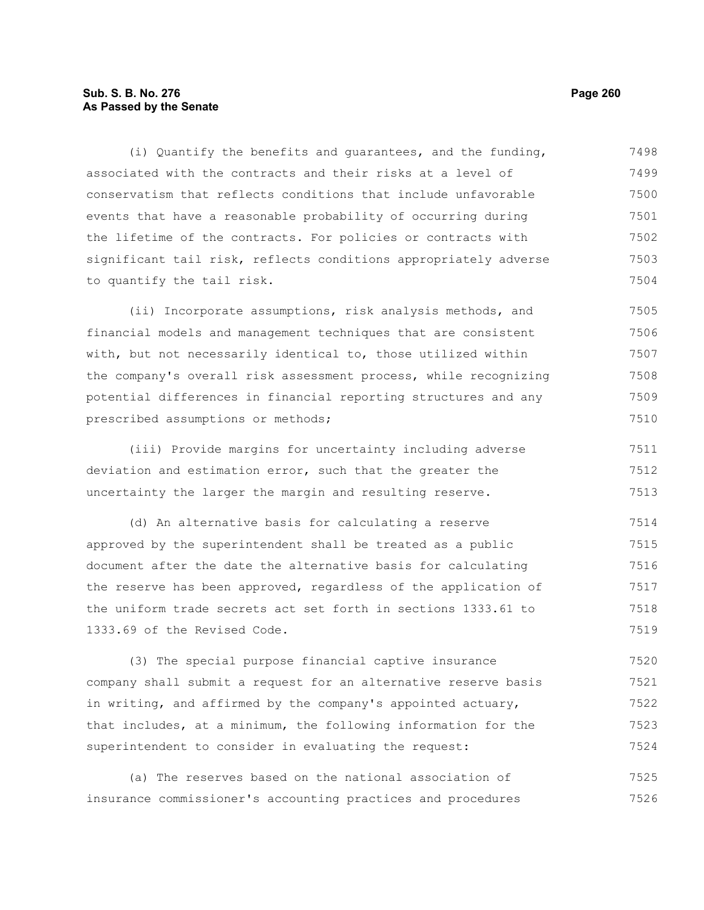(i) Quantify the benefits and guarantees, and the funding, associated with the contracts and their risks at a level of conservatism that reflects conditions that include unfavorable events that have a reasonable probability of occurring during the lifetime of the contracts. For policies or contracts with significant tail risk, reflects conditions appropriately adverse to quantify the tail risk.

(ii) Incorporate assumptions, risk analysis methods, and financial models and management techniques that are consistent with, but not necessarily identical to, those utilized within the company's overall risk assessment process, while recognizing potential differences in financial reporting structures and any prescribed assumptions or methods;

(iii) Provide margins for uncertainty including adverse deviation and estimation error, such that the greater the uncertainty the larger the margin and resulting reserve.

(d) An alternative basis for calculating a reserve approved by the superintendent shall be treated as a public document after the date the alternative basis for calculating the reserve has been approved, regardless of the application of the uniform trade secrets act set forth in sections 1333.61 to 1333.69 of the Revised Code.

(3) The special purpose financial captive insurance company shall submit a request for an alternative reserve basis in writing, and affirmed by the company's appointed actuary, that includes, at a minimum, the following information for the superintendent to consider in evaluating the request:

(a) The reserves based on the national association of insurance commissioner's accounting practices and procedures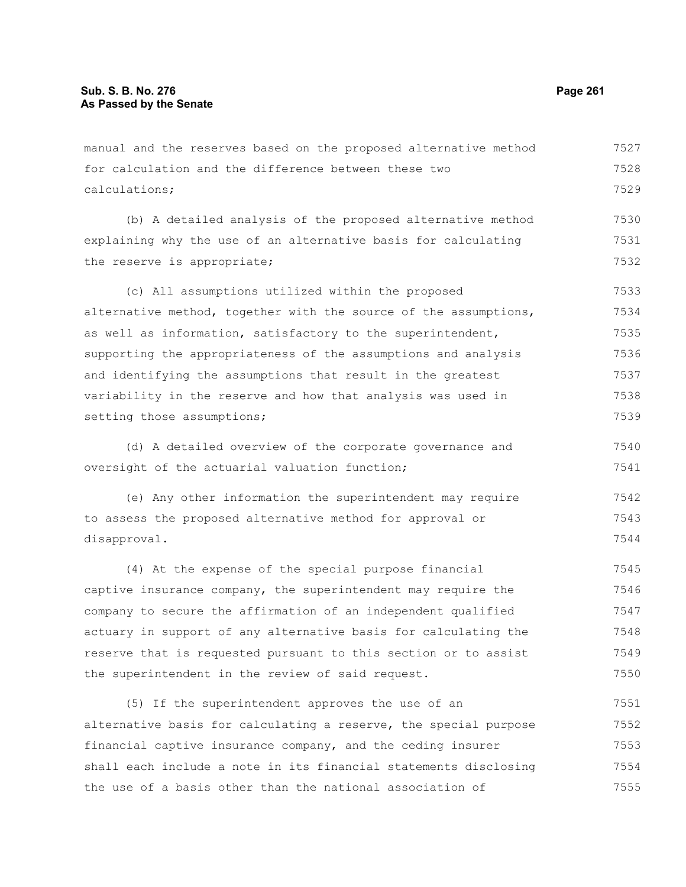manual and the reserves based on the proposed alternative method for calculation and the difference between these two calculations;

(b) A detailed analysis of the proposed alternative method explaining why the use of an alternative basis for calculating the reserve is appropriate;

(c) All assumptions utilized within the proposed alternative method, together with the source of the assumptions, as well as information, satisfactory to the superintendent, supporting the appropriateness of the assumptions and analysis and identifying the assumptions that result in the greatest variability in the reserve and how that analysis was used in setting those assumptions;

(d) A detailed overview of the corporate governance and oversight of the actuarial valuation function;

(e) Any other information the superintendent may require to assess the proposed alternative method for approval or disapproval.

(4) At the expense of the special purpose financial captive insurance company, the superintendent may require the company to secure the affirmation of an independent qualified actuary in support of any alternative basis for calculating the reserve that is requested pursuant to this section or to assist the superintendent in the review of said request.

(5) If the superintendent approves the use of an alternative basis for calculating a reserve, the special purpose financial captive insurance company, and the ceding insurer shall each include a note in its financial statements disclosing the use of a basis other than the national association of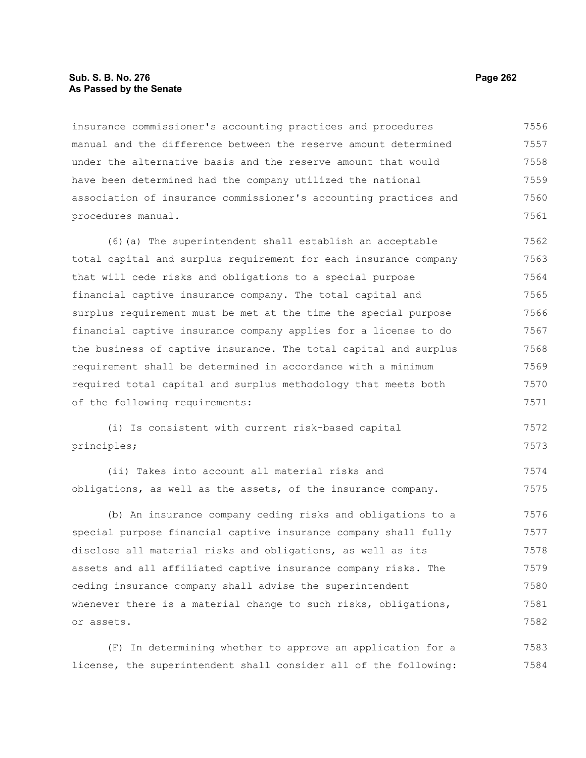insurance commissioner's accounting practices and procedures manual and the difference between the reserve amount determined under the alternative basis and the reserve amount that would have been determined had the company utilized the national association of insurance commissioner's accounting practices and procedures manual.

(6)(a) The superintendent shall establish an acceptable total capital and surplus requirement for each insurance company that will cede risks and obligations to a special purpose financial captive insurance company. The total capital and surplus requirement must be met at the time the special purpose financial captive insurance company applies for a license to do the business of captive insurance. The total capital and surplus requirement shall be determined in accordance with a minimum required total capital and surplus methodology that meets both of the following requirements:

(i) Is consistent with current risk-based capital principles;

(ii) Takes into account all material risks and obligations, as well as the assets, of the insurance company.

(b) An insurance company ceding risks and obligations to a special purpose financial captive insurance company shall fully disclose all material risks and obligations, as well as its assets and all affiliated captive insurance company risks. The ceding insurance company shall advise the superintendent whenever there is a material change to such risks, obligations, or assets.

(F) In determining whether to approve an application for a license, the superintendent shall consider all of the following: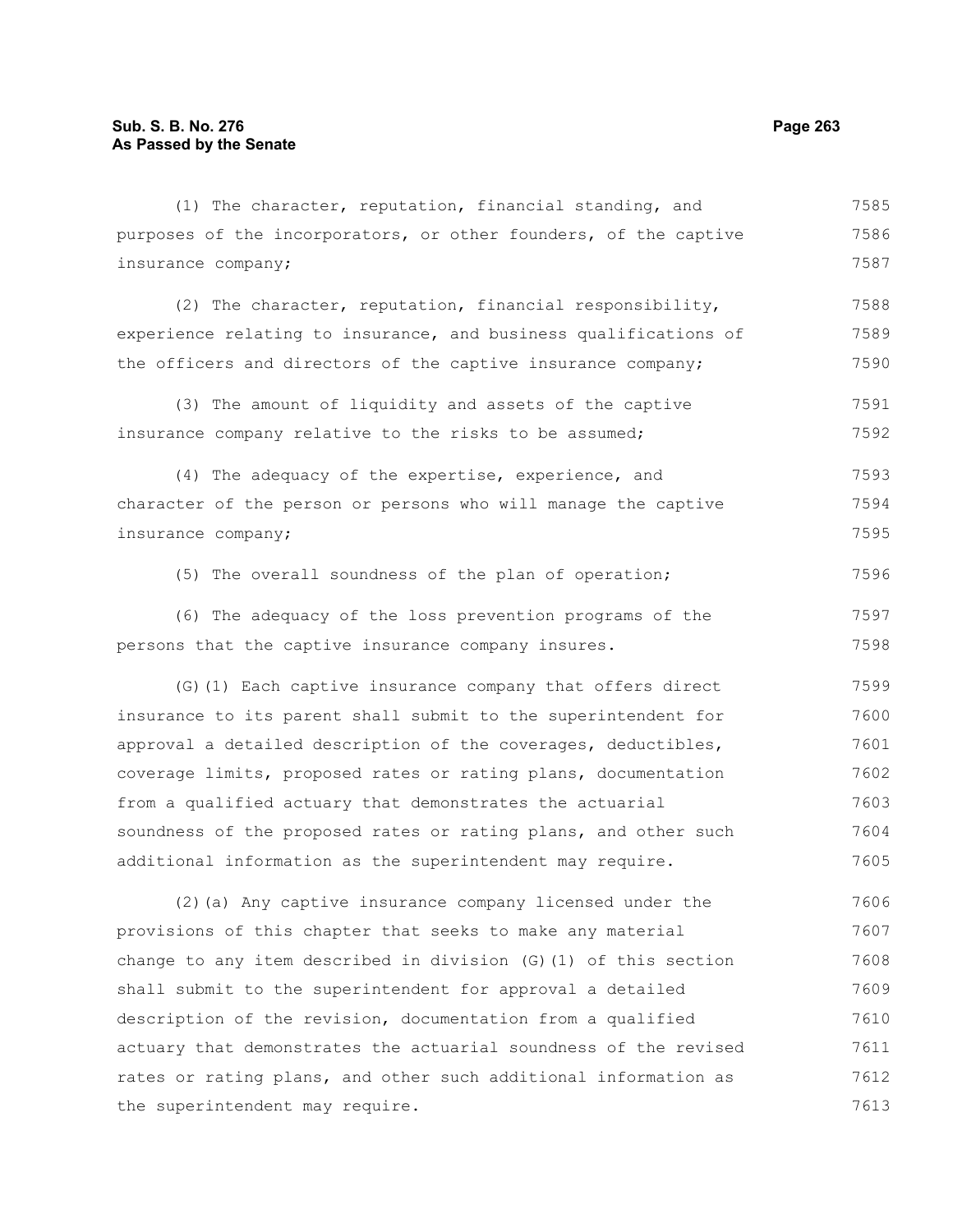(1) The character, reputation, financial standing, and purposes of the incorporators, or other founders, of the captive insurance company;

(2) The character, reputation, financial responsibility, experience relating to insurance, and business qualifications of the officers and directors of the captive insurance company;

(3) The amount of liquidity and assets of the captive insurance company relative to the risks to be assumed;

(4) The adequacy of the expertise, experience, and character of the person or persons who will manage the captive insurance company;

(5) The overall soundness of the plan of operation;

(6) The adequacy of the loss prevention programs of the persons that the captive insurance company insures.

(G)(1) Each captive insurance company that offers direct insurance to its parent shall submit to the superintendent for approval a detailed description of the coverages, deductibles, coverage limits, proposed rates or rating plans, documentation from a qualified actuary that demonstrates the actuarial soundness of the proposed rates or rating plans, and other such additional information as the superintendent may require.

(2)(a) Any captive insurance company licensed under the provisions of this chapter that seeks to make any material change to any item described in division (G)(1) of this section shall submit to the superintendent for approval a detailed description of the revision, documentation from a qualified actuary that demonstrates the actuarial soundness of the revised rates or rating plans, and other such additional information as the superintendent may require.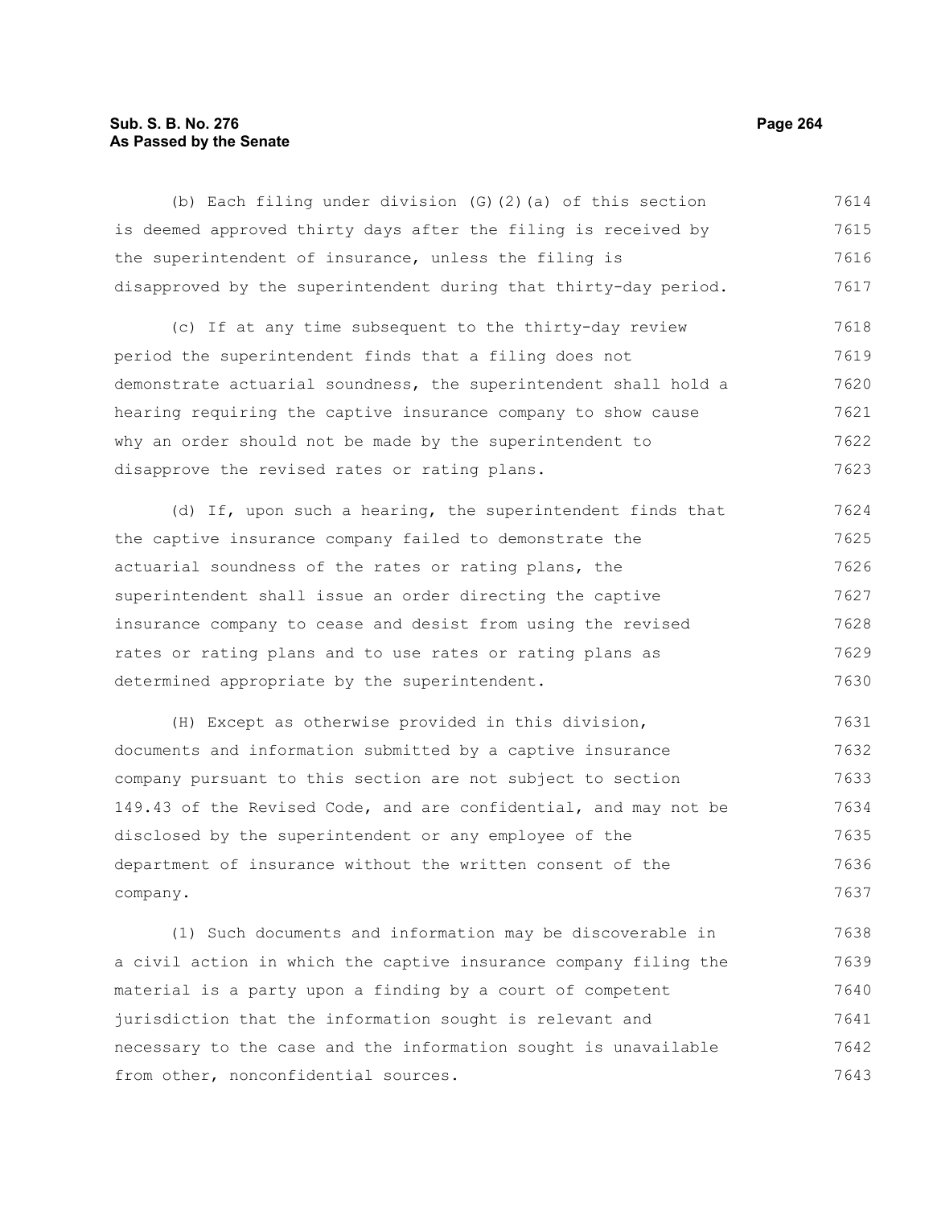(b) Each filing under division (G)(2)(a) of this section is deemed approved thirty days after the filing is received by the superintendent of insurance, unless the filing is disapproved by the superintendent during that thirty-day period.

(c) If at any time subsequent to the thirty-day review period the superintendent finds that a filing does not demonstrate actuarial soundness, the superintendent shall hold a hearing requiring the captive insurance company to show cause why an order should not be made by the superintendent to disapprove the revised rates or rating plans.

(d) If, upon such a hearing, the superintendent finds that the captive insurance company failed to demonstrate the actuarial soundness of the rates or rating plans, the superintendent shall issue an order directing the captive insurance company to cease and desist from using the revised rates or rating plans and to use rates or rating plans as determined appropriate by the superintendent.

(H) Except as otherwise provided in this division, documents and information submitted by a captive insurance company pursuant to this section are not subject to section 149.43 of the Revised Code, and are confidential, and may not be disclosed by the superintendent or any employee of the department of insurance without the written consent of the company.

(1) Such documents and information may be discoverable in a civil action in which the captive insurance company filing the material is a party upon a finding by a court of competent jurisdiction that the information sought is relevant and necessary to the case and the information sought is unavailable from other, nonconfidential sources.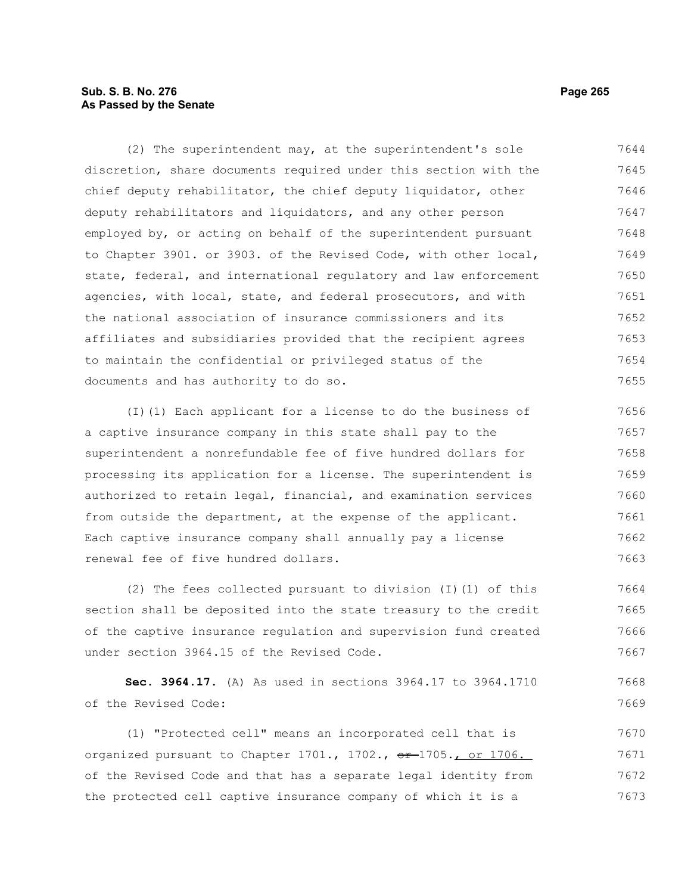(2) The superintendent may, at the superintendent's sole discretion, share documents required under this section with the chief deputy rehabilitator, the chief deputy liquidator, other deputy rehabilitators and liquidators, and any other person employed by, or acting on behalf of the superintendent pursuant to Chapter 3901. or 3903. of the Revised Code, with other local, state, federal, and international regulatory and law enforcement agencies, with local, state, and federal prosecutors, and with the national association of insurance commissioners and its affiliates and subsidiaries provided that the recipient agrees to maintain the confidential or privileged status of the documents and has authority to do so.

(I)(1) Each applicant for a license to do the business of a captive insurance company in this state shall pay to the superintendent a nonrefundable fee of five hundred dollars for processing its application for a license. The superintendent is authorized to retain legal, financial, and examination services from outside the department, at the expense of the applicant. Each captive insurance company shall annually pay a license renewal fee of five hundred dollars.

(2) The fees collected pursuant to division (I)(1) of this section shall be deposited into the state treasury to the credit of the captive insurance regulation and supervision fund created under section 3964.15 of the Revised Code.

**Sec. 3964.17.** (A) As used in sections 3964.17 to 3964.1710 of the Revised Code:

(1) "Protected cell" means an incorporated cell that is organized pursuant to Chapter 1701., 1702., ~~or~~ 1705., or 1706. of the Revised Code and that has a separate legal identity from the protected cell captive insurance company of which it is a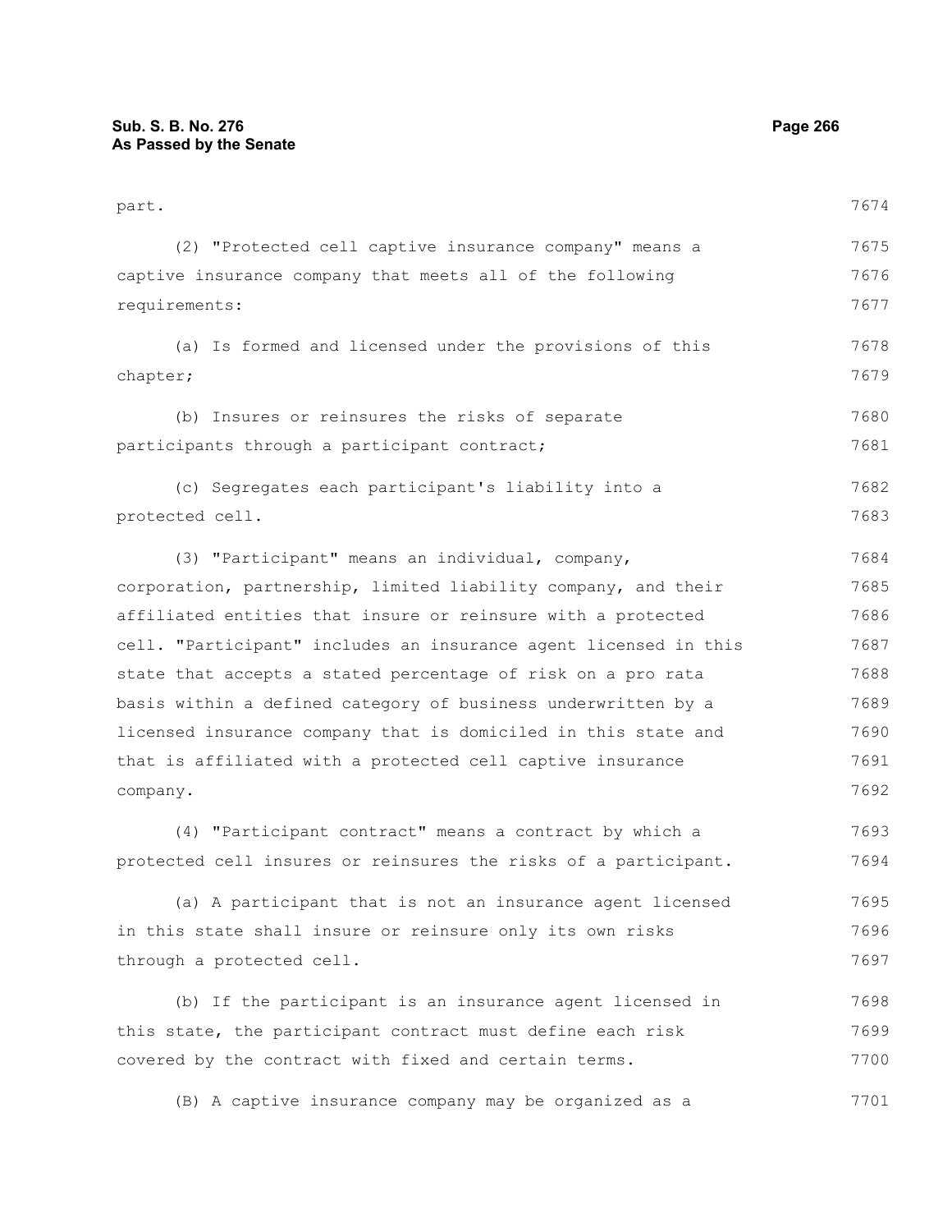part.

(2) "Protected cell captive insurance company" means a captive insurance company that meets all of the following requirements:

(a) Is formed and licensed under the provisions of this chapter;

(b) Insures or reinsures the risks of separate participants through a participant contract;

(c) Segregates each participant's liability into a protected cell.

(3) "Participant" means an individual, company, corporation, partnership, limited liability company, and their affiliated entities that insure or reinsure with a protected cell. "Participant" includes an insurance agent licensed in this state that accepts a stated percentage of risk on a pro rata basis within a defined category of business underwritten by a licensed insurance company that is domiciled in this state and that is affiliated with a protected cell captive insurance company.

(4) "Participant contract" means a contract by which a protected cell insures or reinsures the risks of a participant.

(a) A participant that is not an insurance agent licensed in this state shall insure or reinsure only its own risks through a protected cell.

(b) If the participant is an insurance agent licensed in this state, the participant contract must define each risk covered by the contract with fixed and certain terms.

(B) A captive insurance company may be organized as a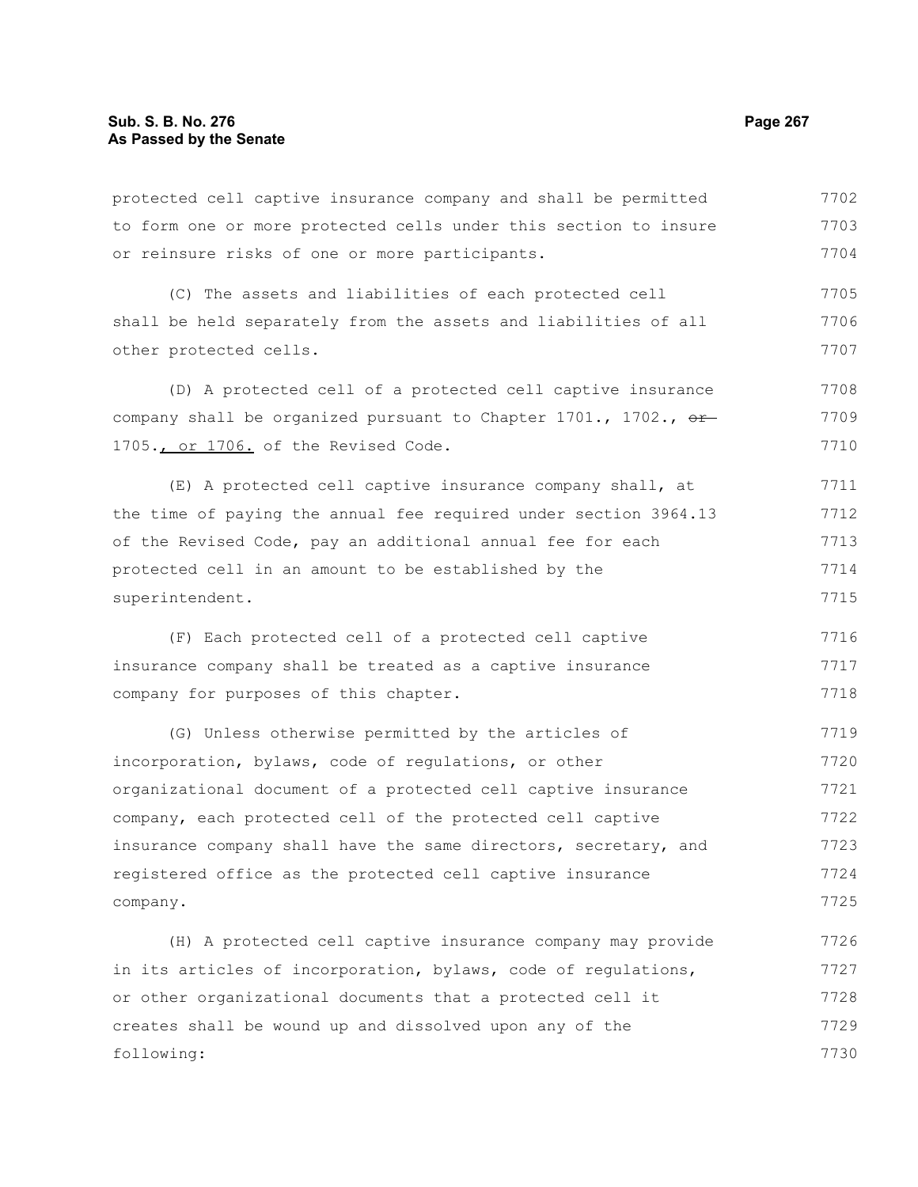protected cell captive insurance company and shall be permitted to form one or more protected cells under this section to insure or reinsure risks of one or more participants.

(C) The assets and liabilities of each protected cell shall be held separately from the assets and liabilities of all other protected cells.

(D) A protected cell of a protected cell captive insurance company shall be organized pursuant to Chapter 1701., 1702., ~~or~~ 1705., or 1706. of the Revised Code.

(E) A protected cell captive insurance company shall, at the time of paying the annual fee required under section 3964.13 of the Revised Code, pay an additional annual fee for each protected cell in an amount to be established by the superintendent.

(F) Each protected cell of a protected cell captive insurance company shall be treated as a captive insurance company for purposes of this chapter.

(G) Unless otherwise permitted by the articles of incorporation, bylaws, code of regulations, or other organizational document of a protected cell captive insurance company, each protected cell of the protected cell captive insurance company shall have the same directors, secretary, and registered office as the protected cell captive insurance company.

(H) A protected cell captive insurance company may provide in its articles of incorporation, bylaws, code of regulations, or other organizational documents that a protected cell it creates shall be wound up and dissolved upon any of the following: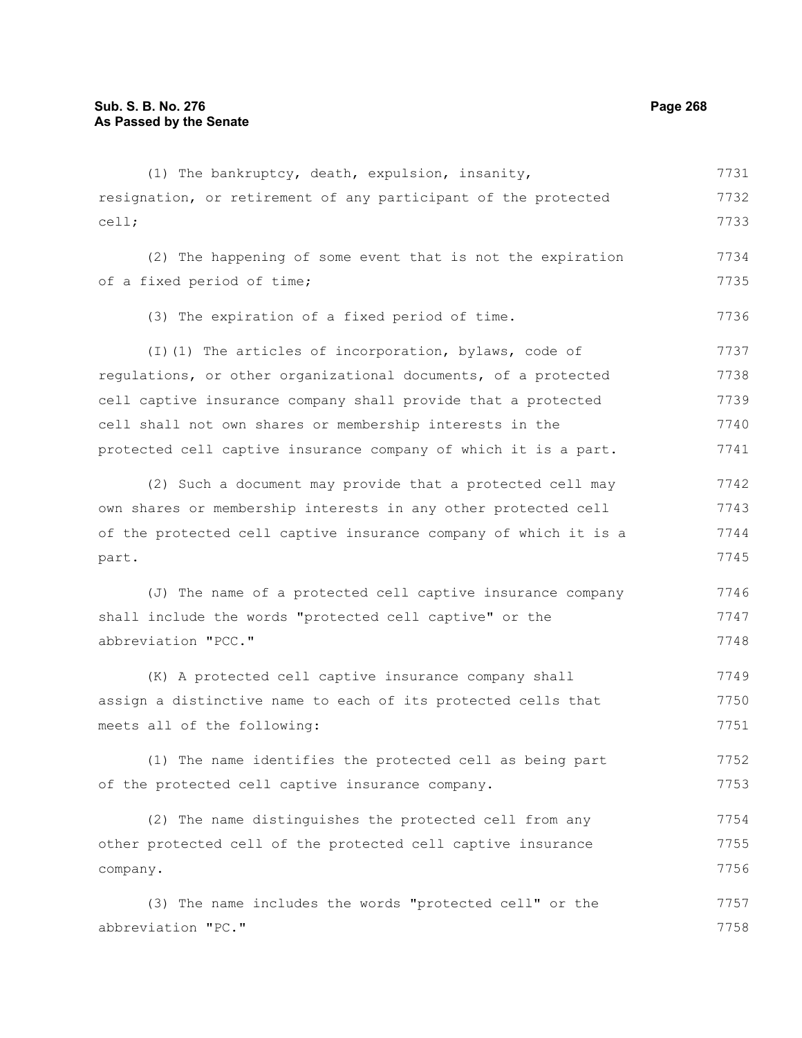(1) The bankruptcy, death, expulsion, insanity, resignation, or retirement of any participant of the protected cell;

(2) The happening of some event that is not the expiration of a fixed period of time;

(3) The expiration of a fixed period of time.

(I)(1) The articles of incorporation, bylaws, code of regulations, or other organizational documents, of a protected cell captive insurance company shall provide that a protected cell shall not own shares or membership interests in the protected cell captive insurance company of which it is a part.

(2) Such a document may provide that a protected cell may own shares or membership interests in any other protected cell of the protected cell captive insurance company of which it is a part.

(J) The name of a protected cell captive insurance company shall include the words "protected cell captive" or the abbreviation "PCC."

(K) A protected cell captive insurance company shall assign a distinctive name to each of its protected cells that meets all of the following:

(1) The name identifies the protected cell as being part of the protected cell captive insurance company.

(2) The name distinguishes the protected cell from any other protected cell of the protected cell captive insurance company.

(3) The name includes the words "protected cell" or the abbreviation "PC."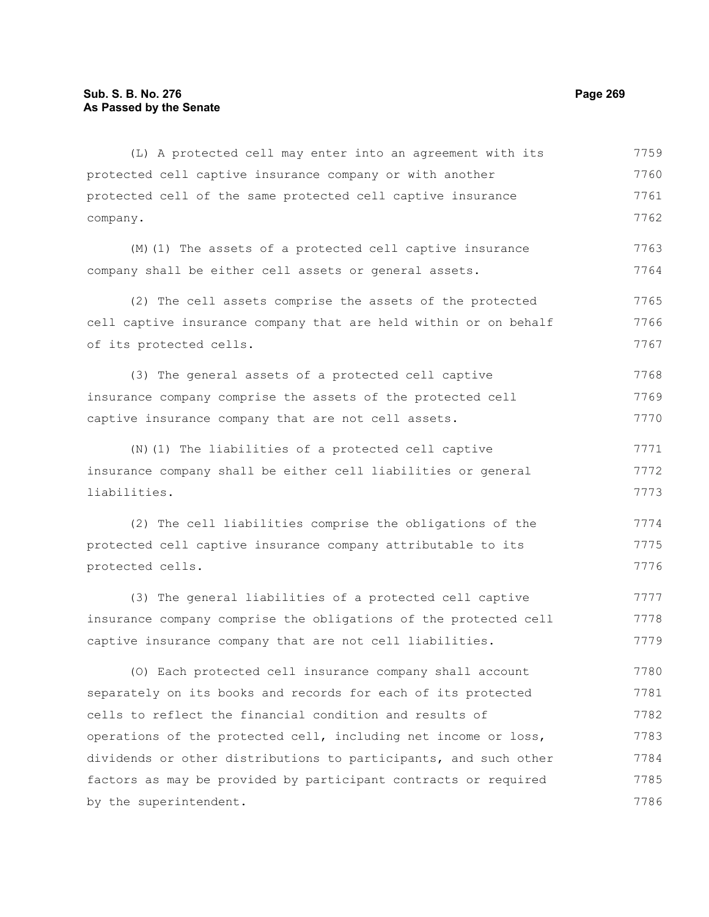(L) A protected cell may enter into an agreement with its protected cell captive insurance company or with another protected cell of the same protected cell captive insurance company.

(M)(1) The assets of a protected cell captive insurance company shall be either cell assets or general assets.

(2) The cell assets comprise the assets of the protected cell captive insurance company that are held within or on behalf of its protected cells.

(3) The general assets of a protected cell captive insurance company comprise the assets of the protected cell captive insurance company that are not cell assets.

(N)(1) The liabilities of a protected cell captive insurance company shall be either cell liabilities or general liabilities.

(2) The cell liabilities comprise the obligations of the protected cell captive insurance company attributable to its protected cells.

(3) The general liabilities of a protected cell captive insurance company comprise the obligations of the protected cell captive insurance company that are not cell liabilities.

(O) Each protected cell insurance company shall account separately on its books and records for each of its protected cells to reflect the financial condition and results of operations of the protected cell, including net income or loss, dividends or other distributions to participants, and such other factors as may be provided by participant contracts or required by the superintendent.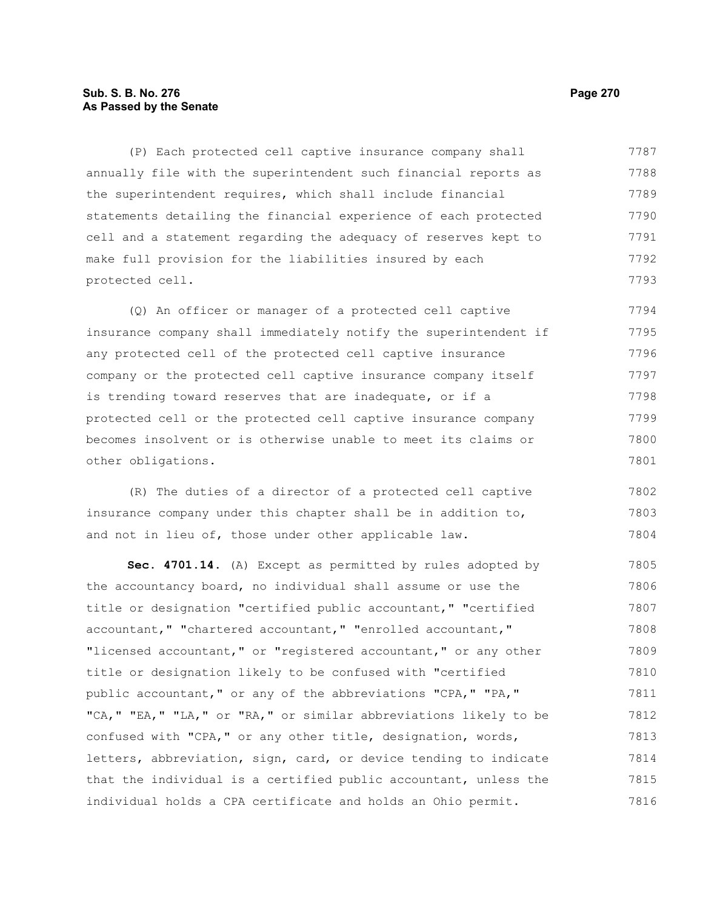(P) Each protected cell captive insurance company shall annually file with the superintendent such financial reports as the superintendent requires, which shall include financial statements detailing the financial experience of each protected cell and a statement regarding the adequacy of reserves kept to make full provision for the liabilities insured by each protected cell.

(Q) An officer or manager of a protected cell captive insurance company shall immediately notify the superintendent if any protected cell of the protected cell captive insurance company or the protected cell captive insurance company itself is trending toward reserves that are inadequate, or if a protected cell or the protected cell captive insurance company becomes insolvent or is otherwise unable to meet its claims or other obligations.

(R) The duties of a director of a protected cell captive insurance company under this chapter shall be in addition to, and not in lieu of, those under other applicable law.

**Sec. 4701.14.** (A) Except as permitted by rules adopted by the accountancy board, no individual shall assume or use the title or designation "certified public accountant," "certified accountant," "chartered accountant," "enrolled accountant," "licensed accountant," or "registered accountant," or any other title or designation likely to be confused with "certified public accountant," or any of the abbreviations "CPA," "PA," "CA," "EA," "LA," or "RA," or similar abbreviations likely to be confused with "CPA," or any other title, designation, words, letters, abbreviation, sign, card, or device tending to indicate that the individual is a certified public accountant, unless the individual holds a CPA certificate and holds an Ohio permit.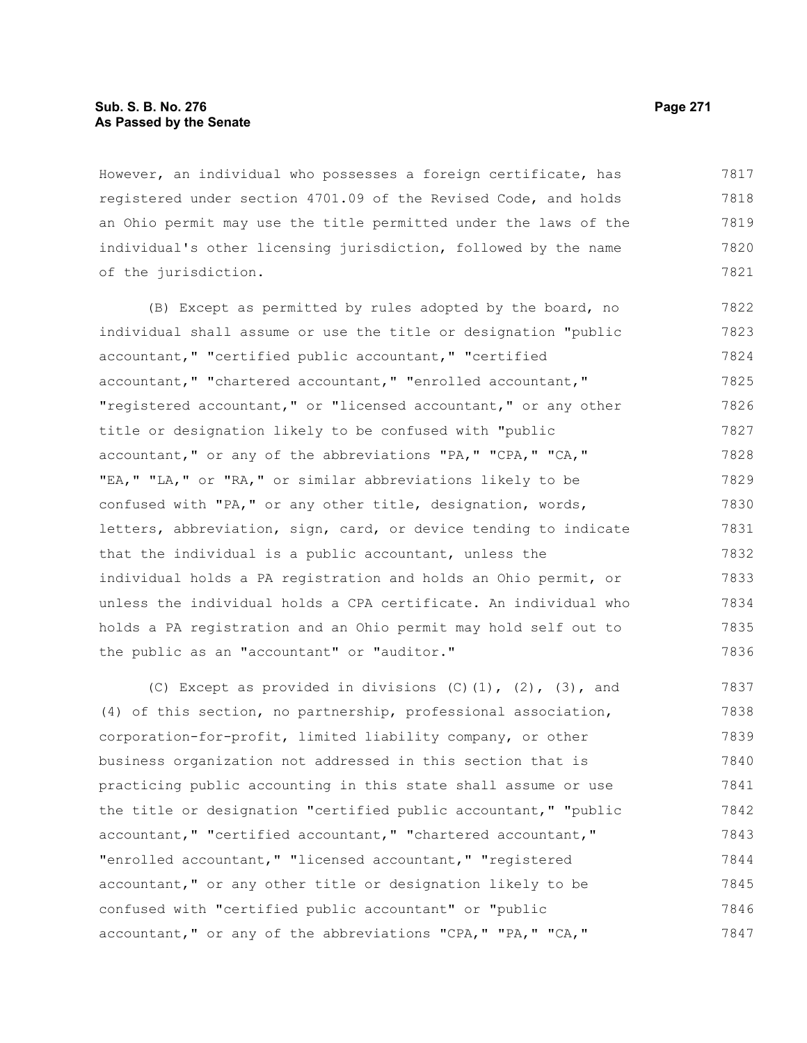However, an individual who possesses a foreign certificate, has registered under section 4701.09 of the Revised Code, and holds an Ohio permit may use the title permitted under the laws of the individual's other licensing jurisdiction, followed by the name of the jurisdiction.

(B) Except as permitted by rules adopted by the board, no individual shall assume or use the title or designation "public accountant," "certified public accountant," "certified accountant," "chartered accountant," "enrolled accountant," "registered accountant," or "licensed accountant," or any other title or designation likely to be confused with "public accountant," or any of the abbreviations "PA," "CPA," "CA," "EA," "LA," or "RA," or similar abbreviations likely to be confused with "PA," or any other title, designation, words, letters, abbreviation, sign, card, or device tending to indicate that the individual is a public accountant, unless the individual holds a PA registration and holds an Ohio permit, or unless the individual holds a CPA certificate. An individual who holds a PA registration and an Ohio permit may hold self out to the public as an "accountant" or "auditor."

(C) Except as provided in divisions (C)(1), (2), (3), and (4) of this section, no partnership, professional association, corporation-for-profit, limited liability company, or other business organization not addressed in this section that is practicing public accounting in this state shall assume or use the title or designation "certified public accountant," "public accountant," "certified accountant," "chartered accountant," "enrolled accountant," "licensed accountant," "registered accountant," or any other title or designation likely to be confused with "certified public accountant" or "public accountant," or any of the abbreviations "CPA," "PA," "CA,"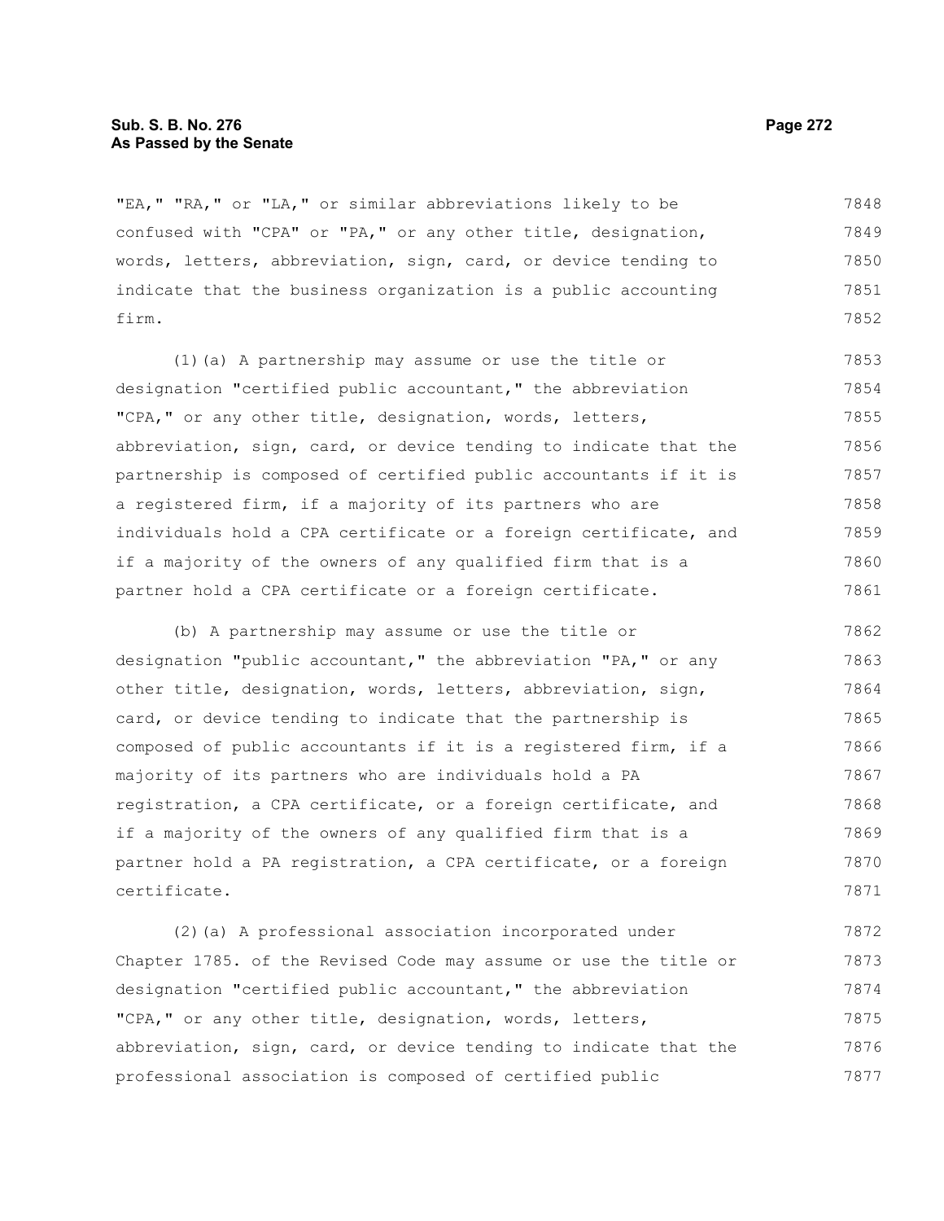"EA," "RA," or "LA," or similar abbreviations likely to be confused with "CPA" or "PA," or any other title, designation, words, letters, abbreviation, sign, card, or device tending to indicate that the business organization is a public accounting firm.

(1)(a) A partnership may assume or use the title or designation "certified public accountant," the abbreviation "CPA," or any other title, designation, words, letters, abbreviation, sign, card, or device tending to indicate that the partnership is composed of certified public accountants if it is a registered firm, if a majority of its partners who are individuals hold a CPA certificate or a foreign certificate, and if a majority of the owners of any qualified firm that is a partner hold a CPA certificate or a foreign certificate.

(b) A partnership may assume or use the title or designation "public accountant," the abbreviation "PA," or any other title, designation, words, letters, abbreviation, sign, card, or device tending to indicate that the partnership is composed of public accountants if it is a registered firm, if a majority of its partners who are individuals hold a PA registration, a CPA certificate, or a foreign certificate, and if a majority of the owners of any qualified firm that is a partner hold a PA registration, a CPA certificate, or a foreign certificate.

(2)(a) A professional association incorporated under Chapter 1785. of the Revised Code may assume or use the title or designation "certified public accountant," the abbreviation "CPA," or any other title, designation, words, letters, abbreviation, sign, card, or device tending to indicate that the professional association is composed of certified public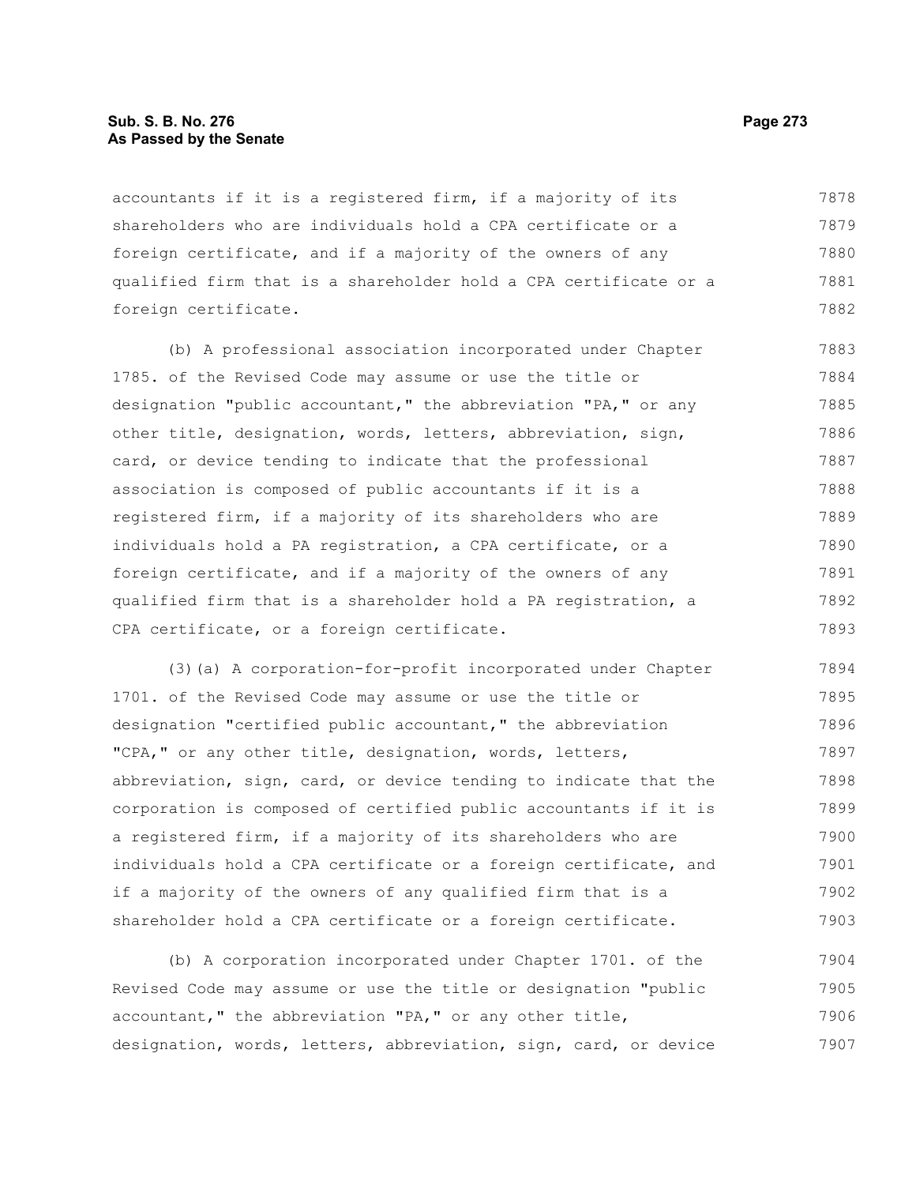accountants if it is a registered firm, if a majority of its shareholders who are individuals hold a CPA certificate or a foreign certificate, and if a majority of the owners of any qualified firm that is a shareholder hold a CPA certificate or a foreign certificate.

(b) A professional association incorporated under Chapter 1785. of the Revised Code may assume or use the title or designation "public accountant," the abbreviation "PA," or any other title, designation, words, letters, abbreviation, sign, card, or device tending to indicate that the professional association is composed of public accountants if it is a registered firm, if a majority of its shareholders who are individuals hold a PA registration, a CPA certificate, or a foreign certificate, and if a majority of the owners of any qualified firm that is a shareholder hold a PA registration, a CPA certificate, or a foreign certificate.

(3)(a) A corporation-for-profit incorporated under Chapter 1701. of the Revised Code may assume or use the title or designation "certified public accountant," the abbreviation "CPA," or any other title, designation, words, letters, abbreviation, sign, card, or device tending to indicate that the corporation is composed of certified public accountants if it is a registered firm, if a majority of its shareholders who are individuals hold a CPA certificate or a foreign certificate, and if a majority of the owners of any qualified firm that is a shareholder hold a CPA certificate or a foreign certificate.

(b) A corporation incorporated under Chapter 1701. of the Revised Code may assume or use the title or designation "public accountant," the abbreviation "PA," or any other title, designation, words, letters, abbreviation, sign, card, or device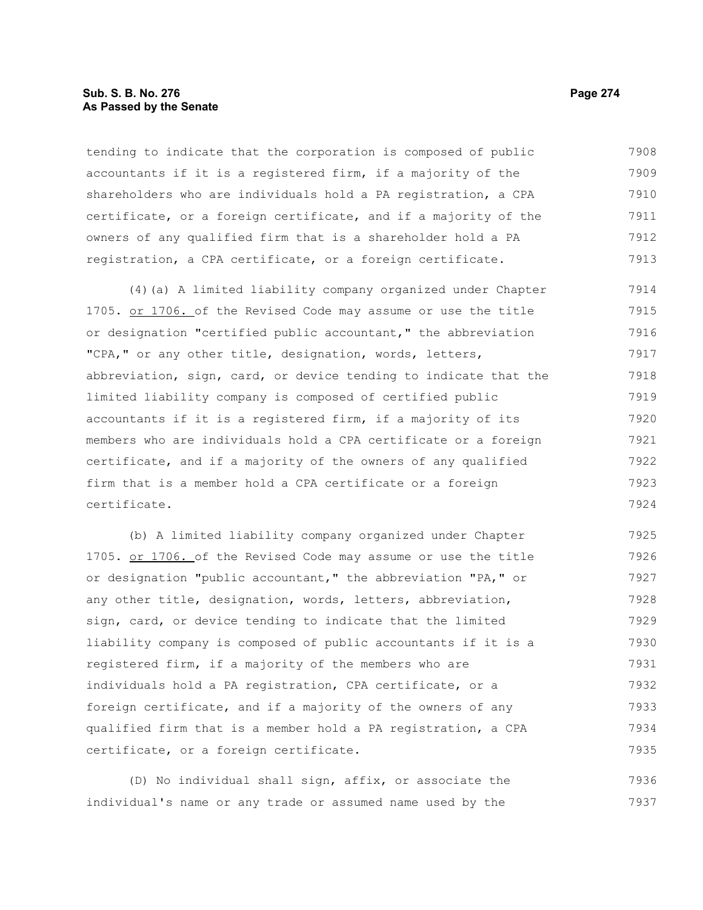tending to indicate that the corporation is composed of public accountants if it is a registered firm, if a majority of the shareholders who are individuals hold a PA registration, a CPA certificate, or a foreign certificate, and if a majority of the owners of any qualified firm that is a shareholder hold a PA registration, a CPA certificate, or a foreign certificate.

(4)(a) A limited liability company organized under Chapter 1705. or 1706. of the Revised Code may assume or use the title or designation "certified public accountant," the abbreviation "CPA," or any other title, designation, words, letters, abbreviation, sign, card, or device tending to indicate that the limited liability company is composed of certified public accountants if it is a registered firm, if a majority of its members who are individuals hold a CPA certificate or a foreign certificate, and if a majority of the owners of any qualified firm that is a member hold a CPA certificate or a foreign certificate.

(b) A limited liability company organized under Chapter 1705. or 1706. of the Revised Code may assume or use the title or designation "public accountant," the abbreviation "PA," or any other title, designation, words, letters, abbreviation, sign, card, or device tending to indicate that the limited liability company is composed of public accountants if it is a registered firm, if a majority of the members who are individuals hold a PA registration, CPA certificate, or a foreign certificate, and if a majority of the owners of any qualified firm that is a member hold a PA registration, a CPA certificate, or a foreign certificate.

(D) No individual shall sign, affix, or associate the individual's name or any trade or assumed name used by the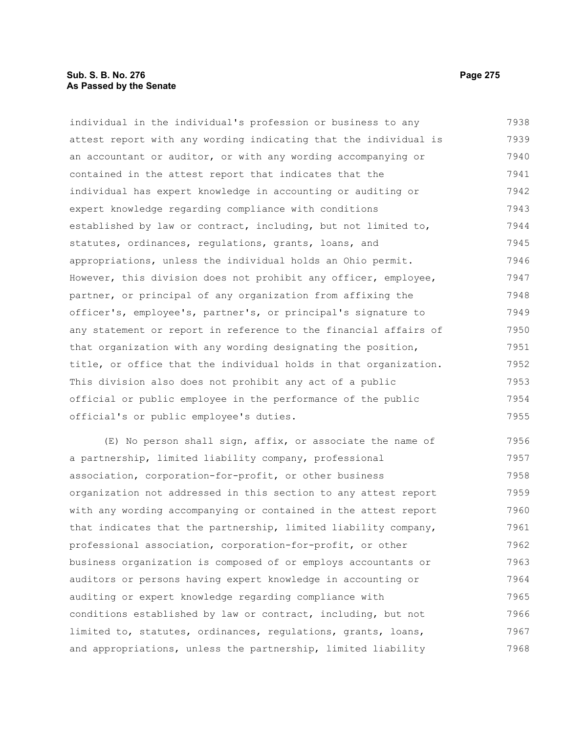individual in the individual's profession or business to any attest report with any wording indicating that the individual is an accountant or auditor, or with any wording accompanying or contained in the attest report that indicates that the individual has expert knowledge in accounting or auditing or expert knowledge regarding compliance with conditions established by law or contract, including, but not limited to, statutes, ordinances, regulations, grants, loans, and appropriations, unless the individual holds an Ohio permit. However, this division does not prohibit any officer, employee, partner, or principal of any organization from affixing the officer's, employee's, partner's, or principal's signature to any statement or report in reference to the financial affairs of that organization with any wording designating the position, title, or office that the individual holds in that organization. This division also does not prohibit any act of a public official or public employee in the performance of the public official's or public employee's duties.

(E) No person shall sign, affix, or associate the name of a partnership, limited liability company, professional association, corporation-for-profit, or other business organization not addressed in this section to any attest report with any wording accompanying or contained in the attest report that indicates that the partnership, limited liability company, professional association, corporation-for-profit, or other business organization is composed of or employs accountants or auditors or persons having expert knowledge in accounting or auditing or expert knowledge regarding compliance with conditions established by law or contract, including, but not limited to, statutes, ordinances, regulations, grants, loans, and appropriations, unless the partnership, limited liability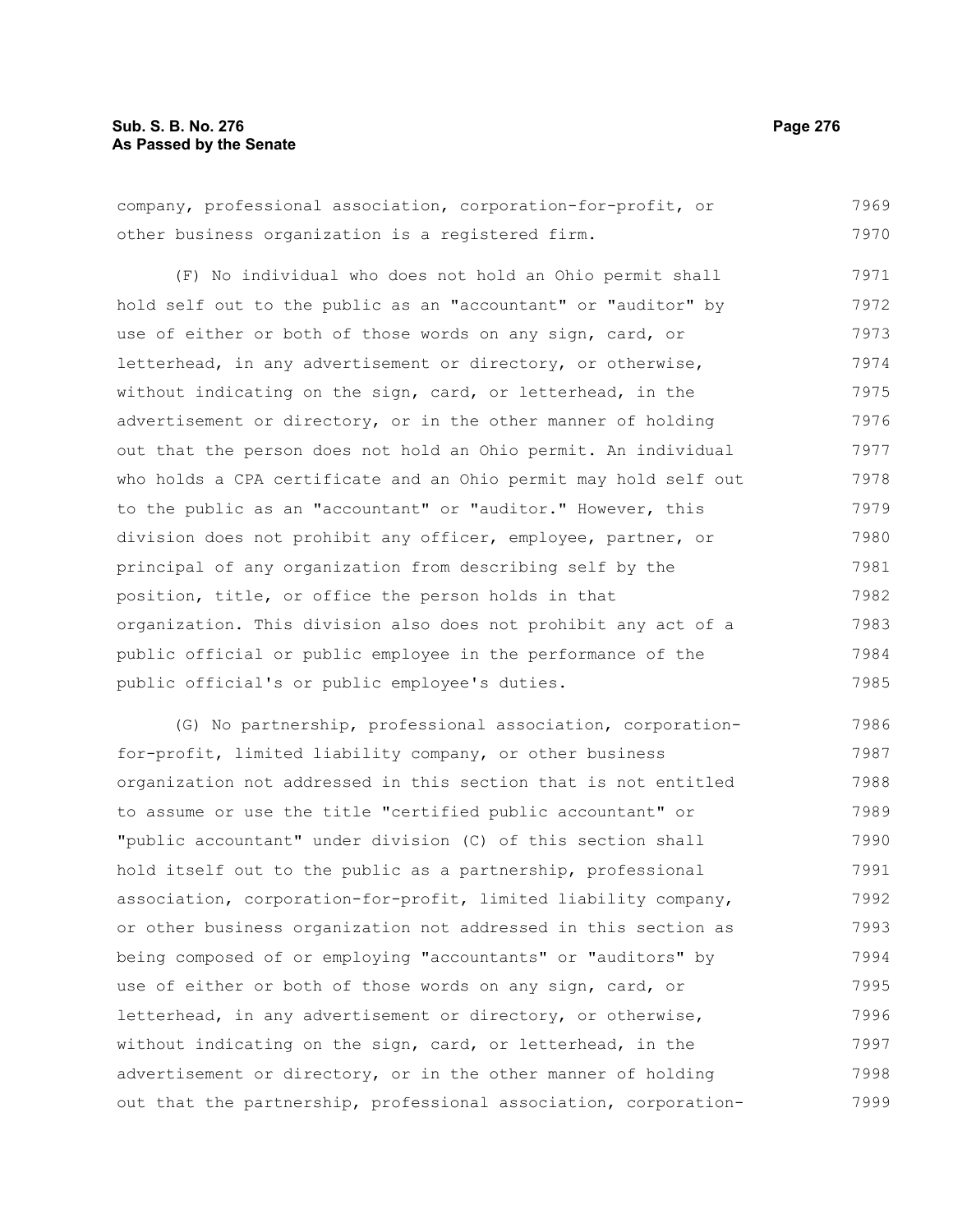company, professional association, corporation-for-profit, or other business organization is a registered firm.

(F) No individual who does not hold an Ohio permit shall hold self out to the public as an "accountant" or "auditor" by use of either or both of those words on any sign, card, or letterhead, in any advertisement or directory, or otherwise, without indicating on the sign, card, or letterhead, in the advertisement or directory, or in the other manner of holding out that the person does not hold an Ohio permit. An individual who holds a CPA certificate and an Ohio permit may hold self out to the public as an "accountant" or "auditor." However, this division does not prohibit any officer, employee, partner, or principal of any organization from describing self by the position, title, or office the person holds in that organization. This division also does not prohibit any act of a public official or public employee in the performance of the public official's or public employee's duties.

(G) No partnership, professional association, corporation-for-profit, limited liability company, or other business organization not addressed in this section that is not entitled to assume or use the title "certified public accountant" or "public accountant" under division (C) of this section shall hold itself out to the public as a partnership, professional association, corporation-for-profit, limited liability company, or other business organization not addressed in this section as being composed of or employing "accountants" or "auditors" by use of either or both of those words on any sign, card, or letterhead, in any advertisement or directory, or otherwise, without indicating on the sign, card, or letterhead, in the advertisement or directory, or in the other manner of holding out that the partnership, professional association, corporation-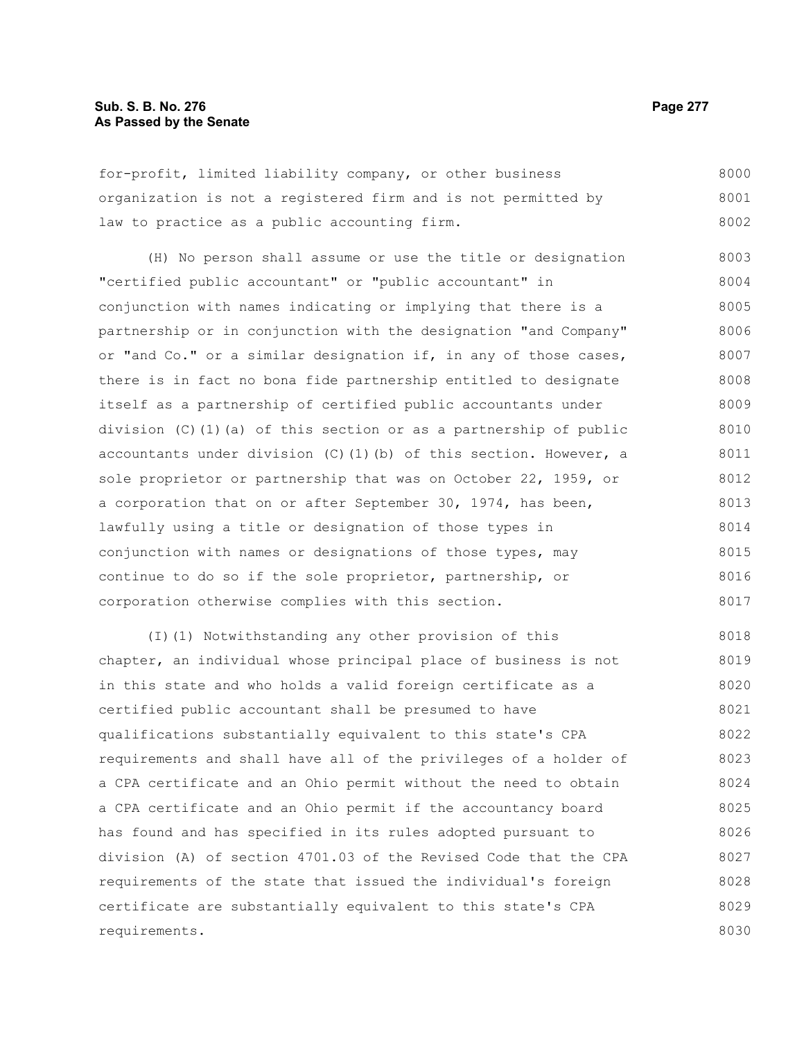for-profit, limited liability company, or other business organization is not a registered firm and is not permitted by law to practice as a public accounting firm.

(H) No person shall assume or use the title or designation "certified public accountant" or "public accountant" in conjunction with names indicating or implying that there is a partnership or in conjunction with the designation "and Company" or "and Co." or a similar designation if, in any of those cases, there is in fact no bona fide partnership entitled to designate itself as a partnership of certified public accountants under division (C)(1)(a) of this section or as a partnership of public accountants under division (C)(1)(b) of this section. However, a sole proprietor or partnership that was on October 22, 1959, or a corporation that on or after September 30, 1974, has been, lawfully using a title or designation of those types in conjunction with names or designations of those types, may continue to do so if the sole proprietor, partnership, or corporation otherwise complies with this section.

(I)(1) Notwithstanding any other provision of this chapter, an individual whose principal place of business is not in this state and who holds a valid foreign certificate as a certified public accountant shall be presumed to have qualifications substantially equivalent to this state's CPA requirements and shall have all of the privileges of a holder of a CPA certificate and an Ohio permit without the need to obtain a CPA certificate and an Ohio permit if the accountancy board has found and has specified in its rules adopted pursuant to division (A) of section 4701.03 of the Revised Code that the CPA requirements of the state that issued the individual's foreign certificate are substantially equivalent to this state's CPA requirements.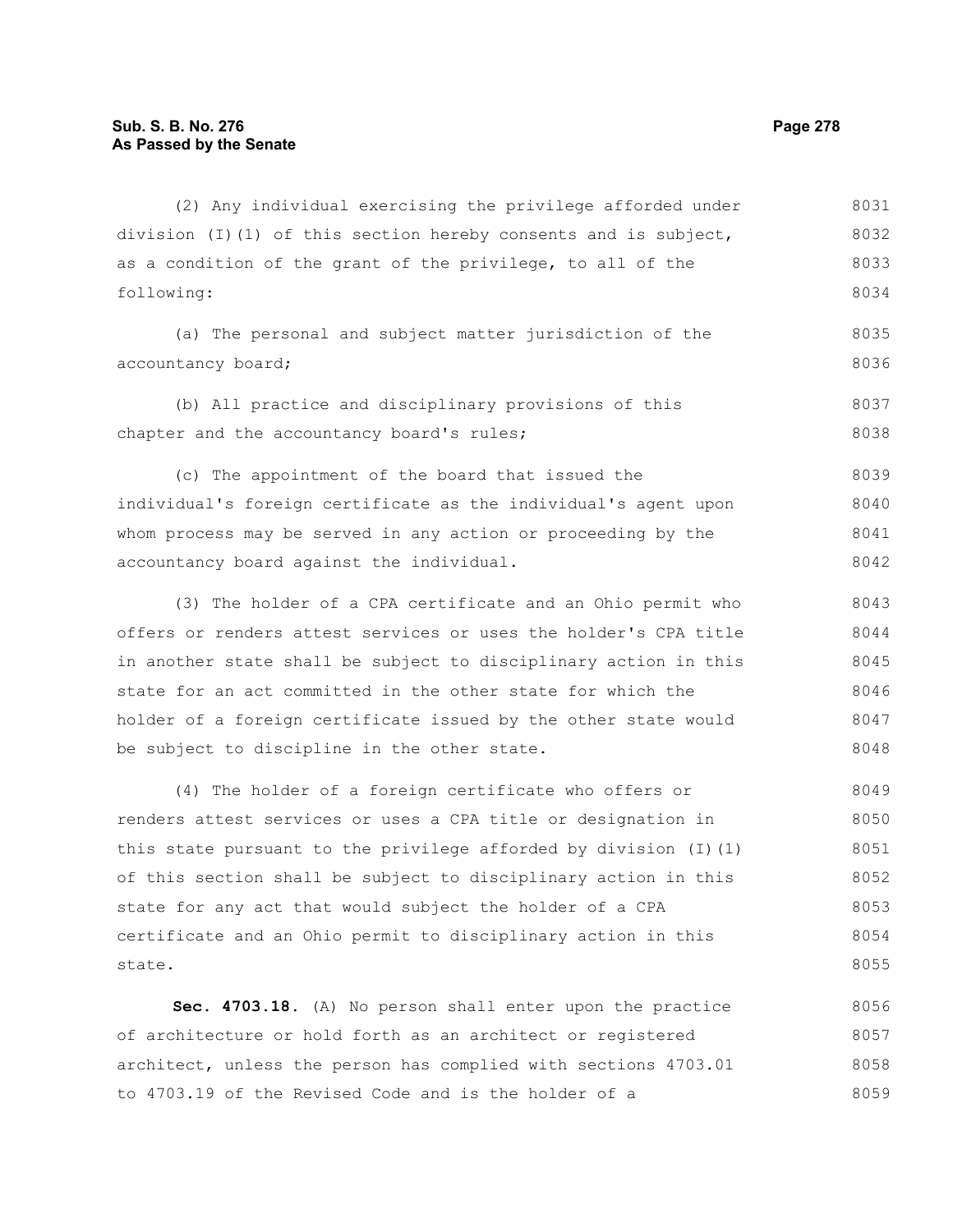(2) Any individual exercising the privilege afforded under division (I)(1) of this section hereby consents and is subject, as a condition of the grant of the privilege, to all of the following:

(a) The personal and subject matter jurisdiction of the accountancy board;

(b) All practice and disciplinary provisions of this chapter and the accountancy board's rules;

(c) The appointment of the board that issued the individual's foreign certificate as the individual's agent upon whom process may be served in any action or proceeding by the accountancy board against the individual.

(3) The holder of a CPA certificate and an Ohio permit who offers or renders attest services or uses the holder's CPA title in another state shall be subject to disciplinary action in this state for an act committed in the other state for which the holder of a foreign certificate issued by the other state would be subject to discipline in the other state.

(4) The holder of a foreign certificate who offers or renders attest services or uses a CPA title or designation in this state pursuant to the privilege afforded by division (I)(1) of this section shall be subject to disciplinary action in this state for any act that would subject the holder of a CPA certificate and an Ohio permit to disciplinary action in this state.

**Sec. 4703.18.** (A) No person shall enter upon the practice of architecture or hold forth as an architect or registered architect, unless the person has complied with sections 4703.01 to 4703.19 of the Revised Code and is the holder of a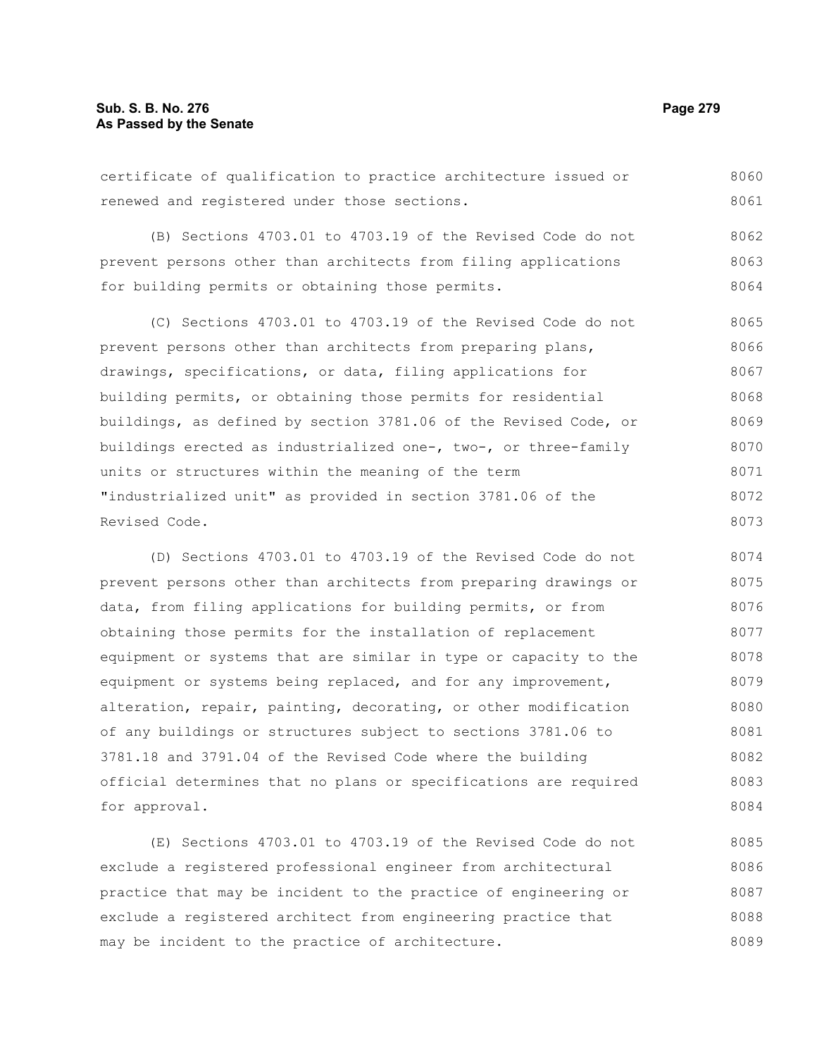certificate of qualification to practice architecture issued or renewed and registered under those sections.

(B) Sections 4703.01 to 4703.19 of the Revised Code do not prevent persons other than architects from filing applications for building permits or obtaining those permits.

(C) Sections 4703.01 to 4703.19 of the Revised Code do not prevent persons other than architects from preparing plans, drawings, specifications, or data, filing applications for building permits, or obtaining those permits for residential buildings, as defined by section 3781.06 of the Revised Code, or buildings erected as industrialized one-, two-, or three-family units or structures within the meaning of the term "industrialized unit" as provided in section 3781.06 of the Revised Code.

(D) Sections 4703.01 to 4703.19 of the Revised Code do not prevent persons other than architects from preparing drawings or data, from filing applications for building permits, or from obtaining those permits for the installation of replacement equipment or systems that are similar in type or capacity to the equipment or systems being replaced, and for any improvement, alteration, repair, painting, decorating, or other modification of any buildings or structures subject to sections 3781.06 to 3781.18 and 3791.04 of the Revised Code where the building official determines that no plans or specifications are required for approval.

(E) Sections 4703.01 to 4703.19 of the Revised Code do not exclude a registered professional engineer from architectural practice that may be incident to the practice of engineering or exclude a registered architect from engineering practice that may be incident to the practice of architecture.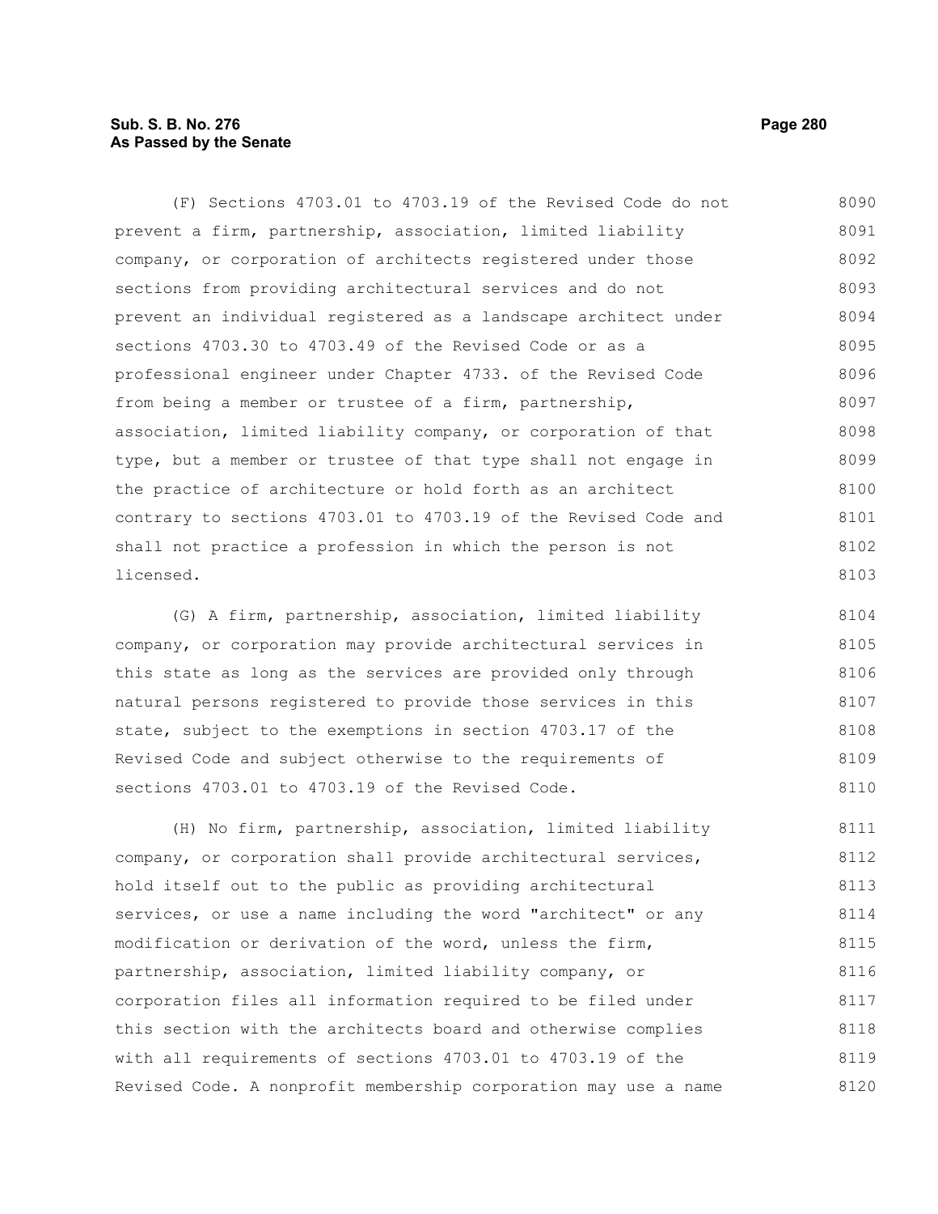(F) Sections 4703.01 to 4703.19 of the Revised Code do not prevent a firm, partnership, association, limited liability company, or corporation of architects registered under those sections from providing architectural services and do not prevent an individual registered as a landscape architect under sections 4703.30 to 4703.49 of the Revised Code or as a professional engineer under Chapter 4733. of the Revised Code from being a member or trustee of a firm, partnership, association, limited liability company, or corporation of that type, but a member or trustee of that type shall not engage in the practice of architecture or hold forth as an architect contrary to sections 4703.01 to 4703.19 of the Revised Code and shall not practice a profession in which the person is not licensed.

(G) A firm, partnership, association, limited liability company, or corporation may provide architectural services in this state as long as the services are provided only through natural persons registered to provide those services in this state, subject to the exemptions in section 4703.17 of the Revised Code and subject otherwise to the requirements of sections 4703.01 to 4703.19 of the Revised Code.

(H) No firm, partnership, association, limited liability company, or corporation shall provide architectural services, hold itself out to the public as providing architectural services, or use a name including the word "architect" or any modification or derivation of the word, unless the firm, partnership, association, limited liability company, or corporation files all information required to be filed under this section with the architects board and otherwise complies with all requirements of sections 4703.01 to 4703.19 of the Revised Code. A nonprofit membership corporation may use a name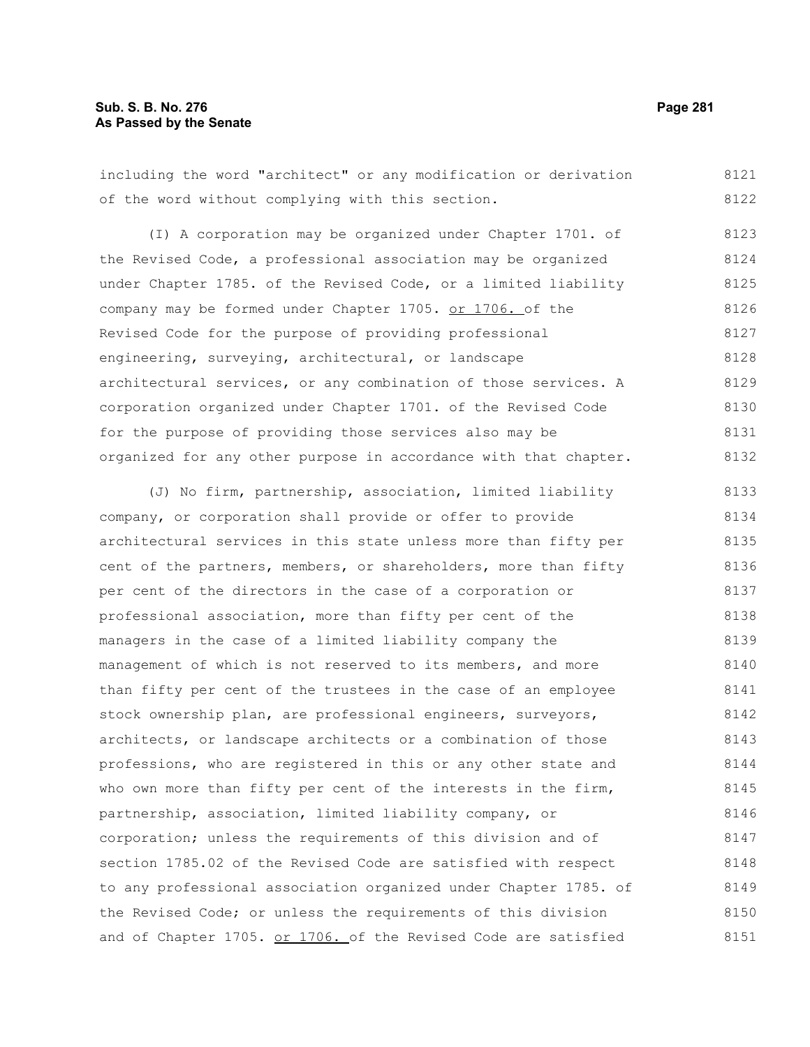including the word "architect" or any modification or derivation of the word without complying with this section.

(I) A corporation may be organized under Chapter 1701. of the Revised Code, a professional association may be organized under Chapter 1785. of the Revised Code, or a limited liability company may be formed under Chapter 1705. or 1706. of the Revised Code for the purpose of providing professional engineering, surveying, architectural, or landscape architectural services, or any combination of those services. A corporation organized under Chapter 1701. of the Revised Code for the purpose of providing those services also may be organized for any other purpose in accordance with that chapter.

(J) No firm, partnership, association, limited liability company, or corporation shall provide or offer to provide architectural services in this state unless more than fifty per cent of the partners, members, or shareholders, more than fifty per cent of the directors in the case of a corporation or professional association, more than fifty per cent of the managers in the case of a limited liability company the management of which is not reserved to its members, and more than fifty per cent of the trustees in the case of an employee stock ownership plan, are professional engineers, surveyors, architects, or landscape architects or a combination of those professions, who are registered in this or any other state and who own more than fifty per cent of the interests in the firm, partnership, association, limited liability company, or corporation; unless the requirements of this division and of section 1785.02 of the Revised Code are satisfied with respect to any professional association organized under Chapter 1785. of the Revised Code; or unless the requirements of this division and of Chapter 1705. or 1706. of the Revised Code are satisfied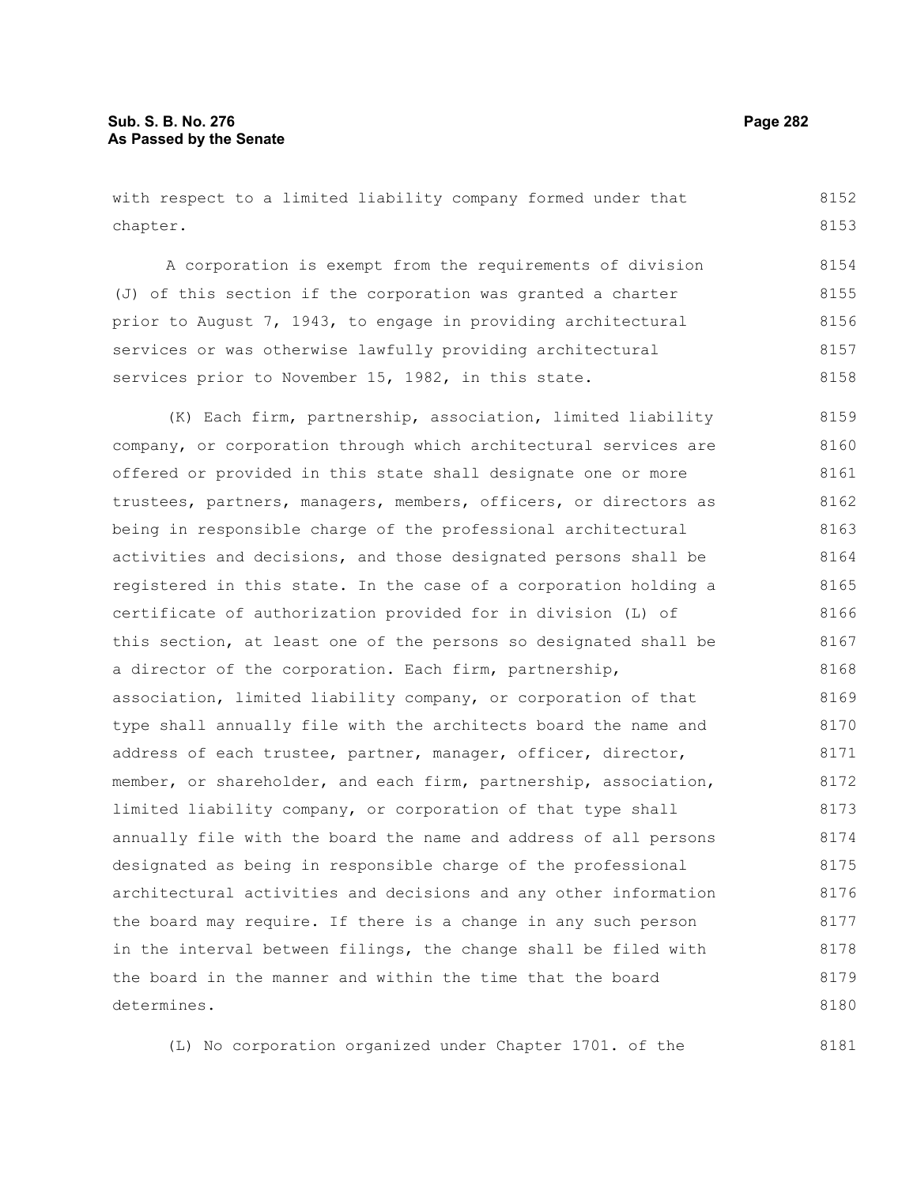with respect to a limited liability company formed under that chapter.

A corporation is exempt from the requirements of division (J) of this section if the corporation was granted a charter prior to August 7, 1943, to engage in providing architectural services or was otherwise lawfully providing architectural services prior to November 15, 1982, in this state.

(K) Each firm, partnership, association, limited liability company, or corporation through which architectural services are offered or provided in this state shall designate one or more trustees, partners, managers, members, officers, or directors as being in responsible charge of the professional architectural activities and decisions, and those designated persons shall be registered in this state. In the case of a corporation holding a certificate of authorization provided for in division (L) of this section, at least one of the persons so designated shall be a director of the corporation. Each firm, partnership, association, limited liability company, or corporation of that type shall annually file with the architects board the name and address of each trustee, partner, manager, officer, director, member, or shareholder, and each firm, partnership, association, limited liability company, or corporation of that type shall annually file with the board the name and address of all persons designated as being in responsible charge of the professional architectural activities and decisions and any other information the board may require. If there is a change in any such person in the interval between filings, the change shall be filed with the board in the manner and within the time that the board determines.

(L) No corporation organized under Chapter 1701. of the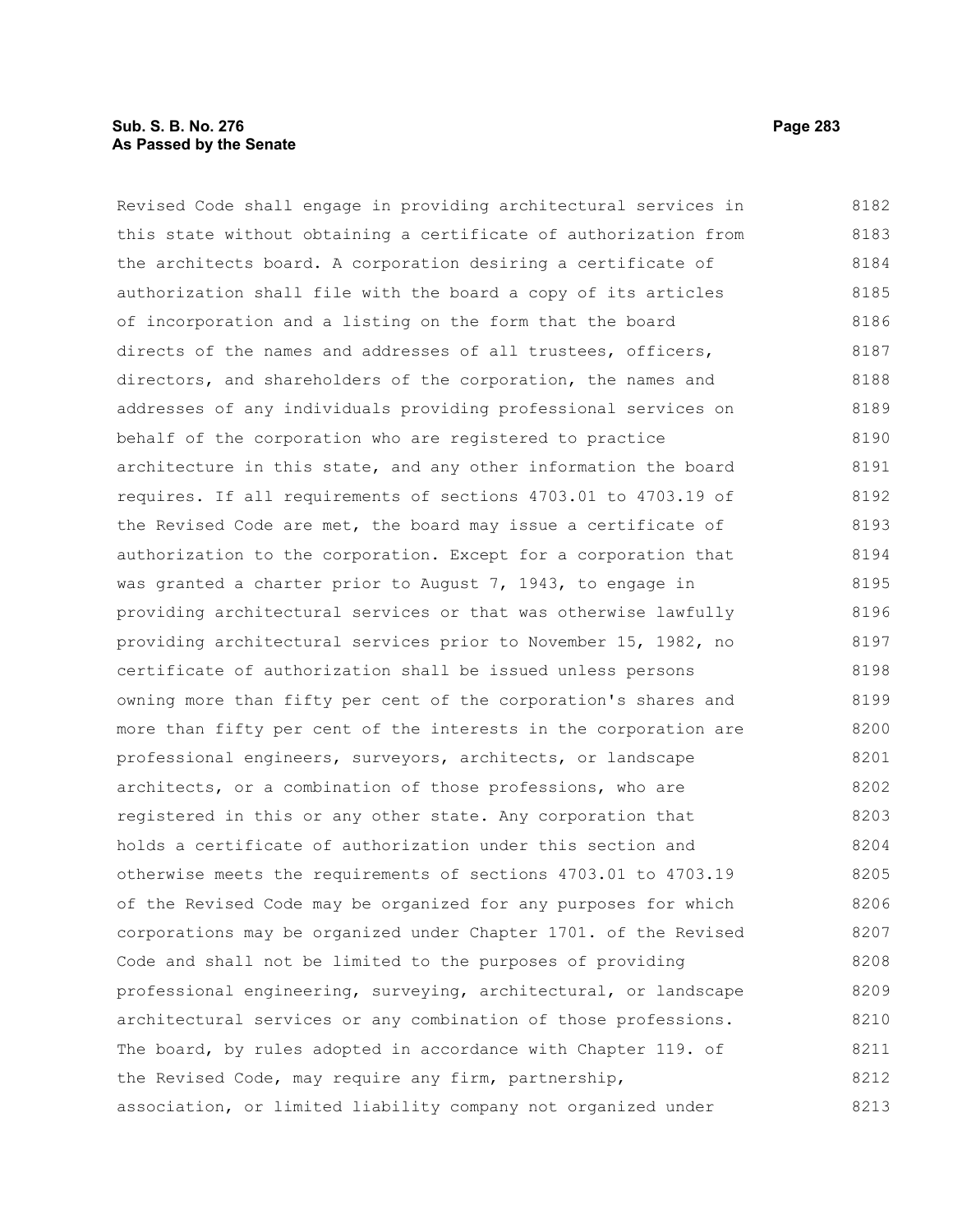Revised Code shall engage in providing architectural services in this state without obtaining a certificate of authorization from the architects board. A corporation desiring a certificate of authorization shall file with the board a copy of its articles of incorporation and a listing on the form that the board directs of the names and addresses of all trustees, officers, directors, and shareholders of the corporation, the names and addresses of any individuals providing professional services on behalf of the corporation who are registered to practice architecture in this state, and any other information the board requires. If all requirements of sections 4703.01 to 4703.19 of the Revised Code are met, the board may issue a certificate of authorization to the corporation. Except for a corporation that was granted a charter prior to August 7, 1943, to engage in providing architectural services or that was otherwise lawfully providing architectural services prior to November 15, 1982, no certificate of authorization shall be issued unless persons owning more than fifty per cent of the corporation's shares and more than fifty per cent of the interests in the corporation are professional engineers, surveyors, architects, or landscape architects, or a combination of those professions, who are registered in this or any other state. Any corporation that holds a certificate of authorization under this section and otherwise meets the requirements of sections 4703.01 to 4703.19 of the Revised Code may be organized for any purposes for which corporations may be organized under Chapter 1701. of the Revised Code and shall not be limited to the purposes of providing professional engineering, surveying, architectural, or landscape architectural services or any combination of those professions. The board, by rules adopted in accordance with Chapter 119. of the Revised Code, may require any firm, partnership, association, or limited liability company not organized under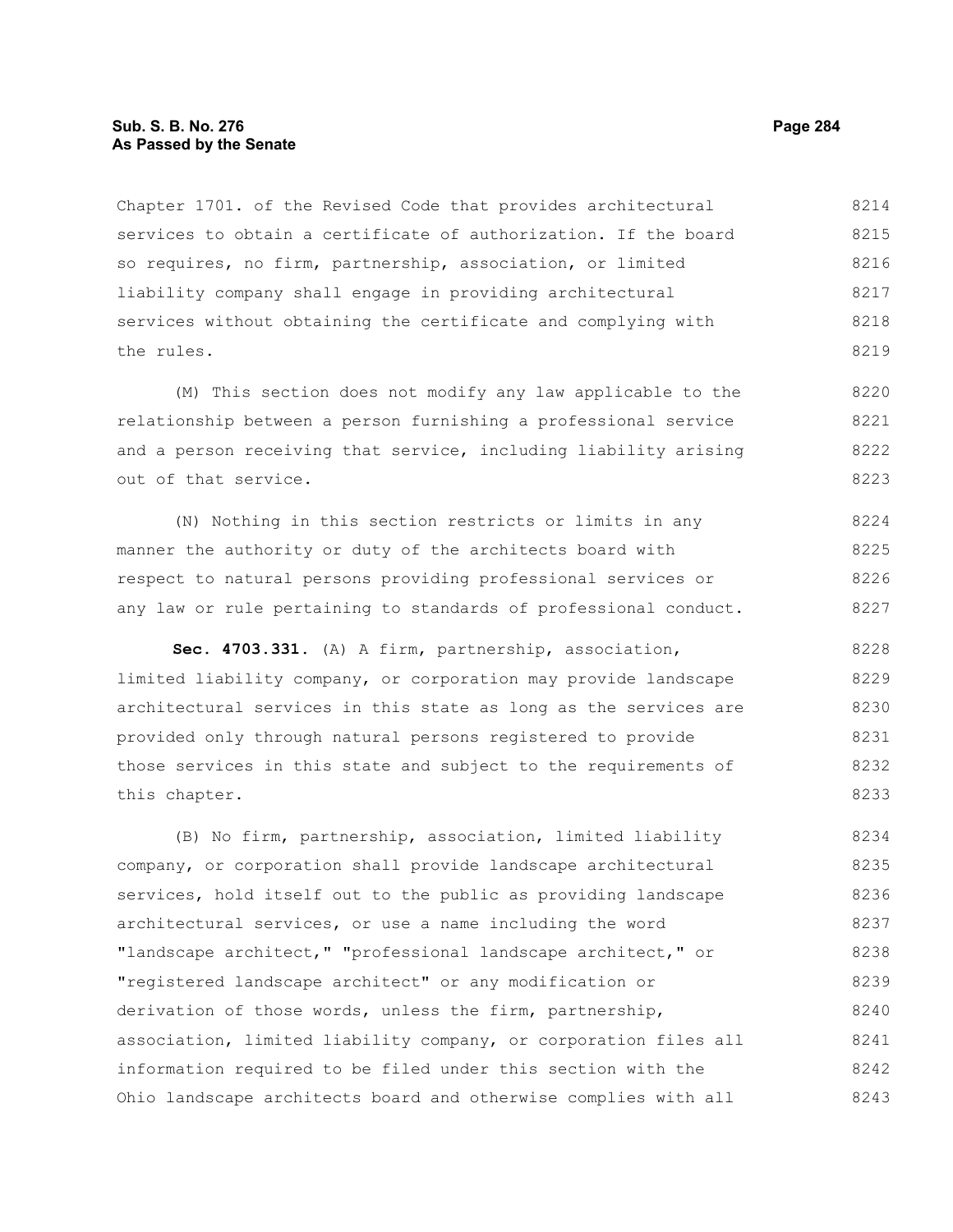Chapter 1701. of the Revised Code that provides architectural services to obtain a certificate of authorization. If the board so requires, no firm, partnership, association, or limited liability company shall engage in providing architectural services without obtaining the certificate and complying with the rules.

(M) This section does not modify any law applicable to the relationship between a person furnishing a professional service and a person receiving that service, including liability arising out of that service.

(N) Nothing in this section restricts or limits in any manner the authority or duty of the architects board with respect to natural persons providing professional services or any law or rule pertaining to standards of professional conduct.

**Sec. 4703.331.** (A) A firm, partnership, association, limited liability company, or corporation may provide landscape architectural services in this state as long as the services are provided only through natural persons registered to provide those services in this state and subject to the requirements of this chapter.

(B) No firm, partnership, association, limited liability company, or corporation shall provide landscape architectural services, hold itself out to the public as providing landscape architectural services, or use a name including the word "landscape architect," "professional landscape architect," or "registered landscape architect" or any modification or derivation of those words, unless the firm, partnership, association, limited liability company, or corporation files all information required to be filed under this section with the Ohio landscape architects board and otherwise complies with all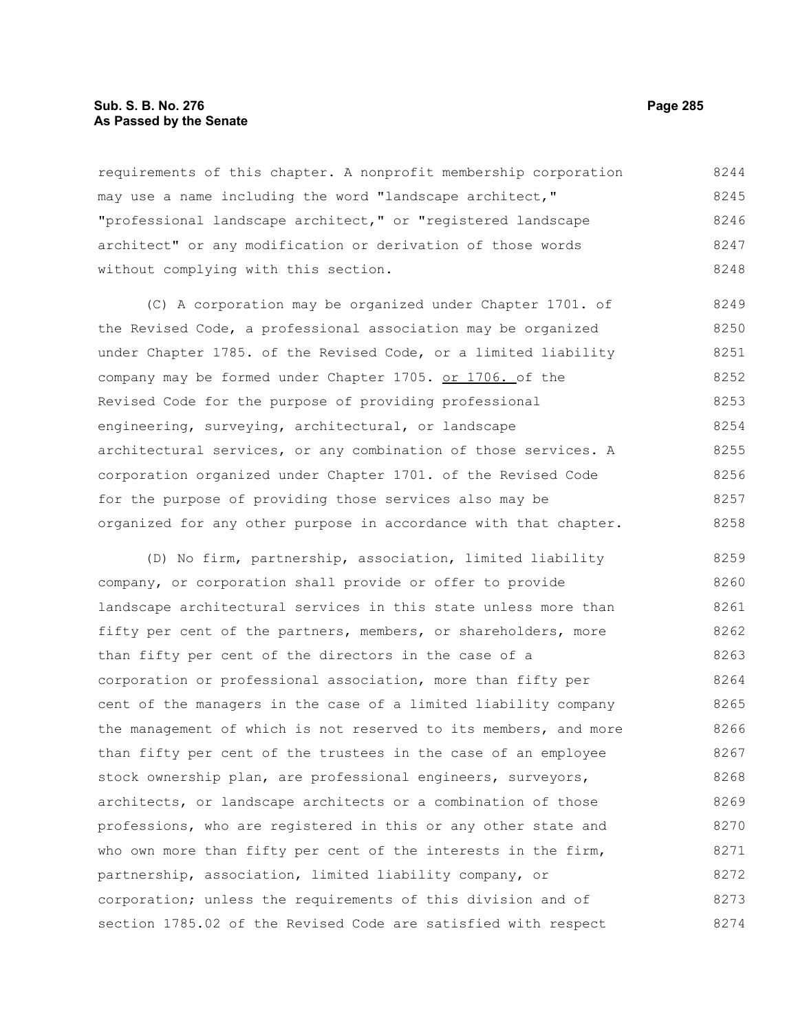requirements of this chapter. A nonprofit membership corporation may use a name including the word "landscape architect," "professional landscape architect," or "registered landscape architect" or any modification or derivation of those words without complying with this section.

(C) A corporation may be organized under Chapter 1701. of the Revised Code, a professional association may be organized under Chapter 1785. of the Revised Code, or a limited liability company may be formed under Chapter 1705. <u>or 1706.</u> of the Revised Code for the purpose of providing professional engineering, surveying, architectural, or landscape architectural services, or any combination of those services. A corporation organized under Chapter 1701. of the Revised Code for the purpose of providing those services also may be organized for any other purpose in accordance with that chapter.

(D) No firm, partnership, association, limited liability company, or corporation shall provide or offer to provide landscape architectural services in this state unless more than fifty per cent of the partners, members, or shareholders, more than fifty per cent of the directors in the case of a corporation or professional association, more than fifty per cent of the managers in the case of a limited liability company the management of which is not reserved to its members, and more than fifty per cent of the trustees in the case of an employee stock ownership plan, are professional engineers, surveyors, architects, or landscape architects or a combination of those professions, who are registered in this or any other state and who own more than fifty per cent of the interests in the firm, partnership, association, limited liability company, or corporation; unless the requirements of this division and of section 1785.02 of the Revised Code are satisfied with respect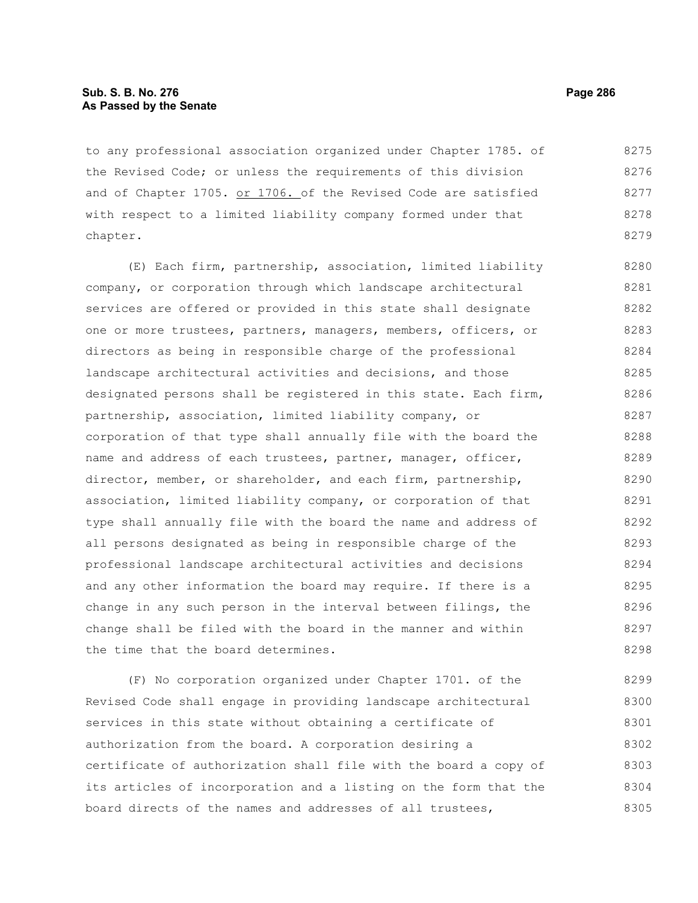to any professional association organized under Chapter 1785. of the Revised Code; or unless the requirements of this division and of Chapter 1705. or 1706. of the Revised Code are satisfied with respect to a limited liability company formed under that chapter.

(E) Each firm, partnership, association, limited liability company, or corporation through which landscape architectural services are offered or provided in this state shall designate one or more trustees, partners, managers, members, officers, or directors as being in responsible charge of the professional landscape architectural activities and decisions, and those designated persons shall be registered in this state. Each firm, partnership, association, limited liability company, or corporation of that type shall annually file with the board the name and address of each trustees, partner, manager, officer, director, member, or shareholder, and each firm, partnership, association, limited liability company, or corporation of that type shall annually file with the board the name and address of all persons designated as being in responsible charge of the professional landscape architectural activities and decisions and any other information the board may require. If there is a change in any such person in the interval between filings, the change shall be filed with the board in the manner and within the time that the board determines.

(F) No corporation organized under Chapter 1701. of the Revised Code shall engage in providing landscape architectural services in this state without obtaining a certificate of authorization from the board. A corporation desiring a certificate of authorization shall file with the board a copy of its articles of incorporation and a listing on the form that the board directs of the names and addresses of all trustees,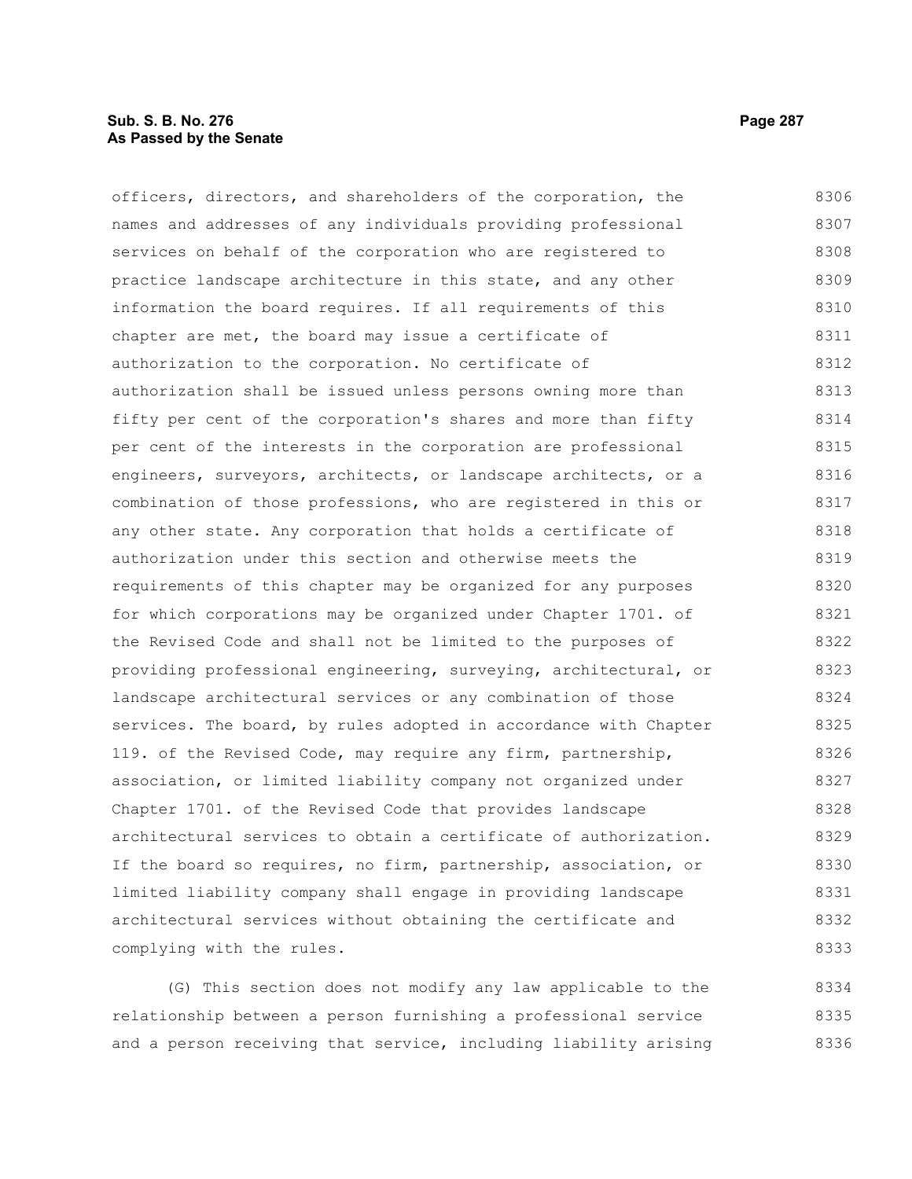officers, directors, and shareholders of the corporation, the names and addresses of any individuals providing professional services on behalf of the corporation who are registered to practice landscape architecture in this state, and any other information the board requires. If all requirements of this chapter are met, the board may issue a certificate of authorization to the corporation. No certificate of authorization shall be issued unless persons owning more than fifty per cent of the corporation's shares and more than fifty per cent of the interests in the corporation are professional engineers, surveyors, architects, or landscape architects, or a combination of those professions, who are registered in this or any other state. Any corporation that holds a certificate of authorization under this section and otherwise meets the requirements of this chapter may be organized for any purposes for which corporations may be organized under Chapter 1701. of the Revised Code and shall not be limited to the purposes of providing professional engineering, surveying, architectural, or landscape architectural services or any combination of those services. The board, by rules adopted in accordance with Chapter 119. of the Revised Code, may require any firm, partnership, association, or limited liability company not organized under Chapter 1701. of the Revised Code that provides landscape architectural services to obtain a certificate of authorization. If the board so requires, no firm, partnership, association, or limited liability company shall engage in providing landscape architectural services without obtaining the certificate and complying with the rules.

(G) This section does not modify any law applicable to the relationship between a person furnishing a professional service and a person receiving that service, including liability arising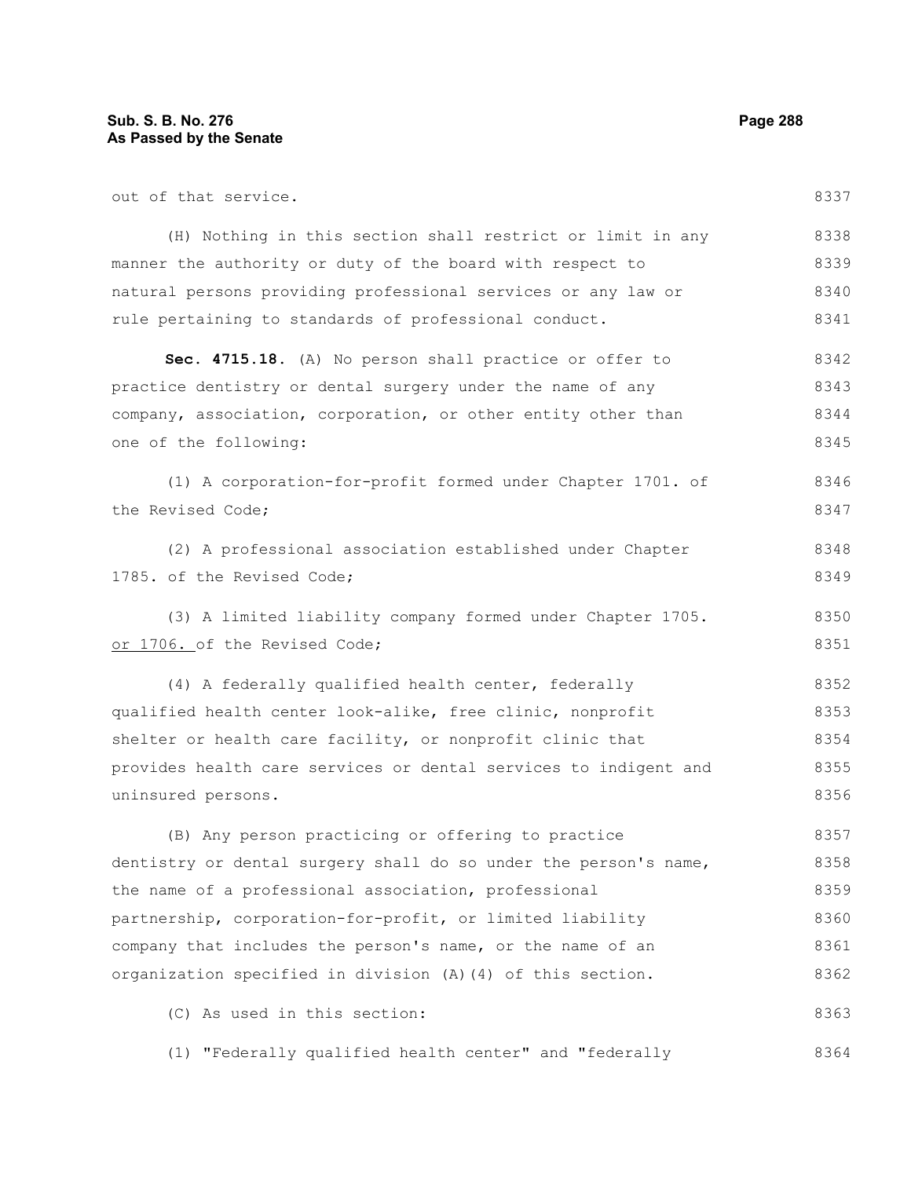out of that service.

(H) Nothing in this section shall restrict or limit in any manner the authority or duty of the board with respect to natural persons providing professional services or any law or rule pertaining to standards of professional conduct.

**Sec. 4715.18.** (A) No person shall practice or offer to practice dentistry or dental surgery under the name of any company, association, corporation, or other entity other than one of the following:

(1) A corporation-for-profit formed under Chapter 1701. of the Revised Code;

(2) A professional association established under Chapter 1785. of the Revised Code;

(3) A limited liability company formed under Chapter 1705. <u>or 1706.</u> of the Revised Code;

(4) A federally qualified health center, federally qualified health center look-alike, free clinic, nonprofit shelter or health care facility, or nonprofit clinic that provides health care services or dental services to indigent and uninsured persons.

(B) Any person practicing or offering to practice dentistry or dental surgery shall do so under the person's name, the name of a professional association, professional partnership, corporation-for-profit, or limited liability company that includes the person's name, or the name of an organization specified in division (A)(4) of this section.

(C) As used in this section:

(1) "Federally qualified health center" and "federally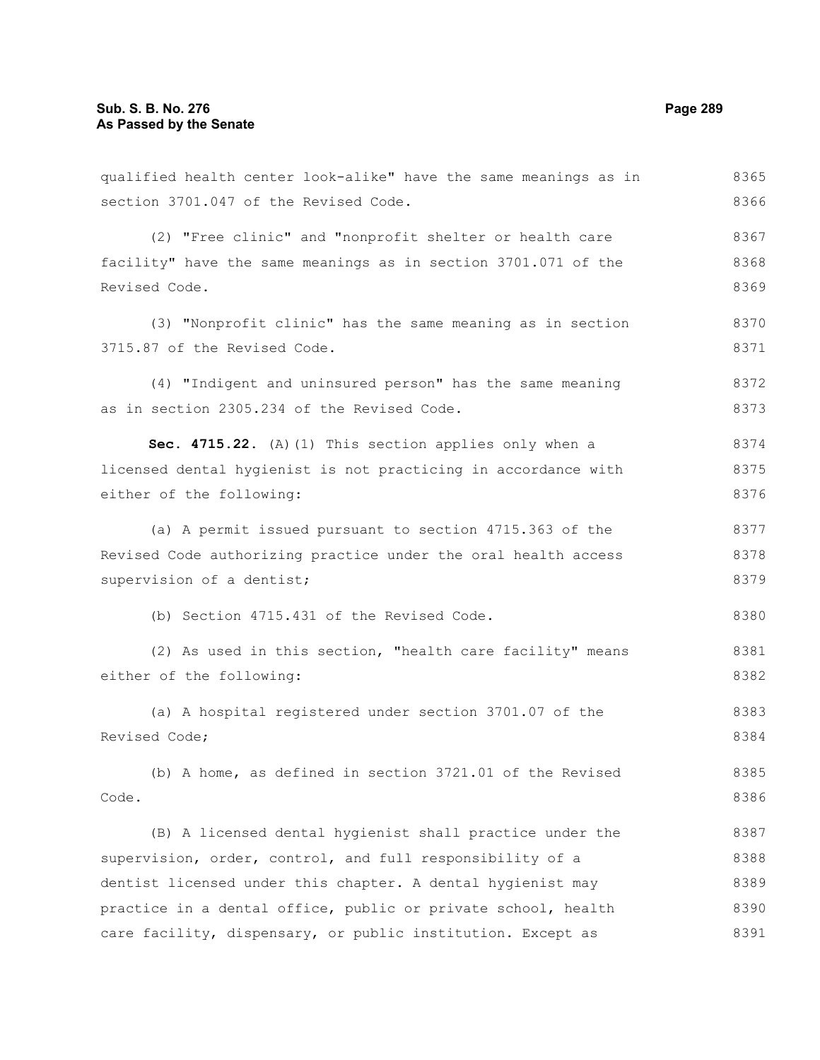qualified health center look-alike" have the same meanings as in section 3701.047 of the Revised Code.

(2) "Free clinic" and "nonprofit shelter or health care facility" have the same meanings as in section 3701.071 of the Revised Code.

(3) "Nonprofit clinic" has the same meaning as in section 3715.87 of the Revised Code.

(4) "Indigent and uninsured person" has the same meaning as in section 2305.234 of the Revised Code.

**Sec. 4715.22.** (A)(1) This section applies only when a licensed dental hygienist is not practicing in accordance with either of the following:

(a) A permit issued pursuant to section 4715.363 of the Revised Code authorizing practice under the oral health access supervision of a dentist;

(b) Section 4715.431 of the Revised Code.

(2) As used in this section, "health care facility" means either of the following:

(a) A hospital registered under section 3701.07 of the Revised Code;

(b) A home, as defined in section 3721.01 of the Revised Code.

(B) A licensed dental hygienist shall practice under the supervision, order, control, and full responsibility of a dentist licensed under this chapter. A dental hygienist may practice in a dental office, public or private school, health care facility, dispensary, or public institution. Except as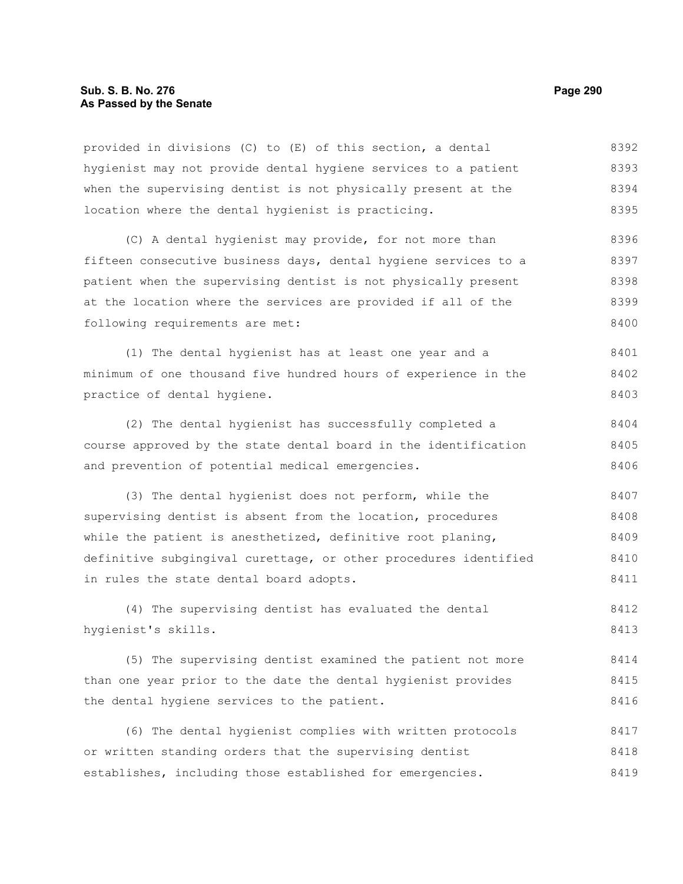provided in divisions (C) to (E) of this section, a dental hygienist may not provide dental hygiene services to a patient when the supervising dentist is not physically present at the location where the dental hygienist is practicing.

(C) A dental hygienist may provide, for not more than fifteen consecutive business days, dental hygiene services to a patient when the supervising dentist is not physically present at the location where the services are provided if all of the following requirements are met:

(1) The dental hygienist has at least one year and a minimum of one thousand five hundred hours of experience in the practice of dental hygiene.

(2) The dental hygienist has successfully completed a course approved by the state dental board in the identification and prevention of potential medical emergencies.

(3) The dental hygienist does not perform, while the supervising dentist is absent from the location, procedures while the patient is anesthetized, definitive root planing, definitive subgingival curettage, or other procedures identified in rules the state dental board adopts.

(4) The supervising dentist has evaluated the dental hygienist's skills.

(5) The supervising dentist examined the patient not more than one year prior to the date the dental hygienist provides the dental hygiene services to the patient.

(6) The dental hygienist complies with written protocols or written standing orders that the supervising dentist establishes, including those established for emergencies.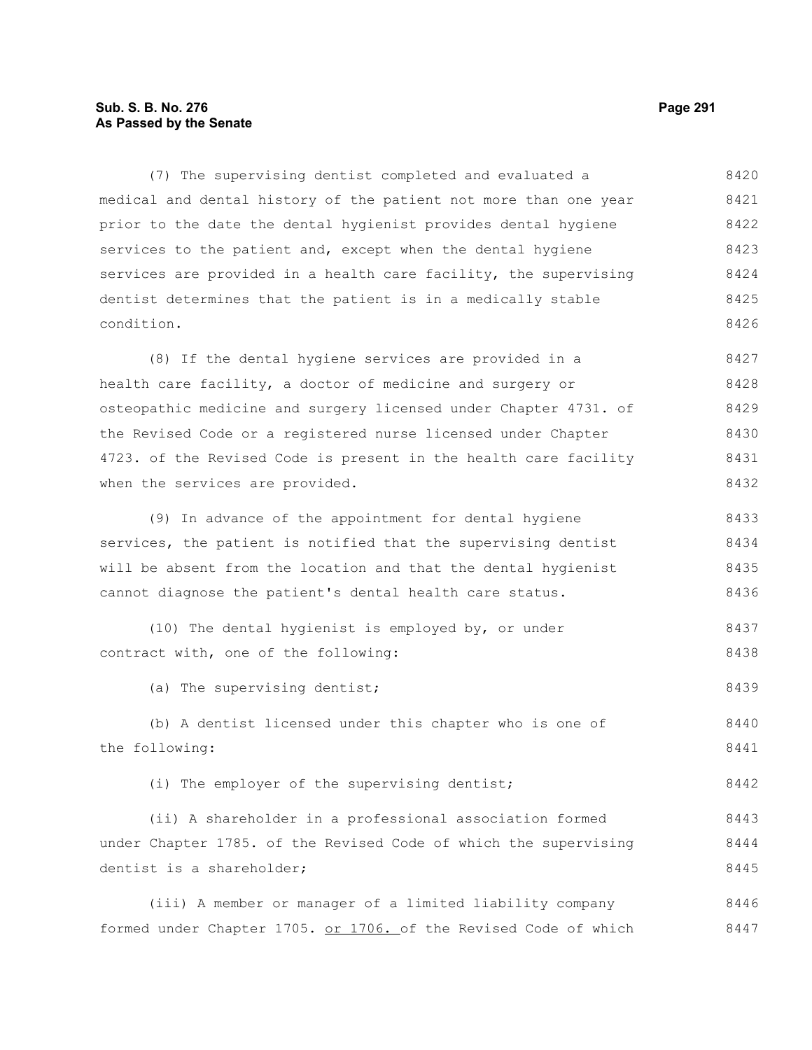(7) The supervising dentist completed and evaluated a medical and dental history of the patient not more than one year prior to the date the dental hygienist provides dental hygiene services to the patient and, except when the dental hygiene services are provided in a health care facility, the supervising dentist determines that the patient is in a medically stable condition.

(8) If the dental hygiene services are provided in a health care facility, a doctor of medicine and surgery or osteopathic medicine and surgery licensed under Chapter 4731. of the Revised Code or a registered nurse licensed under Chapter 4723. of the Revised Code is present in the health care facility when the services are provided.

(9) In advance of the appointment for dental hygiene services, the patient is notified that the supervising dentist will be absent from the location and that the dental hygienist cannot diagnose the patient's dental health care status.

(10) The dental hygienist is employed by, or under contract with, one of the following:

(a) The supervising dentist;

(b) A dentist licensed under this chapter who is one of the following:

(i) The employer of the supervising dentist;

(ii) A shareholder in a professional association formed under Chapter 1785. of the Revised Code of which the supervising dentist is a shareholder;

(iii) A member or manager of a limited liability company formed under Chapter 1705. <u>or 1706.</u> of the Revised Code of which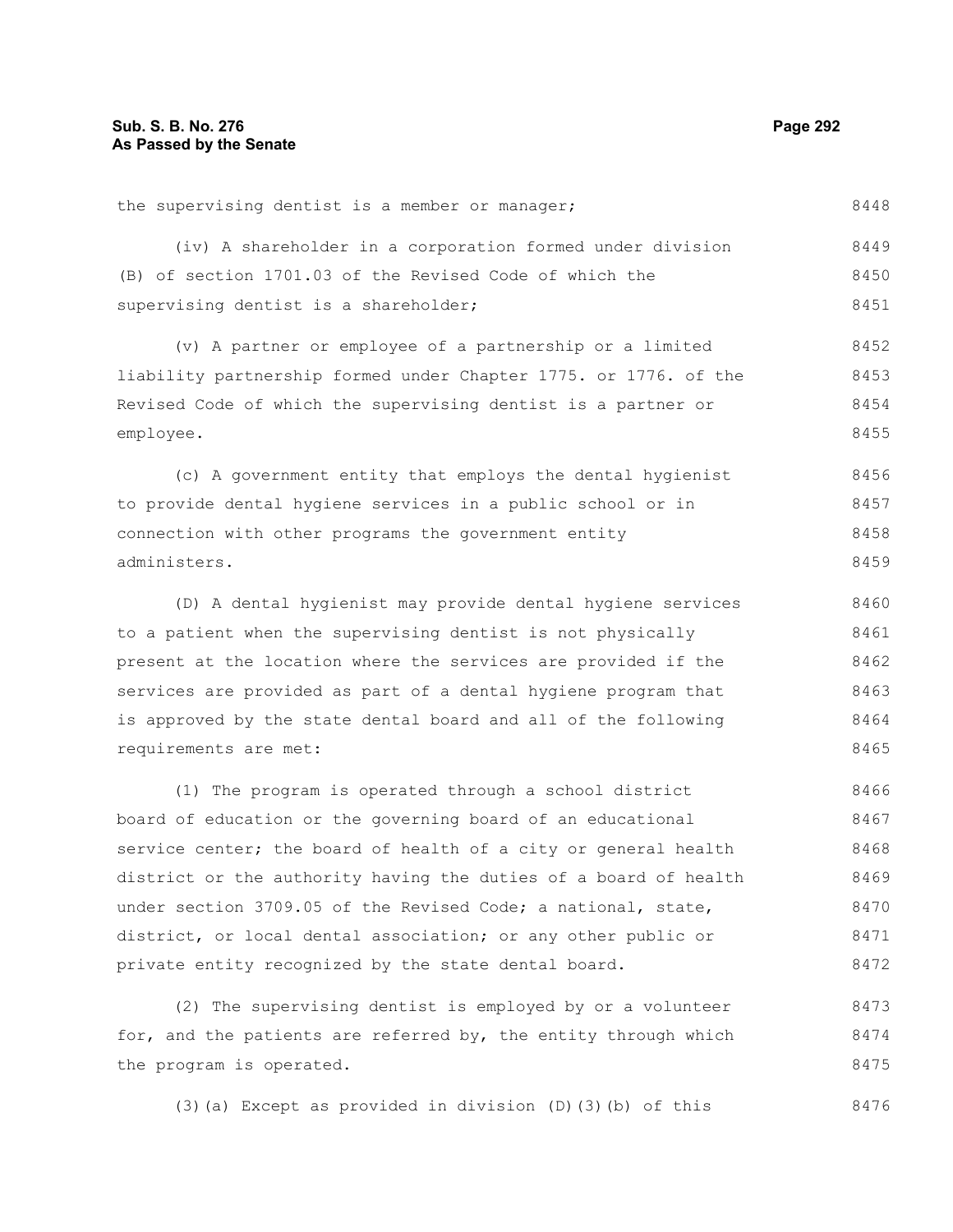the supervising dentist is a member or manager;

(iv) A shareholder in a corporation formed under division (B) of section 1701.03 of the Revised Code of which the supervising dentist is a shareholder;

(v) A partner or employee of a partnership or a limited liability partnership formed under Chapter 1775. or 1776. of the Revised Code of which the supervising dentist is a partner or employee.

(c) A government entity that employs the dental hygienist to provide dental hygiene services in a public school or in connection with other programs the government entity administers.

(D) A dental hygienist may provide dental hygiene services to a patient when the supervising dentist is not physically present at the location where the services are provided if the services are provided as part of a dental hygiene program that is approved by the state dental board and all of the following requirements are met:

(1) The program is operated through a school district board of education or the governing board of an educational service center; the board of health of a city or general health district or the authority having the duties of a board of health under section 3709.05 of the Revised Code; a national, state, district, or local dental association; or any other public or private entity recognized by the state dental board.

(2) The supervising dentist is employed by or a volunteer for, and the patients are referred by, the entity through which the program is operated.

(3)(a) Except as provided in division (D)(3)(b) of this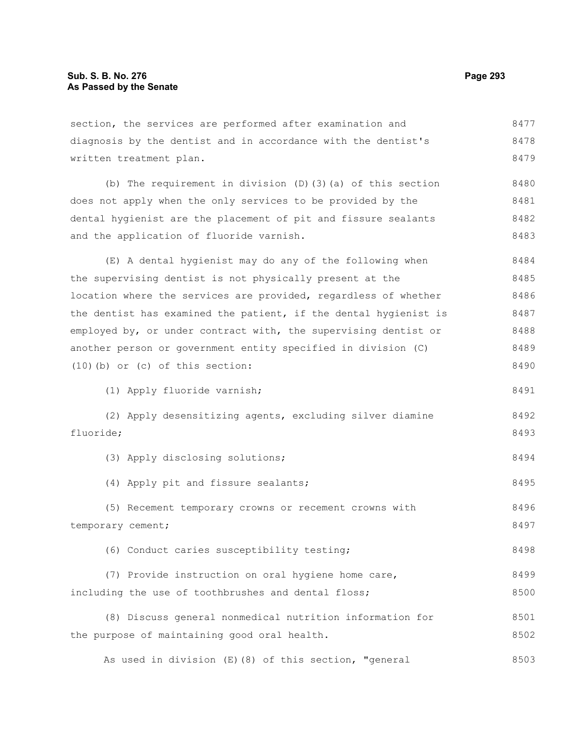section, the services are performed after examination and diagnosis by the dentist and in accordance with the dentist's written treatment plan.

(b) The requirement in division (D)(3)(a) of this section does not apply when the only services to be provided by the dental hygienist are the placement of pit and fissure sealants and the application of fluoride varnish.

(E) A dental hygienist may do any of the following when the supervising dentist is not physically present at the location where the services are provided, regardless of whether the dentist has examined the patient, if the dental hygienist is employed by, or under contract with, the supervising dentist or another person or government entity specified in division (C)(10)(b) or (c) of this section:

(1) Apply fluoride varnish;

(2) Apply desensitizing agents, excluding silver diamine fluoride;

(3) Apply disclosing solutions;

(4) Apply pit and fissure sealants;

(5) Recement temporary crowns or recement crowns with temporary cement;

(6) Conduct caries susceptibility testing;

(7) Provide instruction on oral hygiene home care, including the use of toothbrushes and dental floss;

(8) Discuss general nonmedical nutrition information for the purpose of maintaining good oral health.

As used in division (E)(8) of this section, "general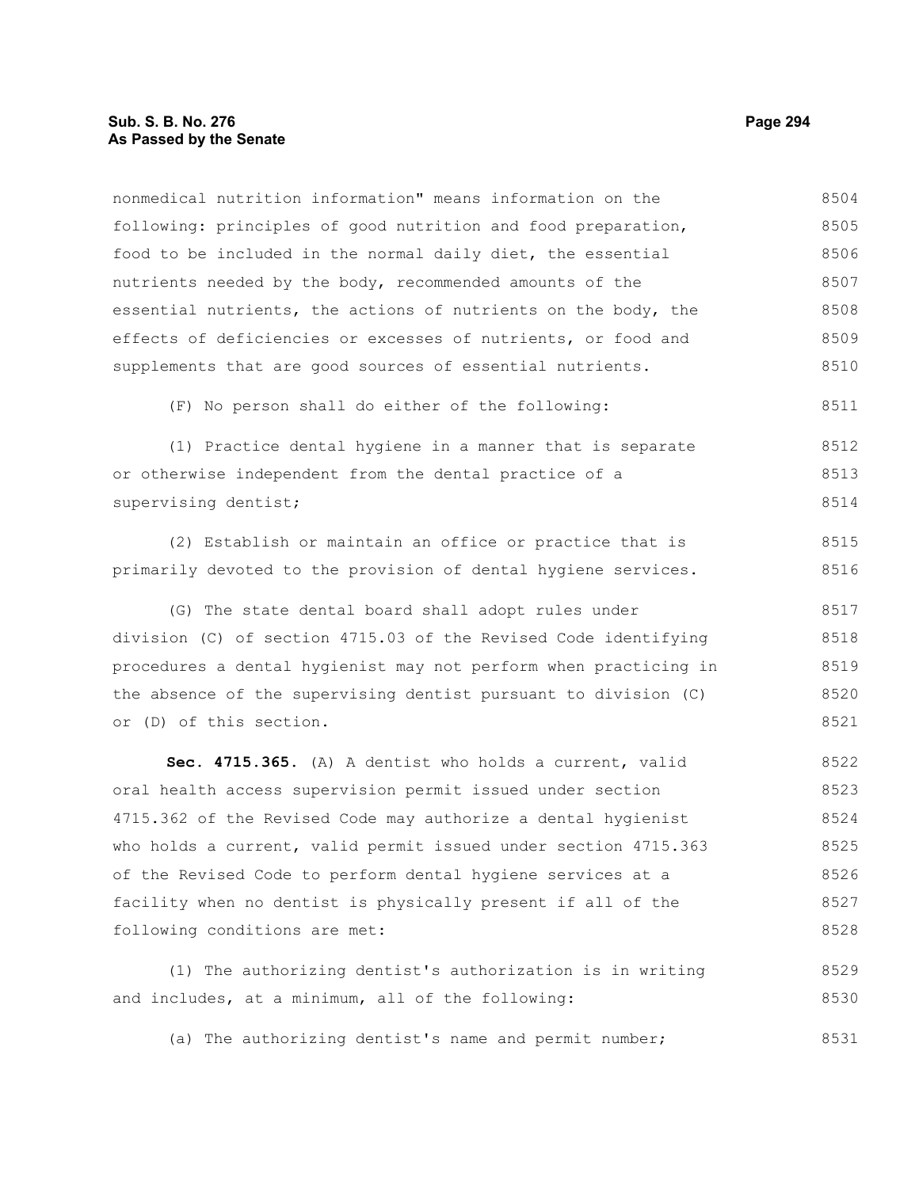nonmedical nutrition information" means information on the following: principles of good nutrition and food preparation, food to be included in the normal daily diet, the essential nutrients needed by the body, recommended amounts of the essential nutrients, the actions of nutrients on the body, the effects of deficiencies or excesses of nutrients, or food and supplements that are good sources of essential nutrients.

(F) No person shall do either of the following:

(1) Practice dental hygiene in a manner that is separate or otherwise independent from the dental practice of a supervising dentist;

(2) Establish or maintain an office or practice that is primarily devoted to the provision of dental hygiene services.

(G) The state dental board shall adopt rules under division (C) of section 4715.03 of the Revised Code identifying procedures a dental hygienist may not perform when practicing in the absence of the supervising dentist pursuant to division (C) or (D) of this section.

**Sec. 4715.365.** (A) A dentist who holds a current, valid oral health access supervision permit issued under section 4715.362 of the Revised Code may authorize a dental hygienist who holds a current, valid permit issued under section 4715.363 of the Revised Code to perform dental hygiene services at a facility when no dentist is physically present if all of the following conditions are met:

(1) The authorizing dentist's authorization is in writing and includes, at a minimum, all of the following:

(a) The authorizing dentist's name and permit number;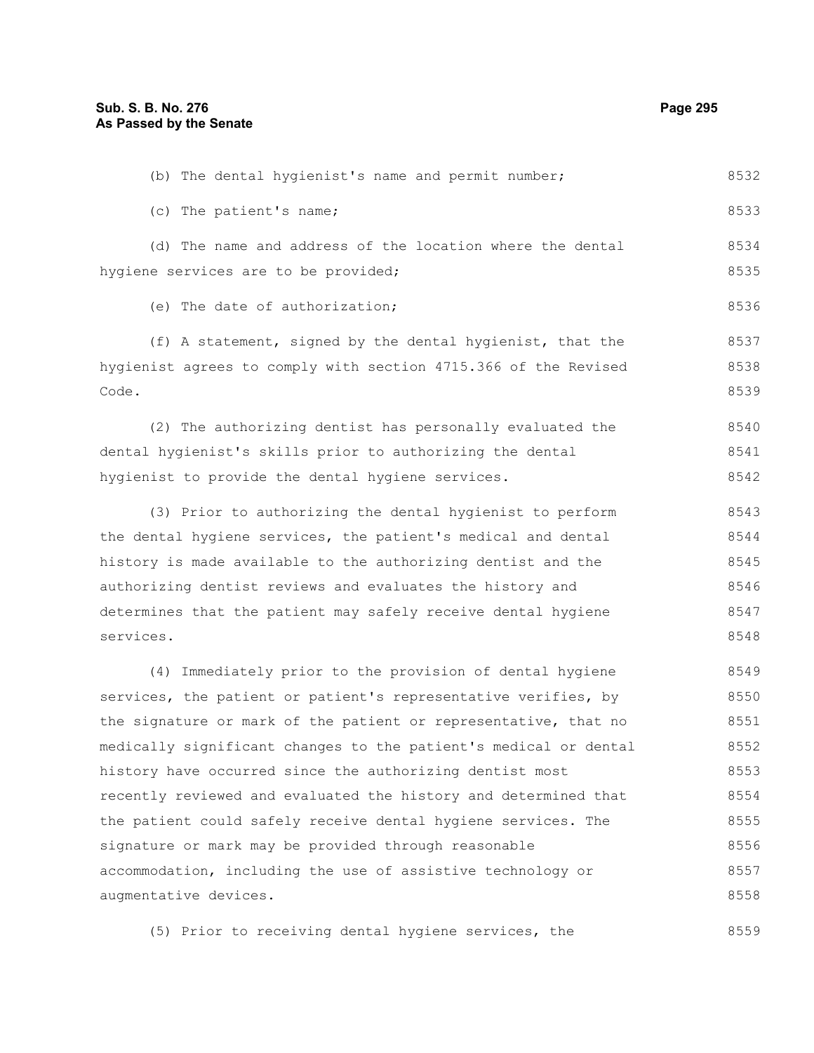(b) The dental hygienist's name and permit number;

(c) The patient's name;

(d) The name and address of the location where the dental hygiene services are to be provided;

(e) The date of authorization;

(f) A statement, signed by the dental hygienist, that the hygienist agrees to comply with section 4715.366 of the Revised Code.

(2) The authorizing dentist has personally evaluated the dental hygienist's skills prior to authorizing the dental hygienist to provide the dental hygiene services.

(3) Prior to authorizing the dental hygienist to perform the dental hygiene services, the patient's medical and dental history is made available to the authorizing dentist and the authorizing dentist reviews and evaluates the history and determines that the patient may safely receive dental hygiene services.

(4) Immediately prior to the provision of dental hygiene services, the patient or patient's representative verifies, by the signature or mark of the patient or representative, that no medically significant changes to the patient's medical or dental history have occurred since the authorizing dentist most recently reviewed and evaluated the history and determined that the patient could safely receive dental hygiene services. The signature or mark may be provided through reasonable accommodation, including the use of assistive technology or augmentative devices.

(5) Prior to receiving dental hygiene services, the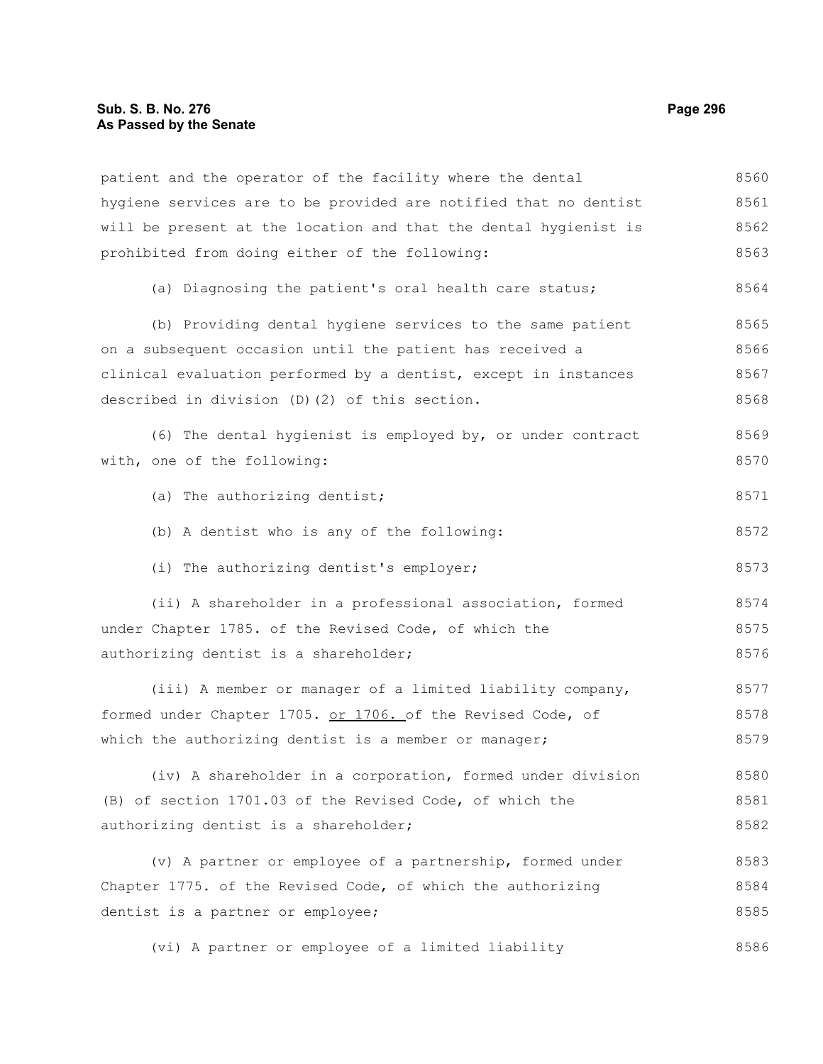patient and the operator of the facility where the dental hygiene services are to be provided are notified that no dentist will be present at the location and that the dental hygienist is prohibited from doing either of the following:

(a) Diagnosing the patient's oral health care status;

(b) Providing dental hygiene services to the same patient on a subsequent occasion until the patient has received a clinical evaluation performed by a dentist, except in instances described in division (D)(2) of this section.

(6) The dental hygienist is employed by, or under contract with, one of the following:

(a) The authorizing dentist;

(b) A dentist who is any of the following:

(i) The authorizing dentist's employer;

(ii) A shareholder in a professional association, formed under Chapter 1785. of the Revised Code, of which the authorizing dentist is a shareholder;

(iii) A member or manager of a limited liability company, formed under Chapter 1705. or 1706. of the Revised Code, of which the authorizing dentist is a member or manager;

(iv) A shareholder in a corporation, formed under division (B) of section 1701.03 of the Revised Code, of which the authorizing dentist is a shareholder;

(v) A partner or employee of a partnership, formed under Chapter 1775. of the Revised Code, of which the authorizing dentist is a partner or employee;

(vi) A partner or employee of a limited liability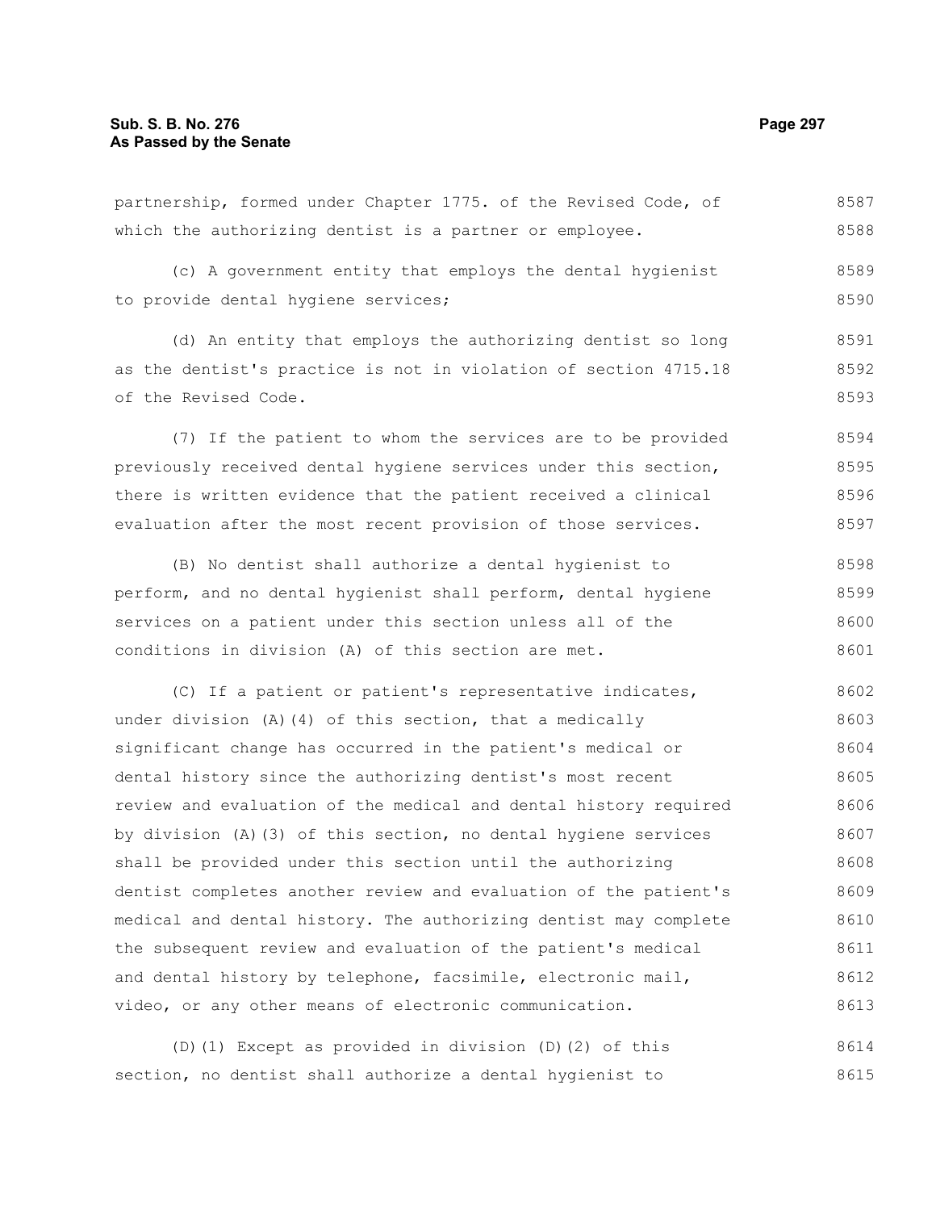partnership, formed under Chapter 1775. of the Revised Code, of which the authorizing dentist is a partner or employee.

(c) A government entity that employs the dental hygienist to provide dental hygiene services;

(d) An entity that employs the authorizing dentist so long as the dentist's practice is not in violation of section 4715.18 of the Revised Code.

(7) If the patient to whom the services are to be provided previously received dental hygiene services under this section, there is written evidence that the patient received a clinical evaluation after the most recent provision of those services.

(B) No dentist shall authorize a dental hygienist to perform, and no dental hygienist shall perform, dental hygiene services on a patient under this section unless all of the conditions in division (A) of this section are met.

(C) If a patient or patient's representative indicates, under division (A)(4) of this section, that a medically significant change has occurred in the patient's medical or dental history since the authorizing dentist's most recent review and evaluation of the medical and dental history required by division (A)(3) of this section, no dental hygiene services shall be provided under this section until the authorizing dentist completes another review and evaluation of the patient's medical and dental history. The authorizing dentist may complete the subsequent review and evaluation of the patient's medical and dental history by telephone, facsimile, electronic mail, video, or any other means of electronic communication.

(D)(1) Except as provided in division (D)(2) of this section, no dentist shall authorize a dental hygienist to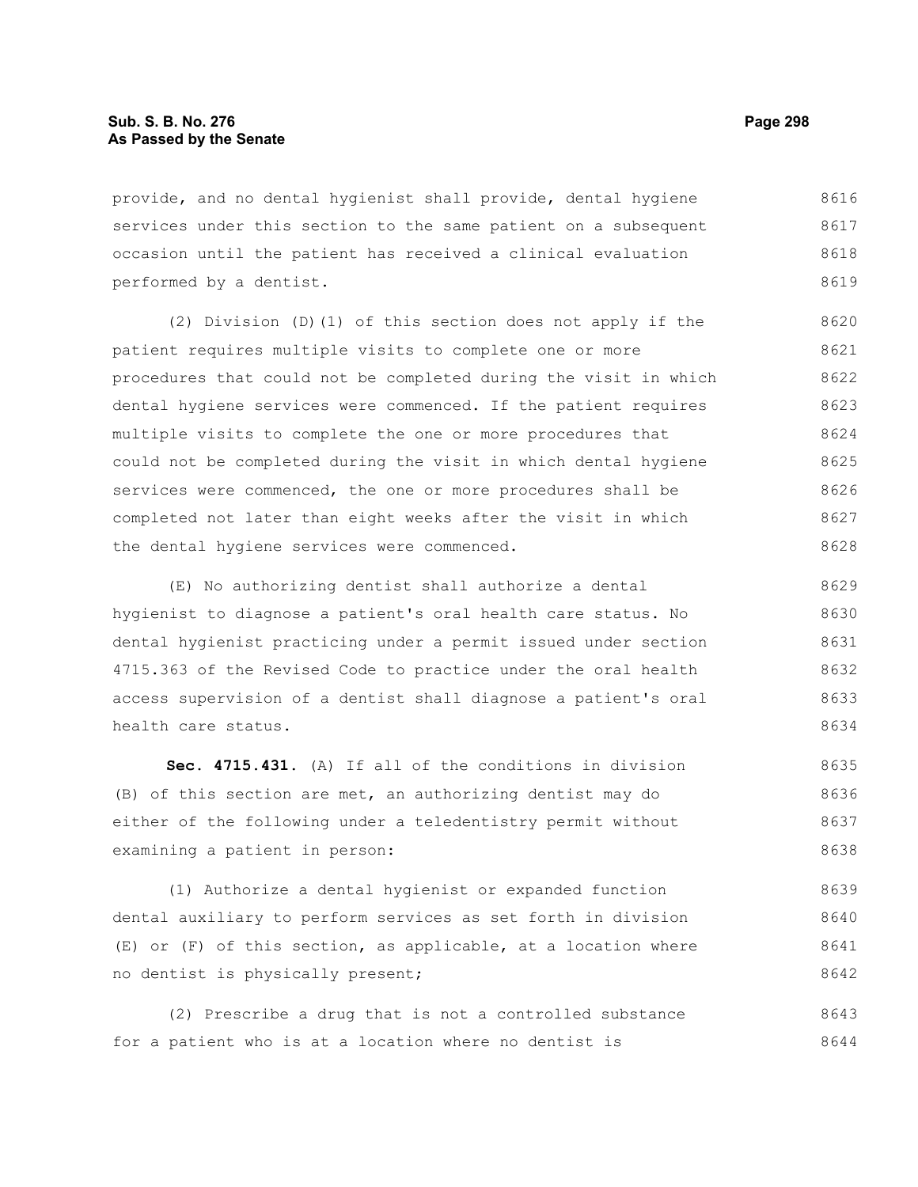provide, and no dental hygienist shall provide, dental hygiene services under this section to the same patient on a subsequent occasion until the patient has received a clinical evaluation performed by a dentist.

(2) Division (D)(1) of this section does not apply if the patient requires multiple visits to complete one or more procedures that could not be completed during the visit in which dental hygiene services were commenced. If the patient requires multiple visits to complete the one or more procedures that could not be completed during the visit in which dental hygiene services were commenced, the one or more procedures shall be completed not later than eight weeks after the visit in which the dental hygiene services were commenced.

(E) No authorizing dentist shall authorize a dental hygienist to diagnose a patient's oral health care status. No dental hygienist practicing under a permit issued under section 4715.363 of the Revised Code to practice under the oral health access supervision of a dentist shall diagnose a patient's oral health care status.

**Sec. 4715.431.** (A) If all of the conditions in division (B) of this section are met, an authorizing dentist may do either of the following under a teledentistry permit without examining a patient in person:

(1) Authorize a dental hygienist or expanded function dental auxiliary to perform services as set forth in division (E) or (F) of this section, as applicable, at a location where no dentist is physically present;

(2) Prescribe a drug that is not a controlled substance for a patient who is at a location where no dentist is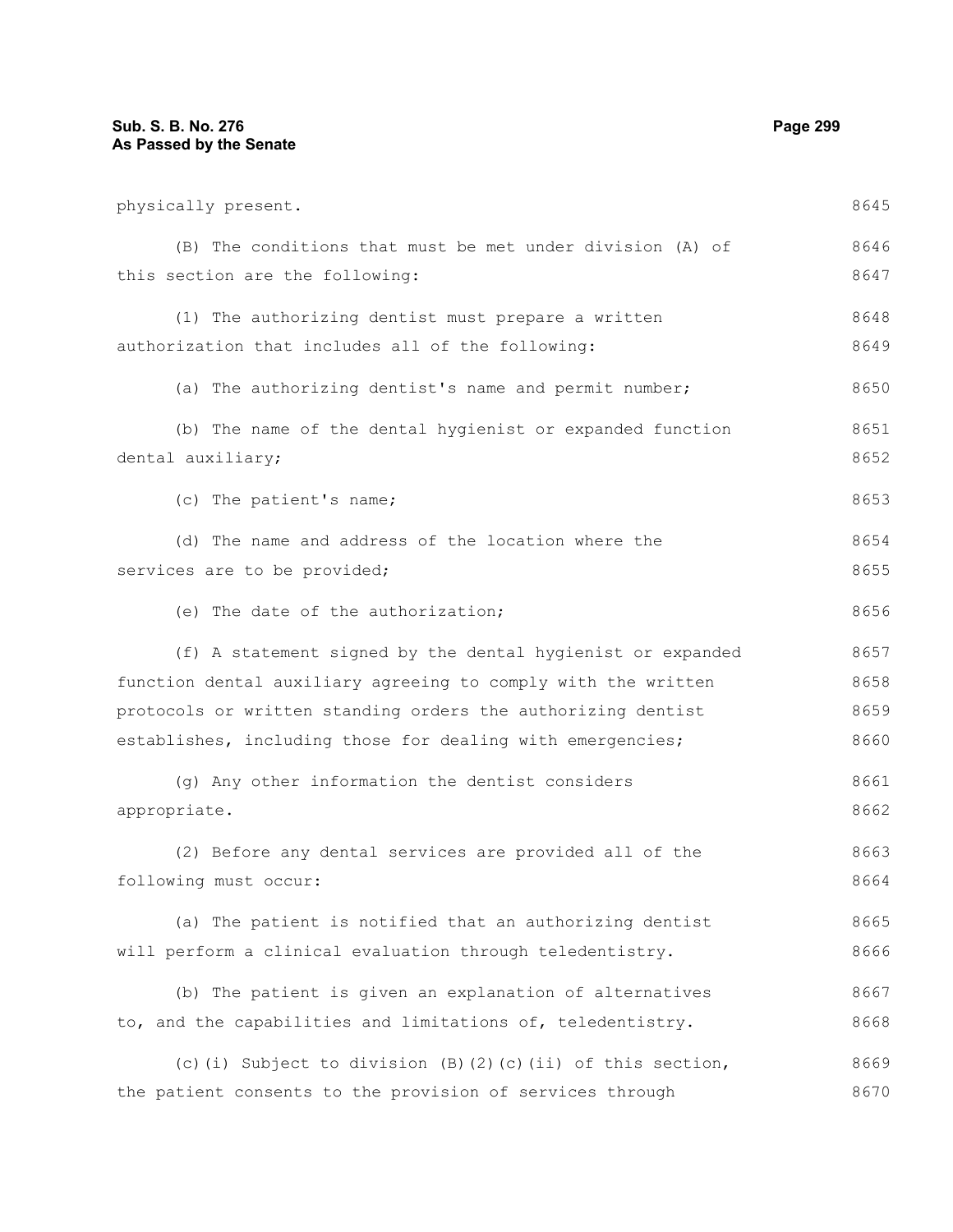physically present.

(B) The conditions that must be met under division (A) of this section are the following:

(1) The authorizing dentist must prepare a written authorization that includes all of the following:

(a) The authorizing dentist's name and permit number;

(b) The name of the dental hygienist or expanded function dental auxiliary;

(c) The patient's name;

(d) The name and address of the location where the services are to be provided;

(e) The date of the authorization;

(f) A statement signed by the dental hygienist or expanded function dental auxiliary agreeing to comply with the written protocols or written standing orders the authorizing dentist establishes, including those for dealing with emergencies;

(g) Any other information the dentist considers appropriate.

(2) Before any dental services are provided all of the following must occur:

(a) The patient is notified that an authorizing dentist will perform a clinical evaluation through teledentistry.

(b) The patient is given an explanation of alternatives to, and the capabilities and limitations of, teledentistry.

(c)(i) Subject to division (B)(2)(c)(ii) of this section, the patient consents to the provision of services through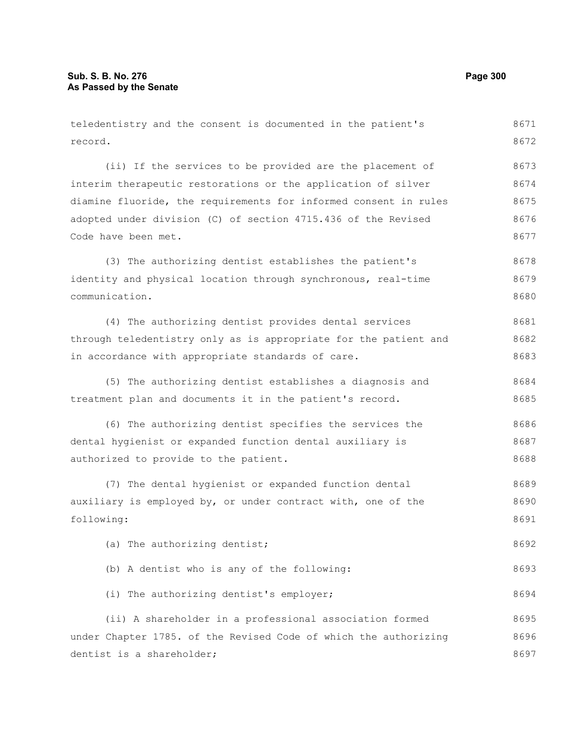teledentistry and the consent is documented in the patient's record.

(ii) If the services to be provided are the placement of interim therapeutic restorations or the application of silver diamine fluoride, the requirements for informed consent in rules adopted under division (C) of section 4715.436 of the Revised Code have been met.

(3) The authorizing dentist establishes the patient's identity and physical location through synchronous, real-time communication.

(4) The authorizing dentist provides dental services through teledentistry only as is appropriate for the patient and in accordance with appropriate standards of care.

(5) The authorizing dentist establishes a diagnosis and treatment plan and documents it in the patient's record.

(6) The authorizing dentist specifies the services the dental hygienist or expanded function dental auxiliary is authorized to provide to the patient.

(7) The dental hygienist or expanded function dental auxiliary is employed by, or under contract with, one of the following:

(a) The authorizing dentist;

(b) A dentist who is any of the following:

(i) The authorizing dentist's employer;

(ii) A shareholder in a professional association formed under Chapter 1785. of the Revised Code of which the authorizing dentist is a shareholder;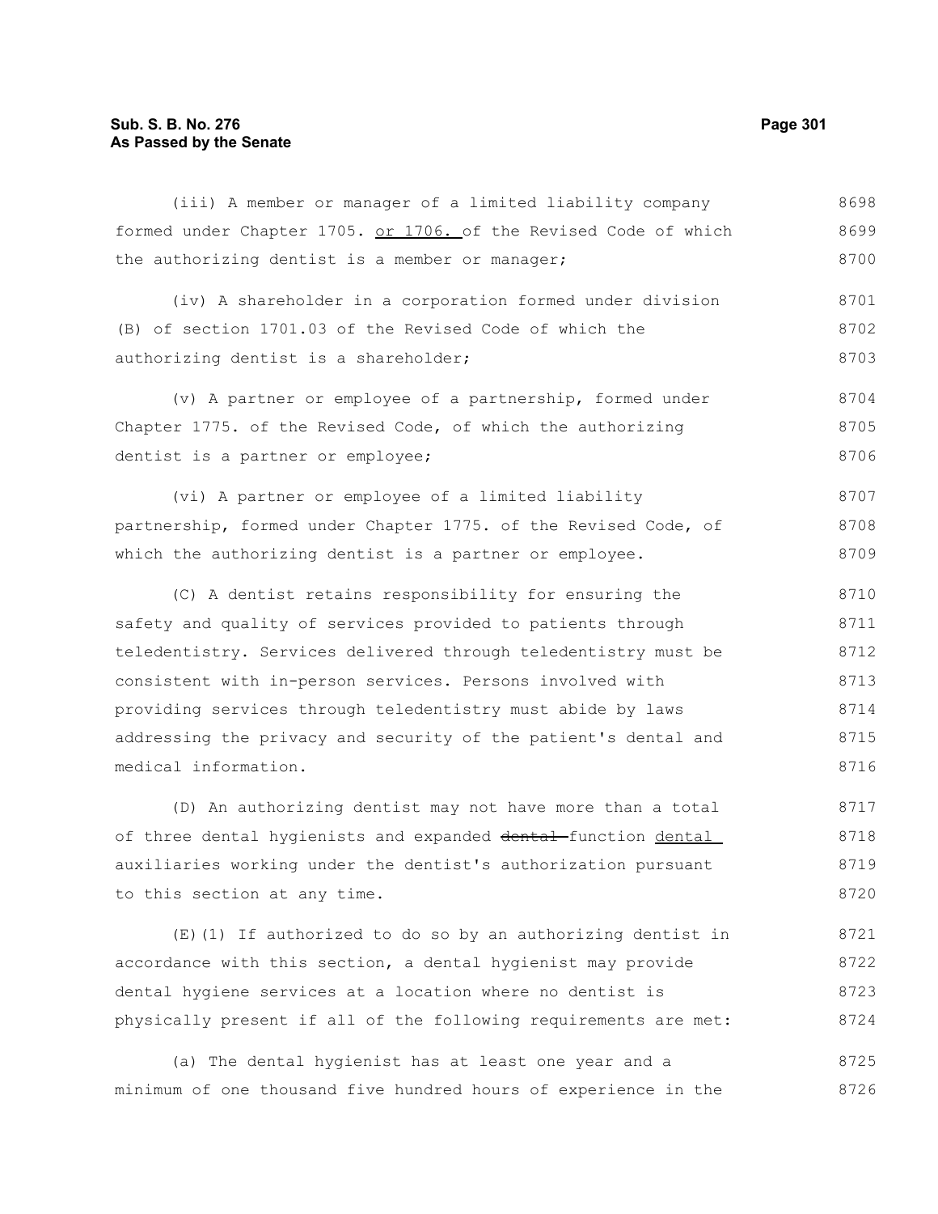(iii) A member or manager of a limited liability company formed under Chapter 1705. <u>or 1706.</u> of the Revised Code of which the authorizing dentist is a member or manager;

(iv) A shareholder in a corporation formed under division (B) of section 1701.03 of the Revised Code of which the authorizing dentist is a shareholder;

(v) A partner or employee of a partnership, formed under Chapter 1775. of the Revised Code, of which the authorizing dentist is a partner or employee;

(vi) A partner or employee of a limited liability partnership, formed under Chapter 1775. of the Revised Code, of which the authorizing dentist is a partner or employee.

(C) A dentist retains responsibility for ensuring the safety and quality of services provided to patients through teledentistry. Services delivered through teledentistry must be consistent with in-person services. Persons involved with providing services through teledentistry must abide by laws addressing the privacy and security of the patient's dental and medical information.

(D) An authorizing dentist may not have more than a total of three dental hygienists and expanded ~~dental~~ function <u>dental</u> auxiliaries working under the dentist's authorization pursuant to this section at any time.

(E)(1) If authorized to do so by an authorizing dentist in accordance with this section, a dental hygienist may provide dental hygiene services at a location where no dentist is physically present if all of the following requirements are met:

(a) The dental hygienist has at least one year and a minimum of one thousand five hundred hours of experience in the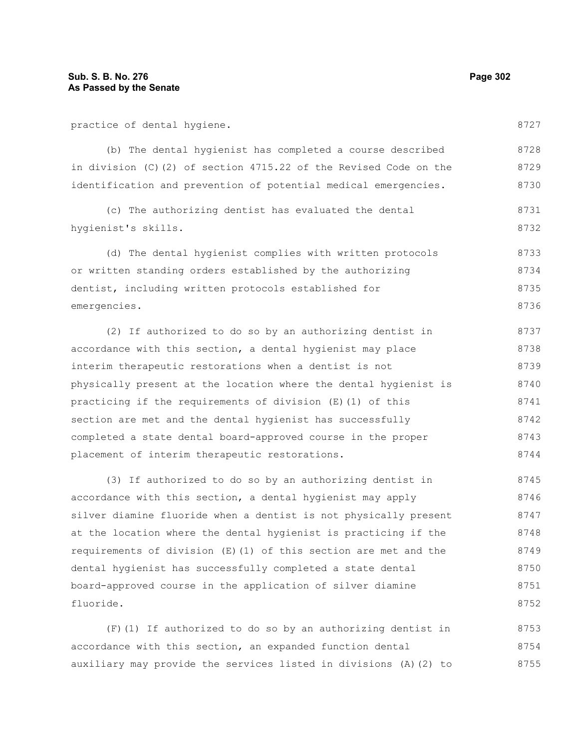practice of dental hygiene.

(b) The dental hygienist has completed a course described in division (C)(2) of section 4715.22 of the Revised Code on the identification and prevention of potential medical emergencies.

(c) The authorizing dentist has evaluated the dental hygienist's skills.

(d) The dental hygienist complies with written protocols or written standing orders established by the authorizing dentist, including written protocols established for emergencies.

(2) If authorized to do so by an authorizing dentist in accordance with this section, a dental hygienist may place interim therapeutic restorations when a dentist is not physically present at the location where the dental hygienist is practicing if the requirements of division (E)(1) of this section are met and the dental hygienist has successfully completed a state dental board-approved course in the proper placement of interim therapeutic restorations.

(3) If authorized to do so by an authorizing dentist in accordance with this section, a dental hygienist may apply silver diamine fluoride when a dentist is not physically present at the location where the dental hygienist is practicing if the requirements of division (E)(1) of this section are met and the dental hygienist has successfully completed a state dental board-approved course in the application of silver diamine fluoride.

(F)(1) If authorized to do so by an authorizing dentist in accordance with this section, an expanded function dental auxiliary may provide the services listed in divisions (A)(2) to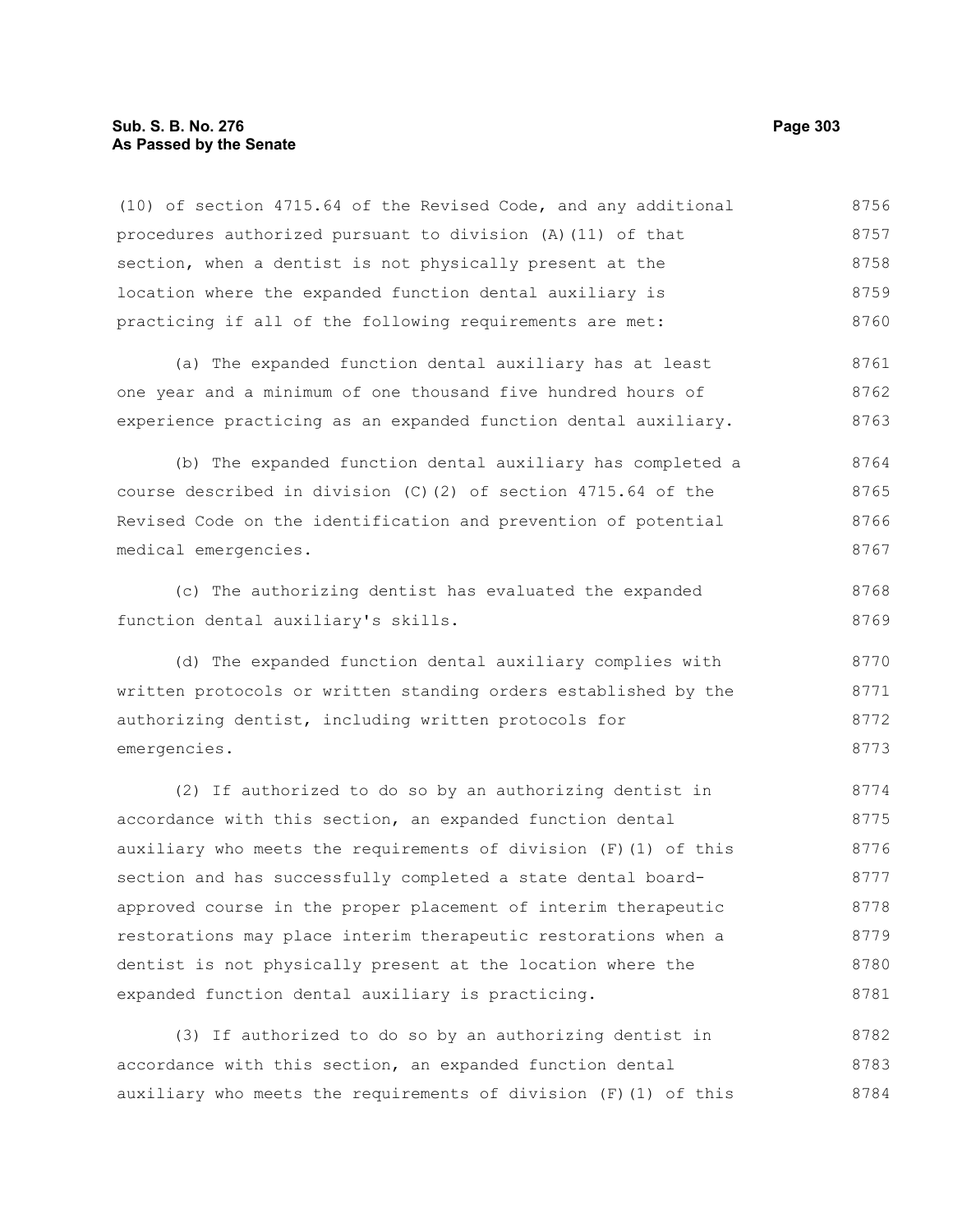(10) of section 4715.64 of the Revised Code, and any additional procedures authorized pursuant to division (A)(11) of that section, when a dentist is not physically present at the location where the expanded function dental auxiliary is practicing if all of the following requirements are met:

(a) The expanded function dental auxiliary has at least one year and a minimum of one thousand five hundred hours of experience practicing as an expanded function dental auxiliary.

(b) The expanded function dental auxiliary has completed a course described in division (C)(2) of section 4715.64 of the Revised Code on the identification and prevention of potential medical emergencies.

(c) The authorizing dentist has evaluated the expanded function dental auxiliary's skills.

(d) The expanded function dental auxiliary complies with written protocols or written standing orders established by the authorizing dentist, including written protocols for emergencies.

(2) If authorized to do so by an authorizing dentist in accordance with this section, an expanded function dental auxiliary who meets the requirements of division (F)(1) of this section and has successfully completed a state dental board-approved course in the proper placement of interim therapeutic restorations may place interim therapeutic restorations when a dentist is not physically present at the location where the expanded function dental auxiliary is practicing.

(3) If authorized to do so by an authorizing dentist in accordance with this section, an expanded function dental auxiliary who meets the requirements of division (F)(1) of this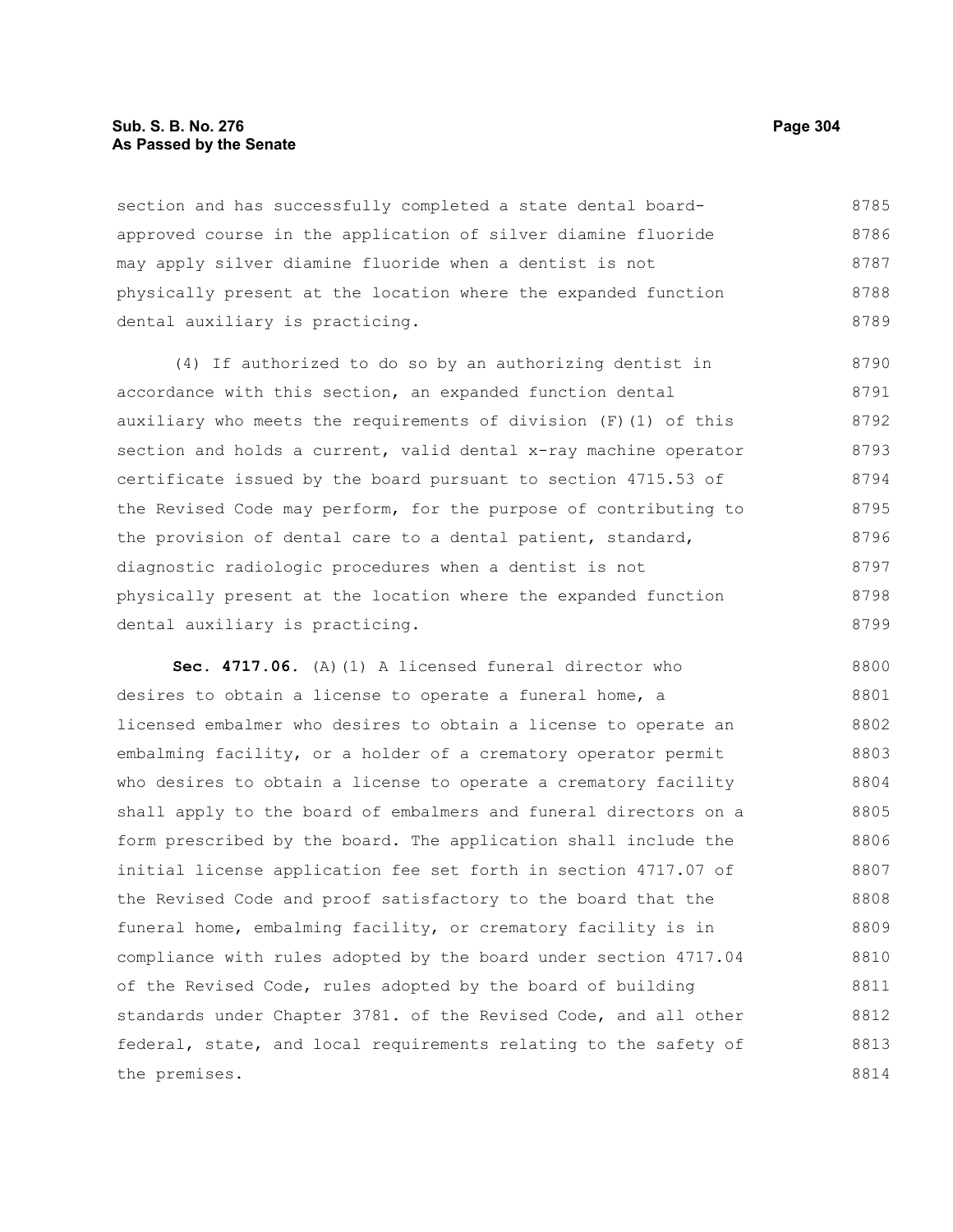section and has successfully completed a state dental board-approved course in the application of silver diamine fluoride may apply silver diamine fluoride when a dentist is not physically present at the location where the expanded function dental auxiliary is practicing.

(4) If authorized to do so by an authorizing dentist in accordance with this section, an expanded function dental auxiliary who meets the requirements of division (F)(1) of this section and holds a current, valid dental x-ray machine operator certificate issued by the board pursuant to section 4715.53 of the Revised Code may perform, for the purpose of contributing to the provision of dental care to a dental patient, standard, diagnostic radiologic procedures when a dentist is not physically present at the location where the expanded function dental auxiliary is practicing.

**Sec. 4717.06.** (A)(1) A licensed funeral director who desires to obtain a license to operate a funeral home, a licensed embalmer who desires to obtain a license to operate an embalming facility, or a holder of a crematory operator permit who desires to obtain a license to operate a crematory facility shall apply to the board of embalmers and funeral directors on a form prescribed by the board. The application shall include the initial license application fee set forth in section 4717.07 of the Revised Code and proof satisfactory to the board that the funeral home, embalming facility, or crematory facility is in compliance with rules adopted by the board under section 4717.04 of the Revised Code, rules adopted by the board of building standards under Chapter 3781. of the Revised Code, and all other federal, state, and local requirements relating to the safety of the premises.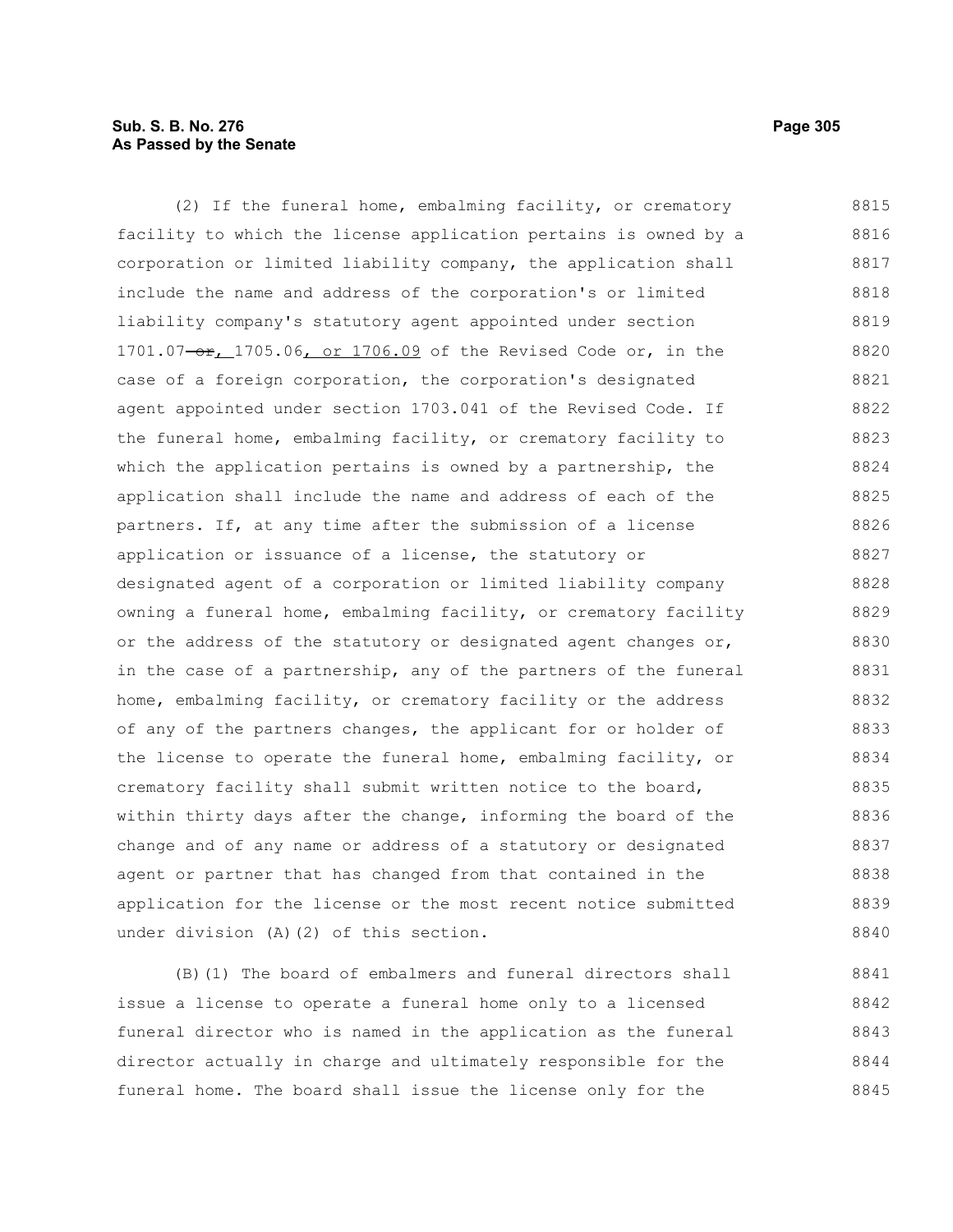(2) If the funeral home, embalming facility, or crematory facility to which the license application pertains is owned by a corporation or limited liability company, the application shall include the name and address of the corporation's or limited liability company's statutory agent appointed under section 1701.07 ~~or~~, 1705.06, or 1706.09 of the Revised Code or, in the case of a foreign corporation, the corporation's designated agent appointed under section 1703.041 of the Revised Code. If the funeral home, embalming facility, or crematory facility to which the application pertains is owned by a partnership, the application shall include the name and address of each of the partners. If, at any time after the submission of a license application or issuance of a license, the statutory or designated agent of a corporation or limited liability company owning a funeral home, embalming facility, or crematory facility or the address of the statutory or designated agent changes or, in the case of a partnership, any of the partners of the funeral home, embalming facility, or crematory facility or the address of any of the partners changes, the applicant for or holder of the license to operate the funeral home, embalming facility, or crematory facility shall submit written notice to the board, within thirty days after the change, informing the board of the change and of any name or address of a statutory or designated agent or partner that has changed from that contained in the application for the license or the most recent notice submitted under division (A)(2) of this section.

(B)(1) The board of embalmers and funeral directors shall issue a license to operate a funeral home only to a licensed funeral director who is named in the application as the funeral director actually in charge and ultimately responsible for the funeral home. The board shall issue the license only for the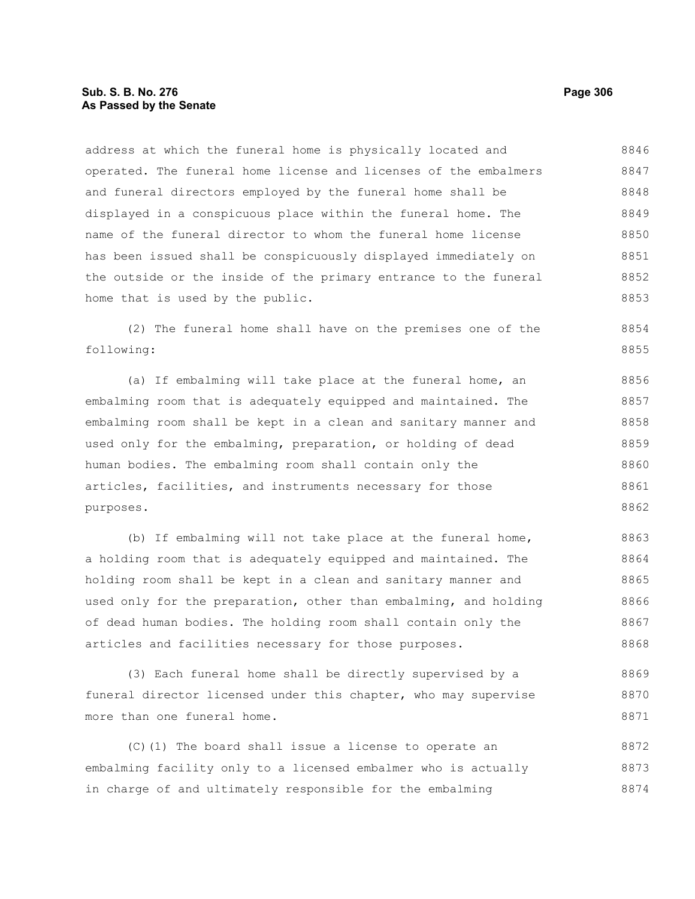address at which the funeral home is physically located and operated. The funeral home license and licenses of the embalmers and funeral directors employed by the funeral home shall be displayed in a conspicuous place within the funeral home. The name of the funeral director to whom the funeral home license has been issued shall be conspicuously displayed immediately on the outside or the inside of the primary entrance to the funeral home that is used by the public.

(2) The funeral home shall have on the premises one of the following:

(a) If embalming will take place at the funeral home, an embalming room that is adequately equipped and maintained. The embalming room shall be kept in a clean and sanitary manner and used only for the embalming, preparation, or holding of dead human bodies. The embalming room shall contain only the articles, facilities, and instruments necessary for those purposes.

(b) If embalming will not take place at the funeral home, a holding room that is adequately equipped and maintained. The holding room shall be kept in a clean and sanitary manner and used only for the preparation, other than embalming, and holding of dead human bodies. The holding room shall contain only the articles and facilities necessary for those purposes.

(3) Each funeral home shall be directly supervised by a funeral director licensed under this chapter, who may supervise more than one funeral home.

(C)(1) The board shall issue a license to operate an embalming facility only to a licensed embalmer who is actually in charge of and ultimately responsible for the embalming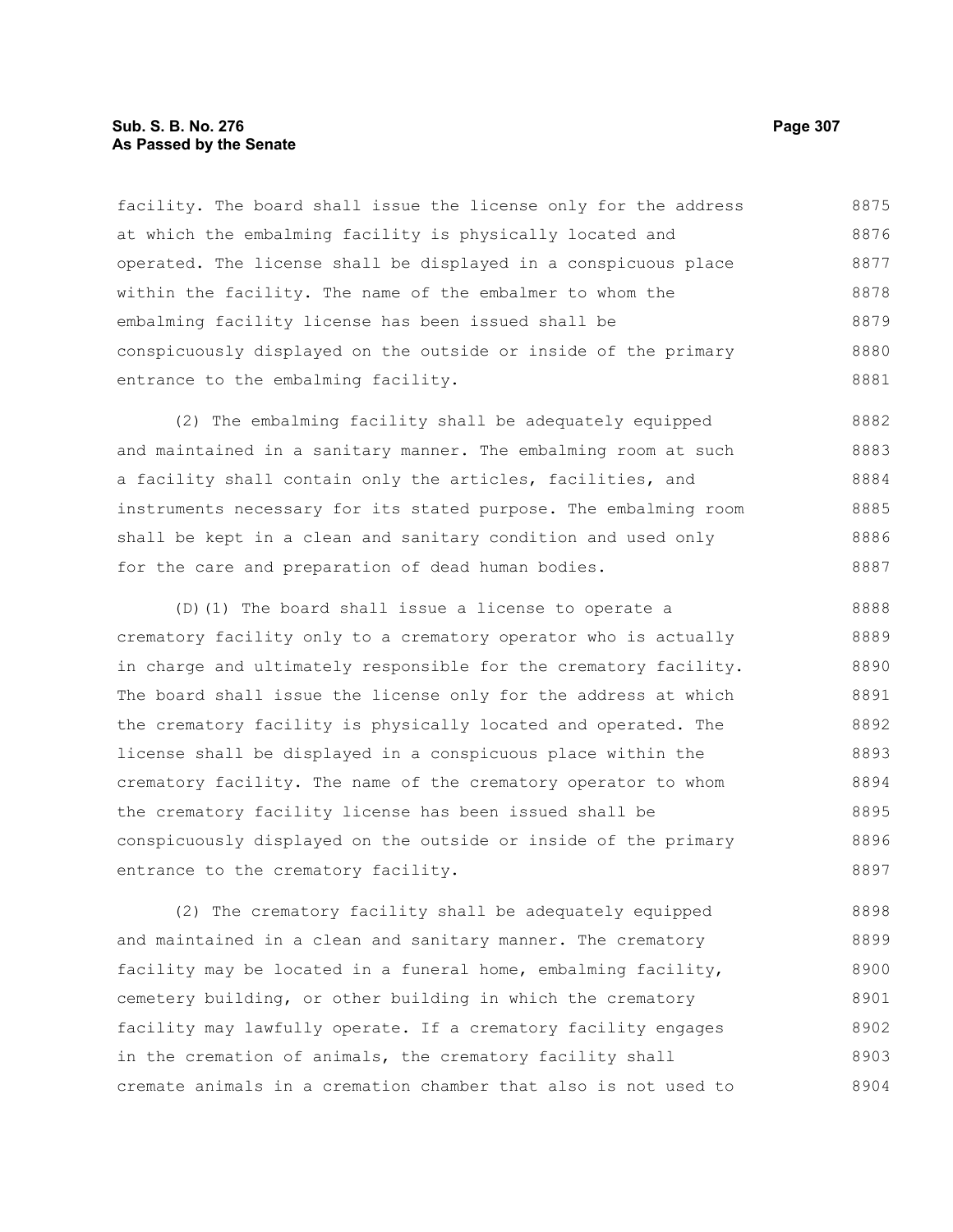facility. The board shall issue the license only for the address at which the embalming facility is physically located and operated. The license shall be displayed in a conspicuous place within the facility. The name of the embalmer to whom the embalming facility license has been issued shall be conspicuously displayed on the outside or inside of the primary entrance to the embalming facility.

(2) The embalming facility shall be adequately equipped and maintained in a sanitary manner. The embalming room at such a facility shall contain only the articles, facilities, and instruments necessary for its stated purpose. The embalming room shall be kept in a clean and sanitary condition and used only for the care and preparation of dead human bodies.

(D)(1) The board shall issue a license to operate a crematory facility only to a crematory operator who is actually in charge and ultimately responsible for the crematory facility. The board shall issue the license only for the address at which the crematory facility is physically located and operated. The license shall be displayed in a conspicuous place within the crematory facility. The name of the crematory operator to whom the crematory facility license has been issued shall be conspicuously displayed on the outside or inside of the primary entrance to the crematory facility.

(2) The crematory facility shall be adequately equipped and maintained in a clean and sanitary manner. The crematory facility may be located in a funeral home, embalming facility, cemetery building, or other building in which the crematory facility may lawfully operate. If a crematory facility engages in the cremation of animals, the crematory facility shall cremate animals in a cremation chamber that also is not used to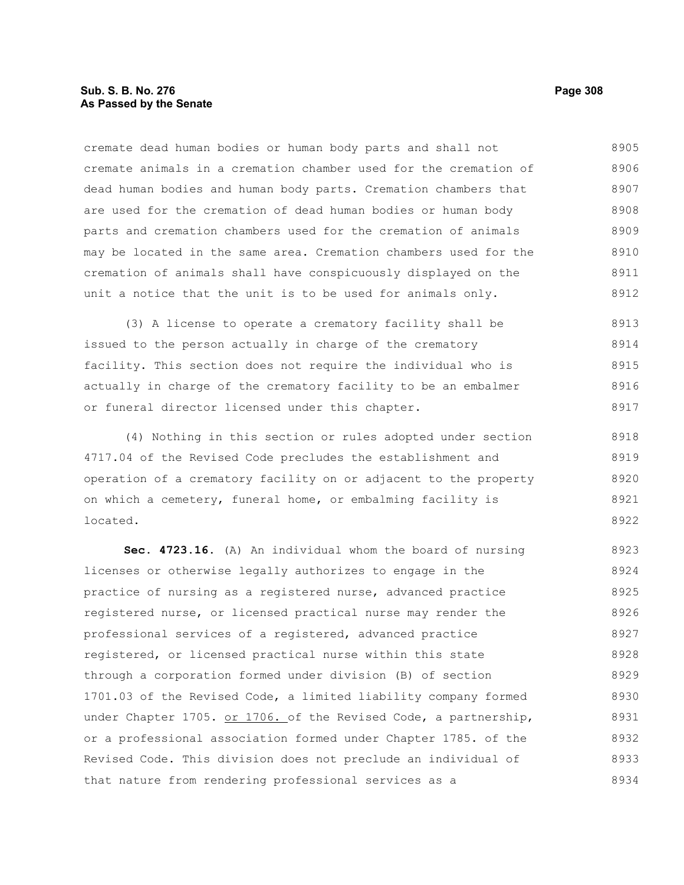cremate dead human bodies or human body parts and shall not cremate animals in a cremation chamber used for the cremation of dead human bodies and human body parts. Cremation chambers that are used for the cremation of dead human bodies or human body parts and cremation chambers used for the cremation of animals may be located in the same area. Cremation chambers used for the cremation of animals shall have conspicuously displayed on the unit a notice that the unit is to be used for animals only.

(3) A license to operate a crematory facility shall be issued to the person actually in charge of the crematory facility. This section does not require the individual who is actually in charge of the crematory facility to be an embalmer or funeral director licensed under this chapter.

(4) Nothing in this section or rules adopted under section 4717.04 of the Revised Code precludes the establishment and operation of a crematory facility on or adjacent to the property on which a cemetery, funeral home, or embalming facility is located.

**Sec. 4723.16.** (A) An individual whom the board of nursing licenses or otherwise legally authorizes to engage in the practice of nursing as a registered nurse, advanced practice registered nurse, or licensed practical nurse may render the professional services of a registered, advanced practice registered, or licensed practical nurse within this state through a corporation formed under division (B) of section 1701.03 of the Revised Code, a limited liability company formed under Chapter 1705. or 1706. of the Revised Code, a partnership, or a professional association formed under Chapter 1785. of the Revised Code. This division does not preclude an individual of that nature from rendering professional services as a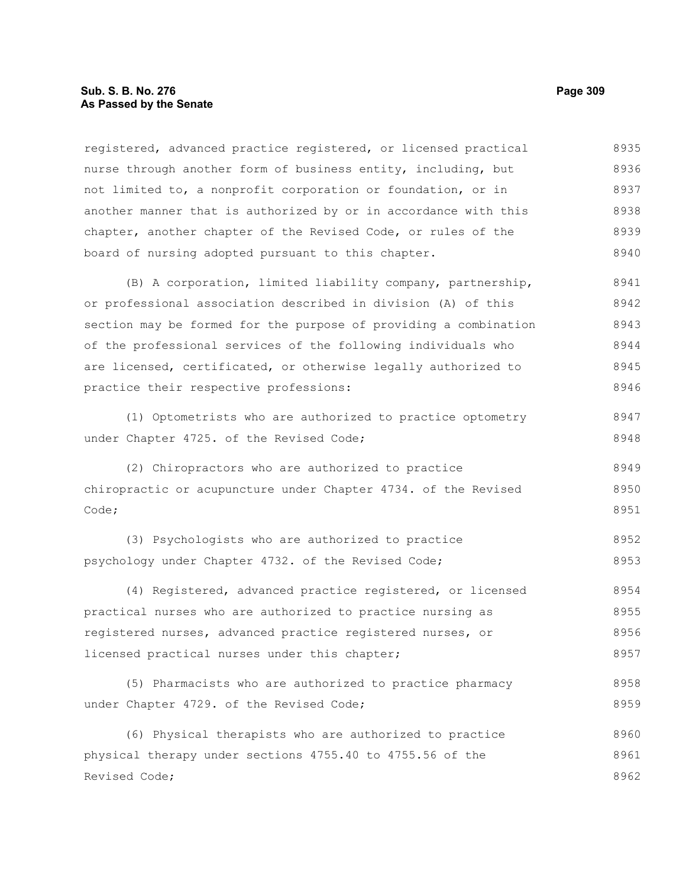registered, advanced practice registered, or licensed practical nurse through another form of business entity, including, but not limited to, a nonprofit corporation or foundation, or in another manner that is authorized by or in accordance with this chapter, another chapter of the Revised Code, or rules of the board of nursing adopted pursuant to this chapter.

(B) A corporation, limited liability company, partnership, or professional association described in division (A) of this section may be formed for the purpose of providing a combination of the professional services of the following individuals who are licensed, certificated, or otherwise legally authorized to practice their respective professions:

(1) Optometrists who are authorized to practice optometry under Chapter 4725. of the Revised Code;

(2) Chiropractors who are authorized to practice chiropractic or acupuncture under Chapter 4734. of the Revised Code;

(3) Psychologists who are authorized to practice psychology under Chapter 4732. of the Revised Code;

(4) Registered, advanced practice registered, or licensed practical nurses who are authorized to practice nursing as registered nurses, advanced practice registered nurses, or licensed practical nurses under this chapter;

(5) Pharmacists who are authorized to practice pharmacy under Chapter 4729. of the Revised Code;

(6) Physical therapists who are authorized to practice physical therapy under sections 4755.40 to 4755.56 of the Revised Code;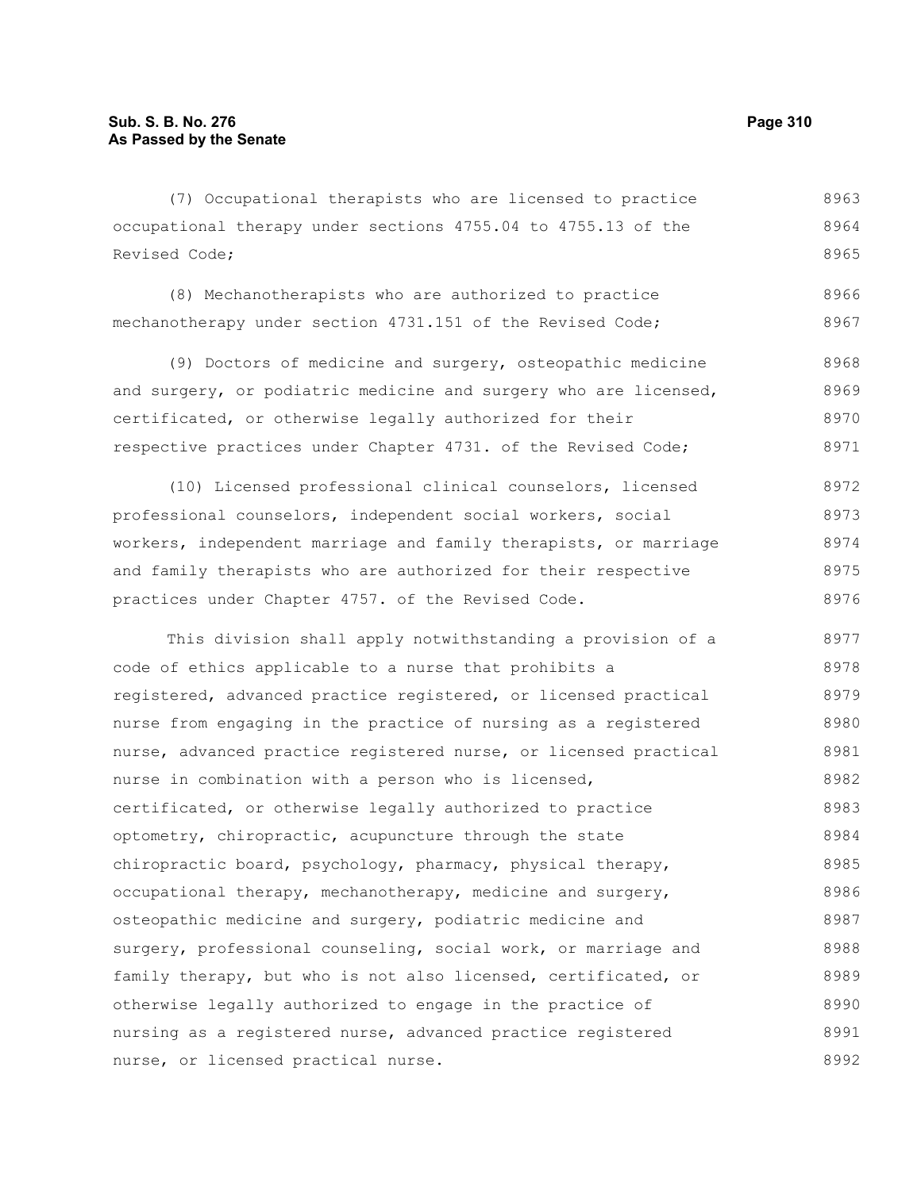(7) Occupational therapists who are licensed to practice occupational therapy under sections 4755.04 to 4755.13 of the Revised Code;

(8) Mechanotherapists who are authorized to practice mechanotherapy under section 4731.151 of the Revised Code;

(9) Doctors of medicine and surgery, osteopathic medicine and surgery, or podiatric medicine and surgery who are licensed, certificated, or otherwise legally authorized for their respective practices under Chapter 4731. of the Revised Code;

(10) Licensed professional clinical counselors, licensed professional counselors, independent social workers, social workers, independent marriage and family therapists, or marriage and family therapists who are authorized for their respective practices under Chapter 4757. of the Revised Code.

This division shall apply notwithstanding a provision of a code of ethics applicable to a nurse that prohibits a registered, advanced practice registered, or licensed practical nurse from engaging in the practice of nursing as a registered nurse, advanced practice registered nurse, or licensed practical nurse in combination with a person who is licensed, certificated, or otherwise legally authorized to practice optometry, chiropractic, acupuncture through the state chiropractic board, psychology, pharmacy, physical therapy, occupational therapy, mechanotherapy, medicine and surgery, osteopathic medicine and surgery, podiatric medicine and surgery, professional counseling, social work, or marriage and family therapy, but who is not also licensed, certificated, or otherwise legally authorized to engage in the practice of nursing as a registered nurse, advanced practice registered nurse, or licensed practical nurse.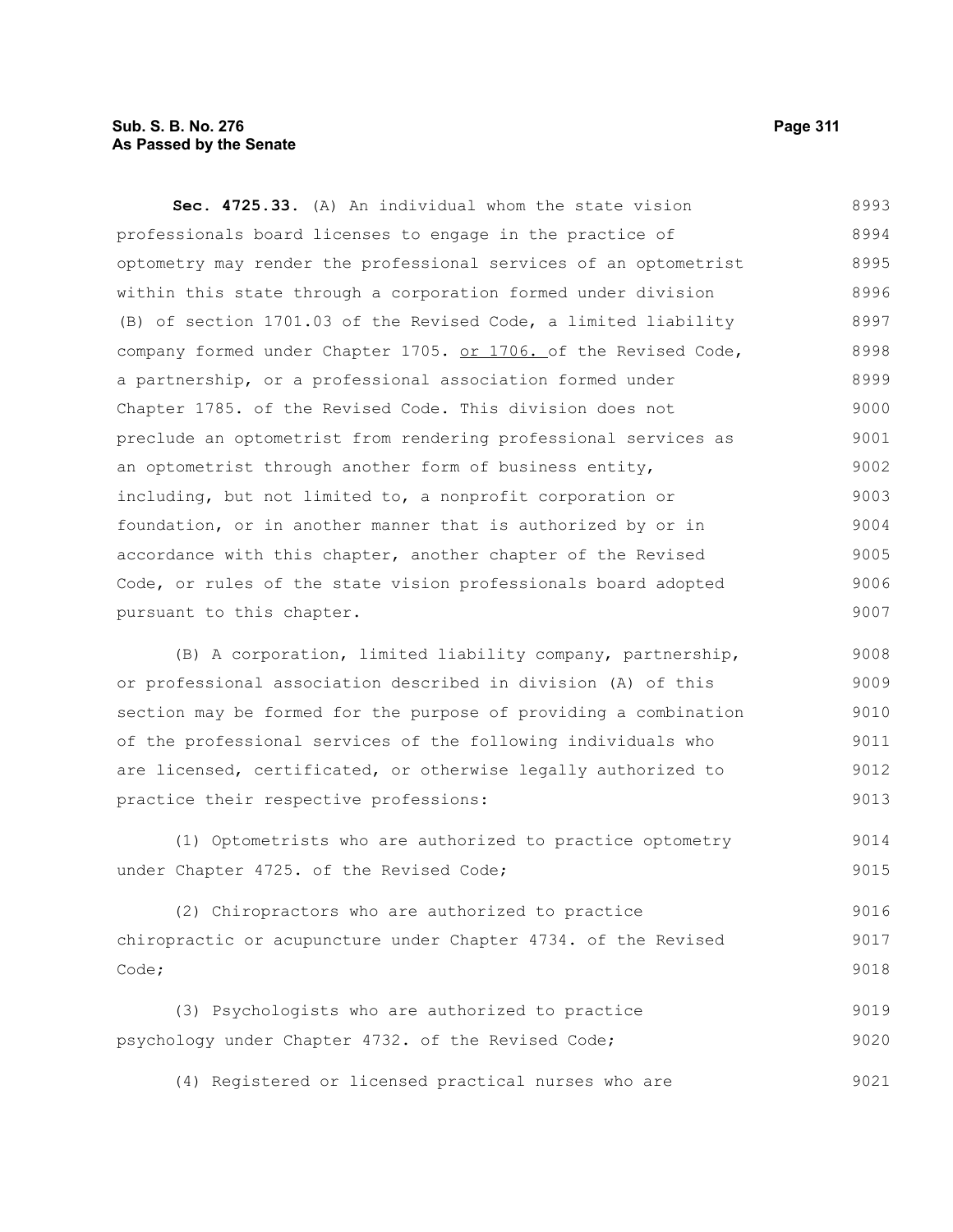**Sec. 4725.33.** (A) An individual whom the state vision professionals board licenses to engage in the practice of optometry may render the professional services of an optometrist within this state through a corporation formed under division (B) of section 1701.03 of the Revised Code, a limited liability company formed under Chapter 1705. or 1706. of the Revised Code, a partnership, or a professional association formed under Chapter 1785. of the Revised Code. This division does not preclude an optometrist from rendering professional services as an optometrist through another form of business entity, including, but not limited to, a nonprofit corporation or foundation, or in another manner that is authorized by or in accordance with this chapter, another chapter of the Revised Code, or rules of the state vision professionals board adopted pursuant to this chapter.

(B) A corporation, limited liability company, partnership, or professional association described in division (A) of this section may be formed for the purpose of providing a combination of the professional services of the following individuals who are licensed, certificated, or otherwise legally authorized to practice their respective professions:

(1) Optometrists who are authorized to practice optometry under Chapter 4725. of the Revised Code;

(2) Chiropractors who are authorized to practice chiropractic or acupuncture under Chapter 4734. of the Revised Code;

(3) Psychologists who are authorized to practice psychology under Chapter 4732. of the Revised Code;

(4) Registered or licensed practical nurses who are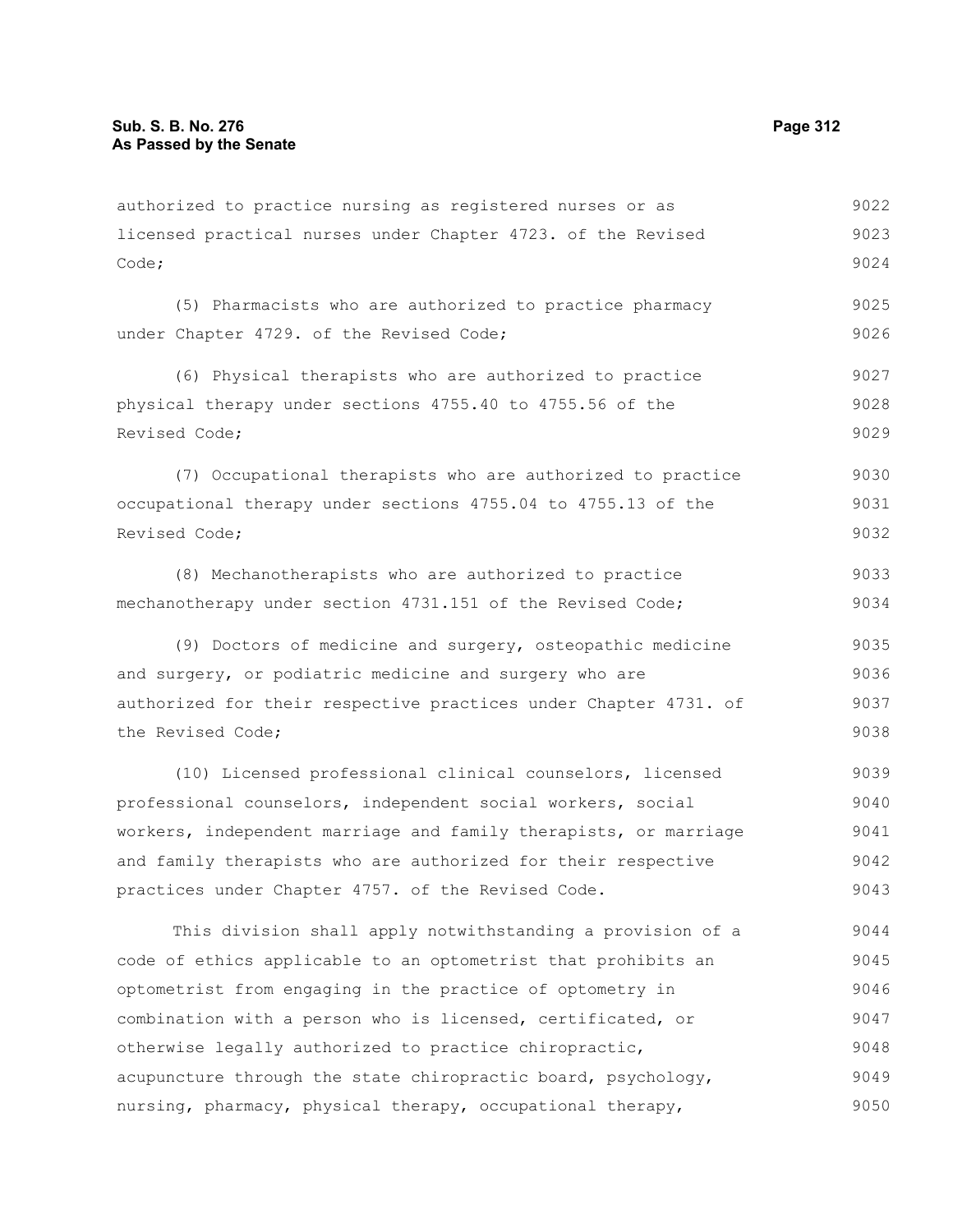authorized to practice nursing as registered nurses or as licensed practical nurses under Chapter 4723. of the Revised Code;

(5) Pharmacists who are authorized to practice pharmacy under Chapter 4729. of the Revised Code;

(6) Physical therapists who are authorized to practice physical therapy under sections 4755.40 to 4755.56 of the Revised Code;

(7) Occupational therapists who are authorized to practice occupational therapy under sections 4755.04 to 4755.13 of the Revised Code;

(8) Mechanotherapists who are authorized to practice mechanotherapy under section 4731.151 of the Revised Code;

(9) Doctors of medicine and surgery, osteopathic medicine and surgery, or podiatric medicine and surgery who are authorized for their respective practices under Chapter 4731. of the Revised Code;

(10) Licensed professional clinical counselors, licensed professional counselors, independent social workers, social workers, independent marriage and family therapists, or marriage and family therapists who are authorized for their respective practices under Chapter 4757. of the Revised Code.

This division shall apply notwithstanding a provision of a code of ethics applicable to an optometrist that prohibits an optometrist from engaging in the practice of optometry in combination with a person who is licensed, certificated, or otherwise legally authorized to practice chiropractic, acupuncture through the state chiropractic board, psychology, nursing, pharmacy, physical therapy, occupational therapy,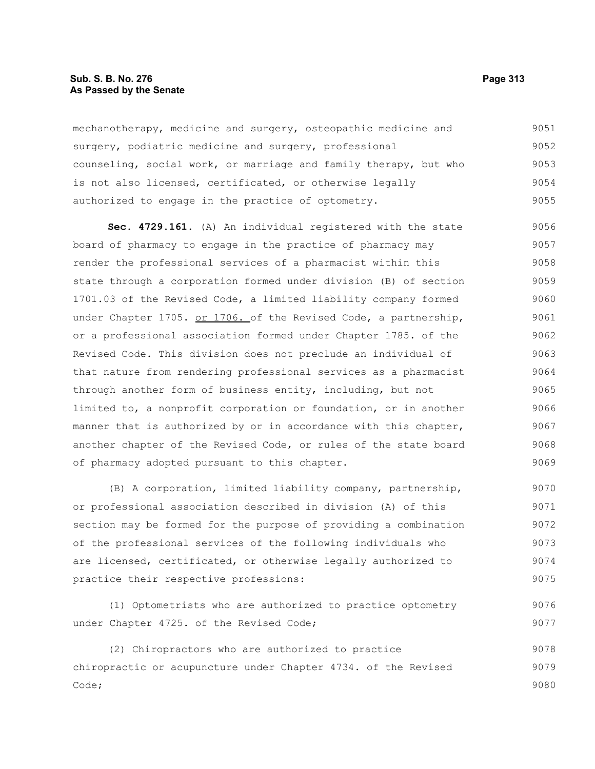mechanotherapy, medicine and surgery, osteopathic medicine and surgery, podiatric medicine and surgery, professional counseling, social work, or marriage and family therapy, but who is not also licensed, certificated, or otherwise legally authorized to engage in the practice of optometry.

**Sec. 4729.161.** (A) An individual registered with the state board of pharmacy to engage in the practice of pharmacy may render the professional services of a pharmacist within this state through a corporation formed under division (B) of section 1701.03 of the Revised Code, a limited liability company formed under Chapter 1705. <u>or 1706.</u> of the Revised Code, a partnership, or a professional association formed under Chapter 1785. of the Revised Code. This division does not preclude an individual of that nature from rendering professional services as a pharmacist through another form of business entity, including, but not limited to, a nonprofit corporation or foundation, or in another manner that is authorized by or in accordance with this chapter, another chapter of the Revised Code, or rules of the state board of pharmacy adopted pursuant to this chapter.

(B) A corporation, limited liability company, partnership, or professional association described in division (A) of this section may be formed for the purpose of providing a combination of the professional services of the following individuals who are licensed, certificated, or otherwise legally authorized to practice their respective professions:

(1) Optometrists who are authorized to practice optometry under Chapter 4725. of the Revised Code;

(2) Chiropractors who are authorized to practice chiropractic or acupuncture under Chapter 4734. of the Revised Code;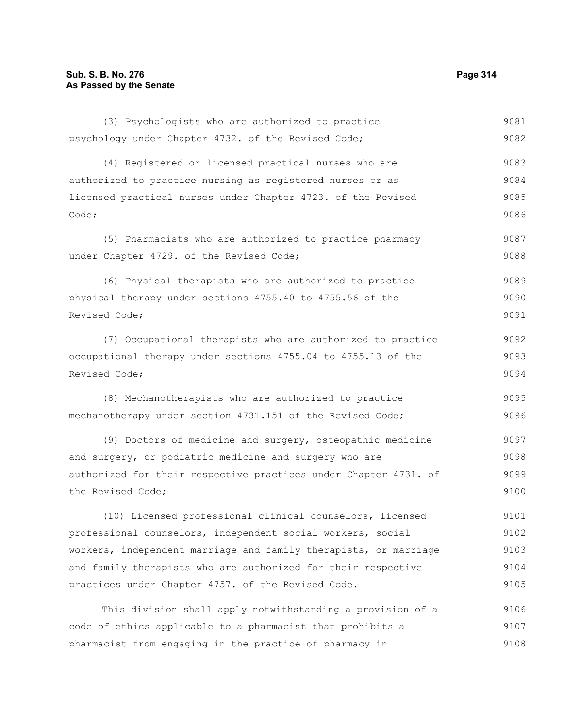(3) Psychologists who are authorized to practice psychology under Chapter 4732. of the Revised Code;

(4) Registered or licensed practical nurses who are authorized to practice nursing as registered nurses or as licensed practical nurses under Chapter 4723. of the Revised Code;

(5) Pharmacists who are authorized to practice pharmacy under Chapter 4729. of the Revised Code;

(6) Physical therapists who are authorized to practice physical therapy under sections 4755.40 to 4755.56 of the Revised Code;

(7) Occupational therapists who are authorized to practice occupational therapy under sections 4755.04 to 4755.13 of the Revised Code;

(8) Mechanotherapists who are authorized to practice mechanotherapy under section 4731.151 of the Revised Code;

(9) Doctors of medicine and surgery, osteopathic medicine and surgery, or podiatric medicine and surgery who are authorized for their respective practices under Chapter 4731. of the Revised Code;

(10) Licensed professional clinical counselors, licensed professional counselors, independent social workers, social workers, independent marriage and family therapists, or marriage and family therapists who are authorized for their respective practices under Chapter 4757. of the Revised Code.

This division shall apply notwithstanding a provision of a code of ethics applicable to a pharmacist that prohibits a pharmacist from engaging in the practice of pharmacy in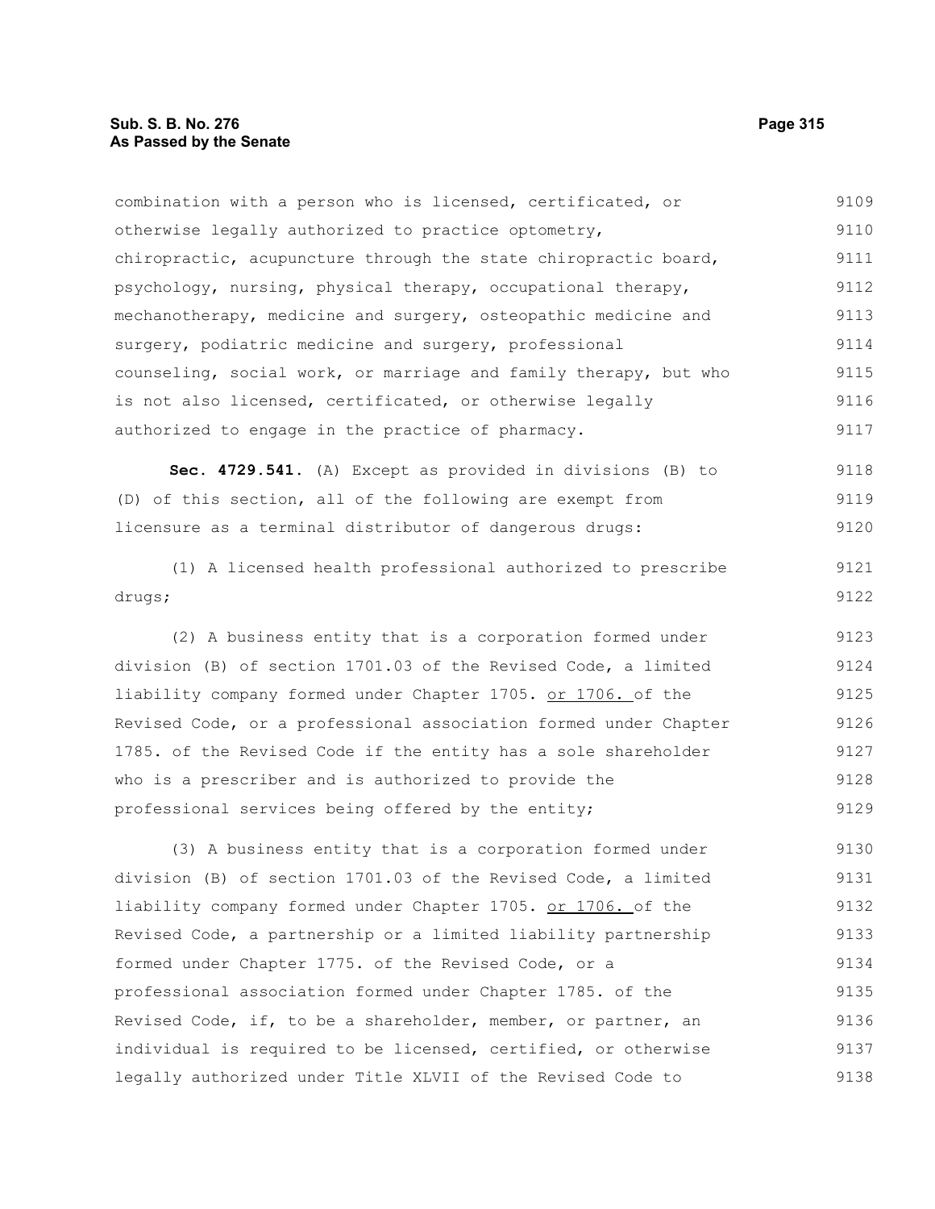combination with a person who is licensed, certificated, or otherwise legally authorized to practice optometry, chiropractic, acupuncture through the state chiropractic board, psychology, nursing, physical therapy, occupational therapy, mechanotherapy, medicine and surgery, osteopathic medicine and surgery, podiatric medicine and surgery, professional counseling, social work, or marriage and family therapy, but who is not also licensed, certificated, or otherwise legally authorized to engage in the practice of pharmacy.

**Sec. 4729.541.** (A) Except as provided in divisions (B) to (D) of this section, all of the following are exempt from licensure as a terminal distributor of dangerous drugs:

(1) A licensed health professional authorized to prescribe drugs;

(2) A business entity that is a corporation formed under division (B) of section 1701.03 of the Revised Code, a limited liability company formed under Chapter 1705. or 1706. of the Revised Code, or a professional association formed under Chapter 1785. of the Revised Code if the entity has a sole shareholder who is a prescriber and is authorized to provide the professional services being offered by the entity;

(3) A business entity that is a corporation formed under division (B) of section 1701.03 of the Revised Code, a limited liability company formed under Chapter 1705. or 1706. of the Revised Code, a partnership or a limited liability partnership formed under Chapter 1775. of the Revised Code, or a professional association formed under Chapter 1785. of the Revised Code, if, to be a shareholder, member, or partner, an individual is required to be licensed, certified, or otherwise legally authorized under Title XLVII of the Revised Code to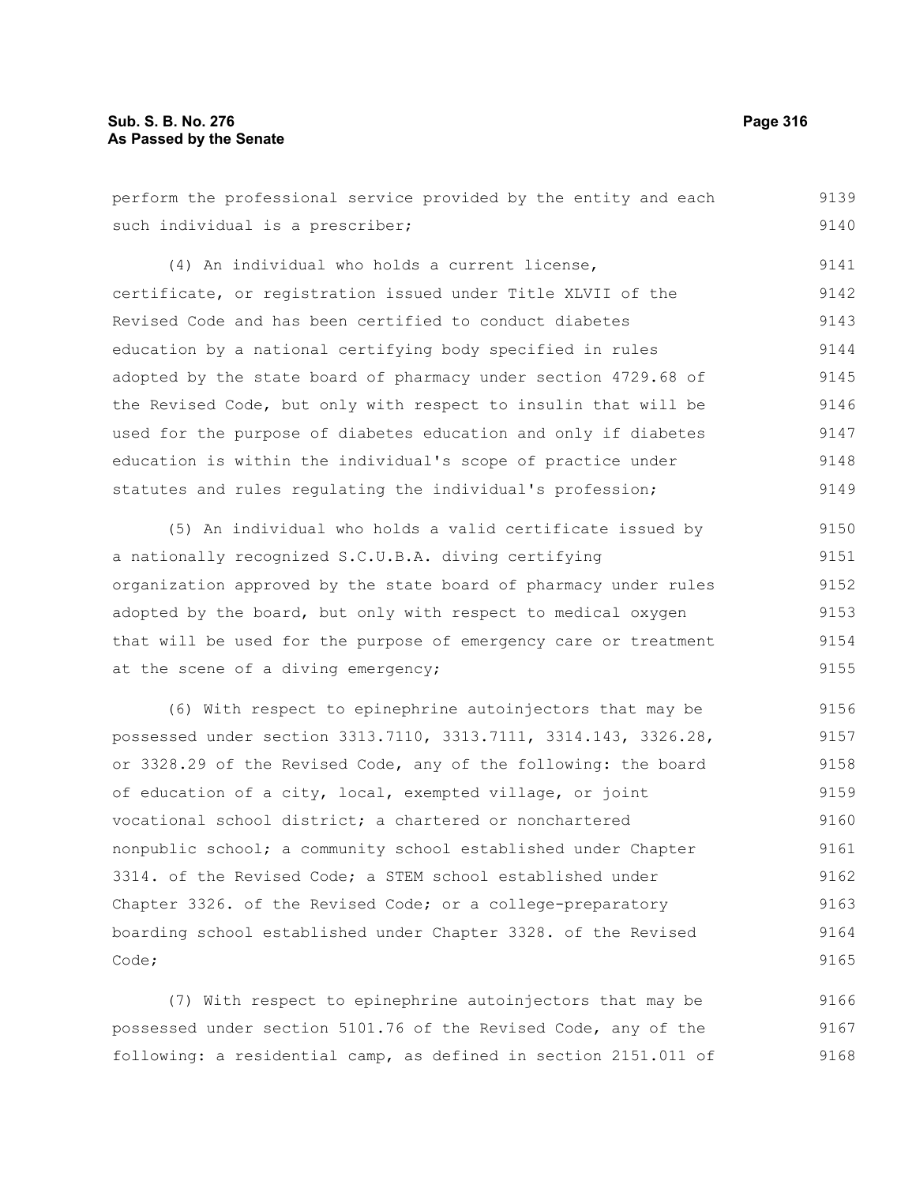perform the professional service provided by the entity and each such individual is a prescriber;

(4) An individual who holds a current license, certificate, or registration issued under Title XLVII of the Revised Code and has been certified to conduct diabetes education by a national certifying body specified in rules adopted by the state board of pharmacy under section 4729.68 of the Revised Code, but only with respect to insulin that will be used for the purpose of diabetes education and only if diabetes education is within the individual's scope of practice under statutes and rules regulating the individual's profession;

(5) An individual who holds a valid certificate issued by a nationally recognized S.C.U.B.A. diving certifying organization approved by the state board of pharmacy under rules adopted by the board, but only with respect to medical oxygen that will be used for the purpose of emergency care or treatment at the scene of a diving emergency;

(6) With respect to epinephrine autoinjectors that may be possessed under section 3313.7110, 3313.7111, 3314.143, 3326.28, or 3328.29 of the Revised Code, any of the following: the board of education of a city, local, exempted village, or joint vocational school district; a chartered or nonchartered nonpublic school; a community school established under Chapter 3314. of the Revised Code; a STEM school established under Chapter 3326. of the Revised Code; or a college-preparatory boarding school established under Chapter 3328. of the Revised Code;

(7) With respect to epinephrine autoinjectors that may be possessed under section 5101.76 of the Revised Code, any of the following: a residential camp, as defined in section 2151.011 of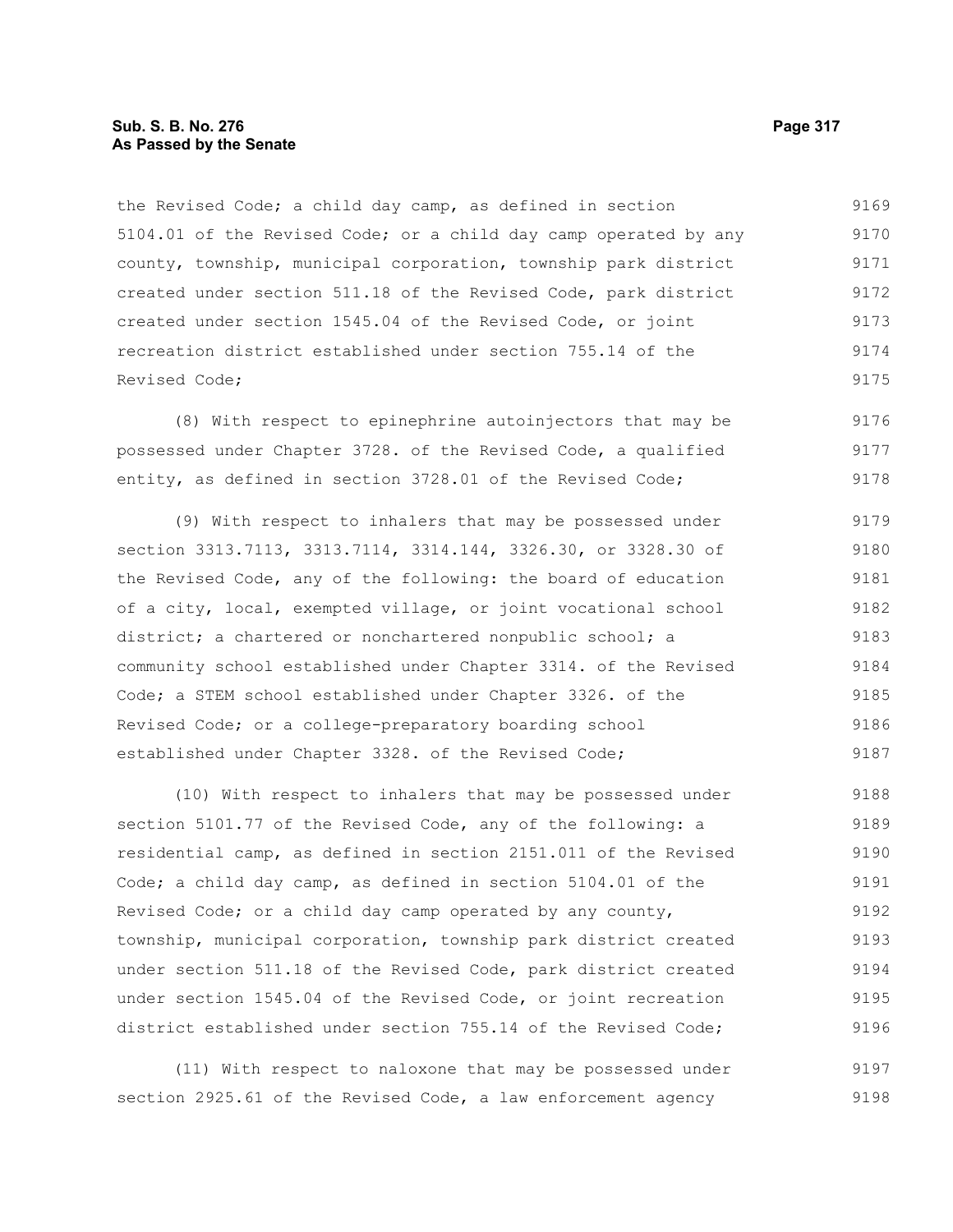the Revised Code; a child day camp, as defined in section 5104.01 of the Revised Code; or a child day camp operated by any county, township, municipal corporation, township park district created under section 511.18 of the Revised Code, park district created under section 1545.04 of the Revised Code, or joint recreation district established under section 755.14 of the Revised Code;

(8) With respect to epinephrine autoinjectors that may be possessed under Chapter 3728. of the Revised Code, a qualified entity, as defined in section 3728.01 of the Revised Code;

(9) With respect to inhalers that may be possessed under section 3313.7113, 3313.7114, 3314.144, 3326.30, or 3328.30 of the Revised Code, any of the following: the board of education of a city, local, exempted village, or joint vocational school district; a chartered or nonchartered nonpublic school; a community school established under Chapter 3314. of the Revised Code; a STEM school established under Chapter 3326. of the Revised Code; or a college-preparatory boarding school established under Chapter 3328. of the Revised Code;

(10) With respect to inhalers that may be possessed under section 5101.77 of the Revised Code, any of the following: a residential camp, as defined in section 2151.011 of the Revised Code; a child day camp, as defined in section 5104.01 of the Revised Code; or a child day camp operated by any county, township, municipal corporation, township park district created under section 511.18 of the Revised Code, park district created under section 1545.04 of the Revised Code, or joint recreation district established under section 755.14 of the Revised Code;

(11) With respect to naloxone that may be possessed under section 2925.61 of the Revised Code, a law enforcement agency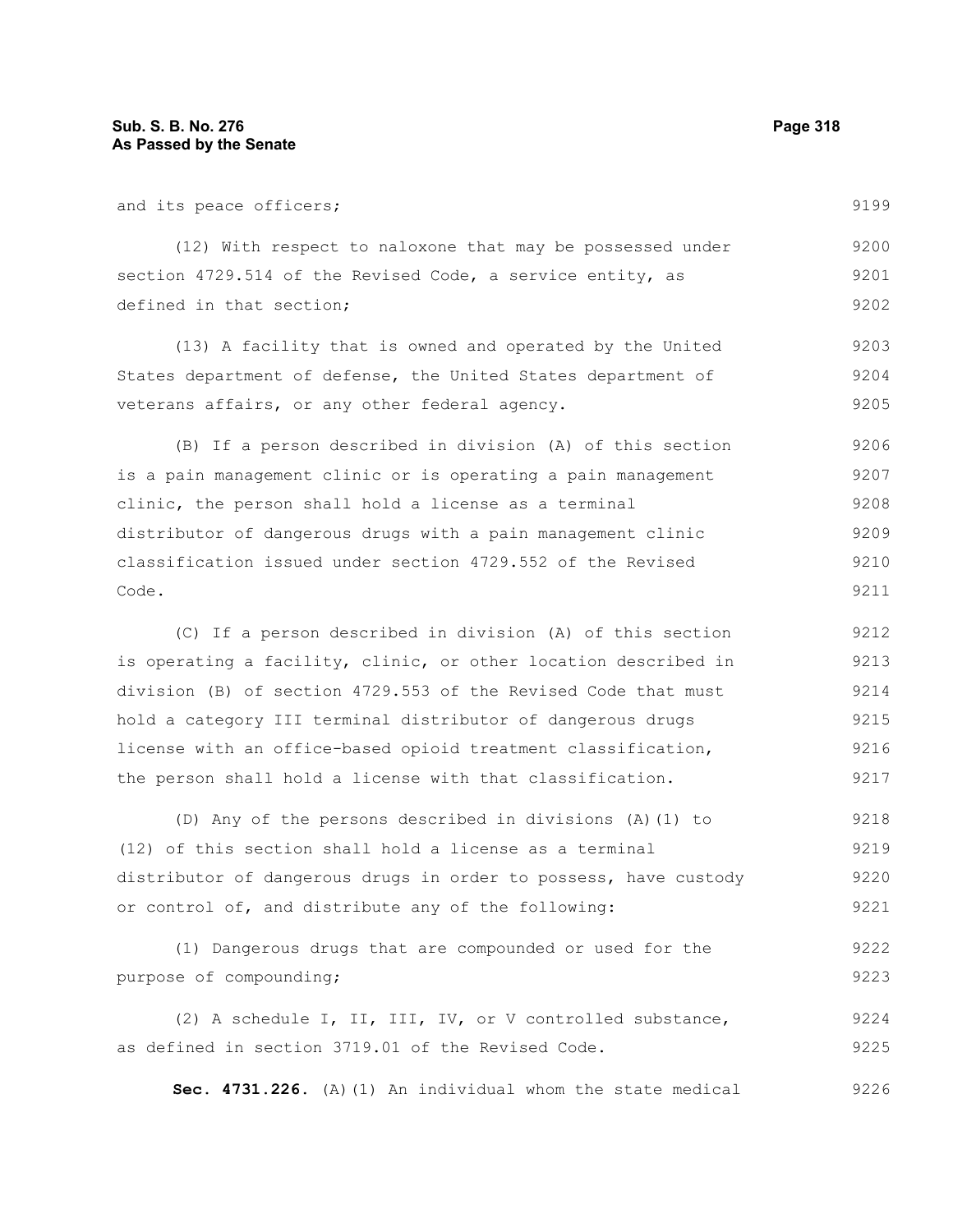and its peace officers;

(12) With respect to naloxone that may be possessed under section 4729.514 of the Revised Code, a service entity, as defined in that section;

(13) A facility that is owned and operated by the United States department of defense, the United States department of veterans affairs, or any other federal agency.

(B) If a person described in division (A) of this section is a pain management clinic or is operating a pain management clinic, the person shall hold a license as a terminal distributor of dangerous drugs with a pain management clinic classification issued under section 4729.552 of the Revised Code.

(C) If a person described in division (A) of this section is operating a facility, clinic, or other location described in division (B) of section 4729.553 of the Revised Code that must hold a category III terminal distributor of dangerous drugs license with an office-based opioid treatment classification, the person shall hold a license with that classification.

(D) Any of the persons described in divisions (A)(1) to (12) of this section shall hold a license as a terminal distributor of dangerous drugs in order to possess, have custody or control of, and distribute any of the following:

(1) Dangerous drugs that are compounded or used for the purpose of compounding;

(2) A schedule I, II, III, IV, or V controlled substance, as defined in section 3719.01 of the Revised Code.

**Sec. 4731.226.** (A)(1) An individual whom the state medical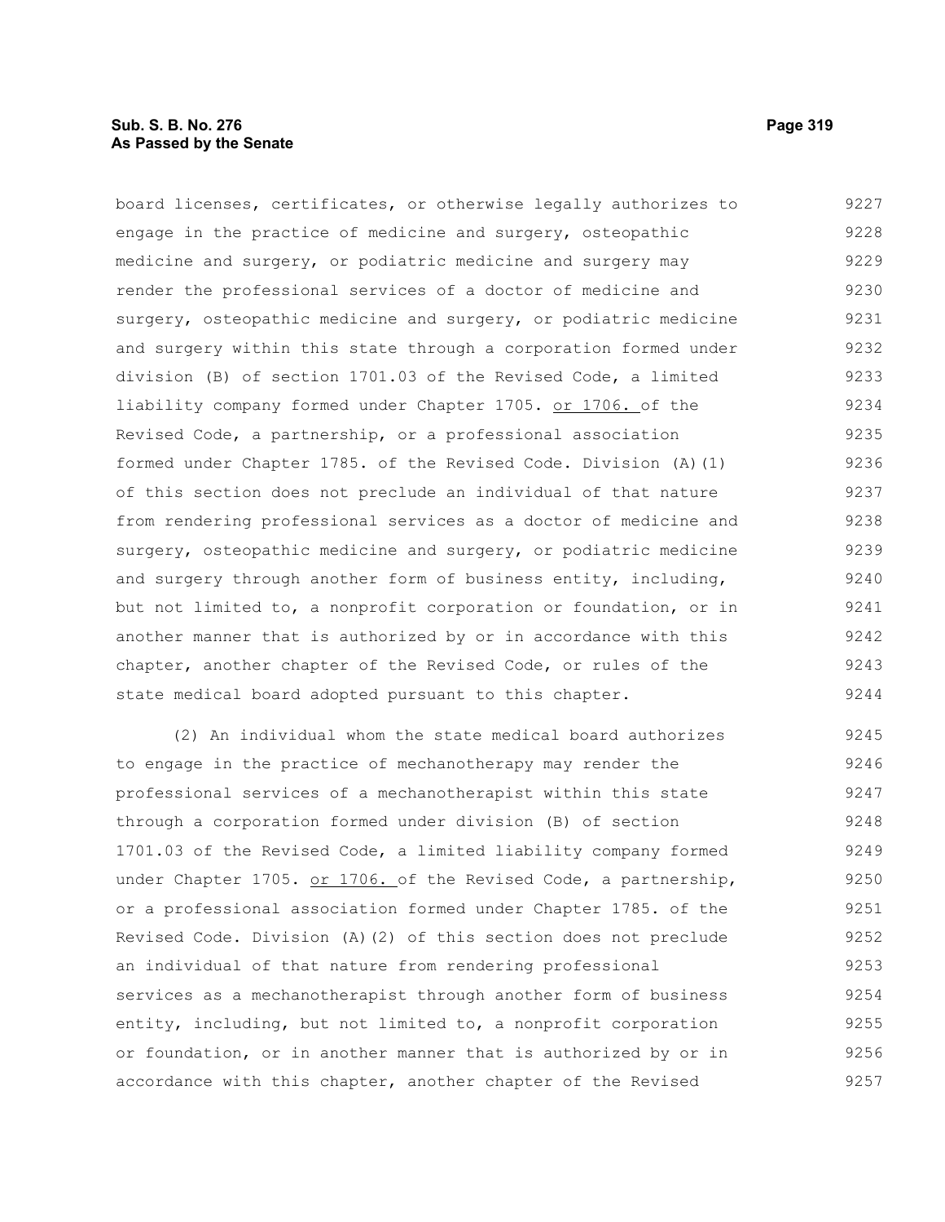board licenses, certificates, or otherwise legally authorizes to engage in the practice of medicine and surgery, osteopathic medicine and surgery, or podiatric medicine and surgery may render the professional services of a doctor of medicine and surgery, osteopathic medicine and surgery, or podiatric medicine and surgery within this state through a corporation formed under division (B) of section 1701.03 of the Revised Code, a limited liability company formed under Chapter 1705. or 1706. of the Revised Code, a partnership, or a professional association formed under Chapter 1785. of the Revised Code. Division (A)(1) of this section does not preclude an individual of that nature from rendering professional services as a doctor of medicine and surgery, osteopathic medicine and surgery, or podiatric medicine and surgery through another form of business entity, including, but not limited to, a nonprofit corporation or foundation, or in another manner that is authorized by or in accordance with this chapter, another chapter of the Revised Code, or rules of the state medical board adopted pursuant to this chapter.

(2) An individual whom the state medical board authorizes to engage in the practice of mechanotherapy may render the professional services of a mechanotherapist within this state through a corporation formed under division (B) of section 1701.03 of the Revised Code, a limited liability company formed under Chapter 1705. or 1706. of the Revised Code, a partnership, or a professional association formed under Chapter 1785. of the Revised Code. Division (A)(2) of this section does not preclude an individual of that nature from rendering professional services as a mechanotherapist through another form of business entity, including, but not limited to, a nonprofit corporation or foundation, or in another manner that is authorized by or in accordance with this chapter, another chapter of the Revised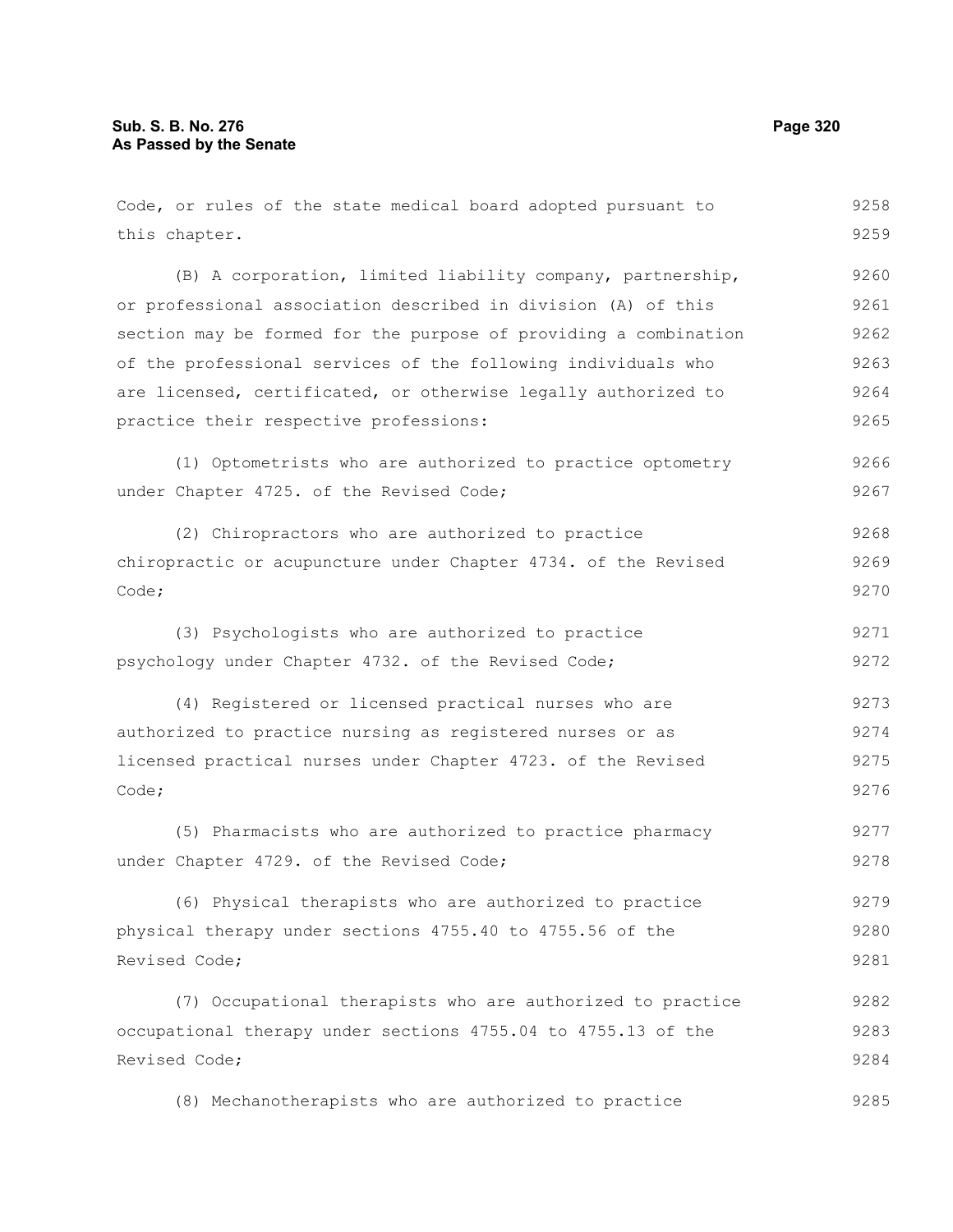Code, or rules of the state medical board adopted pursuant to this chapter.

(B) A corporation, limited liability company, partnership, or professional association described in division (A) of this section may be formed for the purpose of providing a combination of the professional services of the following individuals who are licensed, certificated, or otherwise legally authorized to practice their respective professions:

(1) Optometrists who are authorized to practice optometry under Chapter 4725. of the Revised Code;

(2) Chiropractors who are authorized to practice chiropractic or acupuncture under Chapter 4734. of the Revised Code;

(3) Psychologists who are authorized to practice psychology under Chapter 4732. of the Revised Code;

(4) Registered or licensed practical nurses who are authorized to practice nursing as registered nurses or as licensed practical nurses under Chapter 4723. of the Revised Code;

(5) Pharmacists who are authorized to practice pharmacy under Chapter 4729. of the Revised Code;

(6) Physical therapists who are authorized to practice physical therapy under sections 4755.40 to 4755.56 of the Revised Code;

(7) Occupational therapists who are authorized to practice occupational therapy under sections 4755.04 to 4755.13 of the Revised Code;

(8) Mechanotherapists who are authorized to practice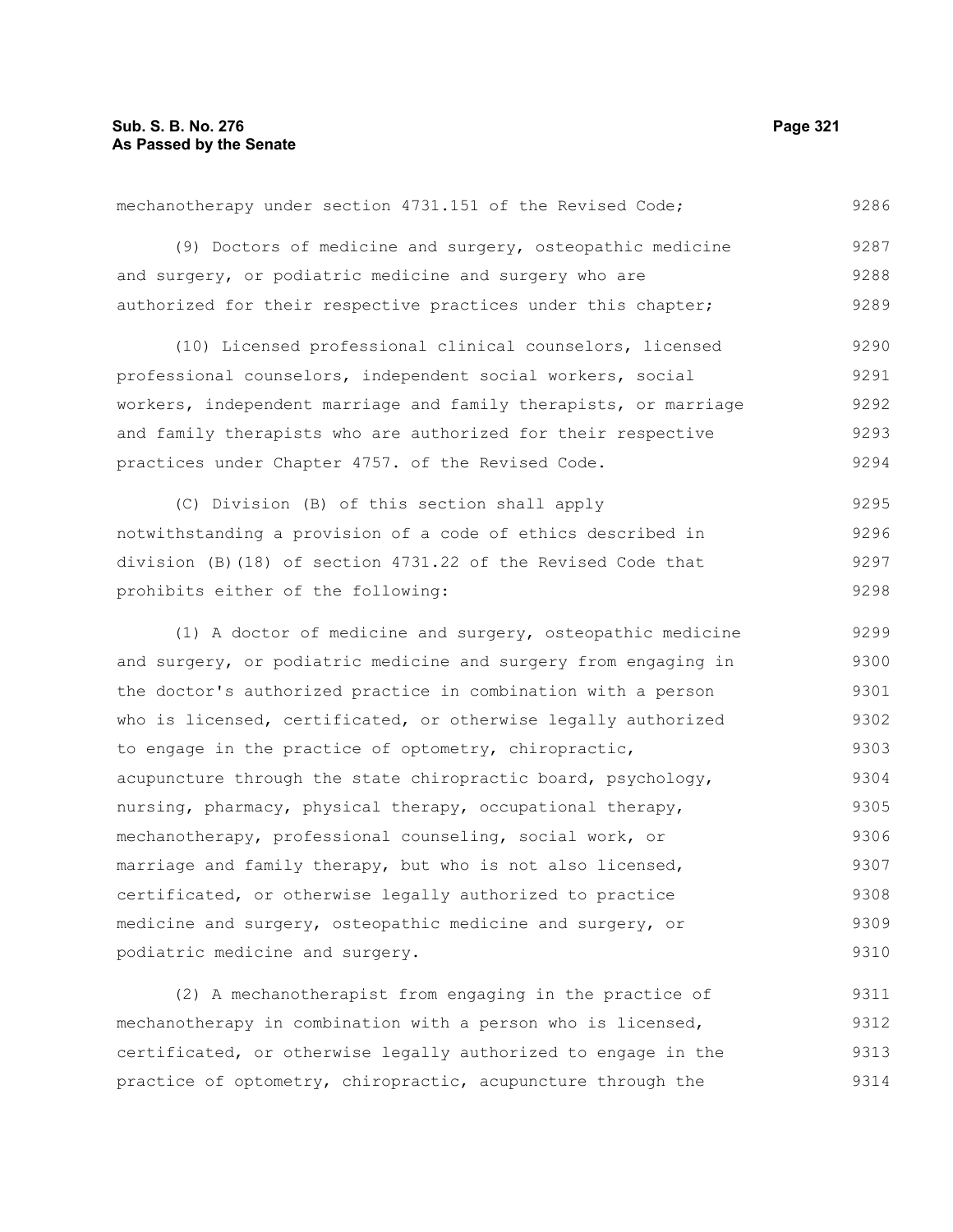mechanotherapy under section 4731.151 of the Revised Code;

(9) Doctors of medicine and surgery, osteopathic medicine and surgery, or podiatric medicine and surgery who are authorized for their respective practices under this chapter;

(10) Licensed professional clinical counselors, licensed professional counselors, independent social workers, social workers, independent marriage and family therapists, or marriage and family therapists who are authorized for their respective practices under Chapter 4757. of the Revised Code.

(C) Division (B) of this section shall apply notwithstanding a provision of a code of ethics described in division (B)(18) of section 4731.22 of the Revised Code that prohibits either of the following:

(1) A doctor of medicine and surgery, osteopathic medicine and surgery, or podiatric medicine and surgery from engaging in the doctor's authorized practice in combination with a person who is licensed, certificated, or otherwise legally authorized to engage in the practice of optometry, chiropractic, acupuncture through the state chiropractic board, psychology, nursing, pharmacy, physical therapy, occupational therapy, mechanotherapy, professional counseling, social work, or marriage and family therapy, but who is not also licensed, certificated, or otherwise legally authorized to practice medicine and surgery, osteopathic medicine and surgery, or podiatric medicine and surgery.

(2) A mechanotherapist from engaging in the practice of mechanotherapy in combination with a person who is licensed, certificated, or otherwise legally authorized to engage in the practice of optometry, chiropractic, acupuncture through the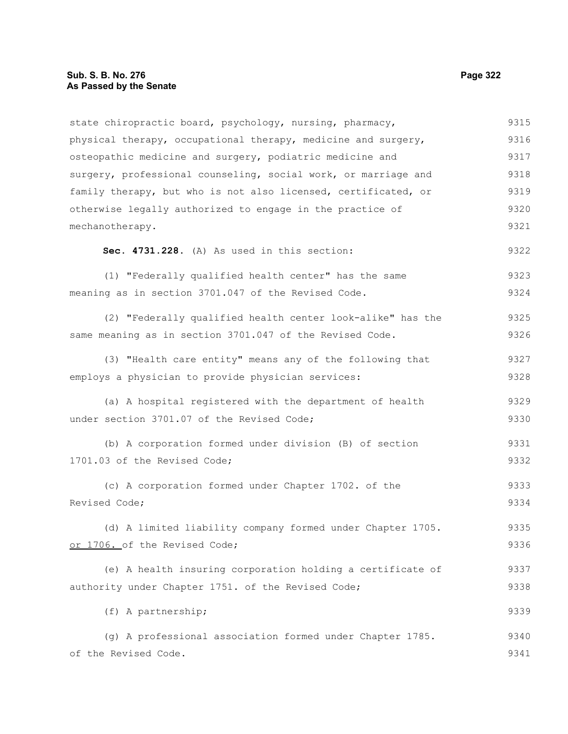state chiropractic board, psychology, nursing, pharmacy, physical therapy, occupational therapy, medicine and surgery, osteopathic medicine and surgery, podiatric medicine and surgery, professional counseling, social work, or marriage and family therapy, but who is not also licensed, certificated, or otherwise legally authorized to engage in the practice of mechanotherapy.

**Sec. 4731.228.** (A) As used in this section:

(1) "Federally qualified health center" has the same meaning as in section 3701.047 of the Revised Code.

(2) "Federally qualified health center look-alike" has the same meaning as in section 3701.047 of the Revised Code.

(3) "Health care entity" means any of the following that employs a physician to provide physician services:

(a) A hospital registered with the department of health under section 3701.07 of the Revised Code;

(b) A corporation formed under division (B) of section 1701.03 of the Revised Code;

(c) A corporation formed under Chapter 1702. of the Revised Code;

(d) A limited liability company formed under Chapter 1705. <u>or 1706.</u> of the Revised Code;

(e) A health insuring corporation holding a certificate of authority under Chapter 1751. of the Revised Code;

(f) A partnership;

(g) A professional association formed under Chapter 1785. of the Revised Code.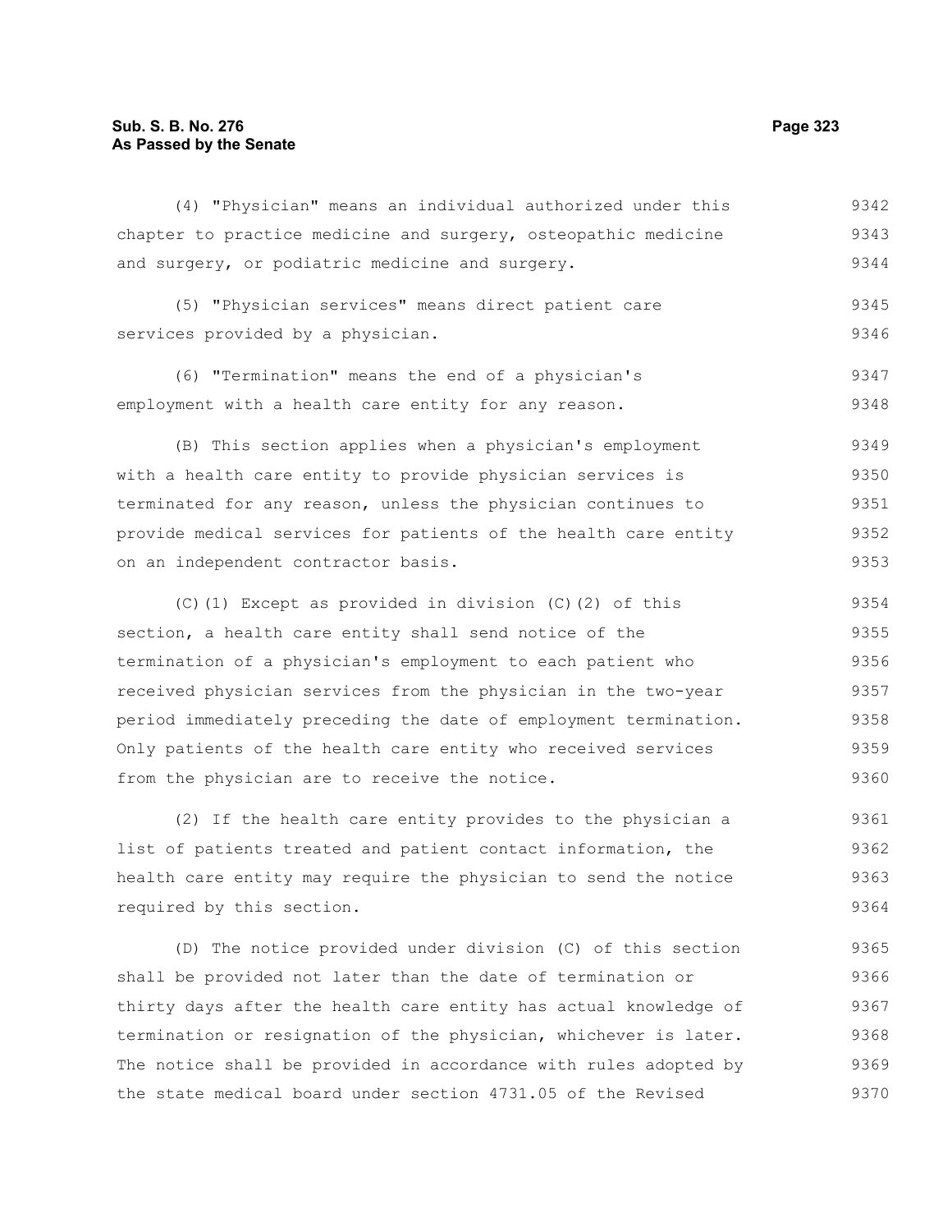(4) "Physician" means an individual authorized under this chapter to practice medicine and surgery, osteopathic medicine and surgery, or podiatric medicine and surgery.

(5) "Physician services" means direct patient care services provided by a physician.

(6) "Termination" means the end of a physician's employment with a health care entity for any reason.

(B) This section applies when a physician's employment with a health care entity to provide physician services is terminated for any reason, unless the physician continues to provide medical services for patients of the health care entity on an independent contractor basis.

(C)(1) Except as provided in division (C)(2) of this section, a health care entity shall send notice of the termination of a physician's employment to each patient who received physician services from the physician in the two-year period immediately preceding the date of employment termination. Only patients of the health care entity who received services from the physician are to receive the notice.

(2) If the health care entity provides to the physician a list of patients treated and patient contact information, the health care entity may require the physician to send the notice required by this section.

(D) The notice provided under division (C) of this section shall be provided not later than the date of termination or thirty days after the health care entity has actual knowledge of termination or resignation of the physician, whichever is later. The notice shall be provided in accordance with rules adopted by the state medical board under section 4731.05 of the Revised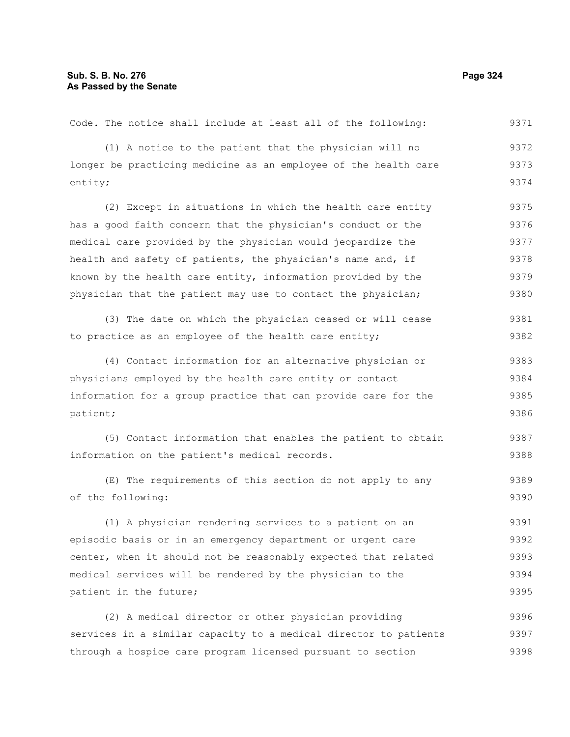Code. The notice shall include at least all of the following:

(1) A notice to the patient that the physician will no longer be practicing medicine as an employee of the health care entity;

(2) Except in situations in which the health care entity has a good faith concern that the physician's conduct or the medical care provided by the physician would jeopardize the health and safety of patients, the physician's name and, if known by the health care entity, information provided by the physician that the patient may use to contact the physician;

(3) The date on which the physician ceased or will cease to practice as an employee of the health care entity;

(4) Contact information for an alternative physician or physicians employed by the health care entity or contact information for a group practice that can provide care for the patient;

(5) Contact information that enables the patient to obtain information on the patient's medical records.

(E) The requirements of this section do not apply to any of the following:

(1) A physician rendering services to a patient on an episodic basis or in an emergency department or urgent care center, when it should not be reasonably expected that related medical services will be rendered by the physician to the patient in the future;

(2) A medical director or other physician providing services in a similar capacity to a medical director to patients through a hospice care program licensed pursuant to section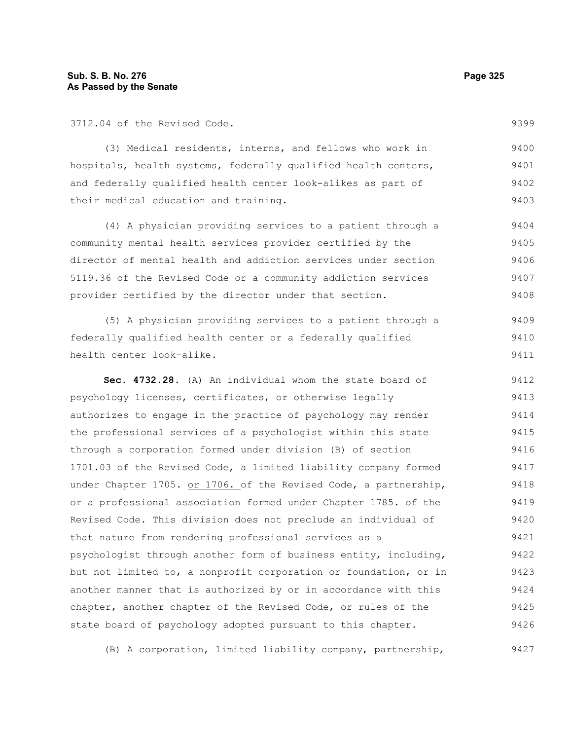3712.04 of the Revised Code.

(3) Medical residents, interns, and fellows who work in hospitals, health systems, federally qualified health centers, and federally qualified health center look-alikes as part of their medical education and training.

(4) A physician providing services to a patient through a community mental health services provider certified by the director of mental health and addiction services under section 5119.36 of the Revised Code or a community addiction services provider certified by the director under that section.

(5) A physician providing services to a patient through a federally qualified health center or a federally qualified health center look-alike.

**Sec. 4732.28.** (A) An individual whom the state board of psychology licenses, certificates, or otherwise legally authorizes to engage in the practice of psychology may render the professional services of a psychologist within this state through a corporation formed under division (B) of section 1701.03 of the Revised Code, a limited liability company formed under Chapter 1705. <u>or 1706.</u> of the Revised Code, a partnership, or a professional association formed under Chapter 1785. of the Revised Code. This division does not preclude an individual of that nature from rendering professional services as a psychologist through another form of business entity, including, but not limited to, a nonprofit corporation or foundation, or in another manner that is authorized by or in accordance with this chapter, another chapter of the Revised Code, or rules of the state board of psychology adopted pursuant to this chapter.

(B) A corporation, limited liability company, partnership,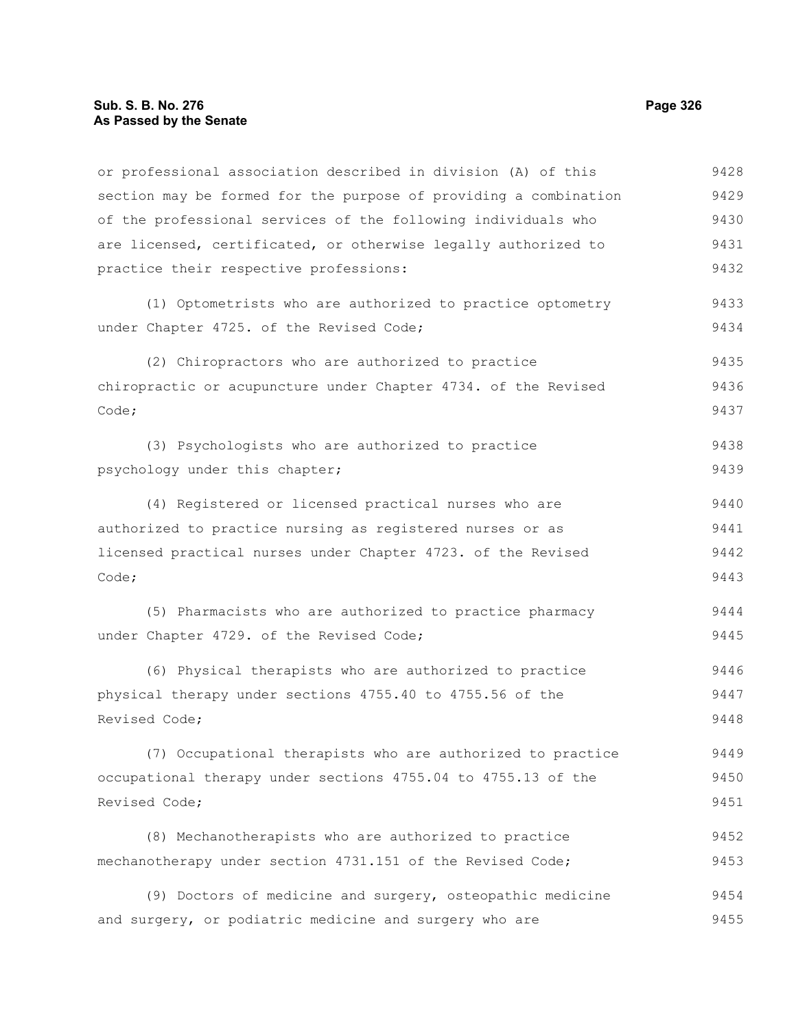or professional association described in division (A) of this section may be formed for the purpose of providing a combination of the professional services of the following individuals who are licensed, certificated, or otherwise legally authorized to practice their respective professions:

(1) Optometrists who are authorized to practice optometry under Chapter 4725. of the Revised Code;

(2) Chiropractors who are authorized to practice chiropractic or acupuncture under Chapter 4734. of the Revised Code;

(3) Psychologists who are authorized to practice psychology under this chapter;

(4) Registered or licensed practical nurses who are authorized to practice nursing as registered nurses or as licensed practical nurses under Chapter 4723. of the Revised Code;

(5) Pharmacists who are authorized to practice pharmacy under Chapter 4729. of the Revised Code;

(6) Physical therapists who are authorized to practice physical therapy under sections 4755.40 to 4755.56 of the Revised Code;

(7) Occupational therapists who are authorized to practice occupational therapy under sections 4755.04 to 4755.13 of the Revised Code;

(8) Mechanotherapists who are authorized to practice mechanotherapy under section 4731.151 of the Revised Code;

(9) Doctors of medicine and surgery, osteopathic medicine and surgery, or podiatric medicine and surgery who are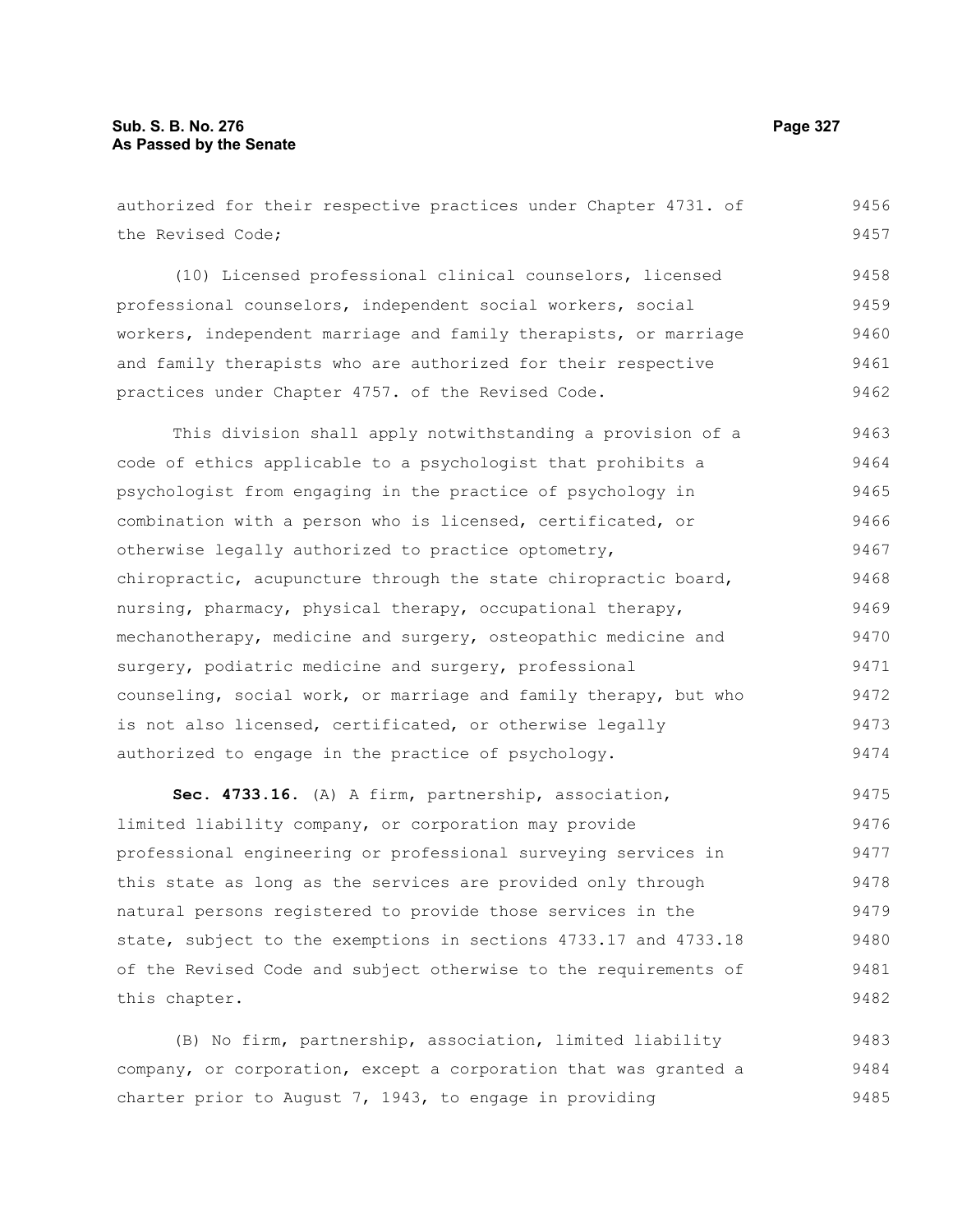authorized for their respective practices under Chapter 4731. of the Revised Code;

(10) Licensed professional clinical counselors, licensed professional counselors, independent social workers, social workers, independent marriage and family therapists, or marriage and family therapists who are authorized for their respective practices under Chapter 4757. of the Revised Code.

This division shall apply notwithstanding a provision of a code of ethics applicable to a psychologist that prohibits a psychologist from engaging in the practice of psychology in combination with a person who is licensed, certificated, or otherwise legally authorized to practice optometry, chiropractic, acupuncture through the state chiropractic board, nursing, pharmacy, physical therapy, occupational therapy, mechanotherapy, medicine and surgery, osteopathic medicine and surgery, podiatric medicine and surgery, professional counseling, social work, or marriage and family therapy, but who is not also licensed, certificated, or otherwise legally authorized to engage in the practice of psychology.

**Sec. 4733.16.** (A) A firm, partnership, association, limited liability company, or corporation may provide professional engineering or professional surveying services in this state as long as the services are provided only through natural persons registered to provide those services in the state, subject to the exemptions in sections 4733.17 and 4733.18 of the Revised Code and subject otherwise to the requirements of this chapter.

(B) No firm, partnership, association, limited liability company, or corporation, except a corporation that was granted a charter prior to August 7, 1943, to engage in providing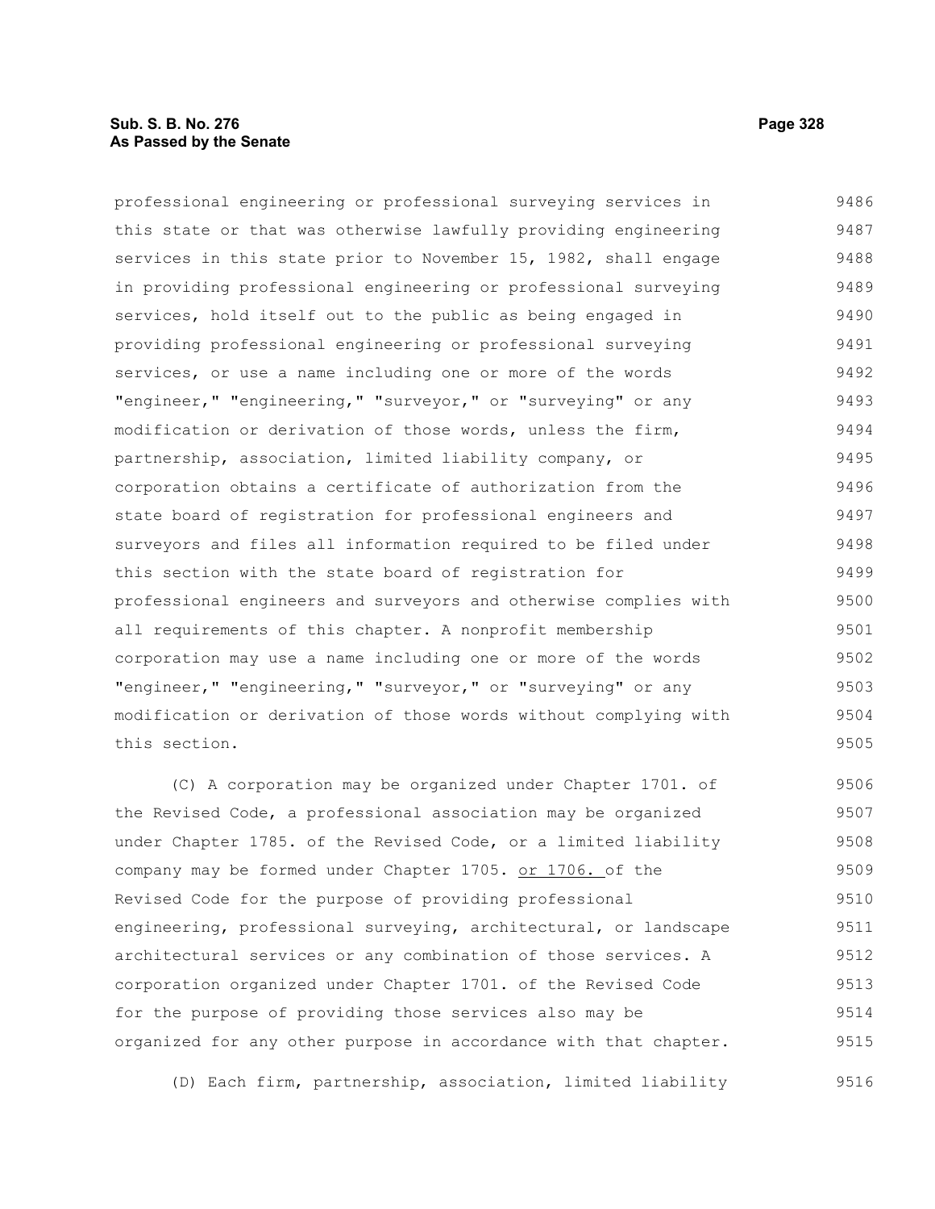professional engineering or professional surveying services in this state or that was otherwise lawfully providing engineering services in this state prior to November 15, 1982, shall engage in providing professional engineering or professional surveying services, hold itself out to the public as being engaged in providing professional engineering or professional surveying services, or use a name including one or more of the words "engineer," "engineering," "surveyor," or "surveying" or any modification or derivation of those words, unless the firm, partnership, association, limited liability company, or corporation obtains a certificate of authorization from the state board of registration for professional engineers and surveyors and files all information required to be filed under this section with the state board of registration for professional engineers and surveyors and otherwise complies with all requirements of this chapter. A nonprofit membership corporation may use a name including one or more of the words "engineer," "engineering," "surveyor," or "surveying" or any modification or derivation of those words without complying with this section.

(C) A corporation may be organized under Chapter 1701. of the Revised Code, a professional association may be organized under Chapter 1785. of the Revised Code, or a limited liability company may be formed under Chapter 1705. <u>or 1706.</u> of the Revised Code for the purpose of providing professional engineering, professional surveying, architectural, or landscape architectural services or any combination of those services. A corporation organized under Chapter 1701. of the Revised Code for the purpose of providing those services also may be organized for any other purpose in accordance with that chapter.

(D) Each firm, partnership, association, limited liability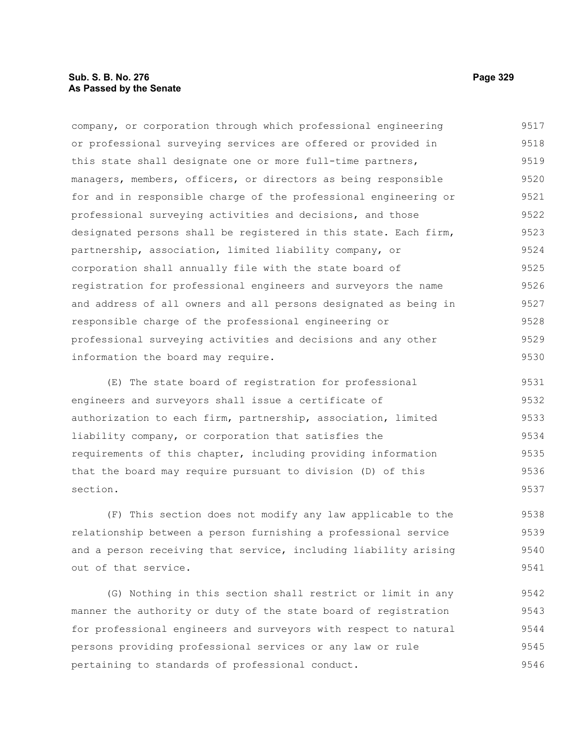company, or corporation through which professional engineering or professional surveying services are offered or provided in this state shall designate one or more full-time partners, managers, members, officers, or directors as being responsible for and in responsible charge of the professional engineering or professional surveying activities and decisions, and those designated persons shall be registered in this state. Each firm, partnership, association, limited liability company, or corporation shall annually file with the state board of registration for professional engineers and surveyors the name and address of all owners and all persons designated as being in responsible charge of the professional engineering or professional surveying activities and decisions and any other information the board may require.

(E) The state board of registration for professional engineers and surveyors shall issue a certificate of authorization to each firm, partnership, association, limited liability company, or corporation that satisfies the requirements of this chapter, including providing information that the board may require pursuant to division (D) of this section.

(F) This section does not modify any law applicable to the relationship between a person furnishing a professional service and a person receiving that service, including liability arising out of that service.

(G) Nothing in this section shall restrict or limit in any manner the authority or duty of the state board of registration for professional engineers and surveyors with respect to natural persons providing professional services or any law or rule pertaining to standards of professional conduct.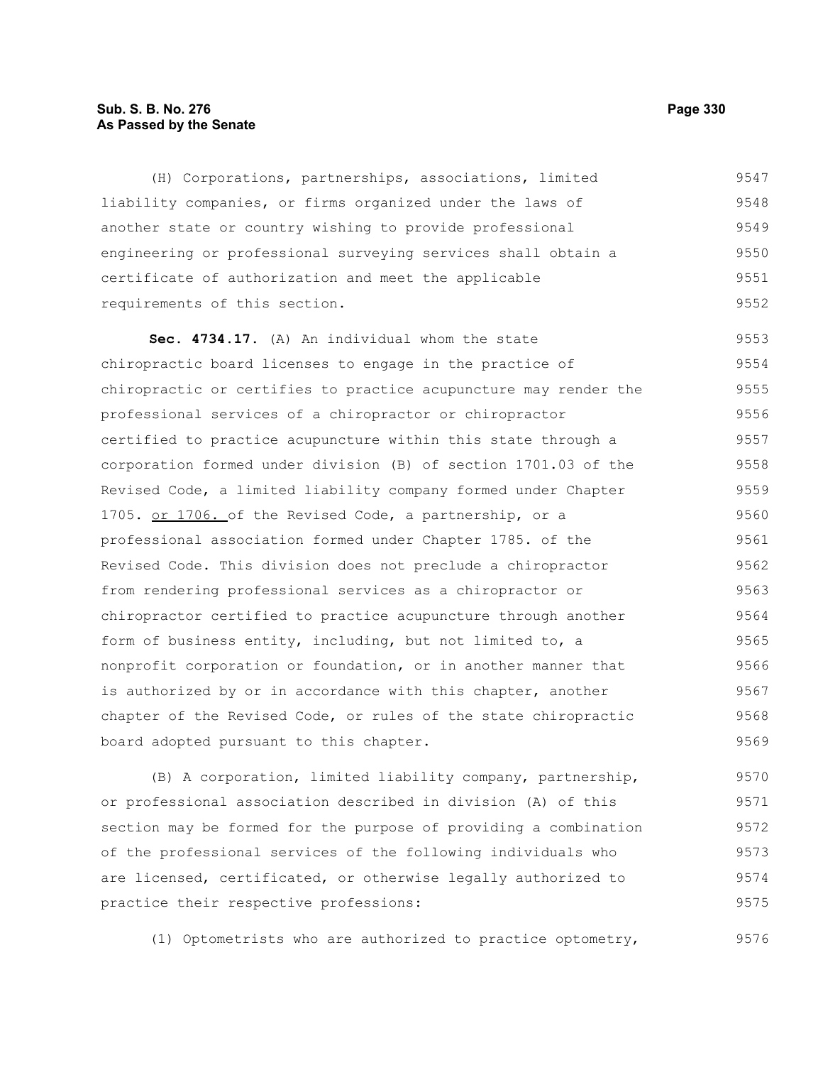(H) Corporations, partnerships, associations, limited liability companies, or firms organized under the laws of another state or country wishing to provide professional engineering or professional surveying services shall obtain a certificate of authorization and meet the applicable requirements of this section.

**Sec. 4734.17.** (A) An individual whom the state chiropractic board licenses to engage in the practice of chiropractic or certifies to practice acupuncture may render the professional services of a chiropractor or chiropractor certified to practice acupuncture within this state through a corporation formed under division (B) of section 1701.03 of the Revised Code, a limited liability company formed under Chapter 1705. or 1706. of the Revised Code, a partnership, or a professional association formed under Chapter 1785. of the Revised Code. This division does not preclude a chiropractor from rendering professional services as a chiropractor or chiropractor certified to practice acupuncture through another form of business entity, including, but not limited to, a nonprofit corporation or foundation, or in another manner that is authorized by or in accordance with this chapter, another chapter of the Revised Code, or rules of the state chiropractic board adopted pursuant to this chapter.

(B) A corporation, limited liability company, partnership, or professional association described in division (A) of this section may be formed for the purpose of providing a combination of the professional services of the following individuals who are licensed, certificated, or otherwise legally authorized to practice their respective professions:

(1) Optometrists who are authorized to practice optometry,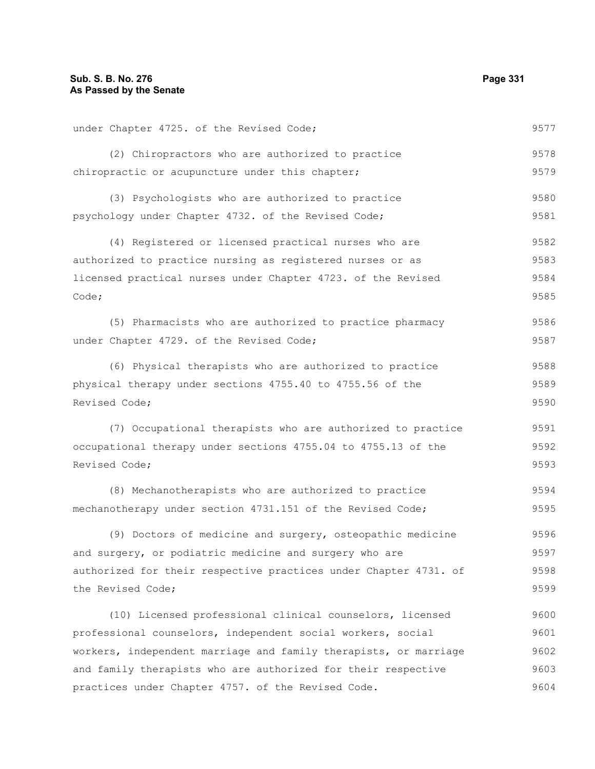under Chapter 4725. of the Revised Code;

(2) Chiropractors who are authorized to practice chiropractic or acupuncture under this chapter;

(3) Psychologists who are authorized to practice psychology under Chapter 4732. of the Revised Code;

(4) Registered or licensed practical nurses who are authorized to practice nursing as registered nurses or as licensed practical nurses under Chapter 4723. of the Revised Code;

(5) Pharmacists who are authorized to practice pharmacy under Chapter 4729. of the Revised Code;

(6) Physical therapists who are authorized to practice physical therapy under sections 4755.40 to 4755.56 of the Revised Code;

(7) Occupational therapists who are authorized to practice occupational therapy under sections 4755.04 to 4755.13 of the Revised Code;

(8) Mechanotherapists who are authorized to practice mechanotherapy under section 4731.151 of the Revised Code;

(9) Doctors of medicine and surgery, osteopathic medicine and surgery, or podiatric medicine and surgery who are authorized for their respective practices under Chapter 4731. of the Revised Code;

(10) Licensed professional clinical counselors, licensed professional counselors, independent social workers, social workers, independent marriage and family therapists, or marriage and family therapists who are authorized for their respective practices under Chapter 4757. of the Revised Code.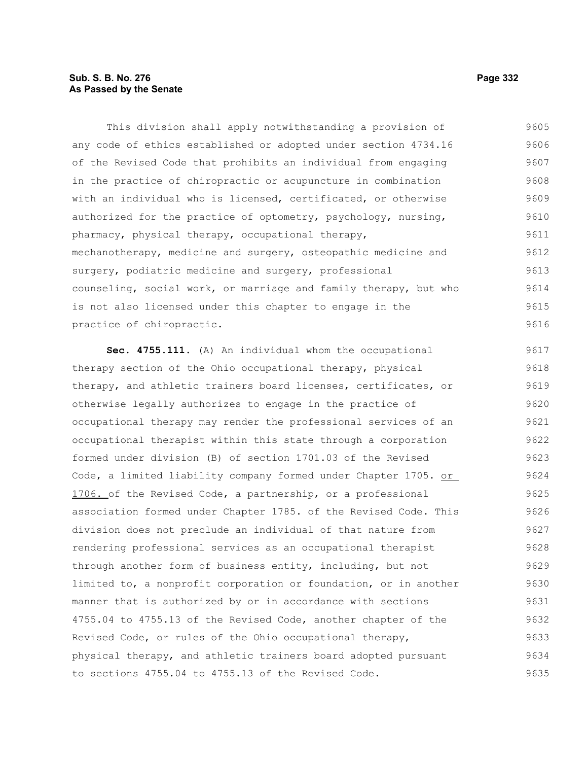This division shall apply notwithstanding a provision of any code of ethics established or adopted under section 4734.16 of the Revised Code that prohibits an individual from engaging in the practice of chiropractic or acupuncture in combination with an individual who is licensed, certificated, or otherwise authorized for the practice of optometry, psychology, nursing, pharmacy, physical therapy, occupational therapy, mechanotherapy, medicine and surgery, osteopathic medicine and surgery, podiatric medicine and surgery, professional counseling, social work, or marriage and family therapy, but who is not also licensed under this chapter to engage in the practice of chiropractic.

**Sec. 4755.111.** (A) An individual whom the occupational therapy section of the Ohio occupational therapy, physical therapy, and athletic trainers board licenses, certificates, or otherwise legally authorizes to engage in the practice of occupational therapy may render the professional services of an occupational therapist within this state through a corporation formed under division (B) of section 1701.03 of the Revised Code, a limited liability company formed under Chapter 1705. or 1706. of the Revised Code, a partnership, or a professional association formed under Chapter 1785. of the Revised Code. This division does not preclude an individual of that nature from rendering professional services as an occupational therapist through another form of business entity, including, but not limited to, a nonprofit corporation or foundation, or in another manner that is authorized by or in accordance with sections 4755.04 to 4755.13 of the Revised Code, another chapter of the Revised Code, or rules of the Ohio occupational therapy, physical therapy, and athletic trainers board adopted pursuant to sections 4755.04 to 4755.13 of the Revised Code.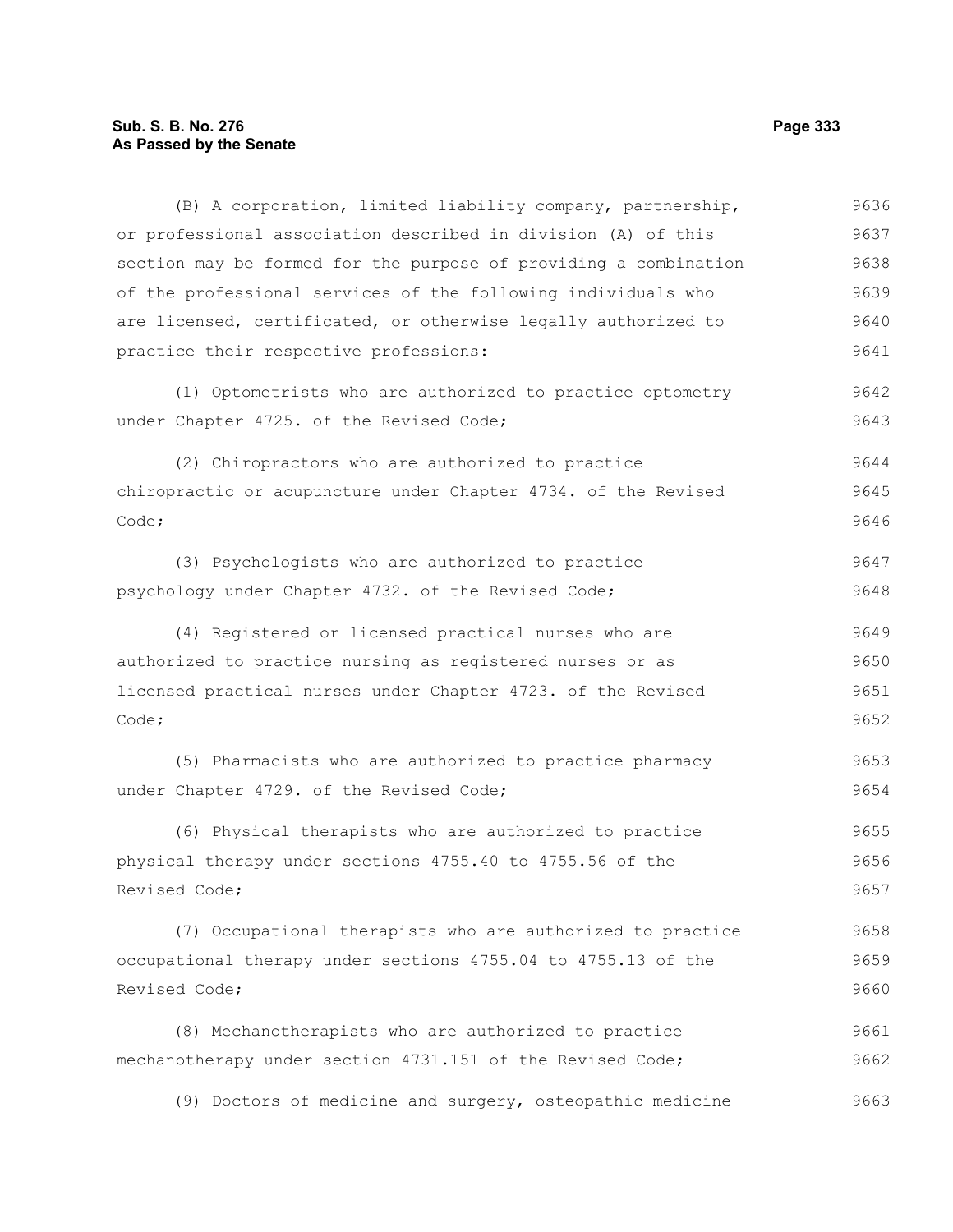(B) A corporation, limited liability company, partnership, or professional association described in division (A) of this section may be formed for the purpose of providing a combination of the professional services of the following individuals who are licensed, certificated, or otherwise legally authorized to practice their respective professions:

(1) Optometrists who are authorized to practice optometry under Chapter 4725. of the Revised Code;

(2) Chiropractors who are authorized to practice chiropractic or acupuncture under Chapter 4734. of the Revised Code;

(3) Psychologists who are authorized to practice psychology under Chapter 4732. of the Revised Code;

(4) Registered or licensed practical nurses who are authorized to practice nursing as registered nurses or as licensed practical nurses under Chapter 4723. of the Revised Code;

(5) Pharmacists who are authorized to practice pharmacy under Chapter 4729. of the Revised Code;

(6) Physical therapists who are authorized to practice physical therapy under sections 4755.40 to 4755.56 of the Revised Code;

(7) Occupational therapists who are authorized to practice occupational therapy under sections 4755.04 to 4755.13 of the Revised Code;

(8) Mechanotherapists who are authorized to practice mechanotherapy under section 4731.151 of the Revised Code;

(9) Doctors of medicine and surgery, osteopathic medicine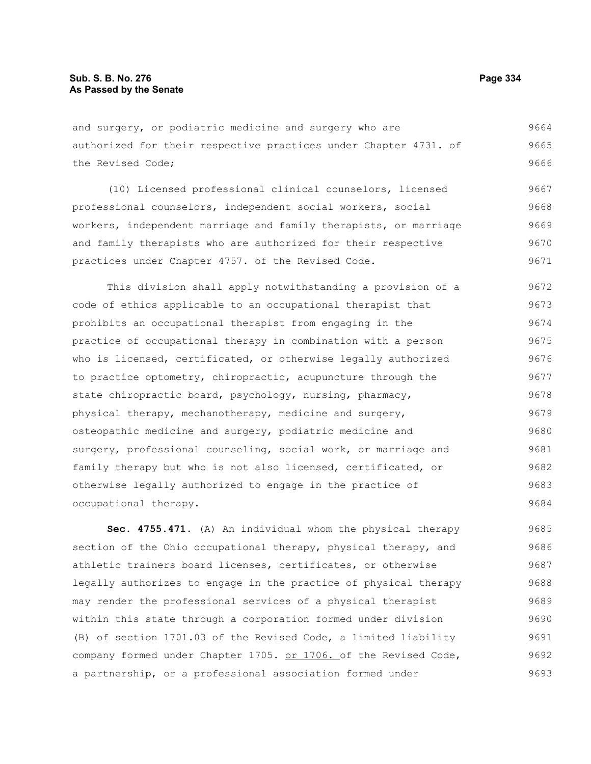and surgery, or podiatric medicine and surgery who are authorized for their respective practices under Chapter 4731. of the Revised Code;

(10) Licensed professional clinical counselors, licensed professional counselors, independent social workers, social workers, independent marriage and family therapists, or marriage and family therapists who are authorized for their respective practices under Chapter 4757. of the Revised Code.

This division shall apply notwithstanding a provision of a code of ethics applicable to an occupational therapist that prohibits an occupational therapist from engaging in the practice of occupational therapy in combination with a person who is licensed, certificated, or otherwise legally authorized to practice optometry, chiropractic, acupuncture through the state chiropractic board, psychology, nursing, pharmacy, physical therapy, mechanotherapy, medicine and surgery, osteopathic medicine and surgery, podiatric medicine and surgery, professional counseling, social work, or marriage and family therapy but who is not also licensed, certificated, or otherwise legally authorized to engage in the practice of occupational therapy.

**Sec. 4755.471.** (A) An individual whom the physical therapy section of the Ohio occupational therapy, physical therapy, and athletic trainers board licenses, certificates, or otherwise legally authorizes to engage in the practice of physical therapy may render the professional services of a physical therapist within this state through a corporation formed under division (B) of section 1701.03 of the Revised Code, a limited liability company formed under Chapter 1705. or 1706. of the Revised Code, a partnership, or a professional association formed under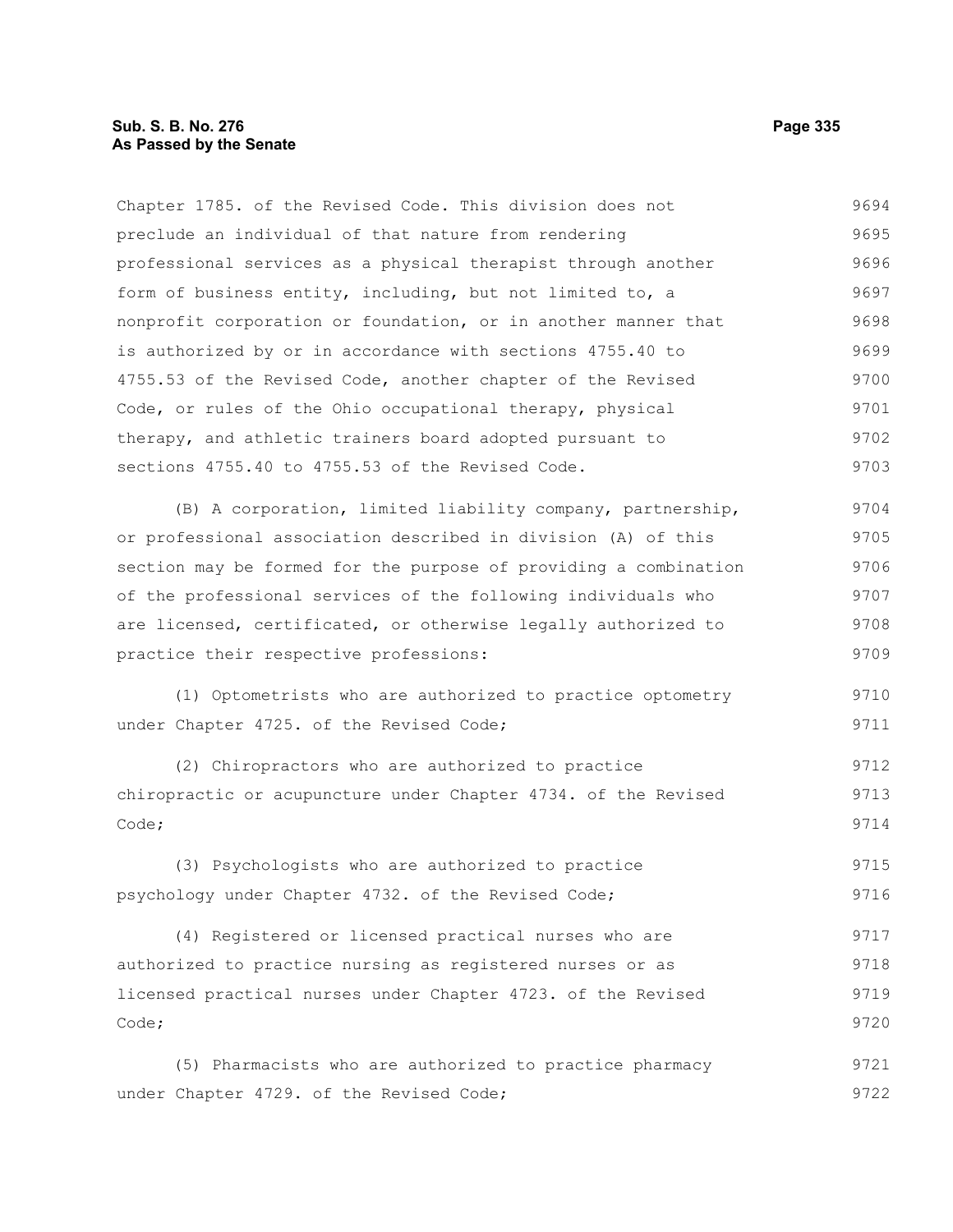Chapter 1785. of the Revised Code. This division does not preclude an individual of that nature from rendering professional services as a physical therapist through another form of business entity, including, but not limited to, a nonprofit corporation or foundation, or in another manner that is authorized by or in accordance with sections 4755.40 to 4755.53 of the Revised Code, another chapter of the Revised Code, or rules of the Ohio occupational therapy, physical therapy, and athletic trainers board adopted pursuant to sections 4755.40 to 4755.53 of the Revised Code.

(B) A corporation, limited liability company, partnership, or professional association described in division (A) of this section may be formed for the purpose of providing a combination of the professional services of the following individuals who are licensed, certificated, or otherwise legally authorized to practice their respective professions:

(1) Optometrists who are authorized to practice optometry under Chapter 4725. of the Revised Code;

(2) Chiropractors who are authorized to practice chiropractic or acupuncture under Chapter 4734. of the Revised Code;

(3) Psychologists who are authorized to practice psychology under Chapter 4732. of the Revised Code;

(4) Registered or licensed practical nurses who are authorized to practice nursing as registered nurses or as licensed practical nurses under Chapter 4723. of the Revised Code;

(5) Pharmacists who are authorized to practice pharmacy under Chapter 4729. of the Revised Code;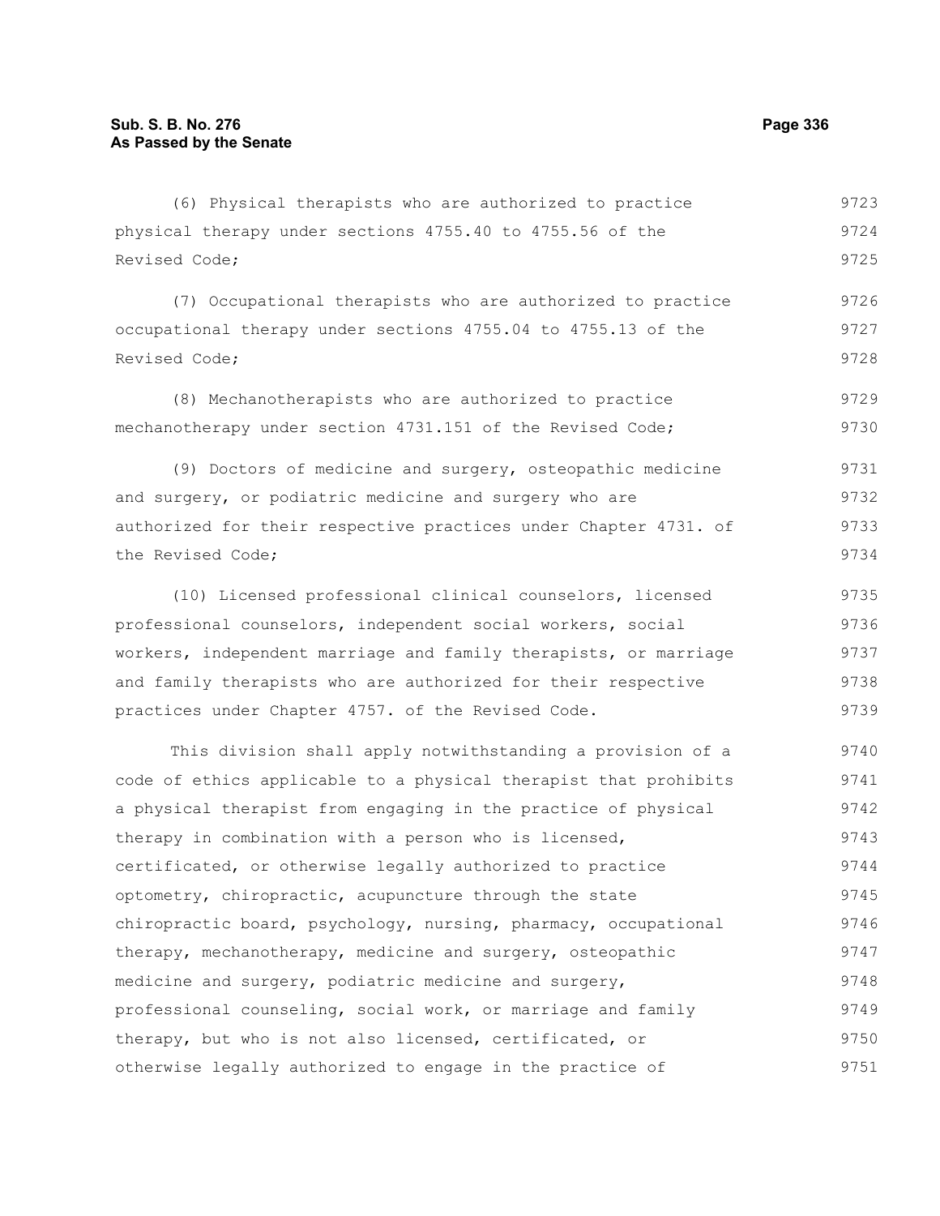(6) Physical therapists who are authorized to practice physical therapy under sections 4755.40 to 4755.56 of the Revised Code;

(7) Occupational therapists who are authorized to practice occupational therapy under sections 4755.04 to 4755.13 of the Revised Code;

(8) Mechanotherapists who are authorized to practice mechanotherapy under section 4731.151 of the Revised Code;

(9) Doctors of medicine and surgery, osteopathic medicine and surgery, or podiatric medicine and surgery who are authorized for their respective practices under Chapter 4731. of the Revised Code;

(10) Licensed professional clinical counselors, licensed professional counselors, independent social workers, social workers, independent marriage and family therapists, or marriage and family therapists who are authorized for their respective practices under Chapter 4757. of the Revised Code.

This division shall apply notwithstanding a provision of a code of ethics applicable to a physical therapist that prohibits a physical therapist from engaging in the practice of physical therapy in combination with a person who is licensed, certificated, or otherwise legally authorized to practice optometry, chiropractic, acupuncture through the state chiropractic board, psychology, nursing, pharmacy, occupational therapy, mechanotherapy, medicine and surgery, osteopathic medicine and surgery, podiatric medicine and surgery, professional counseling, social work, or marriage and family therapy, but who is not also licensed, certificated, or otherwise legally authorized to engage in the practice of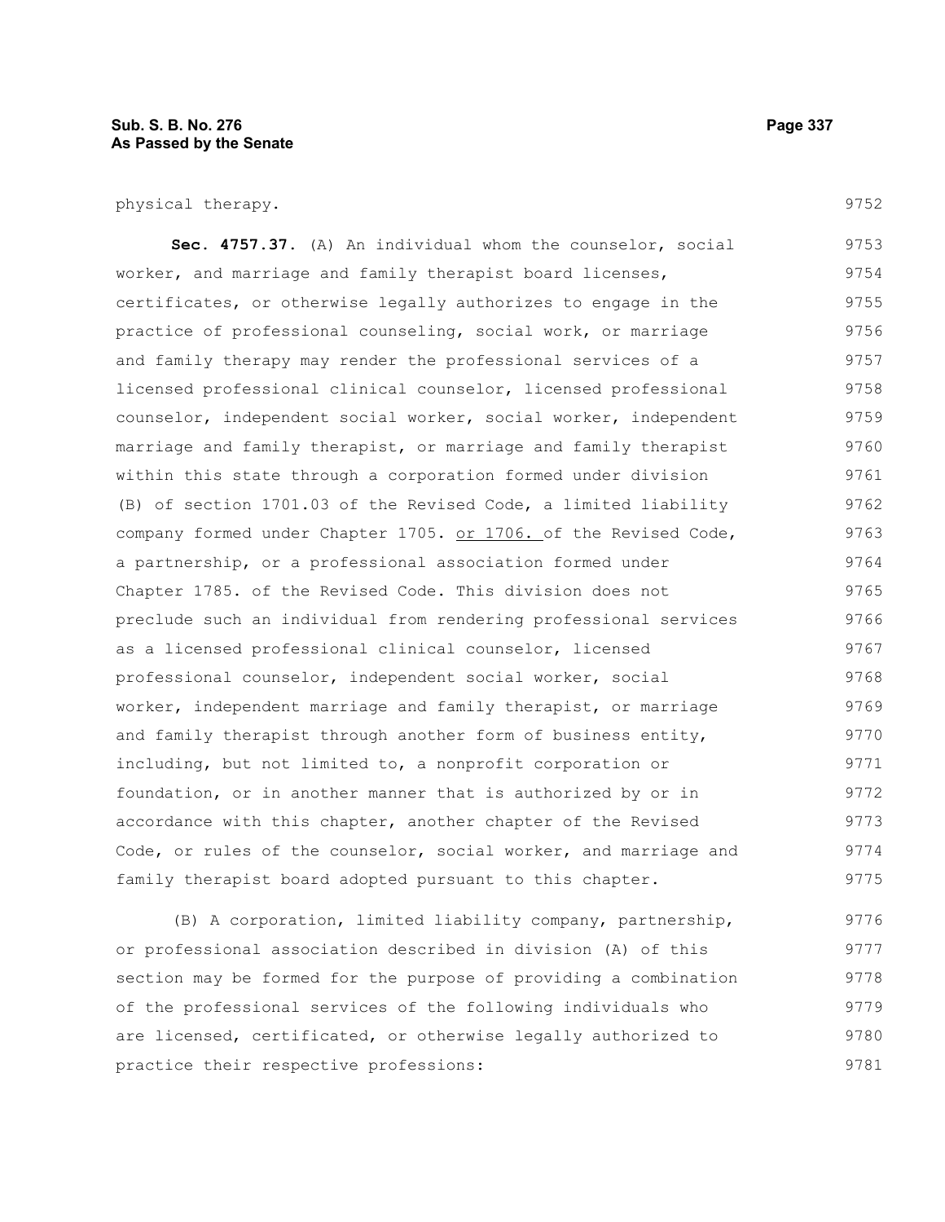physical therapy.

**Sec. 4757.37.** (A) An individual whom the counselor, social worker, and marriage and family therapist board licenses, certificates, or otherwise legally authorizes to engage in the practice of professional counseling, social work, or marriage and family therapy may render the professional services of a licensed professional clinical counselor, licensed professional counselor, independent social worker, social worker, independent marriage and family therapist, or marriage and family therapist within this state through a corporation formed under division (B) of section 1701.03 of the Revised Code, a limited liability company formed under Chapter 1705. or 1706. of the Revised Code, a partnership, or a professional association formed under Chapter 1785. of the Revised Code. This division does not preclude such an individual from rendering professional services as a licensed professional clinical counselor, licensed professional counselor, independent social worker, social worker, independent marriage and family therapist, or marriage and family therapist through another form of business entity, including, but not limited to, a nonprofit corporation or foundation, or in another manner that is authorized by or in accordance with this chapter, another chapter of the Revised Code, or rules of the counselor, social worker, and marriage and family therapist board adopted pursuant to this chapter.

(B) A corporation, limited liability company, partnership, or professional association described in division (A) of this section may be formed for the purpose of providing a combination of the professional services of the following individuals who are licensed, certificated, or otherwise legally authorized to practice their respective professions: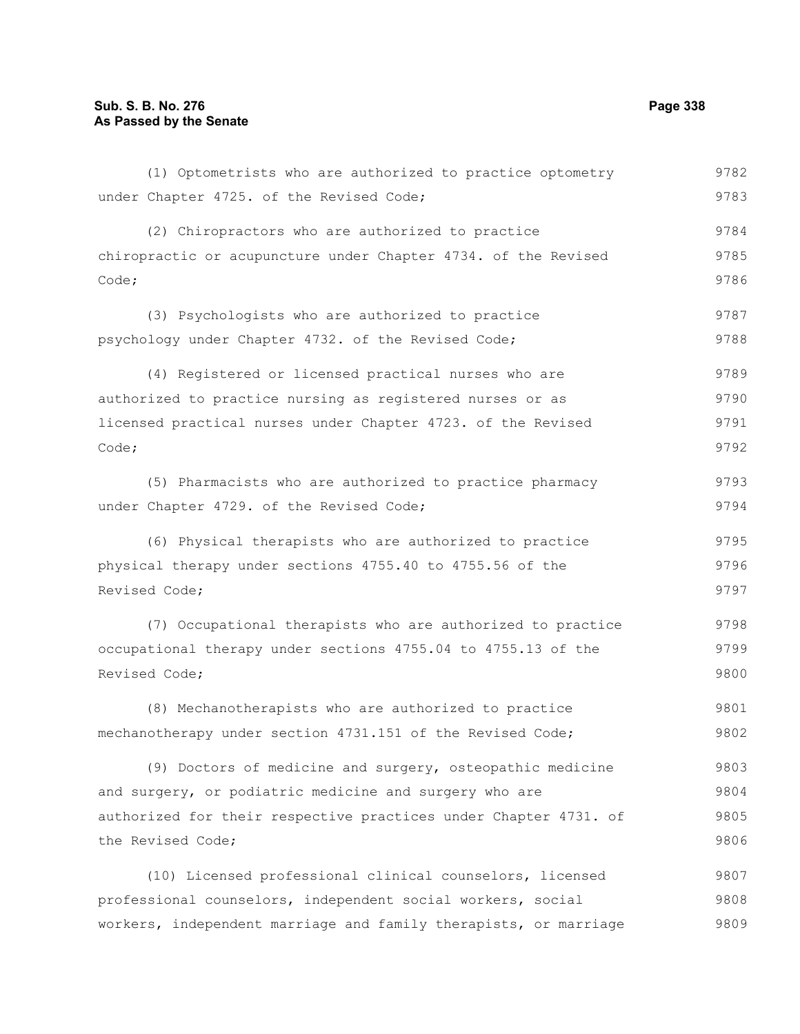(1) Optometrists who are authorized to practice optometry under Chapter 4725. of the Revised Code;

(2) Chiropractors who are authorized to practice chiropractic or acupuncture under Chapter 4734. of the Revised Code;

(3) Psychologists who are authorized to practice psychology under Chapter 4732. of the Revised Code;

(4) Registered or licensed practical nurses who are authorized to practice nursing as registered nurses or as licensed practical nurses under Chapter 4723. of the Revised Code;

(5) Pharmacists who are authorized to practice pharmacy under Chapter 4729. of the Revised Code;

(6) Physical therapists who are authorized to practice physical therapy under sections 4755.40 to 4755.56 of the Revised Code;

(7) Occupational therapists who are authorized to practice occupational therapy under sections 4755.04 to 4755.13 of the Revised Code;

(8) Mechanotherapists who are authorized to practice mechanotherapy under section 4731.151 of the Revised Code;

(9) Doctors of medicine and surgery, osteopathic medicine and surgery, or podiatric medicine and surgery who are authorized for their respective practices under Chapter 4731. of the Revised Code;

(10) Licensed professional clinical counselors, licensed professional counselors, independent social workers, social workers, independent marriage and family therapists, or marriage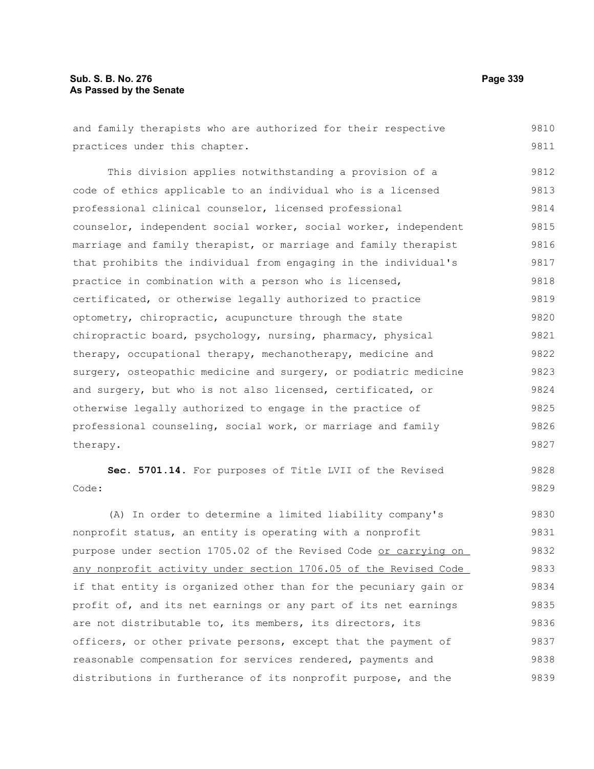and family therapists who are authorized for their respective practices under this chapter.

This division applies notwithstanding a provision of a code of ethics applicable to an individual who is a licensed professional clinical counselor, licensed professional counselor, independent social worker, social worker, independent marriage and family therapist, or marriage and family therapist that prohibits the individual from engaging in the individual's practice in combination with a person who is licensed, certificated, or otherwise legally authorized to practice optometry, chiropractic, acupuncture through the state chiropractic board, psychology, nursing, pharmacy, physical therapy, occupational therapy, mechanotherapy, medicine and surgery, osteopathic medicine and surgery, or podiatric medicine and surgery, but who is not also licensed, certificated, or otherwise legally authorized to engage in the practice of professional counseling, social work, or marriage and family therapy.

**Sec. 5701.14.** For purposes of Title LVII of the Revised Code:

(A) In order to determine a limited liability company's nonprofit status, an entity is operating with a nonprofit purpose under section 1705.02 of the Revised Code <u>or carrying on any nonprofit activity under section 1706.05 of the Revised Code</u> if that entity is organized other than for the pecuniary gain or profit of, and its net earnings or any part of its net earnings are not distributable to, its members, its directors, its officers, or other private persons, except that the payment of reasonable compensation for services rendered, payments and distributions in furtherance of its nonprofit purpose, and the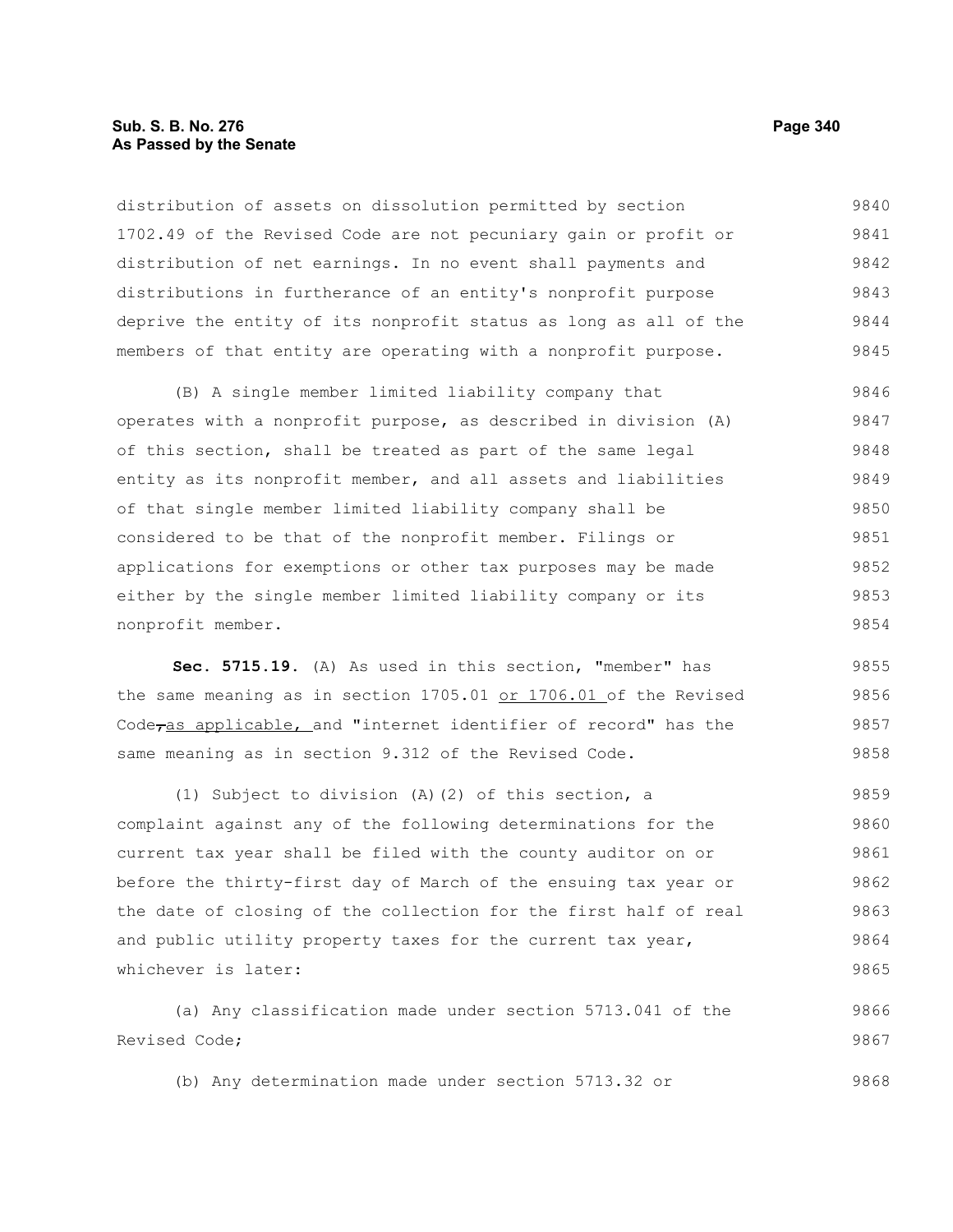distribution of assets on dissolution permitted by section 1702.49 of the Revised Code are not pecuniary gain or profit or distribution of net earnings. In no event shall payments and distributions in furtherance of an entity's nonprofit purpose deprive the entity of its nonprofit status as long as all of the members of that entity are operating with a nonprofit purpose.

(B) A single member limited liability company that operates with a nonprofit purpose, as described in division (A) of this section, shall be treated as part of the same legal entity as its nonprofit member, and all assets and liabilities of that single member limited liability company shall be considered to be that of the nonprofit member. Filings or applications for exemptions or other tax purposes may be made either by the single member limited liability company or its nonprofit member.

**Sec. 5715.19.** (A) As used in this section, "member" has the same meaning as in section 1705.01 or 1706.01 of the Revised Code, as applicable, and "internet identifier of record" has the same meaning as in section 9.312 of the Revised Code.

(1) Subject to division (A)(2) of this section, a complaint against any of the following determinations for the current tax year shall be filed with the county auditor on or before the thirty-first day of March of the ensuing tax year or the date of closing of the collection for the first half of real and public utility property taxes for the current tax year, whichever is later:

(a) Any classification made under section 5713.041 of the Revised Code;

(b) Any determination made under section 5713.32 or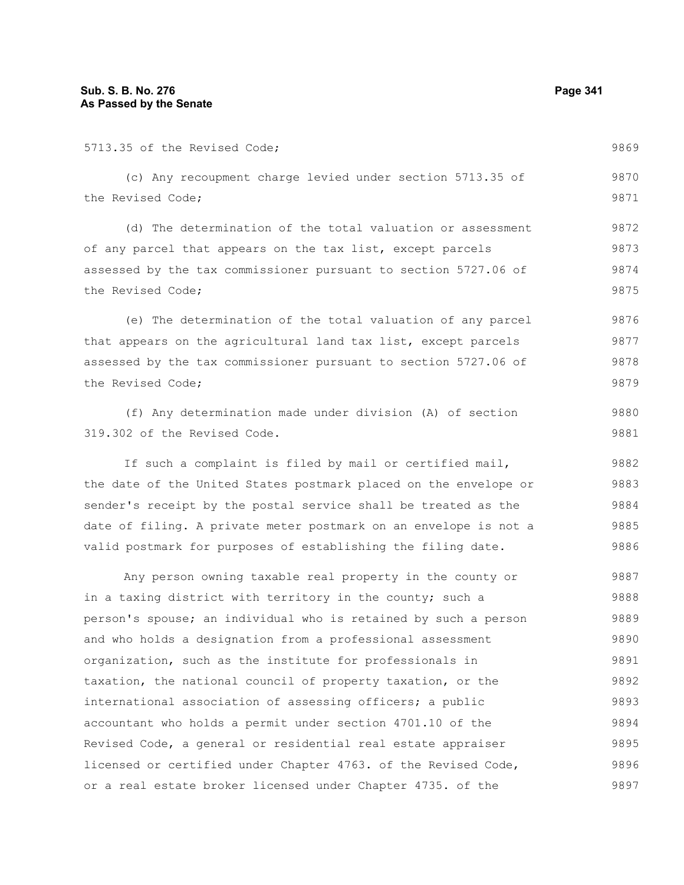5713.35 of the Revised Code;

(c) Any recoupment charge levied under section 5713.35 of the Revised Code;

(d) The determination of the total valuation or assessment of any parcel that appears on the tax list, except parcels assessed by the tax commissioner pursuant to section 5727.06 of the Revised Code;

(e) The determination of the total valuation of any parcel that appears on the agricultural land tax list, except parcels assessed by the tax commissioner pursuant to section 5727.06 of the Revised Code;

(f) Any determination made under division (A) of section 319.302 of the Revised Code.

If such a complaint is filed by mail or certified mail, the date of the United States postmark placed on the envelope or sender's receipt by the postal service shall be treated as the date of filing. A private meter postmark on an envelope is not a valid postmark for purposes of establishing the filing date.

Any person owning taxable real property in the county or in a taxing district with territory in the county; such a person's spouse; an individual who is retained by such a person and who holds a designation from a professional assessment organization, such as the institute for professionals in taxation, the national council of property taxation, or the international association of assessing officers; a public accountant who holds a permit under section 4701.10 of the Revised Code, a general or residential real estate appraiser licensed or certified under Chapter 4763. of the Revised Code, or a real estate broker licensed under Chapter 4735. of the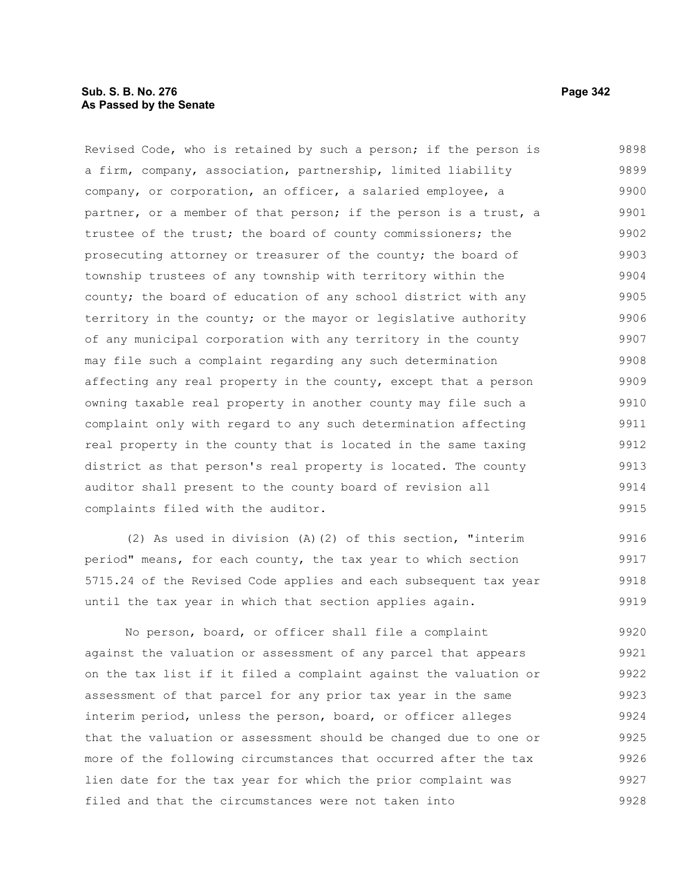Revised Code, who is retained by such a person; if the person is a firm, company, association, partnership, limited liability company, or corporation, an officer, a salaried employee, a partner, or a member of that person; if the person is a trust, a trustee of the trust; the board of county commissioners; the prosecuting attorney or treasurer of the county; the board of township trustees of any township with territory within the county; the board of education of any school district with any territory in the county; or the mayor or legislative authority of any municipal corporation with any territory in the county may file such a complaint regarding any such determination affecting any real property in the county, except that a person owning taxable real property in another county may file such a complaint only with regard to any such determination affecting real property in the county that is located in the same taxing district as that person's real property is located. The county auditor shall present to the county board of revision all complaints filed with the auditor.

(2) As used in division (A)(2) of this section, "interim period" means, for each county, the tax year to which section 5715.24 of the Revised Code applies and each subsequent tax year until the tax year in which that section applies again.

No person, board, or officer shall file a complaint against the valuation or assessment of any parcel that appears on the tax list if it filed a complaint against the valuation or assessment of that parcel for any prior tax year in the same interim period, unless the person, board, or officer alleges that the valuation or assessment should be changed due to one or more of the following circumstances that occurred after the tax lien date for the tax year for which the prior complaint was filed and that the circumstances were not taken into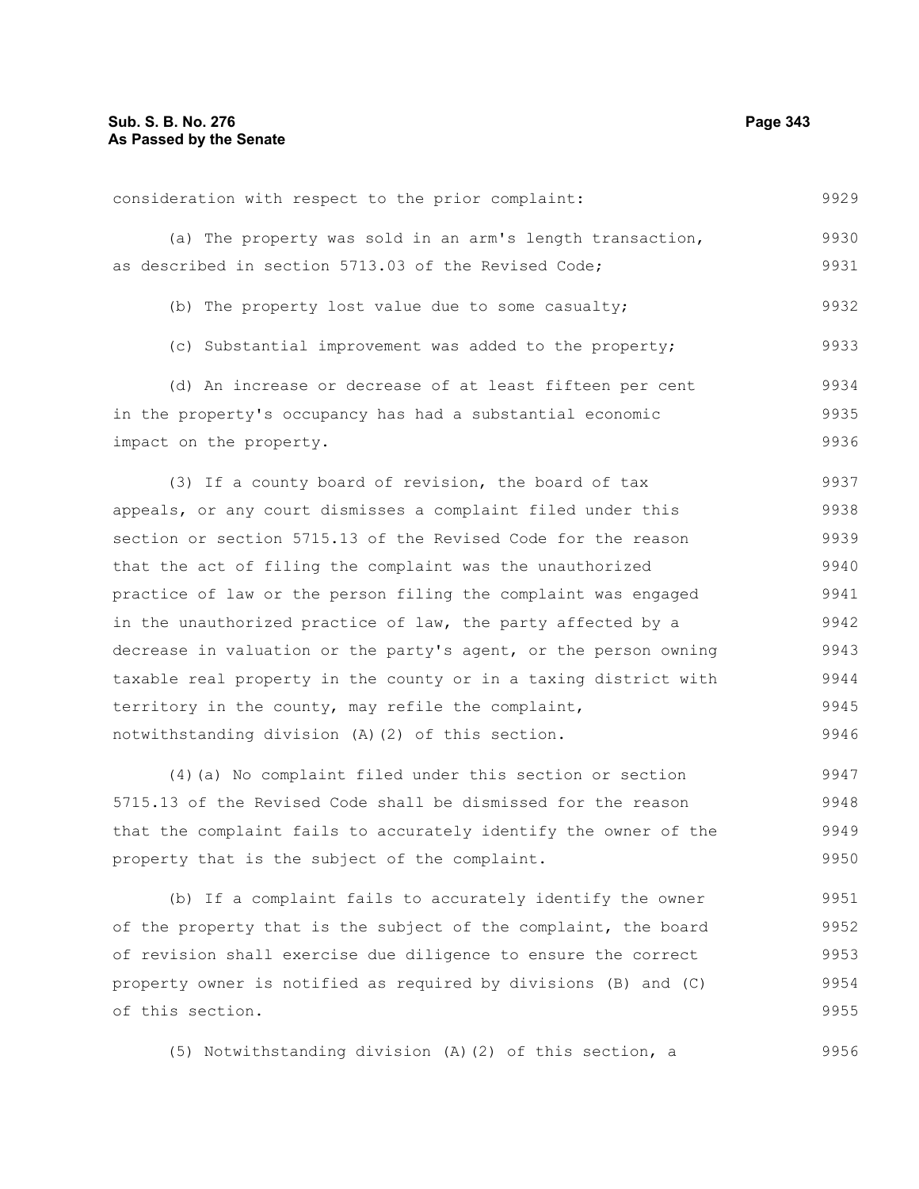consideration with respect to the prior complaint:

(a) The property was sold in an arm's length transaction, as described in section 5713.03 of the Revised Code;

(b) The property lost value due to some casualty;

(c) Substantial improvement was added to the property;

(d) An increase or decrease of at least fifteen per cent in the property's occupancy has had a substantial economic impact on the property.

(3) If a county board of revision, the board of tax appeals, or any court dismisses a complaint filed under this section or section 5715.13 of the Revised Code for the reason that the act of filing the complaint was the unauthorized practice of law or the person filing the complaint was engaged in the unauthorized practice of law, the party affected by a decrease in valuation or the party's agent, or the person owning taxable real property in the county or in a taxing district with territory in the county, may refile the complaint, notwithstanding division (A)(2) of this section.

(4)(a) No complaint filed under this section or section 5715.13 of the Revised Code shall be dismissed for the reason that the complaint fails to accurately identify the owner of the property that is the subject of the complaint.

(b) If a complaint fails to accurately identify the owner of the property that is the subject of the complaint, the board of revision shall exercise due diligence to ensure the correct property owner is notified as required by divisions (B) and (C) of this section.

(5) Notwithstanding division (A)(2) of this section, a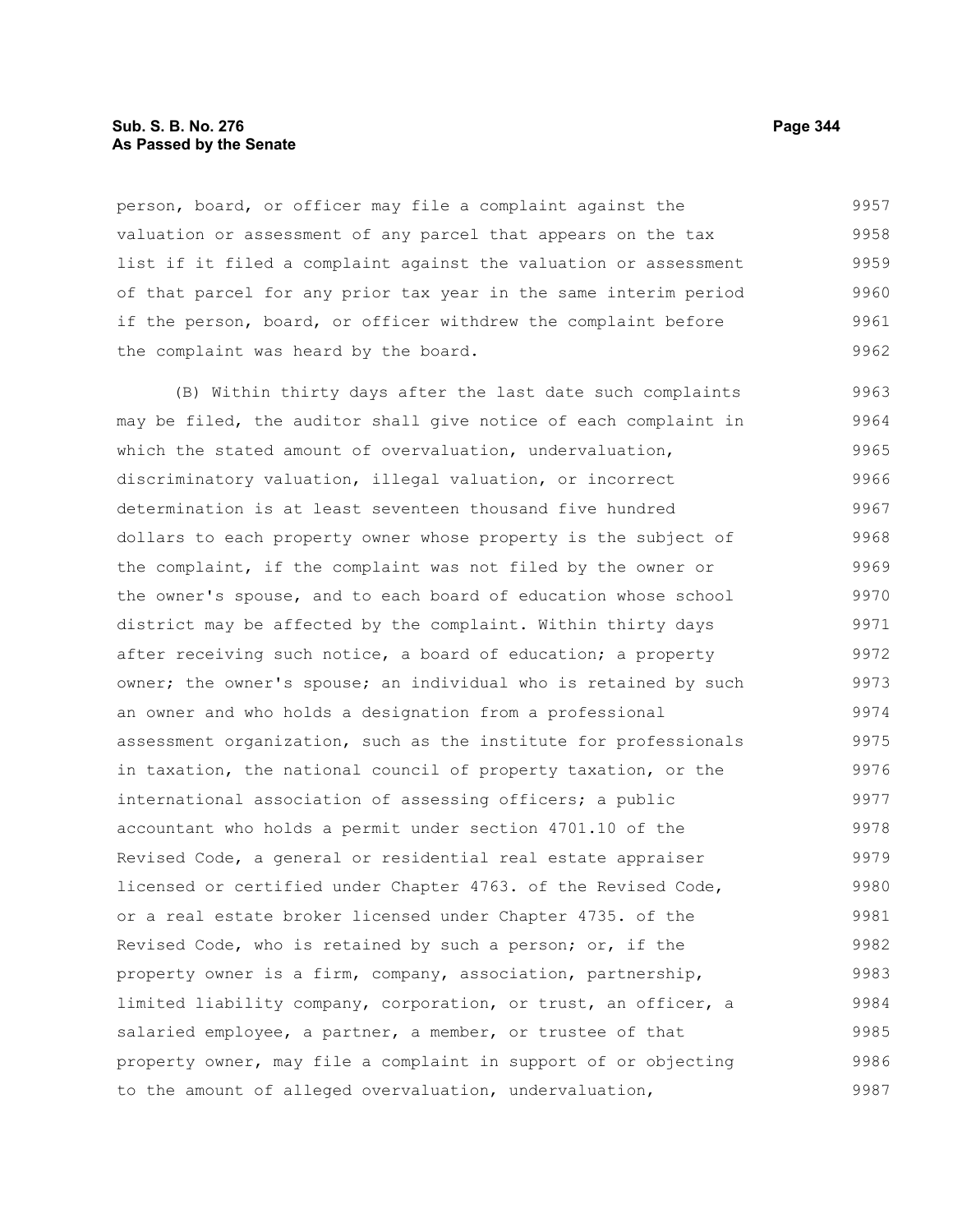person, board, or officer may file a complaint against the valuation or assessment of any parcel that appears on the tax list if it filed a complaint against the valuation or assessment of that parcel for any prior tax year in the same interim period if the person, board, or officer withdrew the complaint before the complaint was heard by the board.

(B) Within thirty days after the last date such complaints may be filed, the auditor shall give notice of each complaint in which the stated amount of overvaluation, undervaluation, discriminatory valuation, illegal valuation, or incorrect determination is at least seventeen thousand five hundred dollars to each property owner whose property is the subject of the complaint, if the complaint was not filed by the owner or the owner's spouse, and to each board of education whose school district may be affected by the complaint. Within thirty days after receiving such notice, a board of education; a property owner; the owner's spouse; an individual who is retained by such an owner and who holds a designation from a professional assessment organization, such as the institute for professionals in taxation, the national council of property taxation, or the international association of assessing officers; a public accountant who holds a permit under section 4701.10 of the Revised Code, a general or residential real estate appraiser licensed or certified under Chapter 4763. of the Revised Code, or a real estate broker licensed under Chapter 4735. of the Revised Code, who is retained by such a person; or, if the property owner is a firm, company, association, partnership, limited liability company, corporation, or trust, an officer, a salaried employee, a partner, a member, or trustee of that property owner, may file a complaint in support of or objecting to the amount of alleged overvaluation, undervaluation,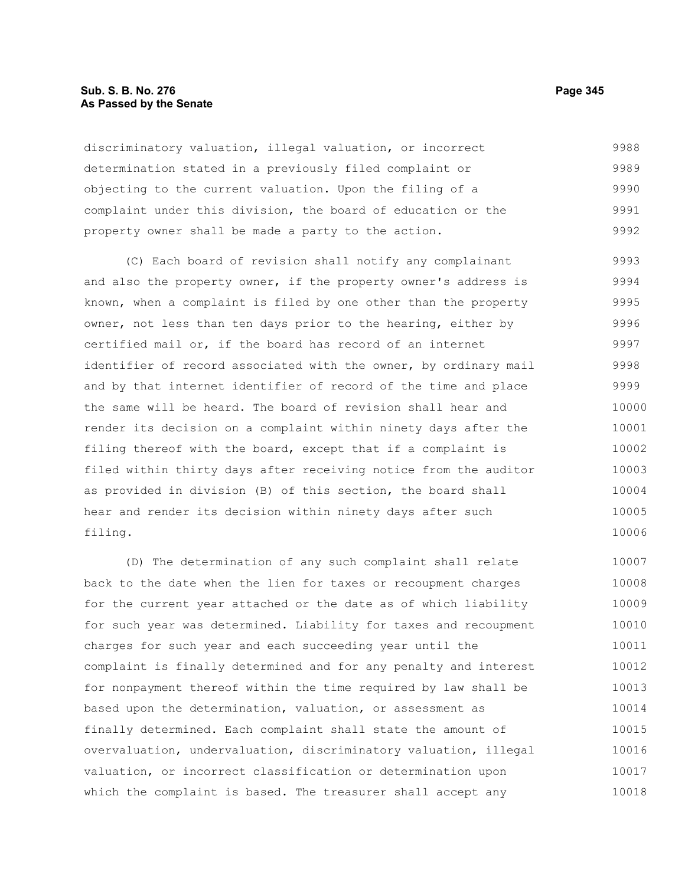discriminatory valuation, illegal valuation, or incorrect determination stated in a previously filed complaint or objecting to the current valuation. Upon the filing of a complaint under this division, the board of education or the property owner shall be made a party to the action.

(C) Each board of revision shall notify any complainant and also the property owner, if the property owner's address is known, when a complaint is filed by one other than the property owner, not less than ten days prior to the hearing, either by certified mail or, if the board has record of an internet identifier of record associated with the owner, by ordinary mail and by that internet identifier of record of the time and place the same will be heard. The board of revision shall hear and render its decision on a complaint within ninety days after the filing thereof with the board, except that if a complaint is filed within thirty days after receiving notice from the auditor as provided in division (B) of this section, the board shall hear and render its decision within ninety days after such filing.

(D) The determination of any such complaint shall relate back to the date when the lien for taxes or recoupment charges for the current year attached or the date as of which liability for such year was determined. Liability for taxes and recoupment charges for such year and each succeeding year until the complaint is finally determined and for any penalty and interest for nonpayment thereof within the time required by law shall be based upon the determination, valuation, or assessment as finally determined. Each complaint shall state the amount of overvaluation, undervaluation, discriminatory valuation, illegal valuation, or incorrect classification or determination upon which the complaint is based. The treasurer shall accept any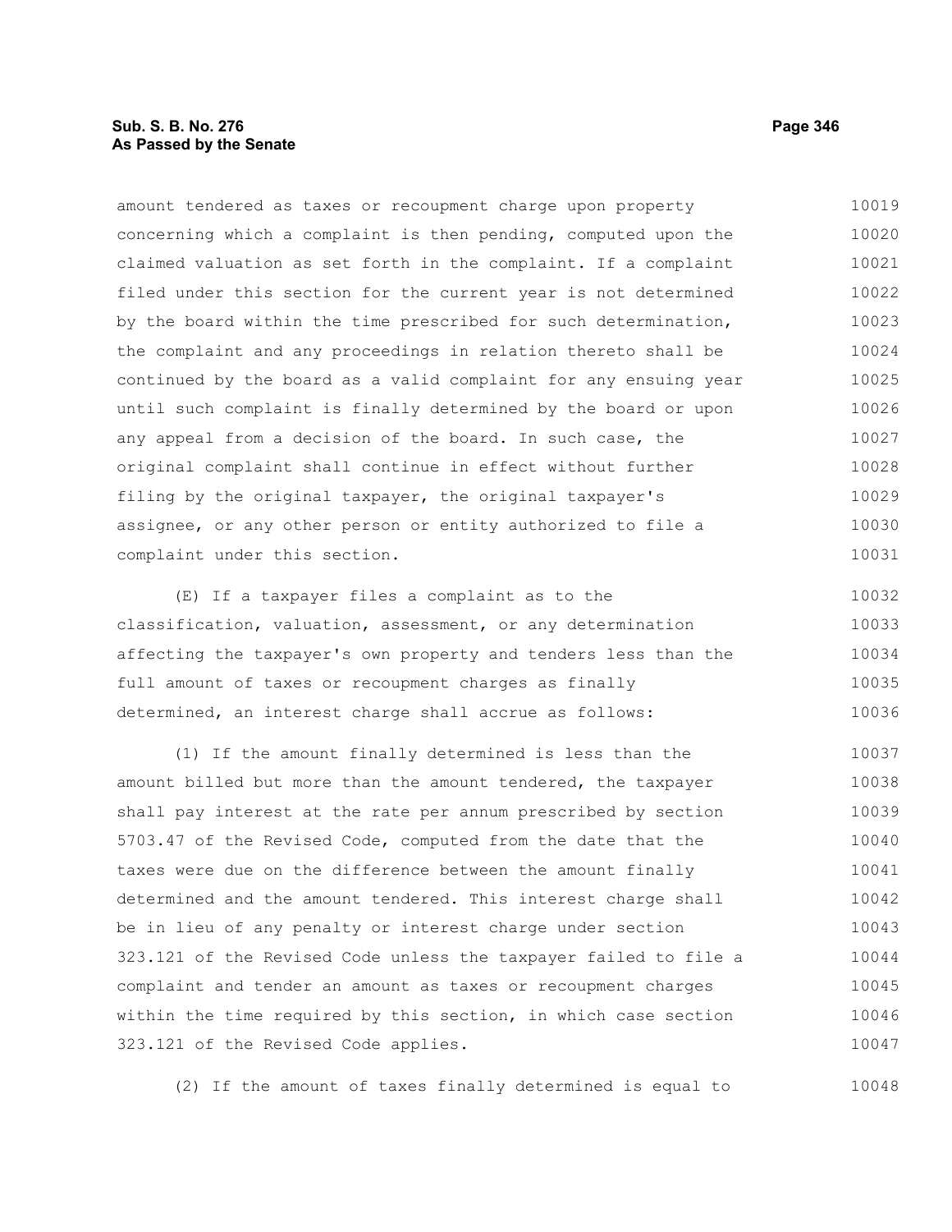amount tendered as taxes or recoupment charge upon property concerning which a complaint is then pending, computed upon the claimed valuation as set forth in the complaint. If a complaint filed under this section for the current year is not determined by the board within the time prescribed for such determination, the complaint and any proceedings in relation thereto shall be continued by the board as a valid complaint for any ensuing year until such complaint is finally determined by the board or upon any appeal from a decision of the board. In such case, the original complaint shall continue in effect without further filing by the original taxpayer, the original taxpayer's assignee, or any other person or entity authorized to file a complaint under this section.

(E) If a taxpayer files a complaint as to the classification, valuation, assessment, or any determination affecting the taxpayer's own property and tenders less than the full amount of taxes or recoupment charges as finally determined, an interest charge shall accrue as follows:

(1) If the amount finally determined is less than the amount billed but more than the amount tendered, the taxpayer shall pay interest at the rate per annum prescribed by section 5703.47 of the Revised Code, computed from the date that the taxes were due on the difference between the amount finally determined and the amount tendered. This interest charge shall be in lieu of any penalty or interest charge under section 323.121 of the Revised Code unless the taxpayer failed to file a complaint and tender an amount as taxes or recoupment charges within the time required by this section, in which case section 323.121 of the Revised Code applies.

(2) If the amount of taxes finally determined is equal to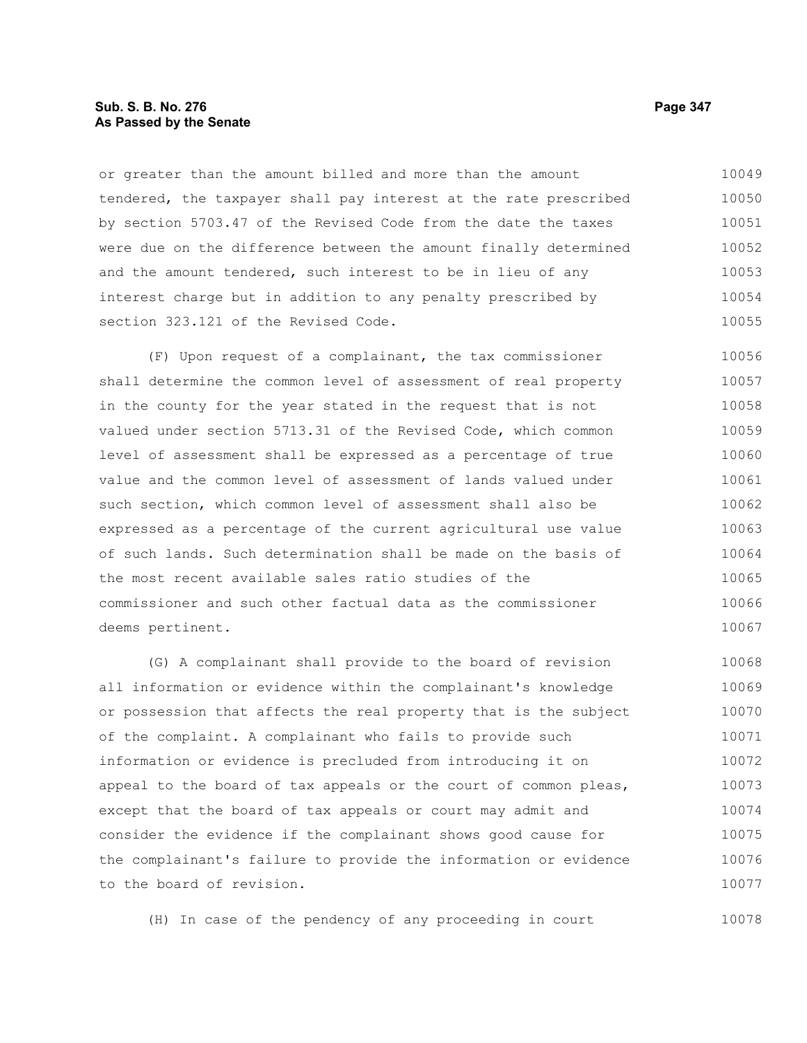or greater than the amount billed and more than the amount tendered, the taxpayer shall pay interest at the rate prescribed by section 5703.47 of the Revised Code from the date the taxes were due on the difference between the amount finally determined and the amount tendered, such interest to be in lieu of any interest charge but in addition to any penalty prescribed by section 323.121 of the Revised Code.

(F) Upon request of a complainant, the tax commissioner shall determine the common level of assessment of real property in the county for the year stated in the request that is not valued under section 5713.31 of the Revised Code, which common level of assessment shall be expressed as a percentage of true value and the common level of assessment of lands valued under such section, which common level of assessment shall also be expressed as a percentage of the current agricultural use value of such lands. Such determination shall be made on the basis of the most recent available sales ratio studies of the commissioner and such other factual data as the commissioner deems pertinent.

(G) A complainant shall provide to the board of revision all information or evidence within the complainant's knowledge or possession that affects the real property that is the subject of the complaint. A complainant who fails to provide such information or evidence is precluded from introducing it on appeal to the board of tax appeals or the court of common pleas, except that the board of tax appeals or court may admit and consider the evidence if the complainant shows good cause for the complainant's failure to provide the information or evidence to the board of revision.

(H) In case of the pendency of any proceeding in court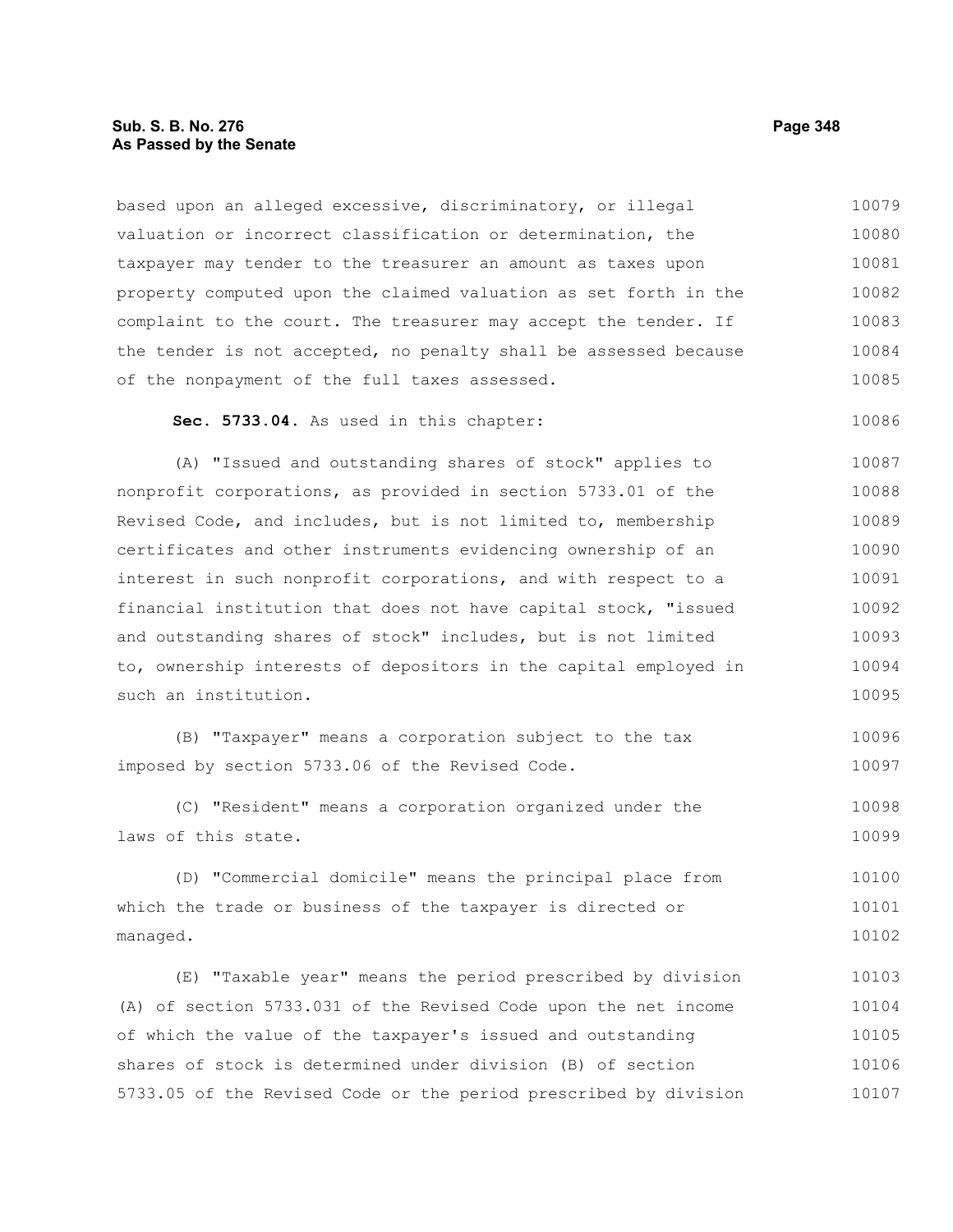based upon an alleged excessive, discriminatory, or illegal valuation or incorrect classification or determination, the taxpayer may tender to the treasurer an amount as taxes upon property computed upon the claimed valuation as set forth in the complaint to the court. The treasurer may accept the tender. If the tender is not accepted, no penalty shall be assessed because of the nonpayment of the full taxes assessed.

**Sec. 5733.04.** As used in this chapter:

(A) "Issued and outstanding shares of stock" applies to nonprofit corporations, as provided in section 5733.01 of the Revised Code, and includes, but is not limited to, membership certificates and other instruments evidencing ownership of an interest in such nonprofit corporations, and with respect to a financial institution that does not have capital stock, "issued and outstanding shares of stock" includes, but is not limited to, ownership interests of depositors in the capital employed in such an institution.

(B) "Taxpayer" means a corporation subject to the tax imposed by section 5733.06 of the Revised Code.

(C) "Resident" means a corporation organized under the laws of this state.

(D) "Commercial domicile" means the principal place from which the trade or business of the taxpayer is directed or managed.

(E) "Taxable year" means the period prescribed by division (A) of section 5733.031 of the Revised Code upon the net income of which the value of the taxpayer's issued and outstanding shares of stock is determined under division (B) of section 5733.05 of the Revised Code or the period prescribed by division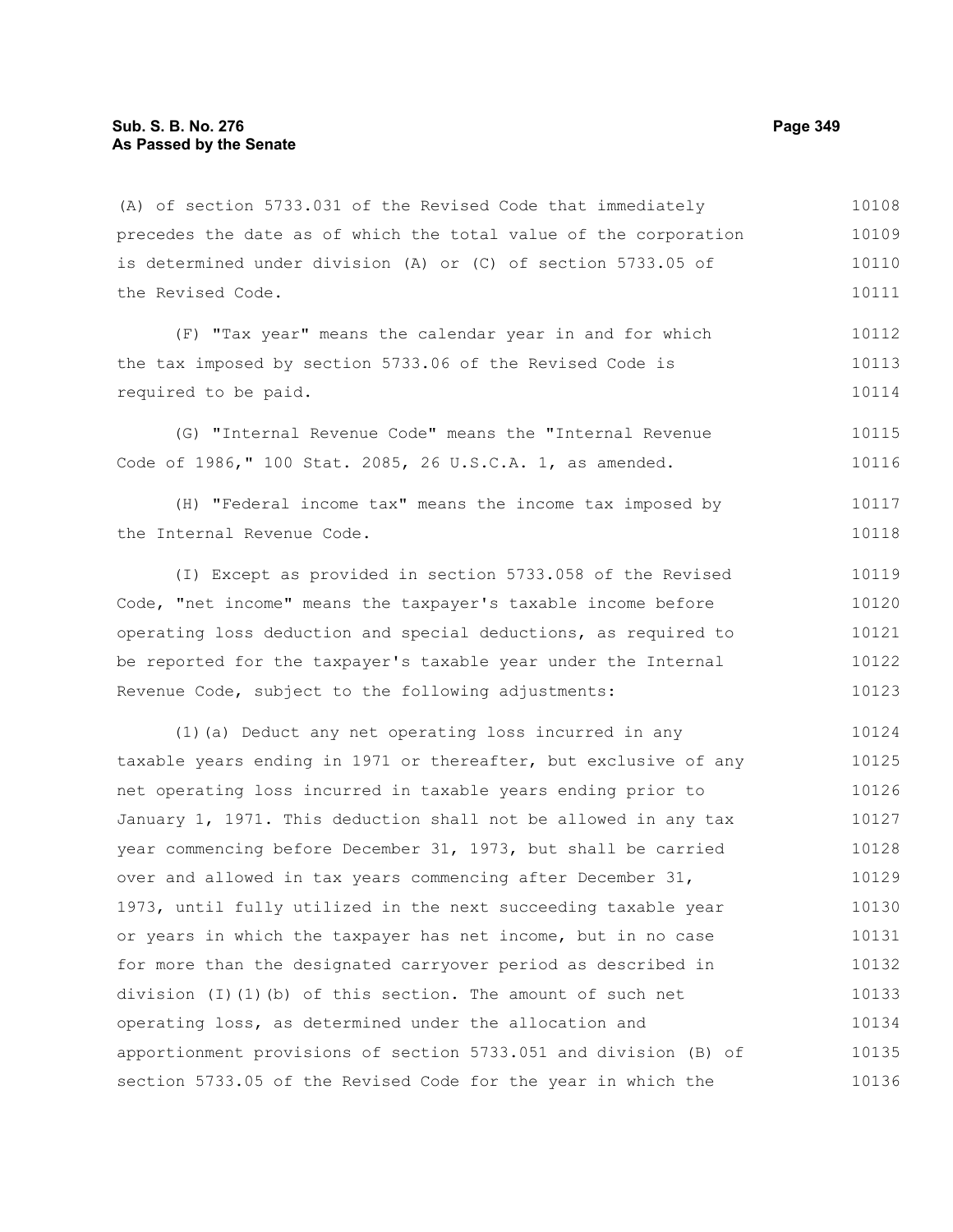(A) of section 5733.031 of the Revised Code that immediately precedes the date as of which the total value of the corporation is determined under division (A) or (C) of section 5733.05 of the Revised Code.

(F) "Tax year" means the calendar year in and for which the tax imposed by section 5733.06 of the Revised Code is required to be paid.

(G) "Internal Revenue Code" means the "Internal Revenue Code of 1986," 100 Stat. 2085, 26 U.S.C.A. 1, as amended.

(H) "Federal income tax" means the income tax imposed by the Internal Revenue Code.

(I) Except as provided in section 5733.058 of the Revised Code, "net income" means the taxpayer's taxable income before operating loss deduction and special deductions, as required to be reported for the taxpayer's taxable year under the Internal Revenue Code, subject to the following adjustments:

(1)(a) Deduct any net operating loss incurred in any taxable years ending in 1971 or thereafter, but exclusive of any net operating loss incurred in taxable years ending prior to January 1, 1971. This deduction shall not be allowed in any tax year commencing before December 31, 1973, but shall be carried over and allowed in tax years commencing after December 31, 1973, until fully utilized in the next succeeding taxable year or years in which the taxpayer has net income, but in no case for more than the designated carryover period as described in division (I)(1)(b) of this section. The amount of such net operating loss, as determined under the allocation and apportionment provisions of section 5733.051 and division (B) of section 5733.05 of the Revised Code for the year in which the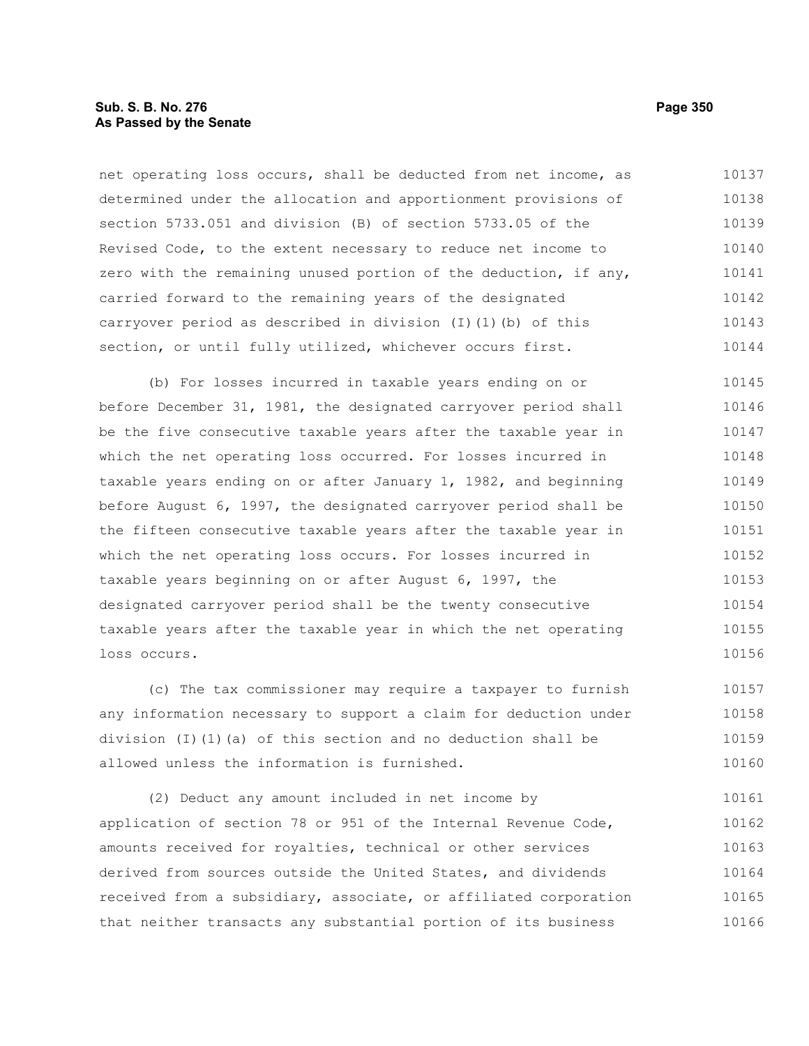net operating loss occurs, shall be deducted from net income, as determined under the allocation and apportionment provisions of section 5733.051 and division (B) of section 5733.05 of the Revised Code, to the extent necessary to reduce net income to zero with the remaining unused portion of the deduction, if any, carried forward to the remaining years of the designated carryover period as described in division (I)(1)(b) of this section, or until fully utilized, whichever occurs first.

(b) For losses incurred in taxable years ending on or before December 31, 1981, the designated carryover period shall be the five consecutive taxable years after the taxable year in which the net operating loss occurred. For losses incurred in taxable years ending on or after January 1, 1982, and beginning before August 6, 1997, the designated carryover period shall be the fifteen consecutive taxable years after the taxable year in which the net operating loss occurs. For losses incurred in taxable years beginning on or after August 6, 1997, the designated carryover period shall be the twenty consecutive taxable years after the taxable year in which the net operating loss occurs.

(c) The tax commissioner may require a taxpayer to furnish any information necessary to support a claim for deduction under division (I)(1)(a) of this section and no deduction shall be allowed unless the information is furnished.

(2) Deduct any amount included in net income by application of section 78 or 951 of the Internal Revenue Code, amounts received for royalties, technical or other services derived from sources outside the United States, and dividends received from a subsidiary, associate, or affiliated corporation that neither transacts any substantial portion of its business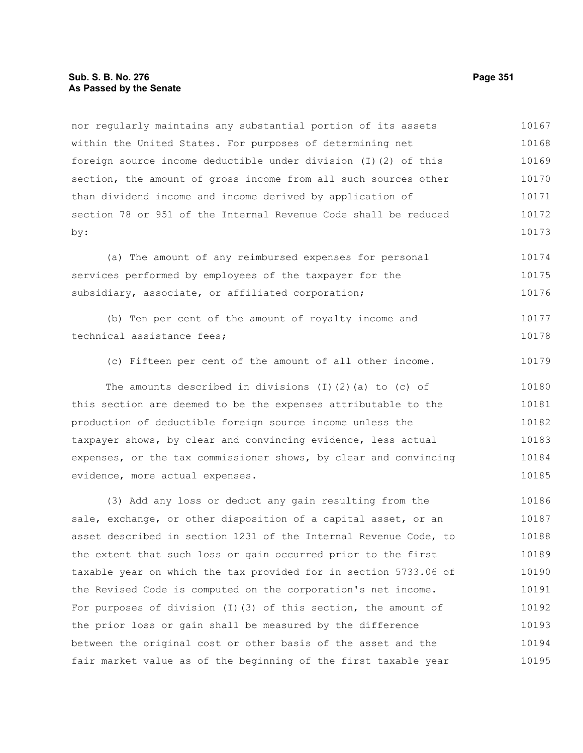nor regularly maintains any substantial portion of its assets within the United States. For purposes of determining net foreign source income deductible under division (I)(2) of this section, the amount of gross income from all such sources other than dividend income and income derived by application of section 78 or 951 of the Internal Revenue Code shall be reduced by:

(a) The amount of any reimbursed expenses for personal services performed by employees of the taxpayer for the subsidiary, associate, or affiliated corporation;

(b) Ten per cent of the amount of royalty income and technical assistance fees;

(c) Fifteen per cent of the amount of all other income.

The amounts described in divisions (I)(2)(a) to (c) of this section are deemed to be the expenses attributable to the production of deductible foreign source income unless the taxpayer shows, by clear and convincing evidence, less actual expenses, or the tax commissioner shows, by clear and convincing evidence, more actual expenses.

(3) Add any loss or deduct any gain resulting from the sale, exchange, or other disposition of a capital asset, or an asset described in section 1231 of the Internal Revenue Code, to the extent that such loss or gain occurred prior to the first taxable year on which the tax provided for in section 5733.06 of the Revised Code is computed on the corporation's net income. For purposes of division (I)(3) of this section, the amount of the prior loss or gain shall be measured by the difference between the original cost or other basis of the asset and the fair market value as of the beginning of the first taxable year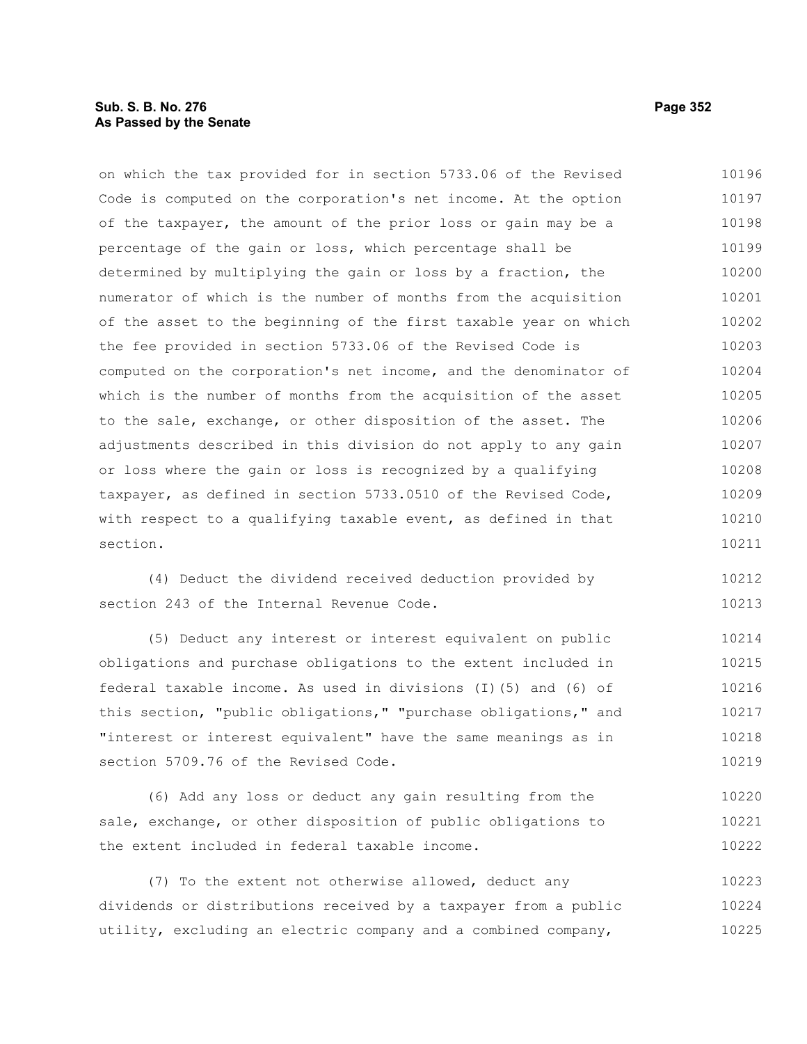on which the tax provided for in section 5733.06 of the Revised Code is computed on the corporation's net income. At the option of the taxpayer, the amount of the prior loss or gain may be a percentage of the gain or loss, which percentage shall be determined by multiplying the gain or loss by a fraction, the numerator of which is the number of months from the acquisition of the asset to the beginning of the first taxable year on which the fee provided in section 5733.06 of the Revised Code is computed on the corporation's net income, and the denominator of which is the number of months from the acquisition of the asset to the sale, exchange, or other disposition of the asset. The adjustments described in this division do not apply to any gain or loss where the gain or loss is recognized by a qualifying taxpayer, as defined in section 5733.0510 of the Revised Code, with respect to a qualifying taxable event, as defined in that section.

(4) Deduct the dividend received deduction provided by section 243 of the Internal Revenue Code.

(5) Deduct any interest or interest equivalent on public obligations and purchase obligations to the extent included in federal taxable income. As used in divisions (I)(5) and (6) of this section, "public obligations," "purchase obligations," and "interest or interest equivalent" have the same meanings as in section 5709.76 of the Revised Code.

(6) Add any loss or deduct any gain resulting from the sale, exchange, or other disposition of public obligations to the extent included in federal taxable income.

(7) To the extent not otherwise allowed, deduct any dividends or distributions received by a taxpayer from a public utility, excluding an electric company and a combined company,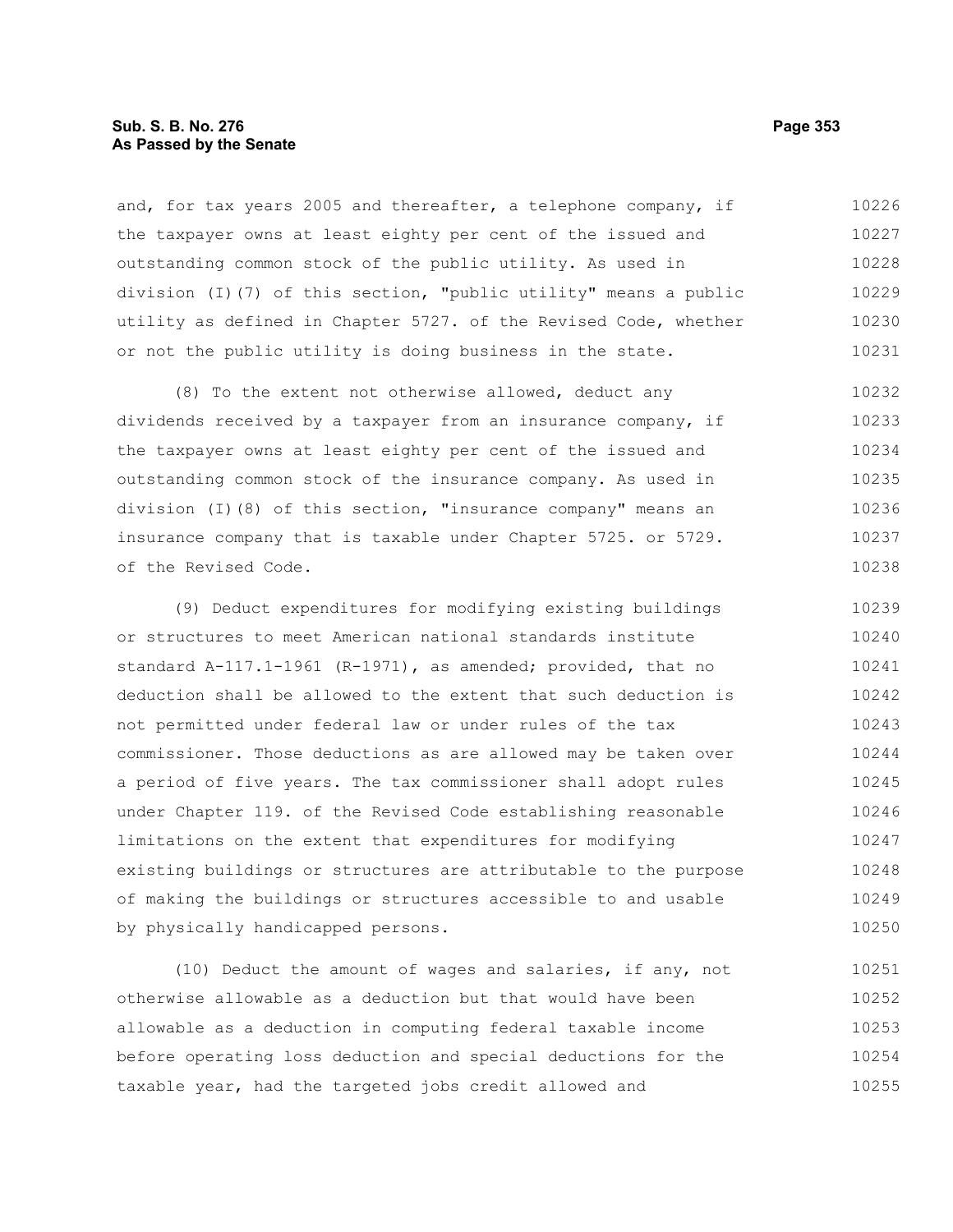and, for tax years 2005 and thereafter, a telephone company, if the taxpayer owns at least eighty per cent of the issued and outstanding common stock of the public utility. As used in division (I)(7) of this section, "public utility" means a public utility as defined in Chapter 5727. of the Revised Code, whether or not the public utility is doing business in the state.

(8) To the extent not otherwise allowed, deduct any dividends received by a taxpayer from an insurance company, if the taxpayer owns at least eighty per cent of the issued and outstanding common stock of the insurance company. As used in division (I)(8) of this section, "insurance company" means an insurance company that is taxable under Chapter 5725. or 5729. of the Revised Code.

(9) Deduct expenditures for modifying existing buildings or structures to meet American national standards institute standard A-117.1-1961 (R-1971), as amended; provided, that no deduction shall be allowed to the extent that such deduction is not permitted under federal law or under rules of the tax commissioner. Those deductions as are allowed may be taken over a period of five years. The tax commissioner shall adopt rules under Chapter 119. of the Revised Code establishing reasonable limitations on the extent that expenditures for modifying existing buildings or structures are attributable to the purpose of making the buildings or structures accessible to and usable by physically handicapped persons.

(10) Deduct the amount of wages and salaries, if any, not otherwise allowable as a deduction but that would have been allowable as a deduction in computing federal taxable income before operating loss deduction and special deductions for the taxable year, had the targeted jobs credit allowed and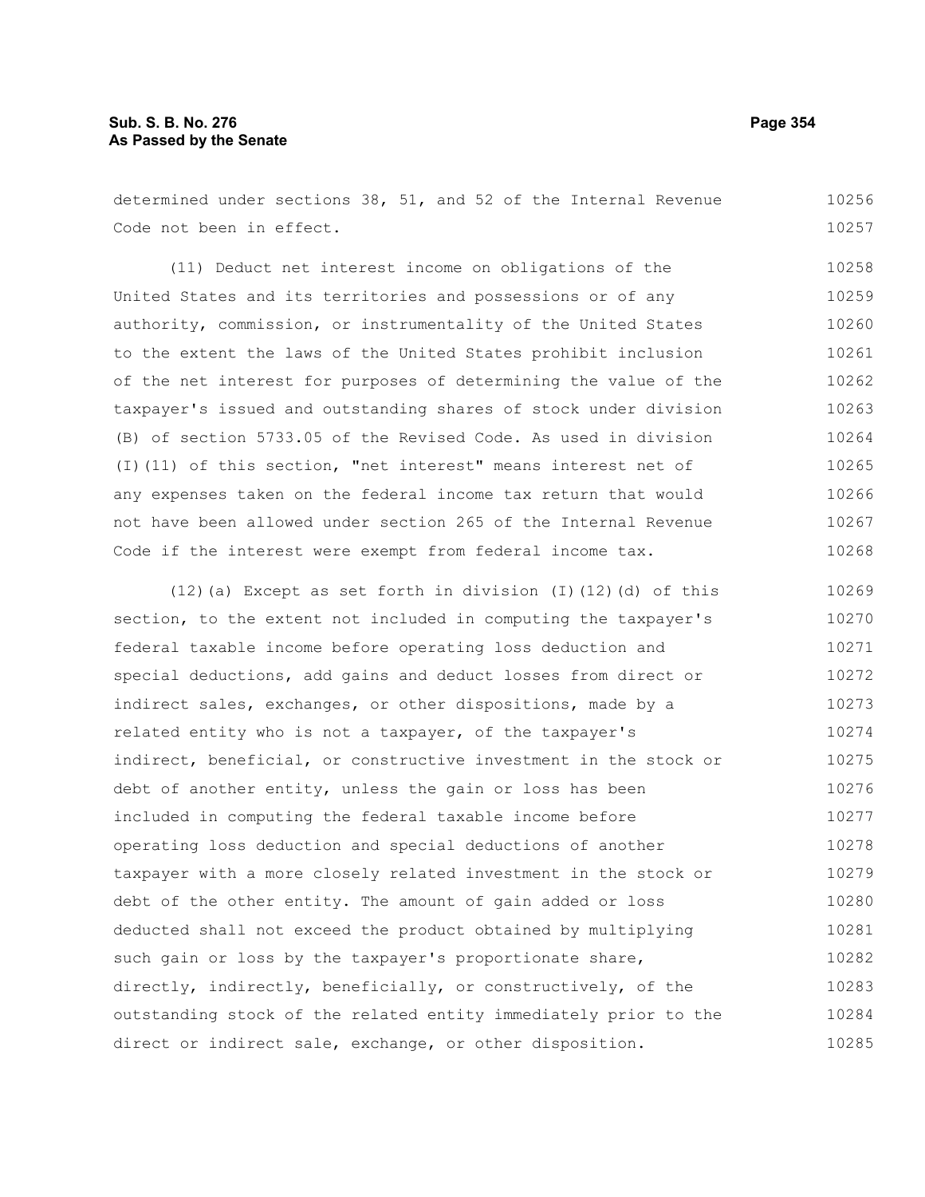determined under sections 38, 51, and 52 of the Internal Revenue Code not been in effect.

(11) Deduct net interest income on obligations of the United States and its territories and possessions or of any authority, commission, or instrumentality of the United States to the extent the laws of the United States prohibit inclusion of the net interest for purposes of determining the value of the taxpayer's issued and outstanding shares of stock under division (B) of section 5733.05 of the Revised Code. As used in division (I)(11) of this section, "net interest" means interest net of any expenses taken on the federal income tax return that would not have been allowed under section 265 of the Internal Revenue Code if the interest were exempt from federal income tax.

(12)(a) Except as set forth in division (I)(12)(d) of this section, to the extent not included in computing the taxpayer's federal taxable income before operating loss deduction and special deductions, add gains and deduct losses from direct or indirect sales, exchanges, or other dispositions, made by a related entity who is not a taxpayer, of the taxpayer's indirect, beneficial, or constructive investment in the stock or debt of another entity, unless the gain or loss has been included in computing the federal taxable income before operating loss deduction and special deductions of another taxpayer with a more closely related investment in the stock or debt of the other entity. The amount of gain added or loss deducted shall not exceed the product obtained by multiplying such gain or loss by the taxpayer's proportionate share, directly, indirectly, beneficially, or constructively, of the outstanding stock of the related entity immediately prior to the direct or indirect sale, exchange, or other disposition.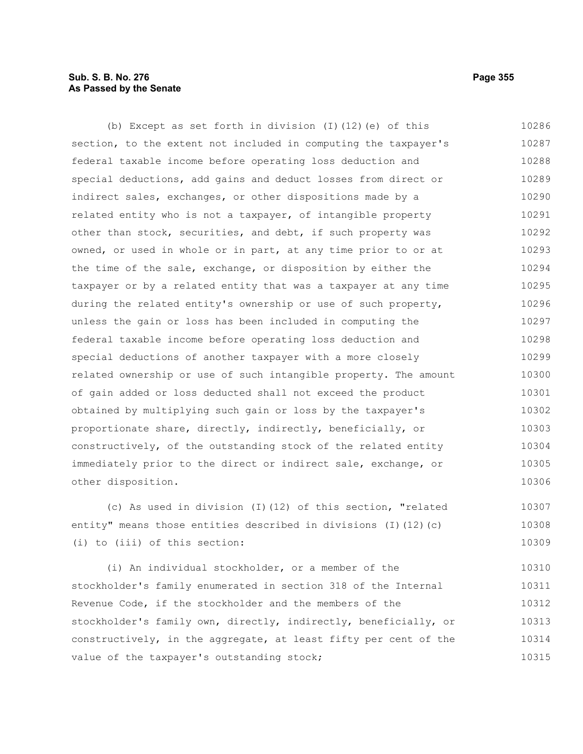(b) Except as set forth in division (I)(12)(e) of this section, to the extent not included in computing the taxpayer's federal taxable income before operating loss deduction and special deductions, add gains and deduct losses from direct or indirect sales, exchanges, or other dispositions made by a related entity who is not a taxpayer, of intangible property other than stock, securities, and debt, if such property was owned, or used in whole or in part, at any time prior to or at the time of the sale, exchange, or disposition by either the taxpayer or by a related entity that was a taxpayer at any time during the related entity's ownership or use of such property, unless the gain or loss has been included in computing the federal taxable income before operating loss deduction and special deductions of another taxpayer with a more closely related ownership or use of such intangible property. The amount of gain added or loss deducted shall not exceed the product obtained by multiplying such gain or loss by the taxpayer's proportionate share, directly, indirectly, beneficially, or constructively, of the outstanding stock of the related entity immediately prior to the direct or indirect sale, exchange, or other disposition.

(c) As used in division (I)(12) of this section, "related entity" means those entities described in divisions (I)(12)(c)(i) to (iii) of this section:

(i) An individual stockholder, or a member of the stockholder's family enumerated in section 318 of the Internal Revenue Code, if the stockholder and the members of the stockholder's family own, directly, indirectly, beneficially, or constructively, in the aggregate, at least fifty per cent of the value of the taxpayer's outstanding stock;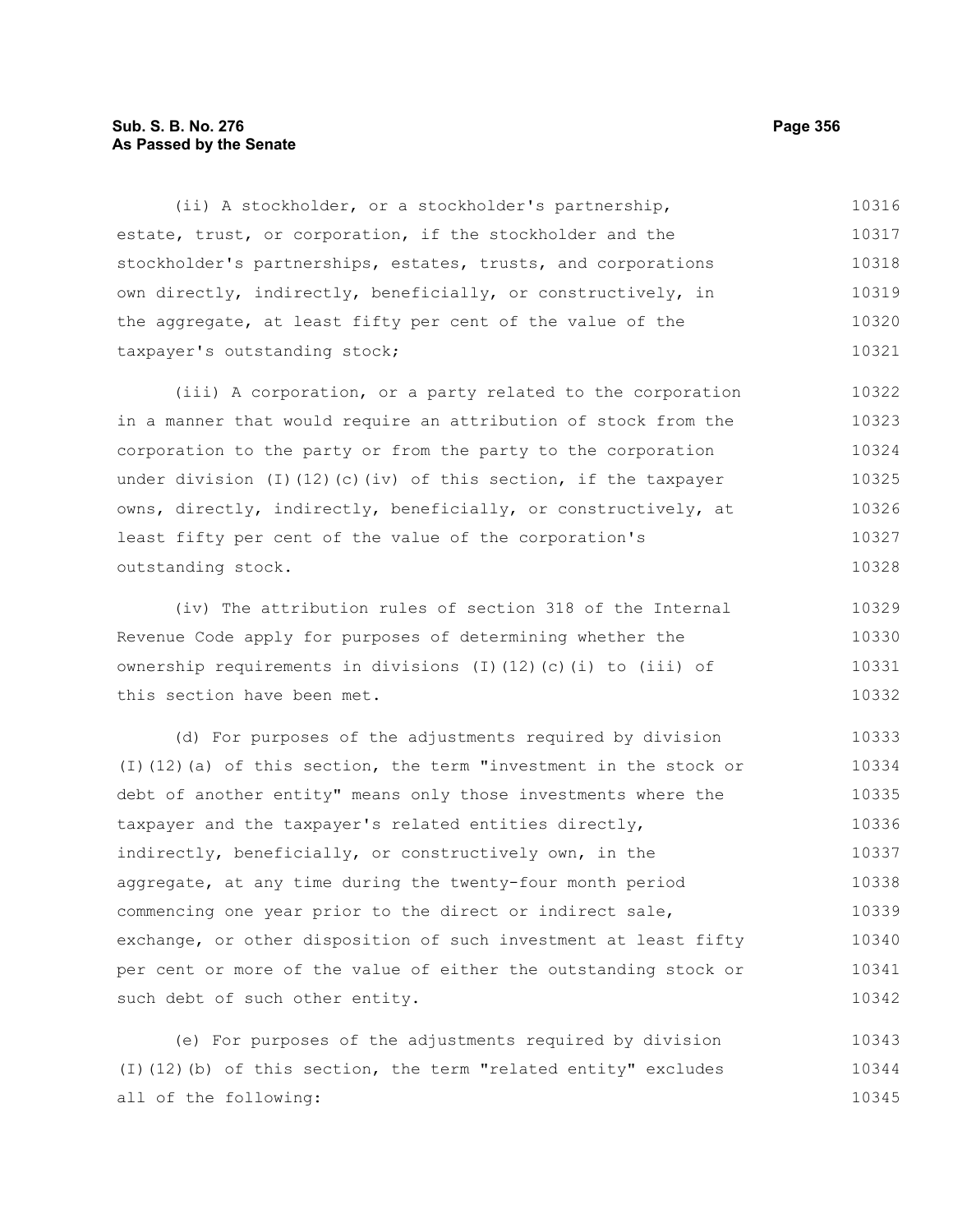(ii) A stockholder, or a stockholder's partnership, estate, trust, or corporation, if the stockholder and the stockholder's partnerships, estates, trusts, and corporations own directly, indirectly, beneficially, or constructively, in the aggregate, at least fifty per cent of the value of the taxpayer's outstanding stock;

(iii) A corporation, or a party related to the corporation in a manner that would require an attribution of stock from the corporation to the party or from the party to the corporation under division (I)(12)(c)(iv) of this section, if the taxpayer owns, directly, indirectly, beneficially, or constructively, at least fifty per cent of the value of the corporation's outstanding stock.

(iv) The attribution rules of section 318 of the Internal Revenue Code apply for purposes of determining whether the ownership requirements in divisions (I)(12)(c)(i) to (iii) of this section have been met.

(d) For purposes of the adjustments required by division (I)(12)(a) of this section, the term "investment in the stock or debt of another entity" means only those investments where the taxpayer and the taxpayer's related entities directly, indirectly, beneficially, or constructively own, in the aggregate, at any time during the twenty-four month period commencing one year prior to the direct or indirect sale, exchange, or other disposition of such investment at least fifty per cent or more of the value of either the outstanding stock or such debt of such other entity.

(e) For purposes of the adjustments required by division (I)(12)(b) of this section, the term "related entity" excludes all of the following: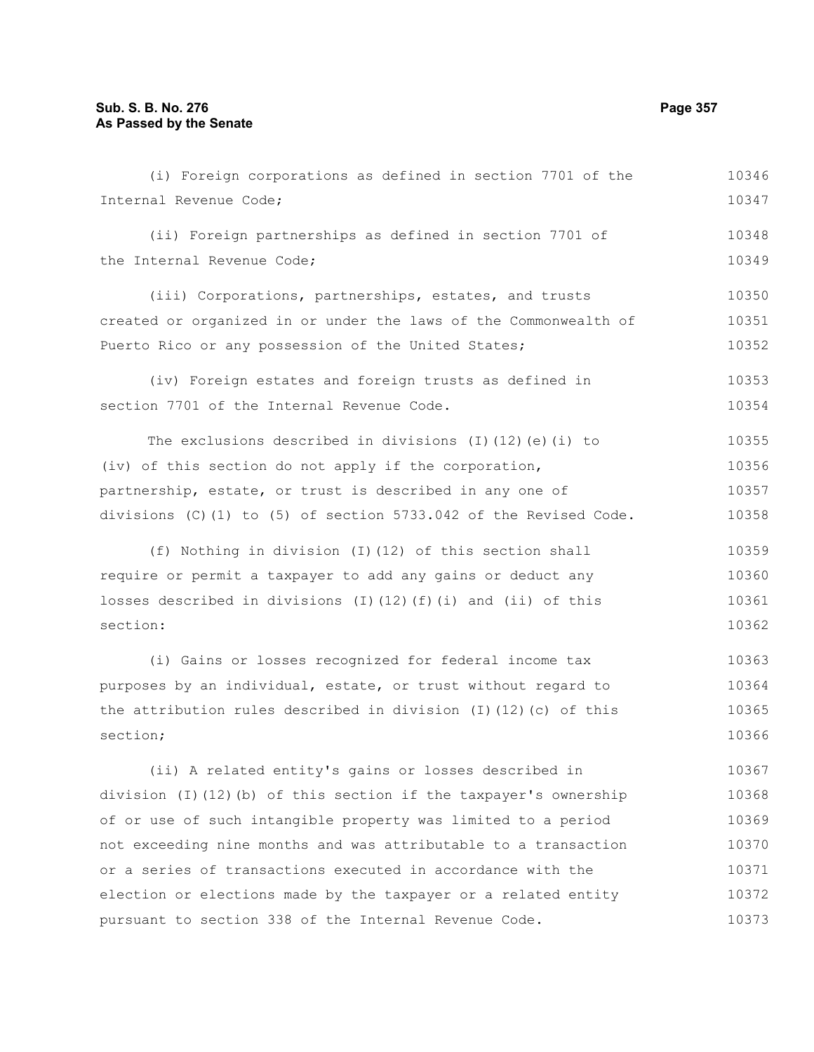(i) Foreign corporations as defined in section 7701 of the Internal Revenue Code;

(ii) Foreign partnerships as defined in section 7701 of the Internal Revenue Code;

(iii) Corporations, partnerships, estates, and trusts created or organized in or under the laws of the Commonwealth of Puerto Rico or any possession of the United States;

(iv) Foreign estates and foreign trusts as defined in section 7701 of the Internal Revenue Code.

The exclusions described in divisions (I)(12)(e)(i) to (iv) of this section do not apply if the corporation, partnership, estate, or trust is described in any one of divisions (C)(1) to (5) of section 5733.042 of the Revised Code.

(f) Nothing in division (I)(12) of this section shall require or permit a taxpayer to add any gains or deduct any losses described in divisions (I)(12)(f)(i) and (ii) of this section:

(i) Gains or losses recognized for federal income tax purposes by an individual, estate, or trust without regard to the attribution rules described in division (I)(12)(c) of this section;

(ii) A related entity's gains or losses described in division (I)(12)(b) of this section if the taxpayer's ownership of or use of such intangible property was limited to a period not exceeding nine months and was attributable to a transaction or a series of transactions executed in accordance with the election or elections made by the taxpayer or a related entity pursuant to section 338 of the Internal Revenue Code.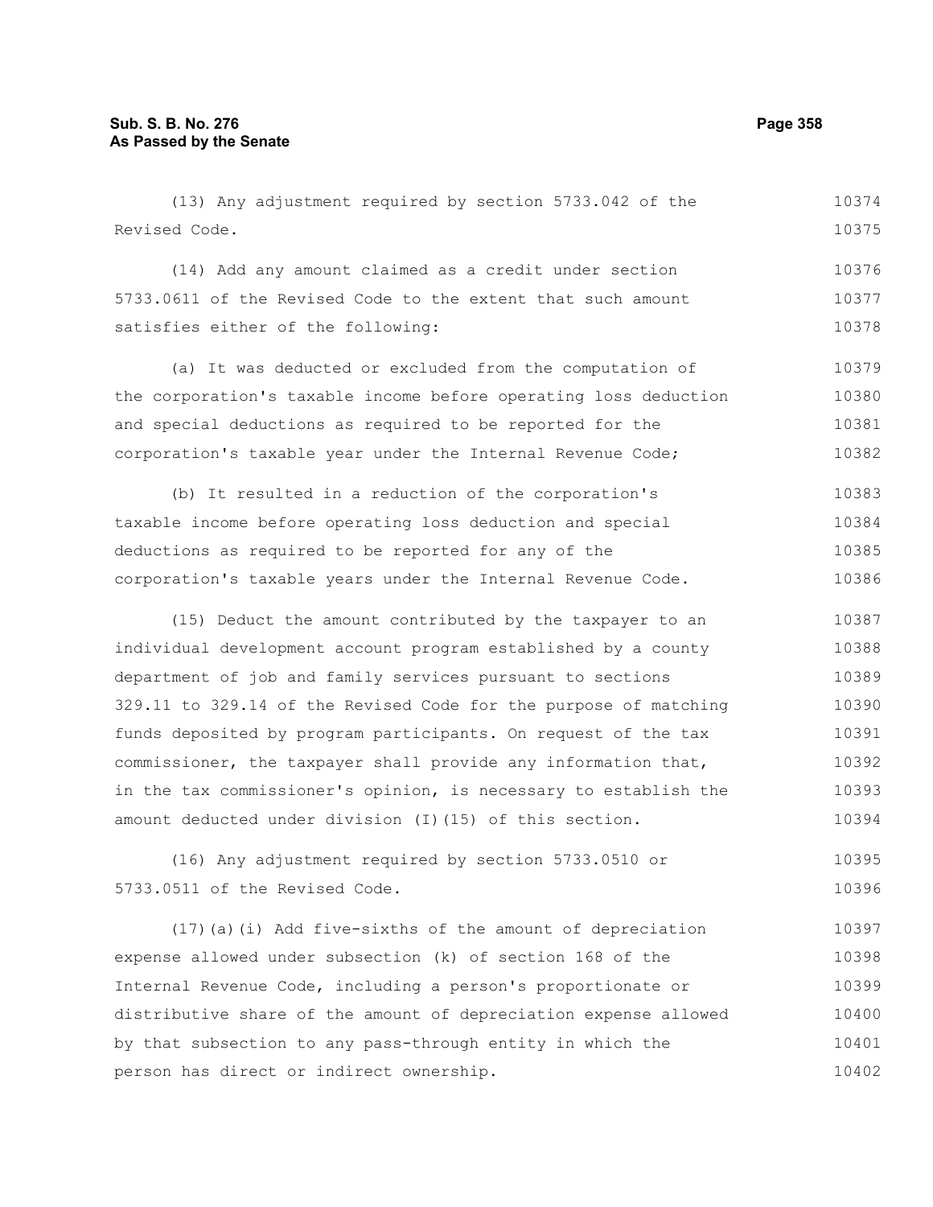(13) Any adjustment required by section 5733.042 of the Revised Code.

(14) Add any amount claimed as a credit under section 5733.0611 of the Revised Code to the extent that such amount satisfies either of the following:

(a) It was deducted or excluded from the computation of the corporation's taxable income before operating loss deduction and special deductions as required to be reported for the corporation's taxable year under the Internal Revenue Code;

(b) It resulted in a reduction of the corporation's taxable income before operating loss deduction and special deductions as required to be reported for any of the corporation's taxable years under the Internal Revenue Code.

(15) Deduct the amount contributed by the taxpayer to an individual development account program established by a county department of job and family services pursuant to sections 329.11 to 329.14 of the Revised Code for the purpose of matching funds deposited by program participants. On request of the tax commissioner, the taxpayer shall provide any information that, in the tax commissioner's opinion, is necessary to establish the amount deducted under division (I)(15) of this section.

(16) Any adjustment required by section 5733.0510 or 5733.0511 of the Revised Code.

(17)(a)(i) Add five-sixths of the amount of depreciation expense allowed under subsection (k) of section 168 of the Internal Revenue Code, including a person's proportionate or distributive share of the amount of depreciation expense allowed by that subsection to any pass-through entity in which the person has direct or indirect ownership.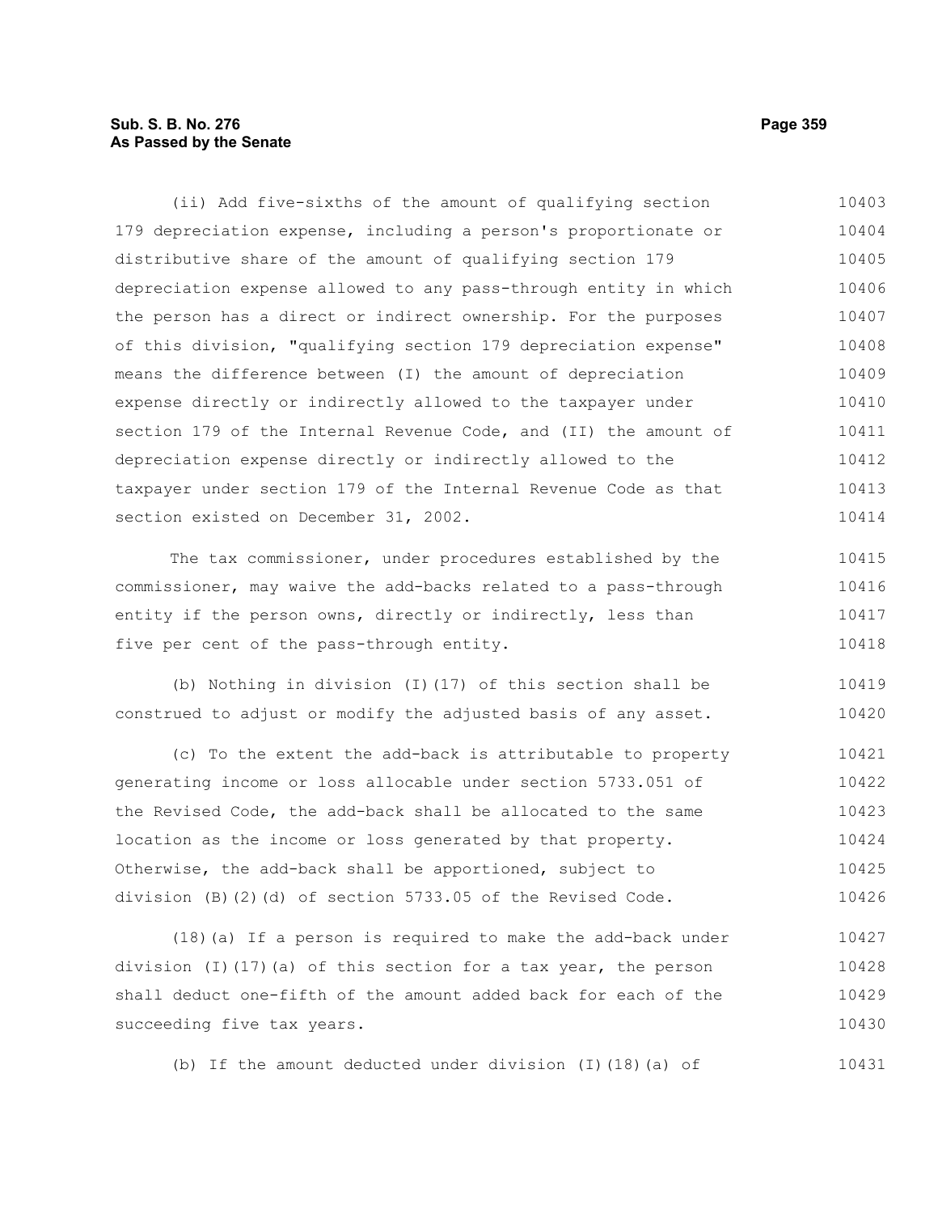(ii) Add five-sixths of the amount of qualifying section 179 depreciation expense, including a person's proportionate or distributive share of the amount of qualifying section 179 depreciation expense allowed to any pass-through entity in which the person has a direct or indirect ownership. For the purposes of this division, "qualifying section 179 depreciation expense" means the difference between (I) the amount of depreciation expense directly or indirectly allowed to the taxpayer under section 179 of the Internal Revenue Code, and (II) the amount of depreciation expense directly or indirectly allowed to the taxpayer under section 179 of the Internal Revenue Code as that section existed on December 31, 2002.

The tax commissioner, under procedures established by the commissioner, may waive the add-backs related to a pass-through entity if the person owns, directly or indirectly, less than five per cent of the pass-through entity.

(b) Nothing in division (I)(17) of this section shall be construed to adjust or modify the adjusted basis of any asset.

(c) To the extent the add-back is attributable to property generating income or loss allocable under section 5733.051 of the Revised Code, the add-back shall be allocated to the same location as the income or loss generated by that property. Otherwise, the add-back shall be apportioned, subject to division (B)(2)(d) of section 5733.05 of the Revised Code.

(18)(a) If a person is required to make the add-back under division (I)(17)(a) of this section for a tax year, the person shall deduct one-fifth of the amount added back for each of the succeeding five tax years.

(b) If the amount deducted under division (I)(18)(a) of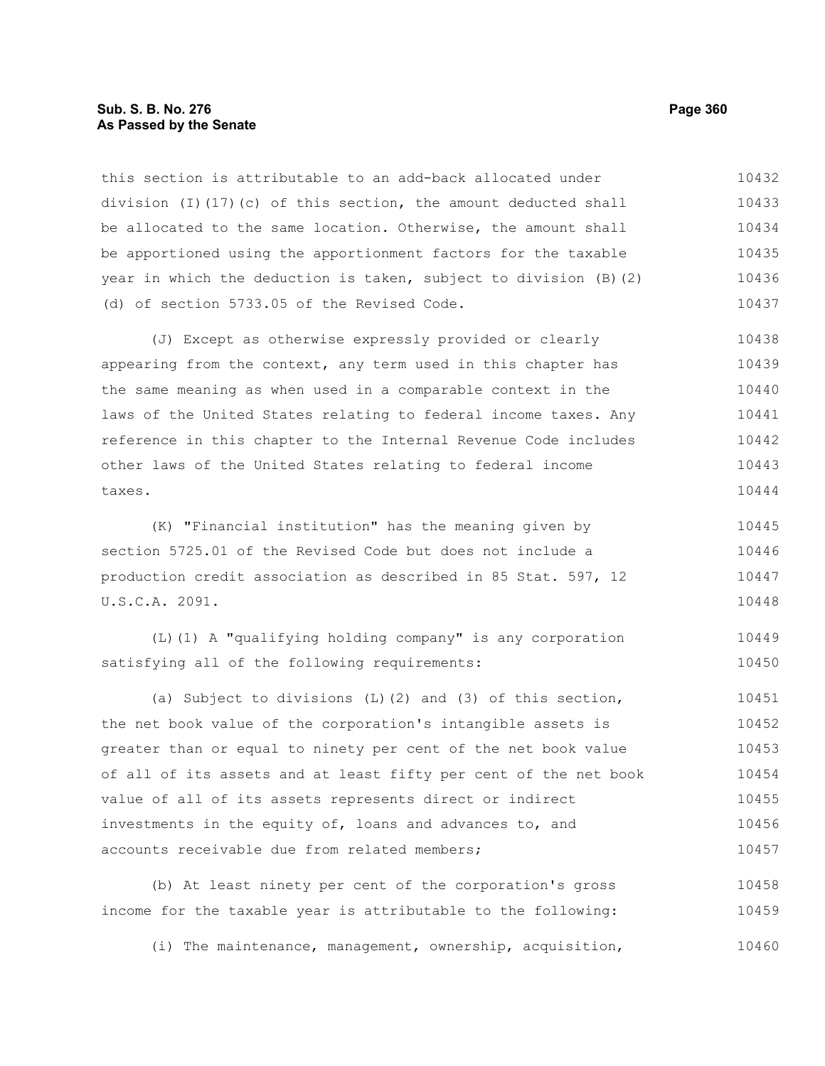this section is attributable to an add-back allocated under division (I)(17)(c) of this section, the amount deducted shall be allocated to the same location. Otherwise, the amount shall be apportioned using the apportionment factors for the taxable year in which the deduction is taken, subject to division (B)(2)(d) of section 5733.05 of the Revised Code.

(J) Except as otherwise expressly provided or clearly appearing from the context, any term used in this chapter has the same meaning as when used in a comparable context in the laws of the United States relating to federal income taxes. Any reference in this chapter to the Internal Revenue Code includes other laws of the United States relating to federal income taxes.

(K) "Financial institution" has the meaning given by section 5725.01 of the Revised Code but does not include a production credit association as described in 85 Stat. 597, 12 U.S.C.A. 2091.

(L)(1) A "qualifying holding company" is any corporation satisfying all of the following requirements:

(a) Subject to divisions (L)(2) and (3) of this section, the net book value of the corporation's intangible assets is greater than or equal to ninety per cent of the net book value of all of its assets and at least fifty per cent of the net book value of all of its assets represents direct or indirect investments in the equity of, loans and advances to, and accounts receivable due from related members;

(b) At least ninety per cent of the corporation's gross income for the taxable year is attributable to the following:

(i) The maintenance, management, ownership, acquisition,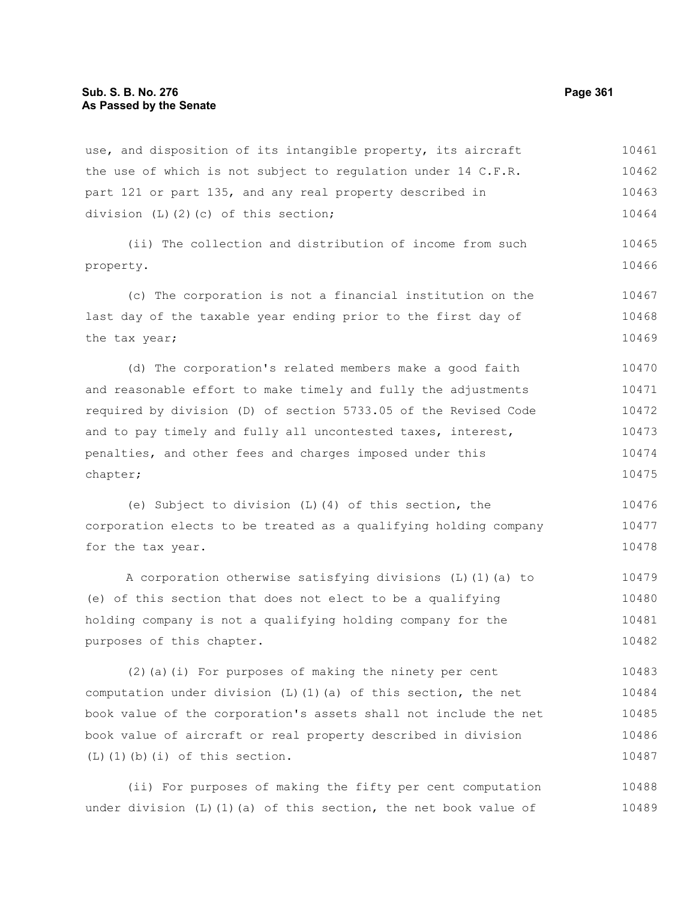use, and disposition of its intangible property, its aircraft the use of which is not subject to regulation under 14 C.F.R. part 121 or part 135, and any real property described in division (L)(2)(c) of this section;

(ii) The collection and distribution of income from such property.

(c) The corporation is not a financial institution on the last day of the taxable year ending prior to the first day of the tax year;

(d) The corporation's related members make a good faith and reasonable effort to make timely and fully the adjustments required by division (D) of section 5733.05 of the Revised Code and to pay timely and fully all uncontested taxes, interest, penalties, and other fees and charges imposed under this chapter;

(e) Subject to division (L)(4) of this section, the corporation elects to be treated as a qualifying holding company for the tax year.

A corporation otherwise satisfying divisions (L)(1)(a) to (e) of this section that does not elect to be a qualifying holding company is not a qualifying holding company for the purposes of this chapter.

(2)(a)(i) For purposes of making the ninety per cent computation under division (L)(1)(a) of this section, the net book value of the corporation's assets shall not include the net book value of aircraft or real property described in division (L)(1)(b)(i) of this section.

(ii) For purposes of making the fifty per cent computation under division (L)(1)(a) of this section, the net book value of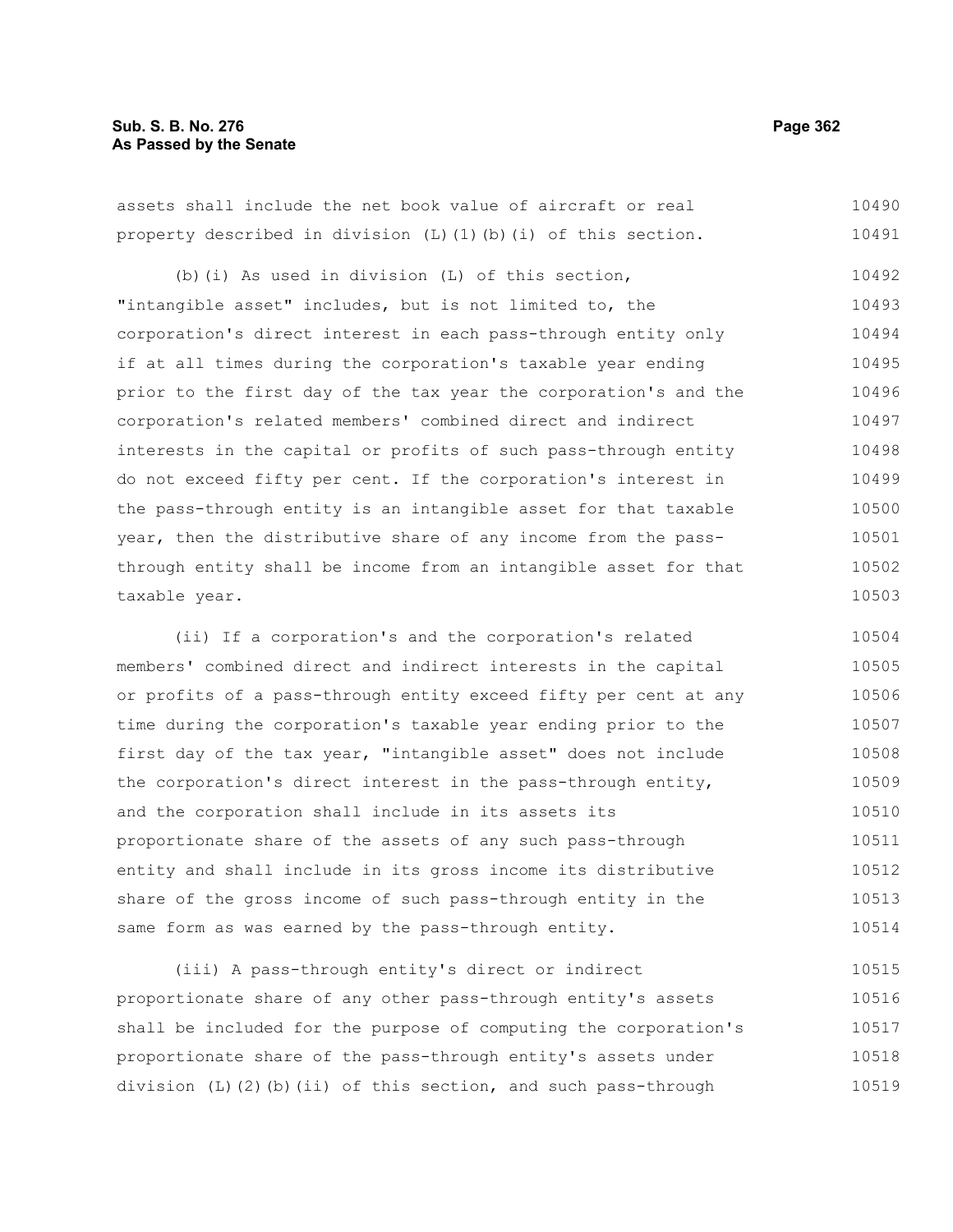assets shall include the net book value of aircraft or real property described in division (L)(1)(b)(i) of this section.

(b)(i) As used in division (L) of this section, "intangible asset" includes, but is not limited to, the corporation's direct interest in each pass-through entity only if at all times during the corporation's taxable year ending prior to the first day of the tax year the corporation's and the corporation's related members' combined direct and indirect interests in the capital or profits of such pass-through entity do not exceed fifty per cent. If the corporation's interest in the pass-through entity is an intangible asset for that taxable year, then the distributive share of any income from the pass-through entity shall be income from an intangible asset for that taxable year.

(ii) If a corporation's and the corporation's related members' combined direct and indirect interests in the capital or profits of a pass-through entity exceed fifty per cent at any time during the corporation's taxable year ending prior to the first day of the tax year, "intangible asset" does not include the corporation's direct interest in the pass-through entity, and the corporation shall include in its assets its proportionate share of the assets of any such pass-through entity and shall include in its gross income its distributive share of the gross income of such pass-through entity in the same form as was earned by the pass-through entity.

(iii) A pass-through entity's direct or indirect proportionate share of any other pass-through entity's assets shall be included for the purpose of computing the corporation's proportionate share of the pass-through entity's assets under division (L)(2)(b)(ii) of this section, and such pass-through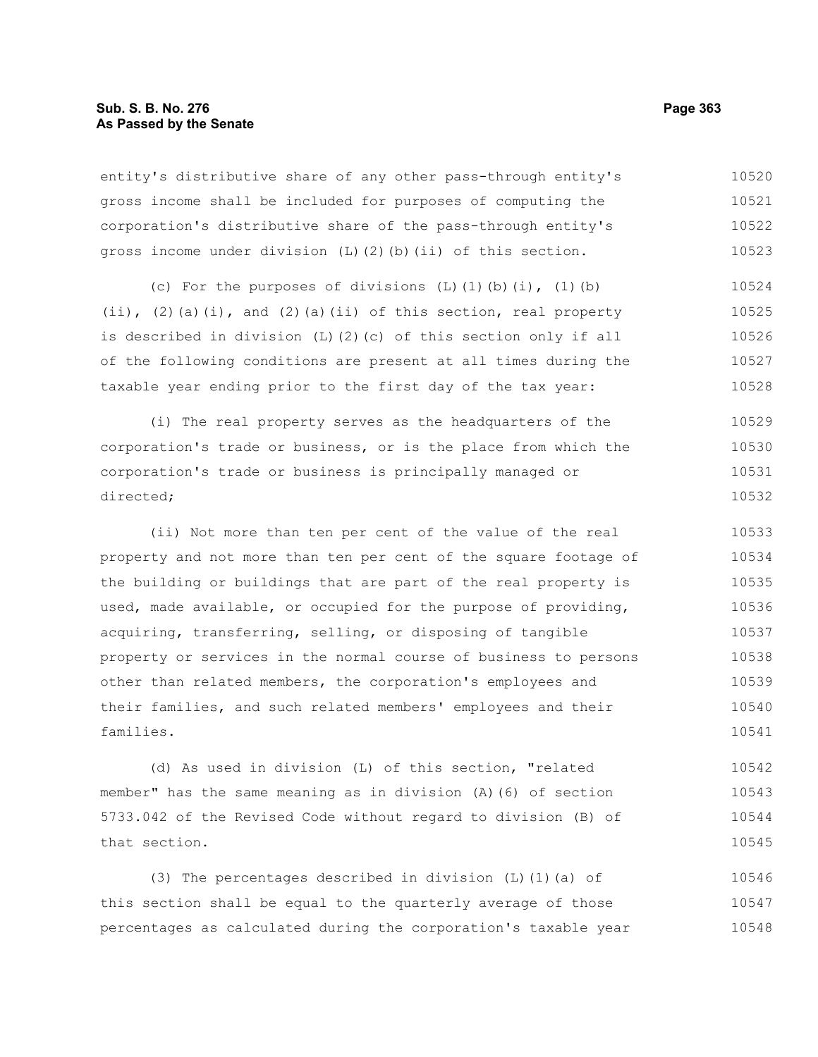entity's distributive share of any other pass-through entity's gross income shall be included for purposes of computing the corporation's distributive share of the pass-through entity's gross income under division (L)(2)(b)(ii) of this section.

(c) For the purposes of divisions (L)(1)(b)(i), (1)(b)(ii), (2)(a)(i), and (2)(a)(ii) of this section, real property is described in division (L)(2)(c) of this section only if all of the following conditions are present at all times during the taxable year ending prior to the first day of the tax year:

(i) The real property serves as the headquarters of the corporation's trade or business, or is the place from which the corporation's trade or business is principally managed or directed;

(ii) Not more than ten per cent of the value of the real property and not more than ten per cent of the square footage of the building or buildings that are part of the real property is used, made available, or occupied for the purpose of providing, acquiring, transferring, selling, or disposing of tangible property or services in the normal course of business to persons other than related members, the corporation's employees and their families, and such related members' employees and their families.

(d) As used in division (L) of this section, "related member" has the same meaning as in division (A)(6) of section 5733.042 of the Revised Code without regard to division (B) of that section.

(3) The percentages described in division (L)(1)(a) of this section shall be equal to the quarterly average of those percentages as calculated during the corporation's taxable year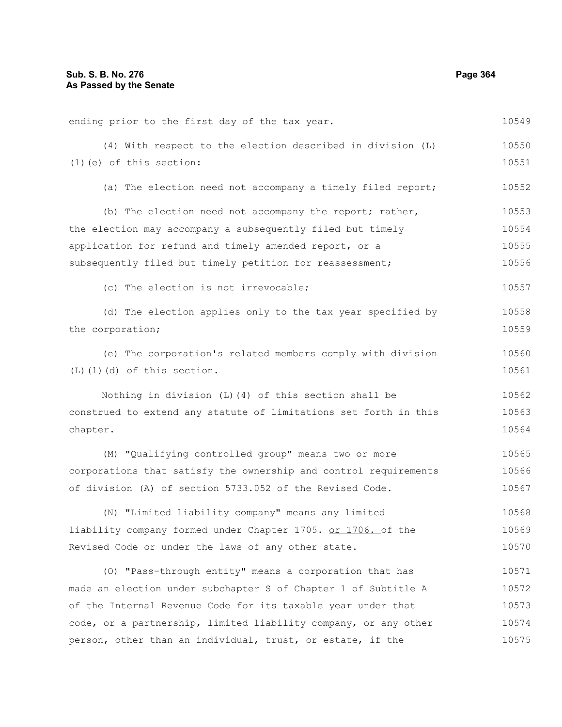ending prior to the first day of the tax year.

(4) With respect to the election described in division (L)(1)(e) of this section:

(a) The election need not accompany a timely filed report;

(b) The election need not accompany the report; rather, the election may accompany a subsequently filed but timely application for refund and timely amended report, or a subsequently filed but timely petition for reassessment;

(c) The election is not irrevocable;

(d) The election applies only to the tax year specified by the corporation;

(e) The corporation's related members comply with division (L)(1)(d) of this section.

Nothing in division (L)(4) of this section shall be construed to extend any statute of limitations set forth in this chapter.

(M) "Qualifying controlled group" means two or more corporations that satisfy the ownership and control requirements of division (A) of section 5733.052 of the Revised Code.

(N) "Limited liability company" means any limited liability company formed under Chapter 1705. or 1706. of the Revised Code or under the laws of any other state.

(O) "Pass-through entity" means a corporation that has made an election under subchapter S of Chapter 1 of Subtitle A of the Internal Revenue Code for its taxable year under that code, or a partnership, limited liability company, or any other person, other than an individual, trust, or estate, if the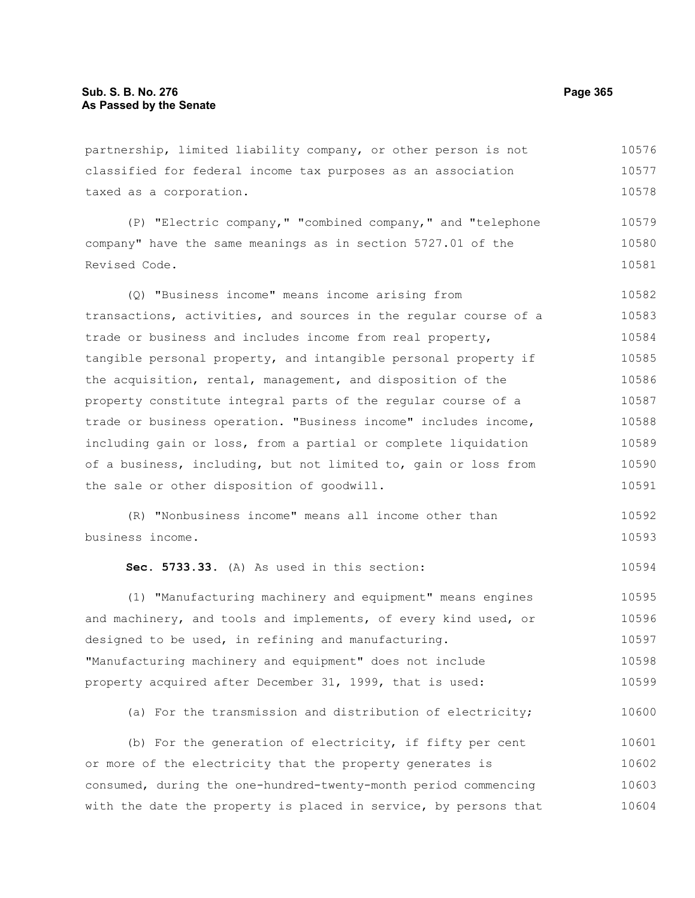partnership, limited liability company, or other person is not classified for federal income tax purposes as an association taxed as a corporation.

(P) "Electric company," "combined company," and "telephone company" have the same meanings as in section 5727.01 of the Revised Code.

(Q) "Business income" means income arising from transactions, activities, and sources in the regular course of a trade or business and includes income from real property, tangible personal property, and intangible personal property if the acquisition, rental, management, and disposition of the property constitute integral parts of the regular course of a trade or business operation. "Business income" includes income, including gain or loss, from a partial or complete liquidation of a business, including, but not limited to, gain or loss from the sale or other disposition of goodwill.

(R) "Nonbusiness income" means all income other than business income.

**Sec. 5733.33.** (A) As used in this section:

(1) "Manufacturing machinery and equipment" means engines and machinery, and tools and implements, of every kind used, or designed to be used, in refining and manufacturing. "Manufacturing machinery and equipment" does not include property acquired after December 31, 1999, that is used:

(a) For the transmission and distribution of electricity;

(b) For the generation of electricity, if fifty per cent or more of the electricity that the property generates is consumed, during the one-hundred-twenty-month period commencing with the date the property is placed in service, by persons that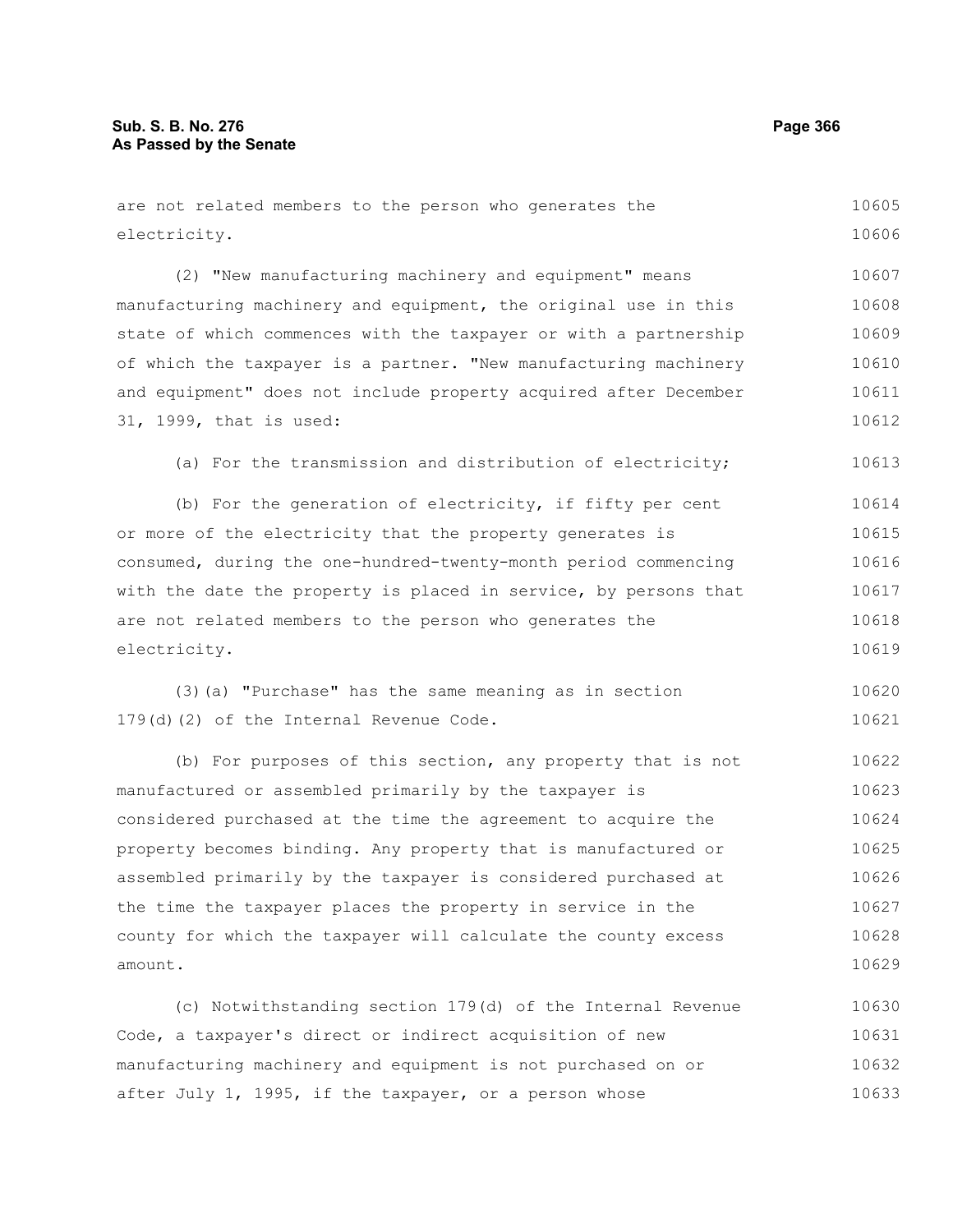are not related members to the person who generates the electricity.

(2) "New manufacturing machinery and equipment" means manufacturing machinery and equipment, the original use in this state of which commences with the taxpayer or with a partnership of which the taxpayer is a partner. "New manufacturing machinery and equipment" does not include property acquired after December 31, 1999, that is used:

(a) For the transmission and distribution of electricity;

(b) For the generation of electricity, if fifty per cent or more of the electricity that the property generates is consumed, during the one-hundred-twenty-month period commencing with the date the property is placed in service, by persons that are not related members to the person who generates the electricity.

(3)(a) "Purchase" has the same meaning as in section 179(d)(2) of the Internal Revenue Code.

(b) For purposes of this section, any property that is not manufactured or assembled primarily by the taxpayer is considered purchased at the time the agreement to acquire the property becomes binding. Any property that is manufactured or assembled primarily by the taxpayer is considered purchased at the time the taxpayer places the property in service in the county for which the taxpayer will calculate the county excess amount.

(c) Notwithstanding section 179(d) of the Internal Revenue Code, a taxpayer's direct or indirect acquisition of new manufacturing machinery and equipment is not purchased on or after July 1, 1995, if the taxpayer, or a person whose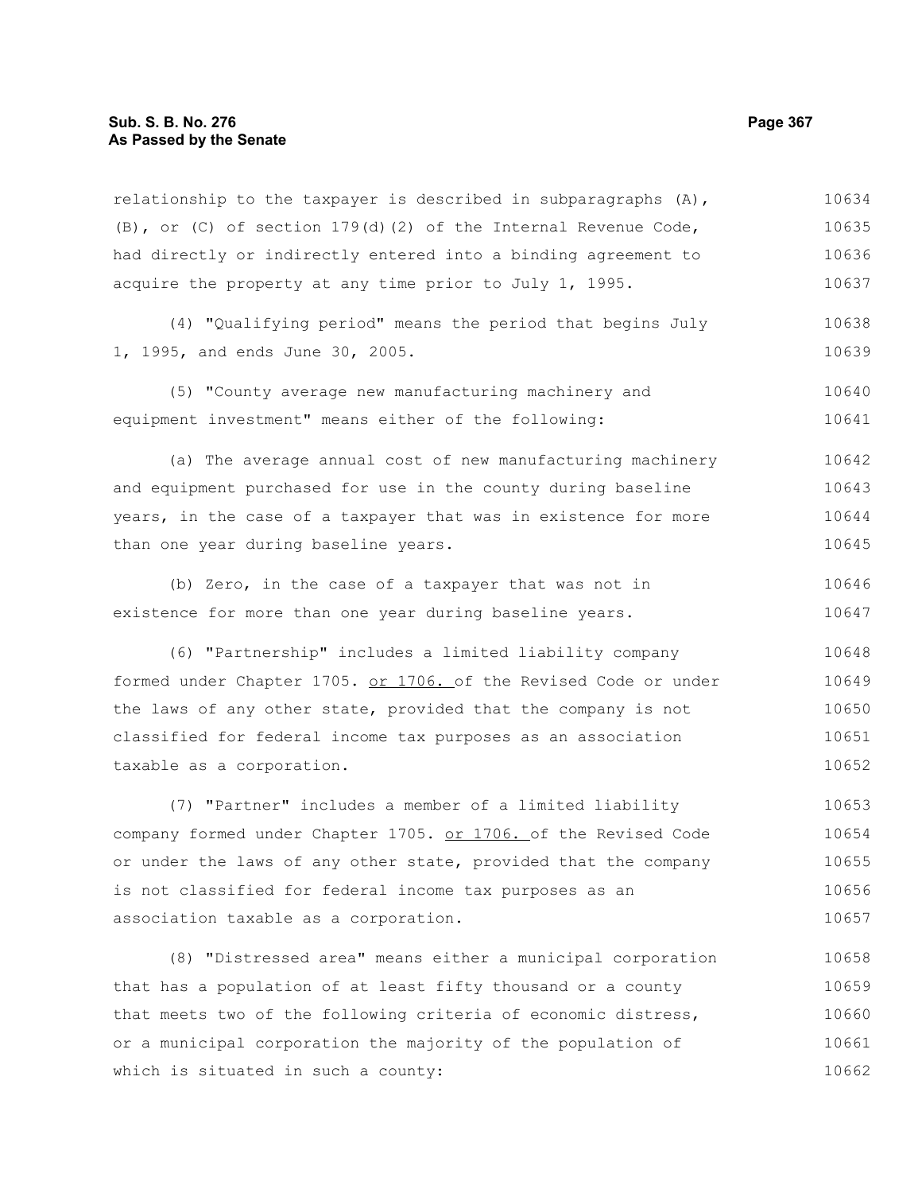relationship to the taxpayer is described in subparagraphs (A), (B), or (C) of section 179(d)(2) of the Internal Revenue Code, had directly or indirectly entered into a binding agreement to acquire the property at any time prior to July 1, 1995.

(4) "Qualifying period" means the period that begins July 1, 1995, and ends June 30, 2005.

(5) "County average new manufacturing machinery and equipment investment" means either of the following:

(a) The average annual cost of new manufacturing machinery and equipment purchased for use in the county during baseline years, in the case of a taxpayer that was in existence for more than one year during baseline years.

(b) Zero, in the case of a taxpayer that was not in existence for more than one year during baseline years.

(6) "Partnership" includes a limited liability company formed under Chapter 1705. or 1706. of the Revised Code or under the laws of any other state, provided that the company is not classified for federal income tax purposes as an association taxable as a corporation.

(7) "Partner" includes a member of a limited liability company formed under Chapter 1705. or 1706. of the Revised Code or under the laws of any other state, provided that the company is not classified for federal income tax purposes as an association taxable as a corporation.

(8) "Distressed area" means either a municipal corporation that has a population of at least fifty thousand or a county that meets two of the following criteria of economic distress, or a municipal corporation the majority of the population of which is situated in such a county: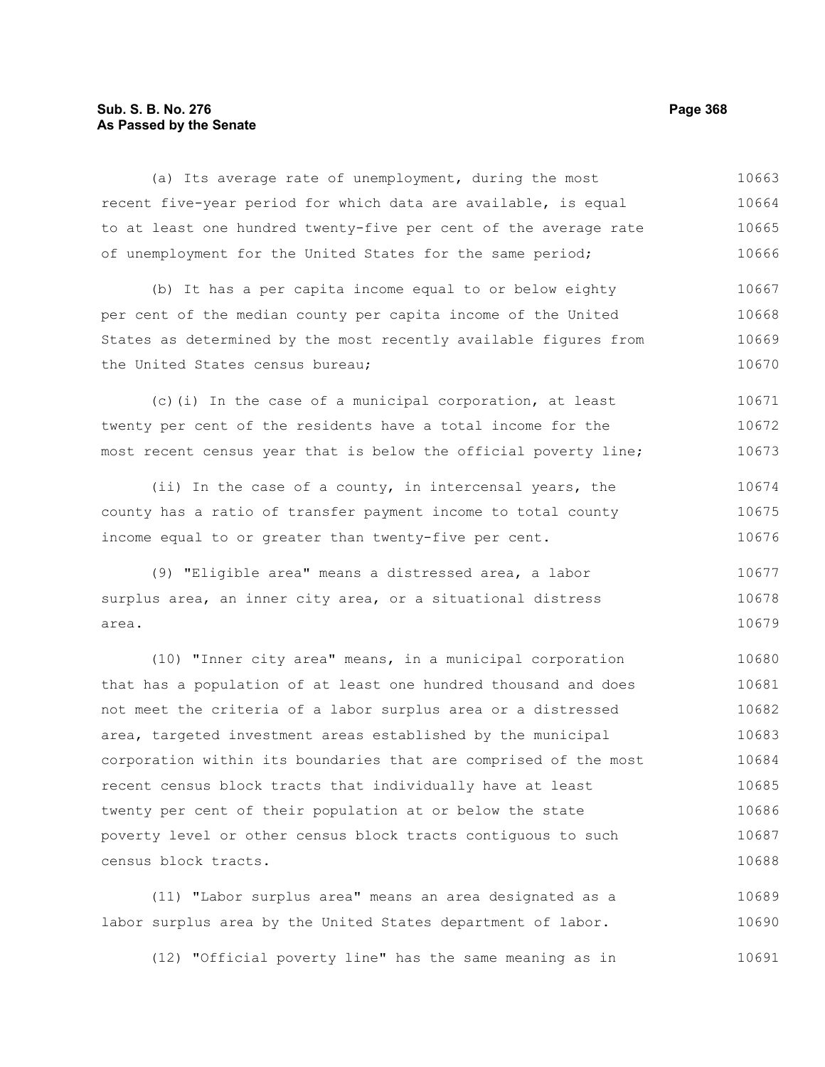(a) Its average rate of unemployment, during the most recent five-year period for which data are available, is equal to at least one hundred twenty-five per cent of the average rate of unemployment for the United States for the same period;

(b) It has a per capita income equal to or below eighty per cent of the median county per capita income of the United States as determined by the most recently available figures from the United States census bureau;

(c)(i) In the case of a municipal corporation, at least twenty per cent of the residents have a total income for the most recent census year that is below the official poverty line;

(ii) In the case of a county, in intercensal years, the county has a ratio of transfer payment income to total county income equal to or greater than twenty-five per cent.

(9) "Eligible area" means a distressed area, a labor surplus area, an inner city area, or a situational distress area.

(10) "Inner city area" means, in a municipal corporation that has a population of at least one hundred thousand and does not meet the criteria of a labor surplus area or a distressed area, targeted investment areas established by the municipal corporation within its boundaries that are comprised of the most recent census block tracts that individually have at least twenty per cent of their population at or below the state poverty level or other census block tracts contiguous to such census block tracts.

(11) "Labor surplus area" means an area designated as a labor surplus area by the United States department of labor.

(12) "Official poverty line" has the same meaning as in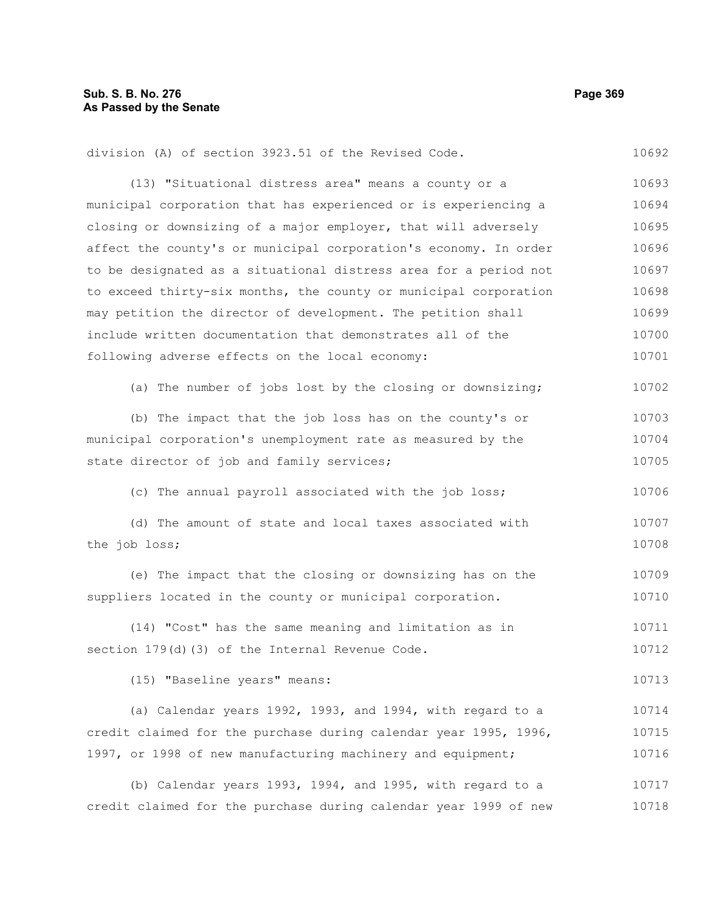division (A) of section 3923.51 of the Revised Code.

(13) "Situational distress area" means a county or a municipal corporation that has experienced or is experiencing a closing or downsizing of a major employer, that will adversely affect the county's or municipal corporation's economy. In order to be designated as a situational distress area for a period not to exceed thirty-six months, the county or municipal corporation may petition the director of development. The petition shall include written documentation that demonstrates all of the following adverse effects on the local economy:

(a) The number of jobs lost by the closing or downsizing;

(b) The impact that the job loss has on the county's or municipal corporation's unemployment rate as measured by the state director of job and family services;

(c) The annual payroll associated with the job loss;

(d) The amount of state and local taxes associated with the job loss;

(e) The impact that the closing or downsizing has on the suppliers located in the county or municipal corporation.

(14) "Cost" has the same meaning and limitation as in section 179(d)(3) of the Internal Revenue Code.

(15) "Baseline years" means:

(a) Calendar years 1992, 1993, and 1994, with regard to a credit claimed for the purchase during calendar year 1995, 1996, 1997, or 1998 of new manufacturing machinery and equipment;

(b) Calendar years 1993, 1994, and 1995, with regard to a credit claimed for the purchase during calendar year 1999 of new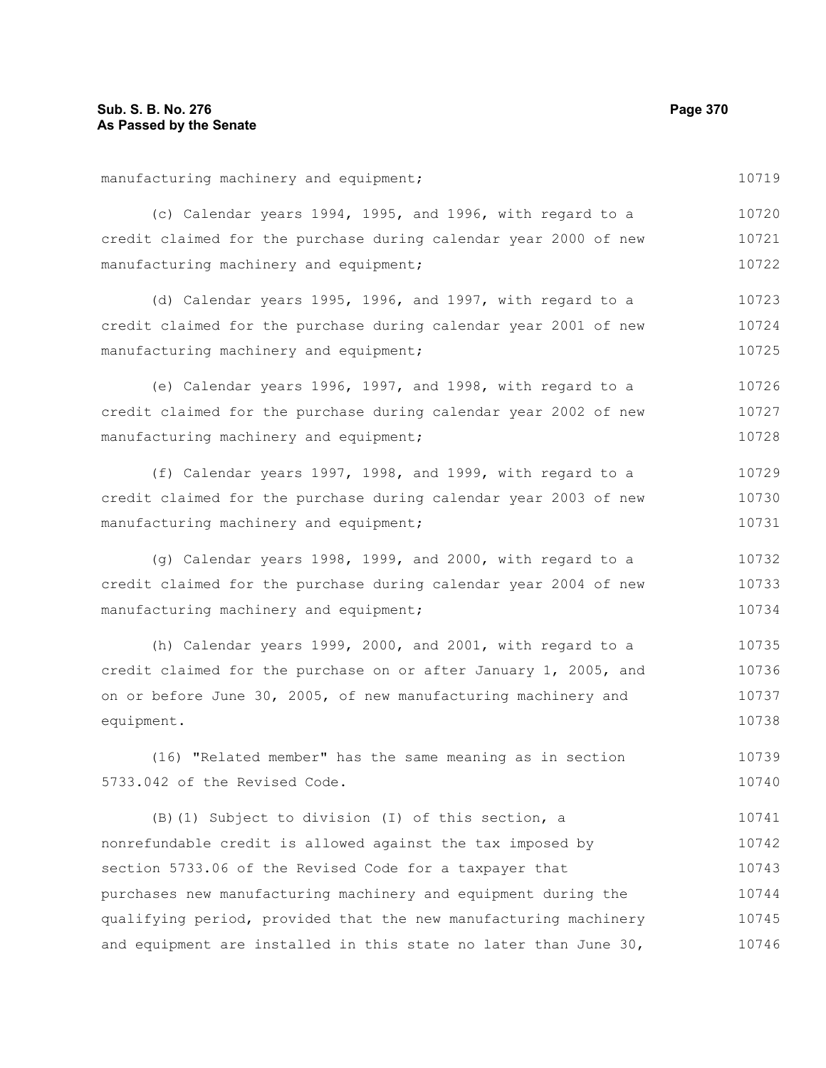manufacturing machinery and equipment;

(c) Calendar years 1994, 1995, and 1996, with regard to a credit claimed for the purchase during calendar year 2000 of new manufacturing machinery and equipment;

(d) Calendar years 1995, 1996, and 1997, with regard to a credit claimed for the purchase during calendar year 2001 of new manufacturing machinery and equipment;

(e) Calendar years 1996, 1997, and 1998, with regard to a credit claimed for the purchase during calendar year 2002 of new manufacturing machinery and equipment;

(f) Calendar years 1997, 1998, and 1999, with regard to a credit claimed for the purchase during calendar year 2003 of new manufacturing machinery and equipment;

(g) Calendar years 1998, 1999, and 2000, with regard to a credit claimed for the purchase during calendar year 2004 of new manufacturing machinery and equipment;

(h) Calendar years 1999, 2000, and 2001, with regard to a credit claimed for the purchase on or after January 1, 2005, and on or before June 30, 2005, of new manufacturing machinery and equipment.

(16) "Related member" has the same meaning as in section 5733.042 of the Revised Code.

(B)(1) Subject to division (I) of this section, a nonrefundable credit is allowed against the tax imposed by section 5733.06 of the Revised Code for a taxpayer that purchases new manufacturing machinery and equipment during the qualifying period, provided that the new manufacturing machinery and equipment are installed in this state no later than June 30,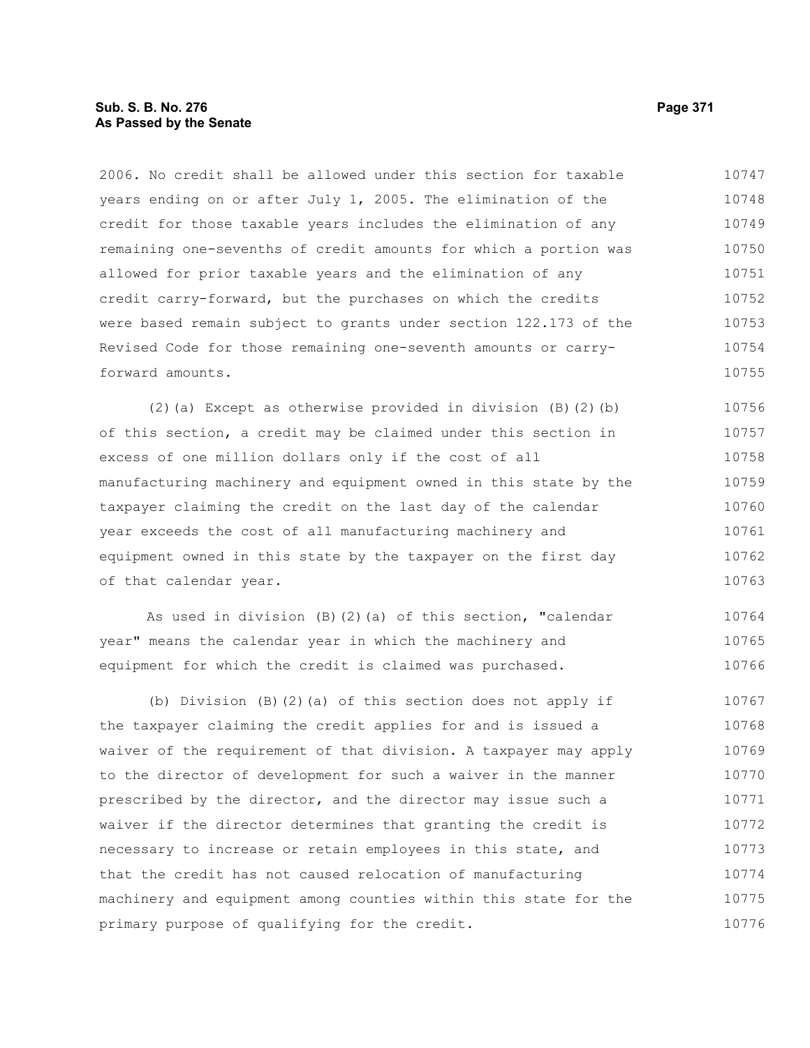2006. No credit shall be allowed under this section for taxable years ending on or after July 1, 2005. The elimination of the credit for those taxable years includes the elimination of any remaining one-sevenths of credit amounts for which a portion was allowed for prior taxable years and the elimination of any credit carry-forward, but the purchases on which the credits were based remain subject to grants under section 122.173 of the Revised Code for those remaining one-seventh amounts or carry-forward amounts.

(2)(a) Except as otherwise provided in division (B)(2)(b) of this section, a credit may be claimed under this section in excess of one million dollars only if the cost of all manufacturing machinery and equipment owned in this state by the taxpayer claiming the credit on the last day of the calendar year exceeds the cost of all manufacturing machinery and equipment owned in this state by the taxpayer on the first day of that calendar year.

As used in division (B)(2)(a) of this section, "calendar year" means the calendar year in which the machinery and equipment for which the credit is claimed was purchased.

(b) Division (B)(2)(a) of this section does not apply if the taxpayer claiming the credit applies for and is issued a waiver of the requirement of that division. A taxpayer may apply to the director of development for such a waiver in the manner prescribed by the director, and the director may issue such a waiver if the director determines that granting the credit is necessary to increase or retain employees in this state, and that the credit has not caused relocation of manufacturing machinery and equipment among counties within this state for the primary purpose of qualifying for the credit.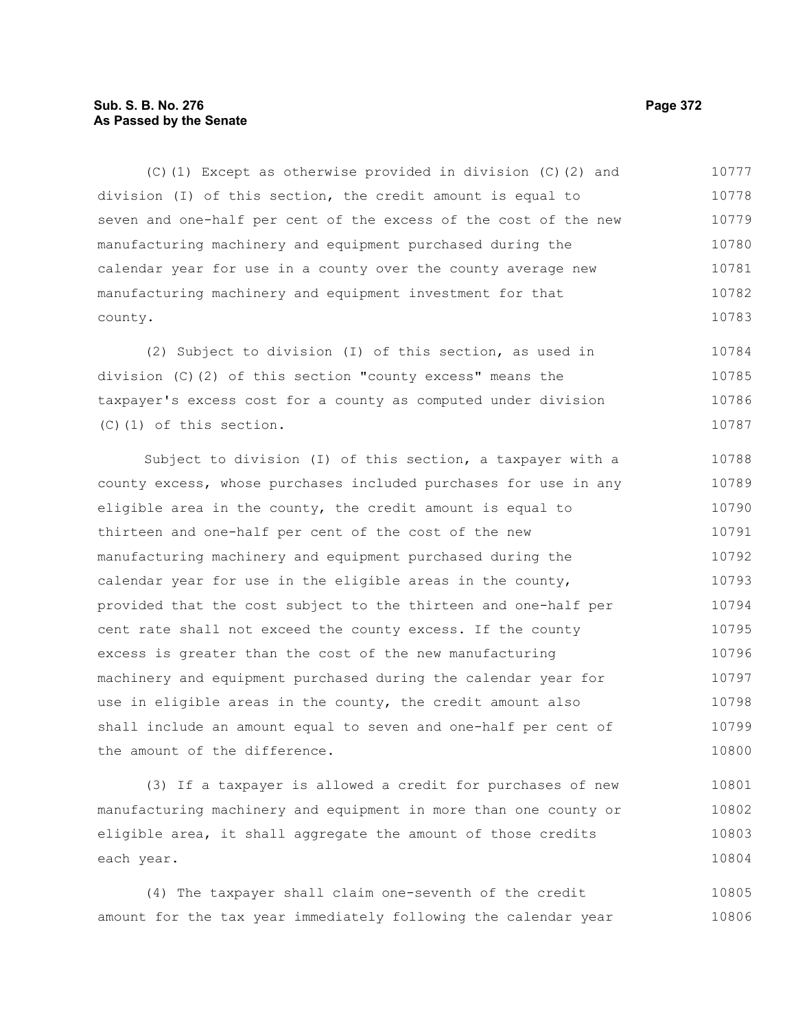(C)(1) Except as otherwise provided in division (C)(2) and division (I) of this section, the credit amount is equal to seven and one-half per cent of the excess of the cost of the new manufacturing machinery and equipment purchased during the calendar year for use in a county over the county average new manufacturing machinery and equipment investment for that county.

(2) Subject to division (I) of this section, as used in division (C)(2) of this section "county excess" means the taxpayer's excess cost for a county as computed under division (C)(1) of this section.

Subject to division (I) of this section, a taxpayer with a county excess, whose purchases included purchases for use in any eligible area in the county, the credit amount is equal to thirteen and one-half per cent of the cost of the new manufacturing machinery and equipment purchased during the calendar year for use in the eligible areas in the county, provided that the cost subject to the thirteen and one-half per cent rate shall not exceed the county excess. If the county excess is greater than the cost of the new manufacturing machinery and equipment purchased during the calendar year for use in eligible areas in the county, the credit amount also shall include an amount equal to seven and one-half per cent of the amount of the difference.

(3) If a taxpayer is allowed a credit for purchases of new manufacturing machinery and equipment in more than one county or eligible area, it shall aggregate the amount of those credits each year.

(4) The taxpayer shall claim one-seventh of the credit amount for the tax year immediately following the calendar year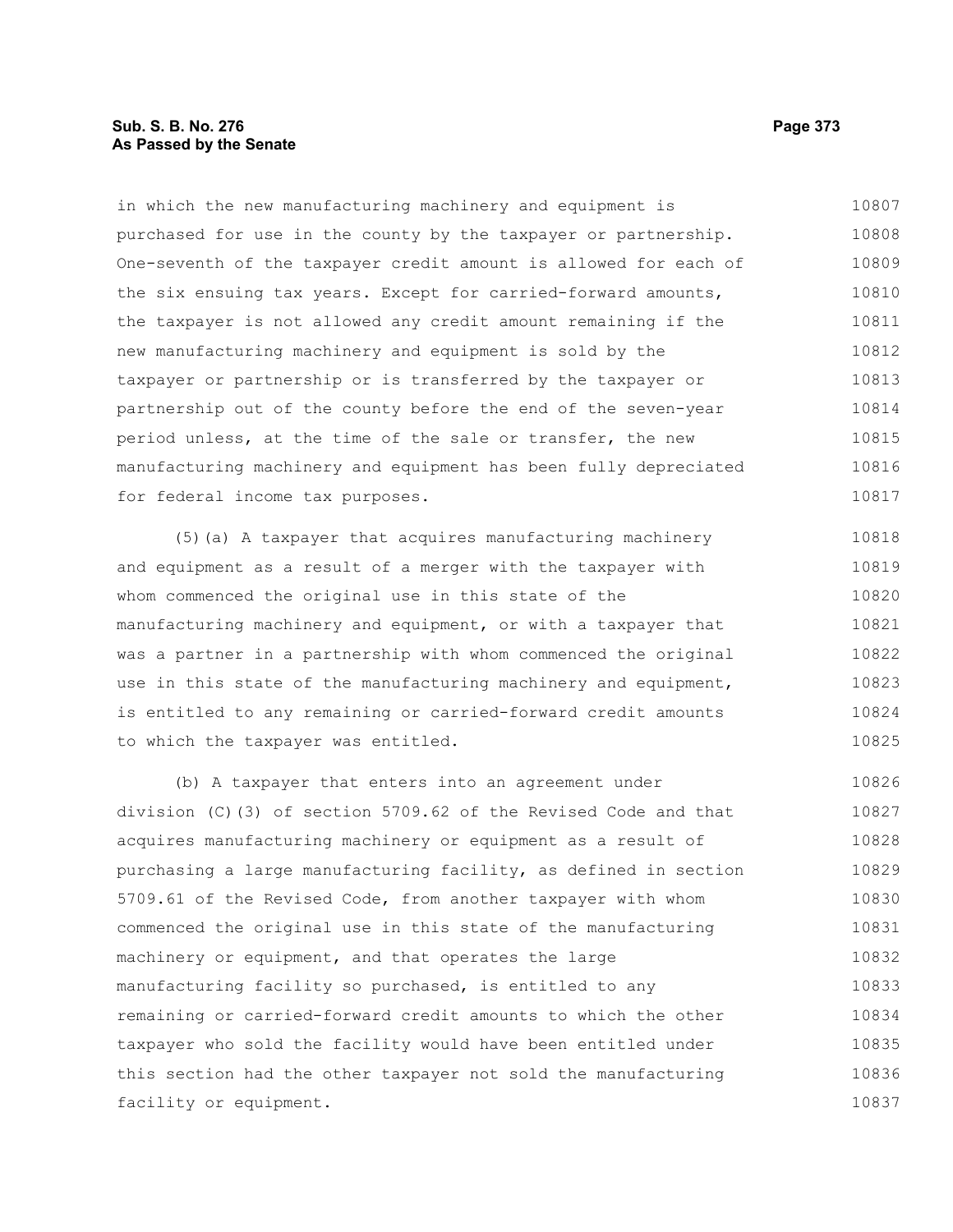in which the new manufacturing machinery and equipment is purchased for use in the county by the taxpayer or partnership. One-seventh of the taxpayer credit amount is allowed for each of the six ensuing tax years. Except for carried-forward amounts, the taxpayer is not allowed any credit amount remaining if the new manufacturing machinery and equipment is sold by the taxpayer or partnership or is transferred by the taxpayer or partnership out of the county before the end of the seven-year period unless, at the time of the sale or transfer, the new manufacturing machinery and equipment has been fully depreciated for federal income tax purposes.

(5)(a) A taxpayer that acquires manufacturing machinery and equipment as a result of a merger with the taxpayer with whom commenced the original use in this state of the manufacturing machinery and equipment, or with a taxpayer that was a partner in a partnership with whom commenced the original use in this state of the manufacturing machinery and equipment, is entitled to any remaining or carried-forward credit amounts to which the taxpayer was entitled.

(b) A taxpayer that enters into an agreement under division (C)(3) of section 5709.62 of the Revised Code and that acquires manufacturing machinery or equipment as a result of purchasing a large manufacturing facility, as defined in section 5709.61 of the Revised Code, from another taxpayer with whom commenced the original use in this state of the manufacturing machinery or equipment, and that operates the large manufacturing facility so purchased, is entitled to any remaining or carried-forward credit amounts to which the other taxpayer who sold the facility would have been entitled under this section had the other taxpayer not sold the manufacturing facility or equipment.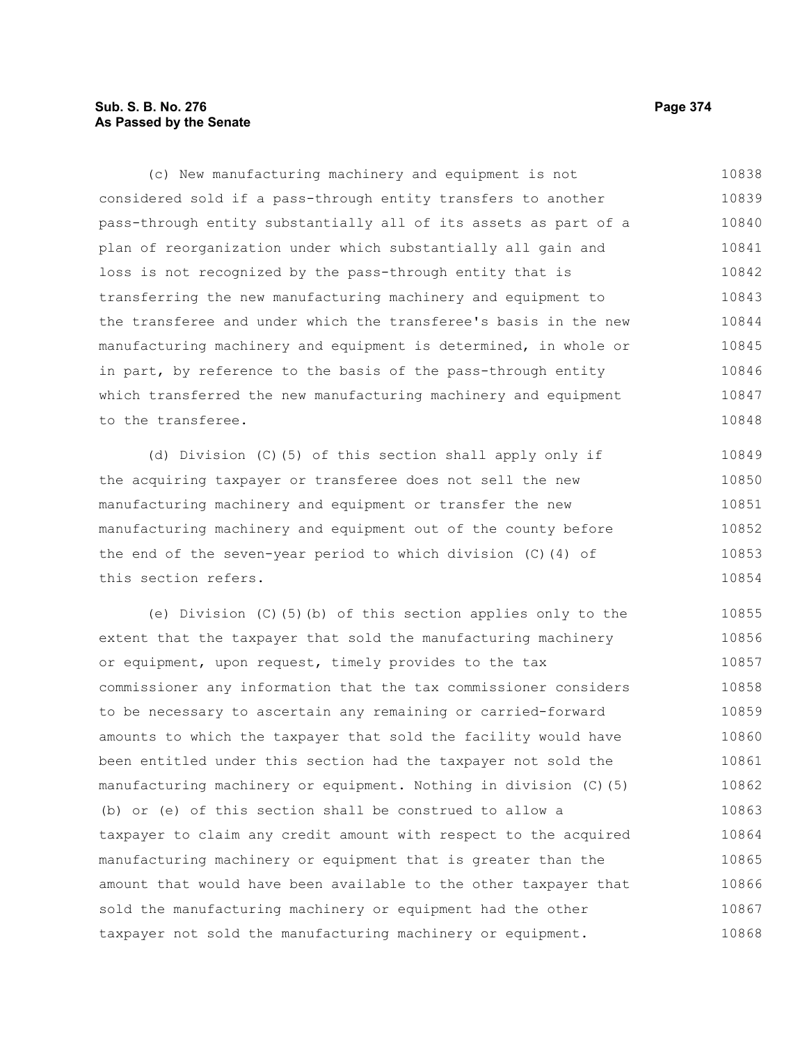(c) New manufacturing machinery and equipment is not considered sold if a pass-through entity transfers to another pass-through entity substantially all of its assets as part of a plan of reorganization under which substantially all gain and loss is not recognized by the pass-through entity that is transferring the new manufacturing machinery and equipment to the transferee and under which the transferee's basis in the new manufacturing machinery and equipment is determined, in whole or in part, by reference to the basis of the pass-through entity which transferred the new manufacturing machinery and equipment to the transferee.

(d) Division (C)(5) of this section shall apply only if the acquiring taxpayer or transferee does not sell the new manufacturing machinery and equipment or transfer the new manufacturing machinery and equipment out of the county before the end of the seven-year period to which division (C)(4) of this section refers.

(e) Division (C)(5)(b) of this section applies only to the extent that the taxpayer that sold the manufacturing machinery or equipment, upon request, timely provides to the tax commissioner any information that the tax commissioner considers to be necessary to ascertain any remaining or carried-forward amounts to which the taxpayer that sold the facility would have been entitled under this section had the taxpayer not sold the manufacturing machinery or equipment. Nothing in division (C)(5)(b) or (e) of this section shall be construed to allow a taxpayer to claim any credit amount with respect to the acquired manufacturing machinery or equipment that is greater than the amount that would have been available to the other taxpayer that sold the manufacturing machinery or equipment had the other taxpayer not sold the manufacturing machinery or equipment.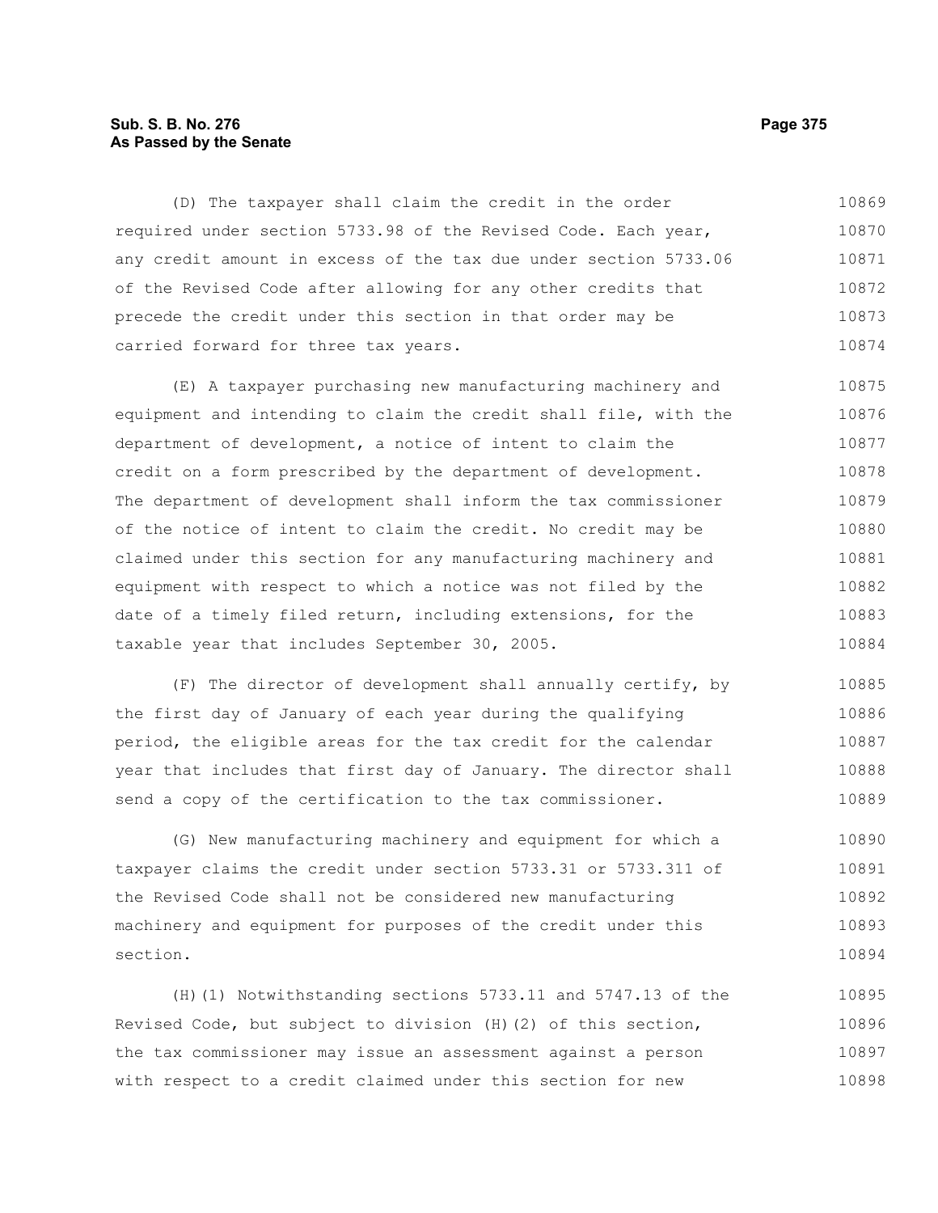(D) The taxpayer shall claim the credit in the order required under section 5733.98 of the Revised Code. Each year, any credit amount in excess of the tax due under section 5733.06 of the Revised Code after allowing for any other credits that precede the credit under this section in that order may be carried forward for three tax years.

(E) A taxpayer purchasing new manufacturing machinery and equipment and intending to claim the credit shall file, with the department of development, a notice of intent to claim the credit on a form prescribed by the department of development. The department of development shall inform the tax commissioner of the notice of intent to claim the credit. No credit may be claimed under this section for any manufacturing machinery and equipment with respect to which a notice was not filed by the date of a timely filed return, including extensions, for the taxable year that includes September 30, 2005.

(F) The director of development shall annually certify, by the first day of January of each year during the qualifying period, the eligible areas for the tax credit for the calendar year that includes that first day of January. The director shall send a copy of the certification to the tax commissioner.

(G) New manufacturing machinery and equipment for which a taxpayer claims the credit under section 5733.31 or 5733.311 of the Revised Code shall not be considered new manufacturing machinery and equipment for purposes of the credit under this section.

(H)(1) Notwithstanding sections 5733.11 and 5747.13 of the Revised Code, but subject to division (H)(2) of this section, the tax commissioner may issue an assessment against a person with respect to a credit claimed under this section for new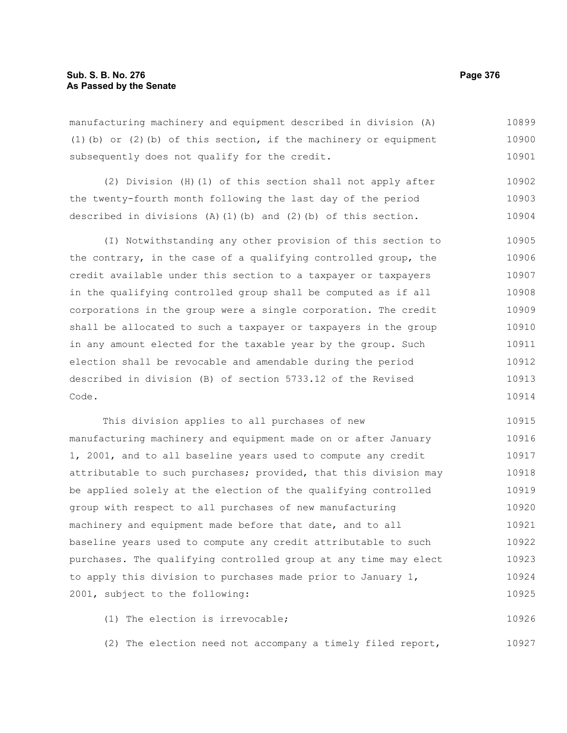manufacturing machinery and equipment described in division (A)(1)(b) or (2)(b) of this section, if the machinery or equipment subsequently does not qualify for the credit.

(2) Division (H)(1) of this section shall not apply after the twenty-fourth month following the last day of the period described in divisions (A)(1)(b) and (2)(b) of this section.

(I) Notwithstanding any other provision of this section to the contrary, in the case of a qualifying controlled group, the credit available under this section to a taxpayer or taxpayers in the qualifying controlled group shall be computed as if all corporations in the group were a single corporation. The credit shall be allocated to such a taxpayer or taxpayers in the group in any amount elected for the taxable year by the group. Such election shall be revocable and amendable during the period described in division (B) of section 5733.12 of the Revised Code.

This division applies to all purchases of new manufacturing machinery and equipment made on or after January 1, 2001, and to all baseline years used to compute any credit attributable to such purchases; provided, that this division may be applied solely at the election of the qualifying controlled group with respect to all purchases of new manufacturing machinery and equipment made before that date, and to all baseline years used to compute any credit attributable to such purchases. The qualifying controlled group at any time may elect to apply this division to purchases made prior to January 1, 2001, subject to the following:

(1) The election is irrevocable;

(2) The election need not accompany a timely filed report,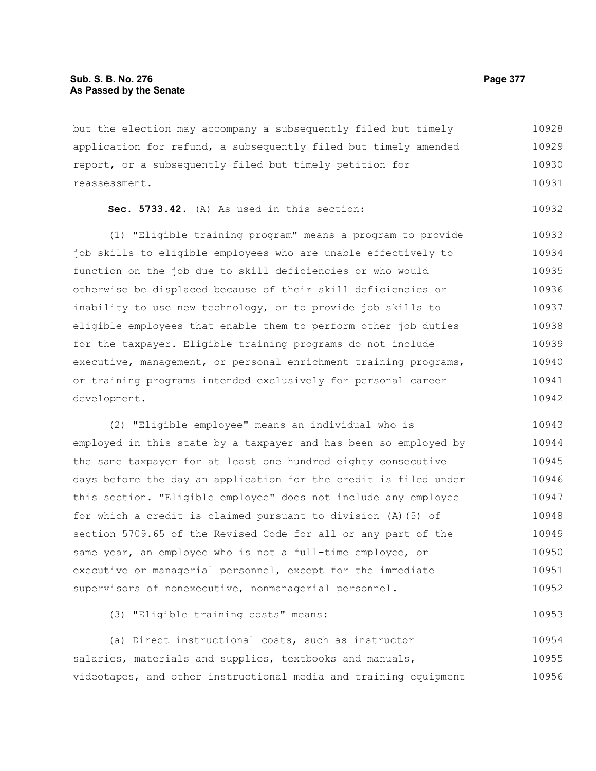but the election may accompany a subsequently filed but timely application for refund, a subsequently filed but timely amended report, or a subsequently filed but timely petition for reassessment.

**Sec. 5733.42.** (A) As used in this section:

(1) "Eligible training program" means a program to provide job skills to eligible employees who are unable effectively to function on the job due to skill deficiencies or who would otherwise be displaced because of their skill deficiencies or inability to use new technology, or to provide job skills to eligible employees that enable them to perform other job duties for the taxpayer. Eligible training programs do not include executive, management, or personal enrichment training programs, or training programs intended exclusively for personal career development.

(2) "Eligible employee" means an individual who is employed in this state by a taxpayer and has been so employed by the same taxpayer for at least one hundred eighty consecutive days before the day an application for the credit is filed under this section. "Eligible employee" does not include any employee for which a credit is claimed pursuant to division (A)(5) of section 5709.65 of the Revised Code for all or any part of the same year, an employee who is not a full-time employee, or executive or managerial personnel, except for the immediate supervisors of nonexecutive, nonmanagerial personnel.

(3) "Eligible training costs" means:

(a) Direct instructional costs, such as instructor salaries, materials and supplies, textbooks and manuals, videotapes, and other instructional media and training equipment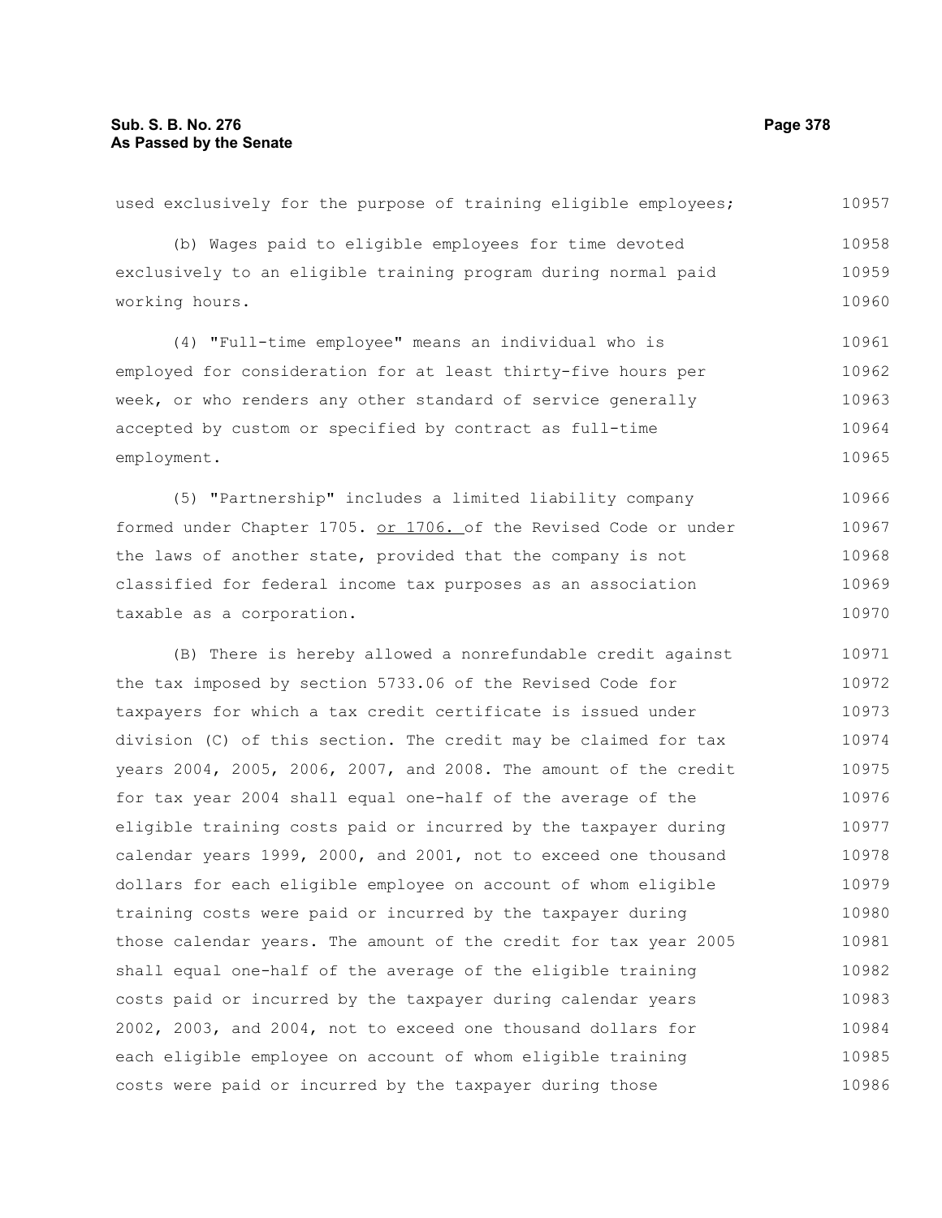used exclusively for the purpose of training eligible employees;

(b) Wages paid to eligible employees for time devoted exclusively to an eligible training program during normal paid working hours.

(4) "Full-time employee" means an individual who is employed for consideration for at least thirty-five hours per week, or who renders any other standard of service generally accepted by custom or specified by contract as full-time employment.

(5) "Partnership" includes a limited liability company formed under Chapter 1705. or 1706. of the Revised Code or under the laws of another state, provided that the company is not classified for federal income tax purposes as an association taxable as a corporation.

(B) There is hereby allowed a nonrefundable credit against the tax imposed by section 5733.06 of the Revised Code for taxpayers for which a tax credit certificate is issued under division (C) of this section. The credit may be claimed for tax years 2004, 2005, 2006, 2007, and 2008. The amount of the credit for tax year 2004 shall equal one-half of the average of the eligible training costs paid or incurred by the taxpayer during calendar years 1999, 2000, and 2001, not to exceed one thousand dollars for each eligible employee on account of whom eligible training costs were paid or incurred by the taxpayer during those calendar years. The amount of the credit for tax year 2005 shall equal one-half of the average of the eligible training costs paid or incurred by the taxpayer during calendar years 2002, 2003, and 2004, not to exceed one thousand dollars for each eligible employee on account of whom eligible training costs were paid or incurred by the taxpayer during those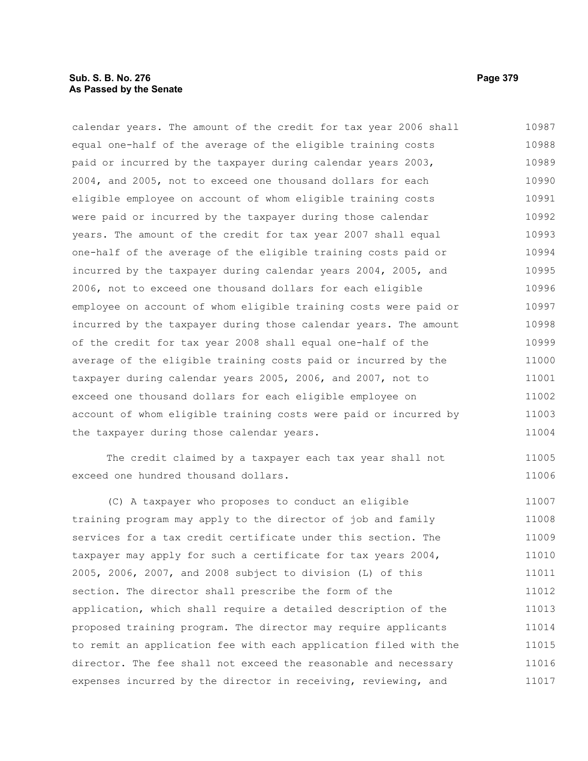calendar years. The amount of the credit for tax year 2006 shall equal one-half of the average of the eligible training costs paid or incurred by the taxpayer during calendar years 2003, 2004, and 2005, not to exceed one thousand dollars for each eligible employee on account of whom eligible training costs were paid or incurred by the taxpayer during those calendar years. The amount of the credit for tax year 2007 shall equal one-half of the average of the eligible training costs paid or incurred by the taxpayer during calendar years 2004, 2005, and 2006, not to exceed one thousand dollars for each eligible employee on account of whom eligible training costs were paid or incurred by the taxpayer during those calendar years. The amount of the credit for tax year 2008 shall equal one-half of the average of the eligible training costs paid or incurred by the taxpayer during calendar years 2005, 2006, and 2007, not to exceed one thousand dollars for each eligible employee on account of whom eligible training costs were paid or incurred by the taxpayer during those calendar years.

The credit claimed by a taxpayer each tax year shall not exceed one hundred thousand dollars.

(C) A taxpayer who proposes to conduct an eligible training program may apply to the director of job and family services for a tax credit certificate under this section. The taxpayer may apply for such a certificate for tax years 2004, 2005, 2006, 2007, and 2008 subject to division (L) of this section. The director shall prescribe the form of the application, which shall require a detailed description of the proposed training program. The director may require applicants to remit an application fee with each application filed with the director. The fee shall not exceed the reasonable and necessary expenses incurred by the director in receiving, reviewing, and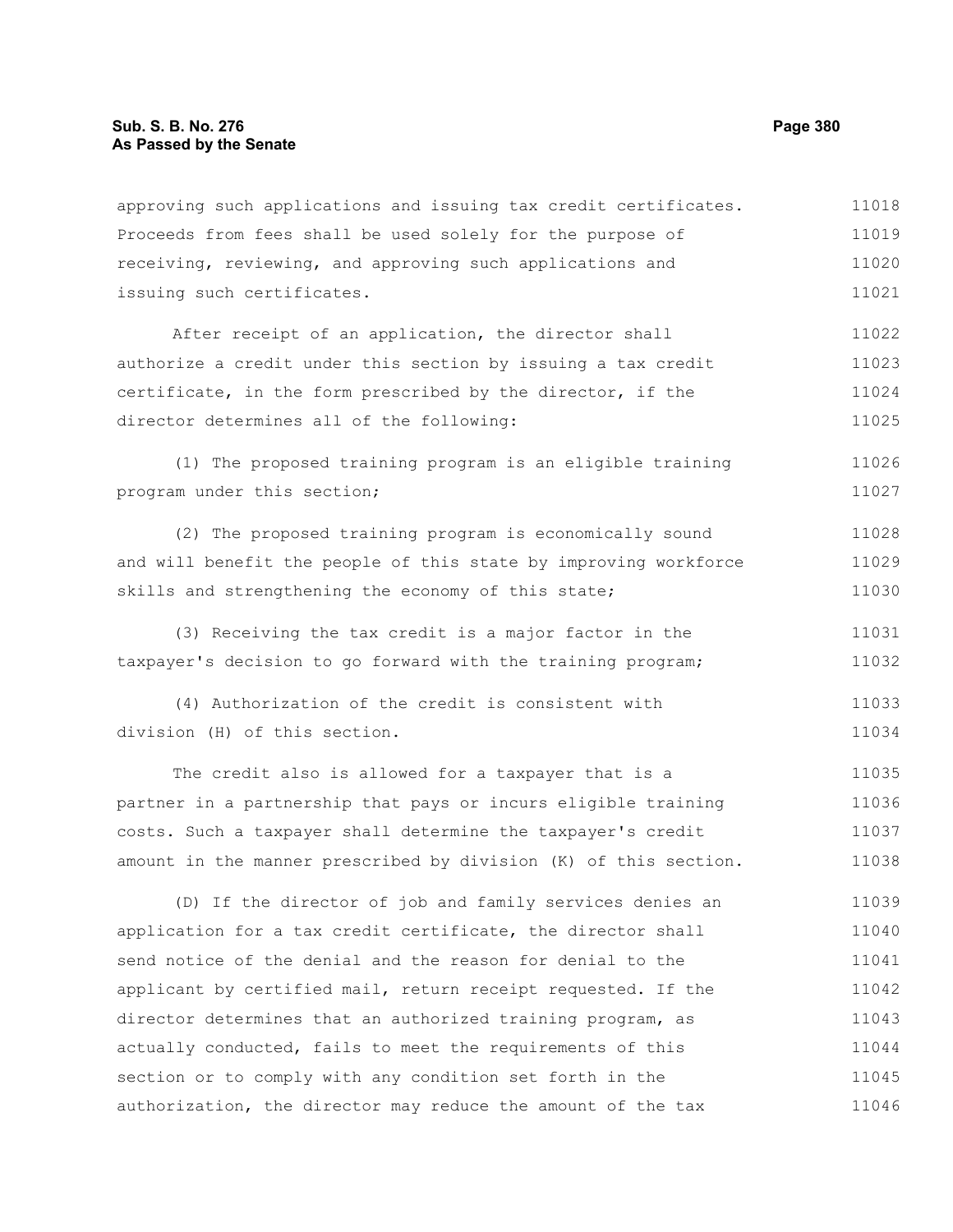approving such applications and issuing tax credit certificates. Proceeds from fees shall be used solely for the purpose of receiving, reviewing, and approving such applications and issuing such certificates.

After receipt of an application, the director shall authorize a credit under this section by issuing a tax credit certificate, in the form prescribed by the director, if the director determines all of the following:

(1) The proposed training program is an eligible training program under this section;

(2) The proposed training program is economically sound and will benefit the people of this state by improving workforce skills and strengthening the economy of this state;

(3) Receiving the tax credit is a major factor in the taxpayer's decision to go forward with the training program;

(4) Authorization of the credit is consistent with division (H) of this section.

The credit also is allowed for a taxpayer that is a partner in a partnership that pays or incurs eligible training costs. Such a taxpayer shall determine the taxpayer's credit amount in the manner prescribed by division (K) of this section.

(D) If the director of job and family services denies an application for a tax credit certificate, the director shall send notice of the denial and the reason for denial to the applicant by certified mail, return receipt requested. If the director determines that an authorized training program, as actually conducted, fails to meet the requirements of this section or to comply with any condition set forth in the authorization, the director may reduce the amount of the tax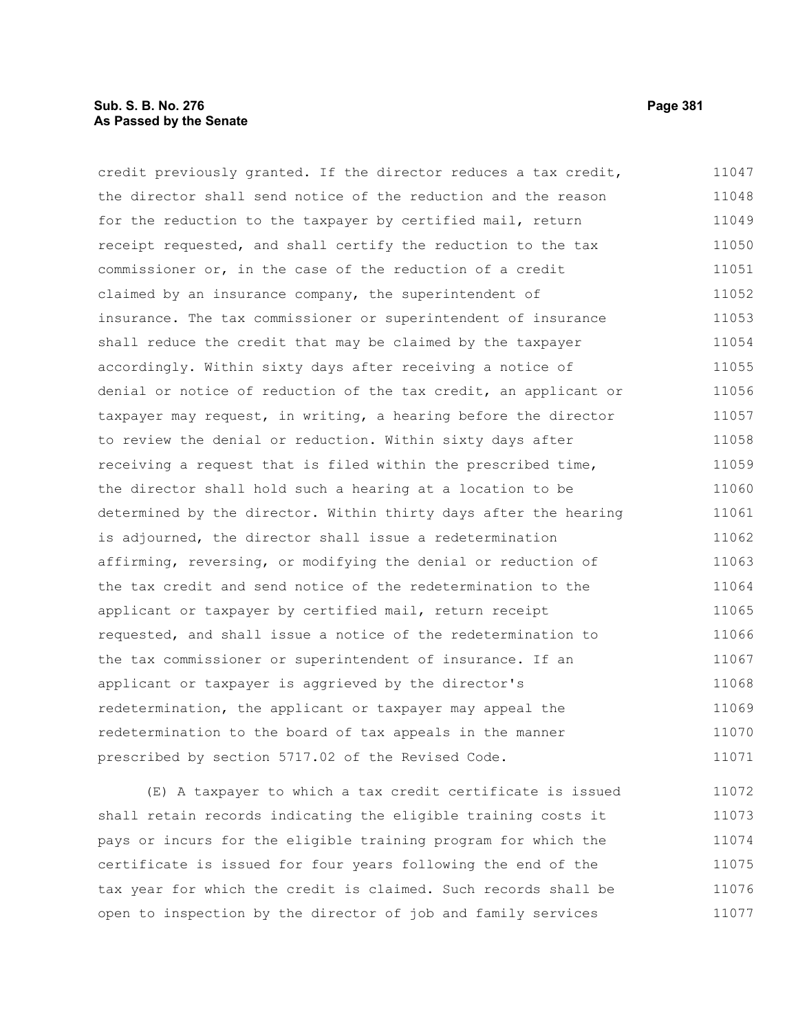credit previously granted. If the director reduces a tax credit, the director shall send notice of the reduction and the reason for the reduction to the taxpayer by certified mail, return receipt requested, and shall certify the reduction to the tax commissioner or, in the case of the reduction of a credit claimed by an insurance company, the superintendent of insurance. The tax commissioner or superintendent of insurance shall reduce the credit that may be claimed by the taxpayer accordingly. Within sixty days after receiving a notice of denial or notice of reduction of the tax credit, an applicant or taxpayer may request, in writing, a hearing before the director to review the denial or reduction. Within sixty days after receiving a request that is filed within the prescribed time, the director shall hold such a hearing at a location to be determined by the director. Within thirty days after the hearing is adjourned, the director shall issue a redetermination affirming, reversing, or modifying the denial or reduction of the tax credit and send notice of the redetermination to the applicant or taxpayer by certified mail, return receipt requested, and shall issue a notice of the redetermination to the tax commissioner or superintendent of insurance. If an applicant or taxpayer is aggrieved by the director's redetermination, the applicant or taxpayer may appeal the redetermination to the board of tax appeals in the manner prescribed by section 5717.02 of the Revised Code.

(E) A taxpayer to which a tax credit certificate is issued shall retain records indicating the eligible training costs it pays or incurs for the eligible training program for which the certificate is issued for four years following the end of the tax year for which the credit is claimed. Such records shall be open to inspection by the director of job and family services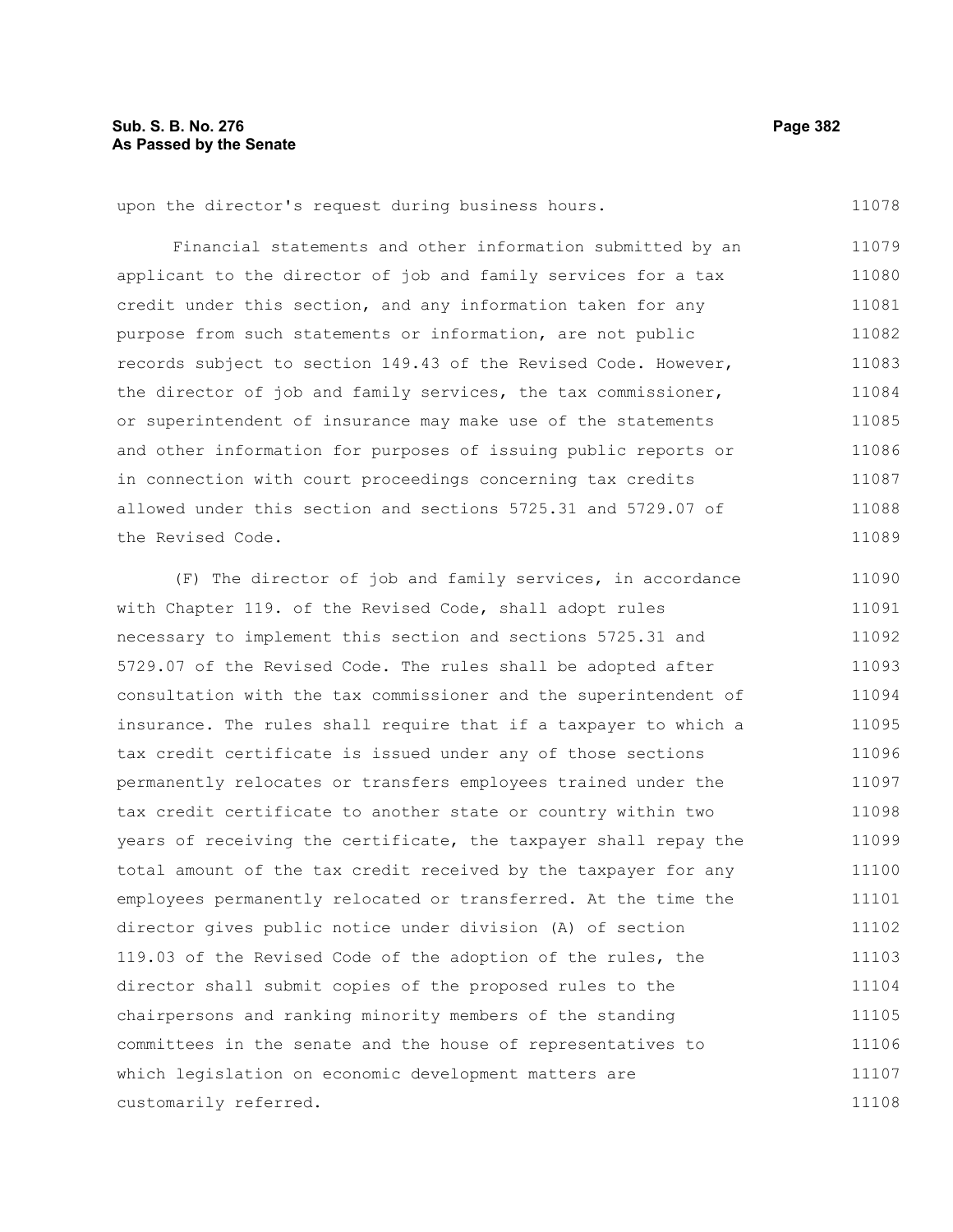upon the director's request during business hours.

Financial statements and other information submitted by an applicant to the director of job and family services for a tax credit under this section, and any information taken for any purpose from such statements or information, are not public records subject to section 149.43 of the Revised Code. However, the director of job and family services, the tax commissioner, or superintendent of insurance may make use of the statements and other information for purposes of issuing public reports or in connection with court proceedings concerning tax credits allowed under this section and sections 5725.31 and 5729.07 of the Revised Code.

(F) The director of job and family services, in accordance with Chapter 119. of the Revised Code, shall adopt rules necessary to implement this section and sections 5725.31 and 5729.07 of the Revised Code. The rules shall be adopted after consultation with the tax commissioner and the superintendent of insurance. The rules shall require that if a taxpayer to which a tax credit certificate is issued under any of those sections permanently relocates or transfers employees trained under the tax credit certificate to another state or country within two years of receiving the certificate, the taxpayer shall repay the total amount of the tax credit received by the taxpayer for any employees permanently relocated or transferred. At the time the director gives public notice under division (A) of section 119.03 of the Revised Code of the adoption of the rules, the director shall submit copies of the proposed rules to the chairpersons and ranking minority members of the standing committees in the senate and the house of representatives to which legislation on economic development matters are customarily referred.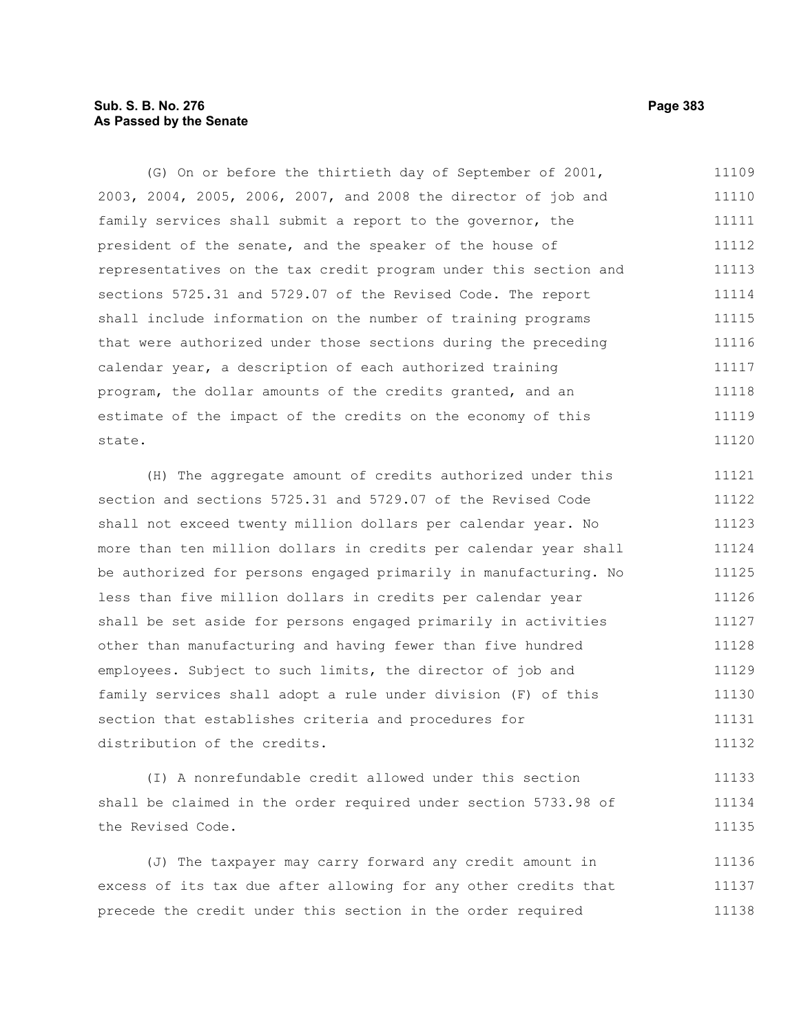(G) On or before the thirtieth day of September of 2001, 2003, 2004, 2005, 2006, 2007, and 2008 the director of job and family services shall submit a report to the governor, the president of the senate, and the speaker of the house of representatives on the tax credit program under this section and sections 5725.31 and 5729.07 of the Revised Code. The report shall include information on the number of training programs that were authorized under those sections during the preceding calendar year, a description of each authorized training program, the dollar amounts of the credits granted, and an estimate of the impact of the credits on the economy of this state.

(H) The aggregate amount of credits authorized under this section and sections 5725.31 and 5729.07 of the Revised Code shall not exceed twenty million dollars per calendar year. No more than ten million dollars in credits per calendar year shall be authorized for persons engaged primarily in manufacturing. No less than five million dollars in credits per calendar year shall be set aside for persons engaged primarily in activities other than manufacturing and having fewer than five hundred employees. Subject to such limits, the director of job and family services shall adopt a rule under division (F) of this section that establishes criteria and procedures for distribution of the credits.

(I) A nonrefundable credit allowed under this section shall be claimed in the order required under section 5733.98 of the Revised Code.

(J) The taxpayer may carry forward any credit amount in excess of its tax due after allowing for any other credits that precede the credit under this section in the order required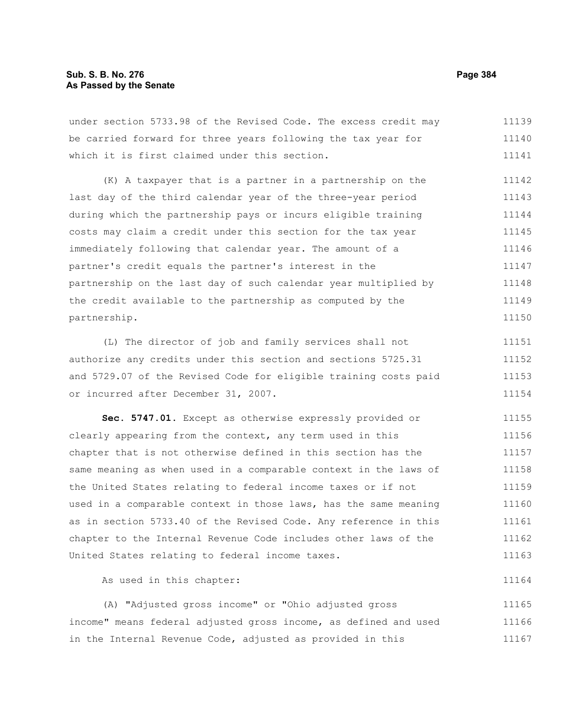under section 5733.98 of the Revised Code. The excess credit may be carried forward for three years following the tax year for which it is first claimed under this section.

(K) A taxpayer that is a partner in a partnership on the last day of the third calendar year of the three-year period during which the partnership pays or incurs eligible training costs may claim a credit under this section for the tax year immediately following that calendar year. The amount of a partner's credit equals the partner's interest in the partnership on the last day of such calendar year multiplied by the credit available to the partnership as computed by the partnership.

(L) The director of job and family services shall not authorize any credits under this section and sections 5725.31 and 5729.07 of the Revised Code for eligible training costs paid or incurred after December 31, 2007.

**Sec. 5747.01.** Except as otherwise expressly provided or clearly appearing from the context, any term used in this chapter that is not otherwise defined in this section has the same meaning as when used in a comparable context in the laws of the United States relating to federal income taxes or if not used in a comparable context in those laws, has the same meaning as in section 5733.40 of the Revised Code. Any reference in this chapter to the Internal Revenue Code includes other laws of the United States relating to federal income taxes.

As used in this chapter:

(A) "Adjusted gross income" or "Ohio adjusted gross income" means federal adjusted gross income, as defined and used in the Internal Revenue Code, adjusted as provided in this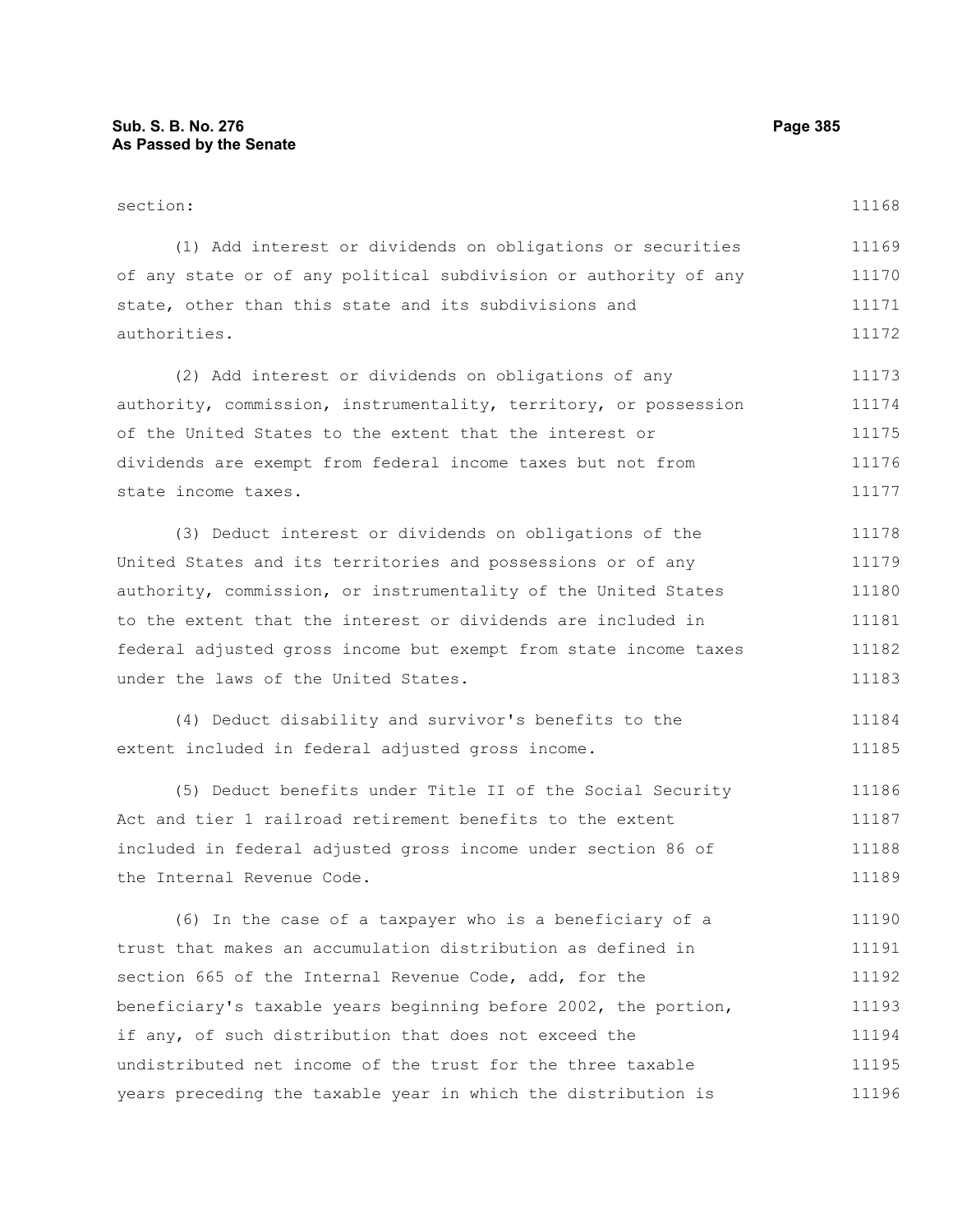section:

(1) Add interest or dividends on obligations or securities of any state or of any political subdivision or authority of any state, other than this state and its subdivisions and authorities.

(2) Add interest or dividends on obligations of any authority, commission, instrumentality, territory, or possession of the United States to the extent that the interest or dividends are exempt from federal income taxes but not from state income taxes.

(3) Deduct interest or dividends on obligations of the United States and its territories and possessions or of any authority, commission, or instrumentality of the United States to the extent that the interest or dividends are included in federal adjusted gross income but exempt from state income taxes under the laws of the United States.

(4) Deduct disability and survivor's benefits to the extent included in federal adjusted gross income.

(5) Deduct benefits under Title II of the Social Security Act and tier 1 railroad retirement benefits to the extent included in federal adjusted gross income under section 86 of the Internal Revenue Code.

(6) In the case of a taxpayer who is a beneficiary of a trust that makes an accumulation distribution as defined in section 665 of the Internal Revenue Code, add, for the beneficiary's taxable years beginning before 2002, the portion, if any, of such distribution that does not exceed the undistributed net income of the trust for the three taxable years preceding the taxable year in which the distribution is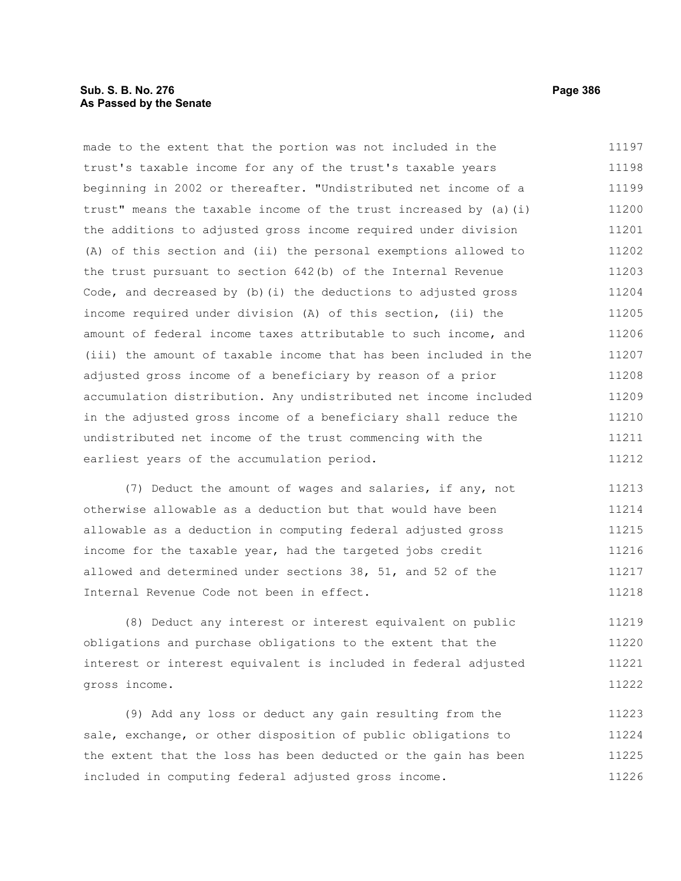made to the extent that the portion was not included in the trust's taxable income for any of the trust's taxable years beginning in 2002 or thereafter. "Undistributed net income of a trust" means the taxable income of the trust increased by (a)(i) the additions to adjusted gross income required under division (A) of this section and (ii) the personal exemptions allowed to the trust pursuant to section 642(b) of the Internal Revenue Code, and decreased by (b)(i) the deductions to adjusted gross income required under division (A) of this section, (ii) the amount of federal income taxes attributable to such income, and (iii) the amount of taxable income that has been included in the adjusted gross income of a beneficiary by reason of a prior accumulation distribution. Any undistributed net income included in the adjusted gross income of a beneficiary shall reduce the undistributed net income of the trust commencing with the earliest years of the accumulation period.

(7) Deduct the amount of wages and salaries, if any, not otherwise allowable as a deduction but that would have been allowable as a deduction in computing federal adjusted gross income for the taxable year, had the targeted jobs credit allowed and determined under sections 38, 51, and 52 of the Internal Revenue Code not been in effect.

(8) Deduct any interest or interest equivalent on public obligations and purchase obligations to the extent that the interest or interest equivalent is included in federal adjusted gross income.

(9) Add any loss or deduct any gain resulting from the sale, exchange, or other disposition of public obligations to the extent that the loss has been deducted or the gain has been included in computing federal adjusted gross income.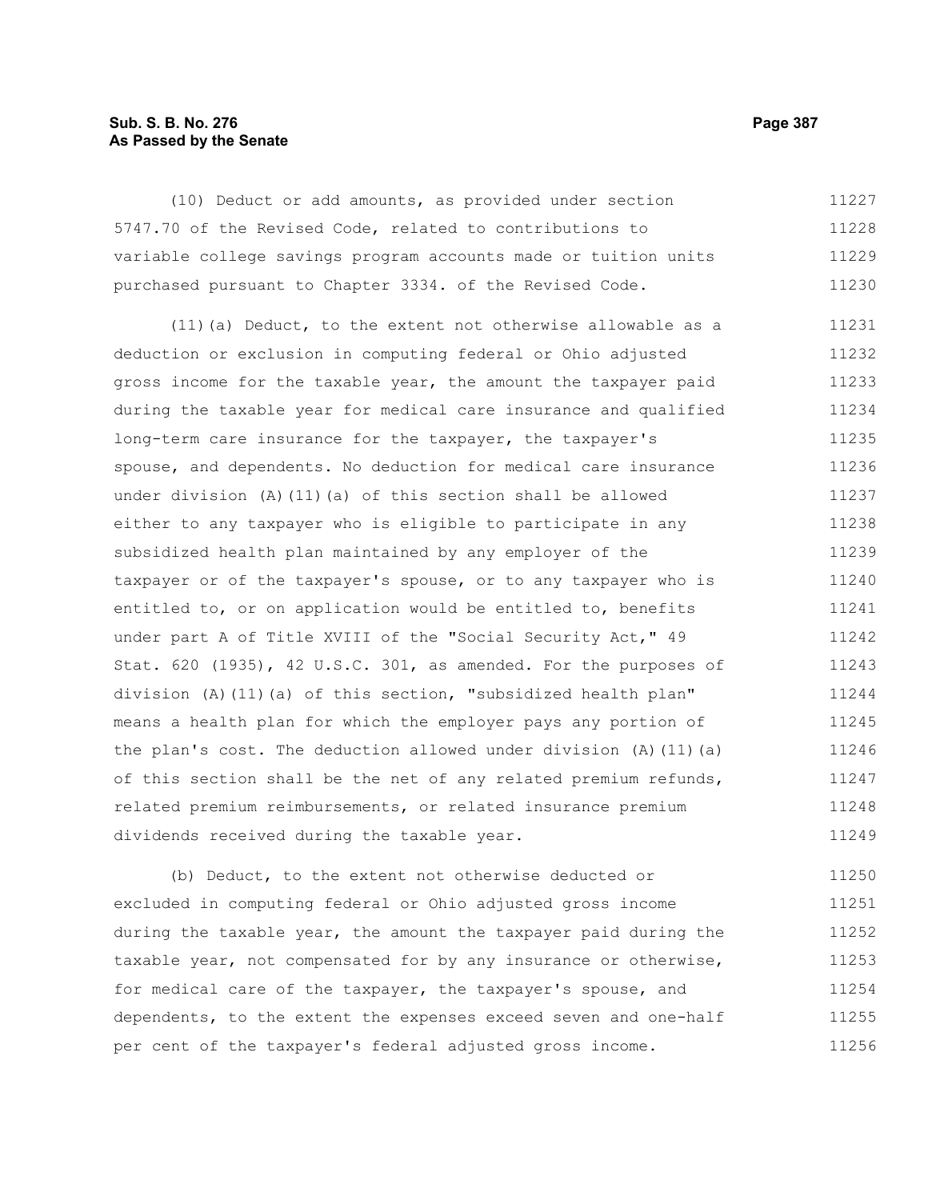(10) Deduct or add amounts, as provided under section 5747.70 of the Revised Code, related to contributions to variable college savings program accounts made or tuition units purchased pursuant to Chapter 3334. of the Revised Code.

(11)(a) Deduct, to the extent not otherwise allowable as a deduction or exclusion in computing federal or Ohio adjusted gross income for the taxable year, the amount the taxpayer paid during the taxable year for medical care insurance and qualified long-term care insurance for the taxpayer, the taxpayer's spouse, and dependents. No deduction for medical care insurance under division (A)(11)(a) of this section shall be allowed either to any taxpayer who is eligible to participate in any subsidized health plan maintained by any employer of the taxpayer or of the taxpayer's spouse, or to any taxpayer who is entitled to, or on application would be entitled to, benefits under part A of Title XVIII of the "Social Security Act," 49 Stat. 620 (1935), 42 U.S.C. 301, as amended. For the purposes of division (A)(11)(a) of this section, "subsidized health plan" means a health plan for which the employer pays any portion of the plan's cost. The deduction allowed under division (A)(11)(a) of this section shall be the net of any related premium refunds, related premium reimbursements, or related insurance premium dividends received during the taxable year.

(b) Deduct, to the extent not otherwise deducted or excluded in computing federal or Ohio adjusted gross income during the taxable year, the amount the taxpayer paid during the taxable year, not compensated for by any insurance or otherwise, for medical care of the taxpayer, the taxpayer's spouse, and dependents, to the extent the expenses exceed seven and one-half per cent of the taxpayer's federal adjusted gross income.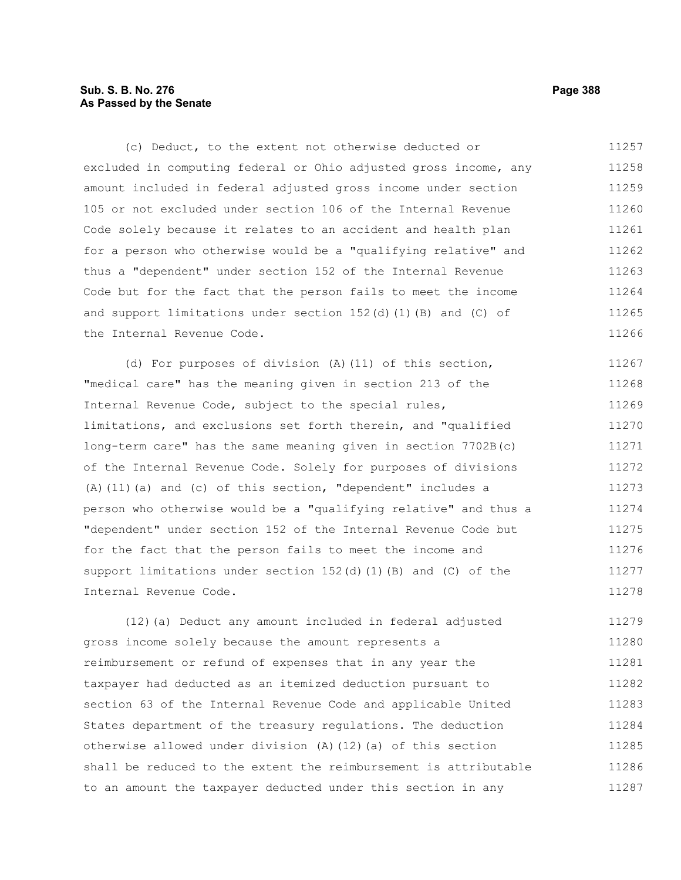(c) Deduct, to the extent not otherwise deducted or excluded in computing federal or Ohio adjusted gross income, any amount included in federal adjusted gross income under section 105 or not excluded under section 106 of the Internal Revenue Code solely because it relates to an accident and health plan for a person who otherwise would be a "qualifying relative" and thus a "dependent" under section 152 of the Internal Revenue Code but for the fact that the person fails to meet the income and support limitations under section 152(d)(1)(B) and (C) of the Internal Revenue Code.

(d) For purposes of division (A)(11) of this section, "medical care" has the meaning given in section 213 of the Internal Revenue Code, subject to the special rules, limitations, and exclusions set forth therein, and "qualified long-term care" has the same meaning given in section 7702B(c) of the Internal Revenue Code. Solely for purposes of divisions (A)(11)(a) and (c) of this section, "dependent" includes a person who otherwise would be a "qualifying relative" and thus a "dependent" under section 152 of the Internal Revenue Code but for the fact that the person fails to meet the income and support limitations under section 152(d)(1)(B) and (C) of the Internal Revenue Code.

(12)(a) Deduct any amount included in federal adjusted gross income solely because the amount represents a reimbursement or refund of expenses that in any year the taxpayer had deducted as an itemized deduction pursuant to section 63 of the Internal Revenue Code and applicable United States department of the treasury regulations. The deduction otherwise allowed under division (A)(12)(a) of this section shall be reduced to the extent the reimbursement is attributable to an amount the taxpayer deducted under this section in any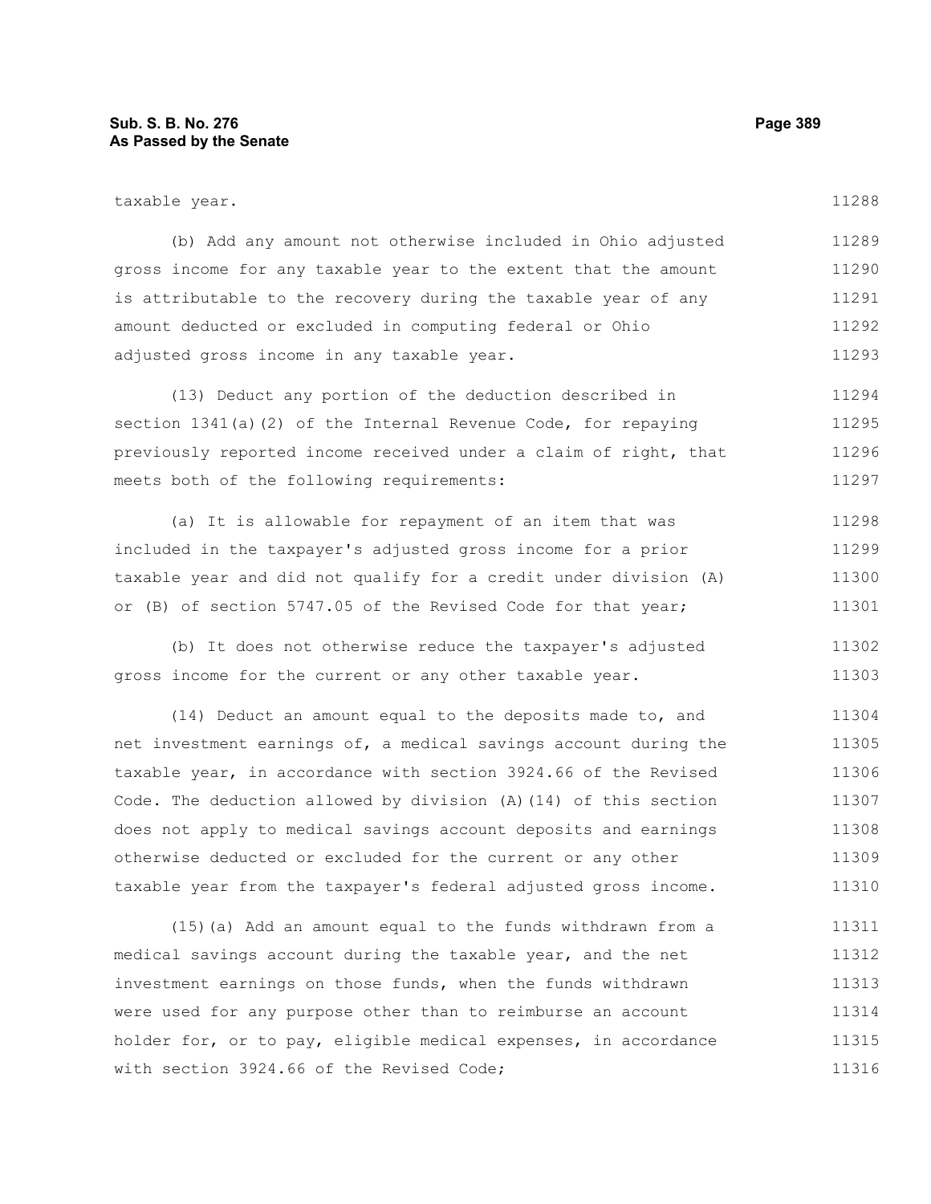taxable year.

(b) Add any amount not otherwise included in Ohio adjusted gross income for any taxable year to the extent that the amount is attributable to the recovery during the taxable year of any amount deducted or excluded in computing federal or Ohio adjusted gross income in any taxable year.

(13) Deduct any portion of the deduction described in section 1341(a)(2) of the Internal Revenue Code, for repaying previously reported income received under a claim of right, that meets both of the following requirements:

(a) It is allowable for repayment of an item that was included in the taxpayer's adjusted gross income for a prior taxable year and did not qualify for a credit under division (A) or (B) of section 5747.05 of the Revised Code for that year;

(b) It does not otherwise reduce the taxpayer's adjusted gross income for the current or any other taxable year.

(14) Deduct an amount equal to the deposits made to, and net investment earnings of, a medical savings account during the taxable year, in accordance with section 3924.66 of the Revised Code. The deduction allowed by division (A)(14) of this section does not apply to medical savings account deposits and earnings otherwise deducted or excluded for the current or any other taxable year from the taxpayer's federal adjusted gross income.

(15)(a) Add an amount equal to the funds withdrawn from a medical savings account during the taxable year, and the net investment earnings on those funds, when the funds withdrawn were used for any purpose other than to reimburse an account holder for, or to pay, eligible medical expenses, in accordance with section 3924.66 of the Revised Code;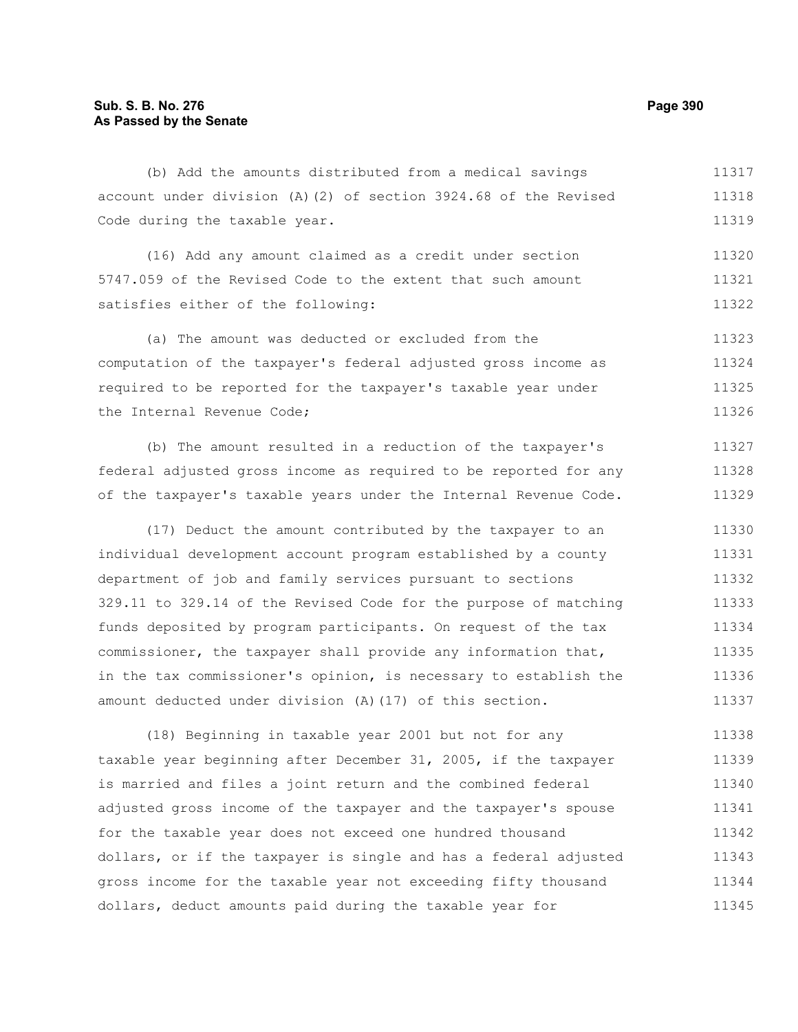(b) Add the amounts distributed from a medical savings account under division (A)(2) of section 3924.68 of the Revised Code during the taxable year.

(16) Add any amount claimed as a credit under section 5747.059 of the Revised Code to the extent that such amount satisfies either of the following:

(a) The amount was deducted or excluded from the computation of the taxpayer's federal adjusted gross income as required to be reported for the taxpayer's taxable year under the Internal Revenue Code;

(b) The amount resulted in a reduction of the taxpayer's federal adjusted gross income as required to be reported for any of the taxpayer's taxable years under the Internal Revenue Code.

(17) Deduct the amount contributed by the taxpayer to an individual development account program established by a county department of job and family services pursuant to sections 329.11 to 329.14 of the Revised Code for the purpose of matching funds deposited by program participants. On request of the tax commissioner, the taxpayer shall provide any information that, in the tax commissioner's opinion, is necessary to establish the amount deducted under division (A)(17) of this section.

(18) Beginning in taxable year 2001 but not for any taxable year beginning after December 31, 2005, if the taxpayer is married and files a joint return and the combined federal adjusted gross income of the taxpayer and the taxpayer's spouse for the taxable year does not exceed one hundred thousand dollars, or if the taxpayer is single and has a federal adjusted gross income for the taxable year not exceeding fifty thousand dollars, deduct amounts paid during the taxable year for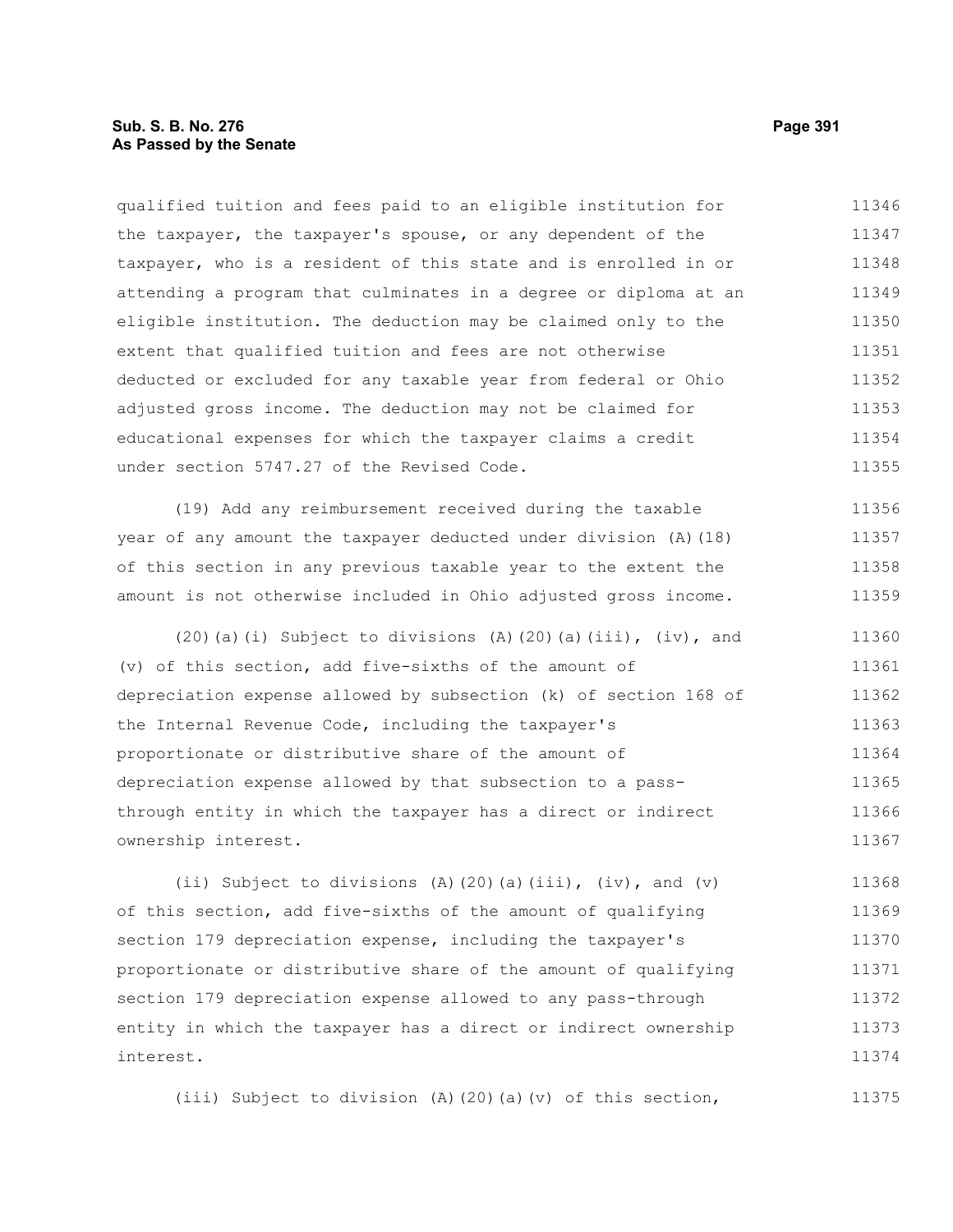qualified tuition and fees paid to an eligible institution for the taxpayer, the taxpayer's spouse, or any dependent of the taxpayer, who is a resident of this state and is enrolled in or attending a program that culminates in a degree or diploma at an eligible institution. The deduction may be claimed only to the extent that qualified tuition and fees are not otherwise deducted or excluded for any taxable year from federal or Ohio adjusted gross income. The deduction may not be claimed for educational expenses for which the taxpayer claims a credit under section 5747.27 of the Revised Code.

(19) Add any reimbursement received during the taxable year of any amount the taxpayer deducted under division (A)(18) of this section in any previous taxable year to the extent the amount is not otherwise included in Ohio adjusted gross income.

(20)(a)(i) Subject to divisions (A)(20)(a)(iii), (iv), and (v) of this section, add five-sixths of the amount of depreciation expense allowed by subsection (k) of section 168 of the Internal Revenue Code, including the taxpayer's proportionate or distributive share of the amount of depreciation expense allowed by that subsection to a pass-through entity in which the taxpayer has a direct or indirect ownership interest.

(ii) Subject to divisions (A)(20)(a)(iii), (iv), and (v) of this section, add five-sixths of the amount of qualifying section 179 depreciation expense, including the taxpayer's proportionate or distributive share of the amount of qualifying section 179 depreciation expense allowed to any pass-through entity in which the taxpayer has a direct or indirect ownership interest.

(iii) Subject to division (A)(20)(a)(v) of this section,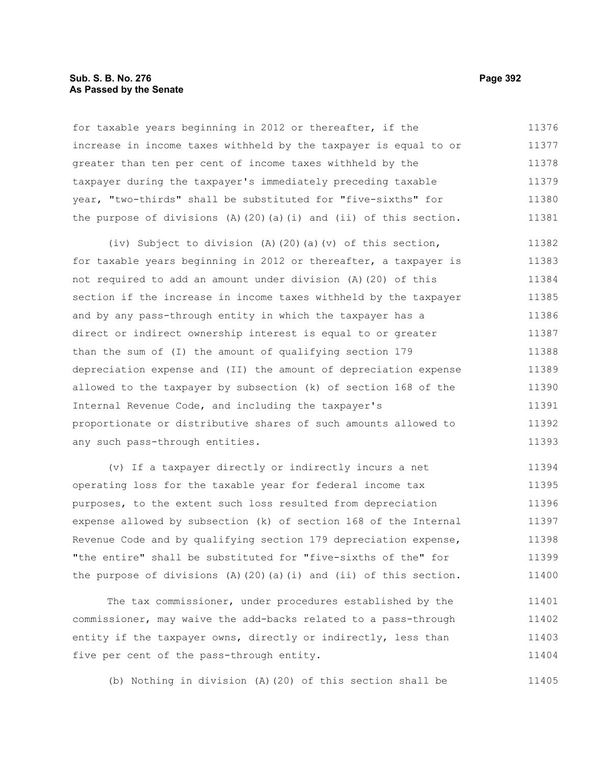for taxable years beginning in 2012 or thereafter, if the increase in income taxes withheld by the taxpayer is equal to or greater than ten per cent of income taxes withheld by the taxpayer during the taxpayer's immediately preceding taxable year, "two-thirds" shall be substituted for "five-sixths" for the purpose of divisions (A)(20)(a)(i) and (ii) of this section.

(iv) Subject to division (A)(20)(a)(v) of this section, for taxable years beginning in 2012 or thereafter, a taxpayer is not required to add an amount under division (A)(20) of this section if the increase in income taxes withheld by the taxpayer and by any pass-through entity in which the taxpayer has a direct or indirect ownership interest is equal to or greater than the sum of (I) the amount of qualifying section 179 depreciation expense and (II) the amount of depreciation expense allowed to the taxpayer by subsection (k) of section 168 of the Internal Revenue Code, and including the taxpayer's proportionate or distributive shares of such amounts allowed to any such pass-through entities.

(v) If a taxpayer directly or indirectly incurs a net operating loss for the taxable year for federal income tax purposes, to the extent such loss resulted from depreciation expense allowed by subsection (k) of section 168 of the Internal Revenue Code and by qualifying section 179 depreciation expense, "the entire" shall be substituted for "five-sixths of the" for the purpose of divisions (A)(20)(a)(i) and (ii) of this section.

The tax commissioner, under procedures established by the commissioner, may waive the add-backs related to a pass-through entity if the taxpayer owns, directly or indirectly, less than five per cent of the pass-through entity.

(b) Nothing in division (A)(20) of this section shall be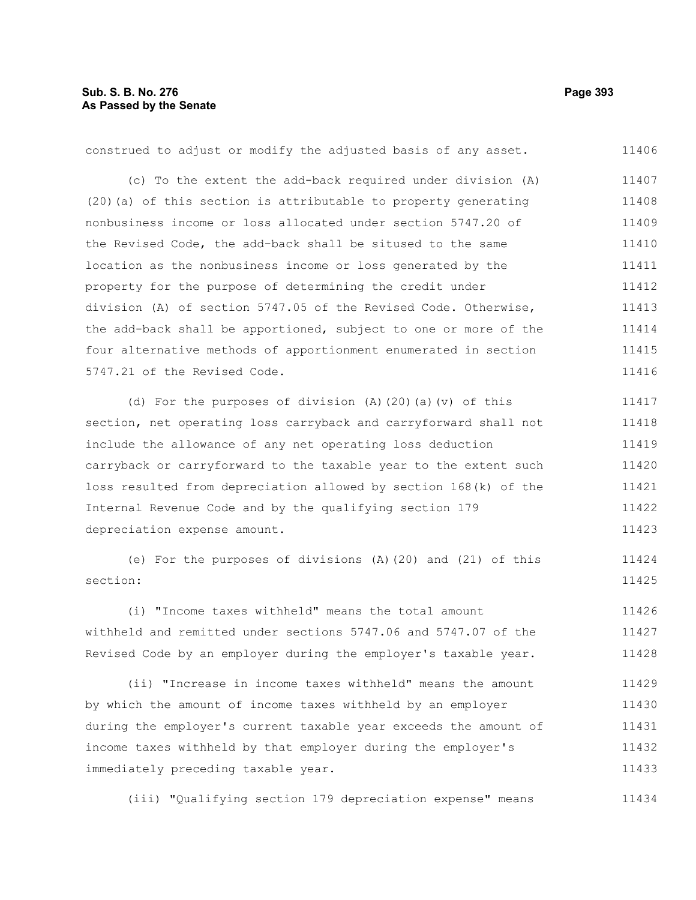construed to adjust or modify the adjusted basis of any asset.

(c) To the extent the add-back required under division (A)(20)(a) of this section is attributable to property generating nonbusiness income or loss allocated under section 5747.20 of the Revised Code, the add-back shall be sitused to the same location as the nonbusiness income or loss generated by the property for the purpose of determining the credit under division (A) of section 5747.05 of the Revised Code. Otherwise, the add-back shall be apportioned, subject to one or more of the four alternative methods of apportionment enumerated in section 5747.21 of the Revised Code.

(d) For the purposes of division (A)(20)(a)(v) of this section, net operating loss carryback and carryforward shall not include the allowance of any net operating loss deduction carryback or carryforward to the taxable year to the extent such loss resulted from depreciation allowed by section 168(k) of the Internal Revenue Code and by the qualifying section 179 depreciation expense amount.

(e) For the purposes of divisions (A)(20) and (21) of this section:

(i) "Income taxes withheld" means the total amount withheld and remitted under sections 5747.06 and 5747.07 of the Revised Code by an employer during the employer's taxable year.

(ii) "Increase in income taxes withheld" means the amount by which the amount of income taxes withheld by an employer during the employer's current taxable year exceeds the amount of income taxes withheld by that employer during the employer's immediately preceding taxable year.

(iii) "Qualifying section 179 depreciation expense" means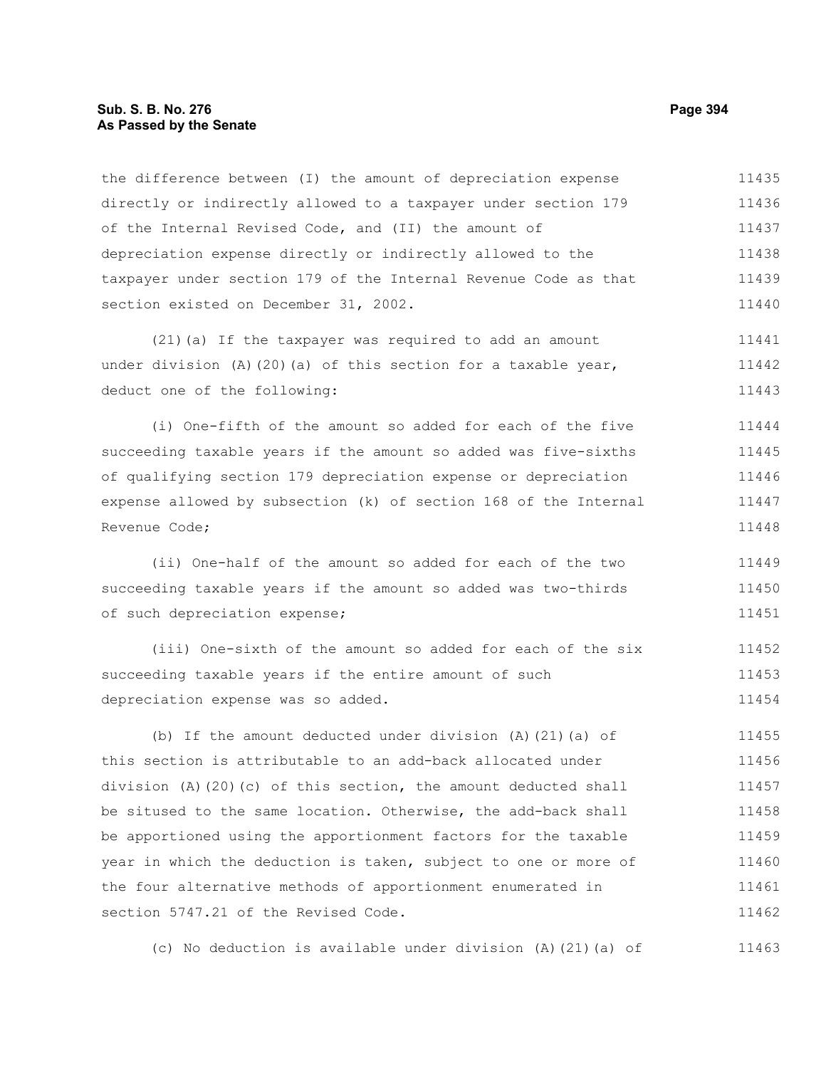the difference between (I) the amount of depreciation expense directly or indirectly allowed to a taxpayer under section 179 of the Internal Revised Code, and (II) the amount of depreciation expense directly or indirectly allowed to the taxpayer under section 179 of the Internal Revenue Code as that section existed on December 31, 2002.

(21)(a) If the taxpayer was required to add an amount under division (A)(20)(a) of this section for a taxable year, deduct one of the following:

(i) One-fifth of the amount so added for each of the five succeeding taxable years if the amount so added was five-sixths of qualifying section 179 depreciation expense or depreciation expense allowed by subsection (k) of section 168 of the Internal Revenue Code;

(ii) One-half of the amount so added for each of the two succeeding taxable years if the amount so added was two-thirds of such depreciation expense;

(iii) One-sixth of the amount so added for each of the six succeeding taxable years if the entire amount of such depreciation expense was so added.

(b) If the amount deducted under division (A)(21)(a) of this section is attributable to an add-back allocated under division (A)(20)(c) of this section, the amount deducted shall be sitused to the same location. Otherwise, the add-back shall be apportioned using the apportionment factors for the taxable year in which the deduction is taken, subject to one or more of the four alternative methods of apportionment enumerated in section 5747.21 of the Revised Code.

(c) No deduction is available under division (A)(21)(a) of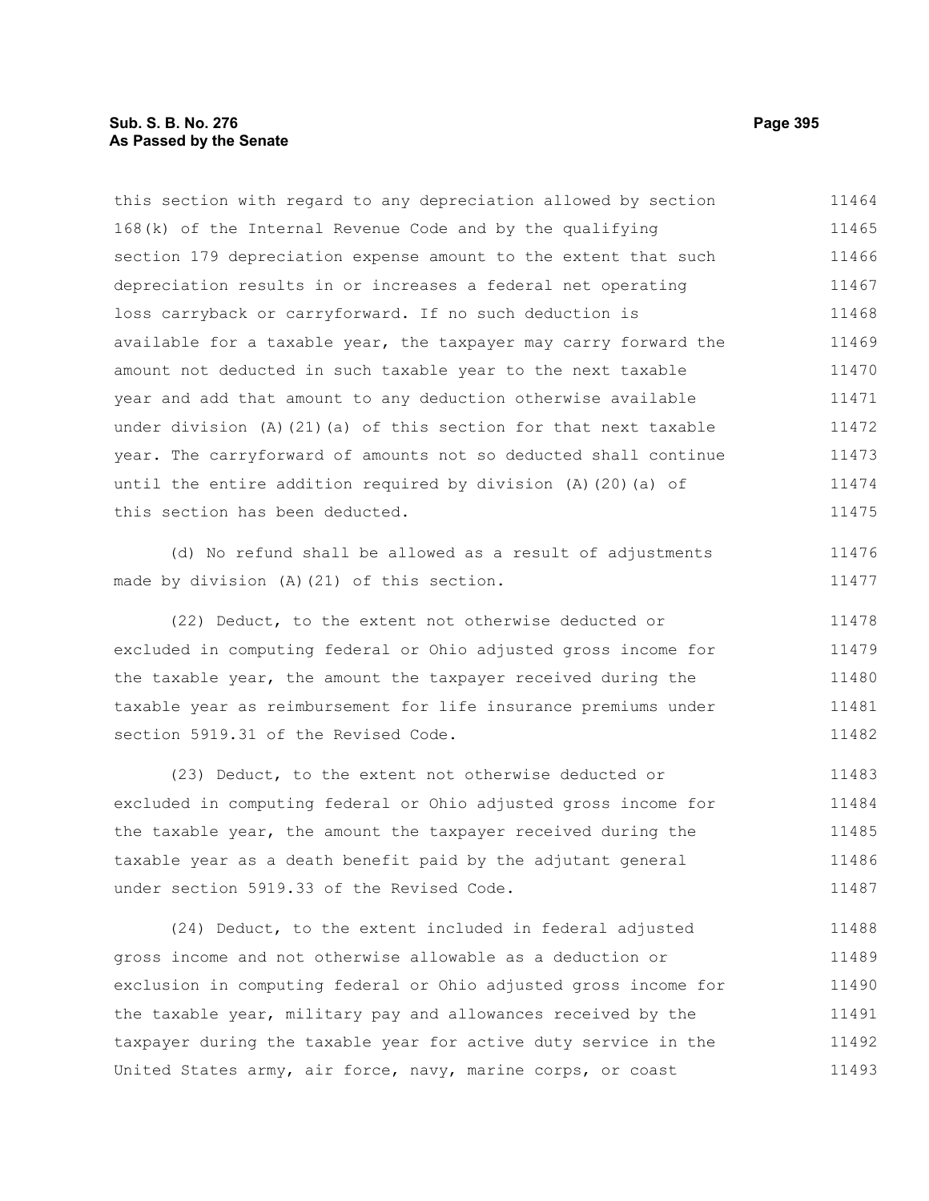this section with regard to any depreciation allowed by section 168(k) of the Internal Revenue Code and by the qualifying section 179 depreciation expense amount to the extent that such depreciation results in or increases a federal net operating loss carryback or carryforward. If no such deduction is available for a taxable year, the taxpayer may carry forward the amount not deducted in such taxable year to the next taxable year and add that amount to any deduction otherwise available under division (A)(21)(a) of this section for that next taxable year. The carryforward of amounts not so deducted shall continue until the entire addition required by division (A)(20)(a) of this section has been deducted.

(d) No refund shall be allowed as a result of adjustments made by division (A)(21) of this section.

(22) Deduct, to the extent not otherwise deducted or excluded in computing federal or Ohio adjusted gross income for the taxable year, the amount the taxpayer received during the taxable year as reimbursement for life insurance premiums under section 5919.31 of the Revised Code.

(23) Deduct, to the extent not otherwise deducted or excluded in computing federal or Ohio adjusted gross income for the taxable year, the amount the taxpayer received during the taxable year as a death benefit paid by the adjutant general under section 5919.33 of the Revised Code.

(24) Deduct, to the extent included in federal adjusted gross income and not otherwise allowable as a deduction or exclusion in computing federal or Ohio adjusted gross income for the taxable year, military pay and allowances received by the taxpayer during the taxable year for active duty service in the United States army, air force, navy, marine corps, or coast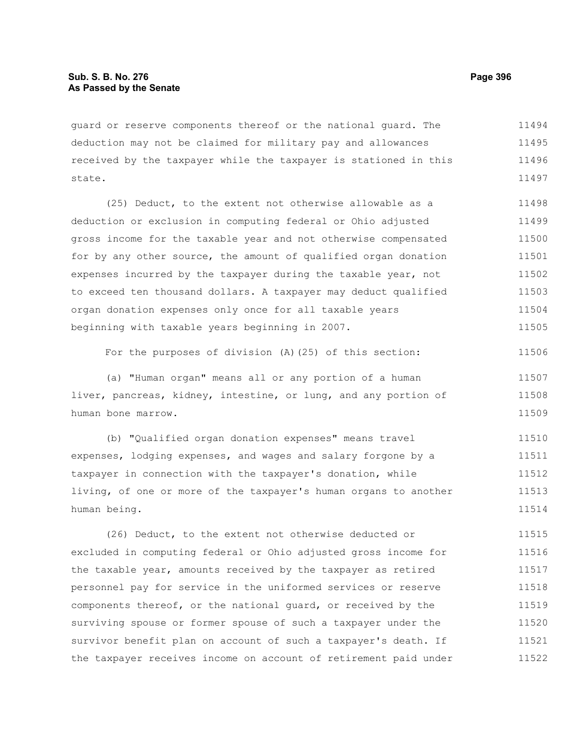guard or reserve components thereof or the national guard. The deduction may not be claimed for military pay and allowances received by the taxpayer while the taxpayer is stationed in this state.

(25) Deduct, to the extent not otherwise allowable as a deduction or exclusion in computing federal or Ohio adjusted gross income for the taxable year and not otherwise compensated for by any other source, the amount of qualified organ donation expenses incurred by the taxpayer during the taxable year, not to exceed ten thousand dollars. A taxpayer may deduct qualified organ donation expenses only once for all taxable years beginning with taxable years beginning in 2007.

For the purposes of division (A)(25) of this section:

(a) "Human organ" means all or any portion of a human liver, pancreas, kidney, intestine, or lung, and any portion of human bone marrow.

(b) "Qualified organ donation expenses" means travel expenses, lodging expenses, and wages and salary forgone by a taxpayer in connection with the taxpayer's donation, while living, of one or more of the taxpayer's human organs to another human being.

(26) Deduct, to the extent not otherwise deducted or excluded in computing federal or Ohio adjusted gross income for the taxable year, amounts received by the taxpayer as retired personnel pay for service in the uniformed services or reserve components thereof, or the national guard, or received by the surviving spouse or former spouse of such a taxpayer under the survivor benefit plan on account of such a taxpayer's death. If the taxpayer receives income on account of retirement paid under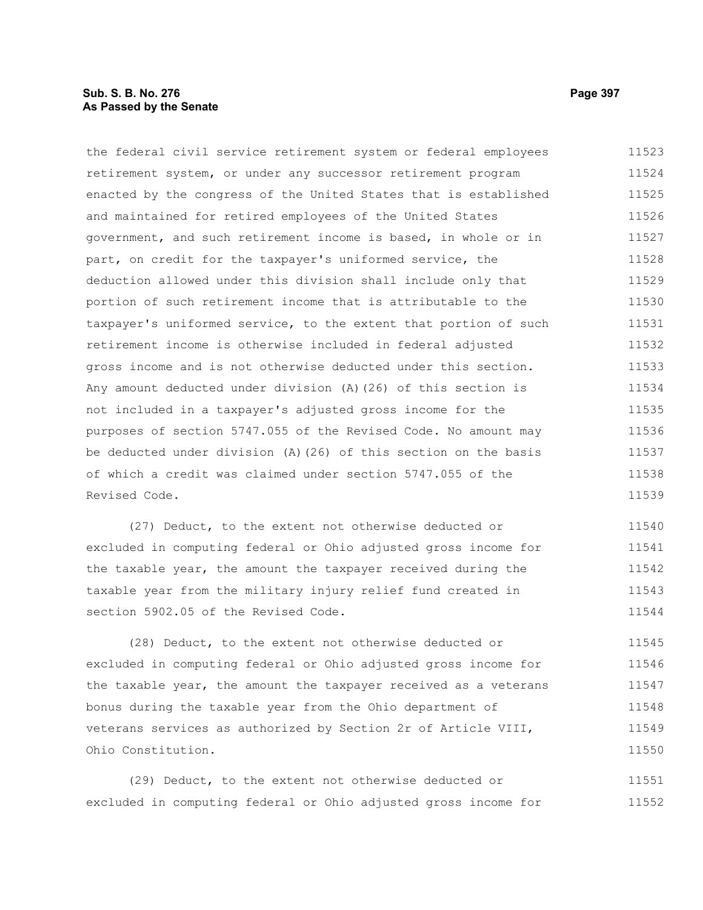the federal civil service retirement system or federal employees retirement system, or under any successor retirement program enacted by the congress of the United States that is established and maintained for retired employees of the United States government, and such retirement income is based, in whole or in part, on credit for the taxpayer's uniformed service, the deduction allowed under this division shall include only that portion of such retirement income that is attributable to the taxpayer's uniformed service, to the extent that portion of such retirement income is otherwise included in federal adjusted gross income and is not otherwise deducted under this section. Any amount deducted under division (A)(26) of this section is not included in a taxpayer's adjusted gross income for the purposes of section 5747.055 of the Revised Code. No amount may be deducted under division (A)(26) of this section on the basis of which a credit was claimed under section 5747.055 of the Revised Code.

(27) Deduct, to the extent not otherwise deducted or excluded in computing federal or Ohio adjusted gross income for the taxable year, the amount the taxpayer received during the taxable year from the military injury relief fund created in section 5902.05 of the Revised Code.

(28) Deduct, to the extent not otherwise deducted or excluded in computing federal or Ohio adjusted gross income for the taxable year, the amount the taxpayer received as a veterans bonus during the taxable year from the Ohio department of veterans services as authorized by Section 2r of Article VIII, Ohio Constitution.

(29) Deduct, to the extent not otherwise deducted or excluded in computing federal or Ohio adjusted gross income for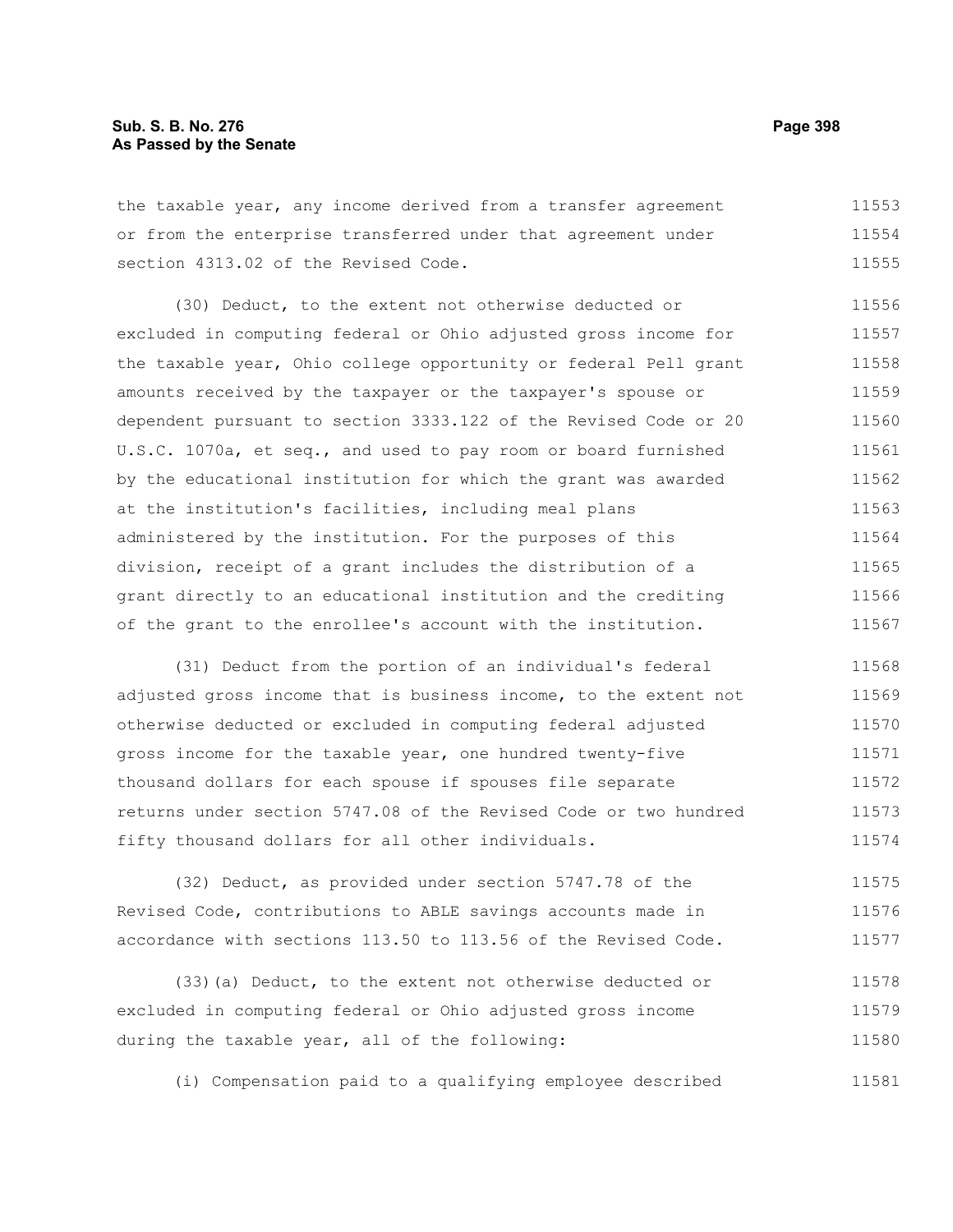the taxable year, any income derived from a transfer agreement or from the enterprise transferred under that agreement under section 4313.02 of the Revised Code.

(30) Deduct, to the extent not otherwise deducted or excluded in computing federal or Ohio adjusted gross income for the taxable year, Ohio college opportunity or federal Pell grant amounts received by the taxpayer or the taxpayer's spouse or dependent pursuant to section 3333.122 of the Revised Code or 20 U.S.C. 1070a, et seq., and used to pay room or board furnished by the educational institution for which the grant was awarded at the institution's facilities, including meal plans administered by the institution. For the purposes of this division, receipt of a grant includes the distribution of a grant directly to an educational institution and the crediting of the grant to the enrollee's account with the institution.

(31) Deduct from the portion of an individual's federal adjusted gross income that is business income, to the extent not otherwise deducted or excluded in computing federal adjusted gross income for the taxable year, one hundred twenty-five thousand dollars for each spouse if spouses file separate returns under section 5747.08 of the Revised Code or two hundred fifty thousand dollars for all other individuals.

(32) Deduct, as provided under section 5747.78 of the Revised Code, contributions to ABLE savings accounts made in accordance with sections 113.50 to 113.56 of the Revised Code.

(33)(a) Deduct, to the extent not otherwise deducted or excluded in computing federal or Ohio adjusted gross income during the taxable year, all of the following:

(i) Compensation paid to a qualifying employee described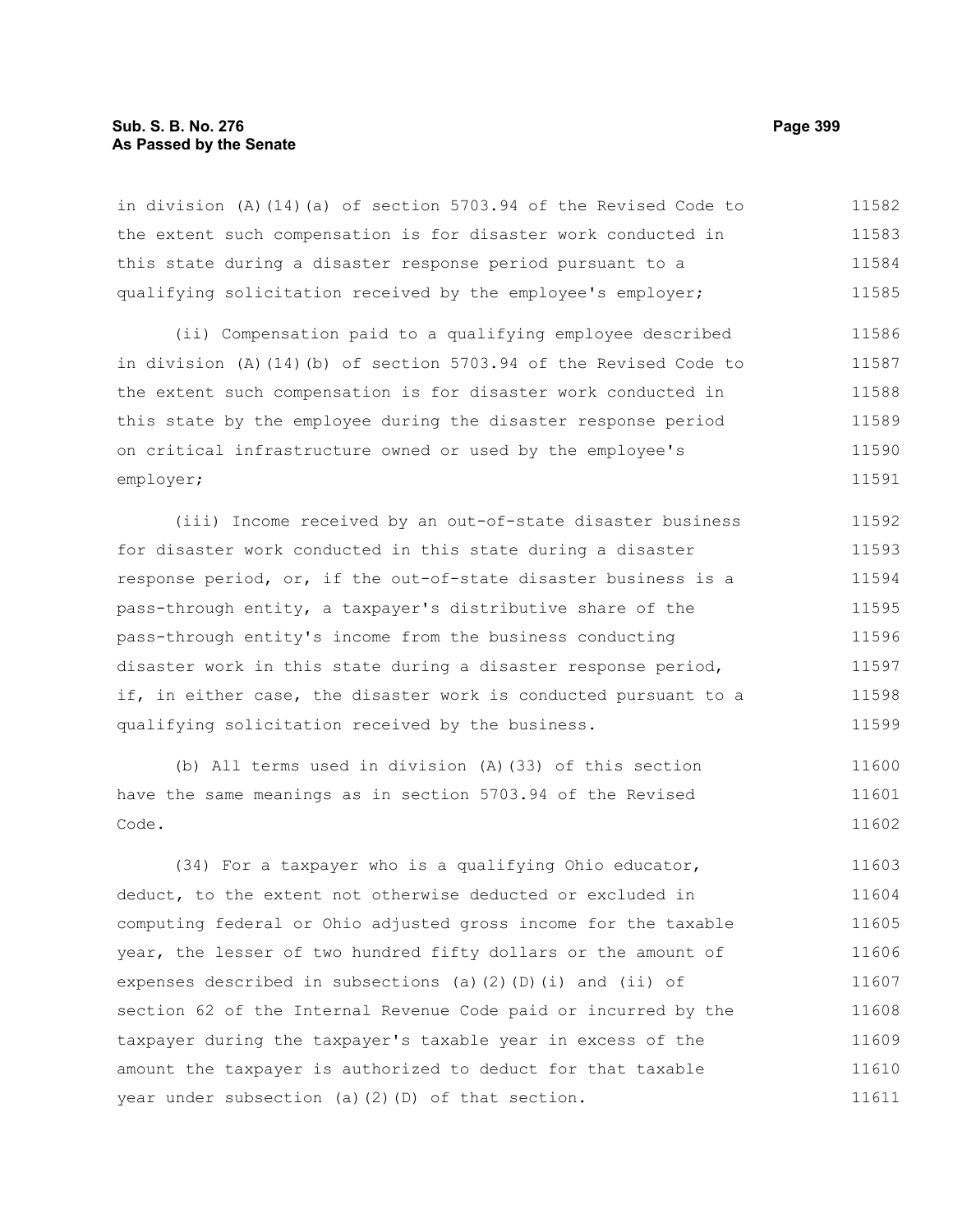in division (A)(14)(a) of section 5703.94 of the Revised Code to the extent such compensation is for disaster work conducted in this state during a disaster response period pursuant to a qualifying solicitation received by the employee's employer;

(ii) Compensation paid to a qualifying employee described in division (A)(14)(b) of section 5703.94 of the Revised Code to the extent such compensation is for disaster work conducted in this state by the employee during the disaster response period on critical infrastructure owned or used by the employee's employer;

(iii) Income received by an out-of-state disaster business for disaster work conducted in this state during a disaster response period, or, if the out-of-state disaster business is a pass-through entity, a taxpayer's distributive share of the pass-through entity's income from the business conducting disaster work in this state during a disaster response period, if, in either case, the disaster work is conducted pursuant to a qualifying solicitation received by the business.

(b) All terms used in division (A)(33) of this section have the same meanings as in section 5703.94 of the Revised Code.

(34) For a taxpayer who is a qualifying Ohio educator, deduct, to the extent not otherwise deducted or excluded in computing federal or Ohio adjusted gross income for the taxable year, the lesser of two hundred fifty dollars or the amount of expenses described in subsections (a)(2)(D)(i) and (ii) of section 62 of the Internal Revenue Code paid or incurred by the taxpayer during the taxpayer's taxable year in excess of the amount the taxpayer is authorized to deduct for that taxable year under subsection (a)(2)(D) of that section.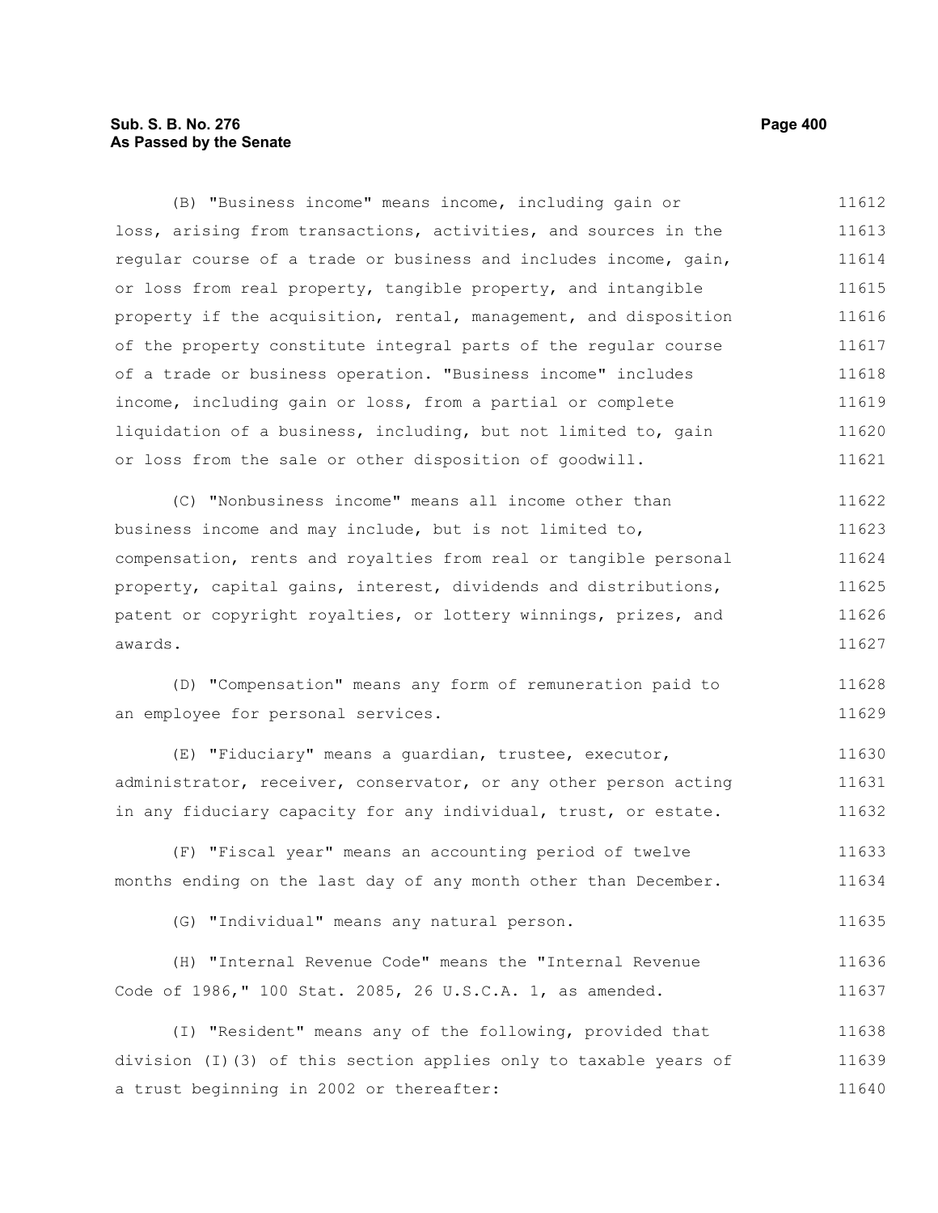(B) "Business income" means income, including gain or loss, arising from transactions, activities, and sources in the regular course of a trade or business and includes income, gain, or loss from real property, tangible property, and intangible property if the acquisition, rental, management, and disposition of the property constitute integral parts of the regular course of a trade or business operation. "Business income" includes income, including gain or loss, from a partial or complete liquidation of a business, including, but not limited to, gain or loss from the sale or other disposition of goodwill.

(C) "Nonbusiness income" means all income other than business income and may include, but is not limited to, compensation, rents and royalties from real or tangible personal property, capital gains, interest, dividends and distributions, patent or copyright royalties, or lottery winnings, prizes, and awards.

(D) "Compensation" means any form of remuneration paid to an employee for personal services.

(E) "Fiduciary" means a guardian, trustee, executor, administrator, receiver, conservator, or any other person acting in any fiduciary capacity for any individual, trust, or estate.

(F) "Fiscal year" means an accounting period of twelve months ending on the last day of any month other than December.

(G) "Individual" means any natural person.

(H) "Internal Revenue Code" means the "Internal Revenue Code of 1986," 100 Stat. 2085, 26 U.S.C.A. 1, as amended.

(I) "Resident" means any of the following, provided that division (I)(3) of this section applies only to taxable years of a trust beginning in 2002 or thereafter: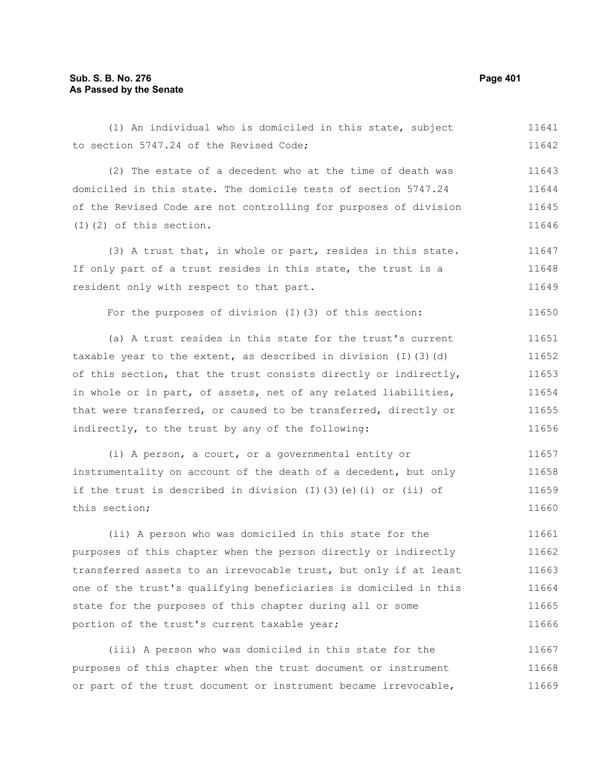(1) An individual who is domiciled in this state, subject to section 5747.24 of the Revised Code;

(2) The estate of a decedent who at the time of death was domiciled in this state. The domicile tests of section 5747.24 of the Revised Code are not controlling for purposes of division (I)(2) of this section.

(3) A trust that, in whole or part, resides in this state. If only part of a trust resides in this state, the trust is a resident only with respect to that part.

For the purposes of division (I)(3) of this section:

(a) A trust resides in this state for the trust's current taxable year to the extent, as described in division (I)(3)(d) of this section, that the trust consists directly or indirectly, in whole or in part, of assets, net of any related liabilities, that were transferred, or caused to be transferred, directly or indirectly, to the trust by any of the following:

(i) A person, a court, or a governmental entity or instrumentality on account of the death of a decedent, but only if the trust is described in division (I)(3)(e)(i) or (ii) of this section;

(ii) A person who was domiciled in this state for the purposes of this chapter when the person directly or indirectly transferred assets to an irrevocable trust, but only if at least one of the trust's qualifying beneficiaries is domiciled in this state for the purposes of this chapter during all or some portion of the trust's current taxable year;

(iii) A person who was domiciled in this state for the purposes of this chapter when the trust document or instrument or part of the trust document or instrument became irrevocable,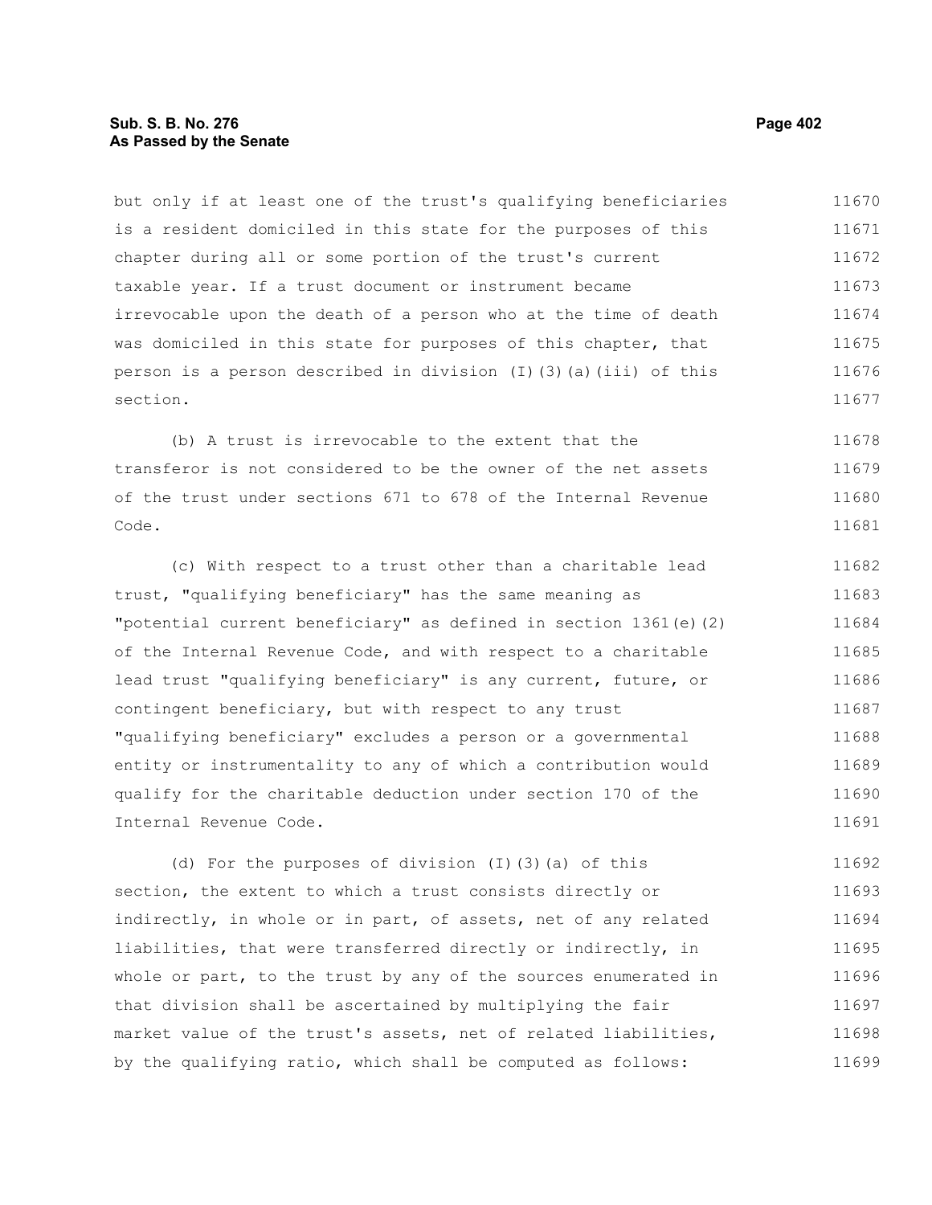but only if at least one of the trust's qualifying beneficiaries is a resident domiciled in this state for the purposes of this chapter during all or some portion of the trust's current taxable year. If a trust document or instrument became irrevocable upon the death of a person who at the time of death was domiciled in this state for purposes of this chapter, that person is a person described in division (I)(3)(a)(iii) of this section.

(b) A trust is irrevocable to the extent that the transferor is not considered to be the owner of the net assets of the trust under sections 671 to 678 of the Internal Revenue Code.

(c) With respect to a trust other than a charitable lead trust, "qualifying beneficiary" has the same meaning as "potential current beneficiary" as defined in section 1361(e)(2) of the Internal Revenue Code, and with respect to a charitable lead trust "qualifying beneficiary" is any current, future, or contingent beneficiary, but with respect to any trust "qualifying beneficiary" excludes a person or a governmental entity or instrumentality to any of which a contribution would qualify for the charitable deduction under section 170 of the Internal Revenue Code.

(d) For the purposes of division (I)(3)(a) of this section, the extent to which a trust consists directly or indirectly, in whole or in part, of assets, net of any related liabilities, that were transferred directly or indirectly, in whole or part, to the trust by any of the sources enumerated in that division shall be ascertained by multiplying the fair market value of the trust's assets, net of related liabilities, by the qualifying ratio, which shall be computed as follows: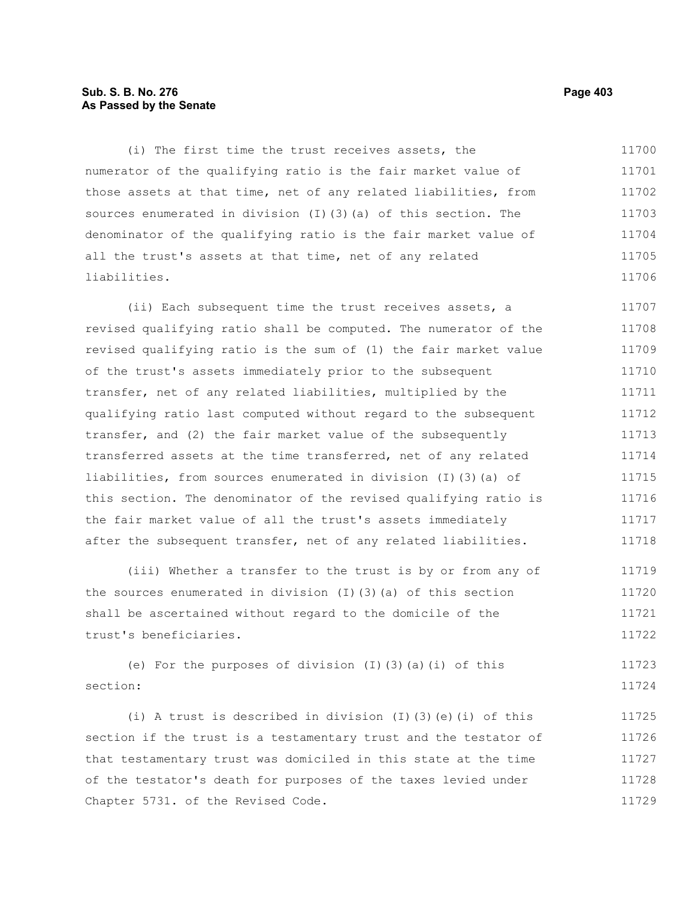(i) The first time the trust receives assets, the numerator of the qualifying ratio is the fair market value of those assets at that time, net of any related liabilities, from sources enumerated in division (I)(3)(a) of this section. The denominator of the qualifying ratio is the fair market value of all the trust's assets at that time, net of any related liabilities.

(ii) Each subsequent time the trust receives assets, a revised qualifying ratio shall be computed. The numerator of the revised qualifying ratio is the sum of (1) the fair market value of the trust's assets immediately prior to the subsequent transfer, net of any related liabilities, multiplied by the qualifying ratio last computed without regard to the subsequent transfer, and (2) the fair market value of the subsequently transferred assets at the time transferred, net of any related liabilities, from sources enumerated in division (I)(3)(a) of this section. The denominator of the revised qualifying ratio is the fair market value of all the trust's assets immediately after the subsequent transfer, net of any related liabilities.

(iii) Whether a transfer to the trust is by or from any of the sources enumerated in division (I)(3)(a) of this section shall be ascertained without regard to the domicile of the trust's beneficiaries.

(e) For the purposes of division (I)(3)(a)(i) of this section:

(i) A trust is described in division (I)(3)(e)(i) of this section if the trust is a testamentary trust and the testator of that testamentary trust was domiciled in this state at the time of the testator's death for purposes of the taxes levied under Chapter 5731. of the Revised Code.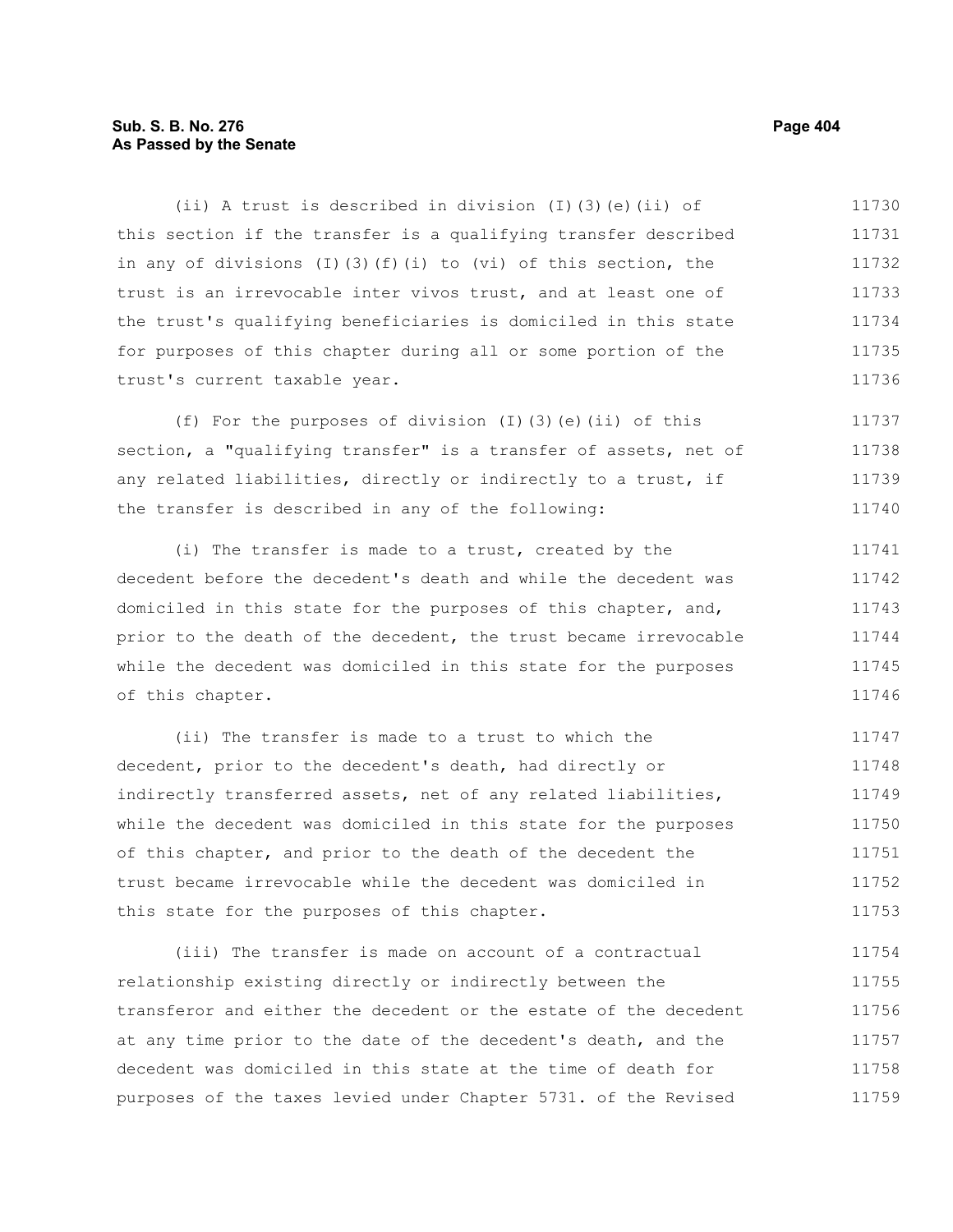(ii) A trust is described in division (I)(3)(e)(ii) of this section if the transfer is a qualifying transfer described in any of divisions (I)(3)(f)(i) to (vi) of this section, the trust is an irrevocable inter vivos trust, and at least one of the trust's qualifying beneficiaries is domiciled in this state for purposes of this chapter during all or some portion of the trust's current taxable year.

(f) For the purposes of division (I)(3)(e)(ii) of this section, a "qualifying transfer" is a transfer of assets, net of any related liabilities, directly or indirectly to a trust, if the transfer is described in any of the following:

(i) The transfer is made to a trust, created by the decedent before the decedent's death and while the decedent was domiciled in this state for the purposes of this chapter, and, prior to the death of the decedent, the trust became irrevocable while the decedent was domiciled in this state for the purposes of this chapter.

(ii) The transfer is made to a trust to which the decedent, prior to the decedent's death, had directly or indirectly transferred assets, net of any related liabilities, while the decedent was domiciled in this state for the purposes of this chapter, and prior to the death of the decedent the trust became irrevocable while the decedent was domiciled in this state for the purposes of this chapter.

(iii) The transfer is made on account of a contractual relationship existing directly or indirectly between the transferor and either the decedent or the estate of the decedent at any time prior to the date of the decedent's death, and the decedent was domiciled in this state at the time of death for purposes of the taxes levied under Chapter 5731. of the Revised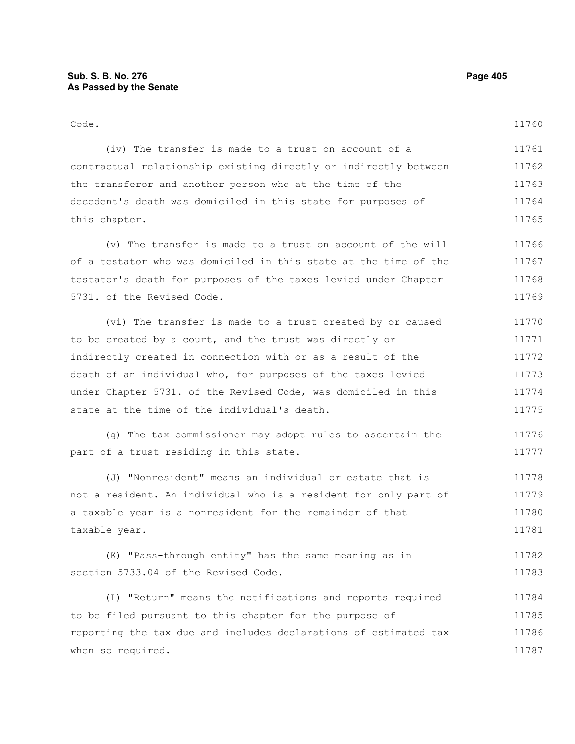Code.

(iv) The transfer is made to a trust on account of a contractual relationship existing directly or indirectly between the transferor and another person who at the time of the decedent's death was domiciled in this state for purposes of this chapter.

(v) The transfer is made to a trust on account of the will of a testator who was domiciled in this state at the time of the testator's death for purposes of the taxes levied under Chapter 5731. of the Revised Code.

(vi) The transfer is made to a trust created by or caused to be created by a court, and the trust was directly or indirectly created in connection with or as a result of the death of an individual who, for purposes of the taxes levied under Chapter 5731. of the Revised Code, was domiciled in this state at the time of the individual's death.

(g) The tax commissioner may adopt rules to ascertain the part of a trust residing in this state.

(J) "Nonresident" means an individual or estate that is not a resident. An individual who is a resident for only part of a taxable year is a nonresident for the remainder of that taxable year.

(K) "Pass-through entity" has the same meaning as in section 5733.04 of the Revised Code.

(L) "Return" means the notifications and reports required to be filed pursuant to this chapter for the purpose of reporting the tax due and includes declarations of estimated tax when so required.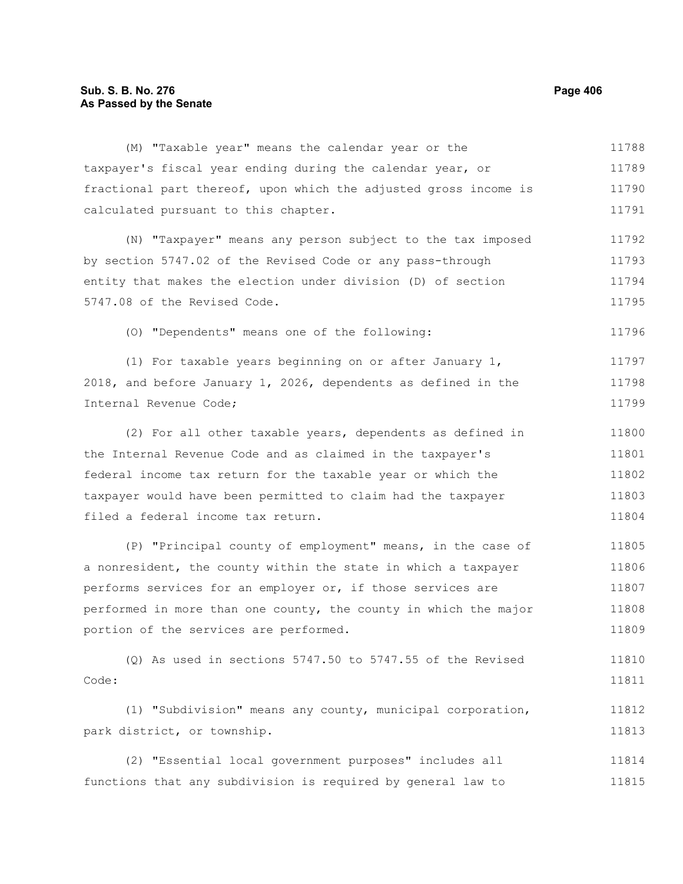(M) "Taxable year" means the calendar year or the taxpayer's fiscal year ending during the calendar year, or fractional part thereof, upon which the adjusted gross income is calculated pursuant to this chapter.

(N) "Taxpayer" means any person subject to the tax imposed by section 5747.02 of the Revised Code or any pass-through entity that makes the election under division (D) of section 5747.08 of the Revised Code.

(O) "Dependents" means one of the following:

(1) For taxable years beginning on or after January 1, 2018, and before January 1, 2026, dependents as defined in the Internal Revenue Code;

(2) For all other taxable years, dependents as defined in the Internal Revenue Code and as claimed in the taxpayer's federal income tax return for the taxable year or which the taxpayer would have been permitted to claim had the taxpayer filed a federal income tax return.

(P) "Principal county of employment" means, in the case of a nonresident, the county within the state in which a taxpayer performs services for an employer or, if those services are performed in more than one county, the county in which the major portion of the services are performed.

(Q) As used in sections 5747.50 to 5747.55 of the Revised Code:

(1) "Subdivision" means any county, municipal corporation, park district, or township.

(2) "Essential local government purposes" includes all functions that any subdivision is required by general law to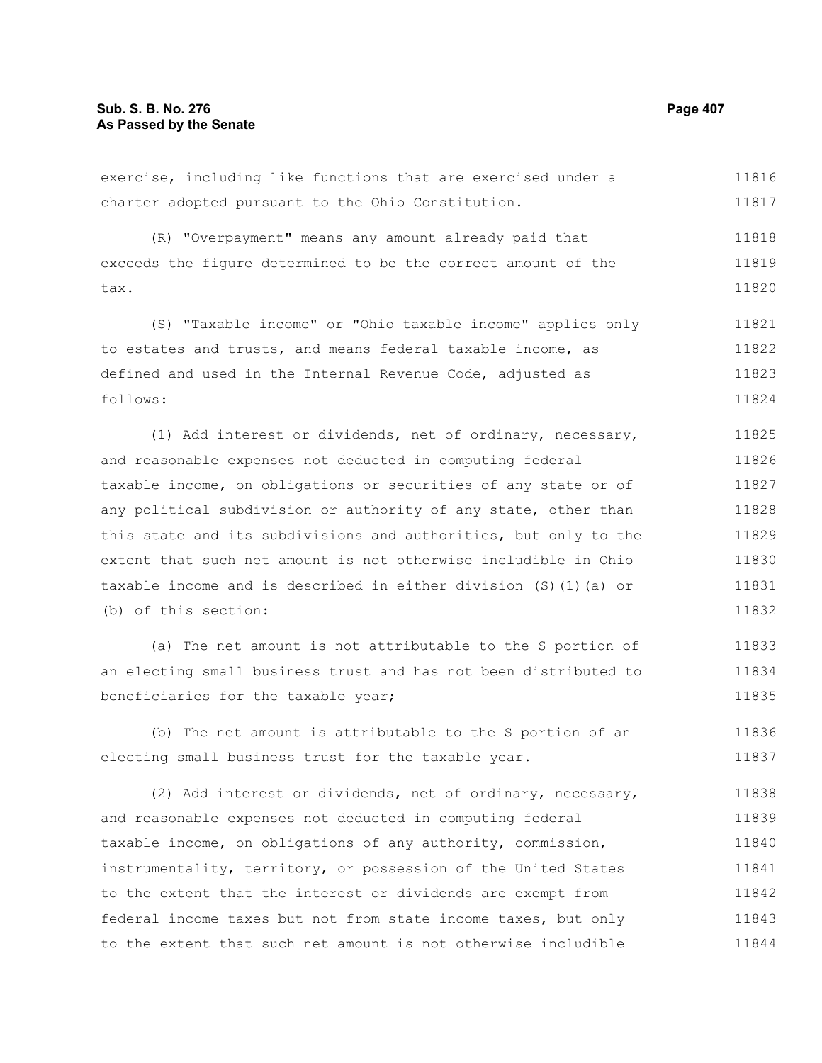exercise, including like functions that are exercised under a charter adopted pursuant to the Ohio Constitution.

(R) "Overpayment" means any amount already paid that exceeds the figure determined to be the correct amount of the tax.

(S) "Taxable income" or "Ohio taxable income" applies only to estates and trusts, and means federal taxable income, as defined and used in the Internal Revenue Code, adjusted as follows:

(1) Add interest or dividends, net of ordinary, necessary, and reasonable expenses not deducted in computing federal taxable income, on obligations or securities of any state or of any political subdivision or authority of any state, other than this state and its subdivisions and authorities, but only to the extent that such net amount is not otherwise includible in Ohio taxable income and is described in either division (S)(1)(a) or (b) of this section:

(a) The net amount is not attributable to the S portion of an electing small business trust and has not been distributed to beneficiaries for the taxable year;

(b) The net amount is attributable to the S portion of an electing small business trust for the taxable year.

(2) Add interest or dividends, net of ordinary, necessary, and reasonable expenses not deducted in computing federal taxable income, on obligations of any authority, commission, instrumentality, territory, or possession of the United States to the extent that the interest or dividends are exempt from federal income taxes but not from state income taxes, but only to the extent that such net amount is not otherwise includible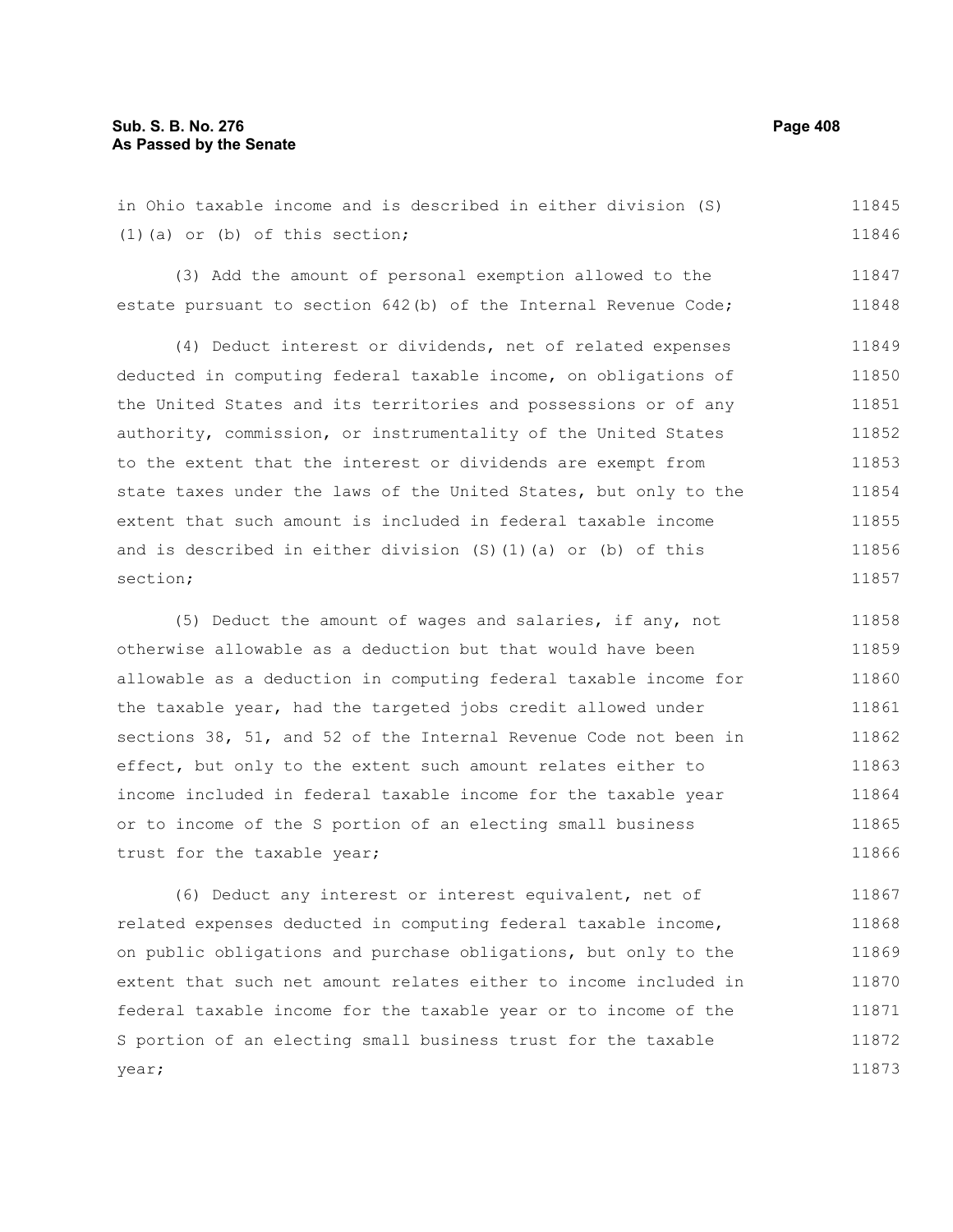in Ohio taxable income and is described in either division (S)(1)(a) or (b) of this section;

(3) Add the amount of personal exemption allowed to the estate pursuant to section 642(b) of the Internal Revenue Code;

(4) Deduct interest or dividends, net of related expenses deducted in computing federal taxable income, on obligations of the United States and its territories and possessions or of any authority, commission, or instrumentality of the United States to the extent that the interest or dividends are exempt from state taxes under the laws of the United States, but only to the extent that such amount is included in federal taxable income and is described in either division (S)(1)(a) or (b) of this section;

(5) Deduct the amount of wages and salaries, if any, not otherwise allowable as a deduction but that would have been allowable as a deduction in computing federal taxable income for the taxable year, had the targeted jobs credit allowed under sections 38, 51, and 52 of the Internal Revenue Code not been in effect, but only to the extent such amount relates either to income included in federal taxable income for the taxable year or to income of the S portion of an electing small business trust for the taxable year;

(6) Deduct any interest or interest equivalent, net of related expenses deducted in computing federal taxable income, on public obligations and purchase obligations, but only to the extent that such net amount relates either to income included in federal taxable income for the taxable year or to income of the S portion of an electing small business trust for the taxable year;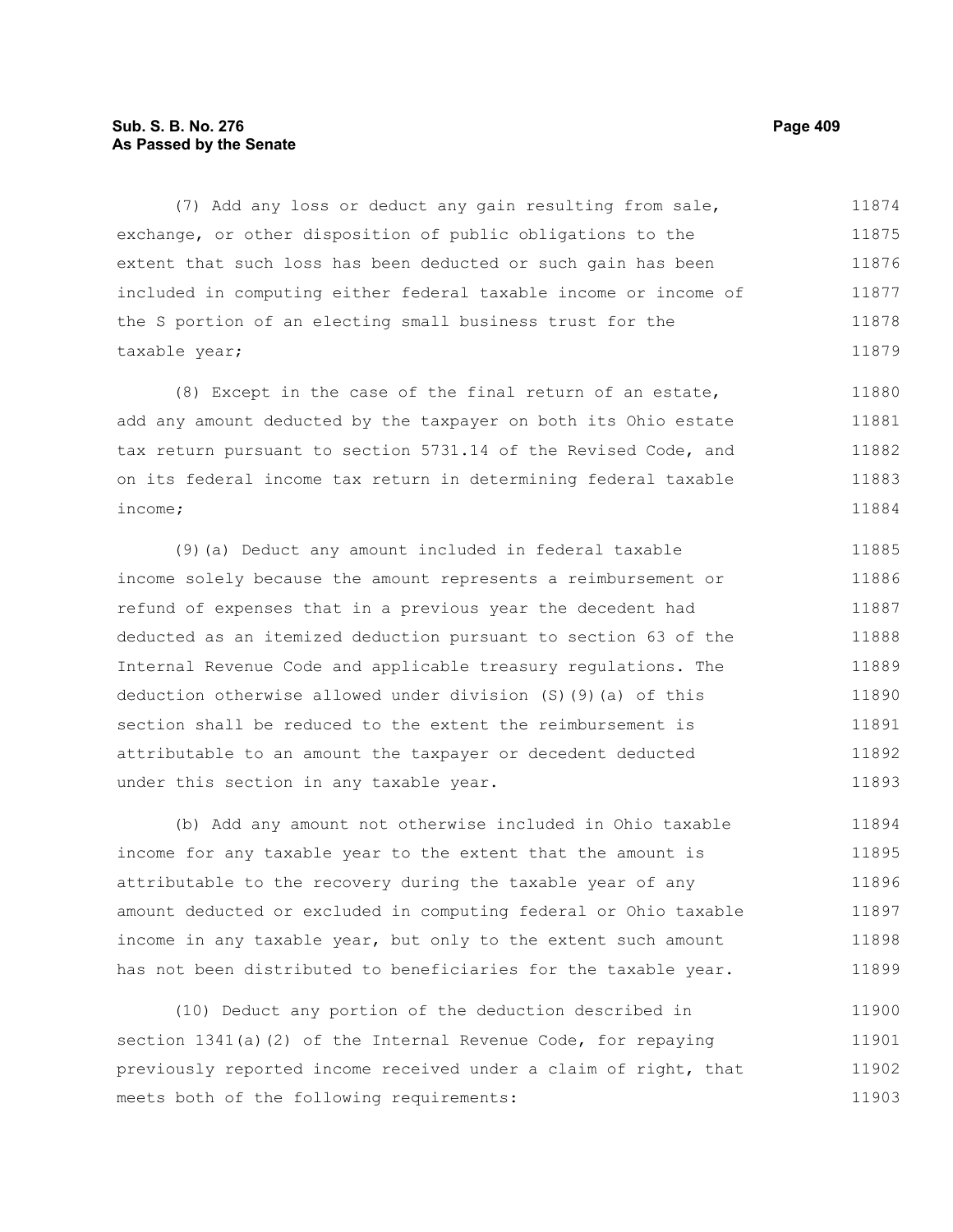(7) Add any loss or deduct any gain resulting from sale, exchange, or other disposition of public obligations to the extent that such loss has been deducted or such gain has been included in computing either federal taxable income or income of the S portion of an electing small business trust for the taxable year;

(8) Except in the case of the final return of an estate, add any amount deducted by the taxpayer on both its Ohio estate tax return pursuant to section 5731.14 of the Revised Code, and on its federal income tax return in determining federal taxable income;

(9)(a) Deduct any amount included in federal taxable income solely because the amount represents a reimbursement or refund of expenses that in a previous year the decedent had deducted as an itemized deduction pursuant to section 63 of the Internal Revenue Code and applicable treasury regulations. The deduction otherwise allowed under division (S)(9)(a) of this section shall be reduced to the extent the reimbursement is attributable to an amount the taxpayer or decedent deducted under this section in any taxable year.

(b) Add any amount not otherwise included in Ohio taxable income for any taxable year to the extent that the amount is attributable to the recovery during the taxable year of any amount deducted or excluded in computing federal or Ohio taxable income in any taxable year, but only to the extent such amount has not been distributed to beneficiaries for the taxable year.

(10) Deduct any portion of the deduction described in section 1341(a)(2) of the Internal Revenue Code, for repaying previously reported income received under a claim of right, that meets both of the following requirements: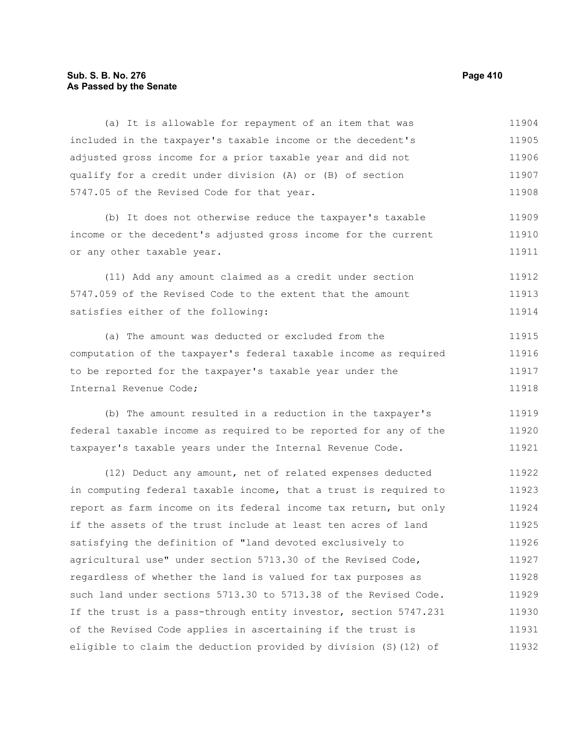(a) It is allowable for repayment of an item that was included in the taxpayer's taxable income or the decedent's adjusted gross income for a prior taxable year and did not qualify for a credit under division (A) or (B) of section 5747.05 of the Revised Code for that year.

(b) It does not otherwise reduce the taxpayer's taxable income or the decedent's adjusted gross income for the current or any other taxable year.

(11) Add any amount claimed as a credit under section 5747.059 of the Revised Code to the extent that the amount satisfies either of the following:

(a) The amount was deducted or excluded from the computation of the taxpayer's federal taxable income as required to be reported for the taxpayer's taxable year under the Internal Revenue Code;

(b) The amount resulted in a reduction in the taxpayer's federal taxable income as required to be reported for any of the taxpayer's taxable years under the Internal Revenue Code.

(12) Deduct any amount, net of related expenses deducted in computing federal taxable income, that a trust is required to report as farm income on its federal income tax return, but only if the assets of the trust include at least ten acres of land satisfying the definition of "land devoted exclusively to agricultural use" under section 5713.30 of the Revised Code, regardless of whether the land is valued for tax purposes as such land under sections 5713.30 to 5713.38 of the Revised Code. If the trust is a pass-through entity investor, section 5747.231 of the Revised Code applies in ascertaining if the trust is eligible to claim the deduction provided by division (S)(12) of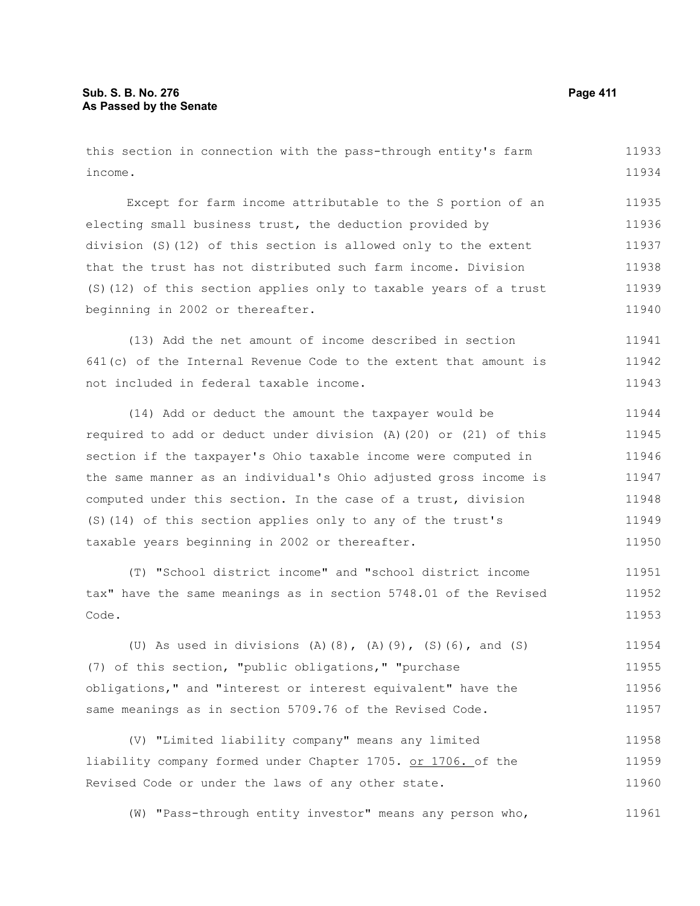this section in connection with the pass-through entity's farm income.

Except for farm income attributable to the S portion of an electing small business trust, the deduction provided by division (S)(12) of this section is allowed only to the extent that the trust has not distributed such farm income. Division (S)(12) of this section applies only to taxable years of a trust beginning in 2002 or thereafter.

(13) Add the net amount of income described in section 641(c) of the Internal Revenue Code to the extent that amount is not included in federal taxable income.

(14) Add or deduct the amount the taxpayer would be required to add or deduct under division (A)(20) or (21) of this section if the taxpayer's Ohio taxable income were computed in the same manner as an individual's Ohio adjusted gross income is computed under this section. In the case of a trust, division (S)(14) of this section applies only to any of the trust's taxable years beginning in 2002 or thereafter.

(T) "School district income" and "school district income tax" have the same meanings as in section 5748.01 of the Revised Code.

(U) As used in divisions (A)(8), (A)(9), (S)(6), and (S)(7) of this section, "public obligations," "purchase obligations," and "interest or interest equivalent" have the same meanings as in section 5709.76 of the Revised Code.

(V) "Limited liability company" means any limited liability company formed under Chapter 1705. or 1706. of the Revised Code or under the laws of any other state.

(W) "Pass-through entity investor" means any person who,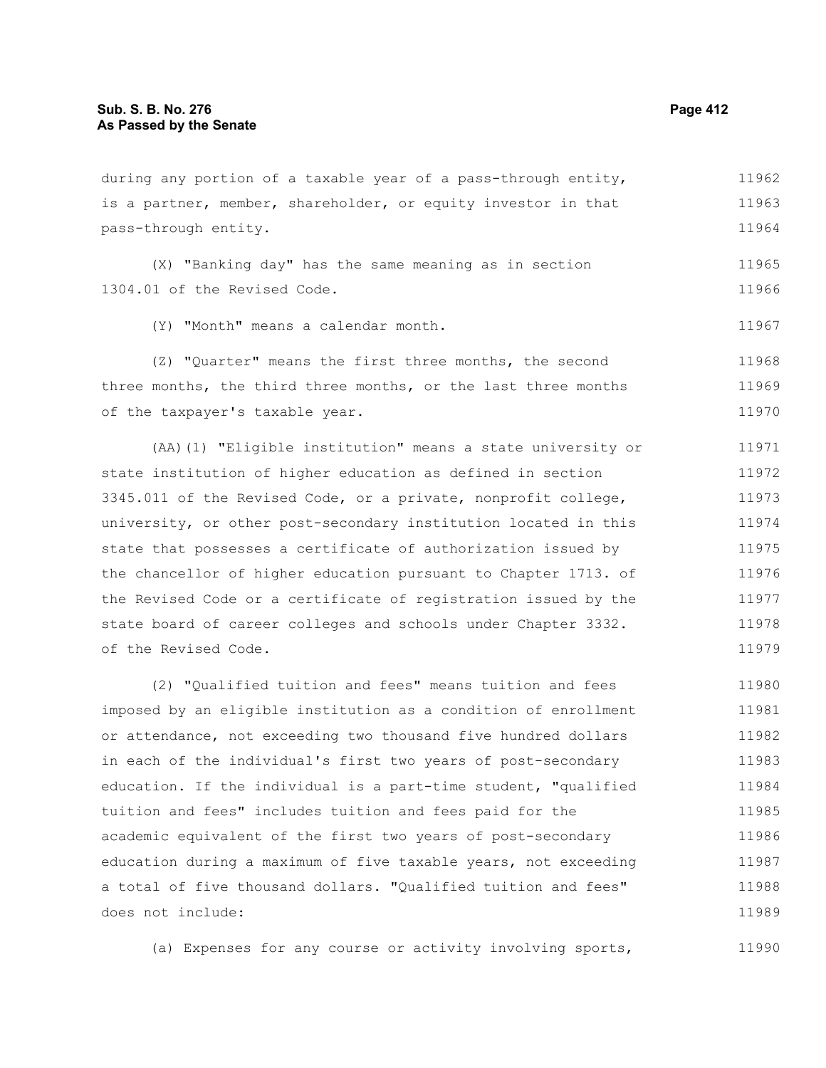during any portion of a taxable year of a pass-through entity, is a partner, member, shareholder, or equity investor in that pass-through entity.

(X) "Banking day" has the same meaning as in section 1304.01 of the Revised Code.

(Y) "Month" means a calendar month.

(Z) "Quarter" means the first three months, the second three months, the third three months, or the last three months of the taxpayer's taxable year.

(AA)(1) "Eligible institution" means a state university or state institution of higher education as defined in section 3345.011 of the Revised Code, or a private, nonprofit college, university, or other post-secondary institution located in this state that possesses a certificate of authorization issued by the chancellor of higher education pursuant to Chapter 1713. of the Revised Code or a certificate of registration issued by the state board of career colleges and schools under Chapter 3332. of the Revised Code.

(2) "Qualified tuition and fees" means tuition and fees imposed by an eligible institution as a condition of enrollment or attendance, not exceeding two thousand five hundred dollars in each of the individual's first two years of post-secondary education. If the individual is a part-time student, "qualified tuition and fees" includes tuition and fees paid for the academic equivalent of the first two years of post-secondary education during a maximum of five taxable years, not exceeding a total of five thousand dollars. "Qualified tuition and fees" does not include:

(a) Expenses for any course or activity involving sports,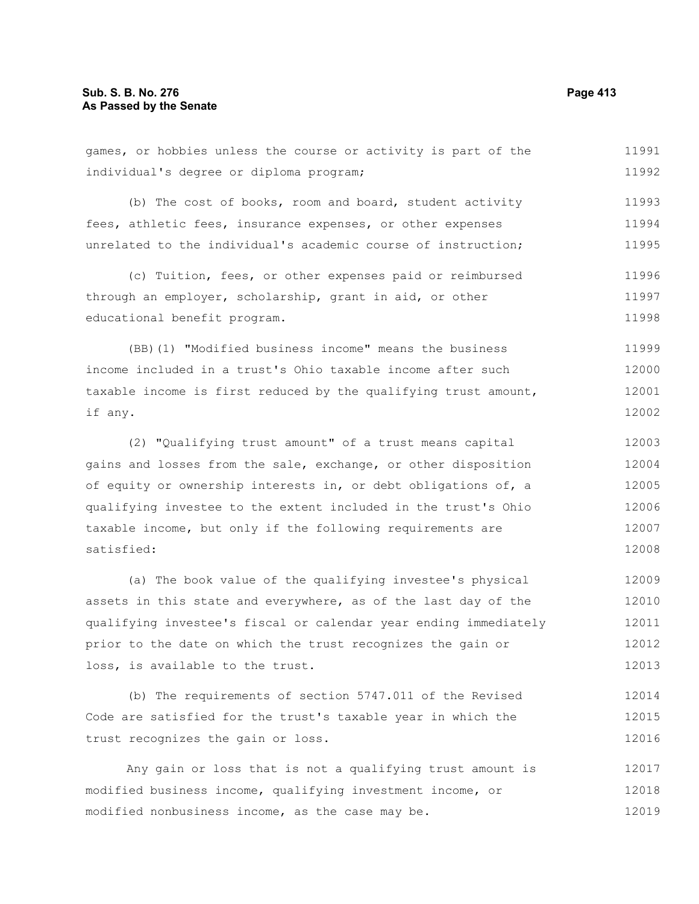games, or hobbies unless the course or activity is part of the individual's degree or diploma program;

(b) The cost of books, room and board, student activity fees, athletic fees, insurance expenses, or other expenses unrelated to the individual's academic course of instruction;

(c) Tuition, fees, or other expenses paid or reimbursed through an employer, scholarship, grant in aid, or other educational benefit program.

(BB)(1) "Modified business income" means the business income included in a trust's Ohio taxable income after such taxable income is first reduced by the qualifying trust amount, if any.

(2) "Qualifying trust amount" of a trust means capital gains and losses from the sale, exchange, or other disposition of equity or ownership interests in, or debt obligations of, a qualifying investee to the extent included in the trust's Ohio taxable income, but only if the following requirements are satisfied:

(a) The book value of the qualifying investee's physical assets in this state and everywhere, as of the last day of the qualifying investee's fiscal or calendar year ending immediately prior to the date on which the trust recognizes the gain or loss, is available to the trust.

(b) The requirements of section 5747.011 of the Revised Code are satisfied for the trust's taxable year in which the trust recognizes the gain or loss.

Any gain or loss that is not a qualifying trust amount is modified business income, qualifying investment income, or modified nonbusiness income, as the case may be.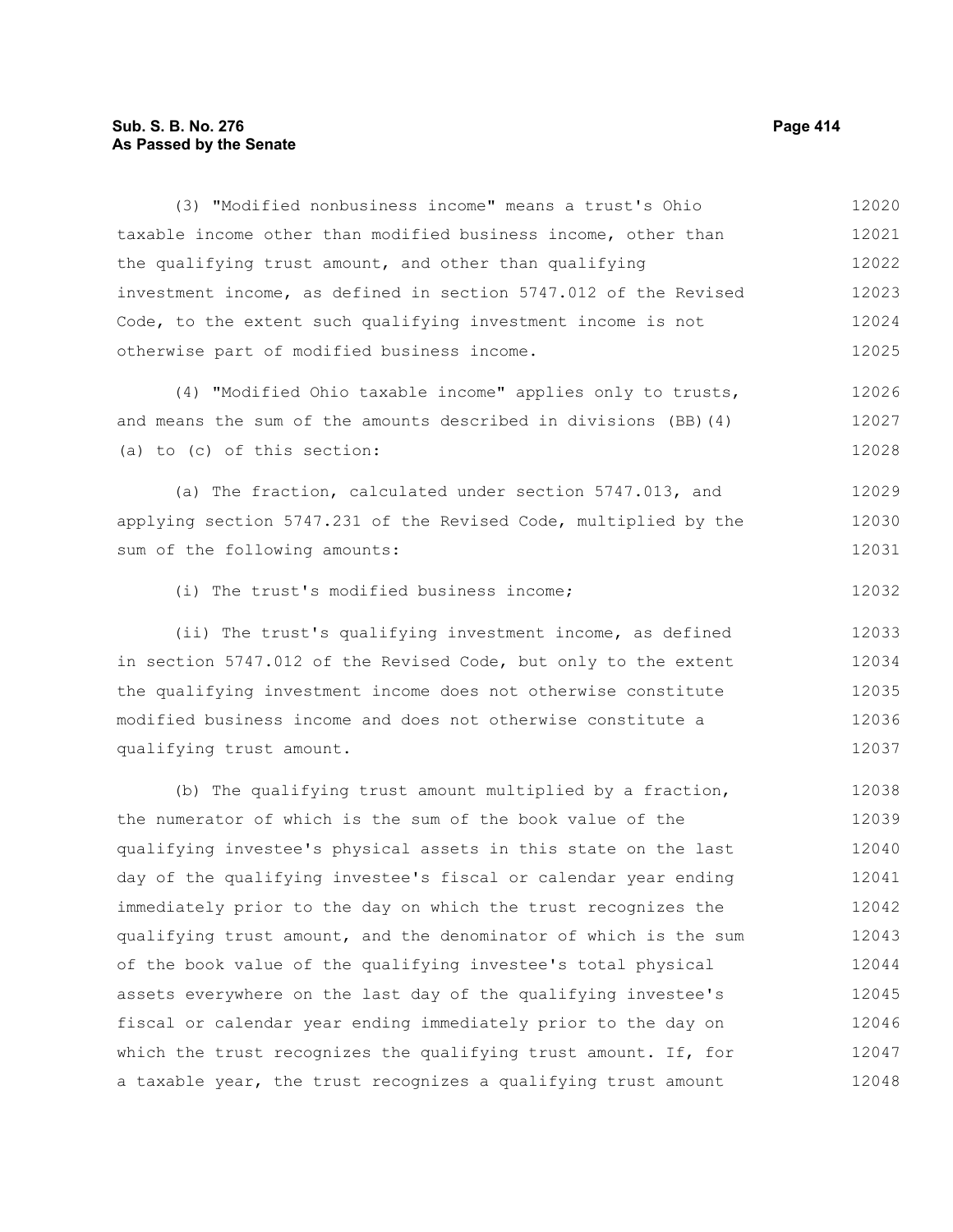(3) "Modified nonbusiness income" means a trust's Ohio taxable income other than modified business income, other than the qualifying trust amount, and other than qualifying investment income, as defined in section 5747.012 of the Revised Code, to the extent such qualifying investment income is not otherwise part of modified business income.

(4) "Modified Ohio taxable income" applies only to trusts, and means the sum of the amounts described in divisions (BB)(4)(a) to (c) of this section:

(a) The fraction, calculated under section 5747.013, and applying section 5747.231 of the Revised Code, multiplied by the sum of the following amounts:

(i) The trust's modified business income;

(ii) The trust's qualifying investment income, as defined in section 5747.012 of the Revised Code, but only to the extent the qualifying investment income does not otherwise constitute modified business income and does not otherwise constitute a qualifying trust amount.

(b) The qualifying trust amount multiplied by a fraction, the numerator of which is the sum of the book value of the qualifying investee's physical assets in this state on the last day of the qualifying investee's fiscal or calendar year ending immediately prior to the day on which the trust recognizes the qualifying trust amount, and the denominator of which is the sum of the book value of the qualifying investee's total physical assets everywhere on the last day of the qualifying investee's fiscal or calendar year ending immediately prior to the day on which the trust recognizes the qualifying trust amount. If, for a taxable year, the trust recognizes a qualifying trust amount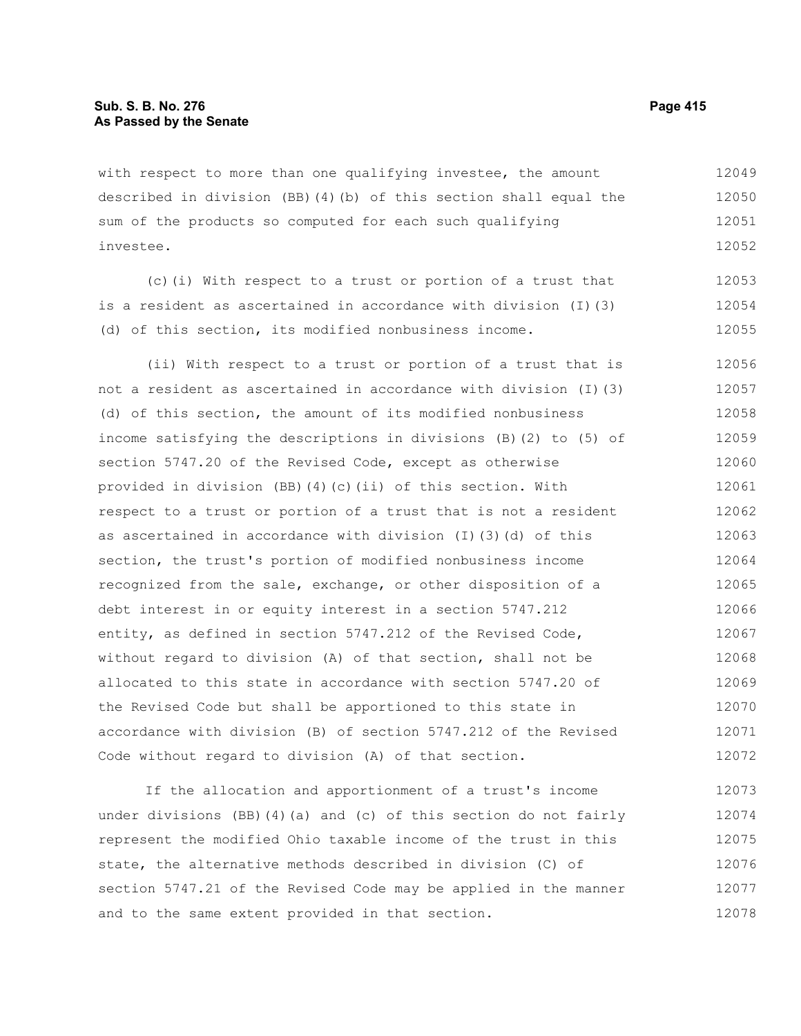with respect to more than one qualifying investee, the amount described in division (BB)(4)(b) of this section shall equal the sum of the products so computed for each such qualifying investee.

(c)(i) With respect to a trust or portion of a trust that is a resident as ascertained in accordance with division (I)(3)(d) of this section, its modified nonbusiness income.

(ii) With respect to a trust or portion of a trust that is not a resident as ascertained in accordance with division (I)(3)(d) of this section, the amount of its modified nonbusiness income satisfying the descriptions in divisions (B)(2) to (5) of section 5747.20 of the Revised Code, except as otherwise provided in division (BB)(4)(c)(ii) of this section. With respect to a trust or portion of a trust that is not a resident as ascertained in accordance with division (I)(3)(d) of this section, the trust's portion of modified nonbusiness income recognized from the sale, exchange, or other disposition of a debt interest in or equity interest in a section 5747.212 entity, as defined in section 5747.212 of the Revised Code, without regard to division (A) of that section, shall not be allocated to this state in accordance with section 5747.20 of the Revised Code but shall be apportioned to this state in accordance with division (B) of section 5747.212 of the Revised Code without regard to division (A) of that section.

If the allocation and apportionment of a trust's income under divisions (BB)(4)(a) and (c) of this section do not fairly represent the modified Ohio taxable income of the trust in this state, the alternative methods described in division (C) of section 5747.21 of the Revised Code may be applied in the manner and to the same extent provided in that section.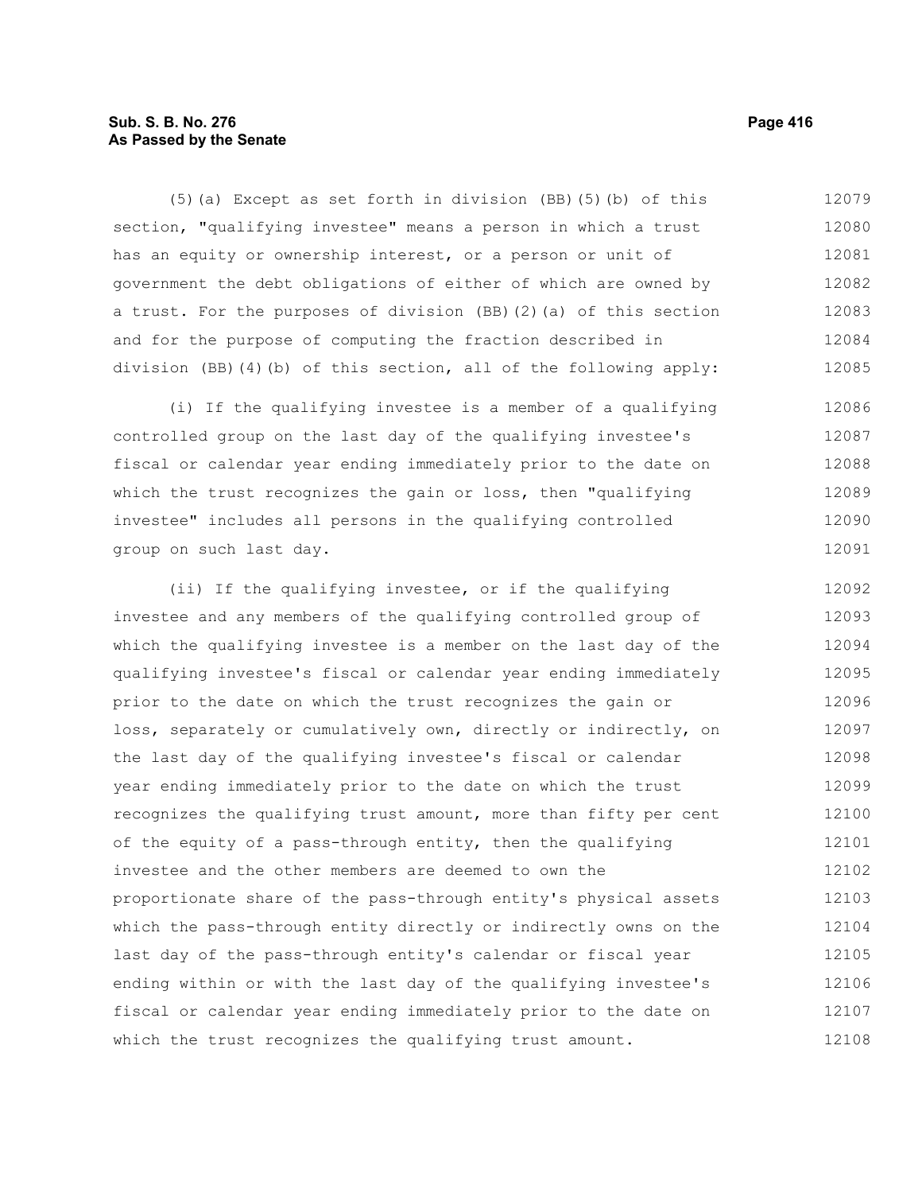(5)(a) Except as set forth in division (BB)(5)(b) of this section, "qualifying investee" means a person in which a trust has an equity or ownership interest, or a person or unit of government the debt obligations of either of which are owned by a trust. For the purposes of division (BB)(2)(a) of this section and for the purpose of computing the fraction described in division (BB)(4)(b) of this section, all of the following apply:

(i) If the qualifying investee is a member of a qualifying controlled group on the last day of the qualifying investee's fiscal or calendar year ending immediately prior to the date on which the trust recognizes the gain or loss, then "qualifying investee" includes all persons in the qualifying controlled group on such last day.

(ii) If the qualifying investee, or if the qualifying investee and any members of the qualifying controlled group of which the qualifying investee is a member on the last day of the qualifying investee's fiscal or calendar year ending immediately prior to the date on which the trust recognizes the gain or loss, separately or cumulatively own, directly or indirectly, on the last day of the qualifying investee's fiscal or calendar year ending immediately prior to the date on which the trust recognizes the qualifying trust amount, more than fifty per cent of the equity of a pass-through entity, then the qualifying investee and the other members are deemed to own the proportionate share of the pass-through entity's physical assets which the pass-through entity directly or indirectly owns on the last day of the pass-through entity's calendar or fiscal year ending within or with the last day of the qualifying investee's fiscal or calendar year ending immediately prior to the date on which the trust recognizes the qualifying trust amount.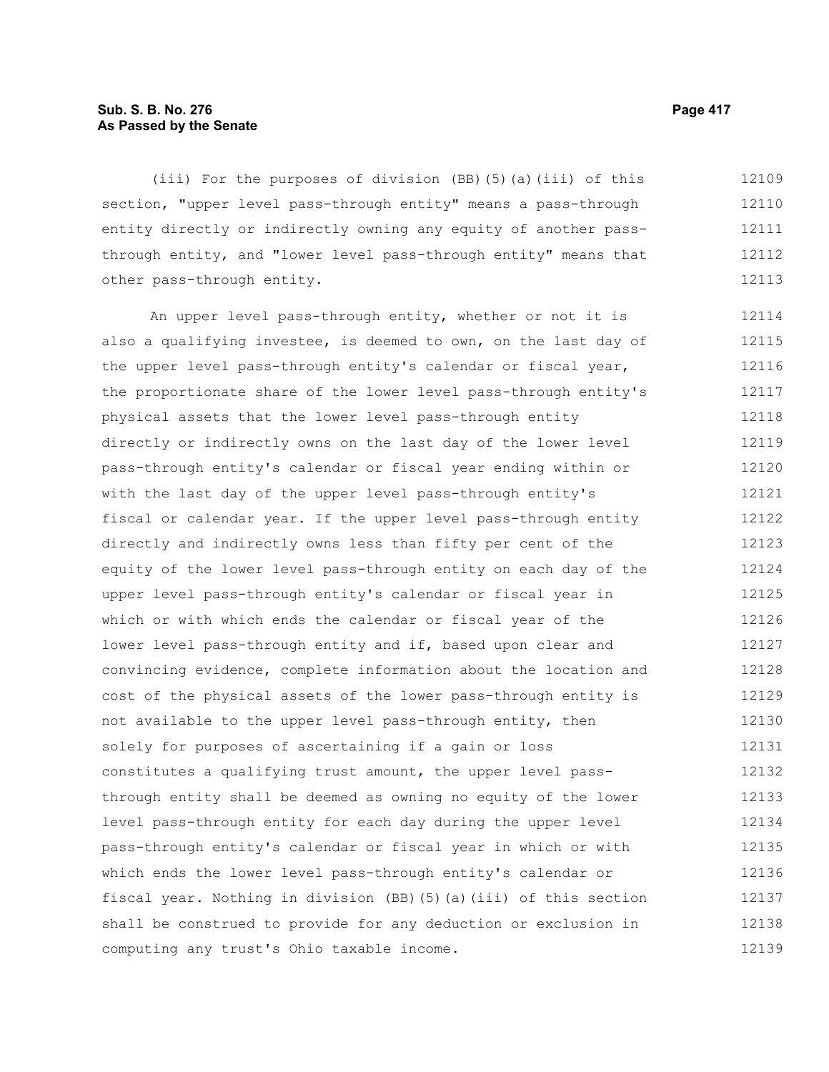(iii) For the purposes of division (BB)(5)(a)(iii) of this section, "upper level pass-through entity" means a pass-through entity directly or indirectly owning any equity of another pass-through entity, and "lower level pass-through entity" means that other pass-through entity.

An upper level pass-through entity, whether or not it is also a qualifying investee, is deemed to own, on the last day of the upper level pass-through entity's calendar or fiscal year, the proportionate share of the lower level pass-through entity's physical assets that the lower level pass-through entity directly or indirectly owns on the last day of the lower level pass-through entity's calendar or fiscal year ending within or with the last day of the upper level pass-through entity's fiscal or calendar year. If the upper level pass-through entity directly and indirectly owns less than fifty per cent of the equity of the lower level pass-through entity on each day of the upper level pass-through entity's calendar or fiscal year in which or with which ends the calendar or fiscal year of the lower level pass-through entity and if, based upon clear and convincing evidence, complete information about the location and cost of the physical assets of the lower pass-through entity is not available to the upper level pass-through entity, then solely for purposes of ascertaining if a gain or loss constitutes a qualifying trust amount, the upper level pass-through entity shall be deemed as owning no equity of the lower level pass-through entity for each day during the upper level pass-through entity's calendar or fiscal year in which or with which ends the lower level pass-through entity's calendar or fiscal year. Nothing in division (BB)(5)(a)(iii) of this section shall be construed to provide for any deduction or exclusion in computing any trust's Ohio taxable income.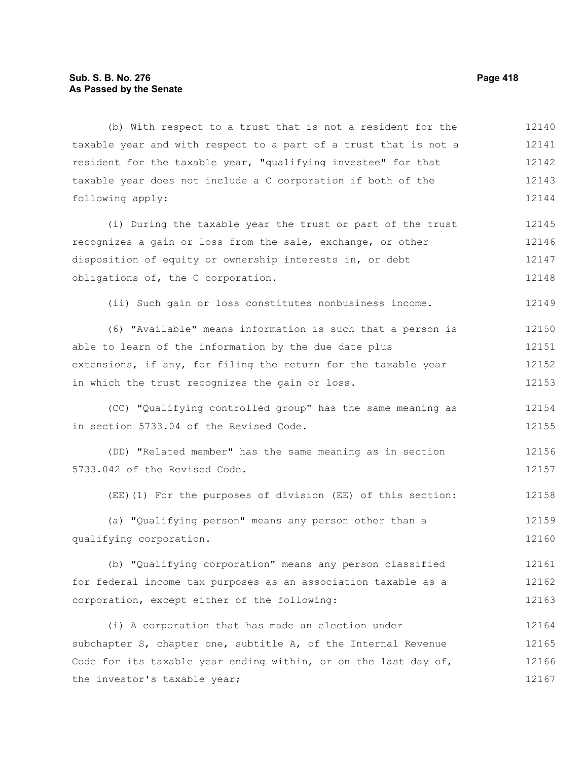(b) With respect to a trust that is not a resident for the taxable year and with respect to a part of a trust that is not a resident for the taxable year, "qualifying investee" for that taxable year does not include a C corporation if both of the following apply:

(i) During the taxable year the trust or part of the trust recognizes a gain or loss from the sale, exchange, or other disposition of equity or ownership interests in, or debt obligations of, the C corporation.

(ii) Such gain or loss constitutes nonbusiness income.

(6) "Available" means information is such that a person is able to learn of the information by the due date plus extensions, if any, for filing the return for the taxable year in which the trust recognizes the gain or loss.

(CC) "Qualifying controlled group" has the same meaning as in section 5733.04 of the Revised Code.

(DD) "Related member" has the same meaning as in section 5733.042 of the Revised Code.

(EE)(1) For the purposes of division (EE) of this section:

(a) "Qualifying person" means any person other than a qualifying corporation.

(b) "Qualifying corporation" means any person classified for federal income tax purposes as an association taxable as a corporation, except either of the following:

(i) A corporation that has made an election under subchapter S, chapter one, subtitle A, of the Internal Revenue Code for its taxable year ending within, or on the last day of, the investor's taxable year;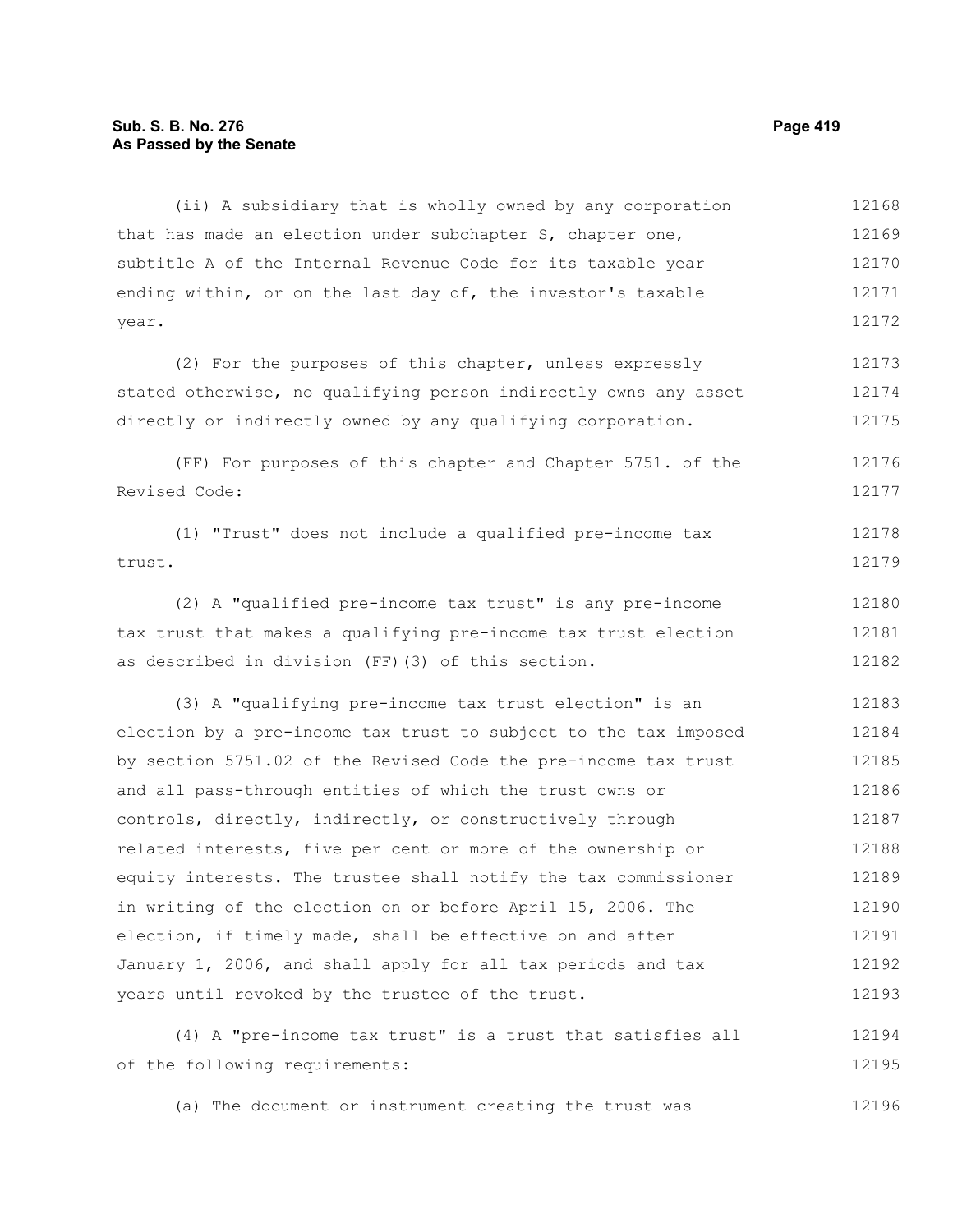(ii) A subsidiary that is wholly owned by any corporation that has made an election under subchapter S, chapter one, subtitle A of the Internal Revenue Code for its taxable year ending within, or on the last day of, the investor's taxable year.

(2) For the purposes of this chapter, unless expressly stated otherwise, no qualifying person indirectly owns any asset directly or indirectly owned by any qualifying corporation.

(FF) For purposes of this chapter and Chapter 5751. of the Revised Code:

(1) "Trust" does not include a qualified pre-income tax trust.

(2) A "qualified pre-income tax trust" is any pre-income tax trust that makes a qualifying pre-income tax trust election as described in division (FF)(3) of this section.

(3) A "qualifying pre-income tax trust election" is an election by a pre-income tax trust to subject to the tax imposed by section 5751.02 of the Revised Code the pre-income tax trust and all pass-through entities of which the trust owns or controls, directly, indirectly, or constructively through related interests, five per cent or more of the ownership or equity interests. The trustee shall notify the tax commissioner in writing of the election on or before April 15, 2006. The election, if timely made, shall be effective on and after January 1, 2006, and shall apply for all tax periods and tax years until revoked by the trustee of the trust.

(4) A "pre-income tax trust" is a trust that satisfies all of the following requirements:

(a) The document or instrument creating the trust was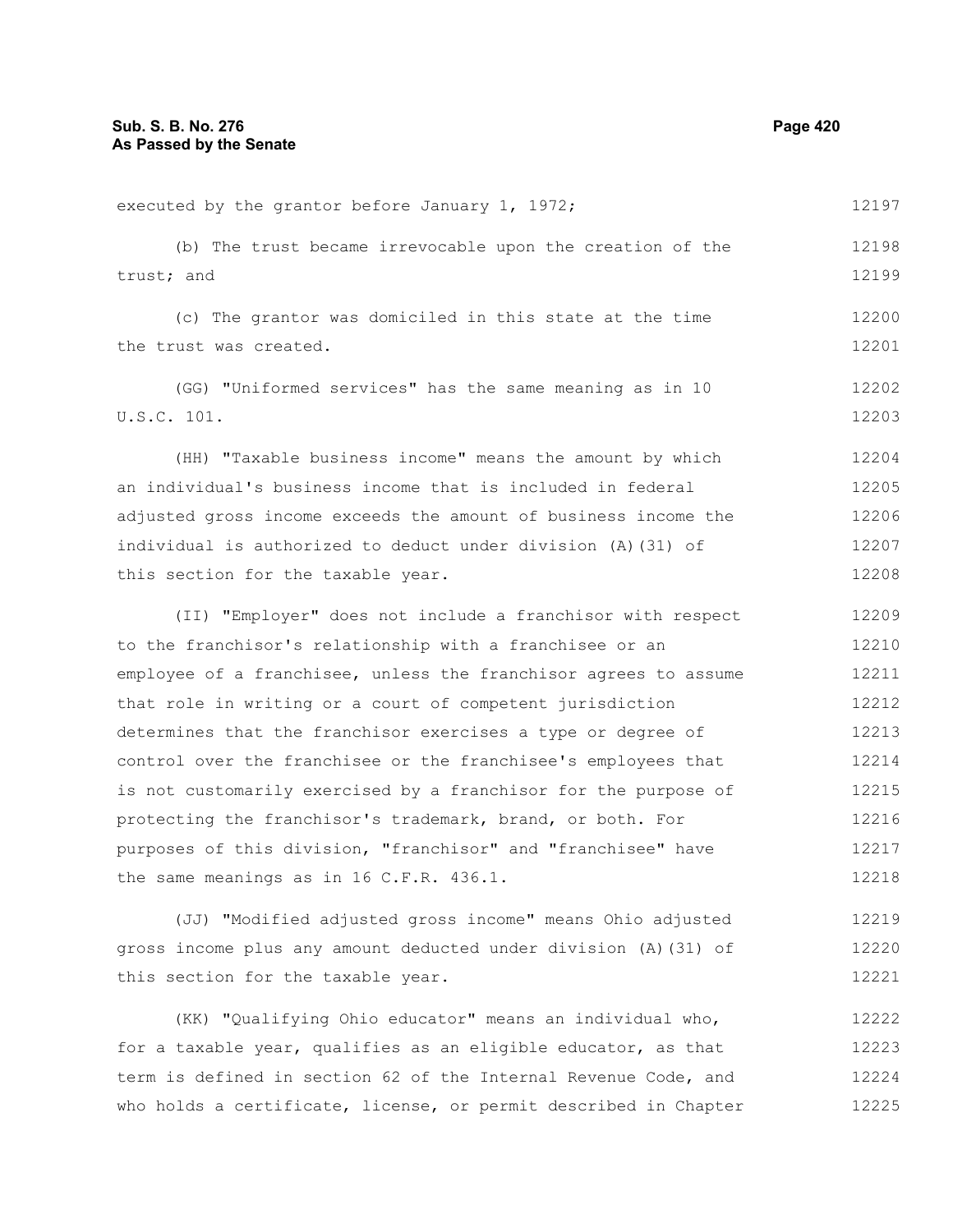executed by the grantor before January 1, 1972;

(b) The trust became irrevocable upon the creation of the trust; and

(c) The grantor was domiciled in this state at the time the trust was created.

(GG) "Uniformed services" has the same meaning as in 10 U.S.C. 101.

(HH) "Taxable business income" means the amount by which an individual's business income that is included in federal adjusted gross income exceeds the amount of business income the individual is authorized to deduct under division (A)(31) of this section for the taxable year.

(II) "Employer" does not include a franchisor with respect to the franchisor's relationship with a franchisee or an employee of a franchisee, unless the franchisor agrees to assume that role in writing or a court of competent jurisdiction determines that the franchisor exercises a type or degree of control over the franchisee or the franchisee's employees that is not customarily exercised by a franchisor for the purpose of protecting the franchisor's trademark, brand, or both. For purposes of this division, "franchisor" and "franchisee" have the same meanings as in 16 C.F.R. 436.1.

(JJ) "Modified adjusted gross income" means Ohio adjusted gross income plus any amount deducted under division (A)(31) of this section for the taxable year.

(KK) "Qualifying Ohio educator" means an individual who, for a taxable year, qualifies as an eligible educator, as that term is defined in section 62 of the Internal Revenue Code, and who holds a certificate, license, or permit described in Chapter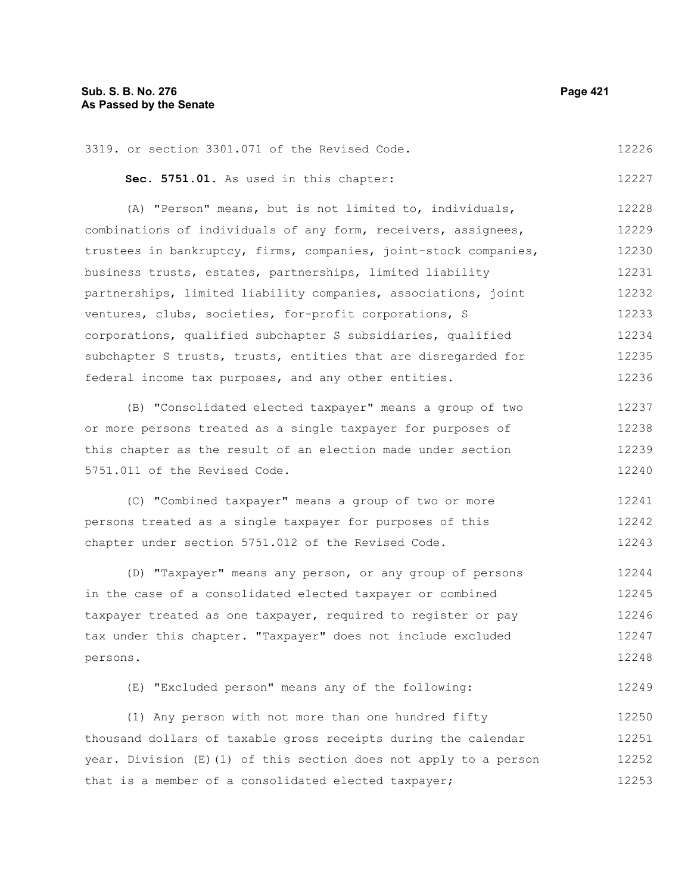3319. or section 3301.071 of the Revised Code.

**Sec. 5751.01.** As used in this chapter:

(A) "Person" means, but is not limited to, individuals, combinations of individuals of any form, receivers, assignees, trustees in bankruptcy, firms, companies, joint-stock companies, business trusts, estates, partnerships, limited liability partnerships, limited liability companies, associations, joint ventures, clubs, societies, for-profit corporations, S corporations, qualified subchapter S subsidiaries, qualified subchapter S trusts, trusts, entities that are disregarded for federal income tax purposes, and any other entities.

(B) "Consolidated elected taxpayer" means a group of two or more persons treated as a single taxpayer for purposes of this chapter as the result of an election made under section 5751.011 of the Revised Code.

(C) "Combined taxpayer" means a group of two or more persons treated as a single taxpayer for purposes of this chapter under section 5751.012 of the Revised Code.

(D) "Taxpayer" means any person, or any group of persons in the case of a consolidated elected taxpayer or combined taxpayer treated as one taxpayer, required to register or pay tax under this chapter. "Taxpayer" does not include excluded persons.

(E) "Excluded person" means any of the following:

(1) Any person with not more than one hundred fifty thousand dollars of taxable gross receipts during the calendar year. Division (E)(1) of this section does not apply to a person that is a member of a consolidated elected taxpayer;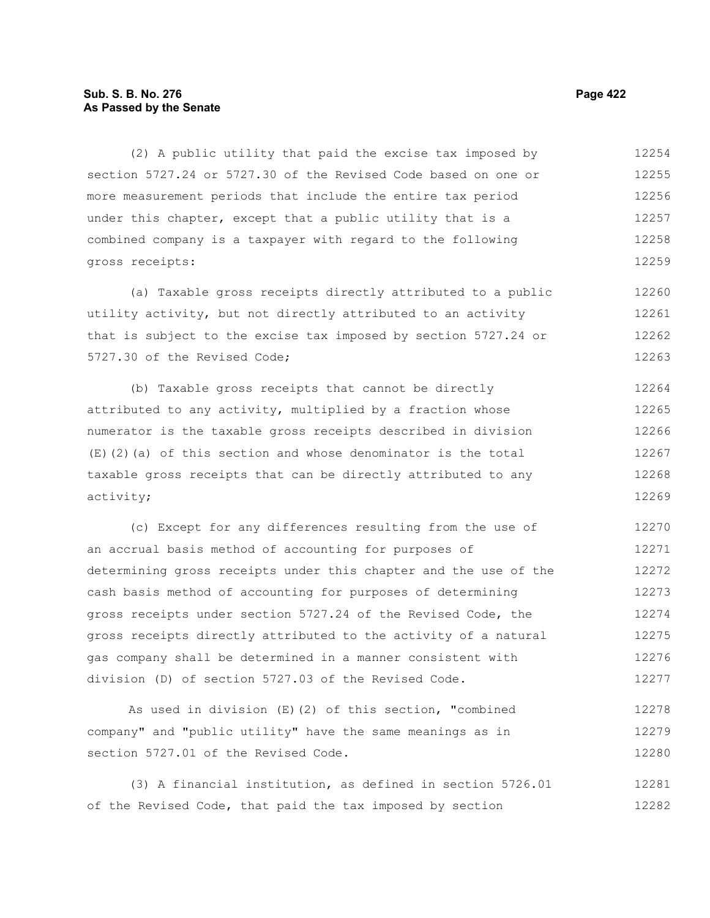(2) A public utility that paid the excise tax imposed by section 5727.24 or 5727.30 of the Revised Code based on one or more measurement periods that include the entire tax period under this chapter, except that a public utility that is a combined company is a taxpayer with regard to the following gross receipts:

(a) Taxable gross receipts directly attributed to a public utility activity, but not directly attributed to an activity that is subject to the excise tax imposed by section 5727.24 or 5727.30 of the Revised Code;

(b) Taxable gross receipts that cannot be directly attributed to any activity, multiplied by a fraction whose numerator is the taxable gross receipts described in division (E)(2)(a) of this section and whose denominator is the total taxable gross receipts that can be directly attributed to any activity;

(c) Except for any differences resulting from the use of an accrual basis method of accounting for purposes of determining gross receipts under this chapter and the use of the cash basis method of accounting for purposes of determining gross receipts under section 5727.24 of the Revised Code, the gross receipts directly attributed to the activity of a natural gas company shall be determined in a manner consistent with division (D) of section 5727.03 of the Revised Code.

As used in division (E)(2) of this section, "combined company" and "public utility" have the same meanings as in section 5727.01 of the Revised Code.

(3) A financial institution, as defined in section 5726.01 of the Revised Code, that paid the tax imposed by section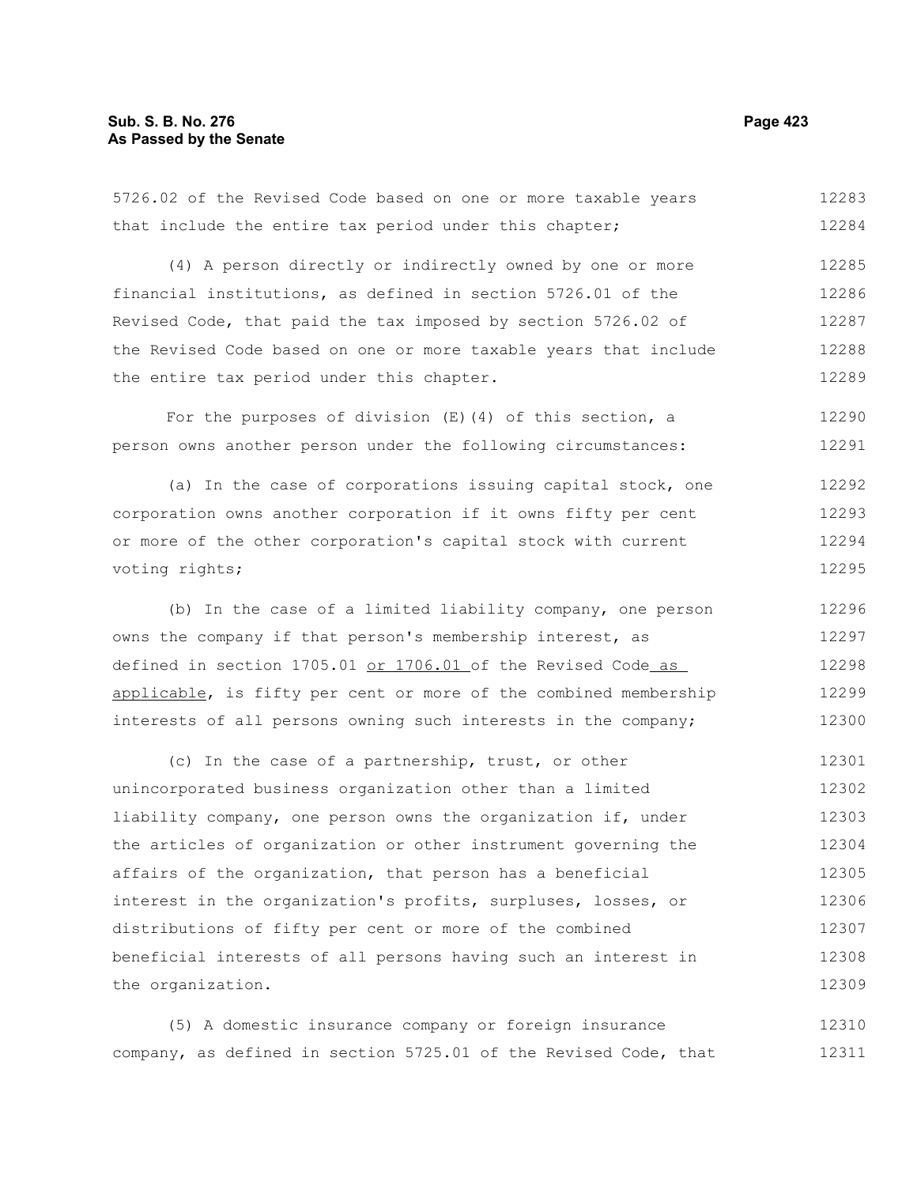5726.02 of the Revised Code based on one or more taxable years that include the entire tax period under this chapter;

(4) A person directly or indirectly owned by one or more financial institutions, as defined in section 5726.01 of the Revised Code, that paid the tax imposed by section 5726.02 of the Revised Code based on one or more taxable years that include the entire tax period under this chapter.

For the purposes of division (E)(4) of this section, a person owns another person under the following circumstances:

(a) In the case of corporations issuing capital stock, one corporation owns another corporation if it owns fifty per cent or more of the other corporation's capital stock with current voting rights;

(b) In the case of a limited liability company, one person owns the company if that person's membership interest, as defined in section 1705.01 or 1706.01 of the Revised Code as applicable, is fifty per cent or more of the combined membership interests of all persons owning such interests in the company;

(c) In the case of a partnership, trust, or other unincorporated business organization other than a limited liability company, one person owns the organization if, under the articles of organization or other instrument governing the affairs of the organization, that person has a beneficial interest in the organization's profits, surpluses, losses, or distributions of fifty per cent or more of the combined beneficial interests of all persons having such an interest in the organization.

(5) A domestic insurance company or foreign insurance company, as defined in section 5725.01 of the Revised Code, that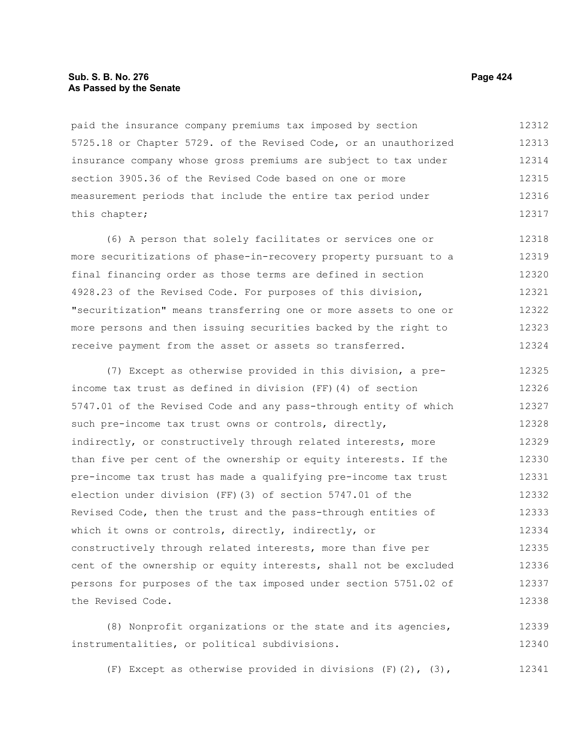paid the insurance company premiums tax imposed by section 5725.18 or Chapter 5729. of the Revised Code, or an unauthorized insurance company whose gross premiums are subject to tax under section 3905.36 of the Revised Code based on one or more measurement periods that include the entire tax period under this chapter;

(6) A person that solely facilitates or services one or more securitizations of phase-in-recovery property pursuant to a final financing order as those terms are defined in section 4928.23 of the Revised Code. For purposes of this division, "securitization" means transferring one or more assets to one or more persons and then issuing securities backed by the right to receive payment from the asset or assets so transferred.

(7) Except as otherwise provided in this division, a pre-income tax trust as defined in division (FF)(4) of section 5747.01 of the Revised Code and any pass-through entity of which such pre-income tax trust owns or controls, directly, indirectly, or constructively through related interests, more than five per cent of the ownership or equity interests. If the pre-income tax trust has made a qualifying pre-income tax trust election under division (FF)(3) of section 5747.01 of the Revised Code, then the trust and the pass-through entities of which it owns or controls, directly, indirectly, or constructively through related interests, more than five per cent of the ownership or equity interests, shall not be excluded persons for purposes of the tax imposed under section 5751.02 of the Revised Code.

(8) Nonprofit organizations or the state and its agencies, instrumentalities, or political subdivisions.

(F) Except as otherwise provided in divisions (F)(2), (3),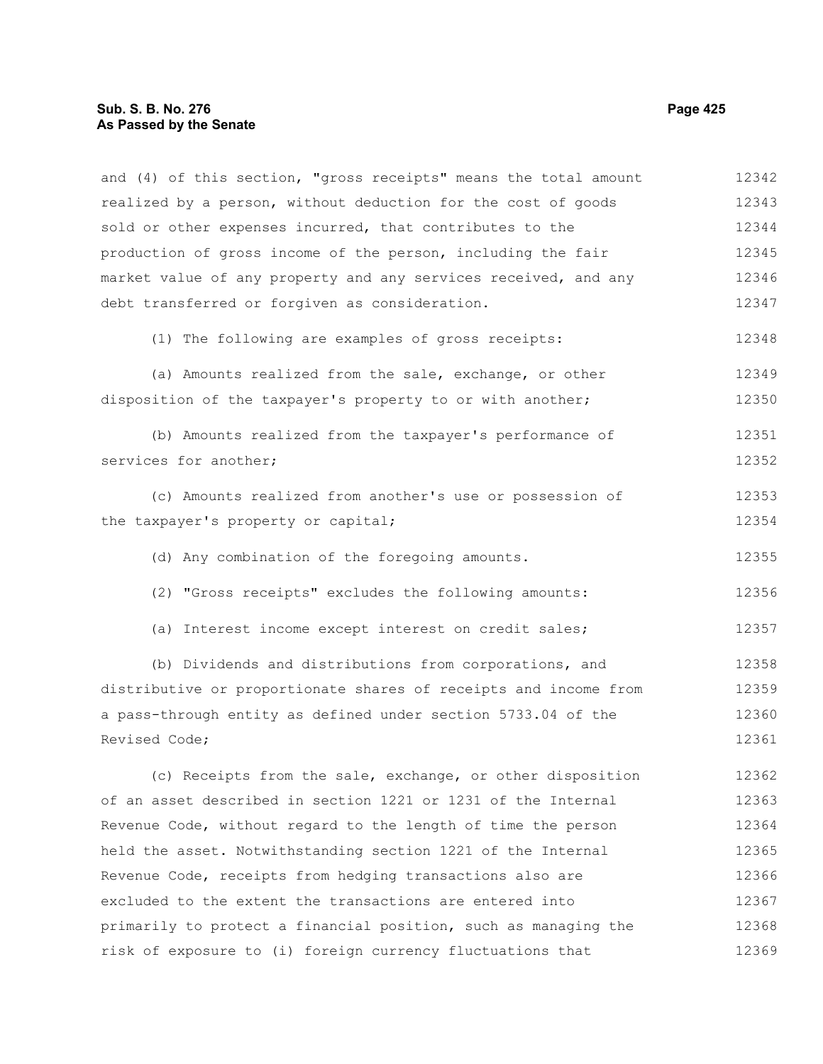and (4) of this section, "gross receipts" means the total amount realized by a person, without deduction for the cost of goods sold or other expenses incurred, that contributes to the production of gross income of the person, including the fair market value of any property and any services received, and any debt transferred or forgiven as consideration.

(1) The following are examples of gross receipts:

(a) Amounts realized from the sale, exchange, or other disposition of the taxpayer's property to or with another;

(b) Amounts realized from the taxpayer's performance of services for another;

(c) Amounts realized from another's use or possession of the taxpayer's property or capital;

(d) Any combination of the foregoing amounts.

(2) "Gross receipts" excludes the following amounts:

(a) Interest income except interest on credit sales;

(b) Dividends and distributions from corporations, and distributive or proportionate shares of receipts and income from a pass-through entity as defined under section 5733.04 of the Revised Code;

(c) Receipts from the sale, exchange, or other disposition of an asset described in section 1221 or 1231 of the Internal Revenue Code, without regard to the length of time the person held the asset. Notwithstanding section 1221 of the Internal Revenue Code, receipts from hedging transactions also are excluded to the extent the transactions are entered into primarily to protect a financial position, such as managing the risk of exposure to (i) foreign currency fluctuations that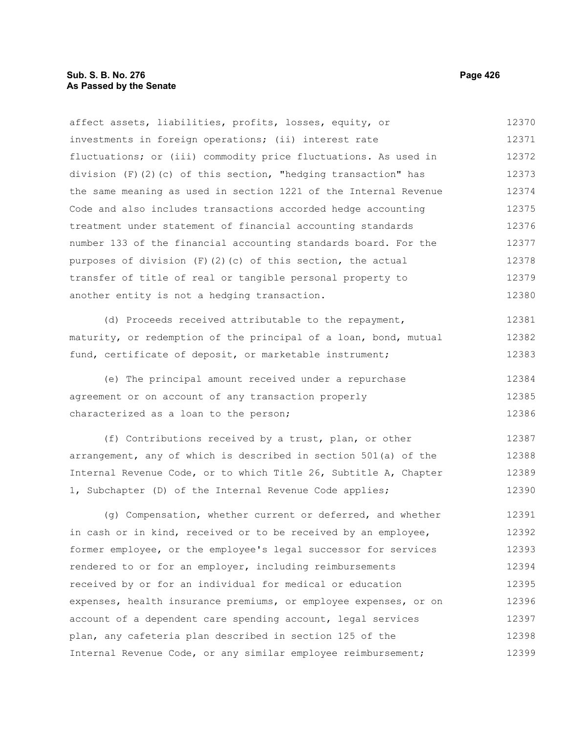affect assets, liabilities, profits, losses, equity, or investments in foreign operations; (ii) interest rate fluctuations; or (iii) commodity price fluctuations. As used in division (F)(2)(c) of this section, "hedging transaction" has the same meaning as used in section 1221 of the Internal Revenue Code and also includes transactions accorded hedge accounting treatment under statement of financial accounting standards number 133 of the financial accounting standards board. For the purposes of division (F)(2)(c) of this section, the actual transfer of title of real or tangible personal property to another entity is not a hedging transaction.

(d) Proceeds received attributable to the repayment, maturity, or redemption of the principal of a loan, bond, mutual fund, certificate of deposit, or marketable instrument;

(e) The principal amount received under a repurchase agreement or on account of any transaction properly characterized as a loan to the person;

(f) Contributions received by a trust, plan, or other arrangement, any of which is described in section 501(a) of the Internal Revenue Code, or to which Title 26, Subtitle A, Chapter 1, Subchapter (D) of the Internal Revenue Code applies;

(g) Compensation, whether current or deferred, and whether in cash or in kind, received or to be received by an employee, former employee, or the employee's legal successor for services rendered to or for an employer, including reimbursements received by or for an individual for medical or education expenses, health insurance premiums, or employee expenses, or on account of a dependent care spending account, legal services plan, any cafeteria plan described in section 125 of the Internal Revenue Code, or any similar employee reimbursement;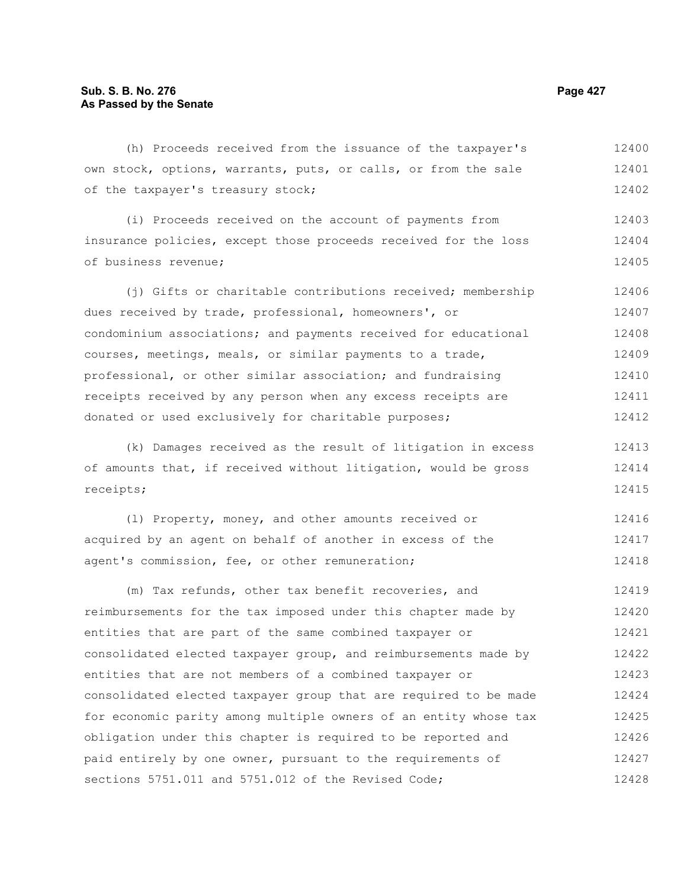(h) Proceeds received from the issuance of the taxpayer's own stock, options, warrants, puts, or calls, or from the sale of the taxpayer's treasury stock;

(i) Proceeds received on the account of payments from insurance policies, except those proceeds received for the loss of business revenue;

(j) Gifts or charitable contributions received; membership dues received by trade, professional, homeowners', or condominium associations; and payments received for educational courses, meetings, meals, or similar payments to a trade, professional, or other similar association; and fundraising receipts received by any person when any excess receipts are donated or used exclusively for charitable purposes;

(k) Damages received as the result of litigation in excess of amounts that, if received without litigation, would be gross receipts;

(l) Property, money, and other amounts received or acquired by an agent on behalf of another in excess of the agent's commission, fee, or other remuneration;

(m) Tax refunds, other tax benefit recoveries, and reimbursements for the tax imposed under this chapter made by entities that are part of the same combined taxpayer or consolidated elected taxpayer group, and reimbursements made by entities that are not members of a combined taxpayer or consolidated elected taxpayer group that are required to be made for economic parity among multiple owners of an entity whose tax obligation under this chapter is required to be reported and paid entirely by one owner, pursuant to the requirements of sections 5751.011 and 5751.012 of the Revised Code;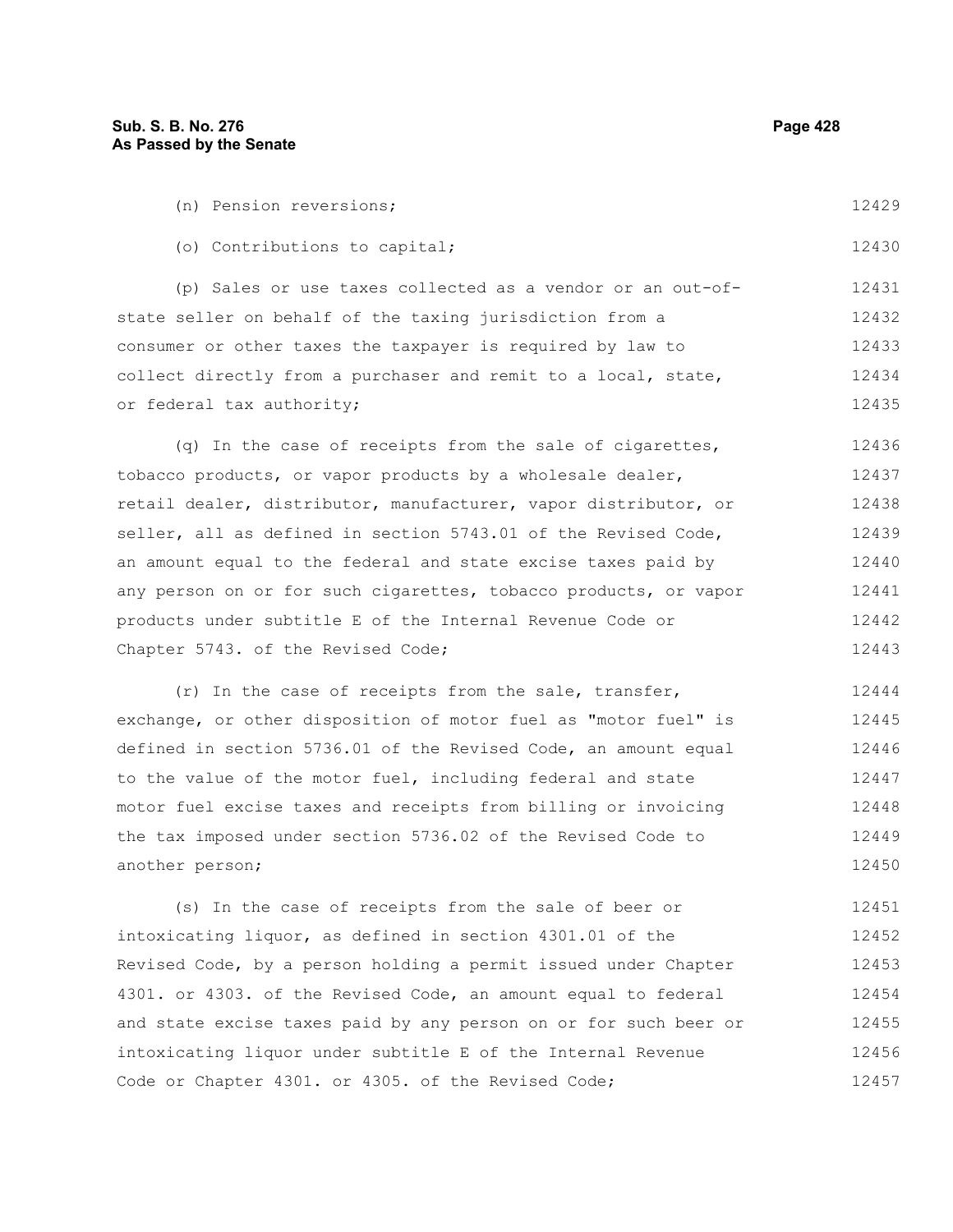(n) Pension reversions;

(o) Contributions to capital;

(p) Sales or use taxes collected as a vendor or an out-of-state seller on behalf of the taxing jurisdiction from a consumer or other taxes the taxpayer is required by law to collect directly from a purchaser and remit to a local, state, or federal tax authority;

(q) In the case of receipts from the sale of cigarettes, tobacco products, or vapor products by a wholesale dealer, retail dealer, distributor, manufacturer, vapor distributor, or seller, all as defined in section 5743.01 of the Revised Code, an amount equal to the federal and state excise taxes paid by any person on or for such cigarettes, tobacco products, or vapor products under subtitle E of the Internal Revenue Code or Chapter 5743. of the Revised Code;

(r) In the case of receipts from the sale, transfer, exchange, or other disposition of motor fuel as "motor fuel" is defined in section 5736.01 of the Revised Code, an amount equal to the value of the motor fuel, including federal and state motor fuel excise taxes and receipts from billing or invoicing the tax imposed under section 5736.02 of the Revised Code to another person;

(s) In the case of receipts from the sale of beer or intoxicating liquor, as defined in section 4301.01 of the Revised Code, by a person holding a permit issued under Chapter 4301. or 4303. of the Revised Code, an amount equal to federal and state excise taxes paid by any person on or for such beer or intoxicating liquor under subtitle E of the Internal Revenue Code or Chapter 4301. or 4305. of the Revised Code;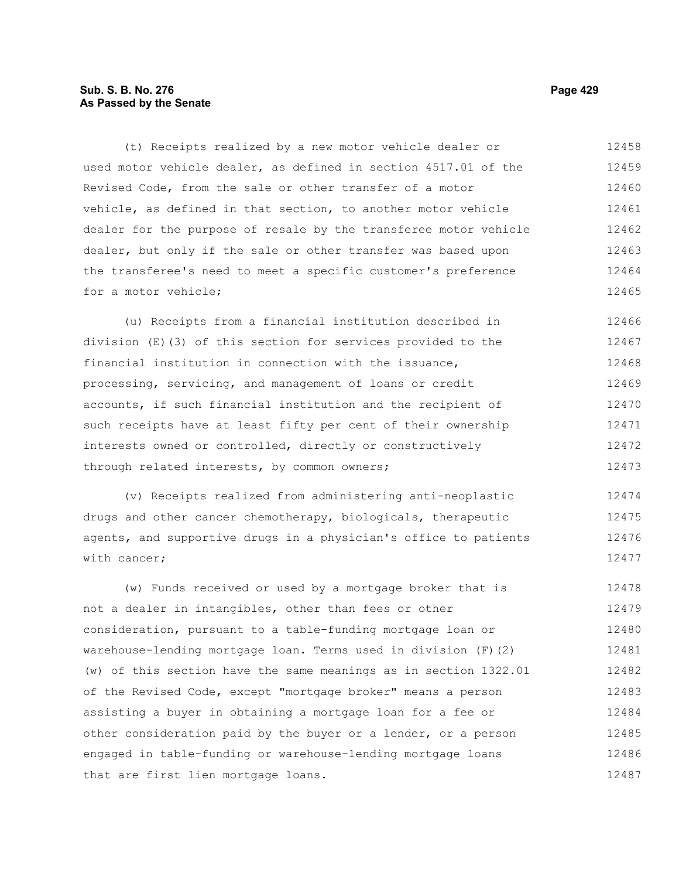(t) Receipts realized by a new motor vehicle dealer or used motor vehicle dealer, as defined in section 4517.01 of the Revised Code, from the sale or other transfer of a motor vehicle, as defined in that section, to another motor vehicle dealer for the purpose of resale by the transferee motor vehicle dealer, but only if the sale or other transfer was based upon the transferee's need to meet a specific customer's preference for a motor vehicle;

(u) Receipts from a financial institution described in division (E)(3) of this section for services provided to the financial institution in connection with the issuance, processing, servicing, and management of loans or credit accounts, if such financial institution and the recipient of such receipts have at least fifty per cent of their ownership interests owned or controlled, directly or constructively through related interests, by common owners;

(v) Receipts realized from administering anti-neoplastic drugs and other cancer chemotherapy, biologicals, therapeutic agents, and supportive drugs in a physician's office to patients with cancer;

(w) Funds received or used by a mortgage broker that is not a dealer in intangibles, other than fees or other consideration, pursuant to a table-funding mortgage loan or warehouse-lending mortgage loan. Terms used in division (F)(2)(w) of this section have the same meanings as in section 1322.01 of the Revised Code, except "mortgage broker" means a person assisting a buyer in obtaining a mortgage loan for a fee or other consideration paid by the buyer or a lender, or a person engaged in table-funding or warehouse-lending mortgage loans that are first lien mortgage loans.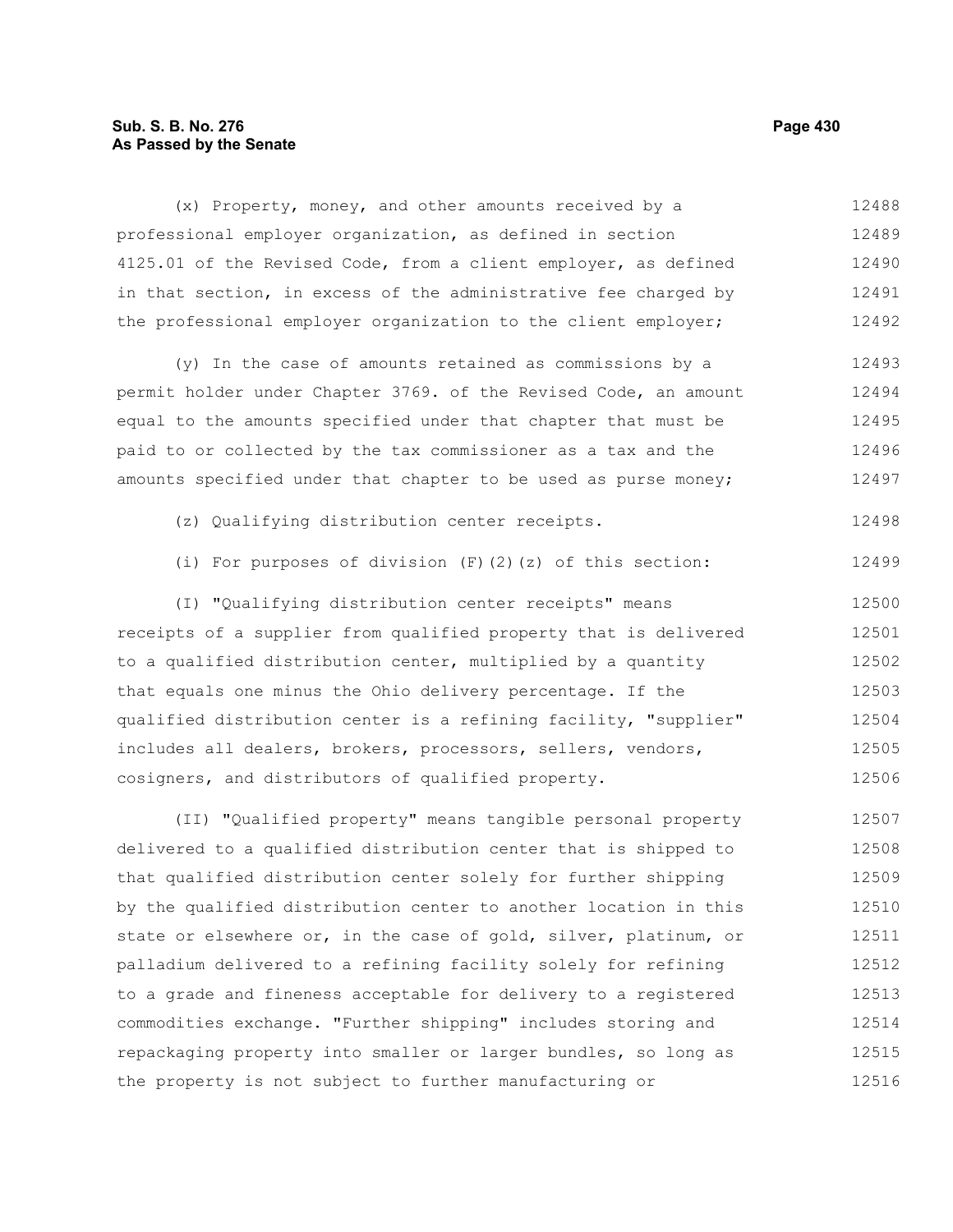(x) Property, money, and other amounts received by a professional employer organization, as defined in section 4125.01 of the Revised Code, from a client employer, as defined in that section, in excess of the administrative fee charged by the professional employer organization to the client employer;

(y) In the case of amounts retained as commissions by a permit holder under Chapter 3769. of the Revised Code, an amount equal to the amounts specified under that chapter that must be paid to or collected by the tax commissioner as a tax and the amounts specified under that chapter to be used as purse money;

(z) Qualifying distribution center receipts.

(i) For purposes of division (F)(2)(z) of this section:

(I) "Qualifying distribution center receipts" means receipts of a supplier from qualified property that is delivered to a qualified distribution center, multiplied by a quantity that equals one minus the Ohio delivery percentage. If the qualified distribution center is a refining facility, "supplier" includes all dealers, brokers, processors, sellers, vendors, cosigners, and distributors of qualified property.

(II) "Qualified property" means tangible personal property delivered to a qualified distribution center that is shipped to that qualified distribution center solely for further shipping by the qualified distribution center to another location in this state or elsewhere or, in the case of gold, silver, platinum, or palladium delivered to a refining facility solely for refining to a grade and fineness acceptable for delivery to a registered commodities exchange. "Further shipping" includes storing and repackaging property into smaller or larger bundles, so long as the property is not subject to further manufacturing or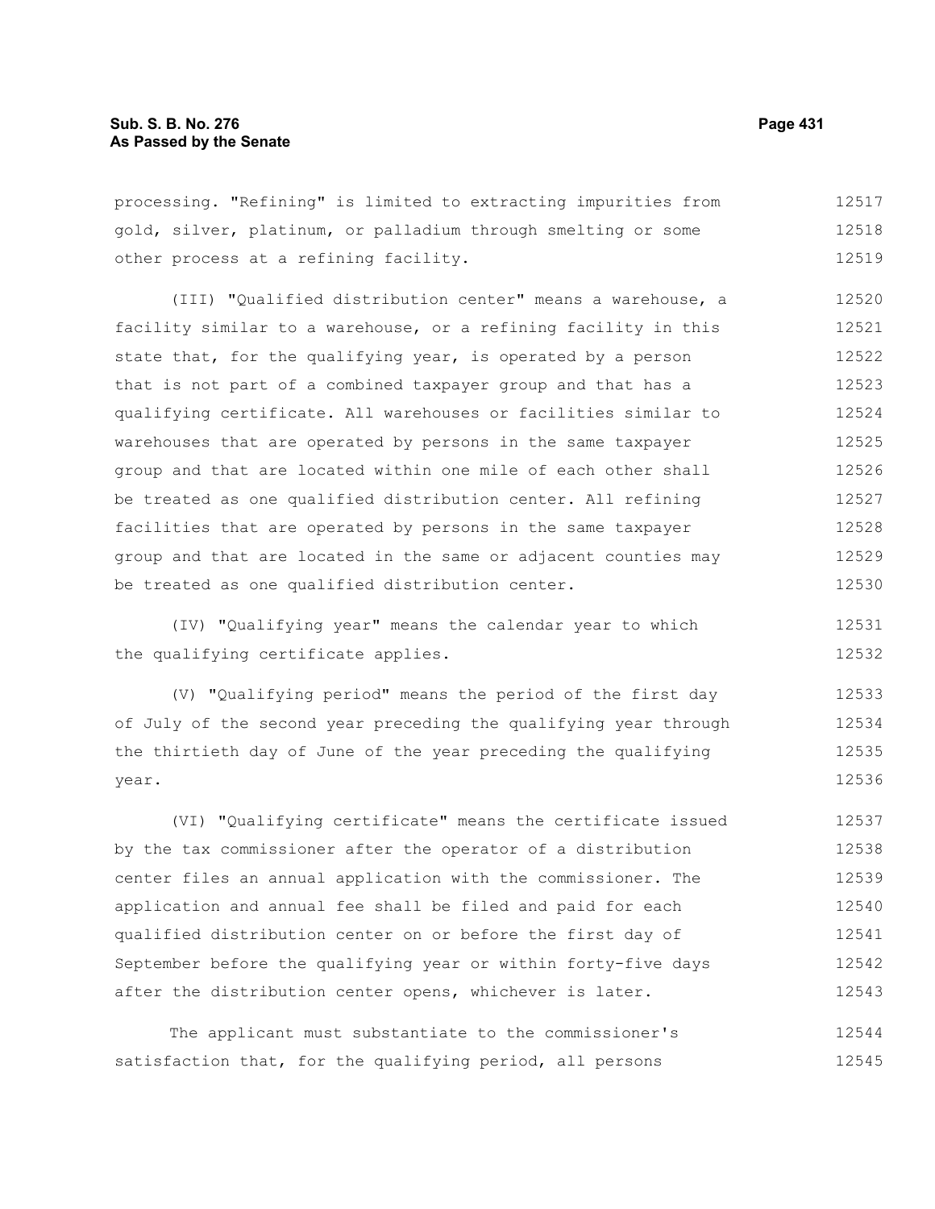processing. "Refining" is limited to extracting impurities from gold, silver, platinum, or palladium through smelting or some other process at a refining facility.

(III) "Qualified distribution center" means a warehouse, a facility similar to a warehouse, or a refining facility in this state that, for the qualifying year, is operated by a person that is not part of a combined taxpayer group and that has a qualifying certificate. All warehouses or facilities similar to warehouses that are operated by persons in the same taxpayer group and that are located within one mile of each other shall be treated as one qualified distribution center. All refining facilities that are operated by persons in the same taxpayer group and that are located in the same or adjacent counties may be treated as one qualified distribution center.

(IV) "Qualifying year" means the calendar year to which the qualifying certificate applies.

(V) "Qualifying period" means the period of the first day of July of the second year preceding the qualifying year through the thirtieth day of June of the year preceding the qualifying year.

(VI) "Qualifying certificate" means the certificate issued by the tax commissioner after the operator of a distribution center files an annual application with the commissioner. The application and annual fee shall be filed and paid for each qualified distribution center on or before the first day of September before the qualifying year or within forty-five days after the distribution center opens, whichever is later.

The applicant must substantiate to the commissioner's satisfaction that, for the qualifying period, all persons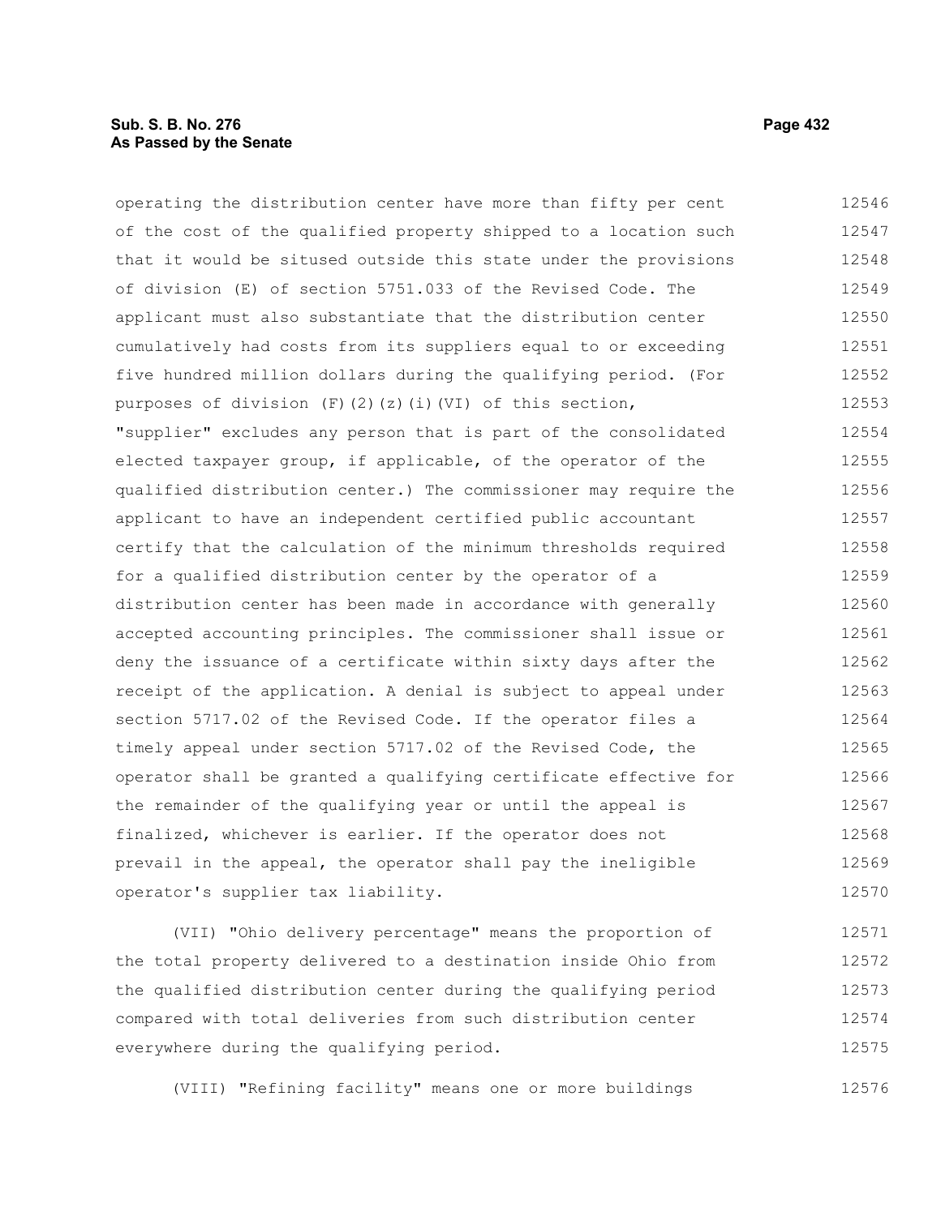operating the distribution center have more than fifty per cent of the cost of the qualified property shipped to a location such that it would be sitused outside this state under the provisions of division (E) of section 5751.033 of the Revised Code. The applicant must also substantiate that the distribution center cumulatively had costs from its suppliers equal to or exceeding five hundred million dollars during the qualifying period. (For purposes of division (F)(2)(z)(i)(VI) of this section, "supplier" excludes any person that is part of the consolidated elected taxpayer group, if applicable, of the operator of the qualified distribution center.) The commissioner may require the applicant to have an independent certified public accountant certify that the calculation of the minimum thresholds required for a qualified distribution center by the operator of a distribution center has been made in accordance with generally accepted accounting principles. The commissioner shall issue or deny the issuance of a certificate within sixty days after the receipt of the application. A denial is subject to appeal under section 5717.02 of the Revised Code. If the operator files a timely appeal under section 5717.02 of the Revised Code, the operator shall be granted a qualifying certificate effective for the remainder of the qualifying year or until the appeal is finalized, whichever is earlier. If the operator does not prevail in the appeal, the operator shall pay the ineligible operator's supplier tax liability.

(VII) "Ohio delivery percentage" means the proportion of the total property delivered to a destination inside Ohio from the qualified distribution center during the qualifying period compared with total deliveries from such distribution center everywhere during the qualifying period.

(VIII) "Refining facility" means one or more buildings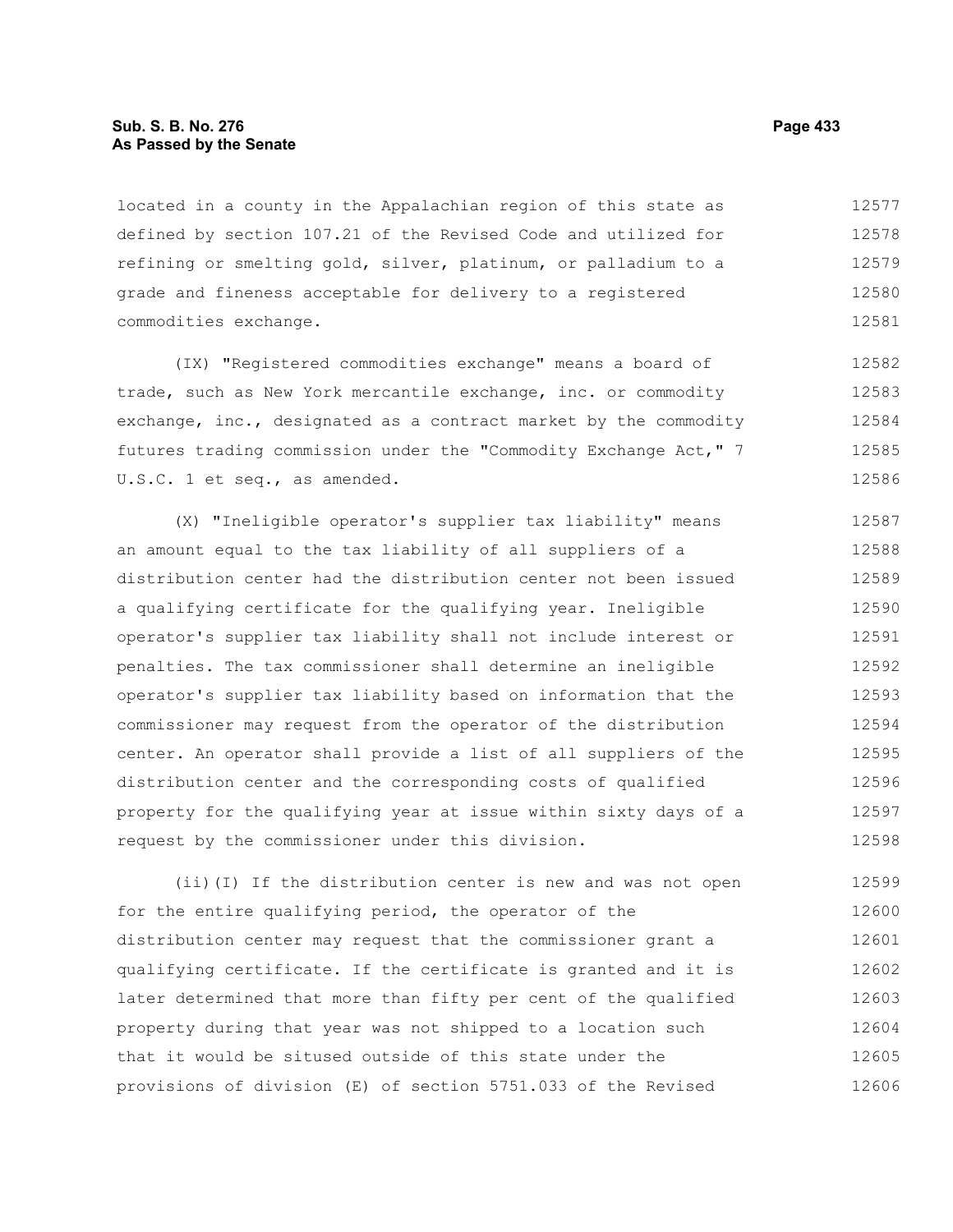located in a county in the Appalachian region of this state as defined by section 107.21 of the Revised Code and utilized for refining or smelting gold, silver, platinum, or palladium to a grade and fineness acceptable for delivery to a registered commodities exchange.

(IX) "Registered commodities exchange" means a board of trade, such as New York mercantile exchange, inc. or commodity exchange, inc., designated as a contract market by the commodity futures trading commission under the "Commodity Exchange Act," 7 U.S.C. 1 et seq., as amended.

(X) "Ineligible operator's supplier tax liability" means an amount equal to the tax liability of all suppliers of a distribution center had the distribution center not been issued a qualifying certificate for the qualifying year. Ineligible operator's supplier tax liability shall not include interest or penalties. The tax commissioner shall determine an ineligible operator's supplier tax liability based on information that the commissioner may request from the operator of the distribution center. An operator shall provide a list of all suppliers of the distribution center and the corresponding costs of qualified property for the qualifying year at issue within sixty days of a request by the commissioner under this division.

(ii)(I) If the distribution center is new and was not open for the entire qualifying period, the operator of the distribution center may request that the commissioner grant a qualifying certificate. If the certificate is granted and it is later determined that more than fifty per cent of the qualified property during that year was not shipped to a location such that it would be sitused outside of this state under the provisions of division (E) of section 5751.033 of the Revised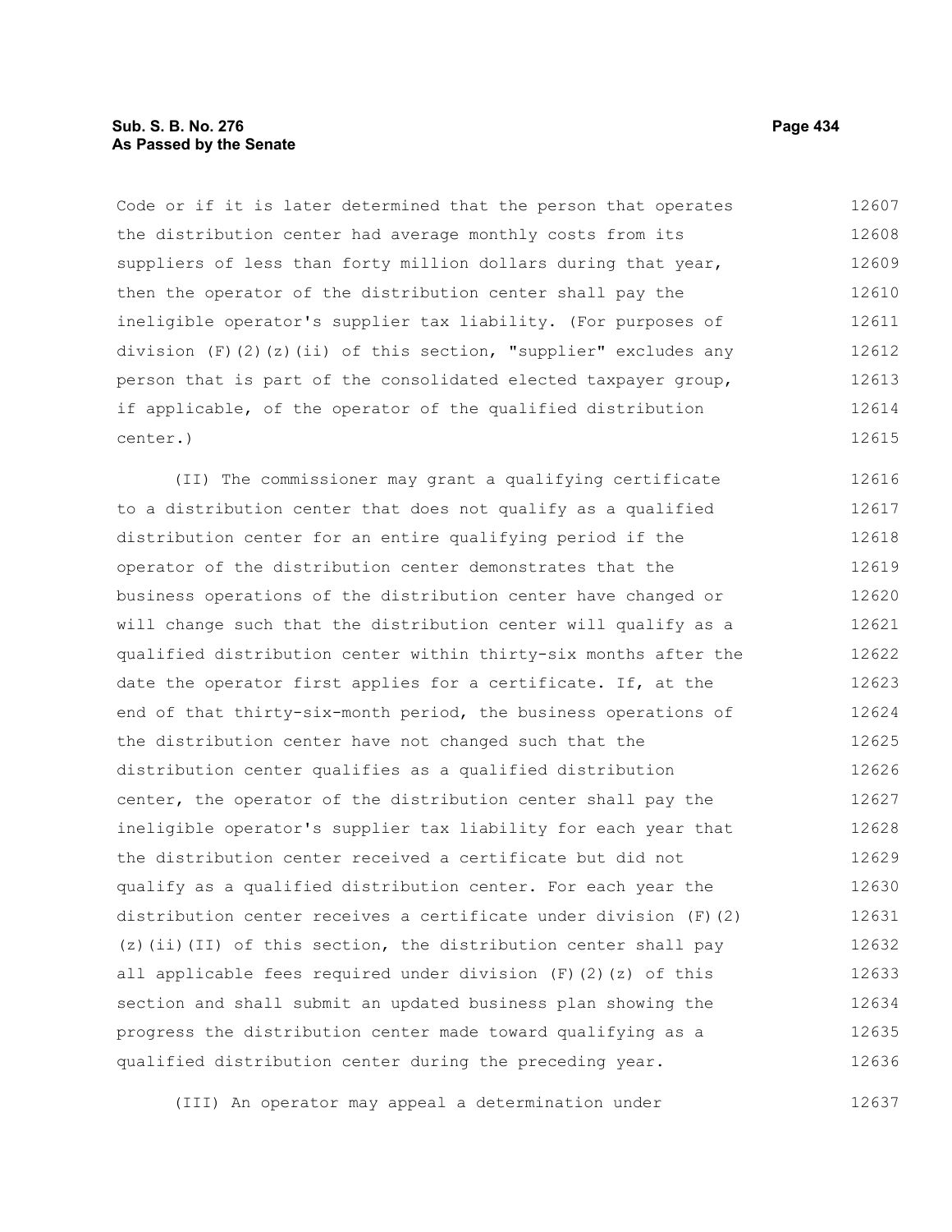Code or if it is later determined that the person that operates the distribution center had average monthly costs from its suppliers of less than forty million dollars during that year, then the operator of the distribution center shall pay the ineligible operator's supplier tax liability. (For purposes of division (F)(2)(z)(ii) of this section, "supplier" excludes any person that is part of the consolidated elected taxpayer group, if applicable, of the operator of the qualified distribution center.)

(II) The commissioner may grant a qualifying certificate to a distribution center that does not qualify as a qualified distribution center for an entire qualifying period if the operator of the distribution center demonstrates that the business operations of the distribution center have changed or will change such that the distribution center will qualify as a qualified distribution center within thirty-six months after the date the operator first applies for a certificate. If, at the end of that thirty-six-month period, the business operations of the distribution center have not changed such that the distribution center qualifies as a qualified distribution center, the operator of the distribution center shall pay the ineligible operator's supplier tax liability for each year that the distribution center received a certificate but did not qualify as a qualified distribution center. For each year the distribution center receives a certificate under division (F)(2)(z)(ii)(II) of this section, the distribution center shall pay all applicable fees required under division (F)(2)(z) of this section and shall submit an updated business plan showing the progress the distribution center made toward qualifying as a qualified distribution center during the preceding year.

(III) An operator may appeal a determination under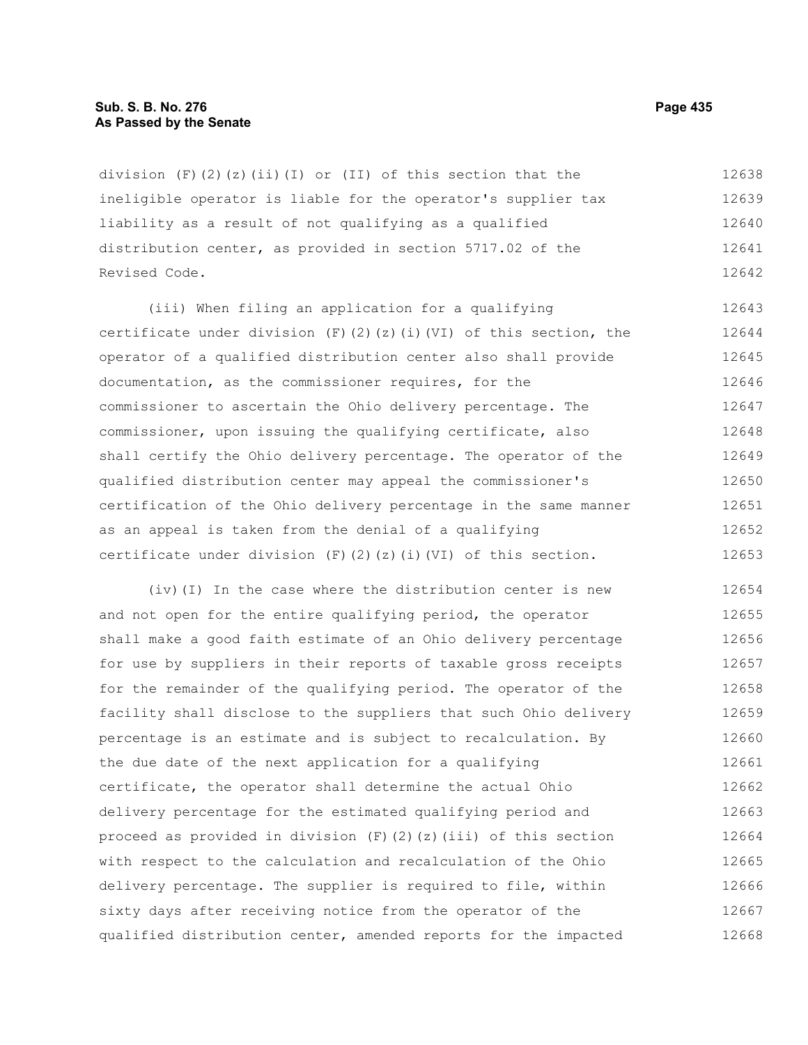division (F)(2)(z)(ii)(I) or (II) of this section that the ineligible operator is liable for the operator's supplier tax liability as a result of not qualifying as a qualified distribution center, as provided in section 5717.02 of the Revised Code.

(iii) When filing an application for a qualifying certificate under division (F)(2)(z)(i)(VI) of this section, the operator of a qualified distribution center also shall provide documentation, as the commissioner requires, for the commissioner to ascertain the Ohio delivery percentage. The commissioner, upon issuing the qualifying certificate, also shall certify the Ohio delivery percentage. The operator of the qualified distribution center may appeal the commissioner's certification of the Ohio delivery percentage in the same manner as an appeal is taken from the denial of a qualifying certificate under division (F)(2)(z)(i)(VI) of this section.

(iv)(I) In the case where the distribution center is new and not open for the entire qualifying period, the operator shall make a good faith estimate of an Ohio delivery percentage for use by suppliers in their reports of taxable gross receipts for the remainder of the qualifying period. The operator of the facility shall disclose to the suppliers that such Ohio delivery percentage is an estimate and is subject to recalculation. By the due date of the next application for a qualifying certificate, the operator shall determine the actual Ohio delivery percentage for the estimated qualifying period and proceed as provided in division (F)(2)(z)(iii) of this section with respect to the calculation and recalculation of the Ohio delivery percentage. The supplier is required to file, within sixty days after receiving notice from the operator of the qualified distribution center, amended reports for the impacted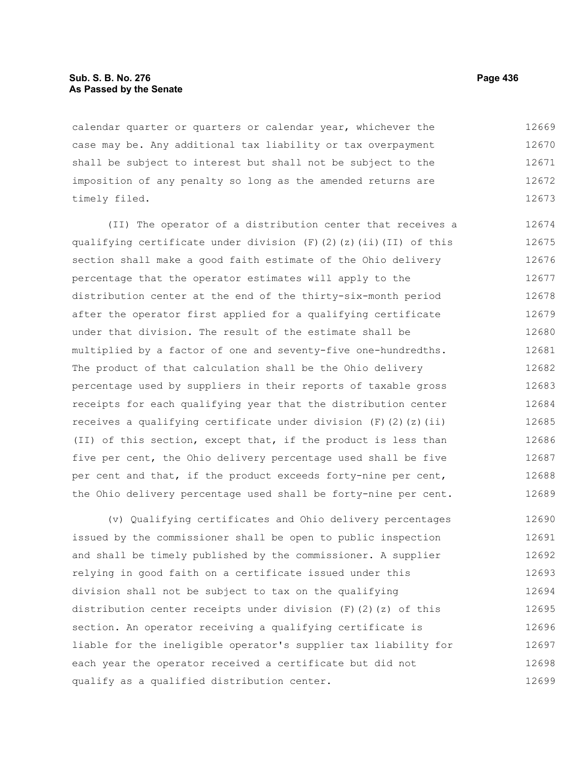calendar quarter or quarters or calendar year, whichever the case may be. Any additional tax liability or tax overpayment shall be subject to interest but shall not be subject to the imposition of any penalty so long as the amended returns are timely filed.

(II) The operator of a distribution center that receives a qualifying certificate under division (F)(2)(z)(ii)(II) of this section shall make a good faith estimate of the Ohio delivery percentage that the operator estimates will apply to the distribution center at the end of the thirty-six-month period after the operator first applied for a qualifying certificate under that division. The result of the estimate shall be multiplied by a factor of one and seventy-five one-hundredths. The product of that calculation shall be the Ohio delivery percentage used by suppliers in their reports of taxable gross receipts for each qualifying year that the distribution center receives a qualifying certificate under division (F)(2)(z)(ii)(II) of this section, except that, if the product is less than five per cent, the Ohio delivery percentage used shall be five per cent and that, if the product exceeds forty-nine per cent, the Ohio delivery percentage used shall be forty-nine per cent.

(v) Qualifying certificates and Ohio delivery percentages issued by the commissioner shall be open to public inspection and shall be timely published by the commissioner. A supplier relying in good faith on a certificate issued under this division shall not be subject to tax on the qualifying distribution center receipts under division (F)(2)(z) of this section. An operator receiving a qualifying certificate is liable for the ineligible operator's supplier tax liability for each year the operator received a certificate but did not qualify as a qualified distribution center.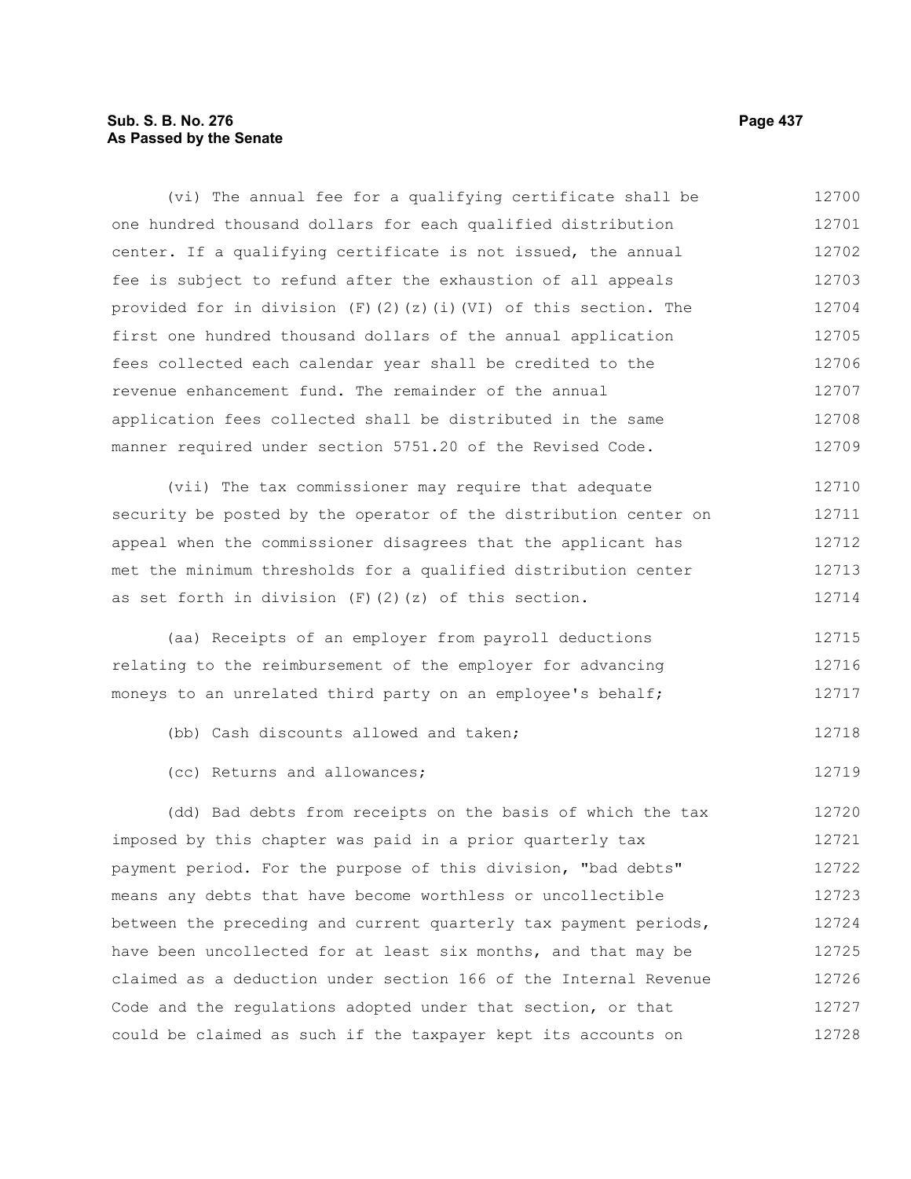(vi) The annual fee for a qualifying certificate shall be one hundred thousand dollars for each qualified distribution center. If a qualifying certificate is not issued, the annual fee is subject to refund after the exhaustion of all appeals provided for in division (F)(2)(z)(i)(VI) of this section. The first one hundred thousand dollars of the annual application fees collected each calendar year shall be credited to the revenue enhancement fund. The remainder of the annual application fees collected shall be distributed in the same manner required under section 5751.20 of the Revised Code.

(vii) The tax commissioner may require that adequate security be posted by the operator of the distribution center on appeal when the commissioner disagrees that the applicant has met the minimum thresholds for a qualified distribution center as set forth in division (F)(2)(z) of this section.

(aa) Receipts of an employer from payroll deductions relating to the reimbursement of the employer for advancing moneys to an unrelated third party on an employee's behalf;

(bb) Cash discounts allowed and taken;

(cc) Returns and allowances;

(dd) Bad debts from receipts on the basis of which the tax imposed by this chapter was paid in a prior quarterly tax payment period. For the purpose of this division, "bad debts" means any debts that have become worthless or uncollectible between the preceding and current quarterly tax payment periods, have been uncollected for at least six months, and that may be claimed as a deduction under section 166 of the Internal Revenue Code and the regulations adopted under that section, or that could be claimed as such if the taxpayer kept its accounts on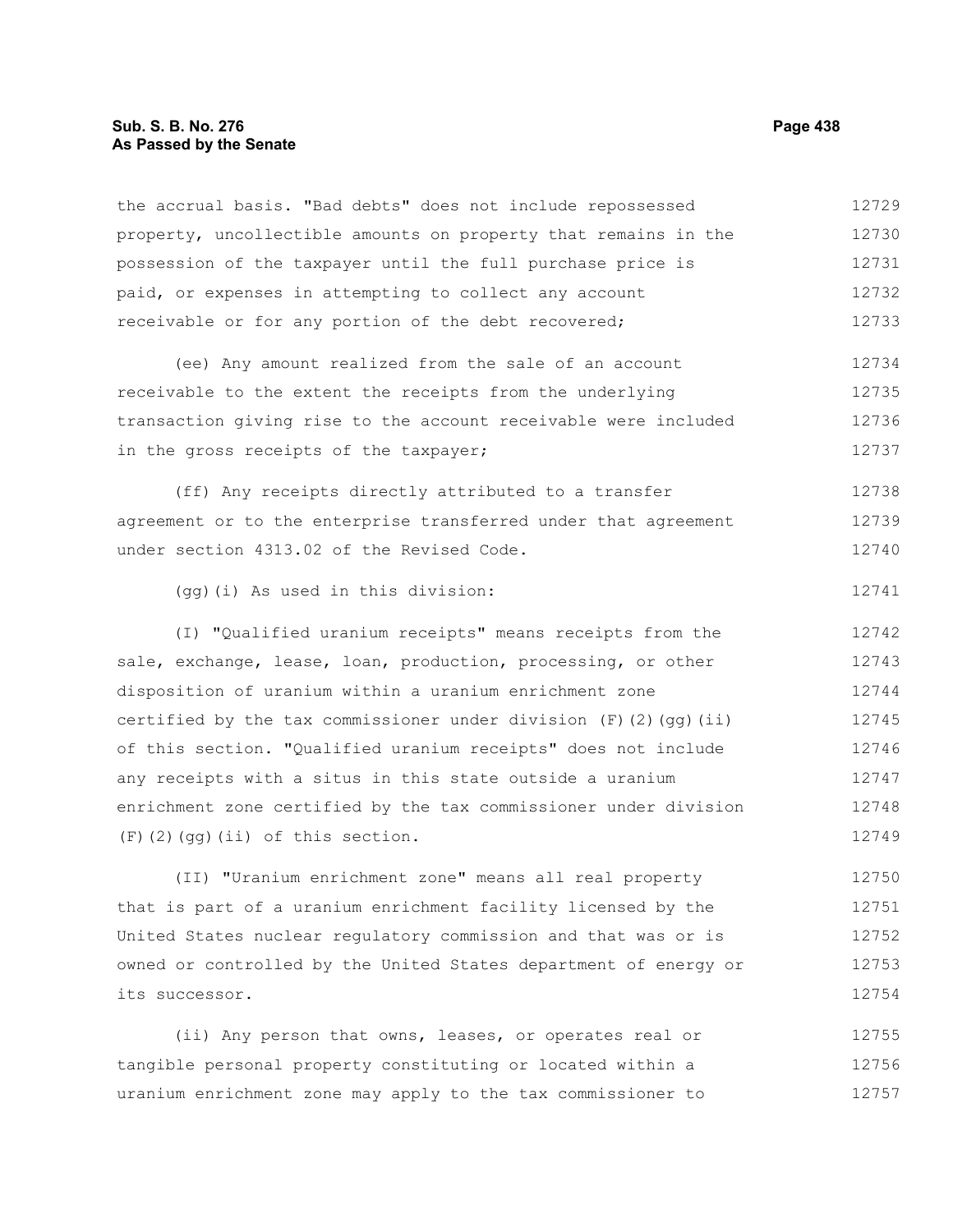the accrual basis. "Bad debts" does not include repossessed property, uncollectible amounts on property that remains in the possession of the taxpayer until the full purchase price is paid, or expenses in attempting to collect any account receivable or for any portion of the debt recovered;

(ee) Any amount realized from the sale of an account receivable to the extent the receipts from the underlying transaction giving rise to the account receivable were included in the gross receipts of the taxpayer;

(ff) Any receipts directly attributed to a transfer agreement or to the enterprise transferred under that agreement under section 4313.02 of the Revised Code.

(gg)(i) As used in this division:

(I) "Qualified uranium receipts" means receipts from the sale, exchange, lease, loan, production, processing, or other disposition of uranium within a uranium enrichment zone certified by the tax commissioner under division (F)(2)(gg)(ii) of this section. "Qualified uranium receipts" does not include any receipts with a situs in this state outside a uranium enrichment zone certified by the tax commissioner under division (F)(2)(gg)(ii) of this section.

(II) "Uranium enrichment zone" means all real property that is part of a uranium enrichment facility licensed by the United States nuclear regulatory commission and that was or is owned or controlled by the United States department of energy or its successor.

(ii) Any person that owns, leases, or operates real or tangible personal property constituting or located within a uranium enrichment zone may apply to the tax commissioner to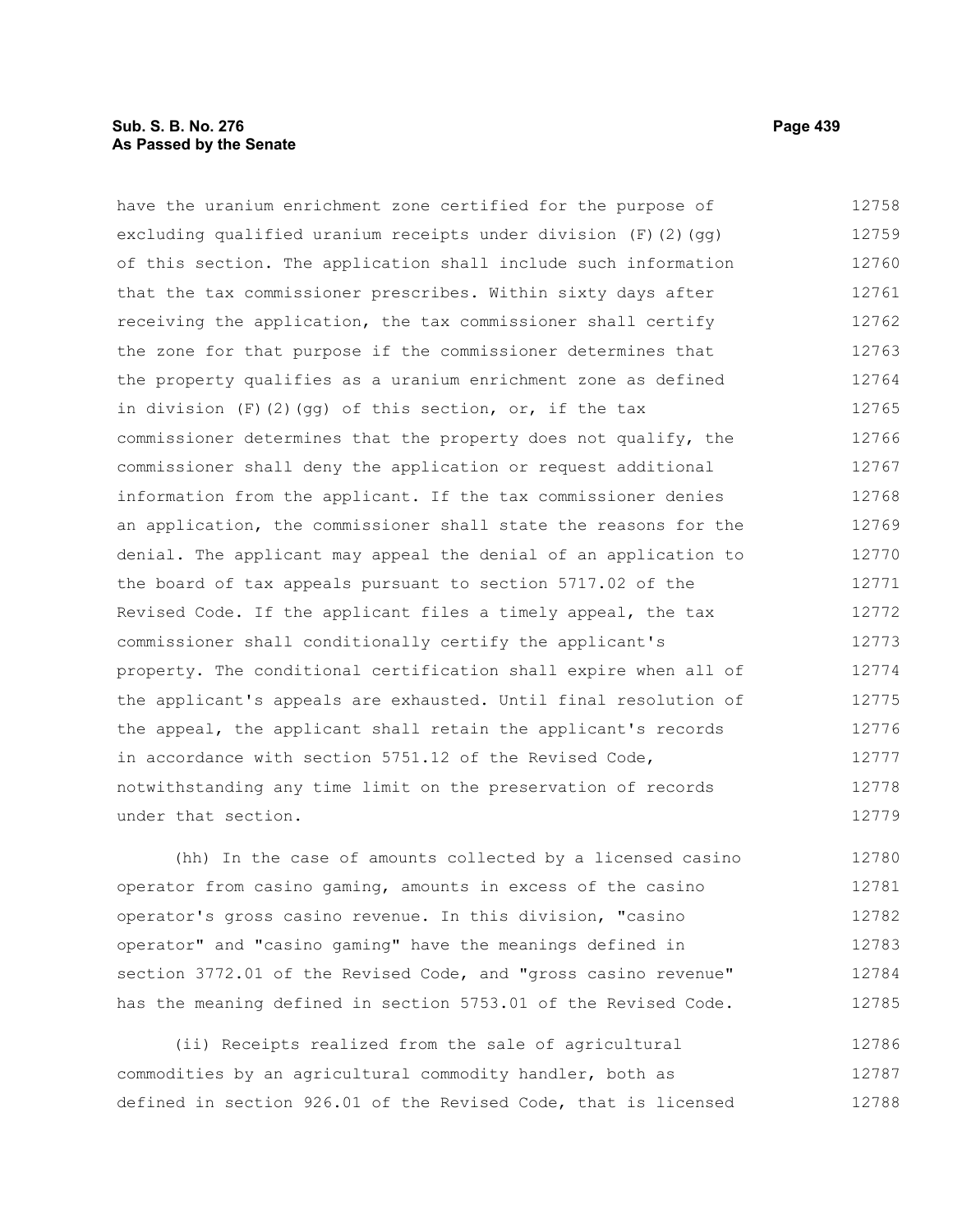have the uranium enrichment zone certified for the purpose of excluding qualified uranium receipts under division (F)(2)(gg) of this section. The application shall include such information that the tax commissioner prescribes. Within sixty days after receiving the application, the tax commissioner shall certify the zone for that purpose if the commissioner determines that the property qualifies as a uranium enrichment zone as defined in division (F)(2)(gg) of this section, or, if the tax commissioner determines that the property does not qualify, the commissioner shall deny the application or request additional information from the applicant. If the tax commissioner denies an application, the commissioner shall state the reasons for the denial. The applicant may appeal the denial of an application to the board of tax appeals pursuant to section 5717.02 of the Revised Code. If the applicant files a timely appeal, the tax commissioner shall conditionally certify the applicant's property. The conditional certification shall expire when all of the applicant's appeals are exhausted. Until final resolution of the appeal, the applicant shall retain the applicant's records in accordance with section 5751.12 of the Revised Code, notwithstanding any time limit on the preservation of records under that section.

(hh) In the case of amounts collected by a licensed casino operator from casino gaming, amounts in excess of the casino operator's gross casino revenue. In this division, "casino operator" and "casino gaming" have the meanings defined in section 3772.01 of the Revised Code, and "gross casino revenue" has the meaning defined in section 5753.01 of the Revised Code.

(ii) Receipts realized from the sale of agricultural commodities by an agricultural commodity handler, both as defined in section 926.01 of the Revised Code, that is licensed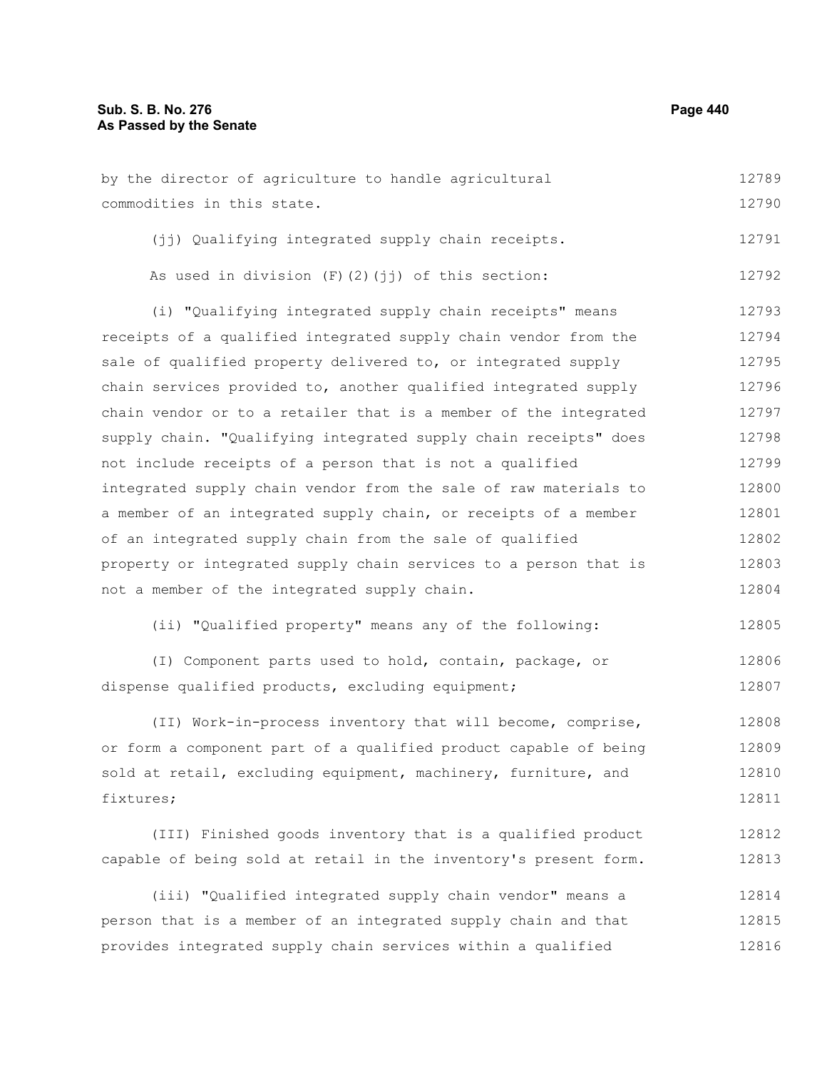by the director of agriculture to handle agricultural commodities in this state.

(jj) Qualifying integrated supply chain receipts.

As used in division (F)(2)(jj) of this section:

(i) "Qualifying integrated supply chain receipts" means receipts of a qualified integrated supply chain vendor from the sale of qualified property delivered to, or integrated supply chain services provided to, another qualified integrated supply chain vendor or to a retailer that is a member of the integrated supply chain. "Qualifying integrated supply chain receipts" does not include receipts of a person that is not a qualified integrated supply chain vendor from the sale of raw materials to a member of an integrated supply chain, or receipts of a member of an integrated supply chain from the sale of qualified property or integrated supply chain services to a person that is not a member of the integrated supply chain.

(ii) "Qualified property" means any of the following:

(I) Component parts used to hold, contain, package, or dispense qualified products, excluding equipment;

(II) Work-in-process inventory that will become, comprise, or form a component part of a qualified product capable of being sold at retail, excluding equipment, machinery, furniture, and fixtures;

(III) Finished goods inventory that is a qualified product capable of being sold at retail in the inventory's present form.

(iii) "Qualified integrated supply chain vendor" means a person that is a member of an integrated supply chain and that provides integrated supply chain services within a qualified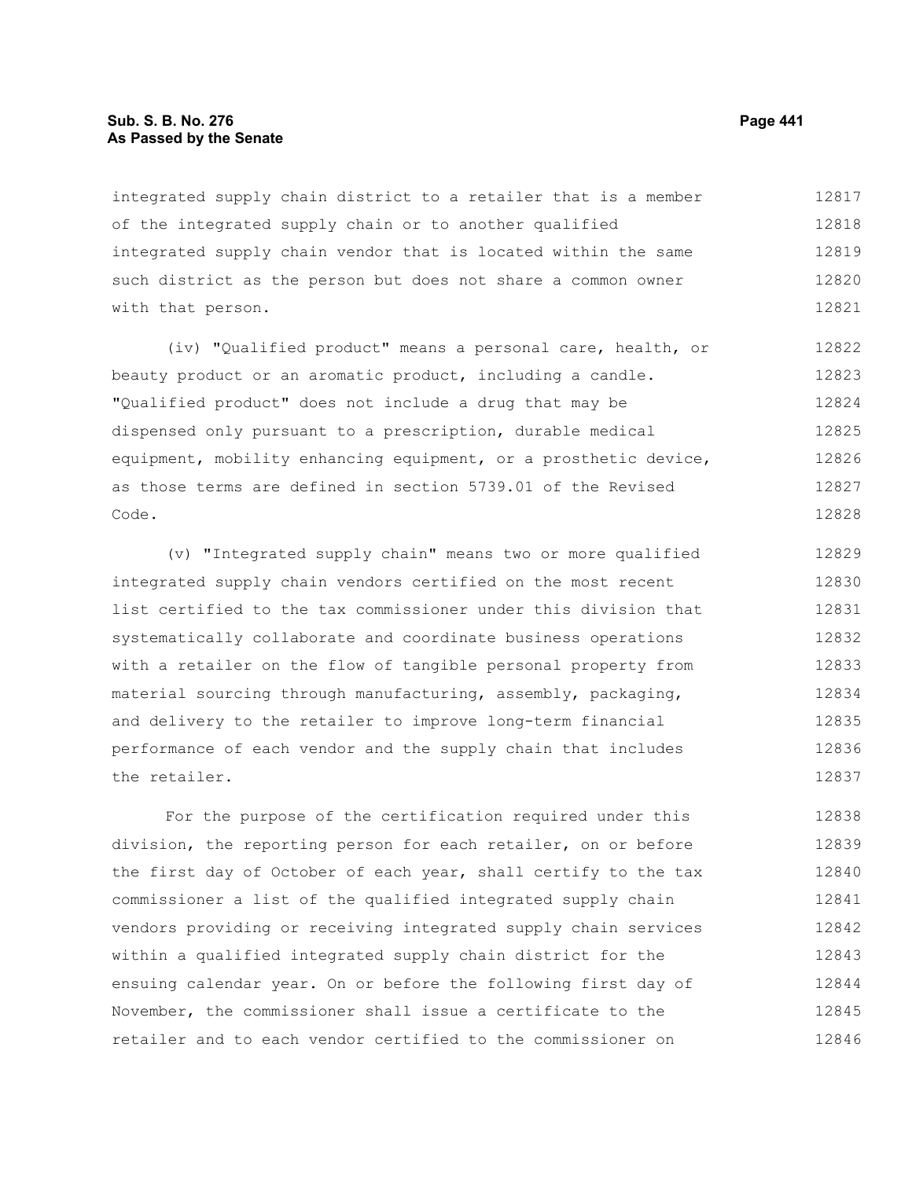integrated supply chain district to a retailer that is a member of the integrated supply chain or to another qualified integrated supply chain vendor that is located within the same such district as the person but does not share a common owner with that person.

(iv) "Qualified product" means a personal care, health, or beauty product or an aromatic product, including a candle. "Qualified product" does not include a drug that may be dispensed only pursuant to a prescription, durable medical equipment, mobility enhancing equipment, or a prosthetic device, as those terms are defined in section 5739.01 of the Revised Code.

(v) "Integrated supply chain" means two or more qualified integrated supply chain vendors certified on the most recent list certified to the tax commissioner under this division that systematically collaborate and coordinate business operations with a retailer on the flow of tangible personal property from material sourcing through manufacturing, assembly, packaging, and delivery to the retailer to improve long-term financial performance of each vendor and the supply chain that includes the retailer.

For the purpose of the certification required under this division, the reporting person for each retailer, on or before the first day of October of each year, shall certify to the tax commissioner a list of the qualified integrated supply chain vendors providing or receiving integrated supply chain services within a qualified integrated supply chain district for the ensuing calendar year. On or before the following first day of November, the commissioner shall issue a certificate to the retailer and to each vendor certified to the commissioner on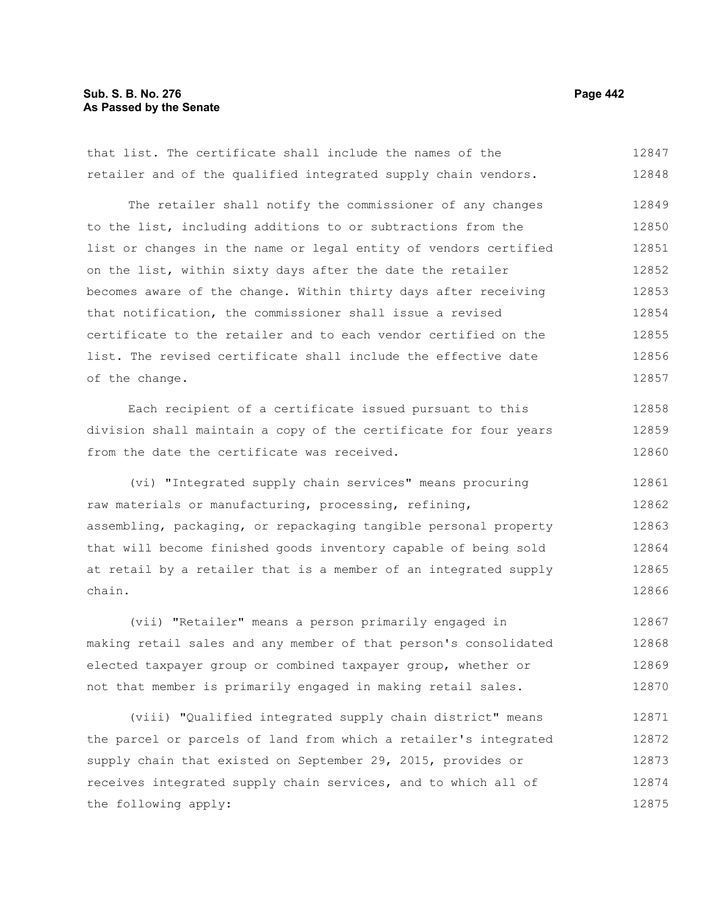that list. The certificate shall include the names of the retailer and of the qualified integrated supply chain vendors.

The retailer shall notify the commissioner of any changes to the list, including additions to or subtractions from the list or changes in the name or legal entity of vendors certified on the list, within sixty days after the date the retailer becomes aware of the change. Within thirty days after receiving that notification, the commissioner shall issue a revised certificate to the retailer and to each vendor certified on the list. The revised certificate shall include the effective date of the change.

Each recipient of a certificate issued pursuant to this division shall maintain a copy of the certificate for four years from the date the certificate was received.

(vi) "Integrated supply chain services" means procuring raw materials or manufacturing, processing, refining, assembling, packaging, or repackaging tangible personal property that will become finished goods inventory capable of being sold at retail by a retailer that is a member of an integrated supply chain.

(vii) "Retailer" means a person primarily engaged in making retail sales and any member of that person's consolidated elected taxpayer group or combined taxpayer group, whether or not that member is primarily engaged in making retail sales.

(viii) "Qualified integrated supply chain district" means the parcel or parcels of land from which a retailer's integrated supply chain that existed on September 29, 2015, provides or receives integrated supply chain services, and to which all of the following apply: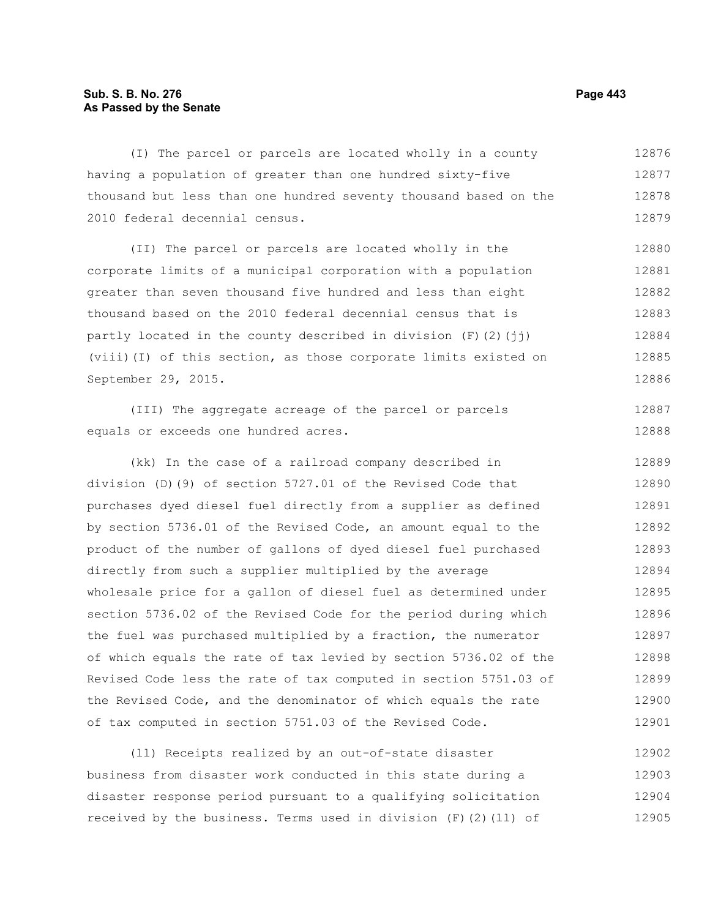(I) The parcel or parcels are located wholly in a county having a population of greater than one hundred sixty-five thousand but less than one hundred seventy thousand based on the 2010 federal decennial census.

(II) The parcel or parcels are located wholly in the corporate limits of a municipal corporation with a population greater than seven thousand five hundred and less than eight thousand based on the 2010 federal decennial census that is partly located in the county described in division (F)(2)(jj)(viii)(I) of this section, as those corporate limits existed on September 29, 2015.

(III) The aggregate acreage of the parcel or parcels equals or exceeds one hundred acres.

(kk) In the case of a railroad company described in division (D)(9) of section 5727.01 of the Revised Code that purchases dyed diesel fuel directly from a supplier as defined by section 5736.01 of the Revised Code, an amount equal to the product of the number of gallons of dyed diesel fuel purchased directly from such a supplier multiplied by the average wholesale price for a gallon of diesel fuel as determined under section 5736.02 of the Revised Code for the period during which the fuel was purchased multiplied by a fraction, the numerator of which equals the rate of tax levied by section 5736.02 of the Revised Code less the rate of tax computed in section 5751.03 of the Revised Code, and the denominator of which equals the rate of tax computed in section 5751.03 of the Revised Code.

(ll) Receipts realized by an out-of-state disaster business from disaster work conducted in this state during a disaster response period pursuant to a qualifying solicitation received by the business. Terms used in division (F)(2)(ll) of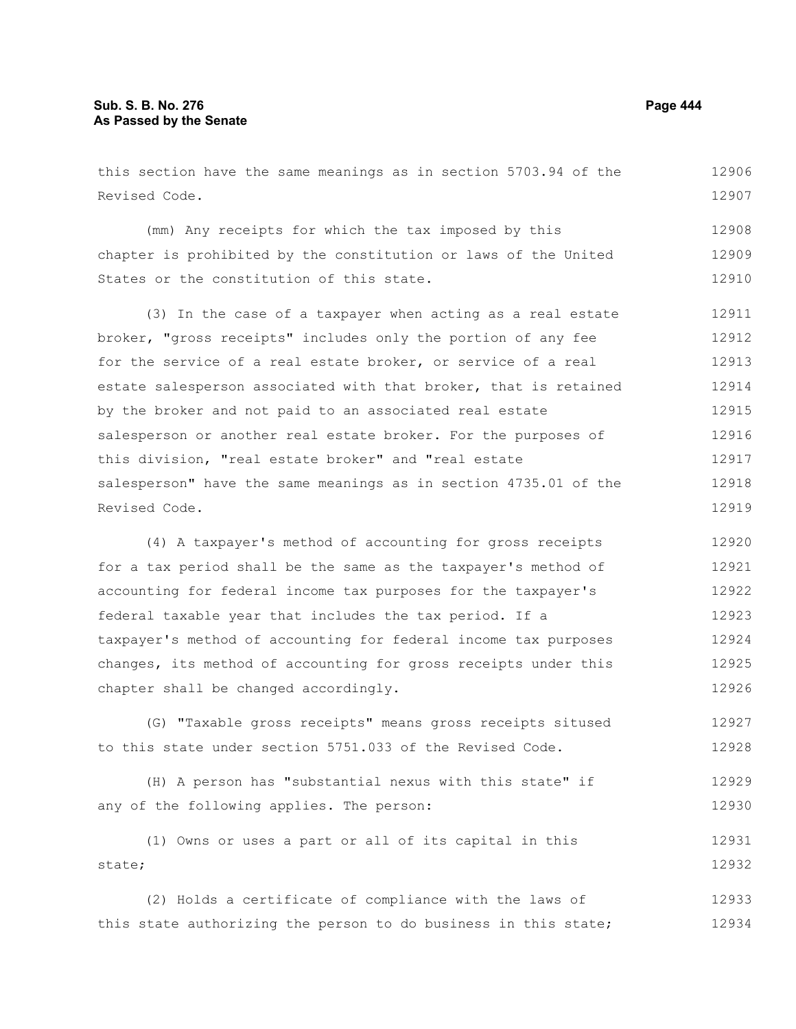this section have the same meanings as in section 5703.94 of the Revised Code.

(mm) Any receipts for which the tax imposed by this chapter is prohibited by the constitution or laws of the United States or the constitution of this state.

(3) In the case of a taxpayer when acting as a real estate broker, "gross receipts" includes only the portion of any fee for the service of a real estate broker, or service of a real estate salesperson associated with that broker, that is retained by the broker and not paid to an associated real estate salesperson or another real estate broker. For the purposes of this division, "real estate broker" and "real estate salesperson" have the same meanings as in section 4735.01 of the Revised Code.

(4) A taxpayer's method of accounting for gross receipts for a tax period shall be the same as the taxpayer's method of accounting for federal income tax purposes for the taxpayer's federal taxable year that includes the tax period. If a taxpayer's method of accounting for federal income tax purposes changes, its method of accounting for gross receipts under this chapter shall be changed accordingly.

(G) "Taxable gross receipts" means gross receipts sitused to this state under section 5751.033 of the Revised Code.

(H) A person has "substantial nexus with this state" if any of the following applies. The person:

(1) Owns or uses a part or all of its capital in this state;

(2) Holds a certificate of compliance with the laws of this state authorizing the person to do business in this state;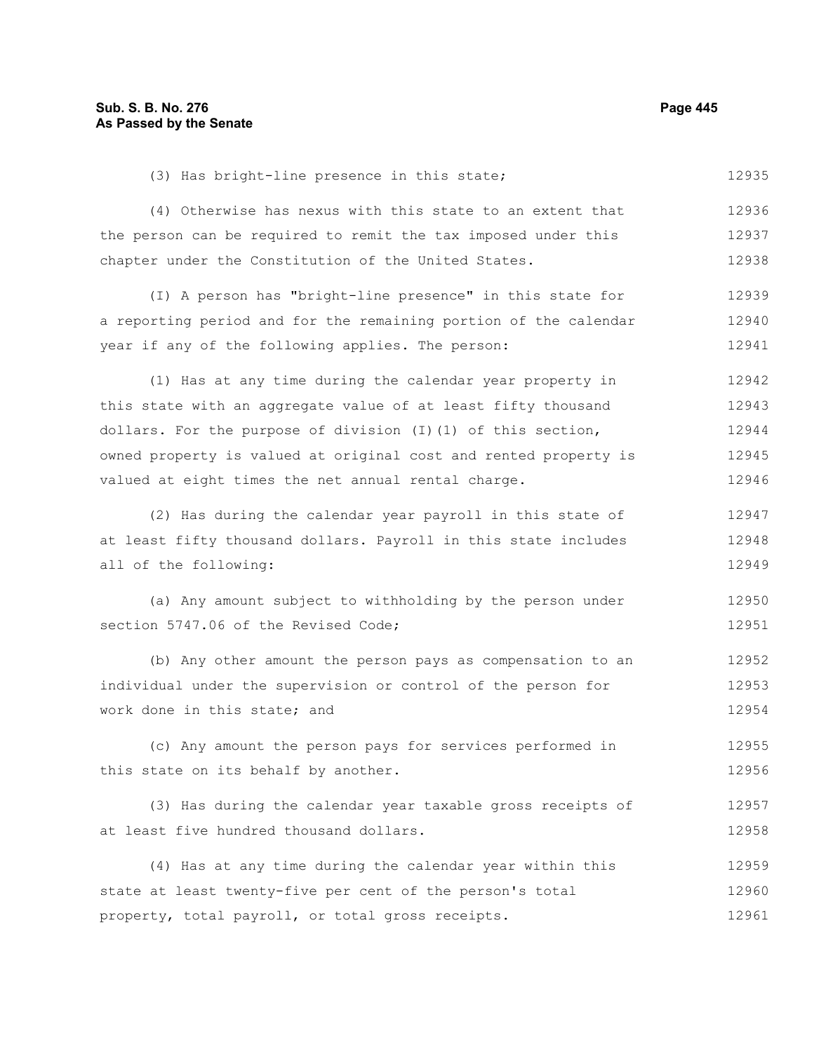(3) Has bright-line presence in this state;

(4) Otherwise has nexus with this state to an extent that the person can be required to remit the tax imposed under this chapter under the Constitution of the United States.

(I) A person has "bright-line presence" in this state for a reporting period and for the remaining portion of the calendar year if any of the following applies. The person:

(1) Has at any time during the calendar year property in this state with an aggregate value of at least fifty thousand dollars. For the purpose of division (I)(1) of this section, owned property is valued at original cost and rented property is valued at eight times the net annual rental charge.

(2) Has during the calendar year payroll in this state of at least fifty thousand dollars. Payroll in this state includes all of the following:

(a) Any amount subject to withholding by the person under section 5747.06 of the Revised Code;

(b) Any other amount the person pays as compensation to an individual under the supervision or control of the person for work done in this state; and

(c) Any amount the person pays for services performed in this state on its behalf by another.

(3) Has during the calendar year taxable gross receipts of at least five hundred thousand dollars.

(4) Has at any time during the calendar year within this state at least twenty-five per cent of the person's total property, total payroll, or total gross receipts.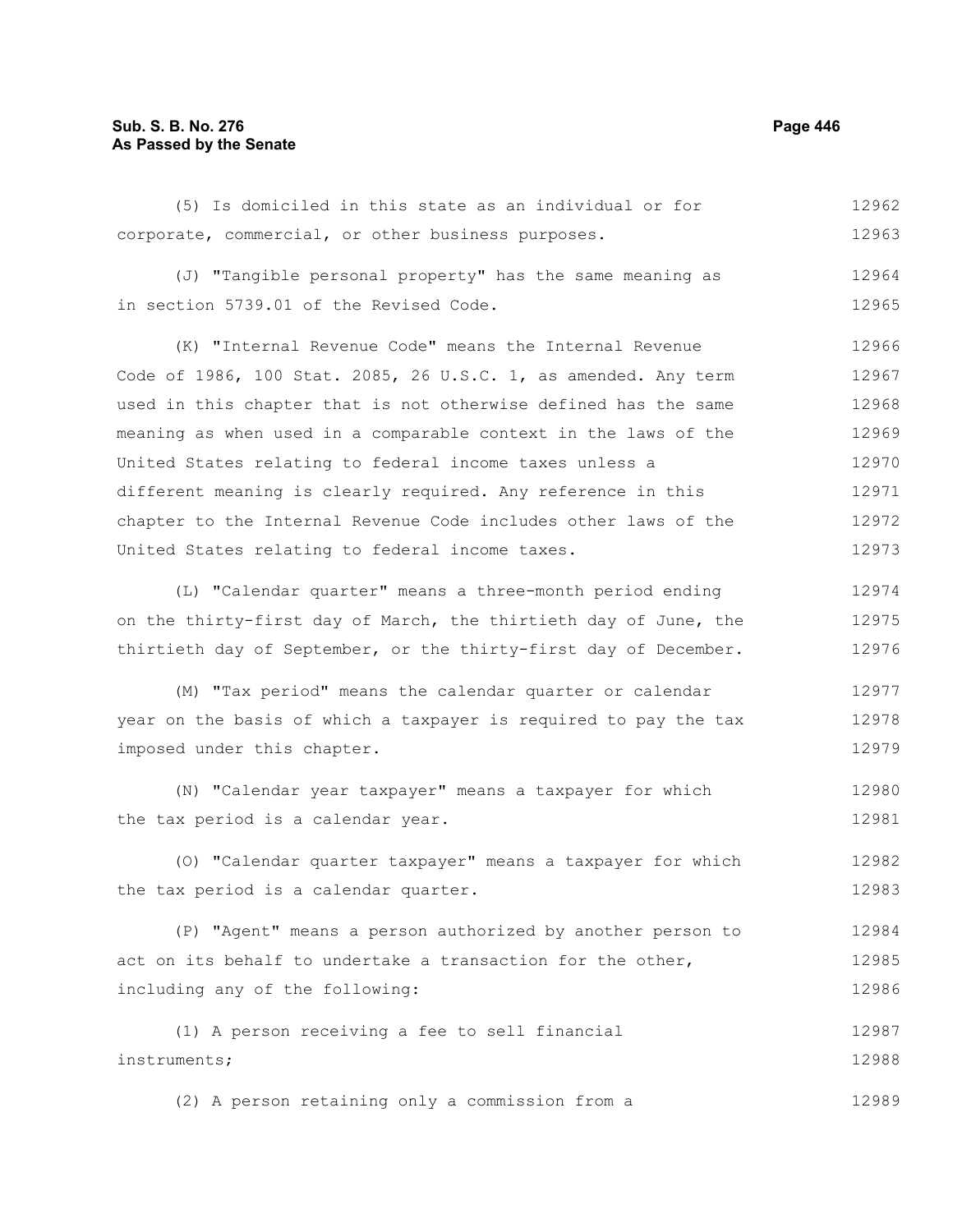(5) Is domiciled in this state as an individual or for corporate, commercial, or other business purposes.

(J) "Tangible personal property" has the same meaning as in section 5739.01 of the Revised Code.

(K) "Internal Revenue Code" means the Internal Revenue Code of 1986, 100 Stat. 2085, 26 U.S.C. 1, as amended. Any term used in this chapter that is not otherwise defined has the same meaning as when used in a comparable context in the laws of the United States relating to federal income taxes unless a different meaning is clearly required. Any reference in this chapter to the Internal Revenue Code includes other laws of the United States relating to federal income taxes.

(L) "Calendar quarter" means a three-month period ending on the thirty-first day of March, the thirtieth day of June, the thirtieth day of September, or the thirty-first day of December.

(M) "Tax period" means the calendar quarter or calendar year on the basis of which a taxpayer is required to pay the tax imposed under this chapter.

(N) "Calendar year taxpayer" means a taxpayer for which the tax period is a calendar year.

(O) "Calendar quarter taxpayer" means a taxpayer for which the tax period is a calendar quarter.

(P) "Agent" means a person authorized by another person to act on its behalf to undertake a transaction for the other, including any of the following:

(1) A person receiving a fee to sell financial instruments;

(2) A person retaining only a commission from a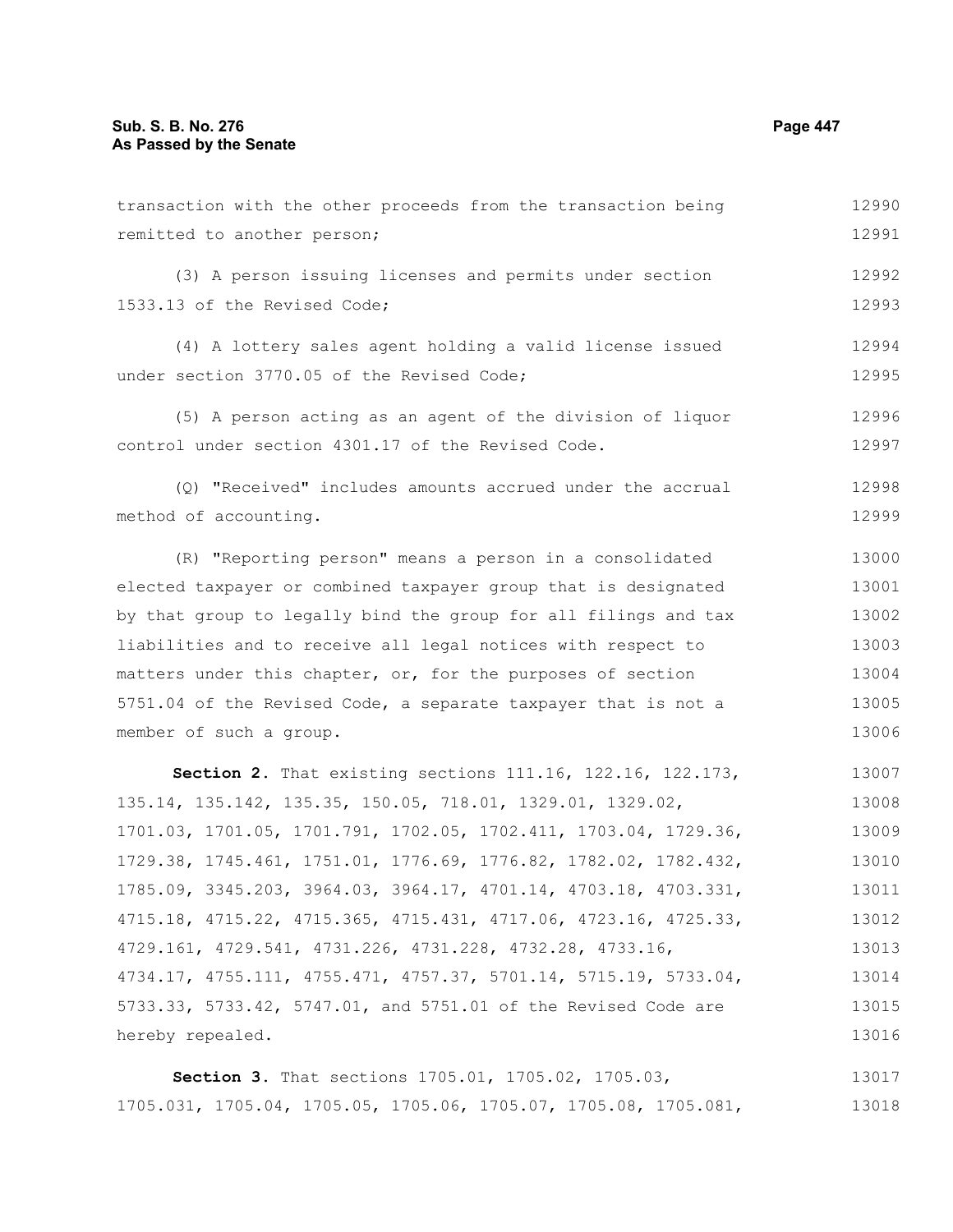transaction with the other proceeds from the transaction being remitted to another person;

(3) A person issuing licenses and permits under section 1533.13 of the Revised Code;

(4) A lottery sales agent holding a valid license issued under section 3770.05 of the Revised Code;

(5) A person acting as an agent of the division of liquor control under section 4301.17 of the Revised Code.

(Q) "Received" includes amounts accrued under the accrual method of accounting.

(R) "Reporting person" means a person in a consolidated elected taxpayer or combined taxpayer group that is designated by that group to legally bind the group for all filings and tax liabilities and to receive all legal notices with respect to matters under this chapter, or, for the purposes of section 5751.04 of the Revised Code, a separate taxpayer that is not a member of such a group.

**Section 2.** That existing sections 111.16, 122.16, 122.173, 135.14, 135.142, 135.35, 150.05, 718.01, 1329.01, 1329.02, 1701.03, 1701.05, 1701.791, 1702.05, 1702.411, 1703.04, 1729.36, 1729.38, 1745.461, 1751.01, 1776.69, 1776.82, 1782.02, 1782.432, 1785.09, 3345.203, 3964.03, 3964.17, 4701.14, 4703.18, 4703.331, 4715.18, 4715.22, 4715.365, 4715.431, 4717.06, 4723.16, 4725.33, 4729.161, 4729.541, 4731.226, 4731.228, 4732.28, 4733.16, 4734.17, 4755.111, 4755.471, 4757.37, 5701.14, 5715.19, 5733.04, 5733.33, 5733.42, 5747.01, and 5751.01 of the Revised Code are hereby repealed.

**Section 3.** That sections 1705.01, 1705.02, 1705.03, 1705.031, 1705.04, 1705.05, 1705.06, 1705.07, 1705.08, 1705.081,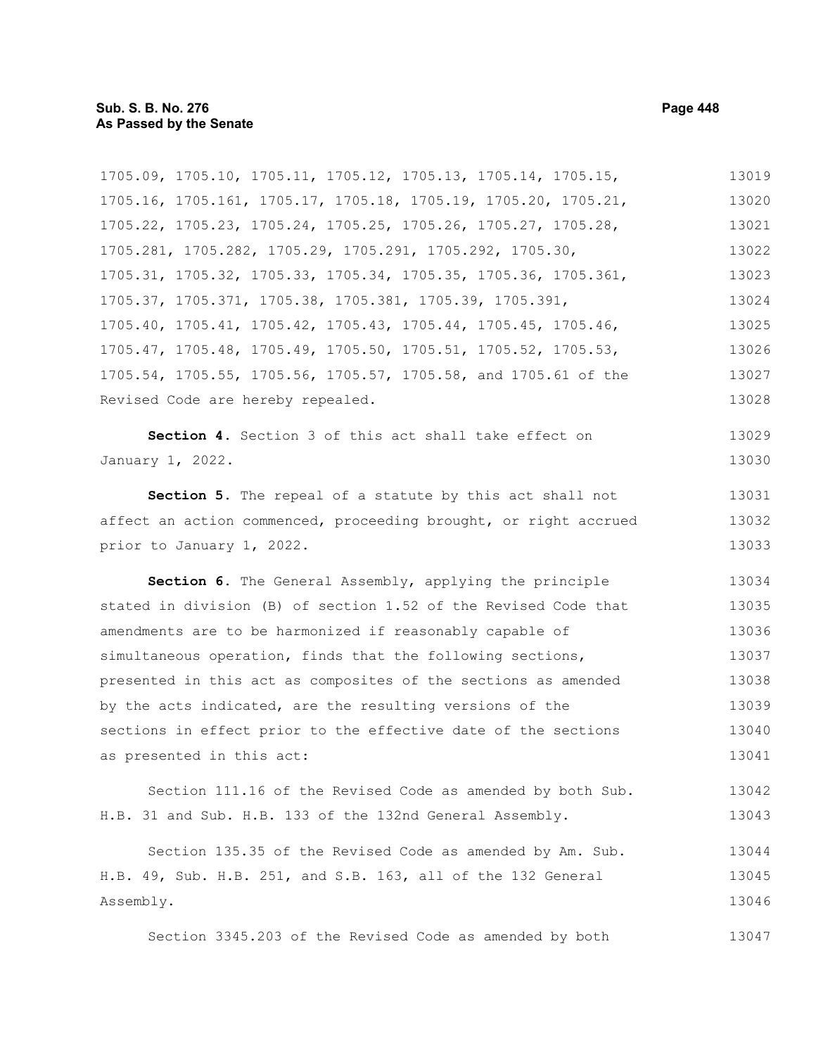1705.09, 1705.10, 1705.11, 1705.12, 1705.13, 1705.14, 1705.15, 1705.16, 1705.161, 1705.17, 1705.18, 1705.19, 1705.20, 1705.21, 1705.22, 1705.23, 1705.24, 1705.25, 1705.26, 1705.27, 1705.28, 1705.281, 1705.282, 1705.29, 1705.291, 1705.292, 1705.30, 1705.31, 1705.32, 1705.33, 1705.34, 1705.35, 1705.36, 1705.361, 1705.37, 1705.371, 1705.38, 1705.381, 1705.39, 1705.391, 1705.40, 1705.41, 1705.42, 1705.43, 1705.44, 1705.45, 1705.46, 1705.47, 1705.48, 1705.49, 1705.50, 1705.51, 1705.52, 1705.53, 1705.54, 1705.55, 1705.56, 1705.57, 1705.58, and 1705.61 of the Revised Code are hereby repealed.

**Section 4.** Section 3 of this act shall take effect on January 1, 2022.

**Section 5.** The repeal of a statute by this act shall not affect an action commenced, proceeding brought, or right accrued prior to January 1, 2022.

**Section 6.** The General Assembly, applying the principle stated in division (B) of section 1.52 of the Revised Code that amendments are to be harmonized if reasonably capable of simultaneous operation, finds that the following sections, presented in this act as composites of the sections as amended by the acts indicated, are the resulting versions of the sections in effect prior to the effective date of the sections as presented in this act:

Section 111.16 of the Revised Code as amended by both Sub. H.B. 31 and Sub. H.B. 133 of the 132nd General Assembly.

Section 135.35 of the Revised Code as amended by Am. Sub. H.B. 49, Sub. H.B. 251, and S.B. 163, all of the 132 General Assembly.

Section 3345.203 of the Revised Code as amended by both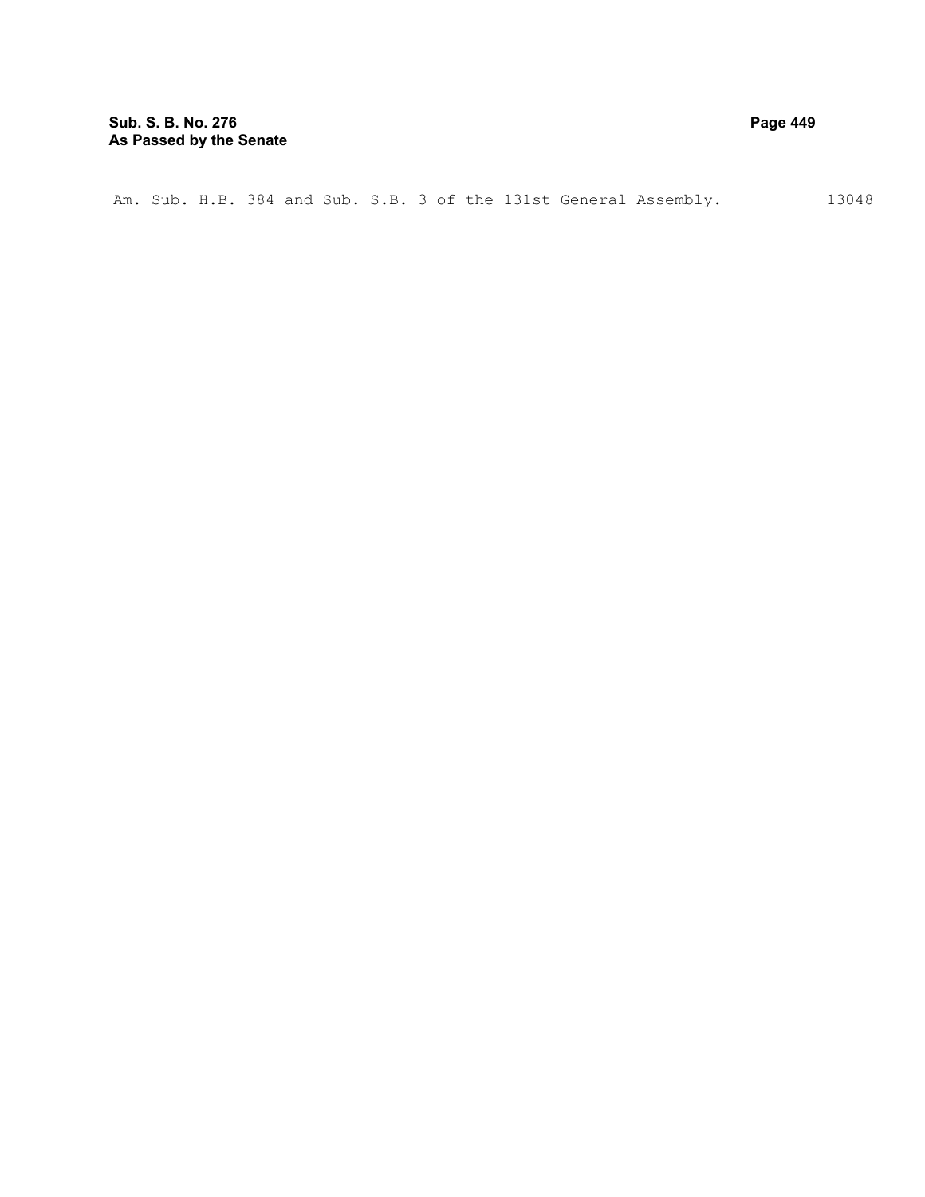Am. Sub. H.B. 384 and Sub. S.B. 3 of the 131st General Assembly. 13048